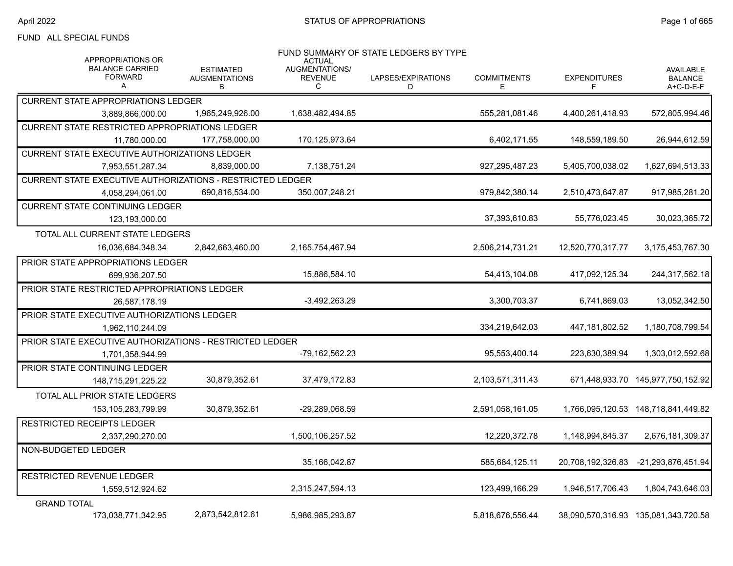FUND ALL SPECIAL FUNDS

## FUND SUMMARY OF STATE LEDGERS BY TYPE

| | APPROPRIATIONS OR BALANCE CARRIED FORWARD A | ESTIMATED AUGMENTATIONS B | ACTUAL AUGMENTATIONS/ REVENUE C | LAPSES/EXPIRATIONS D | COMMITMENTS E | EXPENDITURES F | AVAILABLE BALANCE A+C-D-E-F |
|---|---|---|---|---|---|---|---|
| CURRENT STATE APPROPRIATIONS LEDGER | 3,889,866,000.00 | 1,965,249,926.00 | 1,638,482,494.85 | | 555,281,081.46 | 4,400,261,418.93 | 572,805,994.46 |
| CURRENT STATE RESTRICTED APPROPRIATIONS LEDGER | 11,780,000.00 | 177,758,000.00 | 170,125,973.64 | | 6,402,171.55 | 148,559,189.50 | 26,944,612.59 |
| CURRENT STATE EXECUTIVE AUTHORIZATIONS LEDGER | 7,953,551,287.34 | 8,839,000.00 | 7,138,751.24 | | 927,295,487.23 | 5,405,700,038.02 | 1,627,694,513.33 |
| CURRENT STATE EXECUTIVE AUTHORIZATIONS - RESTRICTED LEDGER | 4,058,294,061.00 | 690,816,534.00 | 350,007,248.21 | | 979,842,380.14 | 2,510,473,647.87 | 917,985,281.20 |
| CURRENT STATE CONTINUING LEDGER | 123,193,000.00 | | | | 37,393,610.83 | 55,776,023.45 | 30,023,365.72 |
| TOTAL ALL CURRENT STATE LEDGERS | 16,036,684,348.34 | 2,842,663,460.00 | 2,165,754,467.94 | | 2,506,214,731.21 | 12,520,770,317.77 | 3,175,453,767.30 |
| PRIOR STATE APPROPRIATIONS LEDGER | 699,936,207.50 | | 15,886,584.10 | | 54,413,104.08 | 417,092,125.34 | 244,317,562.18 |
| PRIOR STATE RESTRICTED APPROPRIATIONS LEDGER | 26,587,178.19 | | -3,492,263.29 | | 3,300,703.37 | 6,741,869.03 | 13,052,342.50 |
| PRIOR STATE EXECUTIVE AUTHORIZATIONS LEDGER | 1,962,110,244.09 | | | | 334,219,642.03 | 447,181,802.52 | 1,180,708,799.54 |
| PRIOR STATE EXECUTIVE AUTHORIZATIONS - RESTRICTED LEDGER | 1,701,358,944.99 | | -79,162,562.23 | | 95,553,400.14 | 223,630,389.94 | 1,303,012,592.68 |
| PRIOR STATE CONTINUING LEDGER | 148,715,291,225.22 | 30,879,352.61 | 37,479,172.83 | | 2,103,571,311.43 | 671,448,933.70 | 145,977,750,152.92 |
| TOTAL ALL PRIOR STATE LEDGERS | 153,105,283,799.99 | 30,879,352.61 | -29,289,068.59 | | 2,591,058,161.05 | 1,766,095,120.53 | 148,718,841,449.82 |
| RESTRICTED RECEIPTS LEDGER | 2,337,290,270.00 | | 1,500,106,257.52 | | 12,220,372.78 | 1,148,994,845.37 | 2,676,181,309.37 |
| NON-BUDGETED LEDGER | | | 35,166,042.87 | | 585,684,125.11 | 20,708,192,326.83 | -21,293,876,451.94 |
| RESTRICTED REVENUE LEDGER | 1,559,512,924.62 | | 2,315,247,594.13 | | 123,499,166.29 | 1,946,517,706.43 | 1,804,743,646.03 |
| GRAND TOTAL | 173,038,771,342.95 | 2,873,542,812.61 | 5,986,985,293.87 | | 5,818,676,556.44 | 38,090,570,316.93 | 135,081,343,720.58 |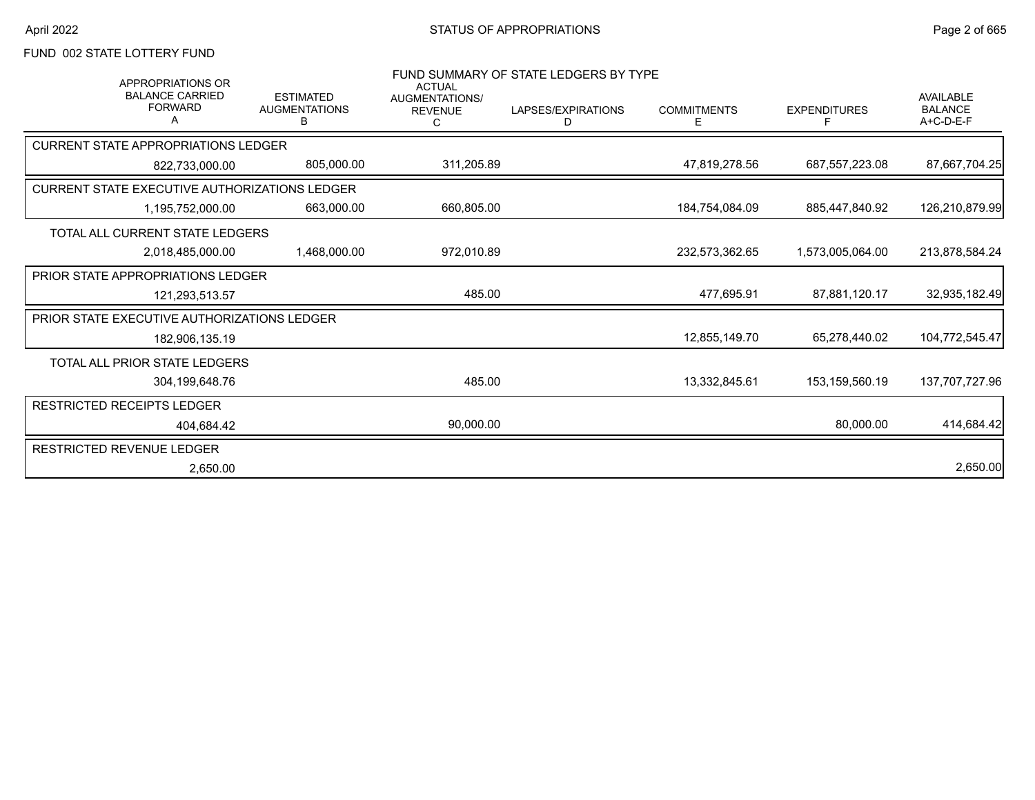FUND 002 STATE LOTTERY FUND

## FUND SUMMARY OF STATE LEDGERS BY TYPE

| APPROPRIATIONS OR BALANCE CARRIED FORWARD A | ESTIMATED AUGMENTATIONS B | ACTUAL AUGMENTATIONS/ REVENUE C | LAPSES/EXPIRATIONS D | COMMITMENTS E | EXPENDITURES F | AVAILABLE BALANCE A+C-D-E-F |
|---|---|---|---|---|---|---|
| CURRENT STATE APPROPRIATIONS LEDGER | | | | | | |
| 822,733,000.00 | 805,000.00 | 311,205.89 | | 47,819,278.56 | 687,557,223.08 | 87,667,704.25 |
| CURRENT STATE EXECUTIVE AUTHORIZATIONS LEDGER | | | | | | |
| 1,195,752,000.00 | 663,000.00 | 660,805.00 | | 184,754,084.09 | 885,447,840.92 | 126,210,879.99 |
| TOTAL ALL CURRENT STATE LEDGERS | | | | | | |
| 2,018,485,000.00 | 1,468,000.00 | 972,010.89 | | 232,573,362.65 | 1,573,005,064.00 | 213,878,584.24 |
| PRIOR STATE APPROPRIATIONS LEDGER | | | | | | |
| 121,293,513.57 | | 485.00 | | 477,695.91 | 87,881,120.17 | 32,935,182.49 |
| PRIOR STATE EXECUTIVE AUTHORIZATIONS LEDGER | | | | | | |
| 182,906,135.19 | | | | 12,855,149.70 | 65,278,440.02 | 104,772,545.47 |
| TOTAL ALL PRIOR STATE LEDGERS | | | | | | |
| 304,199,648.76 | | 485.00 | | 13,332,845.61 | 153,159,560.19 | 137,707,727.96 |
| RESTRICTED RECEIPTS LEDGER | | | | | | |
| 404,684.42 | | 90,000.00 | | | 80,000.00 | 414,684.42 |
| RESTRICTED REVENUE LEDGER | | | | | | |
| 2,650.00 | | | | | | 2,650.00 |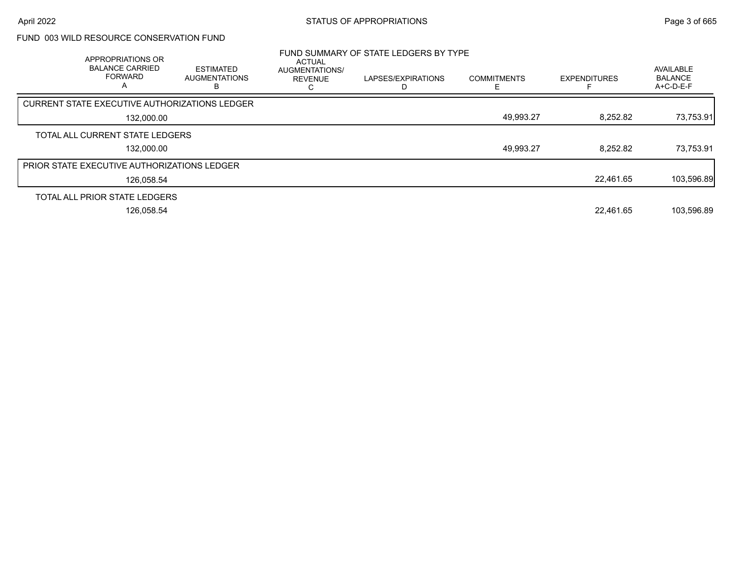STATUS OF APPROPRIATIONS

April 2022

## FUND 003 WILD RESOURCE CONSERVATION FUND

### FUND SUMMARY OF STATE LEDGERS BY TYPE

| APPROPRIATIONS OR BALANCE CARRIED FORWARD A | ESTIMATED AUGMENTATIONS B | ACTUAL AUGMENTATIONS/ REVENUE C | LAPSES/EXPIRATIONS D | COMMITMENTS E | EXPENDITURES F | AVAILABLE BALANCE A+C-D-E-F |
|---|---|---|---|---|---|---|
| CURRENT STATE EXECUTIVE AUTHORIZATIONS LEDGER | | | | | | |
| 132,000.00 | | | | 49,993.27 | 8,252.82 | 73,753.91 |
| TOTAL ALL CURRENT STATE LEDGERS | | | | | | |
| 132,000.00 | | | | 49,993.27 | 8,252.82 | 73,753.91 |
| PRIOR STATE EXECUTIVE AUTHORIZATIONS LEDGER | | | | | | |
| 126,058.54 | | | | | 22,461.65 | 103,596.89 |
| TOTAL ALL PRIOR STATE LEDGERS | | | | | | |
| 126,058.54 | | | | | 22,461.65 | 103,596.89 |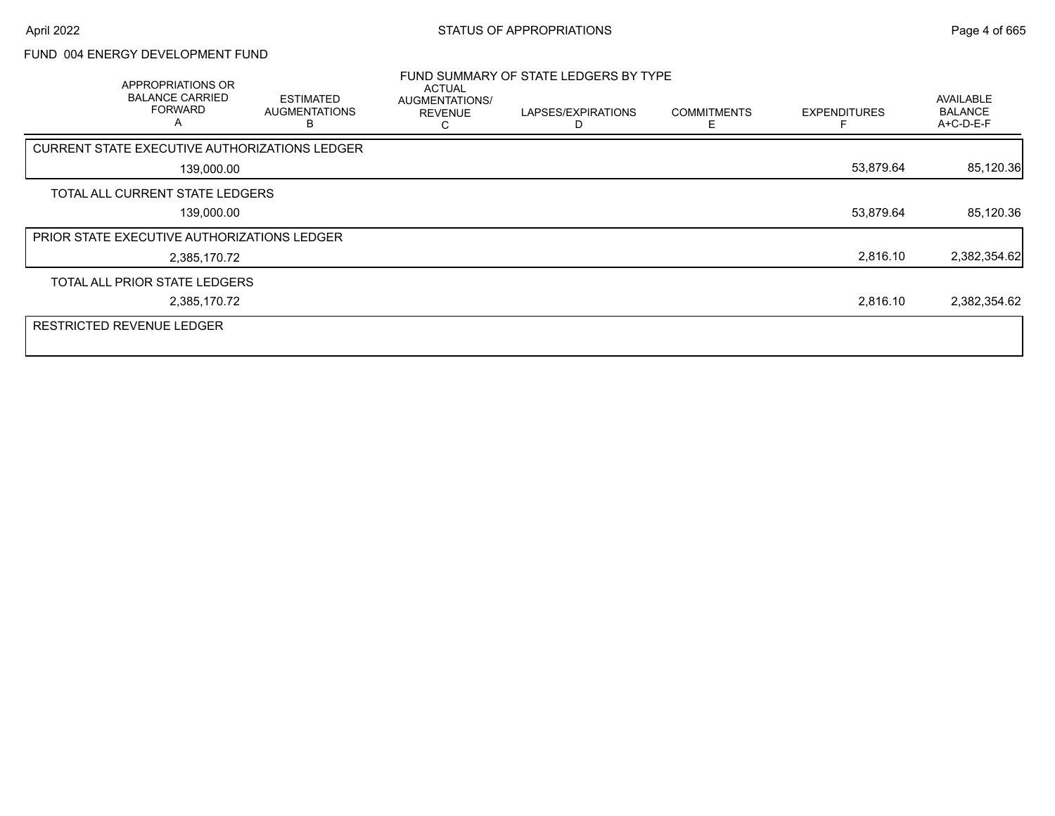FUND 004 ENERGY DEVELOPMENT FUND

## FUND SUMMARY OF STATE LEDGERS BY TYPE

| APPROPRIATIONS OR BALANCE CARRIED FORWARD A | ESTIMATED AUGMENTATIONS B | ACTUAL AUGMENTATIONS/ REVENUE C | LAPSES/EXPIRATIONS D | COMMITMENTS E | EXPENDITURES F | AVAILABLE BALANCE A+C-D-E-F |
|---|---|---|---|---|---|---|
| **CURRENT STATE EXECUTIVE AUTHORIZATIONS LEDGER** | | | | | | |
| 139,000.00 | | | | | 53,879.64 | 85,120.36 |
| TOTAL ALL CURRENT STATE LEDGERS | | | | | | |
| 139,000.00 | | | | | 53,879.64 | 85,120.36 |
| **PRIOR STATE EXECUTIVE AUTHORIZATIONS LEDGER** | | | | | | |
| 2,385,170.72 | | | | | 2,816.10 | 2,382,354.62 |
| TOTAL ALL PRIOR STATE LEDGERS | | | | | | |
| 2,385,170.72 | | | | | 2,816.10 | 2,382,354.62 |
| **RESTRICTED REVENUE LEDGER** | | | | | | |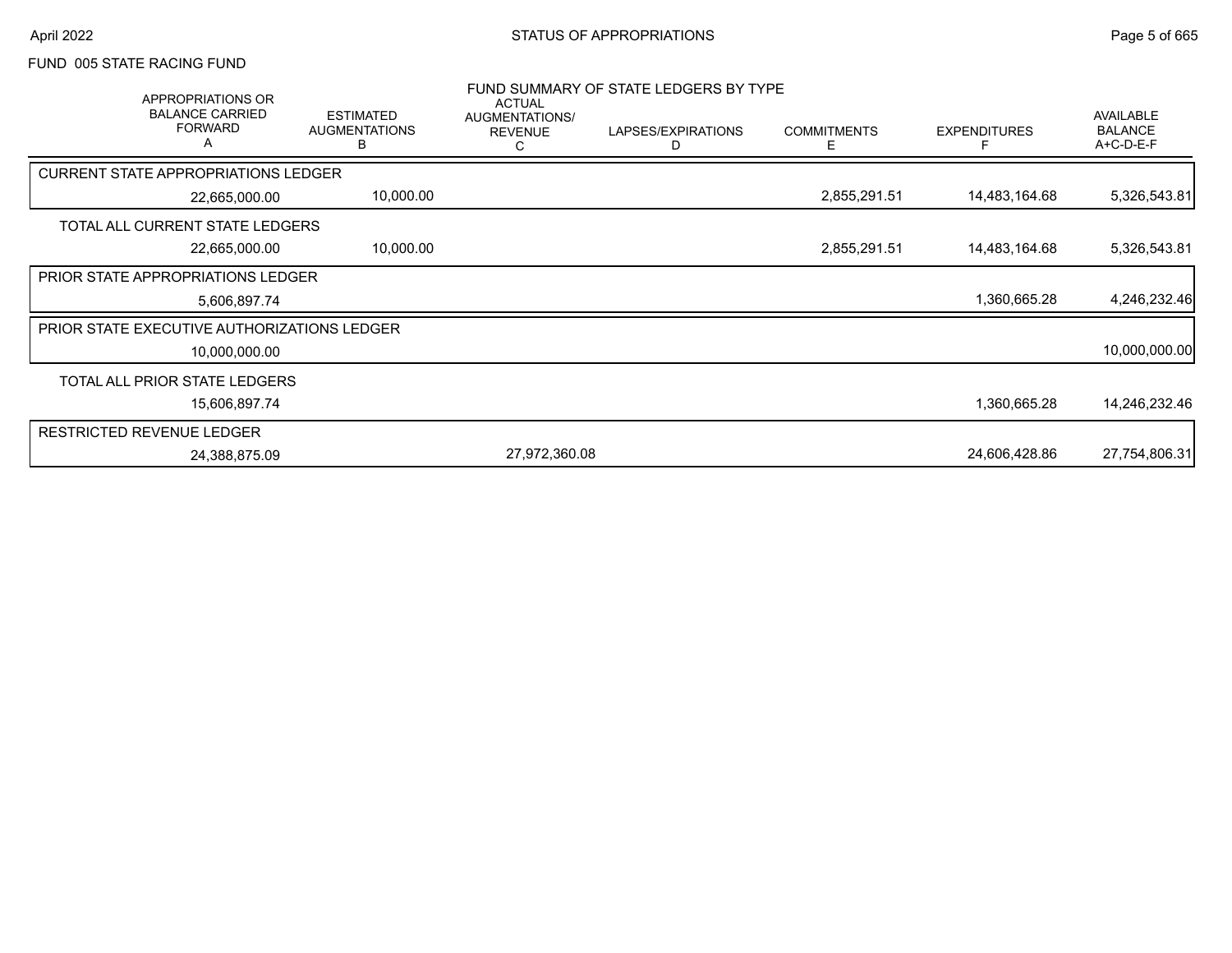FUND 005 STATE RACING FUND

FUND SUMMARY OF STATE LEDGERS BY TYPE

| APPROPRIATIONS OR BALANCE CARRIED FORWARD A | ESTIMATED AUGMENTATIONS B | ACTUAL AUGMENTATIONS/ REVENUE C | LAPSES/EXPIRATIONS D | COMMITMENTS E | EXPENDITURES F | AVAILABLE BALANCE A+C-D-E-F |
|---|---|---|---|---|---|---|
| **CURRENT STATE APPROPRIATIONS LEDGER** | | | | | | |
| 22,665,000.00 | 10,000.00 | | | 2,855,291.51 | 14,483,164.68 | 5,326,543.81 |
| **TOTAL ALL CURRENT STATE LEDGERS** | | | | | | |
| 22,665,000.00 | 10,000.00 | | | 2,855,291.51 | 14,483,164.68 | 5,326,543.81 |
| **PRIOR STATE APPROPRIATIONS LEDGER** | | | | | | |
| 5,606,897.74 | | | | | 1,360,665.28 | 4,246,232.46 |
| **PRIOR STATE EXECUTIVE AUTHORIZATIONS LEDGER** | | | | | | |
| 10,000,000.00 | | | | | | 10,000,000.00 |
| **TOTAL ALL PRIOR STATE LEDGERS** | | | | | | |
| 15,606,897.74 | | | | | 1,360,665.28 | 14,246,232.46 |
| **RESTRICTED REVENUE LEDGER** | | | | | | |
| 24,388,875.09 | | 27,972,360.08 | | | 24,606,428.86 | 27,754,806.31 |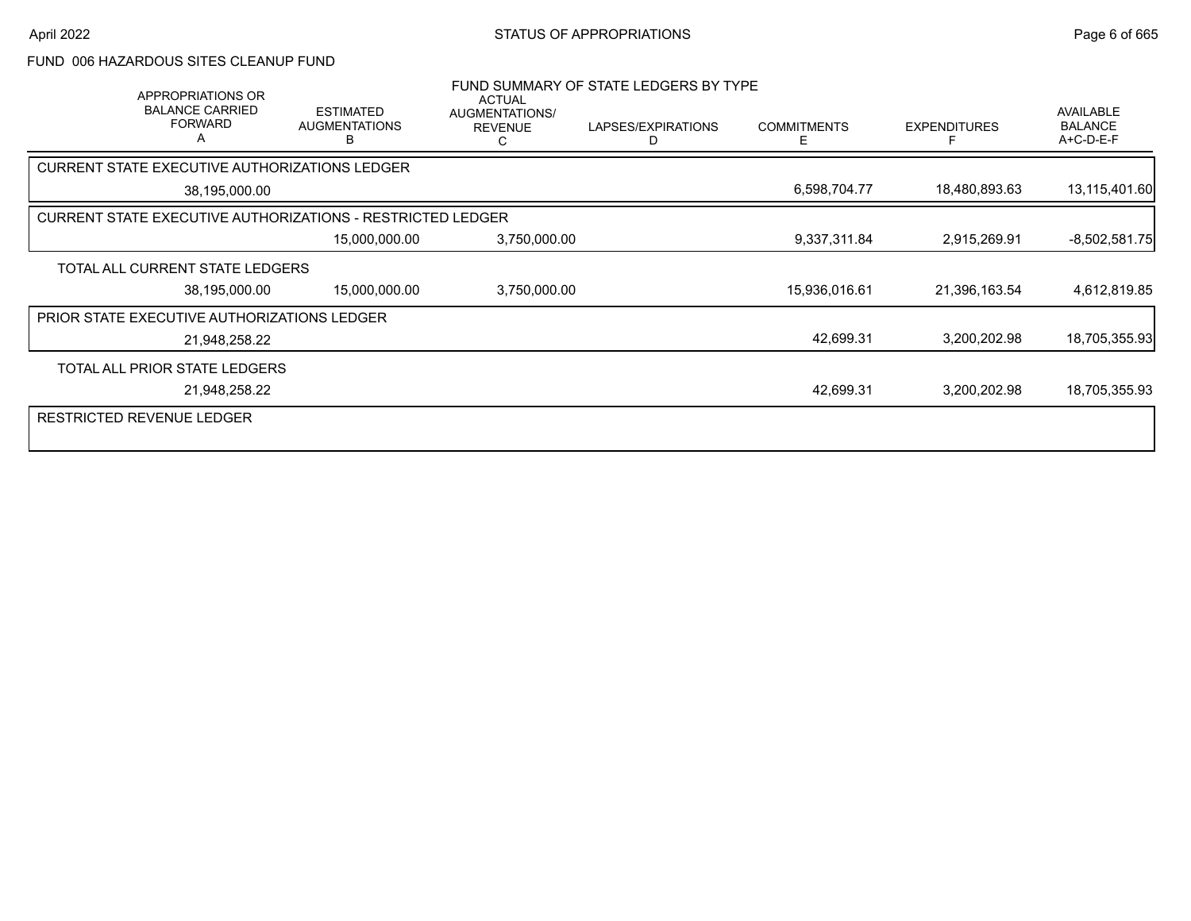FUND 006 HAZARDOUS SITES CLEANUP FUND

## FUND SUMMARY OF STATE LEDGERS BY TYPE

| | APPROPRIATIONS OR BALANCE CARRIED FORWARD A | ESTIMATED AUGMENTATIONS B | ACTUAL AUGMENTATIONS/ REVENUE C | LAPSES/EXPIRATIONS D | COMMITMENTS E | EXPENDITURES F | AVAILABLE BALANCE A+C-D-E-F |
|---|---|---|---|---|---|---|---|
| CURRENT STATE EXECUTIVE AUTHORIZATIONS LEDGER | | | | | | | |
| | 38,195,000.00 | | | | 6,598,704.77 | 18,480,893.63 | 13,115,401.60 |
| CURRENT STATE EXECUTIVE AUTHORIZATIONS - RESTRICTED LEDGER | | | | | | | |
| | | 15,000,000.00 | 3,750,000.00 | | 9,337,311.84 | 2,915,269.91 | -8,502,581.75 |
| TOTAL ALL CURRENT STATE LEDGERS | | | | | | | |
| | 38,195,000.00 | 15,000,000.00 | 3,750,000.00 | | 15,936,016.61 | 21,396,163.54 | 4,612,819.85 |
| PRIOR STATE EXECUTIVE AUTHORIZATIONS LEDGER | | | | | | | |
| | 21,948,258.22 | | | | 42,699.31 | 3,200,202.98 | 18,705,355.93 |
| TOTAL ALL PRIOR STATE LEDGERS | | | | | | | |
| | 21,948,258.22 | | | | 42,699.31 | 3,200,202.98 | 18,705,355.93 |
| RESTRICTED REVENUE LEDGER | | | | | | | |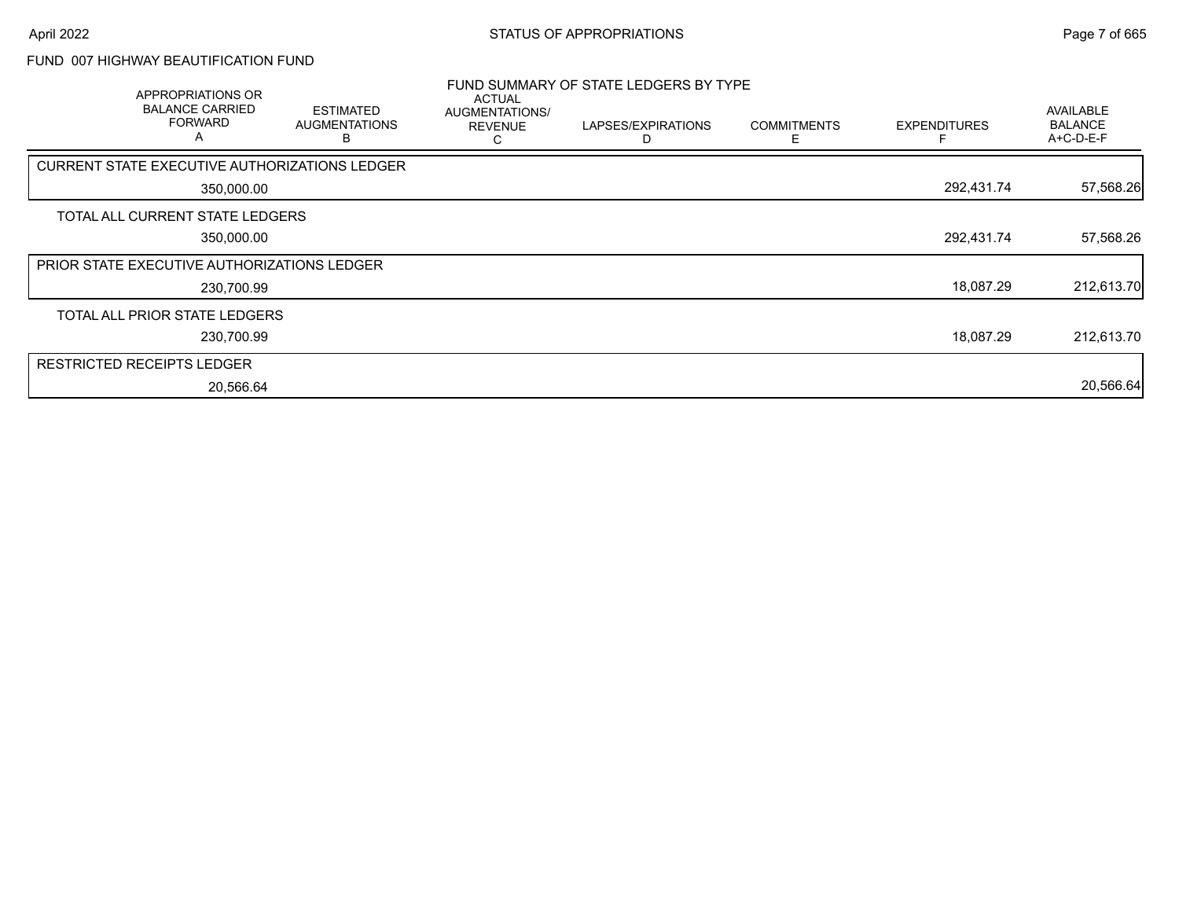# FUND 007 HIGHWAY BEAUTIFICATION FUND

## FUND SUMMARY OF STATE LEDGERS BY TYPE

| APPROPRIATIONS OR BALANCE CARRIED FORWARD A | ESTIMATED AUGMENTATIONS B | ACTUAL AUGMENTATIONS/ REVENUE C | LAPSES/EXPIRATIONS D | COMMITMENTS E | EXPENDITURES F | AVAILABLE BALANCE A+C-D-E-F |
|---|---|---|---|---|---|---|
| CURRENT STATE EXECUTIVE AUTHORIZATIONS LEDGER | | | | | | |
| 350,000.00 | | | | | 292,431.74 | 57,568.26 |
| TOTAL ALL CURRENT STATE LEDGERS | | | | | | |
| 350,000.00 | | | | | 292,431.74 | 57,568.26 |
| PRIOR STATE EXECUTIVE AUTHORIZATIONS LEDGER | | | | | | |
| 230,700.99 | | | | | 18,087.29 | 212,613.70 |
| TOTAL ALL PRIOR STATE LEDGERS | | | | | | |
| 230,700.99 | | | | | 18,087.29 | 212,613.70 |
| RESTRICTED RECEIPTS LEDGER | | | | | | |
| 20,566.64 | | | | | | 20,566.64 |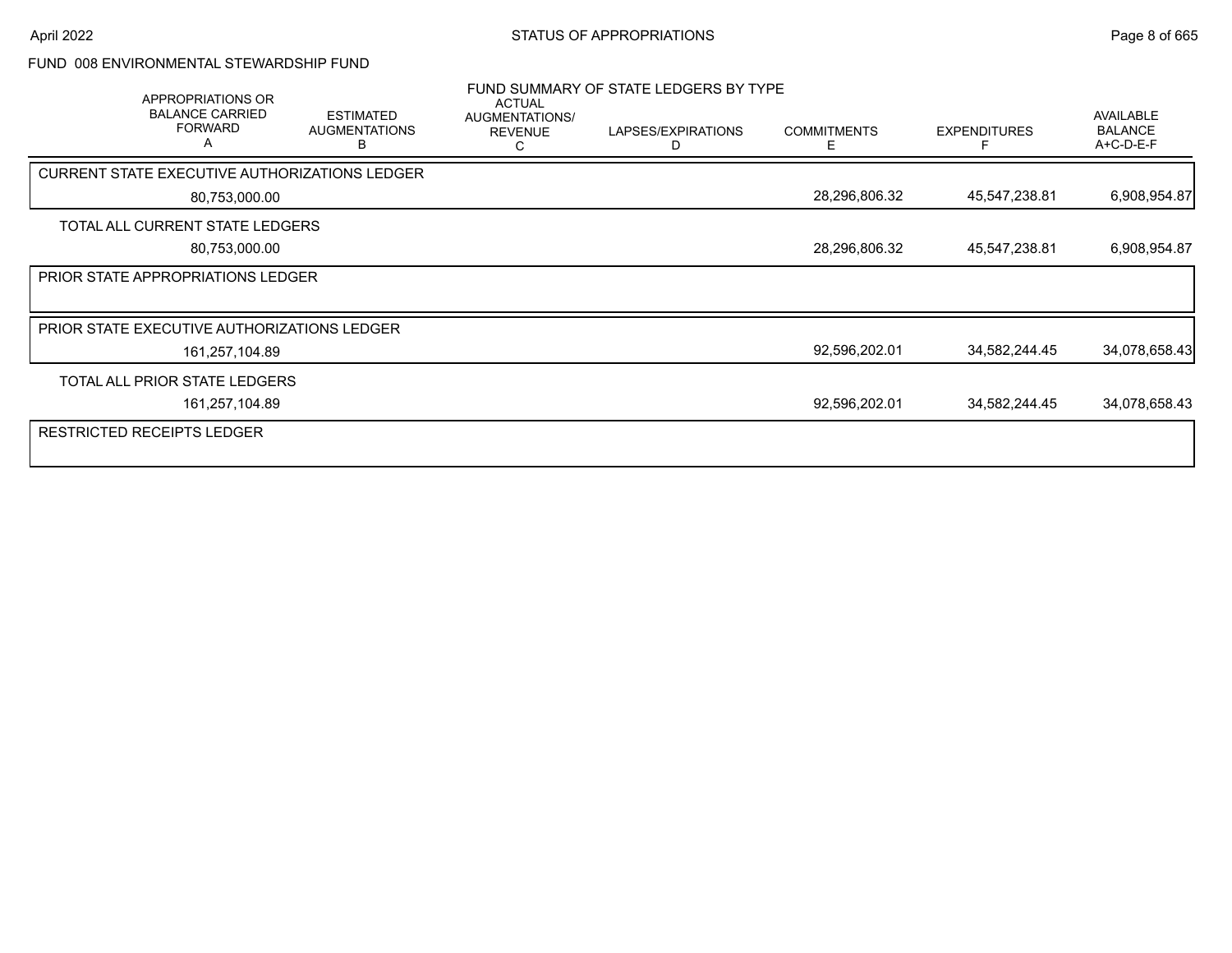FUND 008 ENVIRONMENTAL STEWARDSHIP FUND

## FUND SUMMARY OF STATE LEDGERS BY TYPE

| APPROPRIATIONS OR BALANCE CARRIED FORWARD A | ESTIMATED AUGMENTATIONS B | ACTUAL AUGMENTATIONS/ REVENUE C | LAPSES/EXPIRATIONS D | COMMITMENTS E | EXPENDITURES F | AVAILABLE BALANCE A+C-D-E-F |
|---|---|---|---|---|---|---|
| **CURRENT STATE EXECUTIVE AUTHORIZATIONS LEDGER** | | | | | | |
| 80,753,000.00 | | | | 28,296,806.32 | 45,547,238.81 | 6,908,954.87 |
| **TOTAL ALL CURRENT STATE LEDGERS** | | | | | | |
| 80,753,000.00 | | | | 28,296,806.32 | 45,547,238.81 | 6,908,954.87 |
| **PRIOR STATE APPROPRIATIONS LEDGER** | | | | | | |
| **PRIOR STATE EXECUTIVE AUTHORIZATIONS LEDGER** | | | | | | |
| 161,257,104.89 | | | | 92,596,202.01 | 34,582,244.45 | 34,078,658.43 |
| **TOTAL ALL PRIOR STATE LEDGERS** | | | | | | |
| 161,257,104.89 | | | | 92,596,202.01 | 34,582,244.45 | 34,078,658.43 |
| **RESTRICTED RECEIPTS LEDGER** | | | | | | |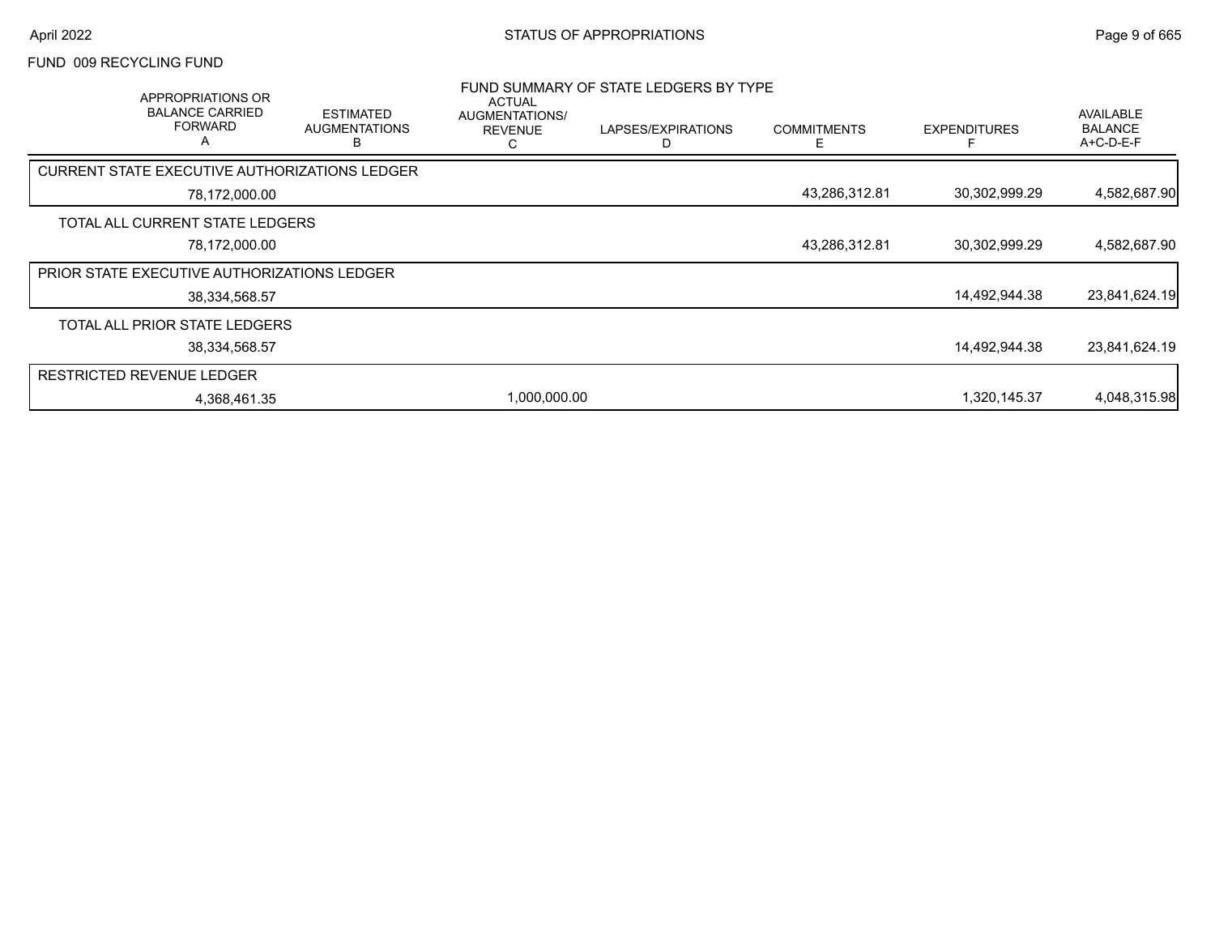FUND 009 RECYCLING FUND

## FUND SUMMARY OF STATE LEDGERS BY TYPE

| APPROPRIATIONS OR BALANCE CARRIED FORWARD A | ESTIMATED AUGMENTATIONS B | ACTUAL AUGMENTATIONS/ REVENUE C | LAPSES/EXPIRATIONS D | COMMITMENTS E | EXPENDITURES F | AVAILABLE BALANCE A+C-D-E-F |
|---|---|---|---|---|---|---|
| CURRENT STATE EXECUTIVE AUTHORIZATIONS LEDGER | | | | | | |
| 78,172,000.00 | | | | 43,286,312.81 | 30,302,999.29 | 4,582,687.90 |
| TOTAL ALL CURRENT STATE LEDGERS | | | | | | |
| 78,172,000.00 | | | | 43,286,312.81 | 30,302,999.29 | 4,582,687.90 |
| PRIOR STATE EXECUTIVE AUTHORIZATIONS LEDGER | | | | | | |
| 38,334,568.57 | | | | | 14,492,944.38 | 23,841,624.19 |
| TOTAL ALL PRIOR STATE LEDGERS | | | | | | |
| 38,334,568.57 | | | | | 14,492,944.38 | 23,841,624.19 |
| RESTRICTED REVENUE LEDGER | | | | | | |
| 4,368,461.35 | | 1,000,000.00 | | | 1,320,145.37 | 4,048,315.98 |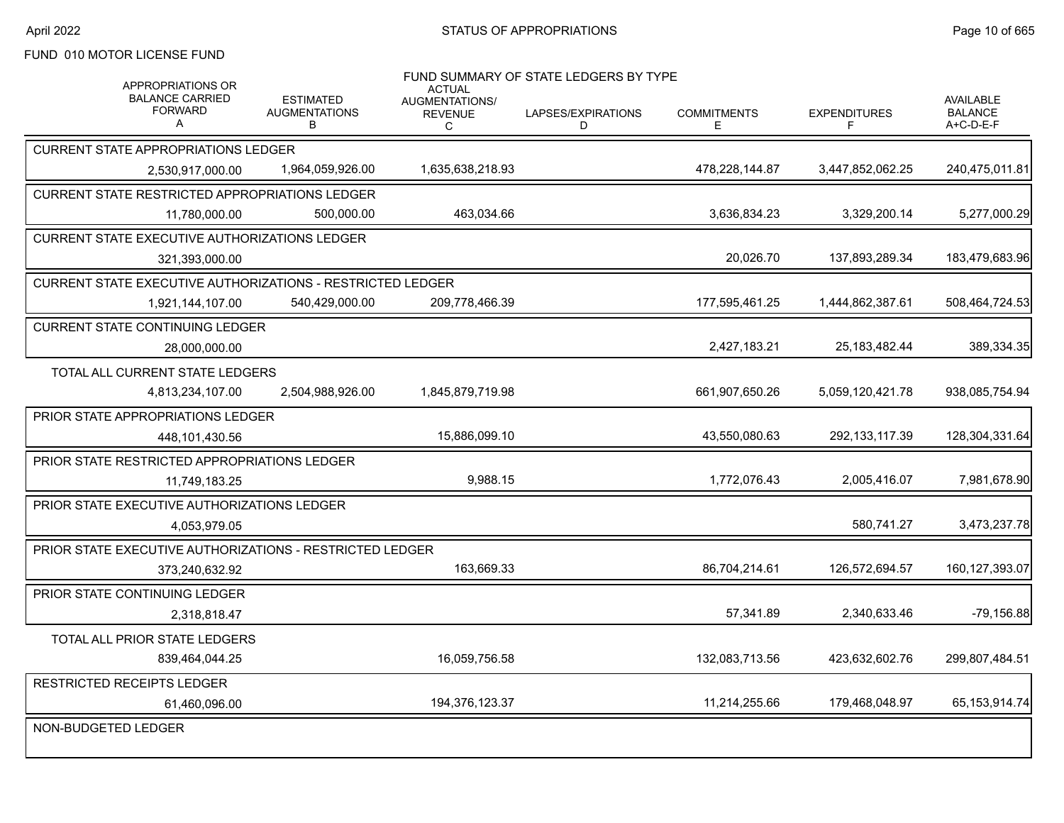## STATUS OF APPROPRIATIONS

April 2022

FUND 010 MOTOR LICENSE FUND

FUND SUMMARY OF STATE LEDGERS BY TYPE

| APPROPRIATIONS OR BALANCE CARRIED FORWARD A | ESTIMATED AUGMENTATIONS B | ACTUAL AUGMENTATIONS/ REVENUE C | LAPSES/EXPIRATIONS D | COMMITMENTS E | EXPENDITURES F | AVAILABLE BALANCE A+C-D-E-F |
|---|---|---|---|---|---|---|
| **CURRENT STATE APPROPRIATIONS LEDGER** | | | | | | |
| 2,530,917,000.00 | 1,964,059,926.00 | 1,635,638,218.93 | | 478,228,144.87 | 3,447,852,062.25 | 240,475,011.81 |
| **CURRENT STATE RESTRICTED APPROPRIATIONS LEDGER** | | | | | | |
| 11,780,000.00 | 500,000.00 | 463,034.66 | | 3,636,834.23 | 3,329,200.14 | 5,277,000.29 |
| **CURRENT STATE EXECUTIVE AUTHORIZATIONS LEDGER** | | | | | | |
| 321,393,000.00 | | | | 20,026.70 | 137,893,289.34 | 183,479,683.96 |
| **CURRENT STATE EXECUTIVE AUTHORIZATIONS - RESTRICTED LEDGER** | | | | | | |
| 1,921,144,107.00 | 540,429,000.00 | 209,778,466.39 | | 177,595,461.25 | 1,444,862,387.61 | 508,464,724.53 |
| **CURRENT STATE CONTINUING LEDGER** | | | | | | |
| 28,000,000.00 | | | | 2,427,183.21 | 25,183,482.44 | 389,334.35 |
| **TOTAL ALL CURRENT STATE LEDGERS** | | | | | | |
| 4,813,234,107.00 | 2,504,988,926.00 | 1,845,879,719.98 | | 661,907,650.26 | 5,059,120,421.78 | 938,085,754.94 |
| **PRIOR STATE APPROPRIATIONS LEDGER** | | | | | | |
| 448,101,430.56 | | 15,886,099.10 | | 43,550,080.63 | 292,133,117.39 | 128,304,331.64 |
| **PRIOR STATE RESTRICTED APPROPRIATIONS LEDGER** | | | | | | |
| 11,749,183.25 | | 9,988.15 | | 1,772,076.43 | 2,005,416.07 | 7,981,678.90 |
| **PRIOR STATE EXECUTIVE AUTHORIZATIONS LEDGER** | | | | | | |
| 4,053,979.05 | | | | | 580,741.27 | 3,473,237.78 |
| **PRIOR STATE EXECUTIVE AUTHORIZATIONS - RESTRICTED LEDGER** | | | | | | |
| 373,240,632.92 | | 163,669.33 | | 86,704,214.61 | 126,572,694.57 | 160,127,393.07 |
| **PRIOR STATE CONTINUING LEDGER** | | | | | | |
| 2,318,818.47 | | | | 57,341.89 | 2,340,633.46 | -79,156.88 |
| **TOTAL ALL PRIOR STATE LEDGERS** | | | | | | |
| 839,464,044.25 | | 16,059,756.58 | | 132,083,713.56 | 423,632,602.76 | 299,807,484.51 |
| **RESTRICTED RECEIPTS LEDGER** | | | | | | |
| 61,460,096.00 | | 194,376,123.37 | | 11,214,255.66 | 179,468,048.97 | 65,153,914.74 |
| **NON-BUDGETED LEDGER** | | | | | | |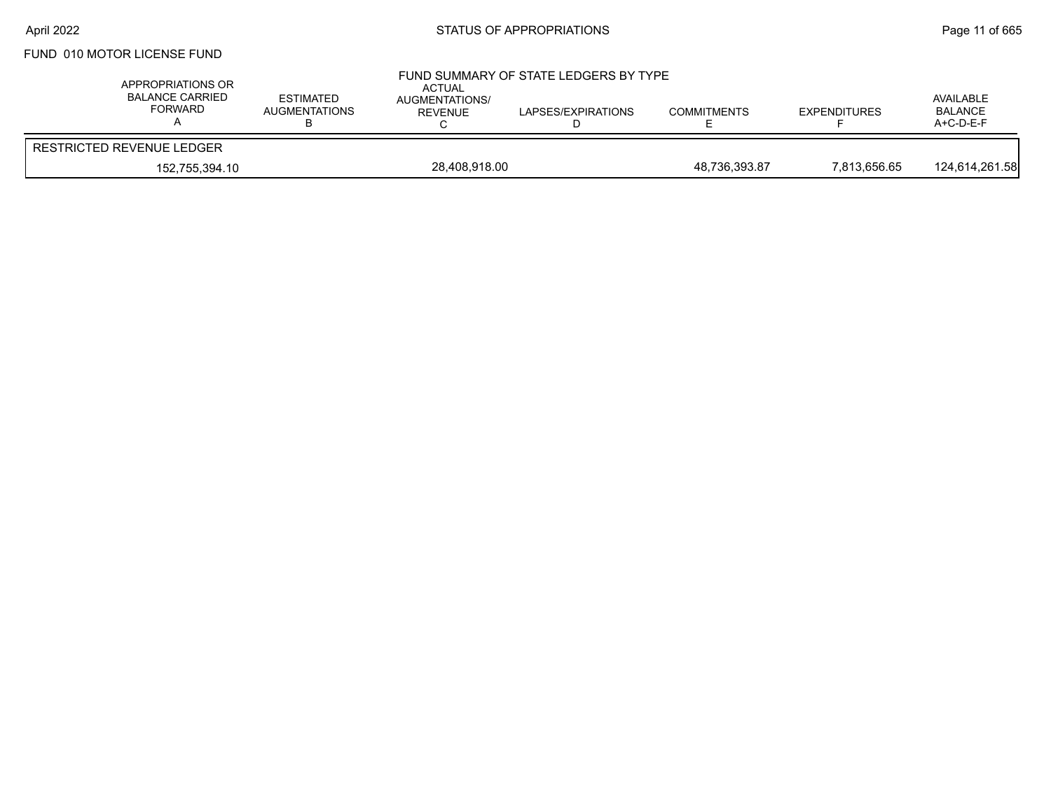FUND 010 MOTOR LICENSE FUND

## FUND SUMMARY OF STATE LEDGERS BY TYPE

| APPROPRIATIONS OR BALANCE CARRIED FORWARD A | ESTIMATED AUGMENTATIONS B | ACTUAL AUGMENTATIONS/ REVENUE C | LAPSES/EXPIRATIONS D | COMMITMENTS E | EXPENDITURES F | AVAILABLE BALANCE A+C-D-E-F |
|---|---|---|---|---|---|---|
| RESTRICTED REVENUE LEDGER | | | | | | |
| 152,755,394.10 | | 28,408,918.00 | | 48,736,393.87 | 7,813,656.65 | 124,614,261.58 |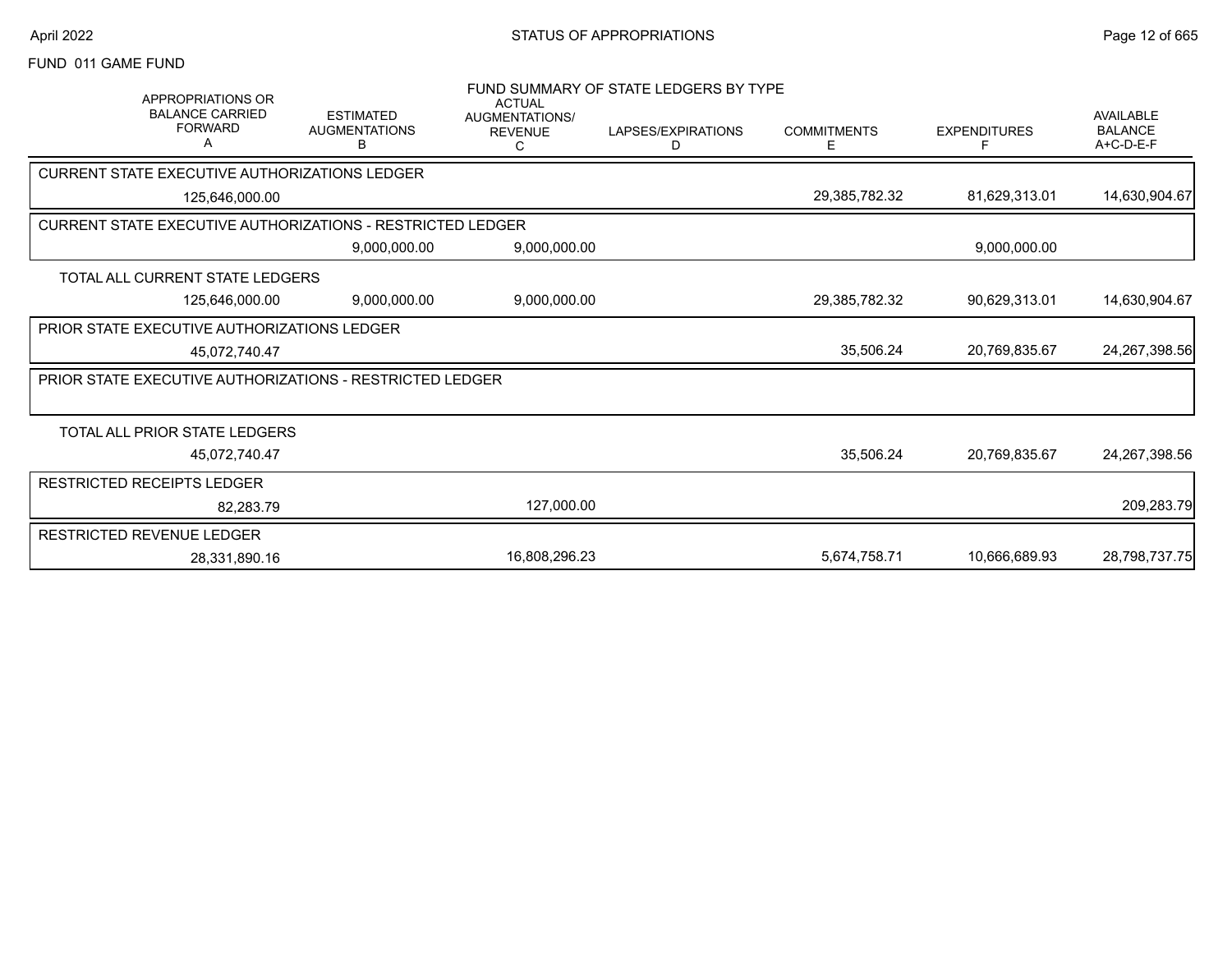FUND 011 GAME FUND

## FUND SUMMARY OF STATE LEDGERS BY TYPE

| APPROPRIATIONS OR BALANCE CARRIED FORWARD A | ESTIMATED AUGMENTATIONS B | ACTUAL AUGMENTATIONS/ REVENUE C | LAPSES/EXPIRATIONS D | COMMITMENTS E | EXPENDITURES F | AVAILABLE BALANCE A+C-D-E-F |
|---|---|---|---|---|---|---|
| **CURRENT STATE EXECUTIVE AUTHORIZATIONS LEDGER** | | | | | | |
| 125,646,000.00 | | | | 29,385,782.32 | 81,629,313.01 | 14,630,904.67 |
| **CURRENT STATE EXECUTIVE AUTHORIZATIONS - RESTRICTED LEDGER** | | | | | | |
| | 9,000,000.00 | 9,000,000.00 | | | 9,000,000.00 | |
| TOTAL ALL CURRENT STATE LEDGERS | | | | | | |
| 125,646,000.00 | 9,000,000.00 | 9,000,000.00 | | 29,385,782.32 | 90,629,313.01 | 14,630,904.67 |
| **PRIOR STATE EXECUTIVE AUTHORIZATIONS LEDGER** | | | | | | |
| 45,072,740.47 | | | | 35,506.24 | 20,769,835.67 | 24,267,398.56 |
| **PRIOR STATE EXECUTIVE AUTHORIZATIONS - RESTRICTED LEDGER** | | | | | | |
| TOTAL ALL PRIOR STATE LEDGERS | | | | | | |
| 45,072,740.47 | | | | 35,506.24 | 20,769,835.67 | 24,267,398.56 |
| **RESTRICTED RECEIPTS LEDGER** | | | | | | |
| 82,283.79 | | 127,000.00 | | | | 209,283.79 |
| **RESTRICTED REVENUE LEDGER** | | | | | | |
| 28,331,890.16 | | 16,808,296.23 | | 5,674,758.71 | 10,666,689.93 | 28,798,737.75 |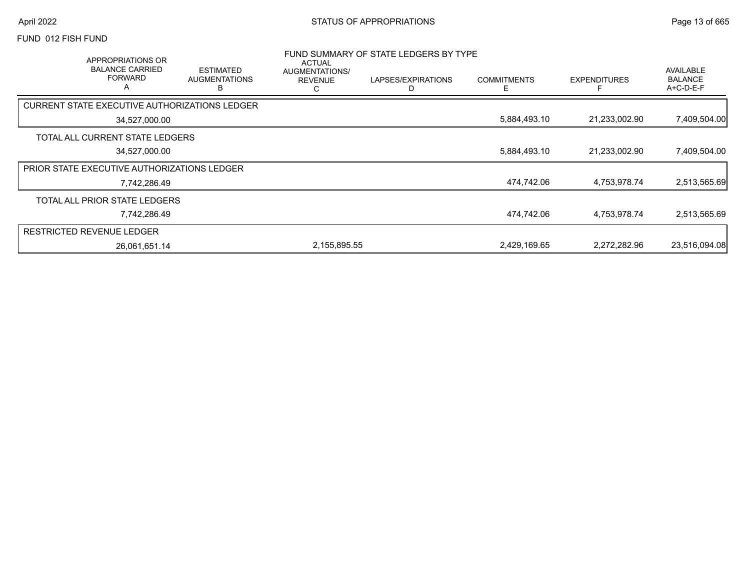FUND 012 FISH FUND

FUND SUMMARY OF STATE LEDGERS BY TYPE

| APPROPRIATIONS OR BALANCE CARRIED FORWARD A | ESTIMATED AUGMENTATIONS B | ACTUAL AUGMENTATIONS/ REVENUE C | LAPSES/EXPIRATIONS D | COMMITMENTS E | EXPENDITURES F | AVAILABLE BALANCE A+C-D-E-F |
|---|---|---|---|---|---|---|
| CURRENT STATE EXECUTIVE AUTHORIZATIONS LEDGER | | | | | | |
| 34,527,000.00 | | | | 5,884,493.10 | 21,233,002.90 | 7,409,504.00 |
| TOTAL ALL CURRENT STATE LEDGERS | | | | | | |
| 34,527,000.00 | | | | 5,884,493.10 | 21,233,002.90 | 7,409,504.00 |
| PRIOR STATE EXECUTIVE AUTHORIZATIONS LEDGER | | | | | | |
| 7,742,286.49 | | | | 474,742.06 | 4,753,978.74 | 2,513,565.69 |
| TOTAL ALL PRIOR STATE LEDGERS | | | | | | |
| 7,742,286.49 | | | | 474,742.06 | 4,753,978.74 | 2,513,565.69 |
| RESTRICTED REVENUE LEDGER | | | | | | |
| 26,061,651.14 | | 2,155,895.55 | | 2,429,169.65 | 2,272,282.96 | 23,516,094.08 |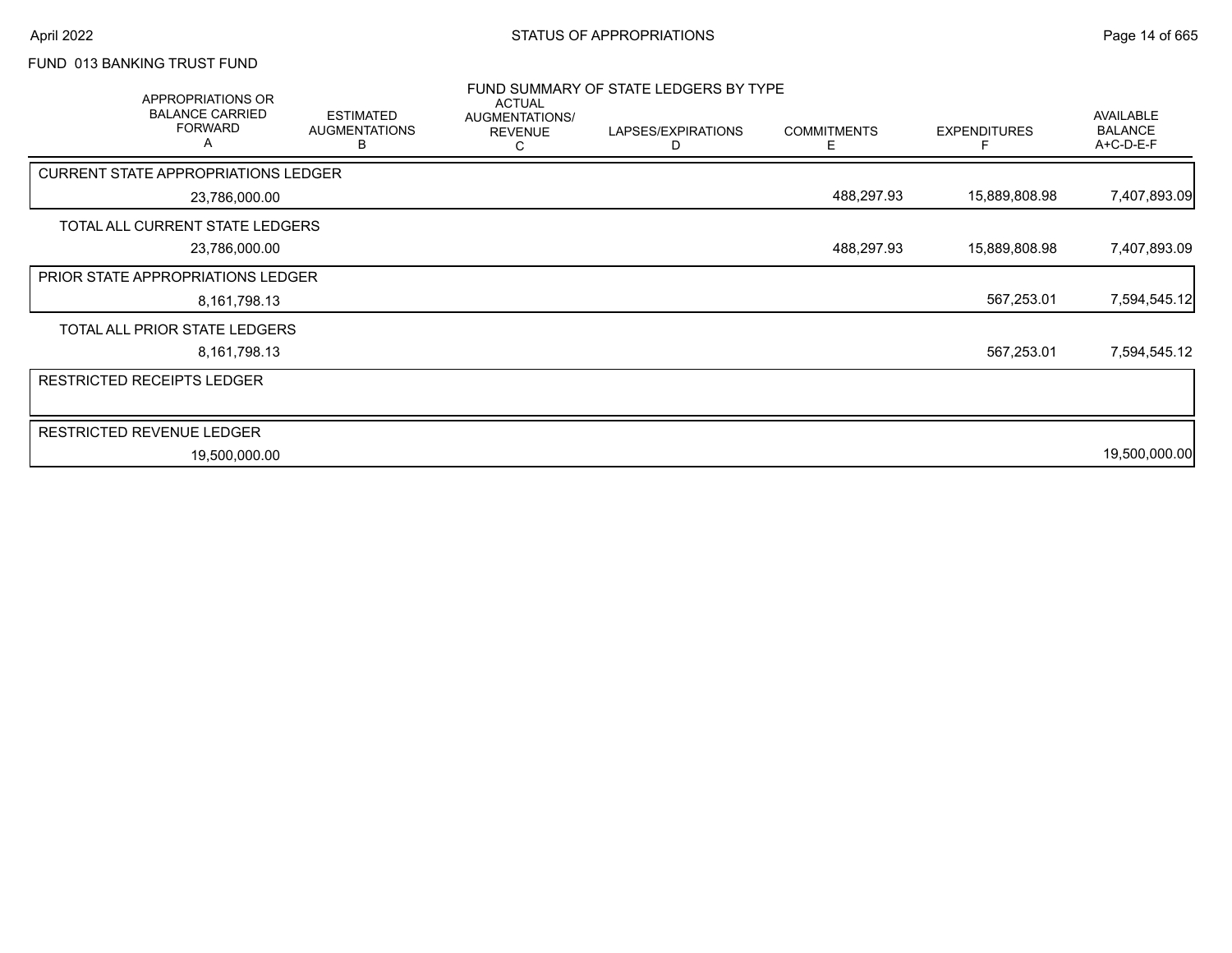# FUND 013 BANKING TRUST FUND

## FUND SUMMARY OF STATE LEDGERS BY TYPE

| APPROPRIATIONS OR BALANCE CARRIED FORWARD A | ESTIMATED AUGMENTATIONS B | ACTUAL AUGMENTATIONS/ REVENUE C | LAPSES/EXPIRATIONS D | COMMITMENTS E | EXPENDITURES F | AVAILABLE BALANCE A+C-D-E-F |
|---|---|---|---|---|---|---|
| CURRENT STATE APPROPRIATIONS LEDGER | | | | | | |
| 23,786,000.00 | | | | 488,297.93 | 15,889,808.98 | 7,407,893.09 |
| TOTAL ALL CURRENT STATE LEDGERS | | | | | | |
| 23,786,000.00 | | | | 488,297.93 | 15,889,808.98 | 7,407,893.09 |
| PRIOR STATE APPROPRIATIONS LEDGER | | | | | | |
| 8,161,798.13 | | | | | 567,253.01 | 7,594,545.12 |
| TOTAL ALL PRIOR STATE LEDGERS | | | | | | |
| 8,161,798.13 | | | | | 567,253.01 | 7,594,545.12 |
| RESTRICTED RECEIPTS LEDGER | | | | | | |
| RESTRICTED REVENUE LEDGER | | | | | | |
| 19,500,000.00 | | | | | | 19,500,000.00 |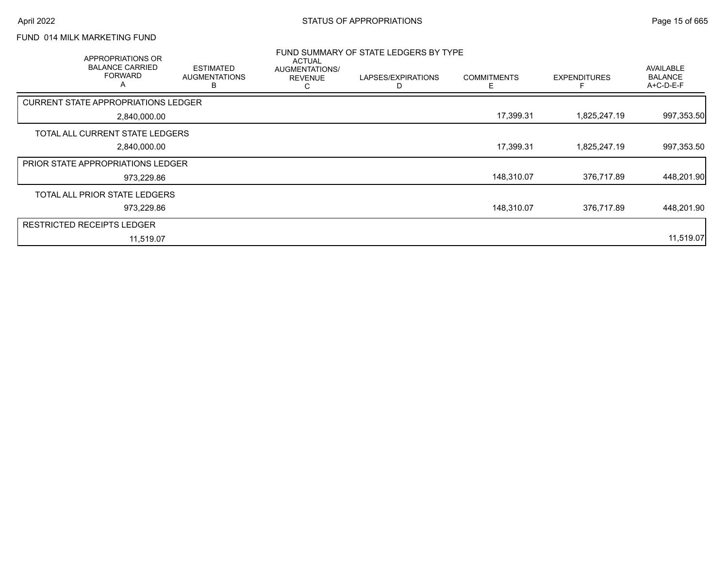FUND 014 MILK MARKETING FUND

FUND SUMMARY OF STATE LEDGERS BY TYPE

| APPROPRIATIONS OR BALANCE CARRIED FORWARD A | ESTIMATED AUGMENTATIONS B | ACTUAL AUGMENTATIONS/ REVENUE C | LAPSES/EXPIRATIONS D | COMMITMENTS E | EXPENDITURES F | AVAILABLE BALANCE A+C-D-E-F |
|---|---|---|---|---|---|---|
| CURRENT STATE APPROPRIATIONS LEDGER | | | | | | |
| 2,840,000.00 | | | | 17,399.31 | 1,825,247.19 | 997,353.50 |
| TOTAL ALL CURRENT STATE LEDGERS | | | | | | |
| 2,840,000.00 | | | | 17,399.31 | 1,825,247.19 | 997,353.50 |
| PRIOR STATE APPROPRIATIONS LEDGER | | | | | | |
| 973,229.86 | | | | 148,310.07 | 376,717.89 | 448,201.90 |
| TOTAL ALL PRIOR STATE LEDGERS | | | | | | |
| 973,229.86 | | | | 148,310.07 | 376,717.89 | 448,201.90 |
| RESTRICTED RECEIPTS LEDGER | | | | | | |
| 11,519.07 | | | | | | 11,519.07 |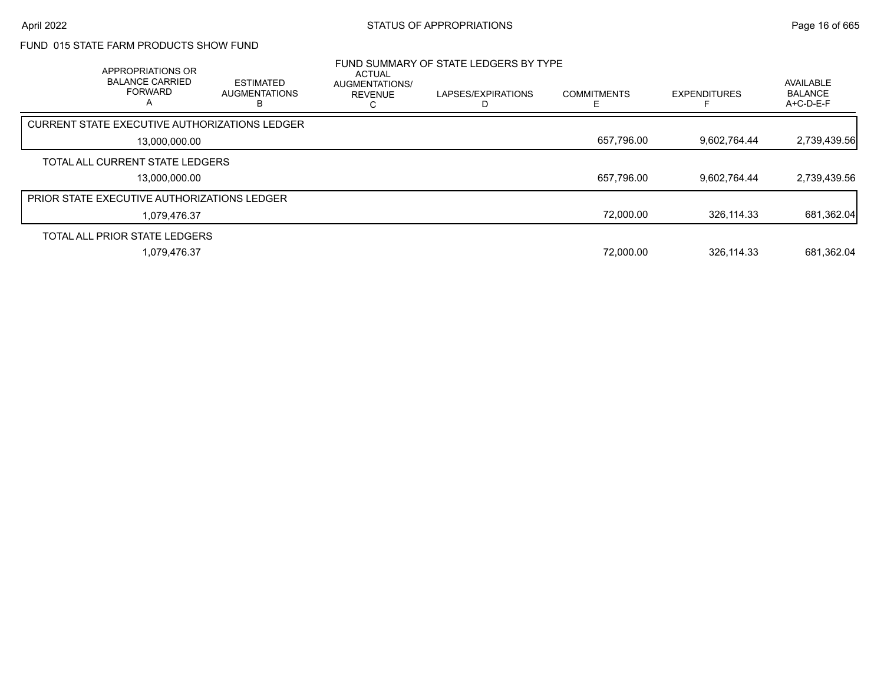FUND 015 STATE FARM PRODUCTS SHOW FUND

FUND SUMMARY OF STATE LEDGERS BY TYPE

| APPROPRIATIONS OR BALANCE CARRIED FORWARD A | ESTIMATED AUGMENTATIONS B | ACTUAL AUGMENTATIONS/ REVENUE C | LAPSES/EXPIRATIONS D | COMMITMENTS E | EXPENDITURES F | AVAILABLE BALANCE A+C-D-E-F |
|---|---|---|---|---|---|---|
| CURRENT STATE EXECUTIVE AUTHORIZATIONS LEDGER | | | | | | |
| 13,000,000.00 | | | | 657,796.00 | 9,602,764.44 | 2,739,439.56 |
| TOTAL ALL CURRENT STATE LEDGERS | | | | | | |
| 13,000,000.00 | | | | 657,796.00 | 9,602,764.44 | 2,739,439.56 |
| PRIOR STATE EXECUTIVE AUTHORIZATIONS LEDGER | | | | | | |
| 1,079,476.37 | | | | 72,000.00 | 326,114.33 | 681,362.04 |
| TOTAL ALL PRIOR STATE LEDGERS | | | | | | |
| 1,079,476.37 | | | | 72,000.00 | 326,114.33 | 681,362.04 |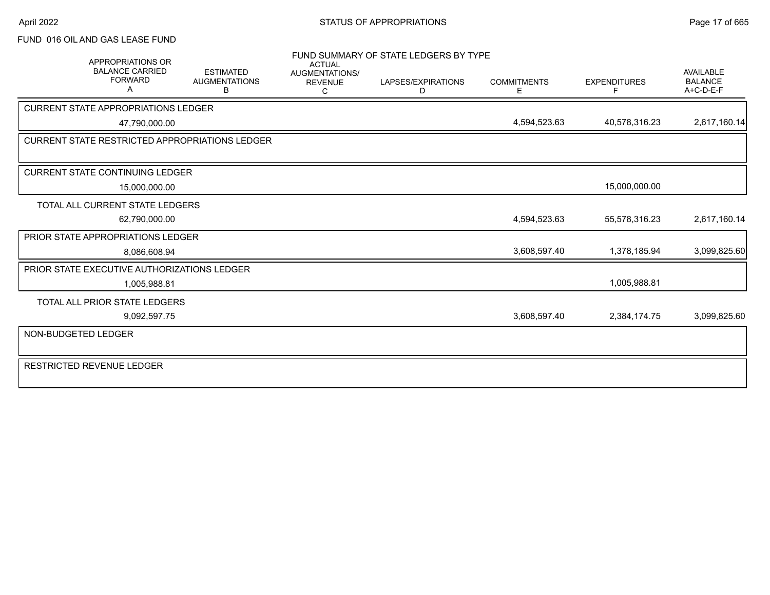FUND 016 OIL AND GAS LEASE FUND

## FUND SUMMARY OF STATE LEDGERS BY TYPE

| | APPROPRIATIONS OR BALANCE CARRIED FORWARD A | ESTIMATED AUGMENTATIONS B | ACTUAL AUGMENTATIONS/ REVENUE C | LAPSES/EXPIRATIONS D | COMMITMENTS E | EXPENDITURES F | AVAILABLE BALANCE A+C-D-E-F |
|---|---|---|---|---|---|---|---|
| CURRENT STATE APPROPRIATIONS LEDGER | 47,790,000.00 | | | | 4,594,523.63 | 40,578,316.23 | 2,617,160.14 |
| CURRENT STATE RESTRICTED APPROPRIATIONS LEDGER | | | | | | | |
| CURRENT STATE CONTINUING LEDGER | 15,000,000.00 | | | | | 15,000,000.00 | |
| TOTAL ALL CURRENT STATE LEDGERS | 62,790,000.00 | | | | 4,594,523.63 | 55,578,316.23 | 2,617,160.14 |
| PRIOR STATE APPROPRIATIONS LEDGER | 8,086,608.94 | | | | 3,608,597.40 | 1,378,185.94 | 3,099,825.60 |
| PRIOR STATE EXECUTIVE AUTHORIZATIONS LEDGER | 1,005,988.81 | | | | | 1,005,988.81 | |
| TOTAL ALL PRIOR STATE LEDGERS | 9,092,597.75 | | | | 3,608,597.40 | 2,384,174.75 | 3,099,825.60 |
| NON-BUDGETED LEDGER | | | | | | | |
| RESTRICTED REVENUE LEDGER | | | | | | | |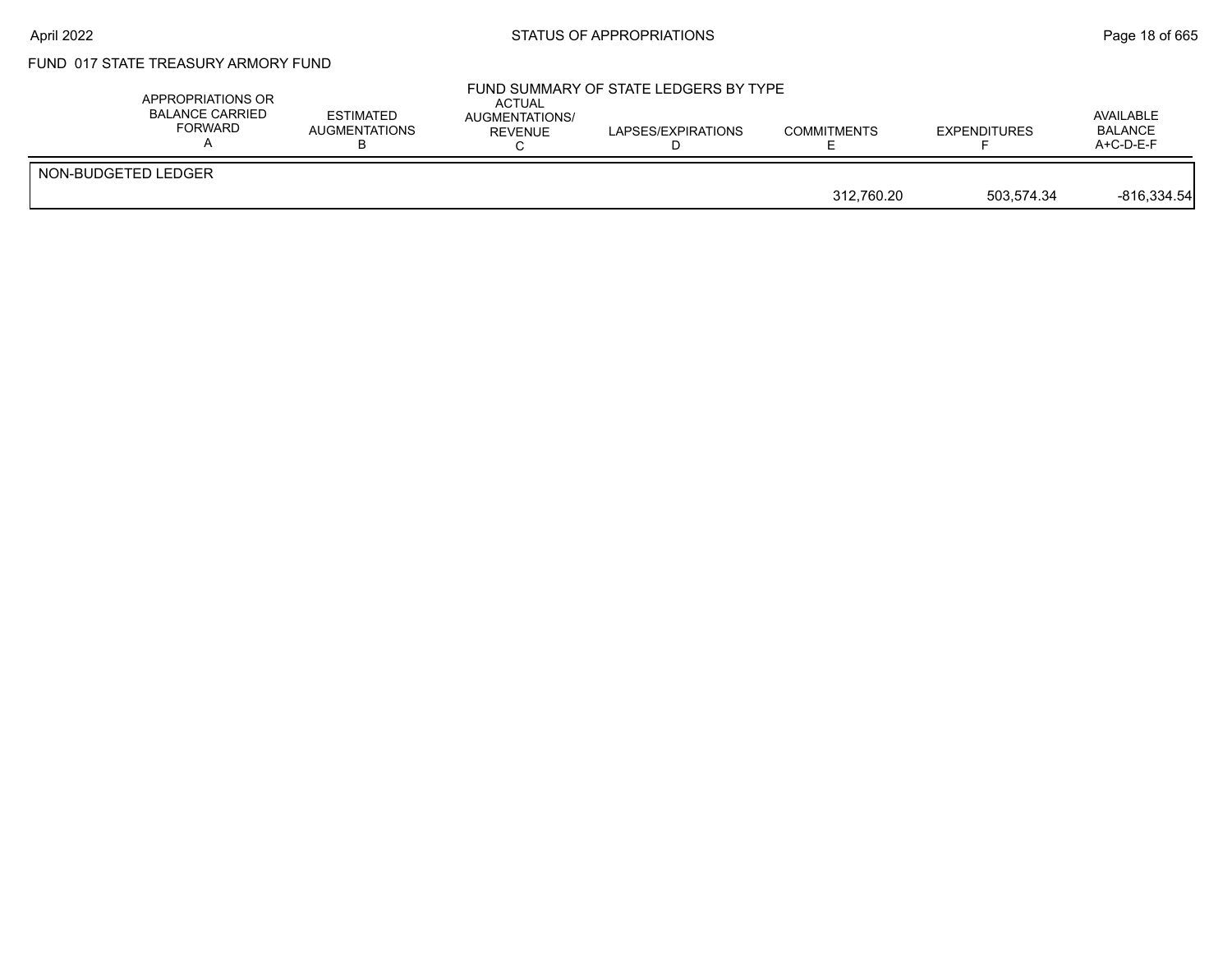# FUND 017 STATE TREASURY ARMORY FUND

## FUND SUMMARY OF STATE LEDGERS BY TYPE

| | APPROPRIATIONS OR BALANCE CARRIED FORWARD A | ESTIMATED AUGMENTATIONS B | ACTUAL AUGMENTATIONS/ REVENUE C | LAPSES/EXPIRATIONS D | COMMITMENTS E | EXPENDITURES F | AVAILABLE BALANCE A+C-D-E-F |
|---|---|---|---|---|---|---|---|
| NON-BUDGETED LEDGER | | | | | | | |
| | | | | | 312,760.20 | 503,574.34 | -816,334.54 |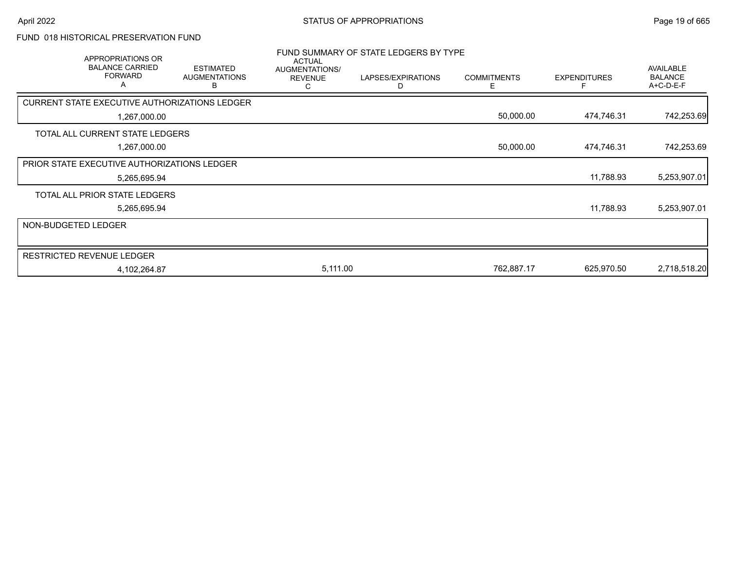# FUND 018 HISTORICAL PRESERVATION FUND

## FUND SUMMARY OF STATE LEDGERS BY TYPE

| APPROPRIATIONS OR BALANCE CARRIED FORWARD A | ESTIMATED AUGMENTATIONS B | ACTUAL AUGMENTATIONS/ REVENUE C | LAPSES/EXPIRATIONS D | COMMITMENTS E | EXPENDITURES F | AVAILABLE BALANCE A+C-D-E-F |
|---|---|---|---|---|---|---|
| CURRENT STATE EXECUTIVE AUTHORIZATIONS LEDGER | | | | | | |
| 1,267,000.00 | | | | 50,000.00 | 474,746.31 | 742,253.69 |
| TOTAL ALL CURRENT STATE LEDGERS | | | | | | |
| 1,267,000.00 | | | | 50,000.00 | 474,746.31 | 742,253.69 |
| PRIOR STATE EXECUTIVE AUTHORIZATIONS LEDGER | | | | | | |
| 5,265,695.94 | | | | | 11,788.93 | 5,253,907.01 |
| TOTAL ALL PRIOR STATE LEDGERS | | | | | | |
| 5,265,695.94 | | | | | 11,788.93 | 5,253,907.01 |
| NON-BUDGETED LEDGER | | | | | | |
| RESTRICTED REVENUE LEDGER | | | | | | |
| 4,102,264.87 | | 5,111.00 | | 762,887.17 | 625,970.50 | 2,718,518.20 |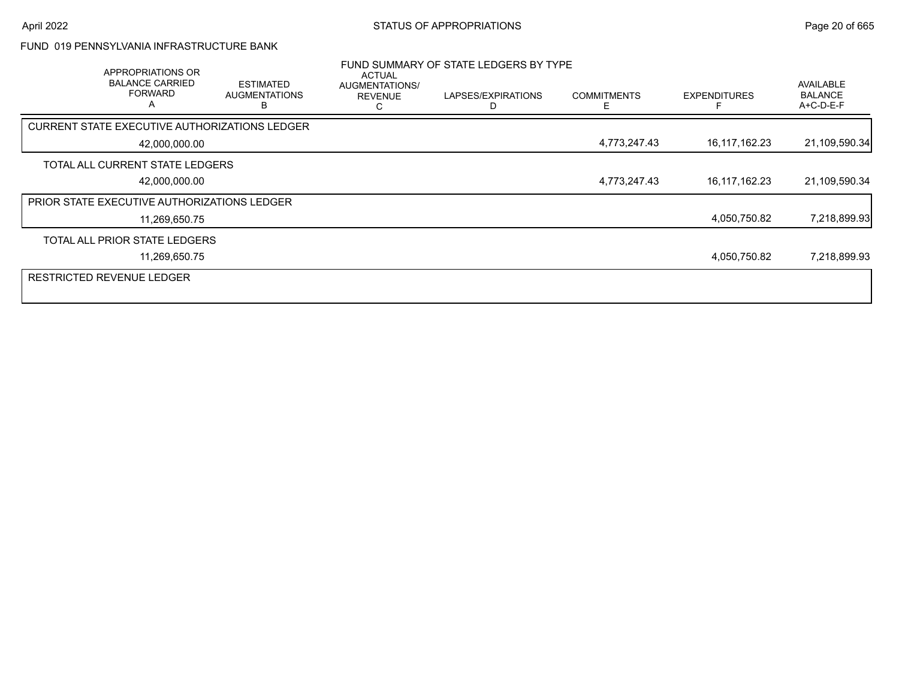FUND 019 PENNSYLVANIA INFRASTRUCTURE BANK

FUND SUMMARY OF STATE LEDGERS BY TYPE

| APPROPRIATIONS OR BALANCE CARRIED FORWARD A | ESTIMATED AUGMENTATIONS B | ACTUAL AUGMENTATIONS/ REVENUE C | LAPSES/EXPIRATIONS D | COMMITMENTS E | EXPENDITURES F | AVAILABLE BALANCE A+C-D-E-F |
|---|---|---|---|---|---|---|
| CURRENT STATE EXECUTIVE AUTHORIZATIONS LEDGER | | | | | | |
| 42,000,000.00 | | | | 4,773,247.43 | 16,117,162.23 | 21,109,590.34 |
| TOTAL ALL CURRENT STATE LEDGERS | | | | | | |
| 42,000,000.00 | | | | 4,773,247.43 | 16,117,162.23 | 21,109,590.34 |
| PRIOR STATE EXECUTIVE AUTHORIZATIONS LEDGER | | | | | | |
| 11,269,650.75 | | | | | 4,050,750.82 | 7,218,899.93 |
| TOTAL ALL PRIOR STATE LEDGERS | | | | | | |
| 11,269,650.75 | | | | | 4,050,750.82 | 7,218,899.93 |
| RESTRICTED REVENUE LEDGER | | | | | | |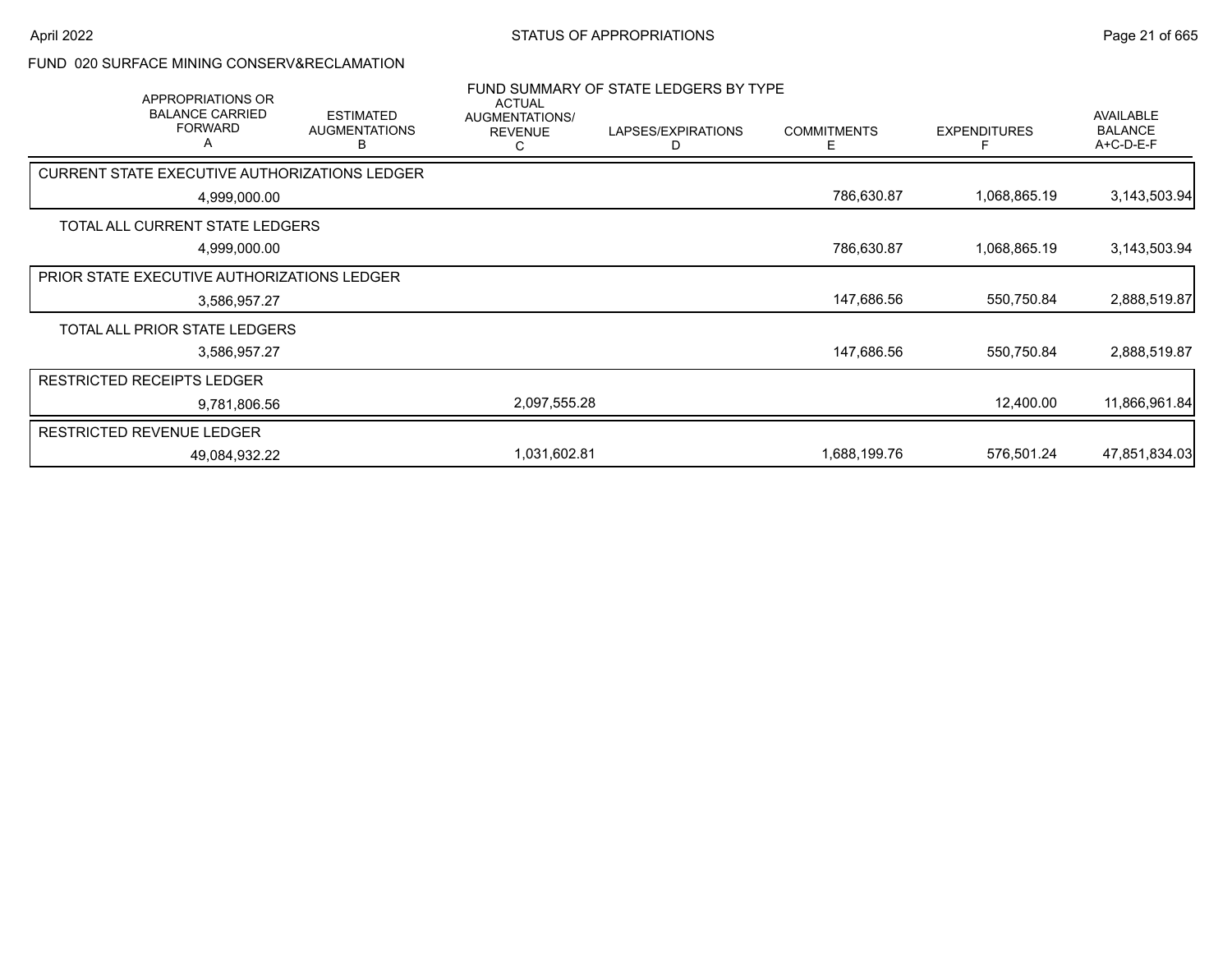FUND 020 SURFACE MINING CONSERV&RECLAMATION

FUND SUMMARY OF STATE LEDGERS BY TYPE

| APPROPRIATIONS OR BALANCE CARRIED FORWARD A | ESTIMATED AUGMENTATIONS B | ACTUAL AUGMENTATIONS/ REVENUE C | LAPSES/EXPIRATIONS D | COMMITMENTS E | EXPENDITURES F | AVAILABLE BALANCE A+C-D-E-F |
|---|---|---|---|---|---|---|
| CURRENT STATE EXECUTIVE AUTHORIZATIONS LEDGER | | | | | | |
| 4,999,000.00 | | | | 786,630.87 | 1,068,865.19 | 3,143,503.94 |
| TOTAL ALL CURRENT STATE LEDGERS | | | | | | |
| 4,999,000.00 | | | | 786,630.87 | 1,068,865.19 | 3,143,503.94 |
| PRIOR STATE EXECUTIVE AUTHORIZATIONS LEDGER | | | | | | |
| 3,586,957.27 | | | | 147,686.56 | 550,750.84 | 2,888,519.87 |
| TOTAL ALL PRIOR STATE LEDGERS | | | | | | |
| 3,586,957.27 | | | | 147,686.56 | 550,750.84 | 2,888,519.87 |
| RESTRICTED RECEIPTS LEDGER | | | | | | |
| 9,781,806.56 | | 2,097,555.28 | | | 12,400.00 | 11,866,961.84 |
| RESTRICTED REVENUE LEDGER | | | | | | |
| 49,084,932.22 | | 1,031,602.81 | | 1,688,199.76 | 576,501.24 | 47,851,834.03 |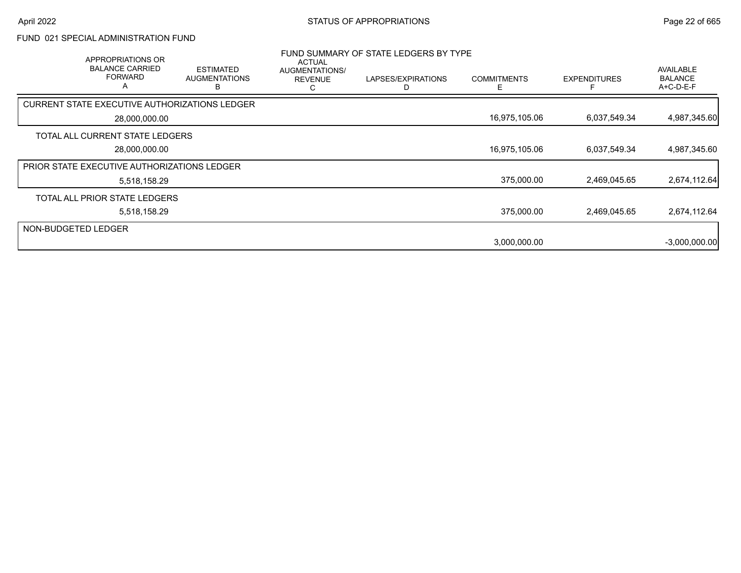## FUND 021 SPECIAL ADMINISTRATION FUND

### FUND SUMMARY OF STATE LEDGERS BY TYPE

| APPROPRIATIONS OR BALANCE CARRIED FORWARD A | ESTIMATED AUGMENTATIONS B | ACTUAL AUGMENTATIONS/ REVENUE C | LAPSES/EXPIRATIONS D | COMMITMENTS E | EXPENDITURES F | AVAILABLE BALANCE A+C-D-E-F |
|---|---|---|---|---|---|---|
| **CURRENT STATE EXECUTIVE AUTHORIZATIONS LEDGER** | | | | | | |
| 28,000,000.00 | | | | 16,975,105.06 | 6,037,549.34 | 4,987,345.60 |
| **TOTAL ALL CURRENT STATE LEDGERS** | | | | | | |
| 28,000,000.00 | | | | 16,975,105.06 | 6,037,549.34 | 4,987,345.60 |
| **PRIOR STATE EXECUTIVE AUTHORIZATIONS LEDGER** | | | | | | |
| 5,518,158.29 | | | | 375,000.00 | 2,469,045.65 | 2,674,112.64 |
| **TOTAL ALL PRIOR STATE LEDGERS** | | | | | | |
| 5,518,158.29 | | | | 375,000.00 | 2,469,045.65 | 2,674,112.64 |
| **NON-BUDGETED LEDGER** | | | | | | |
| | | | | 3,000,000.00 | | -3,000,000.00 |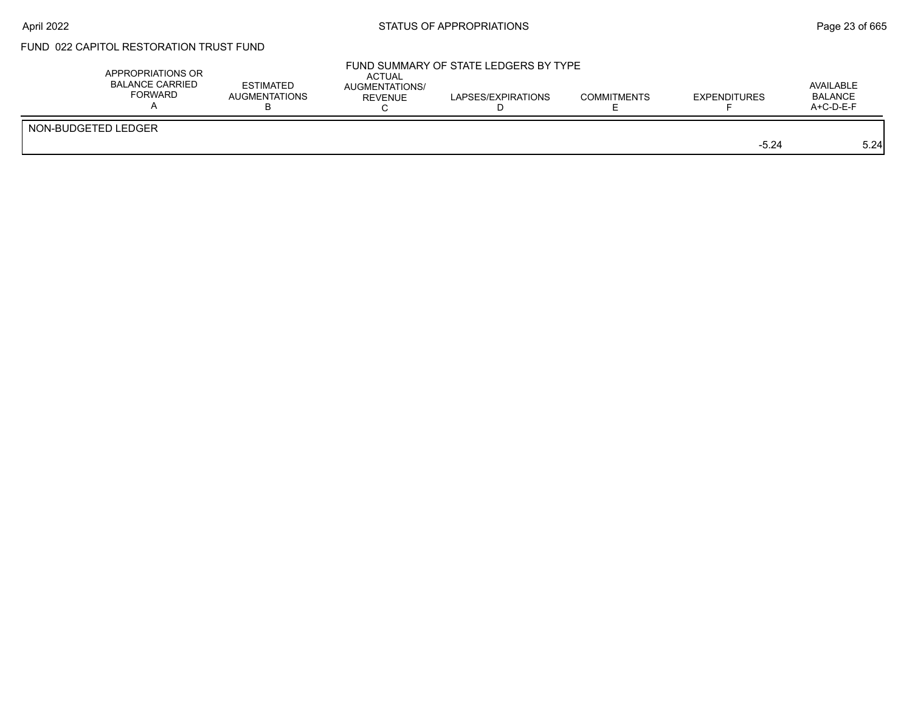## FUND 022 CAPITOL RESTORATION TRUST FUND

FUND SUMMARY OF STATE LEDGERS BY TYPE

| | APPROPRIATIONS OR BALANCE CARRIED FORWARD A | ESTIMATED AUGMENTATIONS B | ACTUAL AUGMENTATIONS/ REVENUE C | LAPSES/EXPIRATIONS D | COMMITMENTS E | EXPENDITURES F | AVAILABLE BALANCE A+C-D-E-F |
|---|---|---|---|---|---|---|---|
| NON-BUDGETED LEDGER | | | | | | | |
| | | | | | | -5.24 | 5.24 |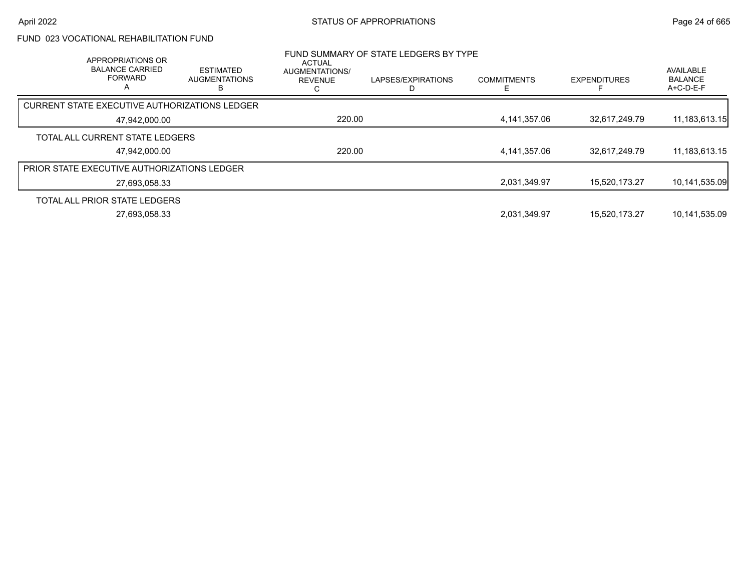## FUND 023 VOCATIONAL REHABILITATION FUND

### FUND SUMMARY OF STATE LEDGERS BY TYPE

| APPROPRIATIONS OR BALANCE CARRIED FORWARD A | ESTIMATED AUGMENTATIONS B | ACTUAL AUGMENTATIONS/ REVENUE C | LAPSES/EXPIRATIONS D | COMMITMENTS E | EXPENDITURES F | AVAILABLE BALANCE A+C-D-E-F |
|---|---|---|---|---|---|---|
| CURRENT STATE EXECUTIVE AUTHORIZATIONS LEDGER | | | | | | |
| 47,942,000.00 | | 220.00 | | 4,141,357.06 | 32,617,249.79 | 11,183,613.15 |
| TOTAL ALL CURRENT STATE LEDGERS | | | | | | |
| 47,942,000.00 | | 220.00 | | 4,141,357.06 | 32,617,249.79 | 11,183,613.15 |
| PRIOR STATE EXECUTIVE AUTHORIZATIONS LEDGER | | | | | | |
| 27,693,058.33 | | | | 2,031,349.97 | 15,520,173.27 | 10,141,535.09 |
| TOTAL ALL PRIOR STATE LEDGERS | | | | | | |
| 27,693,058.33 | | | | 2,031,349.97 | 15,520,173.27 | 10,141,535.09 |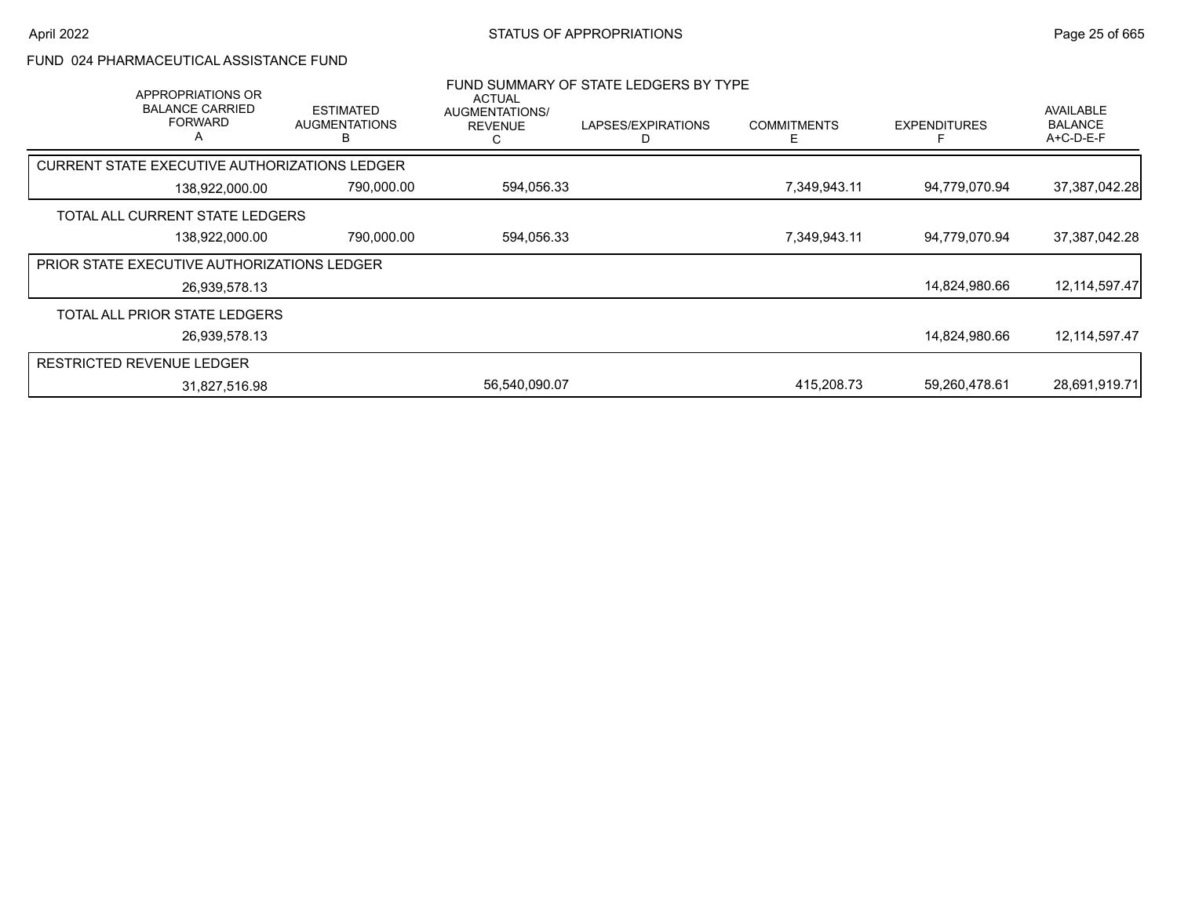# STATUS OF APPROPRIATIONS

## FUND 024 PHARMACEUTICAL ASSISTANCE FUND

### FUND SUMMARY OF STATE LEDGERS BY TYPE

| APPROPRIATIONS OR BALANCE CARRIED FORWARD A | ESTIMATED AUGMENTATIONS B | ACTUAL AUGMENTATIONS/ REVENUE C | LAPSES/EXPIRATIONS D | COMMITMENTS E | EXPENDITURES F | AVAILABLE BALANCE A+C-D-E-F |
|---|---|---|---|---|---|---|
| **CURRENT STATE EXECUTIVE AUTHORIZATIONS LEDGER** | | | | | | |
| 138,922,000.00 | 790,000.00 | 594,056.33 | | 7,349,943.11 | 94,779,070.94 | 37,387,042.28 |
| **TOTAL ALL CURRENT STATE LEDGERS** | | | | | | |
| 138,922,000.00 | 790,000.00 | 594,056.33 | | 7,349,943.11 | 94,779,070.94 | 37,387,042.28 |
| **PRIOR STATE EXECUTIVE AUTHORIZATIONS LEDGER** | | | | | | |
| 26,939,578.13 | | | | | 14,824,980.66 | 12,114,597.47 |
| **TOTAL ALL PRIOR STATE LEDGERS** | | | | | | |
| 26,939,578.13 | | | | | 14,824,980.66 | 12,114,597.47 |
| **RESTRICTED REVENUE LEDGER** | | | | | | |
| 31,827,516.98 | | 56,540,090.07 | | 415,208.73 | 59,260,478.61 | 28,691,919.71 |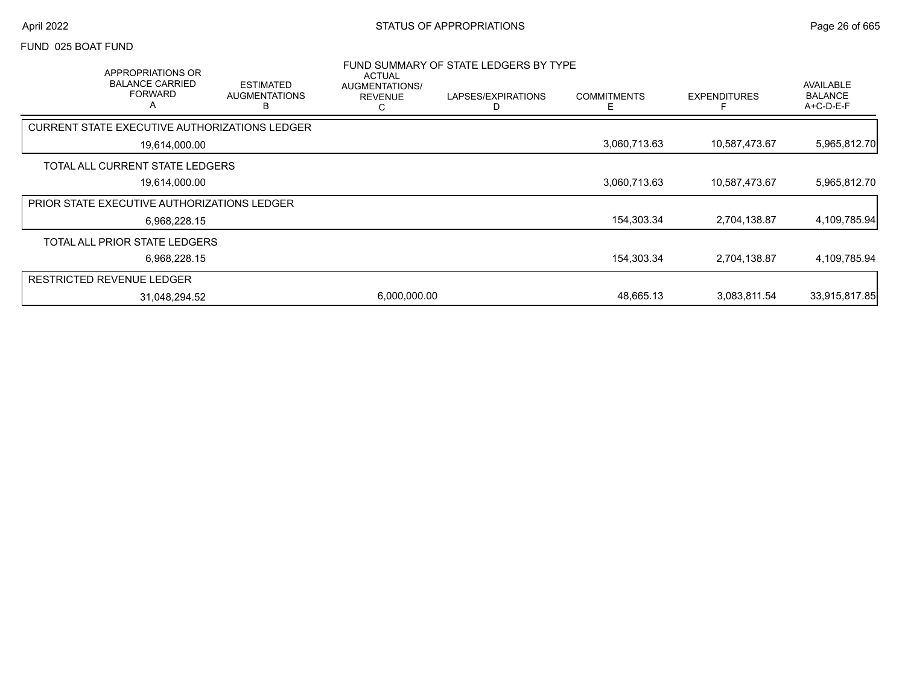FUND 025 BOAT FUND

## FUND SUMMARY OF STATE LEDGERS BY TYPE

| APPROPRIATIONS OR BALANCE CARRIED FORWARD A | ESTIMATED AUGMENTATIONS B | ACTUAL AUGMENTATIONS/ REVENUE C | LAPSES/EXPIRATIONS D | COMMITMENTS E | EXPENDITURES F | AVAILABLE BALANCE A+C-D-E-F |
|---|---|---|---|---|---|---|
| CURRENT STATE EXECUTIVE AUTHORIZATIONS LEDGER | | | | | | |
| 19,614,000.00 | | | | 3,060,713.63 | 10,587,473.67 | 5,965,812.70 |
| TOTAL ALL CURRENT STATE LEDGERS | | | | | | |
| 19,614,000.00 | | | | 3,060,713.63 | 10,587,473.67 | 5,965,812.70 |
| PRIOR STATE EXECUTIVE AUTHORIZATIONS LEDGER | | | | | | |
| 6,968,228.15 | | | | 154,303.34 | 2,704,138.87 | 4,109,785.94 |
| TOTAL ALL PRIOR STATE LEDGERS | | | | | | |
| 6,968,228.15 | | | | 154,303.34 | 2,704,138.87 | 4,109,785.94 |
| RESTRICTED REVENUE LEDGER | | | | | | |
| 31,048,294.52 | | 6,000,000.00 | | 48,665.13 | 3,083,811.54 | 33,915,817.85 |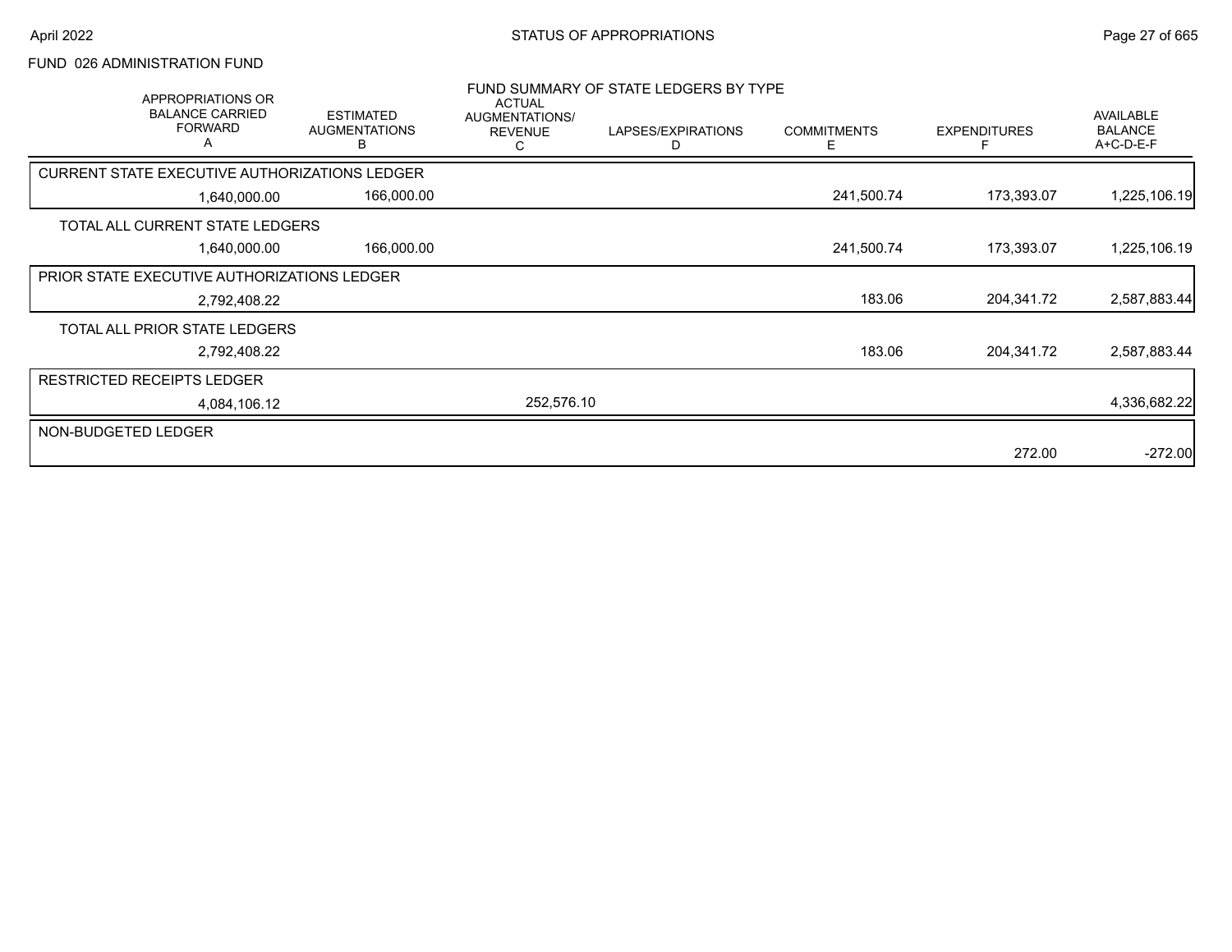FUND 026 ADMINISTRATION FUND

FUND SUMMARY OF STATE LEDGERS BY TYPE

| APPROPRIATIONS OR BALANCE CARRIED FORWARD A | ESTIMATED AUGMENTATIONS B | ACTUAL AUGMENTATIONS/ REVENUE C | LAPSES/EXPIRATIONS D | COMMITMENTS E | EXPENDITURES F | AVAILABLE BALANCE A+C-D-E-F |
|---|---|---|---|---|---|---|
| CURRENT STATE EXECUTIVE AUTHORIZATIONS LEDGER | | | | | | |
| 1,640,000.00 | 166,000.00 | | | 241,500.74 | 173,393.07 | 1,225,106.19 |
| TOTAL ALL CURRENT STATE LEDGERS | | | | | | |
| 1,640,000.00 | 166,000.00 | | | 241,500.74 | 173,393.07 | 1,225,106.19 |
| PRIOR STATE EXECUTIVE AUTHORIZATIONS LEDGER | | | | | | |
| 2,792,408.22 | | | | 183.06 | 204,341.72 | 2,587,883.44 |
| TOTAL ALL PRIOR STATE LEDGERS | | | | | | |
| 2,792,408.22 | | | | 183.06 | 204,341.72 | 2,587,883.44 |
| RESTRICTED RECEIPTS LEDGER | | | | | | |
| 4,084,106.12 | | 252,576.10 | | | | 4,336,682.22 |
| NON-BUDGETED LEDGER | | | | | | |
| | | | | | 272.00 | -272.00 |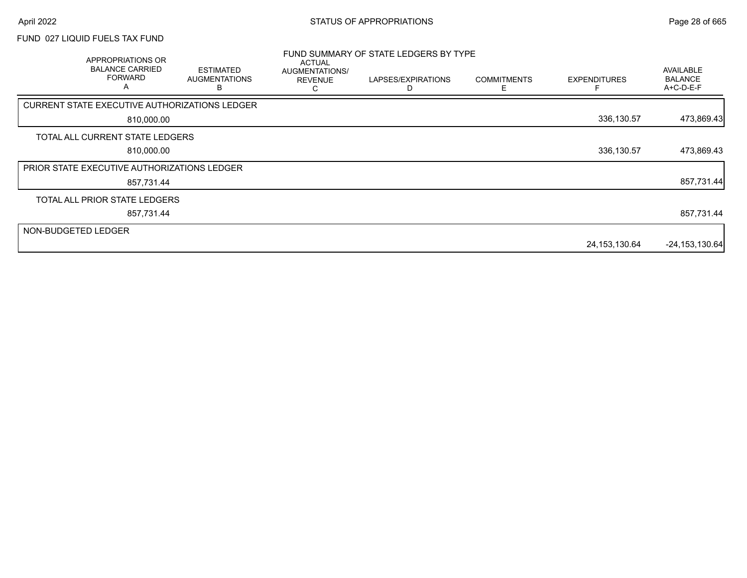FUND 027 LIQUID FUELS TAX FUND

## FUND SUMMARY OF STATE LEDGERS BY TYPE

| APPROPRIATIONS OR BALANCE CARRIED FORWARD A | ESTIMATED AUGMENTATIONS B | ACTUAL AUGMENTATIONS/ REVENUE C | LAPSES/EXPIRATIONS D | COMMITMENTS E | EXPENDITURES F | AVAILABLE BALANCE A+C-D-E-F |
|---|---|---|---|---|---|---|
| CURRENT STATE EXECUTIVE AUTHORIZATIONS LEDGER | | | | | | |
| 810,000.00 | | | | | 336,130.57 | 473,869.43 |
| TOTAL ALL CURRENT STATE LEDGERS | | | | | | |
| 810,000.00 | | | | | 336,130.57 | 473,869.43 |
| PRIOR STATE EXECUTIVE AUTHORIZATIONS LEDGER | | | | | | |
| 857,731.44 | | | | | | 857,731.44 |
| TOTAL ALL PRIOR STATE LEDGERS | | | | | | |
| 857,731.44 | | | | | | 857,731.44 |
| NON-BUDGETED LEDGER | | | | | | |
| | | | | | 24,153,130.64 | -24,153,130.64 |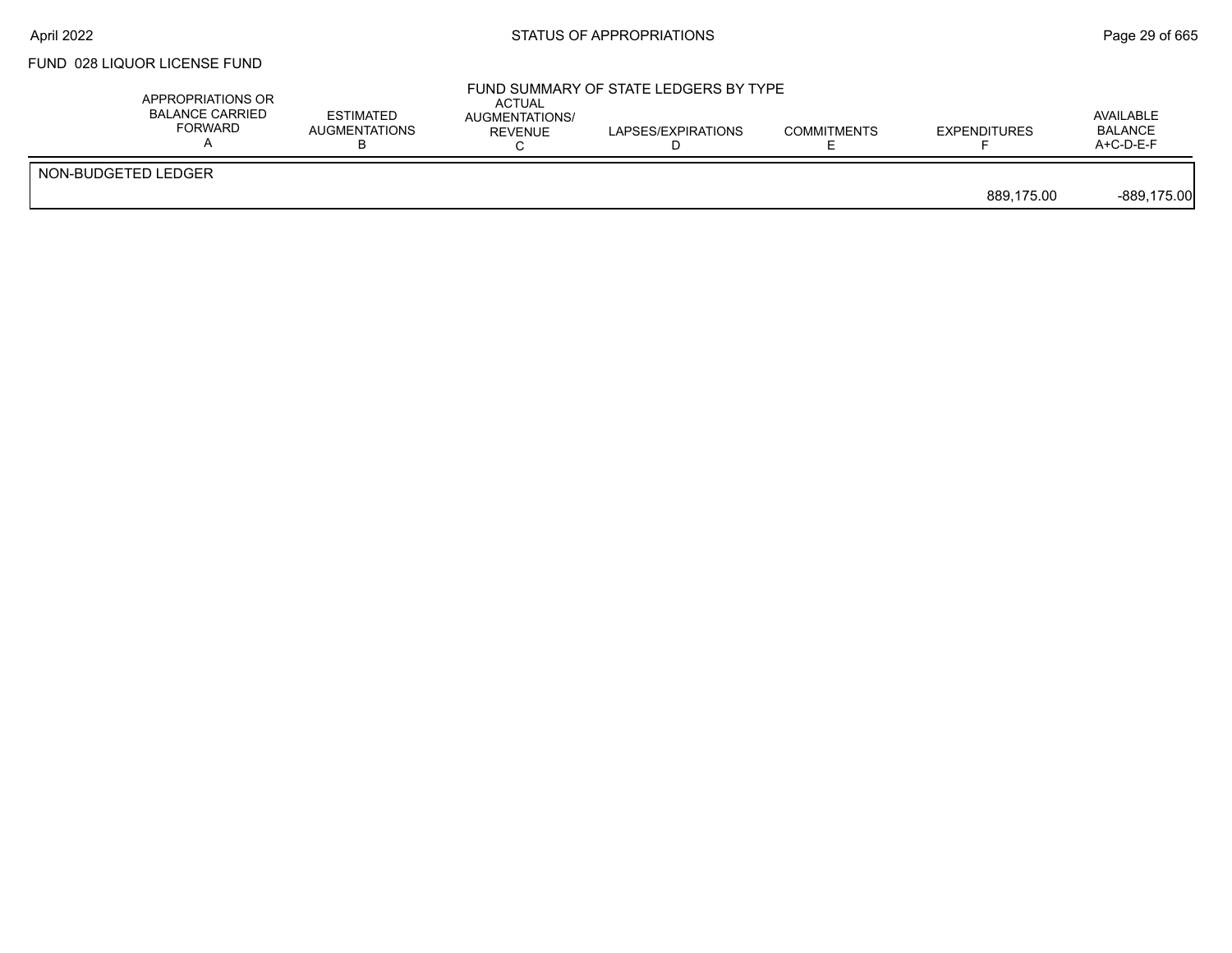## FUND 028 LIQUOR LICENSE FUND

### FUND SUMMARY OF STATE LEDGERS BY TYPE

| | APPROPRIATIONS OR BALANCE CARRIED FORWARD A | ESTIMATED AUGMENTATIONS B | ACTUAL AUGMENTATIONS/ REVENUE C | LAPSES/EXPIRATIONS D | COMMITMENTS E | EXPENDITURES F | AVAILABLE BALANCE A+C-D-E-F |
|---|---|---|---|---|---|---|---|
| NON-BUDGETED LEDGER | | | | | | | |
| | | | | | | 889,175.00 | -889,175.00 |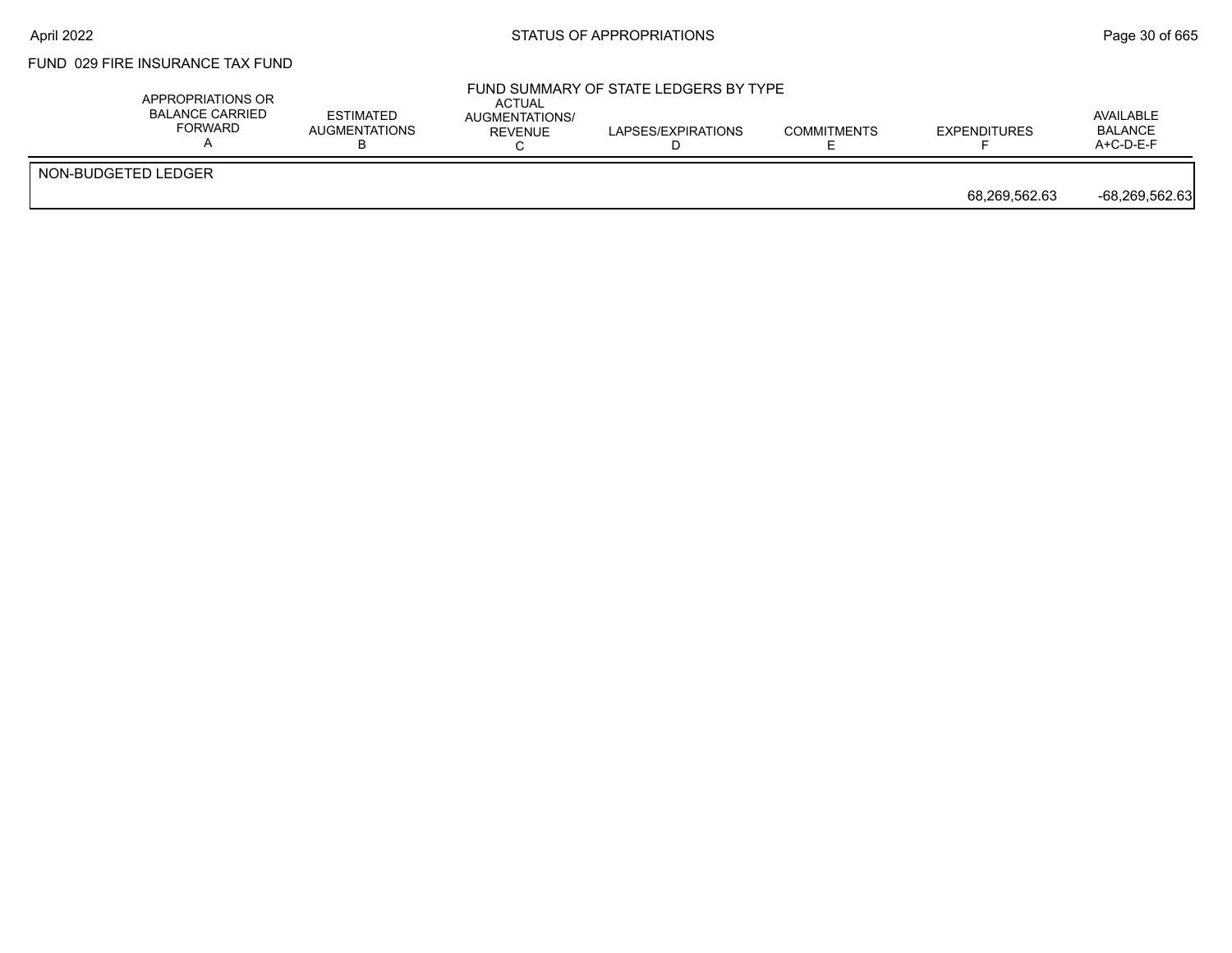FUND 029 FIRE INSURANCE TAX FUND

## FUND SUMMARY OF STATE LEDGERS BY TYPE

| | APPROPRIATIONS OR BALANCE CARRIED FORWARD A | ESTIMATED AUGMENTATIONS B | ACTUAL AUGMENTATIONS/ REVENUE C | LAPSES/EXPIRATIONS D | COMMITMENTS E | EXPENDITURES F | AVAILABLE BALANCE A+C-D-E-F |
|---|---|---|---|---|---|---|---|
| NON-BUDGETED LEDGER | | | | | | | |
| | | | | | | 68,269,562.63 | -68,269,562.63 |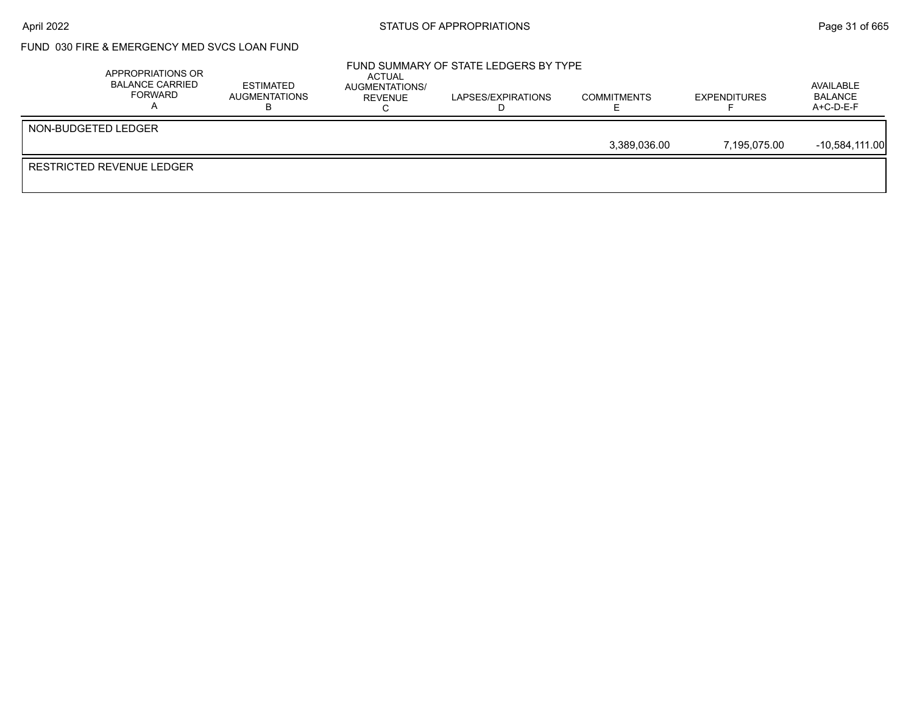FUND 030 FIRE & EMERGENCY MED SVCS LOAN FUND

FUND SUMMARY OF STATE LEDGERS BY TYPE

| | APPROPRIATIONS OR BALANCE CARRIED FORWARD A | ESTIMATED AUGMENTATIONS B | ACTUAL AUGMENTATIONS/ REVENUE C | LAPSES/EXPIRATIONS D | COMMITMENTS E | EXPENDITURES F | AVAILABLE BALANCE A+C-D-E-F |
|---|---|---|---|---|---|---|---|
| NON-BUDGETED LEDGER | | | | | | | |
| | | | | | 3,389,036.00 | 7,195,075.00 | -10,584,111.00 |
| RESTRICTED REVENUE LEDGER | | | | | | | |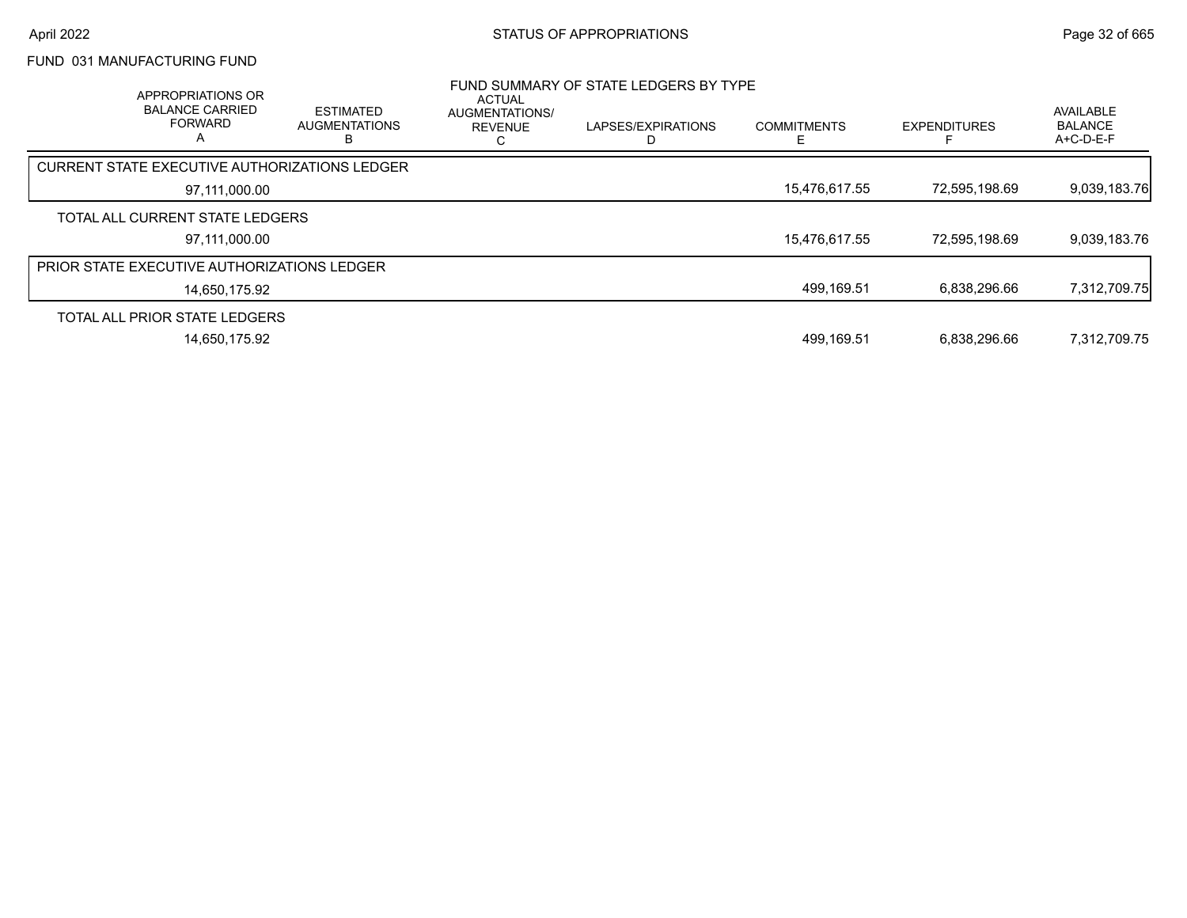FUND 031 MANUFACTURING FUND

FUND SUMMARY OF STATE LEDGERS BY TYPE

| APPROPRIATIONS OR BALANCE CARRIED FORWARD A | ESTIMATED AUGMENTATIONS B | ACTUAL AUGMENTATIONS/ REVENUE C | LAPSES/EXPIRATIONS D | COMMITMENTS E | EXPENDITURES F | AVAILABLE BALANCE A+C-D-E-F |
|---|---|---|---|---|---|---|
| CURRENT STATE EXECUTIVE AUTHORIZATIONS LEDGER | | | | | | |
| 97,111,000.00 | | | | 15,476,617.55 | 72,595,198.69 | 9,039,183.76 |
| TOTAL ALL CURRENT STATE LEDGERS | | | | | | |
| 97,111,000.00 | | | | 15,476,617.55 | 72,595,198.69 | 9,039,183.76 |
| PRIOR STATE EXECUTIVE AUTHORIZATIONS LEDGER | | | | | | |
| 14,650,175.92 | | | | 499,169.51 | 6,838,296.66 | 7,312,709.75 |
| TOTAL ALL PRIOR STATE LEDGERS | | | | | | |
| 14,650,175.92 | | | | 499,169.51 | 6,838,296.66 | 7,312,709.75 |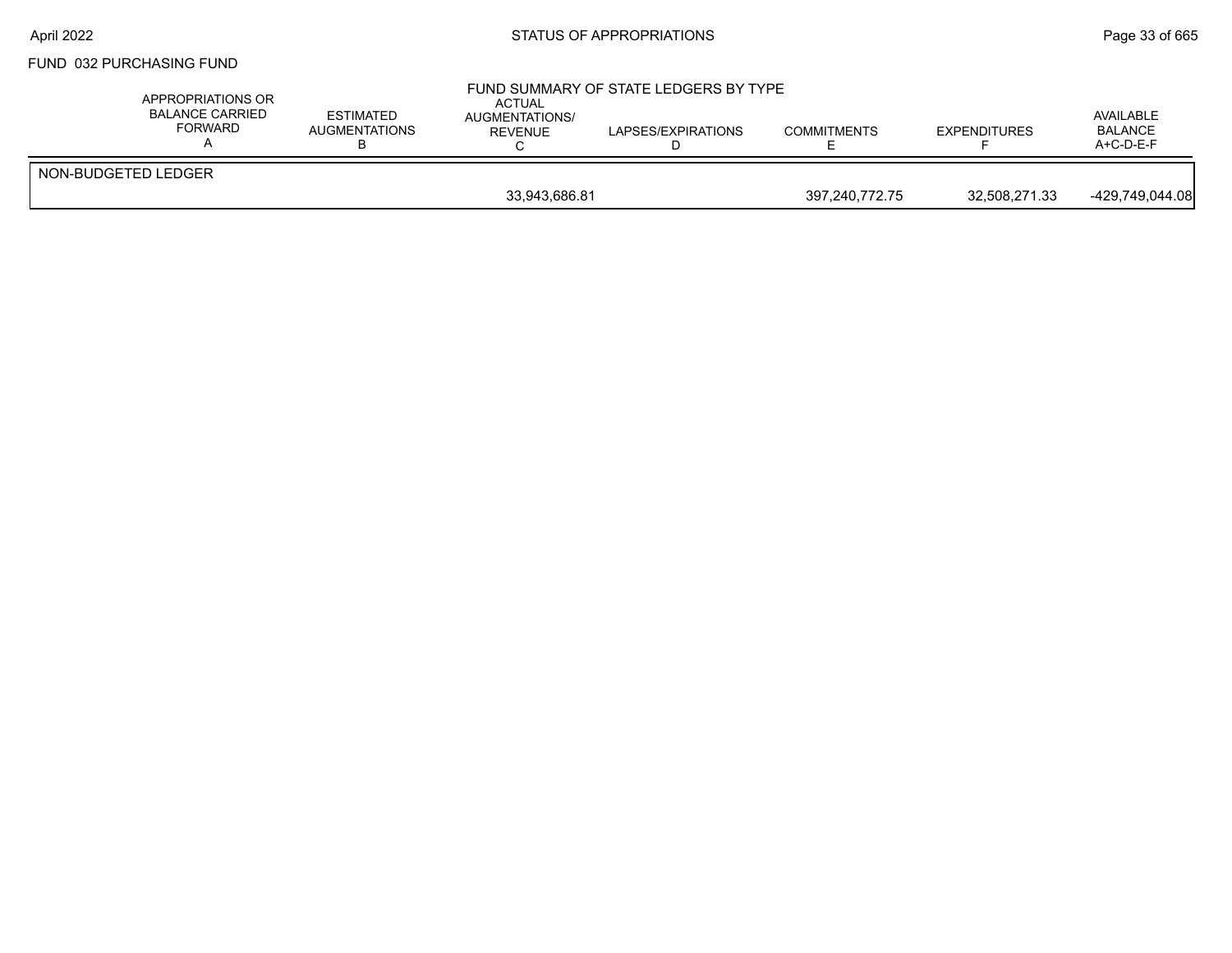FUND 032 PURCHASING FUND

FUND SUMMARY OF STATE LEDGERS BY TYPE

| | APPROPRIATIONS OR BALANCE CARRIED FORWARD A | ESTIMATED AUGMENTATIONS B | ACTUAL AUGMENTATIONS/ REVENUE C | LAPSES/EXPIRATIONS D | COMMITMENTS E | EXPENDITURES F | AVAILABLE BALANCE A+C-D-E-F |
|---|---|---|---|---|---|---|---|
| NON-BUDGETED LEDGER | | | | | | | |
| | | | 33,943,686.81 | | 397,240,772.75 | 32,508,271.33 | -429,749,044.08 |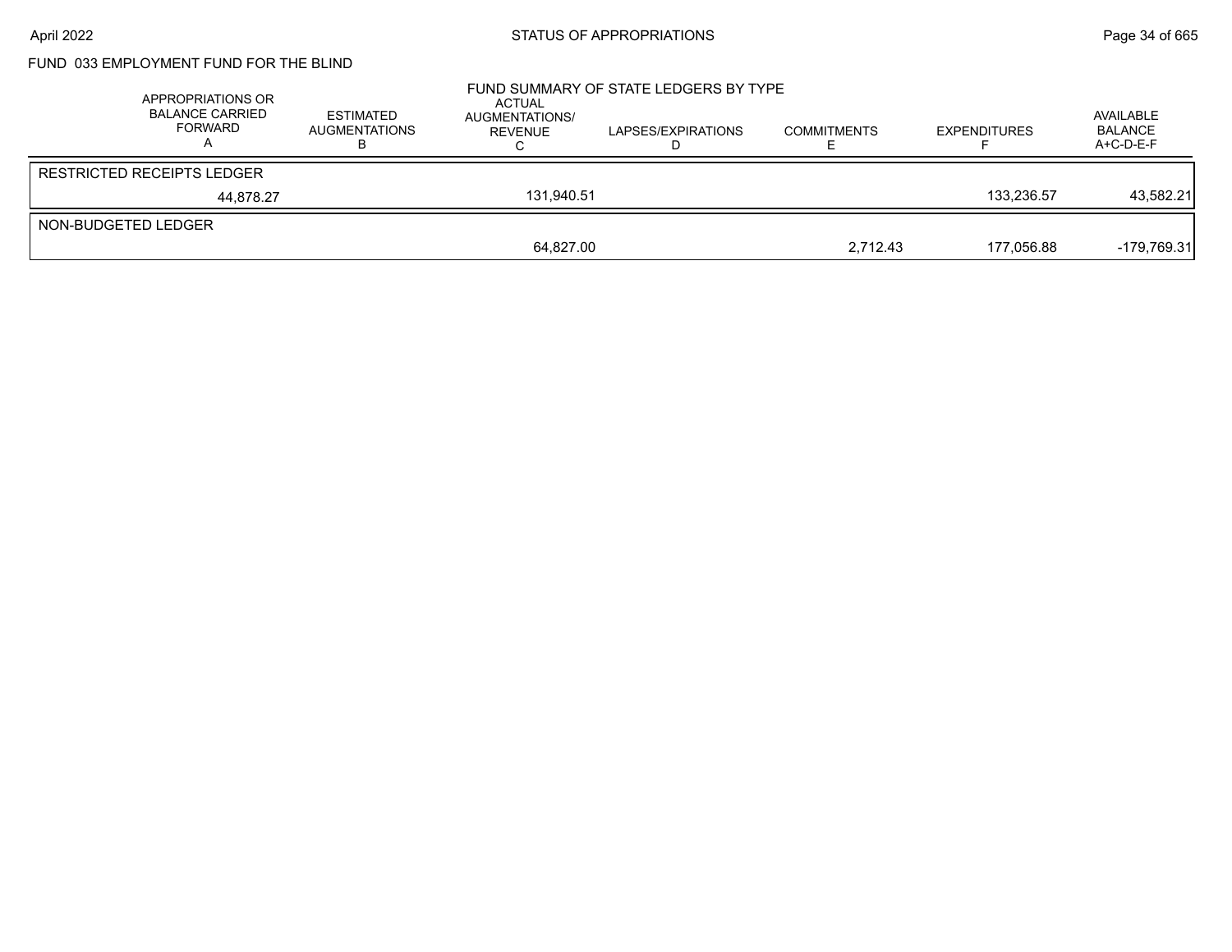# FUND 033 EMPLOYMENT FUND FOR THE BLIND

## FUND SUMMARY OF STATE LEDGERS BY TYPE

| APPROPRIATIONS OR BALANCE CARRIED FORWARD A | ESTIMATED AUGMENTATIONS B | ACTUAL AUGMENTATIONS/ REVENUE C | LAPSES/EXPIRATIONS D | COMMITMENTS E | EXPENDITURES F | AVAILABLE BALANCE A+C-D-E-F |
|---|---|---|---|---|---|---|
| RESTRICTED RECEIPTS LEDGER | | | | | | |
| 44,878.27 | | 131,940.51 | | | 133,236.57 | 43,582.21 |
| NON-BUDGETED LEDGER | | | | | | |
| | | 64,827.00 | | 2,712.43 | 177,056.88 | -179,769.31 |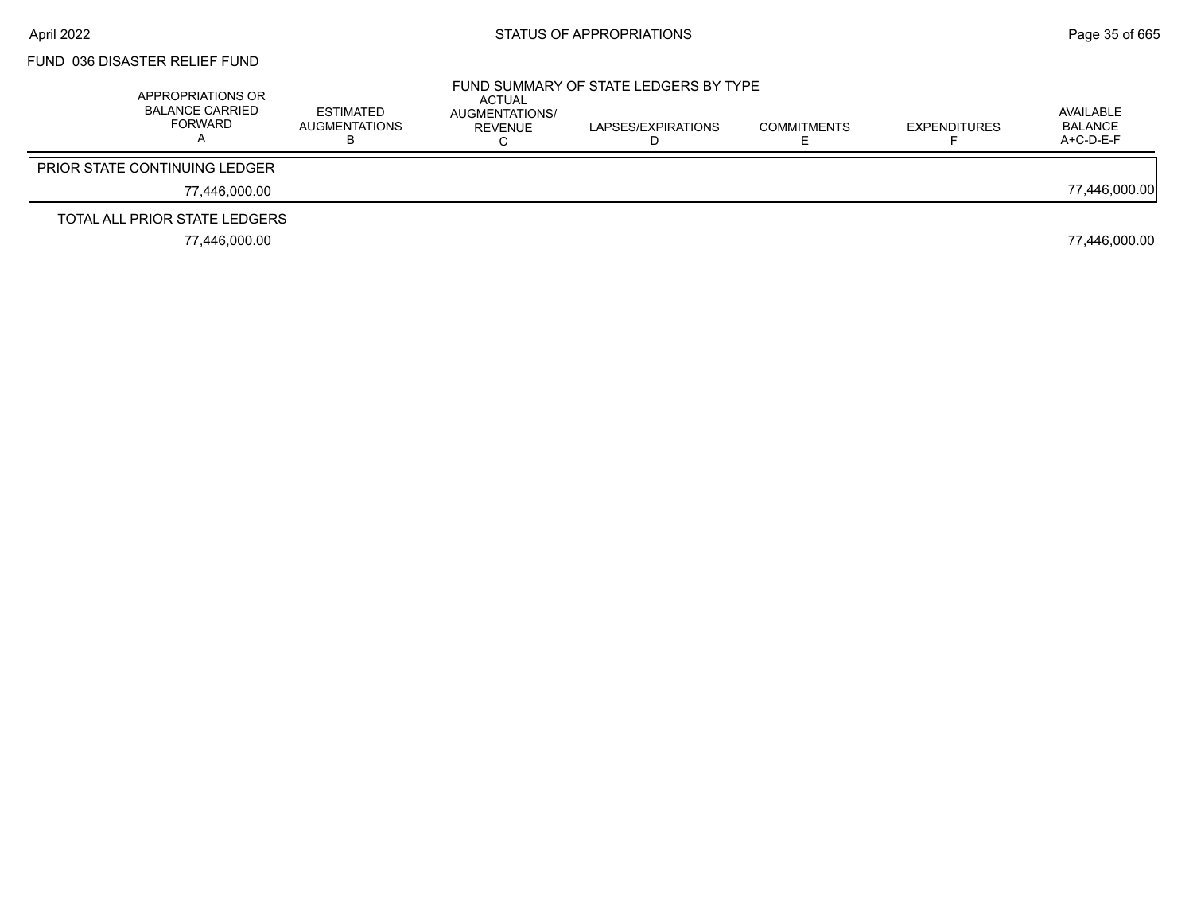# FUND 036 DISASTER RELIEF FUND

## FUND SUMMARY OF STATE LEDGERS BY TYPE

| APPROPRIATIONS OR BALANCE CARRIED FORWARD A | ESTIMATED AUGMENTATIONS B | ACTUAL AUGMENTATIONS/ REVENUE C | LAPSES/EXPIRATIONS D | COMMITMENTS E | EXPENDITURES F | AVAILABLE BALANCE A+C-D-E-F |
|---|---|---|---|---|---|---|
| **PRIOR STATE CONTINUING LEDGER** | | | | | | |
| 77,446,000.00 | | | | | | 77,446,000.00 |
| **TOTAL ALL PRIOR STATE LEDGERS** | | | | | | |
| 77,446,000.00 | | | | | | 77,446,000.00 |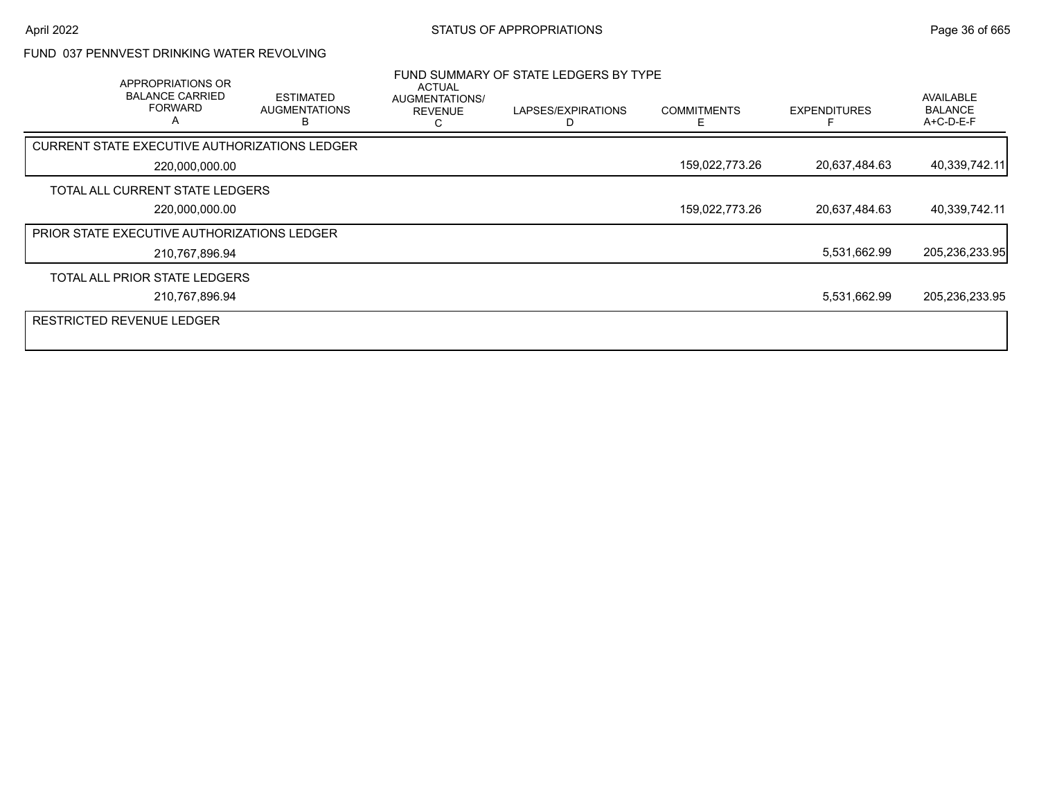## FUND 037 PENNVEST DRINKING WATER REVOLVING

### FUND SUMMARY OF STATE LEDGERS BY TYPE

| APPROPRIATIONS OR BALANCE CARRIED FORWARD A | ESTIMATED AUGMENTATIONS B | ACTUAL AUGMENTATIONS/ REVENUE C | LAPSES/EXPIRATIONS D | COMMITMENTS E | EXPENDITURES F | AVAILABLE BALANCE A+C-D-E-F |
|---|---|---|---|---|---|---|
| **CURRENT STATE EXECUTIVE AUTHORIZATIONS LEDGER** | | | | | | |
| 220,000,000.00 | | | | 159,022,773.26 | 20,637,484.63 | 40,339,742.11 |
| **TOTAL ALL CURRENT STATE LEDGERS** | | | | | | |
| 220,000,000.00 | | | | 159,022,773.26 | 20,637,484.63 | 40,339,742.11 |
| **PRIOR STATE EXECUTIVE AUTHORIZATIONS LEDGER** | | | | | | |
| 210,767,896.94 | | | | | 5,531,662.99 | 205,236,233.95 |
| **TOTAL ALL PRIOR STATE LEDGERS** | | | | | | |
| 210,767,896.94 | | | | | 5,531,662.99 | 205,236,233.95 |
| **RESTRICTED REVENUE LEDGER** | | | | | | |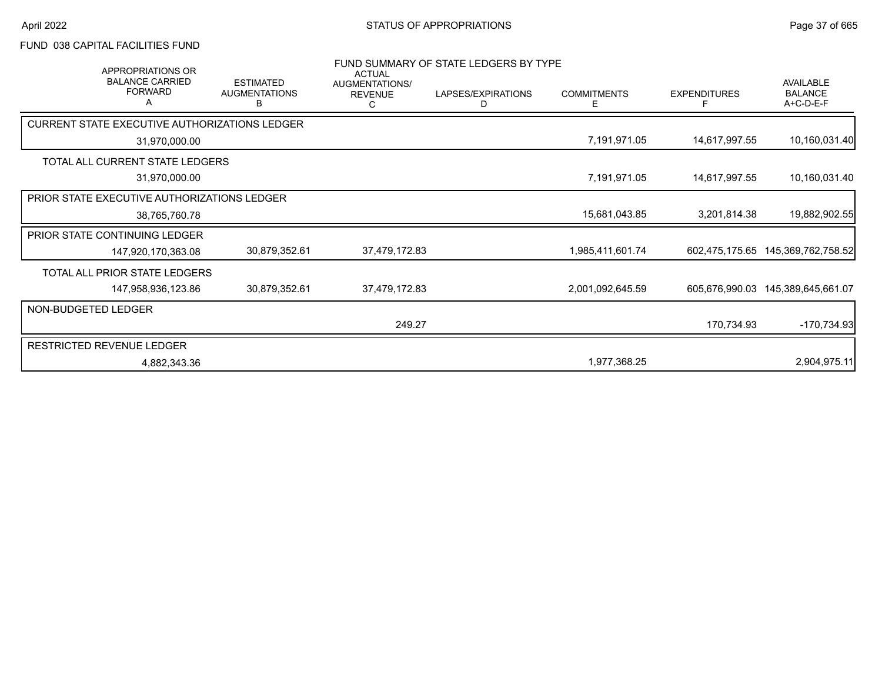FUND 038 CAPITAL FACILITIES FUND

FUND SUMMARY OF STATE LEDGERS BY TYPE

| APPROPRIATIONS OR BALANCE CARRIED FORWARD A | ESTIMATED AUGMENTATIONS B | ACTUAL AUGMENTATIONS/ REVENUE C | LAPSES/EXPIRATIONS D | COMMITMENTS E | EXPENDITURES F | AVAILABLE BALANCE A+C-D-E-F |
|---|---|---|---|---|---|---|
| CURRENT STATE EXECUTIVE AUTHORIZATIONS LEDGER | | | | | | |
| 31,970,000.00 | | | | 7,191,971.05 | 14,617,997.55 | 10,160,031.40 |
| TOTAL ALL CURRENT STATE LEDGERS | | | | | | |
| 31,970,000.00 | | | | 7,191,971.05 | 14,617,997.55 | 10,160,031.40 |
| PRIOR STATE EXECUTIVE AUTHORIZATIONS LEDGER | | | | | | |
| 38,765,760.78 | | | | 15,681,043.85 | 3,201,814.38 | 19,882,902.55 |
| PRIOR STATE CONTINUING LEDGER | | | | | | |
| 147,920,170,363.08 | 30,879,352.61 | 37,479,172.83 | | 1,985,411,601.74 | 602,475,175.65 | 145,369,762,758.52 |
| TOTAL ALL PRIOR STATE LEDGERS | | | | | | |
| 147,958,936,123.86 | 30,879,352.61 | 37,479,172.83 | | 2,001,092,645.59 | 605,676,990.03 | 145,389,645,661.07 |
| NON-BUDGETED LEDGER | | | | | | |
| | | 249.27 | | | 170,734.93 | -170,734.93 |
| RESTRICTED REVENUE LEDGER | | | | | | |
| 4,882,343.36 | | | | 1,977,368.25 | | 2,904,975.11 |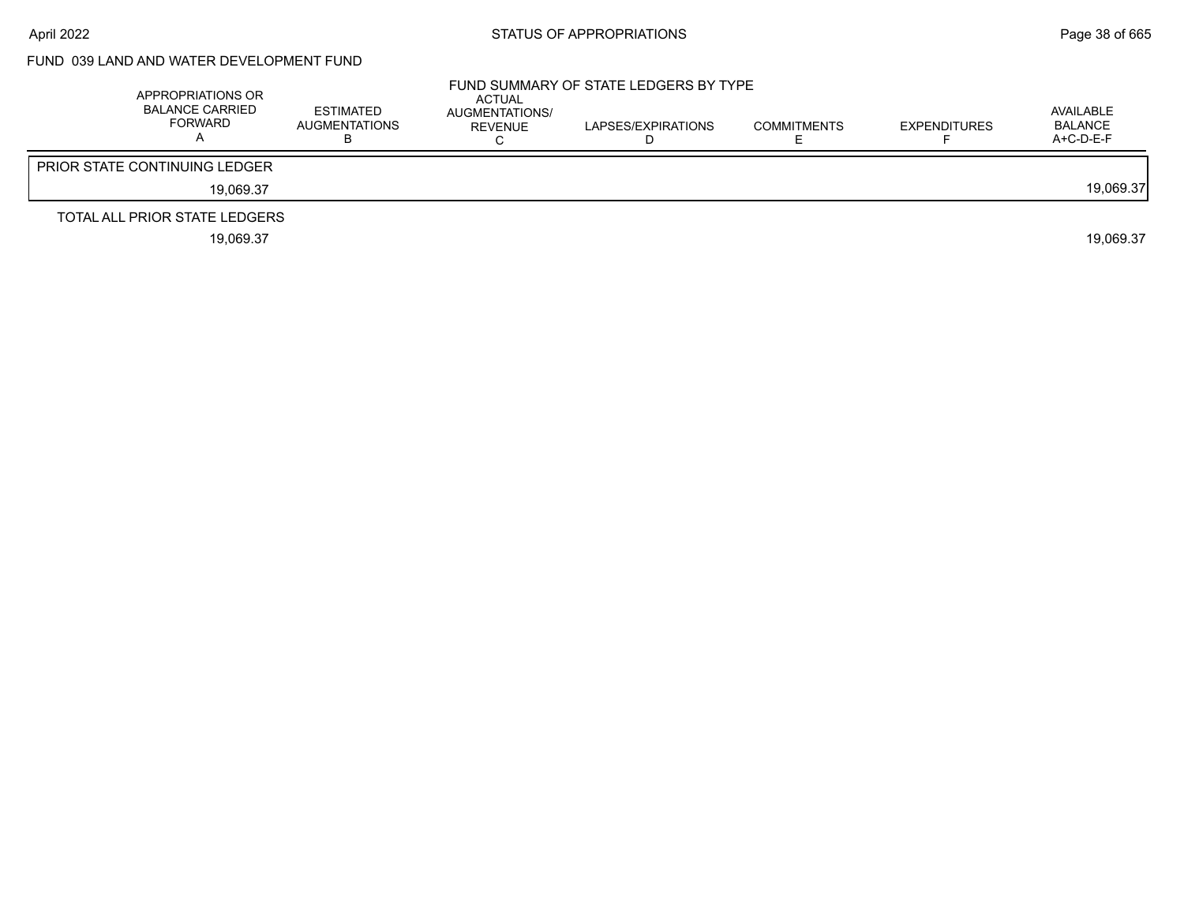## FUND 039 LAND AND WATER DEVELOPMENT FUND

### FUND SUMMARY OF STATE LEDGERS BY TYPE

| | APPROPRIATIONS OR BALANCE CARRIED FORWARD A | ESTIMATED AUGMENTATIONS B | ACTUAL AUGMENTATIONS/ REVENUE C | LAPSES/EXPIRATIONS D | COMMITMENTS E | EXPENDITURES F | AVAILABLE BALANCE A+C-D-E-F |
|---|---|---|---|---|---|---|---|
| PRIOR STATE CONTINUING LEDGER | | | | | | | |
| | 19,069.37 | | | | | | 19,069.37 |
| TOTAL ALL PRIOR STATE LEDGERS | | | | | | | |
| | 19,069.37 | | | | | | 19,069.37 |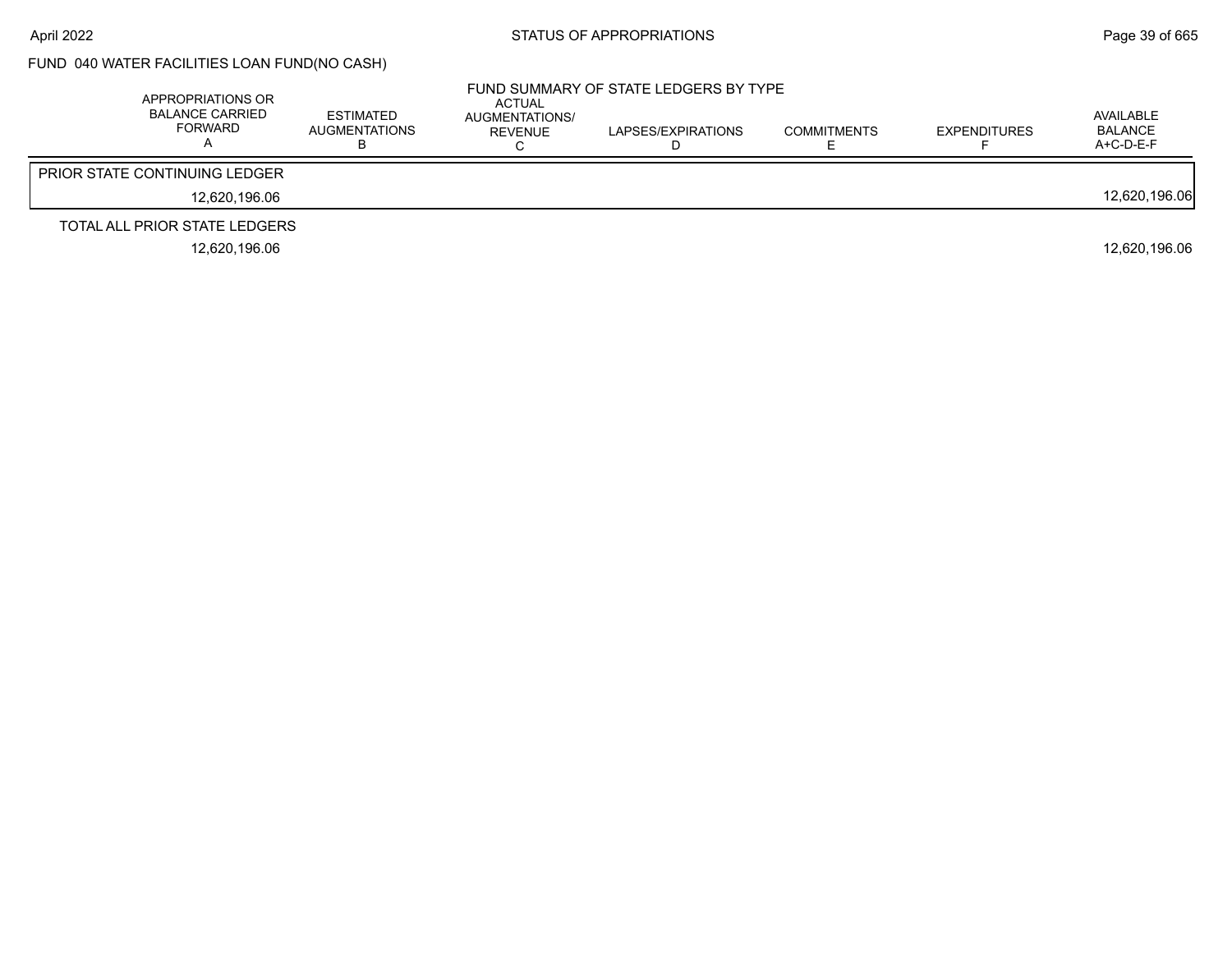## FUND 040 WATER FACILITIES LOAN FUND(NO CASH)

### FUND SUMMARY OF STATE LEDGERS BY TYPE

| APPROPRIATIONS OR BALANCE CARRIED FORWARD A | ESTIMATED AUGMENTATIONS B | ACTUAL AUGMENTATIONS/ REVENUE C | LAPSES/EXPIRATIONS D | COMMITMENTS E | EXPENDITURES F | AVAILABLE BALANCE A+C-D-E-F |
|---|---|---|---|---|---|---|
| PRIOR STATE CONTINUING LEDGER | | | | | | |
| 12,620,196.06 | | | | | | 12,620,196.06 |
| TOTAL ALL PRIOR STATE LEDGERS | | | | | | |
| 12,620,196.06 | | | | | | 12,620,196.06 |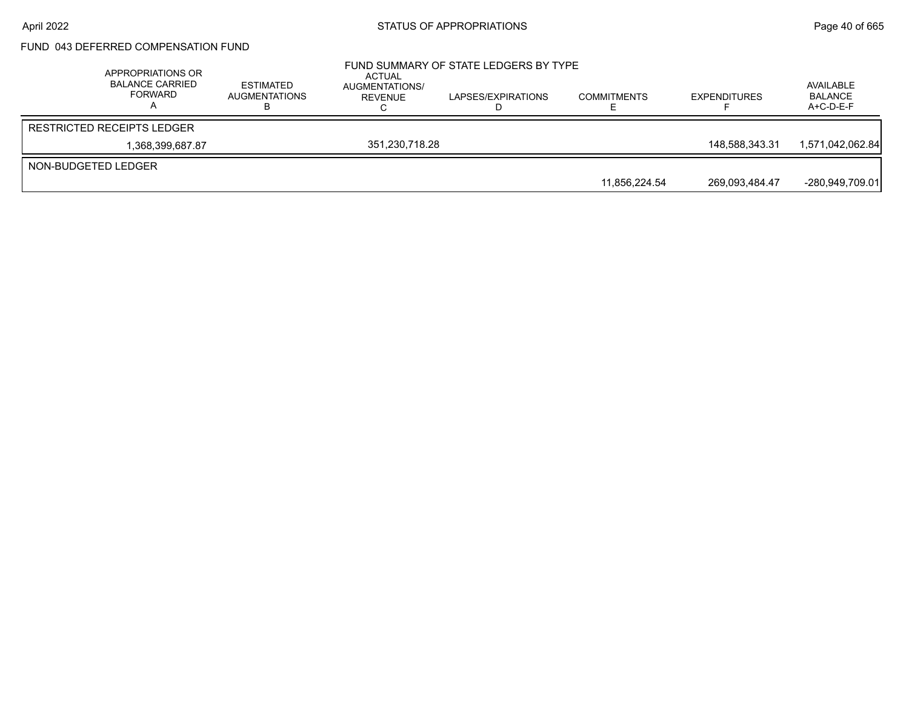## FUND 043 DEFERRED COMPENSATION FUND

FUND SUMMARY OF STATE LEDGERS BY TYPE

| APPROPRIATIONS OR BALANCE CARRIED FORWARD A | ESTIMATED AUGMENTATIONS B | ACTUAL AUGMENTATIONS/ REVENUE C | LAPSES/EXPIRATIONS D | COMMITMENTS E | EXPENDITURES F | AVAILABLE BALANCE A+C-D-E-F |
|---|---|---|---|---|---|---|
| RESTRICTED RECEIPTS LEDGER | | | | | | |
| 1,368,399,687.87 | | 351,230,718.28 | | | 148,588,343.31 | 1,571,042,062.84 |
| NON-BUDGETED LEDGER | | | | | | |
| | | | | 11,856,224.54 | 269,093,484.47 | -280,949,709.01 |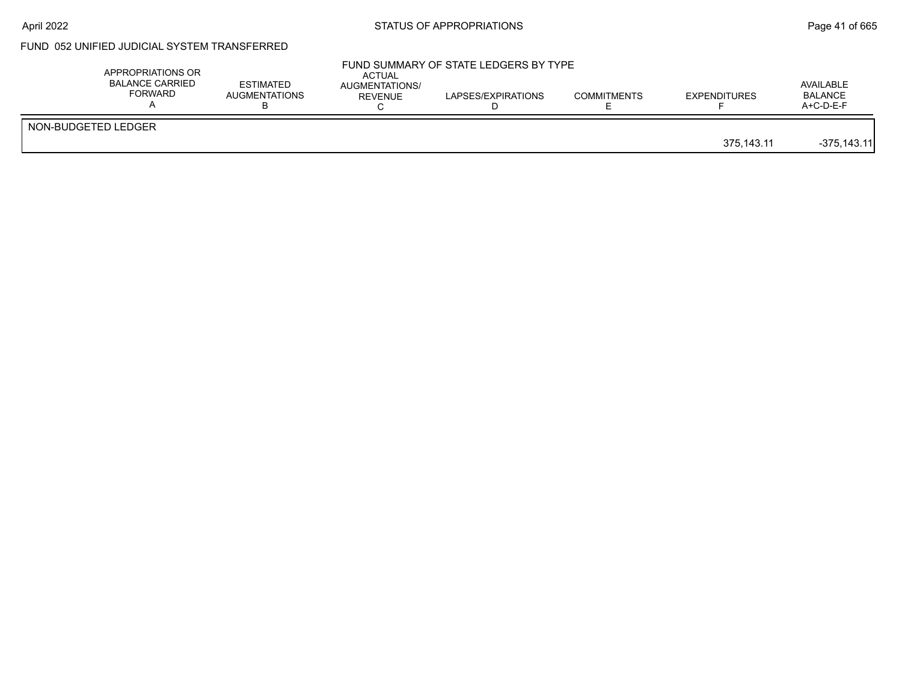FUND 052 UNIFIED JUDICIAL SYSTEM TRANSFERRED

FUND SUMMARY OF STATE LEDGERS BY TYPE

| | APPROPRIATIONS OR BALANCE CARRIED FORWARD A | ESTIMATED AUGMENTATIONS B | ACTUAL AUGMENTATIONS/ REVENUE C | LAPSES/EXPIRATIONS D | COMMITMENTS E | EXPENDITURES F | AVAILABLE BALANCE A+C-D-E-F |
|---|---|---|---|---|---|---|---|
| NON-BUDGETED LEDGER | | | | | | | |
| | | | | | | 375,143.11 | -375,143.11 |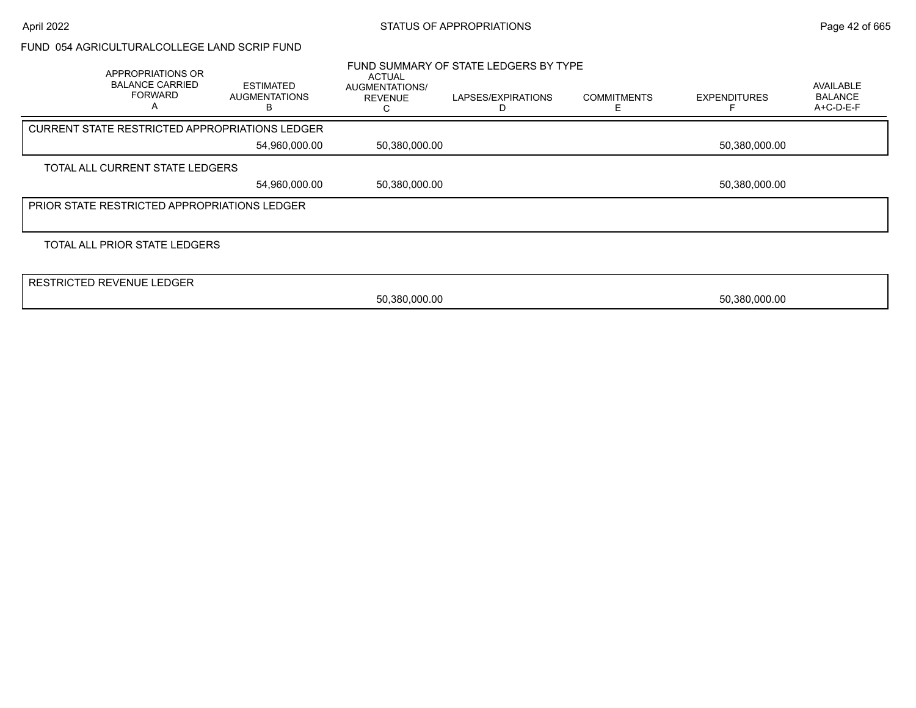FUND 054 AGRICULTURALCOLLEGE LAND SCRIP FUND

FUND SUMMARY OF STATE LEDGERS BY TYPE

| APPROPRIATIONS OR BALANCE CARRIED FORWARD A | ESTIMATED AUGMENTATIONS B | ACTUAL AUGMENTATIONS/ REVENUE C | LAPSES/EXPIRATIONS D | COMMITMENTS E | EXPENDITURES F | AVAILABLE BALANCE A+C-D-E-F |
|---|---|---|---|---|---|---|
| CURRENT STATE RESTRICTED APPROPRIATIONS LEDGER | | | | | | |
| | 54,960,000.00 | 50,380,000.00 | | | 50,380,000.00 | |
| TOTAL ALL CURRENT STATE LEDGERS | | | | | | |
| | 54,960,000.00 | 50,380,000.00 | | | 50,380,000.00 | |
| PRIOR STATE RESTRICTED APPROPRIATIONS LEDGER | | | | | | |
| TOTAL ALL PRIOR STATE LEDGERS | | | | | | |
| RESTRICTED REVENUE LEDGER | | | | | | |
| | | 50,380,000.00 | | | 50,380,000.00 | |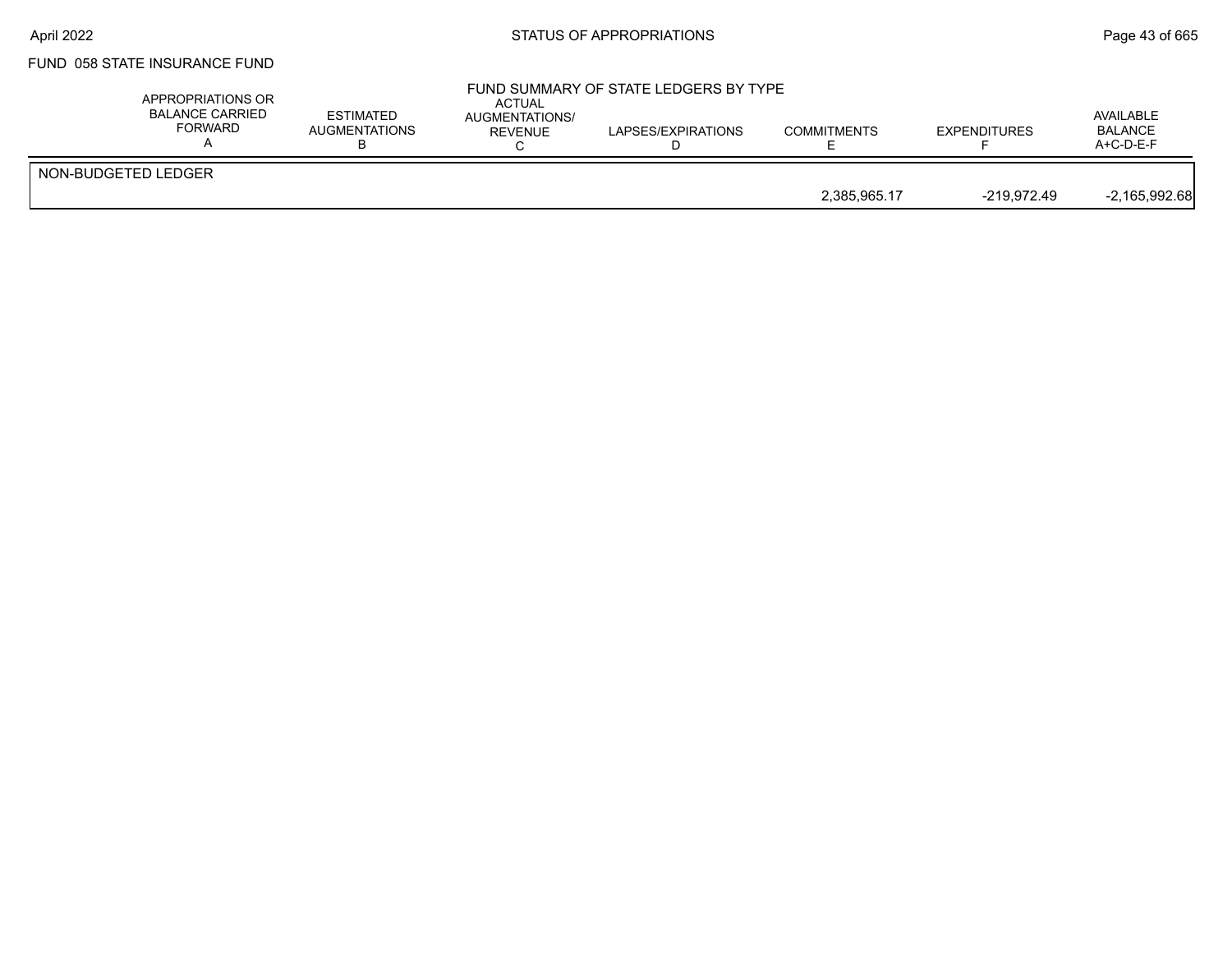FUND 058 STATE INSURANCE FUND

FUND SUMMARY OF STATE LEDGERS BY TYPE

| | APPROPRIATIONS OR BALANCE CARRIED FORWARD A | ESTIMATED AUGMENTATIONS B | ACTUAL AUGMENTATIONS/ REVENUE C | LAPSES/EXPIRATIONS D | COMMITMENTS E | EXPENDITURES F | AVAILABLE BALANCE A+C-D-E-F |
|---|---|---|---|---|---|---|---|
| NON-BUDGETED LEDGER | | | | | | | |
| | | | | | 2,385,965.17 | -219,972.49 | -2,165,992.68 |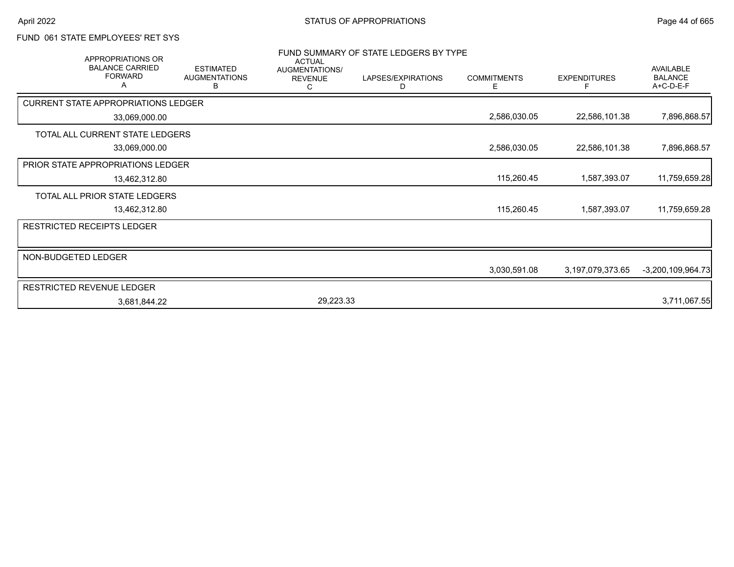FUND 061 STATE EMPLOYEES' RET SYS

## FUND SUMMARY OF STATE LEDGERS BY TYPE

| APPROPRIATIONS OR BALANCE CARRIED FORWARD A | ESTIMATED AUGMENTATIONS B | ACTUAL AUGMENTATIONS/ REVENUE C | LAPSES/EXPIRATIONS D | COMMITMENTS E | EXPENDITURES F | AVAILABLE BALANCE A+C-D-E-F |
|---|---|---|---|---|---|---|
| CURRENT STATE APPROPRIATIONS LEDGER | | | | | | |
| 33,069,000.00 | | | | 2,586,030.05 | 22,586,101.38 | 7,896,868.57 |
| TOTAL ALL CURRENT STATE LEDGERS | | | | | | |
| 33,069,000.00 | | | | 2,586,030.05 | 22,586,101.38 | 7,896,868.57 |
| PRIOR STATE APPROPRIATIONS LEDGER | | | | | | |
| 13,462,312.80 | | | | 115,260.45 | 1,587,393.07 | 11,759,659.28 |
| TOTAL ALL PRIOR STATE LEDGERS | | | | | | |
| 13,462,312.80 | | | | 115,260.45 | 1,587,393.07 | 11,759,659.28 |
| RESTRICTED RECEIPTS LEDGER | | | | | | |
| NON-BUDGETED LEDGER | | | | | | |
| | | | | 3,030,591.08 | 3,197,079,373.65 | -3,200,109,964.73 |
| RESTRICTED REVENUE LEDGER | | | | | | |
| 3,681,844.22 | | 29,223.33 | | | | 3,711,067.55 |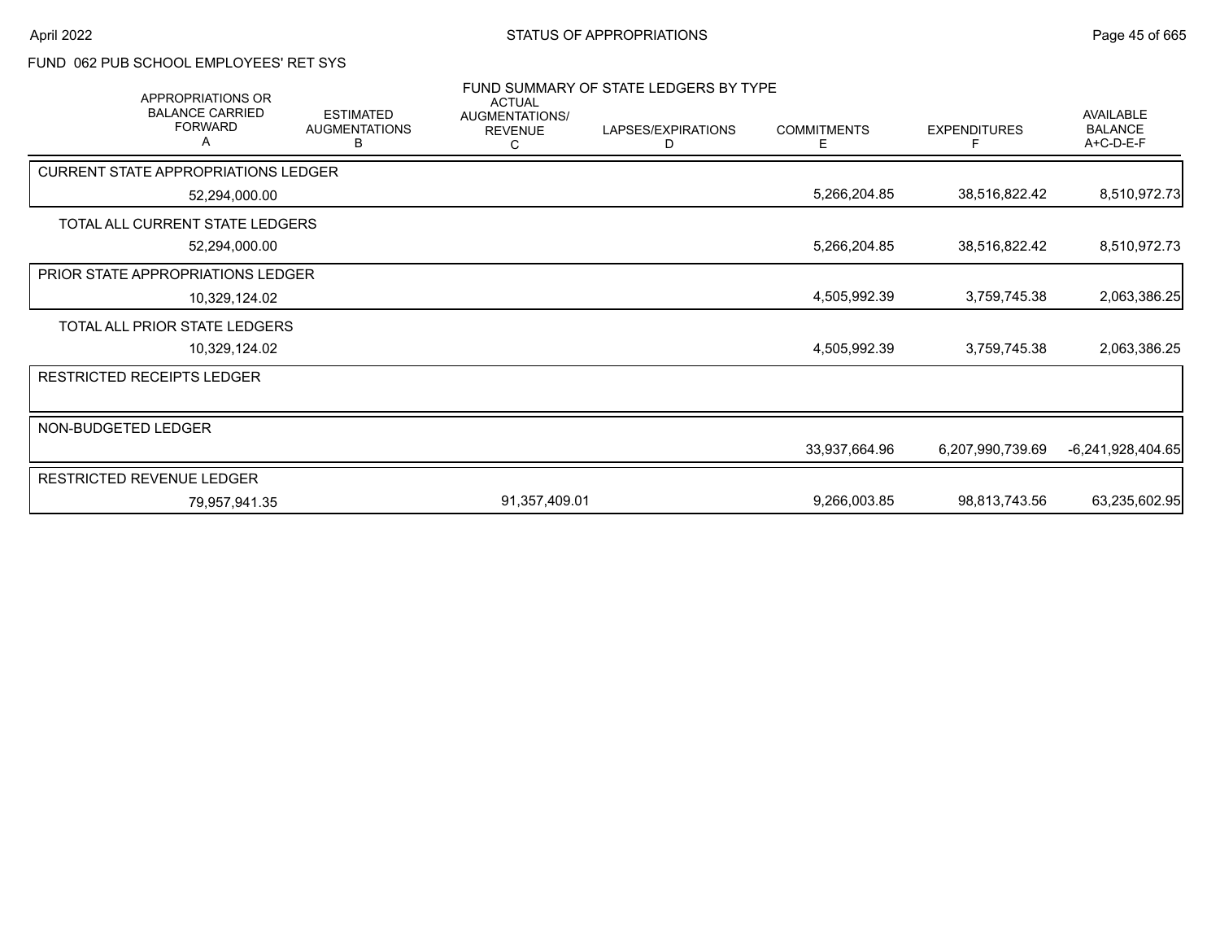FUND 062 PUB SCHOOL EMPLOYEES' RET SYS

## FUND SUMMARY OF STATE LEDGERS BY TYPE

| APPROPRIATIONS OR BALANCE CARRIED FORWARD A | ESTIMATED AUGMENTATIONS B | ACTUAL AUGMENTATIONS/ REVENUE C | LAPSES/EXPIRATIONS D | COMMITMENTS E | EXPENDITURES F | AVAILABLE BALANCE A+C-D-E-F |
|---|---|---|---|---|---|---|
| **CURRENT STATE APPROPRIATIONS LEDGER** | | | | | | |
| 52,294,000.00 | | | | 5,266,204.85 | 38,516,822.42 | 8,510,972.73 |
| **TOTAL ALL CURRENT STATE LEDGERS** | | | | | | |
| 52,294,000.00 | | | | 5,266,204.85 | 38,516,822.42 | 8,510,972.73 |
| **PRIOR STATE APPROPRIATIONS LEDGER** | | | | | | |
| 10,329,124.02 | | | | 4,505,992.39 | 3,759,745.38 | 2,063,386.25 |
| **TOTAL ALL PRIOR STATE LEDGERS** | | | | | | |
| 10,329,124.02 | | | | 4,505,992.39 | 3,759,745.38 | 2,063,386.25 |
| **RESTRICTED RECEIPTS LEDGER** | | | | | | |
| **NON-BUDGETED LEDGER** | | | | | | |
| | | | | 33,937,664.96 | 6,207,990,739.69 | -6,241,928,404.65 |
| **RESTRICTED REVENUE LEDGER** | | | | | | |
| 79,957,941.35 | | 91,357,409.01 | | 9,266,003.85 | 98,813,743.56 | 63,235,602.95 |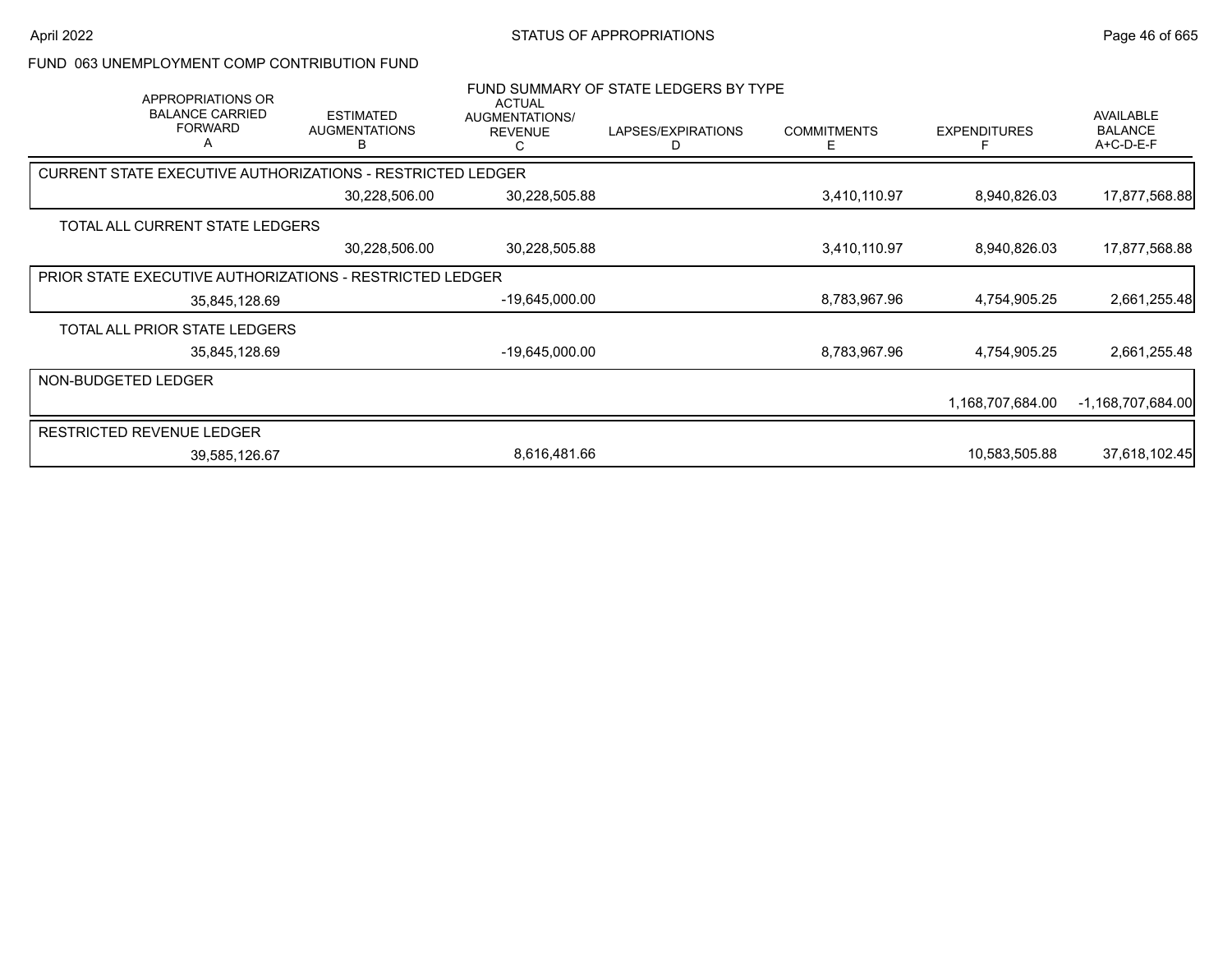# FUND 063 UNEMPLOYMENT COMP CONTRIBUTION FUND

## FUND SUMMARY OF STATE LEDGERS BY TYPE

| APPROPRIATIONS OR BALANCE CARRIED FORWARD A | ESTIMATED AUGMENTATIONS B | ACTUAL AUGMENTATIONS/ REVENUE C | LAPSES/EXPIRATIONS D | COMMITMENTS E | EXPENDITURES F | AVAILABLE BALANCE A+C-D-E-F |
|---|---|---|---|---|---|---|
| **CURRENT STATE EXECUTIVE AUTHORIZATIONS - RESTRICTED LEDGER** | | | | | | |
| | 30,228,506.00 | 30,228,505.88 | | 3,410,110.97 | 8,940,826.03 | 17,877,568.88 |
| **TOTAL ALL CURRENT STATE LEDGERS** | | | | | | |
| | 30,228,506.00 | 30,228,505.88 | | 3,410,110.97 | 8,940,826.03 | 17,877,568.88 |
| **PRIOR STATE EXECUTIVE AUTHORIZATIONS - RESTRICTED LEDGER** | | | | | | |
| 35,845,128.69 | | -19,645,000.00 | | 8,783,967.96 | 4,754,905.25 | 2,661,255.48 |
| **TOTAL ALL PRIOR STATE LEDGERS** | | | | | | |
| 35,845,128.69 | | -19,645,000.00 | | 8,783,967.96 | 4,754,905.25 | 2,661,255.48 |
| **NON-BUDGETED LEDGER** | | | | | | |
| | | | | | 1,168,707,684.00 | -1,168,707,684.00 |
| **RESTRICTED REVENUE LEDGER** | | | | | | |
| 39,585,126.67 | | 8,616,481.66 | | | 10,583,505.88 | 37,618,102.45 |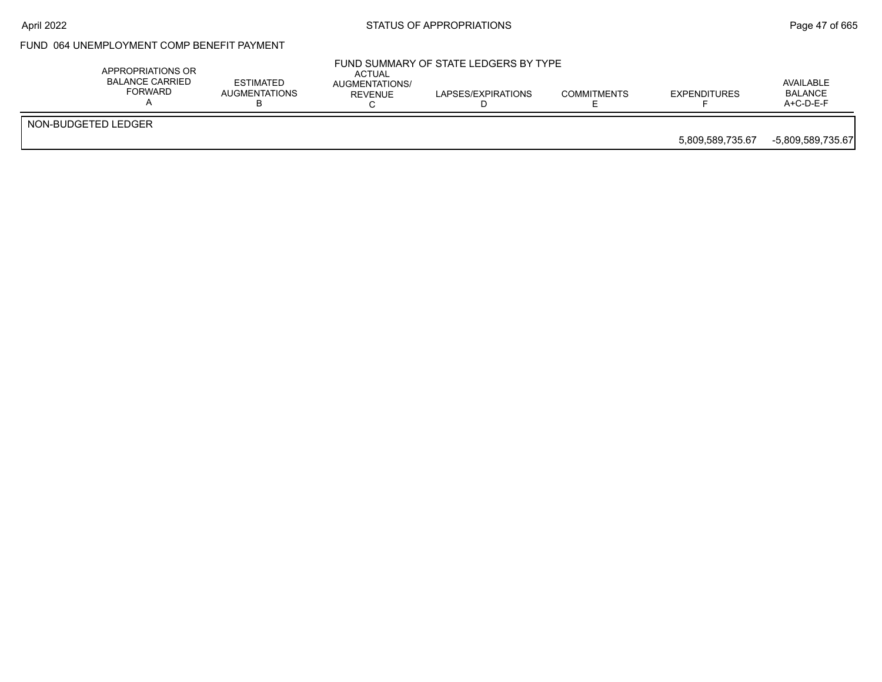FUND 064 UNEMPLOYMENT COMP BENEFIT PAYMENT

FUND SUMMARY OF STATE LEDGERS BY TYPE

| | APPROPRIATIONS OR BALANCE CARRIED FORWARD A | ESTIMATED AUGMENTATIONS B | ACTUAL AUGMENTATIONS/ REVENUE C | LAPSES/EXPIRATIONS D | COMMITMENTS E | EXPENDITURES F | AVAILABLE BALANCE A+C-D-E-F |
|---|---|---|---|---|---|---|---|
| NON-BUDGETED LEDGER | | | | | | | |
| | | | | | | 5,809,589,735.67 | -5,809,589,735.67 |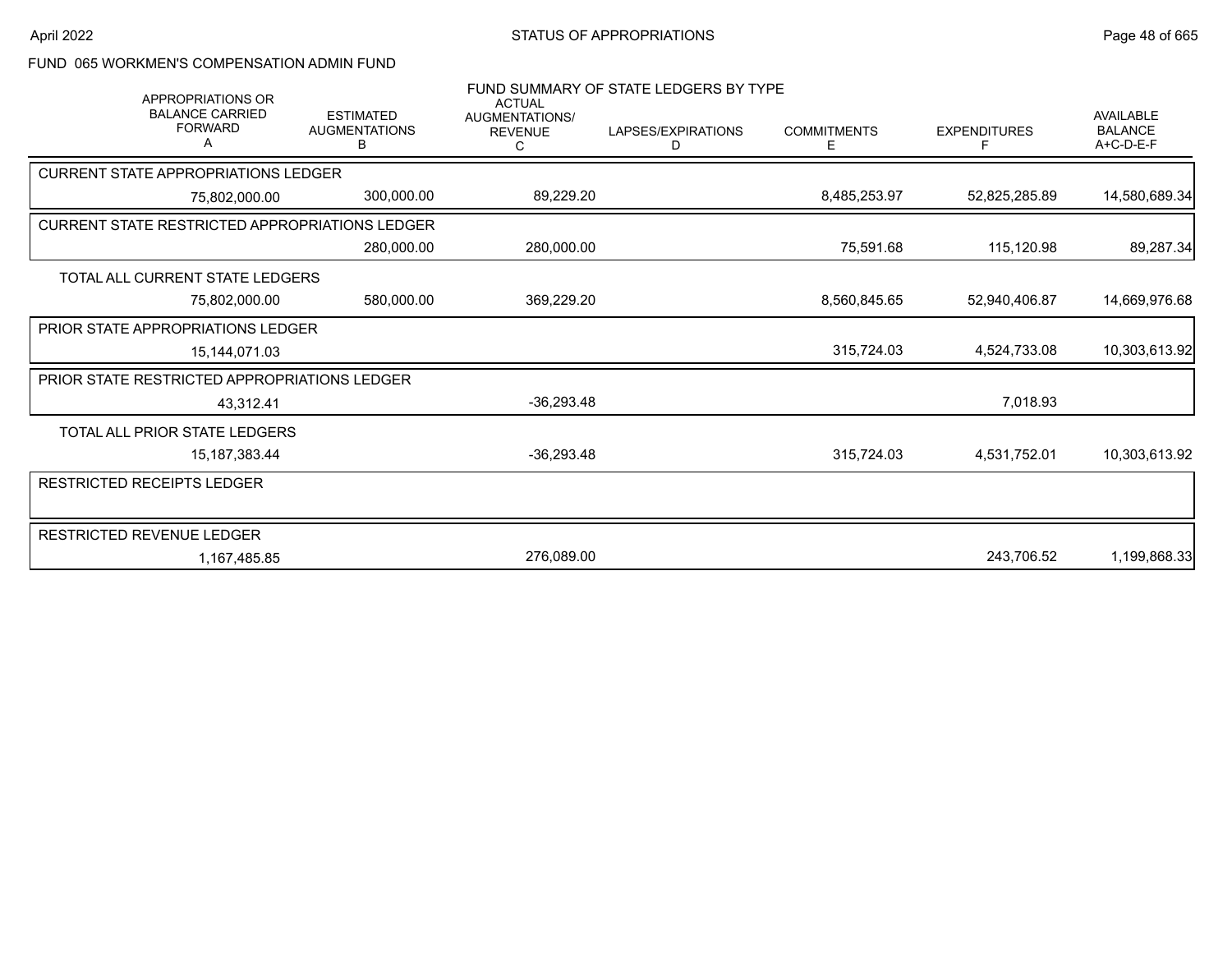FUND 065 WORKMEN'S COMPENSATION ADMIN FUND

FUND SUMMARY OF STATE LEDGERS BY TYPE

| APPROPRIATIONS OR BALANCE CARRIED FORWARD A | ESTIMATED AUGMENTATIONS B | ACTUAL AUGMENTATIONS/ REVENUE C | LAPSES/EXPIRATIONS D | COMMITMENTS E | EXPENDITURES F | AVAILABLE BALANCE A+C-D-E-F |
|---|---|---|---|---|---|---|
| **CURRENT STATE APPROPRIATIONS LEDGER** | | | | | | |
| 75,802,000.00 | 300,000.00 | 89,229.20 | | 8,485,253.97 | 52,825,285.89 | 14,580,689.34 |
| **CURRENT STATE RESTRICTED APPROPRIATIONS LEDGER** | | | | | | |
| | 280,000.00 | 280,000.00 | | 75,591.68 | 115,120.98 | 89,287.34 |
| **TOTAL ALL CURRENT STATE LEDGERS** | | | | | | |
| 75,802,000.00 | 580,000.00 | 369,229.20 | | 8,560,845.65 | 52,940,406.87 | 14,669,976.68 |
| **PRIOR STATE APPROPRIATIONS LEDGER** | | | | | | |
| 15,144,071.03 | | | | 315,724.03 | 4,524,733.08 | 10,303,613.92 |
| **PRIOR STATE RESTRICTED APPROPRIATIONS LEDGER** | | | | | | |
| 43,312.41 | | -36,293.48 | | | 7,018.93 | |
| **TOTAL ALL PRIOR STATE LEDGERS** | | | | | | |
| 15,187,383.44 | | -36,293.48 | | 315,724.03 | 4,531,752.01 | 10,303,613.92 |
| **RESTRICTED RECEIPTS LEDGER** | | | | | | |
| | | | | | | |
| **RESTRICTED REVENUE LEDGER** | | | | | | |
| 1,167,485.85 | | 276,089.00 | | | 243,706.52 | 1,199,868.33 |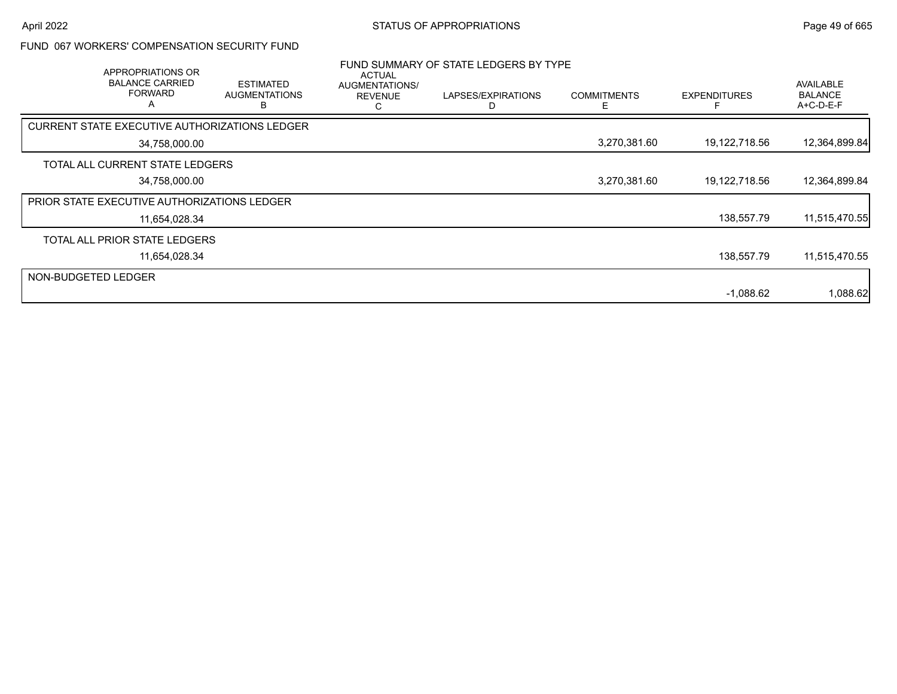FUND 067 WORKERS' COMPENSATION SECURITY FUND

FUND SUMMARY OF STATE LEDGERS BY TYPE

| APPROPRIATIONS OR BALANCE CARRIED FORWARD A | ESTIMATED AUGMENTATIONS B | ACTUAL AUGMENTATIONS/ REVENUE C | LAPSES/EXPIRATIONS D | COMMITMENTS E | EXPENDITURES F | AVAILABLE BALANCE A+C-D-E-F |
|---|---|---|---|---|---|---|
| CURRENT STATE EXECUTIVE AUTHORIZATIONS LEDGER | | | | | | |
| 34,758,000.00 | | | | 3,270,381.60 | 19,122,718.56 | 12,364,899.84 |
| TOTAL ALL CURRENT STATE LEDGERS | | | | | | |
| 34,758,000.00 | | | | 3,270,381.60 | 19,122,718.56 | 12,364,899.84 |
| PRIOR STATE EXECUTIVE AUTHORIZATIONS LEDGER | | | | | | |
| 11,654,028.34 | | | | | 138,557.79 | 11,515,470.55 |
| TOTAL ALL PRIOR STATE LEDGERS | | | | | | |
| 11,654,028.34 | | | | | 138,557.79 | 11,515,470.55 |
| NON-BUDGETED LEDGER | | | | | | |
| | | | | | -1,088.62 | 1,088.62 |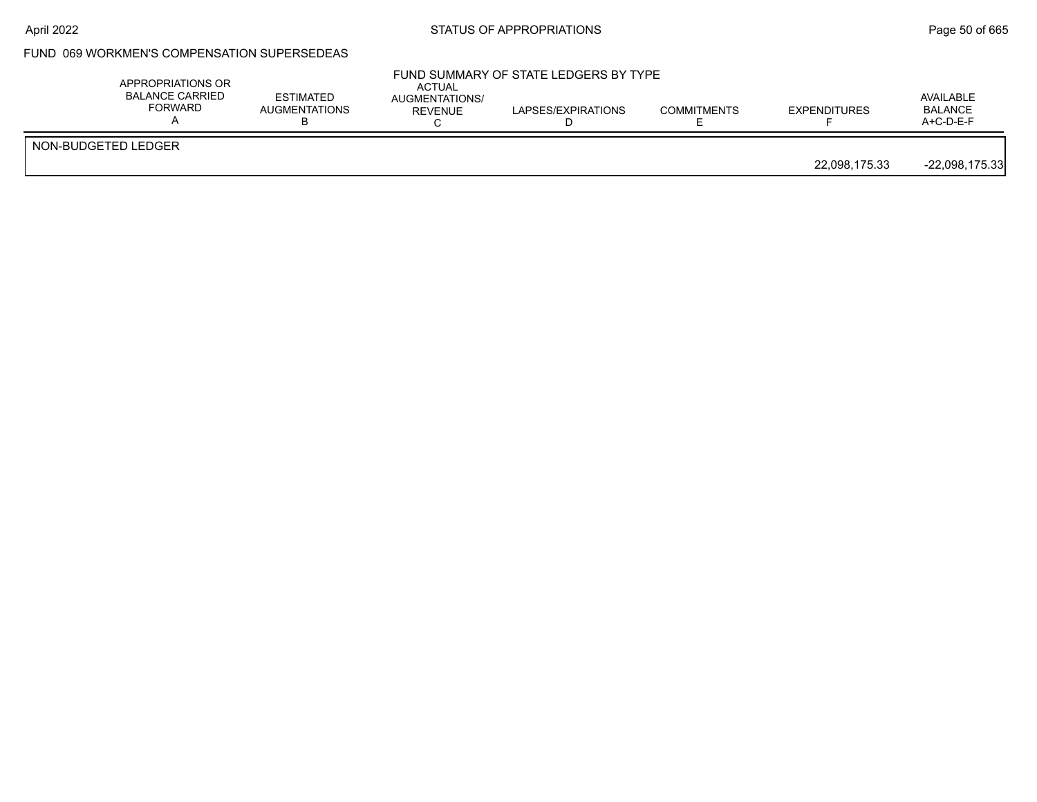## FUND 069 WORKMEN'S COMPENSATION SUPERSEDEAS

### FUND SUMMARY OF STATE LEDGERS BY TYPE

| | APPROPRIATIONS OR BALANCE CARRIED FORWARD A | ESTIMATED AUGMENTATIONS B | ACTUAL AUGMENTATIONS/ REVENUE C | LAPSES/EXPIRATIONS D | COMMITMENTS E | EXPENDITURES F | AVAILABLE BALANCE A+C-D-E-F |
|---|---|---|---|---|---|---|---|
| NON-BUDGETED LEDGER | | | | | | | |
| | | | | | | 22,098,175.33 | -22,098,175.33 |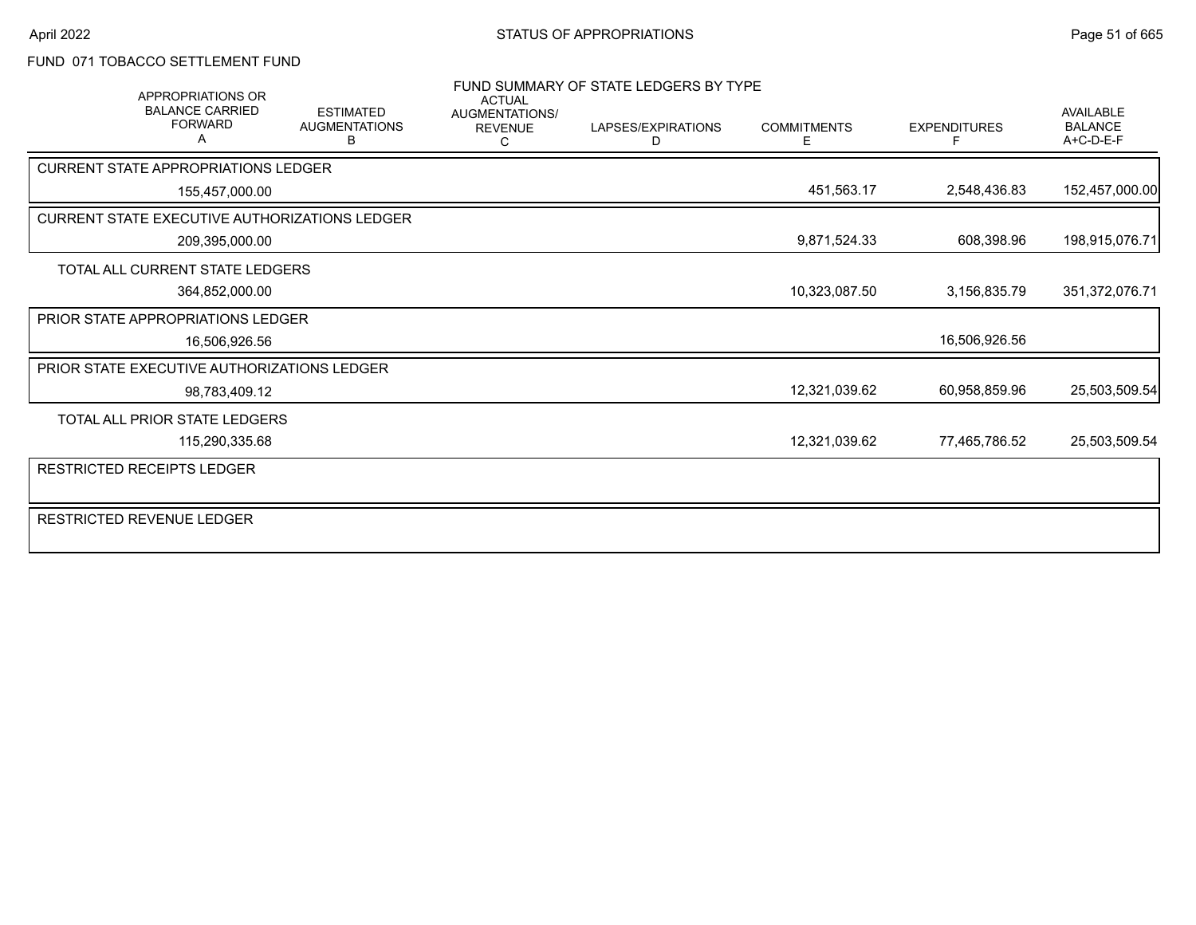# FUND 071 TOBACCO SETTLEMENT FUND

## FUND SUMMARY OF STATE LEDGERS BY TYPE

| | APPROPRIATIONS OR BALANCE CARRIED FORWARD A | ESTIMATED AUGMENTATIONS B | ACTUAL AUGMENTATIONS/ REVENUE C | LAPSES/EXPIRATIONS D | COMMITMENTS E | EXPENDITURES F | AVAILABLE BALANCE A+C-D-E-F |
|---|---|---|---|---|---|---|---|
| CURRENT STATE APPROPRIATIONS LEDGER | 155,457,000.00 | | | | 451,563.17 | 2,548,436.83 | 152,457,000.00 |
| CURRENT STATE EXECUTIVE AUTHORIZATIONS LEDGER | 209,395,000.00 | | | | 9,871,524.33 | 608,398.96 | 198,915,076.71 |
| TOTAL ALL CURRENT STATE LEDGERS | 364,852,000.00 | | | | 10,323,087.50 | 3,156,835.79 | 351,372,076.71 |
| PRIOR STATE APPROPRIATIONS LEDGER | 16,506,926.56 | | | | | 16,506,926.56 | |
| PRIOR STATE EXECUTIVE AUTHORIZATIONS LEDGER | 98,783,409.12 | | | | 12,321,039.62 | 60,958,859.96 | 25,503,509.54 |
| TOTAL ALL PRIOR STATE LEDGERS | 115,290,335.68 | | | | 12,321,039.62 | 77,465,786.52 | 25,503,509.54 |
| RESTRICTED RECEIPTS LEDGER | | | | | | | |
| RESTRICTED REVENUE LEDGER | | | | | | | |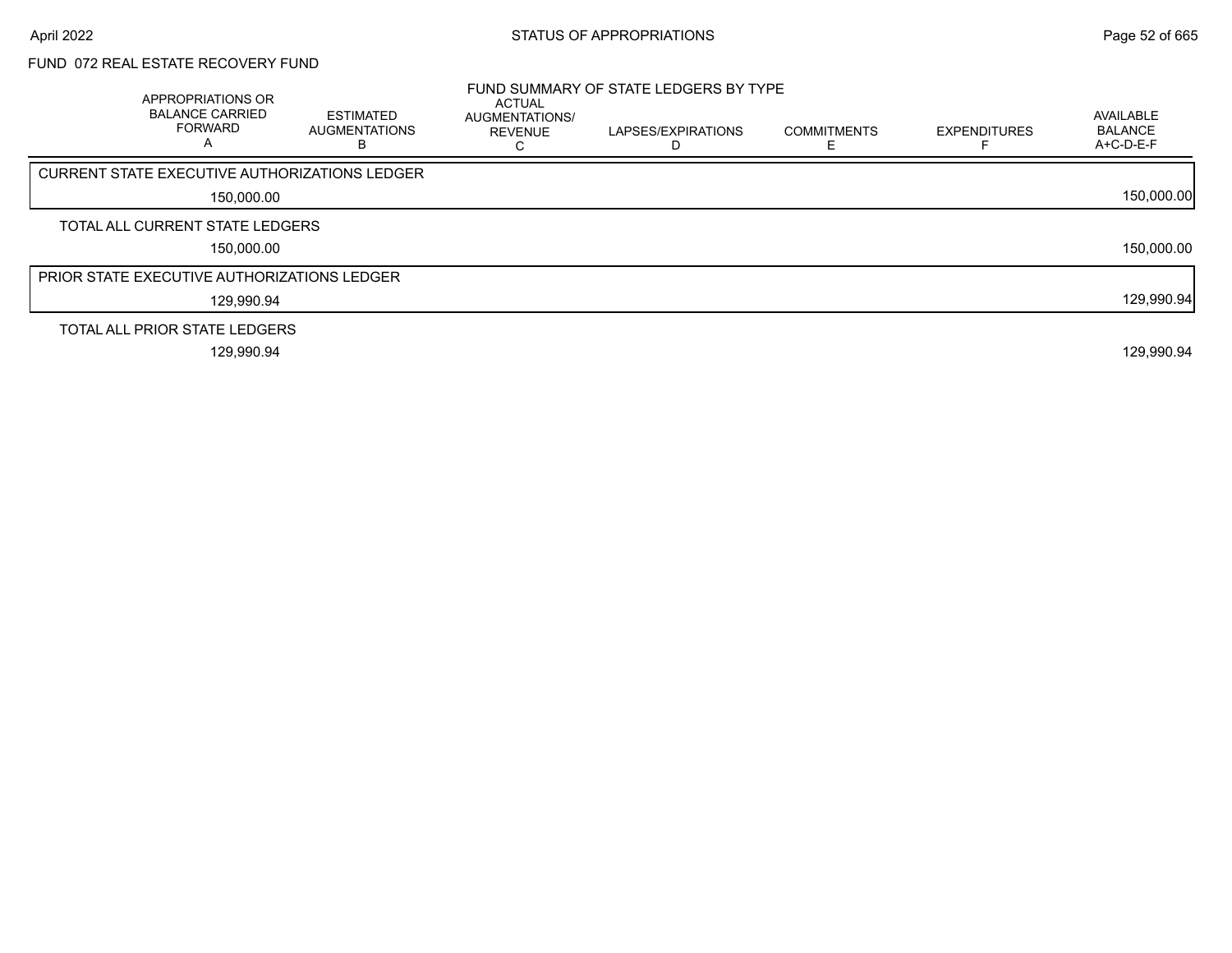## FUND 072 REAL ESTATE RECOVERY FUND

### FUND SUMMARY OF STATE LEDGERS BY TYPE

| APPROPRIATIONS OR BALANCE CARRIED FORWARD A | ESTIMATED AUGMENTATIONS B | ACTUAL AUGMENTATIONS/ REVENUE C | LAPSES/EXPIRATIONS D | COMMITMENTS E | EXPENDITURES F | AVAILABLE BALANCE A+C-D-E-F |
|---|---|---|---|---|---|---|
| CURRENT STATE EXECUTIVE AUTHORIZATIONS LEDGER | | | | | | |
| 150,000.00 | | | | | | 150,000.00 |
| TOTAL ALL CURRENT STATE LEDGERS | | | | | | |
| 150,000.00 | | | | | | 150,000.00 |
| PRIOR STATE EXECUTIVE AUTHORIZATIONS LEDGER | | | | | | |
| 129,990.94 | | | | | | 129,990.94 |
| TOTAL ALL PRIOR STATE LEDGERS | | | | | | |
| 129,990.94 | | | | | | 129,990.94 |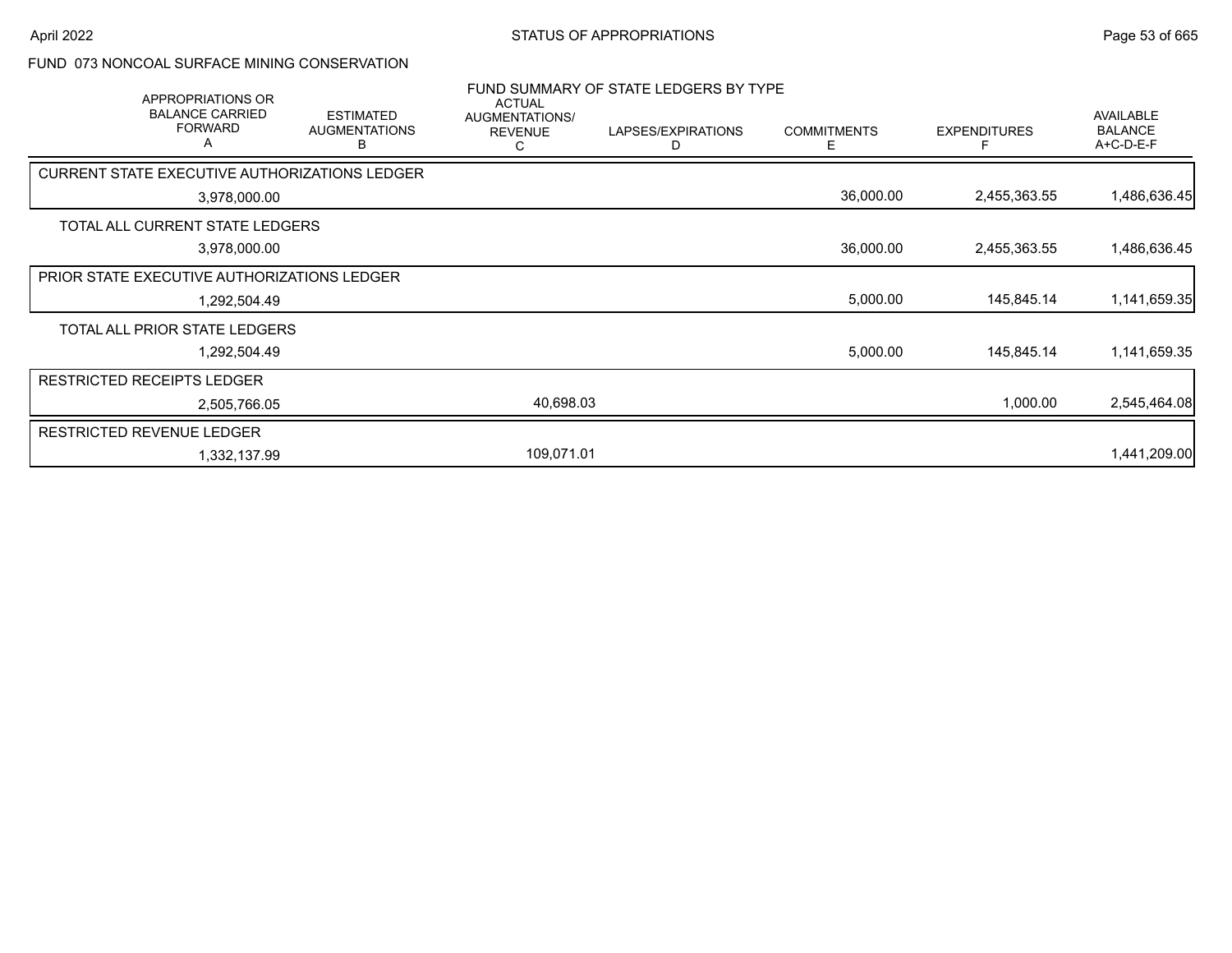FUND 073 NONCOAL SURFACE MINING CONSERVATION

FUND SUMMARY OF STATE LEDGERS BY TYPE

| APPROPRIATIONS OR BALANCE CARRIED FORWARD A | ESTIMATED AUGMENTATIONS B | ACTUAL AUGMENTATIONS/ REVENUE C | LAPSES/EXPIRATIONS D | COMMITMENTS E | EXPENDITURES F | AVAILABLE BALANCE A+C-D-E-F |
|---|---|---|---|---|---|---|
| CURRENT STATE EXECUTIVE AUTHORIZATIONS LEDGER | | | | | | |
| 3,978,000.00 | | | | 36,000.00 | 2,455,363.55 | 1,486,636.45 |
| TOTAL ALL CURRENT STATE LEDGERS | | | | | | |
| 3,978,000.00 | | | | 36,000.00 | 2,455,363.55 | 1,486,636.45 |
| PRIOR STATE EXECUTIVE AUTHORIZATIONS LEDGER | | | | | | |
| 1,292,504.49 | | | | 5,000.00 | 145,845.14 | 1,141,659.35 |
| TOTAL ALL PRIOR STATE LEDGERS | | | | | | |
| 1,292,504.49 | | | | 5,000.00 | 145,845.14 | 1,141,659.35 |
| RESTRICTED RECEIPTS LEDGER | | | | | | |
| 2,505,766.05 | | 40,698.03 | | | 1,000.00 | 2,545,464.08 |
| RESTRICTED REVENUE LEDGER | | | | | | |
| 1,332,137.99 | | 109,071.01 | | | | 1,441,209.00 |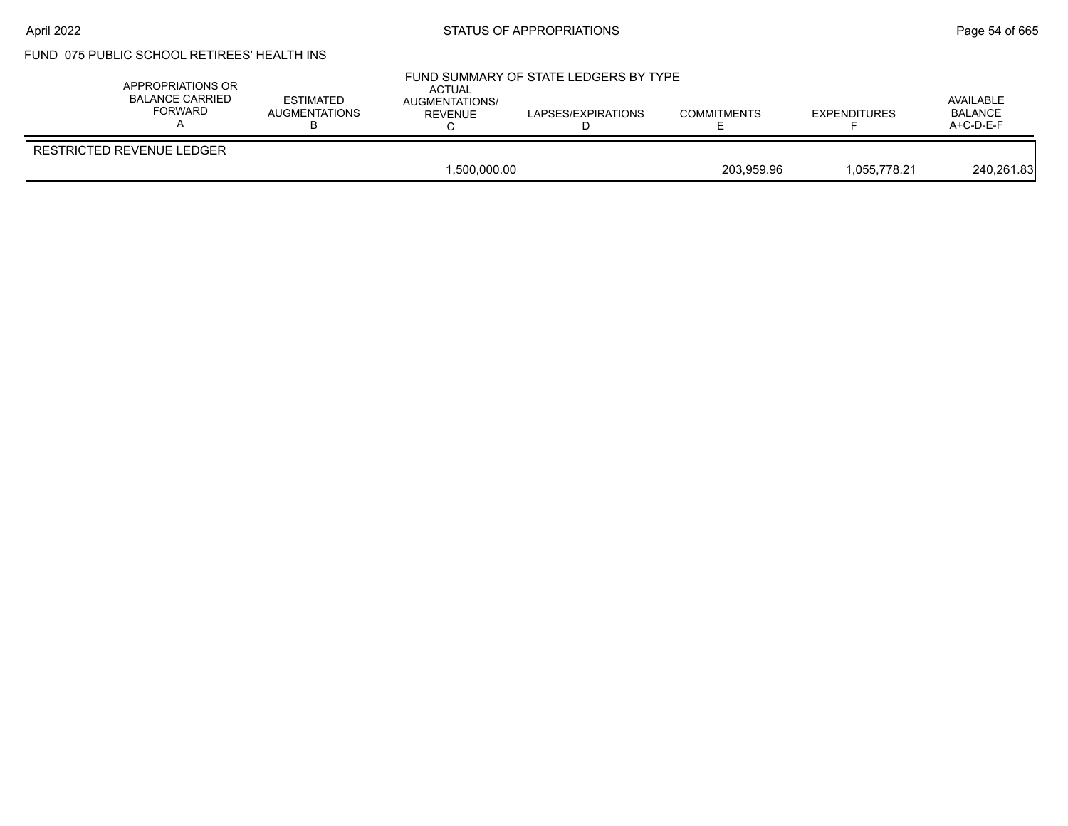# STATUS OF APPROPRIATIONS

## FUND 075 PUBLIC SCHOOL RETIREES' HEALTH INS

### FUND SUMMARY OF STATE LEDGERS BY TYPE

| | APPROPRIATIONS OR BALANCE CARRIED FORWARD A | ESTIMATED AUGMENTATIONS B | ACTUAL AUGMENTATIONS/ REVENUE C | LAPSES/EXPIRATIONS D | COMMITMENTS E | EXPENDITURES F | AVAILABLE BALANCE A+C-D-E-F |
|---|---|---|---|---|---|---|---|
| RESTRICTED REVENUE LEDGER | | | | | | | |
| | | | 1,500,000.00 | | 203,959.96 | 1,055,778.21 | 240,261.83 |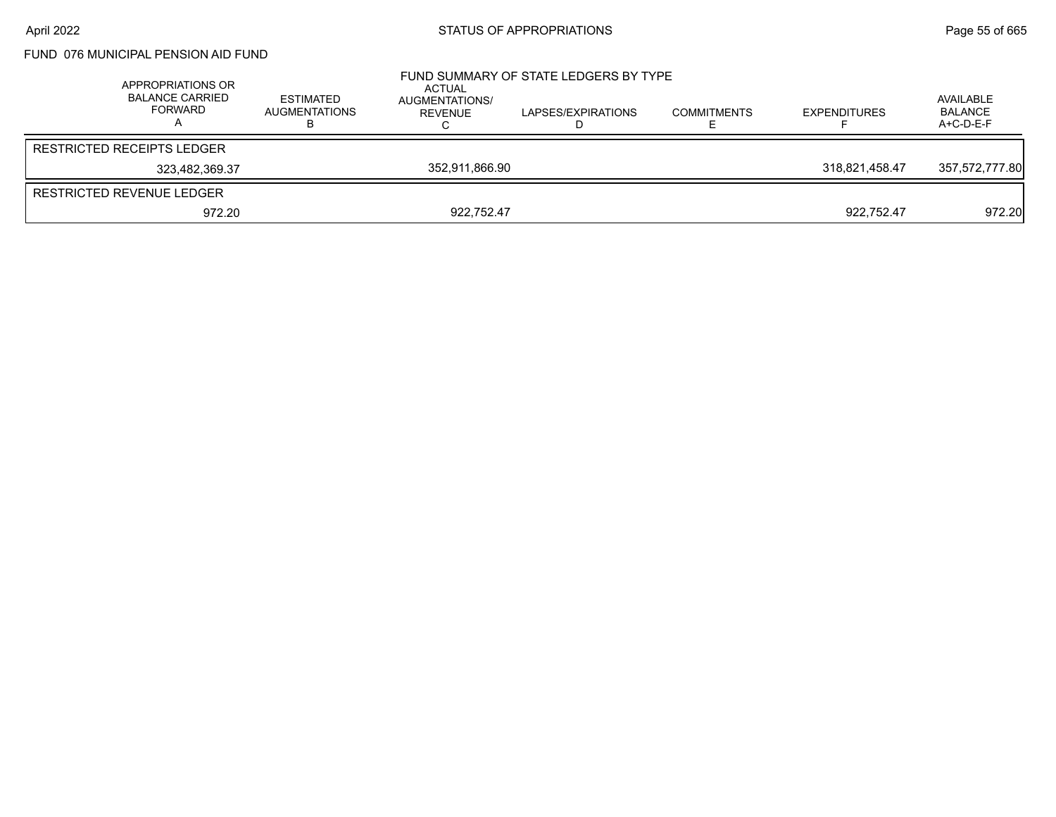## FUND 076 MUNICIPAL PENSION AID FUND

### FUND SUMMARY OF STATE LEDGERS BY TYPE

| APPROPRIATIONS OR BALANCE CARRIED FORWARD A | ESTIMATED AUGMENTATIONS B | ACTUAL AUGMENTATIONS/ REVENUE C | LAPSES/EXPIRATIONS D | COMMITMENTS E | EXPENDITURES F | AVAILABLE BALANCE A+C-D-E-F |
|---|---|---|---|---|---|---|
| RESTRICTED RECEIPTS LEDGER | | | | | | |
| 323,482,369.37 | | 352,911,866.90 | | | 318,821,458.47 | 357,572,777.80 |
| RESTRICTED REVENUE LEDGER | | | | | | |
| 972.20 | | 922,752.47 | | | 922,752.47 | 972.20 |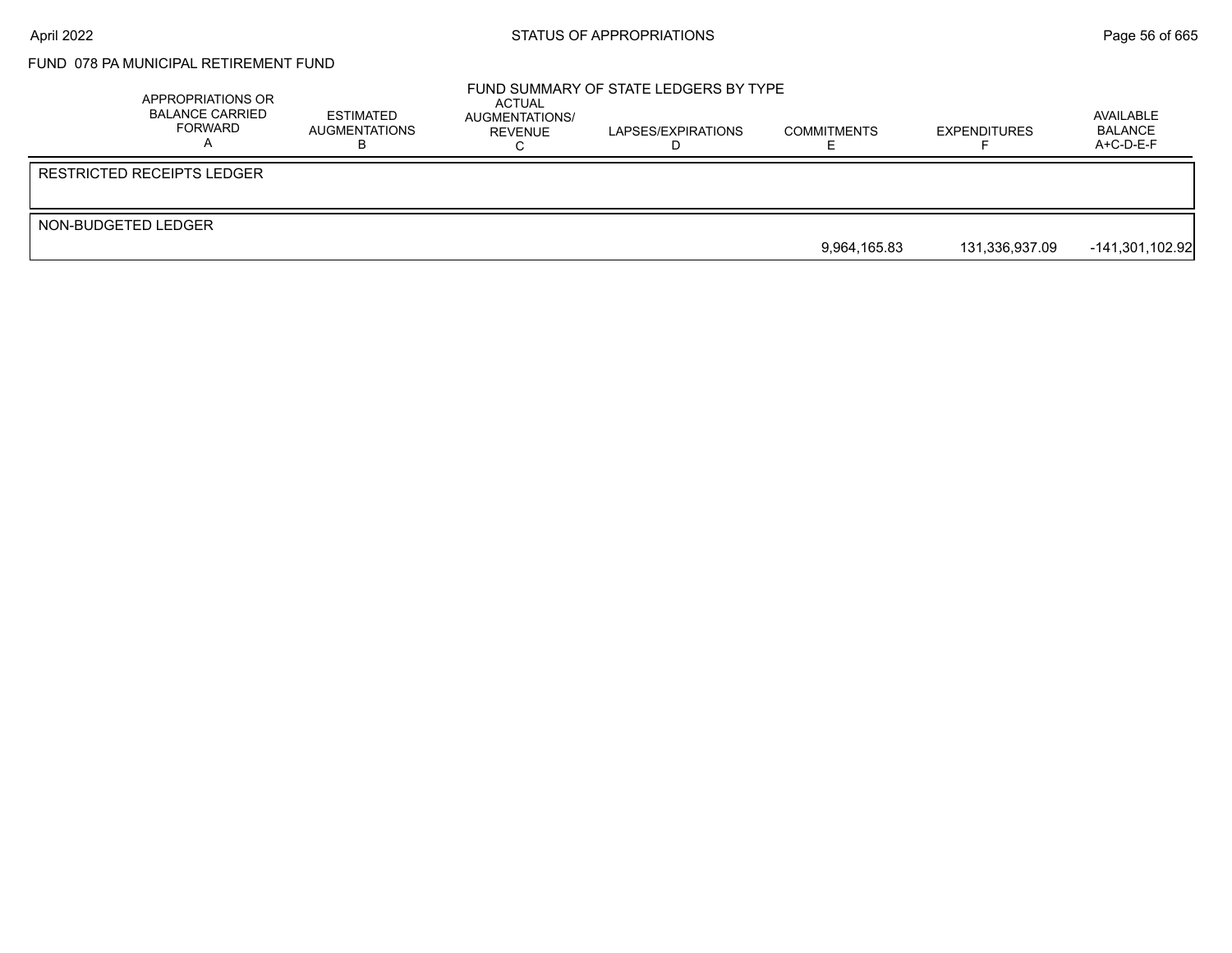FUND 078 PA MUNICIPAL RETIREMENT FUND

## FUND SUMMARY OF STATE LEDGERS BY TYPE

| | APPROPRIATIONS OR BALANCE CARRIED FORWARD A | ESTIMATED AUGMENTATIONS B | ACTUAL AUGMENTATIONS/ REVENUE C | LAPSES/EXPIRATIONS D | COMMITMENTS E | EXPENDITURES F | AVAILABLE BALANCE A+C-D-E-F |
|---|---|---|---|---|---|---|---|
| RESTRICTED RECEIPTS LEDGER | | | | | | | |
| NON-BUDGETED LEDGER | | | | | 9,964,165.83 | 131,336,937.09 | -141,301,102.92 |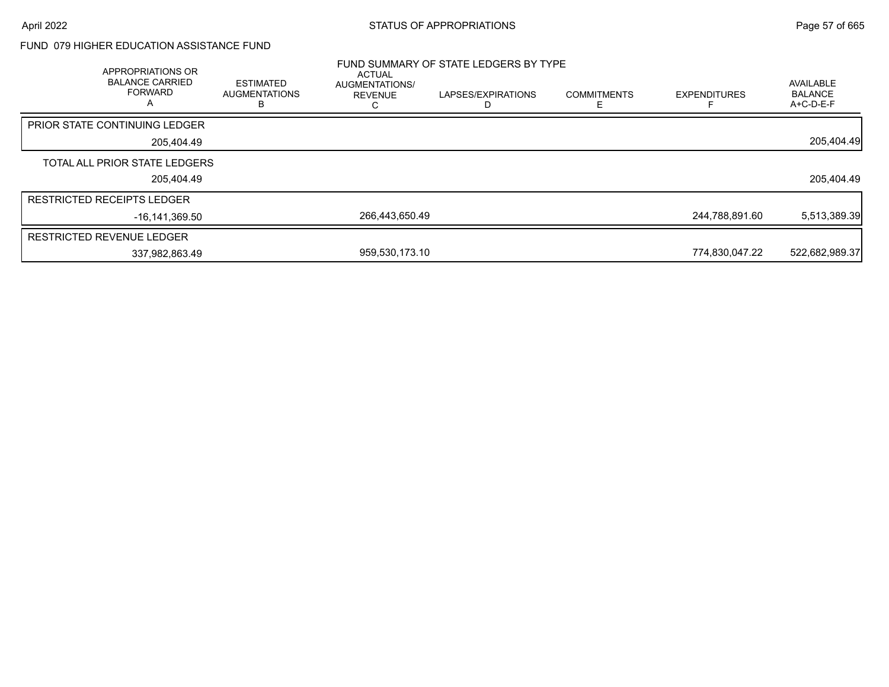FUND 079 HIGHER EDUCATION ASSISTANCE FUND

FUND SUMMARY OF STATE LEDGERS BY TYPE

| APPROPRIATIONS OR BALANCE CARRIED FORWARD A | ESTIMATED AUGMENTATIONS B | ACTUAL AUGMENTATIONS/ REVENUE C | LAPSES/EXPIRATIONS D | COMMITMENTS E | EXPENDITURES F | AVAILABLE BALANCE A+C-D-E-F |
|---|---|---|---|---|---|---|
| PRIOR STATE CONTINUING LEDGER | | | | | | |
| 205,404.49 | | | | | | 205,404.49 |
| TOTAL ALL PRIOR STATE LEDGERS | | | | | | |
| 205,404.49 | | | | | | 205,404.49 |
| RESTRICTED RECEIPTS LEDGER | | | | | | |
| -16,141,369.50 | | 266,443,650.49 | | | 244,788,891.60 | 5,513,389.39 |
| RESTRICTED REVENUE LEDGER | | | | | | |
| 337,982,863.49 | | 959,530,173.10 | | | 774,830,047.22 | 522,682,989.37 |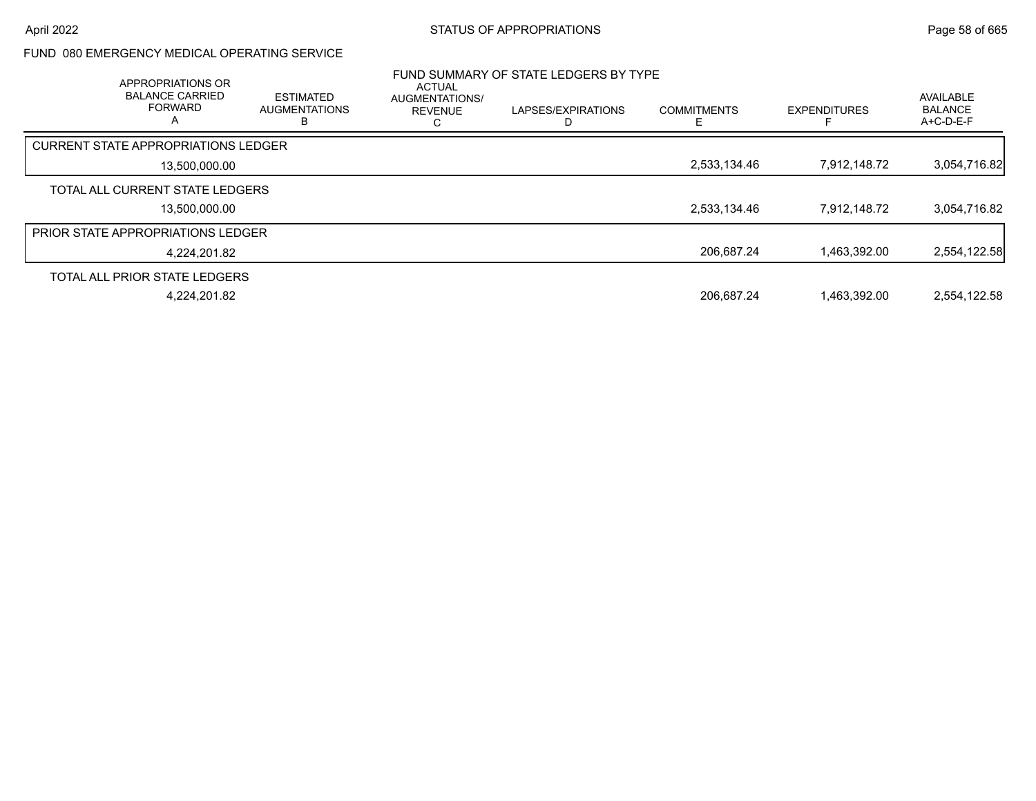## FUND 080 EMERGENCY MEDICAL OPERATING SERVICE

### FUND SUMMARY OF STATE LEDGERS BY TYPE

| | APPROPRIATIONS OR BALANCE CARRIED FORWARD A | ESTIMATED AUGMENTATIONS B | ACTUAL AUGMENTATIONS/ REVENUE C | LAPSES/EXPIRATIONS D | COMMITMENTS E | EXPENDITURES F | AVAILABLE BALANCE A+C-D-E-F |
|---|---|---|---|---|---|---|---|
| CURRENT STATE APPROPRIATIONS LEDGER | 13,500,000.00 | | | | 2,533,134.46 | 7,912,148.72 | 3,054,716.82 |
| TOTAL ALL CURRENT STATE LEDGERS | 13,500,000.00 | | | | 2,533,134.46 | 7,912,148.72 | 3,054,716.82 |
| PRIOR STATE APPROPRIATIONS LEDGER | 4,224,201.82 | | | | 206,687.24 | 1,463,392.00 | 2,554,122.58 |
| TOTAL ALL PRIOR STATE LEDGERS | 4,224,201.82 | | | | 206,687.24 | 1,463,392.00 | 2,554,122.58 |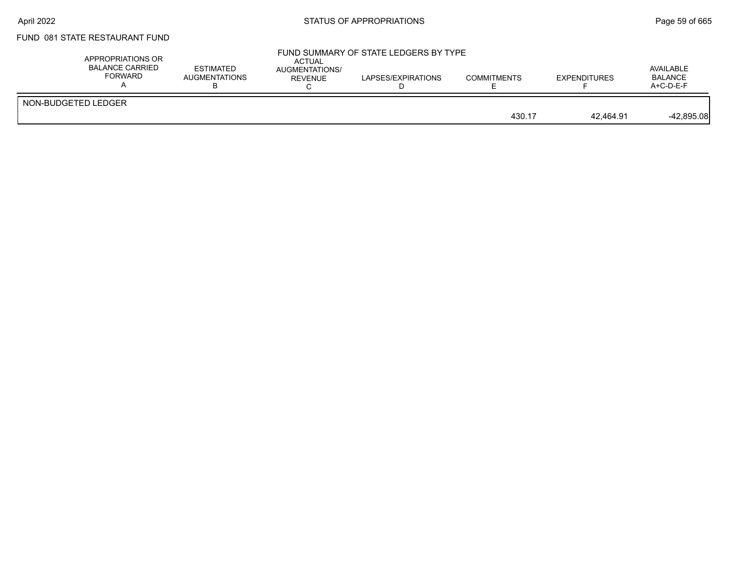FUND 081 STATE RESTAURANT FUND

FUND SUMMARY OF STATE LEDGERS BY TYPE

| | APPROPRIATIONS OR BALANCE CARRIED FORWARD A | ESTIMATED AUGMENTATIONS B | ACTUAL AUGMENTATIONS/ REVENUE C | LAPSES/EXPIRATIONS D | COMMITMENTS E | EXPENDITURES F | AVAILABLE BALANCE A+C-D-E-F |
|---|---|---|---|---|---|---|---|
| NON-BUDGETED LEDGER | | | | | | | |
| | | | | | 430.17 | 42,464.91 | -42,895.08 |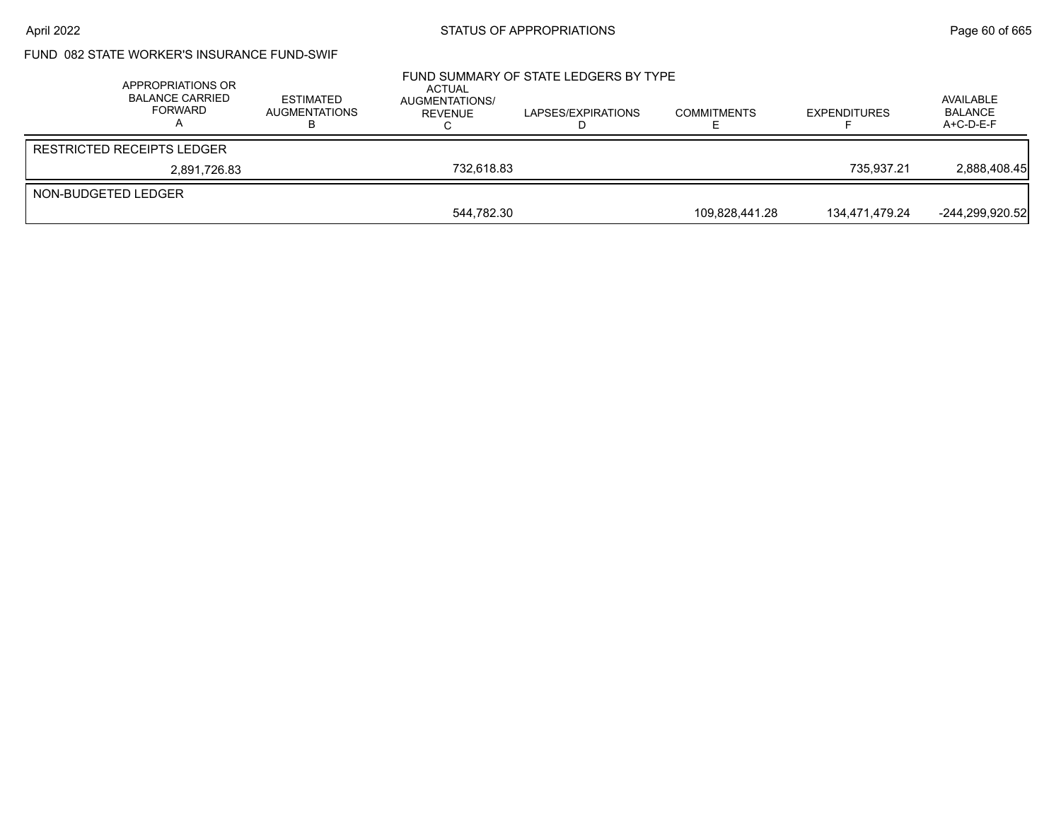FUND 082 STATE WORKER'S INSURANCE FUND-SWIF

FUND SUMMARY OF STATE LEDGERS BY TYPE

| APPROPRIATIONS OR BALANCE CARRIED FORWARD A | ESTIMATED AUGMENTATIONS B | ACTUAL AUGMENTATIONS/ REVENUE C | LAPSES/EXPIRATIONS D | COMMITMENTS E | EXPENDITURES F | AVAILABLE BALANCE A+C-D-E-F |
|---|---|---|---|---|---|---|
| RESTRICTED RECEIPTS LEDGER | | | | | | |
| 2,891,726.83 | | 732,618.83 | | | 735,937.21 | 2,888,408.45 |
| NON-BUDGETED LEDGER | | | | | | |
| | | 544,782.30 | | 109,828,441.28 | 134,471,479.24 | -244,299,920.52 |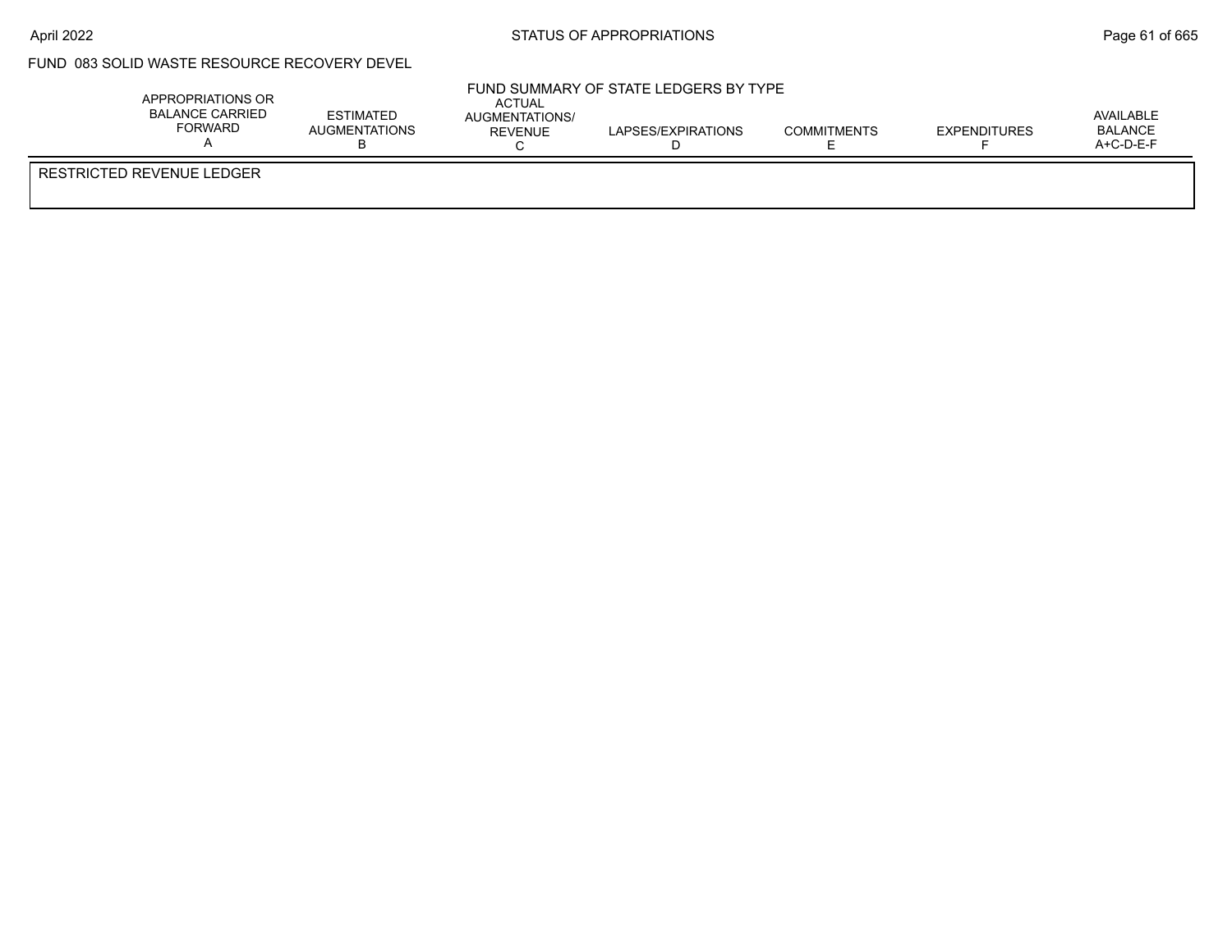FUND 083 SOLID WASTE RESOURCE RECOVERY DEVEL

FUND SUMMARY OF STATE LEDGERS BY TYPE

| APPROPRIATIONS OR BALANCE CARRIED FORWARD A | ESTIMATED AUGMENTATIONS B | ACTUAL AUGMENTATIONS/ REVENUE C | LAPSES/EXPIRATIONS D | COMMITMENTS E | EXPENDITURES F | AVAILABLE BALANCE A+C-D-E-F |
|---|---|---|---|---|---|---|
| RESTRICTED REVENUE LEDGER | | | | | | |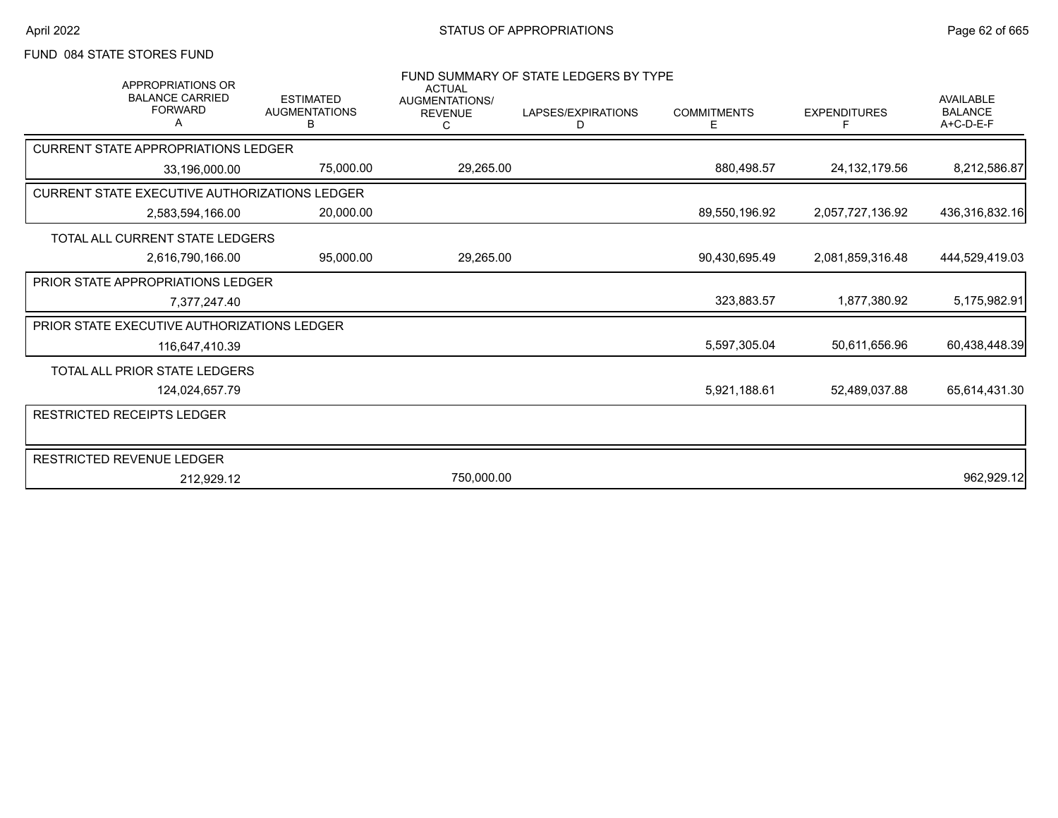FUND 084 STATE STORES FUND

FUND SUMMARY OF STATE LEDGERS BY TYPE

| APPROPRIATIONS OR BALANCE CARRIED FORWARD A | ESTIMATED AUGMENTATIONS B | ACTUAL AUGMENTATIONS/ REVENUE C | LAPSES/EXPIRATIONS D | COMMITMENTS E | EXPENDITURES F | AVAILABLE BALANCE A+C-D-E-F |
|---|---|---|---|---|---|---|
| CURRENT STATE APPROPRIATIONS LEDGER | | | | | | |
| 33,196,000.00 | 75,000.00 | 29,265.00 | | 880,498.57 | 24,132,179.56 | 8,212,586.87 |
| CURRENT STATE EXECUTIVE AUTHORIZATIONS LEDGER | | | | | | |
| 2,583,594,166.00 | 20,000.00 | | | 89,550,196.92 | 2,057,727,136.92 | 436,316,832.16 |
| TOTAL ALL CURRENT STATE LEDGERS | | | | | | |
| 2,616,790,166.00 | 95,000.00 | 29,265.00 | | 90,430,695.49 | 2,081,859,316.48 | 444,529,419.03 |
| PRIOR STATE APPROPRIATIONS LEDGER | | | | | | |
| 7,377,247.40 | | | | 323,883.57 | 1,877,380.92 | 5,175,982.91 |
| PRIOR STATE EXECUTIVE AUTHORIZATIONS LEDGER | | | | | | |
| 116,647,410.39 | | | | 5,597,305.04 | 50,611,656.96 | 60,438,448.39 |
| TOTAL ALL PRIOR STATE LEDGERS | | | | | | |
| 124,024,657.79 | | | | 5,921,188.61 | 52,489,037.88 | 65,614,431.30 |
| RESTRICTED RECEIPTS LEDGER | | | | | | |
| | | | | | | |
| RESTRICTED REVENUE LEDGER | | | | | | |
| 212,929.12 | | 750,000.00 | | | | 962,929.12 |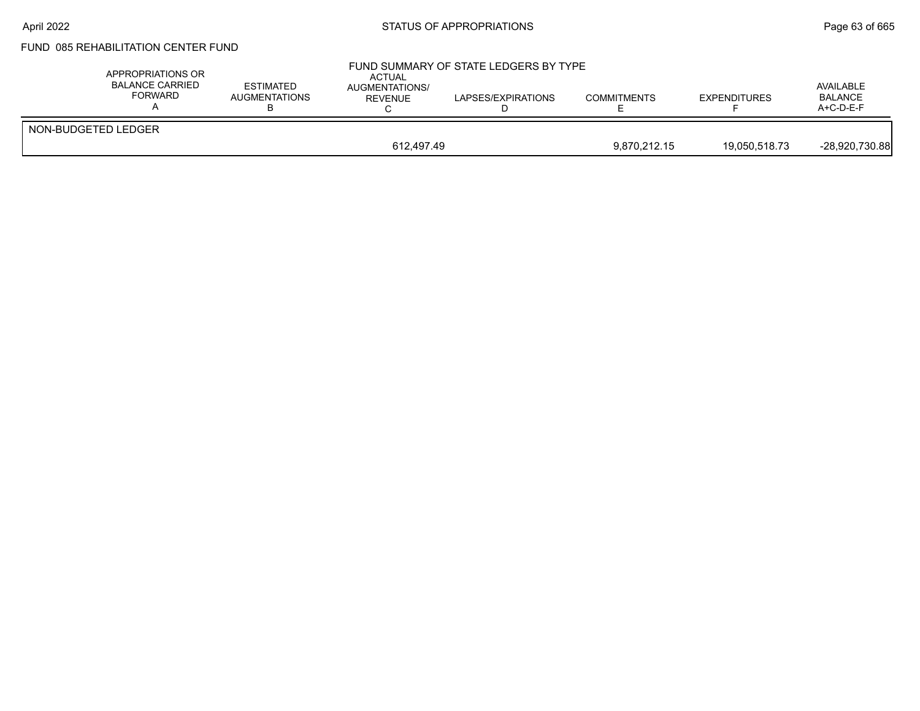FUND 085 REHABILITATION CENTER FUND

FUND SUMMARY OF STATE LEDGERS BY TYPE

| APPROPRIATIONS OR BALANCE CARRIED FORWARD A | ESTIMATED AUGMENTATIONS B | ACTUAL AUGMENTATIONS/ REVENUE C | LAPSES/EXPIRATIONS D | COMMITMENTS E | EXPENDITURES F | AVAILABLE BALANCE A+C-D-E-F |
|---|---|---|---|---|---|---|
| NON-BUDGETED LEDGER | | | | | | |
| | | 612,497.49 | | 9,870,212.15 | 19,050,518.73 | -28,920,730.88 |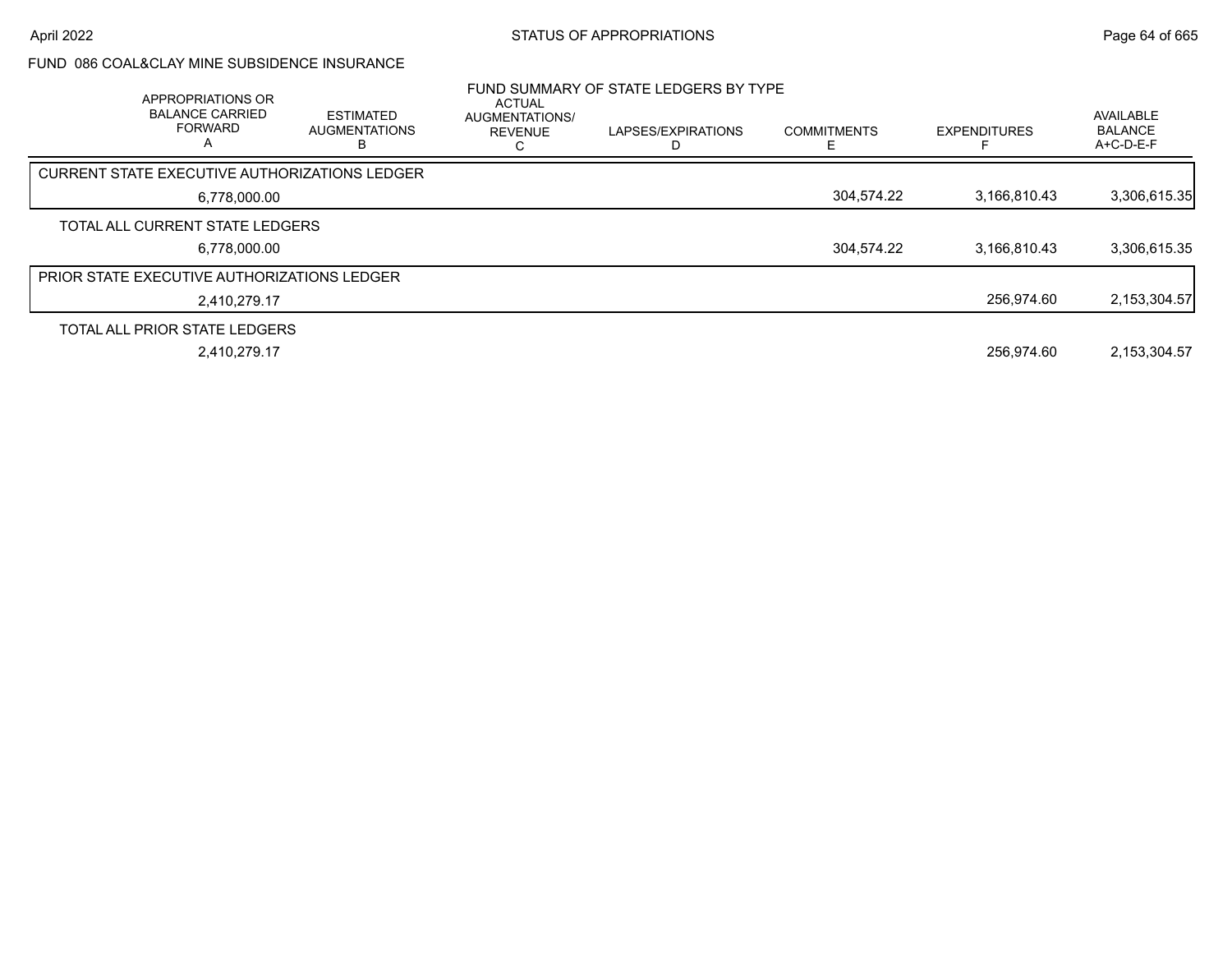FUND 086 COAL&CLAY MINE SUBSIDENCE INSURANCE

FUND SUMMARY OF STATE LEDGERS BY TYPE

| APPROPRIATIONS OR BALANCE CARRIED FORWARD A | ESTIMATED AUGMENTATIONS B | ACTUAL AUGMENTATIONS/ REVENUE C | LAPSES/EXPIRATIONS D | COMMITMENTS E | EXPENDITURES F | AVAILABLE BALANCE A+C-D-E-F |
|---|---|---|---|---|---|---|
| CURRENT STATE EXECUTIVE AUTHORIZATIONS LEDGER | | | | | | |
| 6,778,000.00 | | | | 304,574.22 | 3,166,810.43 | 3,306,615.35 |
| TOTAL ALL CURRENT STATE LEDGERS | | | | | | |
| 6,778,000.00 | | | | 304,574.22 | 3,166,810.43 | 3,306,615.35 |
| PRIOR STATE EXECUTIVE AUTHORIZATIONS LEDGER | | | | | | |
| 2,410,279.17 | | | | | 256,974.60 | 2,153,304.57 |
| TOTAL ALL PRIOR STATE LEDGERS | | | | | | |
| 2,410,279.17 | | | | | 256,974.60 | 2,153,304.57 |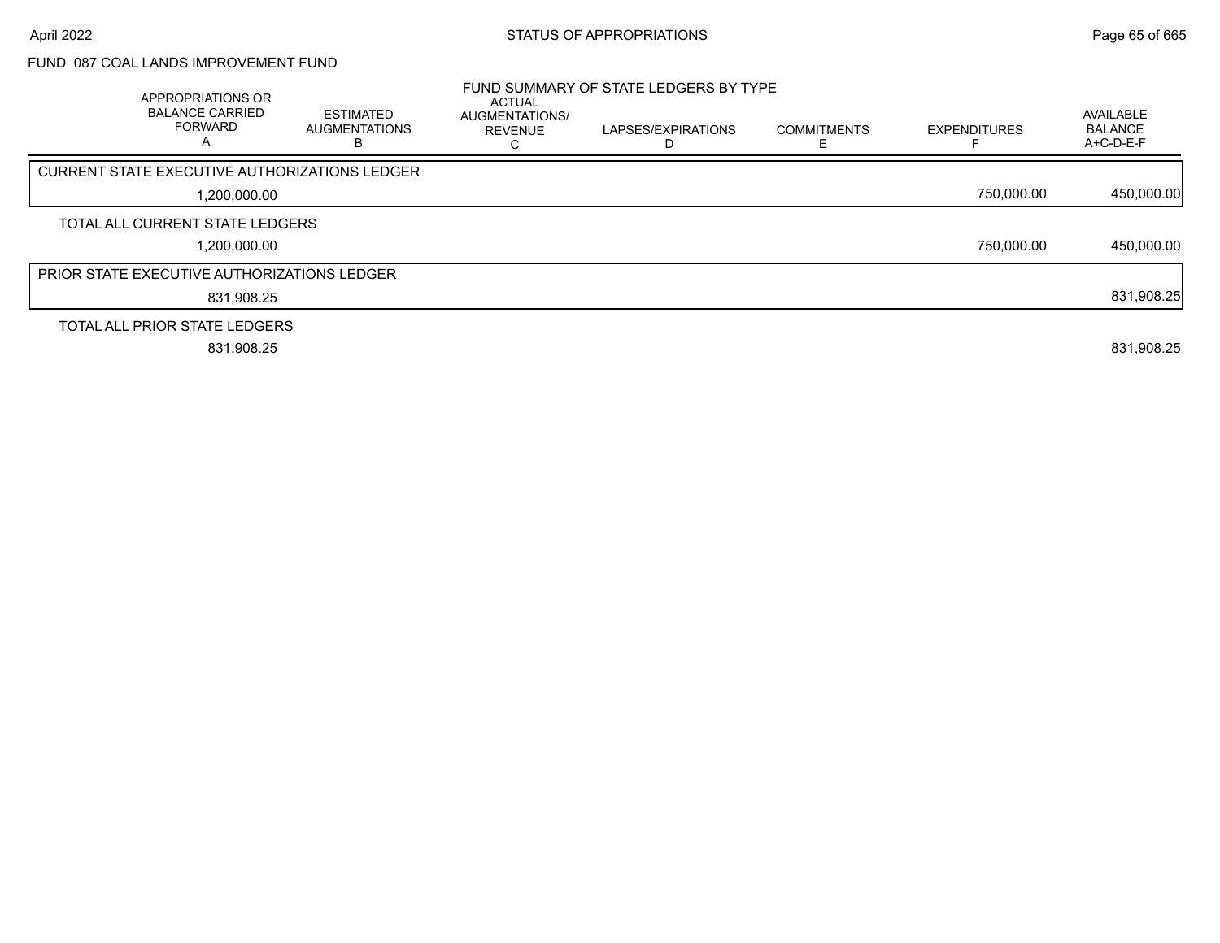FUND 087 COAL LANDS IMPROVEMENT FUND

FUND SUMMARY OF STATE LEDGERS BY TYPE

| APPROPRIATIONS OR BALANCE CARRIED FORWARD A | ESTIMATED AUGMENTATIONS B | ACTUAL AUGMENTATIONS/ REVENUE C | LAPSES/EXPIRATIONS D | COMMITMENTS E | EXPENDITURES F | AVAILABLE BALANCE A+C-D-E-F |
|---|---|---|---|---|---|---|
| CURRENT STATE EXECUTIVE AUTHORIZATIONS LEDGER | | | | | | |
| 1,200,000.00 | | | | | 750,000.00 | 450,000.00 |
| TOTAL ALL CURRENT STATE LEDGERS | | | | | | |
| 1,200,000.00 | | | | | 750,000.00 | 450,000.00 |
| PRIOR STATE EXECUTIVE AUTHORIZATIONS LEDGER | | | | | | |
| 831,908.25 | | | | | | 831,908.25 |
| TOTAL ALL PRIOR STATE LEDGERS | | | | | | |
| 831,908.25 | | | | | | 831,908.25 |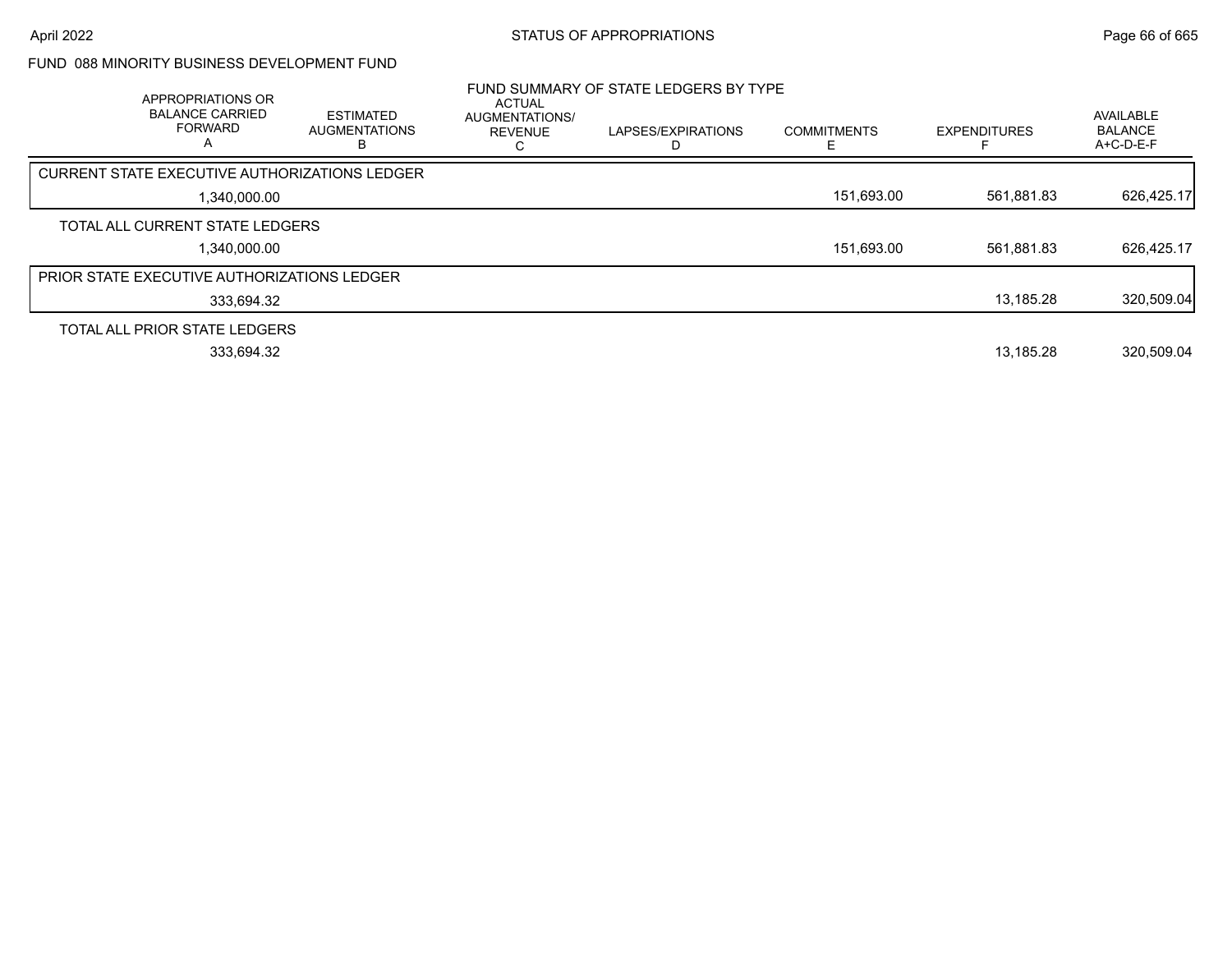## FUND 088 MINORITY BUSINESS DEVELOPMENT FUND

### FUND SUMMARY OF STATE LEDGERS BY TYPE

| APPROPRIATIONS OR BALANCE CARRIED FORWARD A | ESTIMATED AUGMENTATIONS B | ACTUAL AUGMENTATIONS/ REVENUE C | LAPSES/EXPIRATIONS D | COMMITMENTS E | EXPENDITURES F | AVAILABLE BALANCE A+C-D-E-F |
|---|---|---|---|---|---|---|
| **CURRENT STATE EXECUTIVE AUTHORIZATIONS LEDGER** | | | | | | |
| 1,340,000.00 | | | | 151,693.00 | 561,881.83 | 626,425.17 |
| **TOTAL ALL CURRENT STATE LEDGERS** | | | | | | |
| 1,340,000.00 | | | | 151,693.00 | 561,881.83 | 626,425.17 |
| **PRIOR STATE EXECUTIVE AUTHORIZATIONS LEDGER** | | | | | | |
| 333,694.32 | | | | | 13,185.28 | 320,509.04 |
| **TOTAL ALL PRIOR STATE LEDGERS** | | | | | | |
| 333,694.32 | | | | | 13,185.28 | 320,509.04 |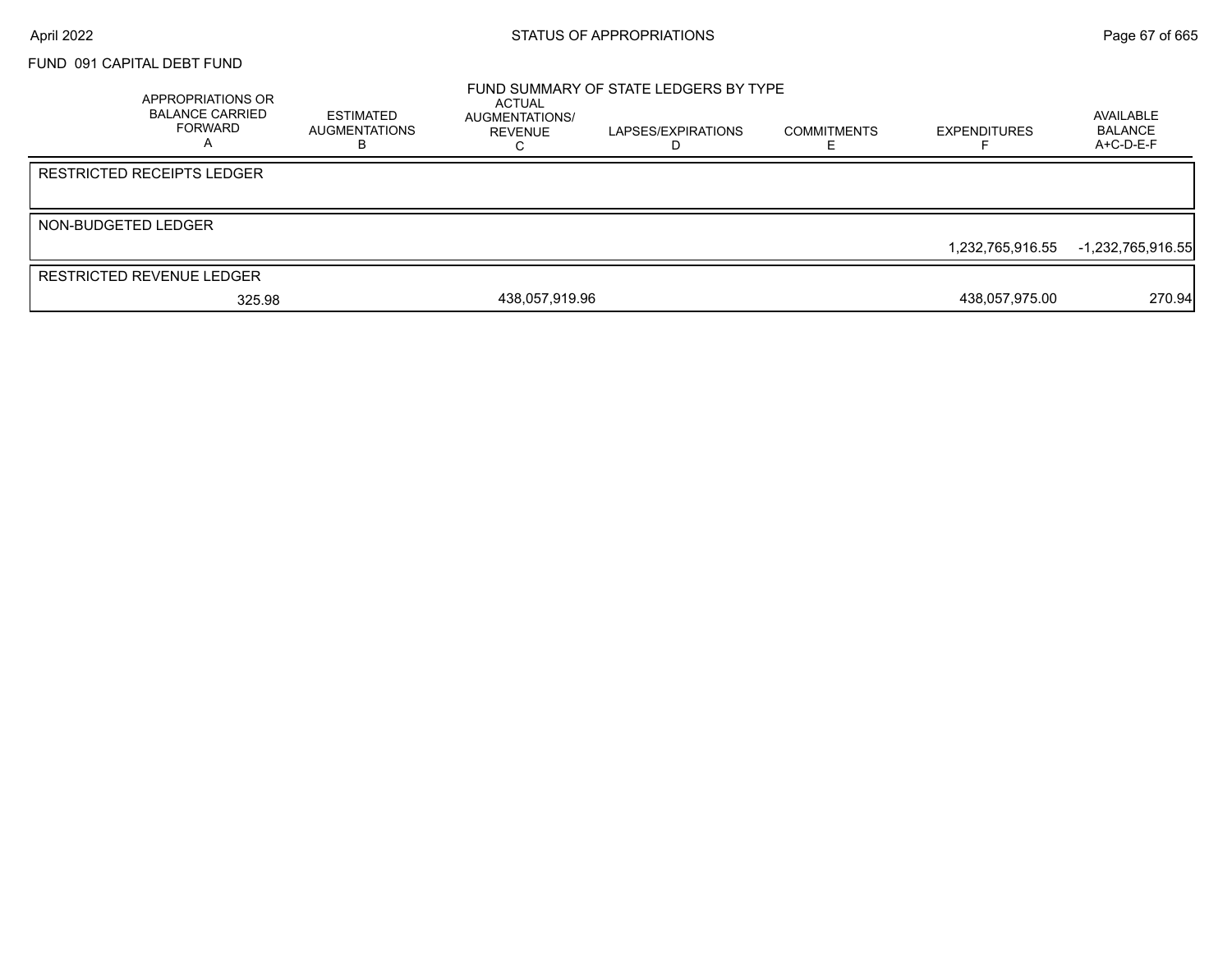FUND 091 CAPITAL DEBT FUND

## FUND SUMMARY OF STATE LEDGERS BY TYPE

| APPROPRIATIONS OR BALANCE CARRIED FORWARD A | ESTIMATED AUGMENTATIONS B | ACTUAL AUGMENTATIONS/ REVENUE C | LAPSES/EXPIRATIONS D | COMMITMENTS E | EXPENDITURES F | AVAILABLE BALANCE A+C-D-E-F |
|---|---|---|---|---|---|---|
| RESTRICTED RECEIPTS LEDGER | | | | | | |
| | | | | | | |
| NON-BUDGETED LEDGER | | | | | | |
| | | | | | 1,232,765,916.55 | -1,232,765,916.55 |
| RESTRICTED REVENUE LEDGER | | | | | | |
| 325.98 | | 438,057,919.96 | | | 438,057,975.00 | 270.94 |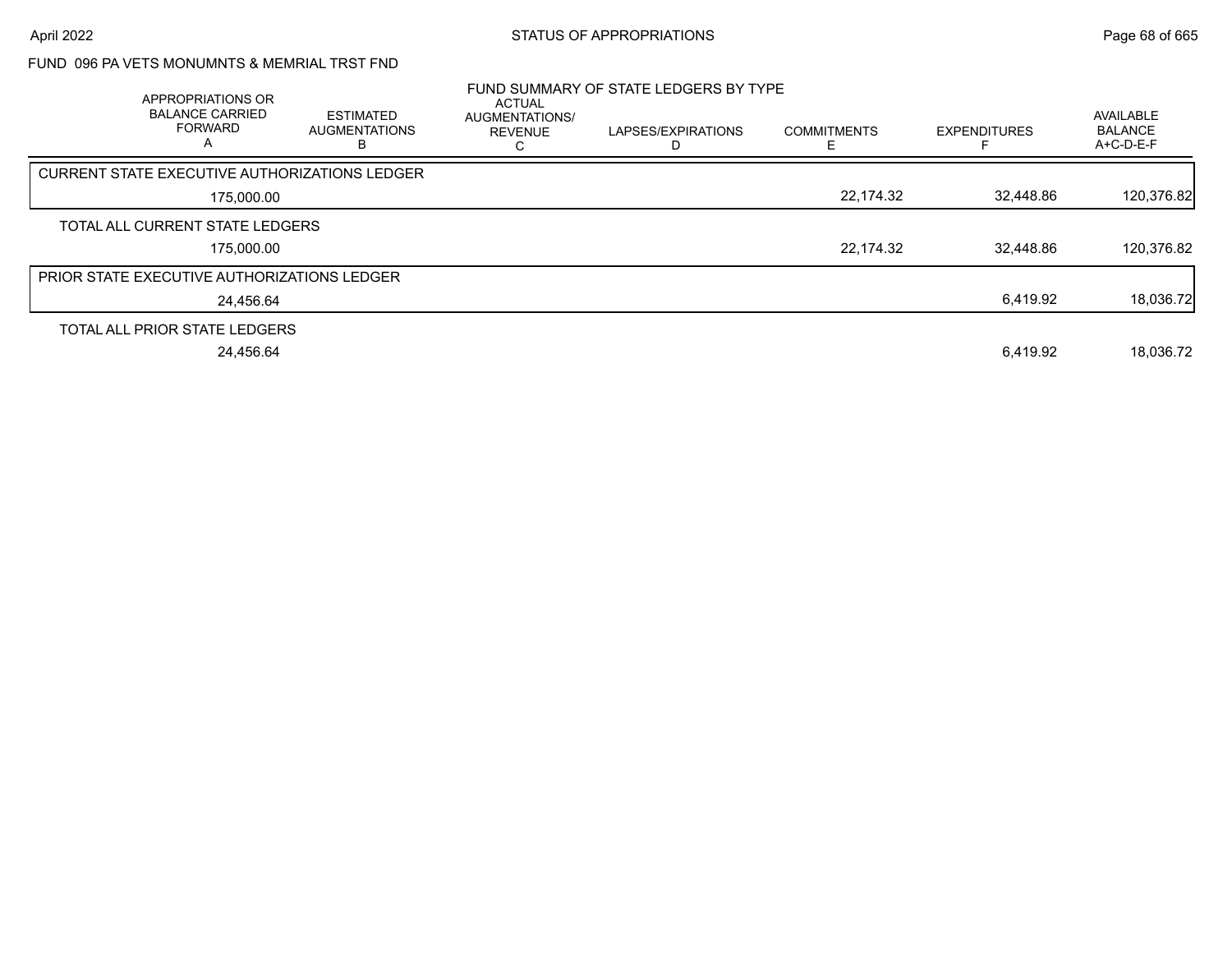## FUND 096 PA VETS MONUMNTS & MEMRIAL TRST FND

### FUND SUMMARY OF STATE LEDGERS BY TYPE

| APPROPRIATIONS OR BALANCE CARRIED FORWARD A | ESTIMATED AUGMENTATIONS B | ACTUAL AUGMENTATIONS/ REVENUE C | LAPSES/EXPIRATIONS D | COMMITMENTS E | EXPENDITURES F | AVAILABLE BALANCE A+C-D-E-F |
|---|---|---|---|---|---|---|
| **CURRENT STATE EXECUTIVE AUTHORIZATIONS LEDGER** | | | | | | |
| 175,000.00 | | | | 22,174.32 | 32,448.86 | 120,376.82 |
| **TOTAL ALL CURRENT STATE LEDGERS** | | | | | | |
| 175,000.00 | | | | 22,174.32 | 32,448.86 | 120,376.82 |
| **PRIOR STATE EXECUTIVE AUTHORIZATIONS LEDGER** | | | | | | |
| 24,456.64 | | | | | 6,419.92 | 18,036.72 |
| **TOTAL ALL PRIOR STATE LEDGERS** | | | | | | |
| 24,456.64 | | | | | 6,419.92 | 18,036.72 |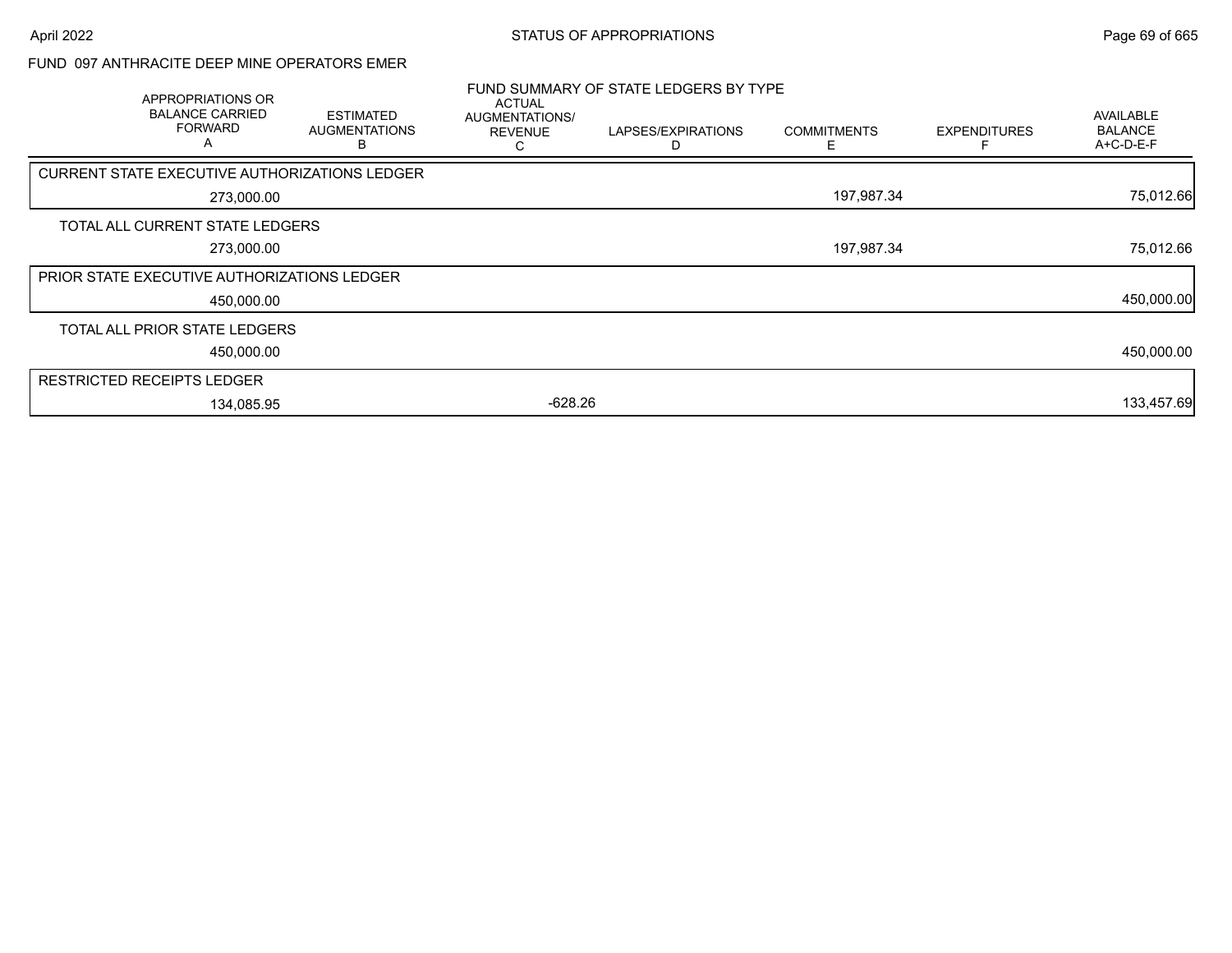## FUND 097 ANTHRACITE DEEP MINE OPERATORS EMER

### FUND SUMMARY OF STATE LEDGERS BY TYPE

| APPROPRIATIONS OR BALANCE CARRIED FORWARD A | ESTIMATED AUGMENTATIONS B | ACTUAL AUGMENTATIONS/ REVENUE C | LAPSES/EXPIRATIONS D | COMMITMENTS E | EXPENDITURES F | AVAILABLE BALANCE A+C-D-E-F |
|---|---|---|---|---|---|---|
| CURRENT STATE EXECUTIVE AUTHORIZATIONS LEDGER | | | | | | |
| 273,000.00 | | | | 197,987.34 | | 75,012.66 |
| TOTAL ALL CURRENT STATE LEDGERS | | | | | | |
| 273,000.00 | | | | 197,987.34 | | 75,012.66 |
| PRIOR STATE EXECUTIVE AUTHORIZATIONS LEDGER | | | | | | |
| 450,000.00 | | | | | | 450,000.00 |
| TOTAL ALL PRIOR STATE LEDGERS | | | | | | |
| 450,000.00 | | | | | | 450,000.00 |
| RESTRICTED RECEIPTS LEDGER | | | | | | |
| 134,085.95 | | -628.26 | | | | 133,457.69 |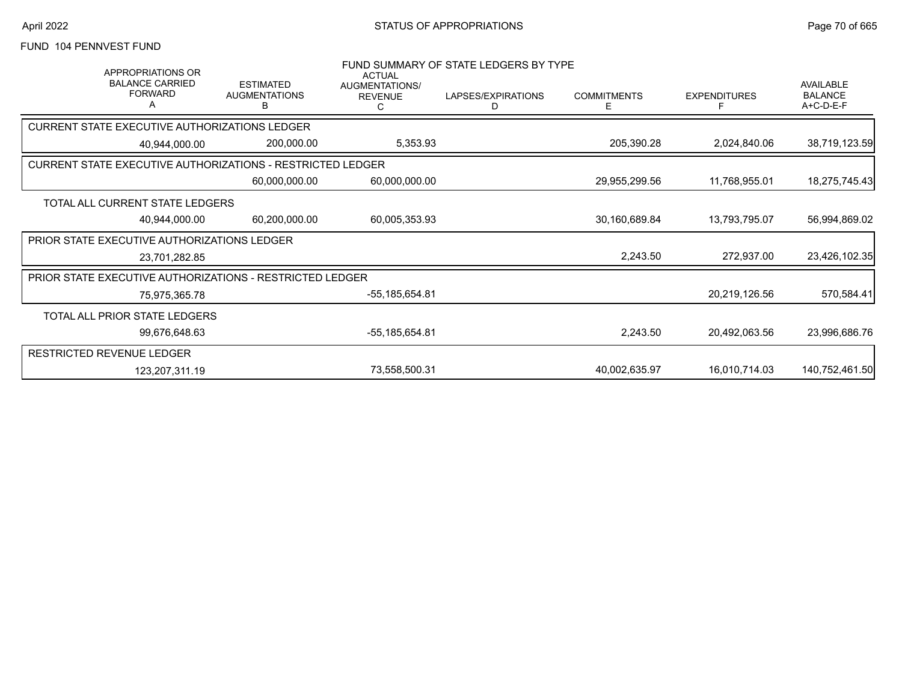FUND 104 PENNVEST FUND

## FUND SUMMARY OF STATE LEDGERS BY TYPE

| APPROPRIATIONS OR BALANCE CARRIED FORWARD A | ESTIMATED AUGMENTATIONS B | ACTUAL AUGMENTATIONS/ REVENUE C | LAPSES/EXPIRATIONS D | COMMITMENTS E | EXPENDITURES F | AVAILABLE BALANCE A+C-D-E-F |
|---|---|---|---|---|---|---|
| **CURRENT STATE EXECUTIVE AUTHORIZATIONS LEDGER** | | | | | | |
| 40,944,000.00 | 200,000.00 | 5,353.93 | | 205,390.28 | 2,024,840.06 | 38,719,123.59 |
| **CURRENT STATE EXECUTIVE AUTHORIZATIONS - RESTRICTED LEDGER** | | | | | | |
| | 60,000,000.00 | 60,000,000.00 | | 29,955,299.56 | 11,768,955.01 | 18,275,745.43 |
| **TOTAL ALL CURRENT STATE LEDGERS** | | | | | | |
| 40,944,000.00 | 60,200,000.00 | 60,005,353.93 | | 30,160,689.84 | 13,793,795.07 | 56,994,869.02 |
| **PRIOR STATE EXECUTIVE AUTHORIZATIONS LEDGER** | | | | | | |
| 23,701,282.85 | | | | 2,243.50 | 272,937.00 | 23,426,102.35 |
| **PRIOR STATE EXECUTIVE AUTHORIZATIONS - RESTRICTED LEDGER** | | | | | | |
| 75,975,365.78 | | -55,185,654.81 | | | 20,219,126.56 | 570,584.41 |
| **TOTAL ALL PRIOR STATE LEDGERS** | | | | | | |
| 99,676,648.63 | | -55,185,654.81 | | 2,243.50 | 20,492,063.56 | 23,996,686.76 |
| **RESTRICTED REVENUE LEDGER** | | | | | | |
| 123,207,311.19 | | 73,558,500.31 | | 40,002,635.97 | 16,010,714.03 | 140,752,461.50 |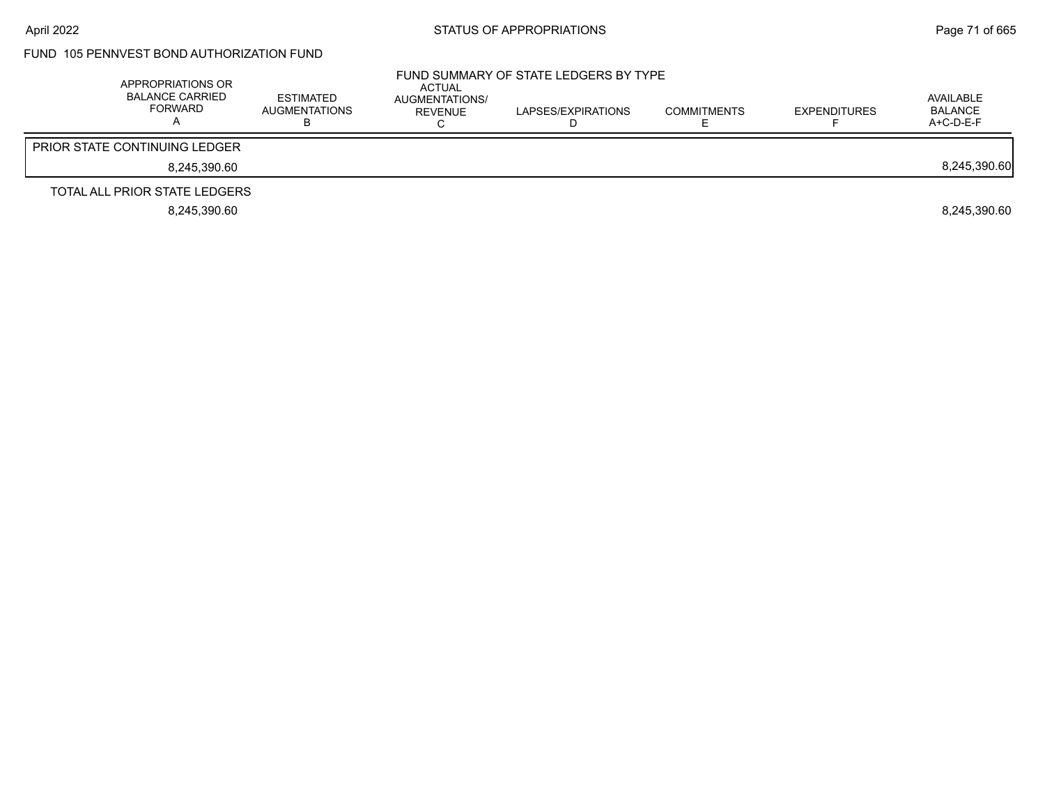FUND 105 PENNVEST BOND AUTHORIZATION FUND

FUND SUMMARY OF STATE LEDGERS BY TYPE

| APPROPRIATIONS OR BALANCE CARRIED FORWARD A | ESTIMATED AUGMENTATIONS B | ACTUAL AUGMENTATIONS/ REVENUE C | LAPSES/EXPIRATIONS D | COMMITMENTS E | EXPENDITURES F | AVAILABLE BALANCE A+C-D-E-F |
|---|---|---|---|---|---|---|
| PRIOR STATE CONTINUING LEDGER | | | | | | |
| 8,245,390.60 | | | | | | 8,245,390.60 |
| TOTAL ALL PRIOR STATE LEDGERS | | | | | | |
| 8,245,390.60 | | | | | | 8,245,390.60 |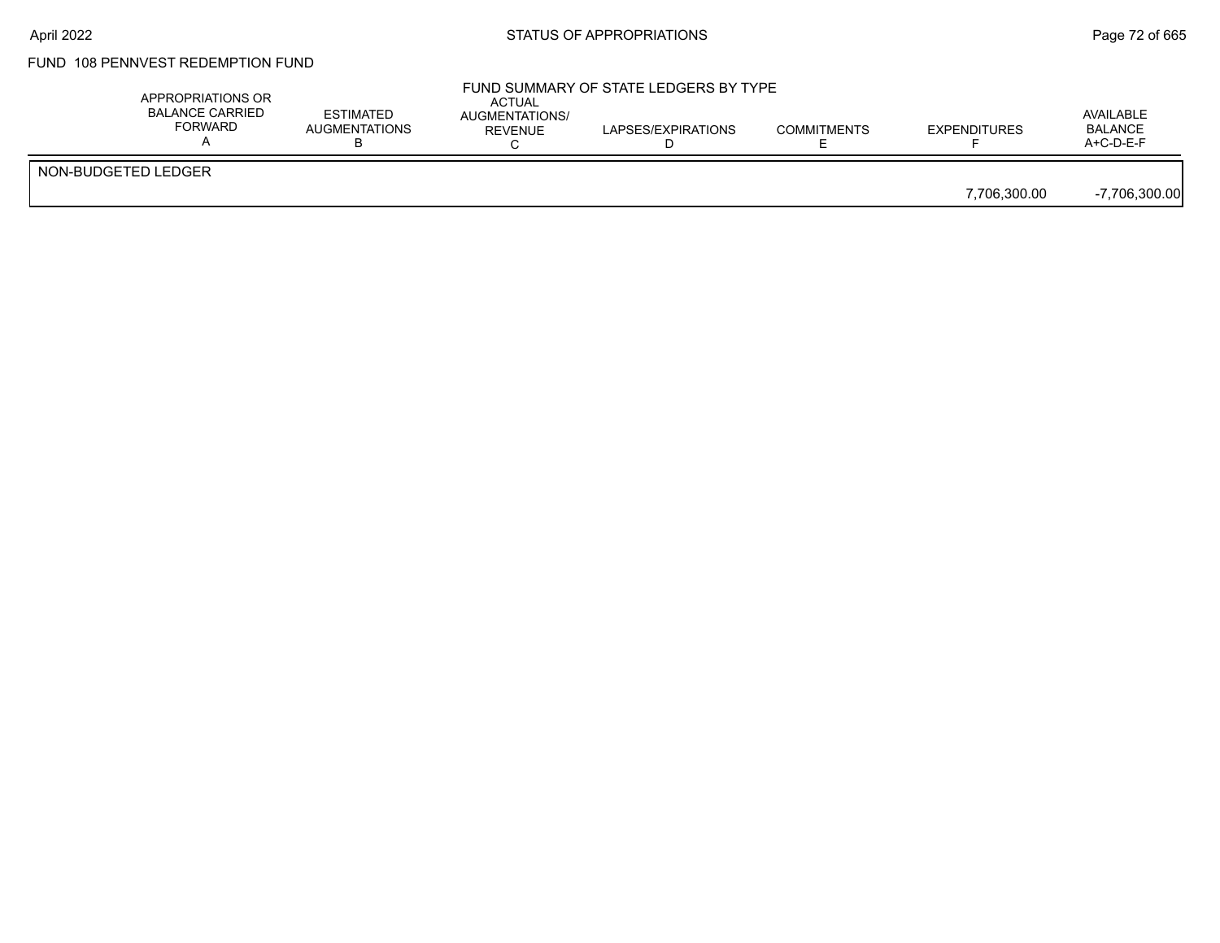# STATUS OF APPROPRIATIONS

## FUND 108 PENNVEST REDEMPTION FUND

### FUND SUMMARY OF STATE LEDGERS BY TYPE

| | APPROPRIATIONS OR BALANCE CARRIED FORWARD A | ESTIMATED AUGMENTATIONS B | ACTUAL AUGMENTATIONS/ REVENUE C | LAPSES/EXPIRATIONS D | COMMITMENTS E | EXPENDITURES F | AVAILABLE BALANCE A+C-D-E-F |
|---|---|---|---|---|---|---|---|
| NON-BUDGETED LEDGER | | | | | | | |
| | | | | | | 7,706,300.00 | -7,706,300.00 |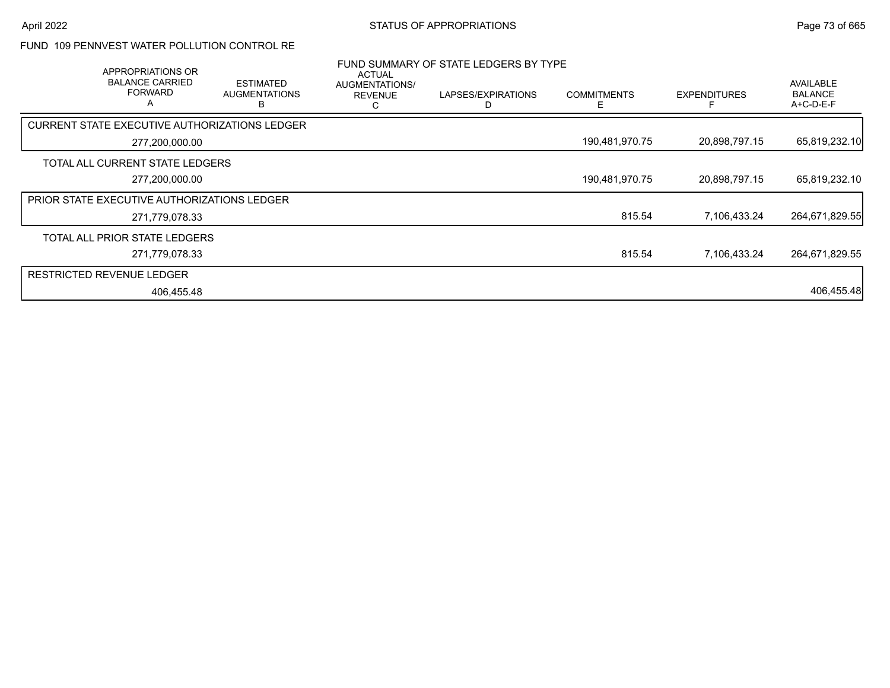FUND 109 PENNVEST WATER POLLUTION CONTROL RE

## FUND SUMMARY OF STATE LEDGERS BY TYPE

| APPROPRIATIONS OR BALANCE CARRIED FORWARD A | ESTIMATED AUGMENTATIONS B | ACTUAL AUGMENTATIONS/ REVENUE C | LAPSES/EXPIRATIONS D | COMMITMENTS E | EXPENDITURES F | AVAILABLE BALANCE A+C-D-E-F |
|---|---|---|---|---|---|---|
| CURRENT STATE EXECUTIVE AUTHORIZATIONS LEDGER | | | | | | |
| 277,200,000.00 | | | | 190,481,970.75 | 20,898,797.15 | 65,819,232.10 |
| TOTAL ALL CURRENT STATE LEDGERS | | | | | | |
| 277,200,000.00 | | | | 190,481,970.75 | 20,898,797.15 | 65,819,232.10 |
| PRIOR STATE EXECUTIVE AUTHORIZATIONS LEDGER | | | | | | |
| 271,779,078.33 | | | | 815.54 | 7,106,433.24 | 264,671,829.55 |
| TOTAL ALL PRIOR STATE LEDGERS | | | | | | |
| 271,779,078.33 | | | | 815.54 | 7,106,433.24 | 264,671,829.55 |
| RESTRICTED REVENUE LEDGER | | | | | | |
| 406,455.48 | | | | | | 406,455.48 |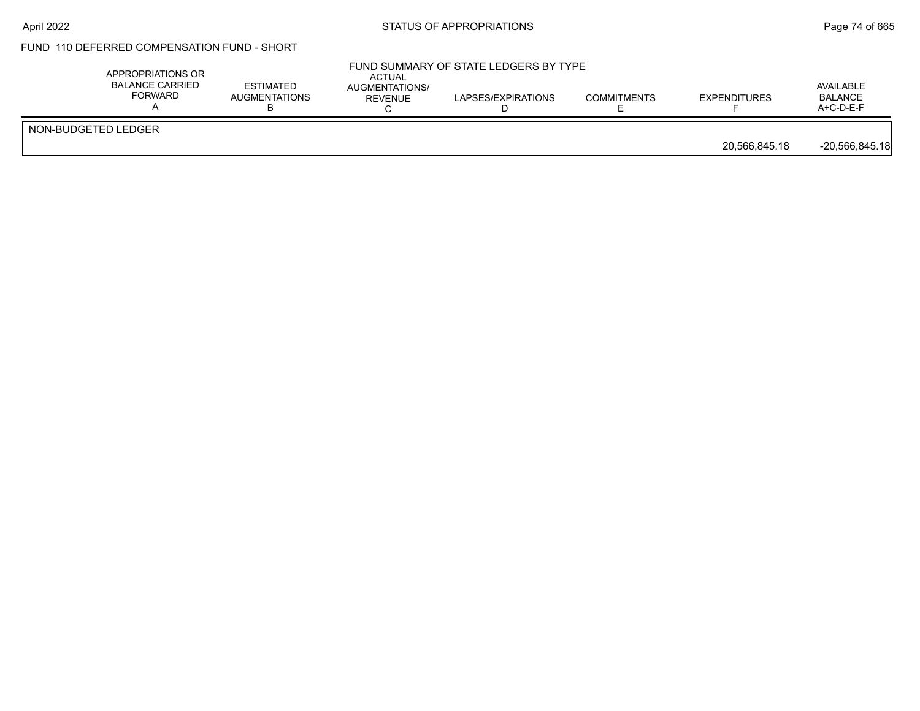## FUND 110 DEFERRED COMPENSATION FUND - SHORT

### FUND SUMMARY OF STATE LEDGERS BY TYPE

| | APPROPRIATIONS OR BALANCE CARRIED FORWARD A | ESTIMATED AUGMENTATIONS B | ACTUAL AUGMENTATIONS/ REVENUE C | LAPSES/EXPIRATIONS D | COMMITMENTS E | EXPENDITURES F | AVAILABLE BALANCE A+C-D-E-F |
|---|---|---|---|---|---|---|---|
| NON-BUDGETED LEDGER | | | | | | | |
| | | | | | | 20,566,845.18 | -20,566,845.18 |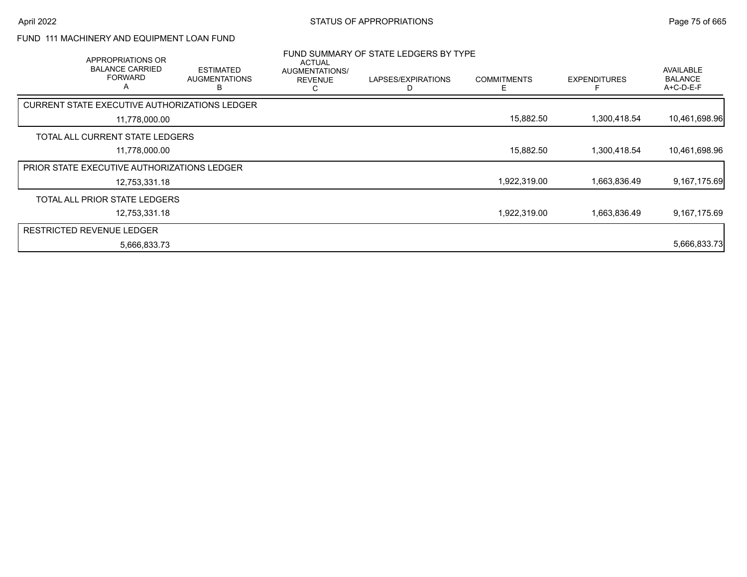FUND 111 MACHINERY AND EQUIPMENT LOAN FUND

FUND SUMMARY OF STATE LEDGERS BY TYPE

| APPROPRIATIONS OR BALANCE CARRIED FORWARD A | ESTIMATED AUGMENTATIONS B | ACTUAL AUGMENTATIONS/ REVENUE C | LAPSES/EXPIRATIONS D | COMMITMENTS E | EXPENDITURES F | AVAILABLE BALANCE A+C-D-E-F |
|---|---|---|---|---|---|---|
| CURRENT STATE EXECUTIVE AUTHORIZATIONS LEDGER | | | | | | |
| 11,778,000.00 | | | | 15,882.50 | 1,300,418.54 | 10,461,698.96 |
| TOTAL ALL CURRENT STATE LEDGERS | | | | | | |
| 11,778,000.00 | | | | 15,882.50 | 1,300,418.54 | 10,461,698.96 |
| PRIOR STATE EXECUTIVE AUTHORIZATIONS LEDGER | | | | | | |
| 12,753,331.18 | | | | 1,922,319.00 | 1,663,836.49 | 9,167,175.69 |
| TOTAL ALL PRIOR STATE LEDGERS | | | | | | |
| 12,753,331.18 | | | | 1,922,319.00 | 1,663,836.49 | 9,167,175.69 |
| RESTRICTED REVENUE LEDGER | | | | | | |
| 5,666,833.73 | | | | | | 5,666,833.73 |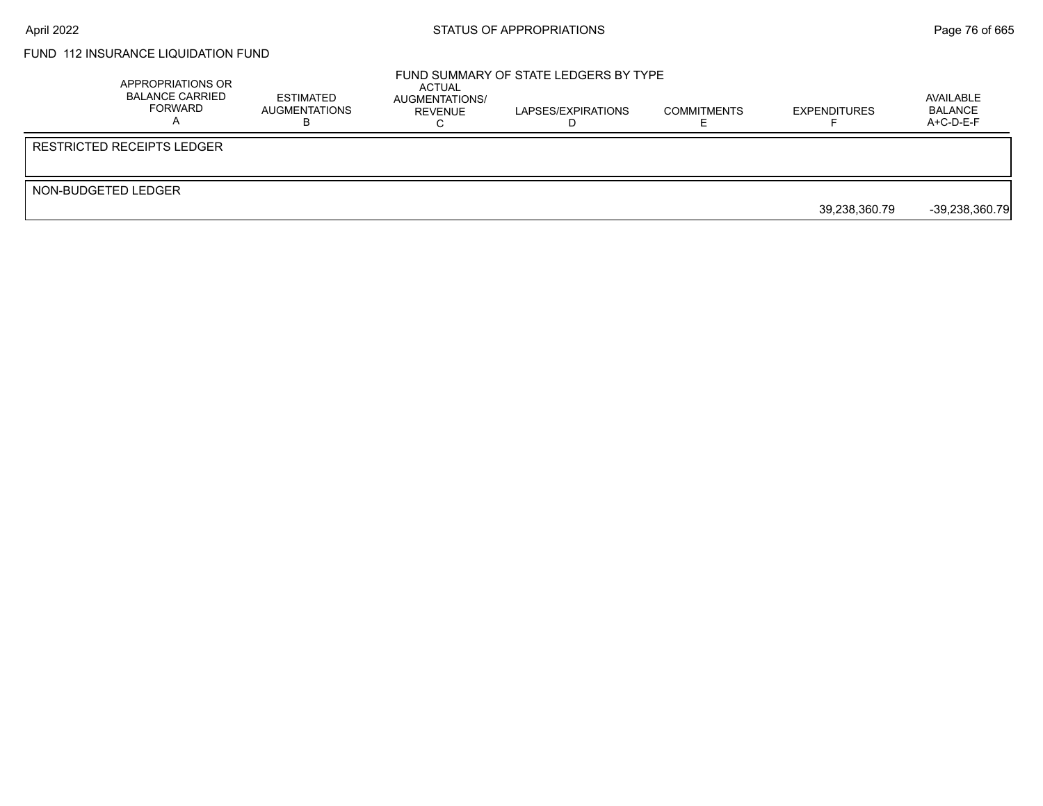FUND 112 INSURANCE LIQUIDATION FUND

FUND SUMMARY OF STATE LEDGERS BY TYPE

| APPROPRIATIONS OR BALANCE CARRIED FORWARD A | ESTIMATED AUGMENTATIONS B | ACTUAL AUGMENTATIONS/ REVENUE C | LAPSES/EXPIRATIONS D | COMMITMENTS E | EXPENDITURES F | AVAILABLE BALANCE A+C-D-E-F |
|---|---|---|---|---|---|---|
| RESTRICTED RECEIPTS LEDGER | | | | | | |
| NON-BUDGETED LEDGER | | | | | | |
| | | | | | 39,238,360.79 | -39,238,360.79 |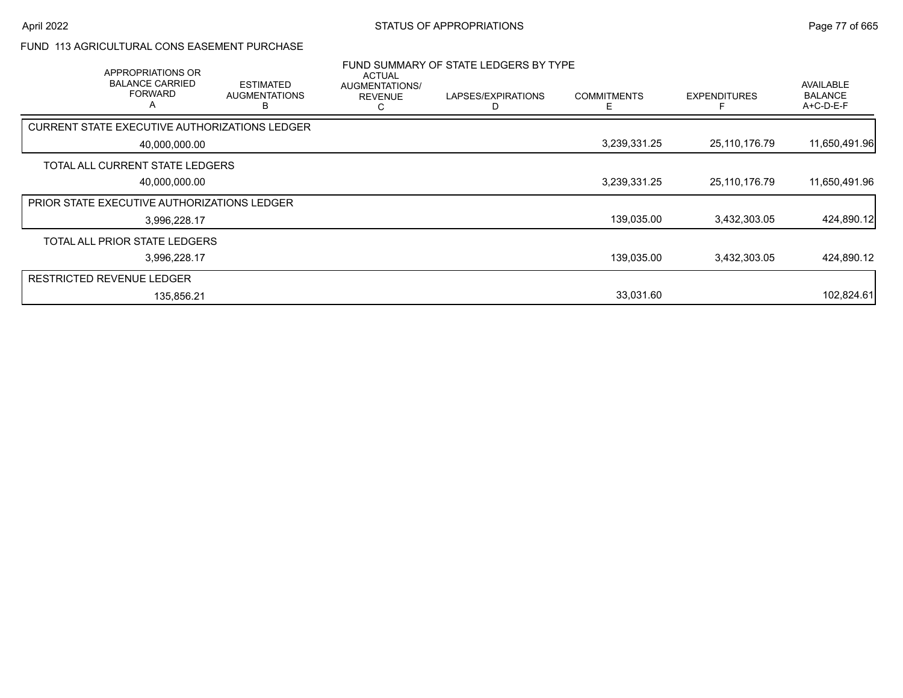# FUND 113 AGRICULTURAL CONS EASEMENT PURCHASE

## FUND SUMMARY OF STATE LEDGERS BY TYPE

| APPROPRIATIONS OR BALANCE CARRIED FORWARD A | ESTIMATED AUGMENTATIONS B | ACTUAL AUGMENTATIONS/ REVENUE C | LAPSES/EXPIRATIONS D | COMMITMENTS E | EXPENDITURES F | AVAILABLE BALANCE A+C-D-E-F |
|---|---|---|---|---|---|---|
| CURRENT STATE EXECUTIVE AUTHORIZATIONS LEDGER | | | | | | |
| 40,000,000.00 | | | | 3,239,331.25 | 25,110,176.79 | 11,650,491.96 |
| TOTAL ALL CURRENT STATE LEDGERS | | | | | | |
| 40,000,000.00 | | | | 3,239,331.25 | 25,110,176.79 | 11,650,491.96 |
| PRIOR STATE EXECUTIVE AUTHORIZATIONS LEDGER | | | | | | |
| 3,996,228.17 | | | | 139,035.00 | 3,432,303.05 | 424,890.12 |
| TOTAL ALL PRIOR STATE LEDGERS | | | | | | |
| 3,996,228.17 | | | | 139,035.00 | 3,432,303.05 | 424,890.12 |
| RESTRICTED REVENUE LEDGER | | | | | | |
| 135,856.21 | | | | 33,031.60 | | 102,824.61 |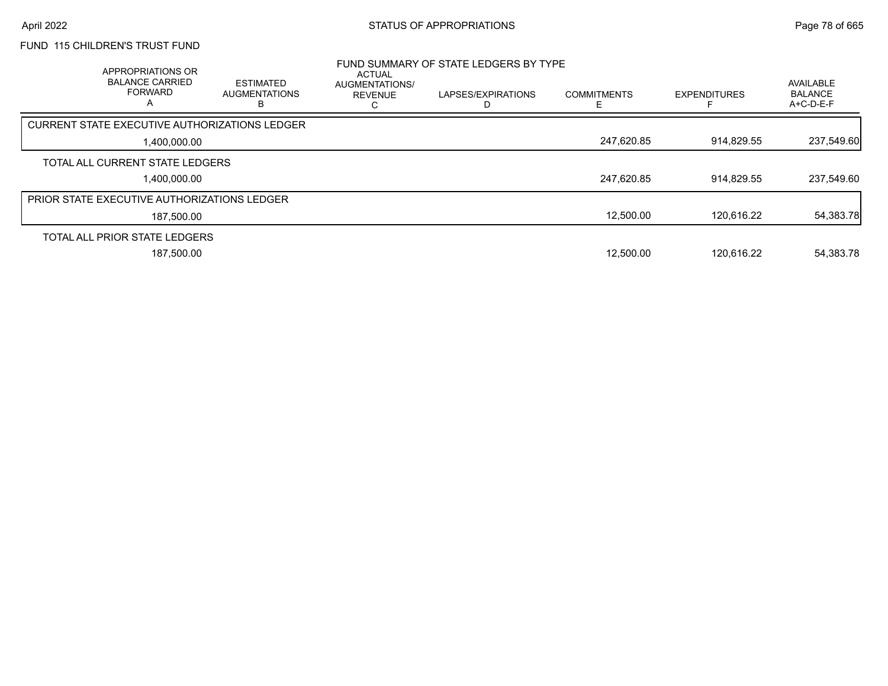FUND 115 CHILDREN'S TRUST FUND

## FUND SUMMARY OF STATE LEDGERS BY TYPE

| APPROPRIATIONS OR BALANCE CARRIED FORWARD A | ESTIMATED AUGMENTATIONS B | ACTUAL AUGMENTATIONS/ REVENUE C | LAPSES/EXPIRATIONS D | COMMITMENTS E | EXPENDITURES F | AVAILABLE BALANCE A+C-D-E-F |
|---|---|---|---|---|---|---|
| **CURRENT STATE EXECUTIVE AUTHORIZATIONS LEDGER** | | | | | | |
| 1,400,000.00 | | | | 247,620.85 | 914,829.55 | 237,549.60 |
| **TOTAL ALL CURRENT STATE LEDGERS** | | | | | | |
| 1,400,000.00 | | | | 247,620.85 | 914,829.55 | 237,549.60 |
| **PRIOR STATE EXECUTIVE AUTHORIZATIONS LEDGER** | | | | | | |
| 187,500.00 | | | | 12,500.00 | 120,616.22 | 54,383.78 |
| **TOTAL ALL PRIOR STATE LEDGERS** | | | | | | |
| 187,500.00 | | | | 12,500.00 | 120,616.22 | 54,383.78 |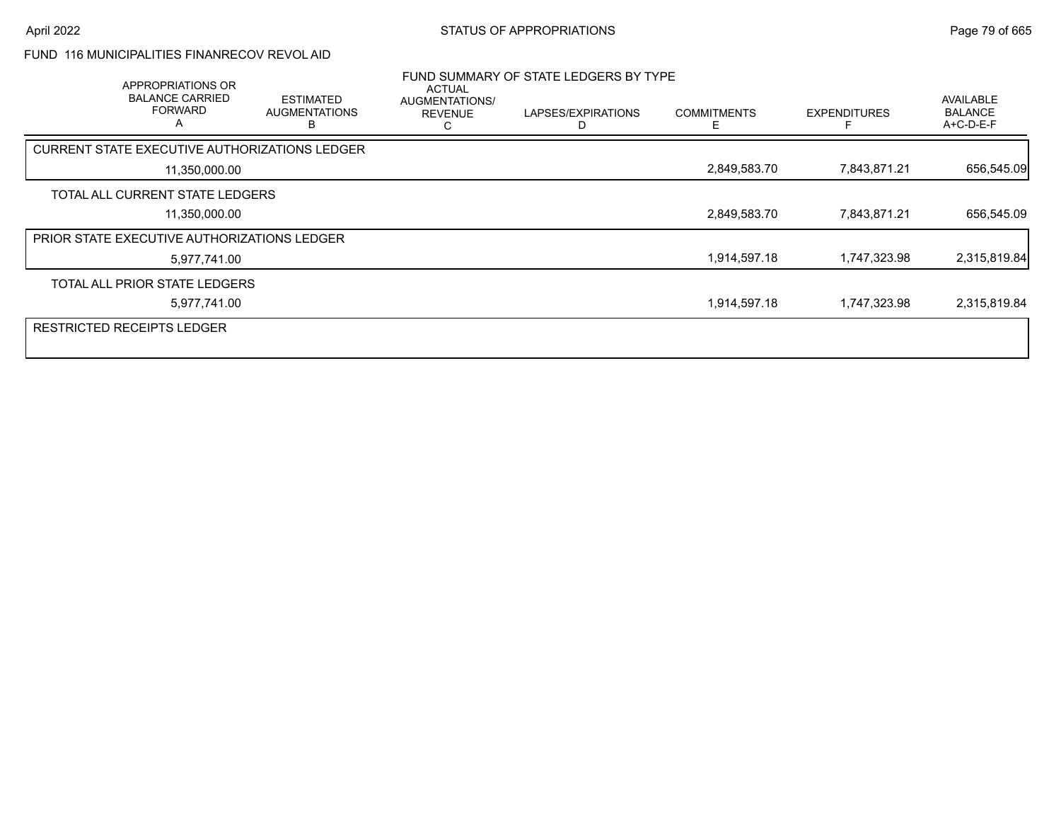FUND 116 MUNICIPALITIES FINANRECOV REVOL AID

FUND SUMMARY OF STATE LEDGERS BY TYPE

| APPROPRIATIONS OR BALANCE CARRIED FORWARD A | ESTIMATED AUGMENTATIONS B | ACTUAL AUGMENTATIONS/ REVENUE C | LAPSES/EXPIRATIONS D | COMMITMENTS E | EXPENDITURES F | AVAILABLE BALANCE A+C-D-E-F |
|---|---|---|---|---|---|---|
| CURRENT STATE EXECUTIVE AUTHORIZATIONS LEDGER | | | | | | |
| 11,350,000.00 | | | | 2,849,583.70 | 7,843,871.21 | 656,545.09 |
| TOTAL ALL CURRENT STATE LEDGERS | | | | | | |
| 11,350,000.00 | | | | 2,849,583.70 | 7,843,871.21 | 656,545.09 |
| PRIOR STATE EXECUTIVE AUTHORIZATIONS LEDGER | | | | | | |
| 5,977,741.00 | | | | 1,914,597.18 | 1,747,323.98 | 2,315,819.84 |
| TOTAL ALL PRIOR STATE LEDGERS | | | | | | |
| 5,977,741.00 | | | | 1,914,597.18 | 1,747,323.98 | 2,315,819.84 |
| RESTRICTED RECEIPTS LEDGER | | | | | | |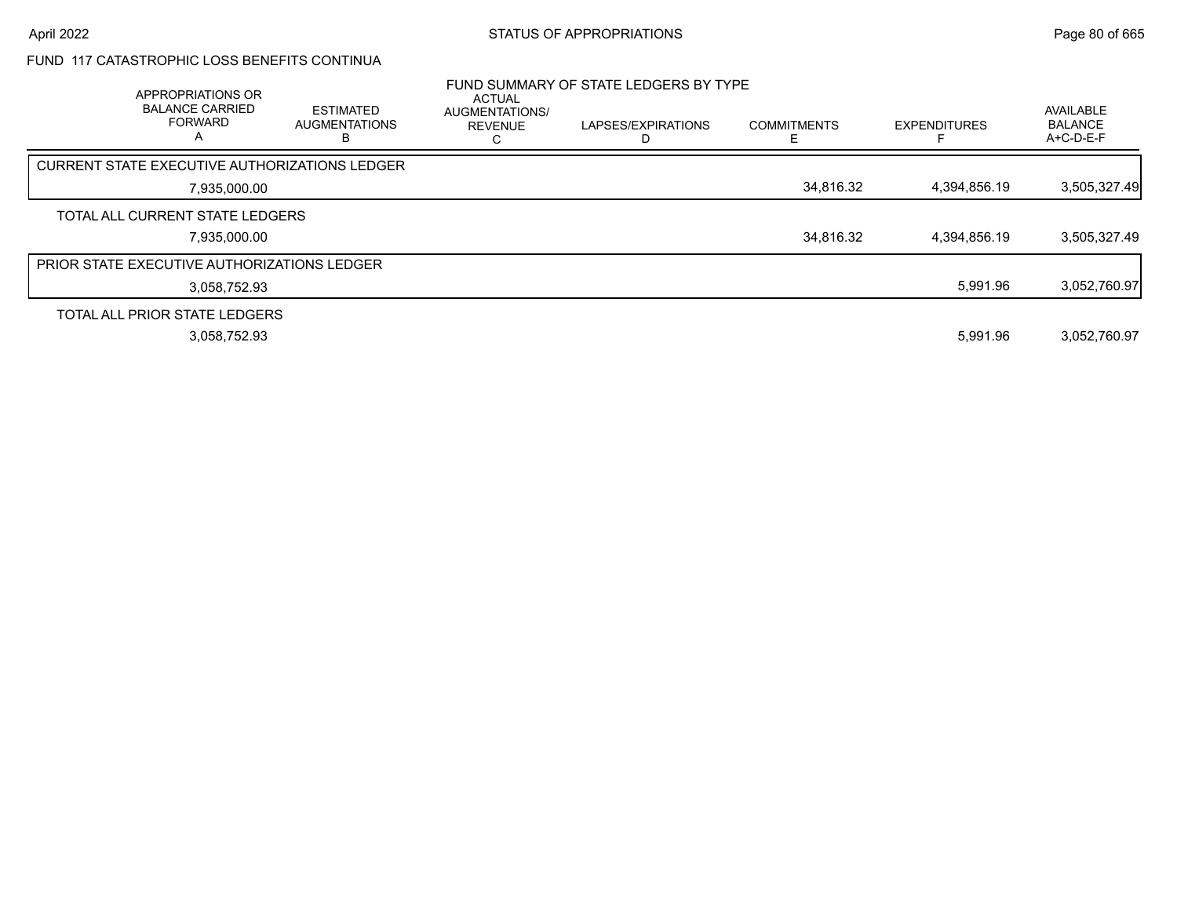FUND 117 CATASTROPHIC LOSS BENEFITS CONTINUA

FUND SUMMARY OF STATE LEDGERS BY TYPE

| APPROPRIATIONS OR BALANCE CARRIED FORWARD A | ESTIMATED AUGMENTATIONS B | ACTUAL AUGMENTATIONS/ REVENUE C | LAPSES/EXPIRATIONS D | COMMITMENTS E | EXPENDITURES F | AVAILABLE BALANCE A+C-D-E-F |
|---|---|---|---|---|---|---|
| **CURRENT STATE EXECUTIVE AUTHORIZATIONS LEDGER** | | | | | | |
| 7,935,000.00 | | | | 34,816.32 | 4,394,856.19 | 3,505,327.49 |
| **TOTAL ALL CURRENT STATE LEDGERS** | | | | | | |
| 7,935,000.00 | | | | 34,816.32 | 4,394,856.19 | 3,505,327.49 |
| **PRIOR STATE EXECUTIVE AUTHORIZATIONS LEDGER** | | | | | | |
| 3,058,752.93 | | | | | 5,991.96 | 3,052,760.97 |
| **TOTAL ALL PRIOR STATE LEDGERS** | | | | | | |
| 3,058,752.93 | | | | | 5,991.96 | 3,052,760.97 |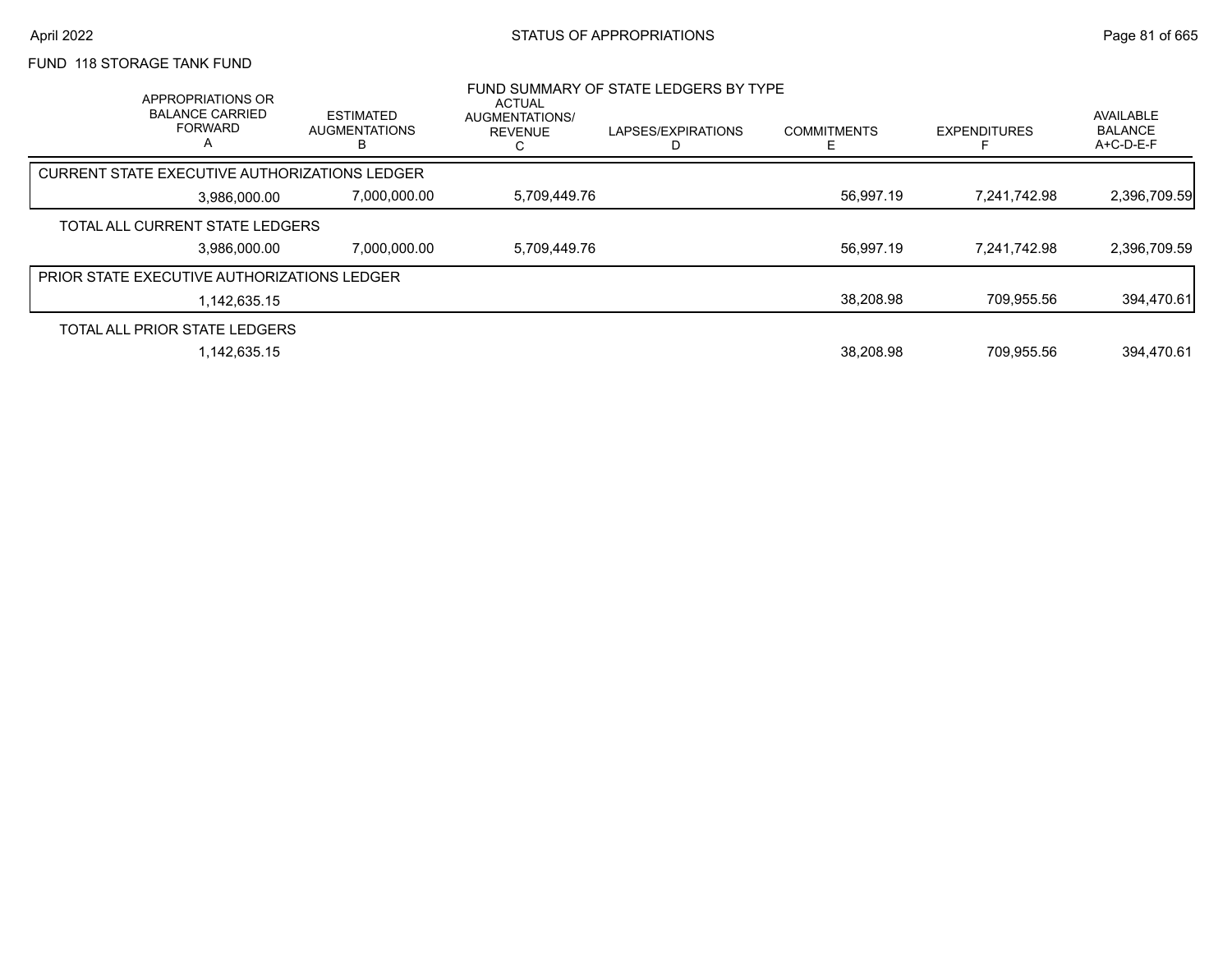FUND 118 STORAGE TANK FUND

FUND SUMMARY OF STATE LEDGERS BY TYPE

| APPROPRIATIONS OR BALANCE CARRIED FORWARD A | ESTIMATED AUGMENTATIONS B | ACTUAL AUGMENTATIONS/ REVENUE C | LAPSES/EXPIRATIONS D | COMMITMENTS E | EXPENDITURES F | AVAILABLE BALANCE A+C-D-E-F |
|---|---|---|---|---|---|---|
| CURRENT STATE EXECUTIVE AUTHORIZATIONS LEDGER | | | | | | |
| 3,986,000.00 | 7,000,000.00 | 5,709,449.76 | | 56,997.19 | 7,241,742.98 | 2,396,709.59 |
| TOTAL ALL CURRENT STATE LEDGERS | | | | | | |
| 3,986,000.00 | 7,000,000.00 | 5,709,449.76 | | 56,997.19 | 7,241,742.98 | 2,396,709.59 |
| PRIOR STATE EXECUTIVE AUTHORIZATIONS LEDGER | | | | | | |
| 1,142,635.15 | | | | 38,208.98 | 709,955.56 | 394,470.61 |
| TOTAL ALL PRIOR STATE LEDGERS | | | | | | |
| 1,142,635.15 | | | | 38,208.98 | 709,955.56 | 394,470.61 |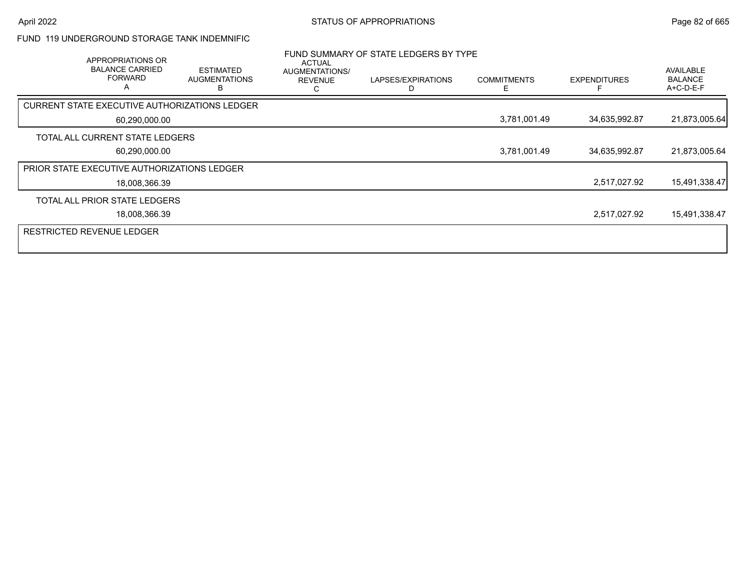FUND 119 UNDERGROUND STORAGE TANK INDEMNIFIC

FUND SUMMARY OF STATE LEDGERS BY TYPE

| APPROPRIATIONS OR BALANCE CARRIED FORWARD A | ESTIMATED AUGMENTATIONS B | ACTUAL AUGMENTATIONS/ REVENUE C | LAPSES/EXPIRATIONS D | COMMITMENTS E | EXPENDITURES F | AVAILABLE BALANCE A+C-D-E-F |
|---|---|---|---|---|---|---|
| CURRENT STATE EXECUTIVE AUTHORIZATIONS LEDGER | | | | | | |
| 60,290,000.00 | | | | 3,781,001.49 | 34,635,992.87 | 21,873,005.64 |
| TOTAL ALL CURRENT STATE LEDGERS | | | | | | |
| 60,290,000.00 | | | | 3,781,001.49 | 34,635,992.87 | 21,873,005.64 |
| PRIOR STATE EXECUTIVE AUTHORIZATIONS LEDGER | | | | | | |
| 18,008,366.39 | | | | | 2,517,027.92 | 15,491,338.47 |
| TOTAL ALL PRIOR STATE LEDGERS | | | | | | |
| 18,008,366.39 | | | | | 2,517,027.92 | 15,491,338.47 |
| RESTRICTED REVENUE LEDGER | | | | | | |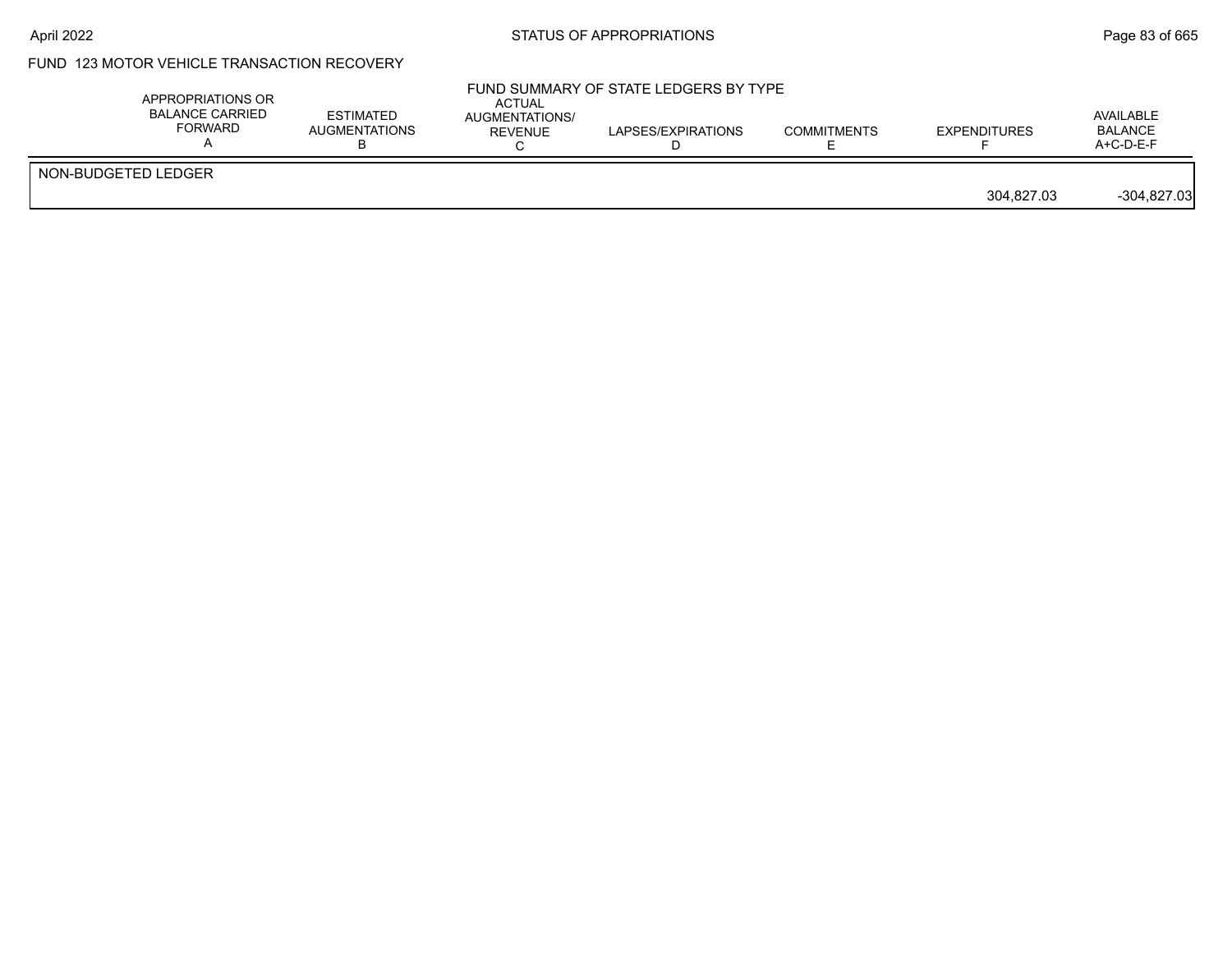## FUND 123 MOTOR VEHICLE TRANSACTION RECOVERY

### FUND SUMMARY OF STATE LEDGERS BY TYPE

| | APPROPRIATIONS OR BALANCE CARRIED FORWARD A | ESTIMATED AUGMENTATIONS B | ACTUAL AUGMENTATIONS/ REVENUE C | LAPSES/EXPIRATIONS D | COMMITMENTS E | EXPENDITURES F | AVAILABLE BALANCE A+C-D-E-F |
|---|---|---|---|---|---|---|---|
| NON-BUDGETED LEDGER | | | | | | 304,827.03 | -304,827.03 |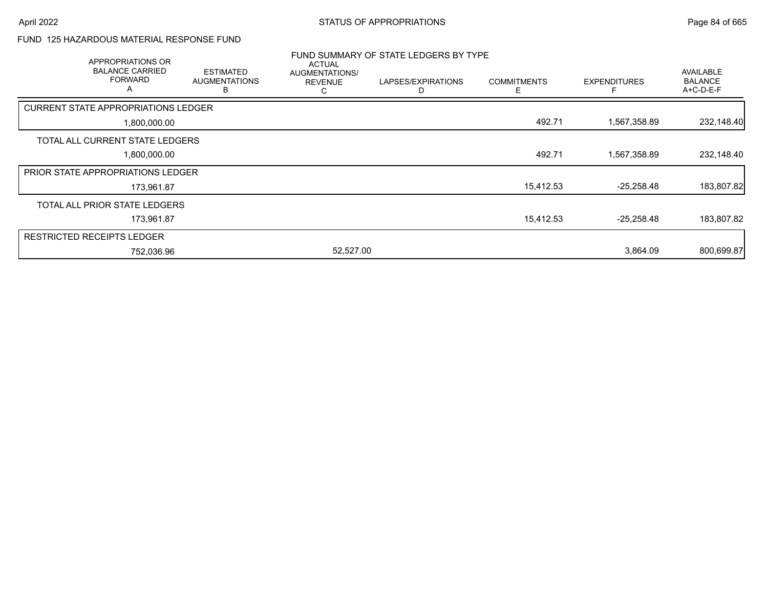FUND 125 HAZARDOUS MATERIAL RESPONSE FUND

FUND SUMMARY OF STATE LEDGERS BY TYPE

| APPROPRIATIONS OR BALANCE CARRIED FORWARD A | ESTIMATED AUGMENTATIONS B | ACTUAL AUGMENTATIONS/ REVENUE C | LAPSES/EXPIRATIONS D | COMMITMENTS E | EXPENDITURES F | AVAILABLE BALANCE A+C-D-E-F |
|---|---|---|---|---|---|---|
| CURRENT STATE APPROPRIATIONS LEDGER | | | | | | |
| 1,800,000.00 | | | | 492.71 | 1,567,358.89 | 232,148.40 |
| TOTAL ALL CURRENT STATE LEDGERS | | | | | | |
| 1,800,000.00 | | | | 492.71 | 1,567,358.89 | 232,148.40 |
| PRIOR STATE APPROPRIATIONS LEDGER | | | | | | |
| 173,961.87 | | | | 15,412.53 | -25,258.48 | 183,807.82 |
| TOTAL ALL PRIOR STATE LEDGERS | | | | | | |
| 173,961.87 | | | | 15,412.53 | -25,258.48 | 183,807.82 |
| RESTRICTED RECEIPTS LEDGER | | | | | | |
| 752,036.96 | | 52,527.00 | | | 3,864.09 | 800,699.87 |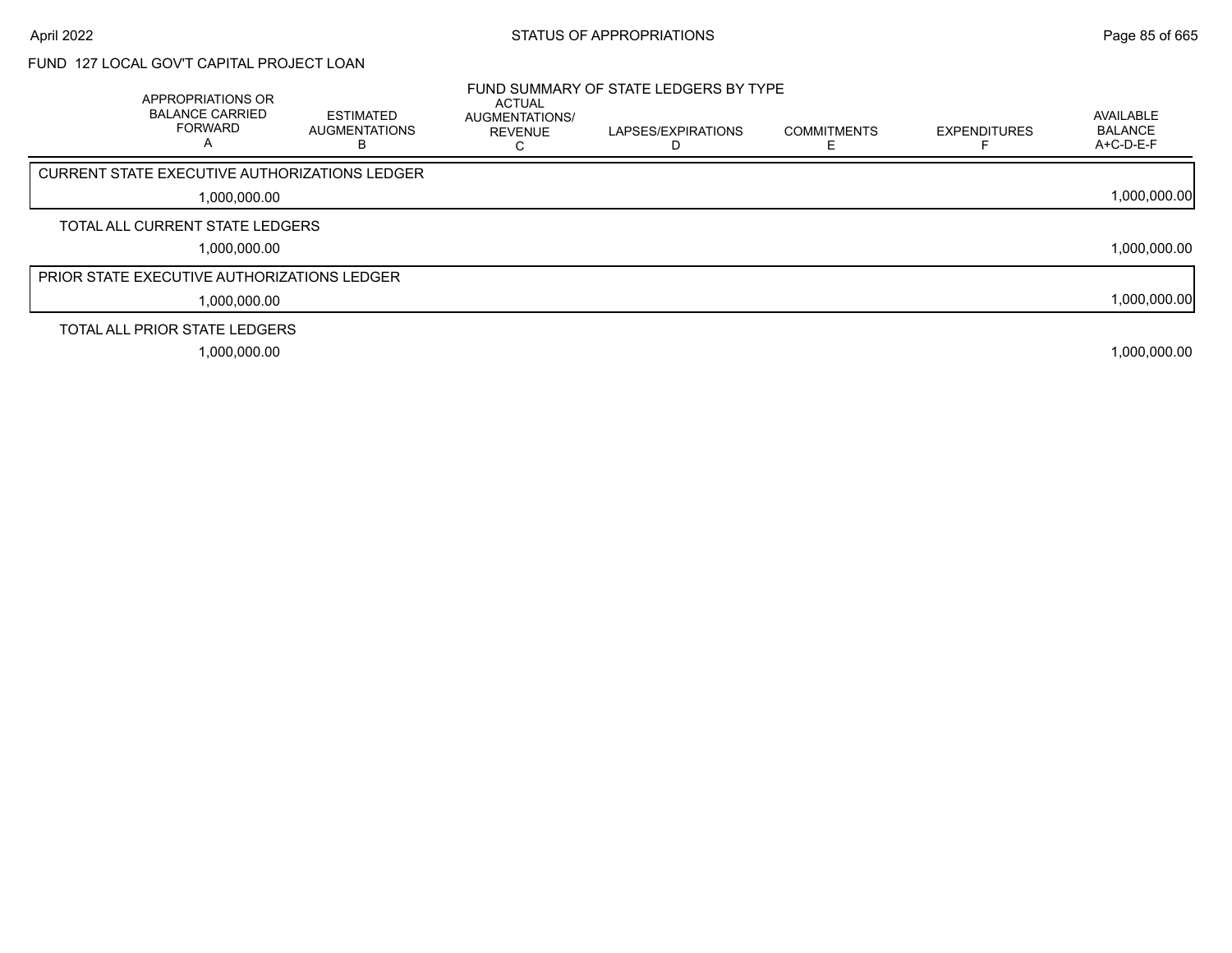## FUND 127 LOCAL GOV'T CAPITAL PROJECT LOAN

### FUND SUMMARY OF STATE LEDGERS BY TYPE

| | APPROPRIATIONS OR BALANCE CARRIED FORWARD A | ESTIMATED AUGMENTATIONS B | ACTUAL AUGMENTATIONS/ REVENUE C | LAPSES/EXPIRATIONS D | COMMITMENTS E | EXPENDITURES F | AVAILABLE BALANCE A+C-D-E-F |
|---|---|---|---|---|---|---|---|
| CURRENT STATE EXECUTIVE AUTHORIZATIONS LEDGER | 1,000,000.00 | | | | | | 1,000,000.00 |
| TOTAL ALL CURRENT STATE LEDGERS | 1,000,000.00 | | | | | | 1,000,000.00 |
| PRIOR STATE EXECUTIVE AUTHORIZATIONS LEDGER | 1,000,000.00 | | | | | | 1,000,000.00 |
| TOTAL ALL PRIOR STATE LEDGERS | 1,000,000.00 | | | | | | 1,000,000.00 |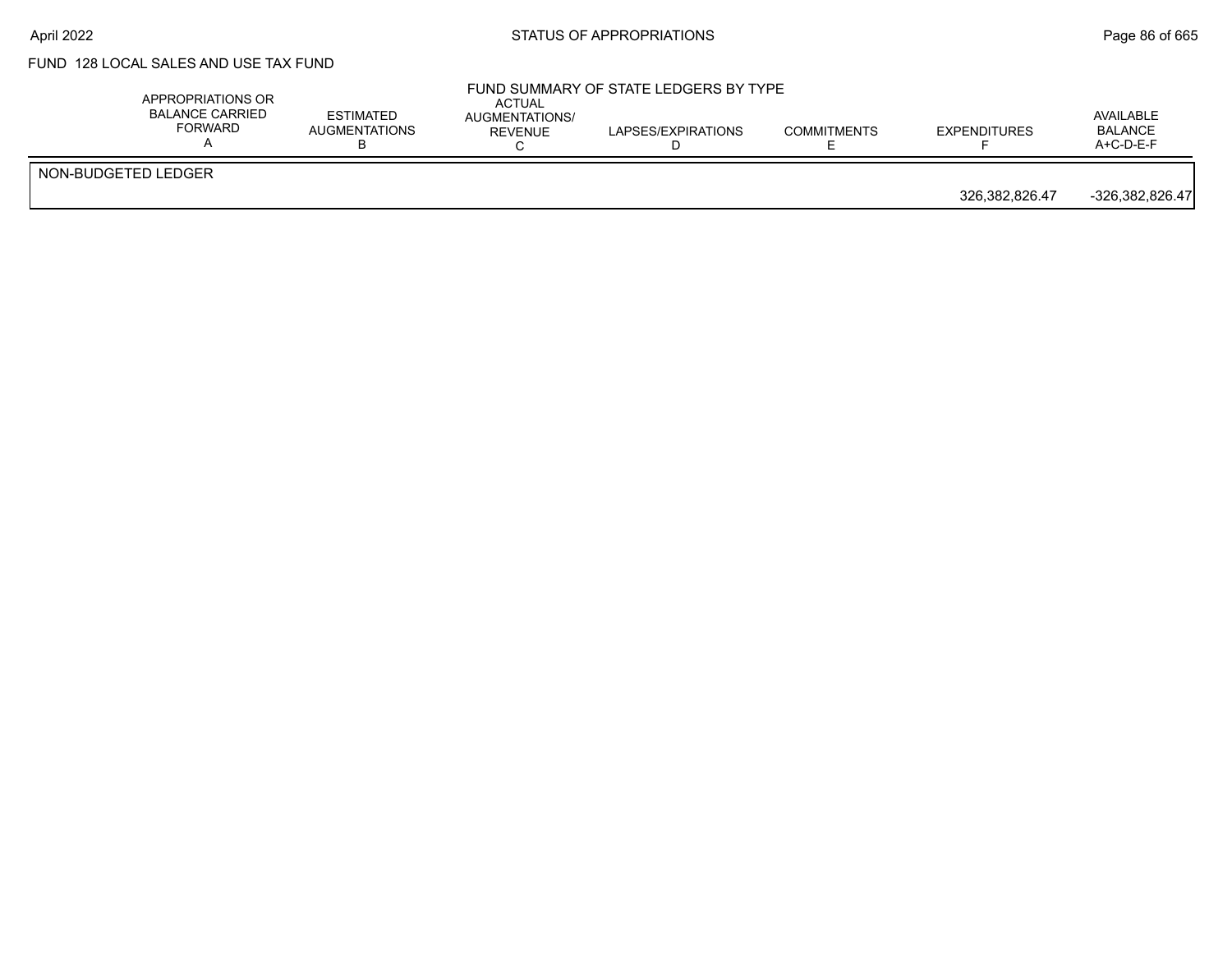FUND 128 LOCAL SALES AND USE TAX FUND

FUND SUMMARY OF STATE LEDGERS BY TYPE

| | APPROPRIATIONS OR BALANCE CARRIED FORWARD A | ESTIMATED AUGMENTATIONS B | ACTUAL AUGMENTATIONS/ REVENUE C | LAPSES/EXPIRATIONS D | COMMITMENTS E | EXPENDITURES F | AVAILABLE BALANCE A+C-D-E-F |
|---|---|---|---|---|---|---|---|
| NON-BUDGETED LEDGER | | | | | | | |
| | | | | | | 326,382,826.47 | -326,382,826.47 |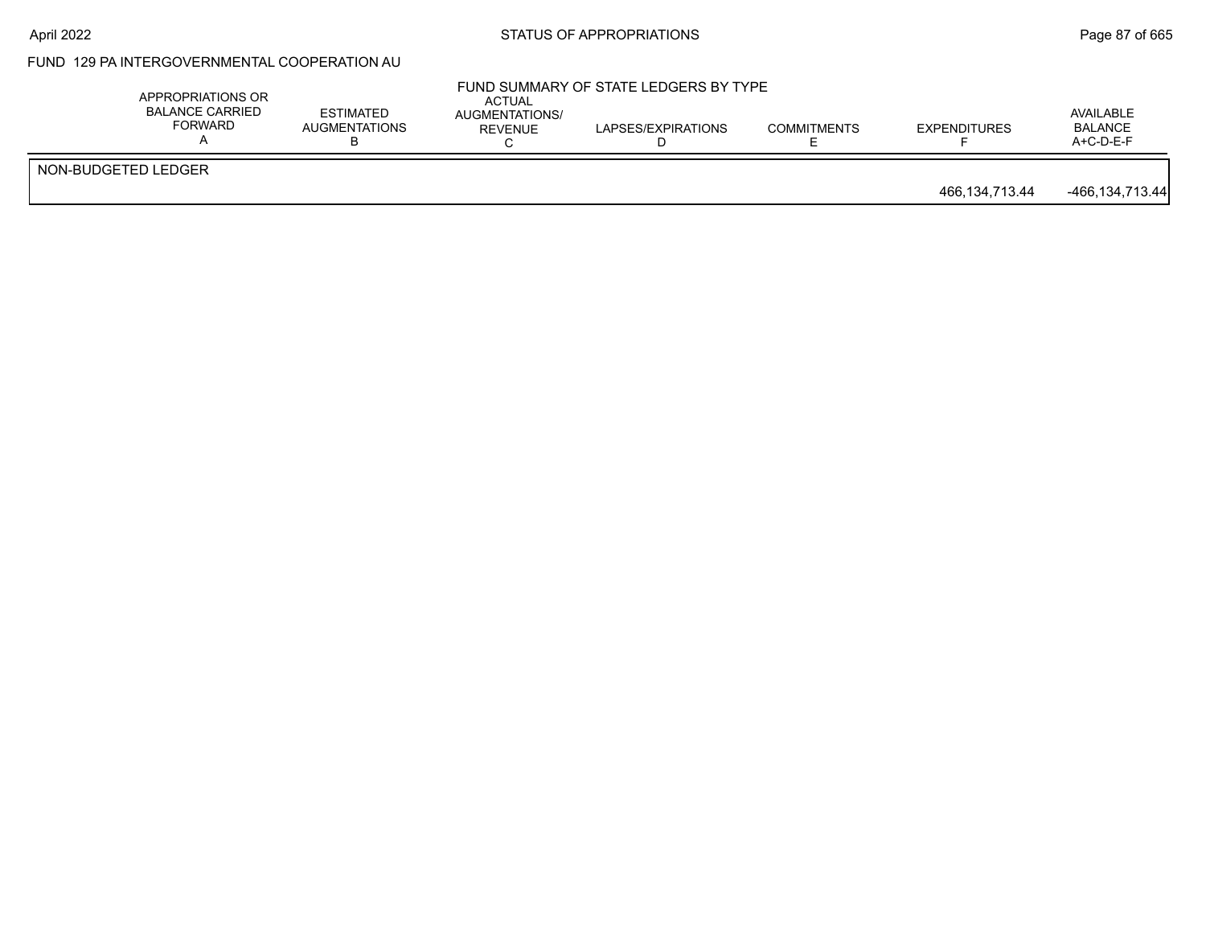## FUND 129 PA INTERGOVERNMENTAL COOPERATION AU

### FUND SUMMARY OF STATE LEDGERS BY TYPE

| | APPROPRIATIONS OR BALANCE CARRIED FORWARD A | ESTIMATED AUGMENTATIONS B | ACTUAL AUGMENTATIONS/ REVENUE C | LAPSES/EXPIRATIONS D | COMMITMENTS E | EXPENDITURES F | AVAILABLE BALANCE A+C-D-E-F |
|---|---|---|---|---|---|---|---|
| NON-BUDGETED LEDGER | | | | | | 466,134,713.44 | -466,134,713.44 |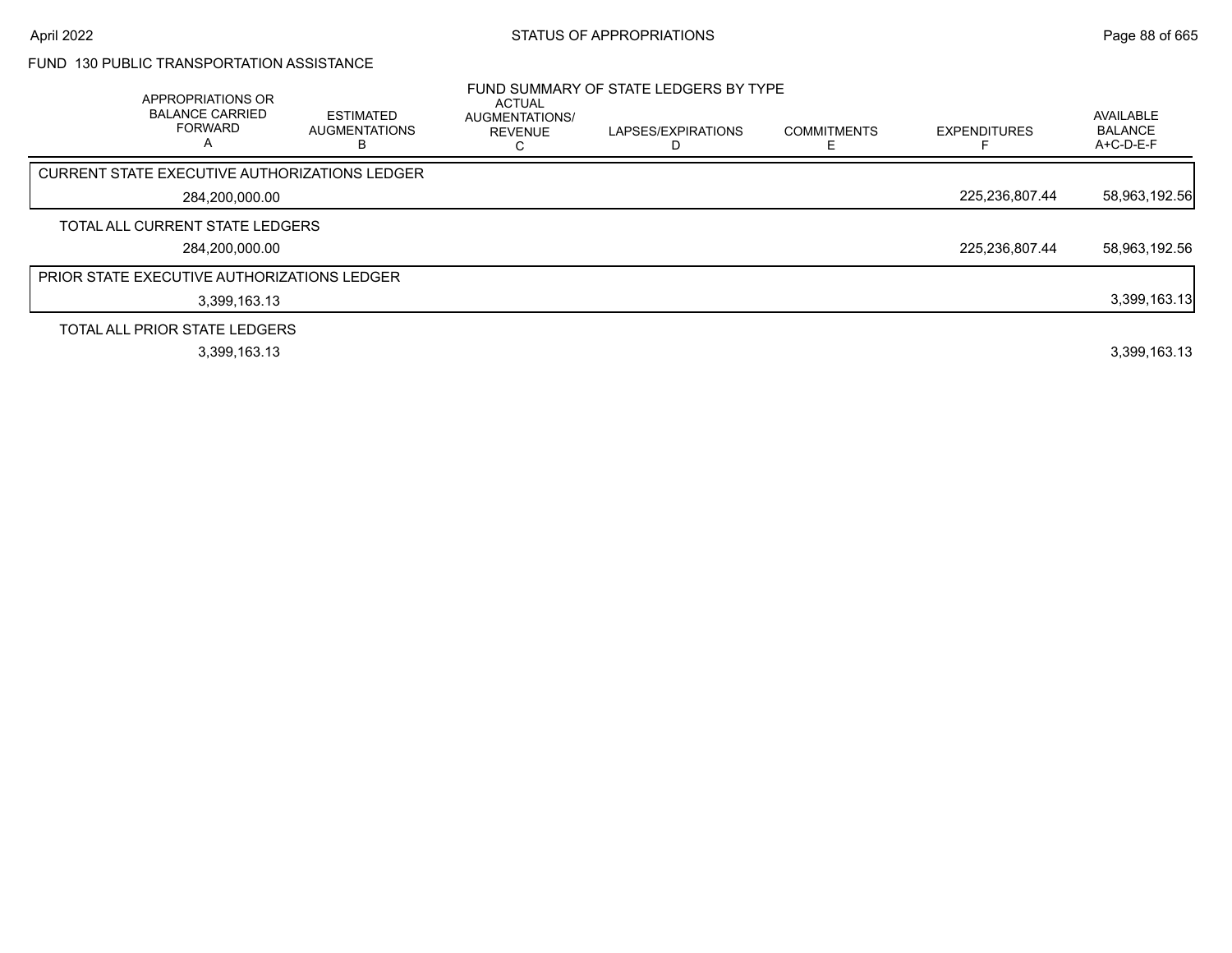FUND 130 PUBLIC TRANSPORTATION ASSISTANCE

## FUND SUMMARY OF STATE LEDGERS BY TYPE

| | APPROPRIATIONS OR BALANCE CARRIED FORWARD A | ESTIMATED AUGMENTATIONS B | ACTUAL AUGMENTATIONS/ REVENUE C | LAPSES/EXPIRATIONS D | COMMITMENTS E | EXPENDITURES F | AVAILABLE BALANCE A+C-D-E-F |
|---|---|---|---|---|---|---|---|
| CURRENT STATE EXECUTIVE AUTHORIZATIONS LEDGER | 284,200,000.00 | | | | | 225,236,807.44 | 58,963,192.56 |
| TOTAL ALL CURRENT STATE LEDGERS | 284,200,000.00 | | | | | 225,236,807.44 | 58,963,192.56 |
| PRIOR STATE EXECUTIVE AUTHORIZATIONS LEDGER | 3,399,163.13 | | | | | | 3,399,163.13 |
| TOTAL ALL PRIOR STATE LEDGERS | 3,399,163.13 | | | | | | 3,399,163.13 |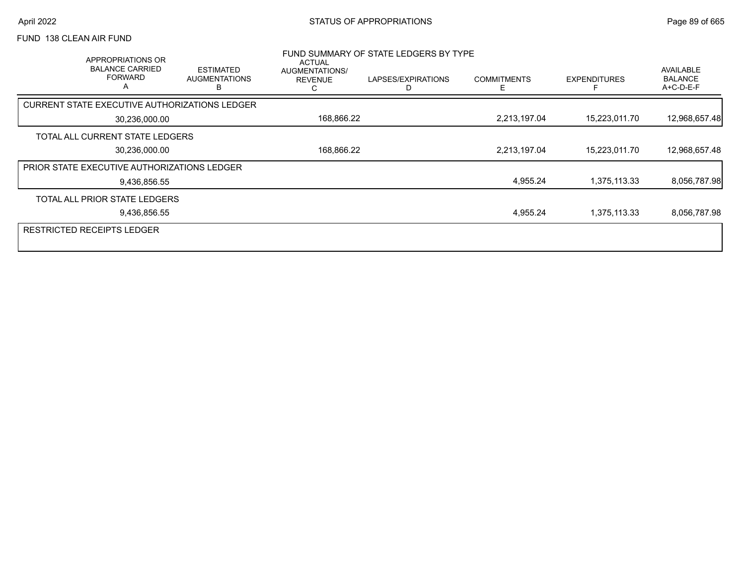FUND 138 CLEAN AIR FUND

FUND SUMMARY OF STATE LEDGERS BY TYPE

| APPROPRIATIONS OR BALANCE CARRIED FORWARD A | ESTIMATED AUGMENTATIONS B | ACTUAL AUGMENTATIONS/ REVENUE C | LAPSES/EXPIRATIONS D | COMMITMENTS E | EXPENDITURES F | AVAILABLE BALANCE A+C-D-E-F |
|---|---|---|---|---|---|---|
| CURRENT STATE EXECUTIVE AUTHORIZATIONS LEDGER | | | | | | |
| 30,236,000.00 | | 168,866.22 | | 2,213,197.04 | 15,223,011.70 | 12,968,657.48 |
| TOTAL ALL CURRENT STATE LEDGERS | | | | | | |
| 30,236,000.00 | | 168,866.22 | | 2,213,197.04 | 15,223,011.70 | 12,968,657.48 |
| PRIOR STATE EXECUTIVE AUTHORIZATIONS LEDGER | | | | | | |
| 9,436,856.55 | | | | 4,955.24 | 1,375,113.33 | 8,056,787.98 |
| TOTAL ALL PRIOR STATE LEDGERS | | | | | | |
| 9,436,856.55 | | | | 4,955.24 | 1,375,113.33 | 8,056,787.98 |
| RESTRICTED RECEIPTS LEDGER | | | | | | |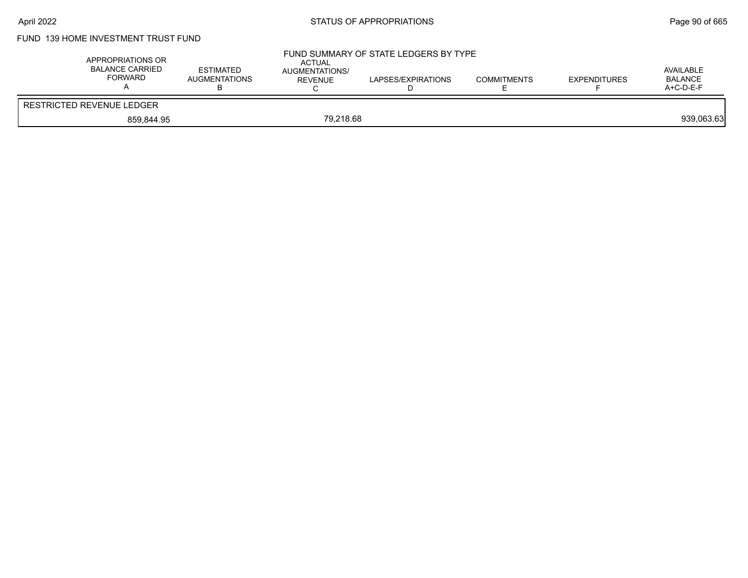FUND 139 HOME INVESTMENT TRUST FUND

FUND SUMMARY OF STATE LEDGERS BY TYPE

| APPROPRIATIONS OR BALANCE CARRIED FORWARD A | ESTIMATED AUGMENTATIONS B | ACTUAL AUGMENTATIONS/ REVENUE C | LAPSES/EXPIRATIONS D | COMMITMENTS E | EXPENDITURES F | AVAILABLE BALANCE A+C-D-E-F |
|---|---|---|---|---|---|---|
| RESTRICTED REVENUE LEDGER | | | | | | |
| 859,844.95 | | 79,218.68 | | | | 939,063.63 |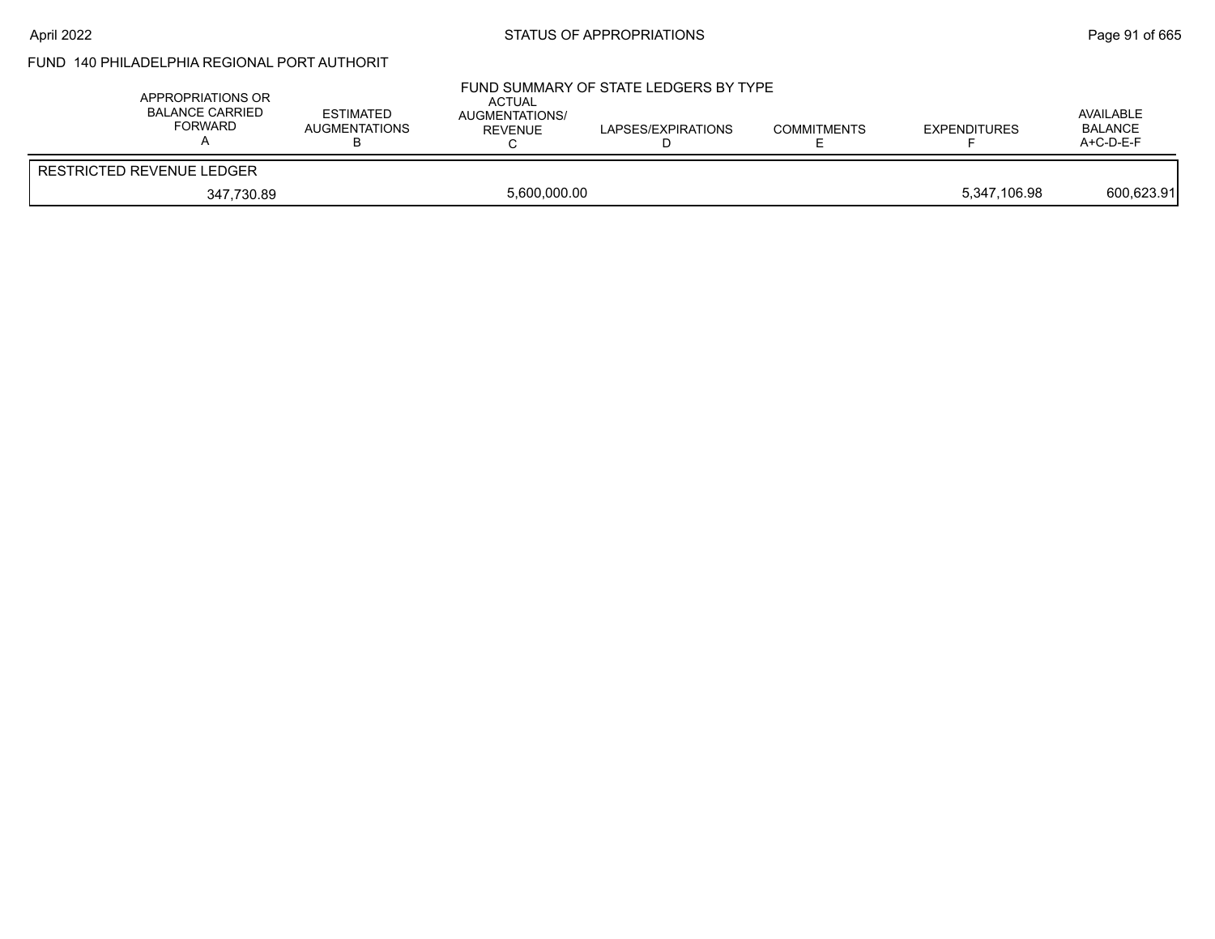# FUND 140 PHILADELPHIA REGIONAL PORT AUTHORIT

## FUND SUMMARY OF STATE LEDGERS BY TYPE

| APPROPRIATIONS OR BALANCE CARRIED FORWARD A | ESTIMATED AUGMENTATIONS B | ACTUAL AUGMENTATIONS/ REVENUE C | LAPSES/EXPIRATIONS D | COMMITMENTS E | EXPENDITURES F | AVAILABLE BALANCE A+C-D-E-F |
|---|---|---|---|---|---|---|
| RESTRICTED REVENUE LEDGER | | | | | | |
| 347,730.89 | | 5,600,000.00 | | | 5,347,106.98 | 600,623.91 |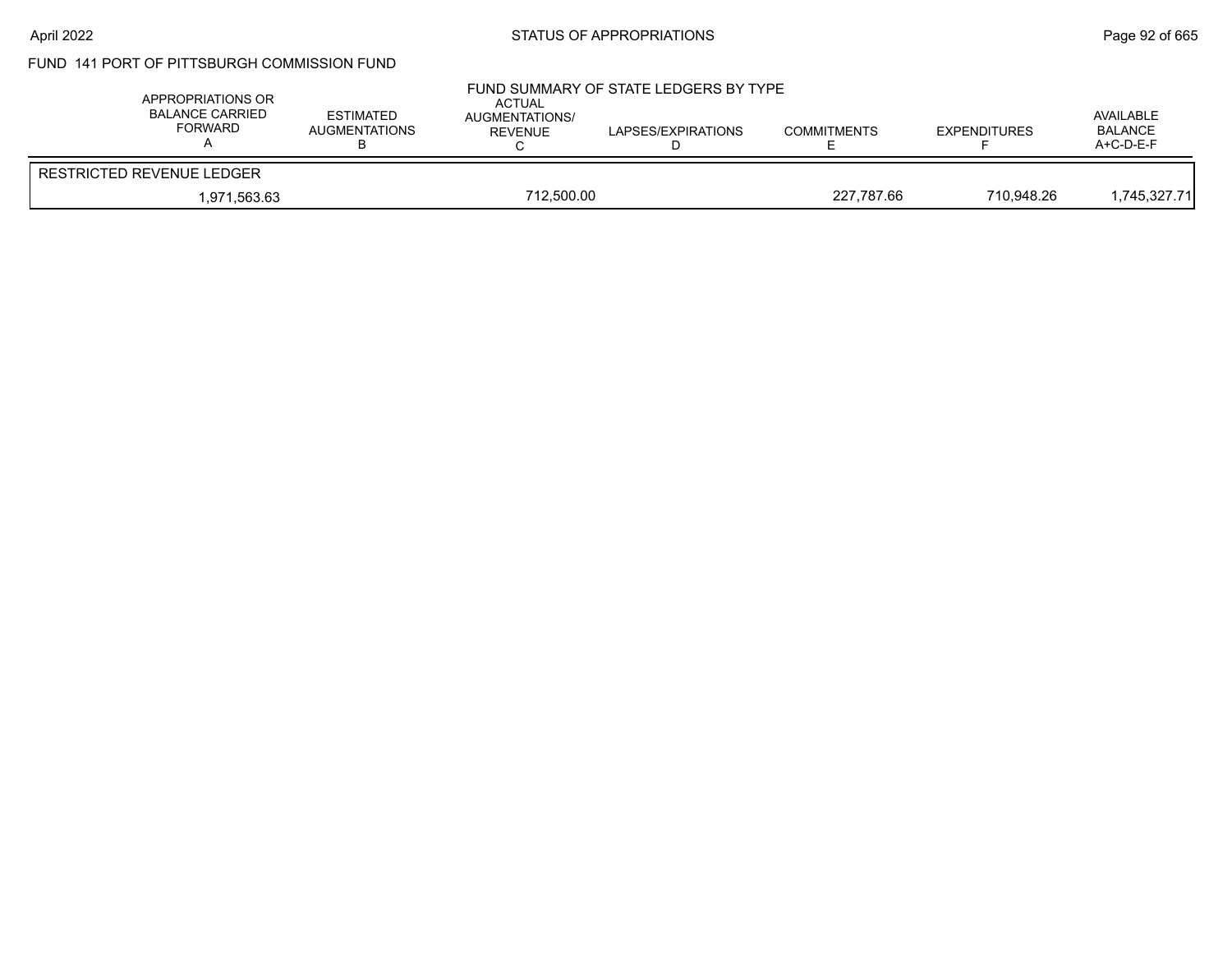STATUS OF APPROPRIATIONS

FUND 141 PORT OF PITTSBURGH COMMISSION FUND

FUND SUMMARY OF STATE LEDGERS BY TYPE

| APPROPRIATIONS OR BALANCE CARRIED FORWARD A | ESTIMATED AUGMENTATIONS B | ACTUAL AUGMENTATIONS/ REVENUE C | LAPSES/EXPIRATIONS D | COMMITMENTS E | EXPENDITURES F | AVAILABLE BALANCE A+C-D-E-F |
|---|---|---|---|---|---|---|
| RESTRICTED REVENUE LEDGER | | | | | | |
| 1,971,563.63 | | 712,500.00 | | 227,787.66 | 710,948.26 | 1,745,327.71 |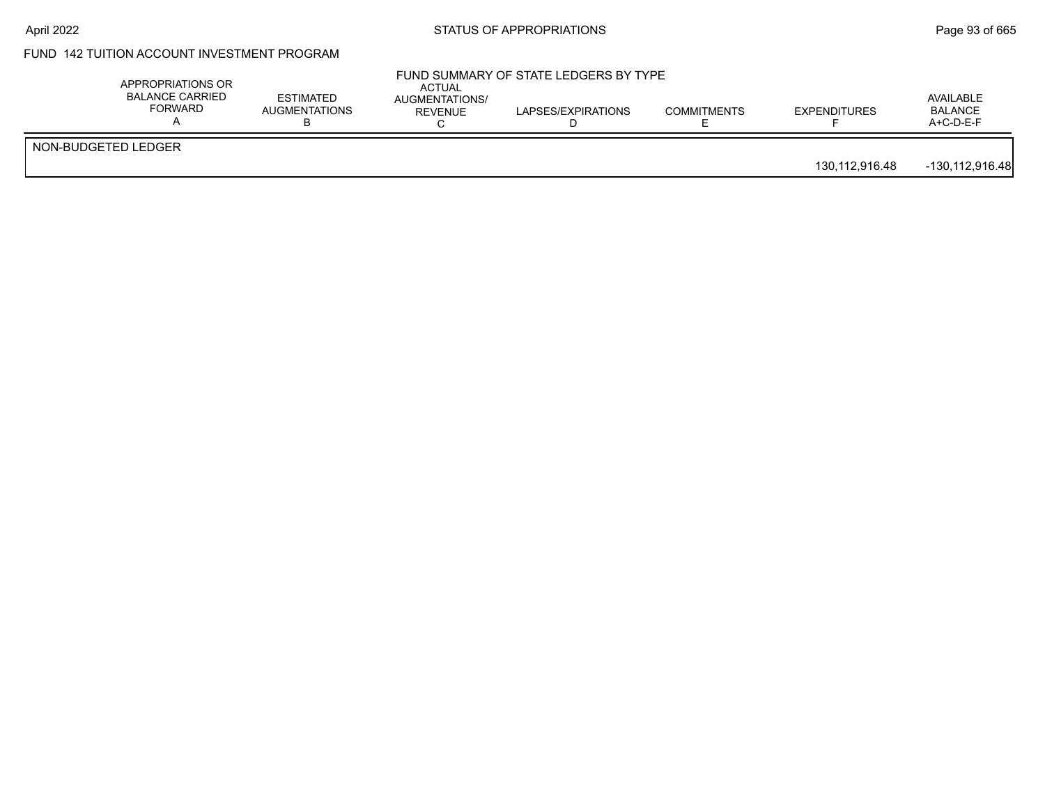FUND 142 TUITION ACCOUNT INVESTMENT PROGRAM

FUND SUMMARY OF STATE LEDGERS BY TYPE

| | APPROPRIATIONS OR BALANCE CARRIED FORWARD A | ESTIMATED AUGMENTATIONS B | ACTUAL AUGMENTATIONS/ REVENUE C | LAPSES/EXPIRATIONS D | COMMITMENTS E | EXPENDITURES F | AVAILABLE BALANCE A+C-D-E-F |
|---|---|---|---|---|---|---|---|
| NON-BUDGETED LEDGER | | | | | | | |
| | | | | | | 130,112,916.48 | -130,112,916.48 |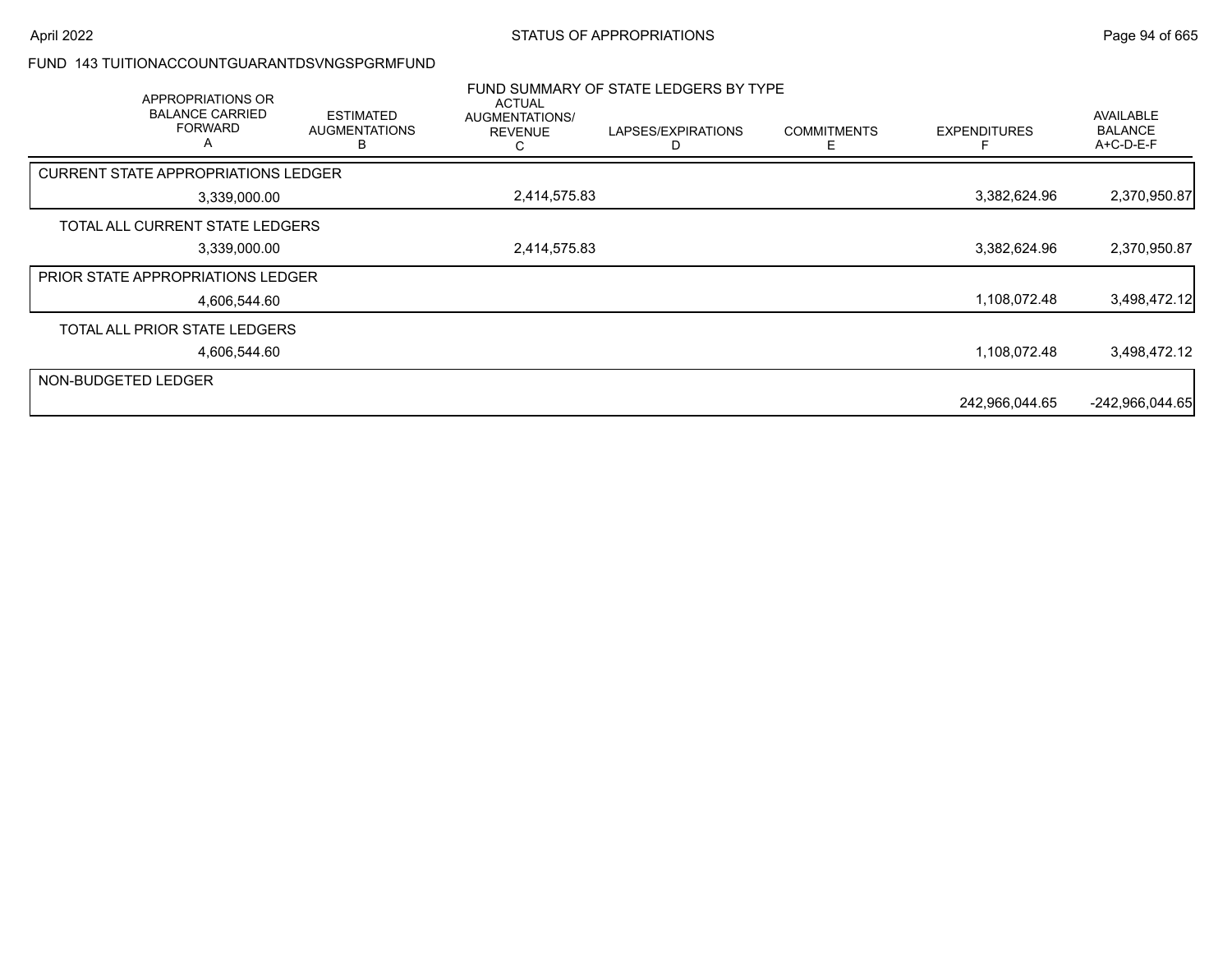FUND 143 TUITIONACCOUNTGUARANTDSVNGSPGRMFUND

FUND SUMMARY OF STATE LEDGERS BY TYPE

| APPROPRIATIONS OR BALANCE CARRIED FORWARD A | ESTIMATED AUGMENTATIONS B | ACTUAL AUGMENTATIONS/ REVENUE C | LAPSES/EXPIRATIONS D | COMMITMENTS E | EXPENDITURES F | AVAILABLE BALANCE A+C-D-E-F |
|---|---|---|---|---|---|---|
| CURRENT STATE APPROPRIATIONS LEDGER | | | | | | |
| 3,339,000.00 | | 2,414,575.83 | | | 3,382,624.96 | 2,370,950.87 |
| TOTAL ALL CURRENT STATE LEDGERS | | | | | | |
| 3,339,000.00 | | 2,414,575.83 | | | 3,382,624.96 | 2,370,950.87 |
| PRIOR STATE APPROPRIATIONS LEDGER | | | | | | |
| 4,606,544.60 | | | | | 1,108,072.48 | 3,498,472.12 |
| TOTAL ALL PRIOR STATE LEDGERS | | | | | | |
| 4,606,544.60 | | | | | 1,108,072.48 | 3,498,472.12 |
| NON-BUDGETED LEDGER | | | | | | |
| | | | | | 242,966,044.65 | -242,966,044.65 |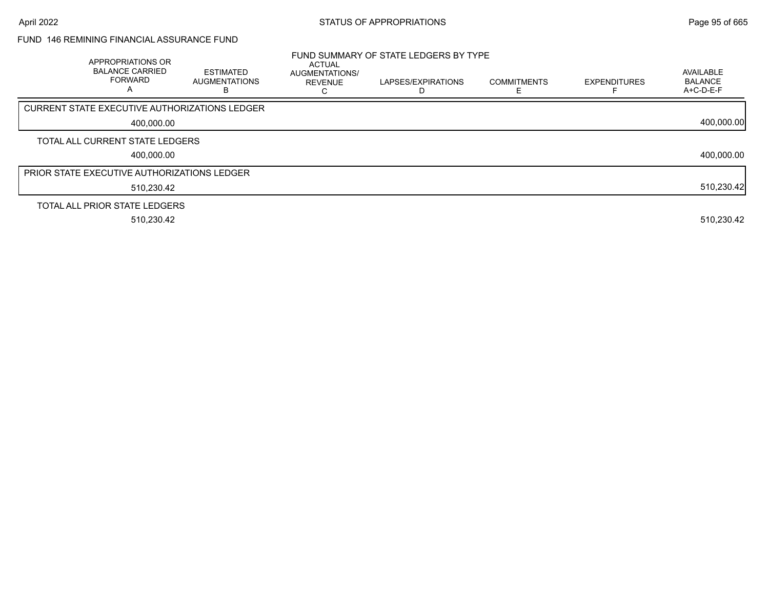FUND 146 REMINING FINANCIAL ASSURANCE FUND

FUND SUMMARY OF STATE LEDGERS BY TYPE

| APPROPRIATIONS OR BALANCE CARRIED FORWARD A | ESTIMATED AUGMENTATIONS B | ACTUAL AUGMENTATIONS/ REVENUE C | LAPSES/EXPIRATIONS D | COMMITMENTS E | EXPENDITURES F | AVAILABLE BALANCE A+C-D-E-F |
|---|---|---|---|---|---|---|
| **CURRENT STATE EXECUTIVE AUTHORIZATIONS LEDGER** | | | | | | |
| 400,000.00 | | | | | | 400,000.00 |
| **TOTAL ALL CURRENT STATE LEDGERS** | | | | | | |
| 400,000.00 | | | | | | 400,000.00 |
| **PRIOR STATE EXECUTIVE AUTHORIZATIONS LEDGER** | | | | | | |
| 510,230.42 | | | | | | 510,230.42 |
| **TOTAL ALL PRIOR STATE LEDGERS** | | | | | | |
| 510,230.42 | | | | | | 510,230.42 |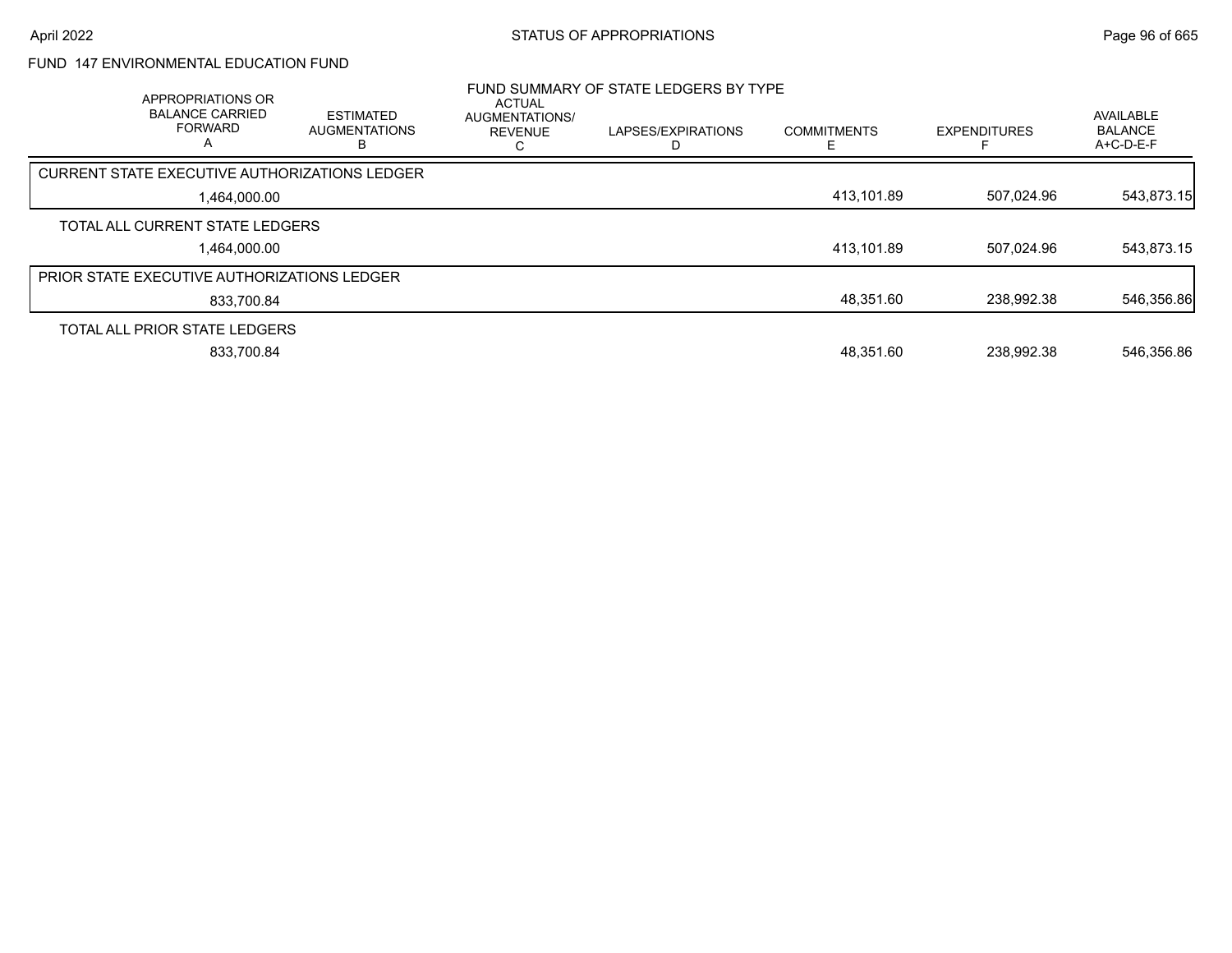# FUND 147 ENVIRONMENTAL EDUCATION FUND

## FUND SUMMARY OF STATE LEDGERS BY TYPE

| APPROPRIATIONS OR BALANCE CARRIED FORWARD A | ESTIMATED AUGMENTATIONS B | ACTUAL AUGMENTATIONS/ REVENUE C | LAPSES/EXPIRATIONS D | COMMITMENTS E | EXPENDITURES F | AVAILABLE BALANCE A+C-D-E-F |
|---|---|---|---|---|---|---|
| CURRENT STATE EXECUTIVE AUTHORIZATIONS LEDGER | | | | | | |
| 1,464,000.00 | | | | 413,101.89 | 507,024.96 | 543,873.15 |
| TOTAL ALL CURRENT STATE LEDGERS | | | | | | |
| 1,464,000.00 | | | | 413,101.89 | 507,024.96 | 543,873.15 |
| PRIOR STATE EXECUTIVE AUTHORIZATIONS LEDGER | | | | | | |
| 833,700.84 | | | | 48,351.60 | 238,992.38 | 546,356.86 |
| TOTAL ALL PRIOR STATE LEDGERS | | | | | | |
| 833,700.84 | | | | 48,351.60 | 238,992.38 | 546,356.86 |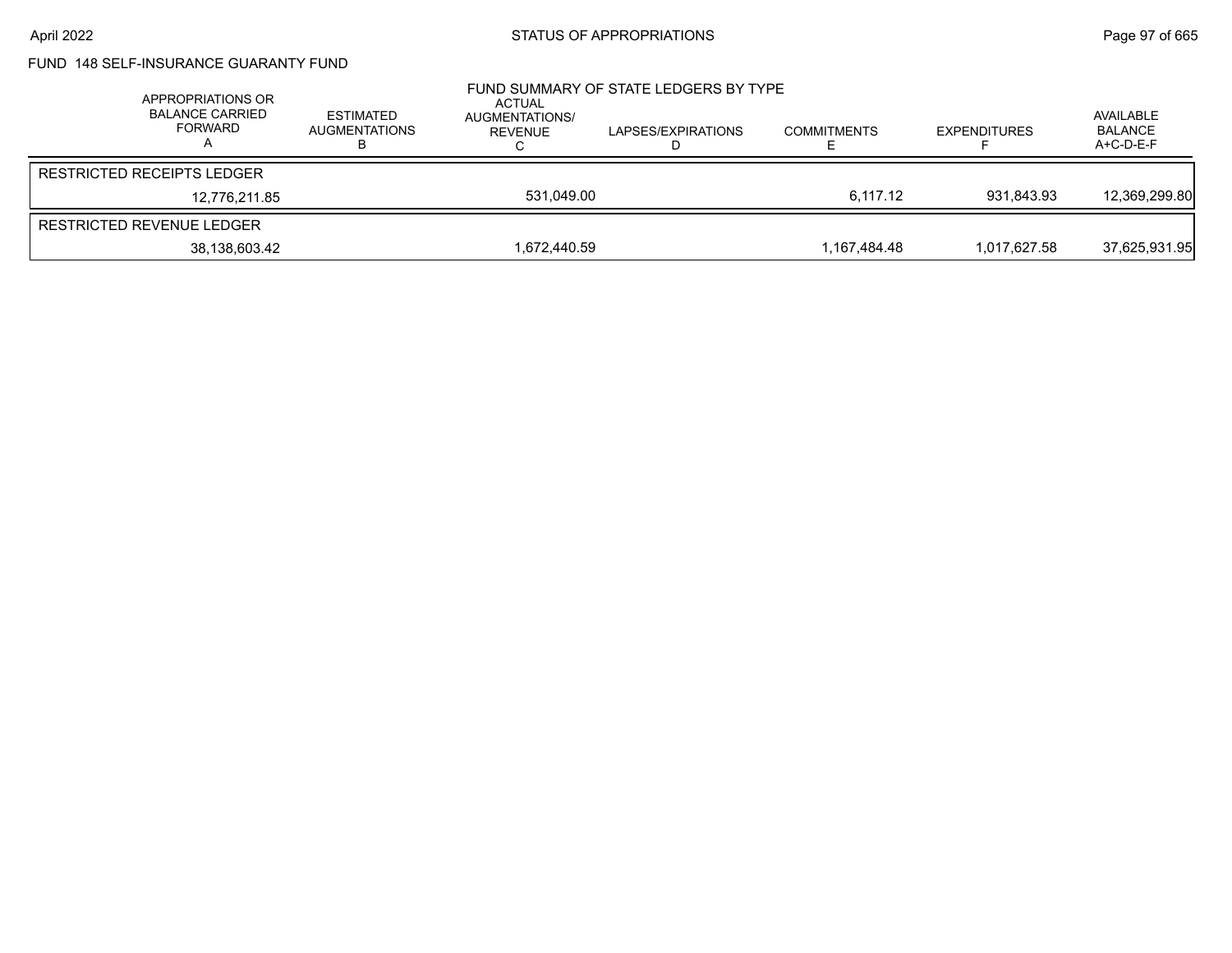FUND 148 SELF-INSURANCE GUARANTY FUND

## FUND SUMMARY OF STATE LEDGERS BY TYPE

| APPROPRIATIONS OR BALANCE CARRIED FORWARD A | ESTIMATED AUGMENTATIONS B | ACTUAL AUGMENTATIONS/ REVENUE C | LAPSES/EXPIRATIONS D | COMMITMENTS E | EXPENDITURES F | AVAILABLE BALANCE A+C-D-E-F |
|---|---|---|---|---|---|---|
| RESTRICTED RECEIPTS LEDGER | | | | | | |
| 12,776,211.85 | | 531,049.00 | | 6,117.12 | 931,843.93 | 12,369,299.80 |
| RESTRICTED REVENUE LEDGER | | | | | | |
| 38,138,603.42 | | 1,672,440.59 | | 1,167,484.48 | 1,017,627.58 | 37,625,931.95 |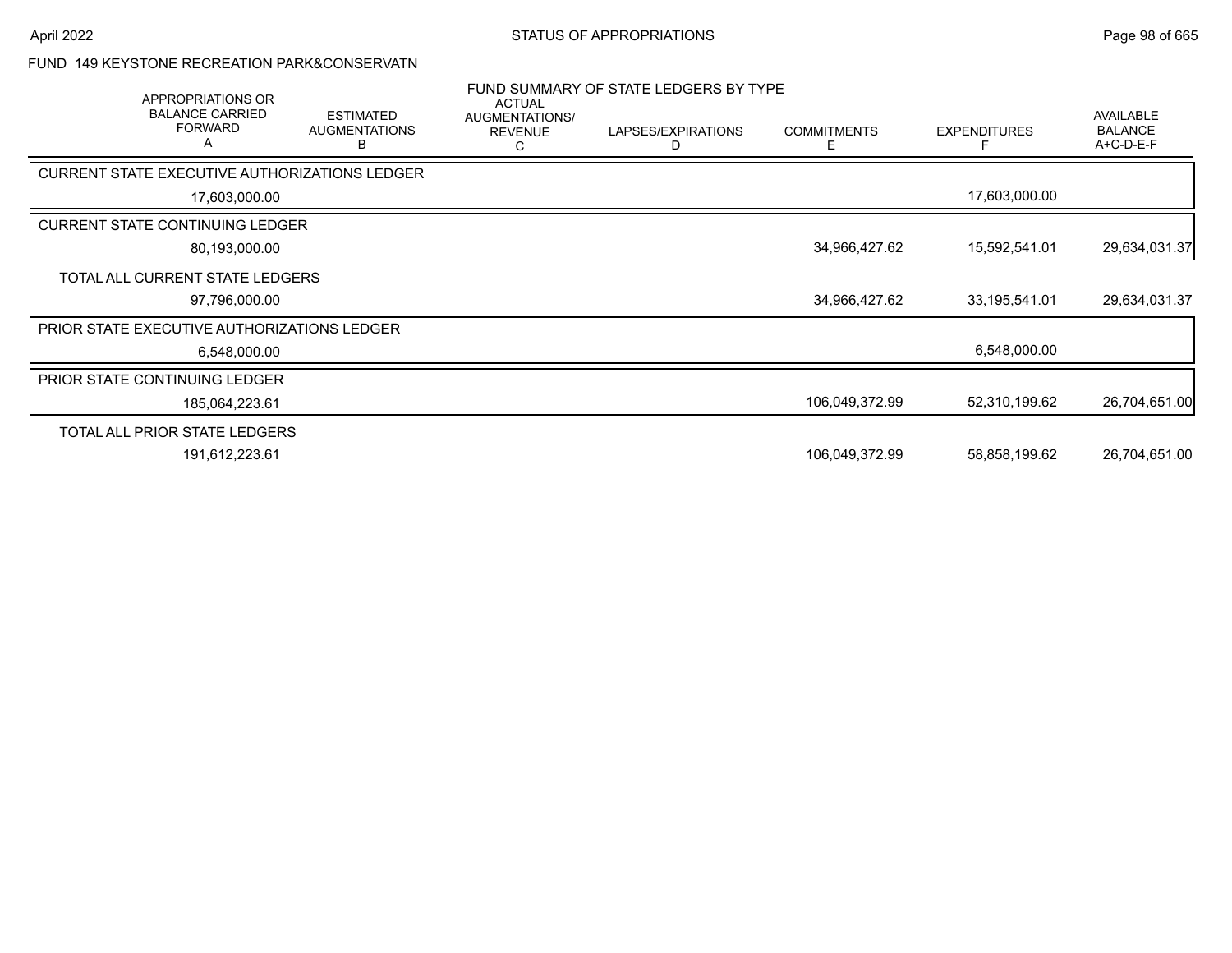## FUND 149 KEYSTONE RECREATION PARK&CONSERVATN

### FUND SUMMARY OF STATE LEDGERS BY TYPE

| | APPROPRIATIONS OR BALANCE CARRIED FORWARD A | ESTIMATED AUGMENTATIONS B | ACTUAL AUGMENTATIONS/ REVENUE C | LAPSES/EXPIRATIONS D | COMMITMENTS E | EXPENDITURES F | AVAILABLE BALANCE A+C-D-E-F |
|---|---|---|---|---|---|---|---|
| CURRENT STATE EXECUTIVE AUTHORIZATIONS LEDGER | 17,603,000.00 | | | | | 17,603,000.00 | |
| CURRENT STATE CONTINUING LEDGER | 80,193,000.00 | | | | 34,966,427.62 | 15,592,541.01 | 29,634,031.37 |
| TOTAL ALL CURRENT STATE LEDGERS | 97,796,000.00 | | | | 34,966,427.62 | 33,195,541.01 | 29,634,031.37 |
| PRIOR STATE EXECUTIVE AUTHORIZATIONS LEDGER | 6,548,000.00 | | | | | 6,548,000.00 | |
| PRIOR STATE CONTINUING LEDGER | 185,064,223.61 | | | | 106,049,372.99 | 52,310,199.62 | 26,704,651.00 |
| TOTAL ALL PRIOR STATE LEDGERS | 191,612,223.61 | | | | 106,049,372.99 | 58,858,199.62 | 26,704,651.00 |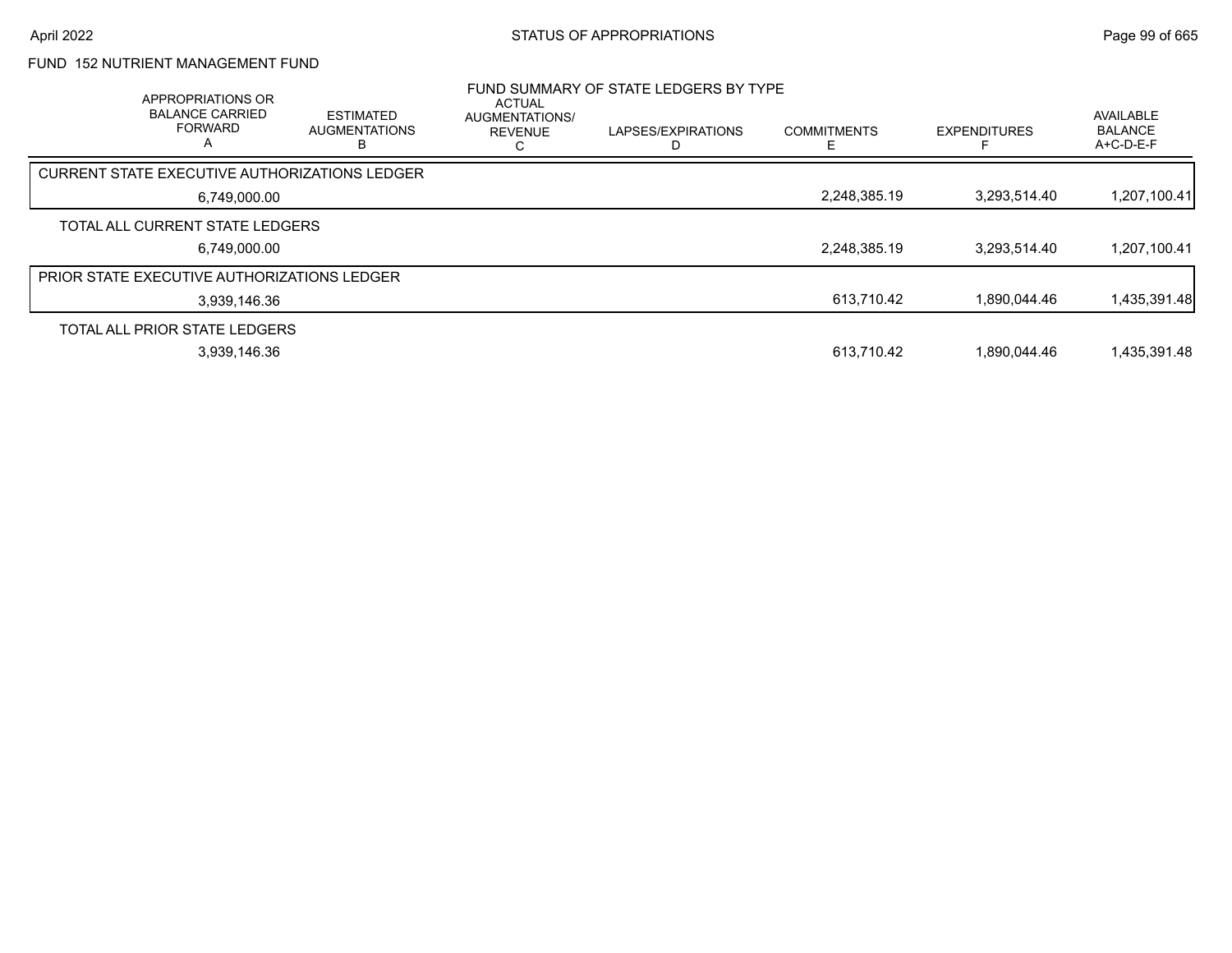## FUND 152 NUTRIENT MANAGEMENT FUND

### FUND SUMMARY OF STATE LEDGERS BY TYPE

| APPROPRIATIONS OR BALANCE CARRIED FORWARD A | ESTIMATED AUGMENTATIONS B | ACTUAL AUGMENTATIONS/ REVENUE C | LAPSES/EXPIRATIONS D | COMMITMENTS E | EXPENDITURES F | AVAILABLE BALANCE A+C-D-E-F |
|---|---|---|---|---|---|---|
| CURRENT STATE EXECUTIVE AUTHORIZATIONS LEDGER | | | | | | |
| 6,749,000.00 | | | | 2,248,385.19 | 3,293,514.40 | 1,207,100.41 |
| TOTAL ALL CURRENT STATE LEDGERS | | | | | | |
| 6,749,000.00 | | | | 2,248,385.19 | 3,293,514.40 | 1,207,100.41 |
| PRIOR STATE EXECUTIVE AUTHORIZATIONS LEDGER | | | | | | |
| 3,939,146.36 | | | | 613,710.42 | 1,890,044.46 | 1,435,391.48 |
| TOTAL ALL PRIOR STATE LEDGERS | | | | | | |
| 3,939,146.36 | | | | 613,710.42 | 1,890,044.46 | 1,435,391.48 |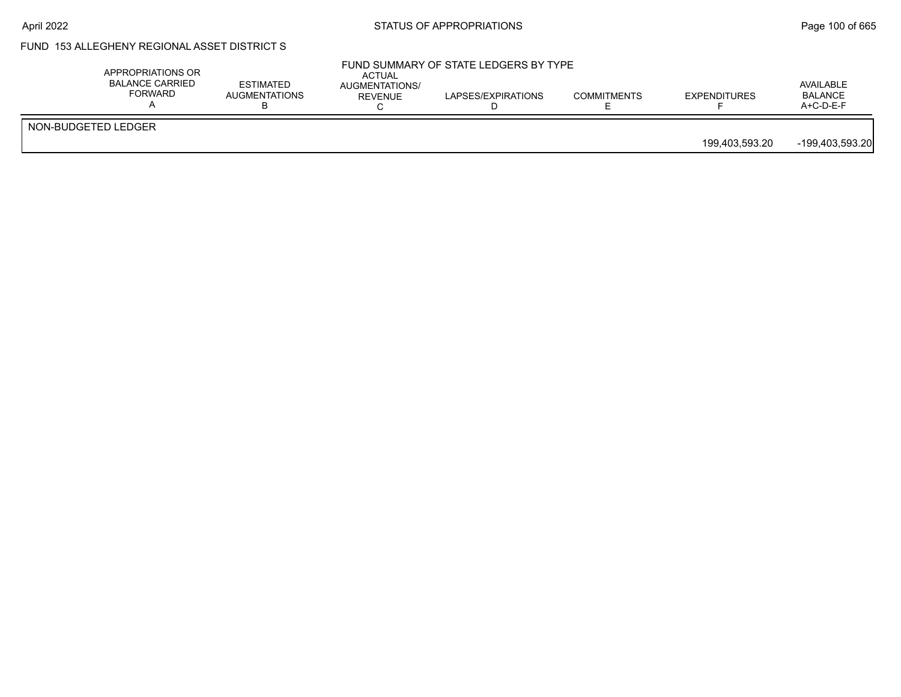## FUND 153 ALLEGHENY REGIONAL ASSET DISTRICT S

### FUND SUMMARY OF STATE LEDGERS BY TYPE

| | APPROPRIATIONS OR BALANCE CARRIED FORWARD A | ESTIMATED AUGMENTATIONS B | ACTUAL AUGMENTATIONS/ REVENUE C | LAPSES/EXPIRATIONS D | COMMITMENTS E | EXPENDITURES F | AVAILABLE BALANCE A+C-D-E-F |
|---|---|---|---|---|---|---|---|
| NON-BUDGETED LEDGER | | | | | | 199,403,593.20 | -199,403,593.20 |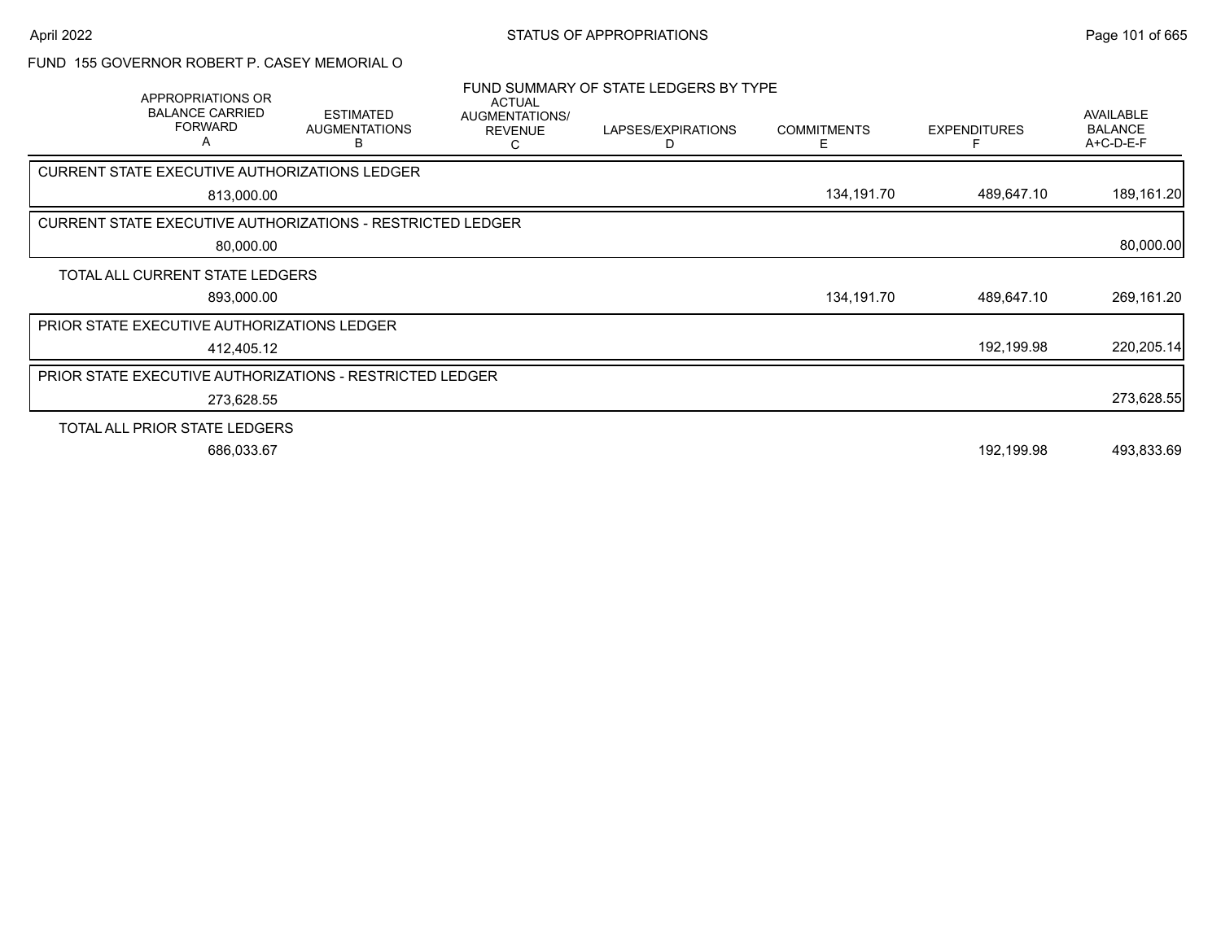## FUND 155 GOVERNOR ROBERT P. CASEY MEMORIAL O

### FUND SUMMARY OF STATE LEDGERS BY TYPE

| APPROPRIATIONS OR BALANCE CARRIED FORWARD A | ESTIMATED AUGMENTATIONS B | ACTUAL AUGMENTATIONS/ REVENUE C | LAPSES/EXPIRATIONS D | COMMITMENTS E | EXPENDITURES F | AVAILABLE BALANCE A+C-D-E-F |
|---|---|---|---|---|---|---|
| **CURRENT STATE EXECUTIVE AUTHORIZATIONS LEDGER** | | | | | | |
| 813,000.00 | | | | 134,191.70 | 489,647.10 | 189,161.20 |
| **CURRENT STATE EXECUTIVE AUTHORIZATIONS - RESTRICTED LEDGER** | | | | | | |
| 80,000.00 | | | | | | 80,000.00 |
| **TOTAL ALL CURRENT STATE LEDGERS** | | | | | | |
| 893,000.00 | | | | 134,191.70 | 489,647.10 | 269,161.20 |
| **PRIOR STATE EXECUTIVE AUTHORIZATIONS LEDGER** | | | | | | |
| 412,405.12 | | | | | 192,199.98 | 220,205.14 |
| **PRIOR STATE EXECUTIVE AUTHORIZATIONS - RESTRICTED LEDGER** | | | | | | |
| 273,628.55 | | | | | | 273,628.55 |
| **TOTAL ALL PRIOR STATE LEDGERS** | | | | | | |
| 686,033.67 | | | | | 192,199.98 | 493,833.69 |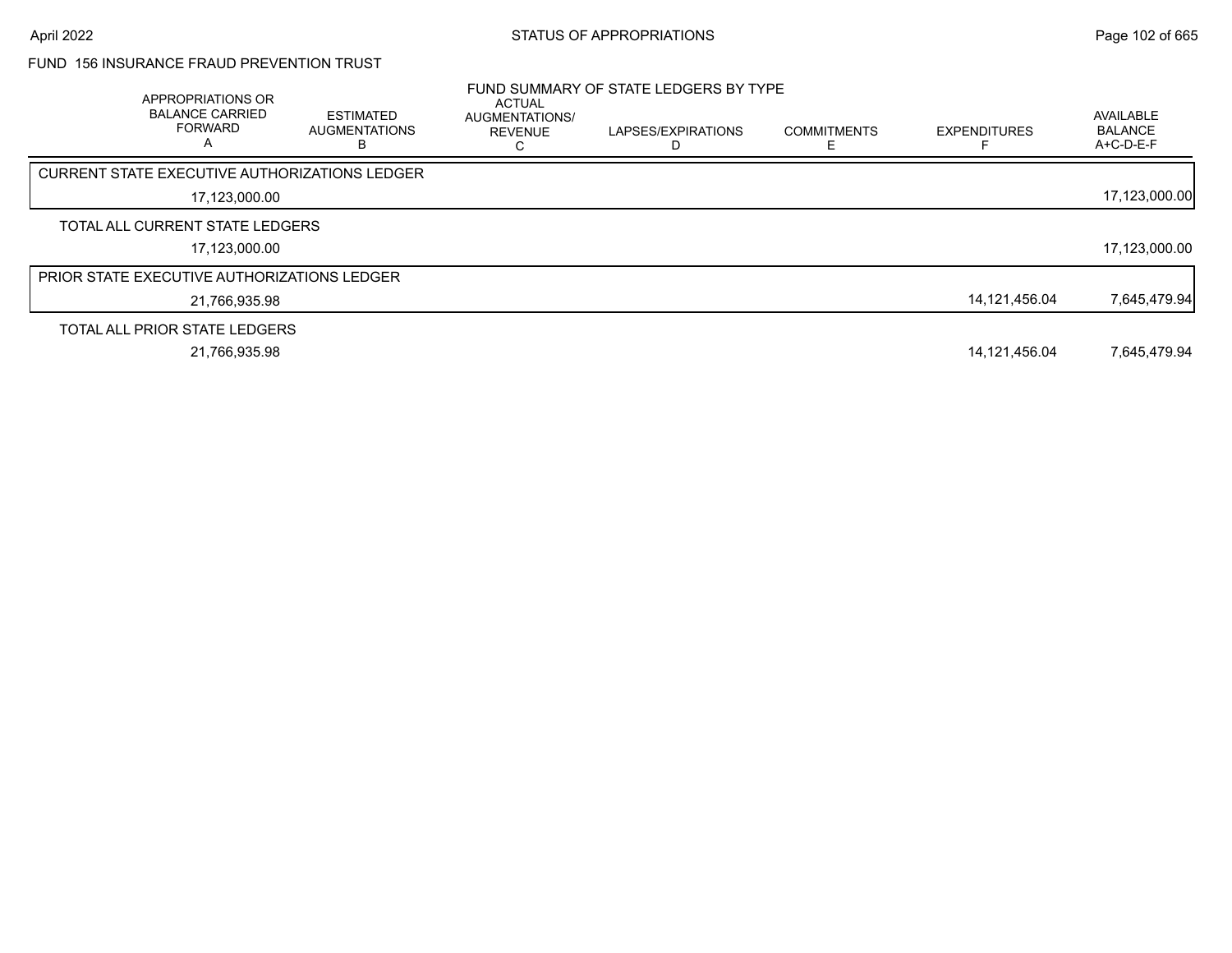FUND 156 INSURANCE FRAUD PREVENTION TRUST

FUND SUMMARY OF STATE LEDGERS BY TYPE

| APPROPRIATIONS OR BALANCE CARRIED FORWARD A | ESTIMATED AUGMENTATIONS B | ACTUAL AUGMENTATIONS/ REVENUE C | LAPSES/EXPIRATIONS D | COMMITMENTS E | EXPENDITURES F | AVAILABLE BALANCE A+C-D-E-F |
|---|---|---|---|---|---|---|
| CURRENT STATE EXECUTIVE AUTHORIZATIONS LEDGER | | | | | | |
| 17,123,000.00 | | | | | | 17,123,000.00 |
| TOTAL ALL CURRENT STATE LEDGERS | | | | | | |
| 17,123,000.00 | | | | | | 17,123,000.00 |
| PRIOR STATE EXECUTIVE AUTHORIZATIONS LEDGER | | | | | | |
| 21,766,935.98 | | | | | 14,121,456.04 | 7,645,479.94 |
| TOTAL ALL PRIOR STATE LEDGERS | | | | | | |
| 21,766,935.98 | | | | | 14,121,456.04 | 7,645,479.94 |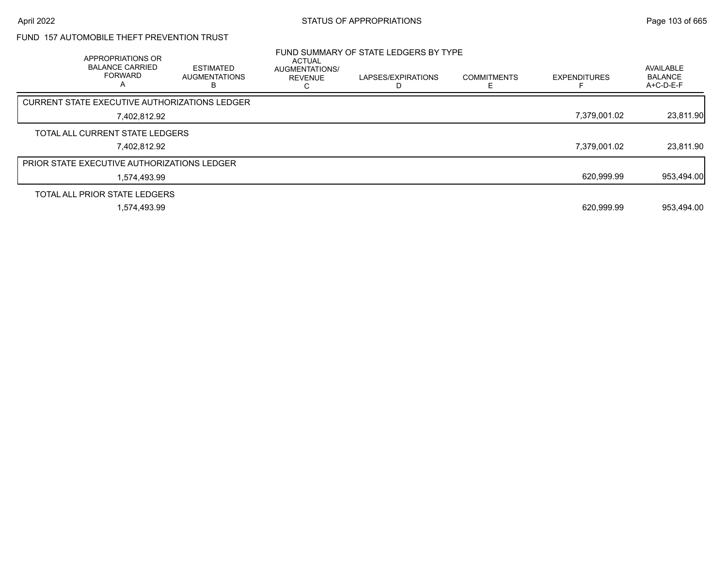FUND 157 AUTOMOBILE THEFT PREVENTION TRUST

FUND SUMMARY OF STATE LEDGERS BY TYPE

| | APPROPRIATIONS OR BALANCE CARRIED FORWARD A | ESTIMATED AUGMENTATIONS B | ACTUAL AUGMENTATIONS/ REVENUE C | LAPSES/EXPIRATIONS D | COMMITMENTS E | EXPENDITURES F | AVAILABLE BALANCE A+C-D-E-F |
|---|---|---|---|---|---|---|---|
| CURRENT STATE EXECUTIVE AUTHORIZATIONS LEDGER | 7,402,812.92 | | | | | 7,379,001.02 | 23,811.90 |
| TOTAL ALL CURRENT STATE LEDGERS | 7,402,812.92 | | | | | 7,379,001.02 | 23,811.90 |
| PRIOR STATE EXECUTIVE AUTHORIZATIONS LEDGER | 1,574,493.99 | | | | | 620,999.99 | 953,494.00 |
| TOTAL ALL PRIOR STATE LEDGERS | 1,574,493.99 | | | | | 620,999.99 | 953,494.00 |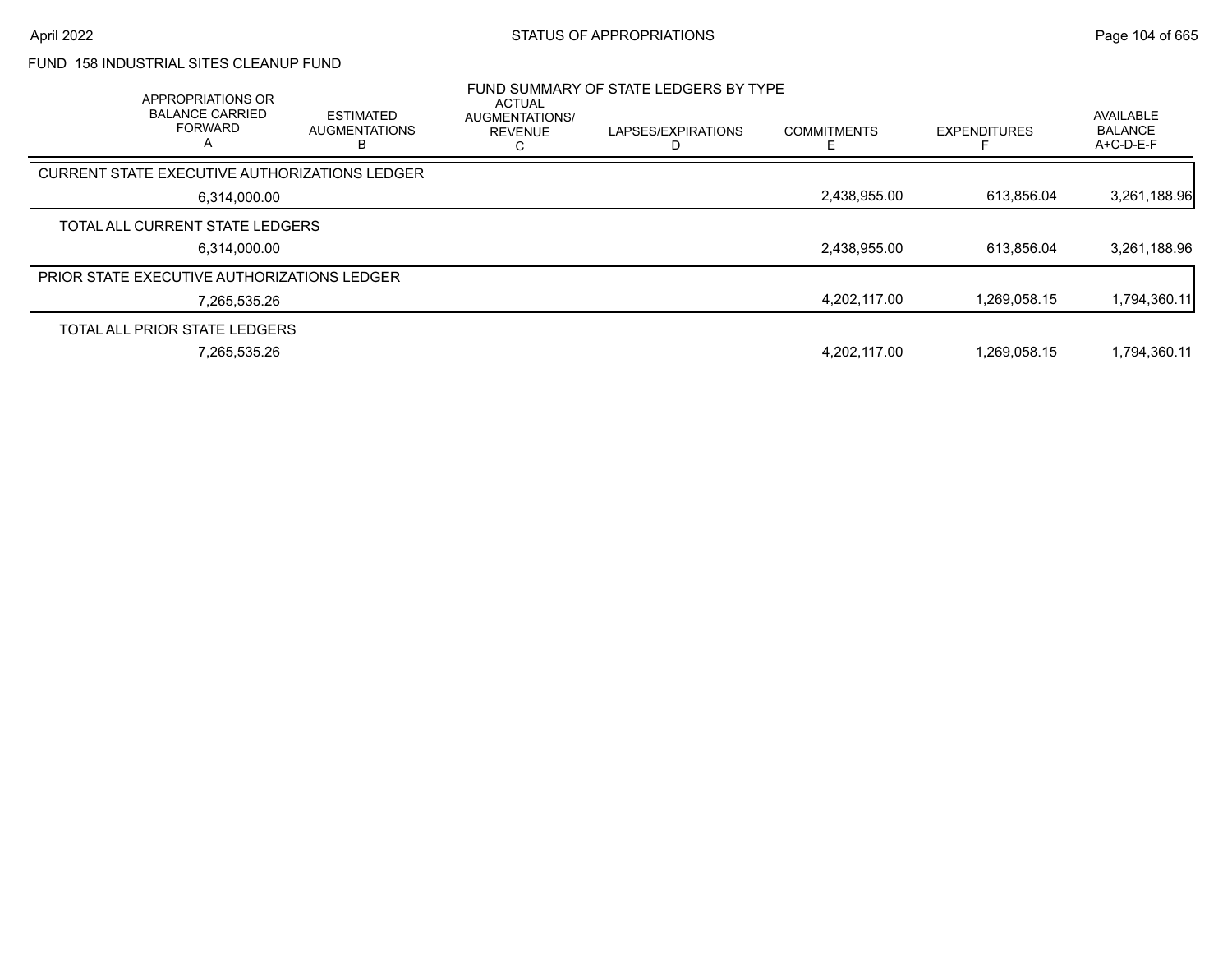FUND 158 INDUSTRIAL SITES CLEANUP FUND

FUND SUMMARY OF STATE LEDGERS BY TYPE

| APPROPRIATIONS OR BALANCE CARRIED FORWARD A | ESTIMATED AUGMENTATIONS B | ACTUAL AUGMENTATIONS/ REVENUE C | LAPSES/EXPIRATIONS D | COMMITMENTS E | EXPENDITURES F | AVAILABLE BALANCE A+C-D-E-F |
|---|---|---|---|---|---|---|
| CURRENT STATE EXECUTIVE AUTHORIZATIONS LEDGER | | | | | | |
| 6,314,000.00 | | | | 2,438,955.00 | 613,856.04 | 3,261,188.96 |
| TOTAL ALL CURRENT STATE LEDGERS | | | | | | |
| 6,314,000.00 | | | | 2,438,955.00 | 613,856.04 | 3,261,188.96 |
| PRIOR STATE EXECUTIVE AUTHORIZATIONS LEDGER | | | | | | |
| 7,265,535.26 | | | | 4,202,117.00 | 1,269,058.15 | 1,794,360.11 |
| TOTAL ALL PRIOR STATE LEDGERS | | | | | | |
| 7,265,535.26 | | | | 4,202,117.00 | 1,269,058.15 | 1,794,360.11 |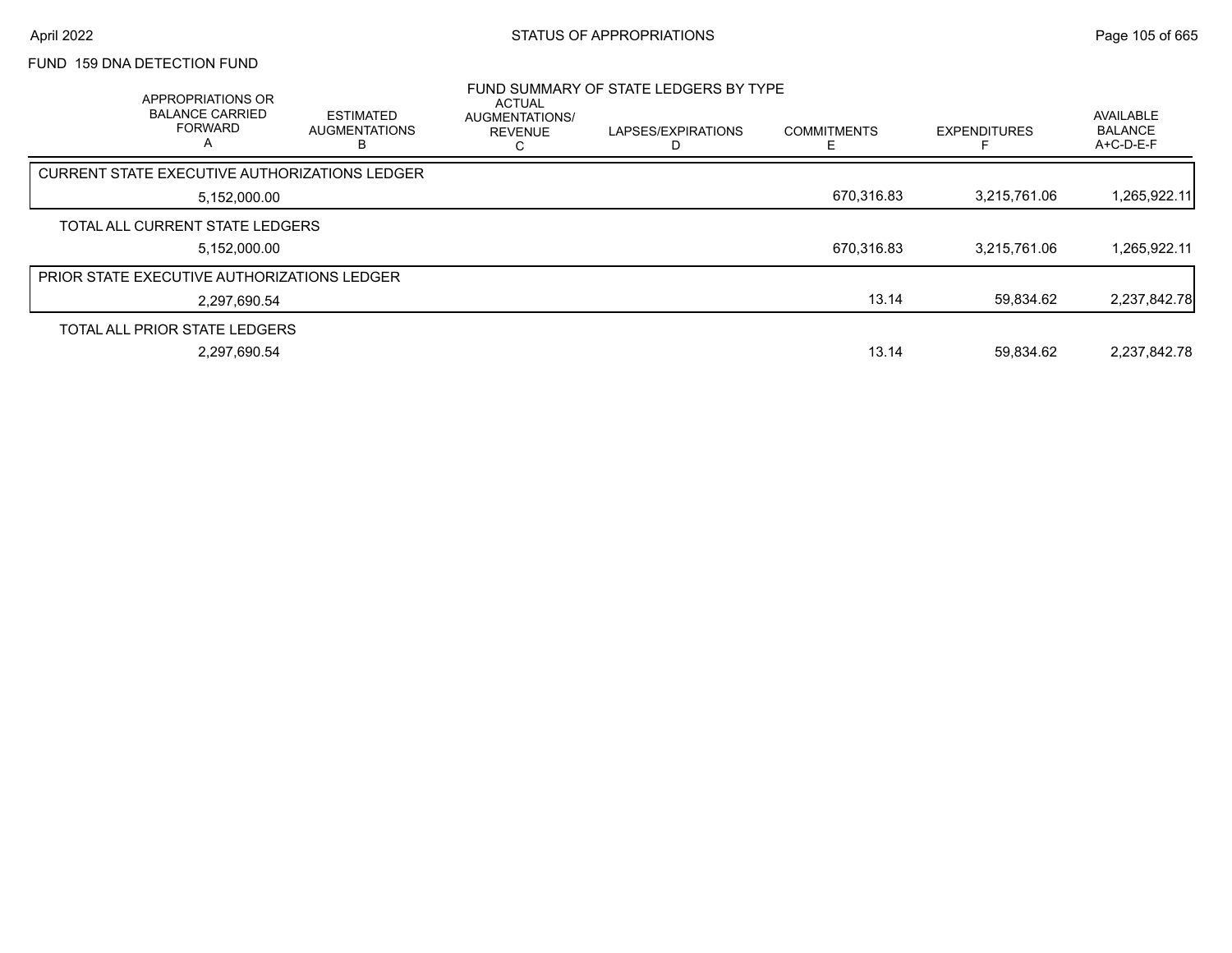## FUND 159 DNA DETECTION FUND

### FUND SUMMARY OF STATE LEDGERS BY TYPE

| APPROPRIATIONS OR BALANCE CARRIED FORWARD A | ESTIMATED AUGMENTATIONS B | ACTUAL AUGMENTATIONS/ REVENUE C | LAPSES/EXPIRATIONS D | COMMITMENTS E | EXPENDITURES F | AVAILABLE BALANCE A+C-D-E-F |
|---|---|---|---|---|---|---|
| CURRENT STATE EXECUTIVE AUTHORIZATIONS LEDGER | | | | | | |
| 5,152,000.00 | | | | 670,316.83 | 3,215,761.06 | 1,265,922.11 |
| TOTAL ALL CURRENT STATE LEDGERS | | | | | | |
| 5,152,000.00 | | | | 670,316.83 | 3,215,761.06 | 1,265,922.11 |
| PRIOR STATE EXECUTIVE AUTHORIZATIONS LEDGER | | | | | | |
| 2,297,690.54 | | | | 13.14 | 59,834.62 | 2,237,842.78 |
| TOTAL ALL PRIOR STATE LEDGERS | | | | | | |
| 2,297,690.54 | | | | 13.14 | 59,834.62 | 2,237,842.78 |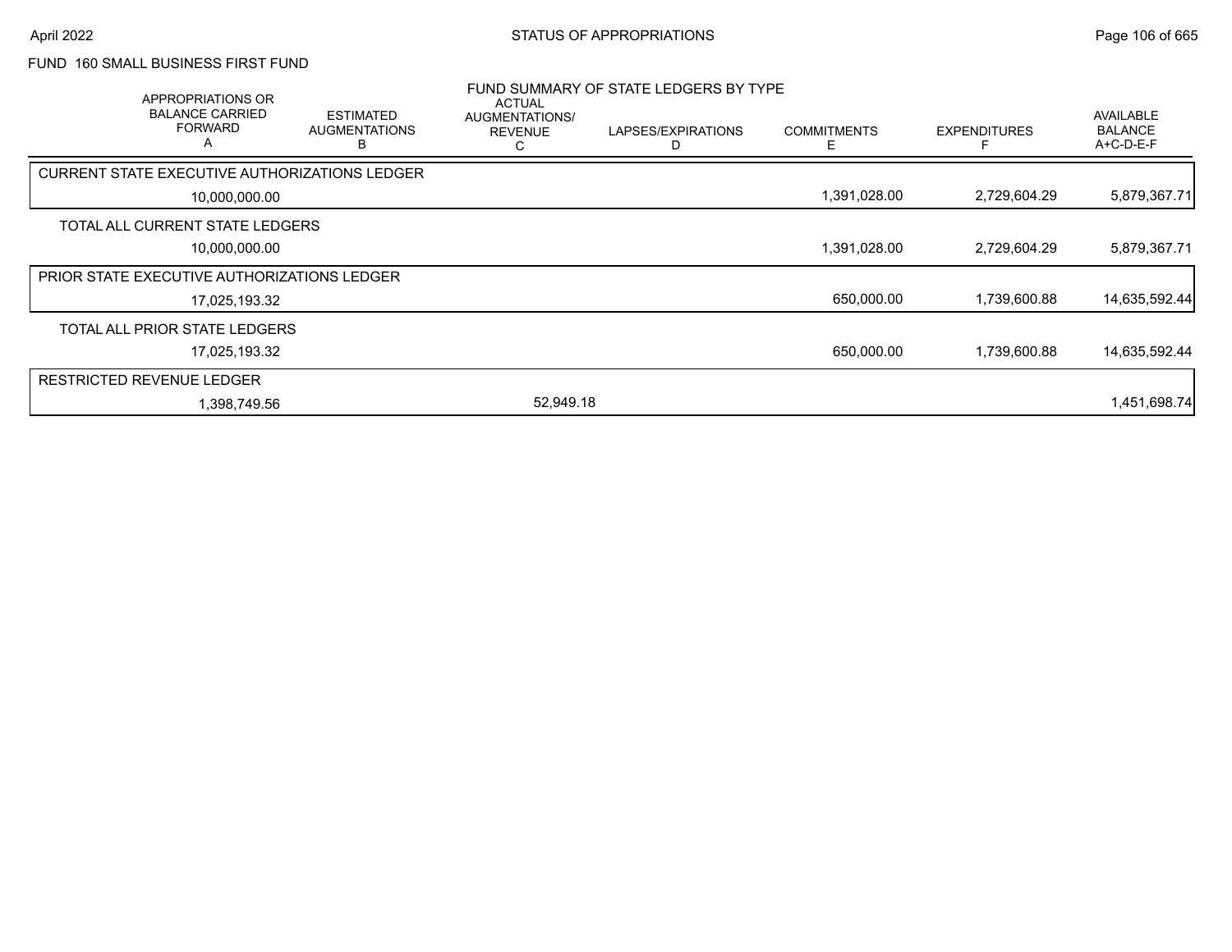FUND 160 SMALL BUSINESS FIRST FUND

FUND SUMMARY OF STATE LEDGERS BY TYPE

| APPROPRIATIONS OR BALANCE CARRIED FORWARD A | ESTIMATED AUGMENTATIONS B | ACTUAL AUGMENTATIONS/ REVENUE C | LAPSES/EXPIRATIONS D | COMMITMENTS E | EXPENDITURES F | AVAILABLE BALANCE A+C-D-E-F |
|---|---|---|---|---|---|---|
| CURRENT STATE EXECUTIVE AUTHORIZATIONS LEDGER | | | | | | |
| 10,000,000.00 | | | | 1,391,028.00 | 2,729,604.29 | 5,879,367.71 |
| TOTAL ALL CURRENT STATE LEDGERS | | | | | | |
| 10,000,000.00 | | | | 1,391,028.00 | 2,729,604.29 | 5,879,367.71 |
| PRIOR STATE EXECUTIVE AUTHORIZATIONS LEDGER | | | | | | |
| 17,025,193.32 | | | | 650,000.00 | 1,739,600.88 | 14,635,592.44 |
| TOTAL ALL PRIOR STATE LEDGERS | | | | | | |
| 17,025,193.32 | | | | 650,000.00 | 1,739,600.88 | 14,635,592.44 |
| RESTRICTED REVENUE LEDGER | | | | | | |
| 1,398,749.56 | | 52,949.18 | | | | 1,451,698.74 |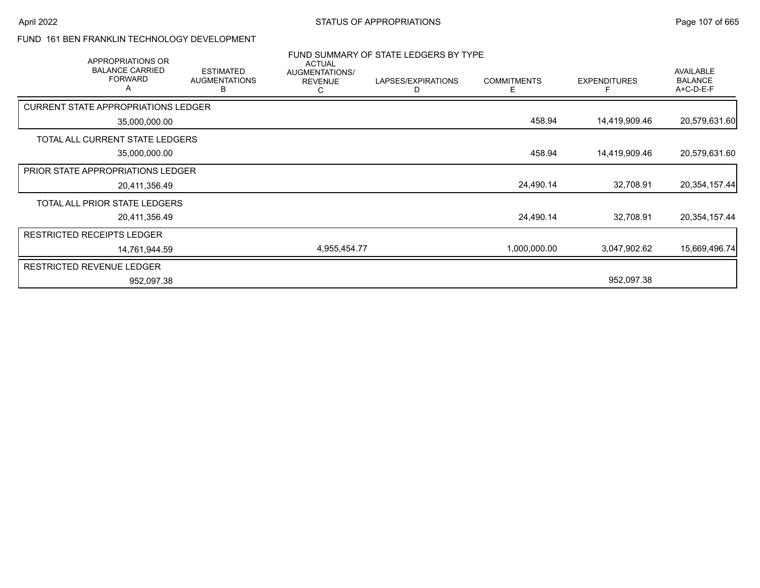## FUND 161 BEN FRANKLIN TECHNOLOGY DEVELOPMENT

### FUND SUMMARY OF STATE LEDGERS BY TYPE

| APPROPRIATIONS OR BALANCE CARRIED FORWARD A | ESTIMATED AUGMENTATIONS B | ACTUAL AUGMENTATIONS/ REVENUE C | LAPSES/EXPIRATIONS D | COMMITMENTS E | EXPENDITURES F | AVAILABLE BALANCE A+C-D-E-F |
|---|---|---|---|---|---|---|
| **CURRENT STATE APPROPRIATIONS LEDGER** | | | | | | |
| 35,000,000.00 | | | | 458.94 | 14,419,909.46 | 20,579,631.60 |
| **TOTAL ALL CURRENT STATE LEDGERS** | | | | | | |
| 35,000,000.00 | | | | 458.94 | 14,419,909.46 | 20,579,631.60 |
| **PRIOR STATE APPROPRIATIONS LEDGER** | | | | | | |
| 20,411,356.49 | | | | 24,490.14 | 32,708.91 | 20,354,157.44 |
| **TOTAL ALL PRIOR STATE LEDGERS** | | | | | | |
| 20,411,356.49 | | | | 24,490.14 | 32,708.91 | 20,354,157.44 |
| **RESTRICTED RECEIPTS LEDGER** | | | | | | |
| 14,761,944.59 | | 4,955,454.77 | | 1,000,000.00 | 3,047,902.62 | 15,669,496.74 |
| **RESTRICTED REVENUE LEDGER** | | | | | | |
| 952,097.38 | | | | | 952,097.38 | |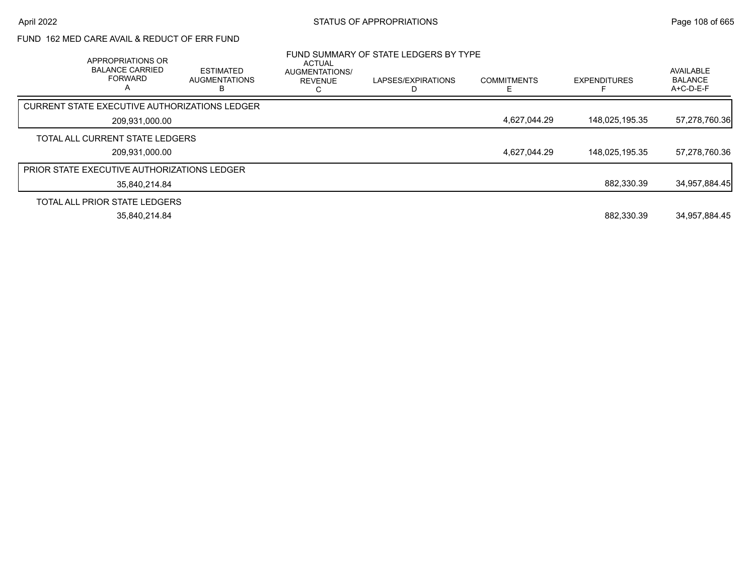## FUND 162 MED CARE AVAIL & REDUCT OF ERR FUND

### FUND SUMMARY OF STATE LEDGERS BY TYPE

| | APPROPRIATIONS OR BALANCE CARRIED FORWARD A | ESTIMATED AUGMENTATIONS B | ACTUAL AUGMENTATIONS/ REVENUE C | LAPSES/EXPIRATIONS D | COMMITMENTS E | EXPENDITURES F | AVAILABLE BALANCE A+C-D-E-F |
|---|---|---|---|---|---|---|---|
| CURRENT STATE EXECUTIVE AUTHORIZATIONS LEDGER | 209,931,000.00 | | | | 4,627,044.29 | 148,025,195.35 | 57,278,760.36 |
| TOTAL ALL CURRENT STATE LEDGERS | 209,931,000.00 | | | | 4,627,044.29 | 148,025,195.35 | 57,278,760.36 |
| PRIOR STATE EXECUTIVE AUTHORIZATIONS LEDGER | 35,840,214.84 | | | | | 882,330.39 | 34,957,884.45 |
| TOTAL ALL PRIOR STATE LEDGERS | 35,840,214.84 | | | | | 882,330.39 | 34,957,884.45 |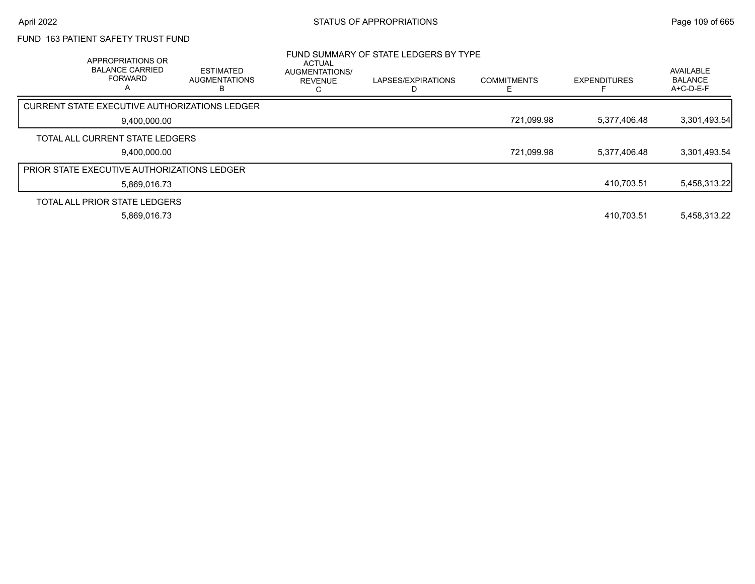FUND 163 PATIENT SAFETY TRUST FUND

## FUND SUMMARY OF STATE LEDGERS BY TYPE

| APPROPRIATIONS OR BALANCE CARRIED FORWARD A | ESTIMATED AUGMENTATIONS B | ACTUAL AUGMENTATIONS/ REVENUE C | LAPSES/EXPIRATIONS D | COMMITMENTS E | EXPENDITURES F | AVAILABLE BALANCE A+C-D-E-F |
|---|---|---|---|---|---|---|
| **CURRENT STATE EXECUTIVE AUTHORIZATIONS LEDGER** | | | | | | |
| 9,400,000.00 | | | | 721,099.98 | 5,377,406.48 | 3,301,493.54 |
| **TOTAL ALL CURRENT STATE LEDGERS** | | | | | | |
| 9,400,000.00 | | | | 721,099.98 | 5,377,406.48 | 3,301,493.54 |
| **PRIOR STATE EXECUTIVE AUTHORIZATIONS LEDGER** | | | | | | |
| 5,869,016.73 | | | | | 410,703.51 | 5,458,313.22 |
| **TOTAL ALL PRIOR STATE LEDGERS** | | | | | | |
| 5,869,016.73 | | | | | 410,703.51 | 5,458,313.22 |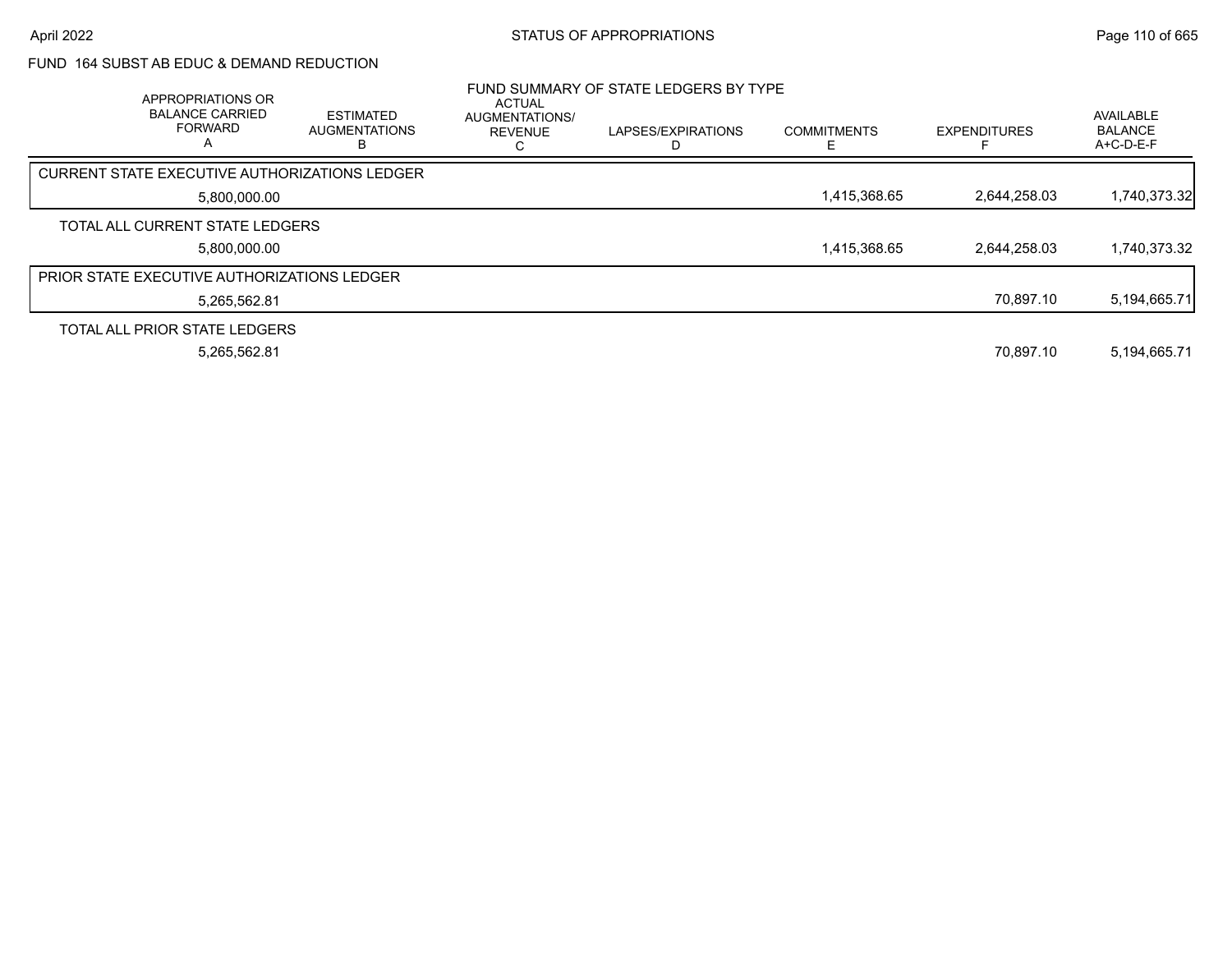FUND 164 SUBST AB EDUC & DEMAND REDUCTION

FUND SUMMARY OF STATE LEDGERS BY TYPE

| | APPROPRIATIONS OR BALANCE CARRIED FORWARD A | ESTIMATED AUGMENTATIONS B | ACTUAL AUGMENTATIONS/ REVENUE C | LAPSES/EXPIRATIONS D | COMMITMENTS E | EXPENDITURES F | AVAILABLE BALANCE A+C-D-E-F |
|---|---|---|---|---|---|---|---|
| CURRENT STATE EXECUTIVE AUTHORIZATIONS LEDGER | 5,800,000.00 | | | | 1,415,368.65 | 2,644,258.03 | 1,740,373.32 |
| TOTAL ALL CURRENT STATE LEDGERS | 5,800,000.00 | | | | 1,415,368.65 | 2,644,258.03 | 1,740,373.32 |
| PRIOR STATE EXECUTIVE AUTHORIZATIONS LEDGER | 5,265,562.81 | | | | | 70,897.10 | 5,194,665.71 |
| TOTAL ALL PRIOR STATE LEDGERS | 5,265,562.81 | | | | | 70,897.10 | 5,194,665.71 |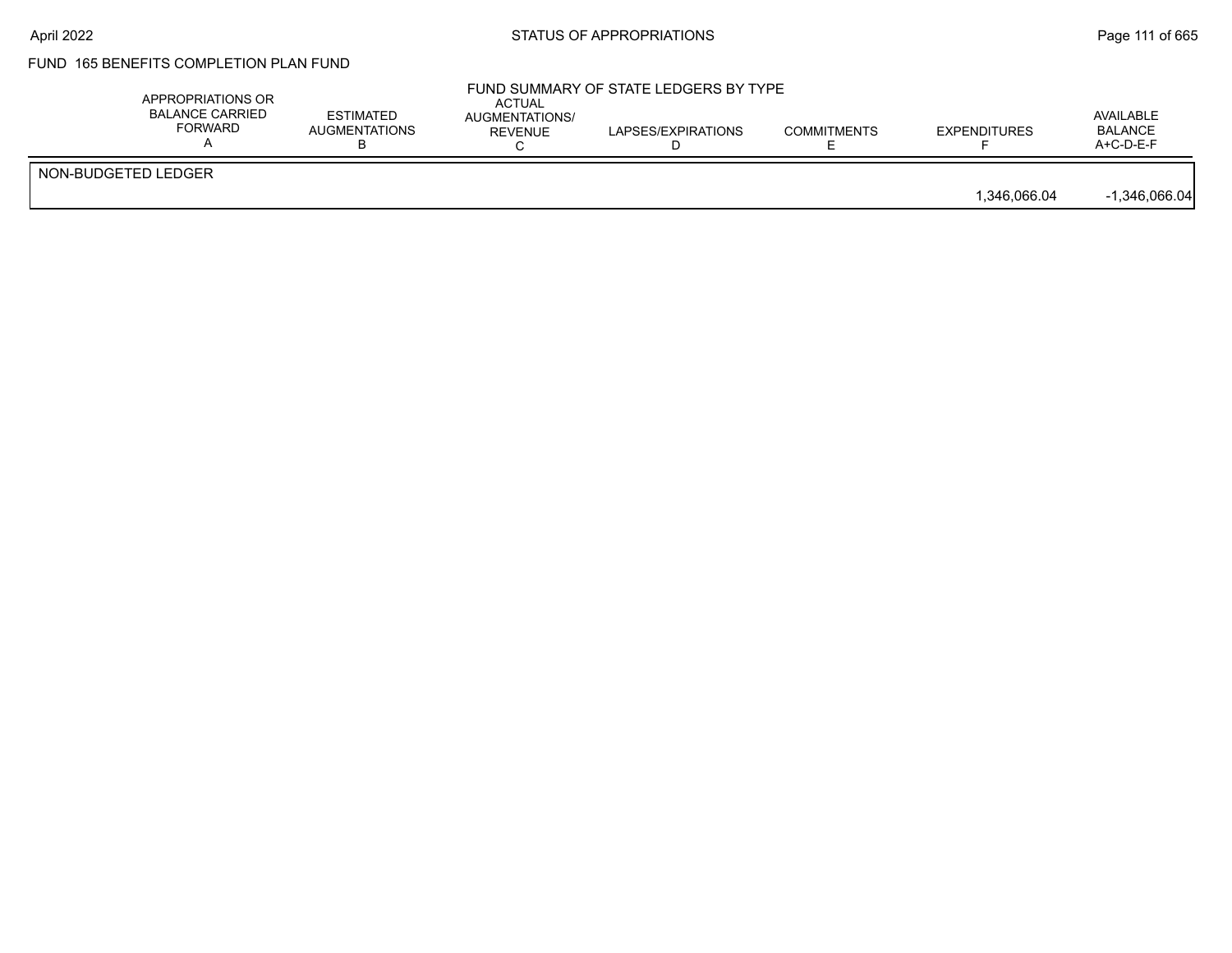FUND 165 BENEFITS COMPLETION PLAN FUND

## FUND SUMMARY OF STATE LEDGERS BY TYPE

| | APPROPRIATIONS OR BALANCE CARRIED FORWARD A | ESTIMATED AUGMENTATIONS B | ACTUAL AUGMENTATIONS/ REVENUE C | LAPSES/EXPIRATIONS D | COMMITMENTS E | EXPENDITURES F | AVAILABLE BALANCE A+C-D-E-F |
|---|---|---|---|---|---|---|---|
| NON-BUDGETED LEDGER | | | | | | 1,346,066.04 | -1,346,066.04 |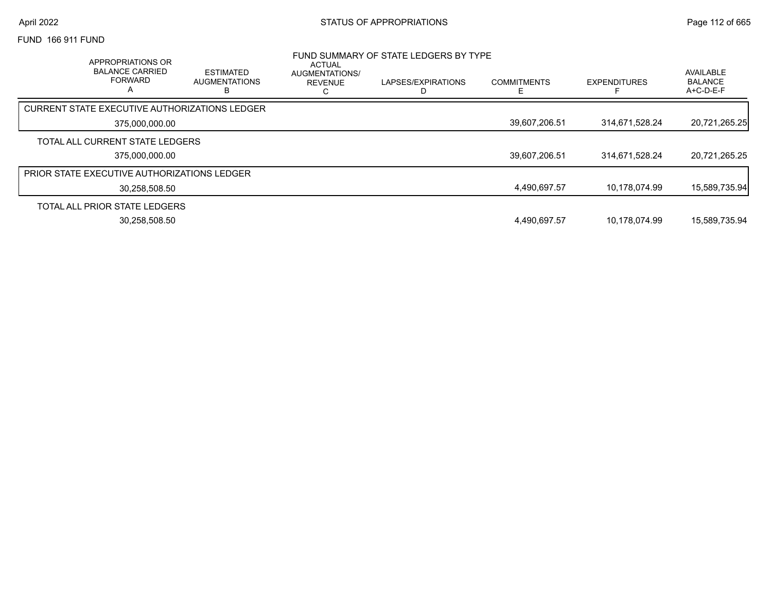FUND 166 911 FUND

## FUND SUMMARY OF STATE LEDGERS BY TYPE

| APPROPRIATIONS OR BALANCE CARRIED FORWARD A | ESTIMATED AUGMENTATIONS B | ACTUAL AUGMENTATIONS/ REVENUE C | LAPSES/EXPIRATIONS D | COMMITMENTS E | EXPENDITURES F | AVAILABLE BALANCE A+C-D-E-F |
|---|---|---|---|---|---|---|
| CURRENT STATE EXECUTIVE AUTHORIZATIONS LEDGER | | | | | | |
| 375,000,000.00 | | | | 39,607,206.51 | 314,671,528.24 | 20,721,265.25 |
| TOTAL ALL CURRENT STATE LEDGERS | | | | | | |
| 375,000,000.00 | | | | 39,607,206.51 | 314,671,528.24 | 20,721,265.25 |
| PRIOR STATE EXECUTIVE AUTHORIZATIONS LEDGER | | | | | | |
| 30,258,508.50 | | | | 4,490,697.57 | 10,178,074.99 | 15,589,735.94 |
| TOTAL ALL PRIOR STATE LEDGERS | | | | | | |
| 30,258,508.50 | | | | 4,490,697.57 | 10,178,074.99 | 15,589,735.94 |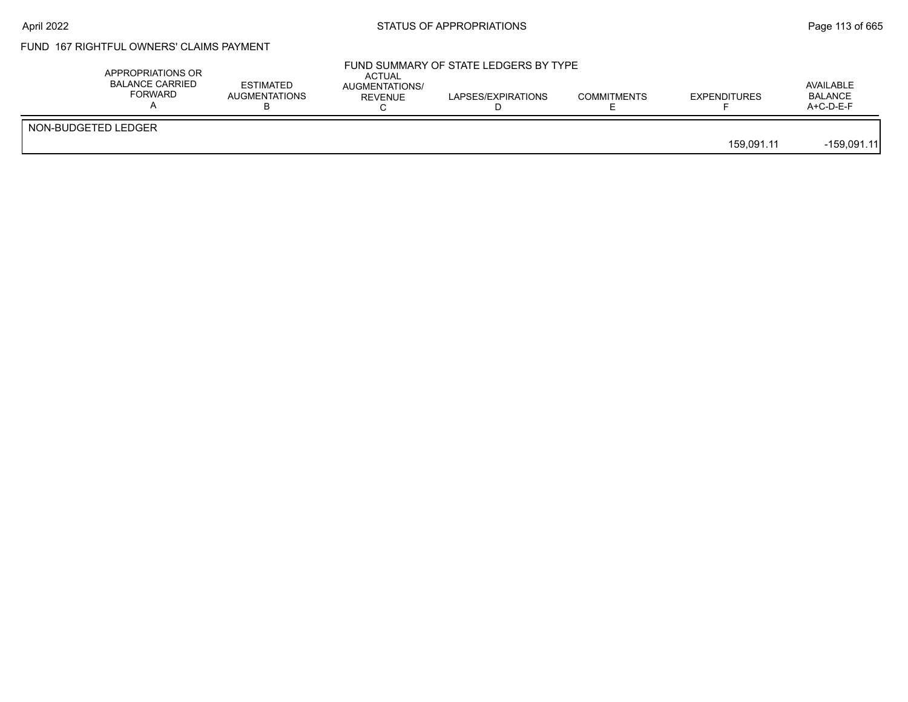FUND 167 RIGHTFUL OWNERS' CLAIMS PAYMENT

FUND SUMMARY OF STATE LEDGERS BY TYPE

| | APPROPRIATIONS OR BALANCE CARRIED FORWARD A | ESTIMATED AUGMENTATIONS B | ACTUAL AUGMENTATIONS/ REVENUE C | LAPSES/EXPIRATIONS D | COMMITMENTS E | EXPENDITURES F | AVAILABLE BALANCE A+C-D-E-F |
|---|---|---|---|---|---|---|---|
| NON-BUDGETED LEDGER | | | | | | | |
| | | | | | | 159,091.11 | -159,091.11 |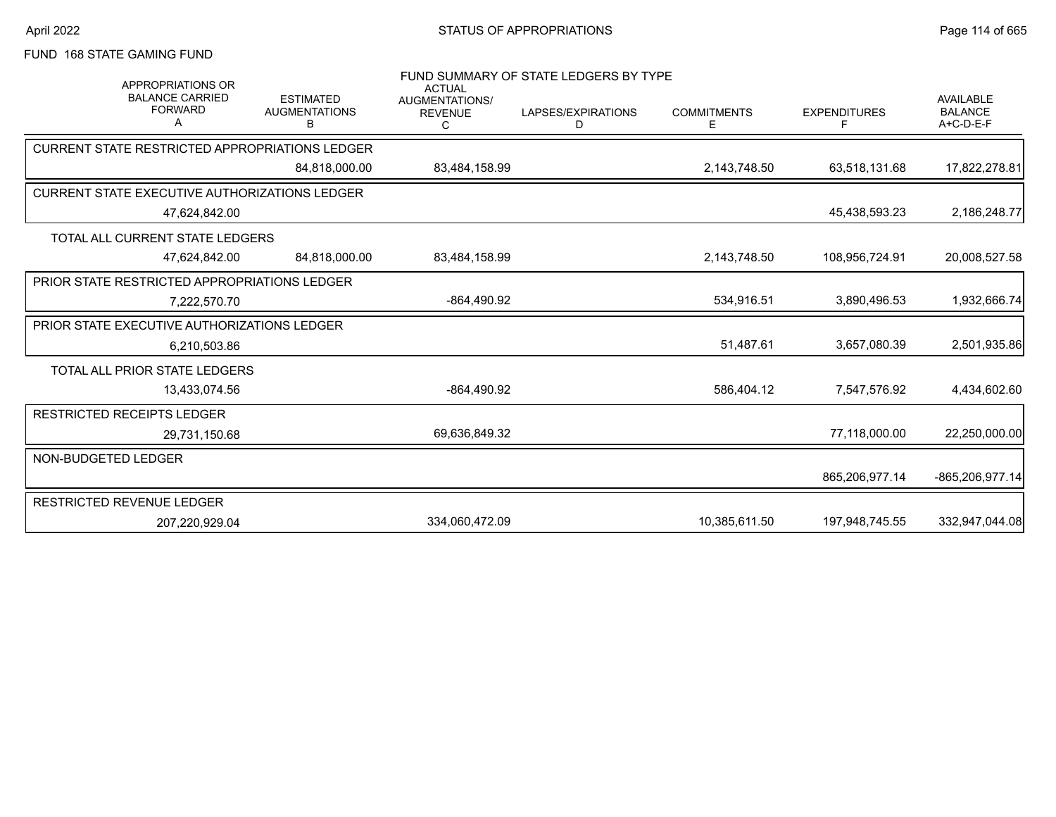FUND 168 STATE GAMING FUND

FUND SUMMARY OF STATE LEDGERS BY TYPE

| APPROPRIATIONS OR BALANCE CARRIED FORWARD A | ESTIMATED AUGMENTATIONS B | ACTUAL AUGMENTATIONS/ REVENUE C | LAPSES/EXPIRATIONS D | COMMITMENTS E | EXPENDITURES F | AVAILABLE BALANCE A+C-D-E-F |
|---|---|---|---|---|---|---|
| CURRENT STATE RESTRICTED APPROPRIATIONS LEDGER | | | | | | |
| | 84,818,000.00 | 83,484,158.99 | | 2,143,748.50 | 63,518,131.68 | 17,822,278.81 |
| CURRENT STATE EXECUTIVE AUTHORIZATIONS LEDGER | | | | | | |
| 47,624,842.00 | | | | | 45,438,593.23 | 2,186,248.77 |
| TOTAL ALL CURRENT STATE LEDGERS | | | | | | |
| 47,624,842.00 | 84,818,000.00 | 83,484,158.99 | | 2,143,748.50 | 108,956,724.91 | 20,008,527.58 |
| PRIOR STATE RESTRICTED APPROPRIATIONS LEDGER | | | | | | |
| 7,222,570.70 | | -864,490.92 | | 534,916.51 | 3,890,496.53 | 1,932,666.74 |
| PRIOR STATE EXECUTIVE AUTHORIZATIONS LEDGER | | | | | | |
| 6,210,503.86 | | | | 51,487.61 | 3,657,080.39 | 2,501,935.86 |
| TOTAL ALL PRIOR STATE LEDGERS | | | | | | |
| 13,433,074.56 | | -864,490.92 | | 586,404.12 | 7,547,576.92 | 4,434,602.60 |
| RESTRICTED RECEIPTS LEDGER | | | | | | |
| 29,731,150.68 | | 69,636,849.32 | | | 77,118,000.00 | 22,250,000.00 |
| NON-BUDGETED LEDGER | | | | | | |
| | | | | | 865,206,977.14 | -865,206,977.14 |
| RESTRICTED REVENUE LEDGER | | | | | | |
| 207,220,929.04 | | 334,060,472.09 | | 10,385,611.50 | 197,948,745.55 | 332,947,044.08 |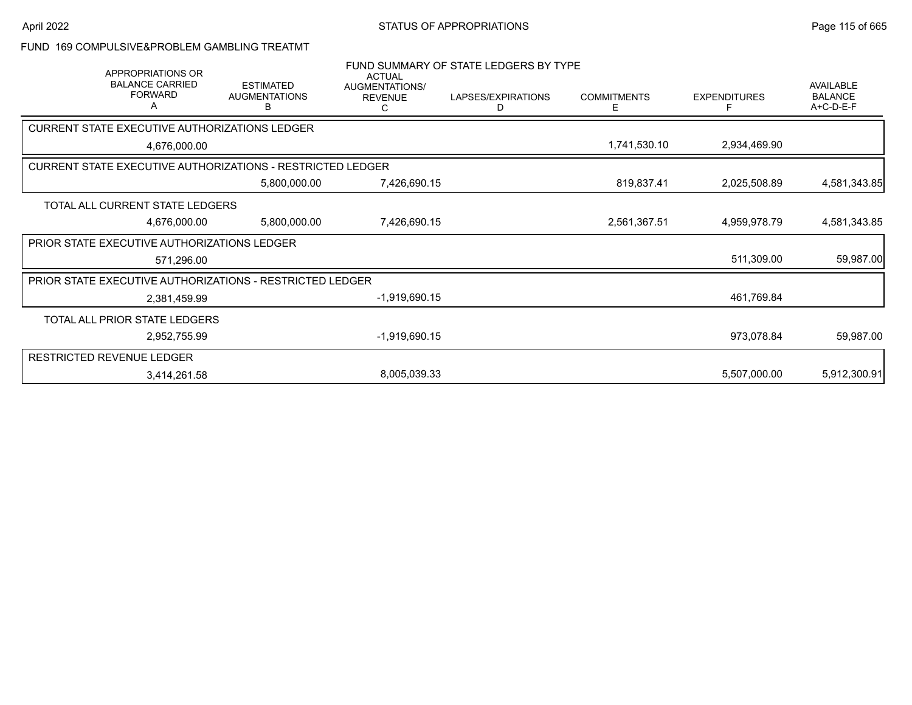## FUND 169 COMPULSIVE&PROBLEM GAMBLING TREATMT

### FUND SUMMARY OF STATE LEDGERS BY TYPE

| | APPROPRIATIONS OR BALANCE CARRIED FORWARD A | ESTIMATED AUGMENTATIONS B | ACTUAL AUGMENTATIONS/ REVENUE C | LAPSES/EXPIRATIONS D | COMMITMENTS E | EXPENDITURES F | AVAILABLE BALANCE A+C-D-E-F |
|---|---|---|---|---|---|---|---|
| CURRENT STATE EXECUTIVE AUTHORIZATIONS LEDGER | 4,676,000.00 | | | | 1,741,530.10 | 2,934,469.90 | |
| CURRENT STATE EXECUTIVE AUTHORIZATIONS - RESTRICTED LEDGER | | 5,800,000.00 | 7,426,690.15 | | 819,837.41 | 2,025,508.89 | 4,581,343.85 |
| TOTAL ALL CURRENT STATE LEDGERS | 4,676,000.00 | 5,800,000.00 | 7,426,690.15 | | 2,561,367.51 | 4,959,978.79 | 4,581,343.85 |
| PRIOR STATE EXECUTIVE AUTHORIZATIONS LEDGER | 571,296.00 | | | | | 511,309.00 | 59,987.00 |
| PRIOR STATE EXECUTIVE AUTHORIZATIONS - RESTRICTED LEDGER | 2,381,459.99 | | -1,919,690.15 | | | 461,769.84 | |
| TOTAL ALL PRIOR STATE LEDGERS | 2,952,755.99 | | -1,919,690.15 | | | 973,078.84 | 59,987.00 |
| RESTRICTED REVENUE LEDGER | 3,414,261.58 | | 8,005,039.33 | | | 5,507,000.00 | 5,912,300.91 |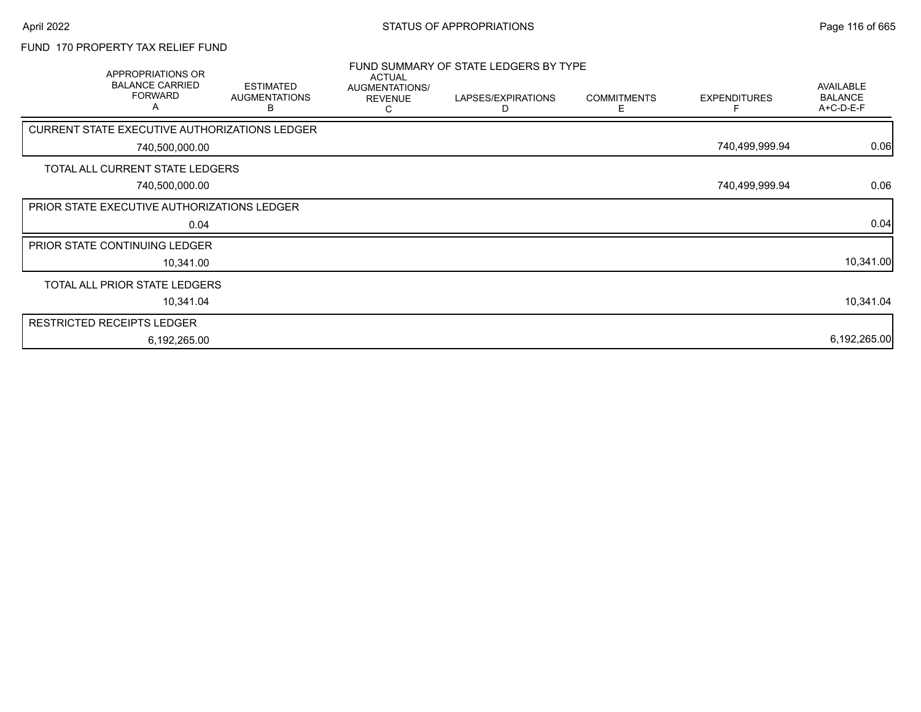FUND 170 PROPERTY TAX RELIEF FUND

FUND SUMMARY OF STATE LEDGERS BY TYPE

| APPROPRIATIONS OR BALANCE CARRIED FORWARD A | ESTIMATED AUGMENTATIONS B | ACTUAL AUGMENTATIONS/ REVENUE C | LAPSES/EXPIRATIONS D | COMMITMENTS E | EXPENDITURES F | AVAILABLE BALANCE A+C-D-E-F |
|---|---|---|---|---|---|---|
| CURRENT STATE EXECUTIVE AUTHORIZATIONS LEDGER | | | | | | |
| 740,500,000.00 | | | | | 740,499,999.94 | 0.06 |
| TOTAL ALL CURRENT STATE LEDGERS | | | | | | |
| 740,500,000.00 | | | | | 740,499,999.94 | 0.06 |
| PRIOR STATE EXECUTIVE AUTHORIZATIONS LEDGER | | | | | | |
| 0.04 | | | | | | 0.04 |
| PRIOR STATE CONTINUING LEDGER | | | | | | |
| 10,341.00 | | | | | | 10,341.00 |
| TOTAL ALL PRIOR STATE LEDGERS | | | | | | |
| 10,341.04 | | | | | | 10,341.04 |
| RESTRICTED RECEIPTS LEDGER | | | | | | |
| 6,192,265.00 | | | | | | 6,192,265.00 |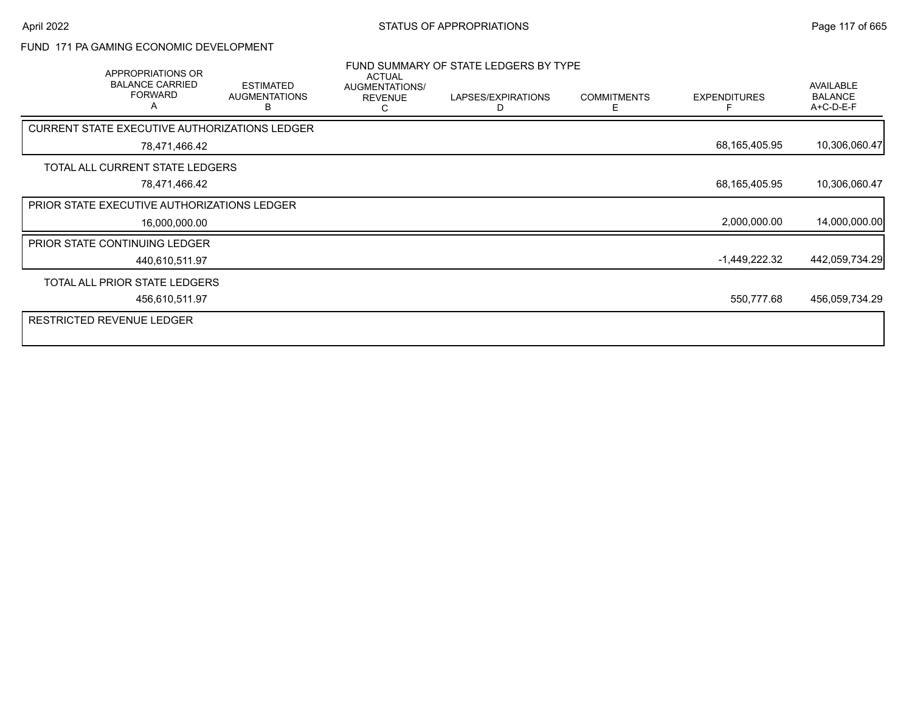# FUND 171 PA GAMING ECONOMIC DEVELOPMENT

## FUND SUMMARY OF STATE LEDGERS BY TYPE

| APPROPRIATIONS OR BALANCE CARRIED FORWARD A | ESTIMATED AUGMENTATIONS B | ACTUAL AUGMENTATIONS/ REVENUE C | LAPSES/EXPIRATIONS D | COMMITMENTS E | EXPENDITURES F | AVAILABLE BALANCE A+C-D-E-F |
|---|---|---|---|---|---|---|
| **CURRENT STATE EXECUTIVE AUTHORIZATIONS LEDGER** | | | | | | |
| 78,471,466.42 | | | | | 68,165,405.95 | 10,306,060.47 |
| **TOTAL ALL CURRENT STATE LEDGERS** | | | | | | |
| 78,471,466.42 | | | | | 68,165,405.95 | 10,306,060.47 |
| **PRIOR STATE EXECUTIVE AUTHORIZATIONS LEDGER** | | | | | | |
| 16,000,000.00 | | | | | 2,000,000.00 | 14,000,000.00 |
| **PRIOR STATE CONTINUING LEDGER** | | | | | | |
| 440,610,511.97 | | | | | -1,449,222.32 | 442,059,734.29 |
| **TOTAL ALL PRIOR STATE LEDGERS** | | | | | | |
| 456,610,511.97 | | | | | 550,777.68 | 456,059,734.29 |
| **RESTRICTED REVENUE LEDGER** | | | | | | |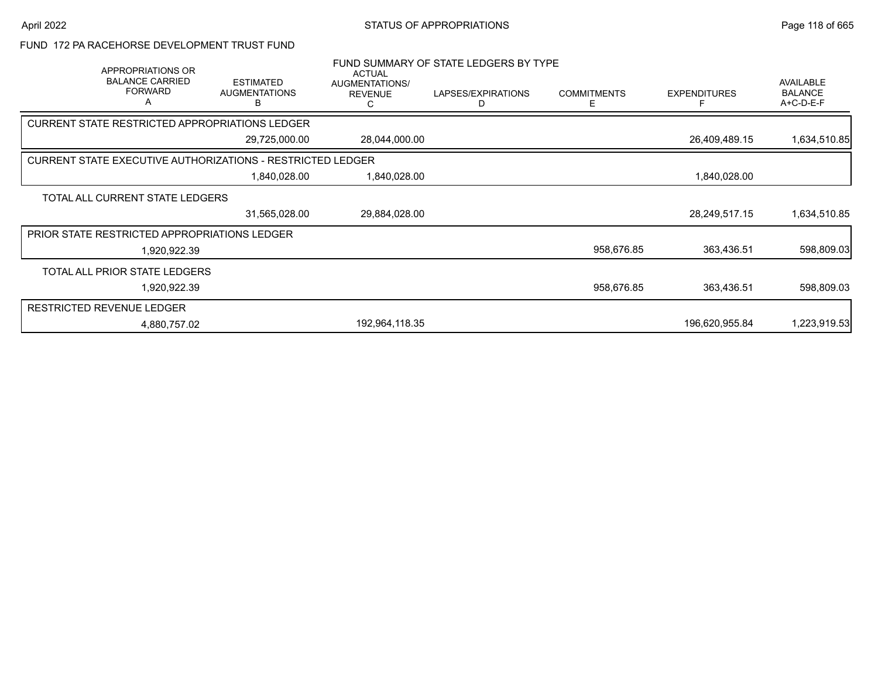## FUND 172 PA RACEHORSE DEVELOPMENT TRUST FUND

### FUND SUMMARY OF STATE LEDGERS BY TYPE

| APPROPRIATIONS OR BALANCE CARRIED FORWARD A | ESTIMATED AUGMENTATIONS B | ACTUAL AUGMENTATIONS/ REVENUE C | LAPSES/EXPIRATIONS D | COMMITMENTS E | EXPENDITURES F | AVAILABLE BALANCE A+C-D-E-F |
|---|---|---|---|---|---|---|
| **CURRENT STATE RESTRICTED APPROPRIATIONS LEDGER** | | | | | | |
| | 29,725,000.00 | 28,044,000.00 | | | 26,409,489.15 | 1,634,510.85 |
| **CURRENT STATE EXECUTIVE AUTHORIZATIONS - RESTRICTED LEDGER** | | | | | | |
| | 1,840,028.00 | 1,840,028.00 | | | 1,840,028.00 | |
| **TOTAL ALL CURRENT STATE LEDGERS** | | | | | | |
| | 31,565,028.00 | 29,884,028.00 | | | 28,249,517.15 | 1,634,510.85 |
| **PRIOR STATE RESTRICTED APPROPRIATIONS LEDGER** | | | | | | |
| 1,920,922.39 | | | | 958,676.85 | 363,436.51 | 598,809.03 |
| **TOTAL ALL PRIOR STATE LEDGERS** | | | | | | |
| 1,920,922.39 | | | | 958,676.85 | 363,436.51 | 598,809.03 |
| **RESTRICTED REVENUE LEDGER** | | | | | | |
| 4,880,757.02 | | 192,964,118.35 | | | 196,620,955.84 | 1,223,919.53 |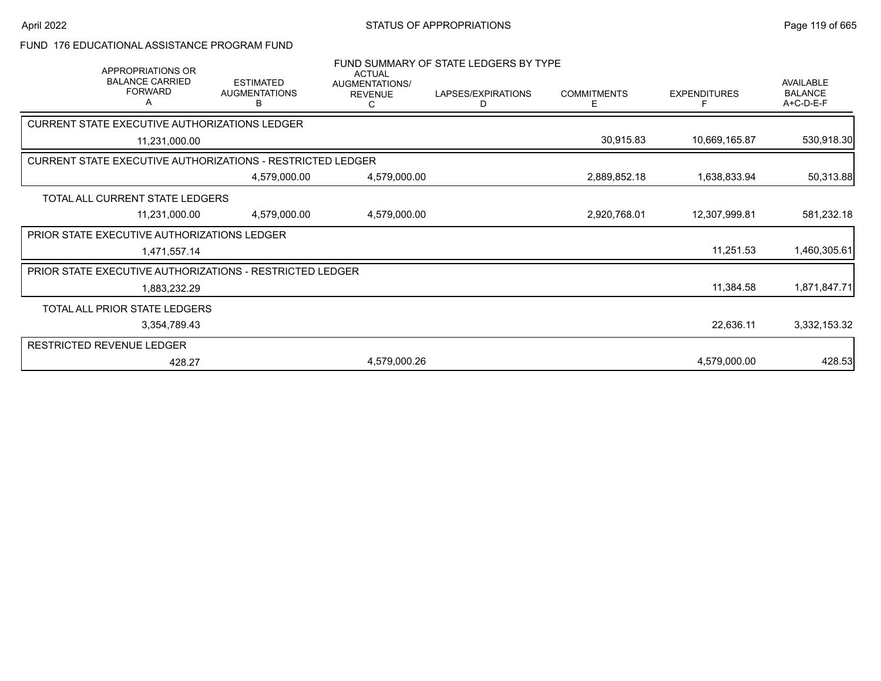## FUND 176 EDUCATIONAL ASSISTANCE PROGRAM FUND

### FUND SUMMARY OF STATE LEDGERS BY TYPE

| APPROPRIATIONS OR BALANCE CARRIED FORWARD A | ESTIMATED AUGMENTATIONS B | ACTUAL AUGMENTATIONS/ REVENUE C | LAPSES/EXPIRATIONS D | COMMITMENTS E | EXPENDITURES F | AVAILABLE BALANCE A+C-D-E-F |
|---|---|---|---|---|---|---|
| **CURRENT STATE EXECUTIVE AUTHORIZATIONS LEDGER** | | | | | | |
| 11,231,000.00 | | | | 30,915.83 | 10,669,165.87 | 530,918.30 |
| **CURRENT STATE EXECUTIVE AUTHORIZATIONS - RESTRICTED LEDGER** | | | | | | |
| | 4,579,000.00 | 4,579,000.00 | | 2,889,852.18 | 1,638,833.94 | 50,313.88 |
| **TOTAL ALL CURRENT STATE LEDGERS** | | | | | | |
| 11,231,000.00 | 4,579,000.00 | 4,579,000.00 | | 2,920,768.01 | 12,307,999.81 | 581,232.18 |
| **PRIOR STATE EXECUTIVE AUTHORIZATIONS LEDGER** | | | | | | |
| 1,471,557.14 | | | | | 11,251.53 | 1,460,305.61 |
| **PRIOR STATE EXECUTIVE AUTHORIZATIONS - RESTRICTED LEDGER** | | | | | | |
| 1,883,232.29 | | | | | 11,384.58 | 1,871,847.71 |
| **TOTAL ALL PRIOR STATE LEDGERS** | | | | | | |
| 3,354,789.43 | | | | | 22,636.11 | 3,332,153.32 |
| **RESTRICTED REVENUE LEDGER** | | | | | | |
| 428.27 | | 4,579,000.26 | | | 4,579,000.00 | 428.53 |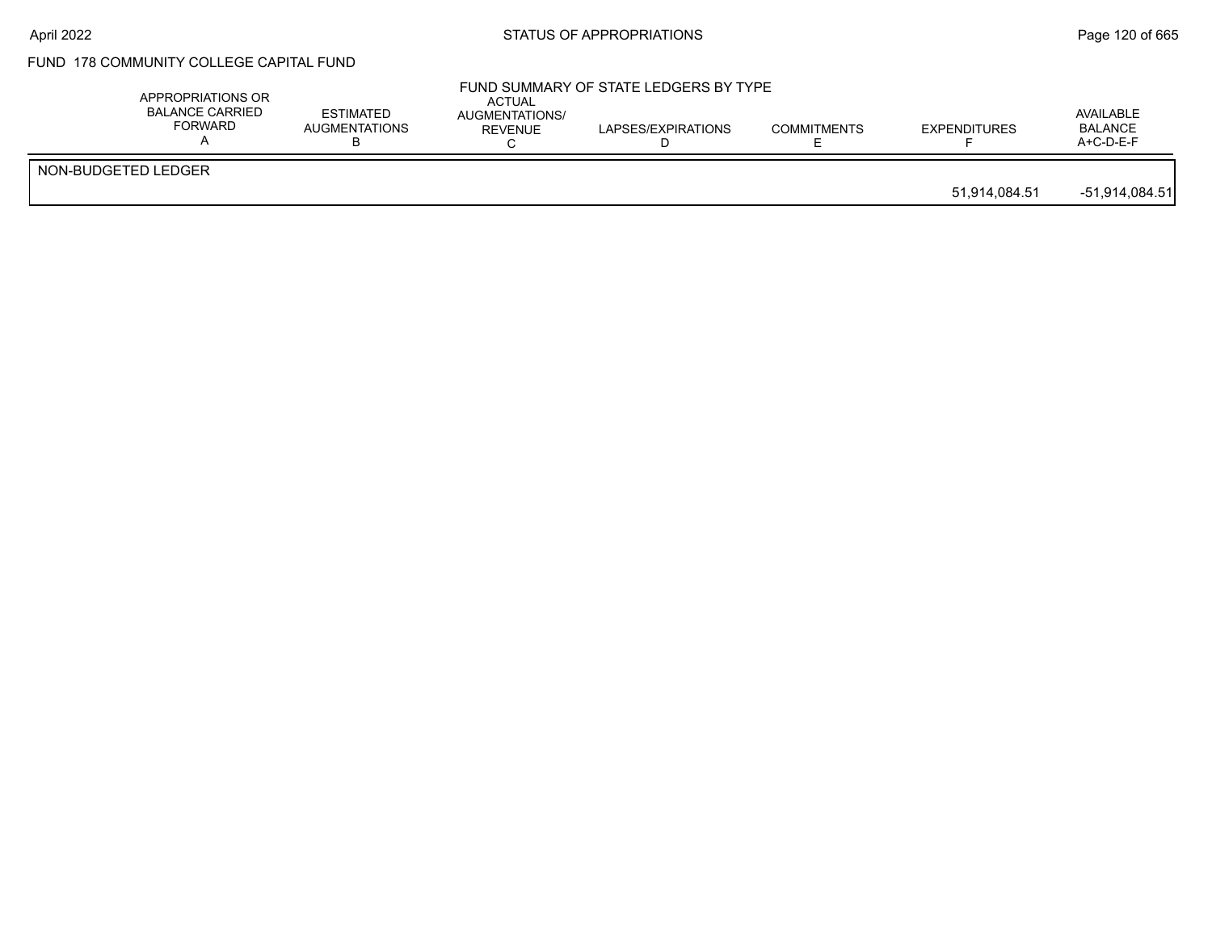## FUND 178 COMMUNITY COLLEGE CAPITAL FUND

### FUND SUMMARY OF STATE LEDGERS BY TYPE

| | APPROPRIATIONS OR BALANCE CARRIED FORWARD A | ESTIMATED AUGMENTATIONS B | ACTUAL AUGMENTATIONS/ REVENUE C | LAPSES/EXPIRATIONS D | COMMITMENTS E | EXPENDITURES F | AVAILABLE BALANCE A+C-D-E-F |
|---|---|---|---|---|---|---|---|
| NON-BUDGETED LEDGER | | | | | | | |
| | | | | | | 51,914,084.51 | -51,914,084.51 |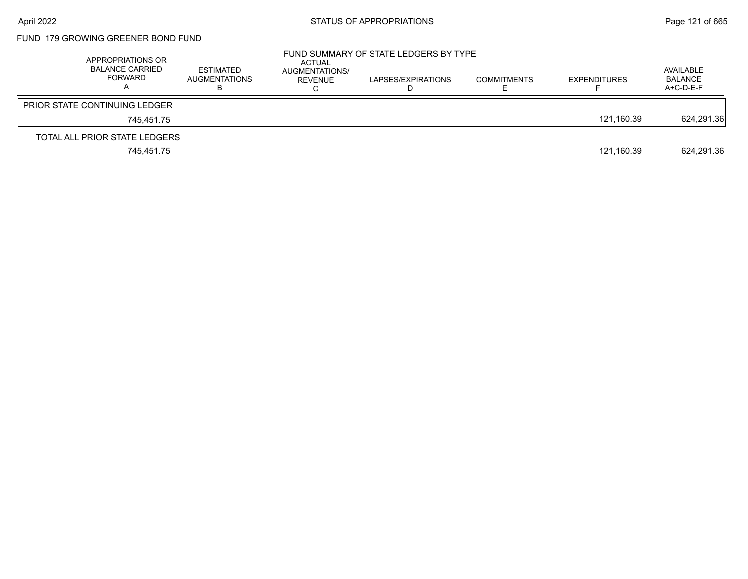## FUND 179 GROWING GREENER BOND FUND

### FUND SUMMARY OF STATE LEDGERS BY TYPE

| APPROPRIATIONS OR BALANCE CARRIED FORWARD A | ESTIMATED AUGMENTATIONS B | ACTUAL AUGMENTATIONS/ REVENUE C | LAPSES/EXPIRATIONS D | COMMITMENTS E | EXPENDITURES F | AVAILABLE BALANCE A+C-D-E-F |
|---|---|---|---|---|---|---|
| PRIOR STATE CONTINUING LEDGER | | | | | | |
| 745,451.75 | | | | | 121,160.39 | 624,291.36 |
| TOTAL ALL PRIOR STATE LEDGERS | | | | | | |
| 745,451.75 | | | | | 121,160.39 | 624,291.36 |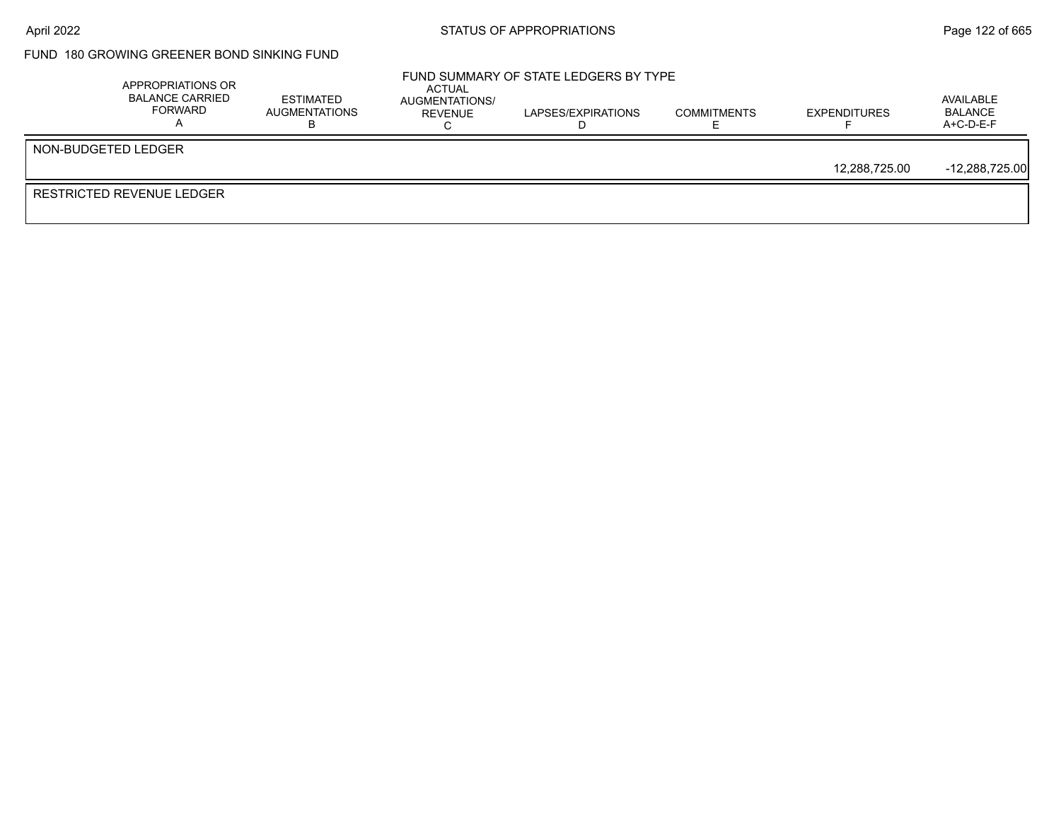FUND 180 GROWING GREENER BOND SINKING FUND

FUND SUMMARY OF STATE LEDGERS BY TYPE

| | APPROPRIATIONS OR BALANCE CARRIED FORWARD A | ESTIMATED AUGMENTATIONS B | ACTUAL AUGMENTATIONS/ REVENUE C | LAPSES/EXPIRATIONS D | COMMITMENTS E | EXPENDITURES F | AVAILABLE BALANCE A+C-D-E-F |
|---|---|---|---|---|---|---|---|
| NON-BUDGETED LEDGER | | | | | | 12,288,725.00 | -12,288,725.00 |
| RESTRICTED REVENUE LEDGER | | | | | | | |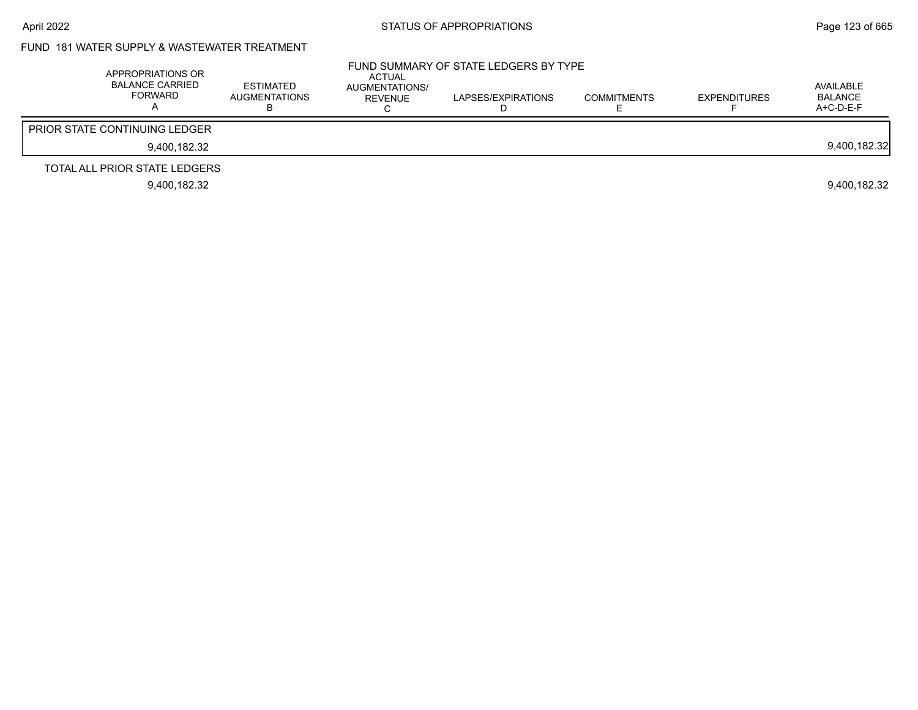## FUND 181 WATER SUPPLY & WASTEWATER TREATMENT

FUND SUMMARY OF STATE LEDGERS BY TYPE

| APPROPRIATIONS OR BALANCE CARRIED FORWARD A | ESTIMATED AUGMENTATIONS B | ACTUAL AUGMENTATIONS/ REVENUE C | LAPSES/EXPIRATIONS D | COMMITMENTS E | EXPENDITURES F | AVAILABLE BALANCE A+C-D-E-F |
|---|---|---|---|---|---|---|
| PRIOR STATE CONTINUING LEDGER | | | | | | |
| 9,400,182.32 | | | | | | 9,400,182.32 |
| TOTAL ALL PRIOR STATE LEDGERS | | | | | | |
| 9,400,182.32 | | | | | | 9,400,182.32 |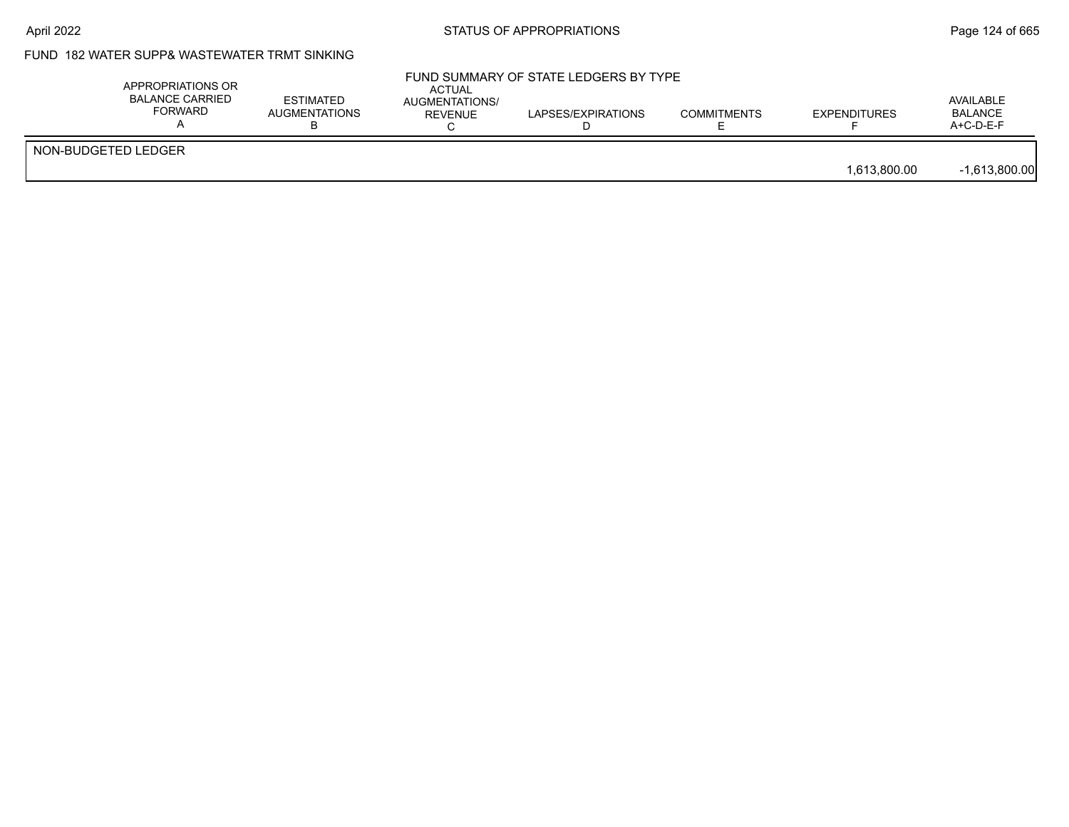FUND 182 WATER SUPP& WASTEWATER TRMT SINKING

FUND SUMMARY OF STATE LEDGERS BY TYPE

| | APPROPRIATIONS OR BALANCE CARRIED FORWARD A | ESTIMATED AUGMENTATIONS B | ACTUAL AUGMENTATIONS/ REVENUE C | LAPSES/EXPIRATIONS D | COMMITMENTS E | EXPENDITURES F | AVAILABLE BALANCE A+C-D-E-F |
|---|---|---|---|---|---|---|---|
| NON-BUDGETED LEDGER | | | | | | | |
| | | | | | | 1,613,800.00 | -1,613,800.00 |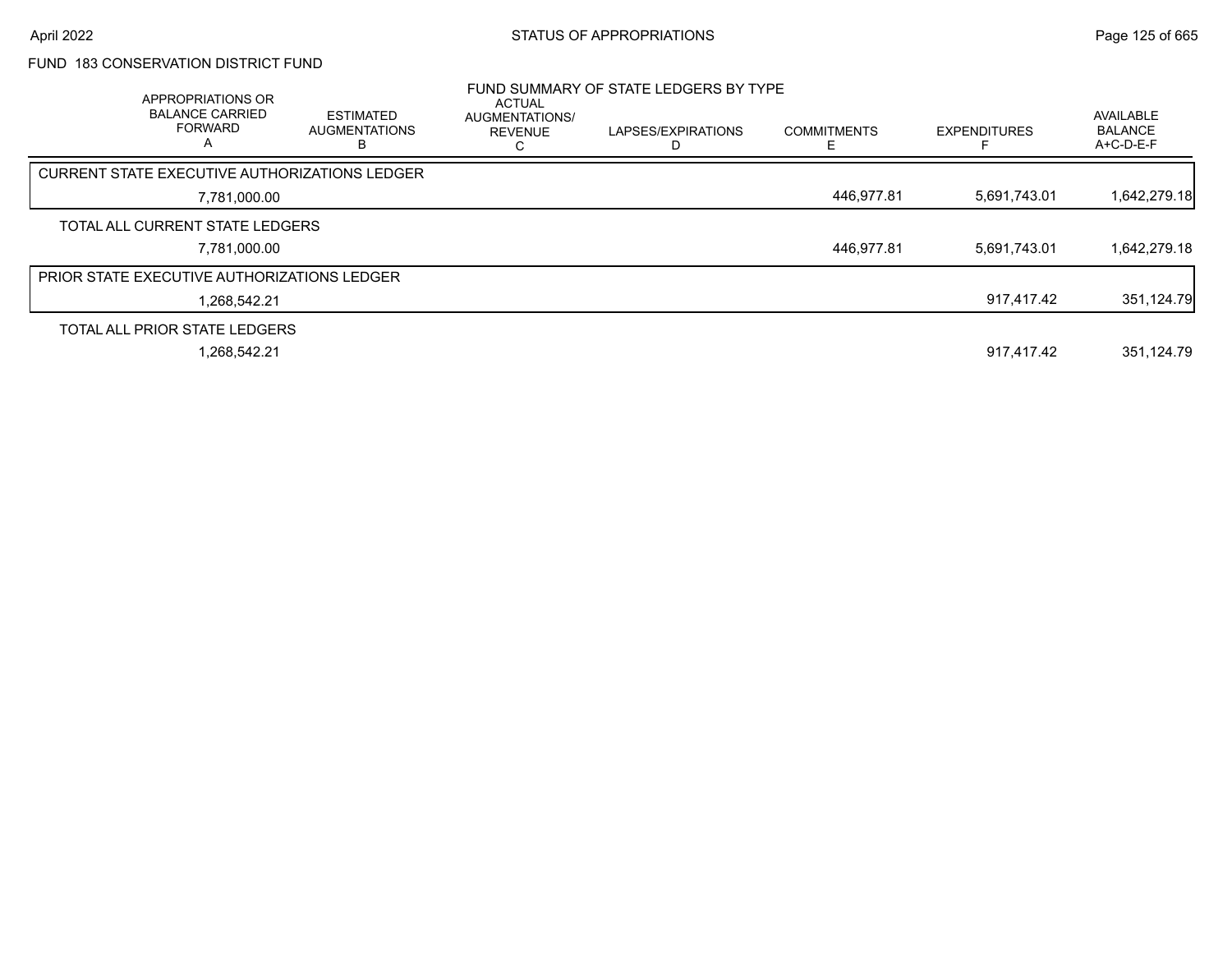## FUND 183 CONSERVATION DISTRICT FUND

### FUND SUMMARY OF STATE LEDGERS BY TYPE

| APPROPRIATIONS OR BALANCE CARRIED FORWARD A | ESTIMATED AUGMENTATIONS B | ACTUAL AUGMENTATIONS/ REVENUE C | LAPSES/EXPIRATIONS D | COMMITMENTS E | EXPENDITURES F | AVAILABLE BALANCE A+C-D-E-F |
|---|---|---|---|---|---|---|
| **CURRENT STATE EXECUTIVE AUTHORIZATIONS LEDGER** | | | | | | |
| 7,781,000.00 | | | | 446,977.81 | 5,691,743.01 | 1,642,279.18 |
| **TOTAL ALL CURRENT STATE LEDGERS** | | | | | | |
| 7,781,000.00 | | | | 446,977.81 | 5,691,743.01 | 1,642,279.18 |
| **PRIOR STATE EXECUTIVE AUTHORIZATIONS LEDGER** | | | | | | |
| 1,268,542.21 | | | | | 917,417.42 | 351,124.79 |
| **TOTAL ALL PRIOR STATE LEDGERS** | | | | | | |
| 1,268,542.21 | | | | | 917,417.42 | 351,124.79 |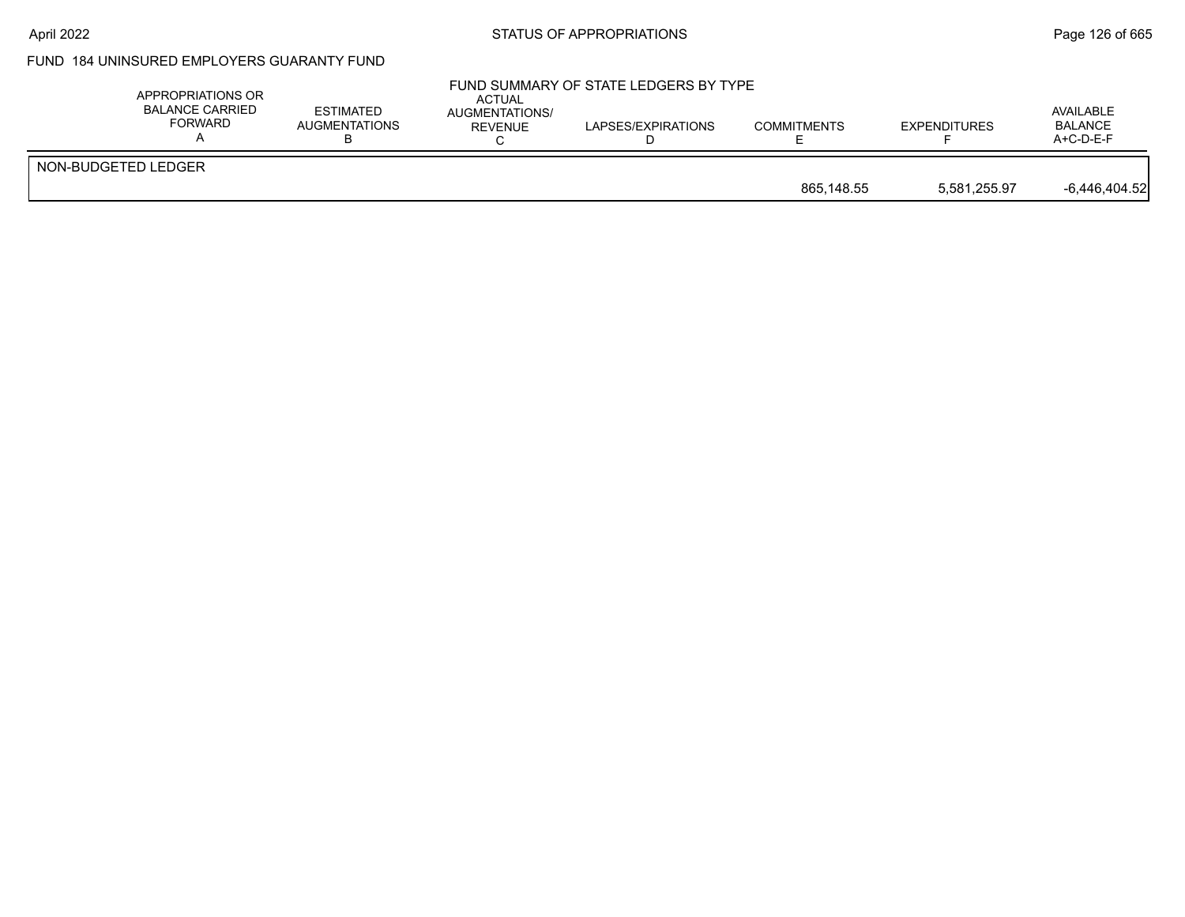## FUND 184 UNINSURED EMPLOYERS GUARANTY FUND

### FUND SUMMARY OF STATE LEDGERS BY TYPE

| | APPROPRIATIONS OR BALANCE CARRIED FORWARD A | ESTIMATED AUGMENTATIONS B | ACTUAL AUGMENTATIONS/ REVENUE C | LAPSES/EXPIRATIONS D | COMMITMENTS E | EXPENDITURES F | AVAILABLE BALANCE A+C-D-E-F |
|---|---|---|---|---|---|---|---|
| NON-BUDGETED LEDGER | | | | | | | |
| | | | | | 865,148.55 | 5,581,255.97 | -6,446,404.52 |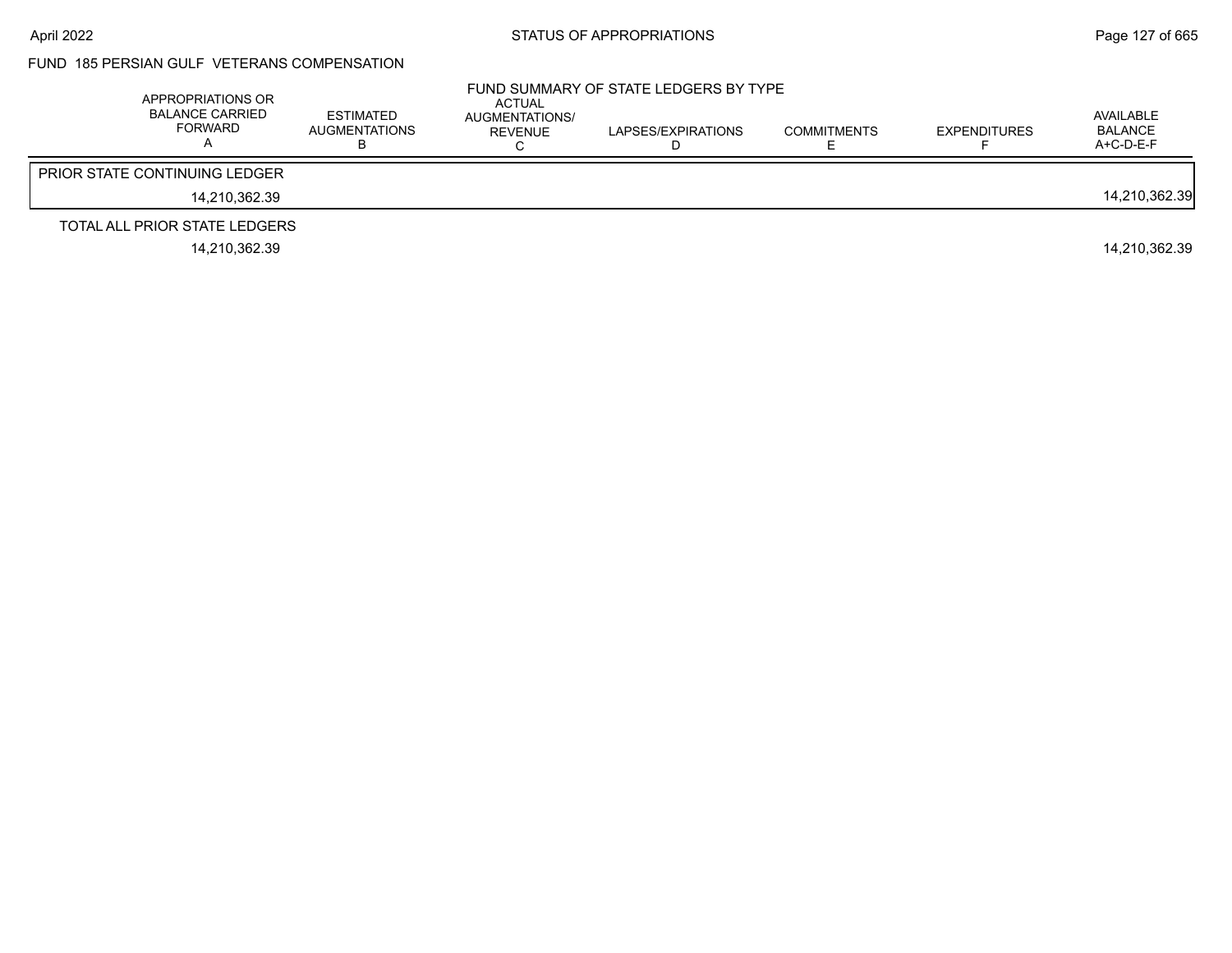STATUS OF APPROPRIATIONS

## FUND 185 PERSIAN GULF VETERANS COMPENSATION

FUND SUMMARY OF STATE LEDGERS BY TYPE

| APPROPRIATIONS OR BALANCE CARRIED FORWARD A | ESTIMATED AUGMENTATIONS B | ACTUAL AUGMENTATIONS/ REVENUE C | LAPSES/EXPIRATIONS D | COMMITMENTS E | EXPENDITURES F | AVAILABLE BALANCE A+C-D-E-F |
|---|---|---|---|---|---|---|
| PRIOR STATE CONTINUING LEDGER | | | | | | |
| 14,210,362.39 | | | | | | 14,210,362.39 |
| TOTAL ALL PRIOR STATE LEDGERS | | | | | | |
| 14,210,362.39 | | | | | | 14,210,362.39 |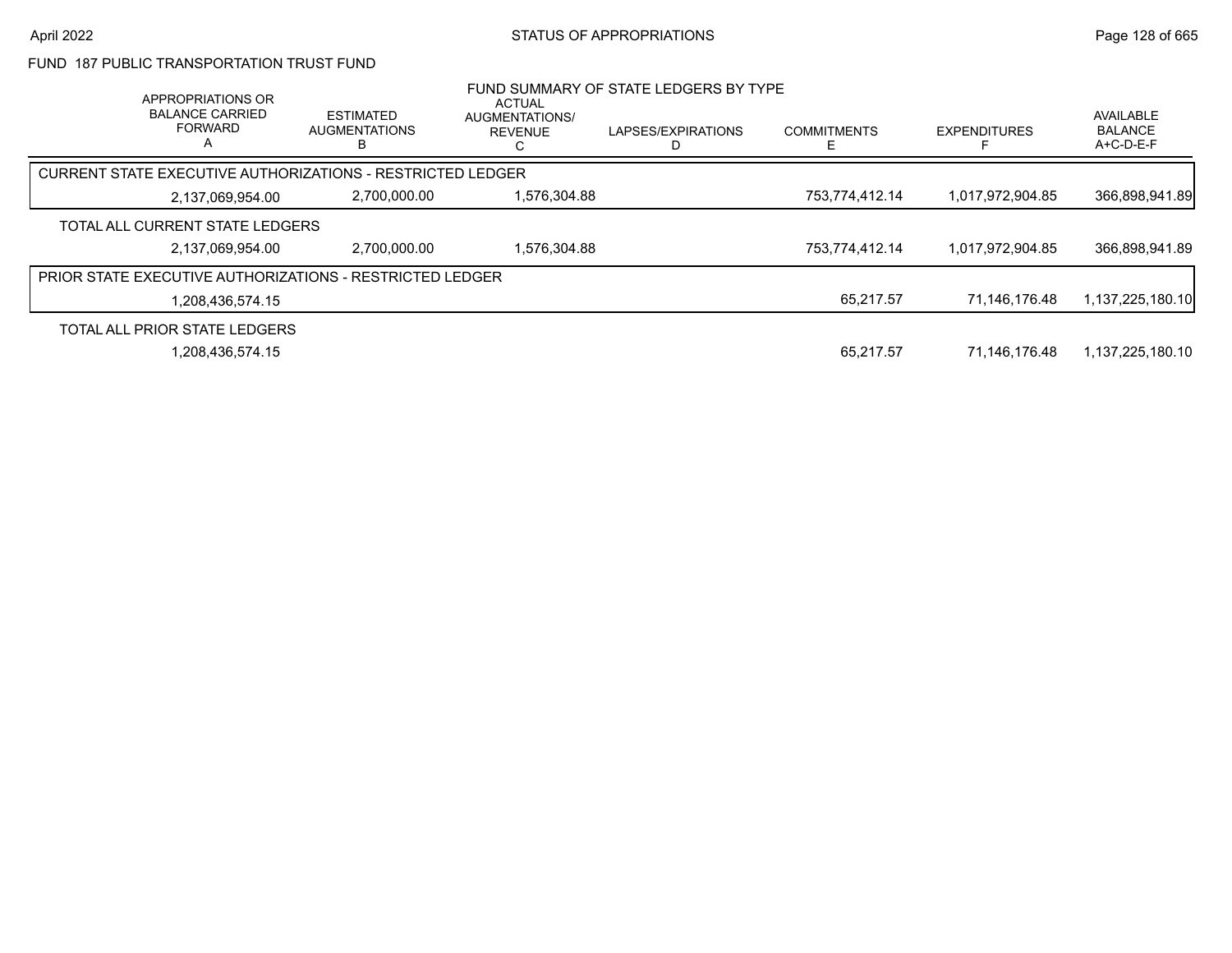## FUND 187 PUBLIC TRANSPORTATION TRUST FUND

### FUND SUMMARY OF STATE LEDGERS BY TYPE

| APPROPRIATIONS OR BALANCE CARRIED FORWARD A | ESTIMATED AUGMENTATIONS B | ACTUAL AUGMENTATIONS/ REVENUE C | LAPSES/EXPIRATIONS D | COMMITMENTS E | EXPENDITURES F | AVAILABLE BALANCE A+C-D-E-F |
|---|---|---|---|---|---|---|
| **CURRENT STATE EXECUTIVE AUTHORIZATIONS - RESTRICTED LEDGER** | | | | | | |
| 2,137,069,954.00 | 2,700,000.00 | 1,576,304.88 | | 753,774,412.14 | 1,017,972,904.85 | 366,898,941.89 |
| **TOTAL ALL CURRENT STATE LEDGERS** | | | | | | |
| 2,137,069,954.00 | 2,700,000.00 | 1,576,304.88 | | 753,774,412.14 | 1,017,972,904.85 | 366,898,941.89 |
| **PRIOR STATE EXECUTIVE AUTHORIZATIONS - RESTRICTED LEDGER** | | | | | | |
| 1,208,436,574.15 | | | | 65,217.57 | 71,146,176.48 | 1,137,225,180.10 |
| **TOTAL ALL PRIOR STATE LEDGERS** | | | | | | |
| 1,208,436,574.15 | | | | 65,217.57 | 71,146,176.48 | 1,137,225,180.10 |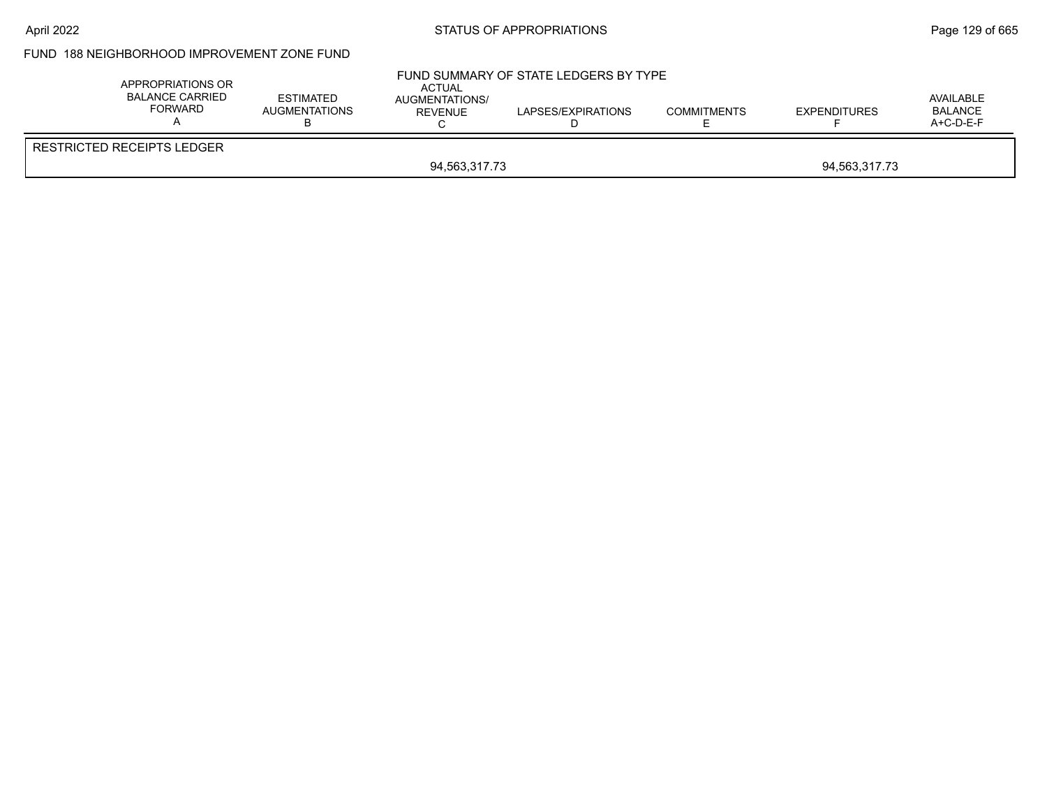FUND 188 NEIGHBORHOOD IMPROVEMENT ZONE FUND

FUND SUMMARY OF STATE LEDGERS BY TYPE

| APPROPRIATIONS OR BALANCE CARRIED FORWARD A | ESTIMATED AUGMENTATIONS B | ACTUAL AUGMENTATIONS/ REVENUE C | LAPSES/EXPIRATIONS D | COMMITMENTS E | EXPENDITURES F | AVAILABLE BALANCE A+C-D-E-F |
|---|---|---|---|---|---|---|
| RESTRICTED RECEIPTS LEDGER | | | | | | |
| | | 94,563,317.73 | | | 94,563,317.73 | |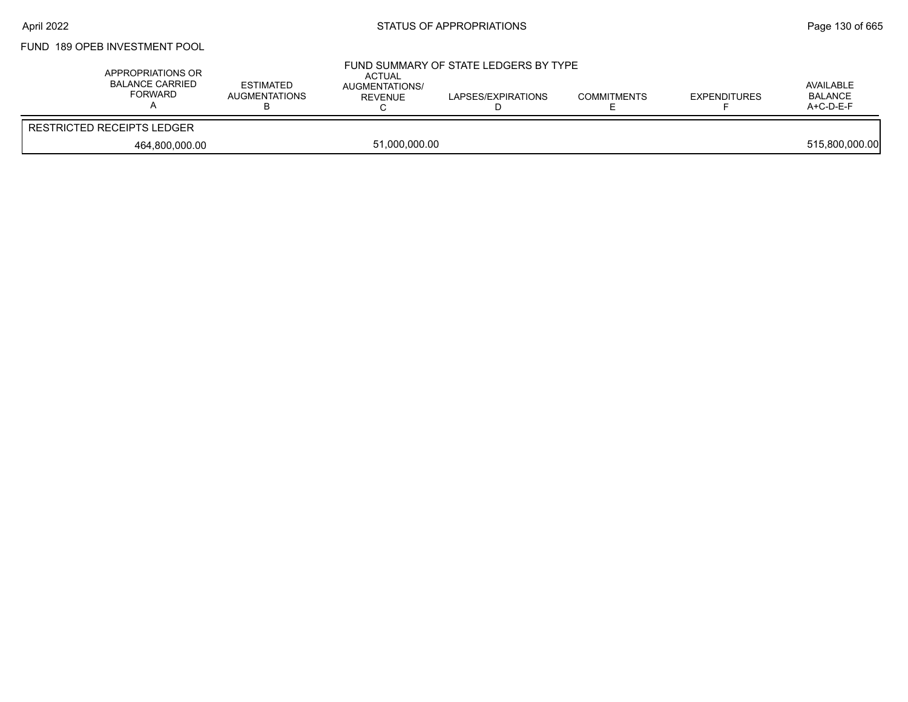STATUS OF APPROPRIATIONS

FUND 189 OPEB INVESTMENT POOL

FUND SUMMARY OF STATE LEDGERS BY TYPE

| APPROPRIATIONS OR BALANCE CARRIED FORWARD A | ESTIMATED AUGMENTATIONS B | ACTUAL AUGMENTATIONS/ REVENUE C | LAPSES/EXPIRATIONS D | COMMITMENTS E | EXPENDITURES F | AVAILABLE BALANCE A+C-D-E-F |
|---|---|---|---|---|---|---|
| RESTRICTED RECEIPTS LEDGER | | | | | | |
| 464,800,000.00 | | 51,000,000.00 | | | | 515,800,000.00 |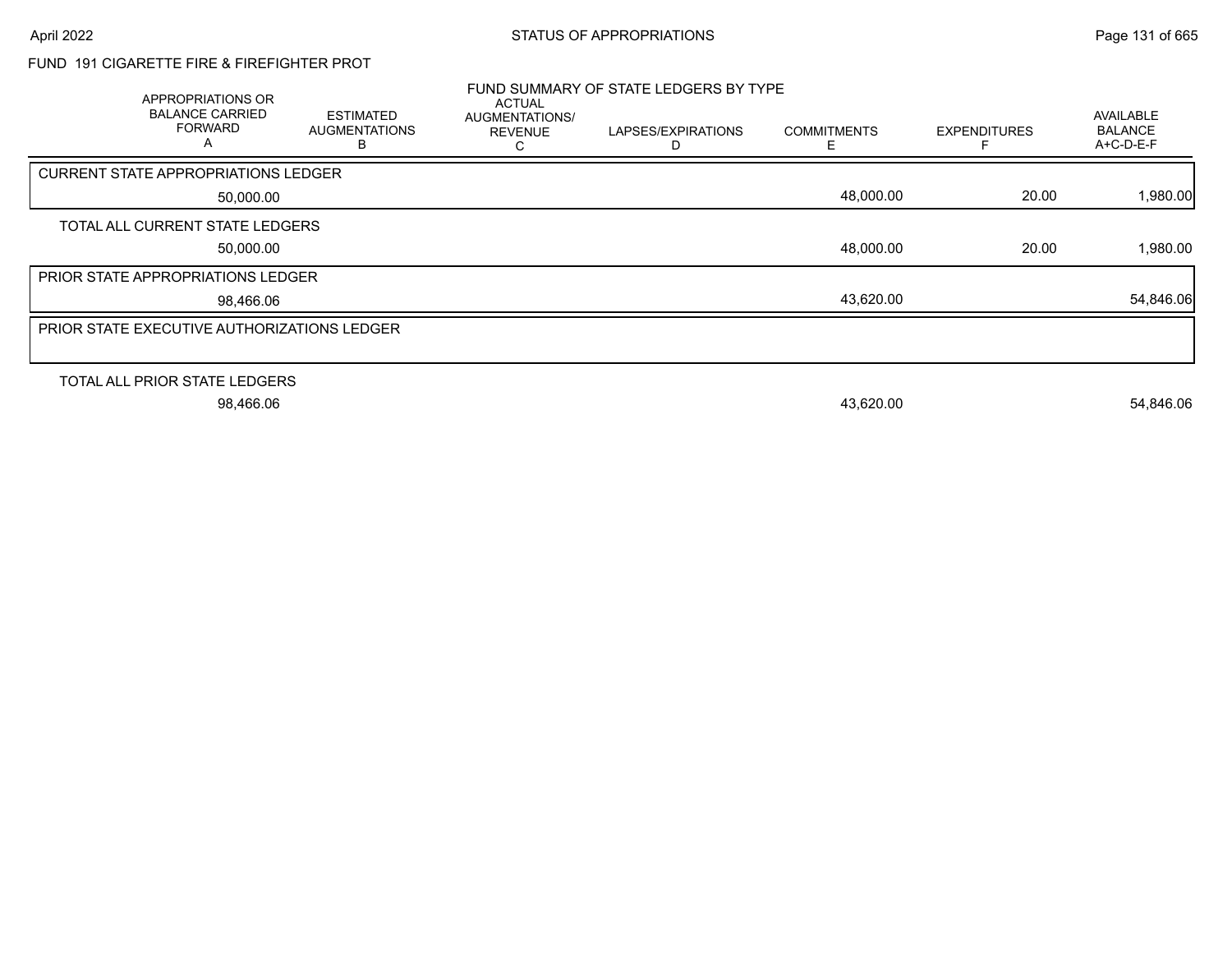## FUND 191 CIGARETTE FIRE & FIREFIGHTER PROT

### FUND SUMMARY OF STATE LEDGERS BY TYPE

| | APPROPRIATIONS OR BALANCE CARRIED FORWARD A | ESTIMATED AUGMENTATIONS B | ACTUAL AUGMENTATIONS/ REVENUE C | LAPSES/EXPIRATIONS D | COMMITMENTS E | EXPENDITURES F | AVAILABLE BALANCE A+C-D-E-F |
|---|---|---|---|---|---|---|---|
| CURRENT STATE APPROPRIATIONS LEDGER | 50,000.00 | | | | 48,000.00 | 20.00 | 1,980.00 |
| TOTAL ALL CURRENT STATE LEDGERS | 50,000.00 | | | | 48,000.00 | 20.00 | 1,980.00 |
| PRIOR STATE APPROPRIATIONS LEDGER | 98,466.06 | | | | 43,620.00 | | 54,846.06 |
| PRIOR STATE EXECUTIVE AUTHORIZATIONS LEDGER | | | | | | | |
| TOTAL ALL PRIOR STATE LEDGERS | 98,466.06 | | | | 43,620.00 | | 54,846.06 |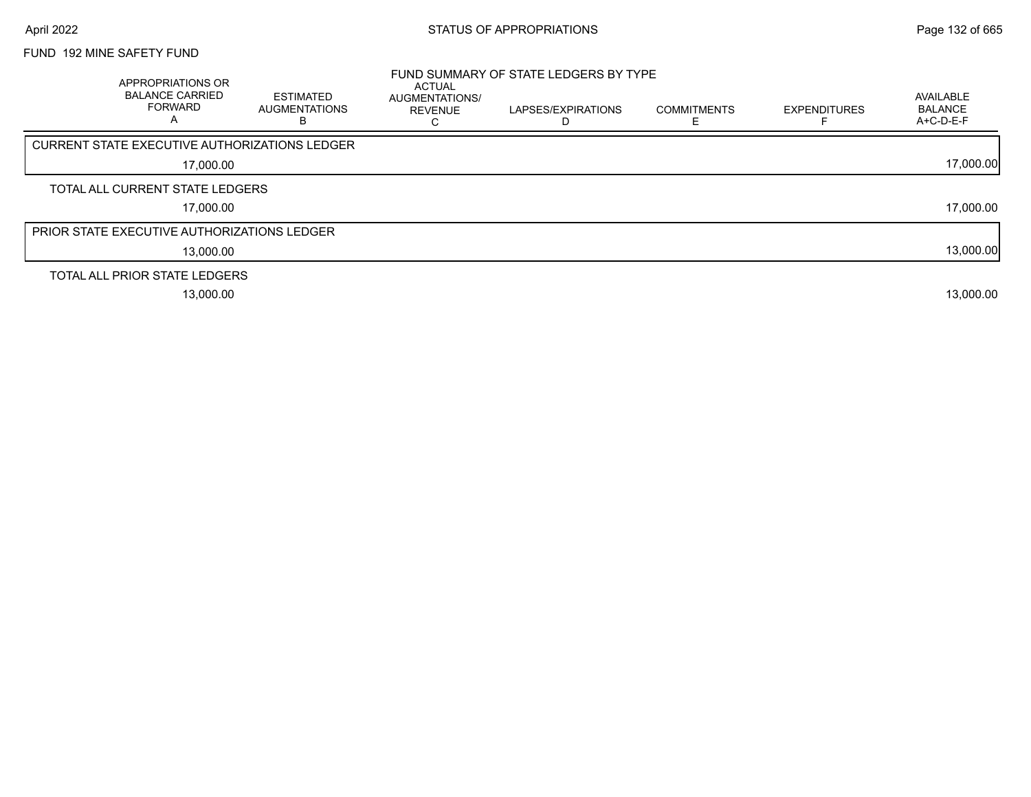FUND 192 MINE SAFETY FUND

FUND SUMMARY OF STATE LEDGERS BY TYPE

| APPROPRIATIONS OR BALANCE CARRIED FORWARD A | ESTIMATED AUGMENTATIONS B | ACTUAL AUGMENTATIONS/ REVENUE C | LAPSES/EXPIRATIONS D | COMMITMENTS E | EXPENDITURES F | AVAILABLE BALANCE A+C-D-E-F |
|---|---|---|---|---|---|---|
| CURRENT STATE EXECUTIVE AUTHORIZATIONS LEDGER | | | | | | |
| 17,000.00 | | | | | | 17,000.00 |
| TOTAL ALL CURRENT STATE LEDGERS | | | | | | |
| 17,000.00 | | | | | | 17,000.00 |
| PRIOR STATE EXECUTIVE AUTHORIZATIONS LEDGER | | | | | | |
| 13,000.00 | | | | | | 13,000.00 |
| TOTAL ALL PRIOR STATE LEDGERS | | | | | | |
| 13,000.00 | | | | | | 13,000.00 |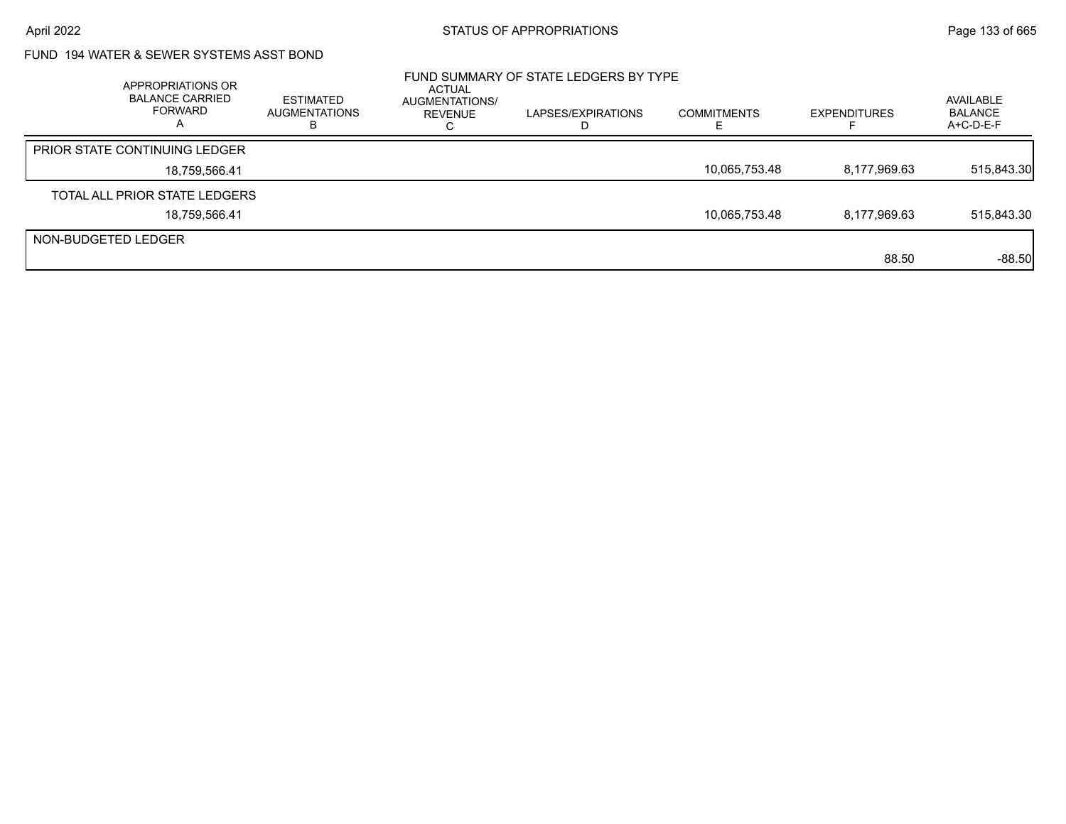FUND 194 WATER & SEWER SYSTEMS ASST BOND

FUND SUMMARY OF STATE LEDGERS BY TYPE

| APPROPRIATIONS OR BALANCE CARRIED FORWARD A | ESTIMATED AUGMENTATIONS B | ACTUAL AUGMENTATIONS/ REVENUE C | LAPSES/EXPIRATIONS D | COMMITMENTS E | EXPENDITURES F | AVAILABLE BALANCE A+C-D-E-F |
|---|---|---|---|---|---|---|
| PRIOR STATE CONTINUING LEDGER | | | | | | |
| 18,759,566.41 | | | | 10,065,753.48 | 8,177,969.63 | 515,843.30 |
| TOTAL ALL PRIOR STATE LEDGERS | | | | | | |
| 18,759,566.41 | | | | 10,065,753.48 | 8,177,969.63 | 515,843.30 |
| NON-BUDGETED LEDGER | | | | | | |
| | | | | | 88.50 | -88.50 |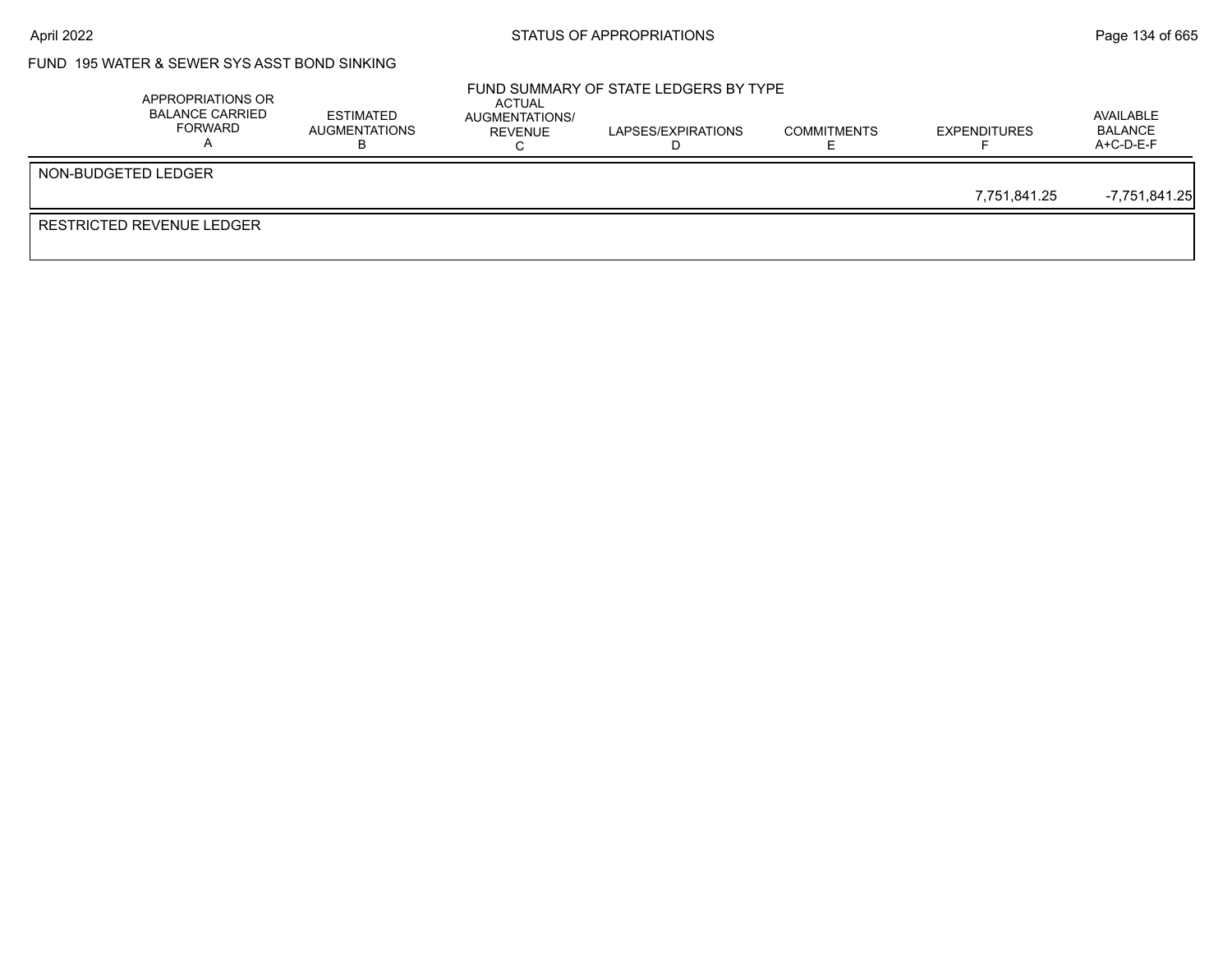FUND 195 WATER & SEWER SYS ASST BOND SINKING

FUND SUMMARY OF STATE LEDGERS BY TYPE

| | APPROPRIATIONS OR BALANCE CARRIED FORWARD A | ESTIMATED AUGMENTATIONS B | ACTUAL AUGMENTATIONS/ REVENUE C | LAPSES/EXPIRATIONS D | COMMITMENTS E | EXPENDITURES F | AVAILABLE BALANCE A+C-D-E-F |
|---|---|---|---|---|---|---|---|
| NON-BUDGETED LEDGER | | | | | | | |
| | | | | | | 7,751,841.25 | -7,751,841.25 |
| RESTRICTED REVENUE LEDGER | | | | | | | |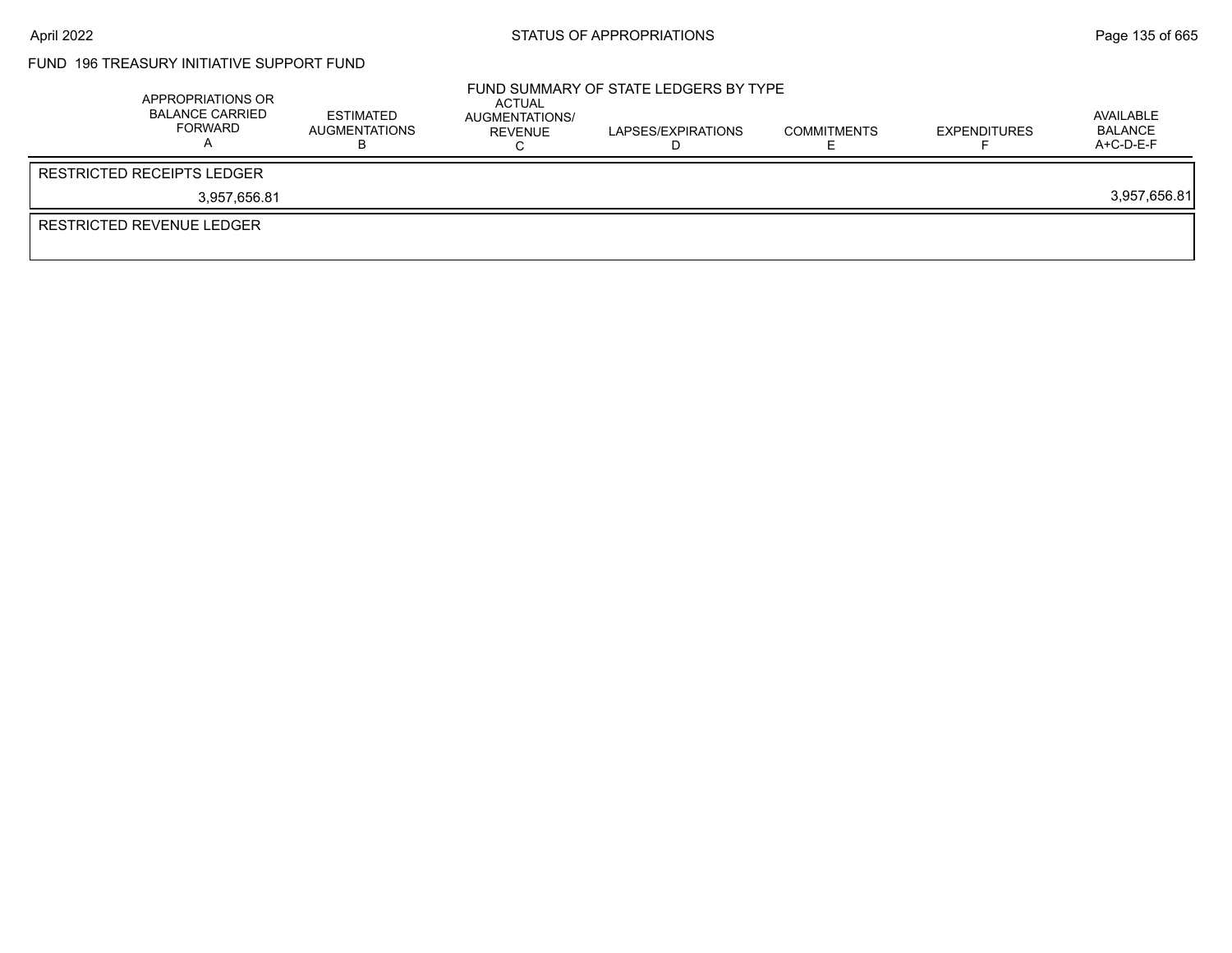FUND 196 TREASURY INITIATIVE SUPPORT FUND

FUND SUMMARY OF STATE LEDGERS BY TYPE

| APPROPRIATIONS OR BALANCE CARRIED FORWARD A | ESTIMATED AUGMENTATIONS B | ACTUAL AUGMENTATIONS/ REVENUE C | LAPSES/EXPIRATIONS D | COMMITMENTS E | EXPENDITURES F | AVAILABLE BALANCE A+C-D-E-F |
|---|---|---|---|---|---|---|
| RESTRICTED RECEIPTS LEDGER | | | | | | |
| 3,957,656.81 | | | | | | 3,957,656.81 |
| RESTRICTED REVENUE LEDGER | | | | | | |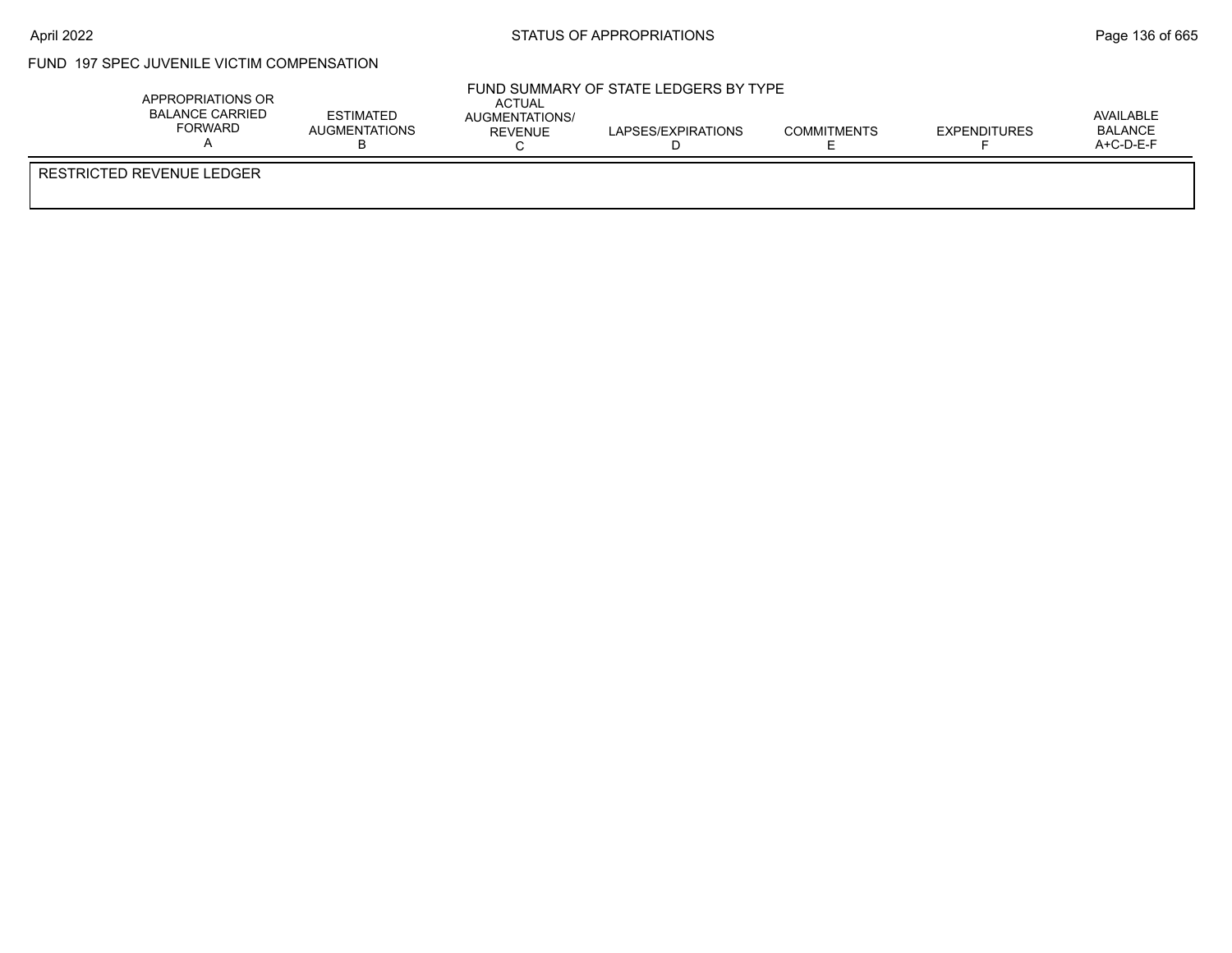## FUND 197 SPEC JUVENILE VICTIM COMPENSATION

### FUND SUMMARY OF STATE LEDGERS BY TYPE

| | APPROPRIATIONS OR BALANCE CARRIED FORWARD A | ESTIMATED AUGMENTATIONS B | ACTUAL AUGMENTATIONS/ REVENUE C | LAPSES/EXPIRATIONS D | COMMITMENTS E | EXPENDITURES F | AVAILABLE BALANCE A+C-D-E-F |
|---|---|---|---|---|---|---|---|
| RESTRICTED REVENUE LEDGER | | | | | | | |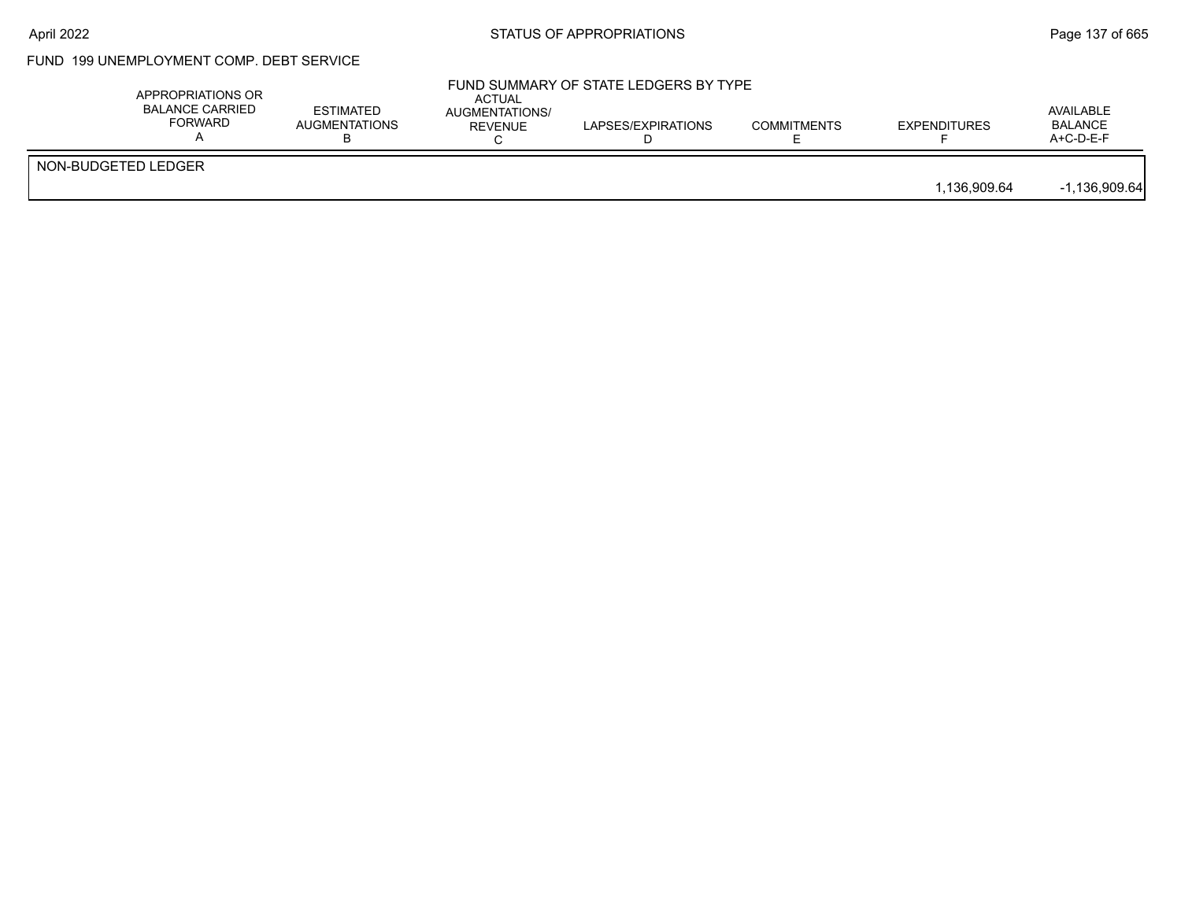FUND 199 UNEMPLOYMENT COMP. DEBT SERVICE

FUND SUMMARY OF STATE LEDGERS BY TYPE

| | APPROPRIATIONS OR BALANCE CARRIED FORWARD A | ESTIMATED AUGMENTATIONS B | ACTUAL AUGMENTATIONS/ REVENUE C | LAPSES/EXPIRATIONS D | COMMITMENTS E | EXPENDITURES F | AVAILABLE BALANCE A+C-D-E-F |
|---|---|---|---|---|---|---|---|
| NON-BUDGETED LEDGER | | | | | | | |
| | | | | | | 1,136,909.64 | -1,136,909.64 |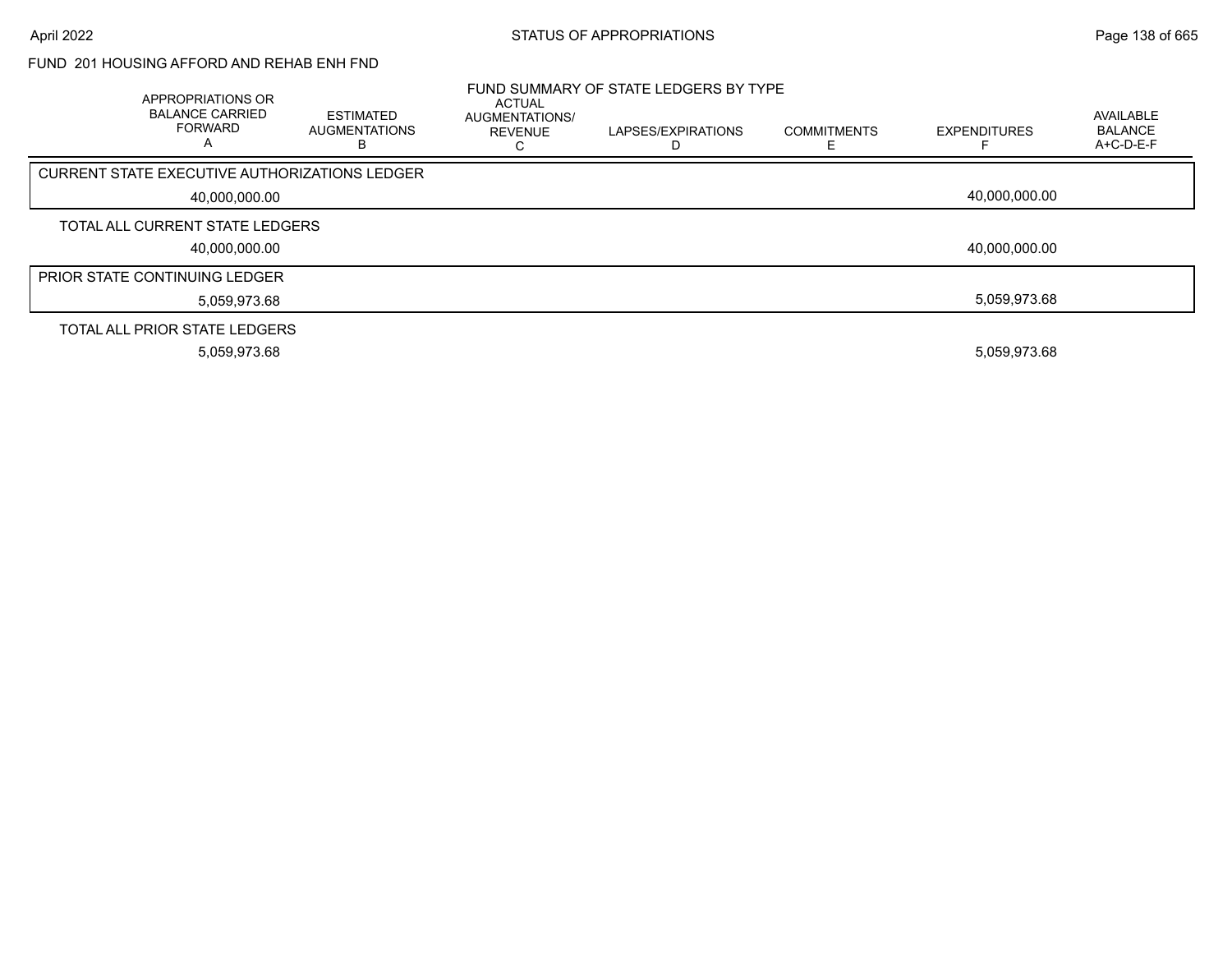FUND 201 HOUSING AFFORD AND REHAB ENH FND

## FUND SUMMARY OF STATE LEDGERS BY TYPE

| | APPROPRIATIONS OR BALANCE CARRIED FORWARD A | ESTIMATED AUGMENTATIONS B | ACTUAL AUGMENTATIONS/ REVENUE C | LAPSES/EXPIRATIONS D | COMMITMENTS E | EXPENDITURES F | AVAILABLE BALANCE A+C-D-E-F |
|---|---|---|---|---|---|---|---|
| CURRENT STATE EXECUTIVE AUTHORIZATIONS LEDGER | 40,000,000.00 | | | | | 40,000,000.00 | |
| TOTAL ALL CURRENT STATE LEDGERS | 40,000,000.00 | | | | | 40,000,000.00 | |
| PRIOR STATE CONTINUING LEDGER | 5,059,973.68 | | | | | 5,059,973.68 | |
| TOTAL ALL PRIOR STATE LEDGERS | 5,059,973.68 | | | | | 5,059,973.68 | |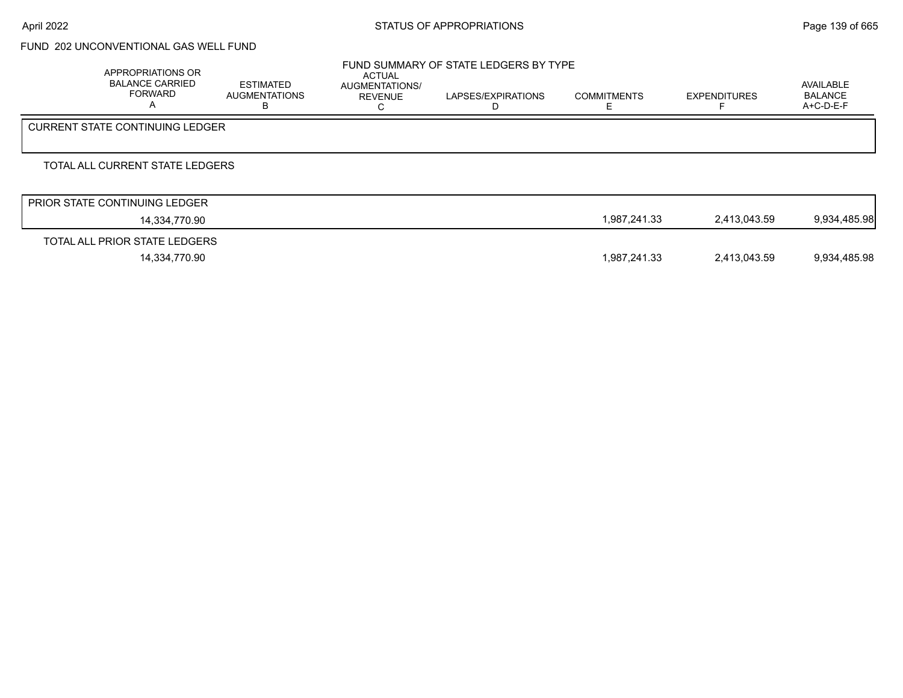# FUND 202 UNCONVENTIONAL GAS WELL FUND

## FUND SUMMARY OF STATE LEDGERS BY TYPE

| | APPROPRIATIONS OR BALANCE CARRIED FORWARD A | ESTIMATED AUGMENTATIONS B | ACTUAL AUGMENTATIONS/ REVENUE C | LAPSES/EXPIRATIONS D | COMMITMENTS E | EXPENDITURES F | AVAILABLE BALANCE A+C-D-E-F |
|---|---|---|---|---|---|---|---|
| CURRENT STATE CONTINUING LEDGER | | | | | | | |
| TOTAL ALL CURRENT STATE LEDGERS | | | | | | | |
| PRIOR STATE CONTINUING LEDGER | 14,334,770.90 | | | | 1,987,241.33 | 2,413,043.59 | 9,934,485.98 |
| TOTAL ALL PRIOR STATE LEDGERS | 14,334,770.90 | | | | 1,987,241.33 | 2,413,043.59 | 9,934,485.98 |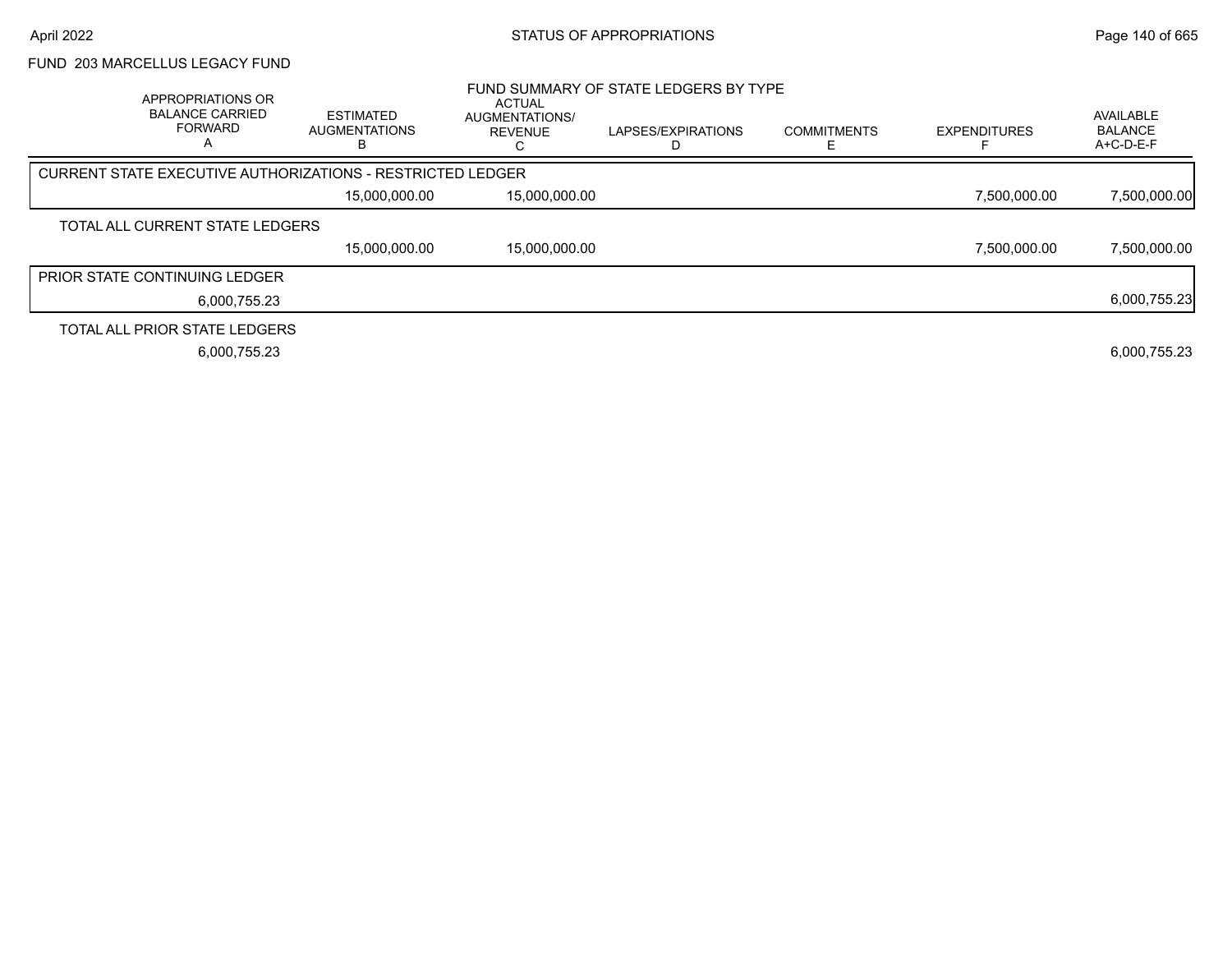## FUND 203 MARCELLUS LEGACY FUND

### FUND SUMMARY OF STATE LEDGERS BY TYPE

| APPROPRIATIONS OR BALANCE CARRIED FORWARD A | ESTIMATED AUGMENTATIONS B | ACTUAL AUGMENTATIONS/ REVENUE C | LAPSES/EXPIRATIONS D | COMMITMENTS E | EXPENDITURES F | AVAILABLE BALANCE A+C-D-E-F |
|---|---|---|---|---|---|---|
| **CURRENT STATE EXECUTIVE AUTHORIZATIONS - RESTRICTED LEDGER** | | | | | | |
| | 15,000,000.00 | 15,000,000.00 | | | 7,500,000.00 | 7,500,000.00 |
| **TOTAL ALL CURRENT STATE LEDGERS** | | | | | | |
| | 15,000,000.00 | 15,000,000.00 | | | 7,500,000.00 | 7,500,000.00 |
| **PRIOR STATE CONTINUING LEDGER** | | | | | | |
| 6,000,755.23 | | | | | | 6,000,755.23 |
| **TOTAL ALL PRIOR STATE LEDGERS** | | | | | | |
| 6,000,755.23 | | | | | | 6,000,755.23 |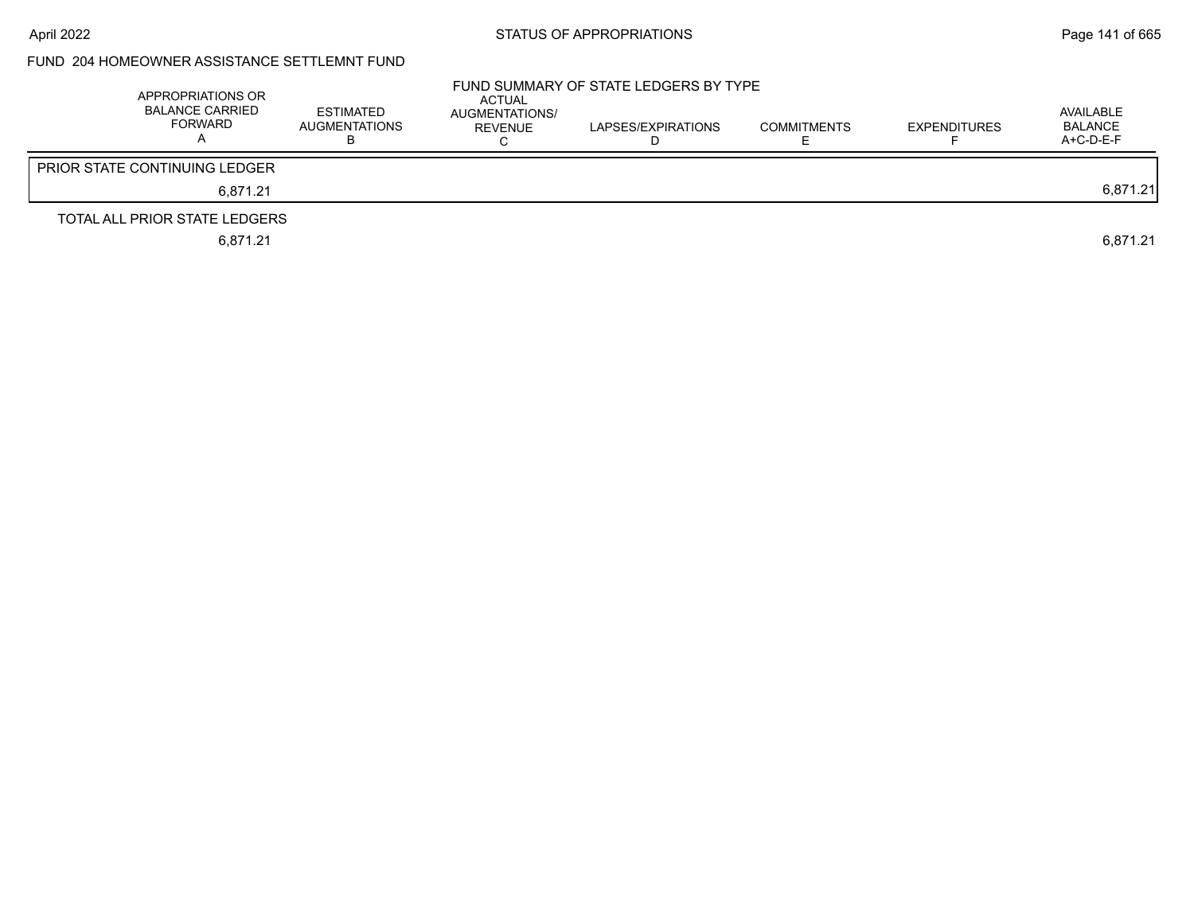FUND 204 HOMEOWNER ASSISTANCE SETTLEMNT FUND

FUND SUMMARY OF STATE LEDGERS BY TYPE

| APPROPRIATIONS OR BALANCE CARRIED FORWARD A | ESTIMATED AUGMENTATIONS B | ACTUAL AUGMENTATIONS/ REVENUE C | LAPSES/EXPIRATIONS D | COMMITMENTS E | EXPENDITURES F | AVAILABLE BALANCE A+C-D-E-F |
|---|---|---|---|---|---|---|
| PRIOR STATE CONTINUING LEDGER | | | | | | |
| 6,871.21 | | | | | | 6,871.21 |
| TOTAL ALL PRIOR STATE LEDGERS | | | | | | |
| 6,871.21 | | | | | | 6,871.21 |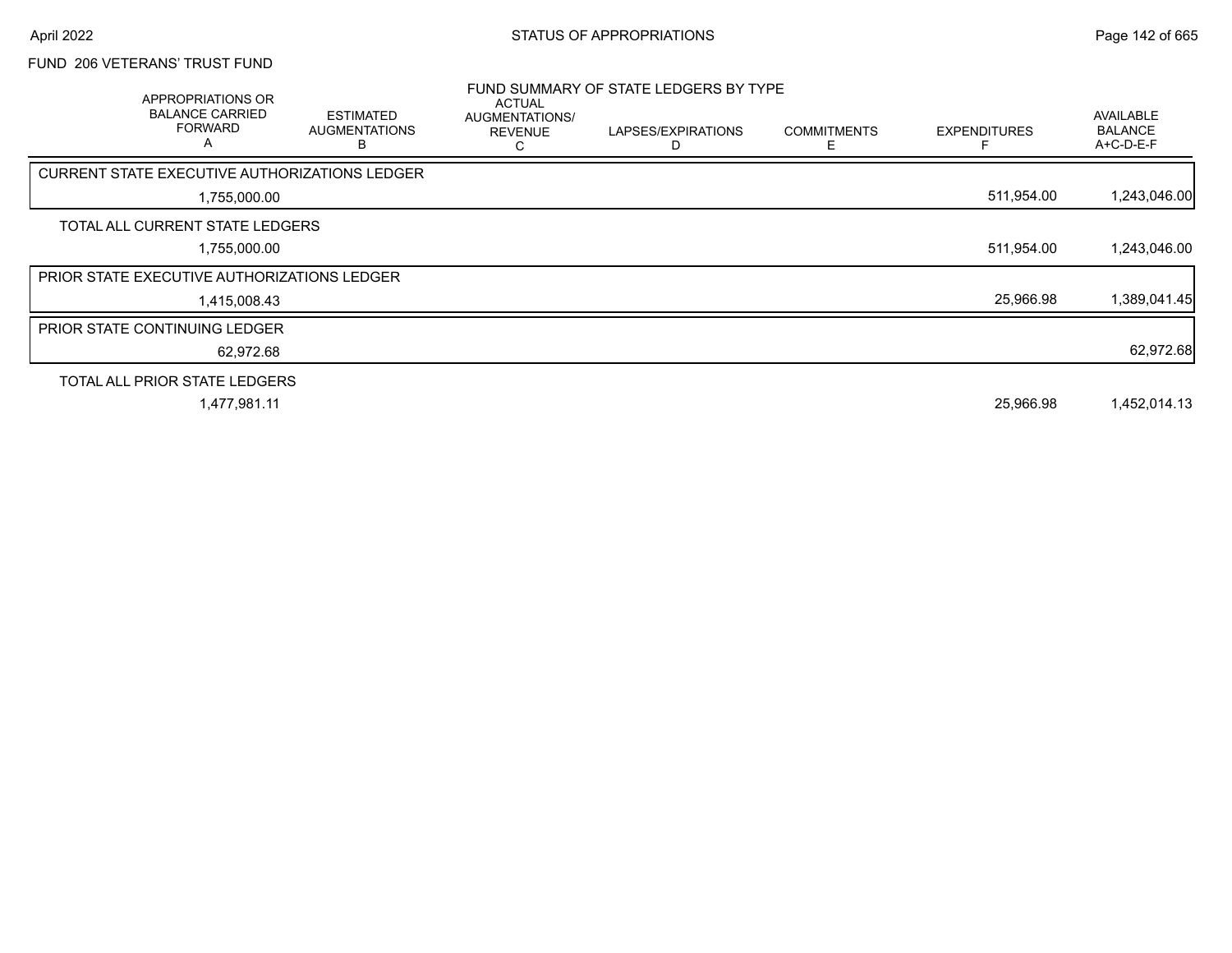# FUND 206 VETERANS' TRUST FUND

## FUND SUMMARY OF STATE LEDGERS BY TYPE

| | APPROPRIATIONS OR BALANCE CARRIED FORWARD A | ESTIMATED AUGMENTATIONS B | ACTUAL AUGMENTATIONS/ REVENUE C | LAPSES/EXPIRATIONS D | COMMITMENTS E | EXPENDITURES F | AVAILABLE BALANCE A+C-D-E-F |
|---|---|---|---|---|---|---|---|
| CURRENT STATE EXECUTIVE AUTHORIZATIONS LEDGER | 1,755,000.00 | | | | | 511,954.00 | 1,243,046.00 |
| TOTAL ALL CURRENT STATE LEDGERS | 1,755,000.00 | | | | | 511,954.00 | 1,243,046.00 |
| PRIOR STATE EXECUTIVE AUTHORIZATIONS LEDGER | 1,415,008.43 | | | | | 25,966.98 | 1,389,041.45 |
| PRIOR STATE CONTINUING LEDGER | 62,972.68 | | | | | | 62,972.68 |
| TOTAL ALL PRIOR STATE LEDGERS | 1,477,981.11 | | | | | 25,966.98 | 1,452,014.13 |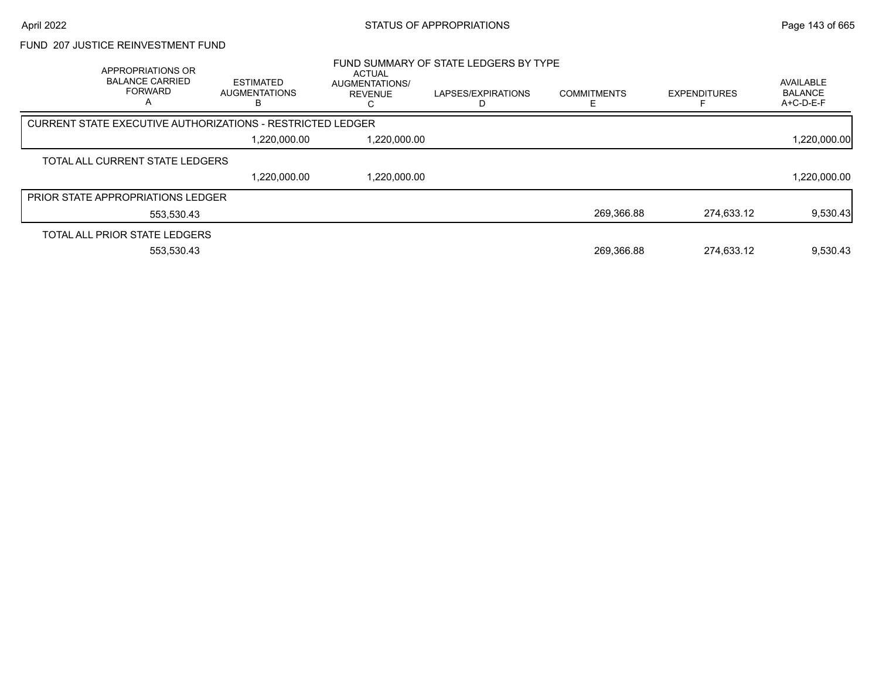## FUND 207 JUSTICE REINVESTMENT FUND

### FUND SUMMARY OF STATE LEDGERS BY TYPE

| APPROPRIATIONS OR BALANCE CARRIED FORWARD A | ESTIMATED AUGMENTATIONS B | ACTUAL AUGMENTATIONS/ REVENUE C | LAPSES/EXPIRATIONS D | COMMITMENTS E | EXPENDITURES F | AVAILABLE BALANCE A+C-D-E-F |
|---|---|---|---|---|---|---|
| CURRENT STATE EXECUTIVE AUTHORIZATIONS - RESTRICTED LEDGER | | | | | | |
| | 1,220,000.00 | 1,220,000.00 | | | | 1,220,000.00 |
| TOTAL ALL CURRENT STATE LEDGERS | | | | | | |
| | 1,220,000.00 | 1,220,000.00 | | | | 1,220,000.00 |
| PRIOR STATE APPROPRIATIONS LEDGER | | | | | | |
| 553,530.43 | | | | 269,366.88 | 274,633.12 | 9,530.43 |
| TOTAL ALL PRIOR STATE LEDGERS | | | | | | |
| 553,530.43 | | | | 269,366.88 | 274,633.12 | 9,530.43 |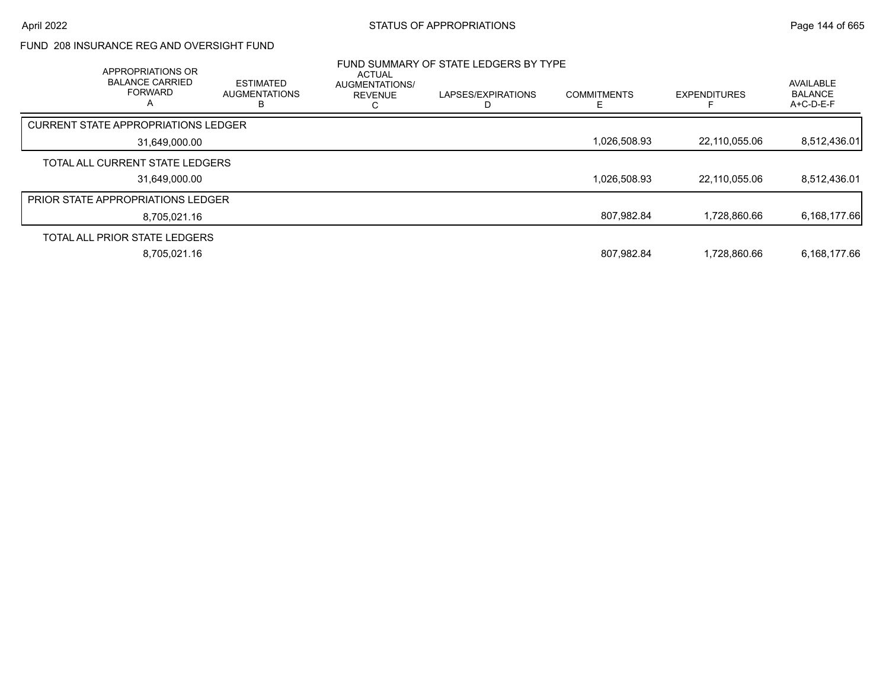## FUND 208 INSURANCE REG AND OVERSIGHT FUND

### FUND SUMMARY OF STATE LEDGERS BY TYPE

| APPROPRIATIONS OR BALANCE CARRIED FORWARD A | ESTIMATED AUGMENTATIONS B | ACTUAL AUGMENTATIONS/ REVENUE C | LAPSES/EXPIRATIONS D | COMMITMENTS E | EXPENDITURES F | AVAILABLE BALANCE A+C-D-E-F |
|---|---|---|---|---|---|---|
| CURRENT STATE APPROPRIATIONS LEDGER | | | | | | |
| 31,649,000.00 | | | | 1,026,508.93 | 22,110,055.06 | 8,512,436.01 |
| TOTAL ALL CURRENT STATE LEDGERS | | | | | | |
| 31,649,000.00 | | | | 1,026,508.93 | 22,110,055.06 | 8,512,436.01 |
| PRIOR STATE APPROPRIATIONS LEDGER | | | | | | |
| 8,705,021.16 | | | | 807,982.84 | 1,728,860.66 | 6,168,177.66 |
| TOTAL ALL PRIOR STATE LEDGERS | | | | | | |
| 8,705,021.16 | | | | 807,982.84 | 1,728,860.66 | 6,168,177.66 |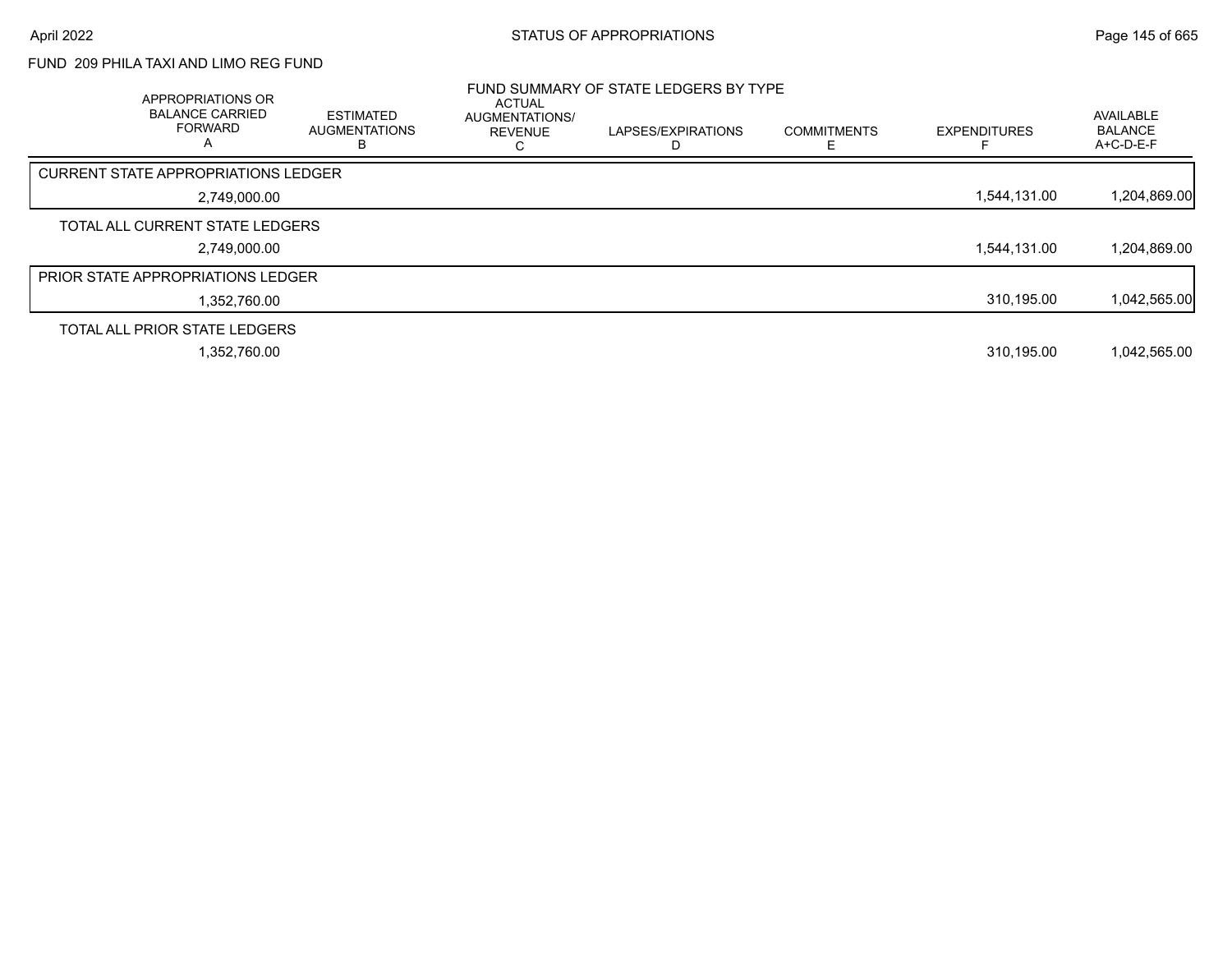# STATUS OF APPROPRIATIONS

## FUND 209 PHILA TAXI AND LIMO REG FUND

### FUND SUMMARY OF STATE LEDGERS BY TYPE

| | APPROPRIATIONS OR BALANCE CARRIED FORWARD A | ESTIMATED AUGMENTATIONS B | ACTUAL AUGMENTATIONS/ REVENUE C | LAPSES/EXPIRATIONS D | COMMITMENTS E | EXPENDITURES F | AVAILABLE BALANCE A+C-D-E-F |
|---|---|---|---|---|---|---|---|
| CURRENT STATE APPROPRIATIONS LEDGER | 2,749,000.00 | | | | | 1,544,131.00 | 1,204,869.00 |
| TOTAL ALL CURRENT STATE LEDGERS | 2,749,000.00 | | | | | 1,544,131.00 | 1,204,869.00 |
| PRIOR STATE APPROPRIATIONS LEDGER | 1,352,760.00 | | | | | 310,195.00 | 1,042,565.00 |
| TOTAL ALL PRIOR STATE LEDGERS | 1,352,760.00 | | | | | 310,195.00 | 1,042,565.00 |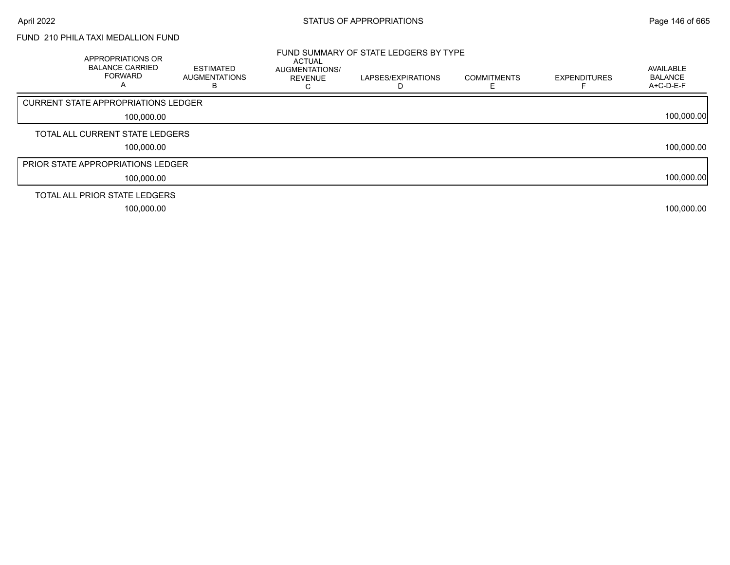FUND 210 PHILA TAXI MEDALLION FUND

FUND SUMMARY OF STATE LEDGERS BY TYPE

| APPROPRIATIONS OR BALANCE CARRIED FORWARD A | ESTIMATED AUGMENTATIONS B | ACTUAL AUGMENTATIONS/ REVENUE C | LAPSES/EXPIRATIONS D | COMMITMENTS E | EXPENDITURES F | AVAILABLE BALANCE A+C-D-E-F |
|---|---|---|---|---|---|---|
| CURRENT STATE APPROPRIATIONS LEDGER | | | | | | |
| 100,000.00 | | | | | | 100,000.00 |
| TOTAL ALL CURRENT STATE LEDGERS | | | | | | |
| 100,000.00 | | | | | | 100,000.00 |
| PRIOR STATE APPROPRIATIONS LEDGER | | | | | | |
| 100,000.00 | | | | | | 100,000.00 |
| TOTAL ALL PRIOR STATE LEDGERS | | | | | | |
| 100,000.00 | | | | | | 100,000.00 |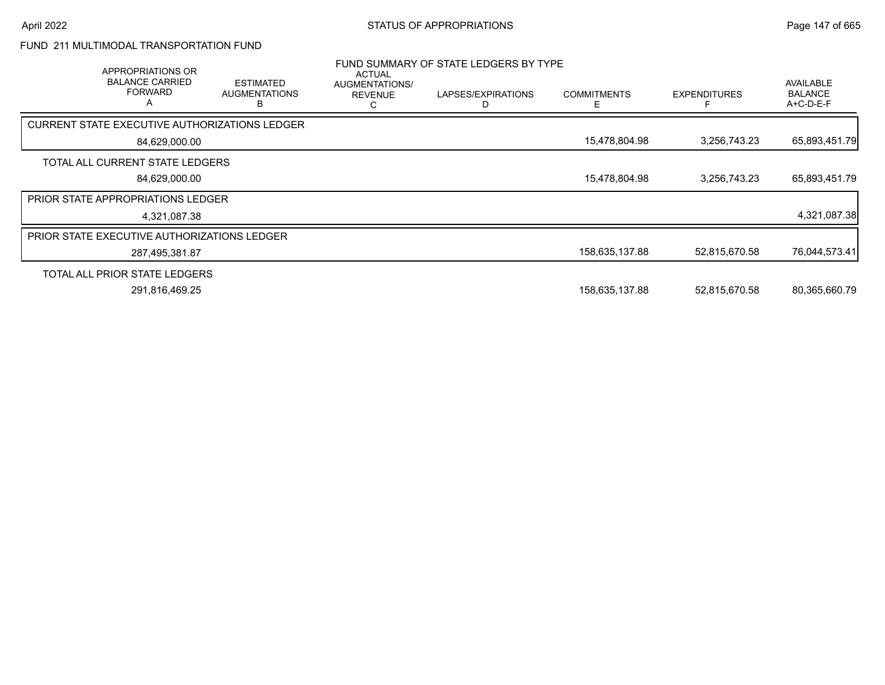FUND 211 MULTIMODAL TRANSPORTATION FUND

## FUND SUMMARY OF STATE LEDGERS BY TYPE

| APPROPRIATIONS OR BALANCE CARRIED FORWARD A | ESTIMATED AUGMENTATIONS B | ACTUAL AUGMENTATIONS/ REVENUE C | LAPSES/EXPIRATIONS D | COMMITMENTS E | EXPENDITURES F | AVAILABLE BALANCE A+C-D-E-F |
|---|---|---|---|---|---|---|
| CURRENT STATE EXECUTIVE AUTHORIZATIONS LEDGER | | | | | | |
| 84,629,000.00 | | | | 15,478,804.98 | 3,256,743.23 | 65,893,451.79 |
| TOTAL ALL CURRENT STATE LEDGERS | | | | | | |
| 84,629,000.00 | | | | 15,478,804.98 | 3,256,743.23 | 65,893,451.79 |
| PRIOR STATE APPROPRIATIONS LEDGER | | | | | | |
| 4,321,087.38 | | | | | | 4,321,087.38 |
| PRIOR STATE EXECUTIVE AUTHORIZATIONS LEDGER | | | | | | |
| 287,495,381.87 | | | | 158,635,137.88 | 52,815,670.58 | 76,044,573.41 |
| TOTAL ALL PRIOR STATE LEDGERS | | | | | | |
| 291,816,469.25 | | | | 158,635,137.88 | 52,815,670.58 | 80,365,660.79 |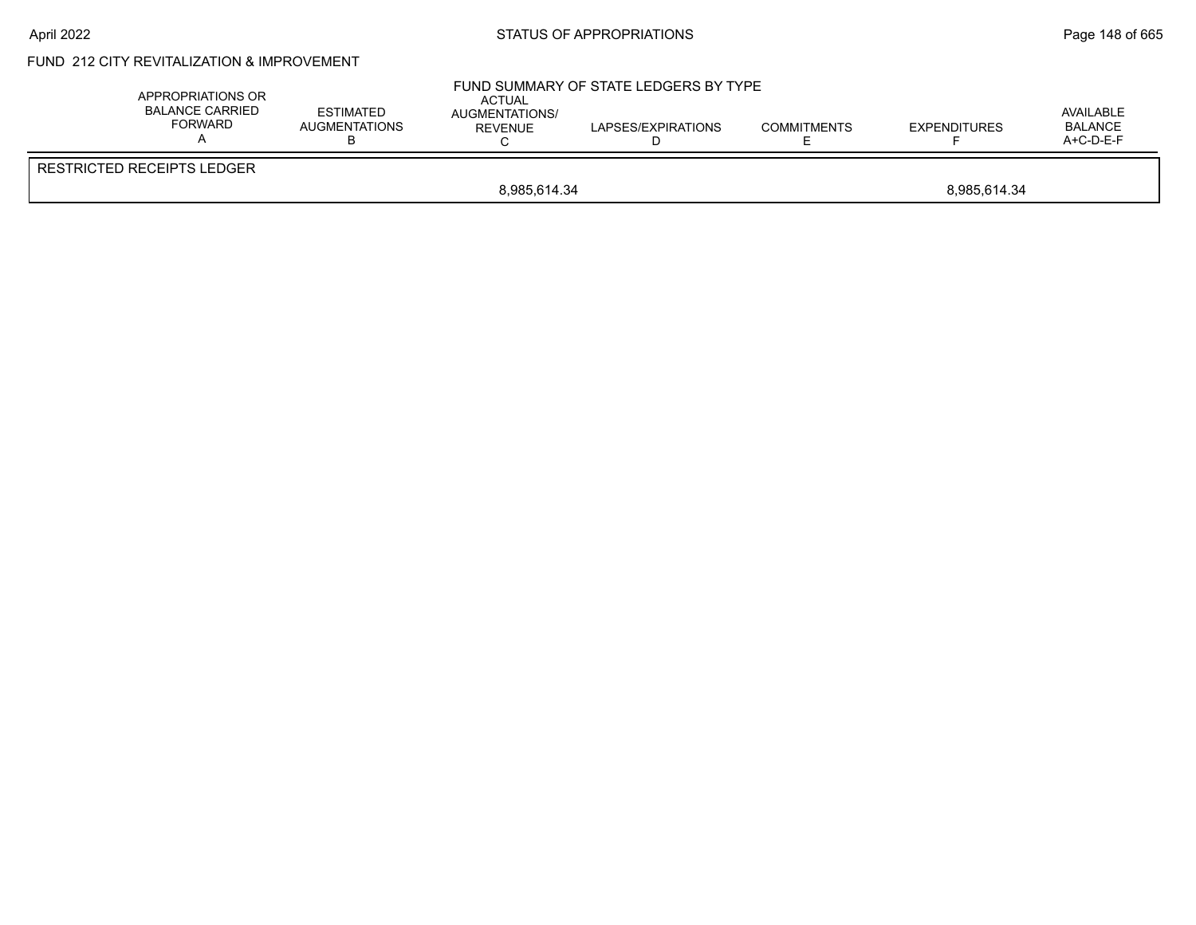FUND 212 CITY REVITALIZATION & IMPROVEMENT

FUND SUMMARY OF STATE LEDGERS BY TYPE

| APPROPRIATIONS OR BALANCE CARRIED FORWARD A | ESTIMATED AUGMENTATIONS B | ACTUAL AUGMENTATIONS/ REVENUE C | LAPSES/EXPIRATIONS D | COMMITMENTS E | EXPENDITURES F | AVAILABLE BALANCE A+C-D-E-F |
|---|---|---|---|---|---|---|
| RESTRICTED RECEIPTS LEDGER | | | | | | |
| | | 8,985,614.34 | | | 8,985,614.34 | |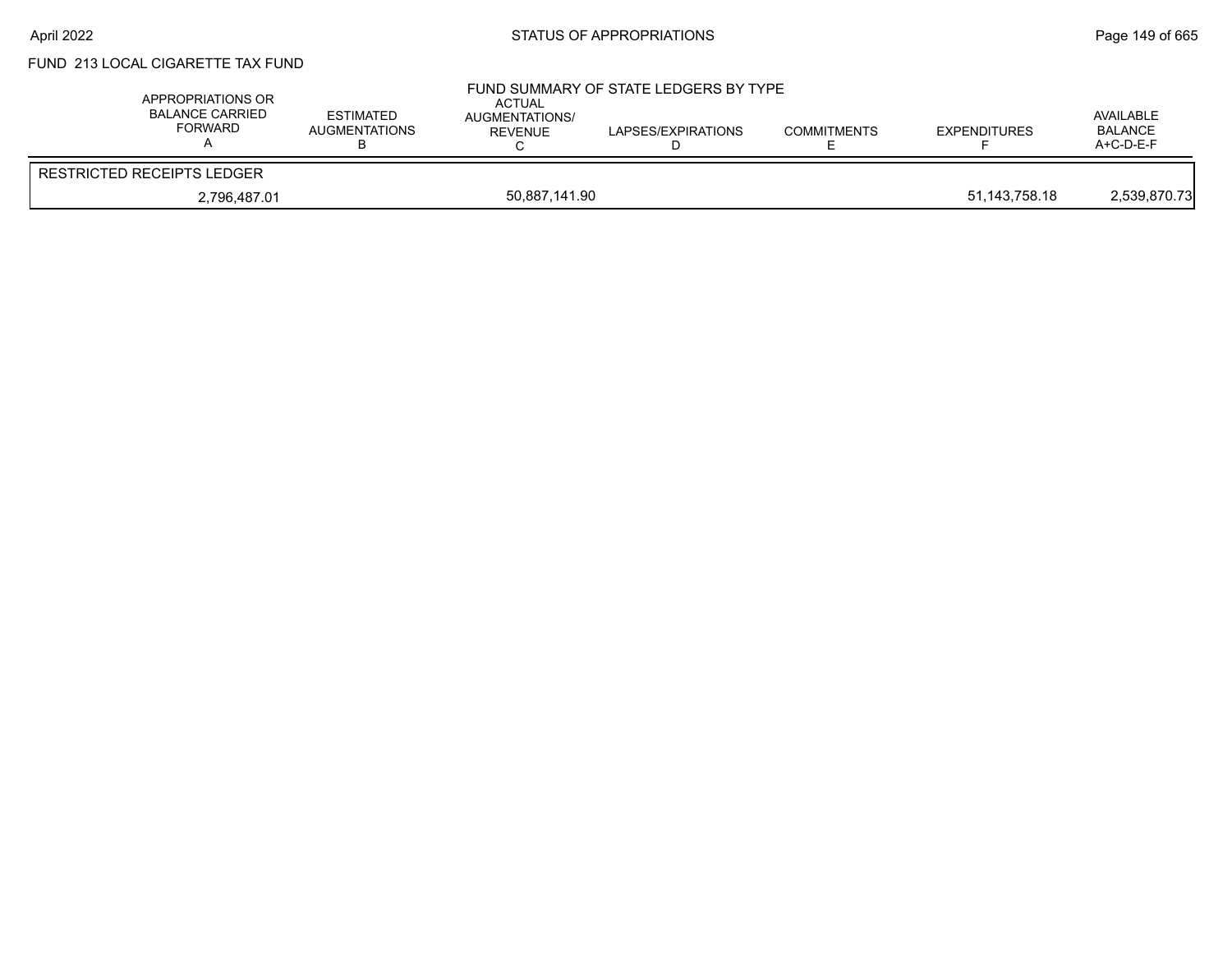FUND 213 LOCAL CIGARETTE TAX FUND

## FUND SUMMARY OF STATE LEDGERS BY TYPE

| APPROPRIATIONS OR BALANCE CARRIED FORWARD A | ESTIMATED AUGMENTATIONS B | ACTUAL AUGMENTATIONS/ REVENUE C | LAPSES/EXPIRATIONS D | COMMITMENTS E | EXPENDITURES F | AVAILABLE BALANCE A+C-D-E-F |
|---|---|---|---|---|---|---|
| RESTRICTED RECEIPTS LEDGER | | | | | | |
| 2,796,487.01 | | 50,887,141.90 | | | 51,143,758.18 | 2,539,870.73 |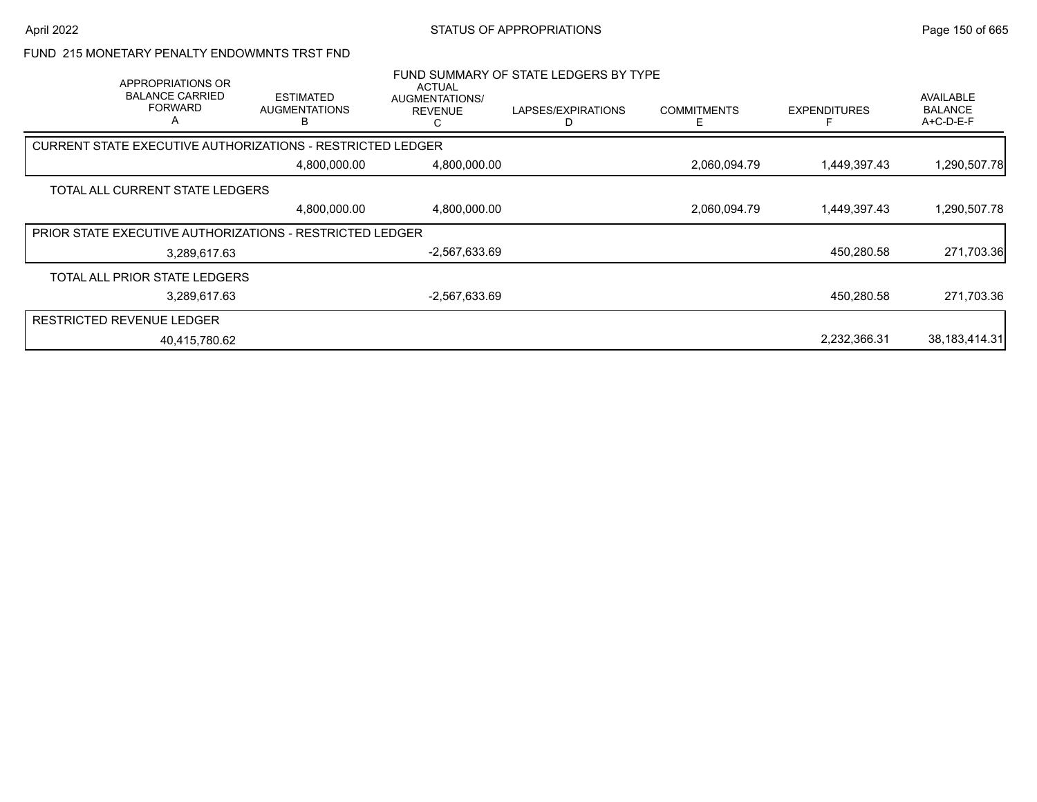FUND 215 MONETARY PENALTY ENDOWMNTS TRST FND

FUND SUMMARY OF STATE LEDGERS BY TYPE

| APPROPRIATIONS OR BALANCE CARRIED FORWARD A | ESTIMATED AUGMENTATIONS B | ACTUAL AUGMENTATIONS/ REVENUE C | LAPSES/EXPIRATIONS D | COMMITMENTS E | EXPENDITURES F | AVAILABLE BALANCE A+C-D-E-F |
|---|---|---|---|---|---|---|
| CURRENT STATE EXECUTIVE AUTHORIZATIONS - RESTRICTED LEDGER | | | | | | |
| | 4,800,000.00 | 4,800,000.00 | | 2,060,094.79 | 1,449,397.43 | 1,290,507.78 |
| TOTAL ALL CURRENT STATE LEDGERS | | | | | | |
| | 4,800,000.00 | 4,800,000.00 | | 2,060,094.79 | 1,449,397.43 | 1,290,507.78 |
| PRIOR STATE EXECUTIVE AUTHORIZATIONS - RESTRICTED LEDGER | | | | | | |
| 3,289,617.63 | | -2,567,633.69 | | | 450,280.58 | 271,703.36 |
| TOTAL ALL PRIOR STATE LEDGERS | | | | | | |
| 3,289,617.63 | | -2,567,633.69 | | | 450,280.58 | 271,703.36 |
| RESTRICTED REVENUE LEDGER | | | | | | |
| 40,415,780.62 | | | | | 2,232,366.31 | 38,183,414.31 |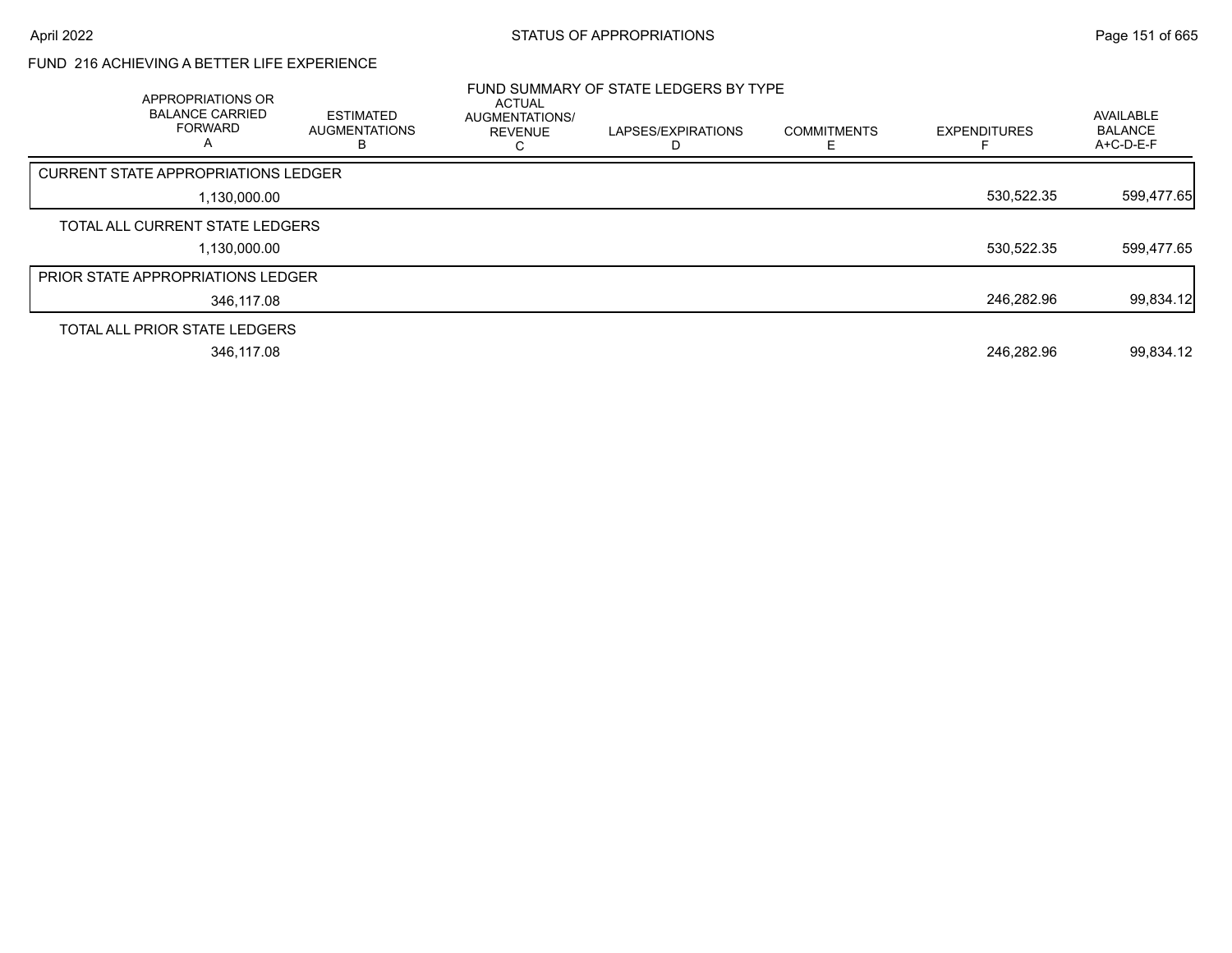FUND 216 ACHIEVING A BETTER LIFE EXPERIENCE

FUND SUMMARY OF STATE LEDGERS BY TYPE

| APPROPRIATIONS OR BALANCE CARRIED FORWARD A | ESTIMATED AUGMENTATIONS B | ACTUAL AUGMENTATIONS/ REVENUE C | LAPSES/EXPIRATIONS D | COMMITMENTS E | EXPENDITURES F | AVAILABLE BALANCE A+C-D-E-F |
|---|---|---|---|---|---|---|
| CURRENT STATE APPROPRIATIONS LEDGER | | | | | | |
| 1,130,000.00 | | | | | 530,522.35 | 599,477.65 |
| TOTAL ALL CURRENT STATE LEDGERS | | | | | | |
| 1,130,000.00 | | | | | 530,522.35 | 599,477.65 |
| PRIOR STATE APPROPRIATIONS LEDGER | | | | | | |
| 346,117.08 | | | | | 246,282.96 | 99,834.12 |
| TOTAL ALL PRIOR STATE LEDGERS | | | | | | |
| 346,117.08 | | | | | 246,282.96 | 99,834.12 |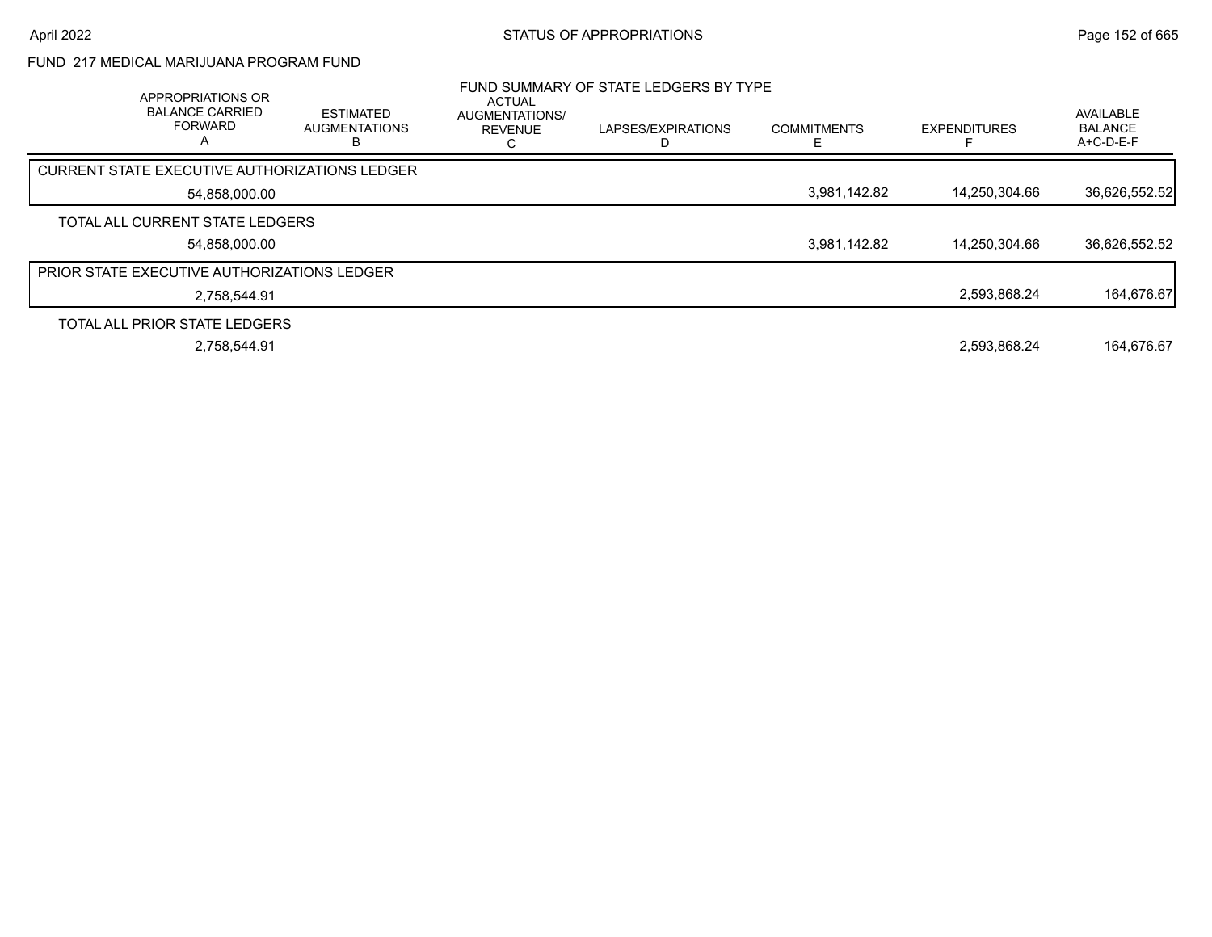FUND 217 MEDICAL MARIJUANA PROGRAM FUND

FUND SUMMARY OF STATE LEDGERS BY TYPE

| APPROPRIATIONS OR BALANCE CARRIED FORWARD A | ESTIMATED AUGMENTATIONS B | ACTUAL AUGMENTATIONS/ REVENUE C | LAPSES/EXPIRATIONS D | COMMITMENTS E | EXPENDITURES F | AVAILABLE BALANCE A+C-D-E-F |
|---|---|---|---|---|---|---|
| CURRENT STATE EXECUTIVE AUTHORIZATIONS LEDGER | | | | | | |
| 54,858,000.00 | | | | 3,981,142.82 | 14,250,304.66 | 36,626,552.52 |
| TOTAL ALL CURRENT STATE LEDGERS | | | | | | |
| 54,858,000.00 | | | | 3,981,142.82 | 14,250,304.66 | 36,626,552.52 |
| PRIOR STATE EXECUTIVE AUTHORIZATIONS LEDGER | | | | | | |
| 2,758,544.91 | | | | | 2,593,868.24 | 164,676.67 |
| TOTAL ALL PRIOR STATE LEDGERS | | | | | | |
| 2,758,544.91 | | | | | 2,593,868.24 | 164,676.67 |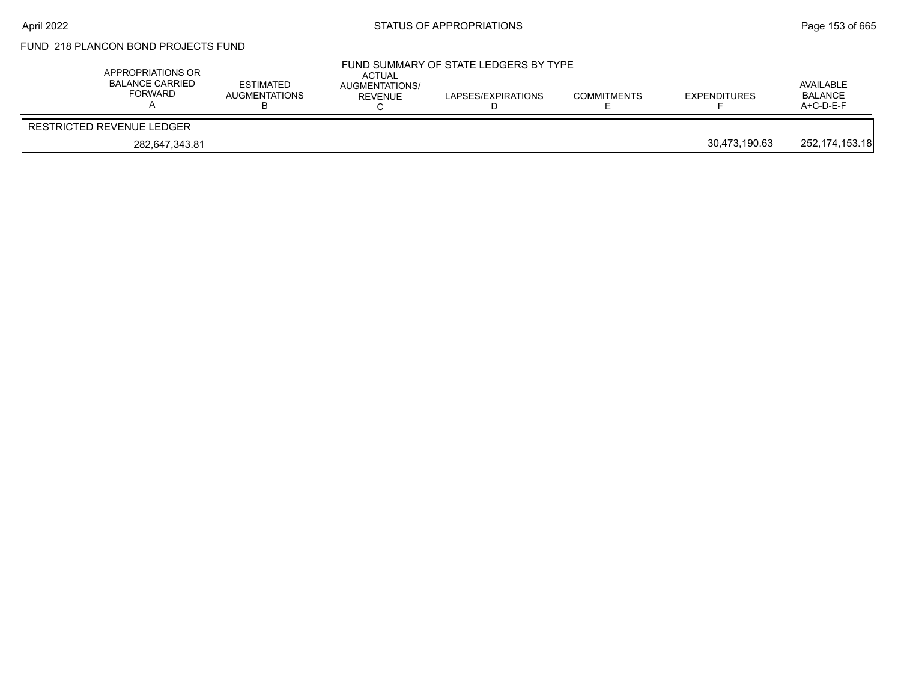## FUND 218 PLANCON BOND PROJECTS FUND

### FUND SUMMARY OF STATE LEDGERS BY TYPE

| APPROPRIATIONS OR BALANCE CARRIED FORWARD A | ESTIMATED AUGMENTATIONS B | ACTUAL AUGMENTATIONS/ REVENUE C | LAPSES/EXPIRATIONS D | COMMITMENTS E | EXPENDITURES F | AVAILABLE BALANCE A+C-D-E-F |
|---|---|---|---|---|---|---|
| RESTRICTED REVENUE LEDGER | | | | | | |
| 282,647,343.81 | | | | | 30,473,190.63 | 252,174,153.18 |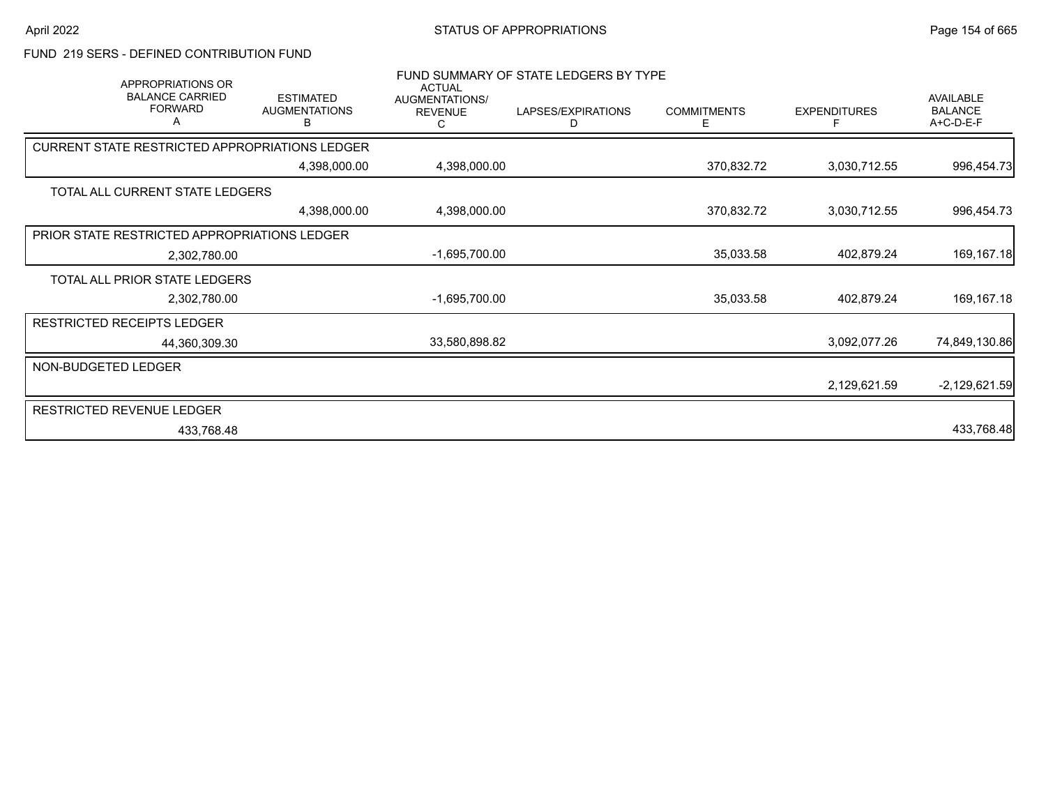FUND 219 SERS - DEFINED CONTRIBUTION FUND

FUND SUMMARY OF STATE LEDGERS BY TYPE

| APPROPRIATIONS OR BALANCE CARRIED FORWARD A | ESTIMATED AUGMENTATIONS B | ACTUAL AUGMENTATIONS/ REVENUE C | LAPSES/EXPIRATIONS D | COMMITMENTS E | EXPENDITURES F | AVAILABLE BALANCE A+C-D-E-F |
|---|---|---|---|---|---|---|
| CURRENT STATE RESTRICTED APPROPRIATIONS LEDGER | | | | | | |
| | 4,398,000.00 | 4,398,000.00 | | 370,832.72 | 3,030,712.55 | 996,454.73 |
| TOTAL ALL CURRENT STATE LEDGERS | | | | | | |
| | 4,398,000.00 | 4,398,000.00 | | 370,832.72 | 3,030,712.55 | 996,454.73 |
| PRIOR STATE RESTRICTED APPROPRIATIONS LEDGER | | | | | | |
| 2,302,780.00 | | -1,695,700.00 | | 35,033.58 | 402,879.24 | 169,167.18 |
| TOTAL ALL PRIOR STATE LEDGERS | | | | | | |
| 2,302,780.00 | | -1,695,700.00 | | 35,033.58 | 402,879.24 | 169,167.18 |
| RESTRICTED RECEIPTS LEDGER | | | | | | |
| 44,360,309.30 | | 33,580,898.82 | | | 3,092,077.26 | 74,849,130.86 |
| NON-BUDGETED LEDGER | | | | | | |
| | | | | | 2,129,621.59 | -2,129,621.59 |
| RESTRICTED REVENUE LEDGER | | | | | | |
| 433,768.48 | | | | | | 433,768.48 |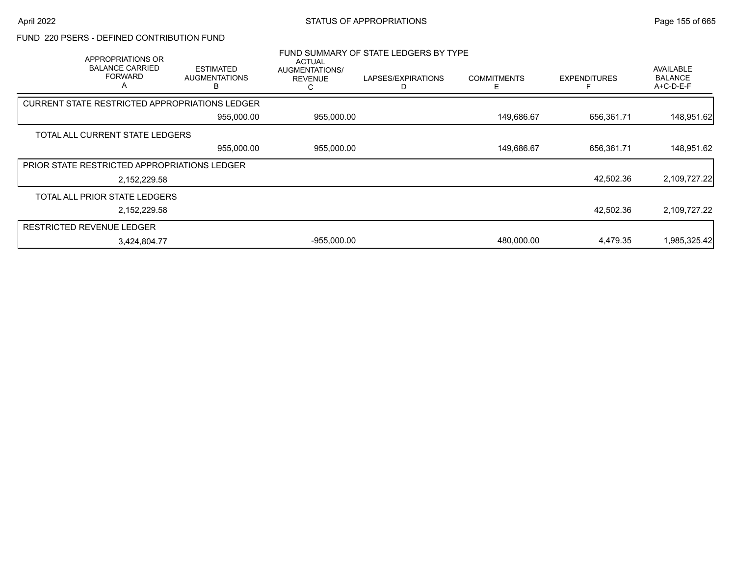FUND 220 PSERS - DEFINED CONTRIBUTION FUND

FUND SUMMARY OF STATE LEDGERS BY TYPE

| APPROPRIATIONS OR BALANCE CARRIED FORWARD A | ESTIMATED AUGMENTATIONS B | ACTUAL AUGMENTATIONS/ REVENUE C | LAPSES/EXPIRATIONS D | COMMITMENTS E | EXPENDITURES F | AVAILABLE BALANCE A+C-D-E-F |
|---|---|---|---|---|---|---|
| CURRENT STATE RESTRICTED APPROPRIATIONS LEDGER | | | | | | |
| | 955,000.00 | 955,000.00 | | 149,686.67 | 656,361.71 | 148,951.62 |
| TOTAL ALL CURRENT STATE LEDGERS | | | | | | |
| | 955,000.00 | 955,000.00 | | 149,686.67 | 656,361.71 | 148,951.62 |
| PRIOR STATE RESTRICTED APPROPRIATIONS LEDGER | | | | | | |
| 2,152,229.58 | | | | | 42,502.36 | 2,109,727.22 |
| TOTAL ALL PRIOR STATE LEDGERS | | | | | | |
| 2,152,229.58 | | | | | 42,502.36 | 2,109,727.22 |
| RESTRICTED REVENUE LEDGER | | | | | | |
| 3,424,804.77 | | -955,000.00 | | 480,000.00 | 4,479.35 | 1,985,325.42 |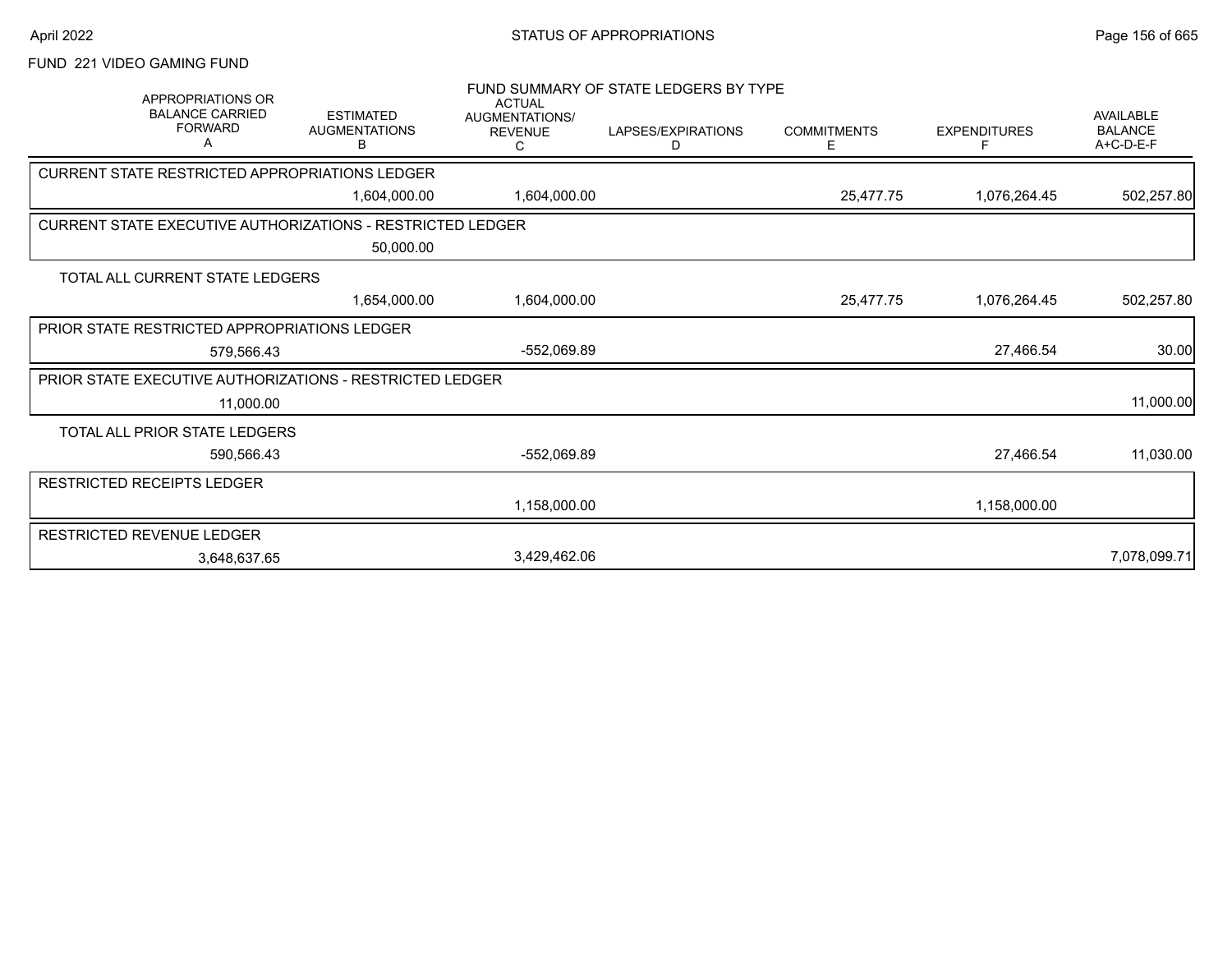FUND 221 VIDEO GAMING FUND

FUND SUMMARY OF STATE LEDGERS BY TYPE

| APPROPRIATIONS OR BALANCE CARRIED FORWARD A | ESTIMATED AUGMENTATIONS B | ACTUAL AUGMENTATIONS/ REVENUE C | LAPSES/EXPIRATIONS D | COMMITMENTS E | EXPENDITURES F | AVAILABLE BALANCE A+C-D-E-F |
|---|---|---|---|---|---|---|
| CURRENT STATE RESTRICTED APPROPRIATIONS LEDGER | | | | | | |
| | 1,604,000.00 | 1,604,000.00 | | 25,477.75 | 1,076,264.45 | 502,257.80 |
| CURRENT STATE EXECUTIVE AUTHORIZATIONS - RESTRICTED LEDGER | | | | | | |
| | 50,000.00 | | | | | |
| TOTAL ALL CURRENT STATE LEDGERS | | | | | | |
| | 1,654,000.00 | 1,604,000.00 | | 25,477.75 | 1,076,264.45 | 502,257.80 |
| PRIOR STATE RESTRICTED APPROPRIATIONS LEDGER | | | | | | |
| 579,566.43 | | -552,069.89 | | | 27,466.54 | 30.00 |
| PRIOR STATE EXECUTIVE AUTHORIZATIONS - RESTRICTED LEDGER | | | | | | |
| 11,000.00 | | | | | | 11,000.00 |
| TOTAL ALL PRIOR STATE LEDGERS | | | | | | |
| 590,566.43 | | -552,069.89 | | | 27,466.54 | 11,030.00 |
| RESTRICTED RECEIPTS LEDGER | | | | | | |
| | | 1,158,000.00 | | | 1,158,000.00 | |
| RESTRICTED REVENUE LEDGER | | | | | | |
| 3,648,637.65 | | 3,429,462.06 | | | | 7,078,099.71 |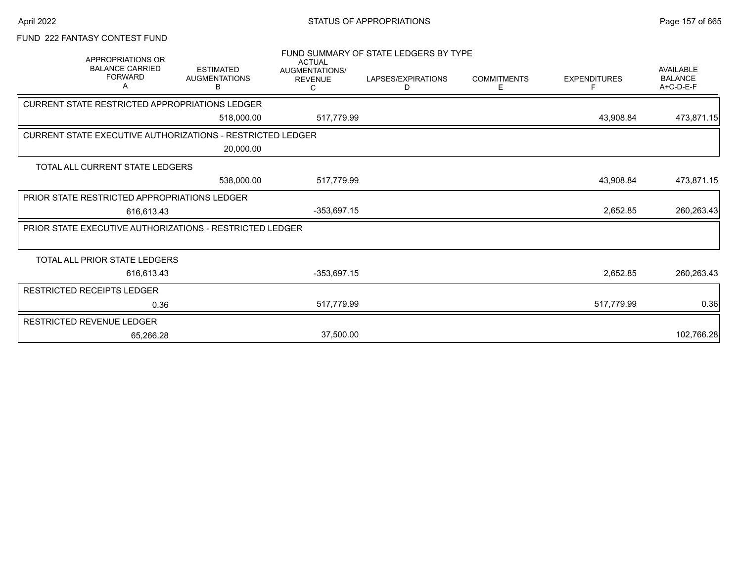FUND 222 FANTASY CONTEST FUND

FUND SUMMARY OF STATE LEDGERS BY TYPE

| APPROPRIATIONS OR BALANCE CARRIED FORWARD A | ESTIMATED AUGMENTATIONS B | ACTUAL AUGMENTATIONS/ REVENUE C | LAPSES/EXPIRATIONS D | COMMITMENTS E | EXPENDITURES F | AVAILABLE BALANCE A+C-D-E-F |
|---|---|---|---|---|---|---|
| **CURRENT STATE RESTRICTED APPROPRIATIONS LEDGER** | | | | | | |
| | 518,000.00 | 517,779.99 | | | 43,908.84 | 473,871.15 |
| **CURRENT STATE EXECUTIVE AUTHORIZATIONS - RESTRICTED LEDGER** | | | | | | |
| | 20,000.00 | | | | | |
| TOTAL ALL CURRENT STATE LEDGERS | | | | | | |
| | 538,000.00 | 517,779.99 | | | 43,908.84 | 473,871.15 |
| **PRIOR STATE RESTRICTED APPROPRIATIONS LEDGER** | | | | | | |
| 616,613.43 | | -353,697.15 | | | 2,652.85 | 260,263.43 |
| **PRIOR STATE EXECUTIVE AUTHORIZATIONS - RESTRICTED LEDGER** | | | | | | |
| TOTAL ALL PRIOR STATE LEDGERS | | | | | | |
| 616,613.43 | | -353,697.15 | | | 2,652.85 | 260,263.43 |
| **RESTRICTED RECEIPTS LEDGER** | | | | | | |
| 0.36 | | 517,779.99 | | | 517,779.99 | 0.36 |
| **RESTRICTED REVENUE LEDGER** | | | | | | |
| 65,266.28 | | 37,500.00 | | | | 102,766.28 |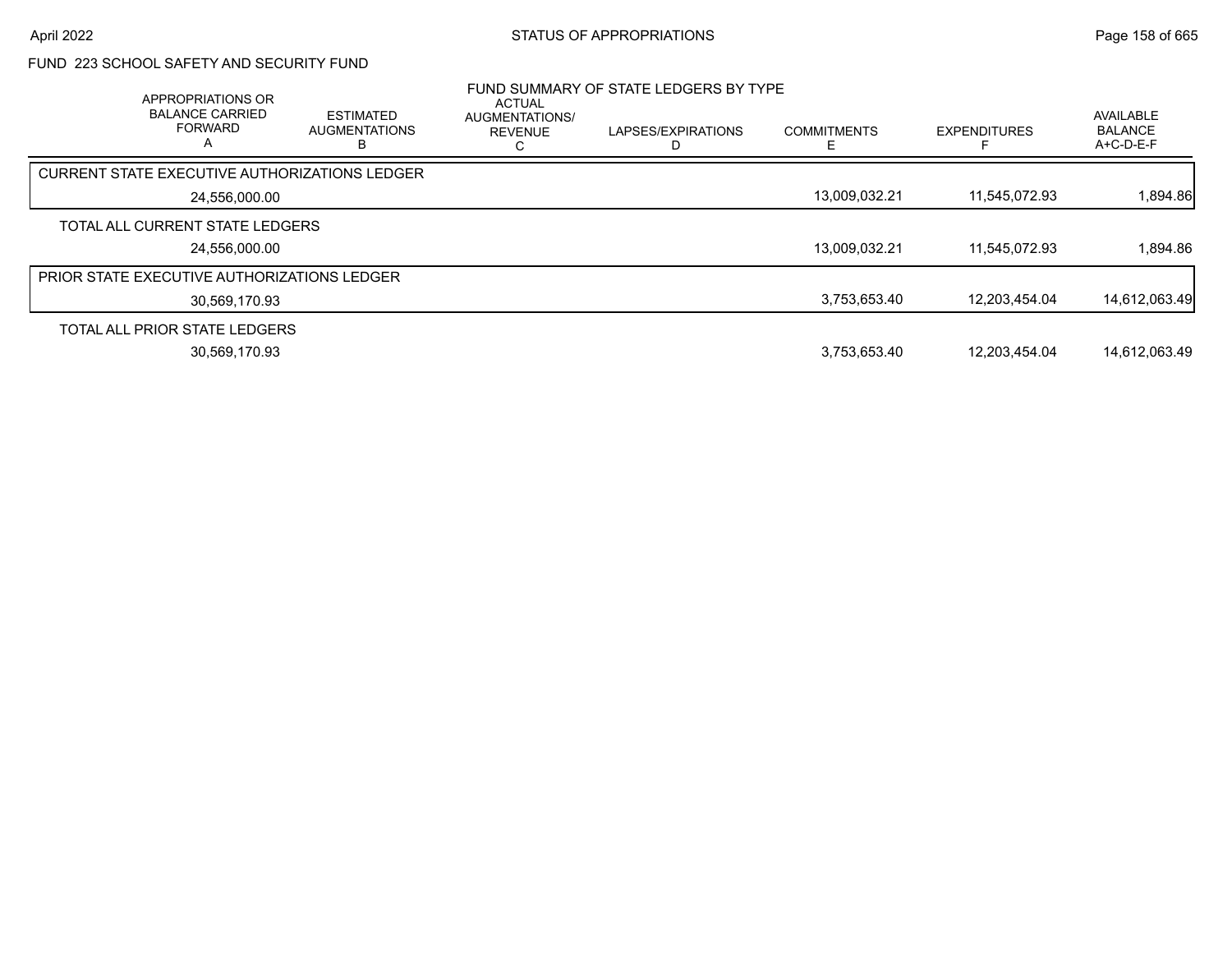## FUND 223 SCHOOL SAFETY AND SECURITY FUND

### FUND SUMMARY OF STATE LEDGERS BY TYPE

| | APPROPRIATIONS OR BALANCE CARRIED FORWARD A | ESTIMATED AUGMENTATIONS B | ACTUAL AUGMENTATIONS/ REVENUE C | LAPSES/EXPIRATIONS D | COMMITMENTS E | EXPENDITURES F | AVAILABLE BALANCE A+C-D-E-F |
|---|---|---|---|---|---|---|---|
| CURRENT STATE EXECUTIVE AUTHORIZATIONS LEDGER | 24,556,000.00 | | | | 13,009,032.21 | 11,545,072.93 | 1,894.86 |
| TOTAL ALL CURRENT STATE LEDGERS | 24,556,000.00 | | | | 13,009,032.21 | 11,545,072.93 | 1,894.86 |
| PRIOR STATE EXECUTIVE AUTHORIZATIONS LEDGER | 30,569,170.93 | | | | 3,753,653.40 | 12,203,454.04 | 14,612,063.49 |
| TOTAL ALL PRIOR STATE LEDGERS | 30,569,170.93 | | | | 3,753,653.40 | 12,203,454.04 | 14,612,063.49 |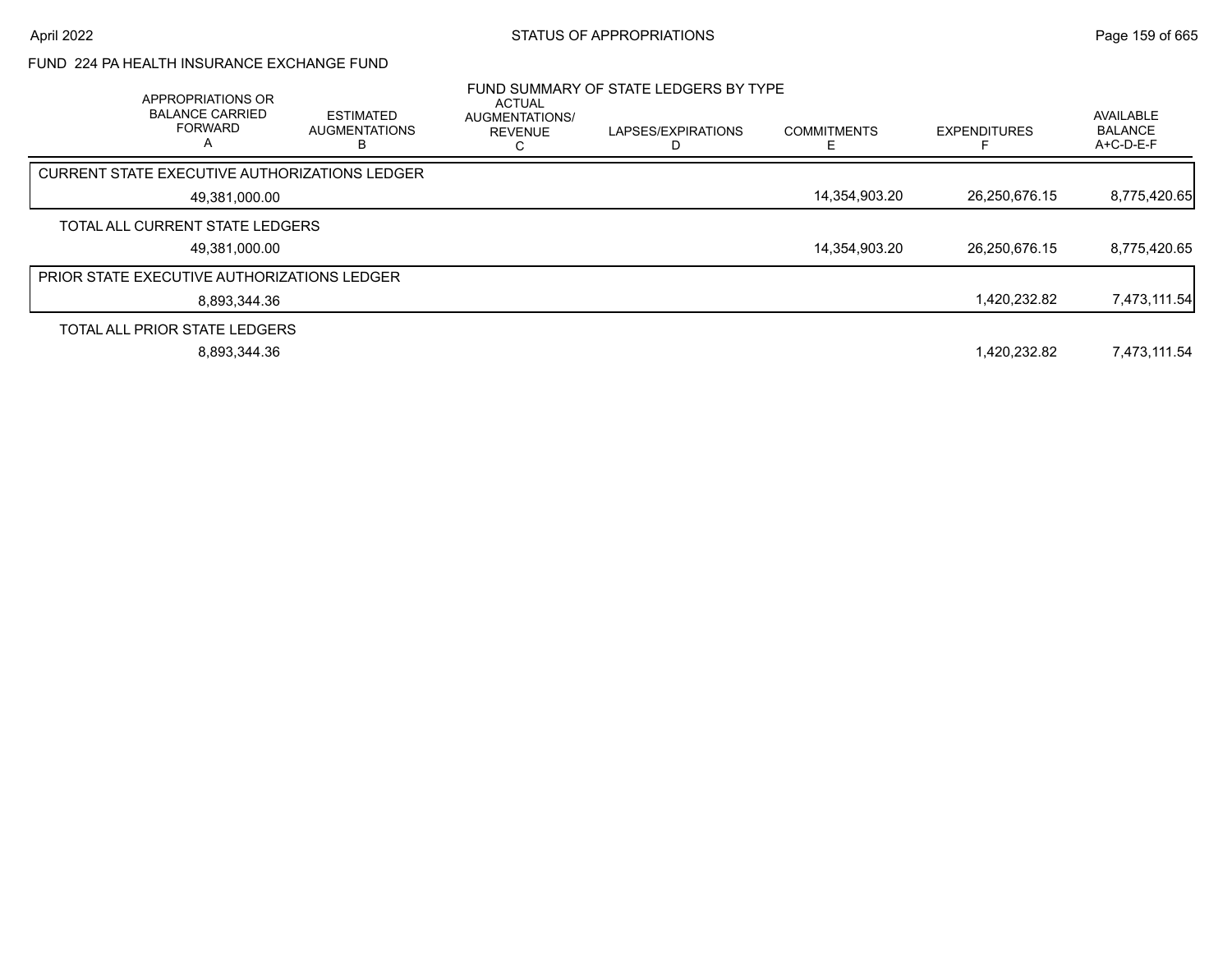FUND 224 PA HEALTH INSURANCE EXCHANGE FUND

## FUND SUMMARY OF STATE LEDGERS BY TYPE

| APPROPRIATIONS OR BALANCE CARRIED FORWARD A | ESTIMATED AUGMENTATIONS B | ACTUAL AUGMENTATIONS/ REVENUE C | LAPSES/EXPIRATIONS D | COMMITMENTS E | EXPENDITURES F | AVAILABLE BALANCE A+C-D-E-F |
|---|---|---|---|---|---|---|
| CURRENT STATE EXECUTIVE AUTHORIZATIONS LEDGER | | | | | | |
| 49,381,000.00 | | | | 14,354,903.20 | 26,250,676.15 | 8,775,420.65 |
| TOTAL ALL CURRENT STATE LEDGERS | | | | | | |
| 49,381,000.00 | | | | 14,354,903.20 | 26,250,676.15 | 8,775,420.65 |
| PRIOR STATE EXECUTIVE AUTHORIZATIONS LEDGER | | | | | | |
| 8,893,344.36 | | | | | 1,420,232.82 | 7,473,111.54 |
| TOTAL ALL PRIOR STATE LEDGERS | | | | | | |
| 8,893,344.36 | | | | | 1,420,232.82 | 7,473,111.54 |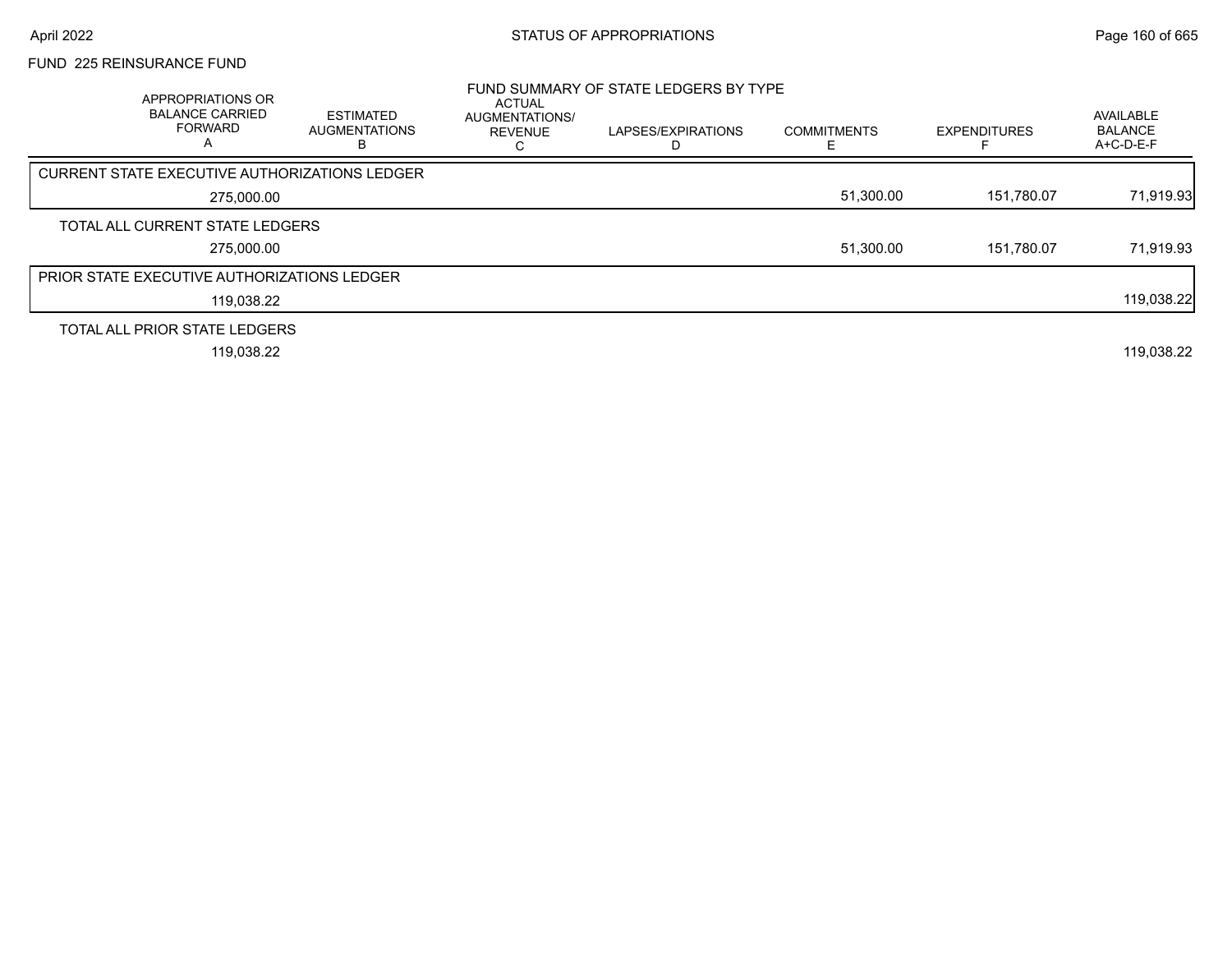FUND 225 REINSURANCE FUND

FUND SUMMARY OF STATE LEDGERS BY TYPE

| APPROPRIATIONS OR BALANCE CARRIED FORWARD A | ESTIMATED AUGMENTATIONS B | ACTUAL AUGMENTATIONS/ REVENUE C | LAPSES/EXPIRATIONS D | COMMITMENTS E | EXPENDITURES F | AVAILABLE BALANCE A+C-D-E-F |
|---|---|---|---|---|---|---|
| CURRENT STATE EXECUTIVE AUTHORIZATIONS LEDGER | | | | | | |
| 275,000.00 | | | | 51,300.00 | 151,780.07 | 71,919.93 |
| TOTAL ALL CURRENT STATE LEDGERS | | | | | | |
| 275,000.00 | | | | 51,300.00 | 151,780.07 | 71,919.93 |
| PRIOR STATE EXECUTIVE AUTHORIZATIONS LEDGER | | | | | | |
| 119,038.22 | | | | | | 119,038.22 |
| TOTAL ALL PRIOR STATE LEDGERS | | | | | | |
| 119,038.22 | | | | | | 119,038.22 |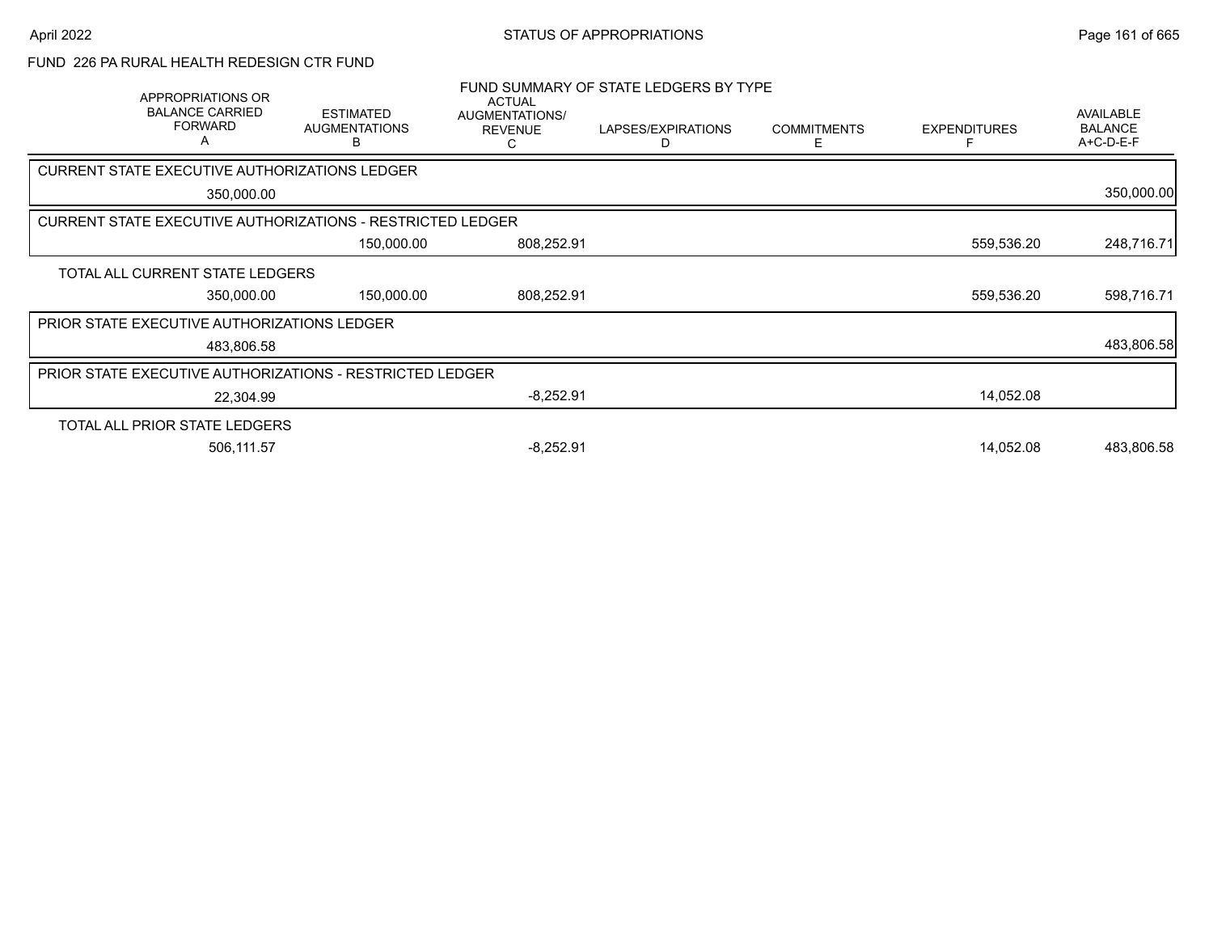## FUND 226 PA RURAL HEALTH REDESIGN CTR FUND

### FUND SUMMARY OF STATE LEDGERS BY TYPE

| APPROPRIATIONS OR BALANCE CARRIED FORWARD A | ESTIMATED AUGMENTATIONS B | ACTUAL AUGMENTATIONS/ REVENUE C | LAPSES/EXPIRATIONS D | COMMITMENTS E | EXPENDITURES F | AVAILABLE BALANCE A+C-D-E-F |
|---|---|---|---|---|---|---|
| **CURRENT STATE EXECUTIVE AUTHORIZATIONS LEDGER** | | | | | | |
| 350,000.00 | | | | | | 350,000.00 |
| **CURRENT STATE EXECUTIVE AUTHORIZATIONS - RESTRICTED LEDGER** | | | | | | |
| | 150,000.00 | 808,252.91 | | | 559,536.20 | 248,716.71 |
| **TOTAL ALL CURRENT STATE LEDGERS** | | | | | | |
| 350,000.00 | 150,000.00 | 808,252.91 | | | 559,536.20 | 598,716.71 |
| **PRIOR STATE EXECUTIVE AUTHORIZATIONS LEDGER** | | | | | | |
| 483,806.58 | | | | | | 483,806.58 |
| **PRIOR STATE EXECUTIVE AUTHORIZATIONS - RESTRICTED LEDGER** | | | | | | |
| 22,304.99 | | -8,252.91 | | | 14,052.08 | |
| **TOTAL ALL PRIOR STATE LEDGERS** | | | | | | |
| 506,111.57 | | -8,252.91 | | | 14,052.08 | 483,806.58 |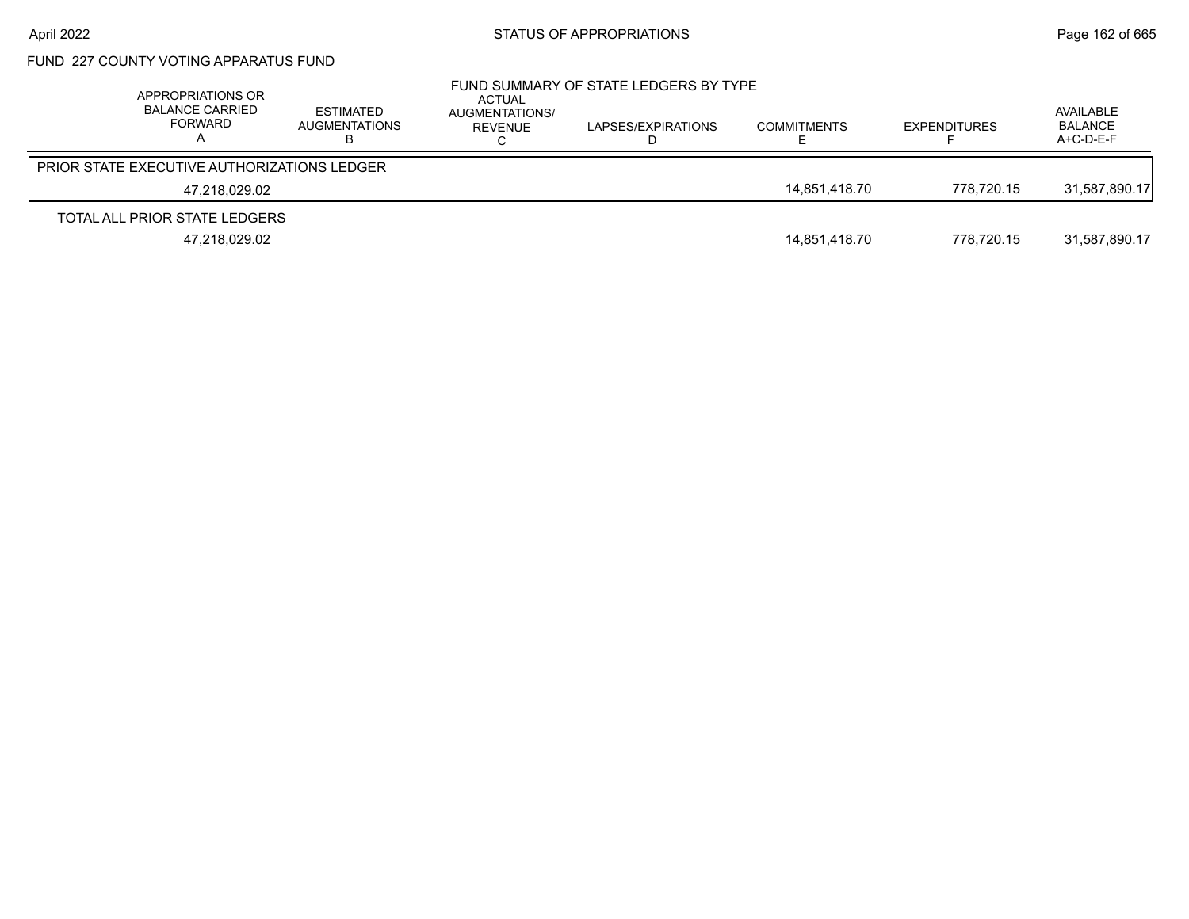## FUND 227 COUNTY VOTING APPARATUS FUND

### FUND SUMMARY OF STATE LEDGERS BY TYPE

| APPROPRIATIONS OR BALANCE CARRIED FORWARD A | ESTIMATED AUGMENTATIONS B | ACTUAL AUGMENTATIONS/ REVENUE C | LAPSES/EXPIRATIONS D | COMMITMENTS E | EXPENDITURES F | AVAILABLE BALANCE A+C-D-E-F |
|---|---|---|---|---|---|---|
| PRIOR STATE EXECUTIVE AUTHORIZATIONS LEDGER | | | | | | |
| 47,218,029.02 | | | | 14,851,418.70 | 778,720.15 | 31,587,890.17 |
| TOTAL ALL PRIOR STATE LEDGERS | | | | | | |
| 47,218,029.02 | | | | 14,851,418.70 | 778,720.15 | 31,587,890.17 |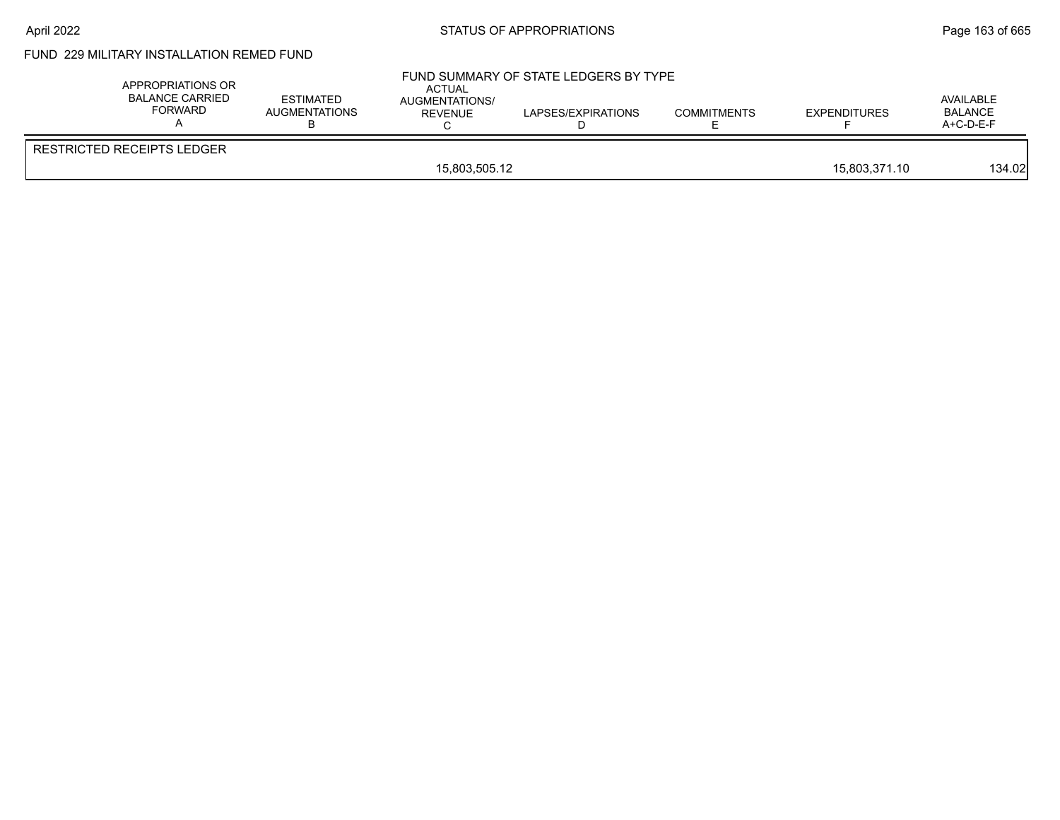FUND 229 MILITARY INSTALLATION REMED FUND

FUND SUMMARY OF STATE LEDGERS BY TYPE

| | APPROPRIATIONS OR BALANCE CARRIED FORWARD A | ESTIMATED AUGMENTATIONS B | ACTUAL AUGMENTATIONS/ REVENUE C | LAPSES/EXPIRATIONS D | COMMITMENTS E | EXPENDITURES F | AVAILABLE BALANCE A+C-D-E-F |
|---|---|---|---|---|---|---|---|
| RESTRICTED RECEIPTS LEDGER | | | | | | | |
| | | | 15,803,505.12 | | | 15,803,371.10 | 134.02 |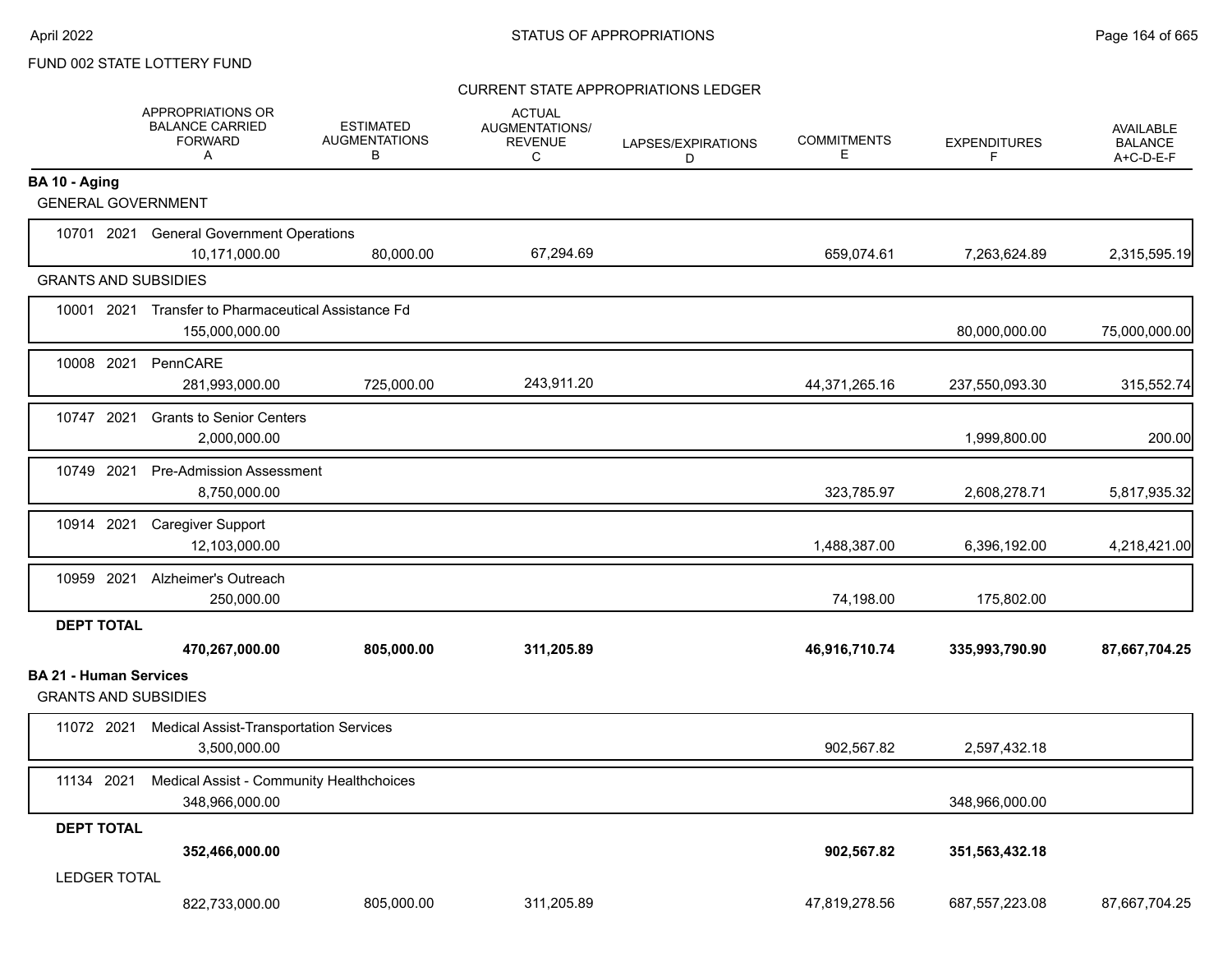FUND 002 STATE LOTTERY FUND

## CURRENT STATE APPROPRIATIONS LEDGER

| | APPROPRIATIONS OR BALANCE CARRIED FORWARD A | ESTIMATED AUGMENTATIONS B | ACTUAL AUGMENTATIONS/ REVENUE C | LAPSES/EXPIRATIONS D | COMMITMENTS E | EXPENDITURES F | AVAILABLE BALANCE A+C-D-E-F |
|---|---|---|---|---|---|---|---|
| **BA 10 - Aging** | | | | | | | |
| GENERAL GOVERNMENT | | | | | | | |
| 10701 2021 General Government Operations | 10,171,000.00 | 80,000.00 | 67,294.69 | | 659,074.61 | 7,263,624.89 | 2,315,595.19 |
| GRANTS AND SUBSIDIES | | | | | | | |
| 10001 2021 Transfer to Pharmaceutical Assistance Fd | 155,000,000.00 | | | | | 80,000,000.00 | 75,000,000.00 |
| 10008 2021 PennCARE | 281,993,000.00 | 725,000.00 | 243,911.20 | | 44,371,265.16 | 237,550,093.30 | 315,552.74 |
| 10747 2021 Grants to Senior Centers | 2,000,000.00 | | | | | 1,999,800.00 | 200.00 |
| 10749 2021 Pre-Admission Assessment | 8,750,000.00 | | | | 323,785.97 | 2,608,278.71 | 5,817,935.32 |
| 10914 2021 Caregiver Support | 12,103,000.00 | | | | 1,488,387.00 | 6,396,192.00 | 4,218,421.00 |
| 10959 2021 Alzheimer's Outreach | 250,000.00 | | | | 74,198.00 | 175,802.00 | |
| **DEPT TOTAL** | **470,267,000.00** | **805,000.00** | **311,205.89** | | **46,916,710.74** | **335,993,790.90** | **87,667,704.25** |
| **BA 21 - Human Services** | | | | | | | |
| GRANTS AND SUBSIDIES | | | | | | | |
| 11072 2021 Medical Assist-Transportation Services | 3,500,000.00 | | | | 902,567.82 | 2,597,432.18 | |
| 11134 2021 Medical Assist - Community Healthchoices | 348,966,000.00 | | | | | 348,966,000.00 | |
| **DEPT TOTAL** | **352,466,000.00** | | | | **902,567.82** | **351,563,432.18** | |
| LEDGER TOTAL | 822,733,000.00 | 805,000.00 | 311,205.89 | | 47,819,278.56 | 687,557,223.08 | 87,667,704.25 |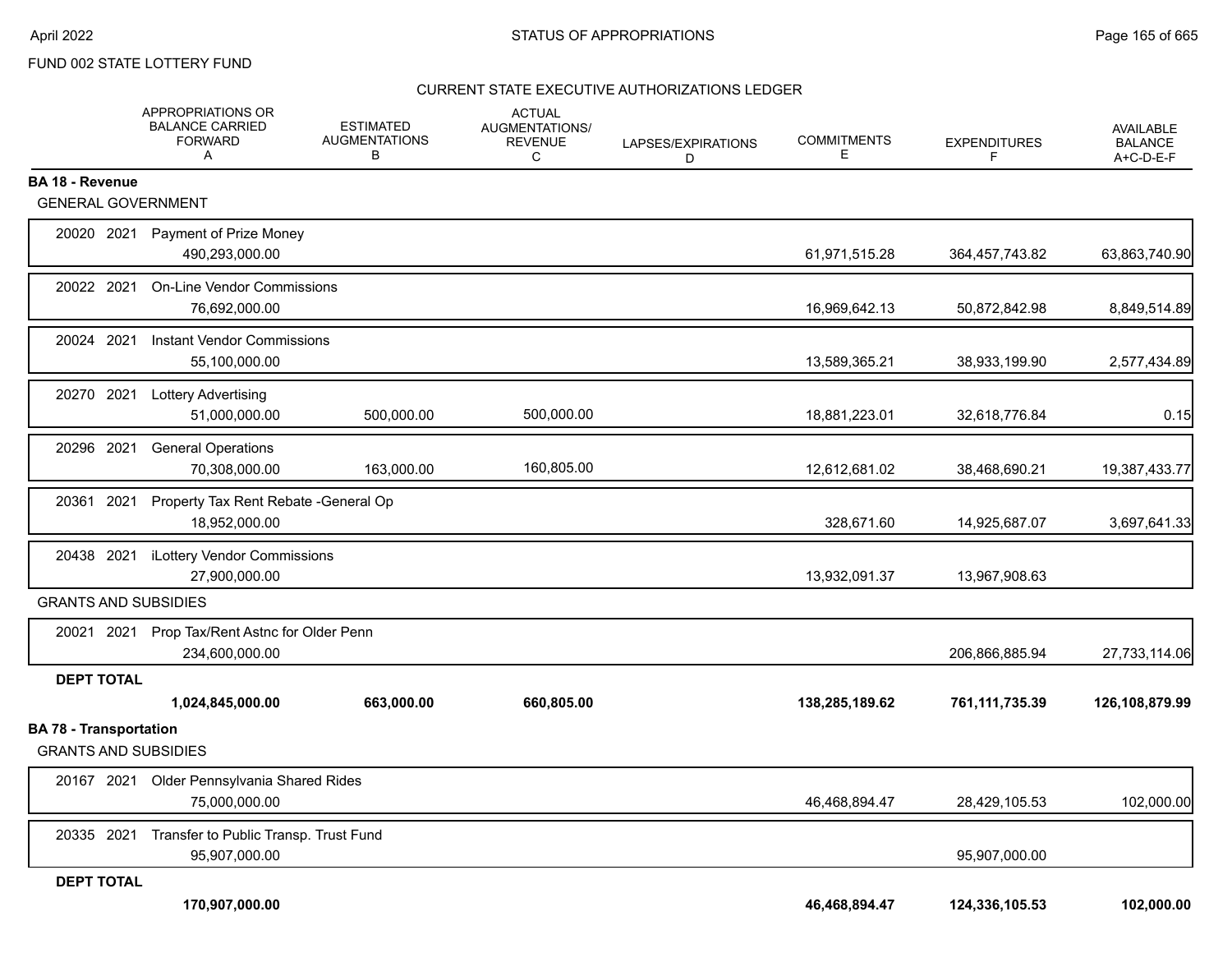FUND 002 STATE LOTTERY FUND

CURRENT STATE EXECUTIVE AUTHORIZATIONS LEDGER

| | APPROPRIATIONS OR BALANCE CARRIED FORWARD A | ESTIMATED AUGMENTATIONS B | ACTUAL AUGMENTATIONS/ REVENUE C | LAPSES/EXPIRATIONS D | COMMITMENTS E | EXPENDITURES F | AVAILABLE BALANCE A+C-D-E-F |
|---|---|---|---|---|---|---|---|
| **BA 18 - Revenue** | | | | | | | |
| GENERAL GOVERNMENT | | | | | | | |
| 20020 2021 Payment of Prize Money | 490,293,000.00 | | | | 61,971,515.28 | 364,457,743.82 | 63,863,740.90 |
| 20022 2021 On-Line Vendor Commissions | 76,692,000.00 | | | | 16,969,642.13 | 50,872,842.98 | 8,849,514.89 |
| 20024 2021 Instant Vendor Commissions | 55,100,000.00 | | | | 13,589,365.21 | 38,933,199.90 | 2,577,434.89 |
| 20270 2021 Lottery Advertising | 51,000,000.00 | 500,000.00 | 500,000.00 | | 18,881,223.01 | 32,618,776.84 | 0.15 |
| 20296 2021 General Operations | 70,308,000.00 | 163,000.00 | 160,805.00 | | 12,612,681.02 | 38,468,690.21 | 19,387,433.77 |
| 20361 2021 Property Tax Rent Rebate -General Op | 18,952,000.00 | | | | 328,671.60 | 14,925,687.07 | 3,697,641.33 |
| 20438 2021 iLottery Vendor Commissions | 27,900,000.00 | | | | 13,932,091.37 | 13,967,908.63 | |
| GRANTS AND SUBSIDIES | | | | | | | |
| 20021 2021 Prop Tax/Rent Astnc for Older Penn | 234,600,000.00 | | | | | 206,866,885.94 | 27,733,114.06 |
| **DEPT TOTAL** | **1,024,845,000.00** | **663,000.00** | **660,805.00** | | **138,285,189.62** | **761,111,735.39** | **126,108,879.99** |
| **BA 78 - Transportation** | | | | | | | |
| GRANTS AND SUBSIDIES | | | | | | | |
| 20167 2021 Older Pennsylvania Shared Rides | 75,000,000.00 | | | | 46,468,894.47 | 28,429,105.53 | 102,000.00 |
| 20335 2021 Transfer to Public Transp. Trust Fund | 95,907,000.00 | | | | | 95,907,000.00 | |
| **DEPT TOTAL** | **170,907,000.00** | | | | **46,468,894.47** | **124,336,105.53** | **102,000.00** |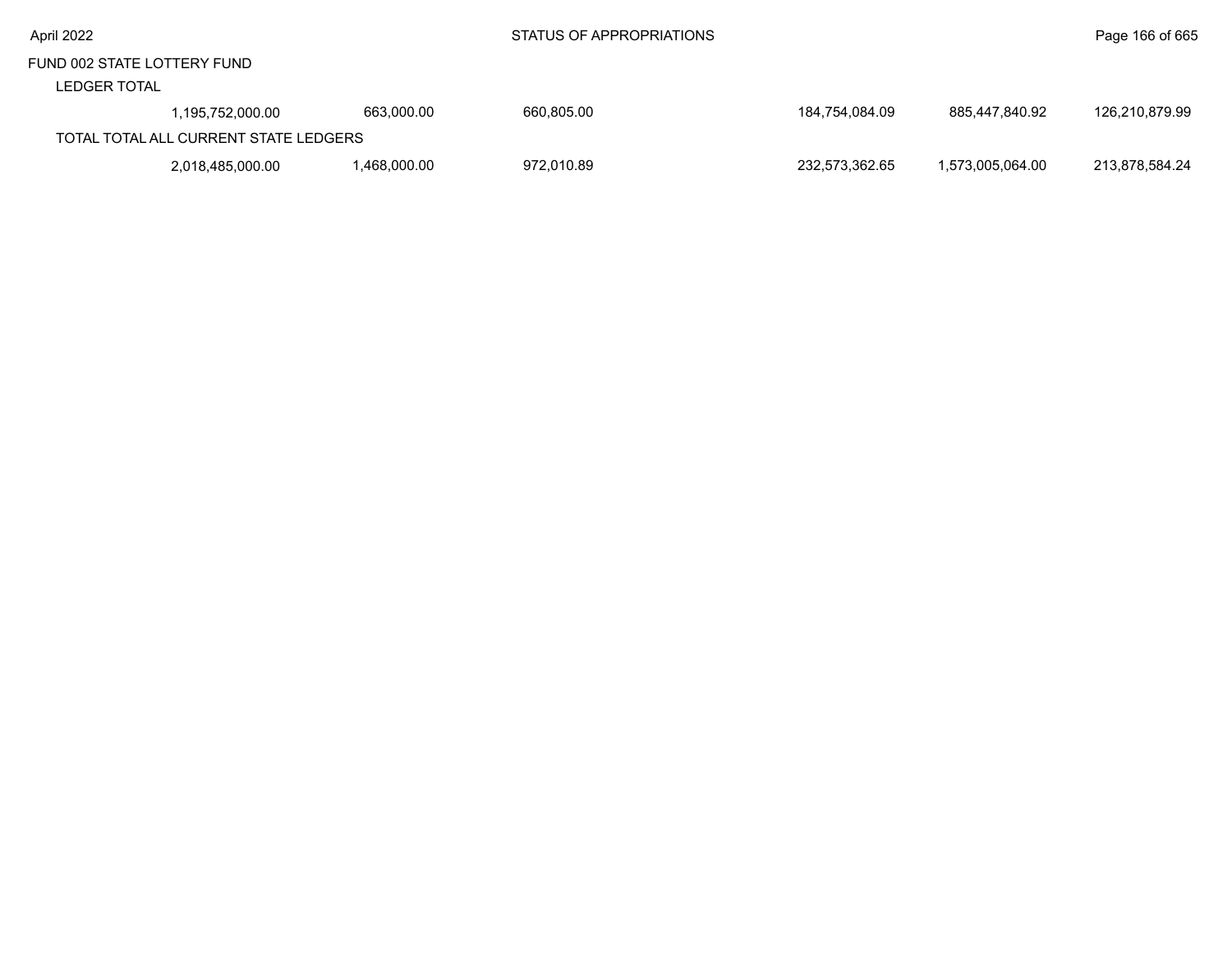FUND 002 STATE LOTTERY FUND

LEDGER TOTAL

| | | | | | | |
|---|---|---|---|---|---|---|
| 1,195,752,000.00 | 663,000.00 | 660,805.00 | | 184,754,084.09 | 885,447,840.92 | 126,210,879.99 |

TOTAL TOTAL ALL CURRENT STATE LEDGERS

| | | | | | | |
|---|---|---|---|---|---|---|
| 2,018,485,000.00 | 1,468,000.00 | 972,010.89 | | 232,573,362.65 | 1,573,005,064.00 | 213,878,584.24 |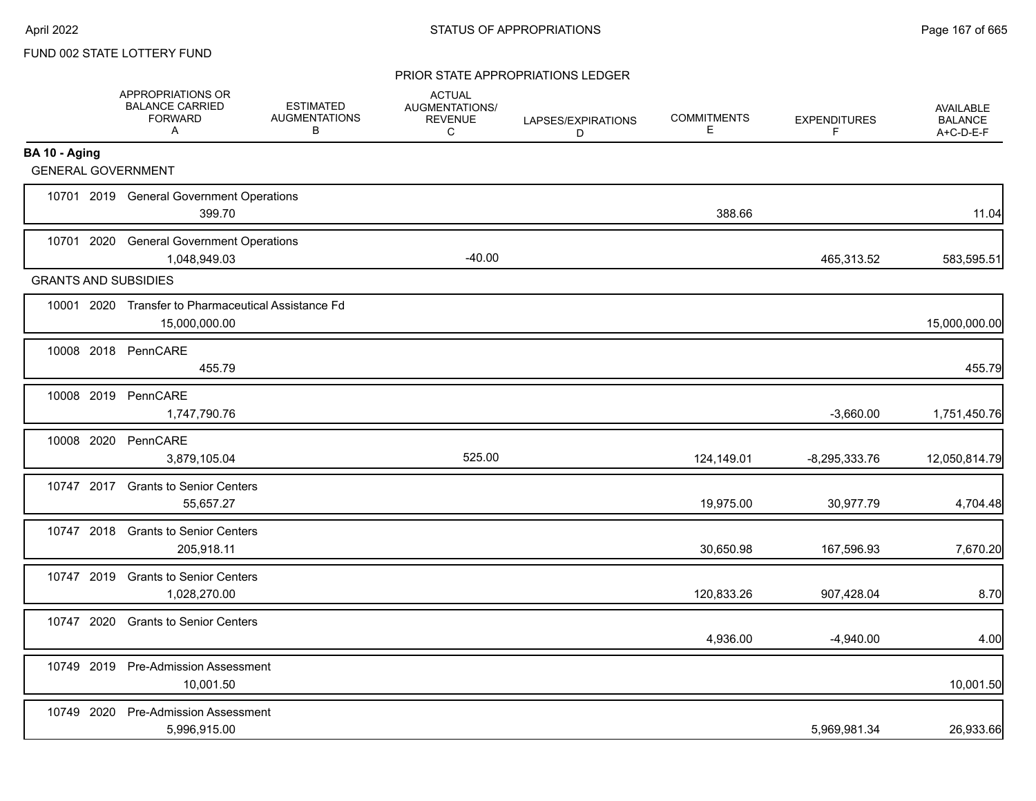FUND 002 STATE LOTTERY FUND

PRIOR STATE APPROPRIATIONS LEDGER

| | APPROPRIATIONS OR BALANCE CARRIED FORWARD A | ESTIMATED AUGMENTATIONS B | ACTUAL AUGMENTATIONS/ REVENUE C | LAPSES/EXPIRATIONS D | COMMITMENTS E | EXPENDITURES F | AVAILABLE BALANCE A+C-D-E-F |
|---|---|---|---|---|---|---|---|
| **BA 10 - Aging** | | | | | | | |
| GENERAL GOVERNMENT | | | | | | | |
| 10701 2019 General Government Operations | 399.70 | | | | 388.66 | | 11.04 |
| 10701 2020 General Government Operations | 1,048,949.03 | | -40.00 | | | 465,313.52 | 583,595.51 |
| GRANTS AND SUBSIDIES | | | | | | | |
| 10001 2020 Transfer to Pharmaceutical Assistance Fd | 15,000,000.00 | | | | | | 15,000,000.00 |
| 10008 2018 PennCARE | 455.79 | | | | | | 455.79 |
| 10008 2019 PennCARE | 1,747,790.76 | | | | | -3,660.00 | 1,751,450.76 |
| 10008 2020 PennCARE | 3,879,105.04 | | 525.00 | | 124,149.01 | -8,295,333.76 | 12,050,814.79 |
| 10747 2017 Grants to Senior Centers | 55,657.27 | | | | 19,975.00 | 30,977.79 | 4,704.48 |
| 10747 2018 Grants to Senior Centers | 205,918.11 | | | | 30,650.98 | 167,596.93 | 7,670.20 |
| 10747 2019 Grants to Senior Centers | 1,028,270.00 | | | | 120,833.26 | 907,428.04 | 8.70 |
| 10747 2020 Grants to Senior Centers | | | | | 4,936.00 | -4,940.00 | 4.00 |
| 10749 2019 Pre-Admission Assessment | 10,001.50 | | | | | | 10,001.50 |
| 10749 2020 Pre-Admission Assessment | 5,996,915.00 | | | | | 5,969,981.34 | 26,933.66 |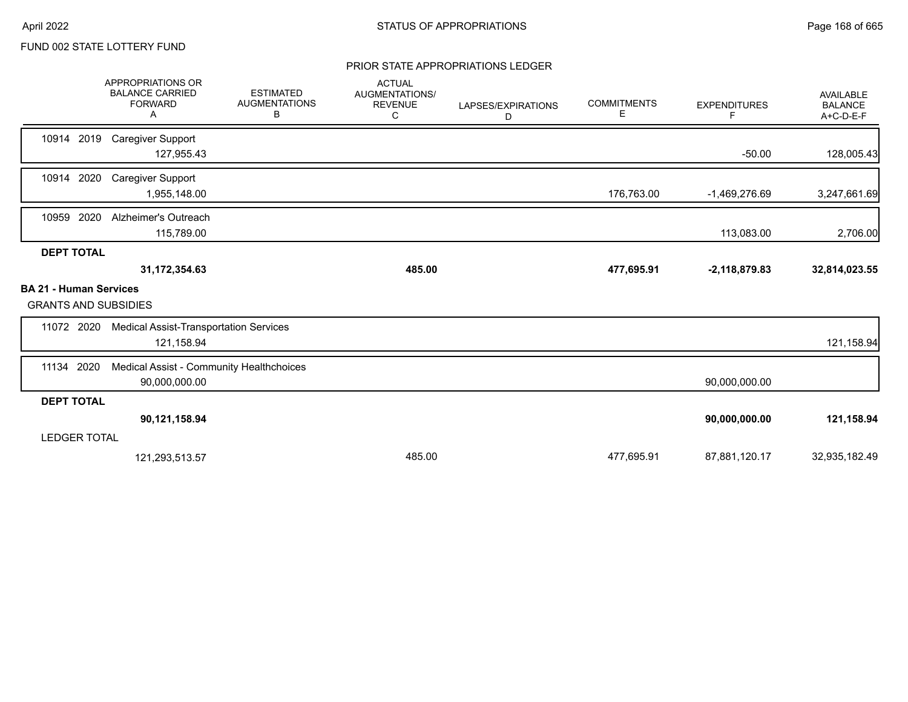FUND 002 STATE LOTTERY FUND

## PRIOR STATE APPROPRIATIONS LEDGER

| | APPROPRIATIONS OR BALANCE CARRIED FORWARD A | ESTIMATED AUGMENTATIONS B | ACTUAL AUGMENTATIONS/ REVENUE C | LAPSES/EXPIRATIONS D | COMMITMENTS E | EXPENDITURES F | AVAILABLE BALANCE A+C-D-E-F |
|---|---|---|---|---|---|---|---|
| 10914 2019 Caregiver Support | 127,955.43 | | | | | -50.00 | 128,005.43 |
| 10914 2020 Caregiver Support | 1,955,148.00 | | | | 176,763.00 | -1,469,276.69 | 3,247,661.69 |
| 10959 2020 Alzheimer's Outreach | 115,789.00 | | | | | 113,083.00 | 2,706.00 |
| **DEPT TOTAL** | **31,172,354.63** | | **485.00** | | **477,695.91** | **-2,118,879.83** | **32,814,023.55** |
| **BA 21 - Human Services** | | | | | | | |
| GRANTS AND SUBSIDIES | | | | | | | |
| 11072 2020 Medical Assist-Transportation Services | 121,158.94 | | | | | | 121,158.94 |
| 11134 2020 Medical Assist - Community Healthchoices | 90,000,000.00 | | | | | 90,000,000.00 | |
| **DEPT TOTAL** | **90,121,158.94** | | | | | **90,000,000.00** | **121,158.94** |
| LEDGER TOTAL | 121,293,513.57 | | 485.00 | | 477,695.91 | 87,881,120.17 | 32,935,182.49 |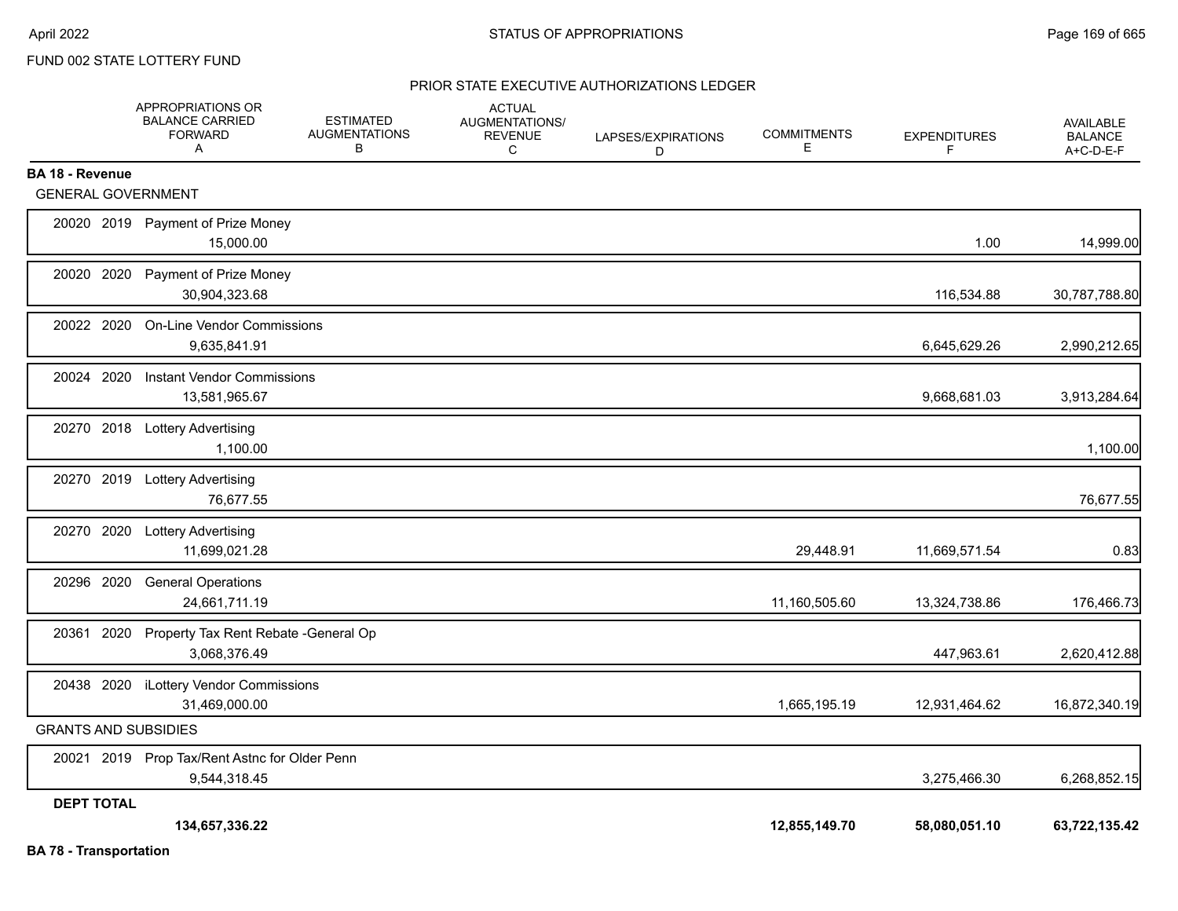FUND 002 STATE LOTTERY FUND

## PRIOR STATE EXECUTIVE AUTHORIZATIONS LEDGER

| | APPROPRIATIONS OR BALANCE CARRIED FORWARD A | ESTIMATED AUGMENTATIONS B | ACTUAL AUGMENTATIONS/ REVENUE C | LAPSES/EXPIRATIONS D | COMMITMENTS E | EXPENDITURES F | AVAILABLE BALANCE A+C-D-E-F |
|---|---|---|---|---|---|---|---|
| **BA 18 - Revenue** | | | | | | | |
| GENERAL GOVERNMENT | | | | | | | |
| 20020 2019 Payment of Prize Money | 15,000.00 | | | | | 1.00 | 14,999.00 |
| 20020 2020 Payment of Prize Money | 30,904,323.68 | | | | | 116,534.88 | 30,787,788.80 |
| 20022 2020 On-Line Vendor Commissions | 9,635,841.91 | | | | | 6,645,629.26 | 2,990,212.65 |
| 20024 2020 Instant Vendor Commissions | 13,581,965.67 | | | | | 9,668,681.03 | 3,913,284.64 |
| 20270 2018 Lottery Advertising | 1,100.00 | | | | | | 1,100.00 |
| 20270 2019 Lottery Advertising | 76,677.55 | | | | | | 76,677.55 |
| 20270 2020 Lottery Advertising | 11,699,021.28 | | | | 29,448.91 | 11,669,571.54 | 0.83 |
| 20296 2020 General Operations | 24,661,711.19 | | | | 11,160,505.60 | 13,324,738.86 | 176,466.73 |
| 20361 2020 Property Tax Rent Rebate -General Op | 3,068,376.49 | | | | | 447,963.61 | 2,620,412.88 |
| 20438 2020 iLottery Vendor Commissions | 31,469,000.00 | | | | 1,665,195.19 | 12,931,464.62 | 16,872,340.19 |
| GRANTS AND SUBSIDIES | | | | | | | |
| 20021 2019 Prop Tax/Rent Astnc for Older Penn | 9,544,318.45 | | | | | 3,275,466.30 | 6,268,852.15 |
| **DEPT TOTAL** | **134,657,336.22** | | | | **12,855,149.70** | **58,080,051.10** | **63,722,135.42** |

**BA 78 - Transportation**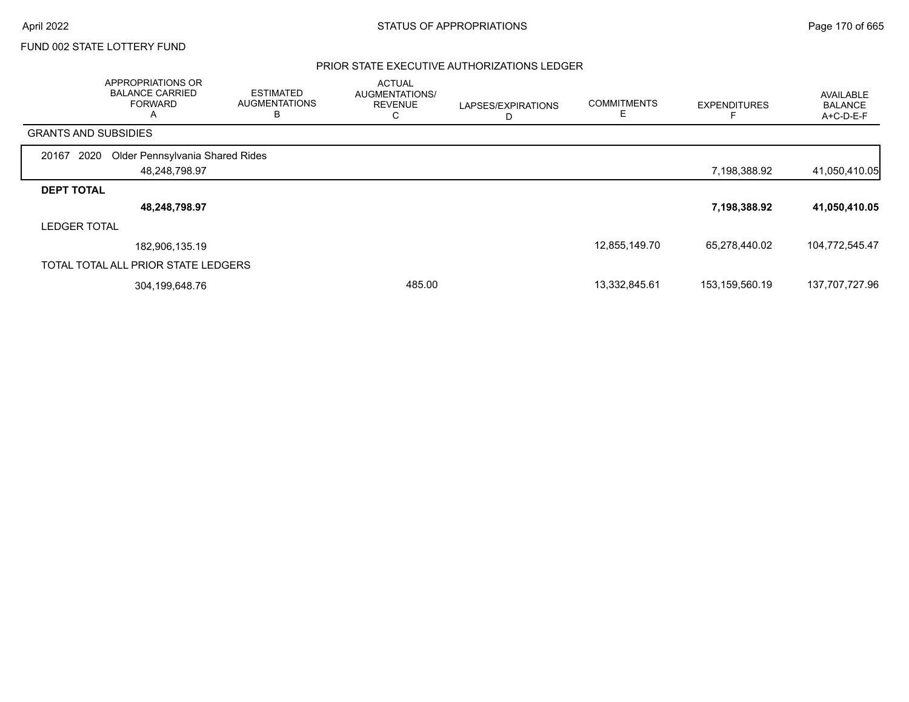FUND 002 STATE LOTTERY FUND

PRIOR STATE EXECUTIVE AUTHORIZATIONS LEDGER

| | APPROPRIATIONS OR BALANCE CARRIED FORWARD A | ESTIMATED AUGMENTATIONS B | ACTUAL AUGMENTATIONS/ REVENUE C | LAPSES/EXPIRATIONS D | COMMITMENTS E | EXPENDITURES F | AVAILABLE BALANCE A+C-D-E-F |
|---|---|---|---|---|---|---|---|
| GRANTS AND SUBSIDIES | | | | | | | |
| 20167 2020 Older Pennsylvania Shared Rides | 48,248,798.97 | | | | | 7,198,388.92 | 41,050,410.05 |
| **DEPT TOTAL** | **48,248,798.97** | | | | | **7,198,388.92** | **41,050,410.05** |
| LEDGER TOTAL | 182,906,135.19 | | | | 12,855,149.70 | 65,278,440.02 | 104,772,545.47 |
| TOTAL TOTAL ALL PRIOR STATE LEDGERS | 304,199,648.76 | | 485.00 | | 13,332,845.61 | 153,159,560.19 | 137,707,727.96 |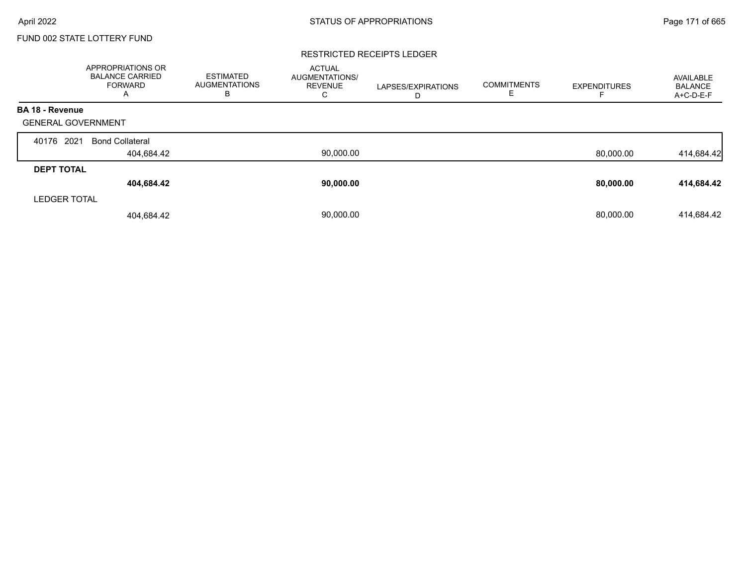FUND 002 STATE LOTTERY FUND

RESTRICTED RECEIPTS LEDGER

| | APPROPRIATIONS OR BALANCE CARRIED FORWARD A | ESTIMATED AUGMENTATIONS B | ACTUAL AUGMENTATIONS/ REVENUE C | LAPSES/EXPIRATIONS D | COMMITMENTS E | EXPENDITURES F | AVAILABLE BALANCE A+C-D-E-F |
|---|---|---|---|---|---|---|---|
| **BA 18 - Revenue** | | | | | | | |
| GENERAL GOVERNMENT | | | | | | | |
| 40176 2021 Bond Collateral | 404,684.42 | | 90,000.00 | | | 80,000.00 | 414,684.42 |
| **DEPT TOTAL** | **404,684.42** | | **90,000.00** | | | **80,000.00** | **414,684.42** |
| LEDGER TOTAL | 404,684.42 | | 90,000.00 | | | 80,000.00 | 414,684.42 |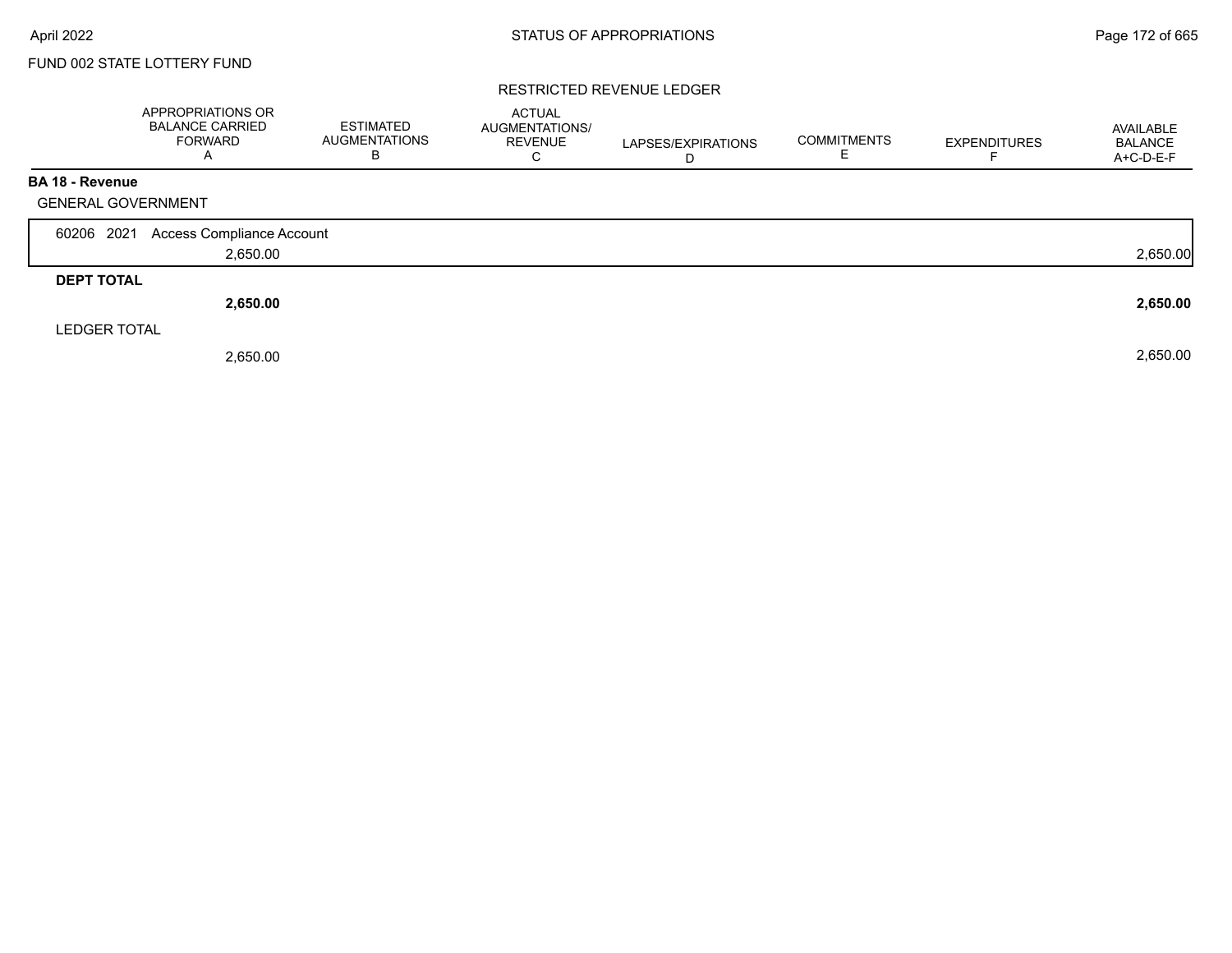FUND 002 STATE LOTTERY FUND

## RESTRICTED REVENUE LEDGER

| | APPROPRIATIONS OR BALANCE CARRIED FORWARD A | ESTIMATED AUGMENTATIONS B | ACTUAL AUGMENTATIONS/ REVENUE C | LAPSES/EXPIRATIONS D | COMMITMENTS E | EXPENDITURES F | AVAILABLE BALANCE A+C-D-E-F |
|---|---|---|---|---|---|---|---|
| **BA 18 - Revenue** | | | | | | | |
| GENERAL GOVERNMENT | | | | | | | |
| 60206 2021 Access Compliance Account | 2,650.00 | | | | | | 2,650.00 |
| **DEPT TOTAL** | **2,650.00** | | | | | | **2,650.00** |
| LEDGER TOTAL | 2,650.00 | | | | | | 2,650.00 |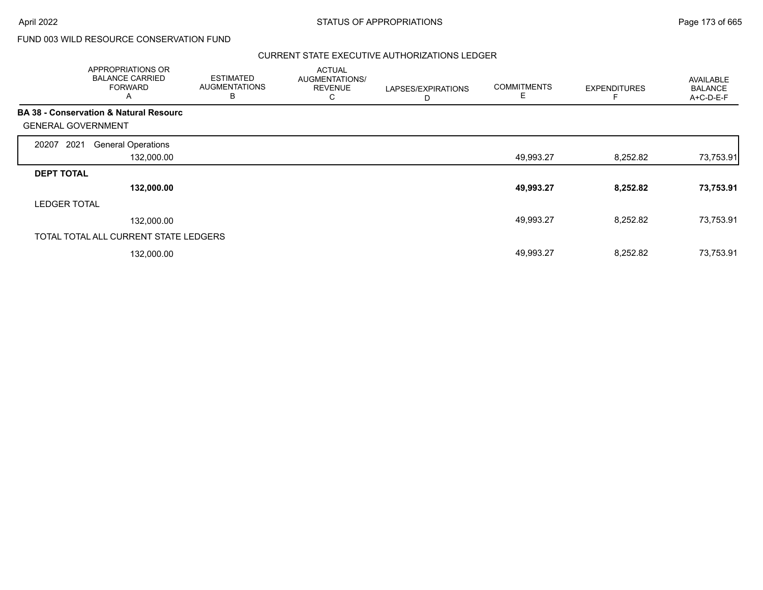FUND 003 WILD RESOURCE CONSERVATION FUND

CURRENT STATE EXECUTIVE AUTHORIZATIONS LEDGER

| | APPROPRIATIONS OR BALANCE CARRIED FORWARD A | ESTIMATED AUGMENTATIONS B | ACTUAL AUGMENTATIONS/ REVENUE C | LAPSES/EXPIRATIONS D | COMMITMENTS E | EXPENDITURES F | AVAILABLE BALANCE A+C-D-E-F |
|---|---|---|---|---|---|---|---|
| **BA 38 - Conservation & Natural Resourc** | | | | | | | |
| GENERAL GOVERNMENT | | | | | | | |
| 20207 2021 General Operations | 132,000.00 | | | | 49,993.27 | 8,252.82 | 73,753.91 |
| **DEPT TOTAL** | **132,000.00** | | | | **49,993.27** | **8,252.82** | **73,753.91** |
| LEDGER TOTAL | 132,000.00 | | | | 49,993.27 | 8,252.82 | 73,753.91 |
| TOTAL TOTAL ALL CURRENT STATE LEDGERS | 132,000.00 | | | | 49,993.27 | 8,252.82 | 73,753.91 |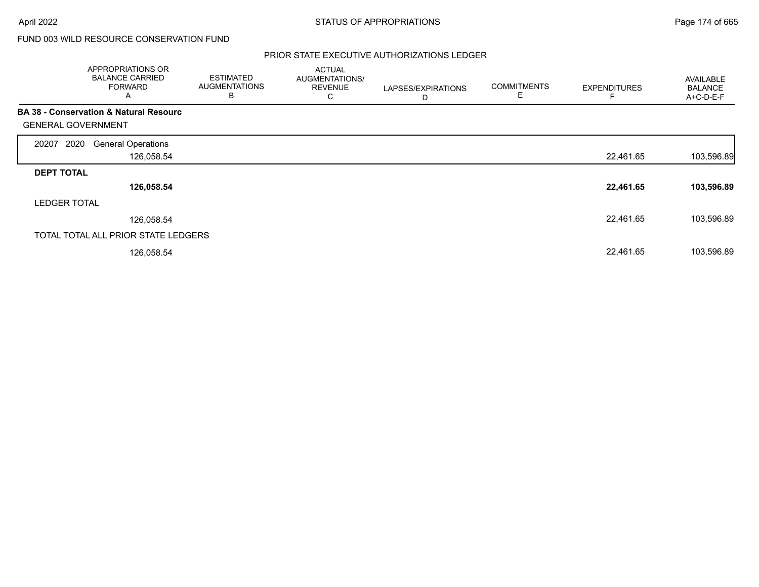FUND 003 WILD RESOURCE CONSERVATION FUND

## PRIOR STATE EXECUTIVE AUTHORIZATIONS LEDGER

| | APPROPRIATIONS OR BALANCE CARRIED FORWARD A | ESTIMATED AUGMENTATIONS B | ACTUAL AUGMENTATIONS/ REVENUE C | LAPSES/EXPIRATIONS D | COMMITMENTS E | EXPENDITURES F | AVAILABLE BALANCE A+C-D-E-F |
|---|---|---|---|---|---|---|---|
| **BA 38 - Conservation & Natural Resourc** | | | | | | | |
| GENERAL GOVERNMENT | | | | | | | |
| 20207 2020 General Operations | 126,058.54 | | | | | 22,461.65 | 103,596.89 |
| **DEPT TOTAL** | **126,058.54** | | | | | **22,461.65** | **103,596.89** |
| LEDGER TOTAL | 126,058.54 | | | | | 22,461.65 | 103,596.89 |
| TOTAL TOTAL ALL PRIOR STATE LEDGERS | 126,058.54 | | | | | 22,461.65 | 103,596.89 |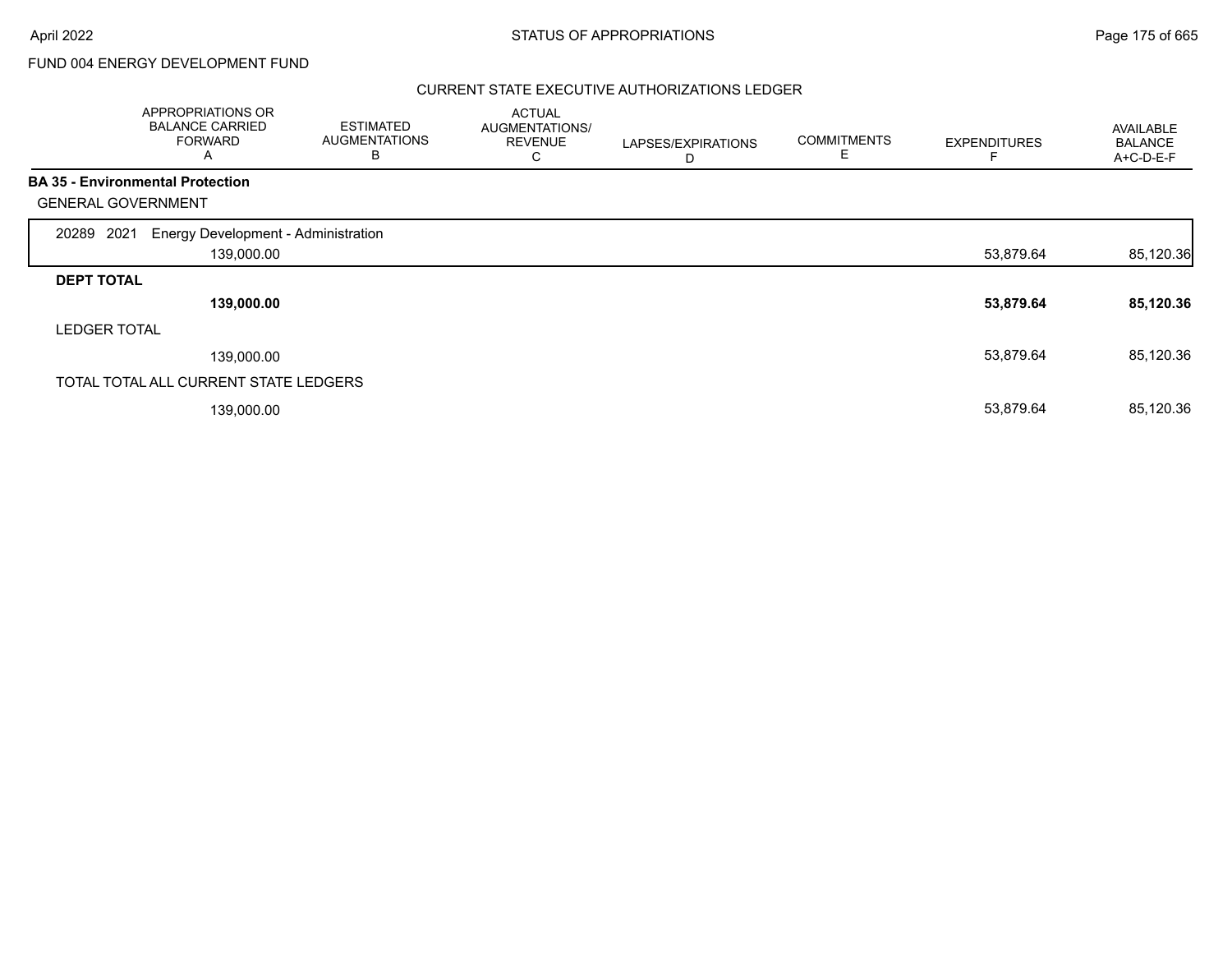FUND 004 ENERGY DEVELOPMENT FUND

## CURRENT STATE EXECUTIVE AUTHORIZATIONS LEDGER

| | APPROPRIATIONS OR BALANCE CARRIED FORWARD A | ESTIMATED AUGMENTATIONS B | ACTUAL AUGMENTATIONS/ REVENUE C | LAPSES/EXPIRATIONS D | COMMITMENTS E | EXPENDITURES F | AVAILABLE BALANCE A+C-D-E-F |
|---|---|---|---|---|---|---|---|
| **BA 35 - Environmental Protection** | | | | | | | |
| GENERAL GOVERNMENT | | | | | | | |
| 20289 2021 Energy Development - Administration | 139,000.00 | | | | | 53,879.64 | 85,120.36 |
| **DEPT TOTAL** | **139,000.00** | | | | | **53,879.64** | **85,120.36** |
| LEDGER TOTAL | 139,000.00 | | | | | 53,879.64 | 85,120.36 |
| TOTAL TOTAL ALL CURRENT STATE LEDGERS | 139,000.00 | | | | | 53,879.64 | 85,120.36 |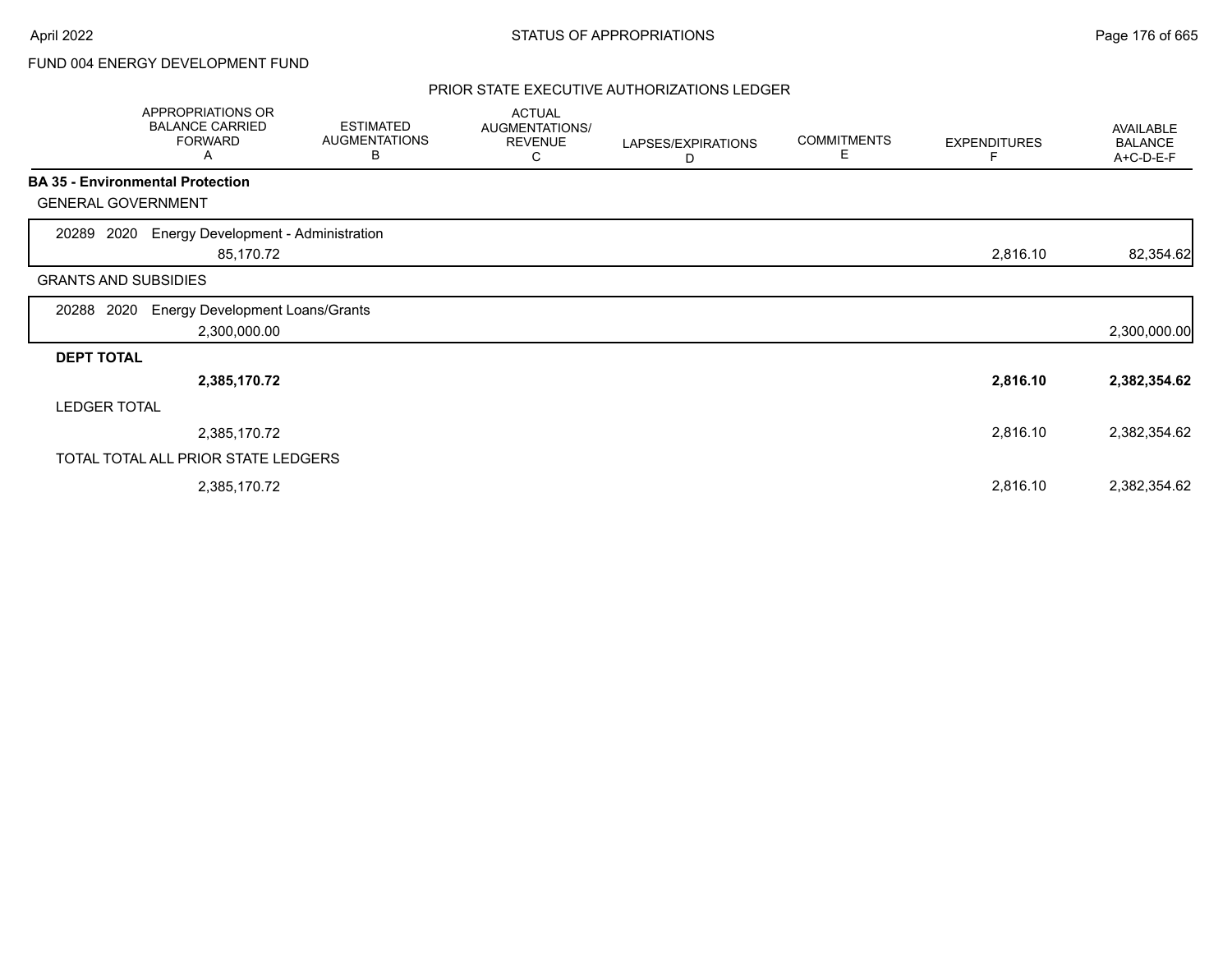FUND 004 ENERGY DEVELOPMENT FUND

PRIOR STATE EXECUTIVE AUTHORIZATIONS LEDGER

| | APPROPRIATIONS OR BALANCE CARRIED FORWARD A | ESTIMATED AUGMENTATIONS B | ACTUAL AUGMENTATIONS/ REVENUE C | LAPSES/EXPIRATIONS D | COMMITMENTS E | EXPENDITURES F | AVAILABLE BALANCE A+C-D-E-F |
|---|---|---|---|---|---|---|---|
| **BA 35 - Environmental Protection** | | | | | | | |
| GENERAL GOVERNMENT | | | | | | | |
| 20289 2020 Energy Development - Administration | 85,170.72 | | | | | 2,816.10 | 82,354.62 |
| GRANTS AND SUBSIDIES | | | | | | | |
| 20288 2020 Energy Development Loans/Grants | 2,300,000.00 | | | | | | 2,300,000.00 |
| **DEPT TOTAL** | **2,385,170.72** | | | | | **2,816.10** | **2,382,354.62** |
| LEDGER TOTAL | 2,385,170.72 | | | | | 2,816.10 | 2,382,354.62 |
| TOTAL TOTAL ALL PRIOR STATE LEDGERS | 2,385,170.72 | | | | | 2,816.10 | 2,382,354.62 |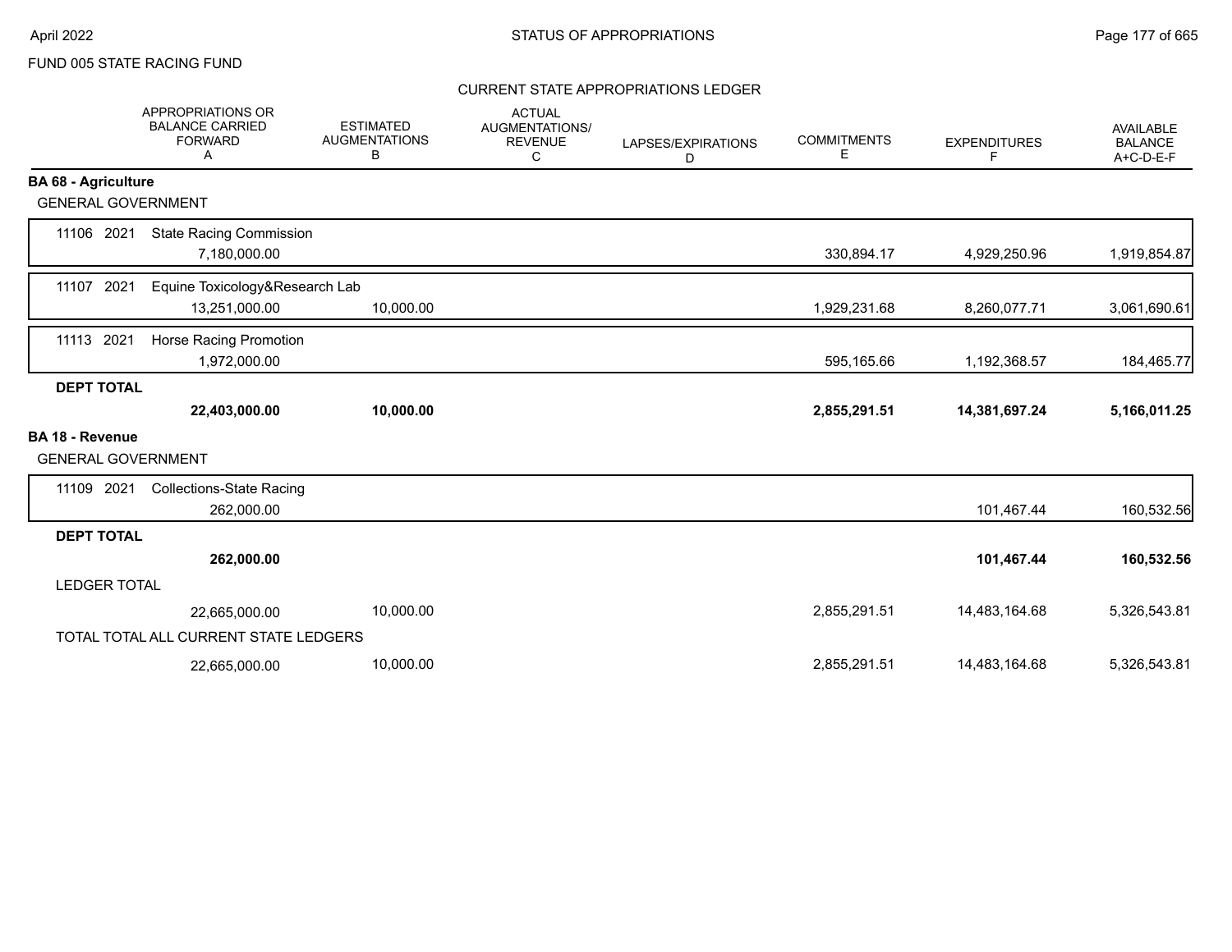FUND 005 STATE RACING FUND

## CURRENT STATE APPROPRIATIONS LEDGER

| | APPROPRIATIONS OR BALANCE CARRIED FORWARD A | ESTIMATED AUGMENTATIONS B | ACTUAL AUGMENTATIONS/ REVENUE C | LAPSES/EXPIRATIONS D | COMMITMENTS E | EXPENDITURES F | AVAILABLE BALANCE A+C-D-E-F |
|---|---|---|---|---|---|---|---|
| **BA 68 - Agriculture** | | | | | | | |
| GENERAL GOVERNMENT | | | | | | | |
| 11106 2021 State Racing Commission | 7,180,000.00 | | | | 330,894.17 | 4,929,250.96 | 1,919,854.87 |
| 11107 2021 Equine Toxicology&Research Lab | 13,251,000.00 | 10,000.00 | | | 1,929,231.68 | 8,260,077.71 | 3,061,690.61 |
| 11113 2021 Horse Racing Promotion | 1,972,000.00 | | | | 595,165.66 | 1,192,368.57 | 184,465.77 |
| **DEPT TOTAL** | **22,403,000.00** | **10,000.00** | | | **2,855,291.51** | **14,381,697.24** | **5,166,011.25** |
| **BA 18 - Revenue** | | | | | | | |
| GENERAL GOVERNMENT | | | | | | | |
| 11109 2021 Collections-State Racing | 262,000.00 | | | | | 101,467.44 | 160,532.56 |
| **DEPT TOTAL** | **262,000.00** | | | | | **101,467.44** | **160,532.56** |
| LEDGER TOTAL | 22,665,000.00 | 10,000.00 | | | 2,855,291.51 | 14,483,164.68 | 5,326,543.81 |
| TOTAL TOTAL ALL CURRENT STATE LEDGERS | 22,665,000.00 | 10,000.00 | | | 2,855,291.51 | 14,483,164.68 | 5,326,543.81 |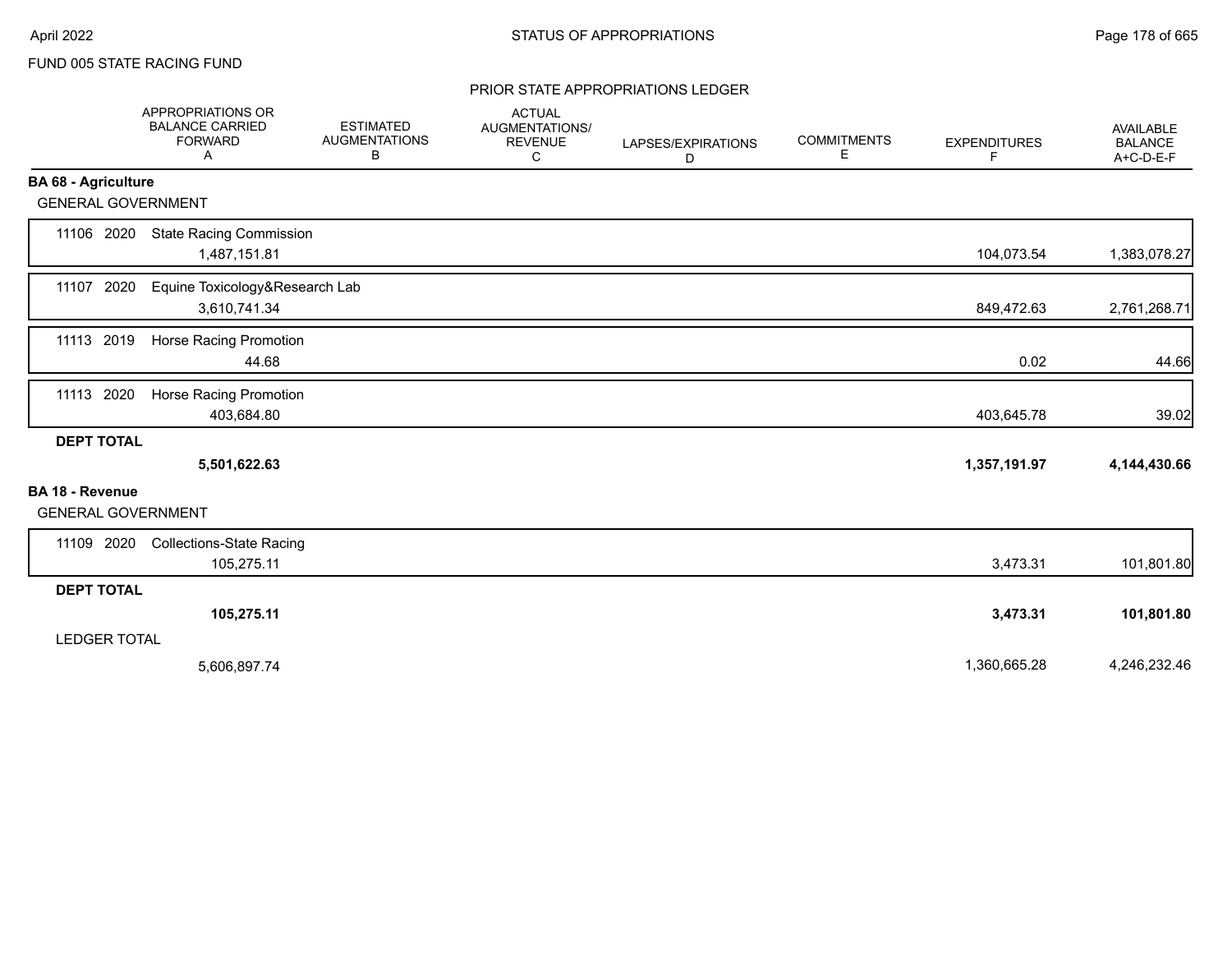FUND 005 STATE RACING FUND

## PRIOR STATE APPROPRIATIONS LEDGER

| | APPROPRIATIONS OR BALANCE CARRIED FORWARD A | ESTIMATED AUGMENTATIONS B | ACTUAL AUGMENTATIONS/ REVENUE C | LAPSES/EXPIRATIONS D | COMMITMENTS E | EXPENDITURES F | AVAILABLE BALANCE A+C-D-E-F |
|---|---|---|---|---|---|---|---|
| **BA 68 - Agriculture** | | | | | | | |
| GENERAL GOVERNMENT | | | | | | | |
| 11106 2020 State Racing Commission | 1,487,151.81 | | | | | 104,073.54 | 1,383,078.27 |
| 11107 2020 Equine Toxicology&Research Lab | 3,610,741.34 | | | | | 849,472.63 | 2,761,268.71 |
| 11113 2019 Horse Racing Promotion | 44.68 | | | | | 0.02 | 44.66 |
| 11113 2020 Horse Racing Promotion | 403,684.80 | | | | | 403,645.78 | 39.02 |
| **DEPT TOTAL** | **5,501,622.63** | | | | | **1,357,191.97** | **4,144,430.66** |
| **BA 18 - Revenue** | | | | | | | |
| GENERAL GOVERNMENT | | | | | | | |
| 11109 2020 Collections-State Racing | 105,275.11 | | | | | 3,473.31 | 101,801.80 |
| **DEPT TOTAL** | **105,275.11** | | | | | **3,473.31** | **101,801.80** |
| LEDGER TOTAL | 5,606,897.74 | | | | | 1,360,665.28 | 4,246,232.46 |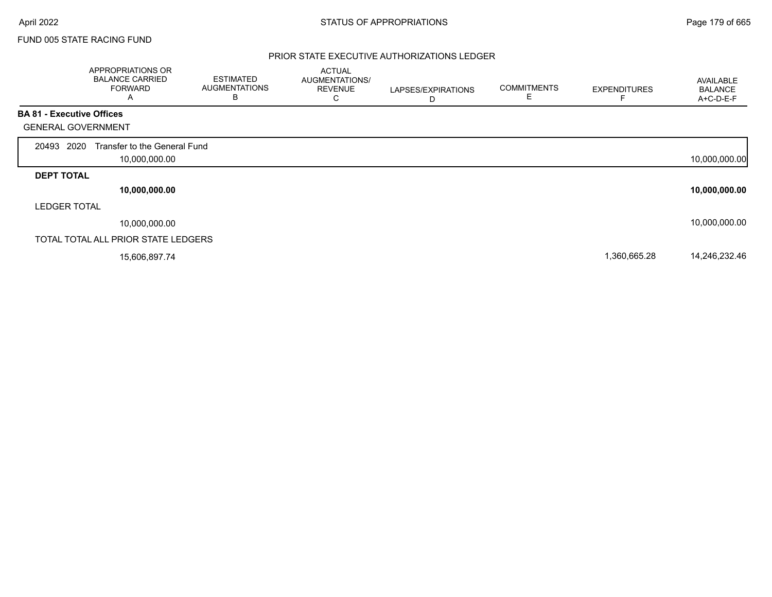FUND 005 STATE RACING FUND

## PRIOR STATE EXECUTIVE AUTHORIZATIONS LEDGER

| | APPROPRIATIONS OR BALANCE CARRIED FORWARD A | ESTIMATED AUGMENTATIONS B | ACTUAL AUGMENTATIONS/ REVENUE C | LAPSES/EXPIRATIONS D | COMMITMENTS E | EXPENDITURES F | AVAILABLE BALANCE A+C-D-E-F |
|---|---|---|---|---|---|---|---|
| **BA 81 - Executive Offices** | | | | | | | |
| GENERAL GOVERNMENT | | | | | | | |
| 20493 2020 Transfer to the General Fund | 10,000,000.00 | | | | | | 10,000,000.00 |
| **DEPT TOTAL** | **10,000,000.00** | | | | | | **10,000,000.00** |
| LEDGER TOTAL | 10,000,000.00 | | | | | | 10,000,000.00 |
| TOTAL TOTAL ALL PRIOR STATE LEDGERS | 15,606,897.74 | | | | | 1,360,665.28 | 14,246,232.46 |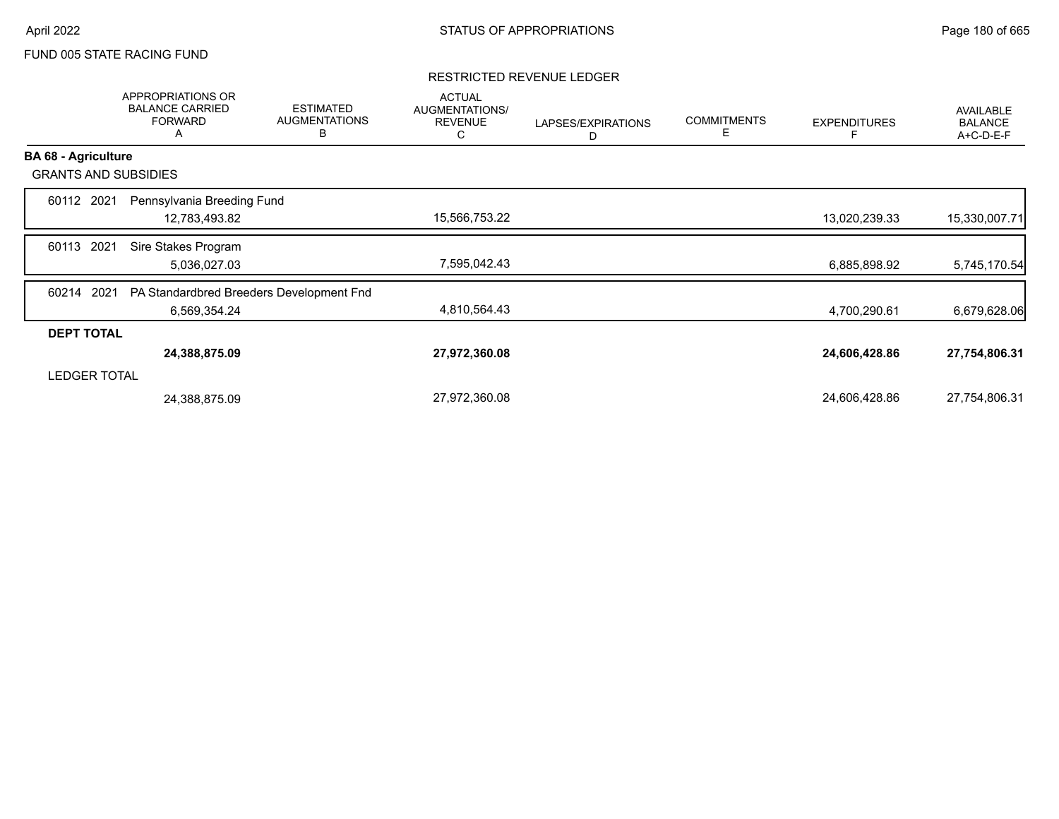FUND 005 STATE RACING FUND

RESTRICTED REVENUE LEDGER

| | APPROPRIATIONS OR BALANCE CARRIED FORWARD A | ESTIMATED AUGMENTATIONS B | ACTUAL AUGMENTATIONS/ REVENUE C | LAPSES/EXPIRATIONS D | COMMITMENTS E | EXPENDITURES F | AVAILABLE BALANCE A+C-D-E-F |
|---|---|---|---|---|---|---|---|
| **BA 68 - Agriculture** | | | | | | | |
| GRANTS AND SUBSIDIES | | | | | | | |
| 60112 2021 Pennsylvania Breeding Fund | 12,783,493.82 | | 15,566,753.22 | | | 13,020,239.33 | 15,330,007.71 |
| 60113 2021 Sire Stakes Program | 5,036,027.03 | | 7,595,042.43 | | | 6,885,898.92 | 5,745,170.54 |
| 60214 2021 PA Standardbred Breeders Development Fnd | 6,569,354.24 | | 4,810,564.43 | | | 4,700,290.61 | 6,679,628.06 |
| **DEPT TOTAL** | **24,388,875.09** | | **27,972,360.08** | | | **24,606,428.86** | **27,754,806.31** |
| LEDGER TOTAL | 24,388,875.09 | | 27,972,360.08 | | | 24,606,428.86 | 27,754,806.31 |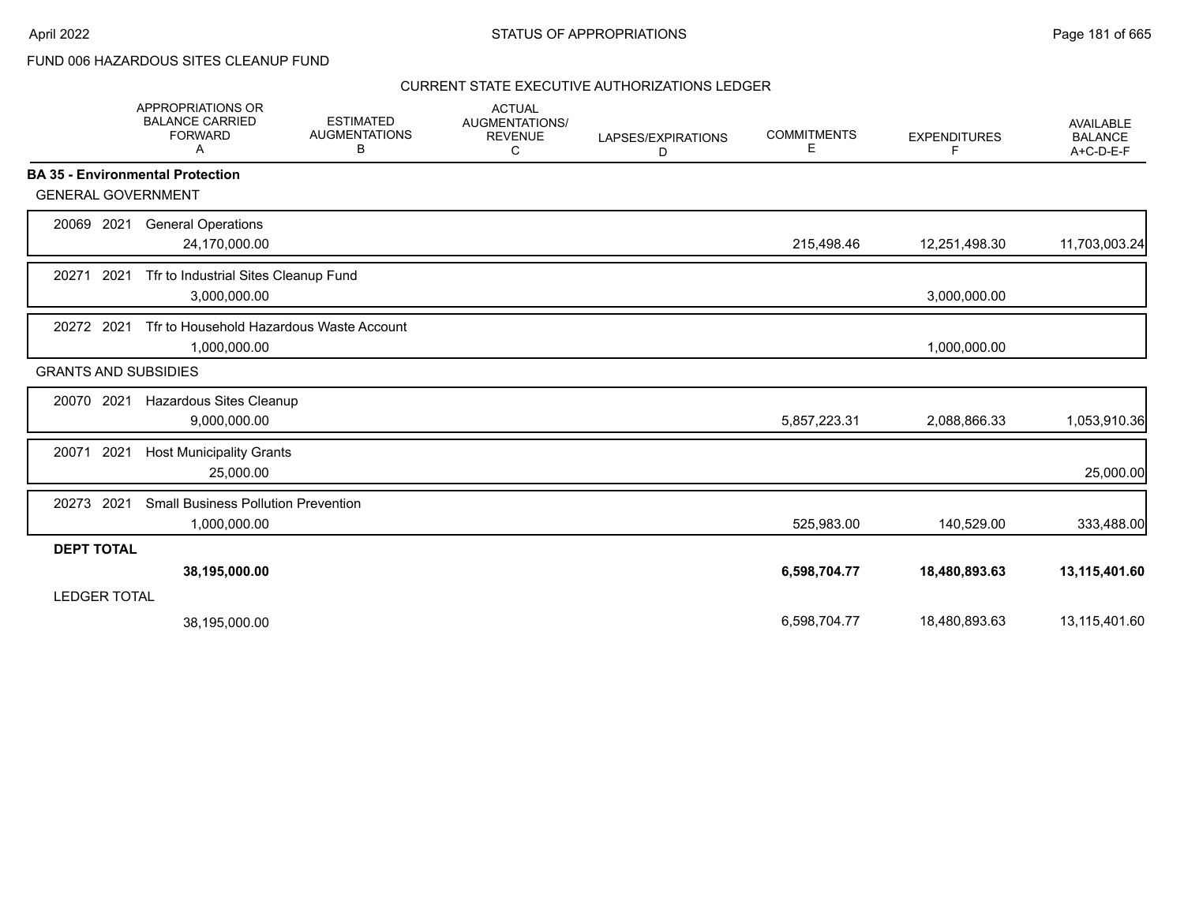FUND 006 HAZARDOUS SITES CLEANUP FUND

CURRENT STATE EXECUTIVE AUTHORIZATIONS LEDGER

| | APPROPRIATIONS OR BALANCE CARRIED FORWARD A | ESTIMATED AUGMENTATIONS B | ACTUAL AUGMENTATIONS/ REVENUE C | LAPSES/EXPIRATIONS D | COMMITMENTS E | EXPENDITURES F | AVAILABLE BALANCE A+C-D-E-F |
|---|---|---|---|---|---|---|---|
| **BA 35 - Environmental Protection** | | | | | | | |
| GENERAL GOVERNMENT | | | | | | | |
| 20069 2021 General Operations | 24,170,000.00 | | | | 215,498.46 | 12,251,498.30 | 11,703,003.24 |
| 20271 2021 Tfr to Industrial Sites Cleanup Fund | 3,000,000.00 | | | | | 3,000,000.00 | |
| 20272 2021 Tfr to Household Hazardous Waste Account | 1,000,000.00 | | | | | 1,000,000.00 | |
| GRANTS AND SUBSIDIES | | | | | | | |
| 20070 2021 Hazardous Sites Cleanup | 9,000,000.00 | | | | 5,857,223.31 | 2,088,866.33 | 1,053,910.36 |
| 20071 2021 Host Municipality Grants | 25,000.00 | | | | | | 25,000.00 |
| 20273 2021 Small Business Pollution Prevention | 1,000,000.00 | | | | 525,983.00 | 140,529.00 | 333,488.00 |
| **DEPT TOTAL** | **38,195,000.00** | | | | **6,598,704.77** | **18,480,893.63** | **13,115,401.60** |
| LEDGER TOTAL | 38,195,000.00 | | | | 6,598,704.77 | 18,480,893.63 | 13,115,401.60 |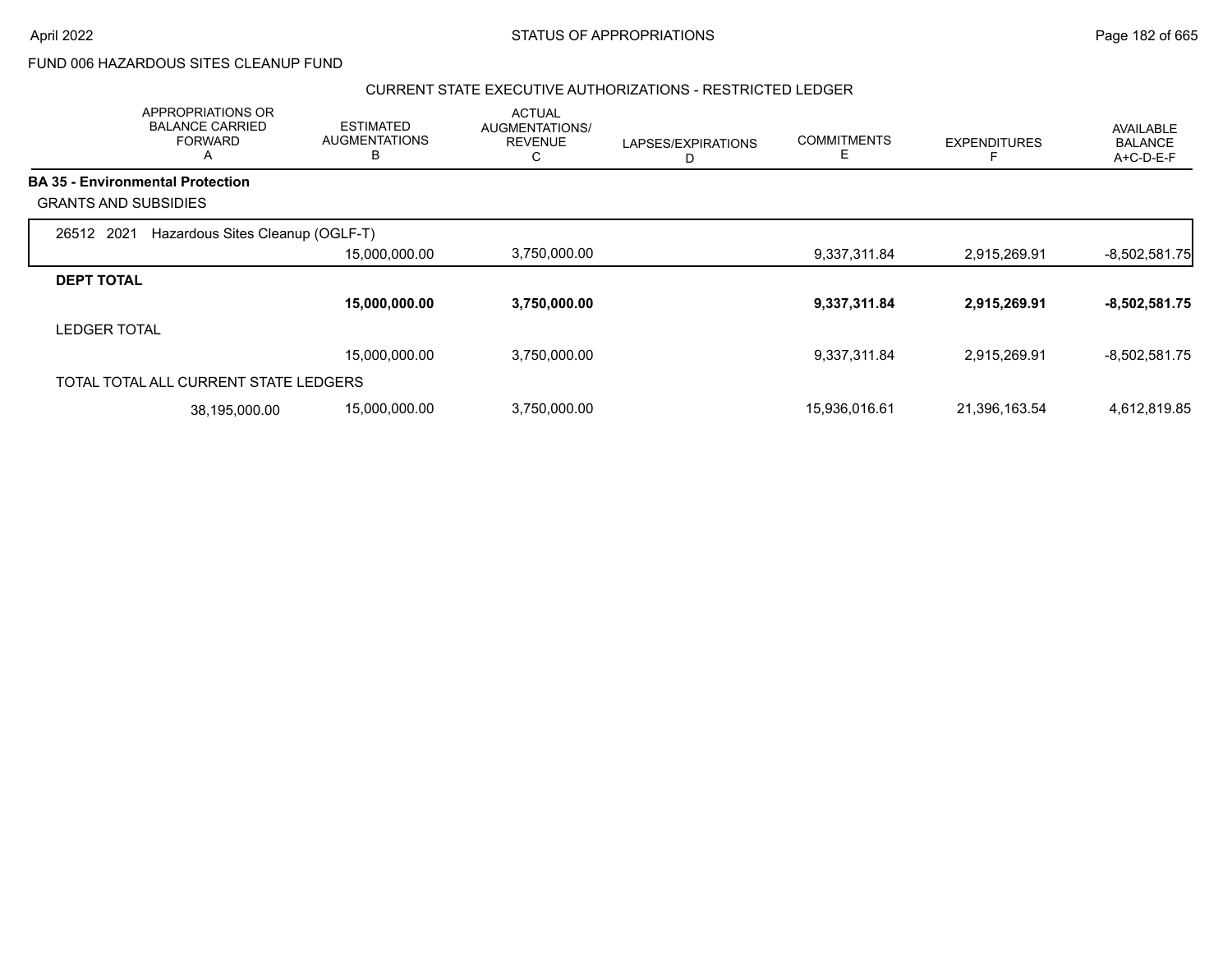FUND 006 HAZARDOUS SITES CLEANUP FUND

CURRENT STATE EXECUTIVE AUTHORIZATIONS - RESTRICTED LEDGER

| APPROPRIATIONS OR BALANCE CARRIED FORWARD A | ESTIMATED AUGMENTATIONS B | ACTUAL AUGMENTATIONS/ REVENUE C | LAPSES/EXPIRATIONS D | COMMITMENTS E | EXPENDITURES F | AVAILABLE BALANCE A+C-D-E-F |
|---|---|---|---|---|---|---|
| **BA 35 - Environmental Protection** | | | | | | |
| GRANTS AND SUBSIDIES | | | | | | |
| 26512 2021 Hazardous Sites Cleanup (OGLF-T) | | | | | | |
| | 15,000,000.00 | 3,750,000.00 | | 9,337,311.84 | 2,915,269.91 | -8,502,581.75 |
| **DEPT TOTAL** | | | | | | |
| | **15,000,000.00** | **3,750,000.00** | | **9,337,311.84** | **2,915,269.91** | **-8,502,581.75** |
| LEDGER TOTAL | | | | | | |
| | 15,000,000.00 | 3,750,000.00 | | 9,337,311.84 | 2,915,269.91 | -8,502,581.75 |
| TOTAL TOTAL ALL CURRENT STATE LEDGERS | | | | | | |
| 38,195,000.00 | 15,000,000.00 | 3,750,000.00 | | 15,936,016.61 | 21,396,163.54 | 4,612,819.85 |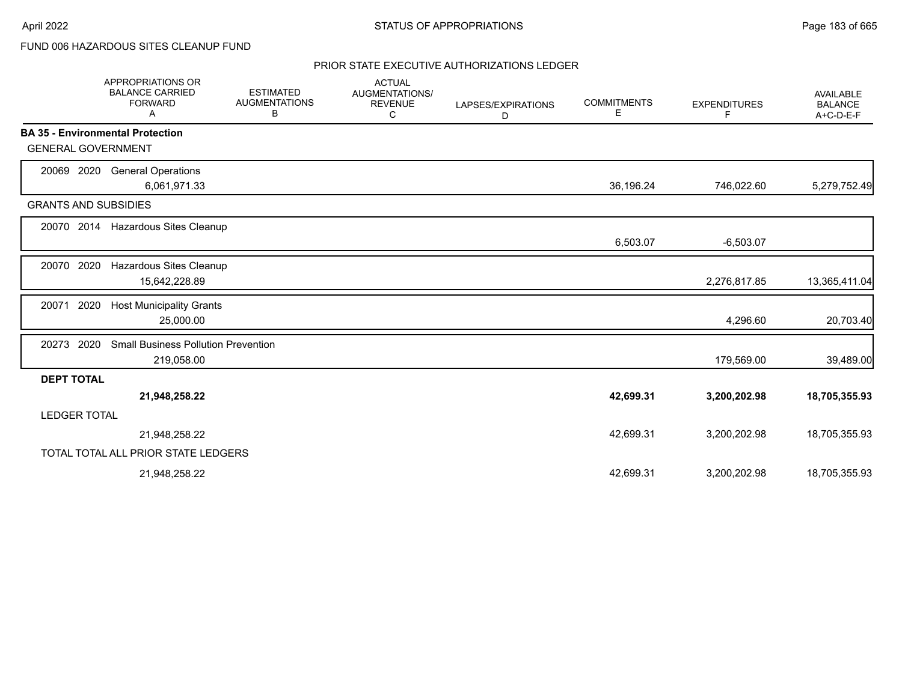FUND 006 HAZARDOUS SITES CLEANUP FUND

PRIOR STATE EXECUTIVE AUTHORIZATIONS LEDGER

| | APPROPRIATIONS OR BALANCE CARRIED FORWARD A | ESTIMATED AUGMENTATIONS B | ACTUAL AUGMENTATIONS/ REVENUE C | LAPSES/EXPIRATIONS D | COMMITMENTS E | EXPENDITURES F | AVAILABLE BALANCE A+C-D-E-F |
|---|---|---|---|---|---|---|---|
| **BA 35 - Environmental Protection** | | | | | | | |
| GENERAL GOVERNMENT | | | | | | | |
| 20069 2020 General Operations | 6,061,971.33 | | | | 36,196.24 | 746,022.60 | 5,279,752.49 |
| GRANTS AND SUBSIDIES | | | | | | | |
| 20070 2014 Hazardous Sites Cleanup | | | | | 6,503.07 | -6,503.07 | |
| 20070 2020 Hazardous Sites Cleanup | 15,642,228.89 | | | | | 2,276,817.85 | 13,365,411.04 |
| 20071 2020 Host Municipality Grants | 25,000.00 | | | | | 4,296.60 | 20,703.40 |
| 20273 2020 Small Business Pollution Prevention | 219,058.00 | | | | | 179,569.00 | 39,489.00 |
| **DEPT TOTAL** | **21,948,258.22** | | | | **42,699.31** | **3,200,202.98** | **18,705,355.93** |
| LEDGER TOTAL | 21,948,258.22 | | | | 42,699.31 | 3,200,202.98 | 18,705,355.93 |
| TOTAL TOTAL ALL PRIOR STATE LEDGERS | 21,948,258.22 | | | | 42,699.31 | 3,200,202.98 | 18,705,355.93 |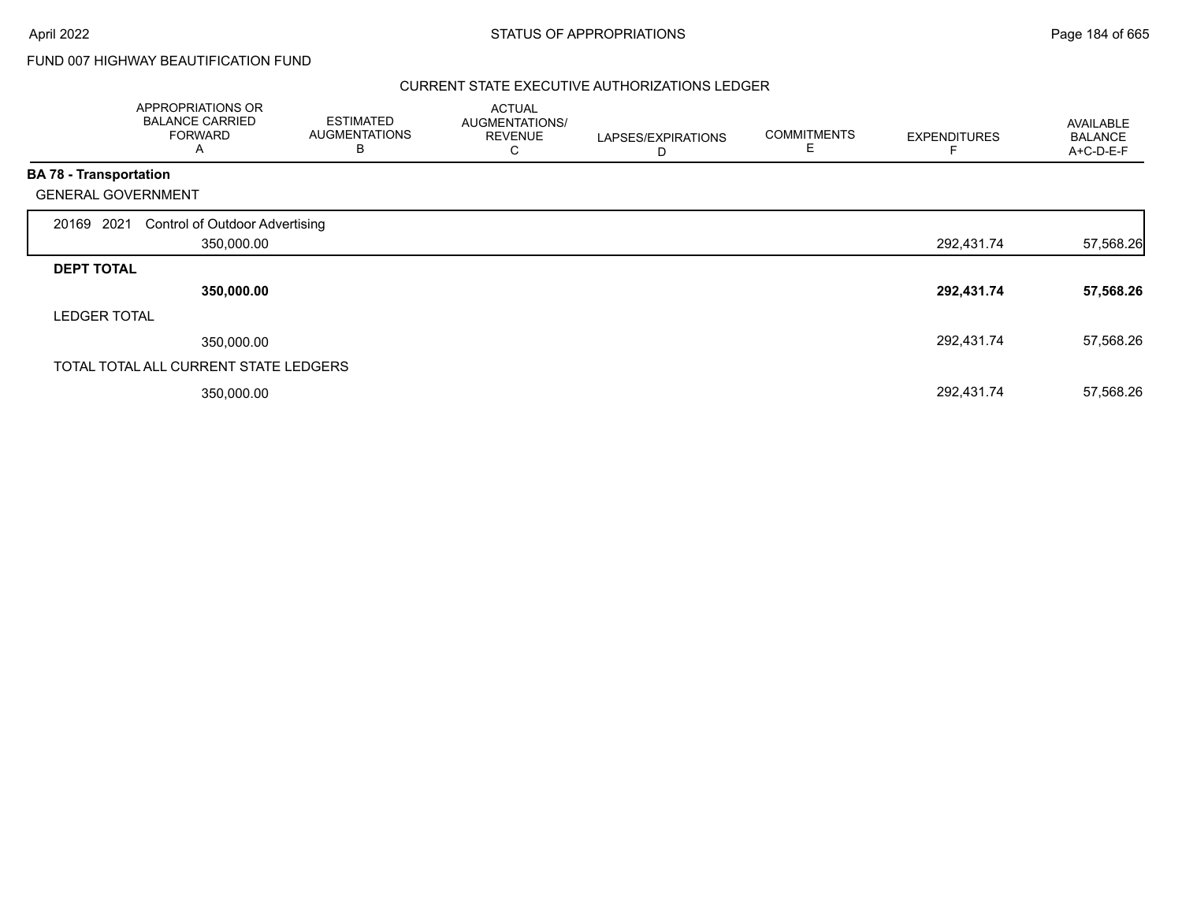FUND 007 HIGHWAY BEAUTIFICATION FUND

## CURRENT STATE EXECUTIVE AUTHORIZATIONS LEDGER

| | APPROPRIATIONS OR BALANCE CARRIED FORWARD A | ESTIMATED AUGMENTATIONS B | ACTUAL AUGMENTATIONS/ REVENUE C | LAPSES/EXPIRATIONS D | COMMITMENTS E | EXPENDITURES F | AVAILABLE BALANCE A+C-D-E-F |
|---|---|---|---|---|---|---|---|
| **BA 78 - Transportation** | | | | | | | |
| GENERAL GOVERNMENT | | | | | | | |
| 20169 2021 Control of Outdoor Advertising | | | | | | | |
| | 350,000.00 | | | | | 292,431.74 | 57,568.26 |
| **DEPT TOTAL** | | | | | | | |
| | **350,000.00** | | | | | **292,431.74** | **57,568.26** |
| LEDGER TOTAL | | | | | | | |
| | 350,000.00 | | | | | 292,431.74 | 57,568.26 |
| TOTAL TOTAL ALL CURRENT STATE LEDGERS | | | | | | | |
| | 350,000.00 | | | | | 292,431.74 | 57,568.26 |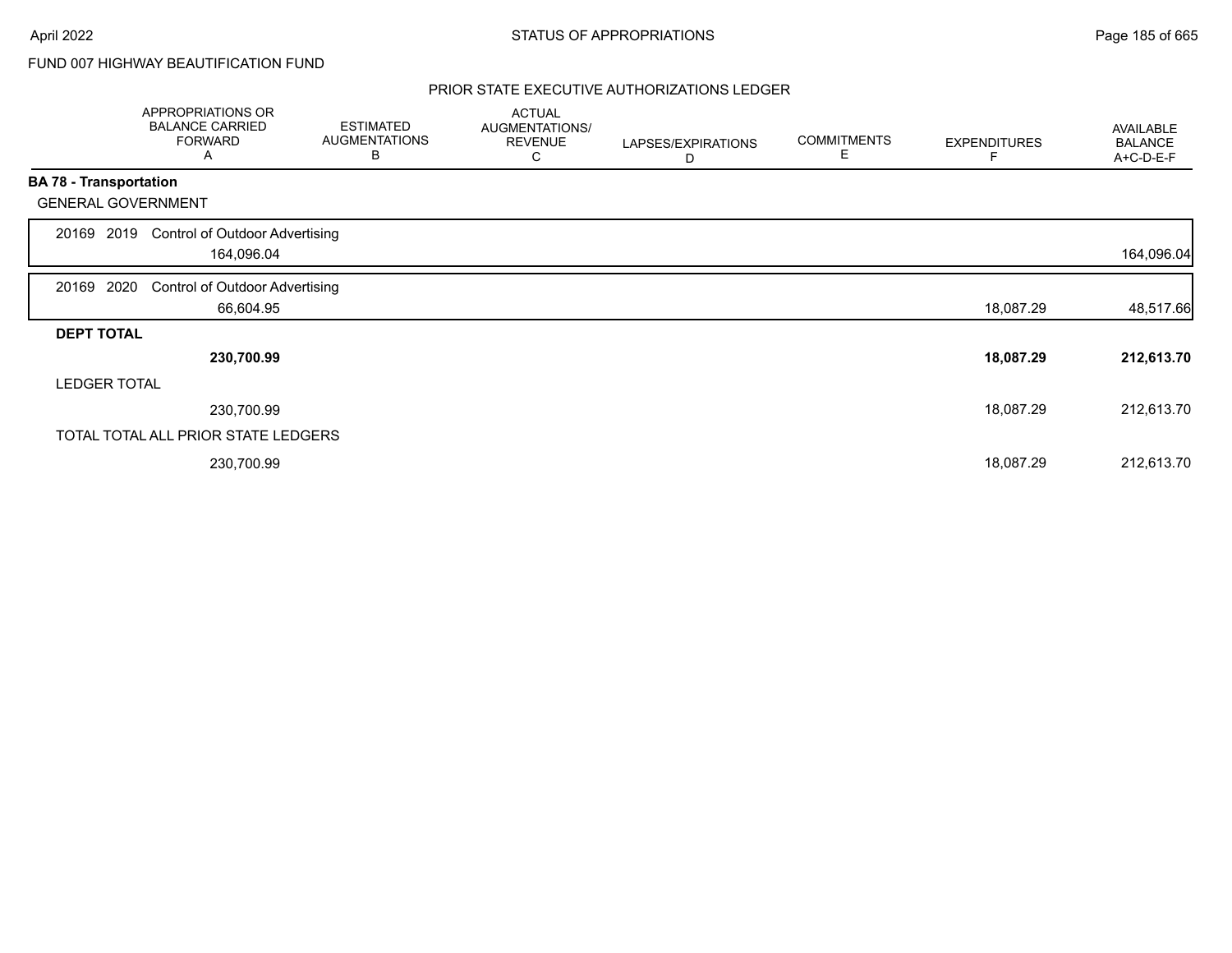FUND 007 HIGHWAY BEAUTIFICATION FUND

## PRIOR STATE EXECUTIVE AUTHORIZATIONS LEDGER

| | APPROPRIATIONS OR BALANCE CARRIED FORWARD A | ESTIMATED AUGMENTATIONS B | ACTUAL AUGMENTATIONS/ REVENUE C | LAPSES/EXPIRATIONS D | COMMITMENTS E | EXPENDITURES F | AVAILABLE BALANCE A+C-D-E-F |
|---|---|---|---|---|---|---|---|
| **BA 78 - Transportation** | | | | | | | |
| GENERAL GOVERNMENT | | | | | | | |
| 20169 2019 Control of Outdoor Advertising | 164,096.04 | | | | | | 164,096.04 |
| 20169 2020 Control of Outdoor Advertising | 66,604.95 | | | | | 18,087.29 | 48,517.66 |
| **DEPT TOTAL** | **230,700.99** | | | | | **18,087.29** | **212,613.70** |
| LEDGER TOTAL | 230,700.99 | | | | | 18,087.29 | 212,613.70 |
| TOTAL TOTAL ALL PRIOR STATE LEDGERS | 230,700.99 | | | | | 18,087.29 | 212,613.70 |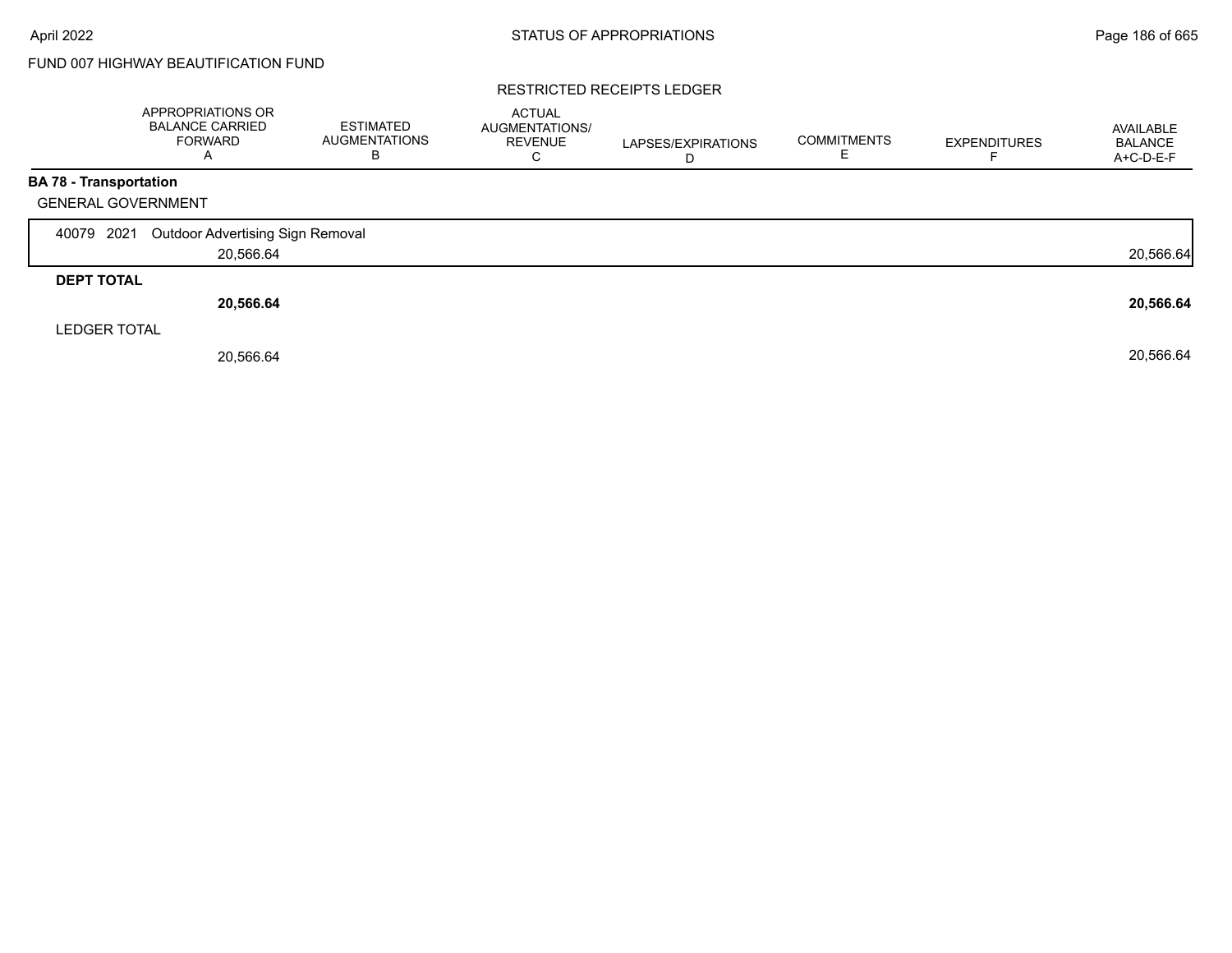FUND 007 HIGHWAY BEAUTIFICATION FUND

RESTRICTED RECEIPTS LEDGER

| | APPROPRIATIONS OR BALANCE CARRIED FORWARD A | ESTIMATED AUGMENTATIONS B | ACTUAL AUGMENTATIONS/ REVENUE C | LAPSES/EXPIRATIONS D | COMMITMENTS E | EXPENDITURES F | AVAILABLE BALANCE A+C-D-E-F |
|---|---|---|---|---|---|---|---|
| **BA 78 - Transportation** | | | | | | | |
| GENERAL GOVERNMENT | | | | | | | |
| 40079 2021 Outdoor Advertising Sign Removal | | | | | | | |
| | 20,566.64 | | | | | | 20,566.64 |
| **DEPT TOTAL** | | | | | | | |
| | **20,566.64** | | | | | | **20,566.64** |
| LEDGER TOTAL | | | | | | | |
| | 20,566.64 | | | | | | 20,566.64 |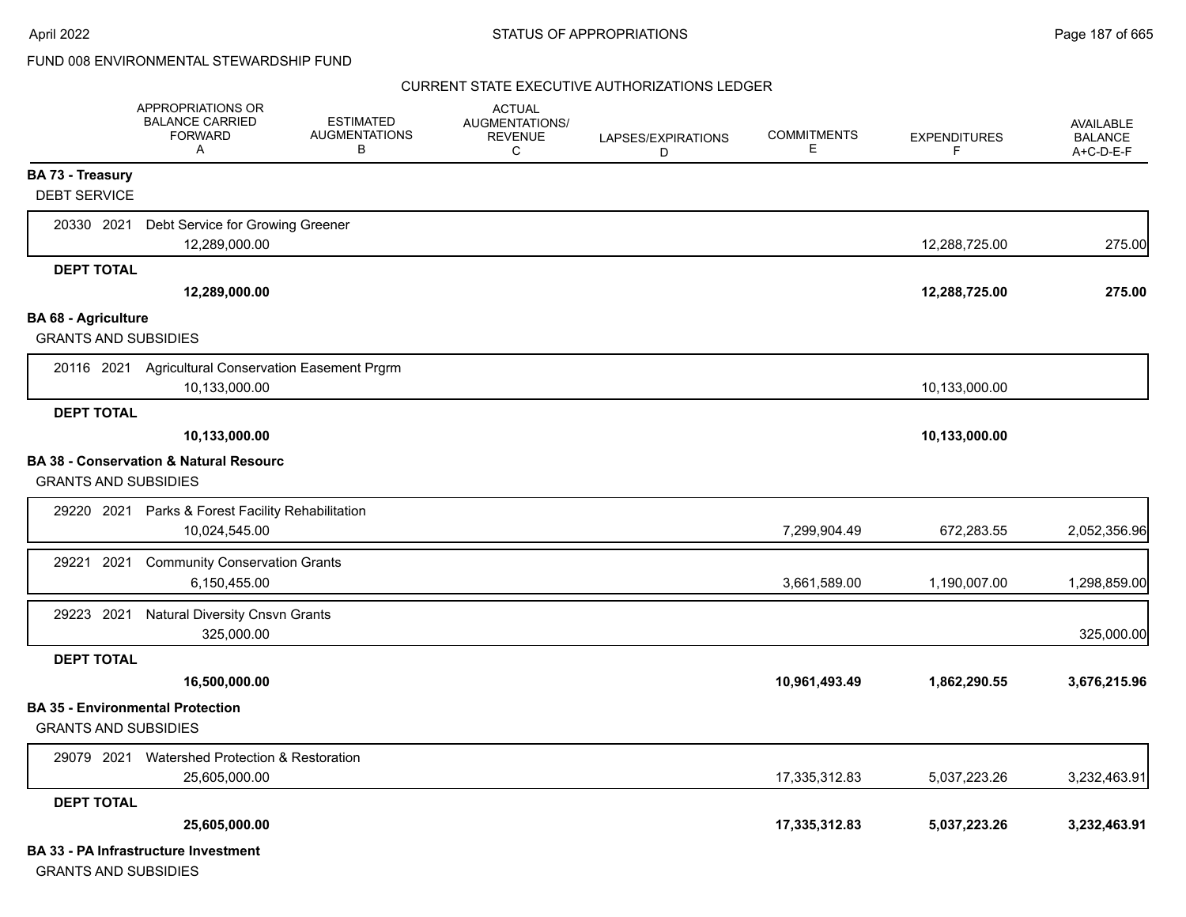FUND 008 ENVIRONMENTAL STEWARDSHIP FUND

CURRENT STATE EXECUTIVE AUTHORIZATIONS LEDGER

| | APPROPRIATIONS OR BALANCE CARRIED FORWARD A | ESTIMATED AUGMENTATIONS B | ACTUAL AUGMENTATIONS/ REVENUE C | LAPSES/EXPIRATIONS D | COMMITMENTS E | EXPENDITURES F | AVAILABLE BALANCE A+C-D-E-F |
|---|---|---|---|---|---|---|---|
| **BA 73 - Treasury** | | | | | | | |
| DEBT SERVICE | | | | | | | |
| 20330 2021 Debt Service for Growing Greener | 12,289,000.00 | | | | | 12,288,725.00 | 275.00 |
| **DEPT TOTAL** | **12,289,000.00** | | | | | **12,288,725.00** | **275.00** |
| **BA 68 - Agriculture** | | | | | | | |
| GRANTS AND SUBSIDIES | | | | | | | |
| 20116 2021 Agricultural Conservation Easement Prgrm | 10,133,000.00 | | | | | 10,133,000.00 | |
| **DEPT TOTAL** | **10,133,000.00** | | | | | **10,133,000.00** | |
| **BA 38 - Conservation & Natural Resourc** | | | | | | | |
| GRANTS AND SUBSIDIES | | | | | | | |
| 29220 2021 Parks & Forest Facility Rehabilitation | 10,024,545.00 | | | | 7,299,904.49 | 672,283.55 | 2,052,356.96 |
| 29221 2021 Community Conservation Grants | 6,150,455.00 | | | | 3,661,589.00 | 1,190,007.00 | 1,298,859.00 |
| 29223 2021 Natural Diversity Cnsvn Grants | 325,000.00 | | | | | | 325,000.00 |
| **DEPT TOTAL** | **16,500,000.00** | | | | **10,961,493.49** | **1,862,290.55** | **3,676,215.96** |
| **BA 35 - Environmental Protection** | | | | | | | |
| GRANTS AND SUBSIDIES | | | | | | | |
| 29079 2021 Watershed Protection & Restoration | 25,605,000.00 | | | | 17,335,312.83 | 5,037,223.26 | 3,232,463.91 |
| **DEPT TOTAL** | **25,605,000.00** | | | | **17,335,312.83** | **5,037,223.26** | **3,232,463.91** |
| **BA 33 - PA Infrastructure Investment** | | | | | | | |
| GRANTS AND SUBSIDIES | | | | | | | |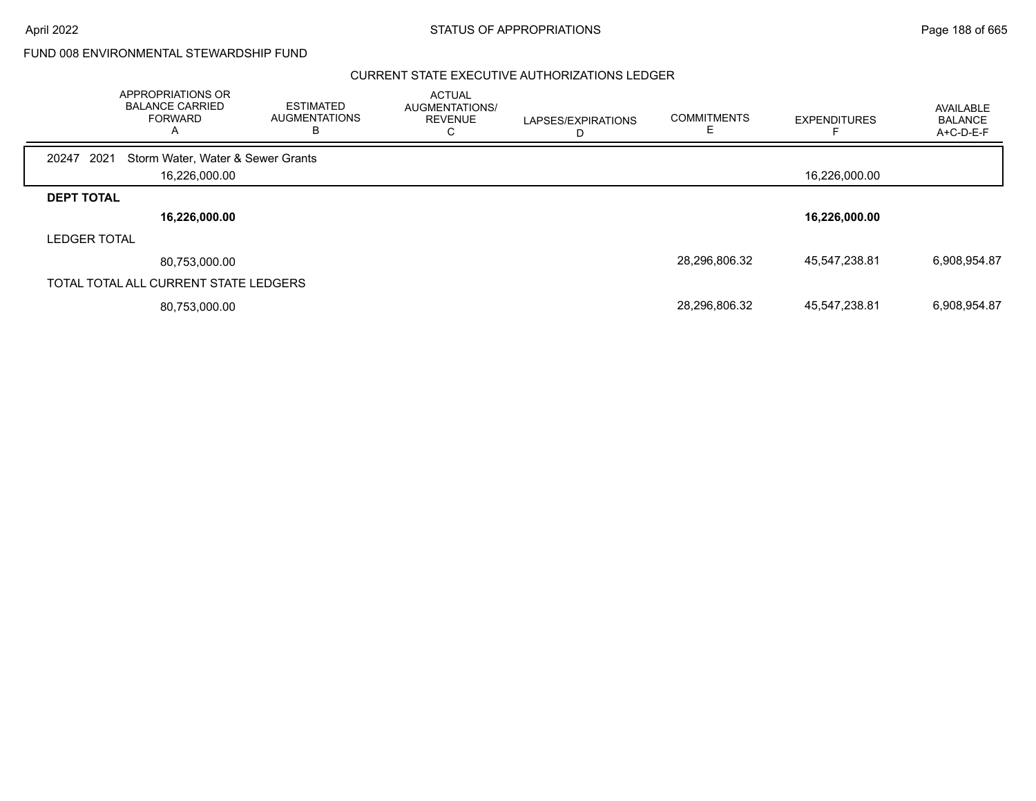FUND 008 ENVIRONMENTAL STEWARDSHIP FUND

## CURRENT STATE EXECUTIVE AUTHORIZATIONS LEDGER

| | APPROPRIATIONS OR BALANCE CARRIED FORWARD A | ESTIMATED AUGMENTATIONS B | ACTUAL AUGMENTATIONS/ REVENUE C | LAPSES/EXPIRATIONS D | COMMITMENTS E | EXPENDITURES F | AVAILABLE BALANCE A+C-D-E-F |
|---|---|---|---|---|---|---|---|
| 20247 2021 Storm Water, Water & Sewer Grants | | | | | | | |
| | 16,226,000.00 | | | | | 16,226,000.00 | |
| **DEPT TOTAL** | | | | | | | |
| | **16,226,000.00** | | | | | **16,226,000.00** | |
| LEDGER TOTAL | | | | | | | |
| | 80,753,000.00 | | | | 28,296,806.32 | 45,547,238.81 | 6,908,954.87 |
| TOTAL TOTAL ALL CURRENT STATE LEDGERS | | | | | | | |
| | 80,753,000.00 | | | | 28,296,806.32 | 45,547,238.81 | 6,908,954.87 |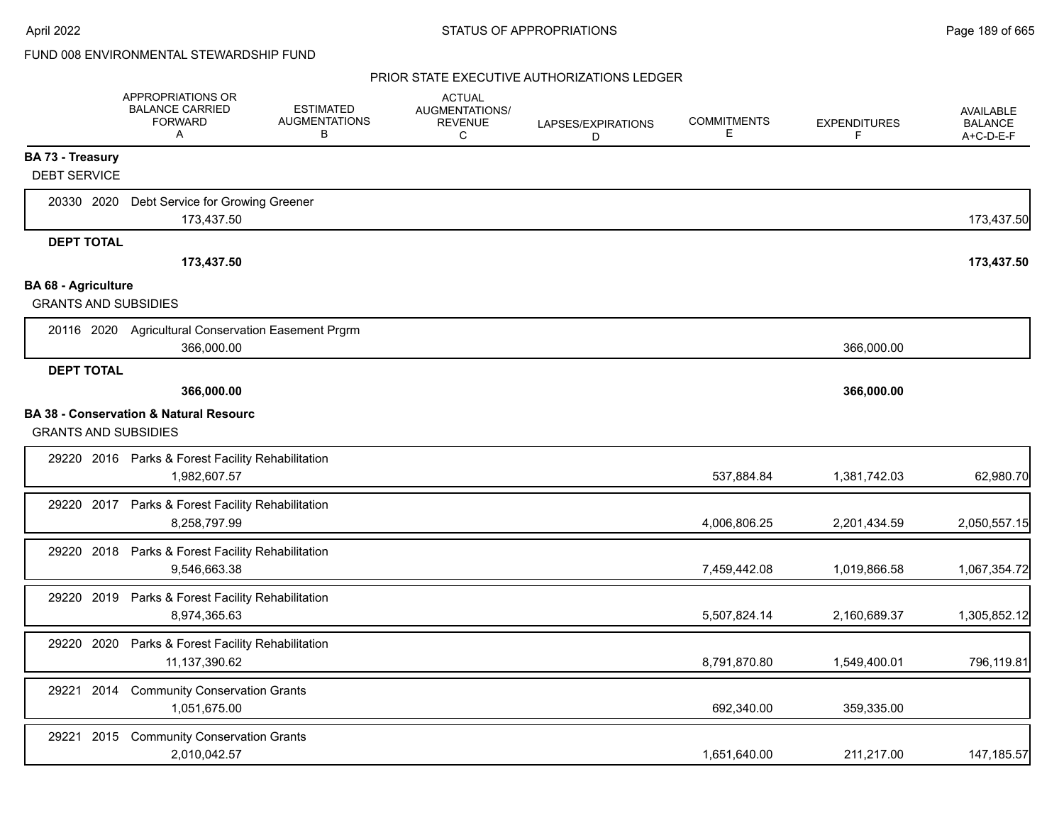FUND 008 ENVIRONMENTAL STEWARDSHIP FUND

PRIOR STATE EXECUTIVE AUTHORIZATIONS LEDGER

| | APPROPRIATIONS OR BALANCE CARRIED FORWARD A | ESTIMATED AUGMENTATIONS B | ACTUAL AUGMENTATIONS/ REVENUE C | LAPSES/EXPIRATIONS D | COMMITMENTS E | EXPENDITURES F | AVAILABLE BALANCE A+C-D-E-F |
|---|---|---|---|---|---|---|---|
| **BA 73 - Treasury** | | | | | | | |
| DEBT SERVICE | | | | | | | |
| 20330 2020 Debt Service for Growing Greener | 173,437.50 | | | | | | 173,437.50 |
| **DEPT TOTAL** | **173,437.50** | | | | | | **173,437.50** |
| **BA 68 - Agriculture** | | | | | | | |
| GRANTS AND SUBSIDIES | | | | | | | |
| 20116 2020 Agricultural Conservation Easement Prgrm | 366,000.00 | | | | | 366,000.00 | |
| **DEPT TOTAL** | **366,000.00** | | | | | **366,000.00** | |
| **BA 38 - Conservation & Natural Resourc** | | | | | | | |
| GRANTS AND SUBSIDIES | | | | | | | |
| 29220 2016 Parks & Forest Facility Rehabilitation | 1,982,607.57 | | | | 537,884.84 | 1,381,742.03 | 62,980.70 |
| 29220 2017 Parks & Forest Facility Rehabilitation | 8,258,797.99 | | | | 4,006,806.25 | 2,201,434.59 | 2,050,557.15 |
| 29220 2018 Parks & Forest Facility Rehabilitation | 9,546,663.38 | | | | 7,459,442.08 | 1,019,866.58 | 1,067,354.72 |
| 29220 2019 Parks & Forest Facility Rehabilitation | 8,974,365.63 | | | | 5,507,824.14 | 2,160,689.37 | 1,305,852.12 |
| 29220 2020 Parks & Forest Facility Rehabilitation | 11,137,390.62 | | | | 8,791,870.80 | 1,549,400.01 | 796,119.81 |
| 29221 2014 Community Conservation Grants | 1,051,675.00 | | | | 692,340.00 | 359,335.00 | |
| 29221 2015 Community Conservation Grants | 2,010,042.57 | | | | 1,651,640.00 | 211,217.00 | 147,185.57 |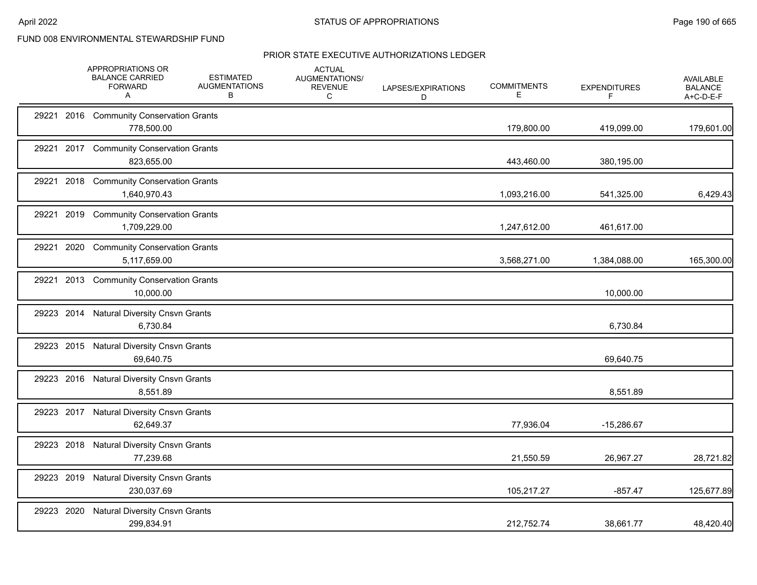FUND 008 ENVIRONMENTAL STEWARDSHIP FUND

## PRIOR STATE EXECUTIVE AUTHORIZATIONS LEDGER

| | APPROPRIATIONS OR BALANCE CARRIED FORWARD A | ESTIMATED AUGMENTATIONS B | ACTUAL AUGMENTATIONS/ REVENUE C | LAPSES/EXPIRATIONS D | COMMITMENTS E | EXPENDITURES F | AVAILABLE BALANCE A+C-D-E-F |
|---|---|---|---|---|---|---|---|
| 29221 2016 Community Conservation Grants | 778,500.00 | | | | 179,800.00 | 419,099.00 | 179,601.00 |
| 29221 2017 Community Conservation Grants | 823,655.00 | | | | 443,460.00 | 380,195.00 | |
| 29221 2018 Community Conservation Grants | 1,640,970.43 | | | | 1,093,216.00 | 541,325.00 | 6,429.43 |
| 29221 2019 Community Conservation Grants | 1,709,229.00 | | | | 1,247,612.00 | 461,617.00 | |
| 29221 2020 Community Conservation Grants | 5,117,659.00 | | | | 3,568,271.00 | 1,384,088.00 | 165,300.00 |
| 29221 2013 Community Conservation Grants | 10,000.00 | | | | | 10,000.00 | |
| 29223 2014 Natural Diversity Cnsvn Grants | 6,730.84 | | | | | 6,730.84 | |
| 29223 2015 Natural Diversity Cnsvn Grants | 69,640.75 | | | | | 69,640.75 | |
| 29223 2016 Natural Diversity Cnsvn Grants | 8,551.89 | | | | | 8,551.89 | |
| 29223 2017 Natural Diversity Cnsvn Grants | 62,649.37 | | | | 77,936.04 | -15,286.67 | |
| 29223 2018 Natural Diversity Cnsvn Grants | 77,239.68 | | | | 21,550.59 | 26,967.27 | 28,721.82 |
| 29223 2019 Natural Diversity Cnsvn Grants | 230,037.69 | | | | 105,217.27 | -857.47 | 125,677.89 |
| 29223 2020 Natural Diversity Cnsvn Grants | 299,834.91 | | | | 212,752.74 | 38,661.77 | 48,420.40 |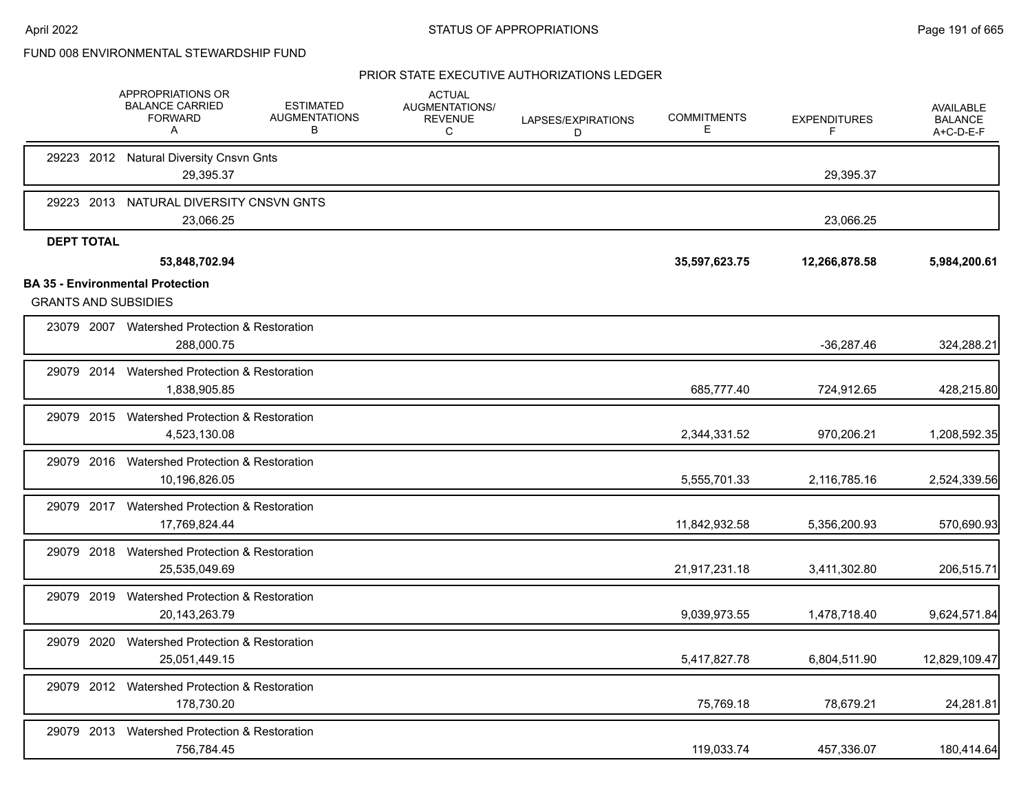FUND 008 ENVIRONMENTAL STEWARDSHIP FUND

PRIOR STATE EXECUTIVE AUTHORIZATIONS LEDGER

| | APPROPRIATIONS OR BALANCE CARRIED FORWARD A | ESTIMATED AUGMENTATIONS B | ACTUAL AUGMENTATIONS/ REVENUE C | LAPSES/EXPIRATIONS D | COMMITMENTS E | EXPENDITURES F | AVAILABLE BALANCE A+C-D-E-F |
|---|---|---|---|---|---|---|---|
| 29223 2012 Natural Diversity Cnsvn Gnts | 29,395.37 | | | | | 29,395.37 | |
| 29223 2013 NATURAL DIVERSITY CNSVN GNTS | 23,066.25 | | | | | 23,066.25 | |
| **DEPT TOTAL** | **53,848,702.94** | | | | **35,597,623.75** | **12,266,878.58** | **5,984,200.61** |

**BA 35 - Environmental Protection**

GRANTS AND SUBSIDIES

| | APPROPRIATIONS OR BALANCE CARRIED FORWARD A | ESTIMATED AUGMENTATIONS B | ACTUAL AUGMENTATIONS/ REVENUE C | LAPSES/EXPIRATIONS D | COMMITMENTS E | EXPENDITURES F | AVAILABLE BALANCE A+C-D-E-F |
|---|---|---|---|---|---|---|---|
| 23079 2007 Watershed Protection & Restoration | 288,000.75 | | | | | -36,287.46 | 324,288.21 |
| 29079 2014 Watershed Protection & Restoration | 1,838,905.85 | | | | 685,777.40 | 724,912.65 | 428,215.80 |
| 29079 2015 Watershed Protection & Restoration | 4,523,130.08 | | | | 2,344,331.52 | 970,206.21 | 1,208,592.35 |
| 29079 2016 Watershed Protection & Restoration | 10,196,826.05 | | | | 5,555,701.33 | 2,116,785.16 | 2,524,339.56 |
| 29079 2017 Watershed Protection & Restoration | 17,769,824.44 | | | | 11,842,932.58 | 5,356,200.93 | 570,690.93 |
| 29079 2018 Watershed Protection & Restoration | 25,535,049.69 | | | | 21,917,231.18 | 3,411,302.80 | 206,515.71 |
| 29079 2019 Watershed Protection & Restoration | 20,143,263.79 | | | | 9,039,973.55 | 1,478,718.40 | 9,624,571.84 |
| 29079 2020 Watershed Protection & Restoration | 25,051,449.15 | | | | 5,417,827.78 | 6,804,511.90 | 12,829,109.47 |
| 29079 2012 Watershed Protection & Restoration | 178,730.20 | | | | 75,769.18 | 78,679.21 | 24,281.81 |
| 29079 2013 Watershed Protection & Restoration | 756,784.45 | | | | 119,033.74 | 457,336.07 | 180,414.64 |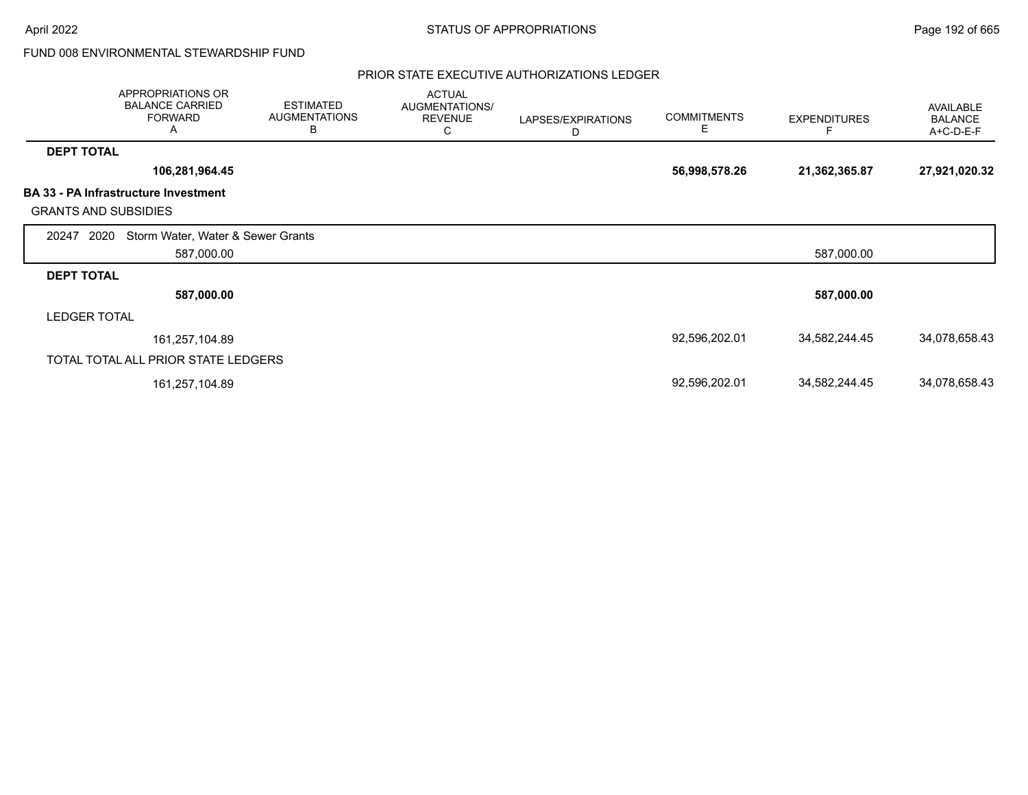FUND 008 ENVIRONMENTAL STEWARDSHIP FUND

PRIOR STATE EXECUTIVE AUTHORIZATIONS LEDGER

| | APPROPRIATIONS OR BALANCE CARRIED FORWARD A | ESTIMATED AUGMENTATIONS B | ACTUAL AUGMENTATIONS/ REVENUE C | LAPSES/EXPIRATIONS D | COMMITMENTS E | EXPENDITURES F | AVAILABLE BALANCE A+C-D-E-F |
|---|---|---|---|---|---|---|---|
| **DEPT TOTAL** | **106,281,964.45** | | | | **56,998,578.26** | **21,362,365.87** | **27,921,020.32** |
| **BA 33 - PA Infrastructure Investment** | | | | | | | |
| GRANTS AND SUBSIDIES | | | | | | | |
| 20247 2020 Storm Water, Water & Sewer Grants | 587,000.00 | | | | | 587,000.00 | |
| **DEPT TOTAL** | **587,000.00** | | | | | **587,000.00** | |
| LEDGER TOTAL | 161,257,104.89 | | | | 92,596,202.01 | 34,582,244.45 | 34,078,658.43 |
| TOTAL TOTAL ALL PRIOR STATE LEDGERS | 161,257,104.89 | | | | 92,596,202.01 | 34,582,244.45 | 34,078,658.43 |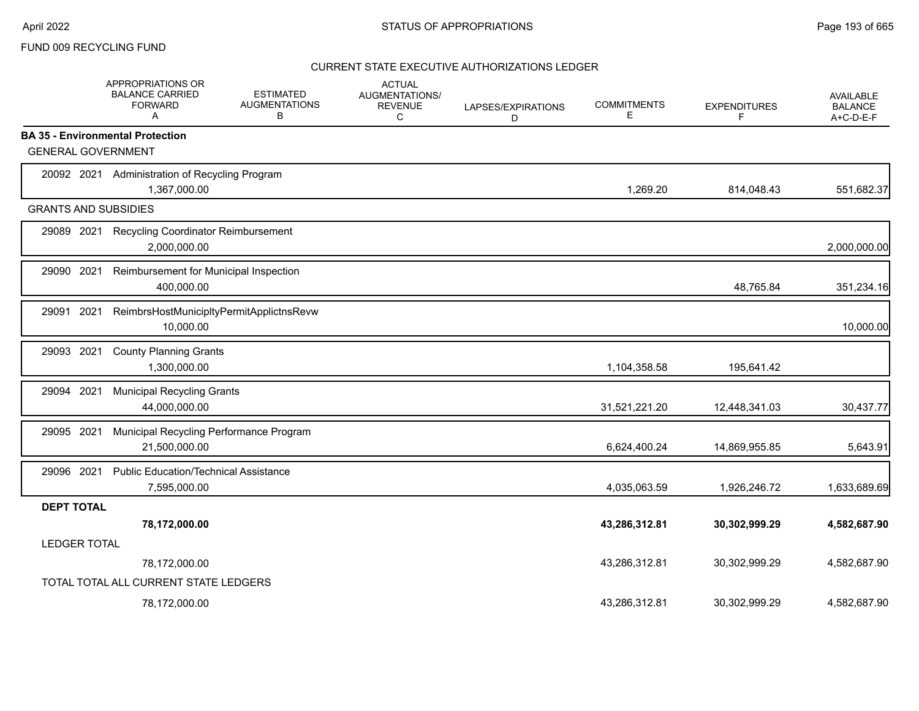FUND 009 RECYCLING FUND

CURRENT STATE EXECUTIVE AUTHORIZATIONS LEDGER

| | APPROPRIATIONS OR BALANCE CARRIED FORWARD A | ESTIMATED AUGMENTATIONS B | ACTUAL AUGMENTATIONS/ REVENUE C | LAPSES/EXPIRATIONS D | COMMITMENTS E | EXPENDITURES F | AVAILABLE BALANCE A+C-D-E-F |
|---|---|---|---|---|---|---|---|
| **BA 35 - Environmental Protection** | | | | | | | |
| GENERAL GOVERNMENT | | | | | | | |
| 20092 2021 Administration of Recycling Program | 1,367,000.00 | | | | 1,269.20 | 814,048.43 | 551,682.37 |
| GRANTS AND SUBSIDIES | | | | | | | |
| 29089 2021 Recycling Coordinator Reimbursement | 2,000,000.00 | | | | | | 2,000,000.00 |
| 29090 2021 Reimbursement for Municipal Inspection | 400,000.00 | | | | | 48,765.84 | 351,234.16 |
| 29091 2021 ReimbrsHostMunicipltyPermitApplictnsRevw | 10,000.00 | | | | | | 10,000.00 |
| 29093 2021 County Planning Grants | 1,300,000.00 | | | | 1,104,358.58 | 195,641.42 | |
| 29094 2021 Municipal Recycling Grants | 44,000,000.00 | | | | 31,521,221.20 | 12,448,341.03 | 30,437.77 |
| 29095 2021 Municipal Recycling Performance Program | 21,500,000.00 | | | | 6,624,400.24 | 14,869,955.85 | 5,643.91 |
| 29096 2021 Public Education/Technical Assistance | 7,595,000.00 | | | | 4,035,063.59 | 1,926,246.72 | 1,633,689.69 |
| **DEPT TOTAL** | **78,172,000.00** | | | | **43,286,312.81** | **30,302,999.29** | **4,582,687.90** |
| LEDGER TOTAL | 78,172,000.00 | | | | 43,286,312.81 | 30,302,999.29 | 4,582,687.90 |
| TOTAL TOTAL ALL CURRENT STATE LEDGERS | 78,172,000.00 | | | | 43,286,312.81 | 30,302,999.29 | 4,582,687.90 |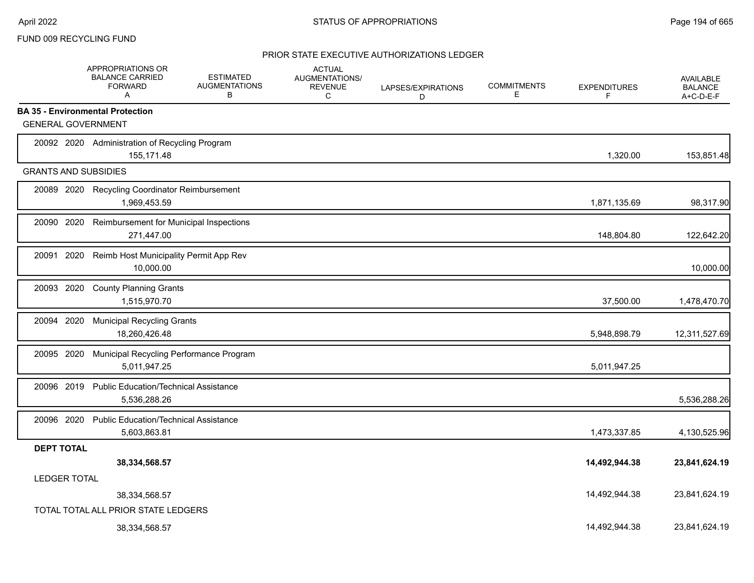FUND 009 RECYCLING FUND

## PRIOR STATE EXECUTIVE AUTHORIZATIONS LEDGER

| | APPROPRIATIONS OR BALANCE CARRIED FORWARD A | ESTIMATED AUGMENTATIONS B | ACTUAL AUGMENTATIONS/ REVENUE C | LAPSES/EXPIRATIONS D | COMMITMENTS E | EXPENDITURES F | AVAILABLE BALANCE A+C-D-E-F |
|---|---|---|---|---|---|---|---|
| **BA 35 - Environmental Protection** | | | | | | | |
| GENERAL GOVERNMENT | | | | | | | |
| 20092 2020 Administration of Recycling Program | 155,171.48 | | | | | 1,320.00 | 153,851.48 |
| GRANTS AND SUBSIDIES | | | | | | | |
| 20089 2020 Recycling Coordinator Reimbursement | 1,969,453.59 | | | | | 1,871,135.69 | 98,317.90 |
| 20090 2020 Reimbursement for Municipal Inspections | 271,447.00 | | | | | 148,804.80 | 122,642.20 |
| 20091 2020 Reimb Host Municipality Permit App Rev | 10,000.00 | | | | | | 10,000.00 |
| 20093 2020 County Planning Grants | 1,515,970.70 | | | | | 37,500.00 | 1,478,470.70 |
| 20094 2020 Municipal Recycling Grants | 18,260,426.48 | | | | | 5,948,898.79 | 12,311,527.69 |
| 20095 2020 Municipal Recycling Performance Program | 5,011,947.25 | | | | | 5,011,947.25 | |
| 20096 2019 Public Education/Technical Assistance | 5,536,288.26 | | | | | | 5,536,288.26 |
| 20096 2020 Public Education/Technical Assistance | 5,603,863.81 | | | | | 1,473,337.85 | 4,130,525.96 |
| **DEPT TOTAL** | **38,334,568.57** | | | | | **14,492,944.38** | **23,841,624.19** |
| LEDGER TOTAL | 38,334,568.57 | | | | | 14,492,944.38 | 23,841,624.19 |
| TOTAL TOTAL ALL PRIOR STATE LEDGERS | 38,334,568.57 | | | | | 14,492,944.38 | 23,841,624.19 |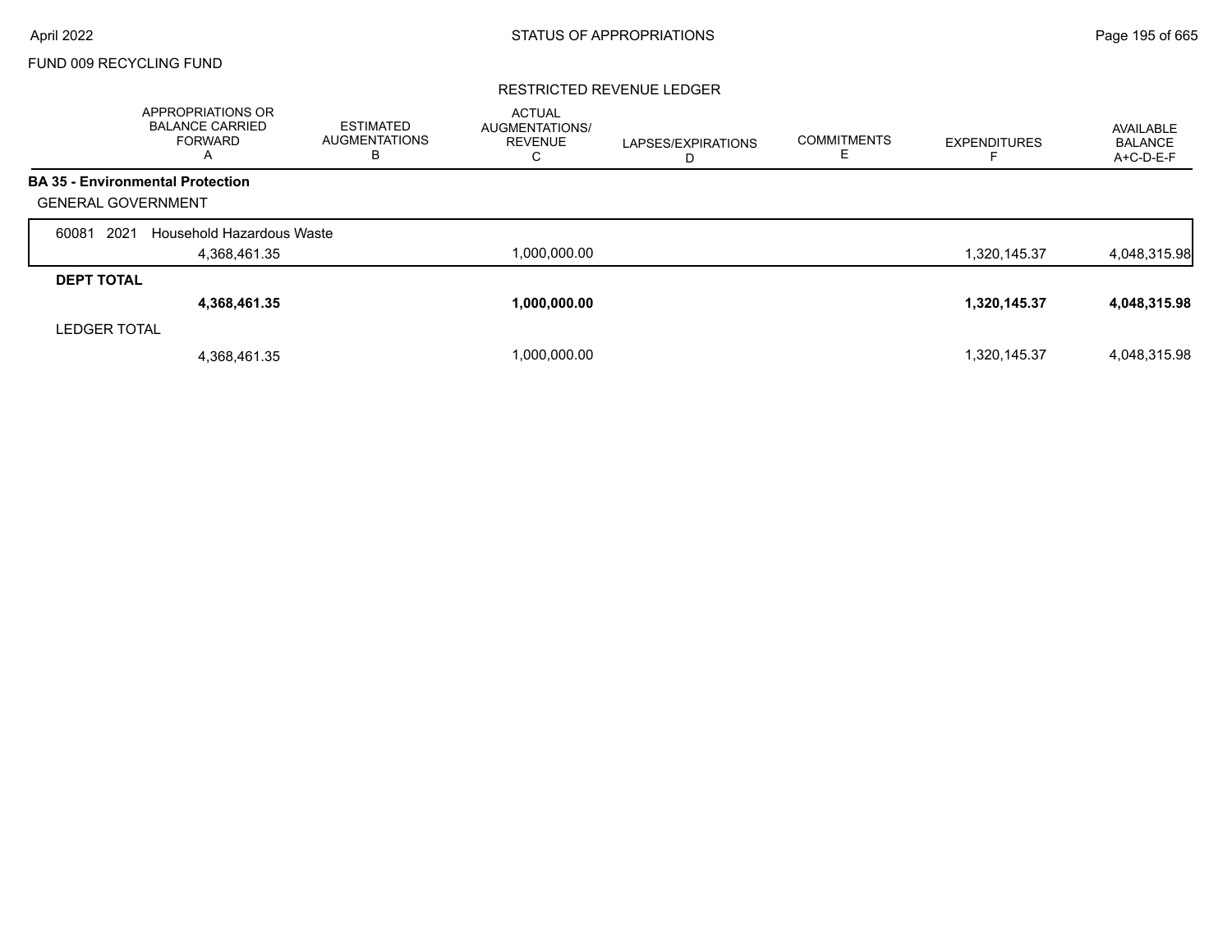FUND 009 RECYCLING FUND

RESTRICTED REVENUE LEDGER

| | APPROPRIATIONS OR BALANCE CARRIED FORWARD A | ESTIMATED AUGMENTATIONS B | ACTUAL AUGMENTATIONS/ REVENUE C | LAPSES/EXPIRATIONS D | COMMITMENTS E | EXPENDITURES F | AVAILABLE BALANCE A+C-D-E-F |
|---|---|---|---|---|---|---|---|
| **BA 35 - Environmental Protection** | | | | | | | |
| GENERAL GOVERNMENT | | | | | | | |
| 60081 2021 Household Hazardous Waste | 4,368,461.35 | | 1,000,000.00 | | | 1,320,145.37 | 4,048,315.98 |
| **DEPT TOTAL** | **4,368,461.35** | | **1,000,000.00** | | | **1,320,145.37** | **4,048,315.98** |
| LEDGER TOTAL | 4,368,461.35 | | 1,000,000.00 | | | 1,320,145.37 | 4,048,315.98 |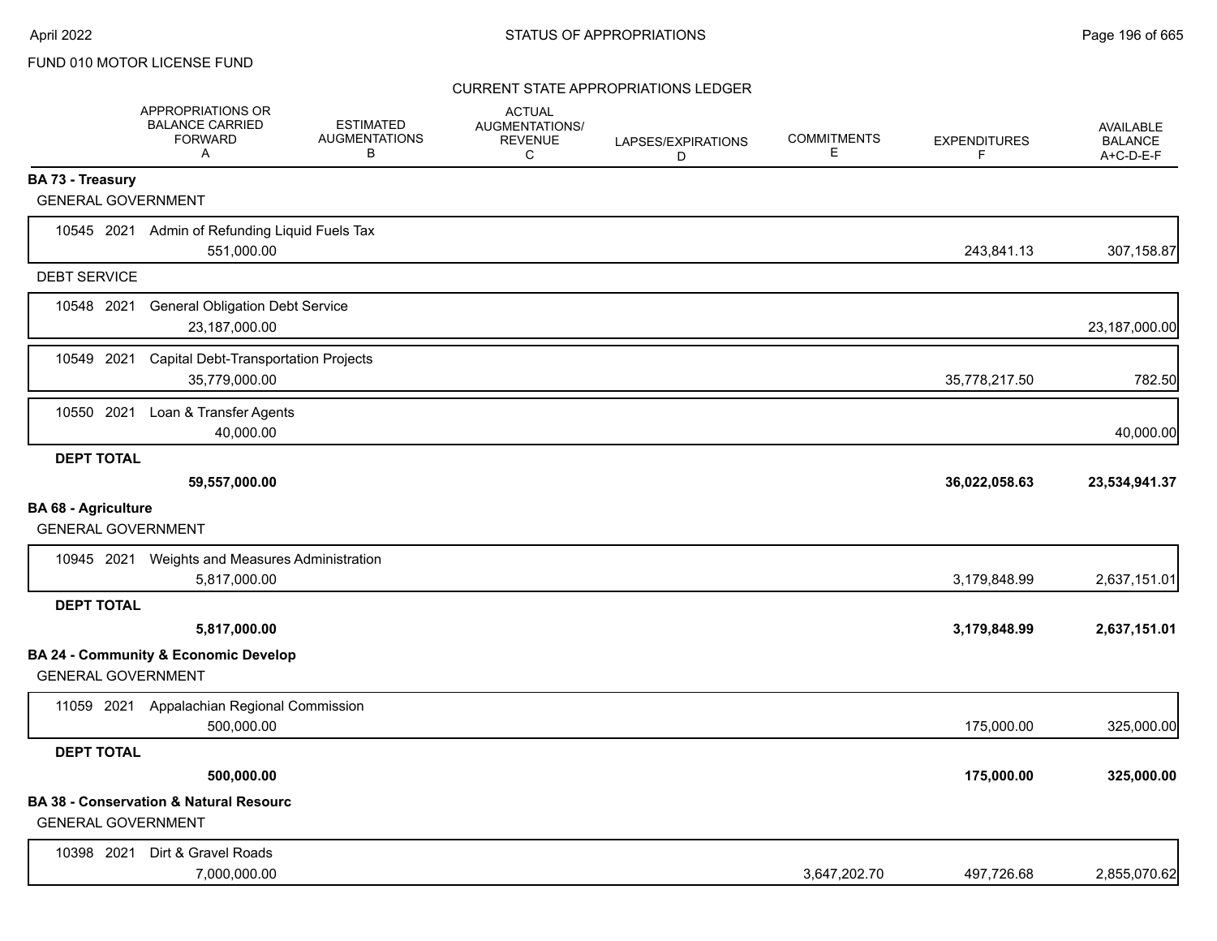FUND 010 MOTOR LICENSE FUND

CURRENT STATE APPROPRIATIONS LEDGER

| | APPROPRIATIONS OR BALANCE CARRIED FORWARD A | ESTIMATED AUGMENTATIONS B | ACTUAL AUGMENTATIONS/ REVENUE C | LAPSES/EXPIRATIONS D | COMMITMENTS E | EXPENDITURES F | AVAILABLE BALANCE A+C-D-E-F |
|---|---|---|---|---|---|---|---|
| **BA 73 - Treasury** | | | | | | | |
| GENERAL GOVERNMENT | | | | | | | |
| 10545 2021 Admin of Refunding Liquid Fuels Tax | 551,000.00 | | | | | 243,841.13 | 307,158.87 |
| DEBT SERVICE | | | | | | | |
| 10548 2021 General Obligation Debt Service | 23,187,000.00 | | | | | | 23,187,000.00 |
| 10549 2021 Capital Debt-Transportation Projects | 35,779,000.00 | | | | | 35,778,217.50 | 782.50 |
| 10550 2021 Loan & Transfer Agents | 40,000.00 | | | | | | 40,000.00 |
| **DEPT TOTAL** | **59,557,000.00** | | | | | **36,022,058.63** | **23,534,941.37** |
| **BA 68 - Agriculture** | | | | | | | |
| GENERAL GOVERNMENT | | | | | | | |
| 10945 2021 Weights and Measures Administration | 5,817,000.00 | | | | | 3,179,848.99 | 2,637,151.01 |
| **DEPT TOTAL** | **5,817,000.00** | | | | | **3,179,848.99** | **2,637,151.01** |
| **BA 24 - Community & Economic Develop** | | | | | | | |
| GENERAL GOVERNMENT | | | | | | | |
| 11059 2021 Appalachian Regional Commission | 500,000.00 | | | | | 175,000.00 | 325,000.00 |
| **DEPT TOTAL** | **500,000.00** | | | | | **175,000.00** | **325,000.00** |
| **BA 38 - Conservation & Natural Resourc** | | | | | | | |
| GENERAL GOVERNMENT | | | | | | | |
| 10398 2021 Dirt & Gravel Roads | 7,000,000.00 | | | | 3,647,202.70 | 497,726.68 | 2,855,070.62 |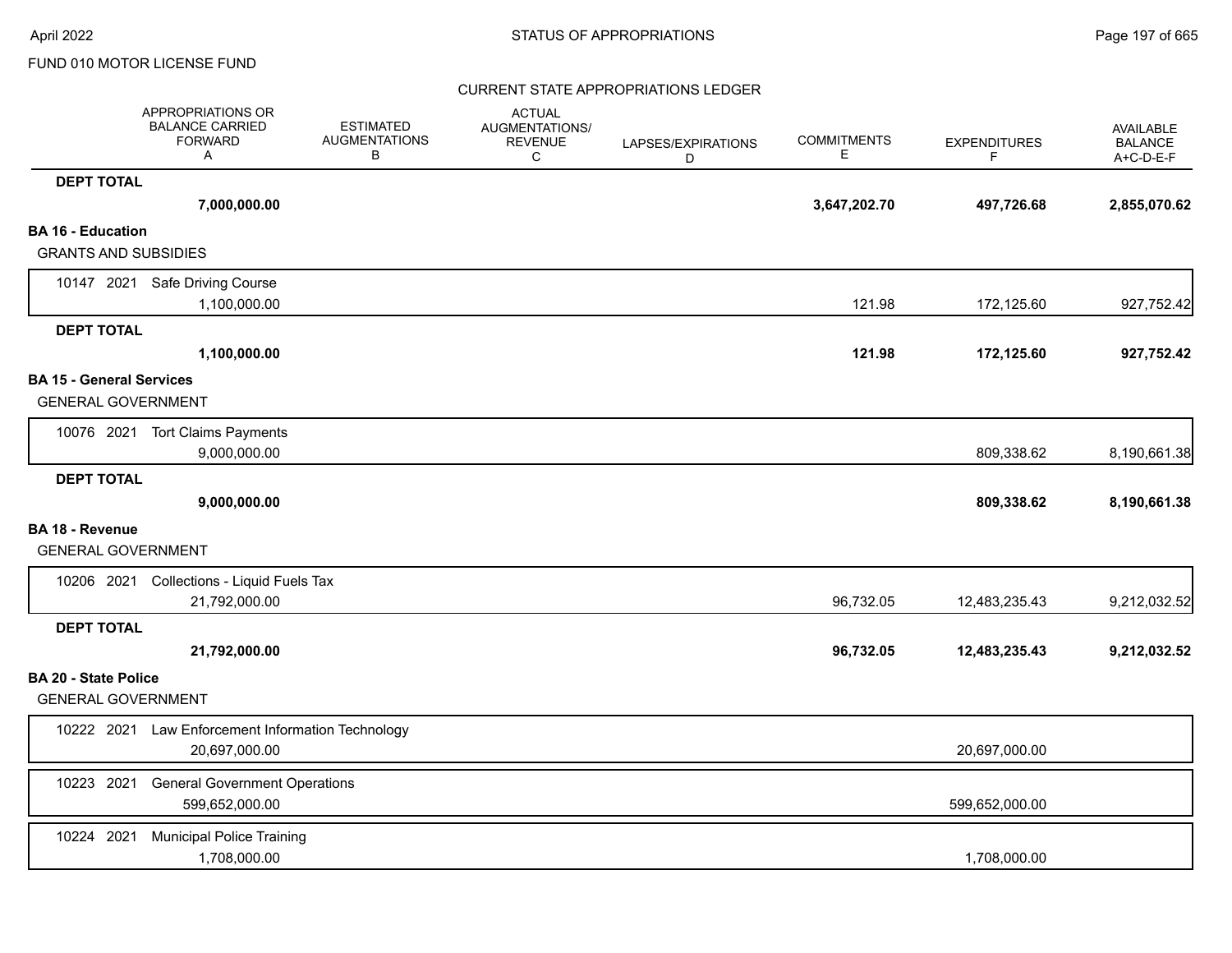FUND 010 MOTOR LICENSE FUND

CURRENT STATE APPROPRIATIONS LEDGER

| | APPROPRIATIONS OR BALANCE CARRIED FORWARD A | ESTIMATED AUGMENTATIONS B | ACTUAL AUGMENTATIONS/ REVENUE C | LAPSES/EXPIRATIONS D | COMMITMENTS E | EXPENDITURES F | AVAILABLE BALANCE A+C-D-E-F |
|---|---|---|---|---|---|---|---|
| **DEPT TOTAL** | **7,000,000.00** | | | | **3,647,202.70** | **497,726.68** | **2,855,070.62** |
| **BA 16 - Education** | | | | | | | |
| GRANTS AND SUBSIDIES | | | | | | | |
| 10147 2021 Safe Driving Course | 1,100,000.00 | | | | 121.98 | 172,125.60 | 927,752.42 |
| **DEPT TOTAL** | **1,100,000.00** | | | | **121.98** | **172,125.60** | **927,752.42** |
| **BA 15 - General Services** | | | | | | | |
| GENERAL GOVERNMENT | | | | | | | |
| 10076 2021 Tort Claims Payments | 9,000,000.00 | | | | | 809,338.62 | 8,190,661.38 |
| **DEPT TOTAL** | **9,000,000.00** | | | | | **809,338.62** | **8,190,661.38** |
| **BA 18 - Revenue** | | | | | | | |
| GENERAL GOVERNMENT | | | | | | | |
| 10206 2021 Collections - Liquid Fuels Tax | 21,792,000.00 | | | | 96,732.05 | 12,483,235.43 | 9,212,032.52 |
| **DEPT TOTAL** | **21,792,000.00** | | | | **96,732.05** | **12,483,235.43** | **9,212,032.52** |
| **BA 20 - State Police** | | | | | | | |
| GENERAL GOVERNMENT | | | | | | | |
| 10222 2021 Law Enforcement Information Technology | 20,697,000.00 | | | | | 20,697,000.00 | |
| 10223 2021 General Government Operations | 599,652,000.00 | | | | | 599,652,000.00 | |
| 10224 2021 Municipal Police Training | 1,708,000.00 | | | | | 1,708,000.00 | |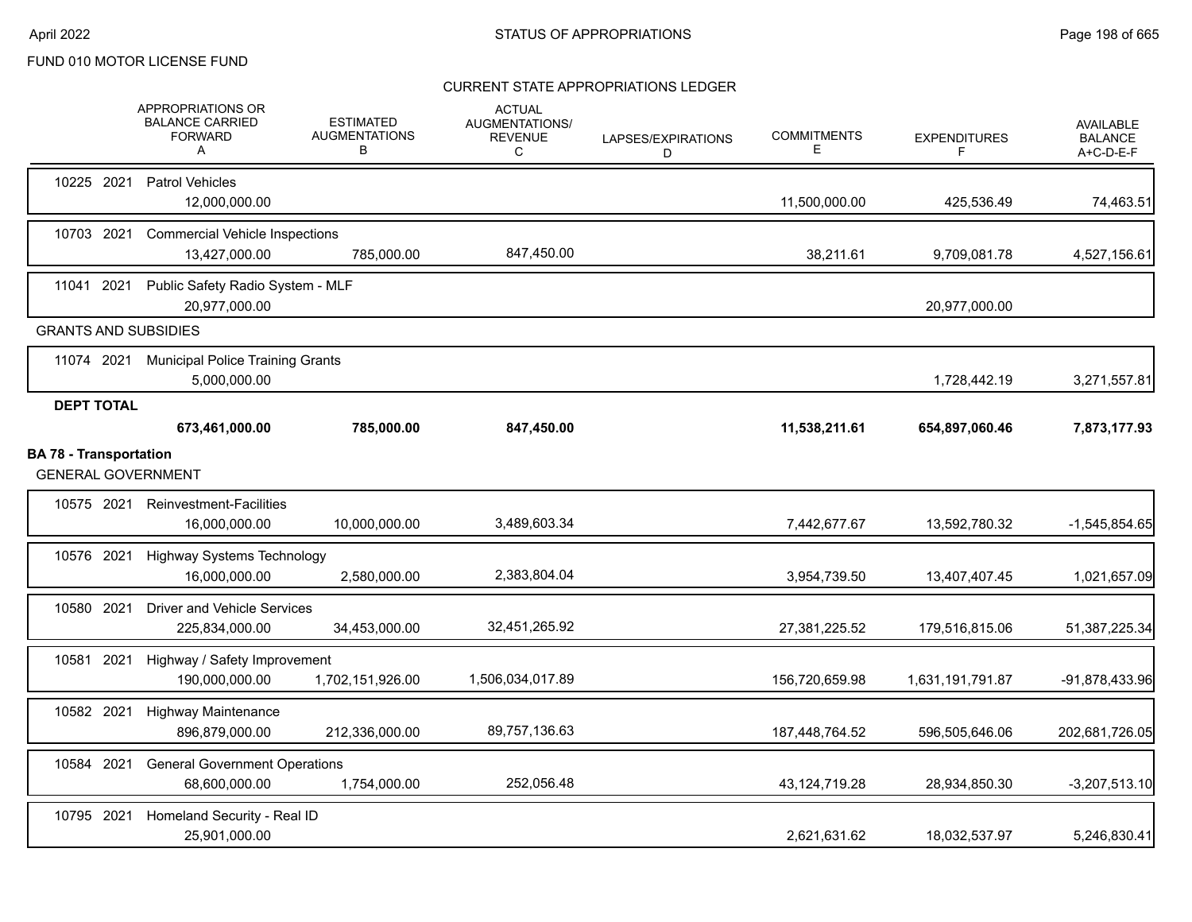FUND 010 MOTOR LICENSE FUND

CURRENT STATE APPROPRIATIONS LEDGER

| | APPROPRIATIONS OR BALANCE CARRIED FORWARD A | ESTIMATED AUGMENTATIONS B | ACTUAL AUGMENTATIONS/ REVENUE C | LAPSES/EXPIRATIONS D | COMMITMENTS E | EXPENDITURES F | AVAILABLE BALANCE A+C-D-E-F |
|---|---|---|---|---|---|---|---|
| 10225 2021 Patrol Vehicles | 12,000,000.00 | | | | 11,500,000.00 | 425,536.49 | 74,463.51 |
| 10703 2021 Commercial Vehicle Inspections | 13,427,000.00 | 785,000.00 | 847,450.00 | | 38,211.61 | 9,709,081.78 | 4,527,156.61 |
| 11041 2021 Public Safety Radio System - MLF | 20,977,000.00 | | | | | 20,977,000.00 | |
| **GRANTS AND SUBSIDIES** | | | | | | | |
| 11074 2021 Municipal Police Training Grants | 5,000,000.00 | | | | | 1,728,442.19 | 3,271,557.81 |
| **DEPT TOTAL** | **673,461,000.00** | **785,000.00** | **847,450.00** | | **11,538,211.61** | **654,897,060.46** | **7,873,177.93** |
| **BA 78 - Transportation** | | | | | | | |
| GENERAL GOVERNMENT | | | | | | | |
| 10575 2021 Reinvestment-Facilities | 16,000,000.00 | 10,000,000.00 | 3,489,603.34 | | 7,442,677.67 | 13,592,780.32 | -1,545,854.65 |
| 10576 2021 Highway Systems Technology | 16,000,000.00 | 2,580,000.00 | 2,383,804.04 | | 3,954,739.50 | 13,407,407.45 | 1,021,657.09 |
| 10580 2021 Driver and Vehicle Services | 225,834,000.00 | 34,453,000.00 | 32,451,265.92 | | 27,381,225.52 | 179,516,815.06 | 51,387,225.34 |
| 10581 2021 Highway / Safety Improvement | 190,000,000.00 | 1,702,151,926.00 | 1,506,034,017.89 | | 156,720,659.98 | 1,631,191,791.87 | -91,878,433.96 |
| 10582 2021 Highway Maintenance | 896,879,000.00 | 212,336,000.00 | 89,757,136.63 | | 187,448,764.52 | 596,505,646.06 | 202,681,726.05 |
| 10584 2021 General Government Operations | 68,600,000.00 | 1,754,000.00 | 252,056.48 | | 43,124,719.28 | 28,934,850.30 | -3,207,513.10 |
| 10795 2021 Homeland Security - Real ID | 25,901,000.00 | | | | 2,621,631.62 | 18,032,537.97 | 5,246,830.41 |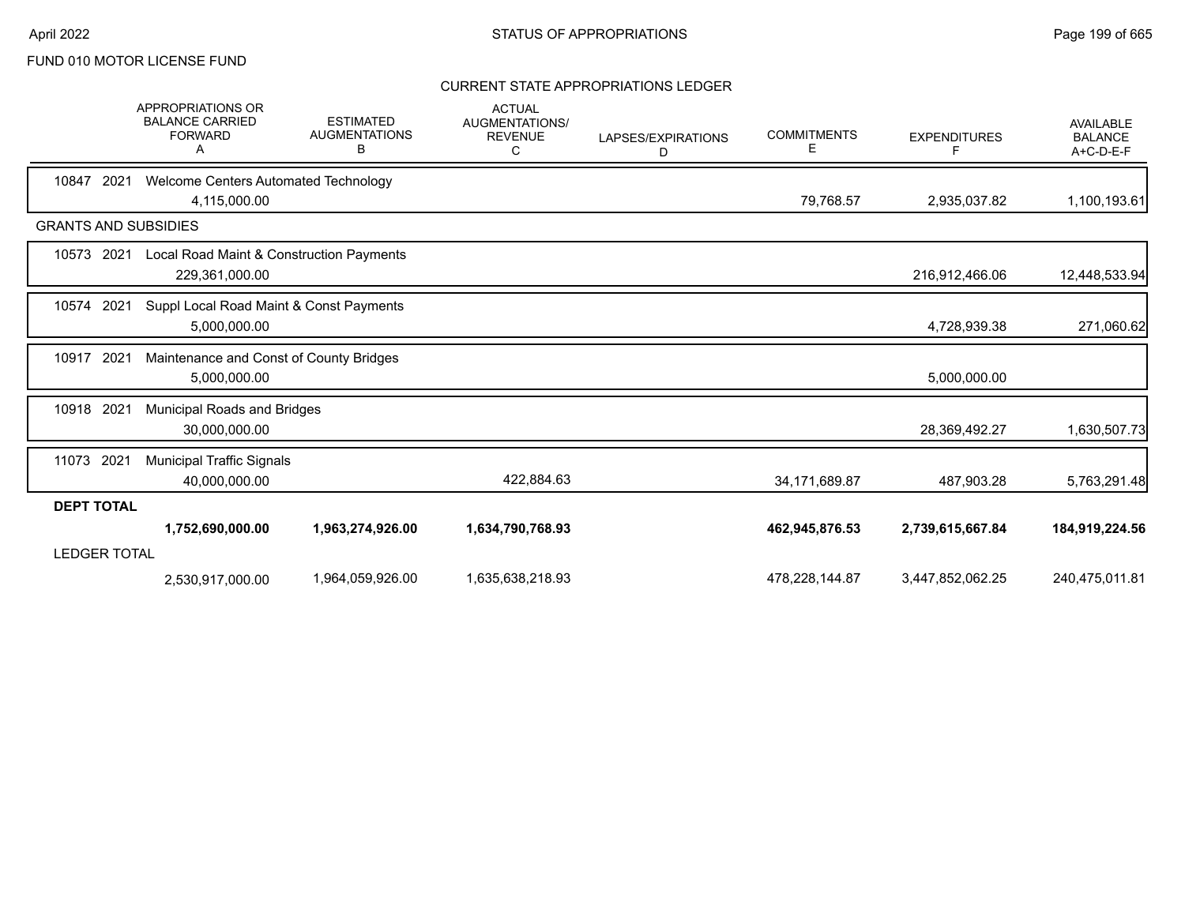FUND 010 MOTOR LICENSE FUND

## CURRENT STATE APPROPRIATIONS LEDGER

| | APPROPRIATIONS OR BALANCE CARRIED FORWARD A | ESTIMATED AUGMENTATIONS B | ACTUAL AUGMENTATIONS/ REVENUE C | LAPSES/EXPIRATIONS D | COMMITMENTS E | EXPENDITURES F | AVAILABLE BALANCE A+C-D-E-F |
|---|---|---|---|---|---|---|---|
| 10847 2021 Welcome Centers Automated Technology | 4,115,000.00 | | | | 79,768.57 | 2,935,037.82 | 1,100,193.61 |
| **GRANTS AND SUBSIDIES** | | | | | | | |
| 10573 2021 Local Road Maint & Construction Payments | 229,361,000.00 | | | | | 216,912,466.06 | 12,448,533.94 |
| 10574 2021 Suppl Local Road Maint & Const Payments | 5,000,000.00 | | | | | 4,728,939.38 | 271,060.62 |
| 10917 2021 Maintenance and Const of County Bridges | 5,000,000.00 | | | | | 5,000,000.00 | |
| 10918 2021 Municipal Roads and Bridges | 30,000,000.00 | | | | | 28,369,492.27 | 1,630,507.73 |
| 11073 2021 Municipal Traffic Signals | 40,000,000.00 | | 422,884.63 | | 34,171,689.87 | 487,903.28 | 5,763,291.48 |
| **DEPT TOTAL** | **1,752,690,000.00** | **1,963,274,926.00** | **1,634,790,768.93** | | **462,945,876.53** | **2,739,615,667.84** | **184,919,224.56** |
| LEDGER TOTAL | 2,530,917,000.00 | 1,964,059,926.00 | 1,635,638,218.93 | | 478,228,144.87 | 3,447,852,062.25 | 240,475,011.81 |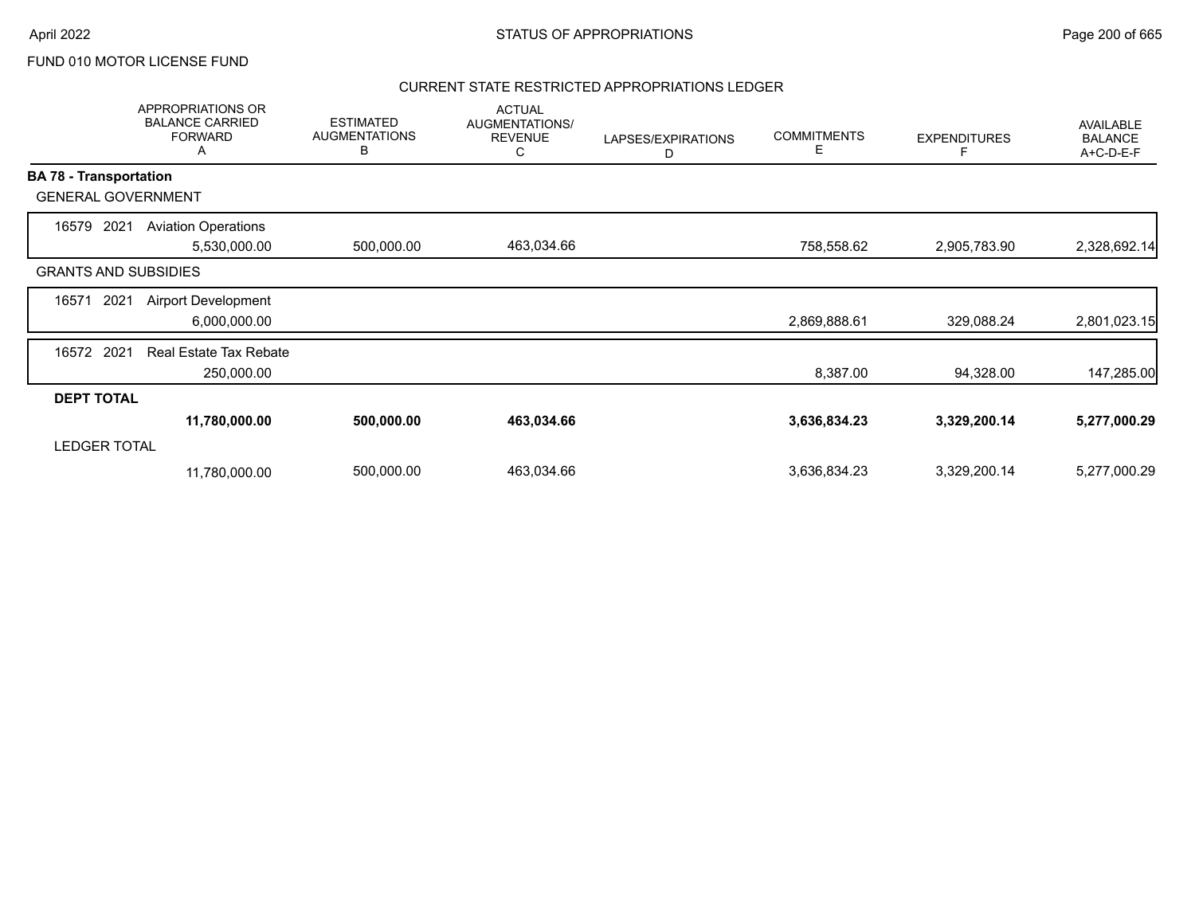FUND 010 MOTOR LICENSE FUND

## CURRENT STATE RESTRICTED APPROPRIATIONS LEDGER

| | APPROPRIATIONS OR BALANCE CARRIED FORWARD A | ESTIMATED AUGMENTATIONS B | ACTUAL AUGMENTATIONS/ REVENUE C | LAPSES/EXPIRATIONS D | COMMITMENTS E | EXPENDITURES F | AVAILABLE BALANCE A+C-D-E-F |
|---|---|---|---|---|---|---|---|
| **BA 78 - Transportation** | | | | | | | |
| GENERAL GOVERNMENT | | | | | | | |
| 16579 2021 Aviation Operations | 5,530,000.00 | 500,000.00 | 463,034.66 | | 758,558.62 | 2,905,783.90 | 2,328,692.14 |
| GRANTS AND SUBSIDIES | | | | | | | |
| 16571 2021 Airport Development | 6,000,000.00 | | | | 2,869,888.61 | 329,088.24 | 2,801,023.15 |
| 16572 2021 Real Estate Tax Rebate | 250,000.00 | | | | 8,387.00 | 94,328.00 | 147,285.00 |
| **DEPT TOTAL** | **11,780,000.00** | **500,000.00** | **463,034.66** | | **3,636,834.23** | **3,329,200.14** | **5,277,000.29** |
| LEDGER TOTAL | 11,780,000.00 | 500,000.00 | 463,034.66 | | 3,636,834.23 | 3,329,200.14 | 5,277,000.29 |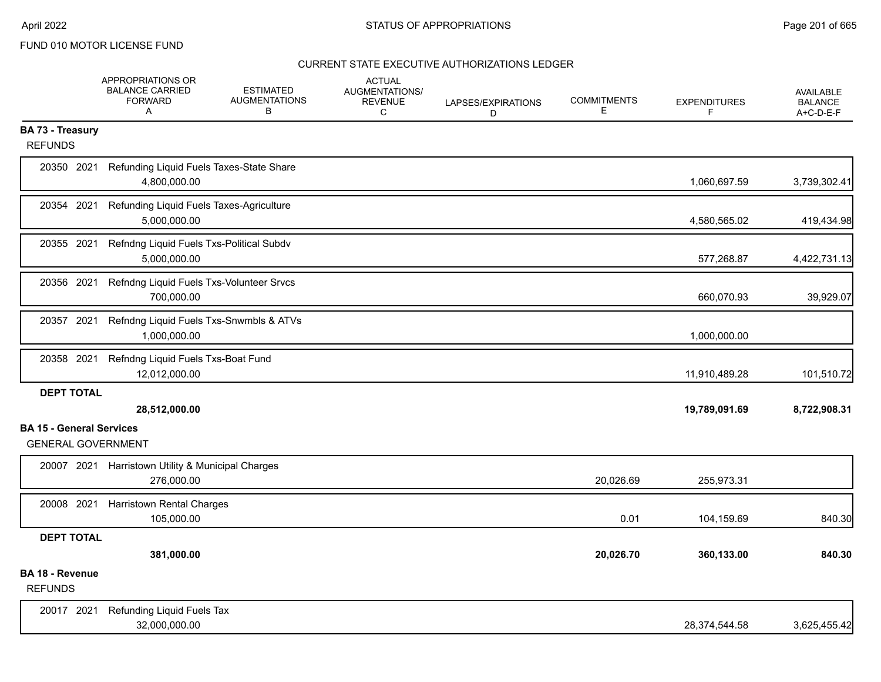FUND 010 MOTOR LICENSE FUND

CURRENT STATE EXECUTIVE AUTHORIZATIONS LEDGER

| | APPROPRIATIONS OR BALANCE CARRIED FORWARD A | ESTIMATED AUGMENTATIONS B | ACTUAL AUGMENTATIONS/ REVENUE C | LAPSES/EXPIRATIONS D | COMMITMENTS E | EXPENDITURES F | AVAILABLE BALANCE A+C-D-E-F |
|---|---|---|---|---|---|---|---|
| **BA 73 - Treasury** | | | | | | | |
| REFUNDS | | | | | | | |
| 20350 2021 Refunding Liquid Fuels Taxes-State Share | 4,800,000.00 | | | | | 1,060,697.59 | 3,739,302.41 |
| 20354 2021 Refunding Liquid Fuels Taxes-Agriculture | 5,000,000.00 | | | | | 4,580,565.02 | 419,434.98 |
| 20355 2021 Refndng Liquid Fuels Txs-Political Subdv | 5,000,000.00 | | | | | 577,268.87 | 4,422,731.13 |
| 20356 2021 Refndng Liquid Fuels Txs-Volunteer Srvcs | 700,000.00 | | | | | 660,070.93 | 39,929.07 |
| 20357 2021 Refndng Liquid Fuels Txs-Snwmbls & ATVs | 1,000,000.00 | | | | | 1,000,000.00 | |
| 20358 2021 Refndng Liquid Fuels Txs-Boat Fund | 12,012,000.00 | | | | | 11,910,489.28 | 101,510.72 |
| **DEPT TOTAL** | **28,512,000.00** | | | | | **19,789,091.69** | **8,722,908.31** |
| **BA 15 - General Services** | | | | | | | |
| GENERAL GOVERNMENT | | | | | | | |
| 20007 2021 Harristown Utility & Municipal Charges | 276,000.00 | | | | 20,026.69 | 255,973.31 | |
| 20008 2021 Harristown Rental Charges | 105,000.00 | | | | 0.01 | 104,159.69 | 840.30 |
| **DEPT TOTAL** | **381,000.00** | | | | **20,026.70** | **360,133.00** | **840.30** |
| **BA 18 - Revenue** | | | | | | | |
| REFUNDS | | | | | | | |
| 20017 2021 Refunding Liquid Fuels Tax | 32,000,000.00 | | | | | 28,374,544.58 | 3,625,455.42 |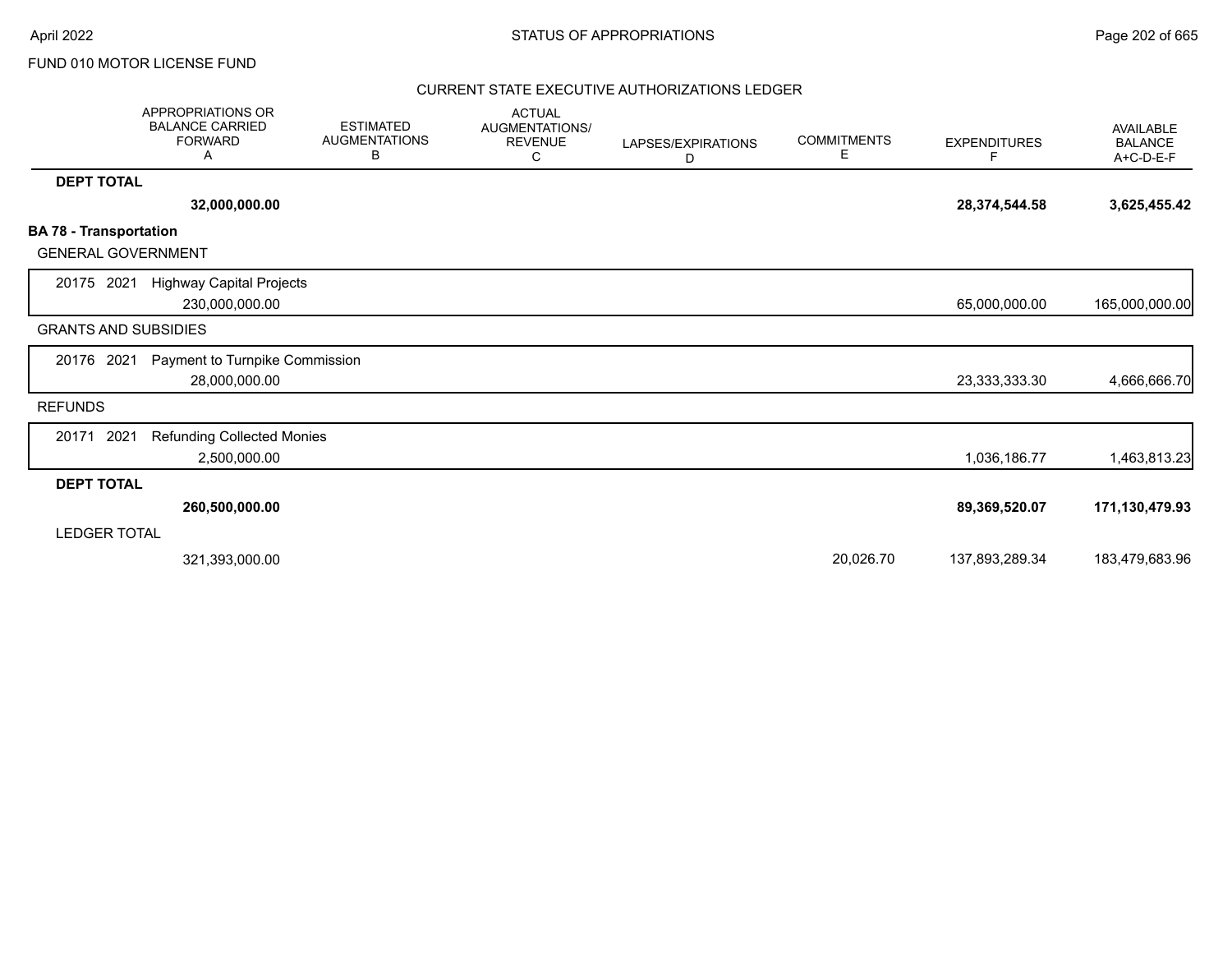FUND 010 MOTOR LICENSE FUND

CURRENT STATE EXECUTIVE AUTHORIZATIONS LEDGER

| | APPROPRIATIONS OR BALANCE CARRIED FORWARD A | ESTIMATED AUGMENTATIONS B | ACTUAL AUGMENTATIONS/ REVENUE C | LAPSES/EXPIRATIONS D | COMMITMENTS E | EXPENDITURES F | AVAILABLE BALANCE A+C-D-E-F |
|---|---|---|---|---|---|---|---|
| **DEPT TOTAL** | **32,000,000.00** | | | | | **28,374,544.58** | **3,625,455.42** |
| **BA 78 - Transportation** | | | | | | | |
| GENERAL GOVERNMENT | | | | | | | |
| 20175 2021 Highway Capital Projects | 230,000,000.00 | | | | | 65,000,000.00 | 165,000,000.00 |
| GRANTS AND SUBSIDIES | | | | | | | |
| 20176 2021 Payment to Turnpike Commission | 28,000,000.00 | | | | | 23,333,333.30 | 4,666,666.70 |
| REFUNDS | | | | | | | |
| 20171 2021 Refunding Collected Monies | 2,500,000.00 | | | | | 1,036,186.77 | 1,463,813.23 |
| **DEPT TOTAL** | **260,500,000.00** | | | | | **89,369,520.07** | **171,130,479.93** |
| LEDGER TOTAL | 321,393,000.00 | | | | 20,026.70 | 137,893,289.34 | 183,479,683.96 |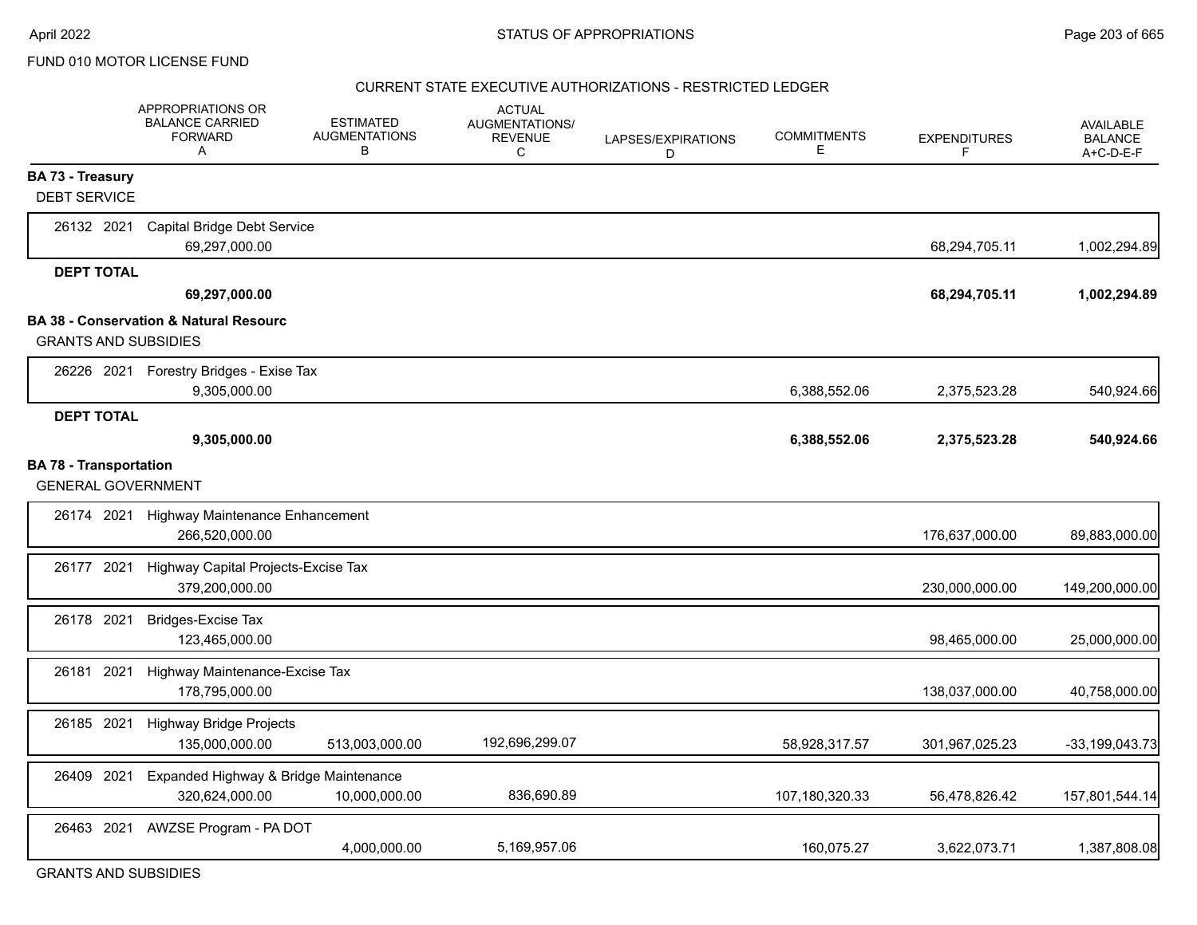FUND 010 MOTOR LICENSE FUND

CURRENT STATE EXECUTIVE AUTHORIZATIONS - RESTRICTED LEDGER

| | APPROPRIATIONS OR BALANCE CARRIED FORWARD A | ESTIMATED AUGMENTATIONS B | ACTUAL AUGMENTATIONS/ REVENUE C | LAPSES/EXPIRATIONS D | COMMITMENTS E | EXPENDITURES F | AVAILABLE BALANCE A+C-D-E-F |
|---|---|---|---|---|---|---|---|
| **BA 73 - Treasury** | | | | | | | |
| DEBT SERVICE | | | | | | | |
| 26132 2021 Capital Bridge Debt Service | 69,297,000.00 | | | | | 68,294,705.11 | 1,002,294.89 |
| **DEPT TOTAL** | **69,297,000.00** | | | | | **68,294,705.11** | **1,002,294.89** |
| **BA 38 - Conservation & Natural Resourc** | | | | | | | |
| GRANTS AND SUBSIDIES | | | | | | | |
| 26226 2021 Forestry Bridges - Exise Tax | 9,305,000.00 | | | | 6,388,552.06 | 2,375,523.28 | 540,924.66 |
| **DEPT TOTAL** | **9,305,000.00** | | | | **6,388,552.06** | **2,375,523.28** | **540,924.66** |
| **BA 78 - Transportation** | | | | | | | |
| GENERAL GOVERNMENT | | | | | | | |
| 26174 2021 Highway Maintenance Enhancement | 266,520,000.00 | | | | | 176,637,000.00 | 89,883,000.00 |
| 26177 2021 Highway Capital Projects-Excise Tax | 379,200,000.00 | | | | | 230,000,000.00 | 149,200,000.00 |
| 26178 2021 Bridges-Excise Tax | 123,465,000.00 | | | | | 98,465,000.00 | 25,000,000.00 |
| 26181 2021 Highway Maintenance-Excise Tax | 178,795,000.00 | | | | | 138,037,000.00 | 40,758,000.00 |
| 26185 2021 Highway Bridge Projects | 135,000,000.00 | 513,003,000.00 | 192,696,299.07 | | 58,928,317.57 | 301,967,025.23 | -33,199,043.73 |
| 26409 2021 Expanded Highway & Bridge Maintenance | 320,624,000.00 | 10,000,000.00 | 836,690.89 | | 107,180,320.33 | 56,478,826.42 | 157,801,544.14 |
| 26463 2021 AWZSE Program - PA DOT | | 4,000,000.00 | 5,169,957.06 | | 160,075.27 | 3,622,073.71 | 1,387,808.08 |
| GRANTS AND SUBSIDIES | | | | | | | |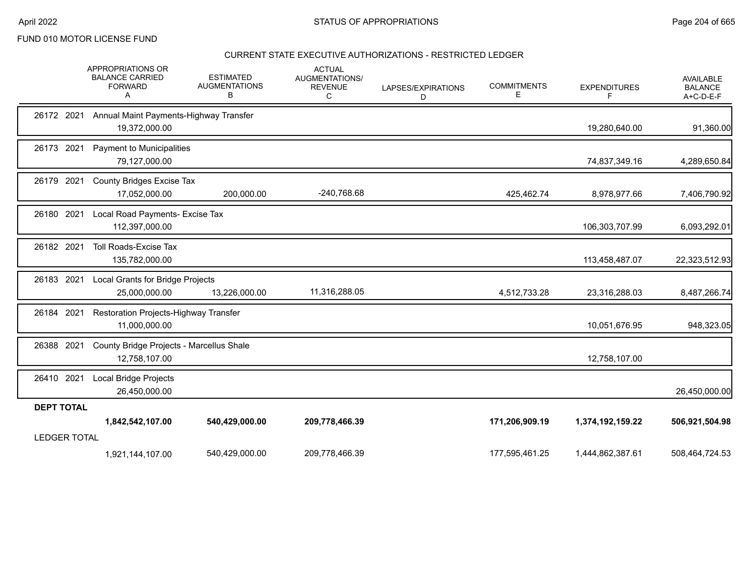FUND 010 MOTOR LICENSE FUND

## CURRENT STATE EXECUTIVE AUTHORIZATIONS - RESTRICTED LEDGER

| | APPROPRIATIONS OR BALANCE CARRIED FORWARD A | ESTIMATED AUGMENTATIONS B | ACTUAL AUGMENTATIONS/ REVENUE C | LAPSES/EXPIRATIONS D | COMMITMENTS E | EXPENDITURES F | AVAILABLE BALANCE A+C-D-E-F |
|---|---|---|---|---|---|---|---|
| 26172 2021 Annual Maint Payments-Highway Transfer | 19,372,000.00 | | | | | 19,280,640.00 | 91,360.00 |
| 26173 2021 Payment to Municipalities | 79,127,000.00 | | | | | 74,837,349.16 | 4,289,650.84 |
| 26179 2021 County Bridges Excise Tax | 17,052,000.00 | 200,000.00 | -240,768.68 | | 425,462.74 | 8,978,977.66 | 7,406,790.92 |
| 26180 2021 Local Road Payments- Excise Tax | 112,397,000.00 | | | | | 106,303,707.99 | 6,093,292.01 |
| 26182 2021 Toll Roads-Excise Tax | 135,782,000.00 | | | | | 113,458,487.07 | 22,323,512.93 |
| 26183 2021 Local Grants for Bridge Projects | 25,000,000.00 | 13,226,000.00 | 11,316,288.05 | | 4,512,733.28 | 23,316,288.03 | 8,487,266.74 |
| 26184 2021 Restoration Projects-Highway Transfer | 11,000,000.00 | | | | | 10,051,676.95 | 948,323.05 |
| 26388 2021 County Bridge Projects - Marcellus Shale | 12,758,107.00 | | | | | 12,758,107.00 | |
| 26410 2021 Local Bridge Projects | 26,450,000.00 | | | | | | 26,450,000.00 |
| **DEPT TOTAL** | **1,842,542,107.00** | **540,429,000.00** | **209,778,466.39** | | **171,206,909.19** | **1,374,192,159.22** | **506,921,504.98** |
| LEDGER TOTAL | 1,921,144,107.00 | 540,429,000.00 | 209,778,466.39 | | 177,595,461.25 | 1,444,862,387.61 | 508,464,724.53 |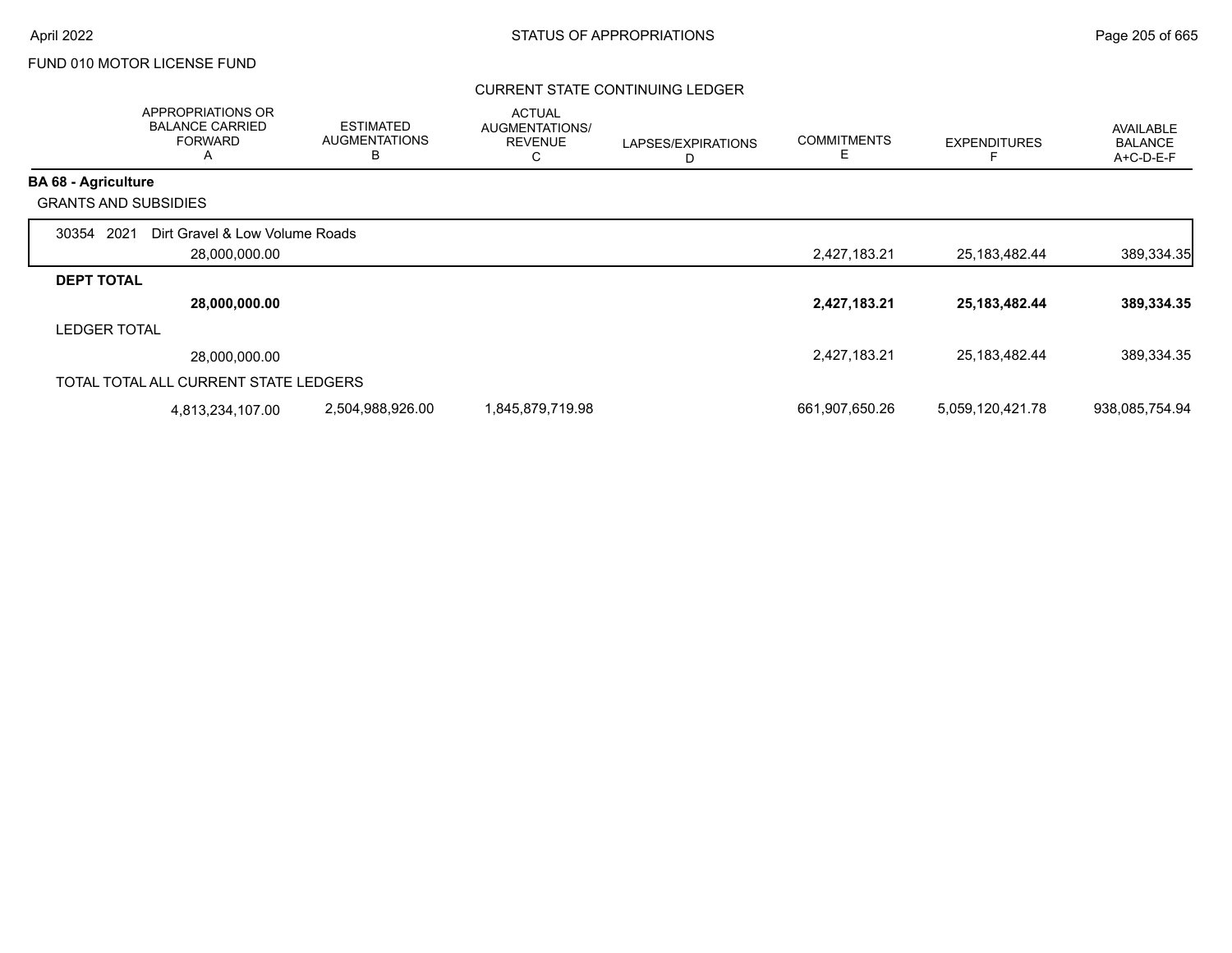FUND 010 MOTOR LICENSE FUND

## CURRENT STATE CONTINUING LEDGER

| | APPROPRIATIONS OR BALANCE CARRIED FORWARD A | ESTIMATED AUGMENTATIONS B | ACTUAL AUGMENTATIONS/ REVENUE C | LAPSES/EXPIRATIONS D | COMMITMENTS E | EXPENDITURES F | AVAILABLE BALANCE A+C-D-E-F |
|---|---|---|---|---|---|---|---|
| **BA 68 - Agriculture** | | | | | | | |
| GRANTS AND SUBSIDIES | | | | | | | |
| 30354 2021 Dirt Gravel & Low Volume Roads | 28,000,000.00 | | | | 2,427,183.21 | 25,183,482.44 | 389,334.35 |
| **DEPT TOTAL** | **28,000,000.00** | | | | **2,427,183.21** | **25,183,482.44** | **389,334.35** |
| LEDGER TOTAL | 28,000,000.00 | | | | 2,427,183.21 | 25,183,482.44 | 389,334.35 |
| TOTAL TOTAL ALL CURRENT STATE LEDGERS | 4,813,234,107.00 | 2,504,988,926.00 | 1,845,879,719.98 | | 661,907,650.26 | 5,059,120,421.78 | 938,085,754.94 |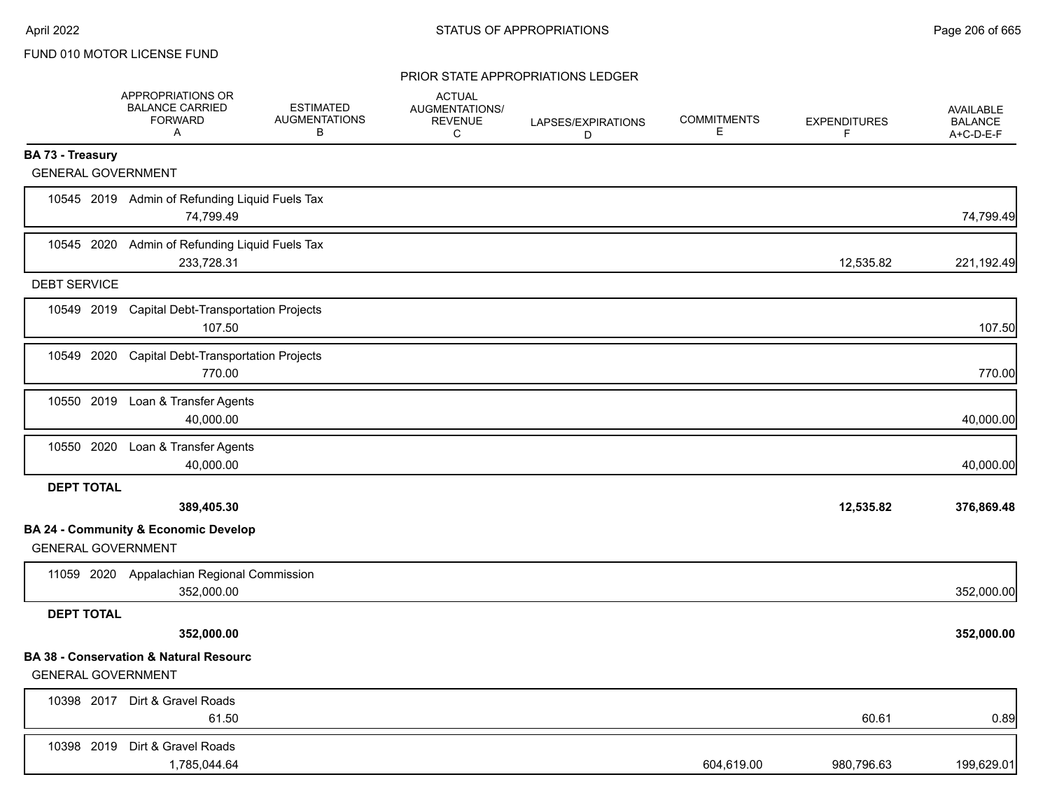FUND 010 MOTOR LICENSE FUND

PRIOR STATE APPROPRIATIONS LEDGER

| | APPROPRIATIONS OR BALANCE CARRIED FORWARD A | ESTIMATED AUGMENTATIONS B | ACTUAL AUGMENTATIONS/ REVENUE C | LAPSES/EXPIRATIONS D | COMMITMENTS E | EXPENDITURES F | AVAILABLE BALANCE A+C-D-E-F |
|---|---|---|---|---|---|---|---|
| **BA 73 - Treasury** | | | | | | | |
| GENERAL GOVERNMENT | | | | | | | |
| 10545 2019 Admin of Refunding Liquid Fuels Tax | 74,799.49 | | | | | | 74,799.49 |
| 10545 2020 Admin of Refunding Liquid Fuels Tax | 233,728.31 | | | | | 12,535.82 | 221,192.49 |
| DEBT SERVICE | | | | | | | |
| 10549 2019 Capital Debt-Transportation Projects | 107.50 | | | | | | 107.50 |
| 10549 2020 Capital Debt-Transportation Projects | 770.00 | | | | | | 770.00 |
| 10550 2019 Loan & Transfer Agents | 40,000.00 | | | | | | 40,000.00 |
| 10550 2020 Loan & Transfer Agents | 40,000.00 | | | | | | 40,000.00 |
| **DEPT TOTAL** | **389,405.30** | | | | | **12,535.82** | **376,869.48** |
| **BA 24 - Community & Economic Develop** | | | | | | | |
| GENERAL GOVERNMENT | | | | | | | |
| 11059 2020 Appalachian Regional Commission | 352,000.00 | | | | | | 352,000.00 |
| **DEPT TOTAL** | **352,000.00** | | | | | | **352,000.00** |
| **BA 38 - Conservation & Natural Resourc** | | | | | | | |
| GENERAL GOVERNMENT | | | | | | | |
| 10398 2017 Dirt & Gravel Roads | 61.50 | | | | | 60.61 | 0.89 |
| 10398 2019 Dirt & Gravel Roads | 1,785,044.64 | | | | 604,619.00 | 980,796.63 | 199,629.01 |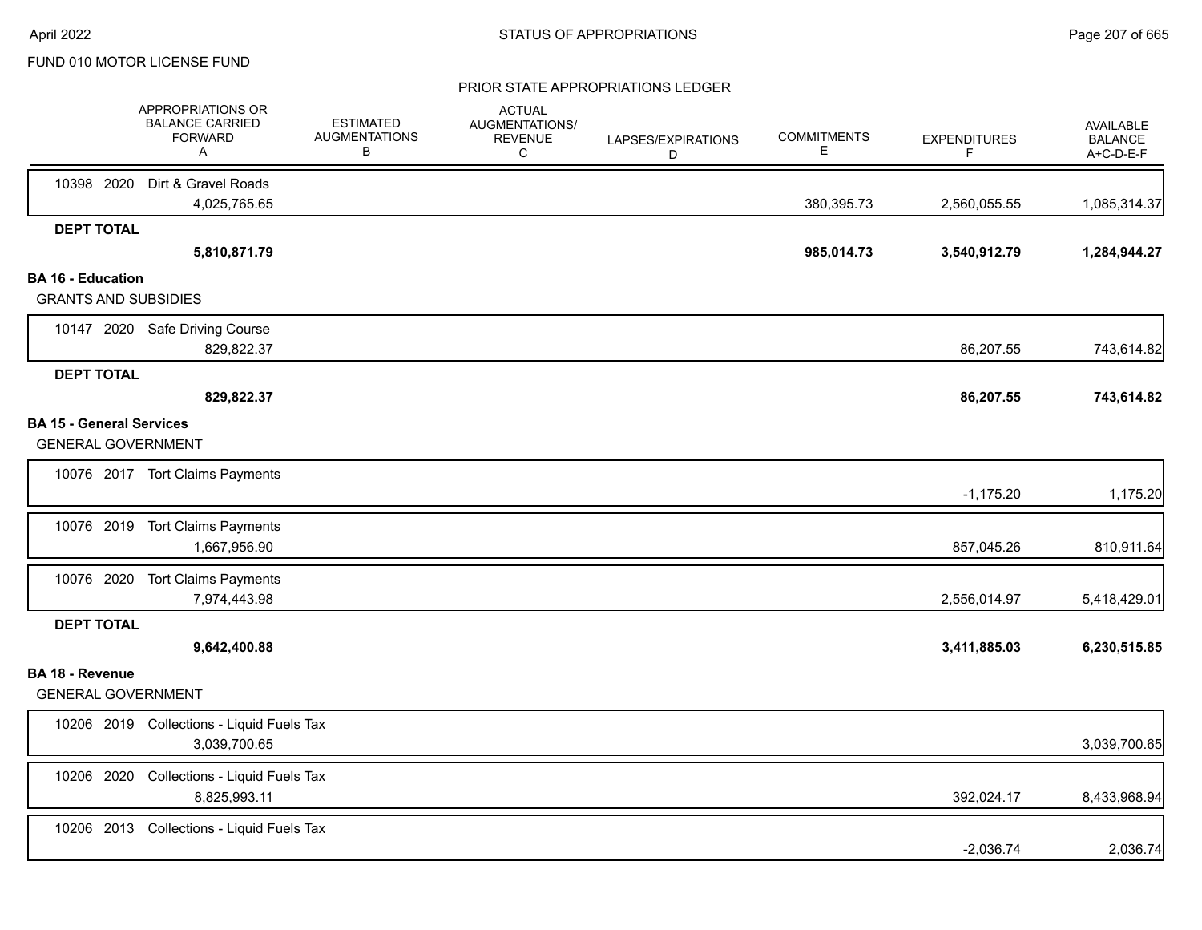FUND 010 MOTOR LICENSE FUND

PRIOR STATE APPROPRIATIONS LEDGER

| | APPROPRIATIONS OR BALANCE CARRIED FORWARD A | ESTIMATED AUGMENTATIONS B | ACTUAL AUGMENTATIONS/ REVENUE C | LAPSES/EXPIRATIONS D | COMMITMENTS E | EXPENDITURES F | AVAILABLE BALANCE A+C-D-E-F |
|---|---|---|---|---|---|---|---|
| 10398 2020 Dirt & Gravel Roads | 4,025,765.65 | | | | 380,395.73 | 2,560,055.55 | 1,085,314.37 |
| **DEPT TOTAL** | **5,810,871.79** | | | | **985,014.73** | **3,540,912.79** | **1,284,944.27** |
| **BA 16 - Education** | | | | | | | |
| GRANTS AND SUBSIDIES | | | | | | | |
| 10147 2020 Safe Driving Course | 829,822.37 | | | | | 86,207.55 | 743,614.82 |
| **DEPT TOTAL** | **829,822.37** | | | | | **86,207.55** | **743,614.82** |
| **BA 15 - General Services** | | | | | | | |
| GENERAL GOVERNMENT | | | | | | | |
| 10076 2017 Tort Claims Payments | | | | | | -1,175.20 | 1,175.20 |
| 10076 2019 Tort Claims Payments | 1,667,956.90 | | | | | 857,045.26 | 810,911.64 |
| 10076 2020 Tort Claims Payments | 7,974,443.98 | | | | | 2,556,014.97 | 5,418,429.01 |
| **DEPT TOTAL** | **9,642,400.88** | | | | | **3,411,885.03** | **6,230,515.85** |
| **BA 18 - Revenue** | | | | | | | |
| GENERAL GOVERNMENT | | | | | | | |
| 10206 2019 Collections - Liquid Fuels Tax | 3,039,700.65 | | | | | | 3,039,700.65 |
| 10206 2020 Collections - Liquid Fuels Tax | 8,825,993.11 | | | | | 392,024.17 | 8,433,968.94 |
| 10206 2013 Collections - Liquid Fuels Tax | | | | | | -2,036.74 | 2,036.74 |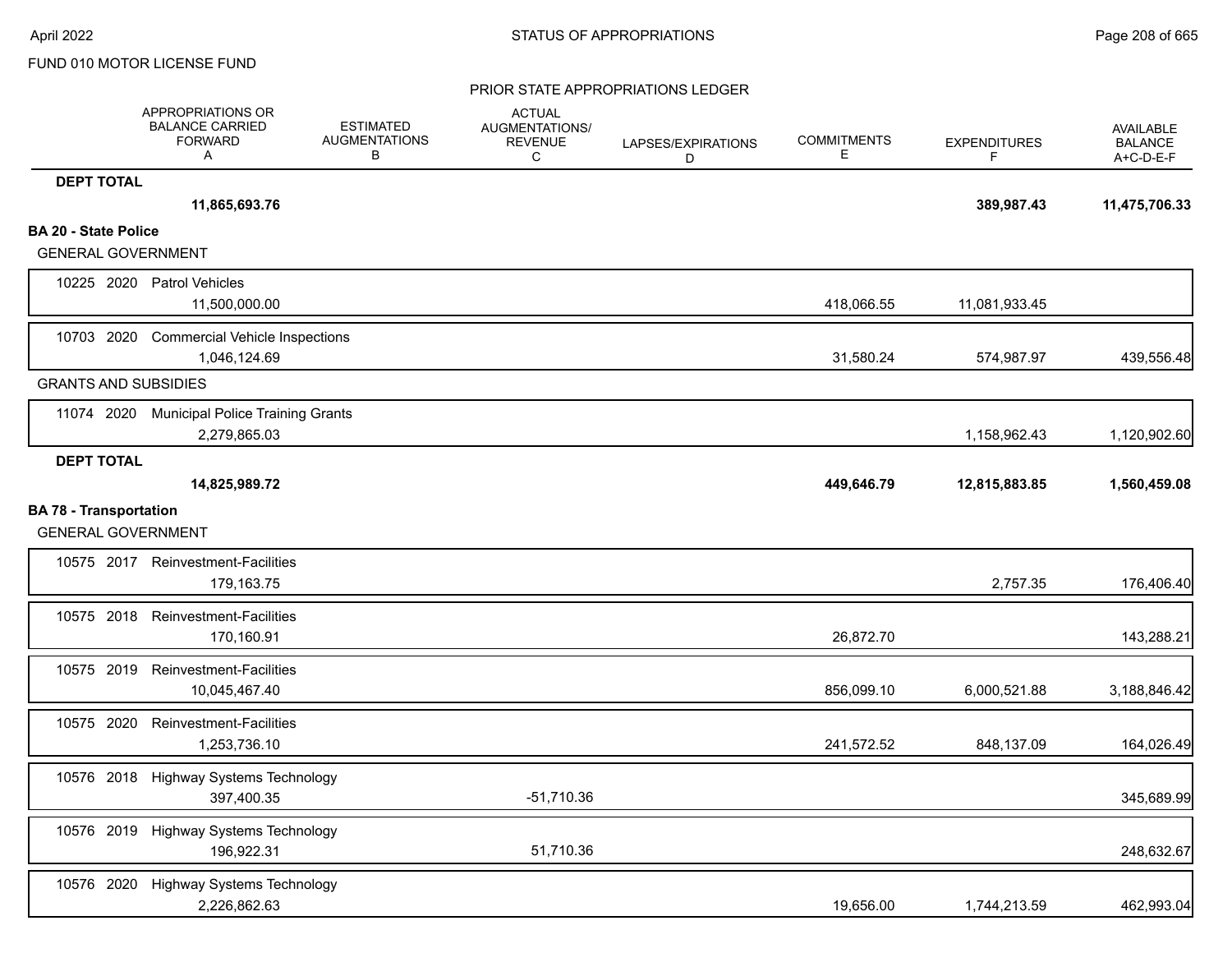FUND 010 MOTOR LICENSE FUND

PRIOR STATE APPROPRIATIONS LEDGER

| | APPROPRIATIONS OR BALANCE CARRIED FORWARD A | ESTIMATED AUGMENTATIONS B | ACTUAL AUGMENTATIONS/ REVENUE C | LAPSES/EXPIRATIONS D | COMMITMENTS E | EXPENDITURES F | AVAILABLE BALANCE A+C-D-E-F |
|---|---|---|---|---|---|---|---|
| **DEPT TOTAL** | **11,865,693.76** | | | | | **389,987.43** | **11,475,706.33** |
| **BA 20 - State Police** | | | | | | | |
| GENERAL GOVERNMENT | | | | | | | |
| 10225 2020 Patrol Vehicles | 11,500,000.00 | | | | 418,066.55 | 11,081,933.45 | |
| 10703 2020 Commercial Vehicle Inspections | 1,046,124.69 | | | | 31,580.24 | 574,987.97 | 439,556.48 |
| GRANTS AND SUBSIDIES | | | | | | | |
| 11074 2020 Municipal Police Training Grants | 2,279,865.03 | | | | | 1,158,962.43 | 1,120,902.60 |
| **DEPT TOTAL** | **14,825,989.72** | | | | **449,646.79** | **12,815,883.85** | **1,560,459.08** |
| **BA 78 - Transportation** | | | | | | | |
| GENERAL GOVERNMENT | | | | | | | |
| 10575 2017 Reinvestment-Facilities | 179,163.75 | | | | | 2,757.35 | 176,406.40 |
| 10575 2018 Reinvestment-Facilities | 170,160.91 | | | | 26,872.70 | | 143,288.21 |
| 10575 2019 Reinvestment-Facilities | 10,045,467.40 | | | | 856,099.10 | 6,000,521.88 | 3,188,846.42 |
| 10575 2020 Reinvestment-Facilities | 1,253,736.10 | | | | 241,572.52 | 848,137.09 | 164,026.49 |
| 10576 2018 Highway Systems Technology | 397,400.35 | | -51,710.36 | | | | 345,689.99 |
| 10576 2019 Highway Systems Technology | 196,922.31 | | 51,710.36 | | | | 248,632.67 |
| 10576 2020 Highway Systems Technology | 2,226,862.63 | | | | 19,656.00 | 1,744,213.59 | 462,993.04 |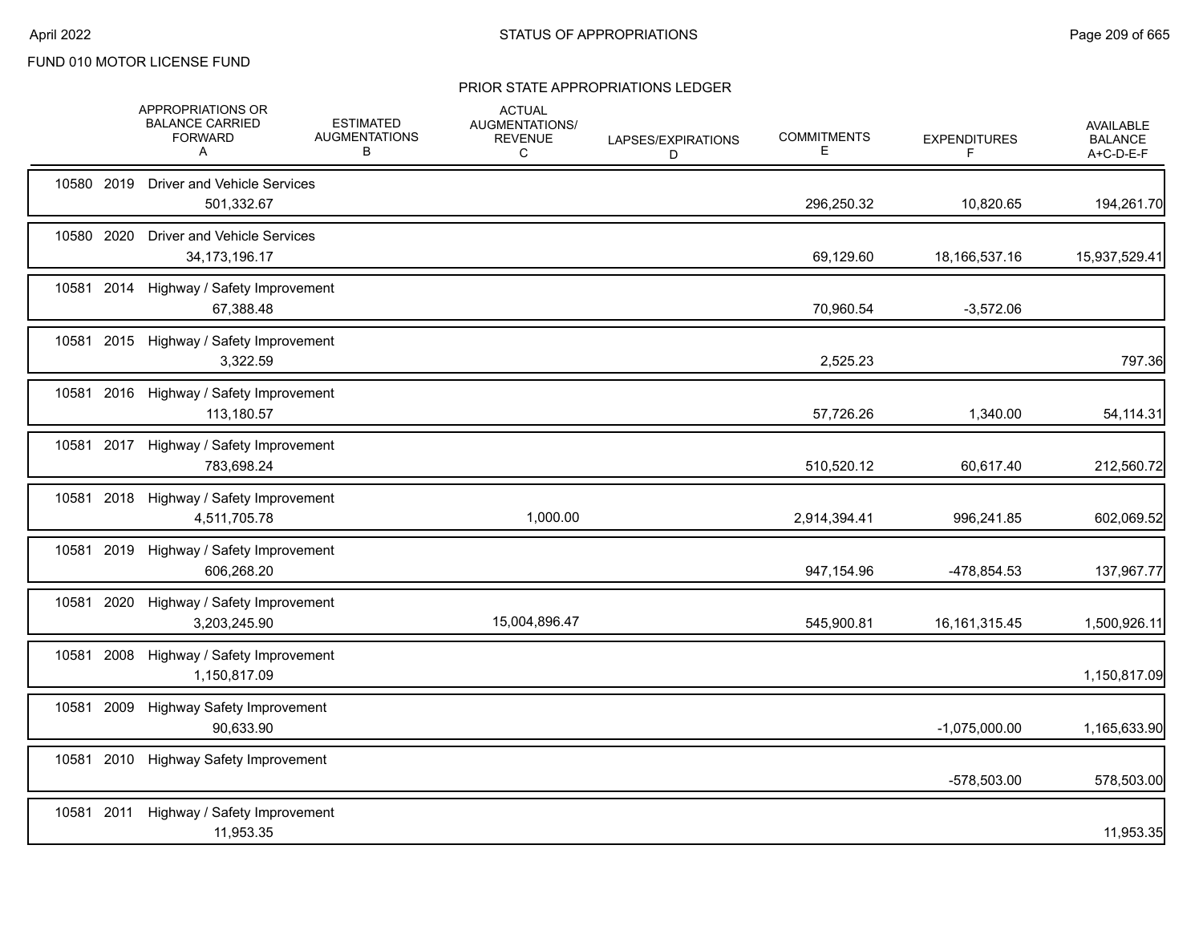FUND 010 MOTOR LICENSE FUND

## PRIOR STATE APPROPRIATIONS LEDGER

| | APPROPRIATIONS OR BALANCE CARRIED FORWARD A | ESTIMATED AUGMENTATIONS B | ACTUAL AUGMENTATIONS/ REVENUE C | LAPSES/EXPIRATIONS D | COMMITMENTS E | EXPENDITURES F | AVAILABLE BALANCE A+C-D-E-F |
|---|---|---|---|---|---|---|---|
| 10580 2019 Driver and Vehicle Services | 501,332.67 | | | | 296,250.32 | 10,820.65 | 194,261.70 |
| 10580 2020 Driver and Vehicle Services | 34,173,196.17 | | | | 69,129.60 | 18,166,537.16 | 15,937,529.41 |
| 10581 2014 Highway / Safety Improvement | 67,388.48 | | | | 70,960.54 | -3,572.06 | |
| 10581 2015 Highway / Safety Improvement | 3,322.59 | | | | 2,525.23 | | 797.36 |
| 10581 2016 Highway / Safety Improvement | 113,180.57 | | | | 57,726.26 | 1,340.00 | 54,114.31 |
| 10581 2017 Highway / Safety Improvement | 783,698.24 | | | | 510,520.12 | 60,617.40 | 212,560.72 |
| 10581 2018 Highway / Safety Improvement | 4,511,705.78 | | 1,000.00 | | 2,914,394.41 | 996,241.85 | 602,069.52 |
| 10581 2019 Highway / Safety Improvement | 606,268.20 | | | | 947,154.96 | -478,854.53 | 137,967.77 |
| 10581 2020 Highway / Safety Improvement | 3,203,245.90 | | 15,004,896.47 | | 545,900.81 | 16,161,315.45 | 1,500,926.11 |
| 10581 2008 Highway / Safety Improvement | 1,150,817.09 | | | | | | 1,150,817.09 |
| 10581 2009 Highway Safety Improvement | 90,633.90 | | | | | -1,075,000.00 | 1,165,633.90 |
| 10581 2010 Highway Safety Improvement | | | | | | -578,503.00 | 578,503.00 |
| 10581 2011 Highway / Safety Improvement | 11,953.35 | | | | | | 11,953.35 |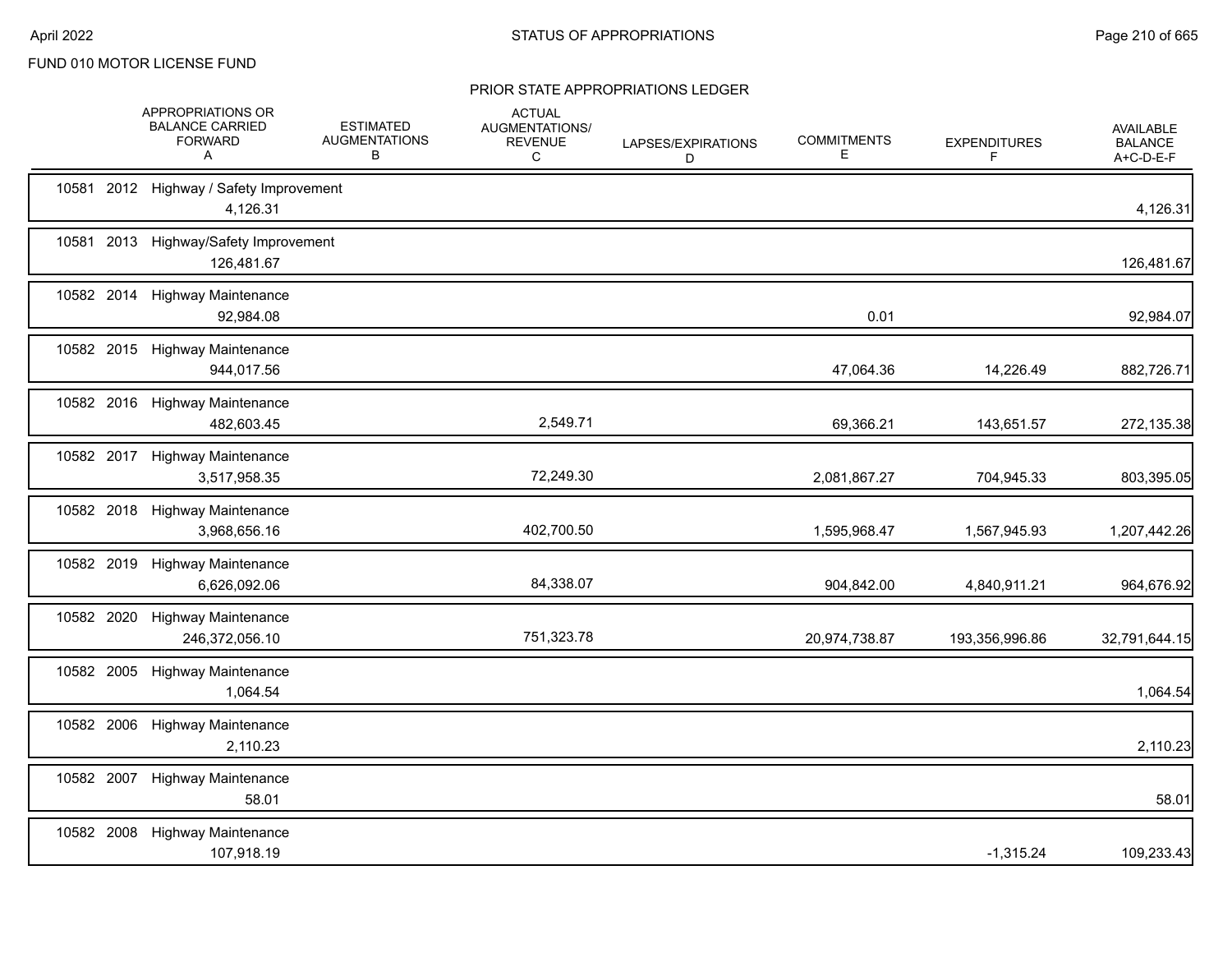FUND 010 MOTOR LICENSE FUND

## PRIOR STATE APPROPRIATIONS LEDGER

| | | | APPROPRIATIONS OR BALANCE CARRIED FORWARD A | ESTIMATED AUGMENTATIONS B | ACTUAL AUGMENTATIONS/ REVENUE C | LAPSES/EXPIRATIONS D | COMMITMENTS E | EXPENDITURES F | AVAILABLE BALANCE A+C-D-E-F |
|---|---|---|---|---|---|---|---|---|---|
| 10581 | 2012 | Highway / Safety Improvement | 4,126.31 | | | | | | 4,126.31 |
| 10581 | 2013 | Highway/Safety Improvement | 126,481.67 | | | | | | 126,481.67 |
| 10582 | 2014 | Highway Maintenance | 92,984.08 | | | | 0.01 | | 92,984.07 |
| 10582 | 2015 | Highway Maintenance | 944,017.56 | | | | 47,064.36 | 14,226.49 | 882,726.71 |
| 10582 | 2016 | Highway Maintenance | 482,603.45 | | 2,549.71 | | 69,366.21 | 143,651.57 | 272,135.38 |
| 10582 | 2017 | Highway Maintenance | 3,517,958.35 | | 72,249.30 | | 2,081,867.27 | 704,945.33 | 803,395.05 |
| 10582 | 2018 | Highway Maintenance | 3,968,656.16 | | 402,700.50 | | 1,595,968.47 | 1,567,945.93 | 1,207,442.26 |
| 10582 | 2019 | Highway Maintenance | 6,626,092.06 | | 84,338.07 | | 904,842.00 | 4,840,911.21 | 964,676.92 |
| 10582 | 2020 | Highway Maintenance | 246,372,056.10 | | 751,323.78 | | 20,974,738.87 | 193,356,996.86 | 32,791,644.15 |
| 10582 | 2005 | Highway Maintenance | 1,064.54 | | | | | | 1,064.54 |
| 10582 | 2006 | Highway Maintenance | 2,110.23 | | | | | | 2,110.23 |
| 10582 | 2007 | Highway Maintenance | 58.01 | | | | | | 58.01 |
| 10582 | 2008 | Highway Maintenance | 107,918.19 | | | | | -1,315.24 | 109,233.43 |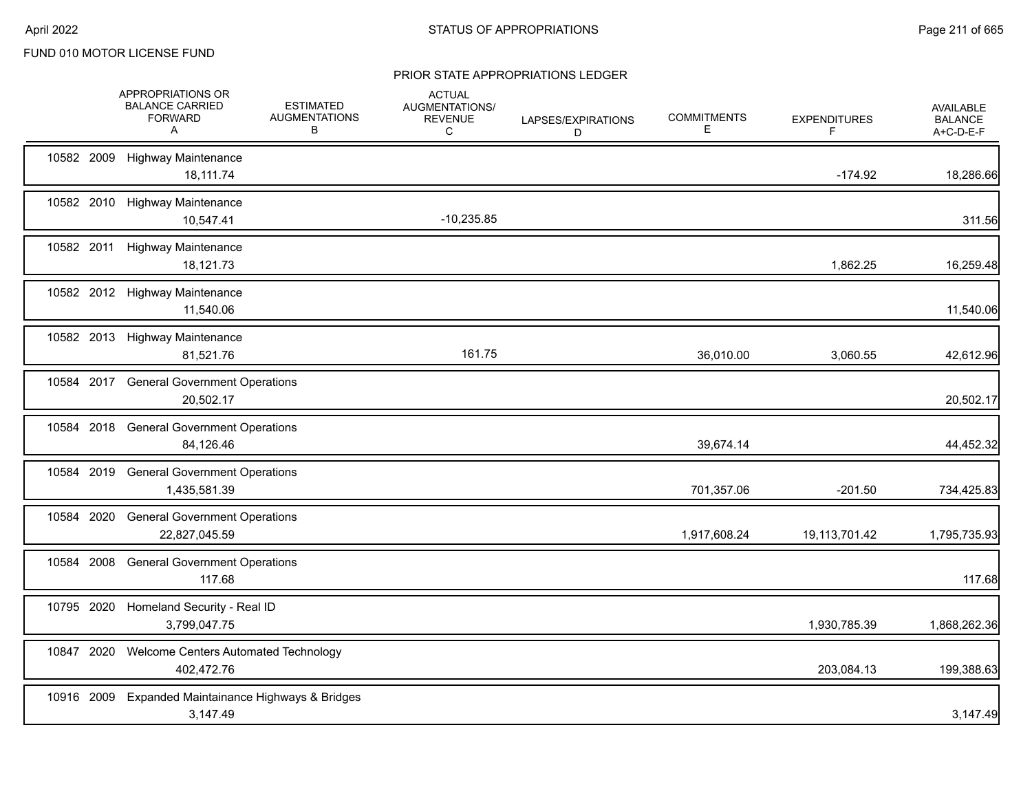FUND 010 MOTOR LICENSE FUND

## PRIOR STATE APPROPRIATIONS LEDGER

| | APPROPRIATIONS OR BALANCE CARRIED FORWARD A | ESTIMATED AUGMENTATIONS B | ACTUAL AUGMENTATIONS/ REVENUE C | LAPSES/EXPIRATIONS D | COMMITMENTS E | EXPENDITURES F | AVAILABLE BALANCE A+C-D-E-F |
|---|---|---|---|---|---|---|---|
| 10582 2009 Highway Maintenance | 18,111.74 | | | | | -174.92 | 18,286.66 |
| 10582 2010 Highway Maintenance | 10,547.41 | | -10,235.85 | | | | 311.56 |
| 10582 2011 Highway Maintenance | 18,121.73 | | | | | 1,862.25 | 16,259.48 |
| 10582 2012 Highway Maintenance | 11,540.06 | | | | | | 11,540.06 |
| 10582 2013 Highway Maintenance | 81,521.76 | | 161.75 | | 36,010.00 | 3,060.55 | 42,612.96 |
| 10584 2017 General Government Operations | 20,502.17 | | | | | | 20,502.17 |
| 10584 2018 General Government Operations | 84,126.46 | | | | 39,674.14 | | 44,452.32 |
| 10584 2019 General Government Operations | 1,435,581.39 | | | | 701,357.06 | -201.50 | 734,425.83 |
| 10584 2020 General Government Operations | 22,827,045.59 | | | | 1,917,608.24 | 19,113,701.42 | 1,795,735.93 |
| 10584 2008 General Government Operations | 117.68 | | | | | | 117.68 |
| 10795 2020 Homeland Security - Real ID | 3,799,047.75 | | | | | 1,930,785.39 | 1,868,262.36 |
| 10847 2020 Welcome Centers Automated Technology | 402,472.76 | | | | | 203,084.13 | 199,388.63 |
| 10916 2009 Expanded Maintainance Highways & Bridges | 3,147.49 | | | | | | 3,147.49 |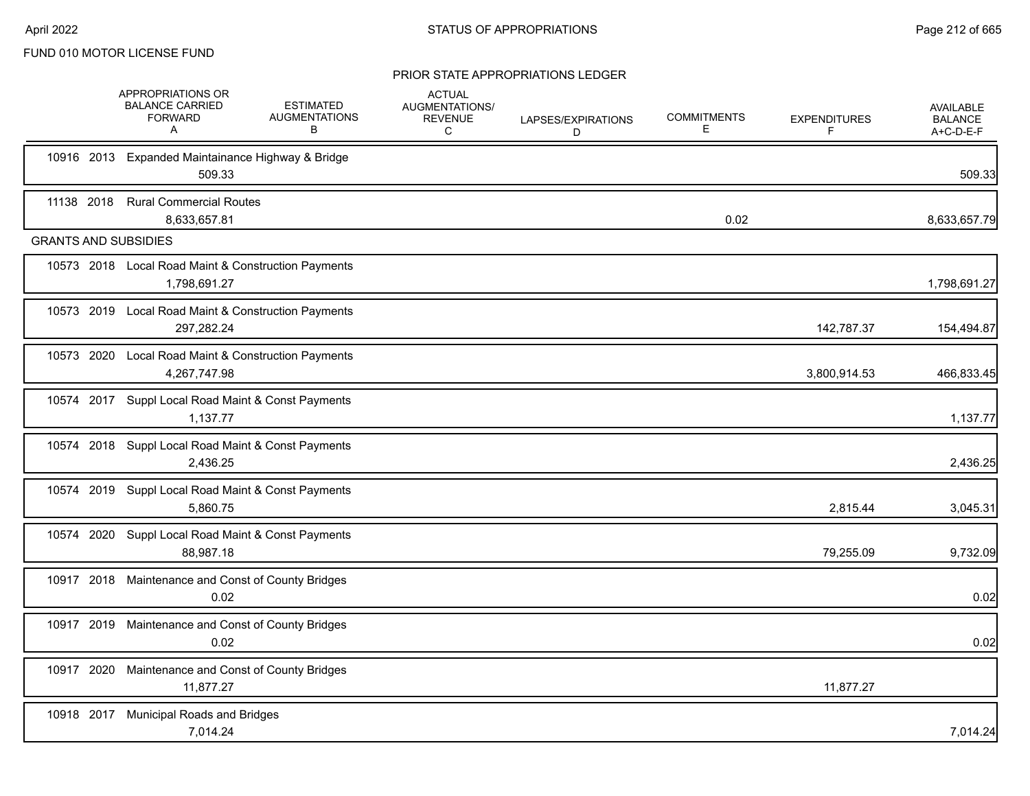FUND 010 MOTOR LICENSE FUND

## PRIOR STATE APPROPRIATIONS LEDGER

| | APPROPRIATIONS OR BALANCE CARRIED FORWARD A | ESTIMATED AUGMENTATIONS B | ACTUAL AUGMENTATIONS/ REVENUE C | LAPSES/EXPIRATIONS D | COMMITMENTS E | EXPENDITURES F | AVAILABLE BALANCE A+C-D-E-F |
|---|---|---|---|---|---|---|---|
| 10916 2013 Expanded Maintainance Highway & Bridge | 509.33 | | | | | | 509.33 |
| 11138 2018 Rural Commercial Routes | 8,633,657.81 | | | | 0.02 | | 8,633,657.79 |
| **GRANTS AND SUBSIDIES** | | | | | | | |
| 10573 2018 Local Road Maint & Construction Payments | 1,798,691.27 | | | | | | 1,798,691.27 |
| 10573 2019 Local Road Maint & Construction Payments | 297,282.24 | | | | | 142,787.37 | 154,494.87 |
| 10573 2020 Local Road Maint & Construction Payments | 4,267,747.98 | | | | | 3,800,914.53 | 466,833.45 |
| 10574 2017 Suppl Local Road Maint & Const Payments | 1,137.77 | | | | | | 1,137.77 |
| 10574 2018 Suppl Local Road Maint & Const Payments | 2,436.25 | | | | | | 2,436.25 |
| 10574 2019 Suppl Local Road Maint & Const Payments | 5,860.75 | | | | | 2,815.44 | 3,045.31 |
| 10574 2020 Suppl Local Road Maint & Const Payments | 88,987.18 | | | | | 79,255.09 | 9,732.09 |
| 10917 2018 Maintenance and Const of County Bridges | 0.02 | | | | | | 0.02 |
| 10917 2019 Maintenance and Const of County Bridges | 0.02 | | | | | | 0.02 |
| 10917 2020 Maintenance and Const of County Bridges | 11,877.27 | | | | | 11,877.27 | |
| 10918 2017 Municipal Roads and Bridges | 7,014.24 | | | | | | 7,014.24 |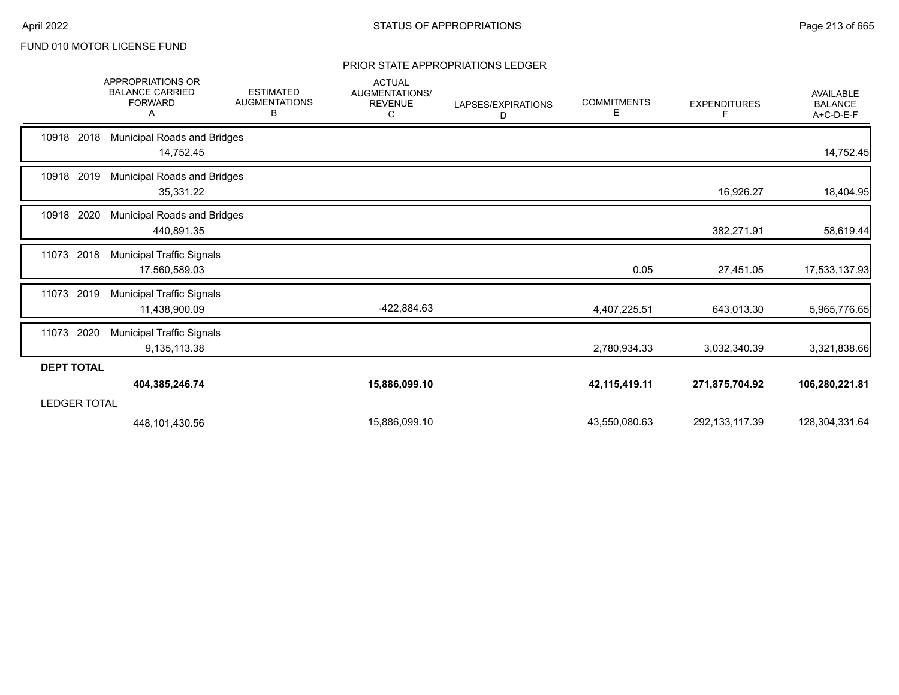FUND 010 MOTOR LICENSE FUND

## PRIOR STATE APPROPRIATIONS LEDGER

| | APPROPRIATIONS OR BALANCE CARRIED FORWARD A | ESTIMATED AUGMENTATIONS B | ACTUAL AUGMENTATIONS/ REVENUE C | LAPSES/EXPIRATIONS D | COMMITMENTS E | EXPENDITURES F | AVAILABLE BALANCE A+C-D-E-F |
|---|---|---|---|---|---|---|---|
| 10918 2018 Municipal Roads and Bridges | 14,752.45 | | | | | | 14,752.45 |
| 10918 2019 Municipal Roads and Bridges | 35,331.22 | | | | | 16,926.27 | 18,404.95 |
| 10918 2020 Municipal Roads and Bridges | 440,891.35 | | | | | 382,271.91 | 58,619.44 |
| 11073 2018 Municipal Traffic Signals | 17,560,589.03 | | | | 0.05 | 27,451.05 | 17,533,137.93 |
| 11073 2019 Municipal Traffic Signals | 11,438,900.09 | | -422,884.63 | | 4,407,225.51 | 643,013.30 | 5,965,776.65 |
| 11073 2020 Municipal Traffic Signals | 9,135,113.38 | | | | 2,780,934.33 | 3,032,340.39 | 3,321,838.66 |
| **DEPT TOTAL** | **404,385,246.74** | | **15,886,099.10** | | **42,115,419.11** | **271,875,704.92** | **106,280,221.81** |
| LEDGER TOTAL | 448,101,430.56 | | 15,886,099.10 | | 43,550,080.63 | 292,133,117.39 | 128,304,331.64 |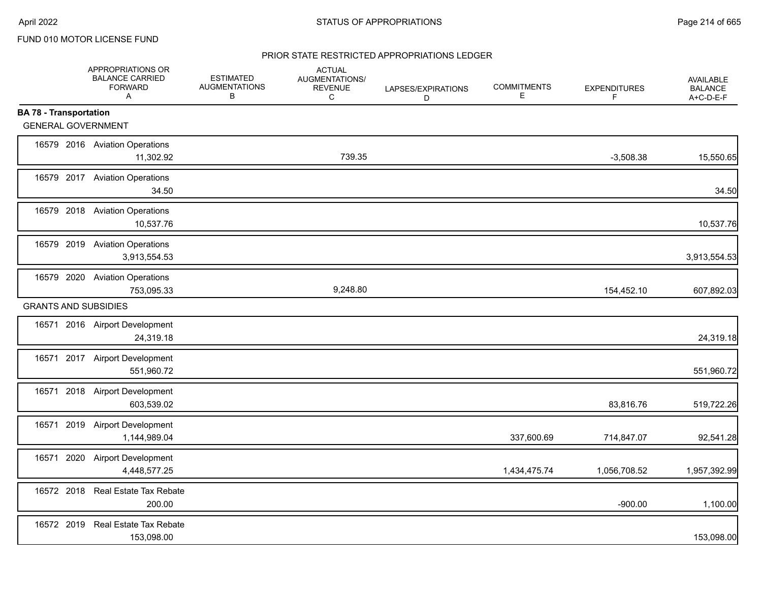FUND 010 MOTOR LICENSE FUND

## STATUS OF APPROPRIATIONS

### PRIOR STATE RESTRICTED APPROPRIATIONS LEDGER

| | APPROPRIATIONS OR BALANCE CARRIED FORWARD A | ESTIMATED AUGMENTATIONS B | ACTUAL AUGMENTATIONS/ REVENUE C | LAPSES/EXPIRATIONS D | COMMITMENTS E | EXPENDITURES F | AVAILABLE BALANCE A+C-D-E-F |
|---|---|---|---|---|---|---|---|
| **BA 78 - Transportation** | | | | | | | |
| GENERAL GOVERNMENT | | | | | | | |
| 16579 2016 Aviation Operations | 11,302.92 | | 739.35 | | | -3,508.38 | 15,550.65 |
| 16579 2017 Aviation Operations | 34.50 | | | | | | 34.50 |
| 16579 2018 Aviation Operations | 10,537.76 | | | | | | 10,537.76 |
| 16579 2019 Aviation Operations | 3,913,554.53 | | | | | | 3,913,554.53 |
| 16579 2020 Aviation Operations | 753,095.33 | | 9,248.80 | | | 154,452.10 | 607,892.03 |
| GRANTS AND SUBSIDIES | | | | | | | |
| 16571 2016 Airport Development | 24,319.18 | | | | | | 24,319.18 |
| 16571 2017 Airport Development | 551,960.72 | | | | | | 551,960.72 |
| 16571 2018 Airport Development | 603,539.02 | | | | | 83,816.76 | 519,722.26 |
| 16571 2019 Airport Development | 1,144,989.04 | | | | 337,600.69 | 714,847.07 | 92,541.28 |
| 16571 2020 Airport Development | 4,448,577.25 | | | | 1,434,475.74 | 1,056,708.52 | 1,957,392.99 |
| 16572 2018 Real Estate Tax Rebate | 200.00 | | | | | -900.00 | 1,100.00 |
| 16572 2019 Real Estate Tax Rebate | 153,098.00 | | | | | | 153,098.00 |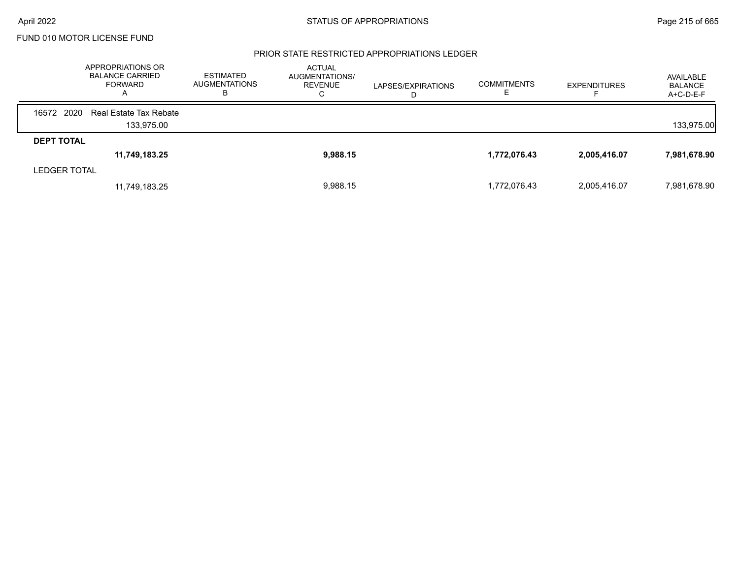FUND 010 MOTOR LICENSE FUND

## PRIOR STATE RESTRICTED APPROPRIATIONS LEDGER

| | APPROPRIATIONS OR BALANCE CARRIED FORWARD A | ESTIMATED AUGMENTATIONS B | ACTUAL AUGMENTATIONS/ REVENUE C | LAPSES/EXPIRATIONS D | COMMITMENTS E | EXPENDITURES F | AVAILABLE BALANCE A+C-D-E-F |
|---|---|---|---|---|---|---|---|
| 16572 2020 Real Estate Tax Rebate | | | | | | | |
| | 133,975.00 | | | | | | 133,975.00 |
| **DEPT TOTAL** | | | | | | | |
| | **11,749,183.25** | | **9,988.15** | | **1,772,076.43** | **2,005,416.07** | **7,981,678.90** |
| LEDGER TOTAL | | | | | | | |
| | 11,749,183.25 | | 9,988.15 | | 1,772,076.43 | 2,005,416.07 | 7,981,678.90 |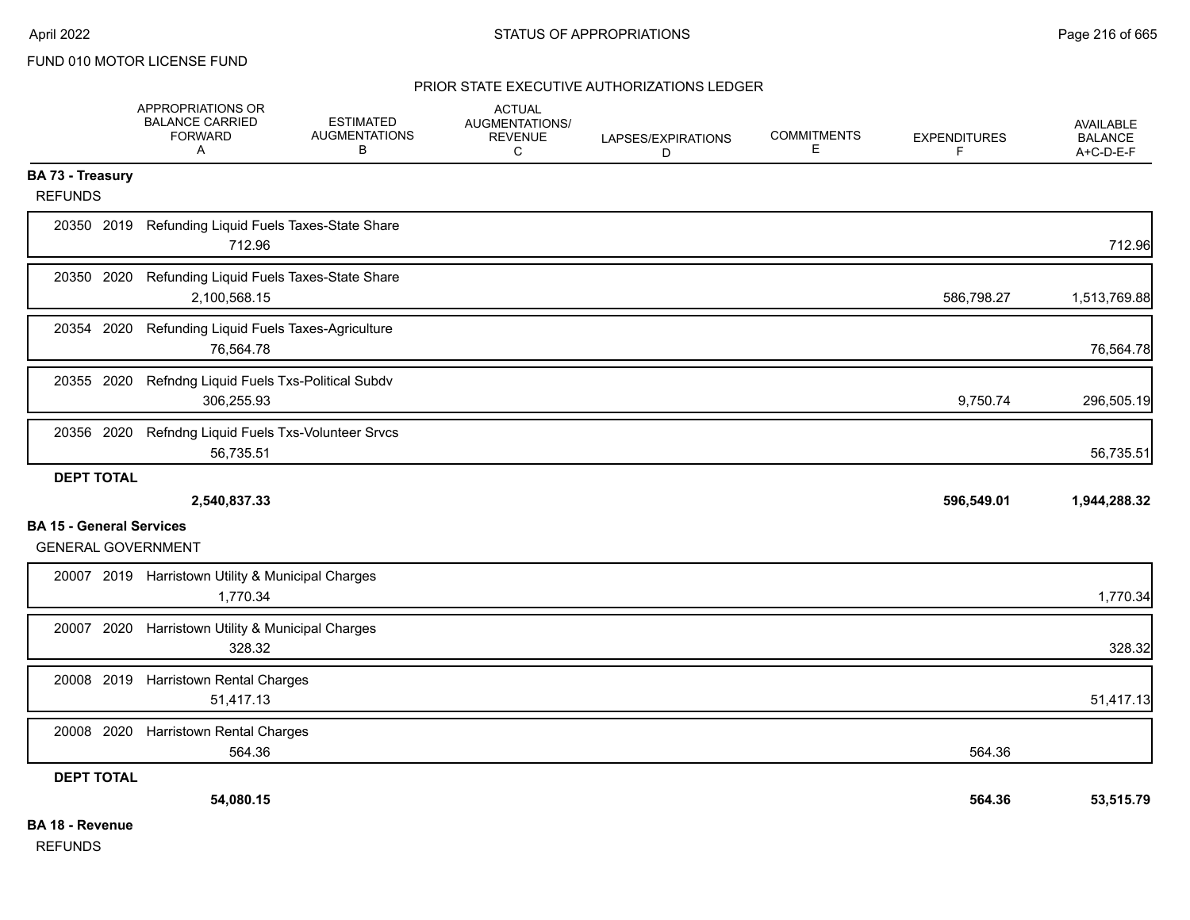FUND 010 MOTOR LICENSE FUND

PRIOR STATE EXECUTIVE AUTHORIZATIONS LEDGER

| | APPROPRIATIONS OR BALANCE CARRIED FORWARD A | ESTIMATED AUGMENTATIONS B | ACTUAL AUGMENTATIONS/ REVENUE C | LAPSES/EXPIRATIONS D | COMMITMENTS E | EXPENDITURES F | AVAILABLE BALANCE A+C-D-E-F |
|---|---|---|---|---|---|---|---|
| **BA 73 - Treasury** | | | | | | | |
| REFUNDS | | | | | | | |
| 20350 2019 Refunding Liquid Fuels Taxes-State Share | 712.96 | | | | | | 712.96 |
| 20350 2020 Refunding Liquid Fuels Taxes-State Share | 2,100,568.15 | | | | | 586,798.27 | 1,513,769.88 |
| 20354 2020 Refunding Liquid Fuels Taxes-Agriculture | 76,564.78 | | | | | | 76,564.78 |
| 20355 2020 Refndng Liquid Fuels Txs-Political Subdv | 306,255.93 | | | | | 9,750.74 | 296,505.19 |
| 20356 2020 Refndng Liquid Fuels Txs-Volunteer Srvcs | 56,735.51 | | | | | | 56,735.51 |
| **DEPT TOTAL** | **2,540,837.33** | | | | | **596,549.01** | **1,944,288.32** |
| **BA 15 - General Services** | | | | | | | |
| GENERAL GOVERNMENT | | | | | | | |
| 20007 2019 Harristown Utility & Municipal Charges | 1,770.34 | | | | | | 1,770.34 |
| 20007 2020 Harristown Utility & Municipal Charges | 328.32 | | | | | | 328.32 |
| 20008 2019 Harristown Rental Charges | 51,417.13 | | | | | | 51,417.13 |
| 20008 2020 Harristown Rental Charges | 564.36 | | | | | 564.36 | |
| **DEPT TOTAL** | **54,080.15** | | | | | **564.36** | **53,515.79** |
| **BA 18 - Revenue** | | | | | | | |
| REFUNDS | | | | | | | |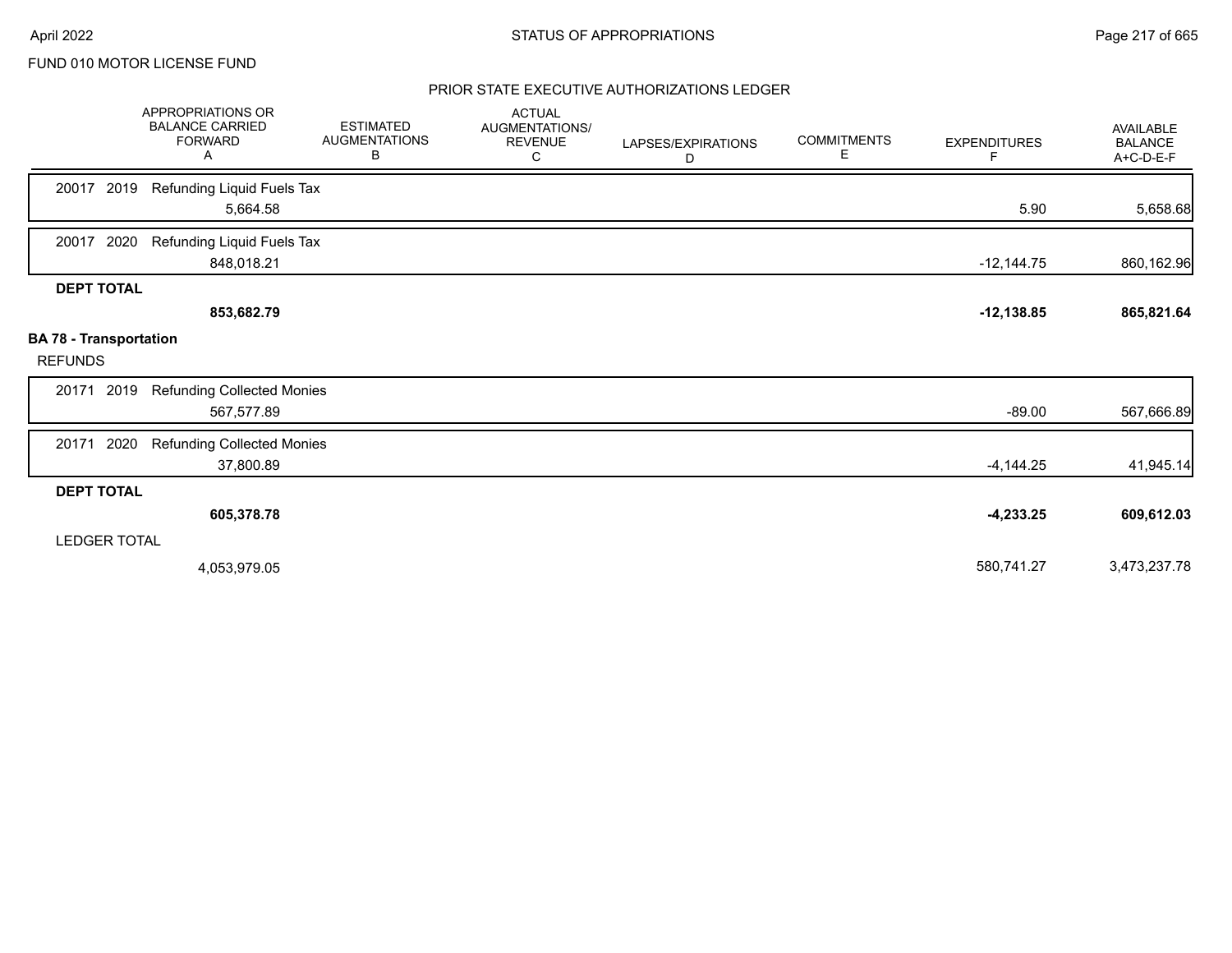FUND 010 MOTOR LICENSE FUND

## PRIOR STATE EXECUTIVE AUTHORIZATIONS LEDGER

| | APPROPRIATIONS OR BALANCE CARRIED FORWARD A | ESTIMATED AUGMENTATIONS B | ACTUAL AUGMENTATIONS/ REVENUE C | LAPSES/EXPIRATIONS D | COMMITMENTS E | EXPENDITURES F | AVAILABLE BALANCE A+C-D-E-F |
|---|---|---|---|---|---|---|---|
| 20017 2019 Refunding Liquid Fuels Tax | 5,664.58 | | | | | 5.90 | 5,658.68 |
| 20017 2020 Refunding Liquid Fuels Tax | 848,018.21 | | | | | -12,144.75 | 860,162.96 |
| **DEPT TOTAL** | **853,682.79** | | | | | **-12,138.85** | **865,821.64** |
| **BA 78 - Transportation** | | | | | | | |
| REFUNDS | | | | | | | |
| 20171 2019 Refunding Collected Monies | 567,577.89 | | | | | -89.00 | 567,666.89 |
| 20171 2020 Refunding Collected Monies | 37,800.89 | | | | | -4,144.25 | 41,945.14 |
| **DEPT TOTAL** | **605,378.78** | | | | | **-4,233.25** | **609,612.03** |
| LEDGER TOTAL | 4,053,979.05 | | | | | 580,741.27 | 3,473,237.78 |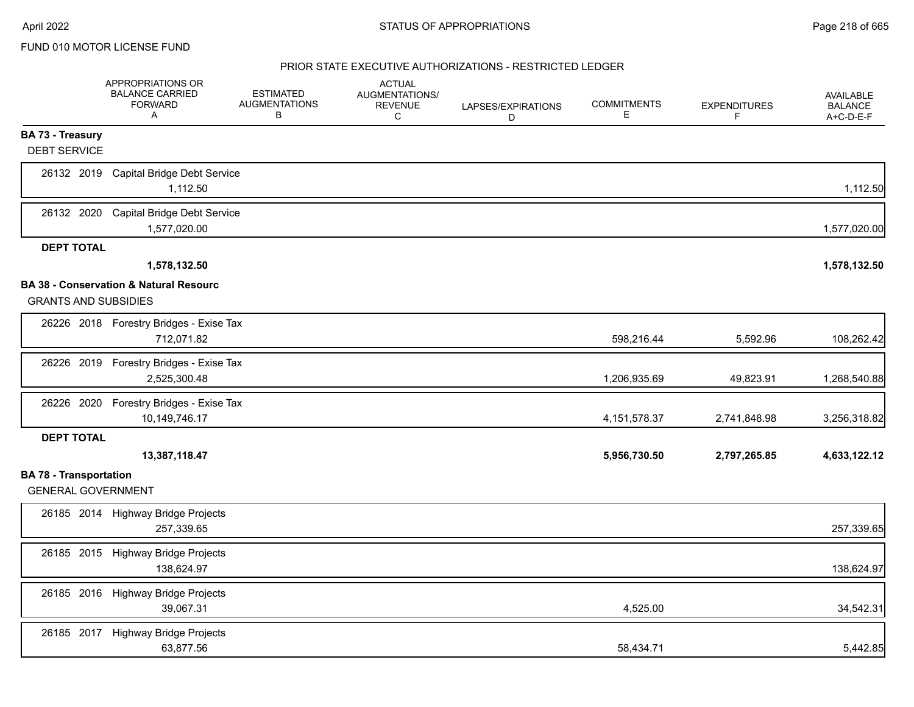FUND 010 MOTOR LICENSE FUND

PRIOR STATE EXECUTIVE AUTHORIZATIONS - RESTRICTED LEDGER

| | APPROPRIATIONS OR BALANCE CARRIED FORWARD A | ESTIMATED AUGMENTATIONS B | ACTUAL AUGMENTATIONS/ REVENUE C | LAPSES/EXPIRATIONS D | COMMITMENTS E | EXPENDITURES F | AVAILABLE BALANCE A+C-D-E-F |
|---|---|---|---|---|---|---|---|
| **BA 73 - Treasury** | | | | | | | |
| DEBT SERVICE | | | | | | | |
| 26132 2019 Capital Bridge Debt Service | 1,112.50 | | | | | | 1,112.50 |
| 26132 2020 Capital Bridge Debt Service | 1,577,020.00 | | | | | | 1,577,020.00 |
| **DEPT TOTAL** | **1,578,132.50** | | | | | | **1,578,132.50** |
| **BA 38 - Conservation & Natural Resourc** | | | | | | | |
| GRANTS AND SUBSIDIES | | | | | | | |
| 26226 2018 Forestry Bridges - Exise Tax | 712,071.82 | | | | 598,216.44 | 5,592.96 | 108,262.42 |
| 26226 2019 Forestry Bridges - Exise Tax | 2,525,300.48 | | | | 1,206,935.69 | 49,823.91 | 1,268,540.88 |
| 26226 2020 Forestry Bridges - Exise Tax | 10,149,746.17 | | | | 4,151,578.37 | 2,741,848.98 | 3,256,318.82 |
| **DEPT TOTAL** | **13,387,118.47** | | | | **5,956,730.50** | **2,797,265.85** | **4,633,122.12** |
| **BA 78 - Transportation** | | | | | | | |
| GENERAL GOVERNMENT | | | | | | | |
| 26185 2014 Highway Bridge Projects | 257,339.65 | | | | | | 257,339.65 |
| 26185 2015 Highway Bridge Projects | 138,624.97 | | | | | | 138,624.97 |
| 26185 2016 Highway Bridge Projects | 39,067.31 | | | | 4,525.00 | | 34,542.31 |
| 26185 2017 Highway Bridge Projects | 63,877.56 | | | | 58,434.71 | | 5,442.85 |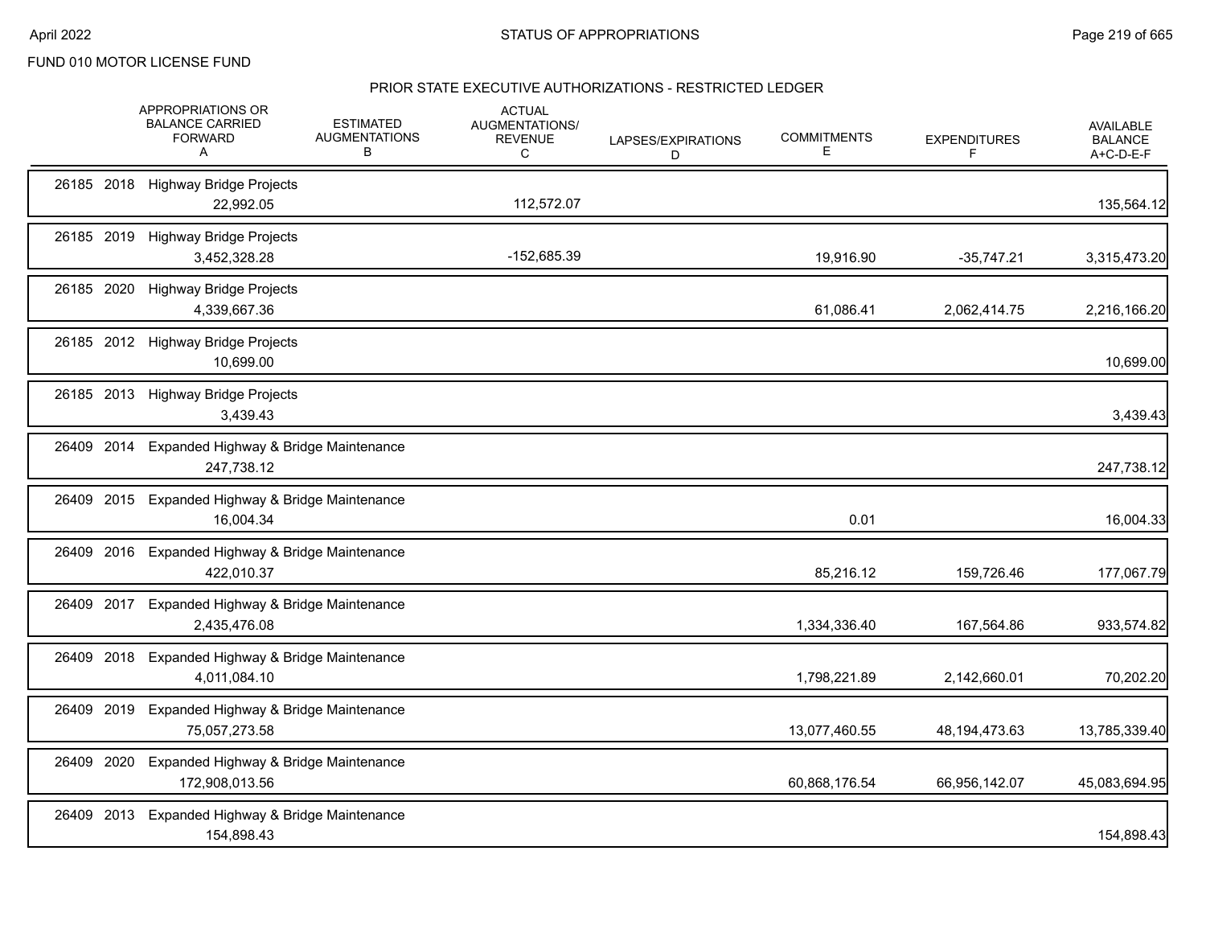FUND 010 MOTOR LICENSE FUND

## PRIOR STATE EXECUTIVE AUTHORIZATIONS - RESTRICTED LEDGER

| | APPROPRIATIONS OR BALANCE CARRIED FORWARD A | ESTIMATED AUGMENTATIONS B | ACTUAL AUGMENTATIONS/ REVENUE C | LAPSES/EXPIRATIONS D | COMMITMENTS E | EXPENDITURES F | AVAILABLE BALANCE A+C-D-E-F |
|---|---|---|---|---|---|---|---|
| 26185 2018 Highway Bridge Projects | 22,992.05 | | 112,572.07 | | | | 135,564.12 |
| 26185 2019 Highway Bridge Projects | 3,452,328.28 | | -152,685.39 | | 19,916.90 | -35,747.21 | 3,315,473.20 |
| 26185 2020 Highway Bridge Projects | 4,339,667.36 | | | | 61,086.41 | 2,062,414.75 | 2,216,166.20 |
| 26185 2012 Highway Bridge Projects | 10,699.00 | | | | | | 10,699.00 |
| 26185 2013 Highway Bridge Projects | 3,439.43 | | | | | | 3,439.43 |
| 26409 2014 Expanded Highway & Bridge Maintenance | 247,738.12 | | | | | | 247,738.12 |
| 26409 2015 Expanded Highway & Bridge Maintenance | 16,004.34 | | | | 0.01 | | 16,004.33 |
| 26409 2016 Expanded Highway & Bridge Maintenance | 422,010.37 | | | | 85,216.12 | 159,726.46 | 177,067.79 |
| 26409 2017 Expanded Highway & Bridge Maintenance | 2,435,476.08 | | | | 1,334,336.40 | 167,564.86 | 933,574.82 |
| 26409 2018 Expanded Highway & Bridge Maintenance | 4,011,084.10 | | | | 1,798,221.89 | 2,142,660.01 | 70,202.20 |
| 26409 2019 Expanded Highway & Bridge Maintenance | 75,057,273.58 | | | | 13,077,460.55 | 48,194,473.63 | 13,785,339.40 |
| 26409 2020 Expanded Highway & Bridge Maintenance | 172,908,013.56 | | | | 60,868,176.54 | 66,956,142.07 | 45,083,694.95 |
| 26409 2013 Expanded Highway & Bridge Maintenance | 154,898.43 | | | | | | 154,898.43 |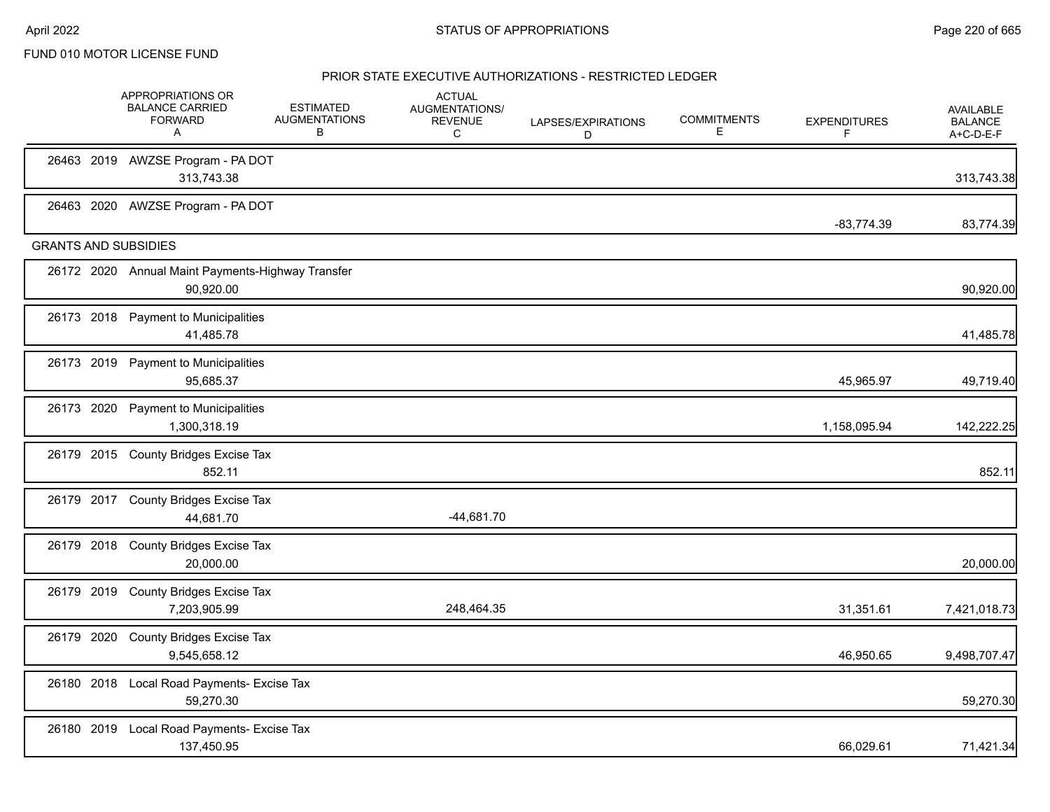FUND 010 MOTOR LICENSE FUND

## PRIOR STATE EXECUTIVE AUTHORIZATIONS - RESTRICTED LEDGER

| | APPROPRIATIONS OR BALANCE CARRIED FORWARD A | ESTIMATED AUGMENTATIONS B | ACTUAL AUGMENTATIONS/ REVENUE C | LAPSES/EXPIRATIONS D | COMMITMENTS E | EXPENDITURES F | AVAILABLE BALANCE A+C-D-E-F |
|---|---|---|---|---|---|---|---|
| 26463 2019 AWZSE Program - PA DOT | 313,743.38 | | | | | | 313,743.38 |
| 26463 2020 AWZSE Program - PA DOT | | | | | | -83,774.39 | 83,774.39 |
| **GRANTS AND SUBSIDIES** | | | | | | | |
| 26172 2020 Annual Maint Payments-Highway Transfer | 90,920.00 | | | | | | 90,920.00 |
| 26173 2018 Payment to Municipalities | 41,485.78 | | | | | | 41,485.78 |
| 26173 2019 Payment to Municipalities | 95,685.37 | | | | | 45,965.97 | 49,719.40 |
| 26173 2020 Payment to Municipalities | 1,300,318.19 | | | | | 1,158,095.94 | 142,222.25 |
| 26179 2015 County Bridges Excise Tax | 852.11 | | | | | | 852.11 |
| 26179 2017 County Bridges Excise Tax | 44,681.70 | | -44,681.70 | | | | |
| 26179 2018 County Bridges Excise Tax | 20,000.00 | | | | | | 20,000.00 |
| 26179 2019 County Bridges Excise Tax | 7,203,905.99 | | 248,464.35 | | | 31,351.61 | 7,421,018.73 |
| 26179 2020 County Bridges Excise Tax | 9,545,658.12 | | | | | 46,950.65 | 9,498,707.47 |
| 26180 2018 Local Road Payments- Excise Tax | 59,270.30 | | | | | | 59,270.30 |
| 26180 2019 Local Road Payments- Excise Tax | 137,450.95 | | | | | 66,029.61 | 71,421.34 |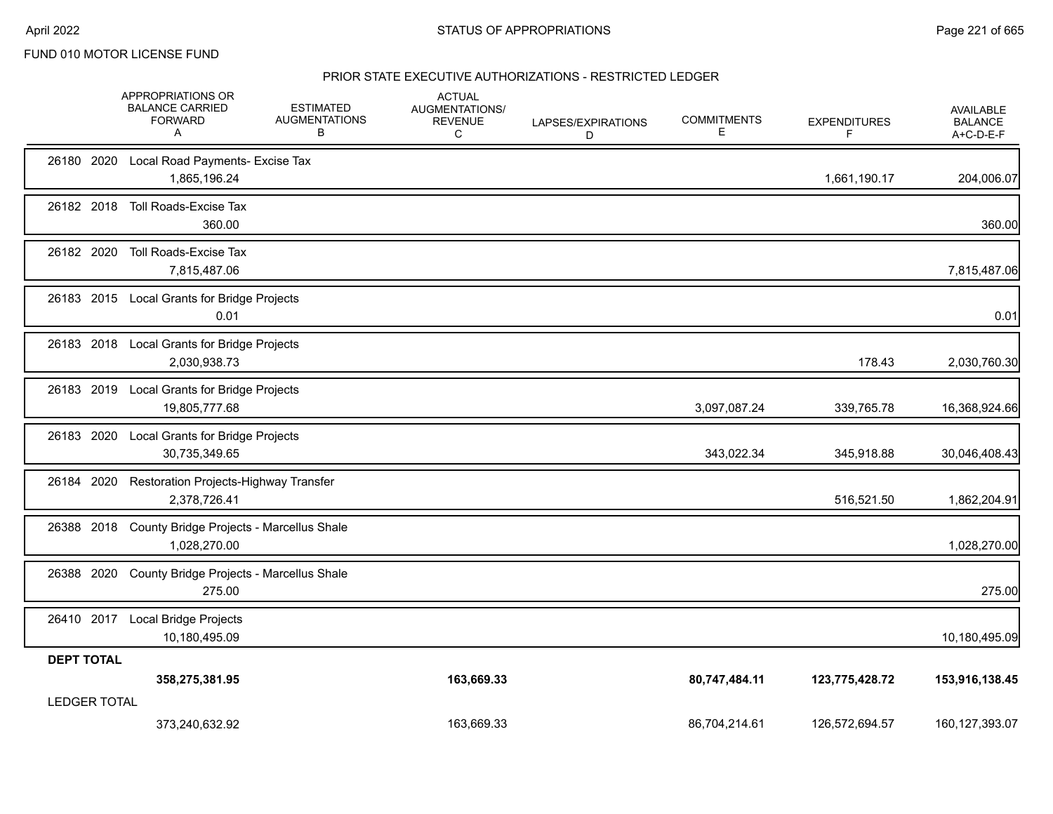FUND 010 MOTOR LICENSE FUND

## PRIOR STATE EXECUTIVE AUTHORIZATIONS - RESTRICTED LEDGER

| | APPROPRIATIONS OR BALANCE CARRIED FORWARD A | ESTIMATED AUGMENTATIONS B | ACTUAL AUGMENTATIONS/ REVENUE C | LAPSES/EXPIRATIONS D | COMMITMENTS E | EXPENDITURES F | AVAILABLE BALANCE A+C-D-E-F |
|---|---|---|---|---|---|---|---|
| 26180 2020 Local Road Payments- Excise Tax | 1,865,196.24 | | | | | 1,661,190.17 | 204,006.07 |
| 26182 2018 Toll Roads-Excise Tax | 360.00 | | | | | | 360.00 |
| 26182 2020 Toll Roads-Excise Tax | 7,815,487.06 | | | | | | 7,815,487.06 |
| 26183 2015 Local Grants for Bridge Projects | 0.01 | | | | | | 0.01 |
| 26183 2018 Local Grants for Bridge Projects | 2,030,938.73 | | | | | 178.43 | 2,030,760.30 |
| 26183 2019 Local Grants for Bridge Projects | 19,805,777.68 | | | | 3,097,087.24 | 339,765.78 | 16,368,924.66 |
| 26183 2020 Local Grants for Bridge Projects | 30,735,349.65 | | | | 343,022.34 | 345,918.88 | 30,046,408.43 |
| 26184 2020 Restoration Projects-Highway Transfer | 2,378,726.41 | | | | | 516,521.50 | 1,862,204.91 |
| 26388 2018 County Bridge Projects - Marcellus Shale | 1,028,270.00 | | | | | | 1,028,270.00 |
| 26388 2020 County Bridge Projects - Marcellus Shale | 275.00 | | | | | | 275.00 |
| 26410 2017 Local Bridge Projects | 10,180,495.09 | | | | | | 10,180,495.09 |
| **DEPT TOTAL** | **358,275,381.95** | | **163,669.33** | | **80,747,484.11** | **123,775,428.72** | **153,916,138.45** |
| LEDGER TOTAL | 373,240,632.92 | | 163,669.33 | | 86,704,214.61 | 126,572,694.57 | 160,127,393.07 |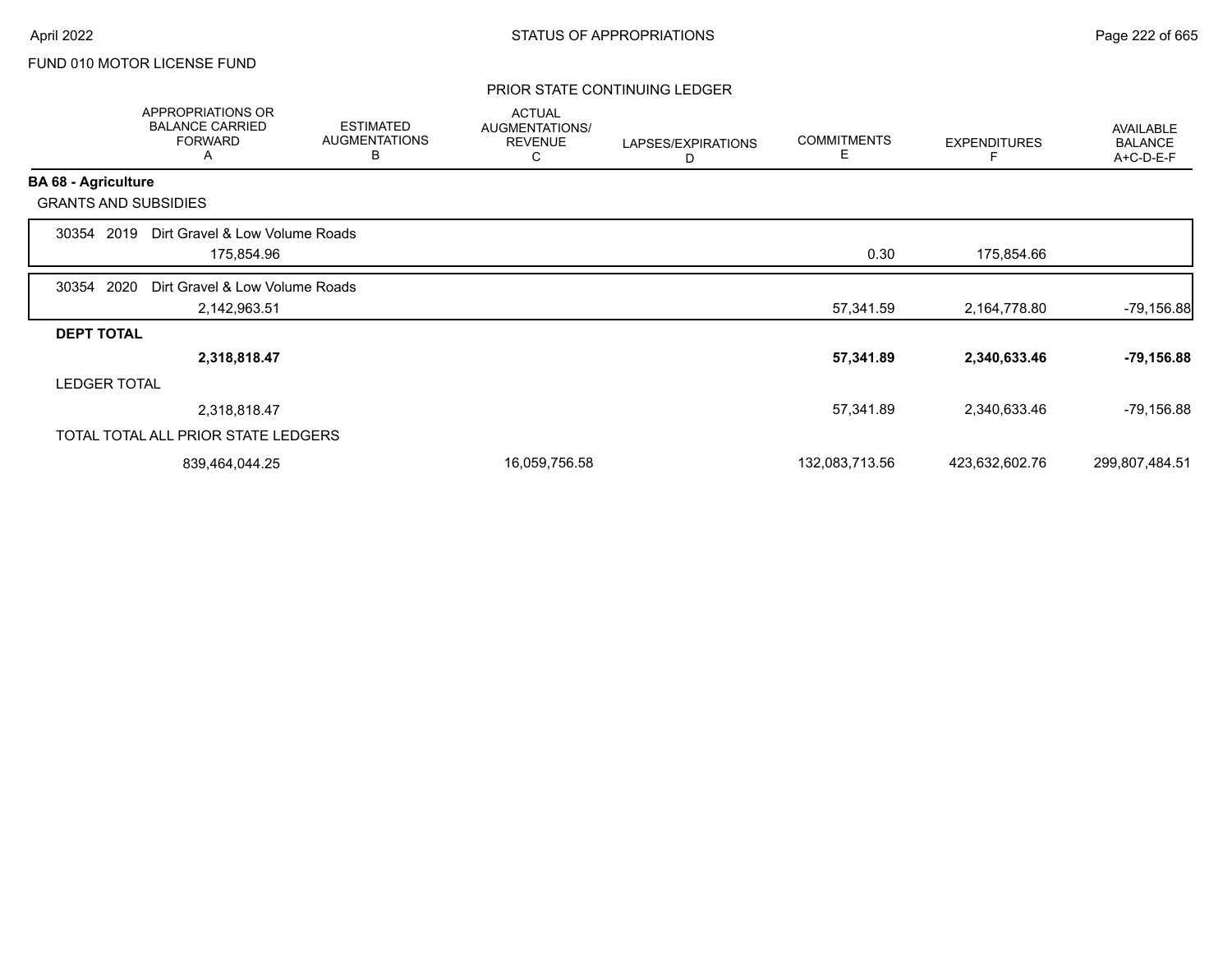FUND 010 MOTOR LICENSE FUND

## PRIOR STATE CONTINUING LEDGER

| | APPROPRIATIONS OR BALANCE CARRIED FORWARD A | ESTIMATED AUGMENTATIONS B | ACTUAL AUGMENTATIONS/ REVENUE C | LAPSES/EXPIRATIONS D | COMMITMENTS E | EXPENDITURES F | AVAILABLE BALANCE A+C-D-E-F |
|---|---|---|---|---|---|---|---|
| **BA 68 - Agriculture** | | | | | | | |
| GRANTS AND SUBSIDIES | | | | | | | |
| 30354 2019 Dirt Gravel & Low Volume Roads | 175,854.96 | | | | 0.30 | 175,854.66 | |
| 30354 2020 Dirt Gravel & Low Volume Roads | 2,142,963.51 | | | | 57,341.59 | 2,164,778.80 | -79,156.88 |
| **DEPT TOTAL** | **2,318,818.47** | | | | **57,341.89** | **2,340,633.46** | **-79,156.88** |
| LEDGER TOTAL | 2,318,818.47 | | | | 57,341.89 | 2,340,633.46 | -79,156.88 |
| TOTAL TOTAL ALL PRIOR STATE LEDGERS | 839,464,044.25 | | 16,059,756.58 | | 132,083,713.56 | 423,632,602.76 | 299,807,484.51 |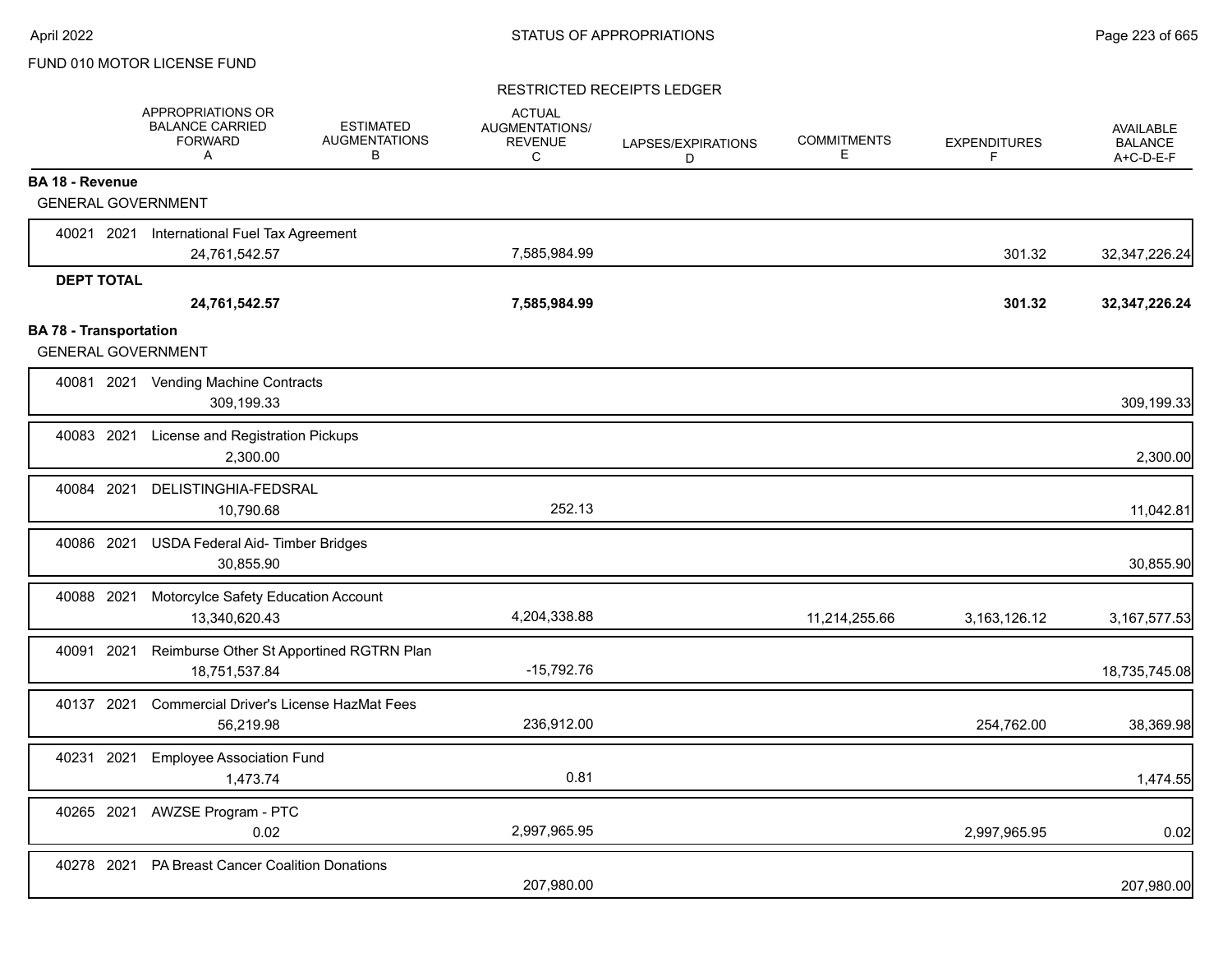FUND 010 MOTOR LICENSE FUND

RESTRICTED RECEIPTS LEDGER

| | APPROPRIATIONS OR BALANCE CARRIED FORWARD A | ESTIMATED AUGMENTATIONS B | ACTUAL AUGMENTATIONS/ REVENUE C | LAPSES/EXPIRATIONS D | COMMITMENTS E | EXPENDITURES F | AVAILABLE BALANCE A+C-D-E-F |
|---|---|---|---|---|---|---|---|
| **BA 18 - Revenue** | | | | | | | |
| GENERAL GOVERNMENT | | | | | | | |
| 40021 2021 International Fuel Tax Agreement | 24,761,542.57 | | 7,585,984.99 | | | 301.32 | 32,347,226.24 |
| **DEPT TOTAL** | **24,761,542.57** | | **7,585,984.99** | | | **301.32** | **32,347,226.24** |
| **BA 78 - Transportation** | | | | | | | |
| GENERAL GOVERNMENT | | | | | | | |
| 40081 2021 Vending Machine Contracts | 309,199.33 | | | | | | 309,199.33 |
| 40083 2021 License and Registration Pickups | 2,300.00 | | | | | | 2,300.00 |
| 40084 2021 DELISTINGHIA-FEDSRAL | 10,790.68 | | 252.13 | | | | 11,042.81 |
| 40086 2021 USDA Federal Aid- Timber Bridges | 30,855.90 | | | | | | 30,855.90 |
| 40088 2021 Motorcylce Safety Education Account | 13,340,620.43 | | 4,204,338.88 | | 11,214,255.66 | 3,163,126.12 | 3,167,577.53 |
| 40091 2021 Reimburse Other St Apportined RGTRN Plan | 18,751,537.84 | | -15,792.76 | | | | 18,735,745.08 |
| 40137 2021 Commercial Driver's License HazMat Fees | 56,219.98 | | 236,912.00 | | | 254,762.00 | 38,369.98 |
| 40231 2021 Employee Association Fund | 1,473.74 | | 0.81 | | | | 1,474.55 |
| 40265 2021 AWZSE Program - PTC | 0.02 | | 2,997,965.95 | | | 2,997,965.95 | 0.02 |
| 40278 2021 PA Breast Cancer Coalition Donations | | | 207,980.00 | | | | 207,980.00 |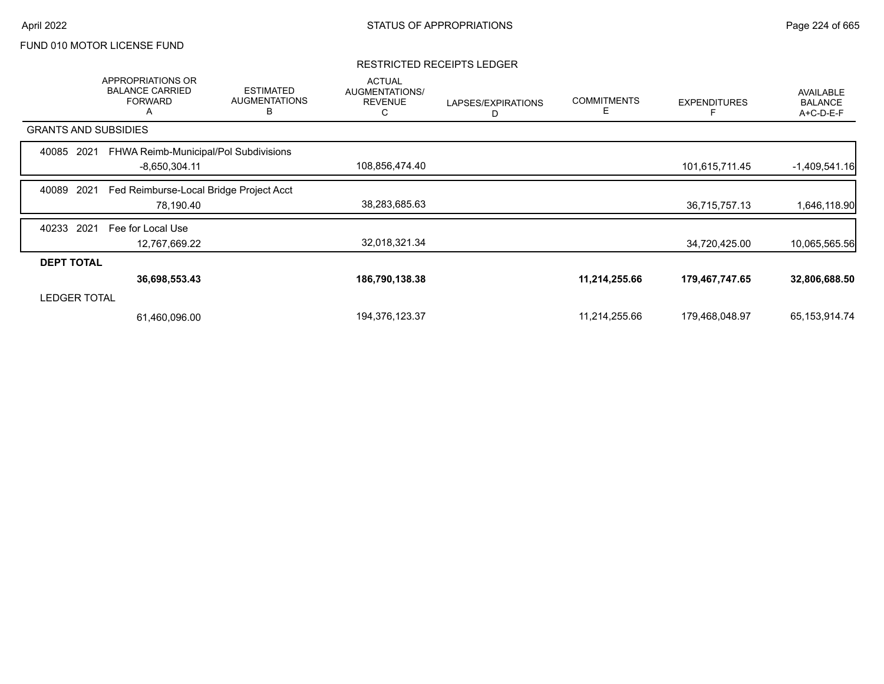FUND 010 MOTOR LICENSE FUND

RESTRICTED RECEIPTS LEDGER

| | APPROPRIATIONS OR BALANCE CARRIED FORWARD A | ESTIMATED AUGMENTATIONS B | ACTUAL AUGMENTATIONS/ REVENUE C | LAPSES/EXPIRATIONS D | COMMITMENTS E | EXPENDITURES F | AVAILABLE BALANCE A+C-D-E-F |
|---|---|---|---|---|---|---|---|
| **GRANTS AND SUBSIDIES** | | | | | | | |
| 40085 2021 FHWA Reimb-Municipal/Pol Subdivisions | -8,650,304.11 | | 108,856,474.40 | | | 101,615,711.45 | -1,409,541.16 |
| 40089 2021 Fed Reimburse-Local Bridge Project Acct | 78,190.40 | | 38,283,685.63 | | | 36,715,757.13 | 1,646,118.90 |
| 40233 2021 Fee for Local Use | 12,767,669.22 | | 32,018,321.34 | | | 34,720,425.00 | 10,065,565.56 |
| **DEPT TOTAL** | **36,698,553.43** | | **186,790,138.38** | | **11,214,255.66** | **179,467,747.65** | **32,806,688.50** |
| LEDGER TOTAL | 61,460,096.00 | | 194,376,123.37 | | 11,214,255.66 | 179,468,048.97 | 65,153,914.74 |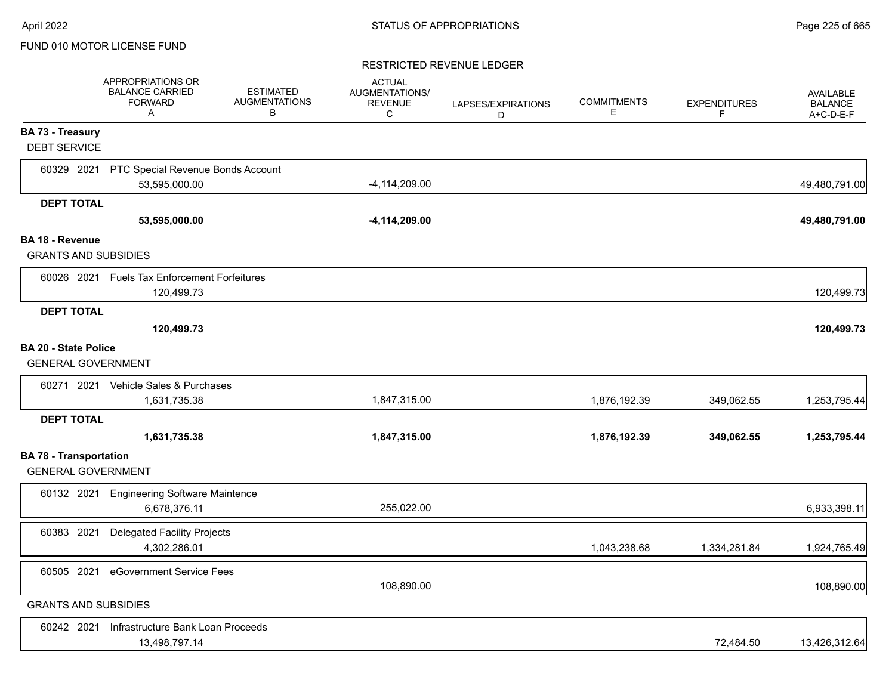FUND 010 MOTOR LICENSE FUND

RESTRICTED REVENUE LEDGER

| | APPROPRIATIONS OR BALANCE CARRIED FORWARD A | ESTIMATED AUGMENTATIONS B | ACTUAL AUGMENTATIONS/ REVENUE C | LAPSES/EXPIRATIONS D | COMMITMENTS E | EXPENDITURES F | AVAILABLE BALANCE A+C-D-E-F |
|---|---|---|---|---|---|---|---|
| **BA 73 - Treasury** | | | | | | | |
| DEBT SERVICE | | | | | | | |
| 60329 2021 PTC Special Revenue Bonds Account | 53,595,000.00 | | -4,114,209.00 | | | | 49,480,791.00 |
| **DEPT TOTAL** | **53,595,000.00** | | **-4,114,209.00** | | | | **49,480,791.00** |
| **BA 18 - Revenue** | | | | | | | |
| GRANTS AND SUBSIDIES | | | | | | | |
| 60026 2021 Fuels Tax Enforcement Forfeitures | 120,499.73 | | | | | | 120,499.73 |
| **DEPT TOTAL** | **120,499.73** | | | | | | **120,499.73** |
| **BA 20 - State Police** | | | | | | | |
| GENERAL GOVERNMENT | | | | | | | |
| 60271 2021 Vehicle Sales & Purchases | 1,631,735.38 | | 1,847,315.00 | | 1,876,192.39 | 349,062.55 | 1,253,795.44 |
| **DEPT TOTAL** | **1,631,735.38** | | **1,847,315.00** | | **1,876,192.39** | **349,062.55** | **1,253,795.44** |
| **BA 78 - Transportation** | | | | | | | |
| GENERAL GOVERNMENT | | | | | | | |
| 60132 2021 Engineering Software Maintence | 6,678,376.11 | | 255,022.00 | | | | 6,933,398.11 |
| 60383 2021 Delegated Facility Projects | 4,302,286.01 | | | | 1,043,238.68 | 1,334,281.84 | 1,924,765.49 |
| 60505 2021 eGovernment Service Fees | | | 108,890.00 | | | | 108,890.00 |
| GRANTS AND SUBSIDIES | | | | | | | |
| 60242 2021 Infrastructure Bank Loan Proceeds | 13,498,797.14 | | | | | 72,484.50 | 13,426,312.64 |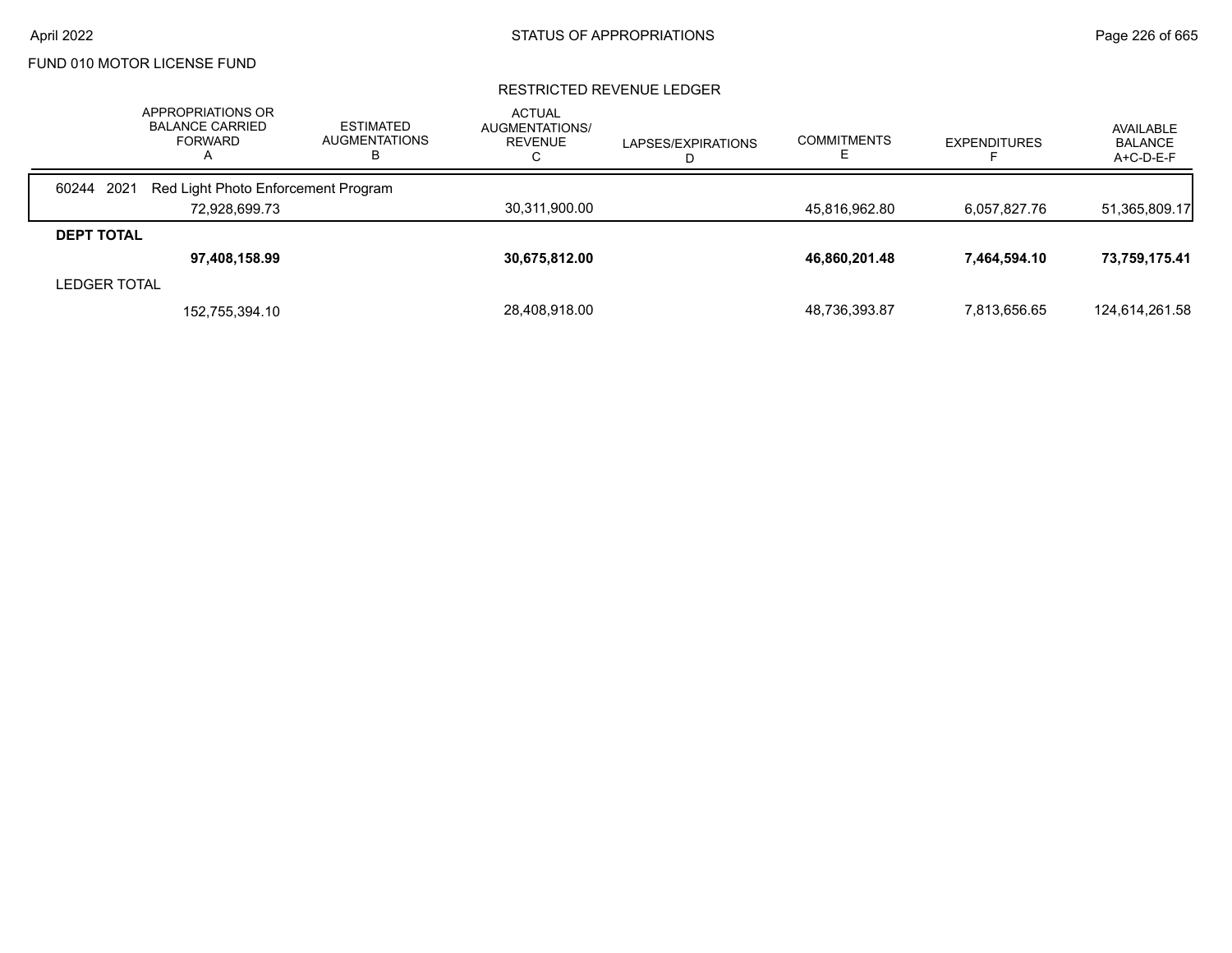FUND 010 MOTOR LICENSE FUND

## RESTRICTED REVENUE LEDGER

| | APPROPRIATIONS OR BALANCE CARRIED FORWARD A | ESTIMATED AUGMENTATIONS B | ACTUAL AUGMENTATIONS/ REVENUE C | LAPSES/EXPIRATIONS D | COMMITMENTS E | EXPENDITURES F | AVAILABLE BALANCE A+C-D-E-F |
|---|---|---|---|---|---|---|---|
| 60244 2021 Red Light Photo Enforcement Program | | | | | | | |
| | 72,928,699.73 | | 30,311,900.00 | | 45,816,962.80 | 6,057,827.76 | 51,365,809.17 |
| **DEPT TOTAL** | | | | | | | |
| | **97,408,158.99** | | **30,675,812.00** | | **46,860,201.48** | **7,464,594.10** | **73,759,175.41** |
| LEDGER TOTAL | | | | | | | |
| | 152,755,394.10 | | 28,408,918.00 | | 48,736,393.87 | 7,813,656.65 | 124,614,261.58 |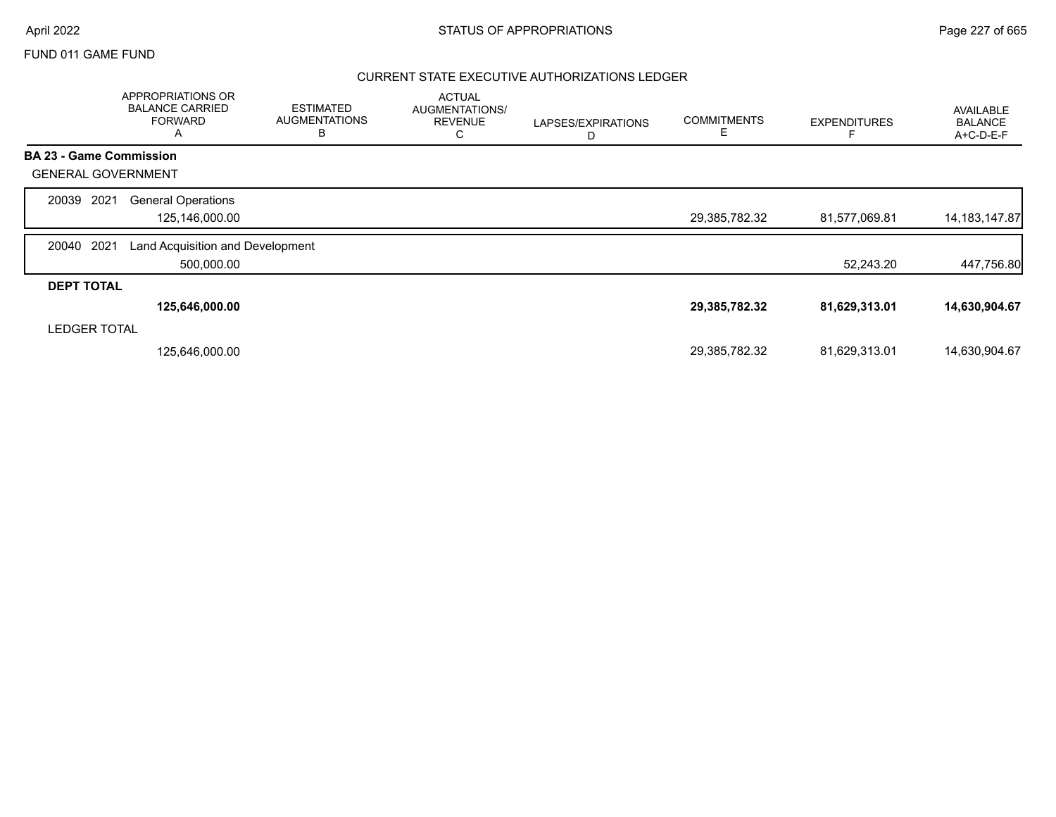FUND 011 GAME FUND

## CURRENT STATE EXECUTIVE AUTHORIZATIONS LEDGER

| | APPROPRIATIONS OR BALANCE CARRIED FORWARD A | ESTIMATED AUGMENTATIONS B | ACTUAL AUGMENTATIONS/ REVENUE C | LAPSES/EXPIRATIONS D | COMMITMENTS E | EXPENDITURES F | AVAILABLE BALANCE A+C-D-E-F |
|---|---|---|---|---|---|---|---|
| **BA 23 - Game Commission** | | | | | | | |
| GENERAL GOVERNMENT | | | | | | | |
| 20039 2021 General Operations | 125,146,000.00 | | | | 29,385,782.32 | 81,577,069.81 | 14,183,147.87 |
| 20040 2021 Land Acquisition and Development | 500,000.00 | | | | | 52,243.20 | 447,756.80 |
| **DEPT TOTAL** | **125,646,000.00** | | | | **29,385,782.32** | **81,629,313.01** | **14,630,904.67** |
| LEDGER TOTAL | 125,646,000.00 | | | | 29,385,782.32 | 81,629,313.01 | 14,630,904.67 |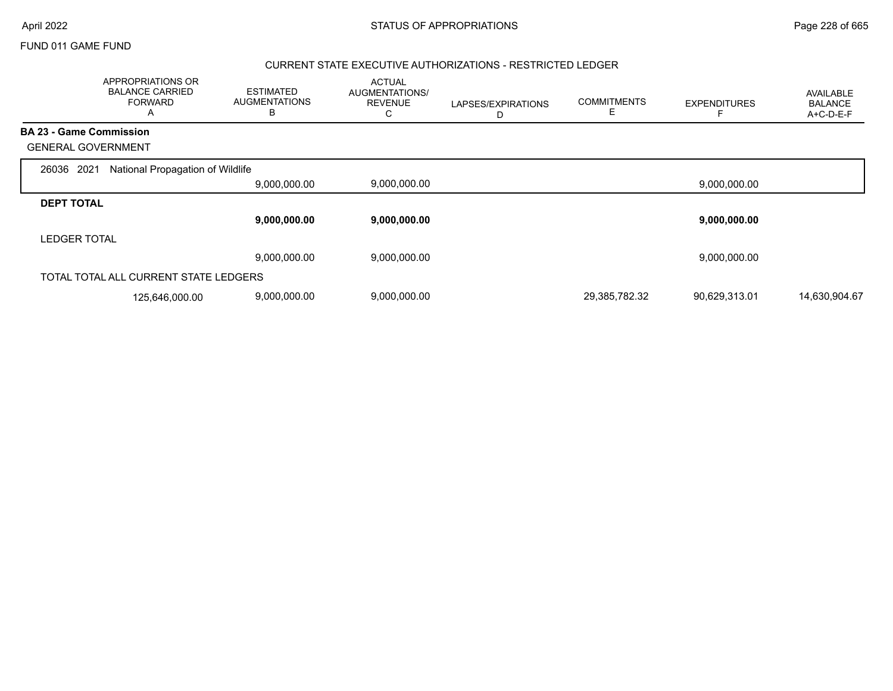FUND 011 GAME FUND

## CURRENT STATE EXECUTIVE AUTHORIZATIONS - RESTRICTED LEDGER

| | APPROPRIATIONS OR BALANCE CARRIED FORWARD A | ESTIMATED AUGMENTATIONS B | ACTUAL AUGMENTATIONS/ REVENUE C | LAPSES/EXPIRATIONS D | COMMITMENTS E | EXPENDITURES F | AVAILABLE BALANCE A+C-D-E-F |
|---|---|---|---|---|---|---|---|
| **BA 23 - Game Commission** | | | | | | | |
| GENERAL GOVERNMENT | | | | | | | |
| 26036 2021 National Propagation of Wildlife | | | | | | | |
| | | 9,000,000.00 | 9,000,000.00 | | | 9,000,000.00 | |
| **DEPT TOTAL** | | | | | | | |
| | | **9,000,000.00** | **9,000,000.00** | | | **9,000,000.00** | |
| LEDGER TOTAL | | | | | | | |
| | | 9,000,000.00 | 9,000,000.00 | | | 9,000,000.00 | |
| TOTAL TOTAL ALL CURRENT STATE LEDGERS | | | | | | | |
| | 125,646,000.00 | 9,000,000.00 | 9,000,000.00 | | 29,385,782.32 | 90,629,313.01 | 14,630,904.67 |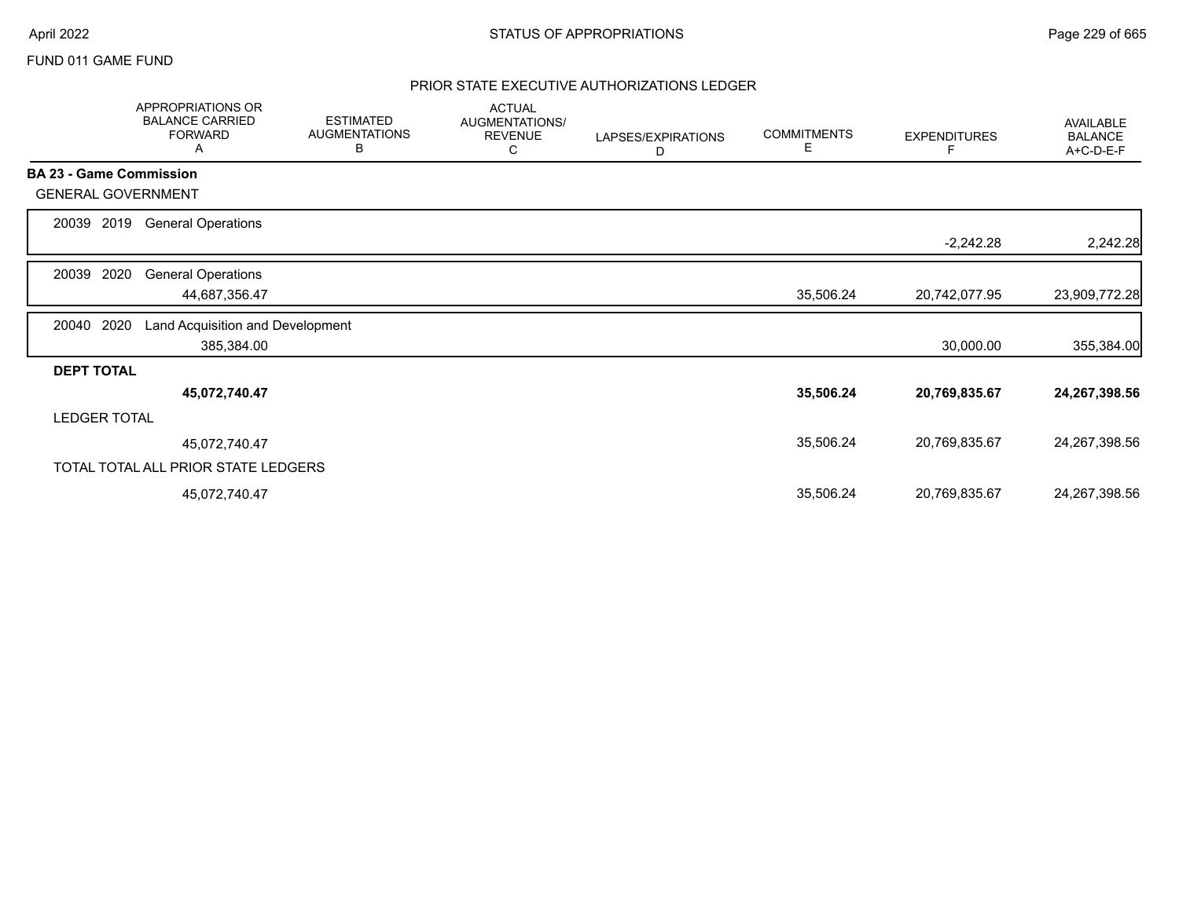FUND 011 GAME FUND

## PRIOR STATE EXECUTIVE AUTHORIZATIONS LEDGER

| | APPROPRIATIONS OR BALANCE CARRIED FORWARD A | ESTIMATED AUGMENTATIONS B | ACTUAL AUGMENTATIONS/ REVENUE C | LAPSES/EXPIRATIONS D | COMMITMENTS E | EXPENDITURES F | AVAILABLE BALANCE A+C-D-E-F |
|---|---|---|---|---|---|---|---|
| **BA 23 - Game Commission** | | | | | | | |
| GENERAL GOVERNMENT | | | | | | | |
| 20039 2019 General Operations | | | | | | -2,242.28 | 2,242.28 |
| 20039 2020 General Operations | 44,687,356.47 | | | | 35,506.24 | 20,742,077.95 | 23,909,772.28 |
| 20040 2020 Land Acquisition and Development | 385,384.00 | | | | | 30,000.00 | 355,384.00 |
| **DEPT TOTAL** | **45,072,740.47** | | | | **35,506.24** | **20,769,835.67** | **24,267,398.56** |
| LEDGER TOTAL | 45,072,740.47 | | | | 35,506.24 | 20,769,835.67 | 24,267,398.56 |
| TOTAL TOTAL ALL PRIOR STATE LEDGERS | 45,072,740.47 | | | | 35,506.24 | 20,769,835.67 | 24,267,398.56 |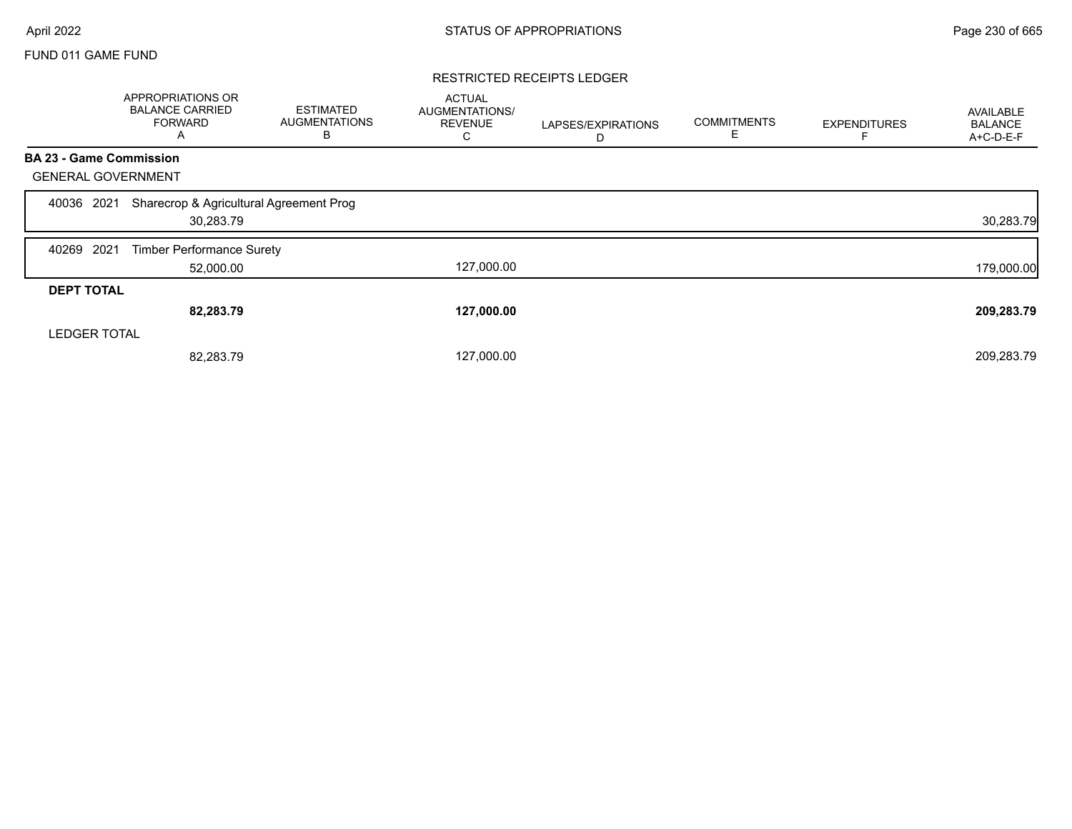FUND 011 GAME FUND

## RESTRICTED RECEIPTS LEDGER

| | APPROPRIATIONS OR BALANCE CARRIED FORWARD A | ESTIMATED AUGMENTATIONS B | ACTUAL AUGMENTATIONS/ REVENUE C | LAPSES/EXPIRATIONS D | COMMITMENTS E | EXPENDITURES F | AVAILABLE BALANCE A+C-D-E-F |
|---|---|---|---|---|---|---|---|
| **BA 23 - Game Commission** | | | | | | | |
| GENERAL GOVERNMENT | | | | | | | |
| 40036 2021 Sharecrop & Agricultural Agreement Prog | 30,283.79 | | | | | | 30,283.79 |
| 40269 2021 Timber Performance Surety | 52,000.00 | | 127,000.00 | | | | 179,000.00 |
| **DEPT TOTAL** | **82,283.79** | | **127,000.00** | | | | **209,283.79** |
| LEDGER TOTAL | 82,283.79 | | 127,000.00 | | | | 209,283.79 |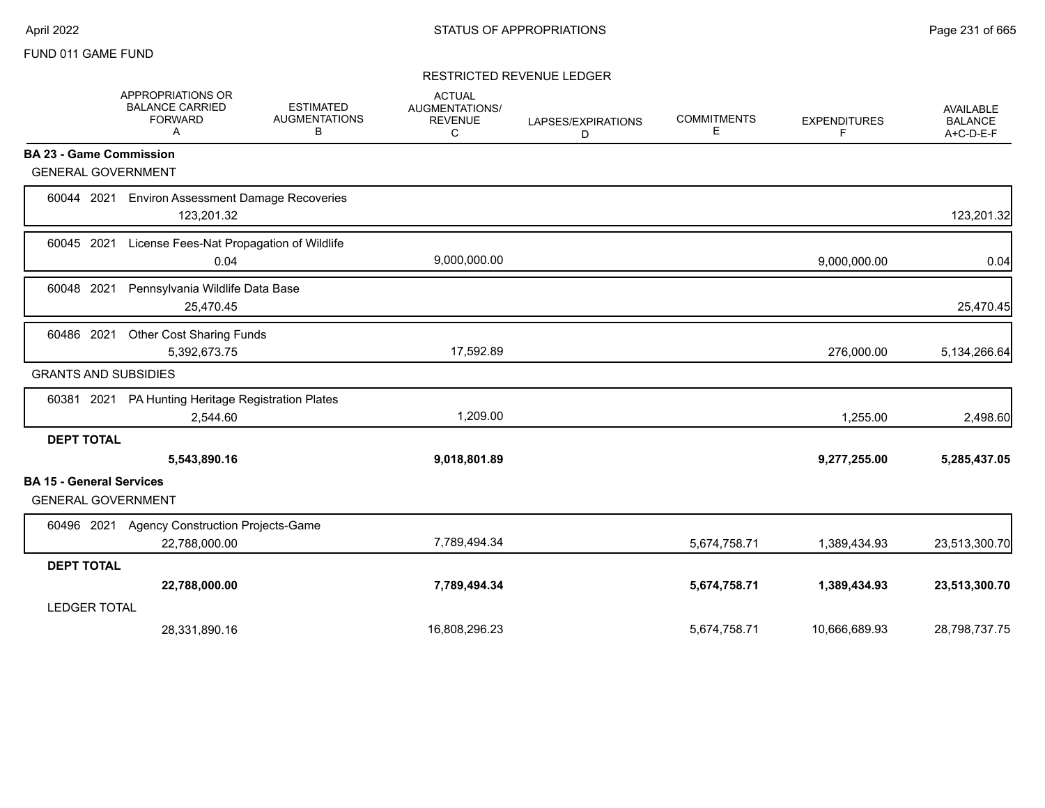FUND 011 GAME FUND

STATUS OF APPROPRIATIONS

RESTRICTED REVENUE LEDGER

| | APPROPRIATIONS OR BALANCE CARRIED FORWARD A | ESTIMATED AUGMENTATIONS B | ACTUAL AUGMENTATIONS/ REVENUE C | LAPSES/EXPIRATIONS D | COMMITMENTS E | EXPENDITURES F | AVAILABLE BALANCE A+C-D-E-F |
|---|---|---|---|---|---|---|---|
| **BA 23 - Game Commission** | | | | | | | |
| GENERAL GOVERNMENT | | | | | | | |
| 60044 2021 Environ Assessment Damage Recoveries | 123,201.32 | | | | | | 123,201.32 |
| 60045 2021 License Fees-Nat Propagation of Wildlife | 0.04 | | 9,000,000.00 | | | 9,000,000.00 | 0.04 |
| 60048 2021 Pennsylvania Wildlife Data Base | 25,470.45 | | | | | | 25,470.45 |
| 60486 2021 Other Cost Sharing Funds | 5,392,673.75 | | 17,592.89 | | | 276,000.00 | 5,134,266.64 |
| GRANTS AND SUBSIDIES | | | | | | | |
| 60381 2021 PA Hunting Heritage Registration Plates | 2,544.60 | | 1,209.00 | | | 1,255.00 | 2,498.60 |
| **DEPT TOTAL** | **5,543,890.16** | | **9,018,801.89** | | | **9,277,255.00** | **5,285,437.05** |
| **BA 15 - General Services** | | | | | | | |
| GENERAL GOVERNMENT | | | | | | | |
| 60496 2021 Agency Construction Projects-Game | 22,788,000.00 | | 7,789,494.34 | | 5,674,758.71 | 1,389,434.93 | 23,513,300.70 |
| **DEPT TOTAL** | **22,788,000.00** | | **7,789,494.34** | | **5,674,758.71** | **1,389,434.93** | **23,513,300.70** |
| LEDGER TOTAL | 28,331,890.16 | | 16,808,296.23 | | 5,674,758.71 | 10,666,689.93 | 28,798,737.75 |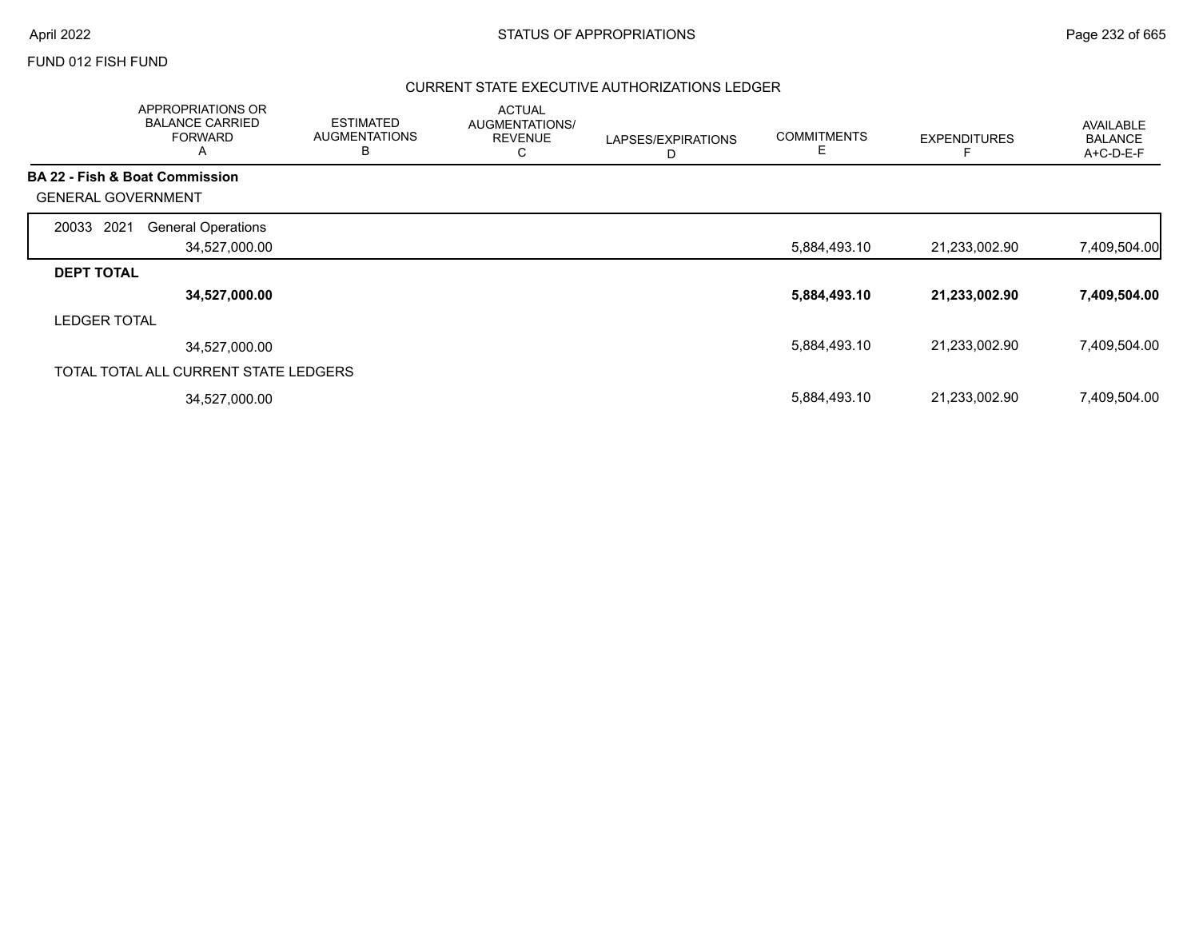FUND 012 FISH FUND

## CURRENT STATE EXECUTIVE AUTHORIZATIONS LEDGER

| | APPROPRIATIONS OR BALANCE CARRIED FORWARD A | ESTIMATED AUGMENTATIONS B | ACTUAL AUGMENTATIONS/ REVENUE C | LAPSES/EXPIRATIONS D | COMMITMENTS E | EXPENDITURES F | AVAILABLE BALANCE A+C-D-E-F |
|---|---|---|---|---|---|---|---|
| **BA 22 - Fish & Boat Commission** | | | | | | | |
| GENERAL GOVERNMENT | | | | | | | |
| 20033 2021 General Operations | 34,527,000.00 | | | | 5,884,493.10 | 21,233,002.90 | 7,409,504.00 |
| **DEPT TOTAL** | **34,527,000.00** | | | | **5,884,493.10** | **21,233,002.90** | **7,409,504.00** |
| LEDGER TOTAL | 34,527,000.00 | | | | 5,884,493.10 | 21,233,002.90 | 7,409,504.00 |
| TOTAL TOTAL ALL CURRENT STATE LEDGERS | 34,527,000.00 | | | | 5,884,493.10 | 21,233,002.90 | 7,409,504.00 |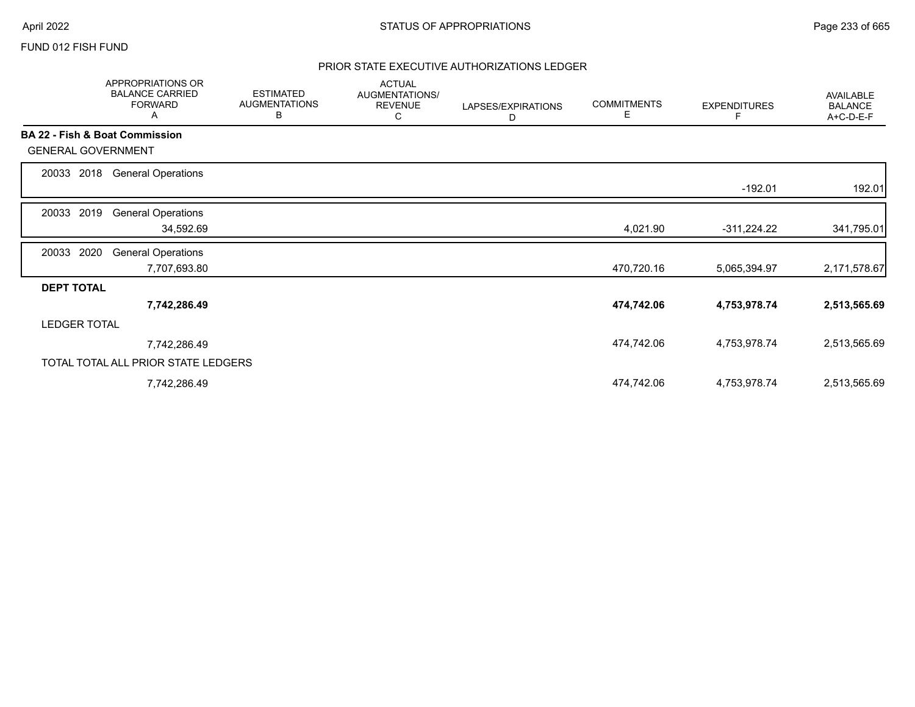FUND 012 FISH FUND

## PRIOR STATE EXECUTIVE AUTHORIZATIONS LEDGER

| | APPROPRIATIONS OR BALANCE CARRIED FORWARD A | ESTIMATED AUGMENTATIONS B | ACTUAL AUGMENTATIONS/ REVENUE C | LAPSES/EXPIRATIONS D | COMMITMENTS E | EXPENDITURES F | AVAILABLE BALANCE A+C-D-E-F |
|---|---|---|---|---|---|---|---|
| **BA 22 - Fish & Boat Commission** | | | | | | | |
| GENERAL GOVERNMENT | | | | | | | |
| 20033 2018 General Operations | | | | | | -192.01 | 192.01 |
| 20033 2019 General Operations | 34,592.69 | | | | 4,021.90 | -311,224.22 | 341,795.01 |
| 20033 2020 General Operations | 7,707,693.80 | | | | 470,720.16 | 5,065,394.97 | 2,171,578.67 |
| **DEPT TOTAL** | **7,742,286.49** | | | | **474,742.06** | **4,753,978.74** | **2,513,565.69** |
| LEDGER TOTAL | 7,742,286.49 | | | | 474,742.06 | 4,753,978.74 | 2,513,565.69 |
| TOTAL TOTAL ALL PRIOR STATE LEDGERS | 7,742,286.49 | | | | 474,742.06 | 4,753,978.74 | 2,513,565.69 |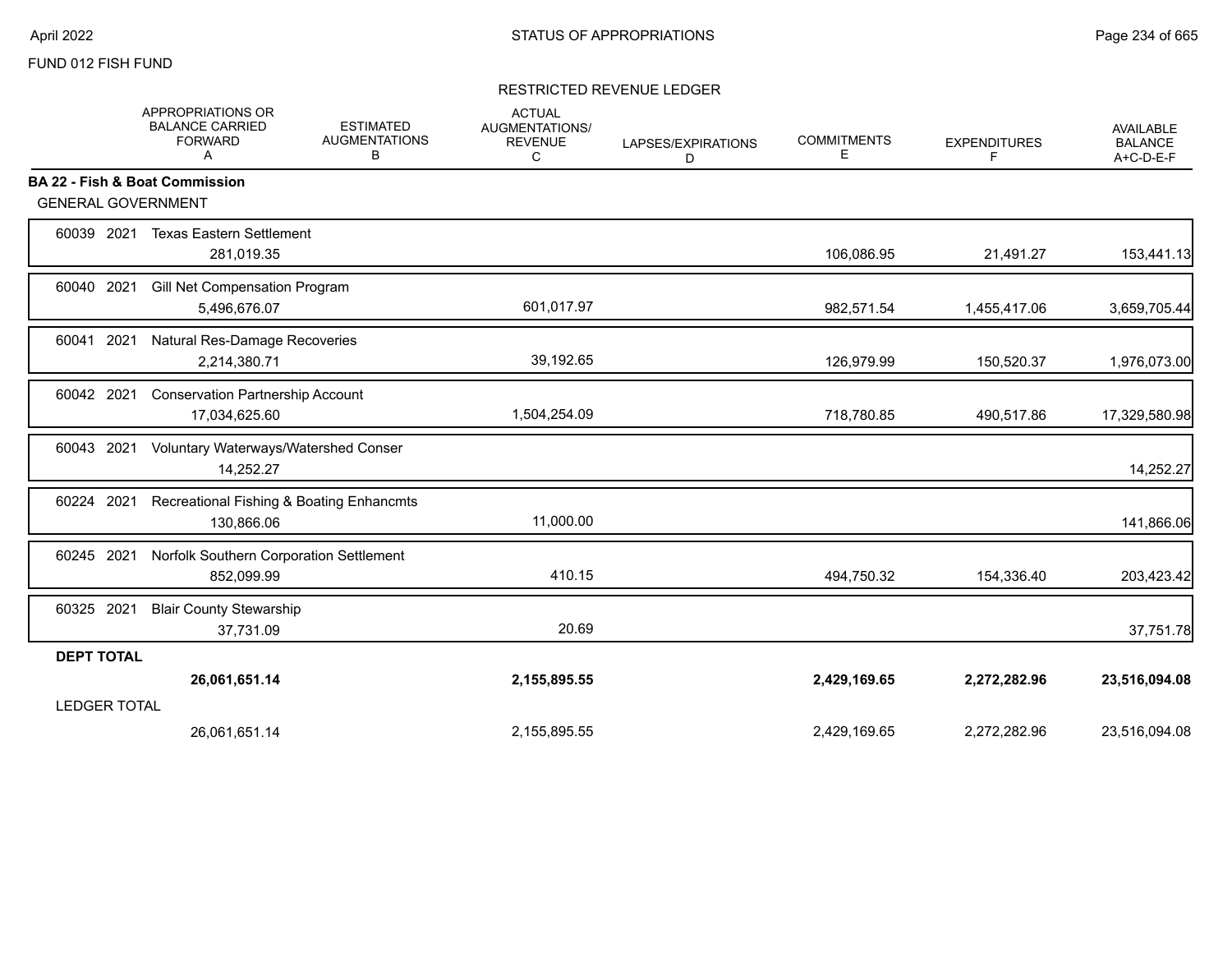FUND 012 FISH FUND

RESTRICTED REVENUE LEDGER

| | APPROPRIATIONS OR BALANCE CARRIED FORWARD A | ESTIMATED AUGMENTATIONS B | ACTUAL AUGMENTATIONS/ REVENUE C | LAPSES/EXPIRATIONS D | COMMITMENTS E | EXPENDITURES F | AVAILABLE BALANCE A+C-D-E-F |
|---|---|---|---|---|---|---|---|
| **BA 22 - Fish & Boat Commission** | | | | | | | |
| GENERAL GOVERNMENT | | | | | | | |
| 60039 2021 Texas Eastern Settlement | 281,019.35 | | | | 106,086.95 | 21,491.27 | 153,441.13 |
| 60040 2021 Gill Net Compensation Program | 5,496,676.07 | | 601,017.97 | | 982,571.54 | 1,455,417.06 | 3,659,705.44 |
| 60041 2021 Natural Res-Damage Recoveries | 2,214,380.71 | | 39,192.65 | | 126,979.99 | 150,520.37 | 1,976,073.00 |
| 60042 2021 Conservation Partnership Account | 17,034,625.60 | | 1,504,254.09 | | 718,780.85 | 490,517.86 | 17,329,580.98 |
| 60043 2021 Voluntary Waterways/Watershed Conser | 14,252.27 | | | | | | 14,252.27 |
| 60224 2021 Recreational Fishing & Boating Enhancmts | 130,866.06 | | 11,000.00 | | | | 141,866.06 |
| 60245 2021 Norfolk Southern Corporation Settlement | 852,099.99 | | 410.15 | | 494,750.32 | 154,336.40 | 203,423.42 |
| 60325 2021 Blair County Stewarship | 37,731.09 | | 20.69 | | | | 37,751.78 |
| **DEPT TOTAL** | **26,061,651.14** | | **2,155,895.55** | | **2,429,169.65** | **2,272,282.96** | **23,516,094.08** |
| LEDGER TOTAL | 26,061,651.14 | | 2,155,895.55 | | 2,429,169.65 | 2,272,282.96 | 23,516,094.08 |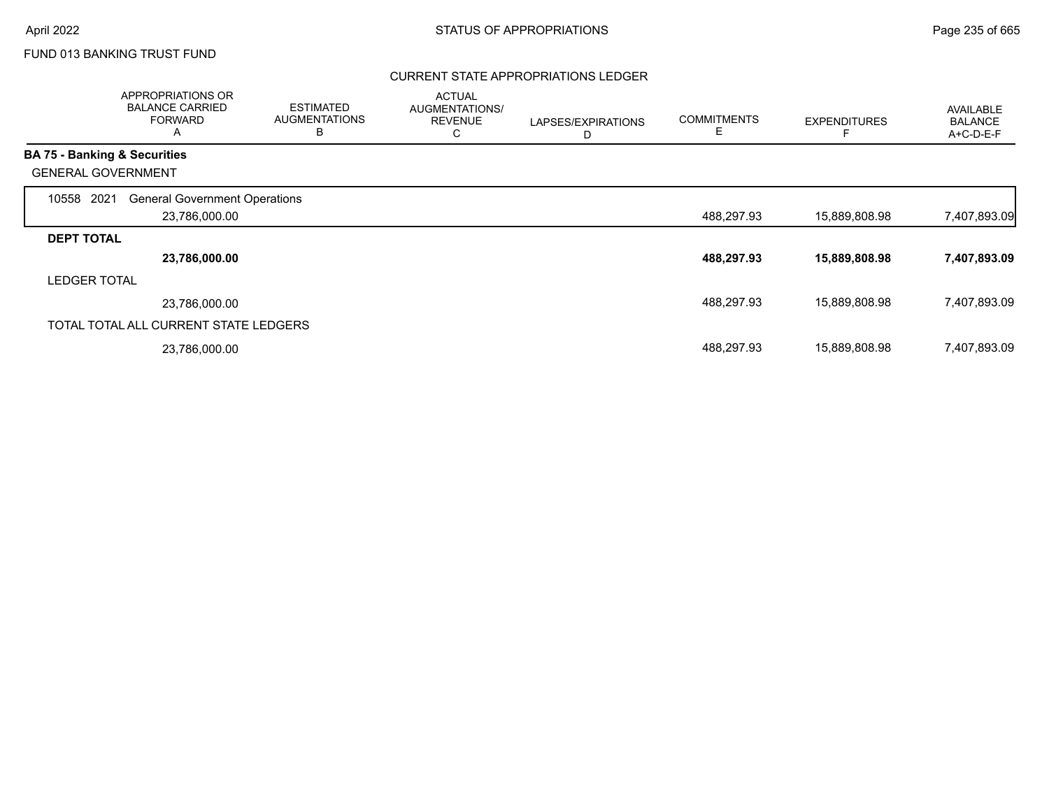FUND 013 BANKING TRUST FUND

## CURRENT STATE APPROPRIATIONS LEDGER

| | APPROPRIATIONS OR BALANCE CARRIED FORWARD A | ESTIMATED AUGMENTATIONS B | ACTUAL AUGMENTATIONS/ REVENUE C | LAPSES/EXPIRATIONS D | COMMITMENTS E | EXPENDITURES F | AVAILABLE BALANCE A+C-D-E-F |
|---|---|---|---|---|---|---|---|
| **BA 75 - Banking & Securities** | | | | | | | |
| GENERAL GOVERNMENT | | | | | | | |
| 10558 2021 General Government Operations | 23,786,000.00 | | | | 488,297.93 | 15,889,808.98 | 7,407,893.09 |
| **DEPT TOTAL** | **23,786,000.00** | | | | **488,297.93** | **15,889,808.98** | **7,407,893.09** |
| LEDGER TOTAL | 23,786,000.00 | | | | 488,297.93 | 15,889,808.98 | 7,407,893.09 |
| TOTAL TOTAL ALL CURRENT STATE LEDGERS | 23,786,000.00 | | | | 488,297.93 | 15,889,808.98 | 7,407,893.09 |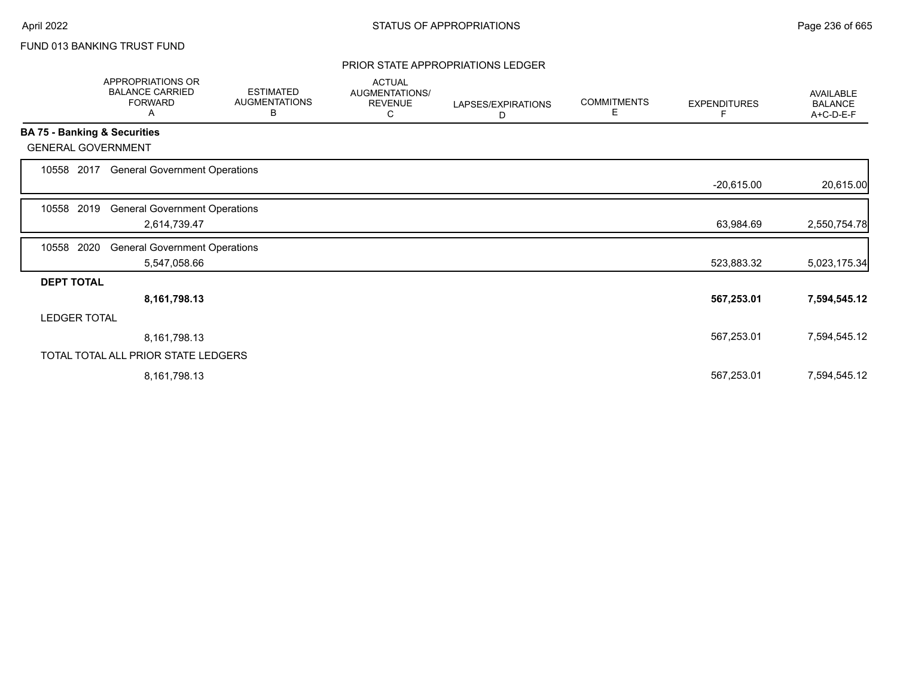FUND 013 BANKING TRUST FUND

PRIOR STATE APPROPRIATIONS LEDGER

| | APPROPRIATIONS OR BALANCE CARRIED FORWARD A | ESTIMATED AUGMENTATIONS B | ACTUAL AUGMENTATIONS/ REVENUE C | LAPSES/EXPIRATIONS D | COMMITMENTS E | EXPENDITURES F | AVAILABLE BALANCE A+C-D-E-F |
|---|---|---|---|---|---|---|---|
| **BA 75 - Banking & Securities** | | | | | | | |
| GENERAL GOVERNMENT | | | | | | | |
| 10558 2017 General Government Operations | | | | | | -20,615.00 | 20,615.00 |
| 10558 2019 General Government Operations | 2,614,739.47 | | | | | 63,984.69 | 2,550,754.78 |
| 10558 2020 General Government Operations | 5,547,058.66 | | | | | 523,883.32 | 5,023,175.34 |
| **DEPT TOTAL** | **8,161,798.13** | | | | | **567,253.01** | **7,594,545.12** |
| LEDGER TOTAL | 8,161,798.13 | | | | | 567,253.01 | 7,594,545.12 |
| TOTAL TOTAL ALL PRIOR STATE LEDGERS | 8,161,798.13 | | | | | 567,253.01 | 7,594,545.12 |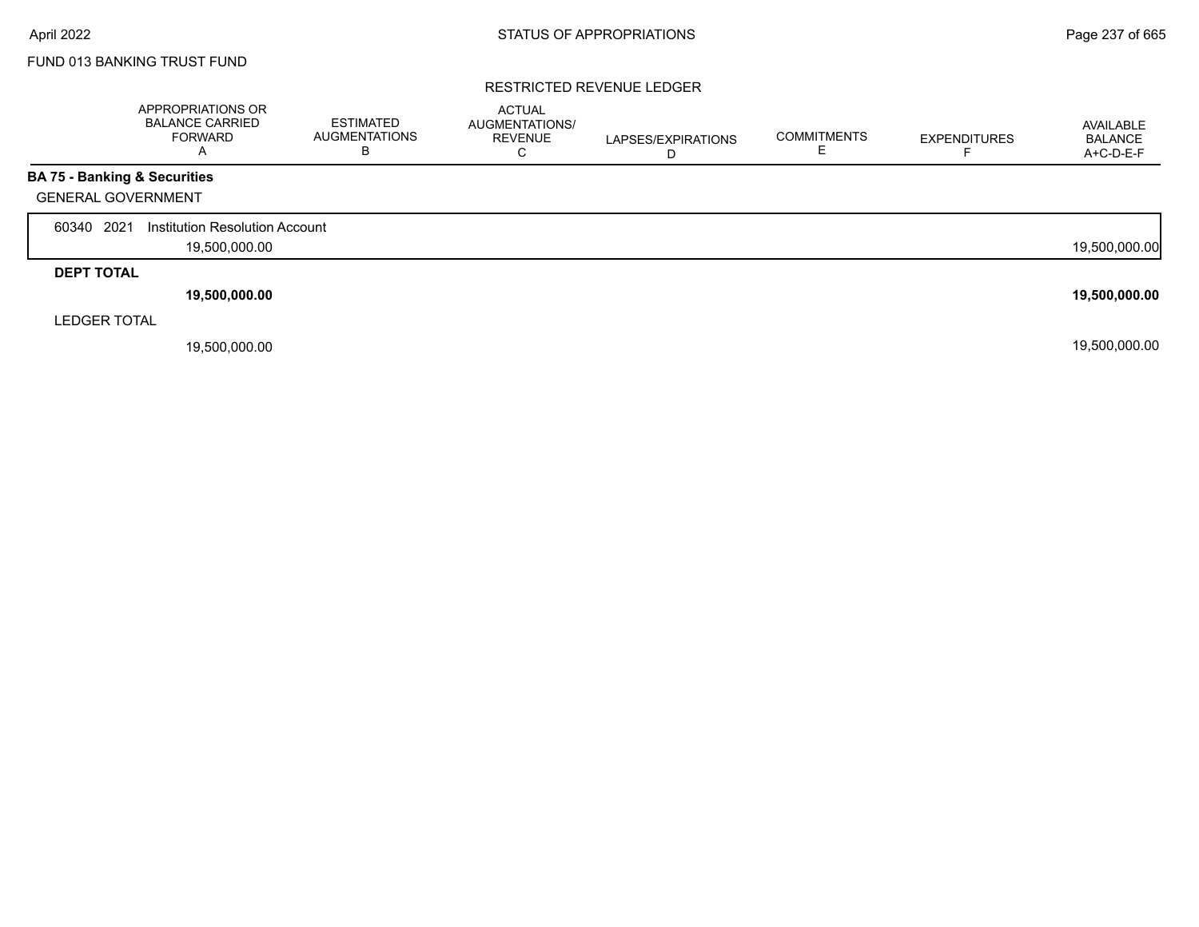FUND 013 BANKING TRUST FUND

RESTRICTED REVENUE LEDGER

| | APPROPRIATIONS OR BALANCE CARRIED FORWARD A | ESTIMATED AUGMENTATIONS B | ACTUAL AUGMENTATIONS/ REVENUE C | LAPSES/EXPIRATIONS D | COMMITMENTS E | EXPENDITURES F | AVAILABLE BALANCE A+C-D-E-F |
|---|---|---|---|---|---|---|---|
| **BA 75 - Banking & Securities** | | | | | | | |
| GENERAL GOVERNMENT | | | | | | | |
| 60340 2021 Institution Resolution Account | 19,500,000.00 | | | | | | 19,500,000.00 |
| **DEPT TOTAL** | **19,500,000.00** | | | | | | **19,500,000.00** |
| LEDGER TOTAL | 19,500,000.00 | | | | | | 19,500,000.00 |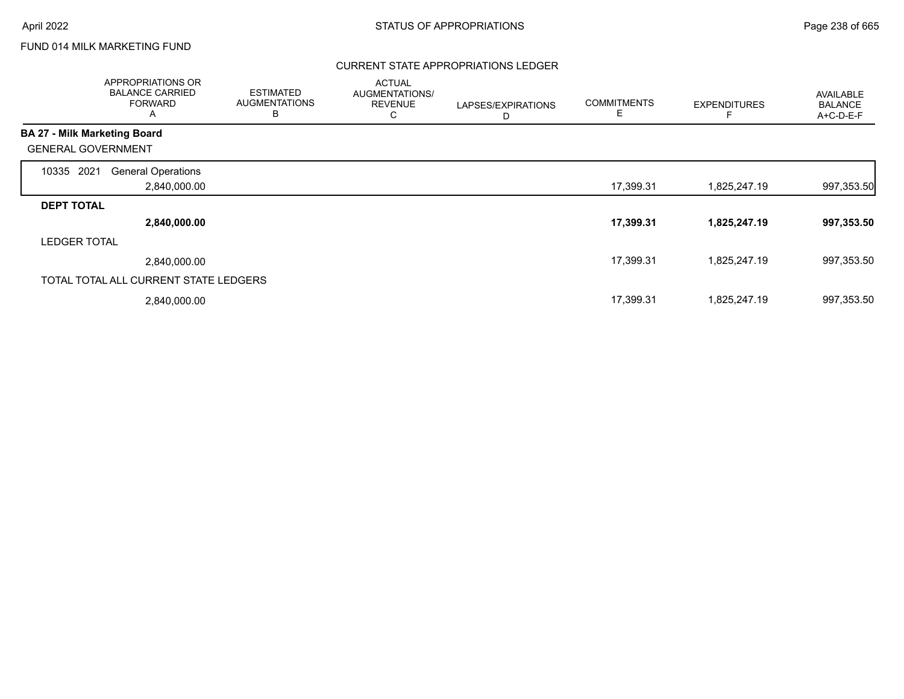FUND 014 MILK MARKETING FUND

CURRENT STATE APPROPRIATIONS LEDGER

| | APPROPRIATIONS OR BALANCE CARRIED FORWARD A | ESTIMATED AUGMENTATIONS B | ACTUAL AUGMENTATIONS/ REVENUE C | LAPSES/EXPIRATIONS D | COMMITMENTS E | EXPENDITURES F | AVAILABLE BALANCE A+C-D-E-F |
|---|---|---|---|---|---|---|---|
| **BA 27 - Milk Marketing Board** | | | | | | | |
| GENERAL GOVERNMENT | | | | | | | |
| 10335 2021 General Operations | 2,840,000.00 | | | | 17,399.31 | 1,825,247.19 | 997,353.50 |
| **DEPT TOTAL** | **2,840,000.00** | | | | **17,399.31** | **1,825,247.19** | **997,353.50** |
| LEDGER TOTAL | 2,840,000.00 | | | | 17,399.31 | 1,825,247.19 | 997,353.50 |
| TOTAL TOTAL ALL CURRENT STATE LEDGERS | 2,840,000.00 | | | | 17,399.31 | 1,825,247.19 | 997,353.50 |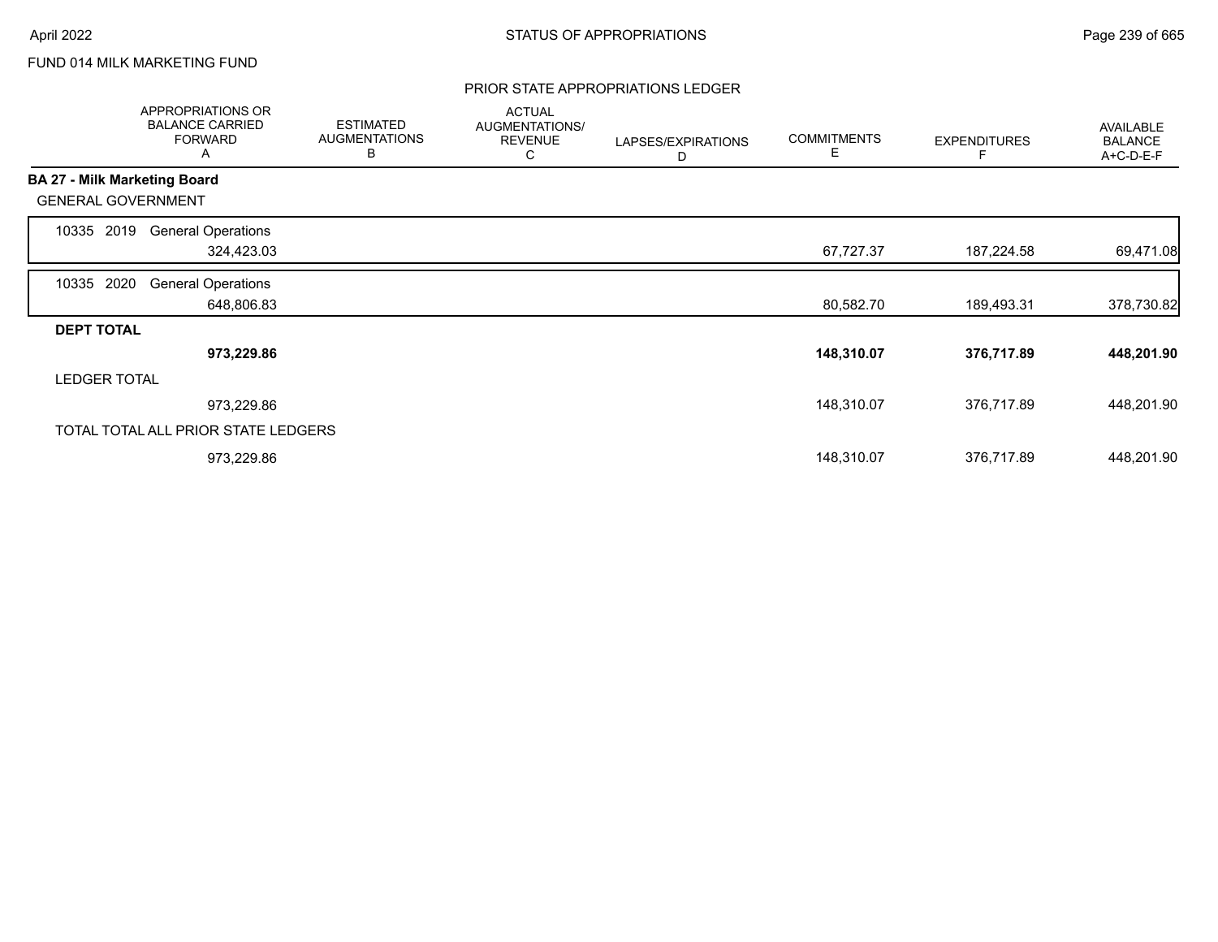FUND 014 MILK MARKETING FUND

## PRIOR STATE APPROPRIATIONS LEDGER

| | APPROPRIATIONS OR BALANCE CARRIED FORWARD A | ESTIMATED AUGMENTATIONS B | ACTUAL AUGMENTATIONS/ REVENUE C | LAPSES/EXPIRATIONS D | COMMITMENTS E | EXPENDITURES F | AVAILABLE BALANCE A+C-D-E-F |
|---|---|---|---|---|---|---|---|
| **BA 27 - Milk Marketing Board** | | | | | | | |
| GENERAL GOVERNMENT | | | | | | | |
| 10335 2019 General Operations | 324,423.03 | | | | 67,727.37 | 187,224.58 | 69,471.08 |
| 10335 2020 General Operations | 648,806.83 | | | | 80,582.70 | 189,493.31 | 378,730.82 |
| **DEPT TOTAL** | **973,229.86** | | | | **148,310.07** | **376,717.89** | **448,201.90** |
| LEDGER TOTAL | 973,229.86 | | | | 148,310.07 | 376,717.89 | 448,201.90 |
| TOTAL TOTAL ALL PRIOR STATE LEDGERS | 973,229.86 | | | | 148,310.07 | 376,717.89 | 448,201.90 |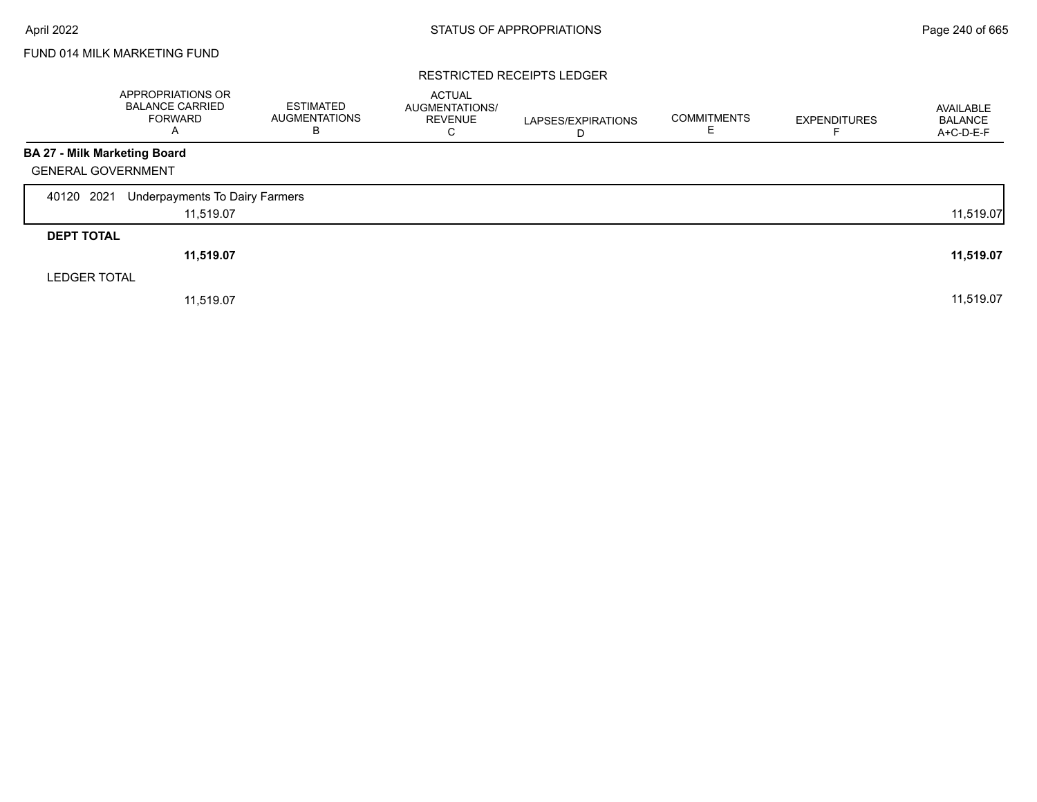FUND 014 MILK MARKETING FUND

RESTRICTED RECEIPTS LEDGER

| | APPROPRIATIONS OR BALANCE CARRIED FORWARD A | ESTIMATED AUGMENTATIONS B | ACTUAL AUGMENTATIONS/ REVENUE C | LAPSES/EXPIRATIONS D | COMMITMENTS E | EXPENDITURES F | AVAILABLE BALANCE A+C-D-E-F |
|---|---|---|---|---|---|---|---|
| **BA 27 - Milk Marketing Board** | | | | | | | |
| GENERAL GOVERNMENT | | | | | | | |
| 40120 2021 Underpayments To Dairy Farmers | | | | | | | |
| | 11,519.07 | | | | | | 11,519.07 |
| **DEPT TOTAL** | | | | | | | |
| | **11,519.07** | | | | | | **11,519.07** |
| LEDGER TOTAL | | | | | | | |
| | 11,519.07 | | | | | | 11,519.07 |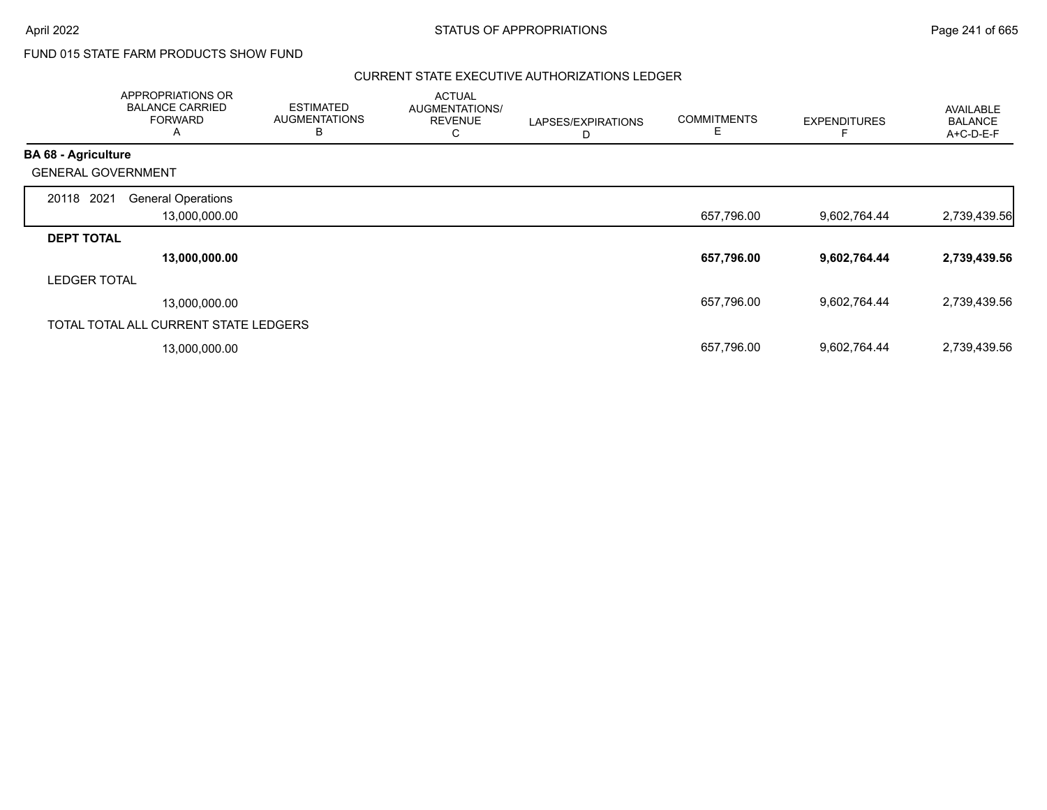FUND 015 STATE FARM PRODUCTS SHOW FUND

CURRENT STATE EXECUTIVE AUTHORIZATIONS LEDGER

| | APPROPRIATIONS OR BALANCE CARRIED FORWARD A | ESTIMATED AUGMENTATIONS B | ACTUAL AUGMENTATIONS/ REVENUE C | LAPSES/EXPIRATIONS D | COMMITMENTS E | EXPENDITURES F | AVAILABLE BALANCE A+C-D-E-F |
|---|---|---|---|---|---|---|---|
| **BA 68 - Agriculture** | | | | | | | |
| GENERAL GOVERNMENT | | | | | | | |
| 20118 2021 General Operations | 13,000,000.00 | | | | 657,796.00 | 9,602,764.44 | 2,739,439.56 |
| **DEPT TOTAL** | **13,000,000.00** | | | | **657,796.00** | **9,602,764.44** | **2,739,439.56** |
| LEDGER TOTAL | 13,000,000.00 | | | | 657,796.00 | 9,602,764.44 | 2,739,439.56 |
| TOTAL TOTAL ALL CURRENT STATE LEDGERS | 13,000,000.00 | | | | 657,796.00 | 9,602,764.44 | 2,739,439.56 |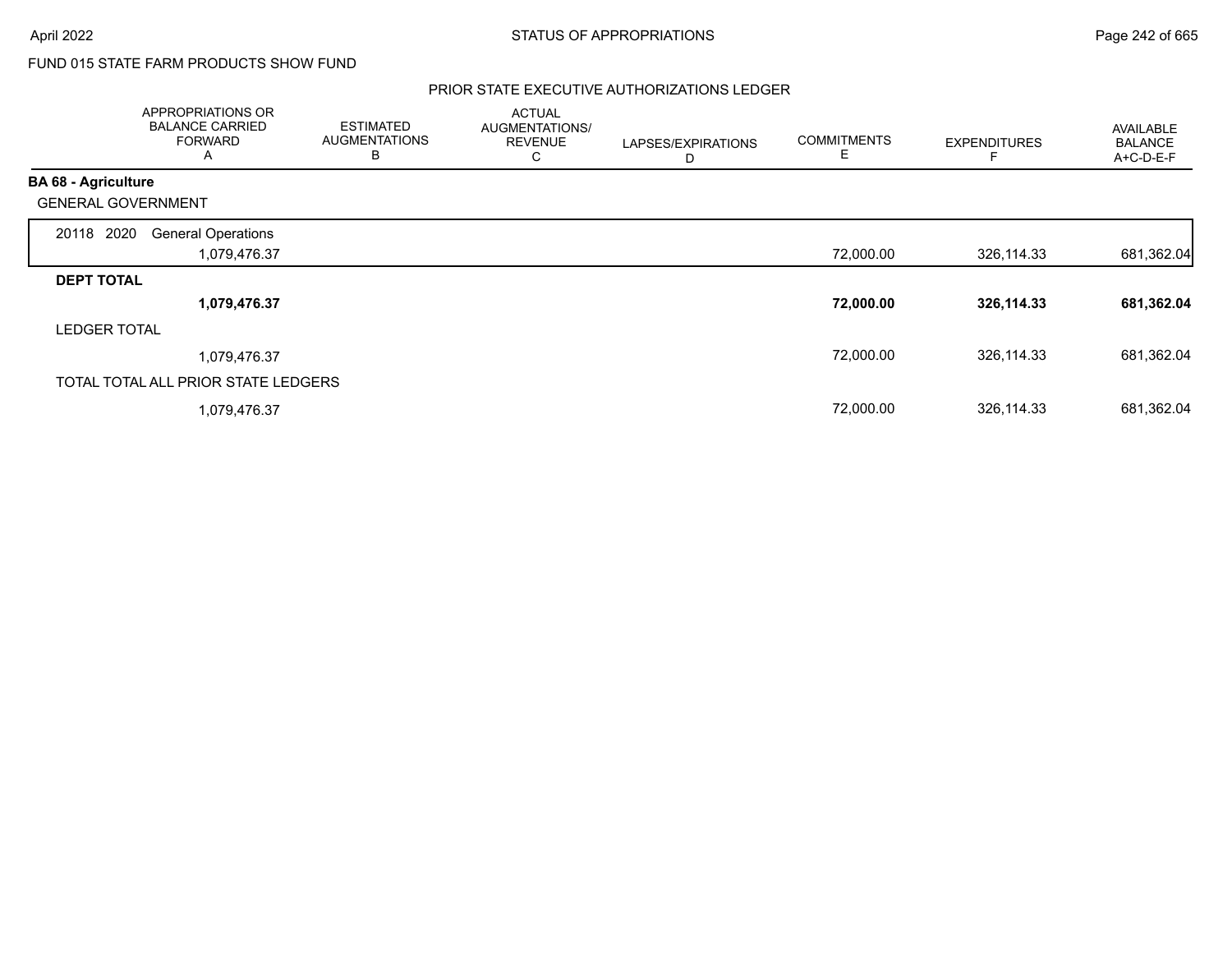FUND 015 STATE FARM PRODUCTS SHOW FUND

## PRIOR STATE EXECUTIVE AUTHORIZATIONS LEDGER

| | APPROPRIATIONS OR BALANCE CARRIED FORWARD A | ESTIMATED AUGMENTATIONS B | ACTUAL AUGMENTATIONS/ REVENUE C | LAPSES/EXPIRATIONS D | COMMITMENTS E | EXPENDITURES F | AVAILABLE BALANCE A+C-D-E-F |
|---|---|---|---|---|---|---|---|
| **BA 68 - Agriculture** | | | | | | | |
| GENERAL GOVERNMENT | | | | | | | |
| 20118 2020 General Operations | 1,079,476.37 | | | | 72,000.00 | 326,114.33 | 681,362.04 |
| **DEPT TOTAL** | **1,079,476.37** | | | | **72,000.00** | **326,114.33** | **681,362.04** |
| LEDGER TOTAL | 1,079,476.37 | | | | 72,000.00 | 326,114.33 | 681,362.04 |
| TOTAL TOTAL ALL PRIOR STATE LEDGERS | 1,079,476.37 | | | | 72,000.00 | 326,114.33 | 681,362.04 |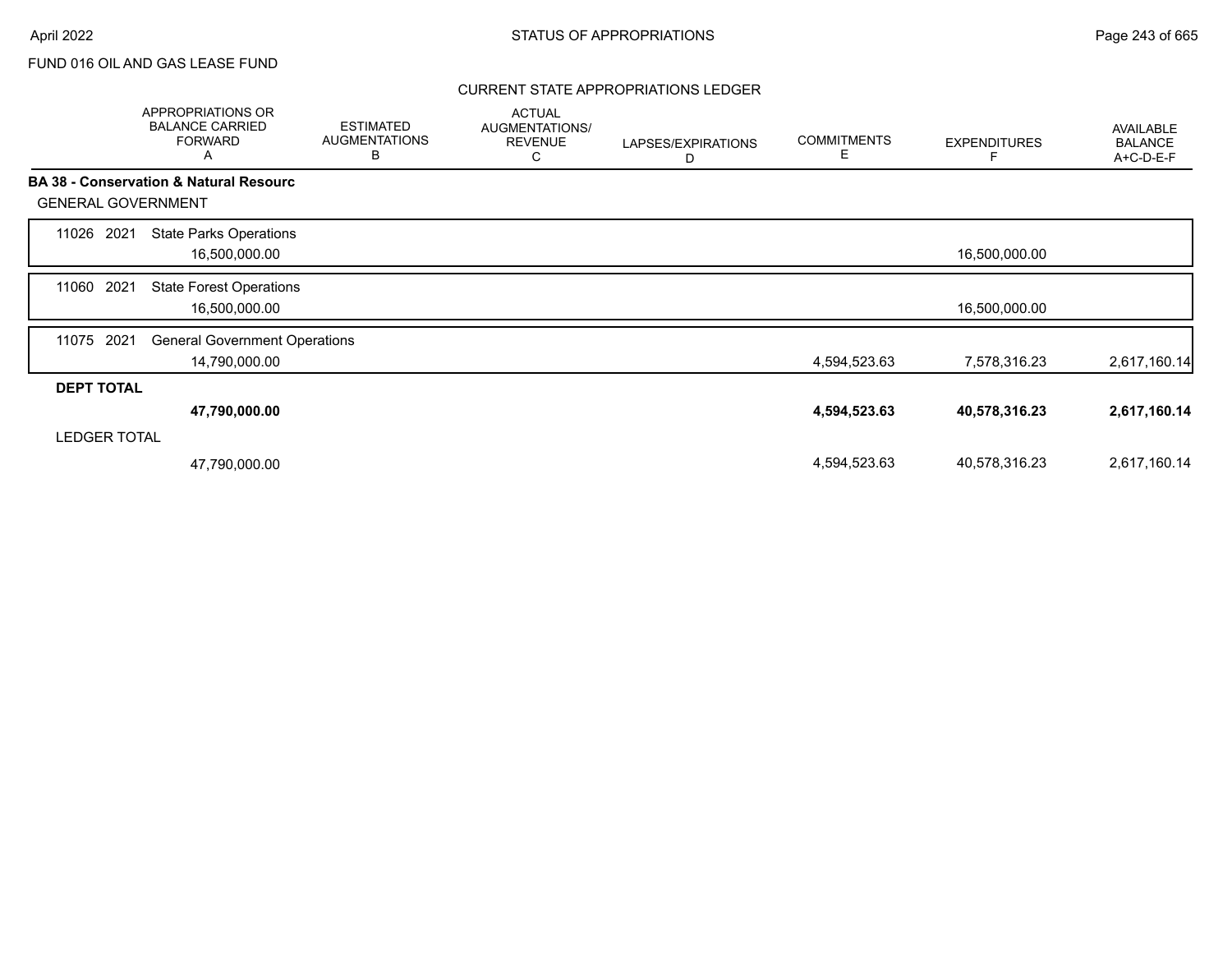FUND 016 OIL AND GAS LEASE FUND

## CURRENT STATE APPROPRIATIONS LEDGER

| | APPROPRIATIONS OR BALANCE CARRIED FORWARD A | ESTIMATED AUGMENTATIONS B | ACTUAL AUGMENTATIONS/ REVENUE C | LAPSES/EXPIRATIONS D | COMMITMENTS E | EXPENDITURES F | AVAILABLE BALANCE A+C-D-E-F |
|---|---|---|---|---|---|---|---|
| **BA 38 - Conservation & Natural Resourc** | | | | | | | |
| GENERAL GOVERNMENT | | | | | | | |
| 11026 2021 State Parks Operations | 16,500,000.00 | | | | | 16,500,000.00 | |
| 11060 2021 State Forest Operations | 16,500,000.00 | | | | | 16,500,000.00 | |
| 11075 2021 General Government Operations | 14,790,000.00 | | | | 4,594,523.63 | 7,578,316.23 | 2,617,160.14 |
| **DEPT TOTAL** | **47,790,000.00** | | | | **4,594,523.63** | **40,578,316.23** | **2,617,160.14** |
| LEDGER TOTAL | 47,790,000.00 | | | | 4,594,523.63 | 40,578,316.23 | 2,617,160.14 |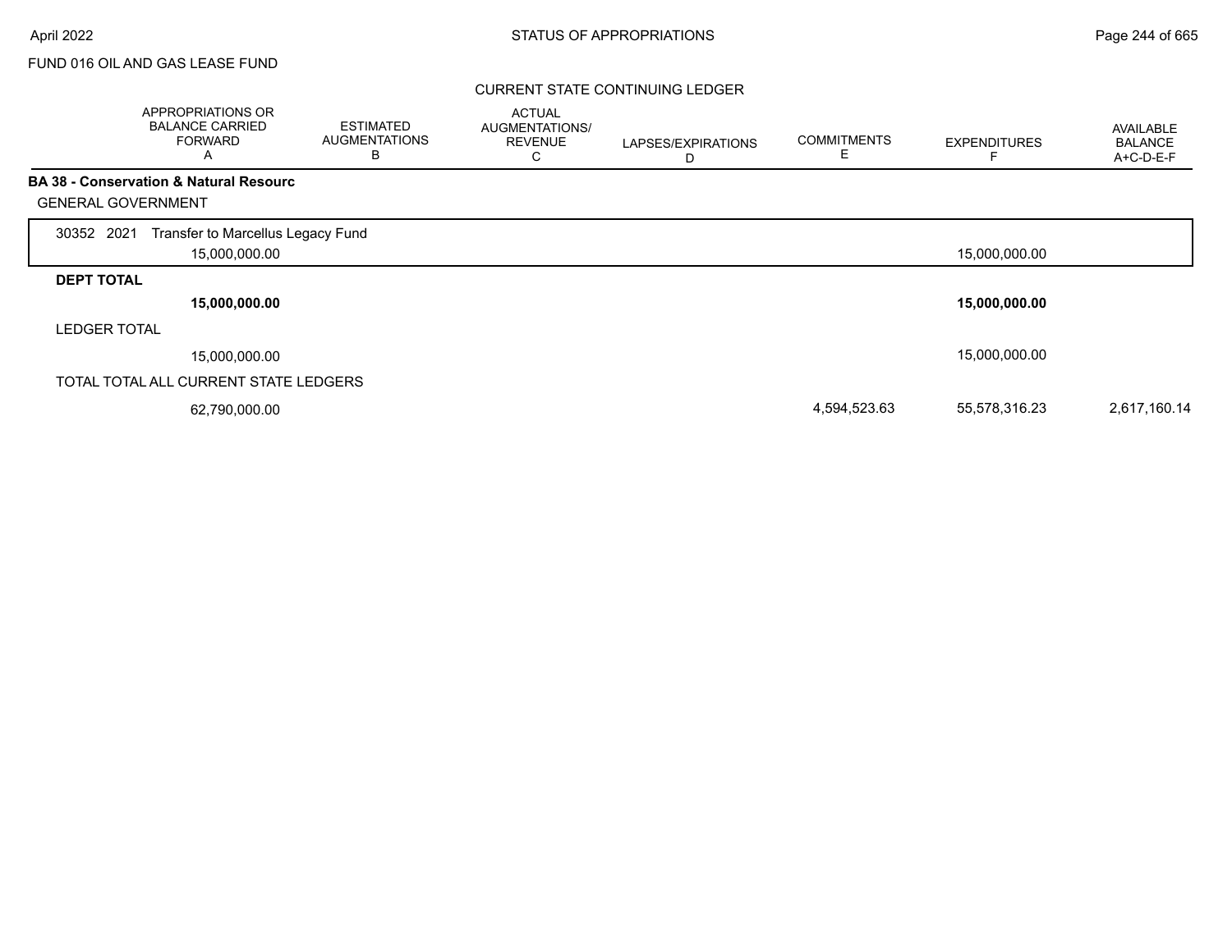FUND 016 OIL AND GAS LEASE FUND

CURRENT STATE CONTINUING LEDGER

| | APPROPRIATIONS OR BALANCE CARRIED FORWARD A | ESTIMATED AUGMENTATIONS B | ACTUAL AUGMENTATIONS/ REVENUE C | LAPSES/EXPIRATIONS D | COMMITMENTS E | EXPENDITURES F | AVAILABLE BALANCE A+C-D-E-F |
|---|---|---|---|---|---|---|---|
| **BA 38 - Conservation & Natural Resourc** | | | | | | | |
| GENERAL GOVERNMENT | | | | | | | |
| 30352 2021 Transfer to Marcellus Legacy Fund | 15,000,000.00 | | | | | 15,000,000.00 | |
| **DEPT TOTAL** | **15,000,000.00** | | | | | **15,000,000.00** | |
| LEDGER TOTAL | 15,000,000.00 | | | | | 15,000,000.00 | |
| TOTAL TOTAL ALL CURRENT STATE LEDGERS | 62,790,000.00 | | | | 4,594,523.63 | 55,578,316.23 | 2,617,160.14 |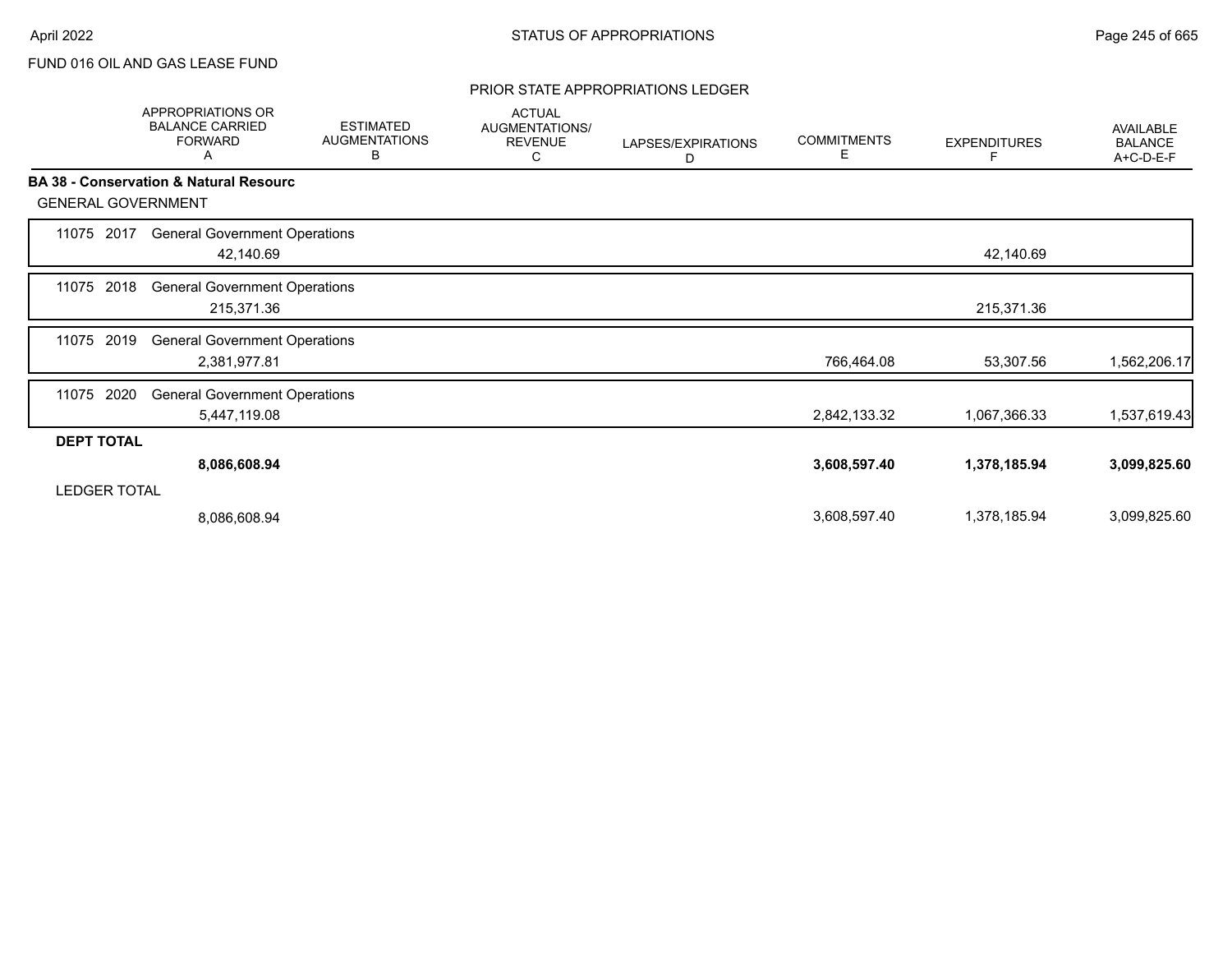FUND 016 OIL AND GAS LEASE FUND

## PRIOR STATE APPROPRIATIONS LEDGER

| | APPROPRIATIONS OR BALANCE CARRIED FORWARD A | ESTIMATED AUGMENTATIONS B | ACTUAL AUGMENTATIONS/ REVENUE C | LAPSES/EXPIRATIONS D | COMMITMENTS E | EXPENDITURES F | AVAILABLE BALANCE A+C-D-E-F |
|---|---|---|---|---|---|---|---|
| **BA 38 - Conservation & Natural Resourc** | | | | | | | |
| GENERAL GOVERNMENT | | | | | | | |
| 11075 2017 General Government Operations | 42,140.69 | | | | | 42,140.69 | |
| 11075 2018 General Government Operations | 215,371.36 | | | | | 215,371.36 | |
| 11075 2019 General Government Operations | 2,381,977.81 | | | | 766,464.08 | 53,307.56 | 1,562,206.17 |
| 11075 2020 General Government Operations | 5,447,119.08 | | | | 2,842,133.32 | 1,067,366.33 | 1,537,619.43 |
| **DEPT TOTAL** | **8,086,608.94** | | | | **3,608,597.40** | **1,378,185.94** | **3,099,825.60** |
| LEDGER TOTAL | 8,086,608.94 | | | | 3,608,597.40 | 1,378,185.94 | 3,099,825.60 |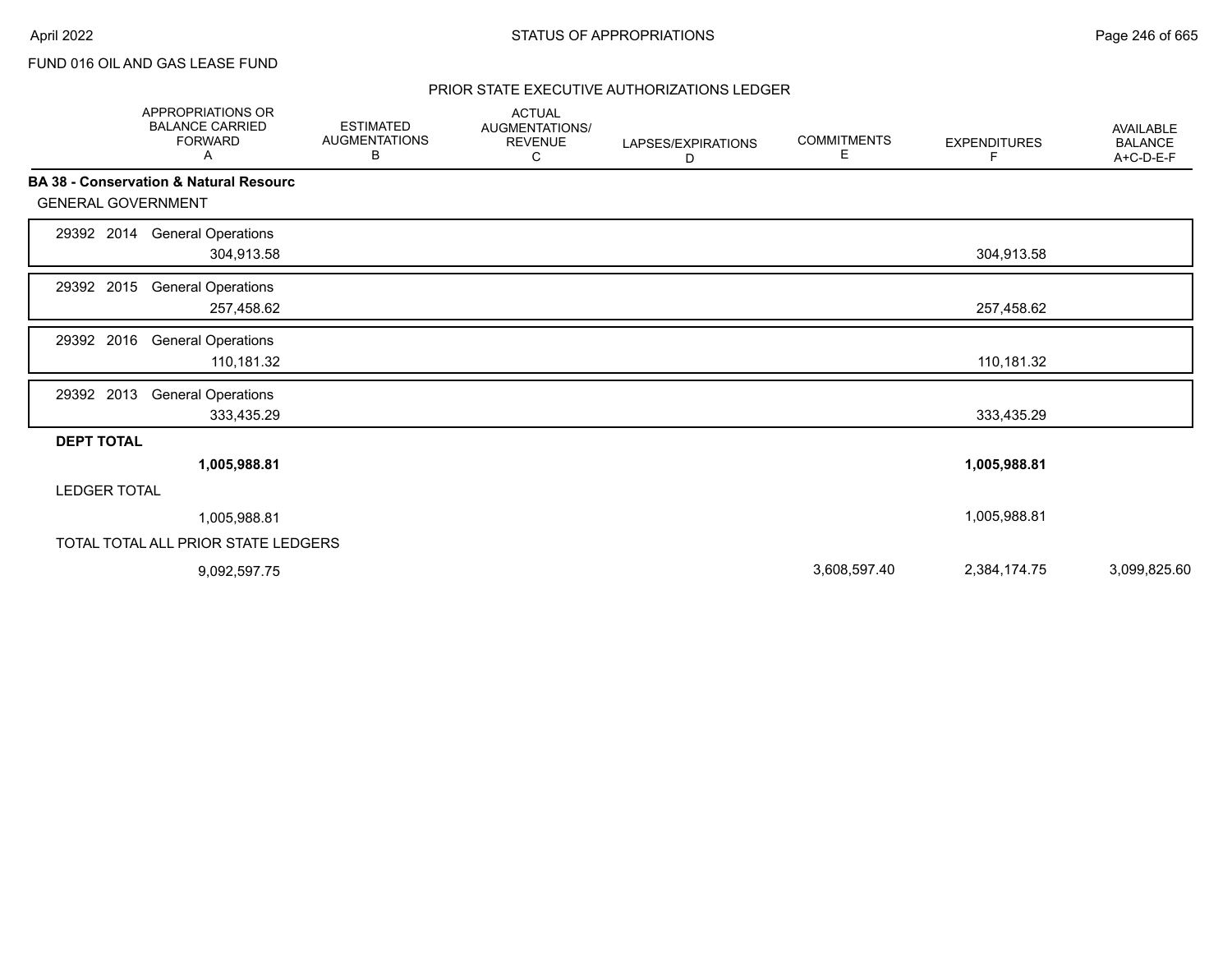FUND 016 OIL AND GAS LEASE FUND

## PRIOR STATE EXECUTIVE AUTHORIZATIONS LEDGER

| | APPROPRIATIONS OR BALANCE CARRIED FORWARD A | ESTIMATED AUGMENTATIONS B | ACTUAL AUGMENTATIONS/ REVENUE C | LAPSES/EXPIRATIONS D | COMMITMENTS E | EXPENDITURES F | AVAILABLE BALANCE A+C-D-E-F |
|---|---|---|---|---|---|---|---|
| **BA 38 - Conservation & Natural Resourc** | | | | | | | |
| GENERAL GOVERNMENT | | | | | | | |
| 29392 2014 General Operations | 304,913.58 | | | | | 304,913.58 | |
| 29392 2015 General Operations | 257,458.62 | | | | | 257,458.62 | |
| 29392 2016 General Operations | 110,181.32 | | | | | 110,181.32 | |
| 29392 2013 General Operations | 333,435.29 | | | | | 333,435.29 | |
| **DEPT TOTAL** | **1,005,988.81** | | | | | **1,005,988.81** | |
| LEDGER TOTAL | 1,005,988.81 | | | | | 1,005,988.81 | |
| TOTAL TOTAL ALL PRIOR STATE LEDGERS | 9,092,597.75 | | | | 3,608,597.40 | 2,384,174.75 | 3,099,825.60 |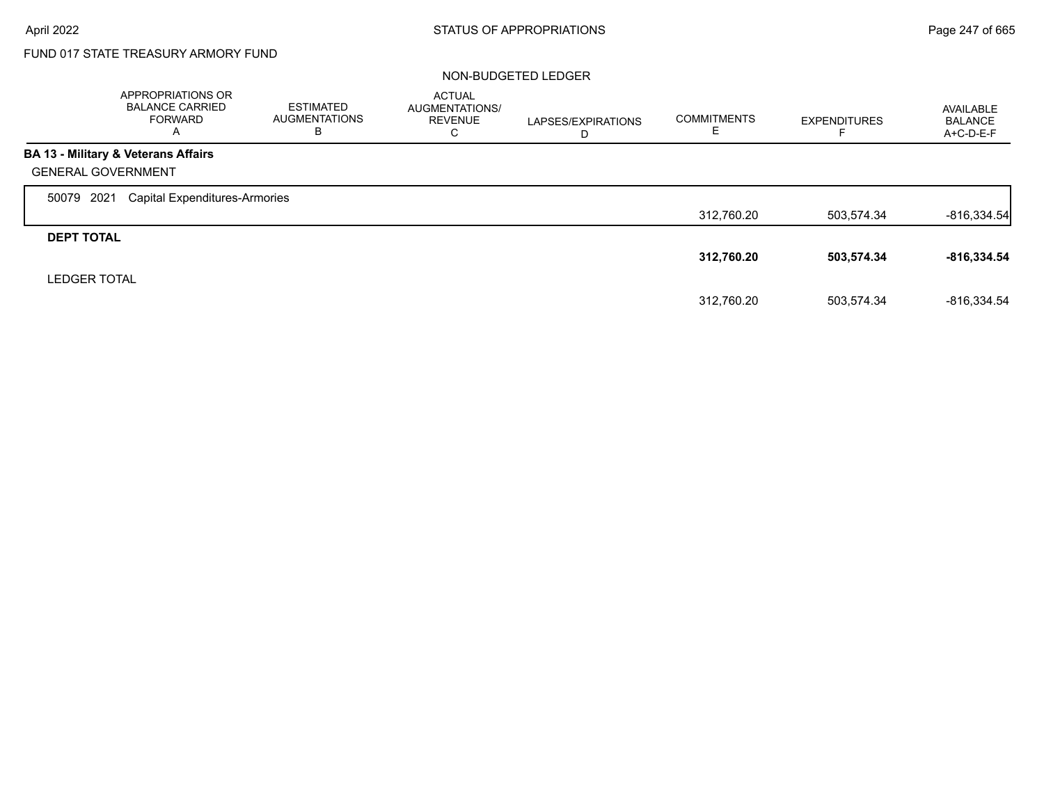FUND 017 STATE TREASURY ARMORY FUND

NON-BUDGETED LEDGER

| | APPROPRIATIONS OR BALANCE CARRIED FORWARD A | ESTIMATED AUGMENTATIONS B | ACTUAL AUGMENTATIONS/ REVENUE C | LAPSES/EXPIRATIONS D | COMMITMENTS E | EXPENDITURES F | AVAILABLE BALANCE A+C-D-E-F |
|---|---|---|---|---|---|---|---|
| **BA 13 - Military & Veterans Affairs** | | | | | | | |
| GENERAL GOVERNMENT | | | | | | | |
| 50079 2021 Capital Expenditures-Armories | | | | | 312,760.20 | 503,574.34 | -816,334.54 |
| **DEPT TOTAL** | | | | | **312,760.20** | **503,574.34** | **-816,334.54** |
| LEDGER TOTAL | | | | | 312,760.20 | 503,574.34 | -816,334.54 |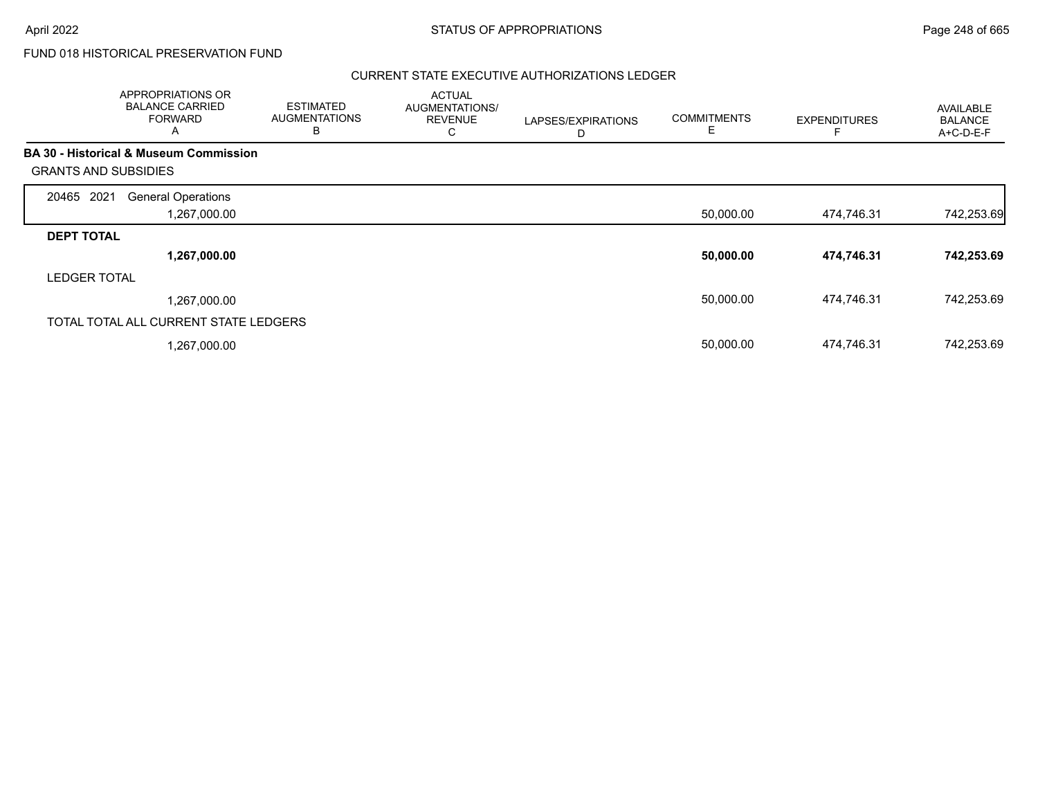FUND 018 HISTORICAL PRESERVATION FUND

CURRENT STATE EXECUTIVE AUTHORIZATIONS LEDGER

| | APPROPRIATIONS OR BALANCE CARRIED FORWARD A | ESTIMATED AUGMENTATIONS B | ACTUAL AUGMENTATIONS/ REVENUE C | LAPSES/EXPIRATIONS D | COMMITMENTS E | EXPENDITURES F | AVAILABLE BALANCE A+C-D-E-F |
|---|---|---|---|---|---|---|---|
| **BA 30 - Historical & Museum Commission** | | | | | | | |
| GRANTS AND SUBSIDIES | | | | | | | |
| 20465 2021 General Operations | 1,267,000.00 | | | | 50,000.00 | 474,746.31 | 742,253.69 |
| **DEPT TOTAL** | **1,267,000.00** | | | | **50,000.00** | **474,746.31** | **742,253.69** |
| LEDGER TOTAL | 1,267,000.00 | | | | 50,000.00 | 474,746.31 | 742,253.69 |
| TOTAL TOTAL ALL CURRENT STATE LEDGERS | 1,267,000.00 | | | | 50,000.00 | 474,746.31 | 742,253.69 |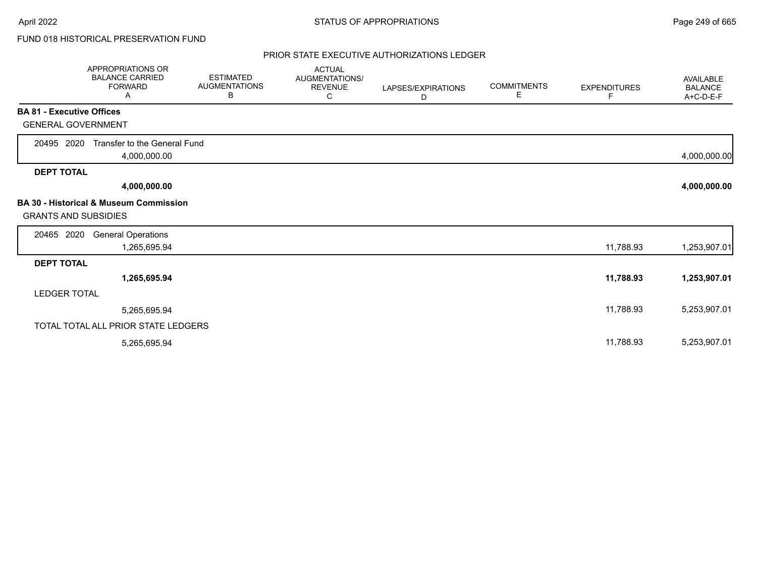FUND 018 HISTORICAL PRESERVATION FUND

## PRIOR STATE EXECUTIVE AUTHORIZATIONS LEDGER

| | APPROPRIATIONS OR BALANCE CARRIED FORWARD A | ESTIMATED AUGMENTATIONS B | ACTUAL AUGMENTATIONS/ REVENUE C | LAPSES/EXPIRATIONS D | COMMITMENTS E | EXPENDITURES F | AVAILABLE BALANCE A+C-D-E-F |
|---|---|---|---|---|---|---|---|
| **BA 81 - Executive Offices** | | | | | | | |
| GENERAL GOVERNMENT | | | | | | | |
| 20495 2020 Transfer to the General Fund | 4,000,000.00 | | | | | | 4,000,000.00 |
| **DEPT TOTAL** | **4,000,000.00** | | | | | | **4,000,000.00** |
| **BA 30 - Historical & Museum Commission** | | | | | | | |
| GRANTS AND SUBSIDIES | | | | | | | |
| 20465 2020 General Operations | 1,265,695.94 | | | | | 11,788.93 | 1,253,907.01 |
| **DEPT TOTAL** | **1,265,695.94** | | | | | **11,788.93** | **1,253,907.01** |
| LEDGER TOTAL | 5,265,695.94 | | | | | 11,788.93 | 5,253,907.01 |
| TOTAL TOTAL ALL PRIOR STATE LEDGERS | 5,265,695.94 | | | | | 11,788.93 | 5,253,907.01 |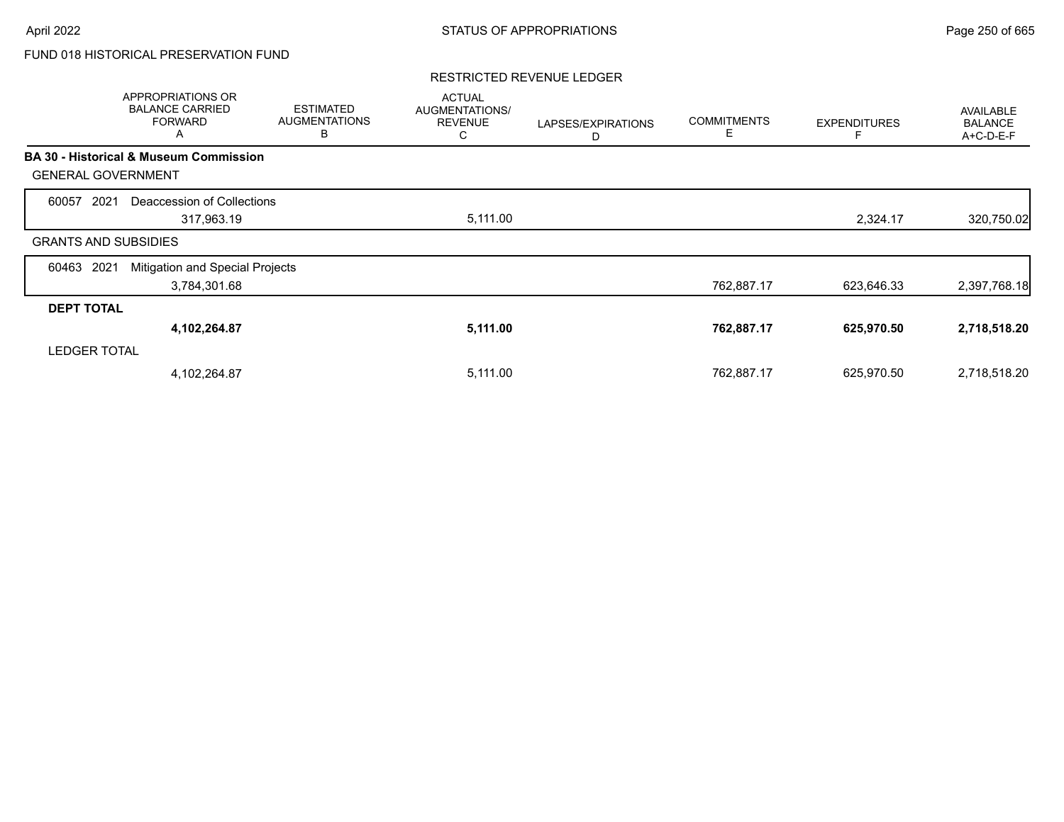FUND 018 HISTORICAL PRESERVATION FUND

RESTRICTED REVENUE LEDGER

| | APPROPRIATIONS OR BALANCE CARRIED FORWARD A | ESTIMATED AUGMENTATIONS B | ACTUAL AUGMENTATIONS/ REVENUE C | LAPSES/EXPIRATIONS D | COMMITMENTS E | EXPENDITURES F | AVAILABLE BALANCE A+C-D-E-F |
|---|---|---|---|---|---|---|---|
| **BA 30 - Historical & Museum Commission** | | | | | | | |
| GENERAL GOVERNMENT | | | | | | | |
| 60057 2021 Deaccession of Collections | | | | | | | |
| | 317,963.19 | | 5,111.00 | | | 2,324.17 | 320,750.02 |
| GRANTS AND SUBSIDIES | | | | | | | |
| 60463 2021 Mitigation and Special Projects | | | | | | | |
| | 3,784,301.68 | | | | 762,887.17 | 623,646.33 | 2,397,768.18 |
| **DEPT TOTAL** | | | | | | | |
| | **4,102,264.87** | | **5,111.00** | | **762,887.17** | **625,970.50** | **2,718,518.20** |
| LEDGER TOTAL | | | | | | | |
| | 4,102,264.87 | | 5,111.00 | | 762,887.17 | 625,970.50 | 2,718,518.20 |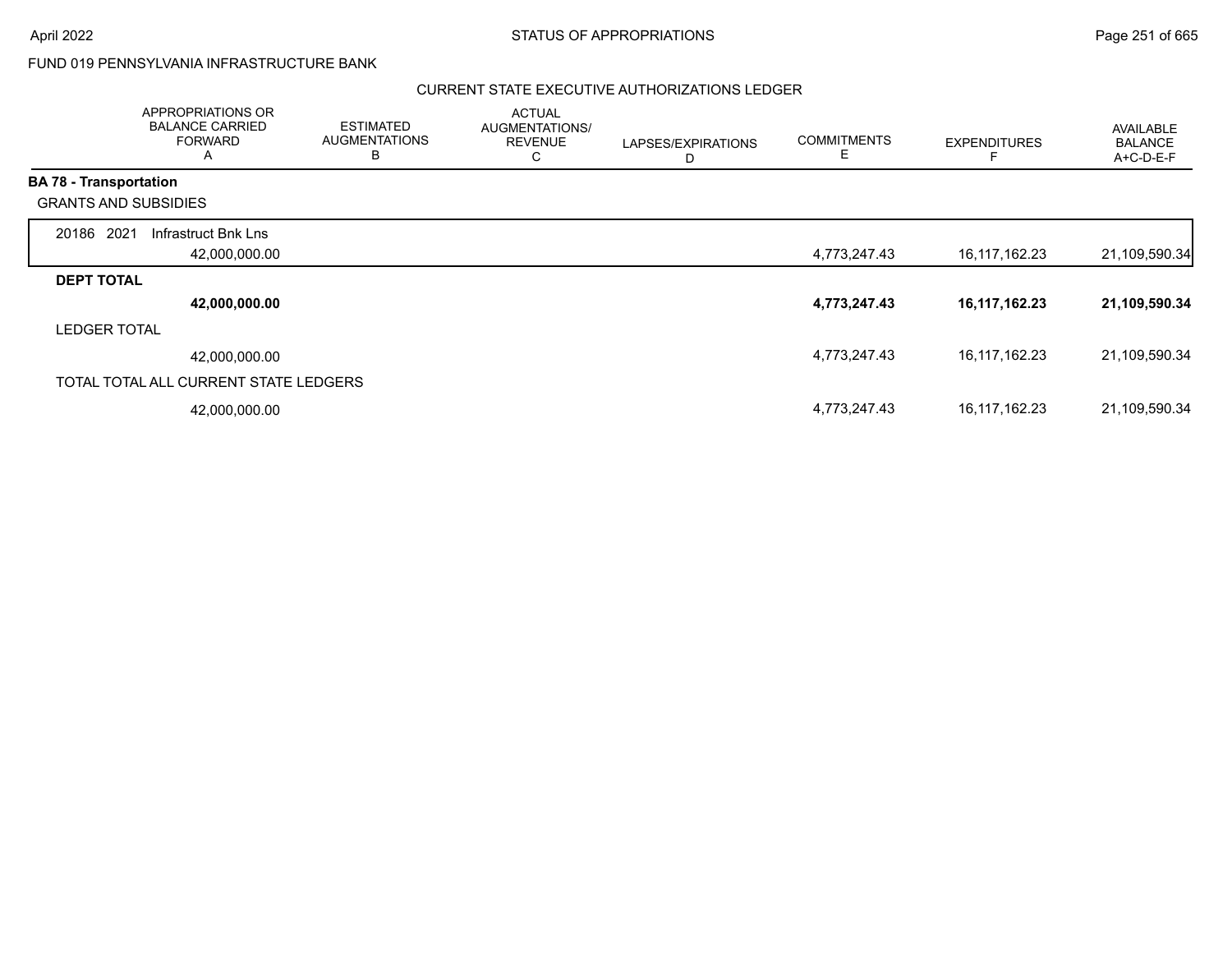FUND 019 PENNSYLVANIA INFRASTRUCTURE BANK

CURRENT STATE EXECUTIVE AUTHORIZATIONS LEDGER

| APPROPRIATIONS OR BALANCE CARRIED FORWARD A | ESTIMATED AUGMENTATIONS B | ACTUAL AUGMENTATIONS/ REVENUE C | LAPSES/EXPIRATIONS D | COMMITMENTS E | EXPENDITURES F | AVAILABLE BALANCE A+C-D-E-F |
|---|---|---|---|---|---|---|
| **BA 78 - Transportation** | | | | | | |
| GRANTS AND SUBSIDIES | | | | | | |
| 20186 2021 Infrastruct Bnk Lns | | | | | | |
| 42,000,000.00 | | | | 4,773,247.43 | 16,117,162.23 | 21,109,590.34 |
| **DEPT TOTAL** | | | | | | |
| **42,000,000.00** | | | | **4,773,247.43** | **16,117,162.23** | **21,109,590.34** |
| LEDGER TOTAL | | | | | | |
| 42,000,000.00 | | | | 4,773,247.43 | 16,117,162.23 | 21,109,590.34 |
| TOTAL TOTAL ALL CURRENT STATE LEDGERS | | | | | | |
| 42,000,000.00 | | | | 4,773,247.43 | 16,117,162.23 | 21,109,590.34 |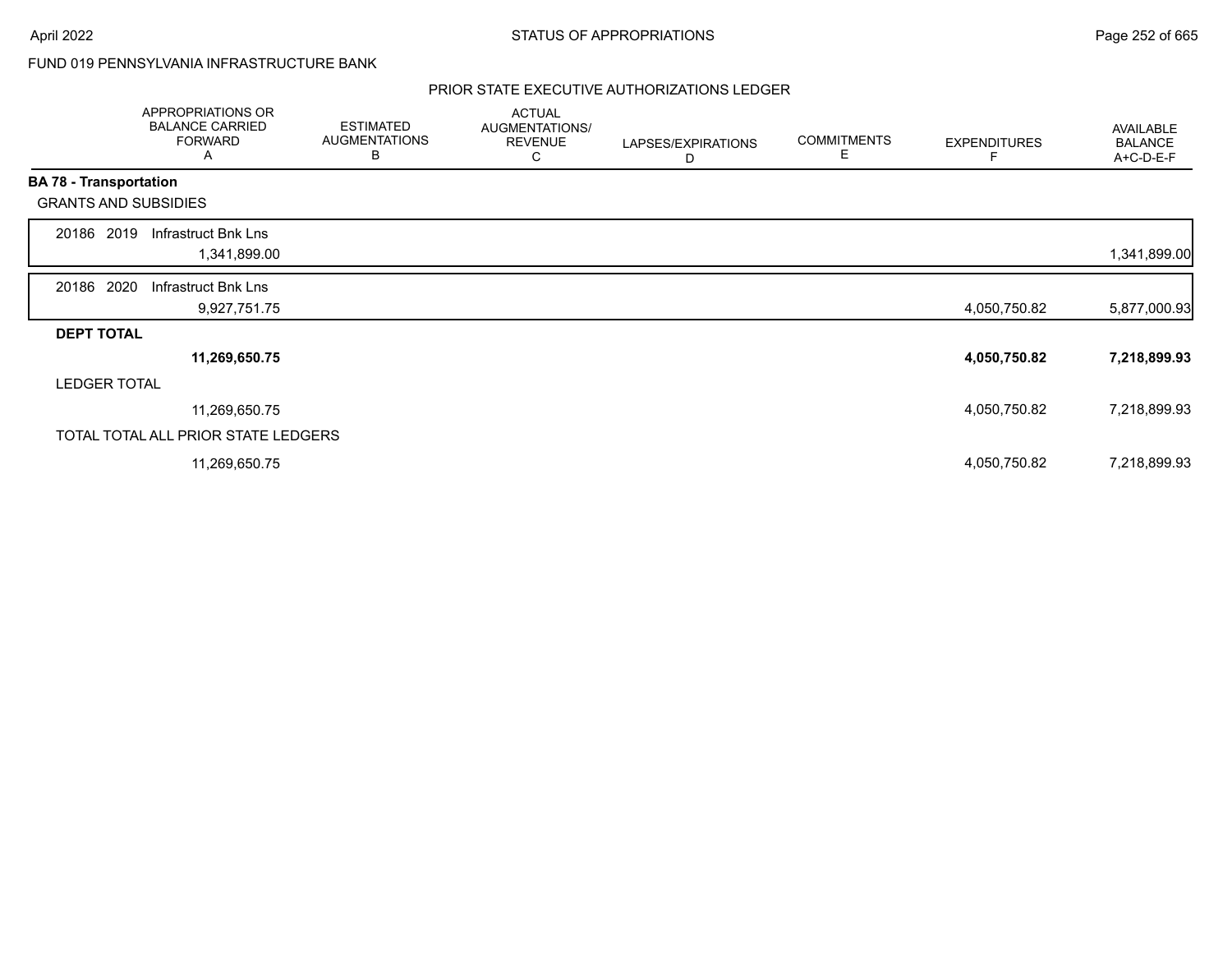FUND 019 PENNSYLVANIA INFRASTRUCTURE BANK

PRIOR STATE EXECUTIVE AUTHORIZATIONS LEDGER

| | APPROPRIATIONS OR BALANCE CARRIED FORWARD A | ESTIMATED AUGMENTATIONS B | ACTUAL AUGMENTATIONS/ REVENUE C | LAPSES/EXPIRATIONS D | COMMITMENTS E | EXPENDITURES F | AVAILABLE BALANCE A+C-D-E-F |
|---|---|---|---|---|---|---|---|
| **BA 78 - Transportation** | | | | | | | |
| GRANTS AND SUBSIDIES | | | | | | | |
| 20186 2019 Infrastruct Bnk Lns | 1,341,899.00 | | | | | | 1,341,899.00 |
| 20186 2020 Infrastruct Bnk Lns | 9,927,751.75 | | | | | 4,050,750.82 | 5,877,000.93 |
| **DEPT TOTAL** | **11,269,650.75** | | | | | **4,050,750.82** | **7,218,899.93** |
| LEDGER TOTAL | 11,269,650.75 | | | | | 4,050,750.82 | 7,218,899.93 |
| TOTAL TOTAL ALL PRIOR STATE LEDGERS | 11,269,650.75 | | | | | 4,050,750.82 | 7,218,899.93 |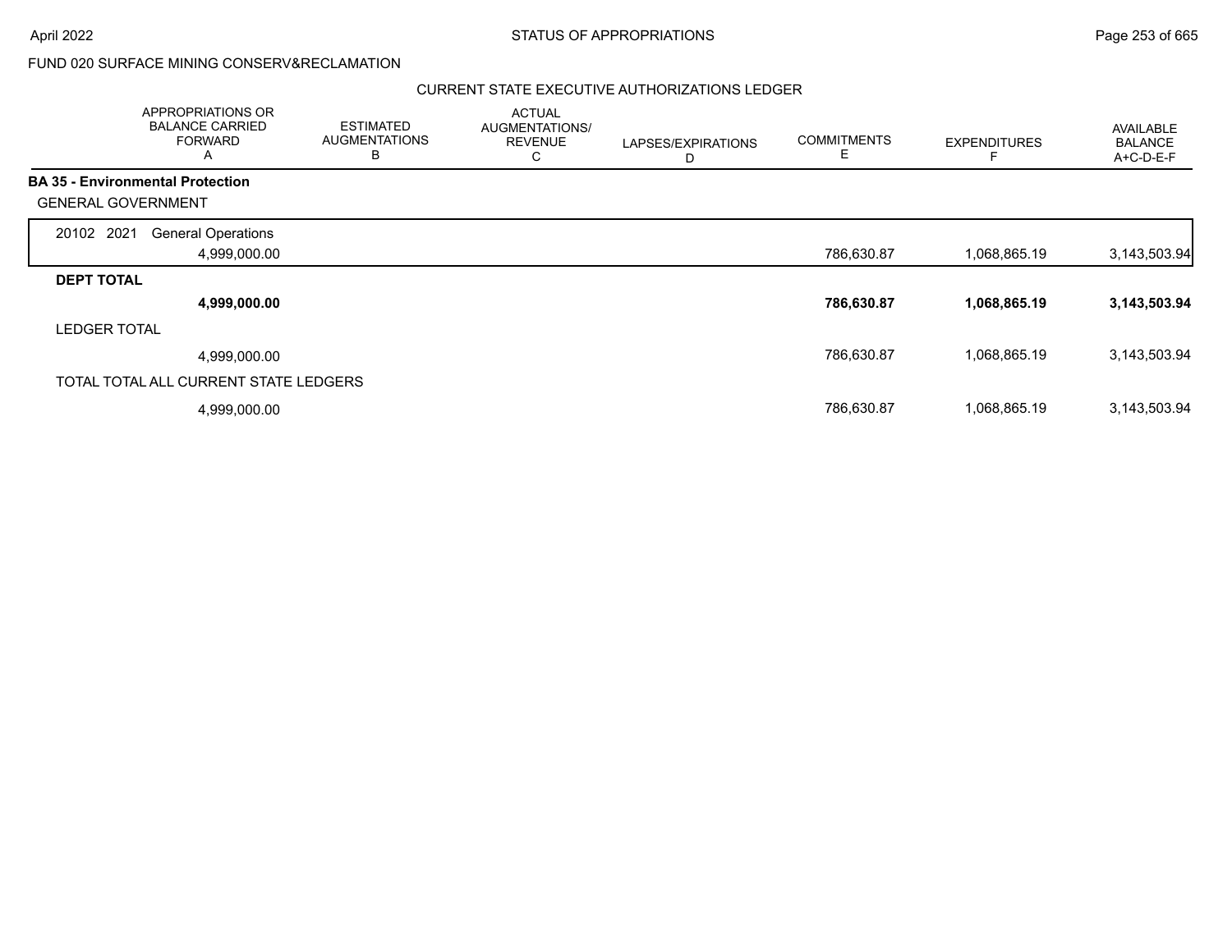FUND 020 SURFACE MINING CONSERV&RECLAMATION

CURRENT STATE EXECUTIVE AUTHORIZATIONS LEDGER

| | APPROPRIATIONS OR BALANCE CARRIED FORWARD A | ESTIMATED AUGMENTATIONS B | ACTUAL AUGMENTATIONS/ REVENUE C | LAPSES/EXPIRATIONS D | COMMITMENTS E | EXPENDITURES F | AVAILABLE BALANCE A+C-D-E-F |
|---|---|---|---|---|---|---|---|
| **BA 35 - Environmental Protection** | | | | | | | |
| GENERAL GOVERNMENT | | | | | | | |
| 20102 2021 General Operations | 4,999,000.00 | | | | 786,630.87 | 1,068,865.19 | 3,143,503.94 |
| **DEPT TOTAL** | **4,999,000.00** | | | | **786,630.87** | **1,068,865.19** | **3,143,503.94** |
| LEDGER TOTAL | 4,999,000.00 | | | | 786,630.87 | 1,068,865.19 | 3,143,503.94 |
| TOTAL TOTAL ALL CURRENT STATE LEDGERS | 4,999,000.00 | | | | 786,630.87 | 1,068,865.19 | 3,143,503.94 |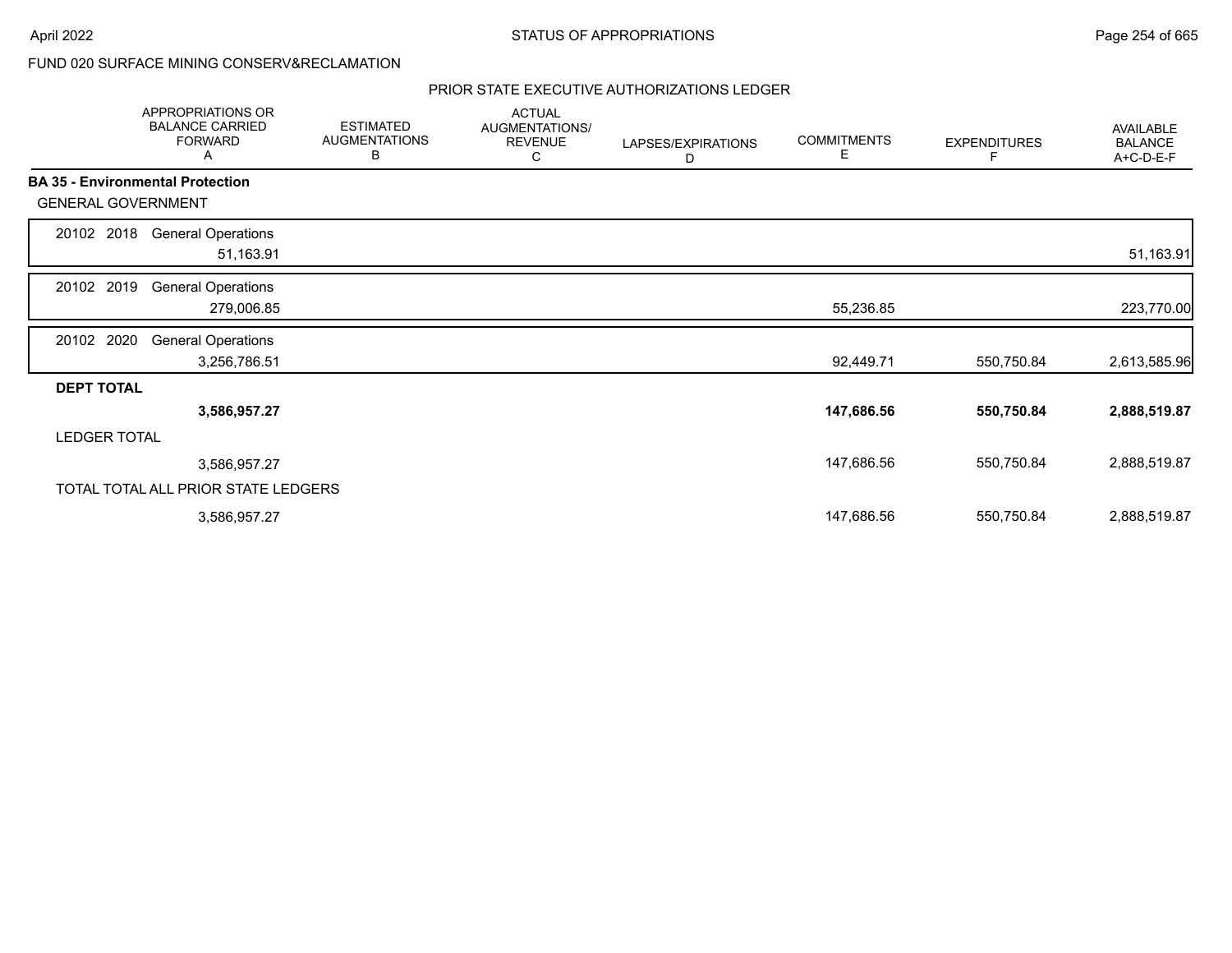FUND 020 SURFACE MINING CONSERV&RECLAMATION

PRIOR STATE EXECUTIVE AUTHORIZATIONS LEDGER

| | APPROPRIATIONS OR BALANCE CARRIED FORWARD A | ESTIMATED AUGMENTATIONS B | ACTUAL AUGMENTATIONS/ REVENUE C | LAPSES/EXPIRATIONS D | COMMITMENTS E | EXPENDITURES F | AVAILABLE BALANCE A+C-D-E-F |
|---|---|---|---|---|---|---|---|
| **BA 35 - Environmental Protection** | | | | | | | |
| GENERAL GOVERNMENT | | | | | | | |
| 20102 2018 General Operations | 51,163.91 | | | | | | 51,163.91 |
| 20102 2019 General Operations | 279,006.85 | | | | 55,236.85 | | 223,770.00 |
| 20102 2020 General Operations | 3,256,786.51 | | | | 92,449.71 | 550,750.84 | 2,613,585.96 |
| **DEPT TOTAL** | **3,586,957.27** | | | | **147,686.56** | **550,750.84** | **2,888,519.87** |
| LEDGER TOTAL | 3,586,957.27 | | | | 147,686.56 | 550,750.84 | 2,888,519.87 |
| TOTAL TOTAL ALL PRIOR STATE LEDGERS | 3,586,957.27 | | | | 147,686.56 | 550,750.84 | 2,888,519.87 |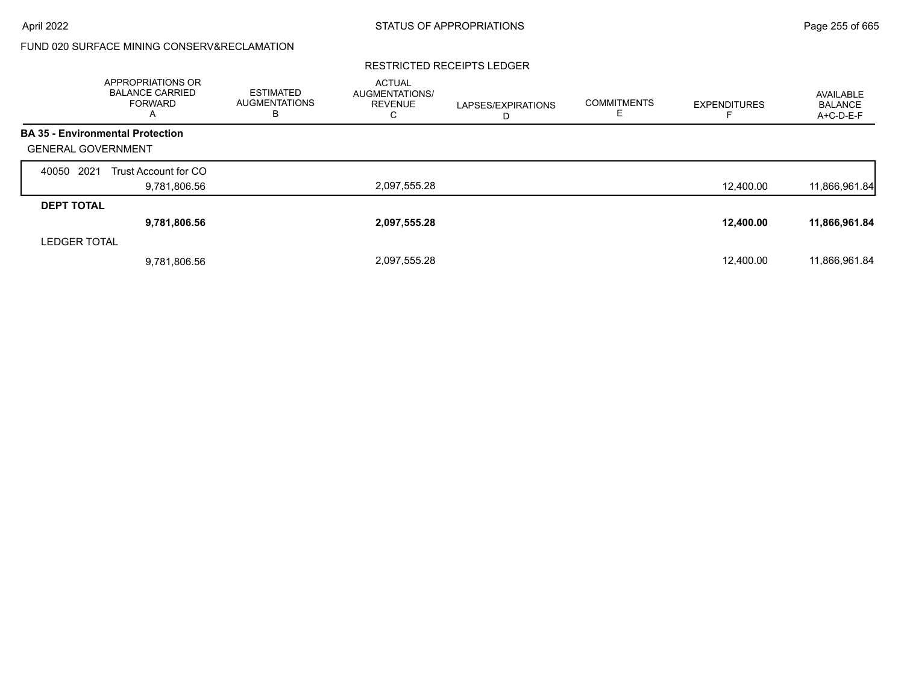FUND 020 SURFACE MINING CONSERV&RECLAMATION

RESTRICTED RECEIPTS LEDGER

| | APPROPRIATIONS OR BALANCE CARRIED FORWARD A | ESTIMATED AUGMENTATIONS B | ACTUAL AUGMENTATIONS/ REVENUE C | LAPSES/EXPIRATIONS D | COMMITMENTS E | EXPENDITURES F | AVAILABLE BALANCE A+C-D-E-F |
|---|---|---|---|---|---|---|---|
| **BA 35 - Environmental Protection** | | | | | | | |
| GENERAL GOVERNMENT | | | | | | | |
| 40050 2021 Trust Account for CO | 9,781,806.56 | | 2,097,555.28 | | | 12,400.00 | 11,866,961.84 |
| **DEPT TOTAL** | **9,781,806.56** | | **2,097,555.28** | | | **12,400.00** | **11,866,961.84** |
| LEDGER TOTAL | 9,781,806.56 | | 2,097,555.28 | | | 12,400.00 | 11,866,961.84 |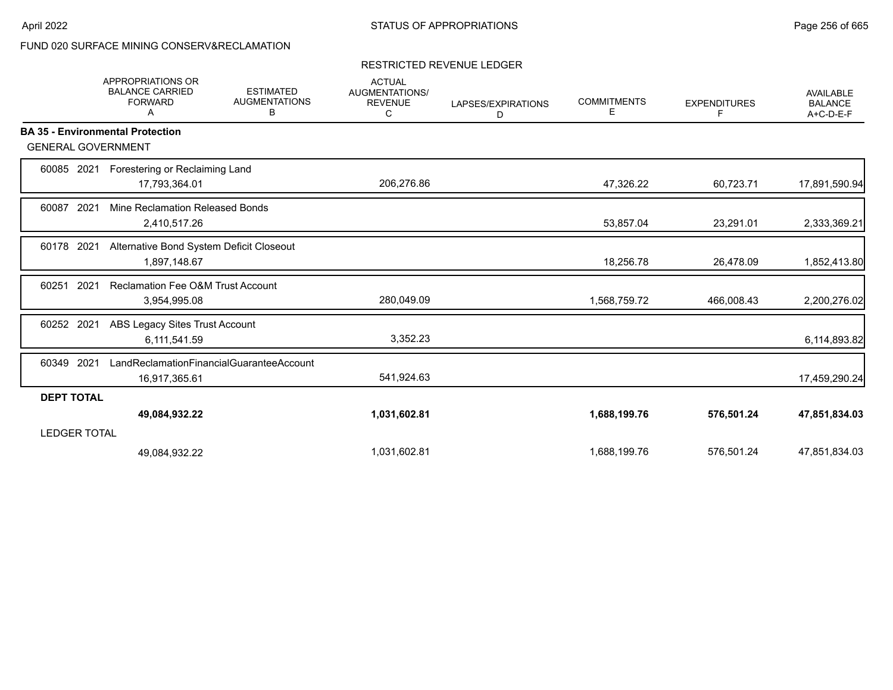FUND 020 SURFACE MINING CONSERV&RECLAMATION

RESTRICTED REVENUE LEDGER

| | APPROPRIATIONS OR BALANCE CARRIED FORWARD A | ESTIMATED AUGMENTATIONS B | ACTUAL AUGMENTATIONS/ REVENUE C | LAPSES/EXPIRATIONS D | COMMITMENTS E | EXPENDITURES F | AVAILABLE BALANCE A+C-D-E-F |
|---|---|---|---|---|---|---|---|
| **BA 35 - Environmental Protection** | | | | | | | |
| GENERAL GOVERNMENT | | | | | | | |
| 60085 2021 Forestering or Reclaiming Land | 17,793,364.01 | | 206,276.86 | | 47,326.22 | 60,723.71 | 17,891,590.94 |
| 60087 2021 Mine Reclamation Released Bonds | 2,410,517.26 | | | | 53,857.04 | 23,291.01 | 2,333,369.21 |
| 60178 2021 Alternative Bond System Deficit Closeout | 1,897,148.67 | | | | 18,256.78 | 26,478.09 | 1,852,413.80 |
| 60251 2021 Reclamation Fee O&M Trust Account | 3,954,995.08 | | 280,049.09 | | 1,568,759.72 | 466,008.43 | 2,200,276.02 |
| 60252 2021 ABS Legacy Sites Trust Account | 6,111,541.59 | | 3,352.23 | | | | 6,114,893.82 |
| 60349 2021 LandReclamationFinancialGuaranteeAccount | 16,917,365.61 | | 541,924.63 | | | | 17,459,290.24 |
| **DEPT TOTAL** | **49,084,932.22** | | **1,031,602.81** | | **1,688,199.76** | **576,501.24** | **47,851,834.03** |
| LEDGER TOTAL | 49,084,932.22 | | 1,031,602.81 | | 1,688,199.76 | 576,501.24 | 47,851,834.03 |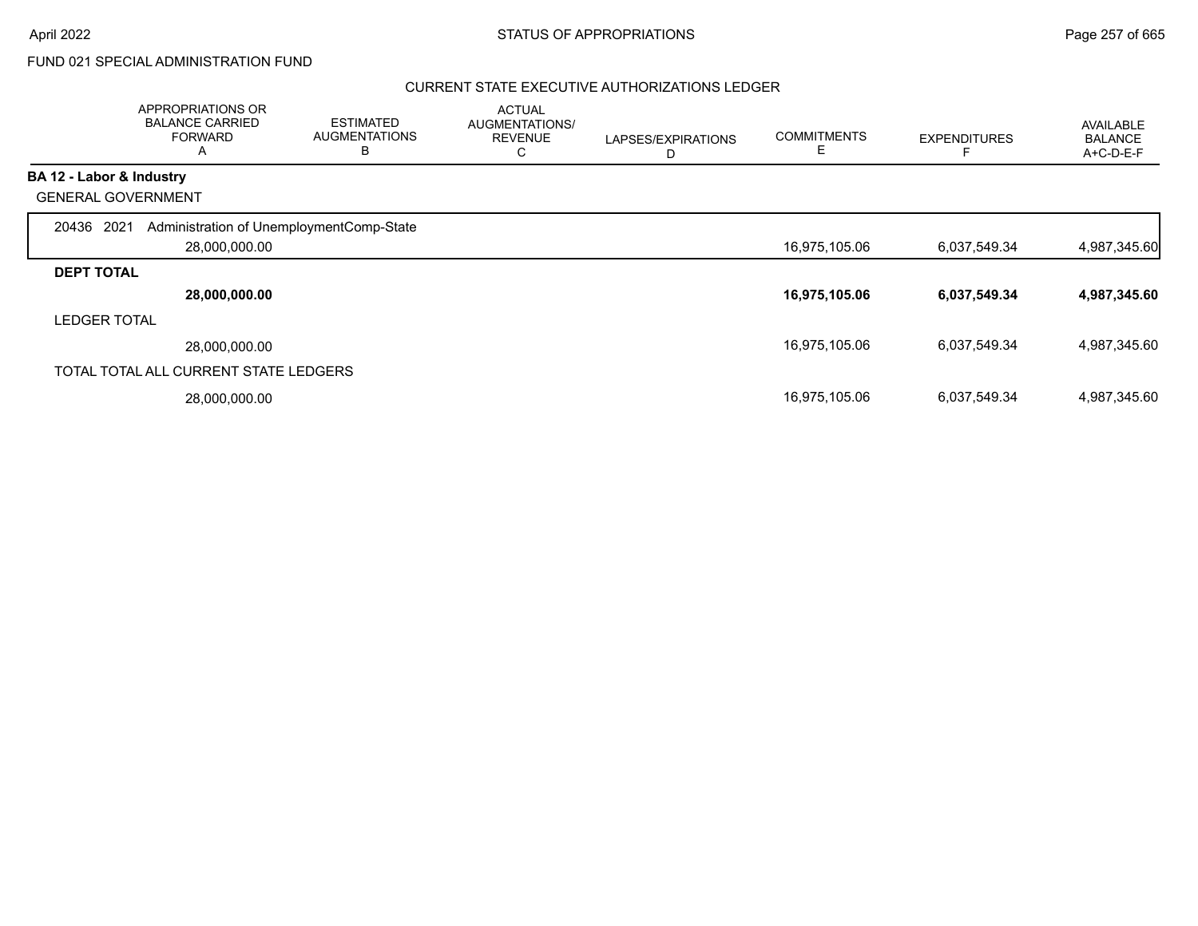FUND 021 SPECIAL ADMINISTRATION FUND

CURRENT STATE EXECUTIVE AUTHORIZATIONS LEDGER

| | APPROPRIATIONS OR BALANCE CARRIED FORWARD A | ESTIMATED AUGMENTATIONS B | ACTUAL AUGMENTATIONS/ REVENUE C | LAPSES/EXPIRATIONS D | COMMITMENTS E | EXPENDITURES F | AVAILABLE BALANCE A+C-D-E-F |
|---|---|---|---|---|---|---|---|
| **BA 12 - Labor & Industry** | | | | | | | |
| GENERAL GOVERNMENT | | | | | | | |
| 20436 2021 Administration of UnemploymentComp-State | 28,000,000.00 | | | | 16,975,105.06 | 6,037,549.34 | 4,987,345.60 |
| **DEPT TOTAL** | **28,000,000.00** | | | | **16,975,105.06** | **6,037,549.34** | **4,987,345.60** |
| LEDGER TOTAL | 28,000,000.00 | | | | 16,975,105.06 | 6,037,549.34 | 4,987,345.60 |
| TOTAL TOTAL ALL CURRENT STATE LEDGERS | 28,000,000.00 | | | | 16,975,105.06 | 6,037,549.34 | 4,987,345.60 |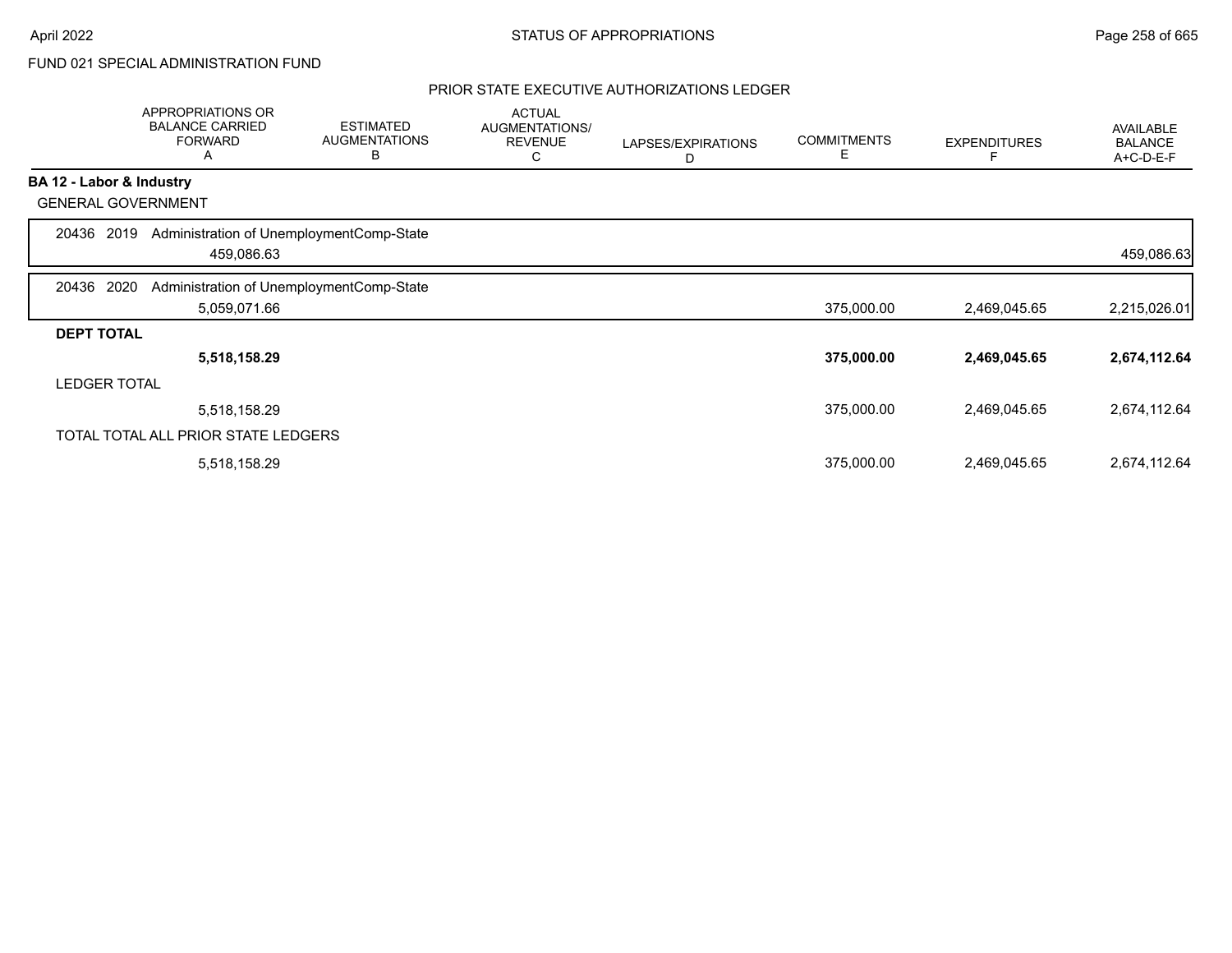FUND 021 SPECIAL ADMINISTRATION FUND

## PRIOR STATE EXECUTIVE AUTHORIZATIONS LEDGER

| | APPROPRIATIONS OR BALANCE CARRIED FORWARD A | ESTIMATED AUGMENTATIONS B | ACTUAL AUGMENTATIONS/ REVENUE C | LAPSES/EXPIRATIONS D | COMMITMENTS E | EXPENDITURES F | AVAILABLE BALANCE A+C-D-E-F |
|---|---|---|---|---|---|---|---|
| **BA 12 - Labor & Industry** | | | | | | | |
| GENERAL GOVERNMENT | | | | | | | |
| 20436 2019 Administration of UnemploymentComp-State | 459,086.63 | | | | | | 459,086.63 |
| 20436 2020 Administration of UnemploymentComp-State | 5,059,071.66 | | | | 375,000.00 | 2,469,045.65 | 2,215,026.01 |
| **DEPT TOTAL** | **5,518,158.29** | | | | **375,000.00** | **2,469,045.65** | **2,674,112.64** |
| LEDGER TOTAL | 5,518,158.29 | | | | 375,000.00 | 2,469,045.65 | 2,674,112.64 |
| TOTAL TOTAL ALL PRIOR STATE LEDGERS | 5,518,158.29 | | | | 375,000.00 | 2,469,045.65 | 2,674,112.64 |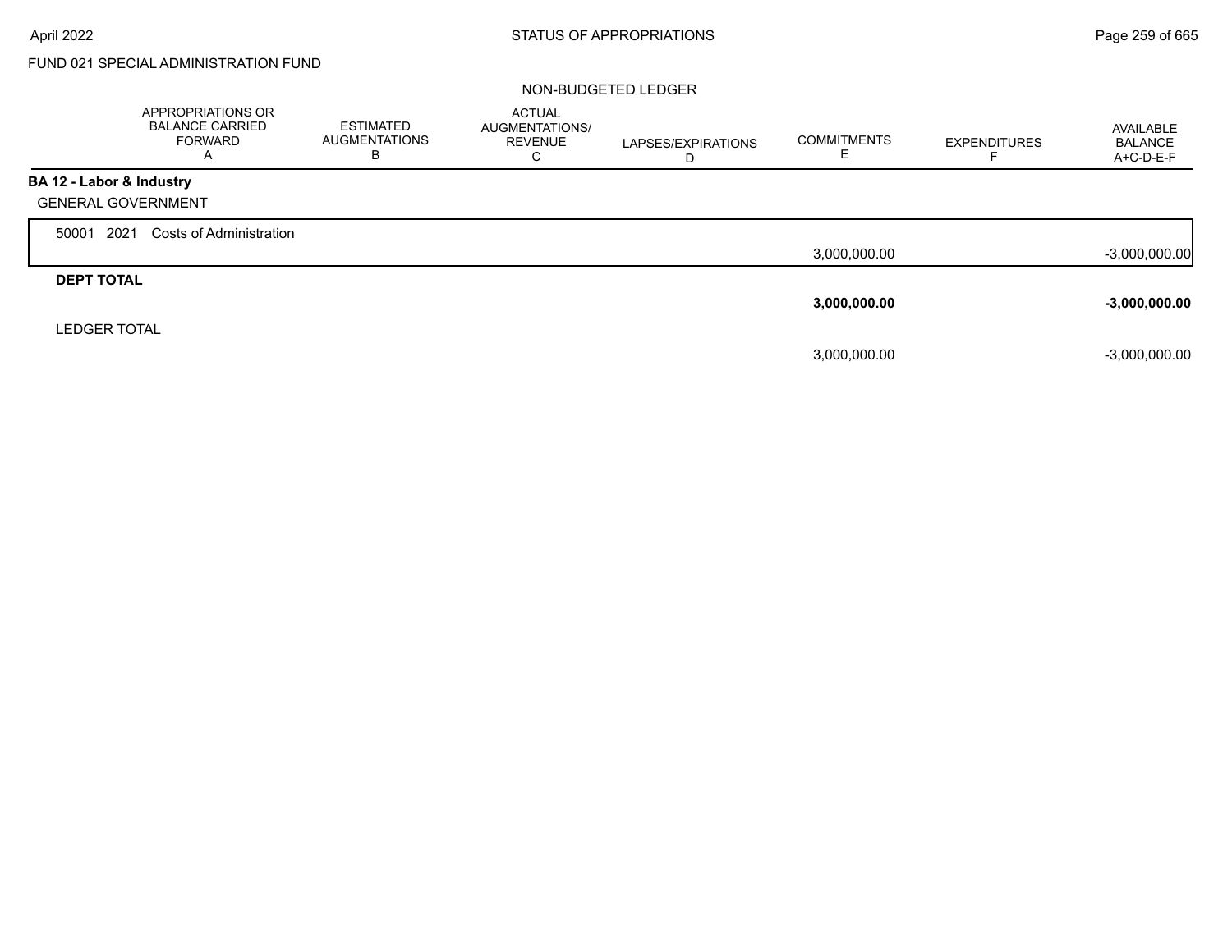FUND 021 SPECIAL ADMINISTRATION FUND

NON-BUDGETED LEDGER

| | APPROPRIATIONS OR BALANCE CARRIED FORWARD A | ESTIMATED AUGMENTATIONS B | ACTUAL AUGMENTATIONS/ REVENUE C | LAPSES/EXPIRATIONS D | COMMITMENTS E | EXPENDITURES F | AVAILABLE BALANCE A+C-D-E-F |
|---|---|---|---|---|---|---|---|
| **BA 12 - Labor & Industry** | | | | | | | |
| GENERAL GOVERNMENT | | | | | | | |
| 50001 2021 Costs of Administration | | | | | 3,000,000.00 | | -3,000,000.00 |
| **DEPT TOTAL** | | | | | **3,000,000.00** | | **-3,000,000.00** |
| LEDGER TOTAL | | | | | 3,000,000.00 | | -3,000,000.00 |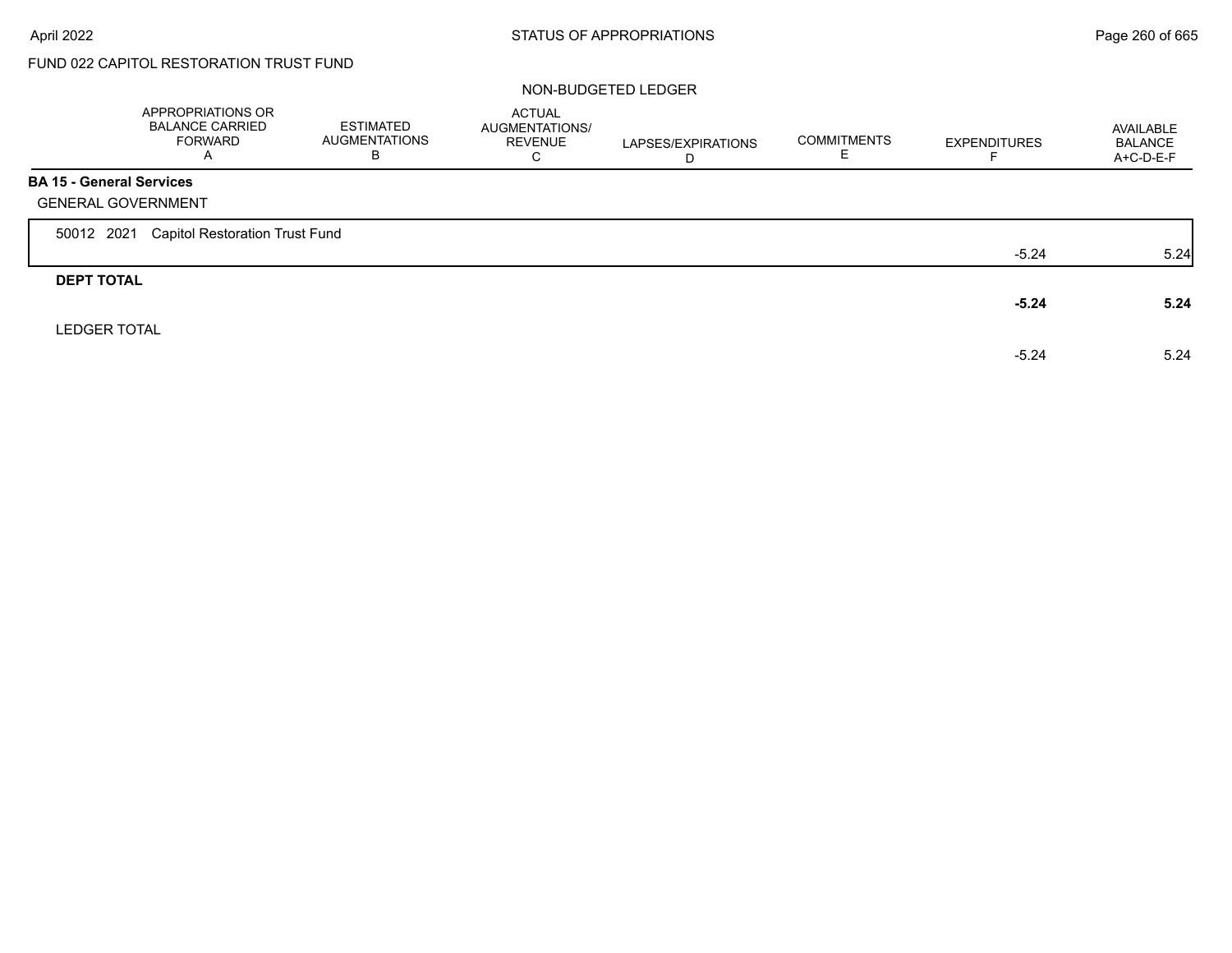FUND 022 CAPITOL RESTORATION TRUST FUND

NON-BUDGETED LEDGER

| | APPROPRIATIONS OR BALANCE CARRIED FORWARD A | ESTIMATED AUGMENTATIONS B | ACTUAL AUGMENTATIONS/ REVENUE C | LAPSES/EXPIRATIONS D | COMMITMENTS E | EXPENDITURES F | AVAILABLE BALANCE A+C-D-E-F |
|---|---|---|---|---|---|---|---|
| **BA 15 - General Services** | | | | | | | |
| GENERAL GOVERNMENT | | | | | | | |
| 50012 2021 Capitol Restoration Trust Fund | | | | | | -5.24 | 5.24 |
| **DEPT TOTAL** | | | | | | **-5.24** | **5.24** |
| LEDGER TOTAL | | | | | | -5.24 | 5.24 |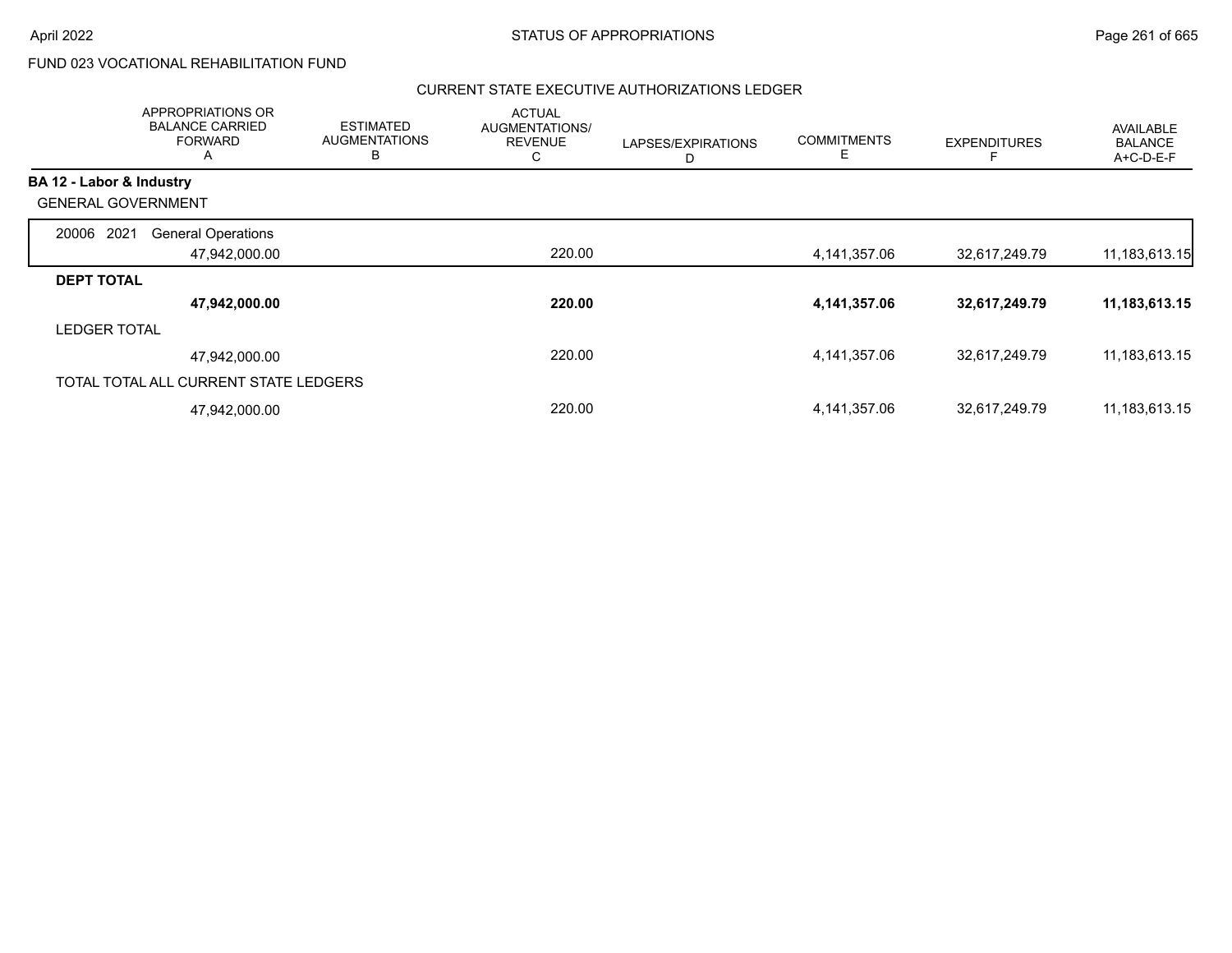FUND 023 VOCATIONAL REHABILITATION FUND

CURRENT STATE EXECUTIVE AUTHORIZATIONS LEDGER

| | APPROPRIATIONS OR BALANCE CARRIED FORWARD A | ESTIMATED AUGMENTATIONS B | ACTUAL AUGMENTATIONS/ REVENUE C | LAPSES/EXPIRATIONS D | COMMITMENTS E | EXPENDITURES F | AVAILABLE BALANCE A+C-D-E-F |
|---|---|---|---|---|---|---|---|
| **BA 12 - Labor & Industry** | | | | | | | |
| GENERAL GOVERNMENT | | | | | | | |
| 20006 2021 General Operations | 47,942,000.00 | | 220.00 | | 4,141,357.06 | 32,617,249.79 | 11,183,613.15 |
| **DEPT TOTAL** | **47,942,000.00** | | **220.00** | | **4,141,357.06** | **32,617,249.79** | **11,183,613.15** |
| LEDGER TOTAL | 47,942,000.00 | | 220.00 | | 4,141,357.06 | 32,617,249.79 | 11,183,613.15 |
| TOTAL TOTAL ALL CURRENT STATE LEDGERS | 47,942,000.00 | | 220.00 | | 4,141,357.06 | 32,617,249.79 | 11,183,613.15 |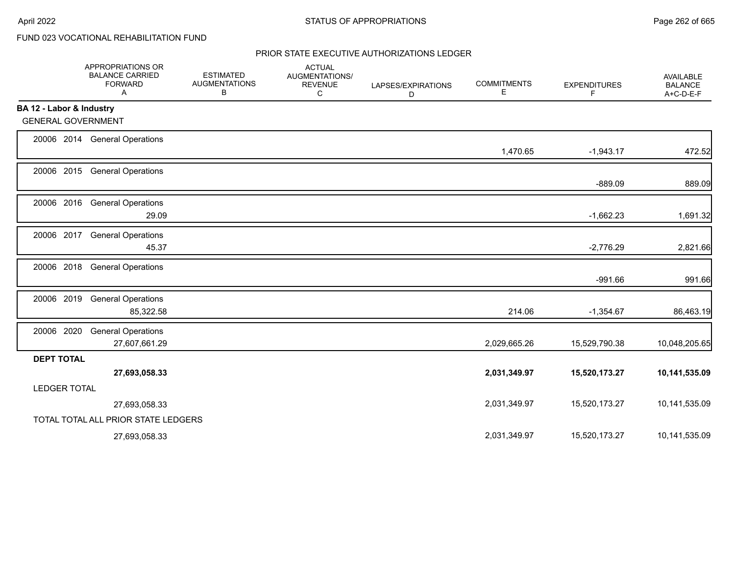FUND 023 VOCATIONAL REHABILITATION FUND

PRIOR STATE EXECUTIVE AUTHORIZATIONS LEDGER

| | APPROPRIATIONS OR BALANCE CARRIED FORWARD A | ESTIMATED AUGMENTATIONS B | ACTUAL AUGMENTATIONS/ REVENUE C | LAPSES/EXPIRATIONS D | COMMITMENTS E | EXPENDITURES F | AVAILABLE BALANCE A+C-D-E-F |
|---|---|---|---|---|---|---|---|
| **BA 12 - Labor & Industry** | | | | | | | |
| GENERAL GOVERNMENT | | | | | | | |
| 20006 2014 General Operations | | | | | 1,470.65 | -1,943.17 | 472.52 |
| 20006 2015 General Operations | | | | | | -889.09 | 889.09 |
| 20006 2016 General Operations | 29.09 | | | | | -1,662.23 | 1,691.32 |
| 20006 2017 General Operations | 45.37 | | | | | -2,776.29 | 2,821.66 |
| 20006 2018 General Operations | | | | | | -991.66 | 991.66 |
| 20006 2019 General Operations | 85,322.58 | | | | 214.06 | -1,354.67 | 86,463.19 |
| 20006 2020 General Operations | 27,607,661.29 | | | | 2,029,665.26 | 15,529,790.38 | 10,048,205.65 |
| **DEPT TOTAL** | **27,693,058.33** | | | | **2,031,349.97** | **15,520,173.27** | **10,141,535.09** |
| LEDGER TOTAL | 27,693,058.33 | | | | 2,031,349.97 | 15,520,173.27 | 10,141,535.09 |
| TOTAL TOTAL ALL PRIOR STATE LEDGERS | 27,693,058.33 | | | | 2,031,349.97 | 15,520,173.27 | 10,141,535.09 |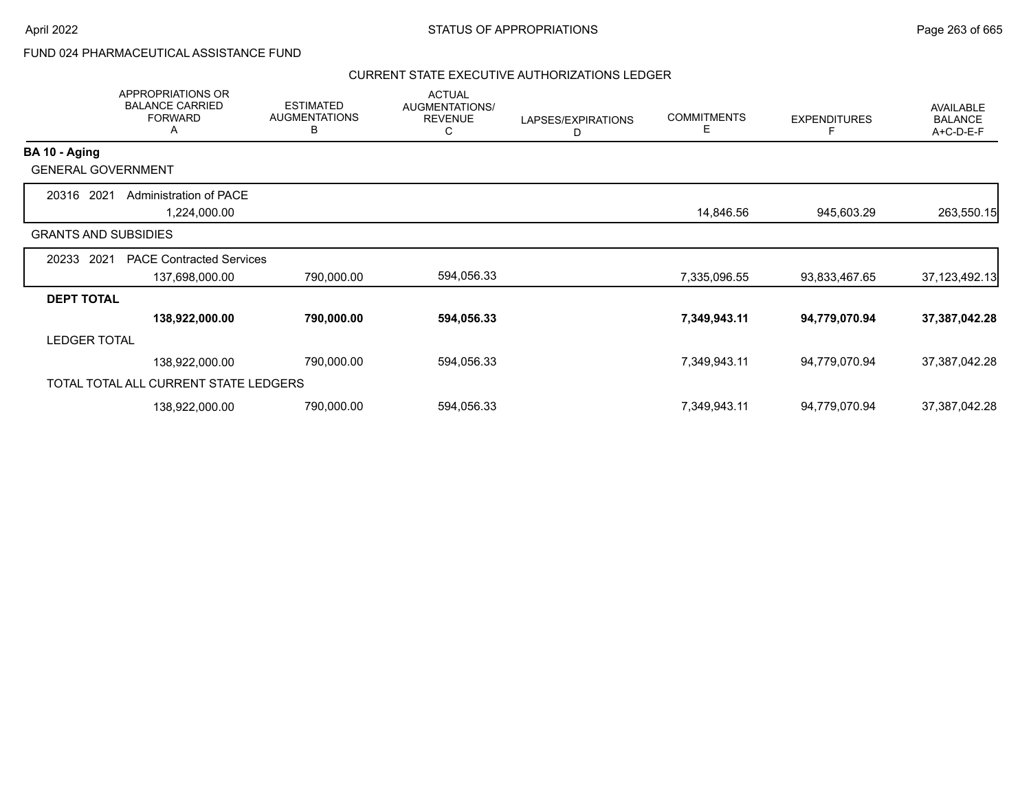## FUND 024 PHARMACEUTICAL ASSISTANCE FUND

### CURRENT STATE EXECUTIVE AUTHORIZATIONS LEDGER

| | APPROPRIATIONS OR BALANCE CARRIED FORWARD A | ESTIMATED AUGMENTATIONS B | ACTUAL AUGMENTATIONS/ REVENUE C | LAPSES/EXPIRATIONS D | COMMITMENTS E | EXPENDITURES F | AVAILABLE BALANCE A+C-D-E-F |
|---|---|---|---|---|---|---|---|
| **BA 10 - Aging** | | | | | | | |
| GENERAL GOVERNMENT | | | | | | | |
| 20316 2021 Administration of PACE | | | | | | | |
| | 1,224,000.00 | | | | 14,846.56 | 945,603.29 | 263,550.15 |
| GRANTS AND SUBSIDIES | | | | | | | |
| 20233 2021 PACE Contracted Services | | | | | | | |
| | 137,698,000.00 | 790,000.00 | 594,056.33 | | 7,335,096.55 | 93,833,467.65 | 37,123,492.13 |
| **DEPT TOTAL** | | | | | | | |
| | **138,922,000.00** | **790,000.00** | **594,056.33** | | **7,349,943.11** | **94,779,070.94** | **37,387,042.28** |
| LEDGER TOTAL | | | | | | | |
| | 138,922,000.00 | 790,000.00 | 594,056.33 | | 7,349,943.11 | 94,779,070.94 | 37,387,042.28 |
| TOTAL TOTAL ALL CURRENT STATE LEDGERS | | | | | | | |
| | 138,922,000.00 | 790,000.00 | 594,056.33 | | 7,349,943.11 | 94,779,070.94 | 37,387,042.28 |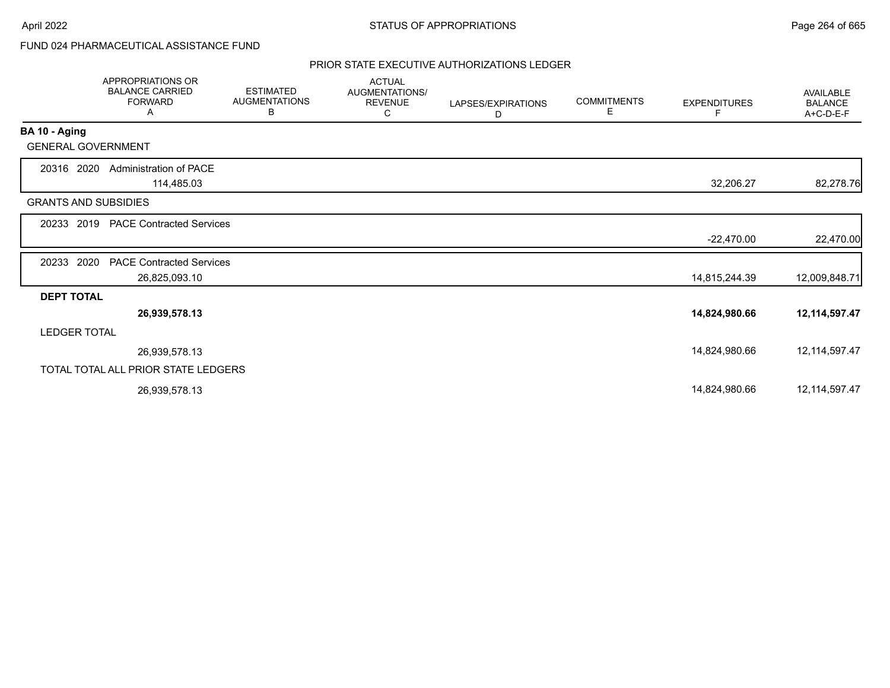FUND 024 PHARMACEUTICAL ASSISTANCE FUND

## PRIOR STATE EXECUTIVE AUTHORIZATIONS LEDGER

| | APPROPRIATIONS OR BALANCE CARRIED FORWARD A | ESTIMATED AUGMENTATIONS B | ACTUAL AUGMENTATIONS/ REVENUE C | LAPSES/EXPIRATIONS D | COMMITMENTS E | EXPENDITURES F | AVAILABLE BALANCE A+C-D-E-F |
|---|---|---|---|---|---|---|---|
| **BA 10 - Aging** | | | | | | | |
| GENERAL GOVERNMENT | | | | | | | |
| 20316 2020 Administration of PACE | 114,485.03 | | | | | 32,206.27 | 82,278.76 |
| GRANTS AND SUBSIDIES | | | | | | | |
| 20233 2019 PACE Contracted Services | | | | | | -22,470.00 | 22,470.00 |
| 20233 2020 PACE Contracted Services | 26,825,093.10 | | | | | 14,815,244.39 | 12,009,848.71 |
| **DEPT TOTAL** | **26,939,578.13** | | | | | **14,824,980.66** | **12,114,597.47** |
| LEDGER TOTAL | 26,939,578.13 | | | | | 14,824,980.66 | 12,114,597.47 |
| TOTAL TOTAL ALL PRIOR STATE LEDGERS | 26,939,578.13 | | | | | 14,824,980.66 | 12,114,597.47 |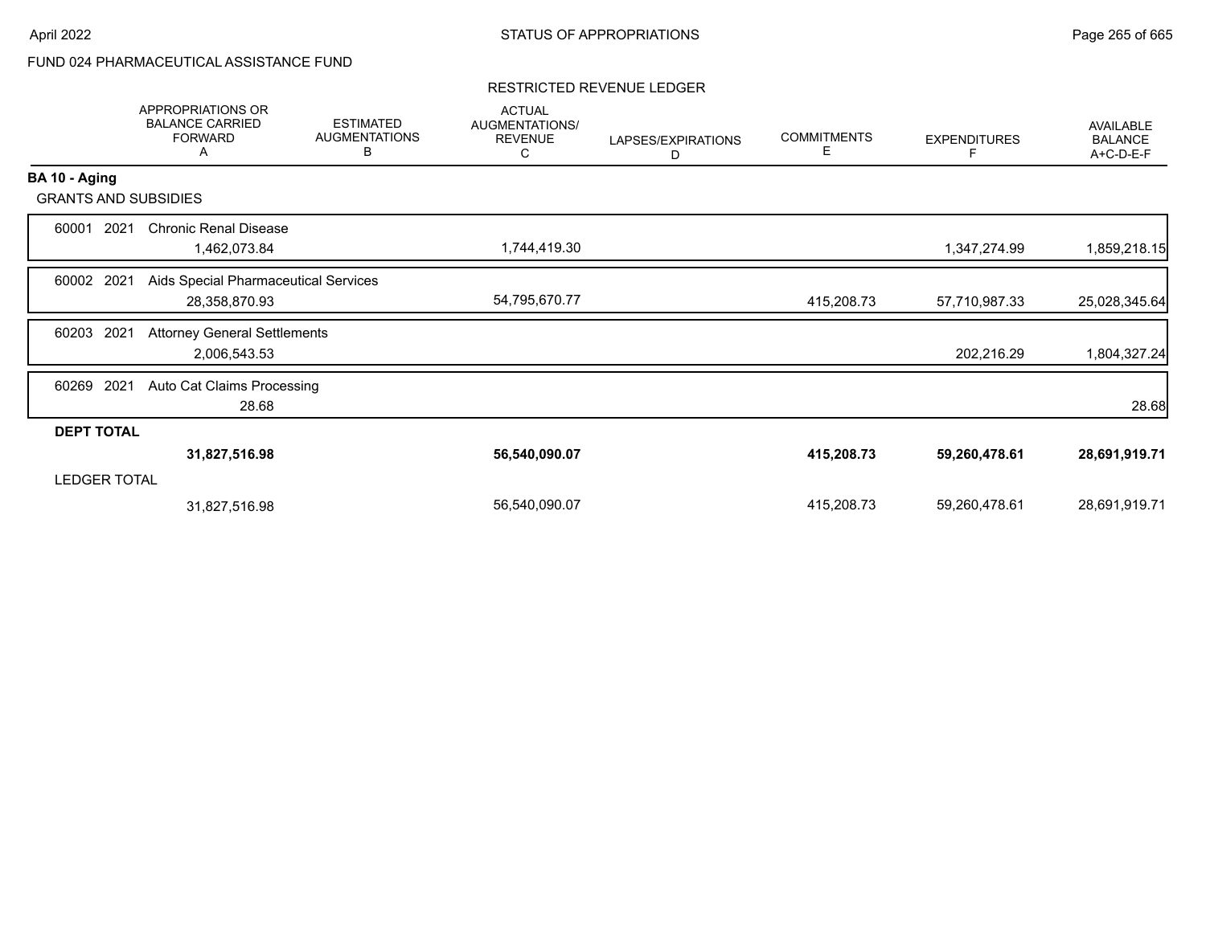FUND 024 PHARMACEUTICAL ASSISTANCE FUND

RESTRICTED REVENUE LEDGER

| | APPROPRIATIONS OR BALANCE CARRIED FORWARD A | ESTIMATED AUGMENTATIONS B | ACTUAL AUGMENTATIONS/ REVENUE C | LAPSES/EXPIRATIONS D | COMMITMENTS E | EXPENDITURES F | AVAILABLE BALANCE A+C-D-E-F |
|---|---|---|---|---|---|---|---|
| **BA 10 - Aging** | | | | | | | |
| GRANTS AND SUBSIDIES | | | | | | | |
| 60001 2021 Chronic Renal Disease | 1,462,073.84 | | 1,744,419.30 | | | 1,347,274.99 | 1,859,218.15 |
| 60002 2021 Aids Special Pharmaceutical Services | 28,358,870.93 | | 54,795,670.77 | | 415,208.73 | 57,710,987.33 | 25,028,345.64 |
| 60203 2021 Attorney General Settlements | 2,006,543.53 | | | | | 202,216.29 | 1,804,327.24 |
| 60269 2021 Auto Cat Claims Processing | 28.68 | | | | | | 28.68 |
| **DEPT TOTAL** | **31,827,516.98** | | **56,540,090.07** | | **415,208.73** | **59,260,478.61** | **28,691,919.71** |
| LEDGER TOTAL | 31,827,516.98 | | 56,540,090.07 | | 415,208.73 | 59,260,478.61 | 28,691,919.71 |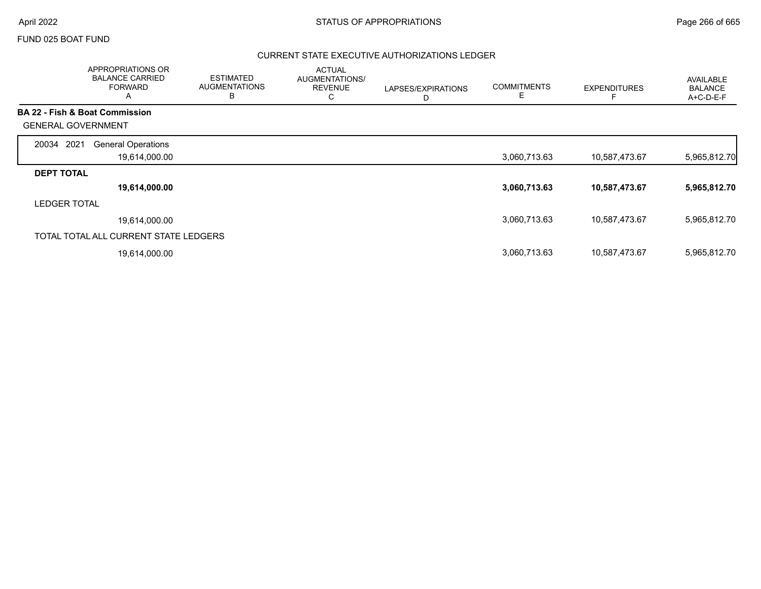FUND 025 BOAT FUND

## CURRENT STATE EXECUTIVE AUTHORIZATIONS LEDGER

| | APPROPRIATIONS OR BALANCE CARRIED FORWARD A | ESTIMATED AUGMENTATIONS B | ACTUAL AUGMENTATIONS/ REVENUE C | LAPSES/EXPIRATIONS D | COMMITMENTS E | EXPENDITURES F | AVAILABLE BALANCE A+C-D-E-F |
|---|---|---|---|---|---|---|---|
| **BA 22 - Fish & Boat Commission** | | | | | | | |
| GENERAL GOVERNMENT | | | | | | | |
| 20034 2021 General Operations | 19,614,000.00 | | | | 3,060,713.63 | 10,587,473.67 | 5,965,812.70 |
| **DEPT TOTAL** | **19,614,000.00** | | | | **3,060,713.63** | **10,587,473.67** | **5,965,812.70** |
| LEDGER TOTAL | 19,614,000.00 | | | | 3,060,713.63 | 10,587,473.67 | 5,965,812.70 |
| TOTAL TOTAL ALL CURRENT STATE LEDGERS | 19,614,000.00 | | | | 3,060,713.63 | 10,587,473.67 | 5,965,812.70 |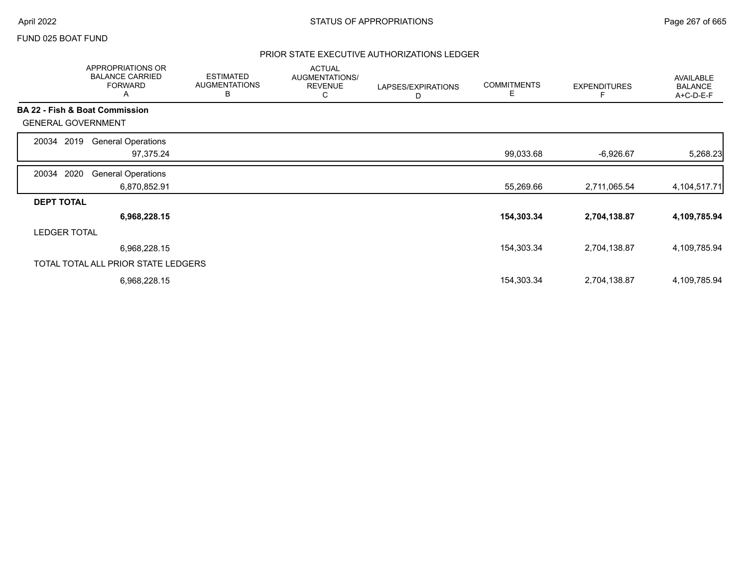FUND 025 BOAT FUND

## PRIOR STATE EXECUTIVE AUTHORIZATIONS LEDGER

| | APPROPRIATIONS OR BALANCE CARRIED FORWARD A | ESTIMATED AUGMENTATIONS B | ACTUAL AUGMENTATIONS/ REVENUE C | LAPSES/EXPIRATIONS D | COMMITMENTS E | EXPENDITURES F | AVAILABLE BALANCE A+C-D-E-F |
|---|---|---|---|---|---|---|---|
| **BA 22 - Fish & Boat Commission** | | | | | | | |
| GENERAL GOVERNMENT | | | | | | | |
| 20034 2019 General Operations | 97,375.24 | | | | 99,033.68 | -6,926.67 | 5,268.23 |
| 20034 2020 General Operations | 6,870,852.91 | | | | 55,269.66 | 2,711,065.54 | 4,104,517.71 |
| **DEPT TOTAL** | **6,968,228.15** | | | | **154,303.34** | **2,704,138.87** | **4,109,785.94** |
| LEDGER TOTAL | 6,968,228.15 | | | | 154,303.34 | 2,704,138.87 | 4,109,785.94 |
| TOTAL TOTAL ALL PRIOR STATE LEDGERS | 6,968,228.15 | | | | 154,303.34 | 2,704,138.87 | 4,109,785.94 |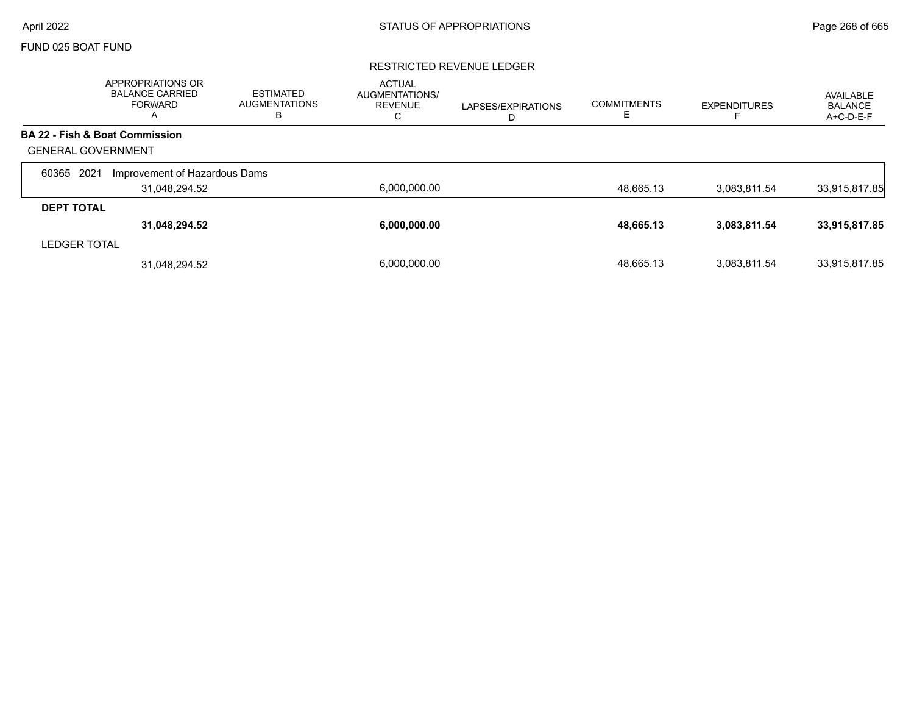FUND 025 BOAT FUND

## RESTRICTED REVENUE LEDGER

| | APPROPRIATIONS OR BALANCE CARRIED FORWARD A | ESTIMATED AUGMENTATIONS B | ACTUAL AUGMENTATIONS/ REVENUE C | LAPSES/EXPIRATIONS D | COMMITMENTS E | EXPENDITURES F | AVAILABLE BALANCE A+C-D-E-F |
|---|---|---|---|---|---|---|---|
| **BA 22 - Fish & Boat Commission** | | | | | | | |
| GENERAL GOVERNMENT | | | | | | | |
| 60365 2021 Improvement of Hazardous Dams | | | | | | | |
| | 31,048,294.52 | | 6,000,000.00 | | 48,665.13 | 3,083,811.54 | 33,915,817.85 |
| **DEPT TOTAL** | | | | | | | |
| | **31,048,294.52** | | **6,000,000.00** | | **48,665.13** | **3,083,811.54** | **33,915,817.85** |
| LEDGER TOTAL | | | | | | | |
| | 31,048,294.52 | | 6,000,000.00 | | 48,665.13 | 3,083,811.54 | 33,915,817.85 |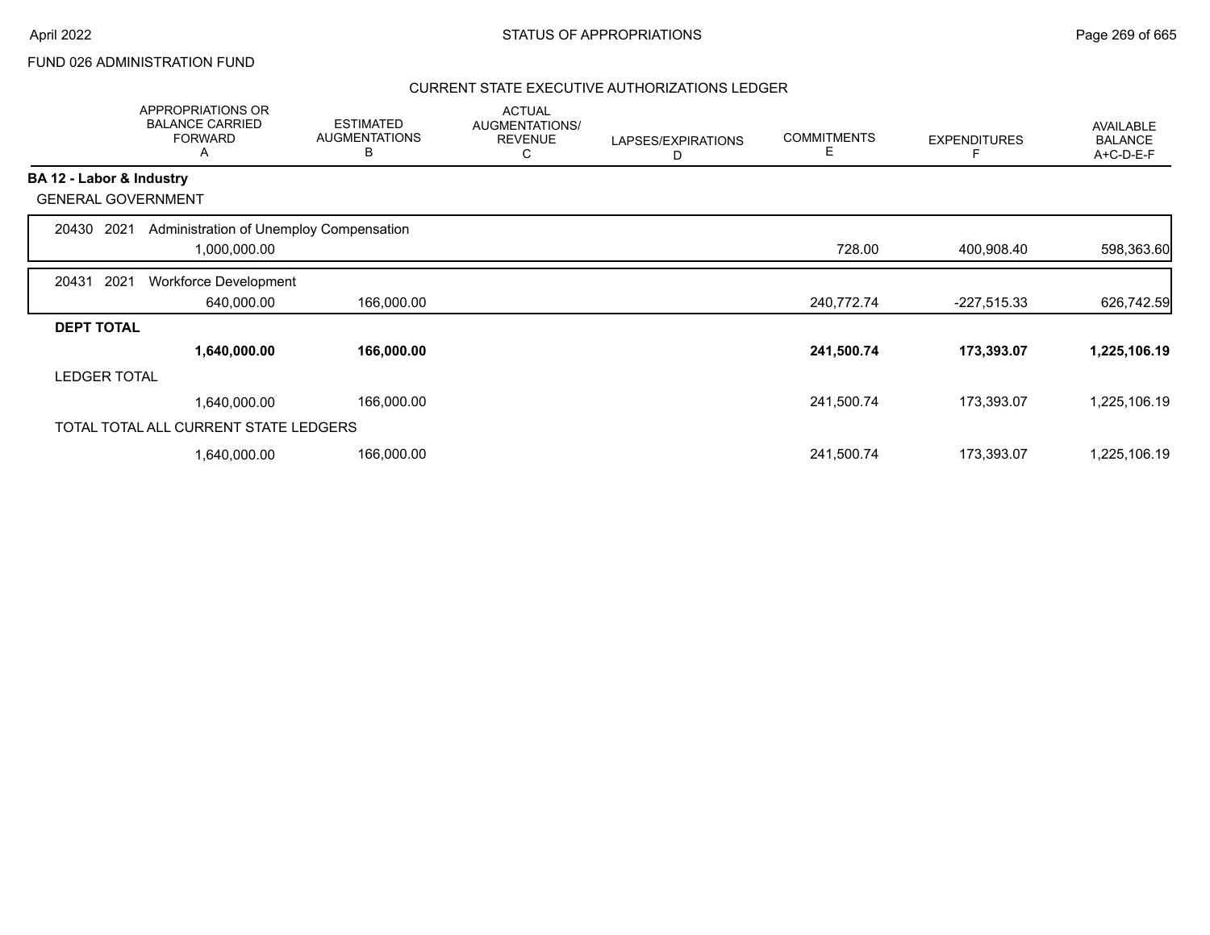FUND 026 ADMINISTRATION FUND

## CURRENT STATE EXECUTIVE AUTHORIZATIONS LEDGER

| | APPROPRIATIONS OR BALANCE CARRIED FORWARD A | ESTIMATED AUGMENTATIONS B | ACTUAL AUGMENTATIONS/ REVENUE C | LAPSES/EXPIRATIONS D | COMMITMENTS E | EXPENDITURES F | AVAILABLE BALANCE A+C-D-E-F |
|---|---|---|---|---|---|---|---|
| **BA 12 - Labor & Industry** | | | | | | | |
| GENERAL GOVERNMENT | | | | | | | |
| 20430 2021 Administration of Unemploy Compensation | | | | | | | |
| | 1,000,000.00 | | | | 728.00 | 400,908.40 | 598,363.60 |
| 20431 2021 Workforce Development | | | | | | | |
| | 640,000.00 | 166,000.00 | | | 240,772.74 | -227,515.33 | 626,742.59 |
| **DEPT TOTAL** | | | | | | | |
| | **1,640,000.00** | **166,000.00** | | | **241,500.74** | **173,393.07** | **1,225,106.19** |
| LEDGER TOTAL | | | | | | | |
| | 1,640,000.00 | 166,000.00 | | | 241,500.74 | 173,393.07 | 1,225,106.19 |
| TOTAL TOTAL ALL CURRENT STATE LEDGERS | | | | | | | |
| | 1,640,000.00 | 166,000.00 | | | 241,500.74 | 173,393.07 | 1,225,106.19 |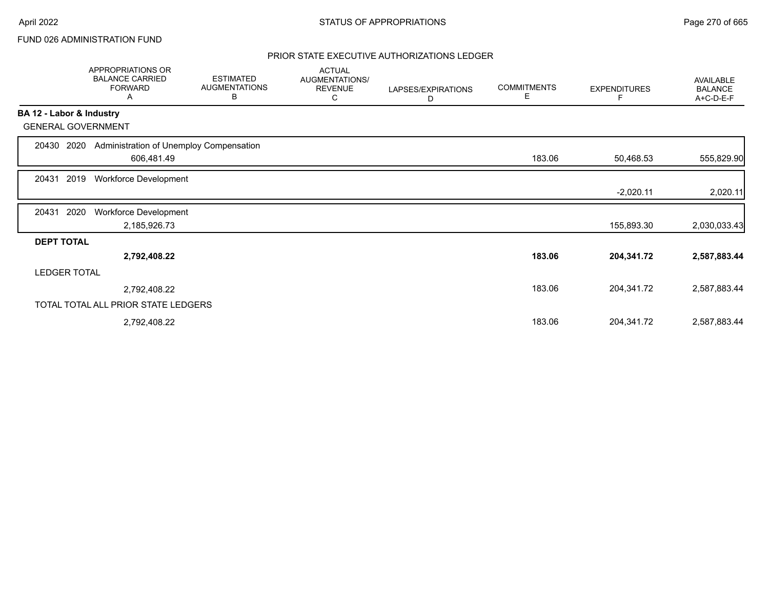FUND 026 ADMINISTRATION FUND

PRIOR STATE EXECUTIVE AUTHORIZATIONS LEDGER

| | APPROPRIATIONS OR BALANCE CARRIED FORWARD A | ESTIMATED AUGMENTATIONS B | ACTUAL AUGMENTATIONS/ REVENUE C | LAPSES/EXPIRATIONS D | COMMITMENTS E | EXPENDITURES F | AVAILABLE BALANCE A+C-D-E-F |
|---|---|---|---|---|---|---|---|
| **BA 12 - Labor & Industry** | | | | | | | |
| GENERAL GOVERNMENT | | | | | | | |
| 20430 2020 Administration of Unemploy Compensation | 606,481.49 | | | | 183.06 | 50,468.53 | 555,829.90 |
| 20431 2019 Workforce Development | | | | | | -2,020.11 | 2,020.11 |
| 20431 2020 Workforce Development | 2,185,926.73 | | | | | 155,893.30 | 2,030,033.43 |
| **DEPT TOTAL** | **2,792,408.22** | | | | **183.06** | **204,341.72** | **2,587,883.44** |
| LEDGER TOTAL | 2,792,408.22 | | | | 183.06 | 204,341.72 | 2,587,883.44 |
| TOTAL TOTAL ALL PRIOR STATE LEDGERS | 2,792,408.22 | | | | 183.06 | 204,341.72 | 2,587,883.44 |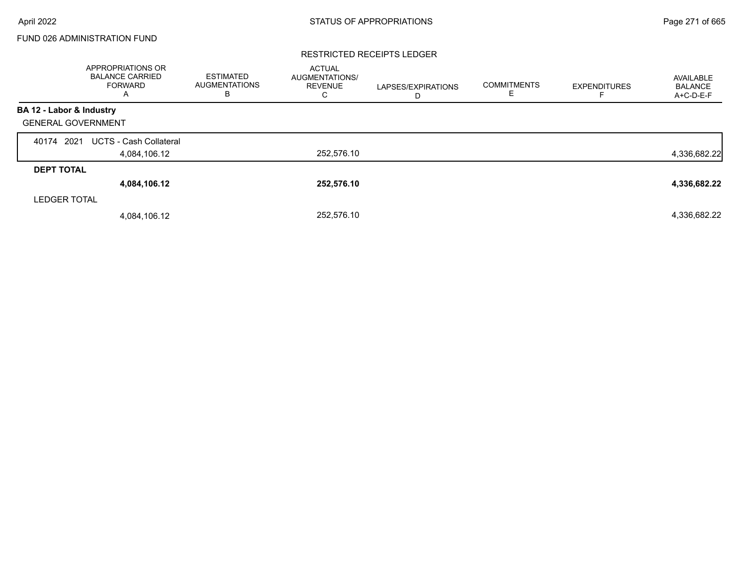FUND 026 ADMINISTRATION FUND

## RESTRICTED RECEIPTS LEDGER

| | APPROPRIATIONS OR BALANCE CARRIED FORWARD A | ESTIMATED AUGMENTATIONS B | ACTUAL AUGMENTATIONS/ REVENUE C | LAPSES/EXPIRATIONS D | COMMITMENTS E | EXPENDITURES F | AVAILABLE BALANCE A+C-D-E-F |
|---|---|---|---|---|---|---|---|
| **BA 12 - Labor & Industry** | | | | | | | |
| GENERAL GOVERNMENT | | | | | | | |
| 40174 2021 UCTS - Cash Collateral | 4,084,106.12 | | 252,576.10 | | | | 4,336,682.22 |
| **DEPT TOTAL** | **4,084,106.12** | | **252,576.10** | | | | **4,336,682.22** |
| LEDGER TOTAL | 4,084,106.12 | | 252,576.10 | | | | 4,336,682.22 |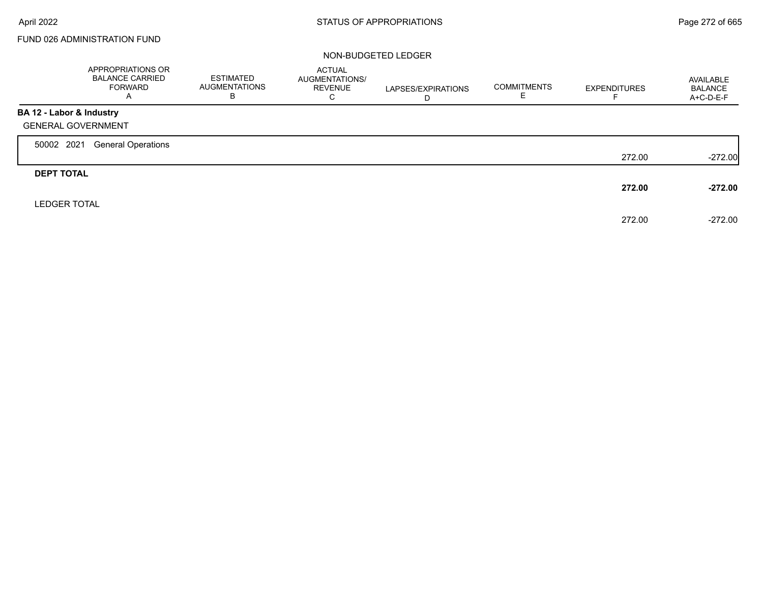FUND 026 ADMINISTRATION FUND

NON-BUDGETED LEDGER

| | APPROPRIATIONS OR BALANCE CARRIED FORWARD A | ESTIMATED AUGMENTATIONS B | ACTUAL AUGMENTATIONS/ REVENUE C | LAPSES/EXPIRATIONS D | COMMITMENTS E | EXPENDITURES F | AVAILABLE BALANCE A+C-D-E-F |
|---|---|---|---|---|---|---|---|
| **BA 12 - Labor & Industry** | | | | | | | |
| GENERAL GOVERNMENT | | | | | | | |
| 50002 2021 General Operations | | | | | | 272.00 | -272.00 |
| **DEPT TOTAL** | | | | | | **272.00** | **-272.00** |
| LEDGER TOTAL | | | | | | 272.00 | -272.00 |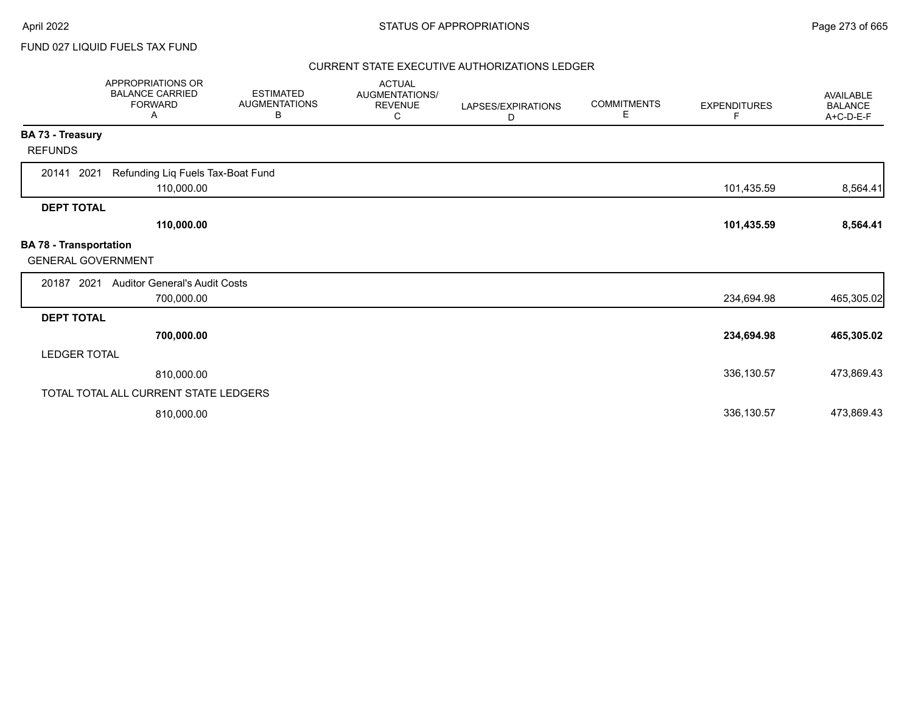FUND 027 LIQUID FUELS TAX FUND

## CURRENT STATE EXECUTIVE AUTHORIZATIONS LEDGER

| | APPROPRIATIONS OR BALANCE CARRIED FORWARD A | ESTIMATED AUGMENTATIONS B | ACTUAL AUGMENTATIONS/ REVENUE C | LAPSES/EXPIRATIONS D | COMMITMENTS E | EXPENDITURES F | AVAILABLE BALANCE A+C-D-E-F |
|---|---|---|---|---|---|---|---|
| **BA 73 - Treasury** | | | | | | | |
| REFUNDS | | | | | | | |
| 20141 2021 Refunding Liq Fuels Tax-Boat Fund | 110,000.00 | | | | | 101,435.59 | 8,564.41 |
| **DEPT TOTAL** | **110,000.00** | | | | | **101,435.59** | **8,564.41** |
| **BA 78 - Transportation** | | | | | | | |
| GENERAL GOVERNMENT | | | | | | | |
| 20187 2021 Auditor General's Audit Costs | 700,000.00 | | | | | 234,694.98 | 465,305.02 |
| **DEPT TOTAL** | **700,000.00** | | | | | **234,694.98** | **465,305.02** |
| LEDGER TOTAL | 810,000.00 | | | | | 336,130.57 | 473,869.43 |
| TOTAL TOTAL ALL CURRENT STATE LEDGERS | 810,000.00 | | | | | 336,130.57 | 473,869.43 |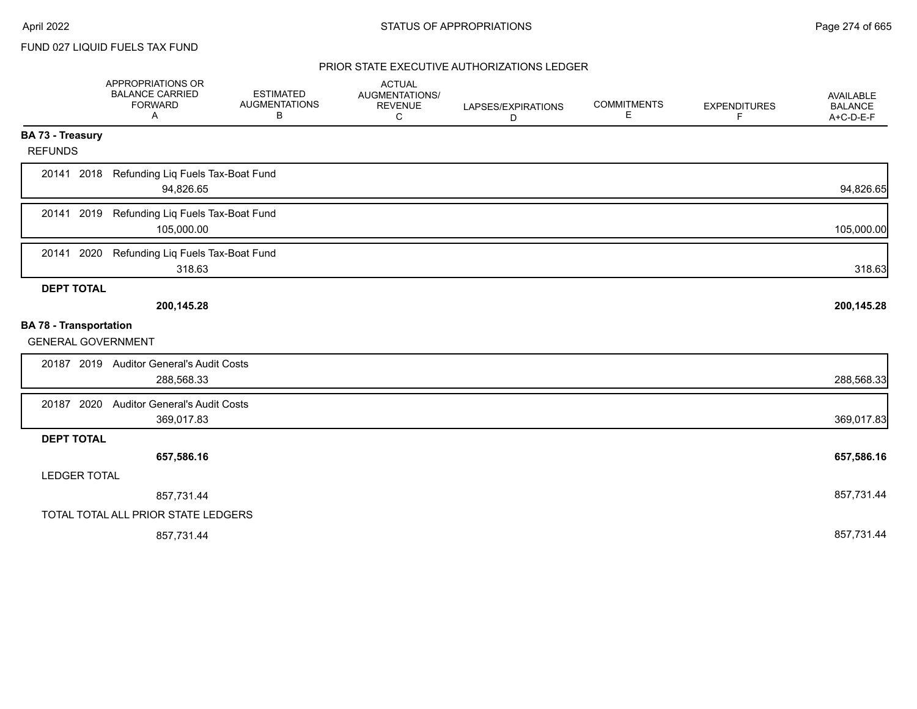FUND 027 LIQUID FUELS TAX FUND

## PRIOR STATE EXECUTIVE AUTHORIZATIONS LEDGER

| | APPROPRIATIONS OR BALANCE CARRIED FORWARD A | ESTIMATED AUGMENTATIONS B | ACTUAL AUGMENTATIONS/ REVENUE C | LAPSES/EXPIRATIONS D | COMMITMENTS E | EXPENDITURES F | AVAILABLE BALANCE A+C-D-E-F |
|---|---|---|---|---|---|---|---|
| **BA 73 - Treasury** | | | | | | | |
| REFUNDS | | | | | | | |
| 20141 2018 Refunding Liq Fuels Tax-Boat Fund | 94,826.65 | | | | | | 94,826.65 |
| 20141 2019 Refunding Liq Fuels Tax-Boat Fund | 105,000.00 | | | | | | 105,000.00 |
| 20141 2020 Refunding Liq Fuels Tax-Boat Fund | 318.63 | | | | | | 318.63 |
| **DEPT TOTAL** | **200,145.28** | | | | | | **200,145.28** |
| **BA 78 - Transportation** | | | | | | | |
| GENERAL GOVERNMENT | | | | | | | |
| 20187 2019 Auditor General's Audit Costs | 288,568.33 | | | | | | 288,568.33 |
| 20187 2020 Auditor General's Audit Costs | 369,017.83 | | | | | | 369,017.83 |
| **DEPT TOTAL** | **657,586.16** | | | | | | **657,586.16** |
| LEDGER TOTAL | 857,731.44 | | | | | | 857,731.44 |
| TOTAL TOTAL ALL PRIOR STATE LEDGERS | 857,731.44 | | | | | | 857,731.44 |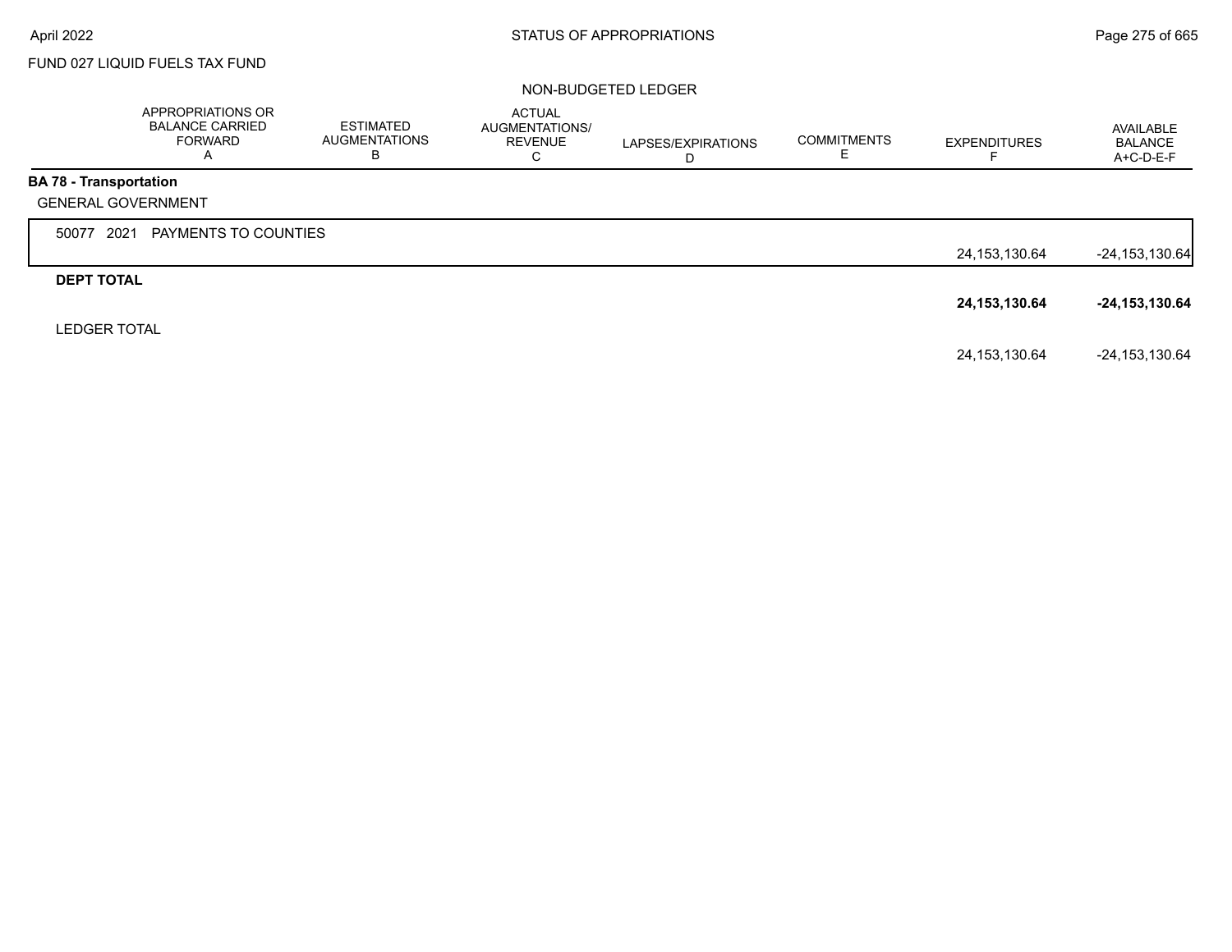FUND 027 LIQUID FUELS TAX FUND

NON-BUDGETED LEDGER

| | APPROPRIATIONS OR BALANCE CARRIED FORWARD A | ESTIMATED AUGMENTATIONS B | ACTUAL AUGMENTATIONS/ REVENUE C | LAPSES/EXPIRATIONS D | COMMITMENTS E | EXPENDITURES F | AVAILABLE BALANCE A+C-D-E-F |
|---|---|---|---|---|---|---|---|
| **BA 78 - Transportation** | | | | | | | |
| GENERAL GOVERNMENT | | | | | | | |
| 50077 2021 PAYMENTS TO COUNTIES | | | | | | 24,153,130.64 | -24,153,130.64 |
| **DEPT TOTAL** | | | | | | **24,153,130.64** | **-24,153,130.64** |
| LEDGER TOTAL | | | | | | 24,153,130.64 | -24,153,130.64 |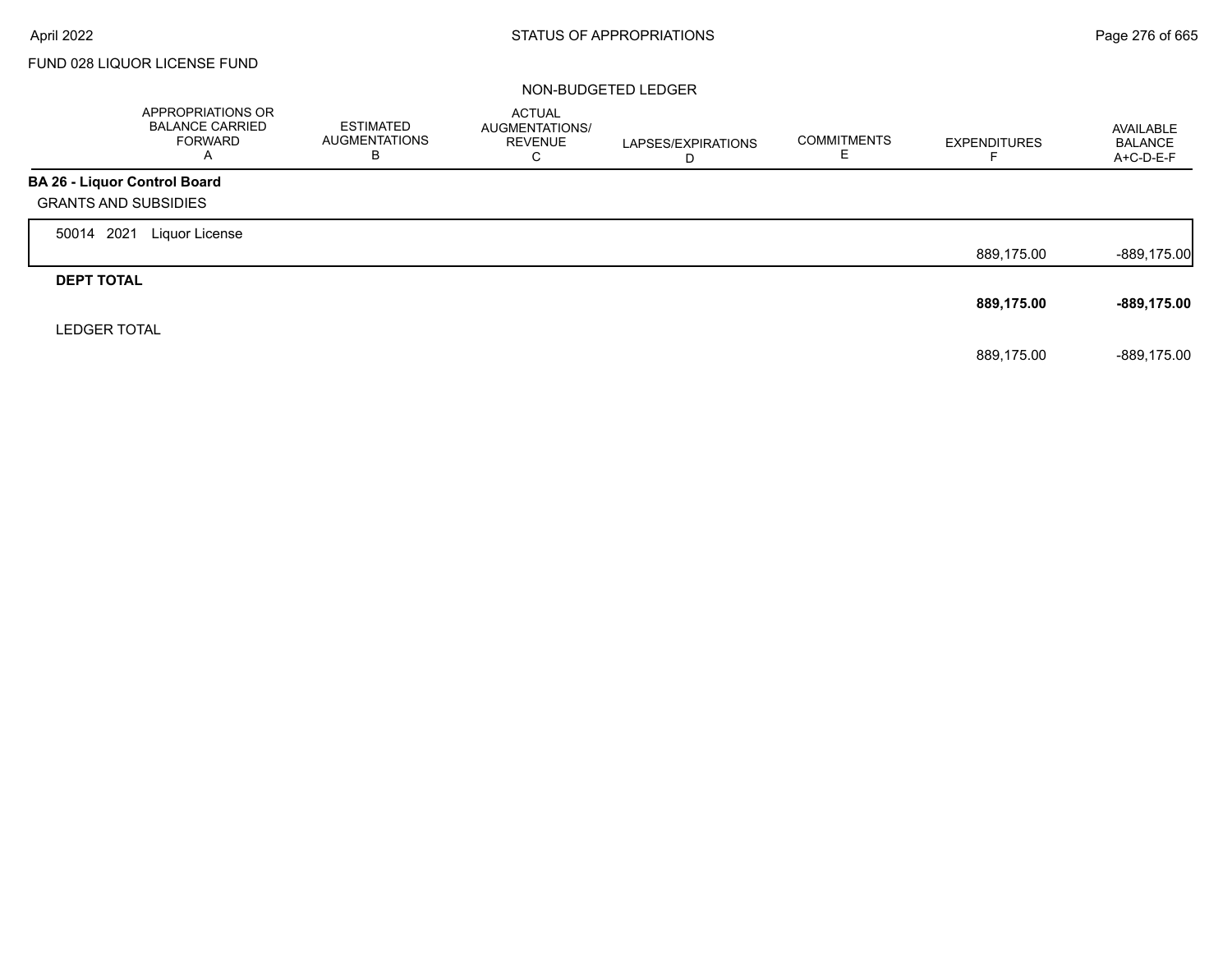FUND 028 LIQUOR LICENSE FUND

NON-BUDGETED LEDGER

| | APPROPRIATIONS OR BALANCE CARRIED FORWARD A | ESTIMATED AUGMENTATIONS B | ACTUAL AUGMENTATIONS/ REVENUE C | LAPSES/EXPIRATIONS D | COMMITMENTS E | EXPENDITURES F | AVAILABLE BALANCE A+C-D-E-F |
|---|---|---|---|---|---|---|---|
| **BA 26 - Liquor Control Board** | | | | | | | |
| GRANTS AND SUBSIDIES | | | | | | | |
| 50014 2021 Liquor License | | | | | | 889,175.00 | -889,175.00 |
| **DEPT TOTAL** | | | | | | **889,175.00** | **-889,175.00** |
| LEDGER TOTAL | | | | | | 889,175.00 | -889,175.00 |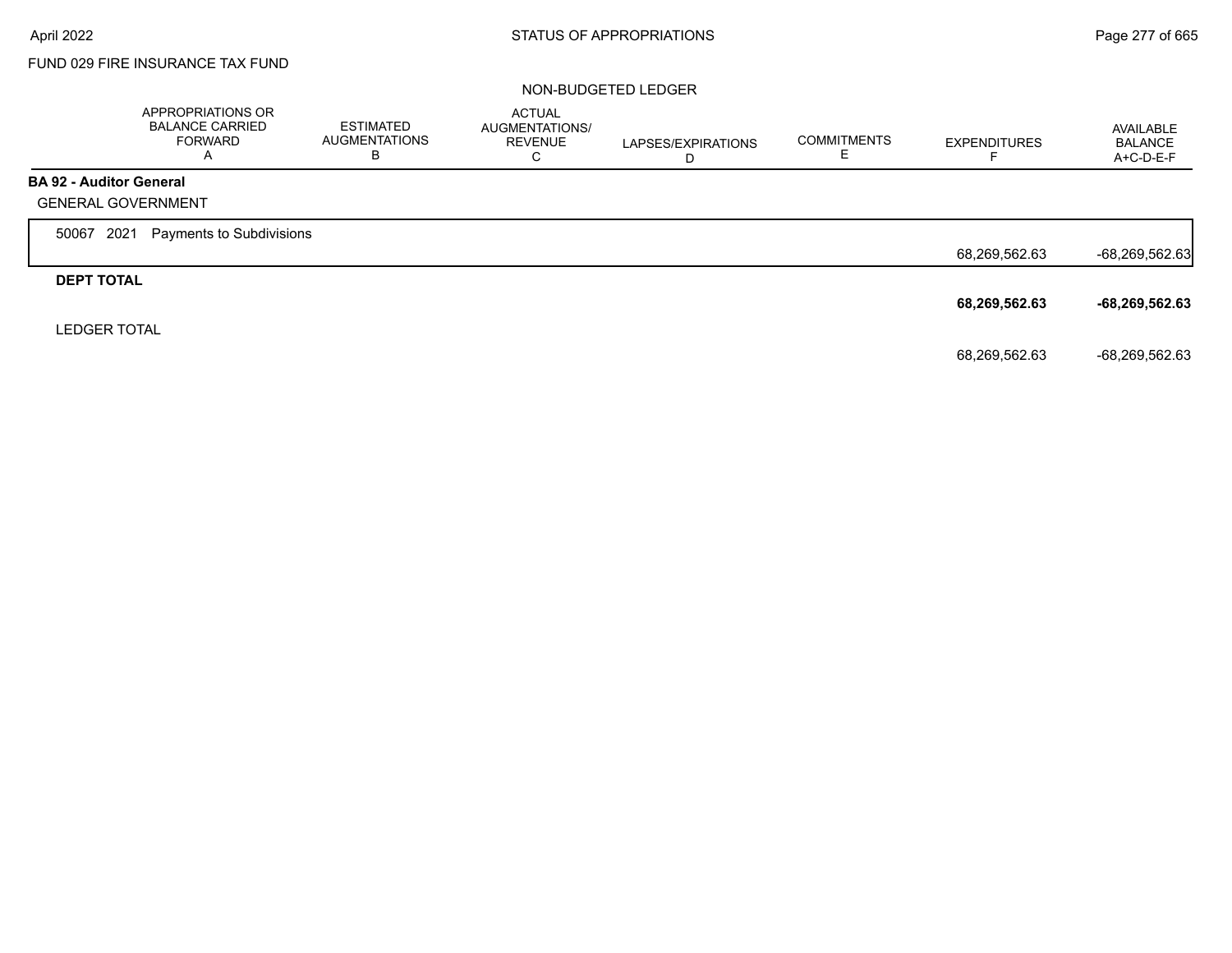FUND 029 FIRE INSURANCE TAX FUND

NON-BUDGETED LEDGER

| | APPROPRIATIONS OR BALANCE CARRIED FORWARD A | ESTIMATED AUGMENTATIONS B | ACTUAL AUGMENTATIONS/ REVENUE C | LAPSES/EXPIRATIONS D | COMMITMENTS E | EXPENDITURES F | AVAILABLE BALANCE A+C-D-E-F |
|---|---|---|---|---|---|---|---|
| **BA 92 - Auditor General** | | | | | | | |
| GENERAL GOVERNMENT | | | | | | | |
| 50067 2021 Payments to Subdivisions | | | | | | 68,269,562.63 | -68,269,562.63 |
| **DEPT TOTAL** | | | | | | **68,269,562.63** | **-68,269,562.63** |
| LEDGER TOTAL | | | | | | 68,269,562.63 | -68,269,562.63 |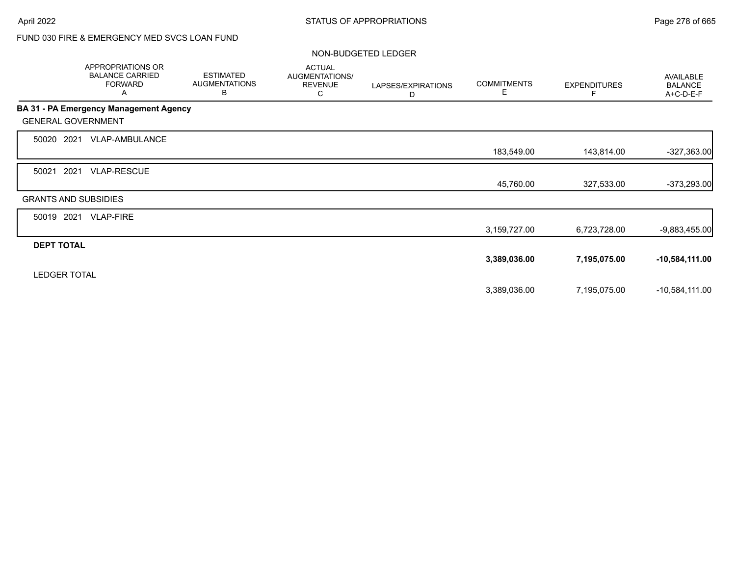FUND 030 FIRE & EMERGENCY MED SVCS LOAN FUND

NON-BUDGETED LEDGER

| | APPROPRIATIONS OR BALANCE CARRIED FORWARD A | ESTIMATED AUGMENTATIONS B | ACTUAL AUGMENTATIONS/ REVENUE C | LAPSES/EXPIRATIONS D | COMMITMENTS E | EXPENDITURES F | AVAILABLE BALANCE A+C-D-E-F |
|---|---|---|---|---|---|---|---|
| **BA 31 - PA Emergency Management Agency** | | | | | | | |
| GENERAL GOVERNMENT | | | | | | | |
| 50020 2021 VLAP-AMBULANCE | | | | | 183,549.00 | 143,814.00 | -327,363.00 |
| 50021 2021 VLAP-RESCUE | | | | | 45,760.00 | 327,533.00 | -373,293.00 |
| GRANTS AND SUBSIDIES | | | | | | | |
| 50019 2021 VLAP-FIRE | | | | | 3,159,727.00 | 6,723,728.00 | -9,883,455.00 |
| **DEPT TOTAL** | | | | | **3,389,036.00** | **7,195,075.00** | **-10,584,111.00** |
| LEDGER TOTAL | | | | | 3,389,036.00 | 7,195,075.00 | -10,584,111.00 |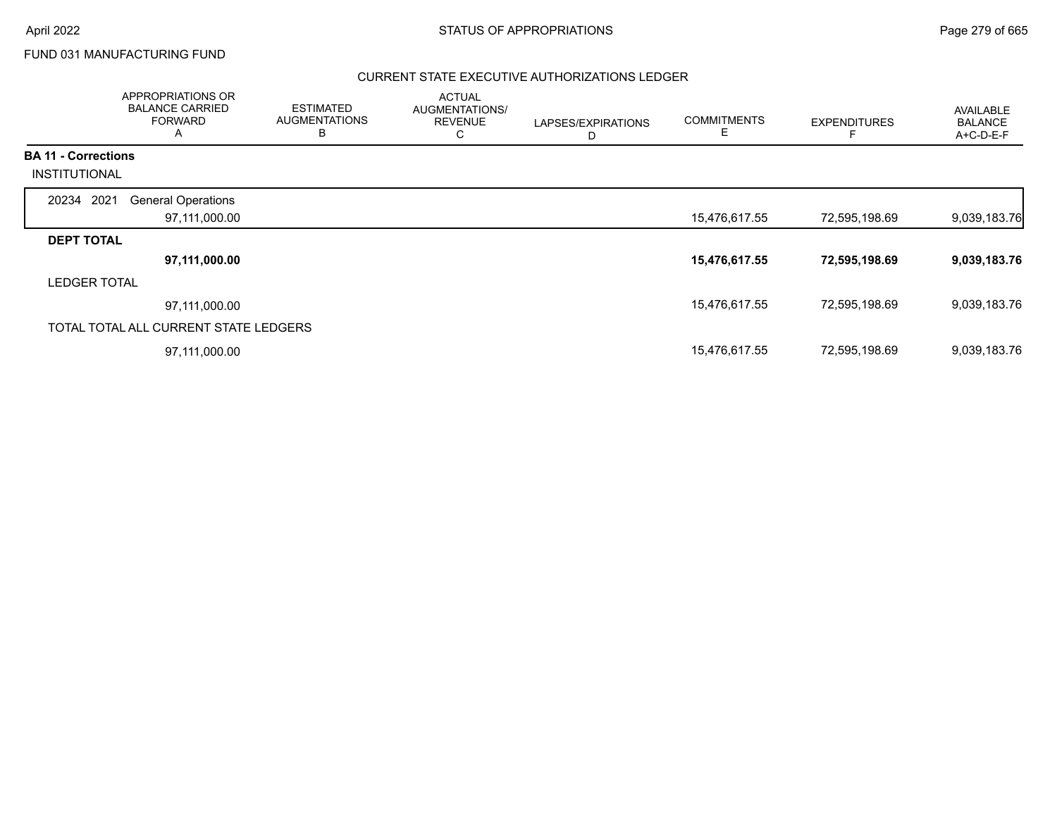FUND 031 MANUFACTURING FUND

## CURRENT STATE EXECUTIVE AUTHORIZATIONS LEDGER

| | APPROPRIATIONS OR BALANCE CARRIED FORWARD A | ESTIMATED AUGMENTATIONS B | ACTUAL AUGMENTATIONS/ REVENUE C | LAPSES/EXPIRATIONS D | COMMITMENTS E | EXPENDITURES F | AVAILABLE BALANCE A+C-D-E-F |
|---|---|---|---|---|---|---|---|
| **BA 11 - Corrections** | | | | | | | |
| INSTITUTIONAL | | | | | | | |
| 20234 2021 General Operations | 97,111,000.00 | | | | 15,476,617.55 | 72,595,198.69 | 9,039,183.76 |
| **DEPT TOTAL** | **97,111,000.00** | | | | **15,476,617.55** | **72,595,198.69** | **9,039,183.76** |
| LEDGER TOTAL | 97,111,000.00 | | | | 15,476,617.55 | 72,595,198.69 | 9,039,183.76 |
| TOTAL TOTAL ALL CURRENT STATE LEDGERS | 97,111,000.00 | | | | 15,476,617.55 | 72,595,198.69 | 9,039,183.76 |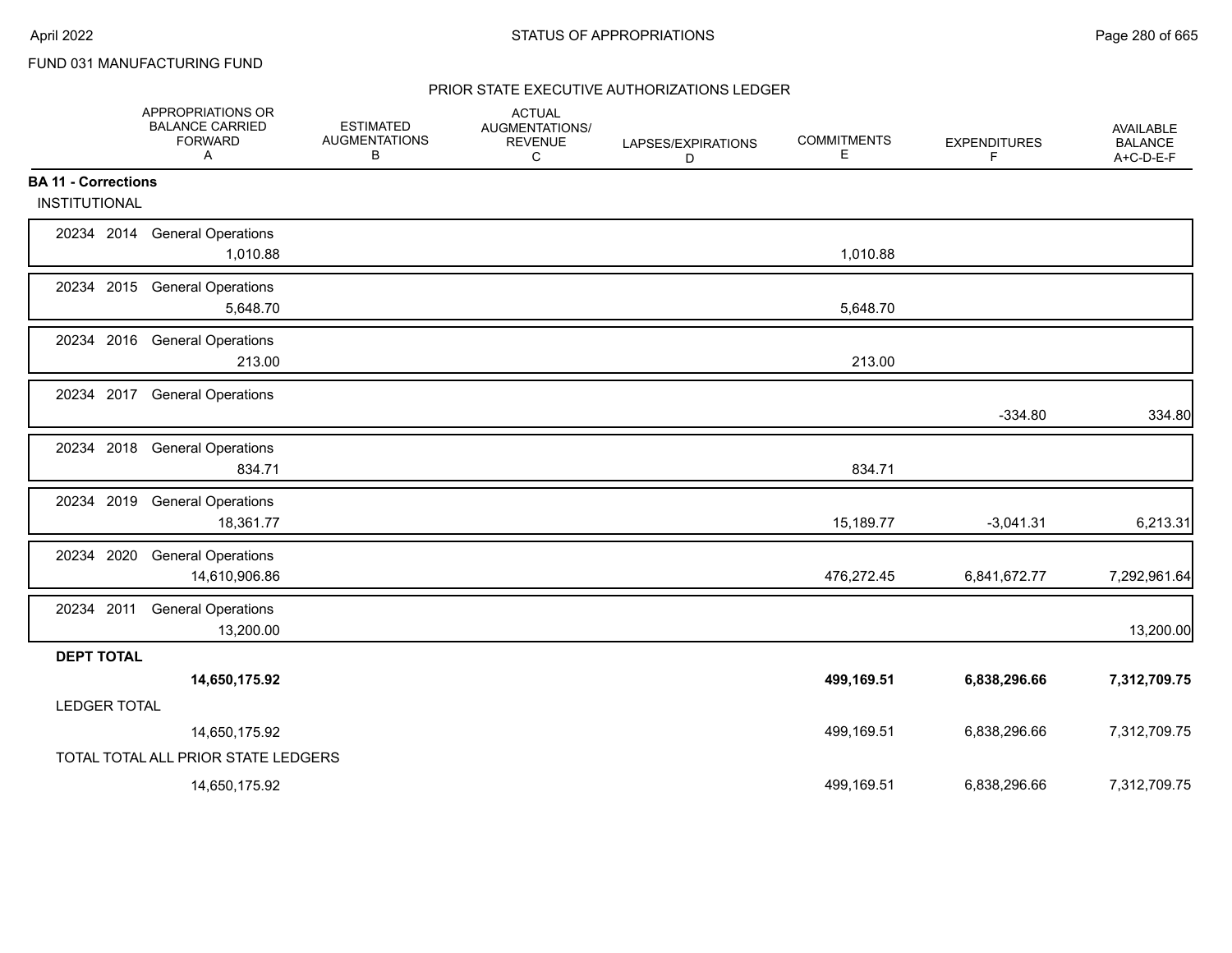FUND 031 MANUFACTURING FUND

## PRIOR STATE EXECUTIVE AUTHORIZATIONS LEDGER

| | APPROPRIATIONS OR BALANCE CARRIED FORWARD A | ESTIMATED AUGMENTATIONS B | ACTUAL AUGMENTATIONS/ REVENUE C | LAPSES/EXPIRATIONS D | COMMITMENTS E | EXPENDITURES F | AVAILABLE BALANCE A+C-D-E-F |
|---|---|---|---|---|---|---|---|
| **BA 11 - Corrections** | | | | | | | |
| INSTITUTIONAL | | | | | | | |
| 20234 2014 General Operations | 1,010.88 | | | | 1,010.88 | | |
| 20234 2015 General Operations | 5,648.70 | | | | 5,648.70 | | |
| 20234 2016 General Operations | 213.00 | | | | 213.00 | | |
| 20234 2017 General Operations | | | | | | -334.80 | 334.80 |
| 20234 2018 General Operations | 834.71 | | | | 834.71 | | |
| 20234 2019 General Operations | 18,361.77 | | | | 15,189.77 | -3,041.31 | 6,213.31 |
| 20234 2020 General Operations | 14,610,906.86 | | | | 476,272.45 | 6,841,672.77 | 7,292,961.64 |
| 20234 2011 General Operations | 13,200.00 | | | | | | 13,200.00 |
| **DEPT TOTAL** | **14,650,175.92** | | | | **499,169.51** | **6,838,296.66** | **7,312,709.75** |
| LEDGER TOTAL | 14,650,175.92 | | | | 499,169.51 | 6,838,296.66 | 7,312,709.75 |
| TOTAL TOTAL ALL PRIOR STATE LEDGERS | 14,650,175.92 | | | | 499,169.51 | 6,838,296.66 | 7,312,709.75 |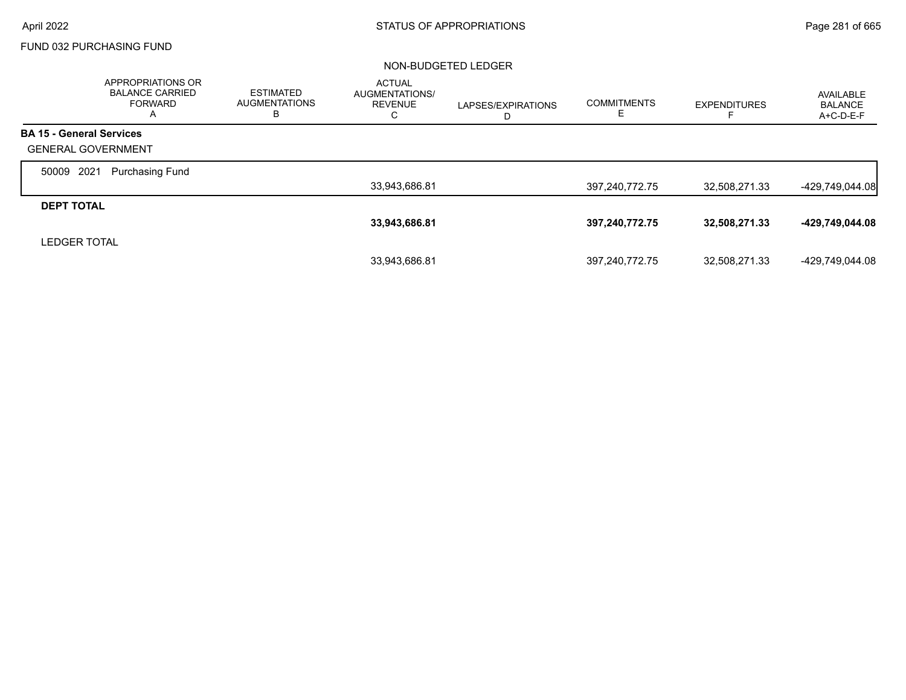FUND 032 PURCHASING FUND

NON-BUDGETED LEDGER

| | APPROPRIATIONS OR BALANCE CARRIED FORWARD A | ESTIMATED AUGMENTATIONS B | ACTUAL AUGMENTATIONS/ REVENUE C | LAPSES/EXPIRATIONS D | COMMITMENTS E | EXPENDITURES F | AVAILABLE BALANCE A+C-D-E-F |
|---|---|---|---|---|---|---|---|
| **BA 15 - General Services** | | | | | | | |
| GENERAL GOVERNMENT | | | | | | | |
| 50009 2021 Purchasing Fund | | | 33,943,686.81 | | 397,240,772.75 | 32,508,271.33 | -429,749,044.08 |
| **DEPT TOTAL** | | | **33,943,686.81** | | **397,240,772.75** | **32,508,271.33** | **-429,749,044.08** |
| LEDGER TOTAL | | | 33,943,686.81 | | 397,240,772.75 | 32,508,271.33 | -429,749,044.08 |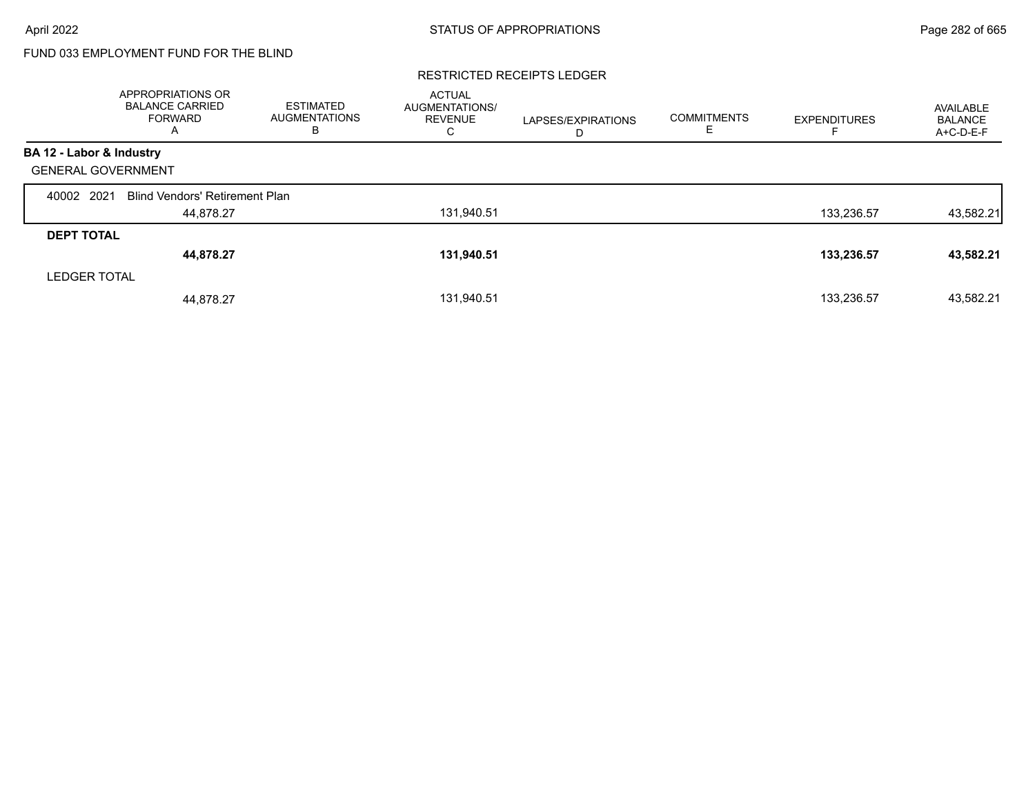FUND 033 EMPLOYMENT FUND FOR THE BLIND

RESTRICTED RECEIPTS LEDGER

| | APPROPRIATIONS OR BALANCE CARRIED FORWARD A | ESTIMATED AUGMENTATIONS B | ACTUAL AUGMENTATIONS/ REVENUE C | LAPSES/EXPIRATIONS D | COMMITMENTS E | EXPENDITURES F | AVAILABLE BALANCE A+C-D-E-F |
|---|---|---|---|---|---|---|---|
| **BA 12 - Labor & Industry** | | | | | | | |
| GENERAL GOVERNMENT | | | | | | | |
| 40002 2021 Blind Vendors' Retirement Plan | | | | | | | |
| | 44,878.27 | | 131,940.51 | | | 133,236.57 | 43,582.21 |
| **DEPT TOTAL** | | | | | | | |
| | **44,878.27** | | **131,940.51** | | | **133,236.57** | **43,582.21** |
| LEDGER TOTAL | | | | | | | |
| | 44,878.27 | | 131,940.51 | | | 133,236.57 | 43,582.21 |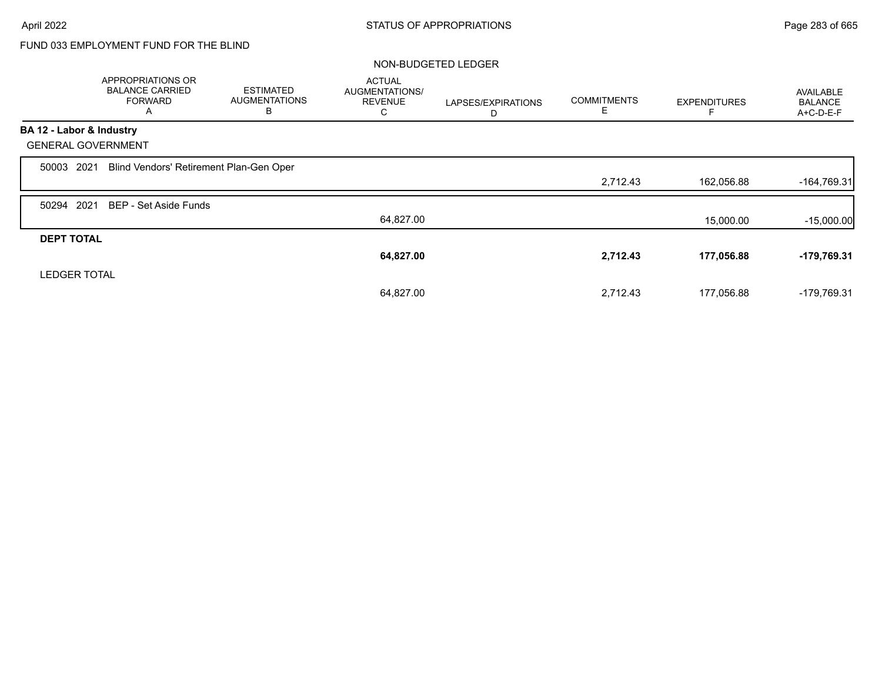FUND 033 EMPLOYMENT FUND FOR THE BLIND

NON-BUDGETED LEDGER

| | APPROPRIATIONS OR BALANCE CARRIED FORWARD A | ESTIMATED AUGMENTATIONS B | ACTUAL AUGMENTATIONS/ REVENUE C | LAPSES/EXPIRATIONS D | COMMITMENTS E | EXPENDITURES F | AVAILABLE BALANCE A+C-D-E-F |
|---|---|---|---|---|---|---|---|
| **BA 12 - Labor & Industry** | | | | | | | |
| GENERAL GOVERNMENT | | | | | | | |
| 50003 2021 Blind Vendors' Retirement Plan-Gen Oper | | | | | 2,712.43 | 162,056.88 | -164,769.31 |
| 50294 2021 BEP - Set Aside Funds | | | 64,827.00 | | | 15,000.00 | -15,000.00 |
| **DEPT TOTAL** | | | **64,827.00** | | **2,712.43** | **177,056.88** | **-179,769.31** |
| LEDGER TOTAL | | | 64,827.00 | | 2,712.43 | 177,056.88 | -179,769.31 |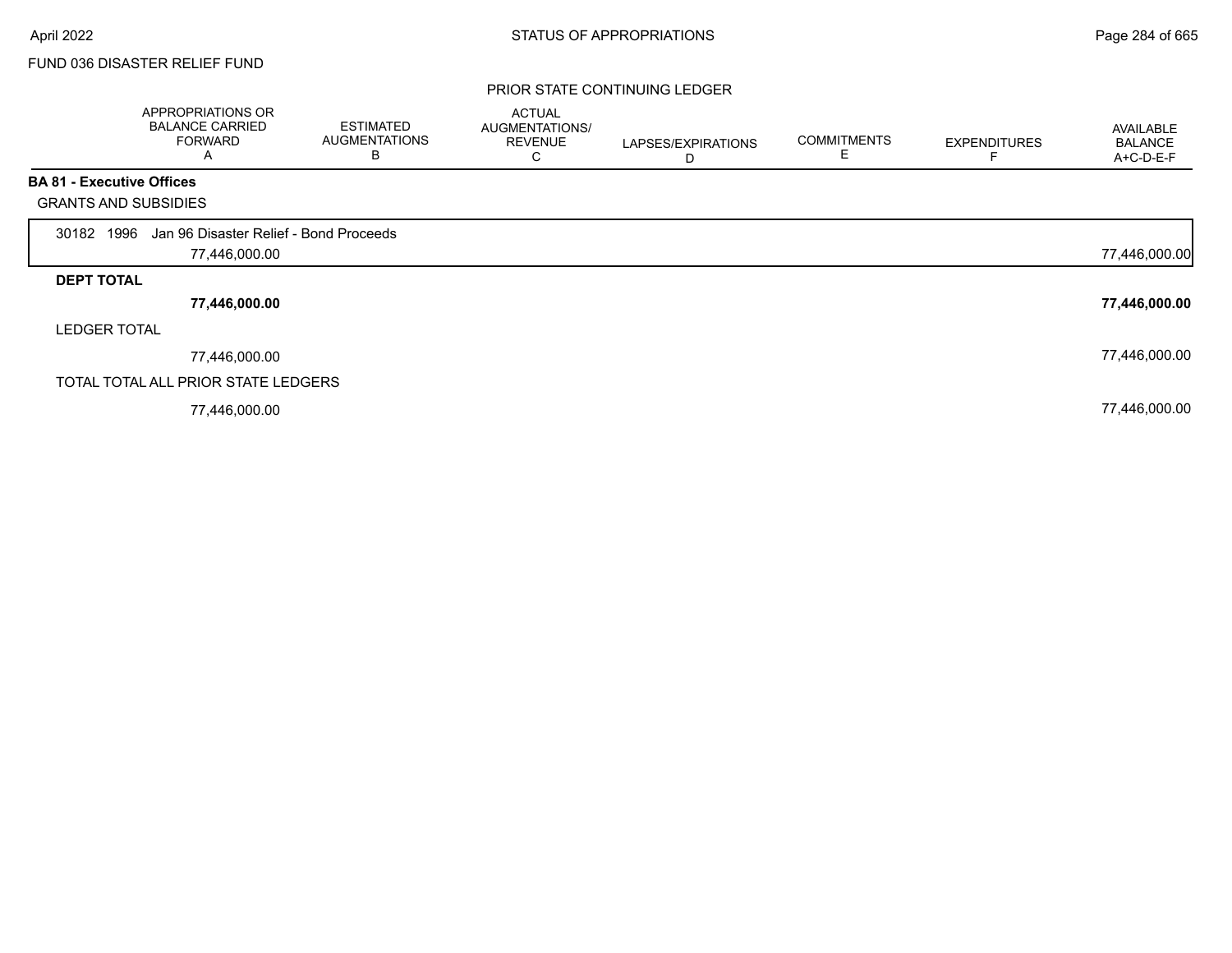FUND 036 DISASTER RELIEF FUND

PRIOR STATE CONTINUING LEDGER

| | APPROPRIATIONS OR BALANCE CARRIED FORWARD A | ESTIMATED AUGMENTATIONS B | ACTUAL AUGMENTATIONS/ REVENUE C | LAPSES/EXPIRATIONS D | COMMITMENTS E | EXPENDITURES F | AVAILABLE BALANCE A+C-D-E-F |
|---|---|---|---|---|---|---|---|
| **BA 81 - Executive Offices** | | | | | | | |
| GRANTS AND SUBSIDIES | | | | | | | |
| 30182 1996 Jan 96 Disaster Relief - Bond Proceeds | 77,446,000.00 | | | | | | 77,446,000.00 |
| **DEPT TOTAL** | **77,446,000.00** | | | | | | **77,446,000.00** |
| LEDGER TOTAL | 77,446,000.00 | | | | | | 77,446,000.00 |
| TOTAL TOTAL ALL PRIOR STATE LEDGERS | 77,446,000.00 | | | | | | 77,446,000.00 |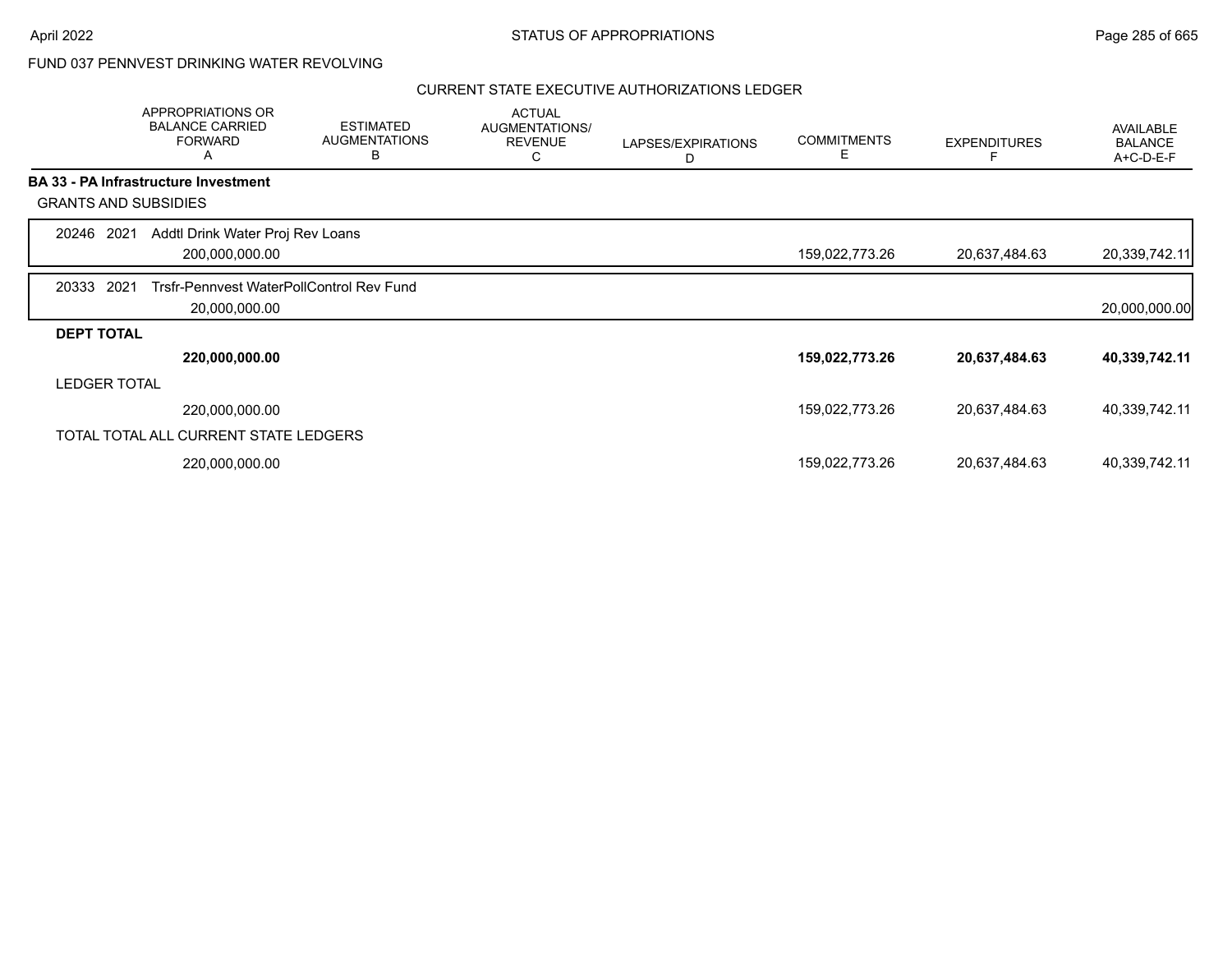FUND 037 PENNVEST DRINKING WATER REVOLVING

CURRENT STATE EXECUTIVE AUTHORIZATIONS LEDGER

| | APPROPRIATIONS OR BALANCE CARRIED FORWARD A | ESTIMATED AUGMENTATIONS B | ACTUAL AUGMENTATIONS/ REVENUE C | LAPSES/EXPIRATIONS D | COMMITMENTS E | EXPENDITURES F | AVAILABLE BALANCE A+C-D-E-F |
|---|---|---|---|---|---|---|---|
| **BA 33 - PA Infrastructure Investment** | | | | | | | |
| GRANTS AND SUBSIDIES | | | | | | | |
| 20246 2021 Addtl Drink Water Proj Rev Loans | 200,000,000.00 | | | | 159,022,773.26 | 20,637,484.63 | 20,339,742.11 |
| 20333 2021 Trsfr-Pennvest WaterPollControl Rev Fund | 20,000,000.00 | | | | | | 20,000,000.00 |
| **DEPT TOTAL** | **220,000,000.00** | | | | **159,022,773.26** | **20,637,484.63** | **40,339,742.11** |
| LEDGER TOTAL | 220,000,000.00 | | | | 159,022,773.26 | 20,637,484.63 | 40,339,742.11 |
| TOTAL TOTAL ALL CURRENT STATE LEDGERS | 220,000,000.00 | | | | 159,022,773.26 | 20,637,484.63 | 40,339,742.11 |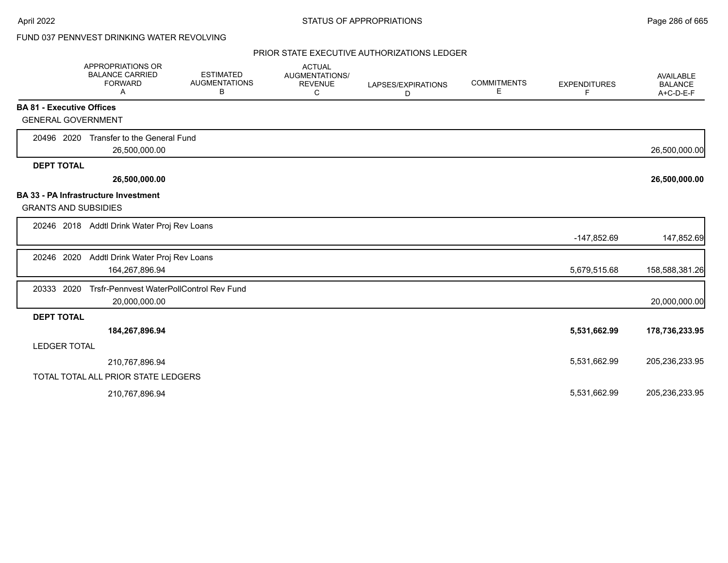FUND 037 PENNVEST DRINKING WATER REVOLVING

PRIOR STATE EXECUTIVE AUTHORIZATIONS LEDGER

| APPROPRIATIONS OR BALANCE CARRIED FORWARD A | ESTIMATED AUGMENTATIONS B | ACTUAL AUGMENTATIONS/ REVENUE C | LAPSES/EXPIRATIONS D | COMMITMENTS E | EXPENDITURES F | AVAILABLE BALANCE A+C-D-E-F |
|---|---|---|---|---|---|---|
| **BA 81 - Executive Offices** | | | | | | |
| GENERAL GOVERNMENT | | | | | | |
| 20496 2020 Transfer to the General Fund | | | | | | |
| 26,500,000.00 | | | | | | 26,500,000.00 |
| **DEPT TOTAL** | | | | | | |
| **26,500,000.00** | | | | | | **26,500,000.00** |
| **BA 33 - PA Infrastructure Investment** | | | | | | |
| GRANTS AND SUBSIDIES | | | | | | |
| 20246 2018 Addtl Drink Water Proj Rev Loans | | | | | | |
| | | | | | -147,852.69 | 147,852.69 |
| 20246 2020 Addtl Drink Water Proj Rev Loans | | | | | | |
| 164,267,896.94 | | | | | 5,679,515.68 | 158,588,381.26 |
| 20333 2020 Trsfr-Pennvest WaterPollControl Rev Fund | | | | | | |
| 20,000,000.00 | | | | | | 20,000,000.00 |
| **DEPT TOTAL** | | | | | | |
| **184,267,896.94** | | | | | **5,531,662.99** | **178,736,233.95** |
| LEDGER TOTAL | | | | | | |
| 210,767,896.94 | | | | | 5,531,662.99 | 205,236,233.95 |
| TOTAL TOTAL ALL PRIOR STATE LEDGERS | | | | | | |
| 210,767,896.94 | | | | | 5,531,662.99 | 205,236,233.95 |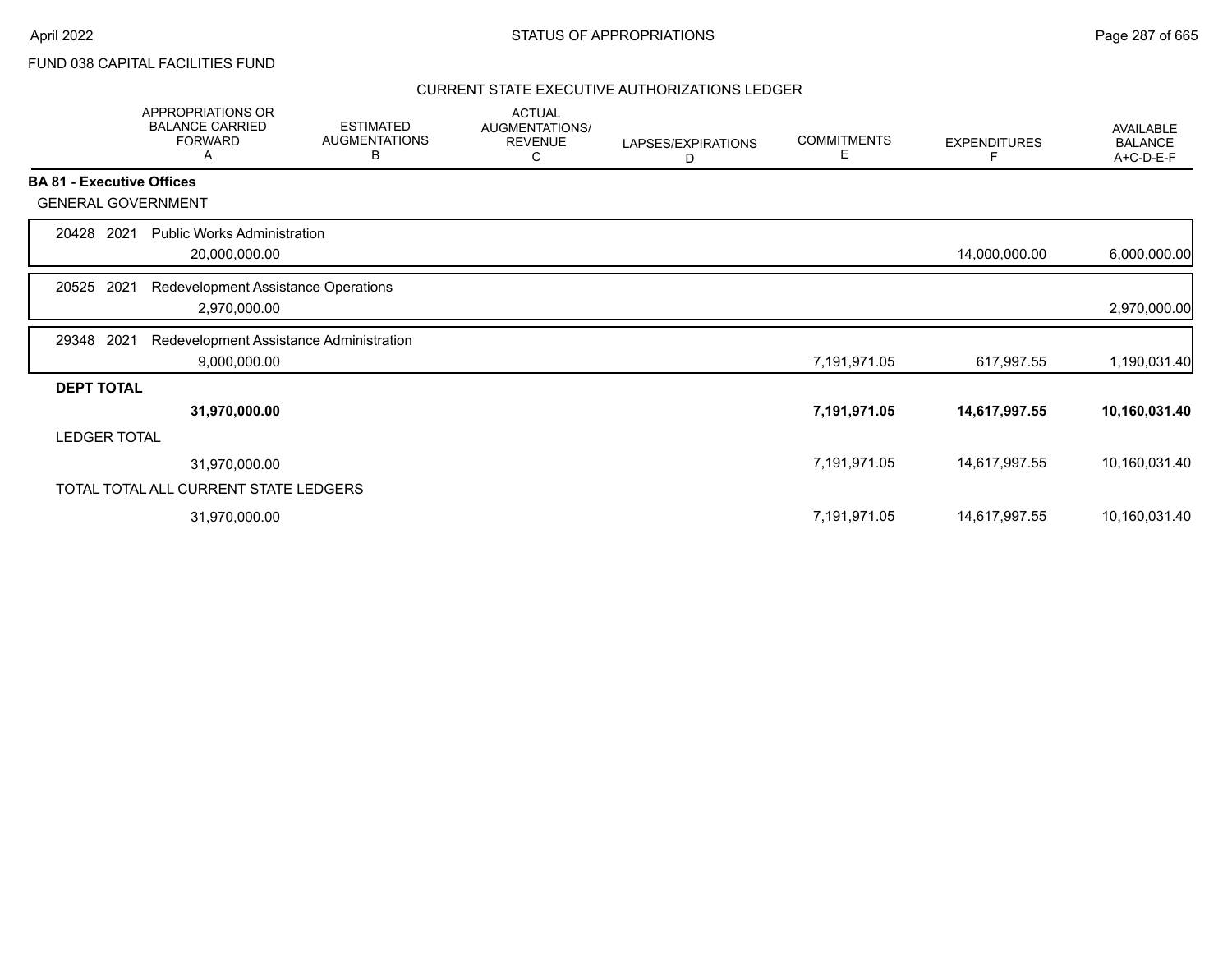FUND 038 CAPITAL FACILITIES FUND

## CURRENT STATE EXECUTIVE AUTHORIZATIONS LEDGER

| | APPROPRIATIONS OR BALANCE CARRIED FORWARD A | ESTIMATED AUGMENTATIONS B | ACTUAL AUGMENTATIONS/ REVENUE C | LAPSES/EXPIRATIONS D | COMMITMENTS E | EXPENDITURES F | AVAILABLE BALANCE A+C-D-E-F |
|---|---|---|---|---|---|---|---|
| **BA 81 - Executive Offices** | | | | | | | |
| GENERAL GOVERNMENT | | | | | | | |
| 20428 2021 Public Works Administration | 20,000,000.00 | | | | | 14,000,000.00 | 6,000,000.00 |
| 20525 2021 Redevelopment Assistance Operations | 2,970,000.00 | | | | | | 2,970,000.00 |
| 29348 2021 Redevelopment Assistance Administration | 9,000,000.00 | | | | 7,191,971.05 | 617,997.55 | 1,190,031.40 |
| **DEPT TOTAL** | **31,970,000.00** | | | | **7,191,971.05** | **14,617,997.55** | **10,160,031.40** |
| LEDGER TOTAL | 31,970,000.00 | | | | 7,191,971.05 | 14,617,997.55 | 10,160,031.40 |
| TOTAL TOTAL ALL CURRENT STATE LEDGERS | 31,970,000.00 | | | | 7,191,971.05 | 14,617,997.55 | 10,160,031.40 |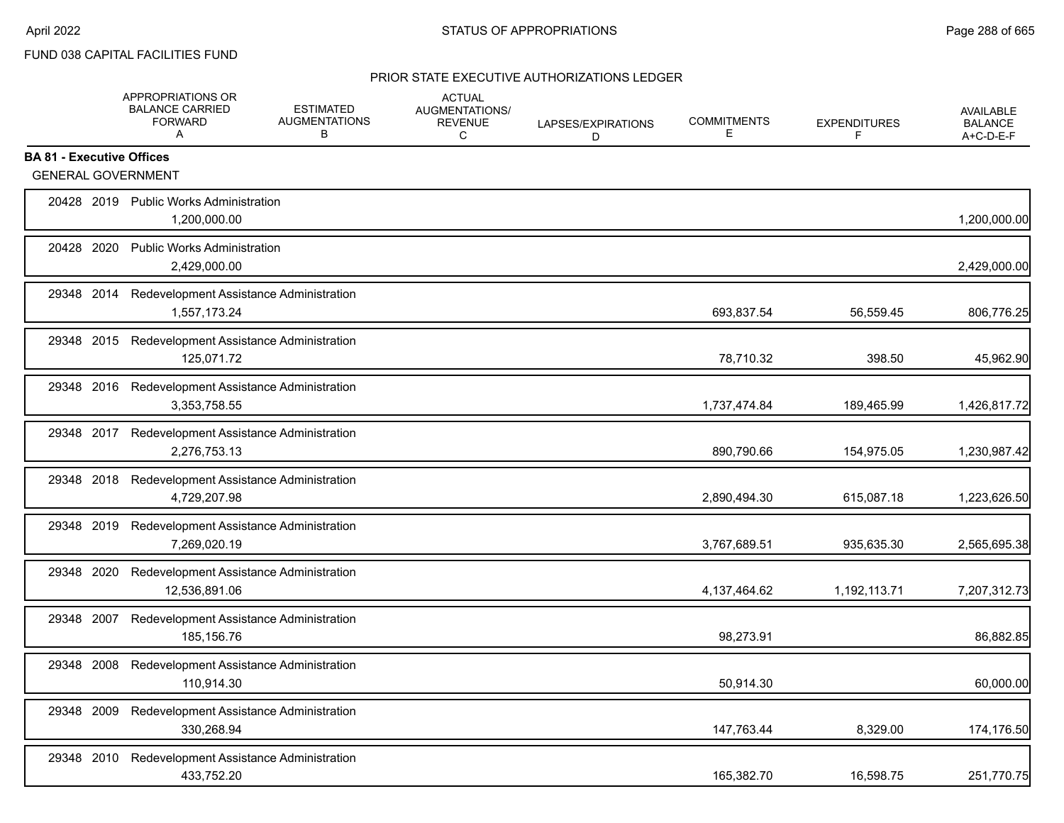FUND 038 CAPITAL FACILITIES FUND

PRIOR STATE EXECUTIVE AUTHORIZATIONS LEDGER

| | APPROPRIATIONS OR BALANCE CARRIED FORWARD A | ESTIMATED AUGMENTATIONS B | ACTUAL AUGMENTATIONS/ REVENUE C | LAPSES/EXPIRATIONS D | COMMITMENTS E | EXPENDITURES F | AVAILABLE BALANCE A+C-D-E-F |
|---|---|---|---|---|---|---|---|
| **BA 81 - Executive Offices** | | | | | | | |
| GENERAL GOVERNMENT | | | | | | | |
| 20428 2019 Public Works Administration | 1,200,000.00 | | | | | | 1,200,000.00 |
| 20428 2020 Public Works Administration | 2,429,000.00 | | | | | | 2,429,000.00 |
| 29348 2014 Redevelopment Assistance Administration | 1,557,173.24 | | | | 693,837.54 | 56,559.45 | 806,776.25 |
| 29348 2015 Redevelopment Assistance Administration | 125,071.72 | | | | 78,710.32 | 398.50 | 45,962.90 |
| 29348 2016 Redevelopment Assistance Administration | 3,353,758.55 | | | | 1,737,474.84 | 189,465.99 | 1,426,817.72 |
| 29348 2017 Redevelopment Assistance Administration | 2,276,753.13 | | | | 890,790.66 | 154,975.05 | 1,230,987.42 |
| 29348 2018 Redevelopment Assistance Administration | 4,729,207.98 | | | | 2,890,494.30 | 615,087.18 | 1,223,626.50 |
| 29348 2019 Redevelopment Assistance Administration | 7,269,020.19 | | | | 3,767,689.51 | 935,635.30 | 2,565,695.38 |
| 29348 2020 Redevelopment Assistance Administration | 12,536,891.06 | | | | 4,137,464.62 | 1,192,113.71 | 7,207,312.73 |
| 29348 2007 Redevelopment Assistance Administration | 185,156.76 | | | | 98,273.91 | | 86,882.85 |
| 29348 2008 Redevelopment Assistance Administration | 110,914.30 | | | | 50,914.30 | | 60,000.00 |
| 29348 2009 Redevelopment Assistance Administration | 330,268.94 | | | | 147,763.44 | 8,329.00 | 174,176.50 |
| 29348 2010 Redevelopment Assistance Administration | 433,752.20 | | | | 165,382.70 | 16,598.75 | 251,770.75 |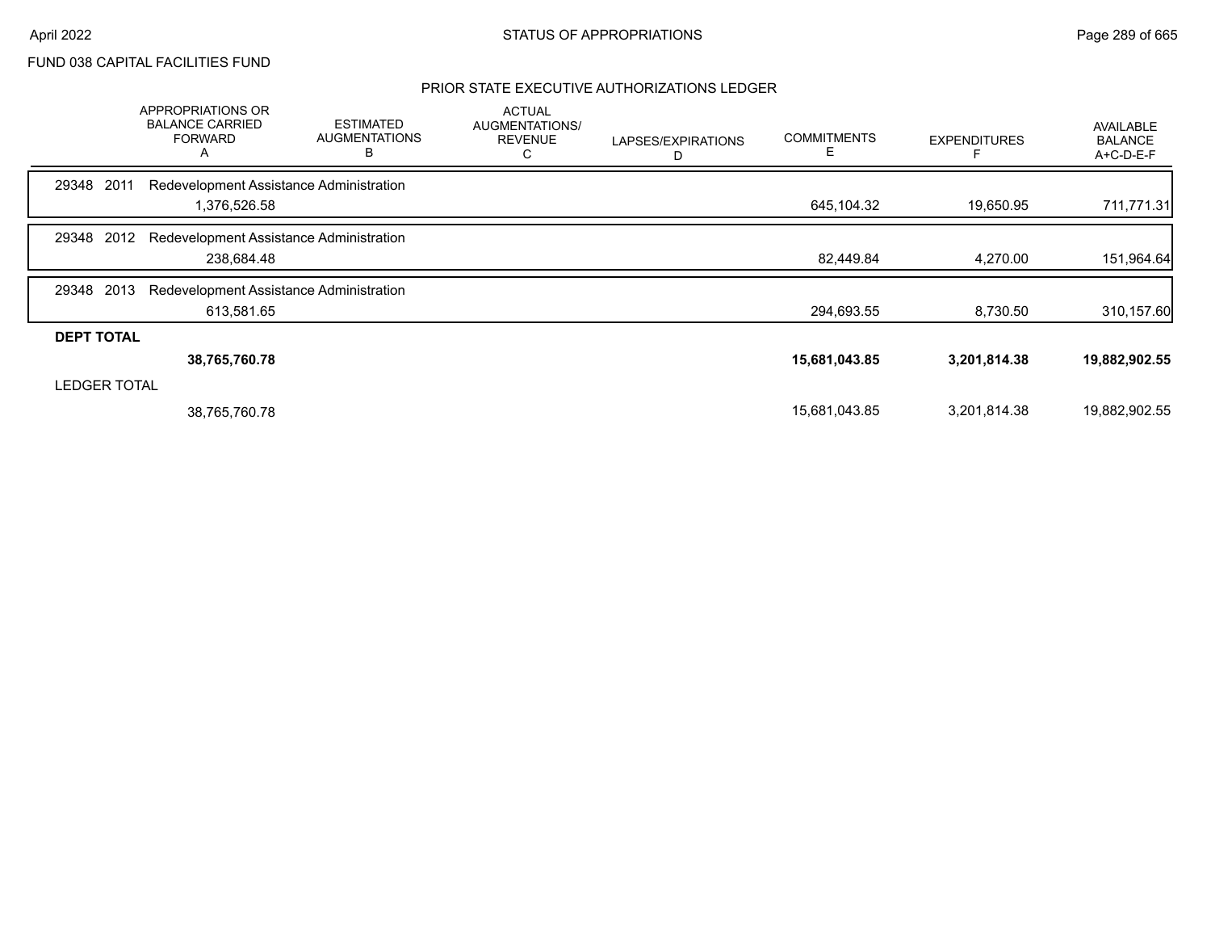FUND 038 CAPITAL FACILITIES FUND

## PRIOR STATE EXECUTIVE AUTHORIZATIONS LEDGER

| | APPROPRIATIONS OR BALANCE CARRIED FORWARD A | ESTIMATED AUGMENTATIONS B | ACTUAL AUGMENTATIONS/ REVENUE C | LAPSES/EXPIRATIONS D | COMMITMENTS E | EXPENDITURES F | AVAILABLE BALANCE A+C-D-E-F |
|---|---|---|---|---|---|---|---|
| 29348 2011 Redevelopment Assistance Administration | | | | | | | |
| | 1,376,526.58 | | | | 645,104.32 | 19,650.95 | 711,771.31 |
| 29348 2012 Redevelopment Assistance Administration | | | | | | | |
| | 238,684.48 | | | | 82,449.84 | 4,270.00 | 151,964.64 |
| 29348 2013 Redevelopment Assistance Administration | | | | | | | |
| | 613,581.65 | | | | 294,693.55 | 8,730.50 | 310,157.60 |
| **DEPT TOTAL** | | | | | | | |
| | **38,765,760.78** | | | | **15,681,043.85** | **3,201,814.38** | **19,882,902.55** |
| LEDGER TOTAL | | | | | | | |
| | 38,765,760.78 | | | | 15,681,043.85 | 3,201,814.38 | 19,882,902.55 |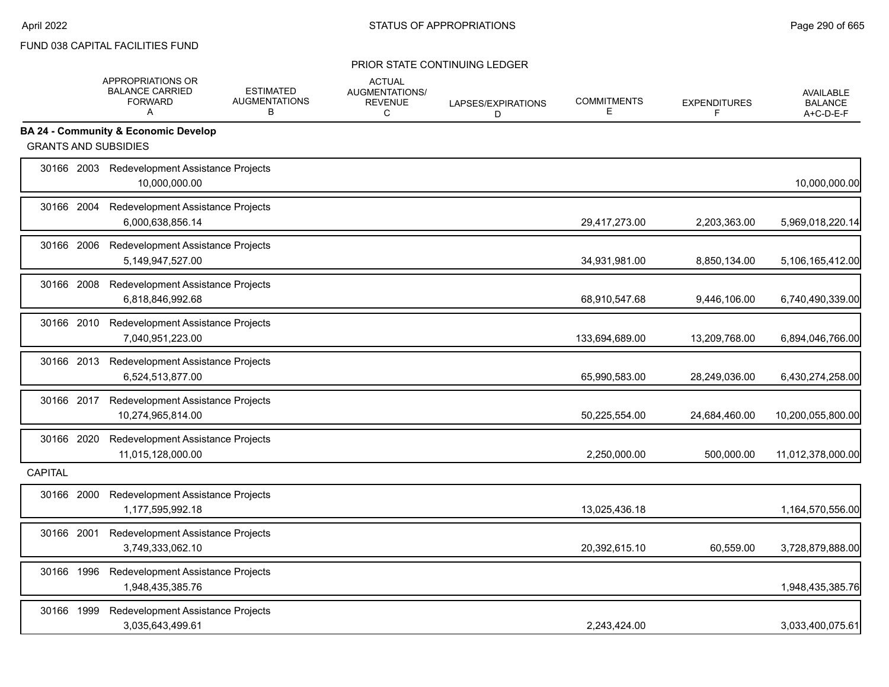FUND 038 CAPITAL FACILITIES FUND

PRIOR STATE CONTINUING LEDGER

| | APPROPRIATIONS OR BALANCE CARRIED FORWARD A | ESTIMATED AUGMENTATIONS B | ACTUAL AUGMENTATIONS/ REVENUE C | LAPSES/EXPIRATIONS D | COMMITMENTS E | EXPENDITURES F | AVAILABLE BALANCE A+C-D-E-F |
|---|---|---|---|---|---|---|---|
| **BA 24 - Community & Economic Develop** | | | | | | | |
| GRANTS AND SUBSIDIES | | | | | | | |
| 30166 2003 Redevelopment Assistance Projects | 10,000,000.00 | | | | | | 10,000,000.00 |
| 30166 2004 Redevelopment Assistance Projects | 6,000,638,856.14 | | | | 29,417,273.00 | 2,203,363.00 | 5,969,018,220.14 |
| 30166 2006 Redevelopment Assistance Projects | 5,149,947,527.00 | | | | 34,931,981.00 | 8,850,134.00 | 5,106,165,412.00 |
| 30166 2008 Redevelopment Assistance Projects | 6,818,846,992.68 | | | | 68,910,547.68 | 9,446,106.00 | 6,740,490,339.00 |
| 30166 2010 Redevelopment Assistance Projects | 7,040,951,223.00 | | | | 133,694,689.00 | 13,209,768.00 | 6,894,046,766.00 |
| 30166 2013 Redevelopment Assistance Projects | 6,524,513,877.00 | | | | 65,990,583.00 | 28,249,036.00 | 6,430,274,258.00 |
| 30166 2017 Redevelopment Assistance Projects | 10,274,965,814.00 | | | | 50,225,554.00 | 24,684,460.00 | 10,200,055,800.00 |
| 30166 2020 Redevelopment Assistance Projects | 11,015,128,000.00 | | | | 2,250,000.00 | 500,000.00 | 11,012,378,000.00 |
| CAPITAL | | | | | | | |
| 30166 2000 Redevelopment Assistance Projects | 1,177,595,992.18 | | | | 13,025,436.18 | | 1,164,570,556.00 |
| 30166 2001 Redevelopment Assistance Projects | 3,749,333,062.10 | | | | 20,392,615.10 | 60,559.00 | 3,728,879,888.00 |
| 30166 1996 Redevelopment Assistance Projects | 1,948,435,385.76 | | | | | | 1,948,435,385.76 |
| 30166 1999 Redevelopment Assistance Projects | 3,035,643,499.61 | | | | 2,243,424.00 | | 3,033,400,075.61 |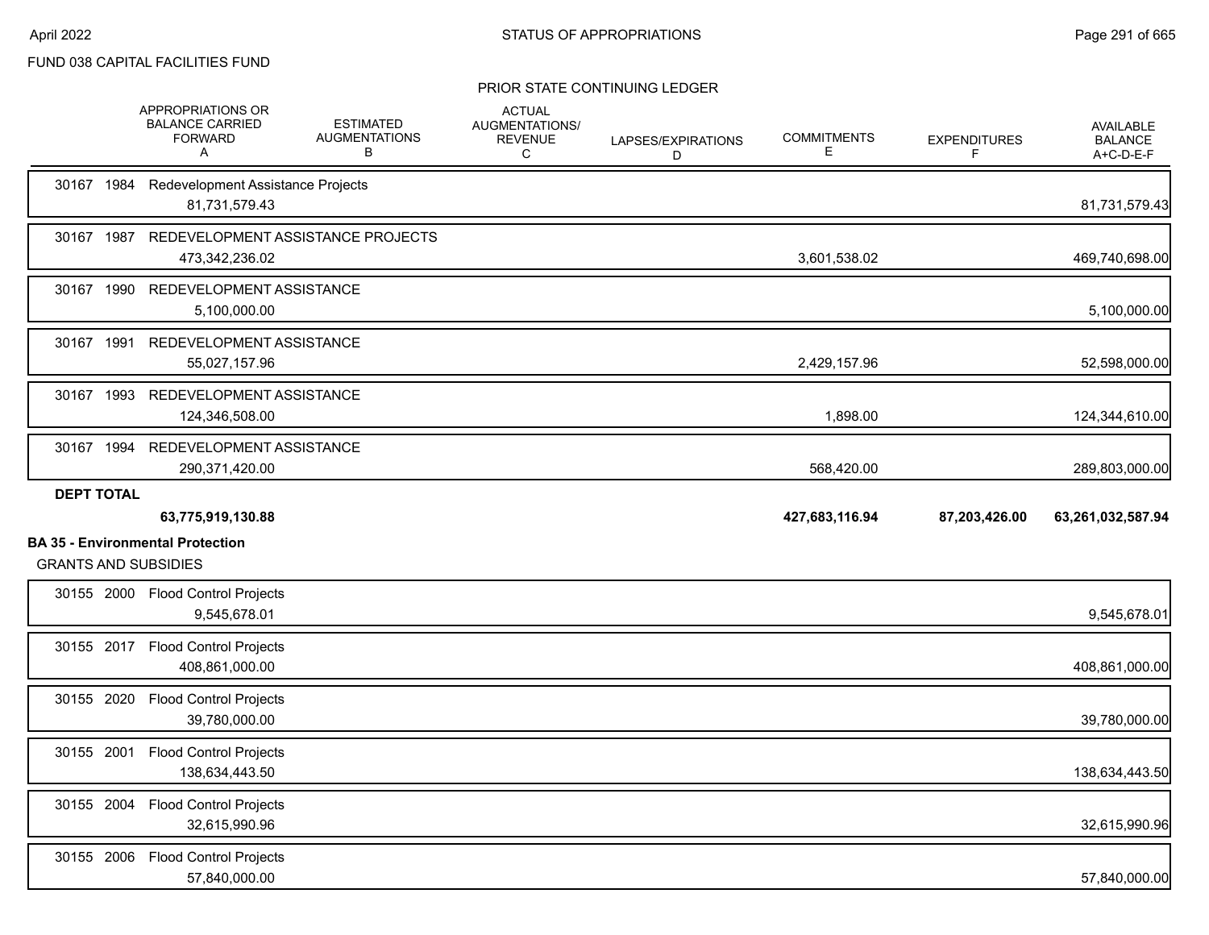FUND 038 CAPITAL FACILITIES FUND

PRIOR STATE CONTINUING LEDGER

| | APPROPRIATIONS OR BALANCE CARRIED FORWARD A | ESTIMATED AUGMENTATIONS B | ACTUAL AUGMENTATIONS/ REVENUE C | LAPSES/EXPIRATIONS D | COMMITMENTS E | EXPENDITURES F | AVAILABLE BALANCE A+C-D-E-F |
|---|---|---|---|---|---|---|---|
| 30167 1984 Redevelopment Assistance Projects | 81,731,579.43 | | | | | | 81,731,579.43 |
| 30167 1987 REDEVELOPMENT ASSISTANCE PROJECTS | 473,342,236.02 | | | | 3,601,538.02 | | 469,740,698.00 |
| 30167 1990 REDEVELOPMENT ASSISTANCE | 5,100,000.00 | | | | | | 5,100,000.00 |
| 30167 1991 REDEVELOPMENT ASSISTANCE | 55,027,157.96 | | | | 2,429,157.96 | | 52,598,000.00 |
| 30167 1993 REDEVELOPMENT ASSISTANCE | 124,346,508.00 | | | | 1,898.00 | | 124,344,610.00 |
| 30167 1994 REDEVELOPMENT ASSISTANCE | 290,371,420.00 | | | | 568,420.00 | | 289,803,000.00 |
| **DEPT TOTAL** | **63,775,919,130.88** | | | | **427,683,116.94** | **87,203,426.00** | **63,261,032,587.94** |

**BA 35 - Environmental Protection**

GRANTS AND SUBSIDIES

| | APPROPRIATIONS OR BALANCE CARRIED FORWARD A | ESTIMATED AUGMENTATIONS B | ACTUAL AUGMENTATIONS/ REVENUE C | LAPSES/EXPIRATIONS D | COMMITMENTS E | EXPENDITURES F | AVAILABLE BALANCE A+C-D-E-F |
|---|---|---|---|---|---|---|---|
| 30155 2000 Flood Control Projects | 9,545,678.01 | | | | | | 9,545,678.01 |
| 30155 2017 Flood Control Projects | 408,861,000.00 | | | | | | 408,861,000.00 |
| 30155 2020 Flood Control Projects | 39,780,000.00 | | | | | | 39,780,000.00 |
| 30155 2001 Flood Control Projects | 138,634,443.50 | | | | | | 138,634,443.50 |
| 30155 2004 Flood Control Projects | 32,615,990.96 | | | | | | 32,615,990.96 |
| 30155 2006 Flood Control Projects | 57,840,000.00 | | | | | | 57,840,000.00 |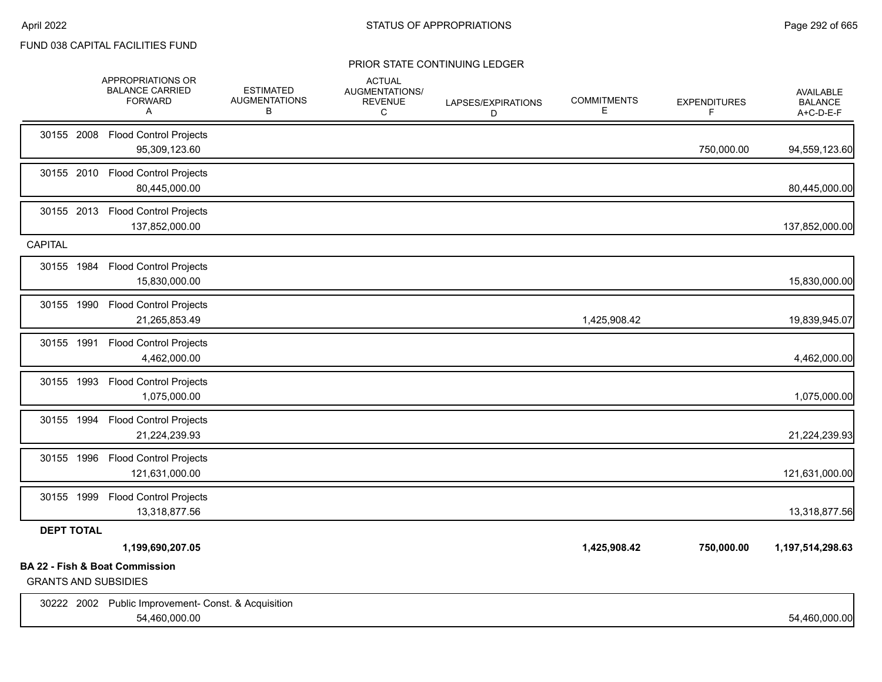FUND 038 CAPITAL FACILITIES FUND

PRIOR STATE CONTINUING LEDGER

| | APPROPRIATIONS OR BALANCE CARRIED FORWARD A | ESTIMATED AUGMENTATIONS B | ACTUAL AUGMENTATIONS/ REVENUE C | LAPSES/EXPIRATIONS D | COMMITMENTS E | EXPENDITURES F | AVAILABLE BALANCE A+C-D-E-F |
|---|---|---|---|---|---|---|---|
| 30155 2008 Flood Control Projects | 95,309,123.60 | | | | | 750,000.00 | 94,559,123.60 |
| 30155 2010 Flood Control Projects | 80,445,000.00 | | | | | | 80,445,000.00 |
| 30155 2013 Flood Control Projects | 137,852,000.00 | | | | | | 137,852,000.00 |
| CAPITAL | | | | | | | |
| 30155 1984 Flood Control Projects | 15,830,000.00 | | | | | | 15,830,000.00 |
| 30155 1990 Flood Control Projects | 21,265,853.49 | | | | 1,425,908.42 | | 19,839,945.07 |
| 30155 1991 Flood Control Projects | 4,462,000.00 | | | | | | 4,462,000.00 |
| 30155 1993 Flood Control Projects | 1,075,000.00 | | | | | | 1,075,000.00 |
| 30155 1994 Flood Control Projects | 21,224,239.93 | | | | | | 21,224,239.93 |
| 30155 1996 Flood Control Projects | 121,631,000.00 | | | | | | 121,631,000.00 |
| 30155 1999 Flood Control Projects | 13,318,877.56 | | | | | | 13,318,877.56 |
| **DEPT TOTAL** | **1,199,690,207.05** | | | | **1,425,908.42** | **750,000.00** | **1,197,514,298.63** |

**BA 22 - Fish & Boat Commission**

GRANTS AND SUBSIDIES

| | APPROPRIATIONS OR BALANCE CARRIED FORWARD A | ESTIMATED AUGMENTATIONS B | ACTUAL AUGMENTATIONS/ REVENUE C | LAPSES/EXPIRATIONS D | COMMITMENTS E | EXPENDITURES F | AVAILABLE BALANCE A+C-D-E-F |
|---|---|---|---|---|---|---|---|
| 30222 2002 Public Improvement- Const. & Acquisition | 54,460,000.00 | | | | | | 54,460,000.00 |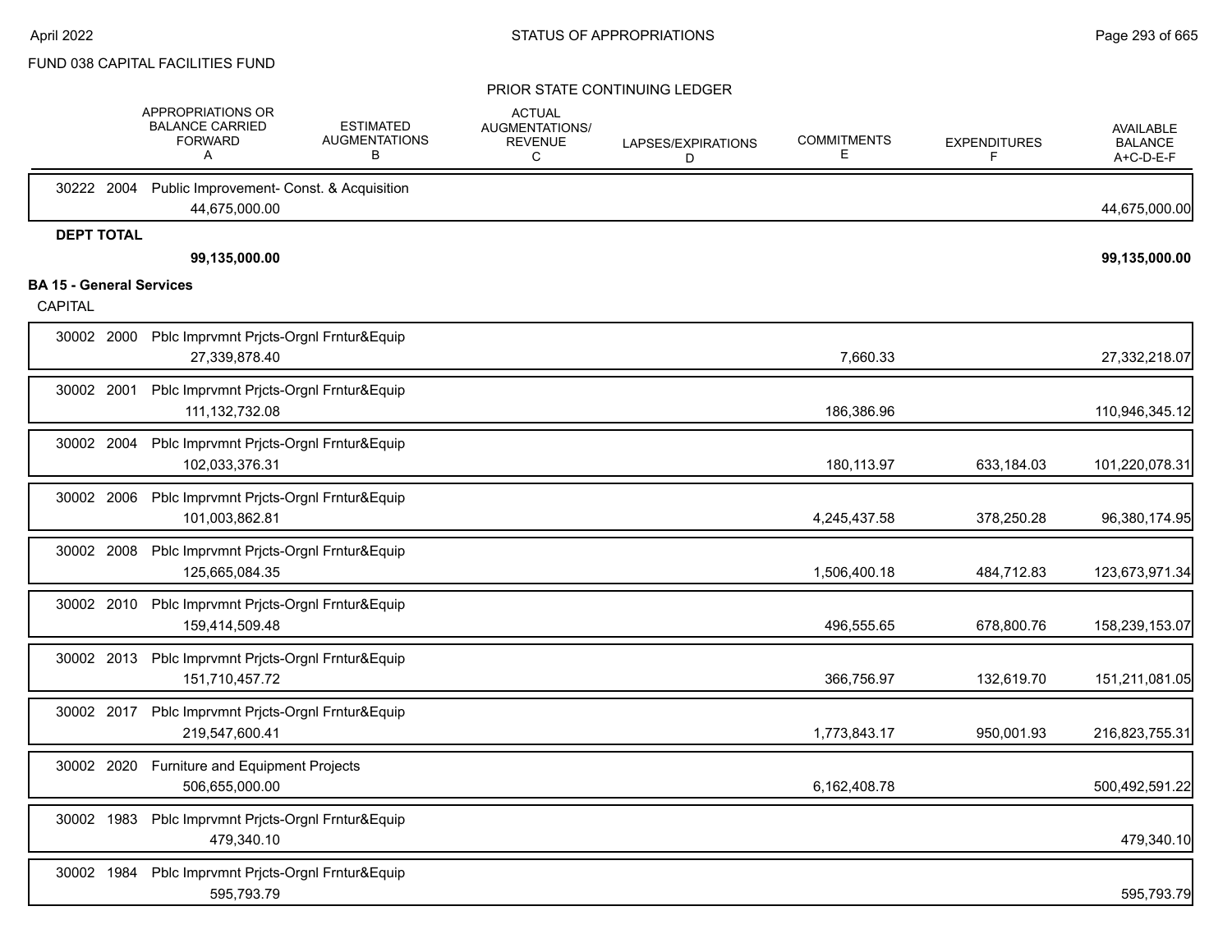FUND 038 CAPITAL FACILITIES FUND

PRIOR STATE CONTINUING LEDGER

| | APPROPRIATIONS OR BALANCE CARRIED FORWARD A | ESTIMATED AUGMENTATIONS B | ACTUAL AUGMENTATIONS/ REVENUE C | LAPSES/EXPIRATIONS D | COMMITMENTS E | EXPENDITURES F | AVAILABLE BALANCE A+C-D-E-F |
|---|---|---|---|---|---|---|---|
| 30222 2004 Public Improvement- Const. & Acquisition | | | | | | | |
| | 44,675,000.00 | | | | | | 44,675,000.00 |
| **DEPT TOTAL** | | | | | | | |
| | **99,135,000.00** | | | | | | **99,135,000.00** |

**BA 15 - General Services**

CAPITAL

| | APPROPRIATIONS OR BALANCE CARRIED FORWARD A | ESTIMATED AUGMENTATIONS B | ACTUAL AUGMENTATIONS/ REVENUE C | LAPSES/EXPIRATIONS D | COMMITMENTS E | EXPENDITURES F | AVAILABLE BALANCE A+C-D-E-F |
|---|---|---|---|---|---|---|---|
| 30002 2000 Pblc Imprvmnt Prjcts-Orgnl Frntur&Equip | | | | | | | |
| | 27,339,878.40 | | | | 7,660.33 | | 27,332,218.07 |
| 30002 2001 Pblc Imprvmnt Prjcts-Orgnl Frntur&Equip | | | | | | | |
| | 111,132,732.08 | | | | 186,386.96 | | 110,946,345.12 |
| 30002 2004 Pblc Imprvmnt Prjcts-Orgnl Frntur&Equip | | | | | | | |
| | 102,033,376.31 | | | | 180,113.97 | 633,184.03 | 101,220,078.31 |
| 30002 2006 Pblc Imprvmnt Prjcts-Orgnl Frntur&Equip | | | | | | | |
| | 101,003,862.81 | | | | 4,245,437.58 | 378,250.28 | 96,380,174.95 |
| 30002 2008 Pblc Imprvmnt Prjcts-Orgnl Frntur&Equip | | | | | | | |
| | 125,665,084.35 | | | | 1,506,400.18 | 484,712.83 | 123,673,971.34 |
| 30002 2010 Pblc Imprvmnt Prjcts-Orgnl Frntur&Equip | | | | | | | |
| | 159,414,509.48 | | | | 496,555.65 | 678,800.76 | 158,239,153.07 |
| 30002 2013 Pblc Imprvmnt Prjcts-Orgnl Frntur&Equip | | | | | | | |
| | 151,710,457.72 | | | | 366,756.97 | 132,619.70 | 151,211,081.05 |
| 30002 2017 Pblc Imprvmnt Prjcts-Orgnl Frntur&Equip | | | | | | | |
| | 219,547,600.41 | | | | 1,773,843.17 | 950,001.93 | 216,823,755.31 |
| 30002 2020 Furniture and Equipment Projects | | | | | | | |
| | 506,655,000.00 | | | | 6,162,408.78 | | 500,492,591.22 |
| 30002 1983 Pblc Imprvmnt Prjcts-Orgnl Frntur&Equip | | | | | | | |
| | 479,340.10 | | | | | | 479,340.10 |
| 30002 1984 Pblc Imprvmnt Prjcts-Orgnl Frntur&Equip | | | | | | | |
| | 595,793.79 | | | | | | 595,793.79 |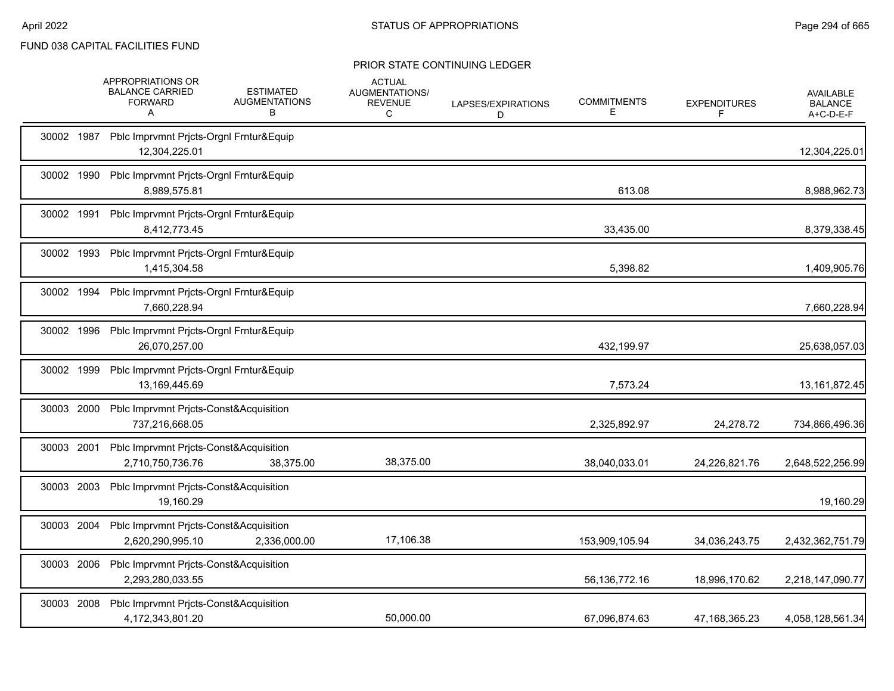FUND 038 CAPITAL FACILITIES FUND

## PRIOR STATE CONTINUING LEDGER

| | APPROPRIATIONS OR BALANCE CARRIED FORWARD A | ESTIMATED AUGMENTATIONS B | ACTUAL AUGMENTATIONS/ REVENUE C | LAPSES/EXPIRATIONS D | COMMITMENTS E | EXPENDITURES F | AVAILABLE BALANCE A+C-D-E-F |
|---|---|---|---|---|---|---|---|
| 30002 1987 Pblc Imprvmnt Prjcts-Orgnl Frntur&Equip | 12,304,225.01 | | | | | | 12,304,225.01 |
| 30002 1990 Pblc Imprvmnt Prjcts-Orgnl Frntur&Equip | 8,989,575.81 | | | | 613.08 | | 8,988,962.73 |
| 30002 1991 Pblc Imprvmnt Prjcts-Orgnl Frntur&Equip | 8,412,773.45 | | | | 33,435.00 | | 8,379,338.45 |
| 30002 1993 Pblc Imprvmnt Prjcts-Orgnl Frntur&Equip | 1,415,304.58 | | | | 5,398.82 | | 1,409,905.76 |
| 30002 1994 Pblc Imprvmnt Prjcts-Orgnl Frntur&Equip | 7,660,228.94 | | | | | | 7,660,228.94 |
| 30002 1996 Pblc Imprvmnt Prjcts-Orgnl Frntur&Equip | 26,070,257.00 | | | | 432,199.97 | | 25,638,057.03 |
| 30002 1999 Pblc Imprvmnt Prjcts-Orgnl Frntur&Equip | 13,169,445.69 | | | | 7,573.24 | | 13,161,872.45 |
| 30003 2000 Pblc Imprvmnt Prjcts-Const&Acquisition | 737,216,668.05 | | | | 2,325,892.97 | 24,278.72 | 734,866,496.36 |
| 30003 2001 Pblc Imprvmnt Prjcts-Const&Acquisition | 2,710,750,736.76 | 38,375.00 | 38,375.00 | | 38,040,033.01 | 24,226,821.76 | 2,648,522,256.99 |
| 30003 2003 Pblc Imprvmnt Prjcts-Const&Acquisition | 19,160.29 | | | | | | 19,160.29 |
| 30003 2004 Pblc Imprvmnt Prjcts-Const&Acquisition | 2,620,290,995.10 | 2,336,000.00 | 17,106.38 | | 153,909,105.94 | 34,036,243.75 | 2,432,362,751.79 |
| 30003 2006 Pblc Imprvmnt Prjcts-Const&Acquisition | 2,293,280,033.55 | | | | 56,136,772.16 | 18,996,170.62 | 2,218,147,090.77 |
| 30003 2008 Pblc Imprvmnt Prjcts-Const&Acquisition | 4,172,343,801.20 | | 50,000.00 | | 67,096,874.63 | 47,168,365.23 | 4,058,128,561.34 |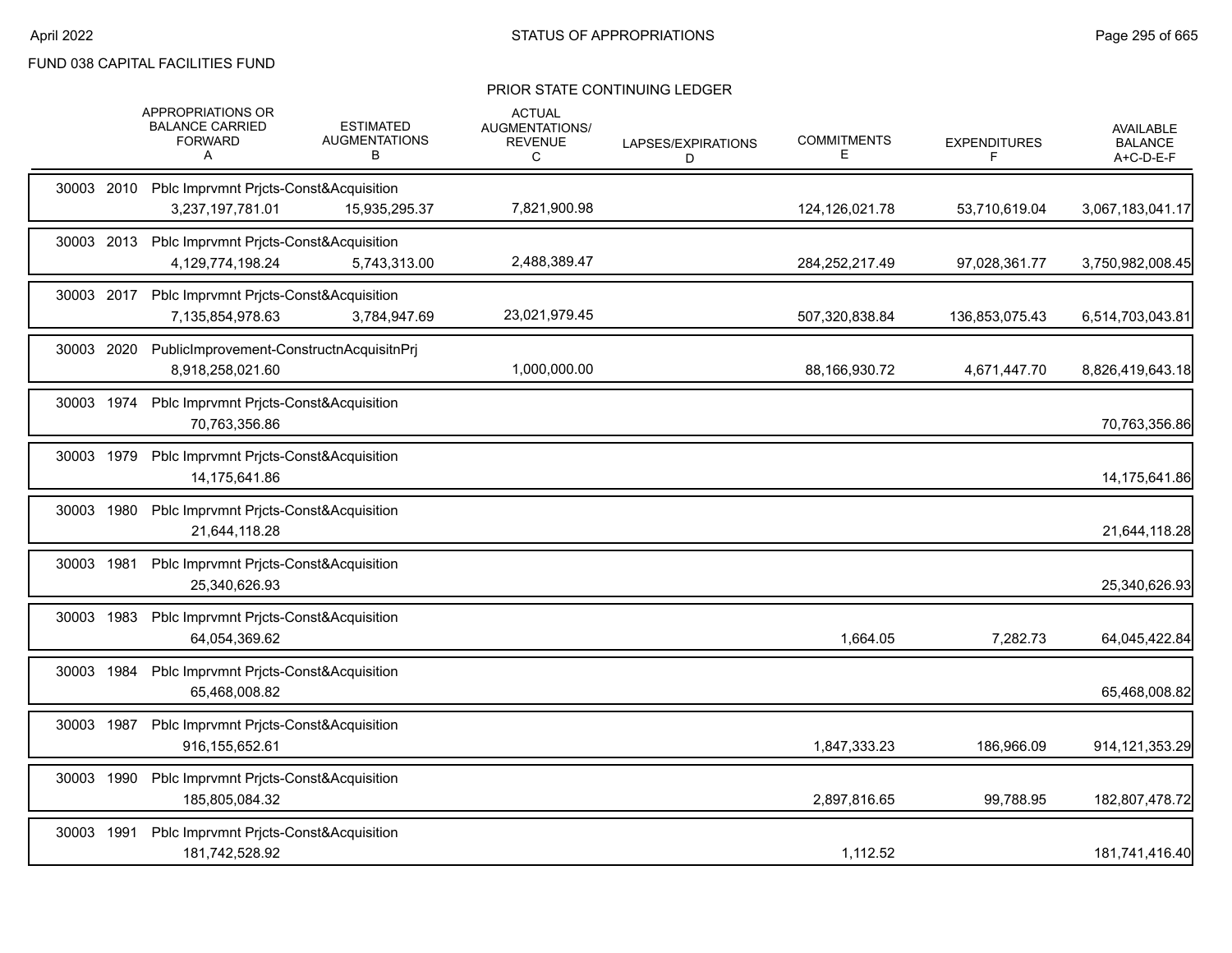FUND 038 CAPITAL FACILITIES FUND

## PRIOR STATE CONTINUING LEDGER

| | APPROPRIATIONS OR BALANCE CARRIED FORWARD A | ESTIMATED AUGMENTATIONS B | ACTUAL AUGMENTATIONS/ REVENUE C | LAPSES/EXPIRATIONS D | COMMITMENTS E | EXPENDITURES F | AVAILABLE BALANCE A+C-D-E-F |
|---|---|---|---|---|---|---|---|
| 30003 2010 Pblc Imprvmnt Prjcts-Const&Acquisition | 3,237,197,781.01 | 15,935,295.37 | 7,821,900.98 | | 124,126,021.78 | 53,710,619.04 | 3,067,183,041.17 |
| 30003 2013 Pblc Imprvmnt Prjcts-Const&Acquisition | 4,129,774,198.24 | 5,743,313.00 | 2,488,389.47 | | 284,252,217.49 | 97,028,361.77 | 3,750,982,008.45 |
| 30003 2017 Pblc Imprvmnt Prjcts-Const&Acquisition | 7,135,854,978.63 | 3,784,947.69 | 23,021,979.45 | | 507,320,838.84 | 136,853,075.43 | 6,514,703,043.81 |
| 30003 2020 PublicImprovement-ConstructnAcquisitnPrj | 8,918,258,021.60 | | 1,000,000.00 | | 88,166,930.72 | 4,671,447.70 | 8,826,419,643.18 |
| 30003 1974 Pblc Imprvmnt Prjcts-Const&Acquisition | 70,763,356.86 | | | | | | 70,763,356.86 |
| 30003 1979 Pblc Imprvmnt Prjcts-Const&Acquisition | 14,175,641.86 | | | | | | 14,175,641.86 |
| 30003 1980 Pblc Imprvmnt Prjcts-Const&Acquisition | 21,644,118.28 | | | | | | 21,644,118.28 |
| 30003 1981 Pblc Imprvmnt Prjcts-Const&Acquisition | 25,340,626.93 | | | | | | 25,340,626.93 |
| 30003 1983 Pblc Imprvmnt Prjcts-Const&Acquisition | 64,054,369.62 | | | | 1,664.05 | 7,282.73 | 64,045,422.84 |
| 30003 1984 Pblc Imprvmnt Prjcts-Const&Acquisition | 65,468,008.82 | | | | | | 65,468,008.82 |
| 30003 1987 Pblc Imprvmnt Prjcts-Const&Acquisition | 916,155,652.61 | | | | 1,847,333.23 | 186,966.09 | 914,121,353.29 |
| 30003 1990 Pblc Imprvmnt Prjcts-Const&Acquisition | 185,805,084.32 | | | | 2,897,816.65 | 99,788.95 | 182,807,478.72 |
| 30003 1991 Pblc Imprvmnt Prjcts-Const&Acquisition | 181,742,528.92 | | | | 1,112.52 | | 181,741,416.40 |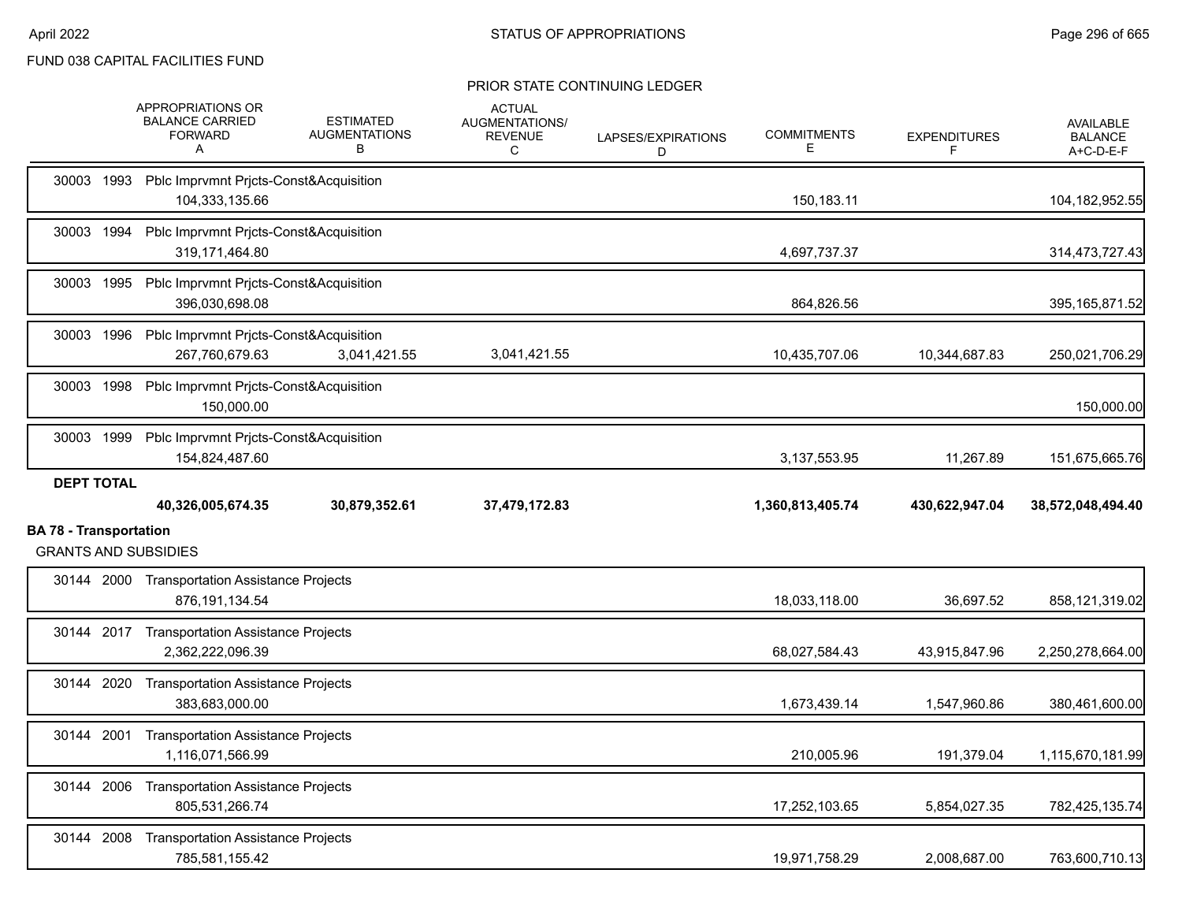FUND 038 CAPITAL FACILITIES FUND

PRIOR STATE CONTINUING LEDGER

| | APPROPRIATIONS OR BALANCE CARRIED FORWARD A | ESTIMATED AUGMENTATIONS B | ACTUAL AUGMENTATIONS/ REVENUE C | LAPSES/EXPIRATIONS D | COMMITMENTS E | EXPENDITURES F | AVAILABLE BALANCE A+C-D-E-F |
|---|---|---|---|---|---|---|---|
| 30003 1993 Pblc Imprvmnt Prjcts-Const&Acquisition | 104,333,135.66 | | | | 150,183.11 | | 104,182,952.55 |
| 30003 1994 Pblc Imprvmnt Prjcts-Const&Acquisition | 319,171,464.80 | | | | 4,697,737.37 | | 314,473,727.43 |
| 30003 1995 Pblc Imprvmnt Prjcts-Const&Acquisition | 396,030,698.08 | | | | 864,826.56 | | 395,165,871.52 |
| 30003 1996 Pblc Imprvmnt Prjcts-Const&Acquisition | 267,760,679.63 | 3,041,421.55 | 3,041,421.55 | | 10,435,707.06 | 10,344,687.83 | 250,021,706.29 |
| 30003 1998 Pblc Imprvmnt Prjcts-Const&Acquisition | 150,000.00 | | | | | | 150,000.00 |
| 30003 1999 Pblc Imprvmnt Prjcts-Const&Acquisition | 154,824,487.60 | | | | 3,137,553.95 | 11,267.89 | 151,675,665.76 |
| **DEPT TOTAL** | **40,326,005,674.35** | **30,879,352.61** | **37,479,172.83** | | **1,360,813,405.74** | **430,622,947.04** | **38,572,048,494.40** |

**BA 78 - Transportation**

GRANTS AND SUBSIDIES

| | APPROPRIATIONS OR BALANCE CARRIED FORWARD A | ESTIMATED AUGMENTATIONS B | ACTUAL AUGMENTATIONS/ REVENUE C | LAPSES/EXPIRATIONS D | COMMITMENTS E | EXPENDITURES F | AVAILABLE BALANCE A+C-D-E-F |
|---|---|---|---|---|---|---|---|
| 30144 2000 Transportation Assistance Projects | 876,191,134.54 | | | | 18,033,118.00 | 36,697.52 | 858,121,319.02 |
| 30144 2017 Transportation Assistance Projects | 2,362,222,096.39 | | | | 68,027,584.43 | 43,915,847.96 | 2,250,278,664.00 |
| 30144 2020 Transportation Assistance Projects | 383,683,000.00 | | | | 1,673,439.14 | 1,547,960.86 | 380,461,600.00 |
| 30144 2001 Transportation Assistance Projects | 1,116,071,566.99 | | | | 210,005.96 | 191,379.04 | 1,115,670,181.99 |
| 30144 2006 Transportation Assistance Projects | 805,531,266.74 | | | | 17,252,103.65 | 5,854,027.35 | 782,425,135.74 |
| 30144 2008 Transportation Assistance Projects | 785,581,155.42 | | | | 19,971,758.29 | 2,008,687.00 | 763,600,710.13 |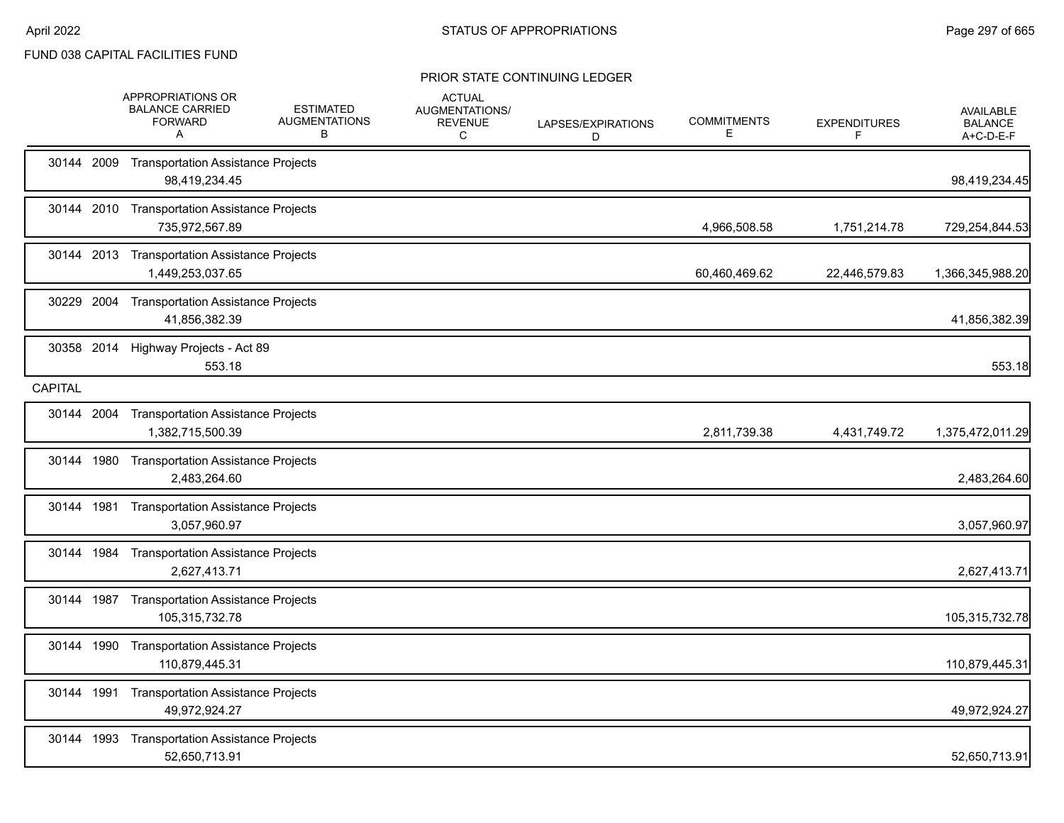FUND 038 CAPITAL FACILITIES FUND

PRIOR STATE CONTINUING LEDGER

| | APPROPRIATIONS OR BALANCE CARRIED FORWARD A | ESTIMATED AUGMENTATIONS B | ACTUAL AUGMENTATIONS/ REVENUE C | LAPSES/EXPIRATIONS D | COMMITMENTS E | EXPENDITURES F | AVAILABLE BALANCE A+C-D-E-F |
|---|---|---|---|---|---|---|---|
| 30144 2009 Transportation Assistance Projects | 98,419,234.45 | | | | | | 98,419,234.45 |
| 30144 2010 Transportation Assistance Projects | 735,972,567.89 | | | | 4,966,508.58 | 1,751,214.78 | 729,254,844.53 |
| 30144 2013 Transportation Assistance Projects | 1,449,253,037.65 | | | | 60,460,469.62 | 22,446,579.83 | 1,366,345,988.20 |
| 30229 2004 Transportation Assistance Projects | 41,856,382.39 | | | | | | 41,856,382.39 |
| 30358 2014 Highway Projects - Act 89 | 553.18 | | | | | | 553.18 |
| **CAPITAL** | | | | | | | |
| 30144 2004 Transportation Assistance Projects | 1,382,715,500.39 | | | | 2,811,739.38 | 4,431,749.72 | 1,375,472,011.29 |
| 30144 1980 Transportation Assistance Projects | 2,483,264.60 | | | | | | 2,483,264.60 |
| 30144 1981 Transportation Assistance Projects | 3,057,960.97 | | | | | | 3,057,960.97 |
| 30144 1984 Transportation Assistance Projects | 2,627,413.71 | | | | | | 2,627,413.71 |
| 30144 1987 Transportation Assistance Projects | 105,315,732.78 | | | | | | 105,315,732.78 |
| 30144 1990 Transportation Assistance Projects | 110,879,445.31 | | | | | | 110,879,445.31 |
| 30144 1991 Transportation Assistance Projects | 49,972,924.27 | | | | | | 49,972,924.27 |
| 30144 1993 Transportation Assistance Projects | 52,650,713.91 | | | | | | 52,650,713.91 |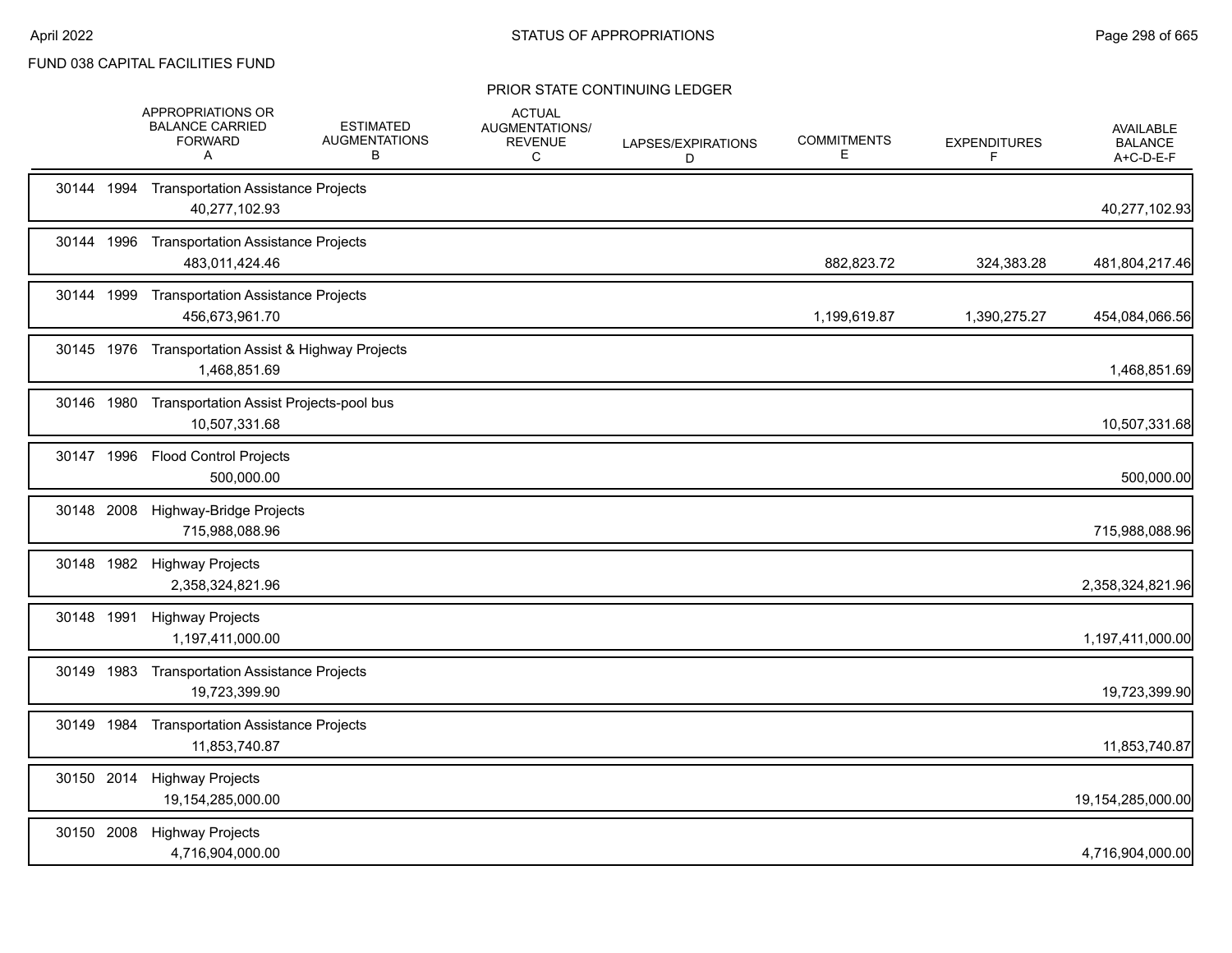FUND 038 CAPITAL FACILITIES FUND

## PRIOR STATE CONTINUING LEDGER

| | | | APPROPRIATIONS OR BALANCE CARRIED FORWARD A | ESTIMATED AUGMENTATIONS B | ACTUAL AUGMENTATIONS/ REVENUE C | LAPSES/EXPIRATIONS D | COMMITMENTS E | EXPENDITURES F | AVAILABLE BALANCE A+C-D-E-F |
|---|---|---|---|---|---|---|---|---|---|
| 30144 | 1994 | Transportation Assistance Projects | 40,277,102.93 | | | | | | 40,277,102.93 |
| 30144 | 1996 | Transportation Assistance Projects | 483,011,424.46 | | | | 882,823.72 | 324,383.28 | 481,804,217.46 |
| 30144 | 1999 | Transportation Assistance Projects | 456,673,961.70 | | | | 1,199,619.87 | 1,390,275.27 | 454,084,066.56 |
| 30145 | 1976 | Transportation Assist & Highway Projects | 1,468,851.69 | | | | | | 1,468,851.69 |
| 30146 | 1980 | Transportation Assist Projects-pool bus | 10,507,331.68 | | | | | | 10,507,331.68 |
| 30147 | 1996 | Flood Control Projects | 500,000.00 | | | | | | 500,000.00 |
| 30148 | 2008 | Highway-Bridge Projects | 715,988,088.96 | | | | | | 715,988,088.96 |
| 30148 | 1982 | Highway Projects | 2,358,324,821.96 | | | | | | 2,358,324,821.96 |
| 30148 | 1991 | Highway Projects | 1,197,411,000.00 | | | | | | 1,197,411,000.00 |
| 30149 | 1983 | Transportation Assistance Projects | 19,723,399.90 | | | | | | 19,723,399.90 |
| 30149 | 1984 | Transportation Assistance Projects | 11,853,740.87 | | | | | | 11,853,740.87 |
| 30150 | 2014 | Highway Projects | 19,154,285,000.00 | | | | | | 19,154,285,000.00 |
| 30150 | 2008 | Highway Projects | 4,716,904,000.00 | | | | | | 4,716,904,000.00 |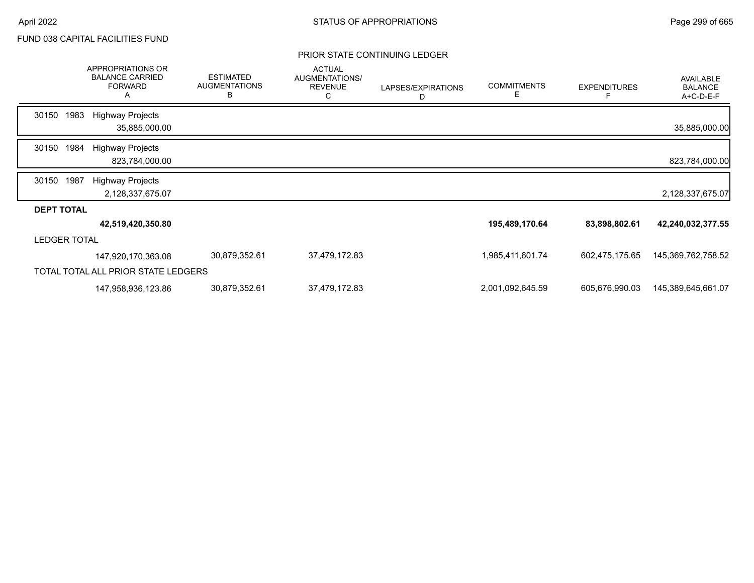FUND 038 CAPITAL FACILITIES FUND

PRIOR STATE CONTINUING LEDGER

| | APPROPRIATIONS OR BALANCE CARRIED FORWARD A | ESTIMATED AUGMENTATIONS B | ACTUAL AUGMENTATIONS/ REVENUE C | LAPSES/EXPIRATIONS D | COMMITMENTS E | EXPENDITURES F | AVAILABLE BALANCE A+C-D-E-F |
|---|---|---|---|---|---|---|---|
| 30150 1983 Highway Projects | 35,885,000.00 | | | | | | 35,885,000.00 |
| 30150 1984 Highway Projects | 823,784,000.00 | | | | | | 823,784,000.00 |
| 30150 1987 Highway Projects | 2,128,337,675.07 | | | | | | 2,128,337,675.07 |
| **DEPT TOTAL** | **42,519,420,350.80** | | | | **195,489,170.64** | **83,898,802.61** | **42,240,032,377.55** |
| LEDGER TOTAL | 147,920,170,363.08 | 30,879,352.61 | 37,479,172.83 | | 1,985,411,601.74 | 602,475,175.65 | 145,369,762,758.52 |
| TOTAL TOTAL ALL PRIOR STATE LEDGERS | 147,958,936,123.86 | 30,879,352.61 | 37,479,172.83 | | 2,001,092,645.59 | 605,676,990.03 | 145,389,645,661.07 |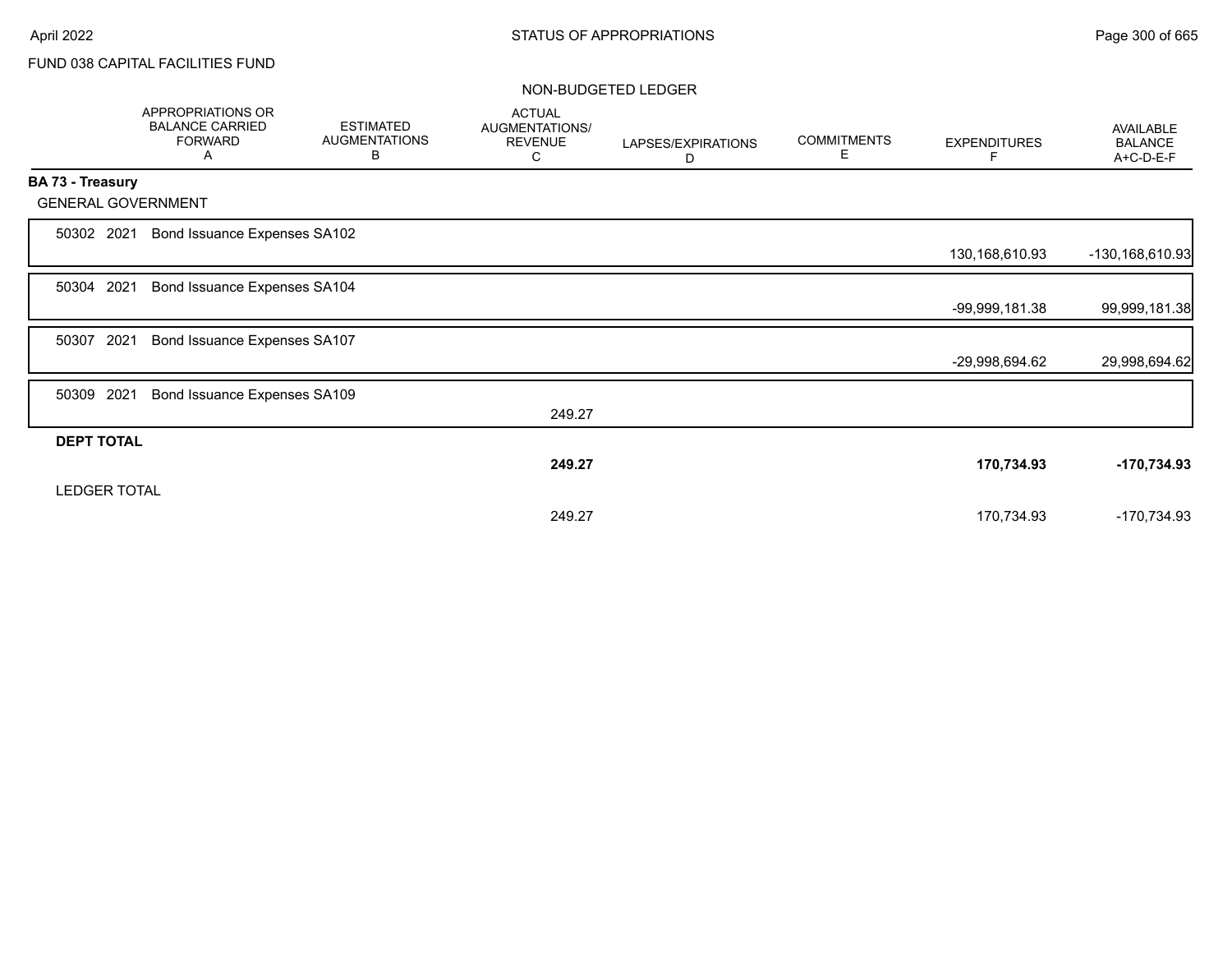FUND 038 CAPITAL FACILITIES FUND

NON-BUDGETED LEDGER

| | APPROPRIATIONS OR BALANCE CARRIED FORWARD A | ESTIMATED AUGMENTATIONS B | ACTUAL AUGMENTATIONS/ REVENUE C | LAPSES/EXPIRATIONS D | COMMITMENTS E | EXPENDITURES F | AVAILABLE BALANCE A+C-D-E-F |
|---|---|---|---|---|---|---|---|
| **BA 73 - Treasury** | | | | | | | |
| GENERAL GOVERNMENT | | | | | | | |
| 50302 2021 Bond Issuance Expenses SA102 | | | | | | 130,168,610.93 | -130,168,610.93 |
| 50304 2021 Bond Issuance Expenses SA104 | | | | | | -99,999,181.38 | 99,999,181.38 |
| 50307 2021 Bond Issuance Expenses SA107 | | | | | | -29,998,694.62 | 29,998,694.62 |
| 50309 2021 Bond Issuance Expenses SA109 | | | 249.27 | | | | |
| **DEPT TOTAL** | | | **249.27** | | | **170,734.93** | **-170,734.93** |
| LEDGER TOTAL | | | 249.27 | | | 170,734.93 | -170,734.93 |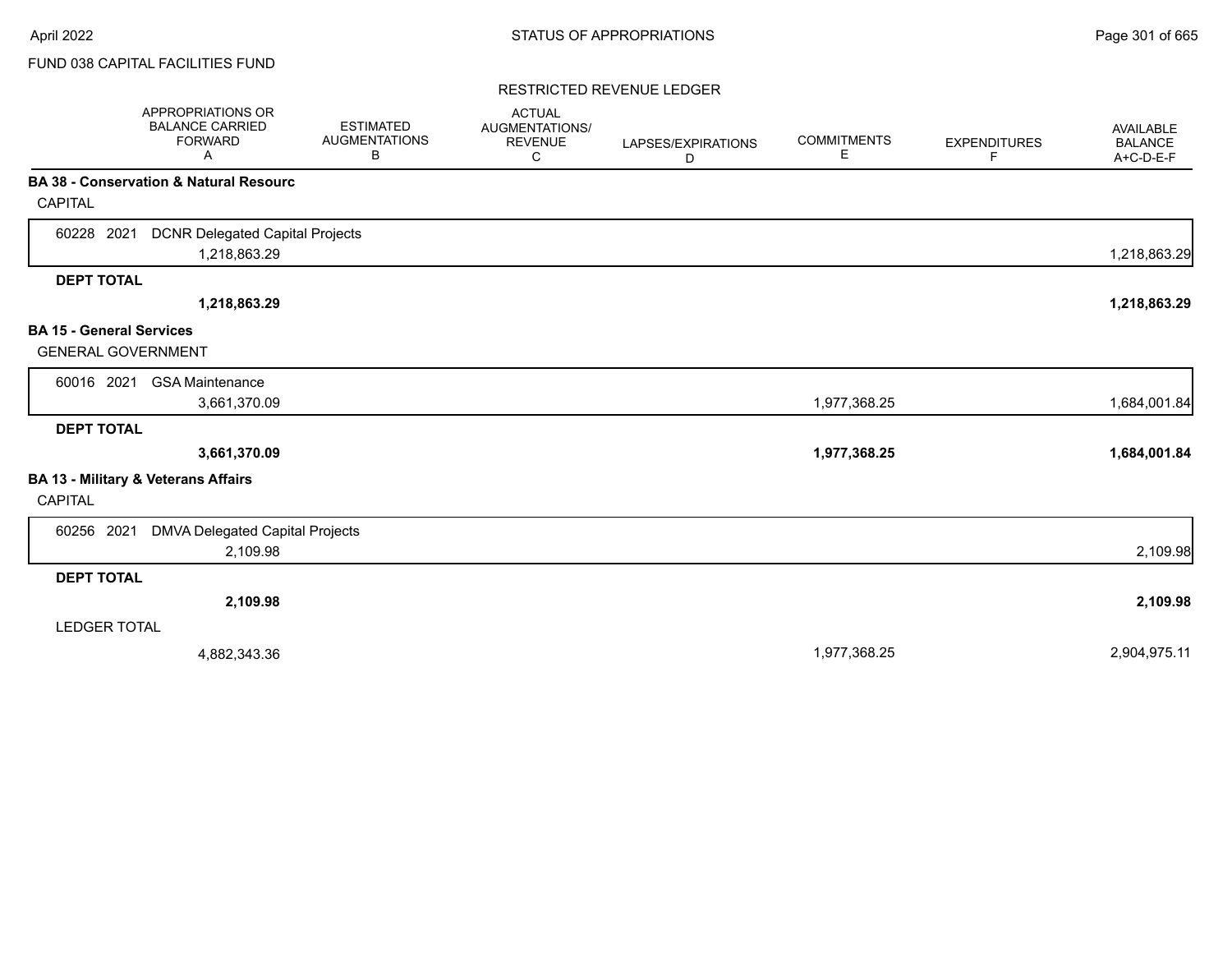FUND 038 CAPITAL FACILITIES FUND

RESTRICTED REVENUE LEDGER

| | APPROPRIATIONS OR BALANCE CARRIED FORWARD A | ESTIMATED AUGMENTATIONS B | ACTUAL AUGMENTATIONS/ REVENUE C | LAPSES/EXPIRATIONS D | COMMITMENTS E | EXPENDITURES F | AVAILABLE BALANCE A+C-D-E-F |
|---|---|---|---|---|---|---|---|
| **BA 38 - Conservation & Natural Resourc** | | | | | | | |
| CAPITAL | | | | | | | |
| 60228 2021 DCNR Delegated Capital Projects | 1,218,863.29 | | | | | | 1,218,863.29 |
| **DEPT TOTAL** | **1,218,863.29** | | | | | | **1,218,863.29** |
| **BA 15 - General Services** | | | | | | | |
| GENERAL GOVERNMENT | | | | | | | |
| 60016 2021 GSA Maintenance | 3,661,370.09 | | | | 1,977,368.25 | | 1,684,001.84 |
| **DEPT TOTAL** | **3,661,370.09** | | | | **1,977,368.25** | | **1,684,001.84** |
| **BA 13 - Military & Veterans Affairs** | | | | | | | |
| CAPITAL | | | | | | | |
| 60256 2021 DMVA Delegated Capital Projects | 2,109.98 | | | | | | 2,109.98 |
| **DEPT TOTAL** | **2,109.98** | | | | | | **2,109.98** |
| LEDGER TOTAL | 4,882,343.36 | | | | 1,977,368.25 | | 2,904,975.11 |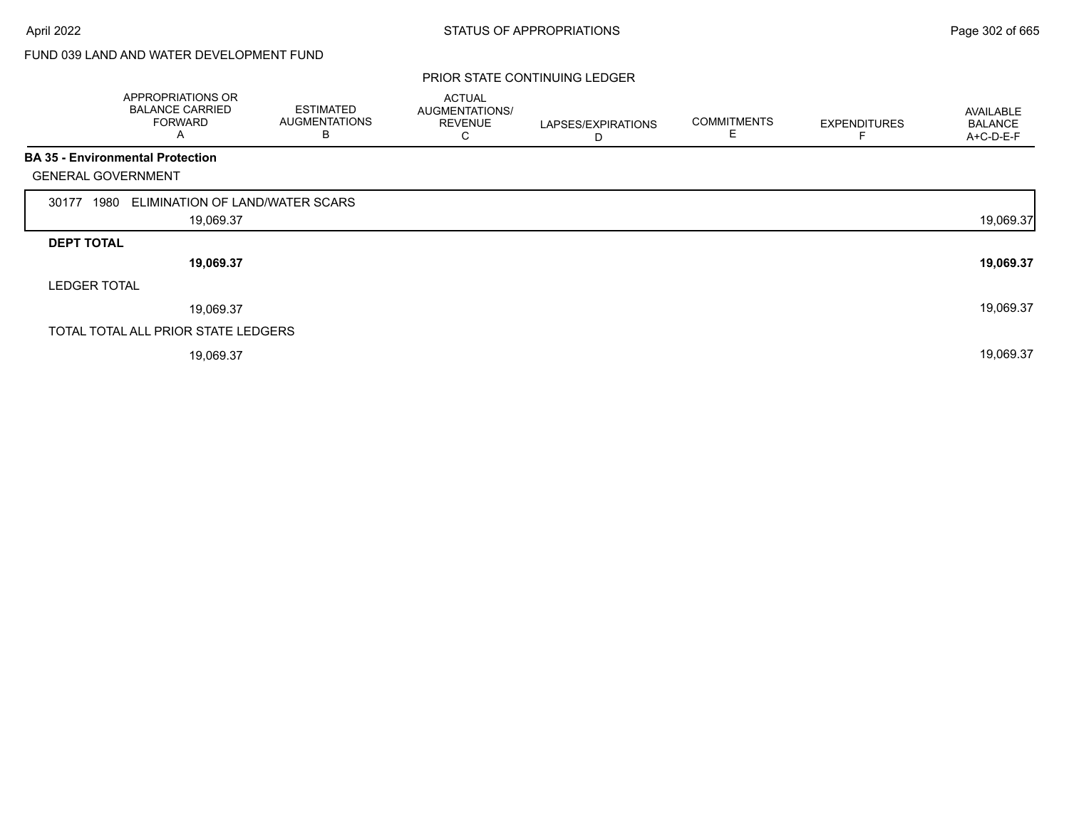FUND 039 LAND AND WATER DEVELOPMENT FUND

PRIOR STATE CONTINUING LEDGER

| | APPROPRIATIONS OR BALANCE CARRIED FORWARD A | ESTIMATED AUGMENTATIONS B | ACTUAL AUGMENTATIONS/ REVENUE C | LAPSES/EXPIRATIONS D | COMMITMENTS E | EXPENDITURES F | AVAILABLE BALANCE A+C-D-E-F |
|---|---|---|---|---|---|---|---|
| **BA 35 - Environmental Protection** | | | | | | | |
| GENERAL GOVERNMENT | | | | | | | |
| 30177 1980 ELIMINATION OF LAND/WATER SCARS | 19,069.37 | | | | | | 19,069.37 |
| **DEPT TOTAL** | **19,069.37** | | | | | | **19,069.37** |
| LEDGER TOTAL | 19,069.37 | | | | | | 19,069.37 |
| TOTAL TOTAL ALL PRIOR STATE LEDGERS | 19,069.37 | | | | | | 19,069.37 |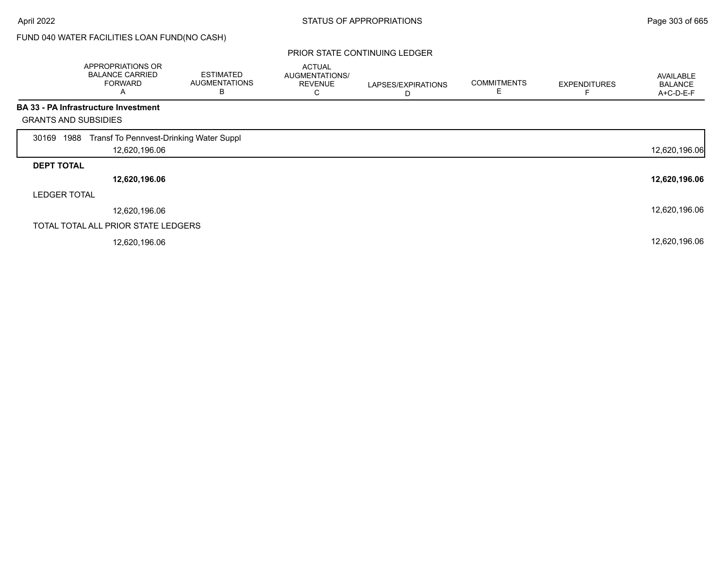FUND 040 WATER FACILITIES LOAN FUND(NO CASH)

PRIOR STATE CONTINUING LEDGER

| | APPROPRIATIONS OR BALANCE CARRIED FORWARD A | ESTIMATED AUGMENTATIONS B | ACTUAL AUGMENTATIONS/ REVENUE C | LAPSES/EXPIRATIONS D | COMMITMENTS E | EXPENDITURES F | AVAILABLE BALANCE A+C-D-E-F |
|---|---|---|---|---|---|---|---|
| **BA 33 - PA Infrastructure Investment** | | | | | | | |
| GRANTS AND SUBSIDIES | | | | | | | |
| 30169 1988 Transf To Pennvest-Drinking Water Suppl | 12,620,196.06 | | | | | | 12,620,196.06 |
| **DEPT TOTAL** | **12,620,196.06** | | | | | | **12,620,196.06** |
| LEDGER TOTAL | 12,620,196.06 | | | | | | 12,620,196.06 |
| TOTAL TOTAL ALL PRIOR STATE LEDGERS | 12,620,196.06 | | | | | | 12,620,196.06 |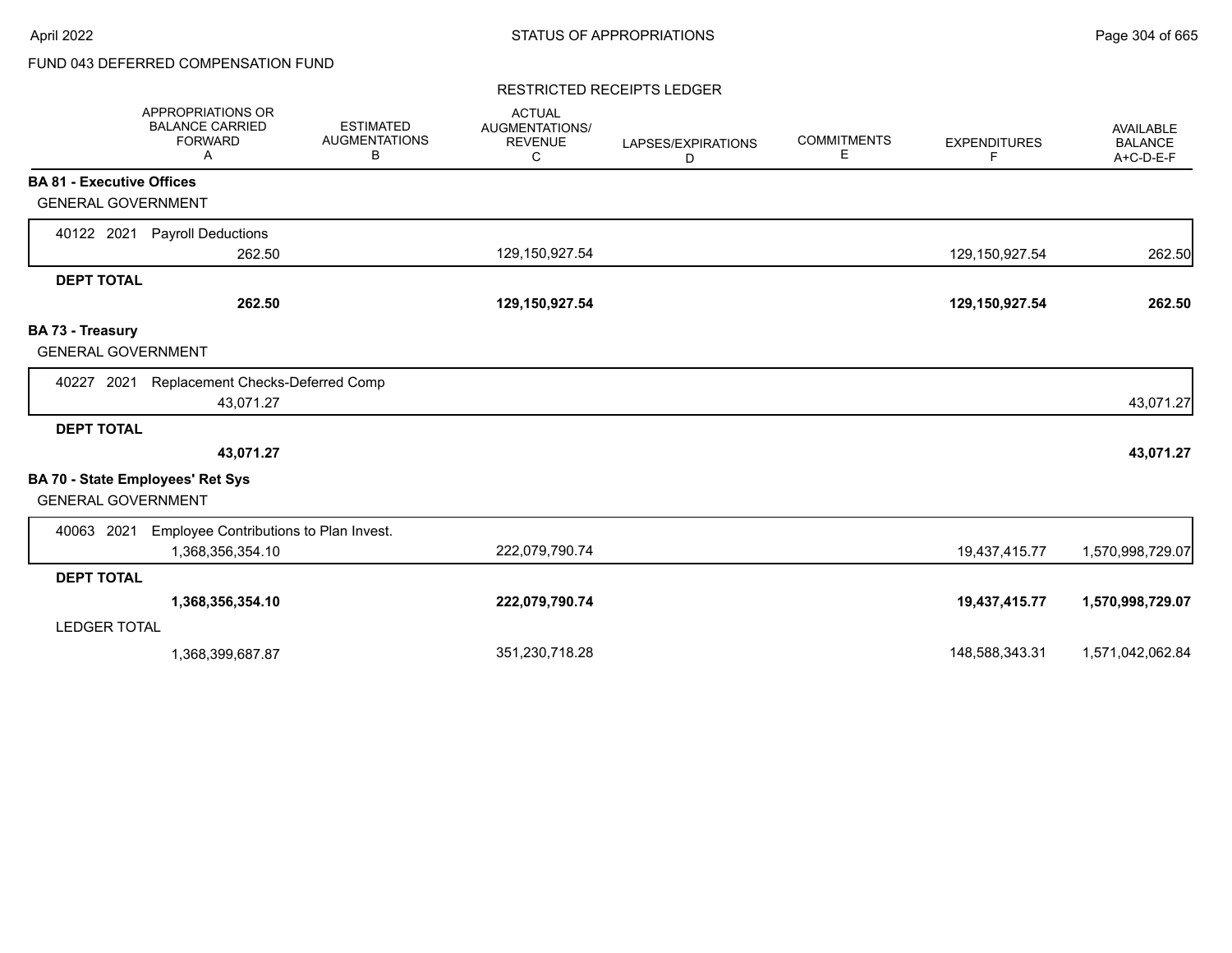FUND 043 DEFERRED COMPENSATION FUND

RESTRICTED RECEIPTS LEDGER

| | APPROPRIATIONS OR BALANCE CARRIED FORWARD A | ESTIMATED AUGMENTATIONS B | ACTUAL AUGMENTATIONS/ REVENUE C | LAPSES/EXPIRATIONS D | COMMITMENTS E | EXPENDITURES F | AVAILABLE BALANCE A+C-D-E-F |
|---|---|---|---|---|---|---|---|
| **BA 81 - Executive Offices** | | | | | | | |
| GENERAL GOVERNMENT | | | | | | | |
| 40122 2021 Payroll Deductions | 262.50 | | 129,150,927.54 | | | 129,150,927.54 | 262.50 |
| **DEPT TOTAL** | **262.50** | | **129,150,927.54** | | | **129,150,927.54** | **262.50** |
| **BA 73 - Treasury** | | | | | | | |
| GENERAL GOVERNMENT | | | | | | | |
| 40227 2021 Replacement Checks-Deferred Comp | 43,071.27 | | | | | | 43,071.27 |
| **DEPT TOTAL** | **43,071.27** | | | | | | **43,071.27** |
| **BA 70 - State Employees' Ret Sys** | | | | | | | |
| GENERAL GOVERNMENT | | | | | | | |
| 40063 2021 Employee Contributions to Plan Invest. | 1,368,356,354.10 | | 222,079,790.74 | | | 19,437,415.77 | 1,570,998,729.07 |
| **DEPT TOTAL** | **1,368,356,354.10** | | **222,079,790.74** | | | **19,437,415.77** | **1,570,998,729.07** |
| LEDGER TOTAL | 1,368,399,687.87 | | 351,230,718.28 | | | 148,588,343.31 | 1,571,042,062.84 |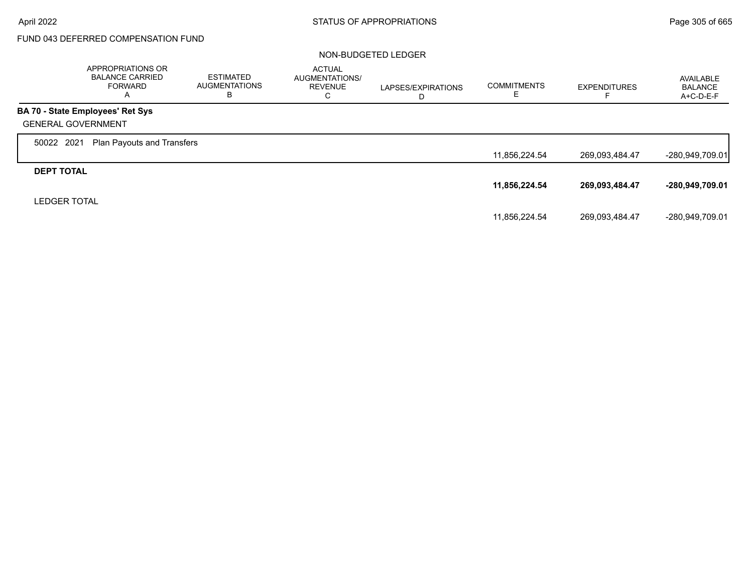FUND 043 DEFERRED COMPENSATION FUND

NON-BUDGETED LEDGER

| | APPROPRIATIONS OR BALANCE CARRIED FORWARD A | ESTIMATED AUGMENTATIONS B | ACTUAL AUGMENTATIONS/ REVENUE C | LAPSES/EXPIRATIONS D | COMMITMENTS E | EXPENDITURES F | AVAILABLE BALANCE A+C-D-E-F |
|---|---|---|---|---|---|---|---|
| **BA 70 - State Employees' Ret Sys** | | | | | | | |
| GENERAL GOVERNMENT | | | | | | | |
| 50022 2021 Plan Payouts and Transfers | | | | | 11,856,224.54 | 269,093,484.47 | -280,949,709.01 |
| **DEPT TOTAL** | | | | | **11,856,224.54** | **269,093,484.47** | **-280,949,709.01** |
| LEDGER TOTAL | | | | | 11,856,224.54 | 269,093,484.47 | -280,949,709.01 |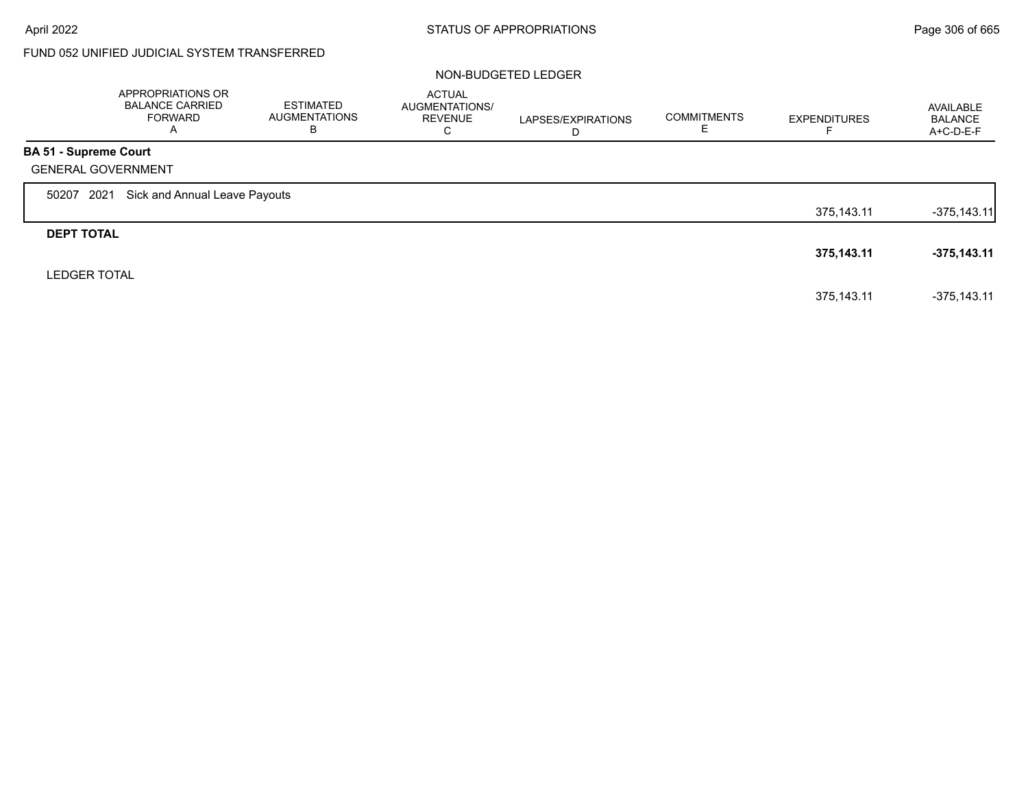FUND 052 UNIFIED JUDICIAL SYSTEM TRANSFERRED

NON-BUDGETED LEDGER

| | APPROPRIATIONS OR BALANCE CARRIED FORWARD A | ESTIMATED AUGMENTATIONS B | ACTUAL AUGMENTATIONS/ REVENUE C | LAPSES/EXPIRATIONS D | COMMITMENTS E | EXPENDITURES F | AVAILABLE BALANCE A+C-D-E-F |
|---|---|---|---|---|---|---|---|
| **BA 51 - Supreme Court** | | | | | | | |
| GENERAL GOVERNMENT | | | | | | | |
| 50207 2021 Sick and Annual Leave Payouts | | | | | | 375,143.11 | -375,143.11 |
| **DEPT TOTAL** | | | | | | **375,143.11** | **-375,143.11** |
| LEDGER TOTAL | | | | | | 375,143.11 | -375,143.11 |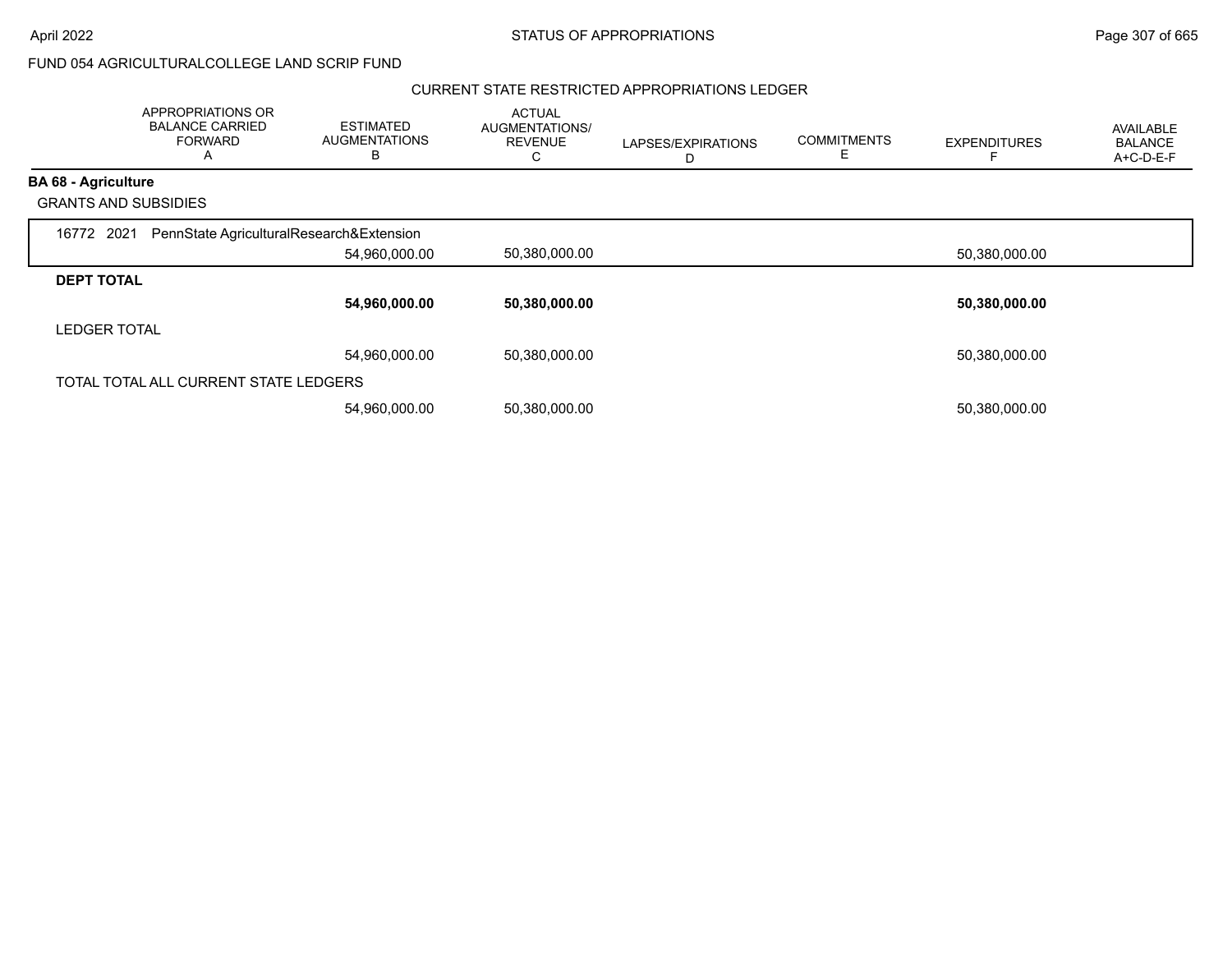FUND 054 AGRICULTURALCOLLEGE LAND SCRIP FUND

CURRENT STATE RESTRICTED APPROPRIATIONS LEDGER

| | APPROPRIATIONS OR BALANCE CARRIED FORWARD A | ESTIMATED AUGMENTATIONS B | ACTUAL AUGMENTATIONS/ REVENUE C | LAPSES/EXPIRATIONS D | COMMITMENTS E | EXPENDITURES F | AVAILABLE BALANCE A+C-D-E-F |
|---|---|---|---|---|---|---|---|
| **BA 68 - Agriculture** | | | | | | | |
| GRANTS AND SUBSIDIES | | | | | | | |
| 16772 2021 PennState AgriculturalResearch&Extension | | 54,960,000.00 | 50,380,000.00 | | | 50,380,000.00 | |
| **DEPT TOTAL** | | **54,960,000.00** | **50,380,000.00** | | | **50,380,000.00** | |
| LEDGER TOTAL | | 54,960,000.00 | 50,380,000.00 | | | 50,380,000.00 | |
| TOTAL TOTAL ALL CURRENT STATE LEDGERS | | 54,960,000.00 | 50,380,000.00 | | | 50,380,000.00 | |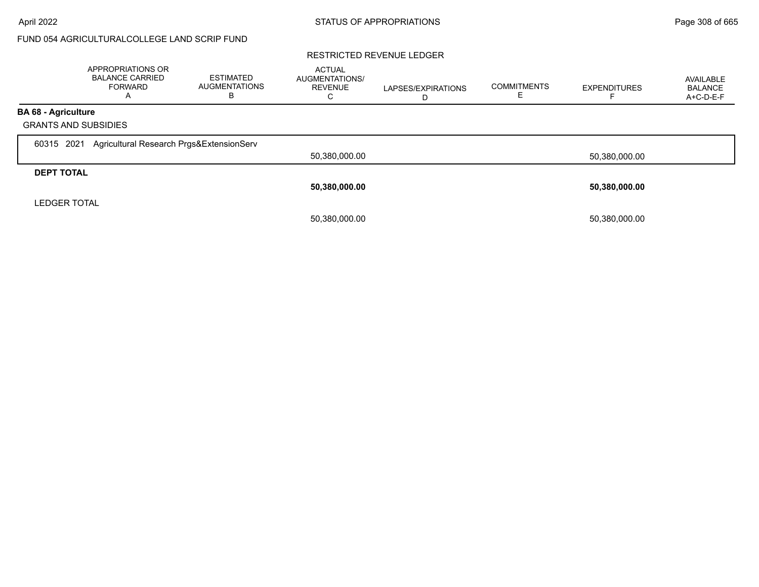FUND 054 AGRICULTURALCOLLEGE LAND SCRIP FUND

## RESTRICTED REVENUE LEDGER

| | APPROPRIATIONS OR BALANCE CARRIED FORWARD A | ESTIMATED AUGMENTATIONS B | ACTUAL AUGMENTATIONS/ REVENUE C | LAPSES/EXPIRATIONS D | COMMITMENTS E | EXPENDITURES F | AVAILABLE BALANCE A+C-D-E-F |
|---|---|---|---|---|---|---|---|
| **BA 68 - Agriculture** | | | | | | | |
| GRANTS AND SUBSIDIES | | | | | | | |
| 60315 2021 Agricultural Research Prgs&ExtensionServ | | | 50,380,000.00 | | | 50,380,000.00 | |
| **DEPT TOTAL** | | | **50,380,000.00** | | | **50,380,000.00** | |
| LEDGER TOTAL | | | 50,380,000.00 | | | 50,380,000.00 | |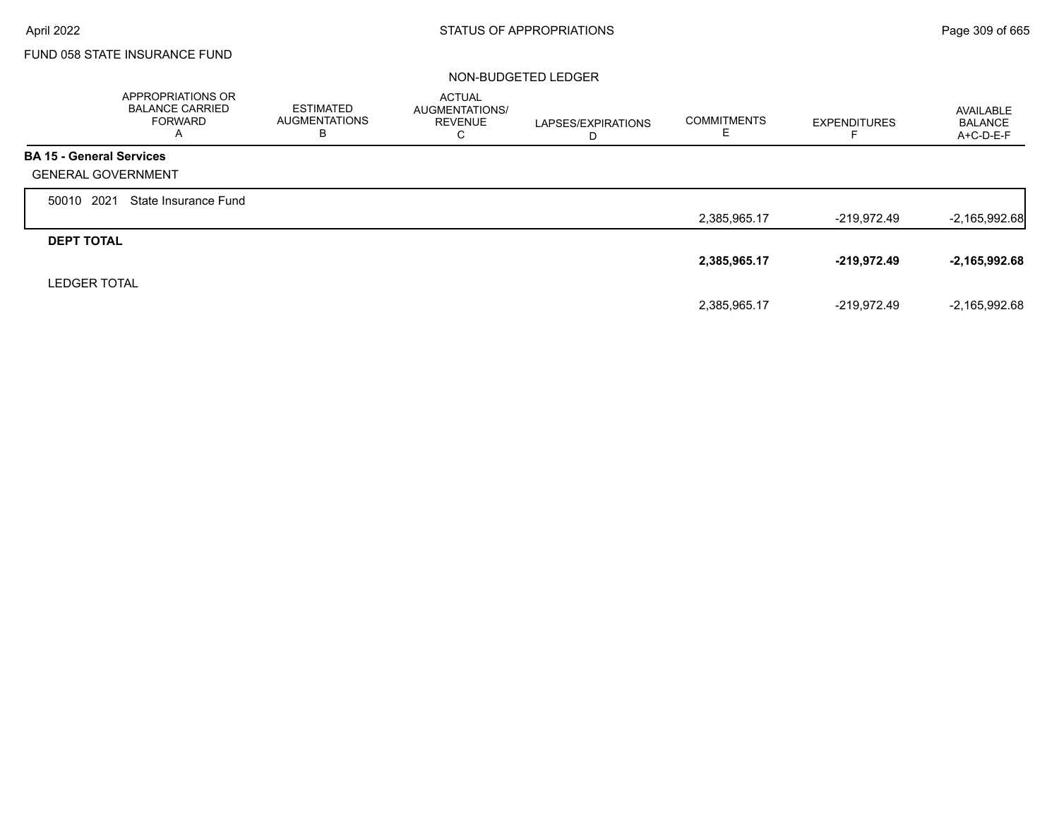FUND 058 STATE INSURANCE FUND

NON-BUDGETED LEDGER

| | APPROPRIATIONS OR BALANCE CARRIED FORWARD A | ESTIMATED AUGMENTATIONS B | ACTUAL AUGMENTATIONS/ REVENUE C | LAPSES/EXPIRATIONS D | COMMITMENTS E | EXPENDITURES F | AVAILABLE BALANCE A+C-D-E-F |
|---|---|---|---|---|---|---|---|
| **BA 15 - General Services** | | | | | | | |
| GENERAL GOVERNMENT | | | | | | | |
| 50010 2021 State Insurance Fund | | | | | 2,385,965.17 | -219,972.49 | -2,165,992.68 |
| **DEPT TOTAL** | | | | | **2,385,965.17** | **-219,972.49** | **-2,165,992.68** |
| LEDGER TOTAL | | | | | 2,385,965.17 | -219,972.49 | -2,165,992.68 |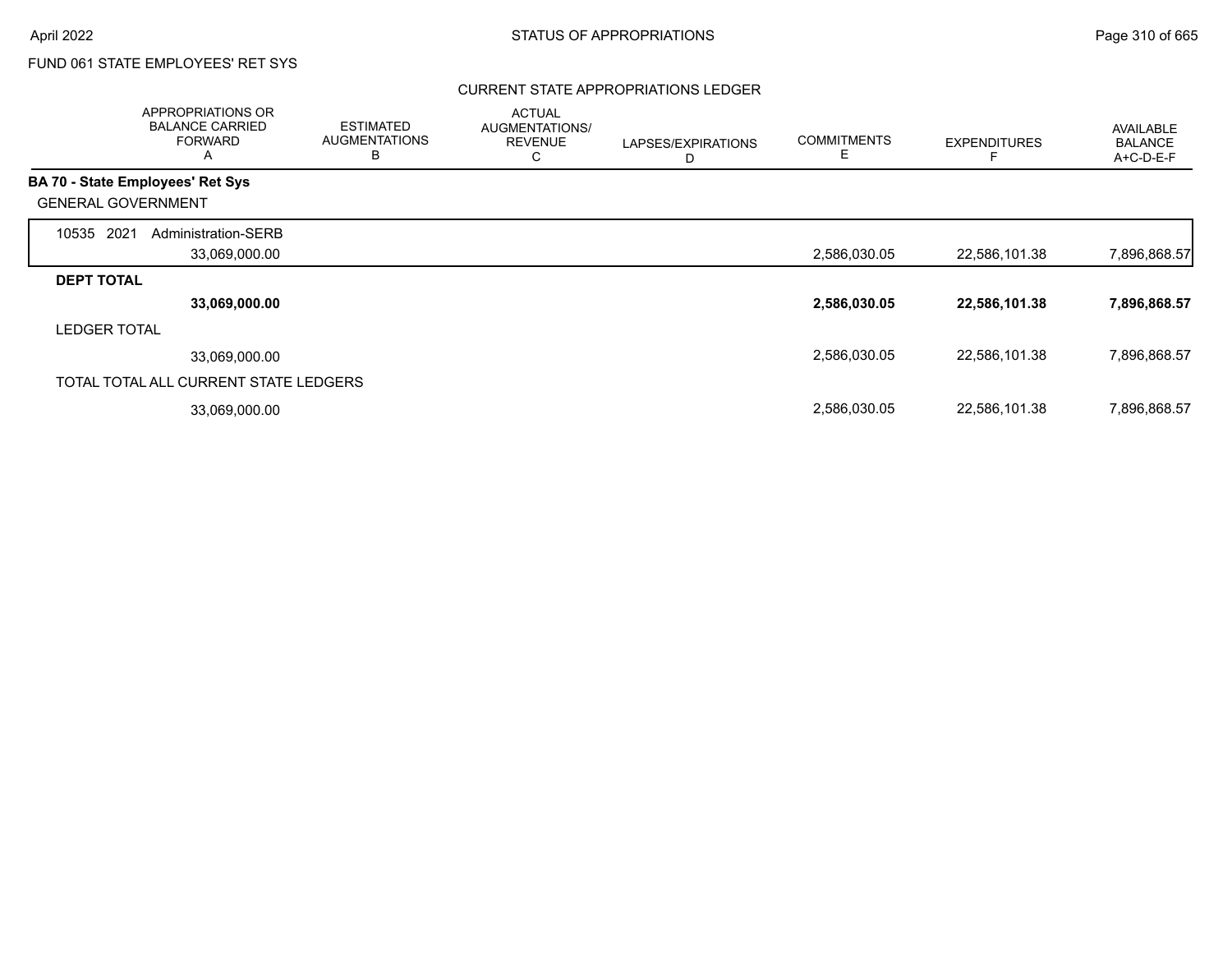FUND 061 STATE EMPLOYEES' RET SYS

## CURRENT STATE APPROPRIATIONS LEDGER

| APPROPRIATIONS OR BALANCE CARRIED FORWARD A | ESTIMATED AUGMENTATIONS B | ACTUAL AUGMENTATIONS/ REVENUE C | LAPSES/EXPIRATIONS D | COMMITMENTS E | EXPENDITURES F | AVAILABLE BALANCE A+C-D-E-F |
|---|---|---|---|---|---|---|
| **BA 70 - State Employees' Ret Sys** | | | | | | |
| GENERAL GOVERNMENT | | | | | | |
| 10535 2021 Administration-SERB | | | | | | |
| 33,069,000.00 | | | | 2,586,030.05 | 22,586,101.38 | 7,896,868.57 |
| **DEPT TOTAL** | | | | | | |
| **33,069,000.00** | | | | **2,586,030.05** | **22,586,101.38** | **7,896,868.57** |
| LEDGER TOTAL | | | | | | |
| 33,069,000.00 | | | | 2,586,030.05 | 22,586,101.38 | 7,896,868.57 |
| TOTAL TOTAL ALL CURRENT STATE LEDGERS | | | | | | |
| 33,069,000.00 | | | | 2,586,030.05 | 22,586,101.38 | 7,896,868.57 |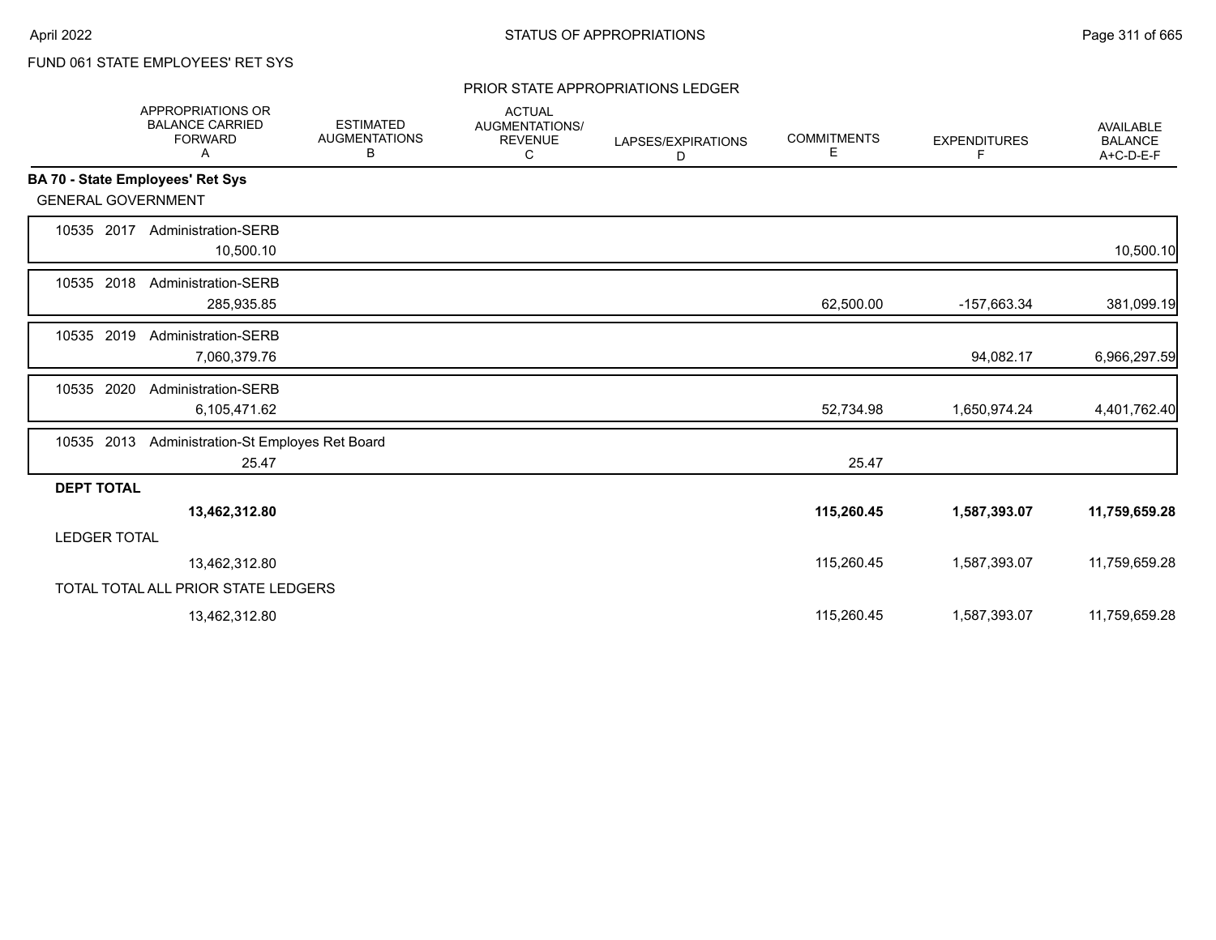FUND 061 STATE EMPLOYEES' RET SYS

## PRIOR STATE APPROPRIATIONS LEDGER

| | APPROPRIATIONS OR BALANCE CARRIED FORWARD A | ESTIMATED AUGMENTATIONS B | ACTUAL AUGMENTATIONS/ REVENUE C | LAPSES/EXPIRATIONS D | COMMITMENTS E | EXPENDITURES F | AVAILABLE BALANCE A+C-D-E-F |
|---|---|---|---|---|---|---|---|
| **BA 70 - State Employees' Ret Sys** | | | | | | | |
| GENERAL GOVERNMENT | | | | | | | |
| 10535 2017 Administration-SERB | 10,500.10 | | | | | | 10,500.10 |
| 10535 2018 Administration-SERB | 285,935.85 | | | | 62,500.00 | -157,663.34 | 381,099.19 |
| 10535 2019 Administration-SERB | 7,060,379.76 | | | | | 94,082.17 | 6,966,297.59 |
| 10535 2020 Administration-SERB | 6,105,471.62 | | | | 52,734.98 | 1,650,974.24 | 4,401,762.40 |
| 10535 2013 Administration-St Employes Ret Board | 25.47 | | | | 25.47 | | |
| **DEPT TOTAL** | **13,462,312.80** | | | | **115,260.45** | **1,587,393.07** | **11,759,659.28** |
| LEDGER TOTAL | 13,462,312.80 | | | | 115,260.45 | 1,587,393.07 | 11,759,659.28 |
| TOTAL TOTAL ALL PRIOR STATE LEDGERS | 13,462,312.80 | | | | 115,260.45 | 1,587,393.07 | 11,759,659.28 |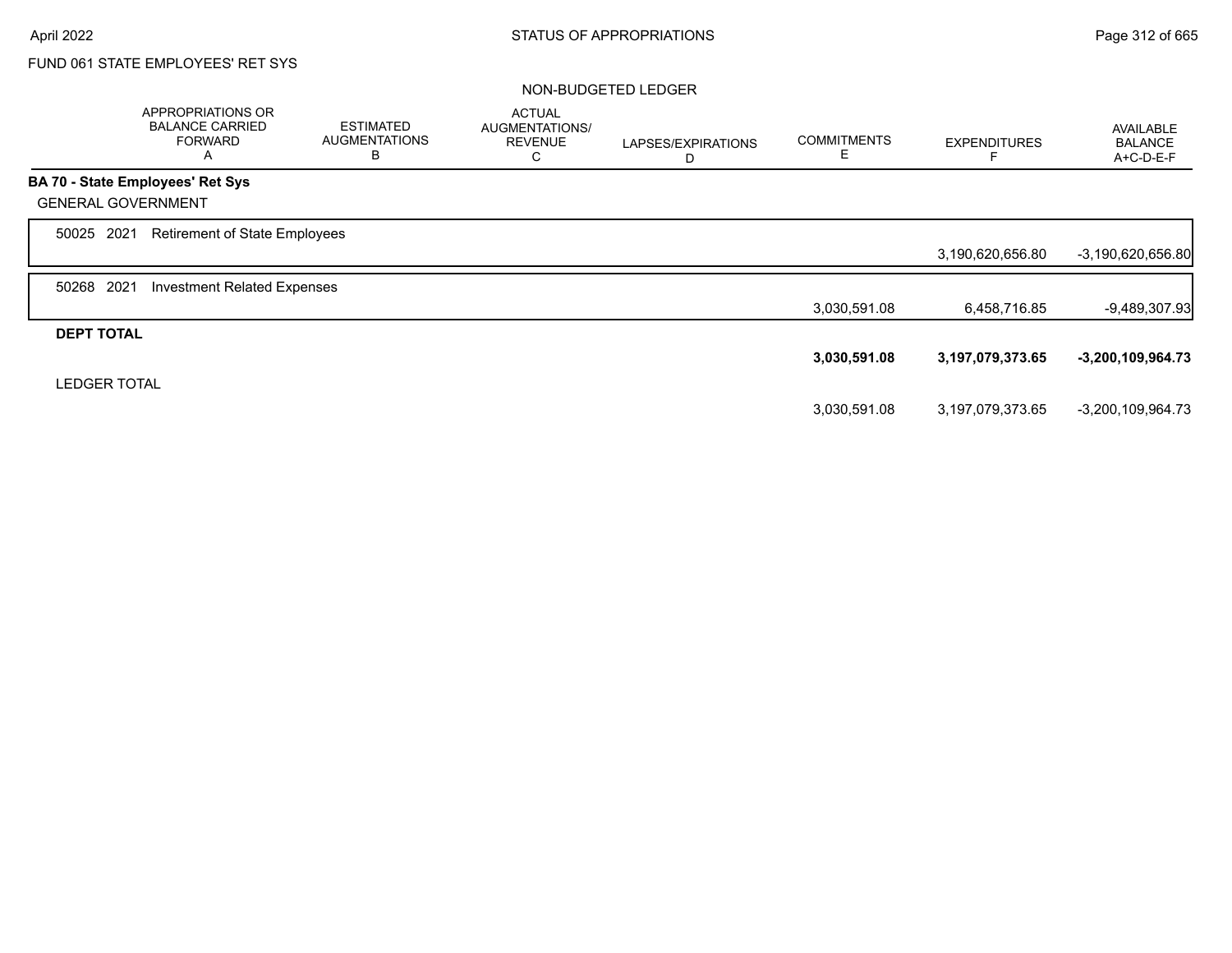FUND 061 STATE EMPLOYEES' RET SYS

NON-BUDGETED LEDGER

| | APPROPRIATIONS OR BALANCE CARRIED FORWARD A | ESTIMATED AUGMENTATIONS B | ACTUAL AUGMENTATIONS/ REVENUE C | LAPSES/EXPIRATIONS D | COMMITMENTS E | EXPENDITURES F | AVAILABLE BALANCE A+C-D-E-F |
|---|---|---|---|---|---|---|---|
| **BA 70 - State Employees' Ret Sys** | | | | | | | |
| GENERAL GOVERNMENT | | | | | | | |
| 50025 2021 Retirement of State Employees | | | | | | 3,190,620,656.80 | -3,190,620,656.80 |
| 50268 2021 Investment Related Expenses | | | | | 3,030,591.08 | 6,458,716.85 | -9,489,307.93 |
| **DEPT TOTAL** | | | | | **3,030,591.08** | **3,197,079,373.65** | **-3,200,109,964.73** |
| LEDGER TOTAL | | | | | 3,030,591.08 | 3,197,079,373.65 | -3,200,109,964.73 |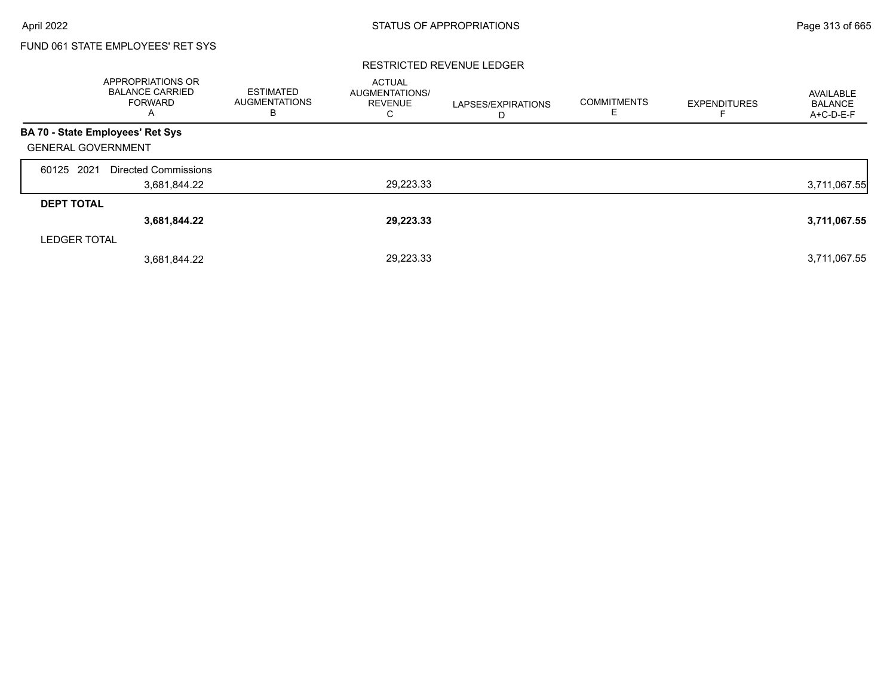FUND 061 STATE EMPLOYEES' RET SYS

RESTRICTED REVENUE LEDGER

| | APPROPRIATIONS OR BALANCE CARRIED FORWARD A | ESTIMATED AUGMENTATIONS B | ACTUAL AUGMENTATIONS/ REVENUE C | LAPSES/EXPIRATIONS D | COMMITMENTS E | EXPENDITURES F | AVAILABLE BALANCE A+C-D-E-F |
|---|---|---|---|---|---|---|---|
| **BA 70 - State Employees' Ret Sys** | | | | | | | |
| GENERAL GOVERNMENT | | | | | | | |
| 60125 2021 Directed Commissions | 3,681,844.22 | | 29,223.33 | | | | 3,711,067.55 |
| **DEPT TOTAL** | **3,681,844.22** | | **29,223.33** | | | | **3,711,067.55** |
| LEDGER TOTAL | 3,681,844.22 | | 29,223.33 | | | | 3,711,067.55 |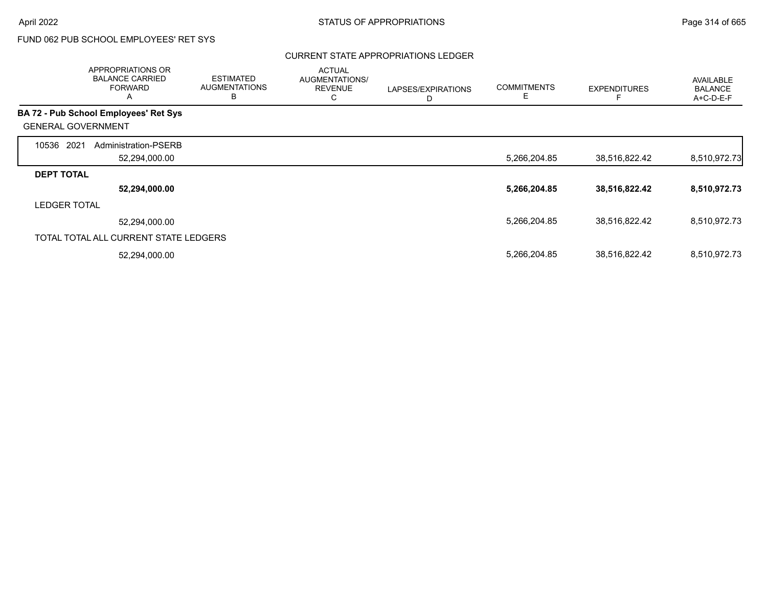FUND 062 PUB SCHOOL EMPLOYEES' RET SYS

CURRENT STATE APPROPRIATIONS LEDGER

| | APPROPRIATIONS OR BALANCE CARRIED FORWARD A | ESTIMATED AUGMENTATIONS B | ACTUAL AUGMENTATIONS/ REVENUE C | LAPSES/EXPIRATIONS D | COMMITMENTS E | EXPENDITURES F | AVAILABLE BALANCE A+C-D-E-F |
|---|---|---|---|---|---|---|---|
| **BA 72 - Pub School Employees' Ret Sys** | | | | | | | |
| GENERAL GOVERNMENT | | | | | | | |
| 10536 2021 Administration-PSERB | 52,294,000.00 | | | | 5,266,204.85 | 38,516,822.42 | 8,510,972.73 |
| **DEPT TOTAL** | **52,294,000.00** | | | | **5,266,204.85** | **38,516,822.42** | **8,510,972.73** |
| LEDGER TOTAL | 52,294,000.00 | | | | 5,266,204.85 | 38,516,822.42 | 8,510,972.73 |
| TOTAL TOTAL ALL CURRENT STATE LEDGERS | 52,294,000.00 | | | | 5,266,204.85 | 38,516,822.42 | 8,510,972.73 |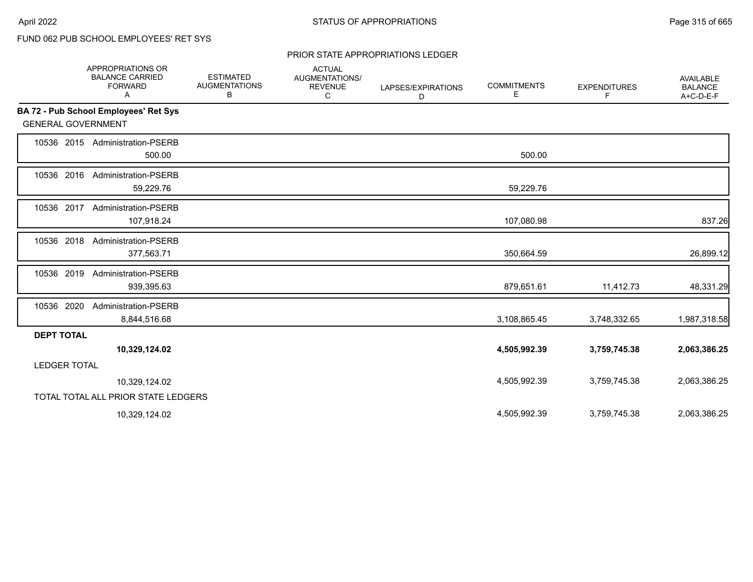FUND 062 PUB SCHOOL EMPLOYEES' RET SYS

PRIOR STATE APPROPRIATIONS LEDGER

| | APPROPRIATIONS OR BALANCE CARRIED FORWARD A | ESTIMATED AUGMENTATIONS B | ACTUAL AUGMENTATIONS/ REVENUE C | LAPSES/EXPIRATIONS D | COMMITMENTS E | EXPENDITURES F | AVAILABLE BALANCE A+C-D-E-F |
|---|---|---|---|---|---|---|---|
| **BA 72 - Pub School Employees' Ret Sys** | | | | | | | |
| GENERAL GOVERNMENT | | | | | | | |
| 10536 2015 Administration-PSERB | 500.00 | | | | 500.00 | | |
| 10536 2016 Administration-PSERB | 59,229.76 | | | | 59,229.76 | | |
| 10536 2017 Administration-PSERB | 107,918.24 | | | | 107,080.98 | | 837.26 |
| 10536 2018 Administration-PSERB | 377,563.71 | | | | 350,664.59 | | 26,899.12 |
| 10536 2019 Administration-PSERB | 939,395.63 | | | | 879,651.61 | 11,412.73 | 48,331.29 |
| 10536 2020 Administration-PSERB | 8,844,516.68 | | | | 3,108,865.45 | 3,748,332.65 | 1,987,318.58 |
| **DEPT TOTAL** | **10,329,124.02** | | | | **4,505,992.39** | **3,759,745.38** | **2,063,386.25** |
| LEDGER TOTAL | 10,329,124.02 | | | | 4,505,992.39 | 3,759,745.38 | 2,063,386.25 |
| TOTAL TOTAL ALL PRIOR STATE LEDGERS | 10,329,124.02 | | | | 4,505,992.39 | 3,759,745.38 | 2,063,386.25 |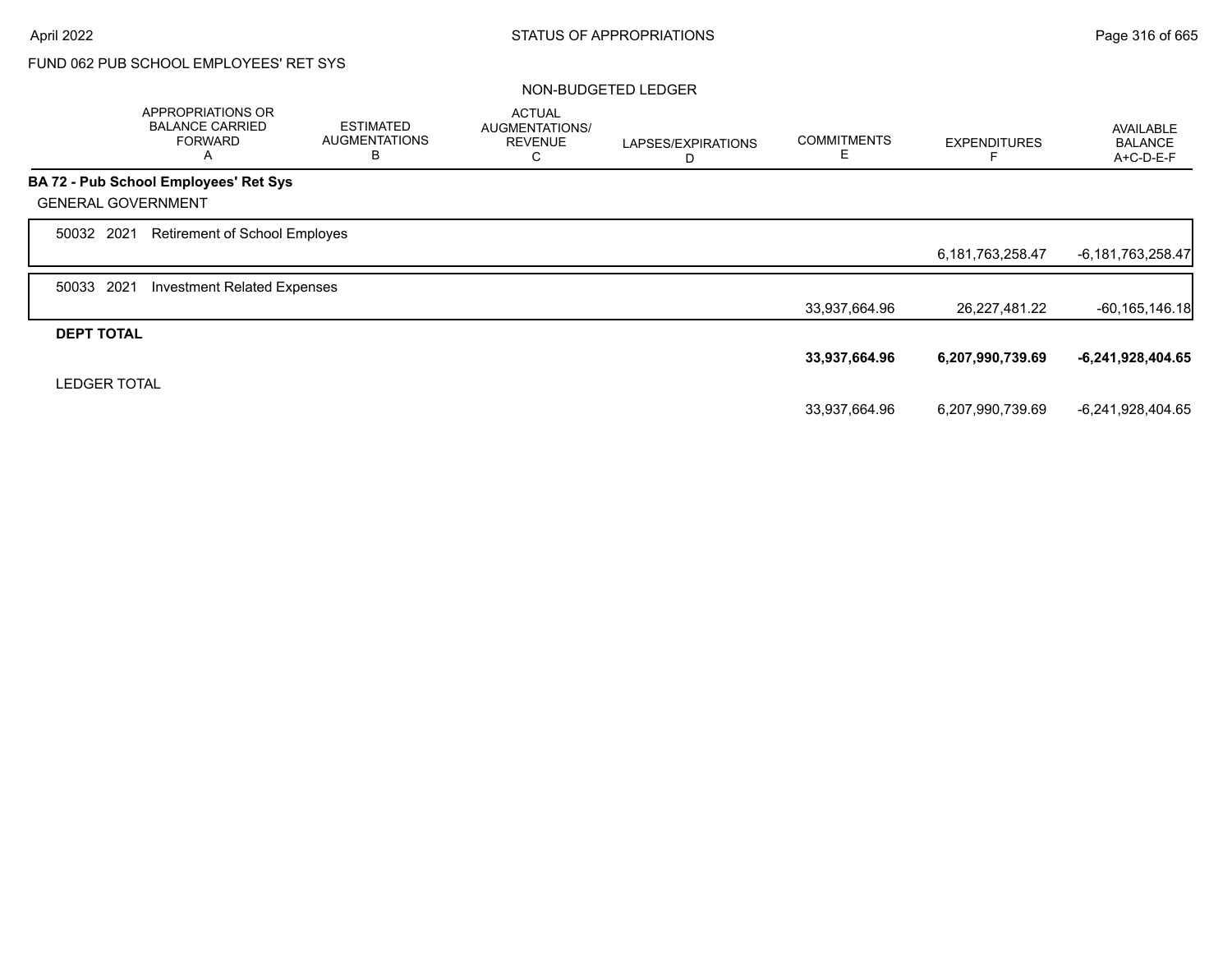FUND 062 PUB SCHOOL EMPLOYEES' RET SYS

NON-BUDGETED LEDGER

| | APPROPRIATIONS OR BALANCE CARRIED FORWARD A | ESTIMATED AUGMENTATIONS B | ACTUAL AUGMENTATIONS/ REVENUE C | LAPSES/EXPIRATIONS D | COMMITMENTS E | EXPENDITURES F | AVAILABLE BALANCE A+C-D-E-F |
|---|---|---|---|---|---|---|---|
| **BA 72 - Pub School Employees' Ret Sys** | | | | | | | |
| GENERAL GOVERNMENT | | | | | | | |
| 50032 2021 Retirement of School Employes | | | | | | 6,181,763,258.47 | -6,181,763,258.47 |
| 50033 2021 Investment Related Expenses | | | | | 33,937,664.96 | 26,227,481.22 | -60,165,146.18 |
| **DEPT TOTAL** | | | | | **33,937,664.96** | **6,207,990,739.69** | **-6,241,928,404.65** |
| LEDGER TOTAL | | | | | 33,937,664.96 | 6,207,990,739.69 | -6,241,928,404.65 |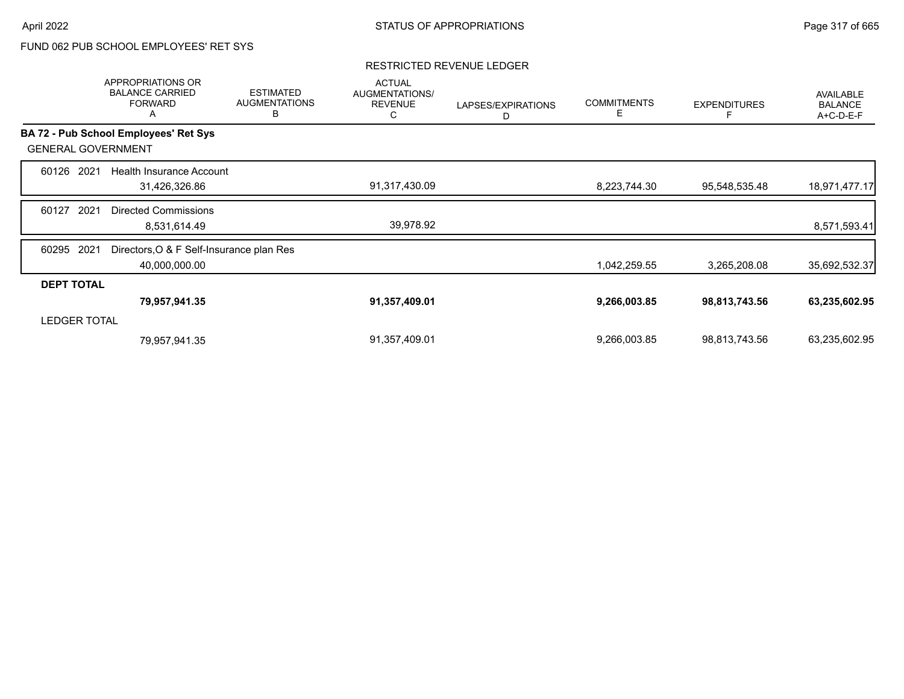FUND 062 PUB SCHOOL EMPLOYEES' RET SYS

RESTRICTED REVENUE LEDGER

| | APPROPRIATIONS OR BALANCE CARRIED FORWARD A | ESTIMATED AUGMENTATIONS B | ACTUAL AUGMENTATIONS/ REVENUE C | LAPSES/EXPIRATIONS D | COMMITMENTS E | EXPENDITURES F | AVAILABLE BALANCE A+C-D-E-F |
|---|---|---|---|---|---|---|---|
| **BA 72 - Pub School Employees' Ret Sys** | | | | | | | |
| GENERAL GOVERNMENT | | | | | | | |
| 60126 2021 Health Insurance Account | 31,426,326.86 | | 91,317,430.09 | | 8,223,744.30 | 95,548,535.48 | 18,971,477.17 |
| 60127 2021 Directed Commissions | 8,531,614.49 | | 39,978.92 | | | | 8,571,593.41 |
| 60295 2021 Directors,O & F Self-Insurance plan Res | 40,000,000.00 | | | | 1,042,259.55 | 3,265,208.08 | 35,692,532.37 |
| **DEPT TOTAL** | **79,957,941.35** | | **91,357,409.01** | | **9,266,003.85** | **98,813,743.56** | **63,235,602.95** |
| LEDGER TOTAL | 79,957,941.35 | | 91,357,409.01 | | 9,266,003.85 | 98,813,743.56 | 63,235,602.95 |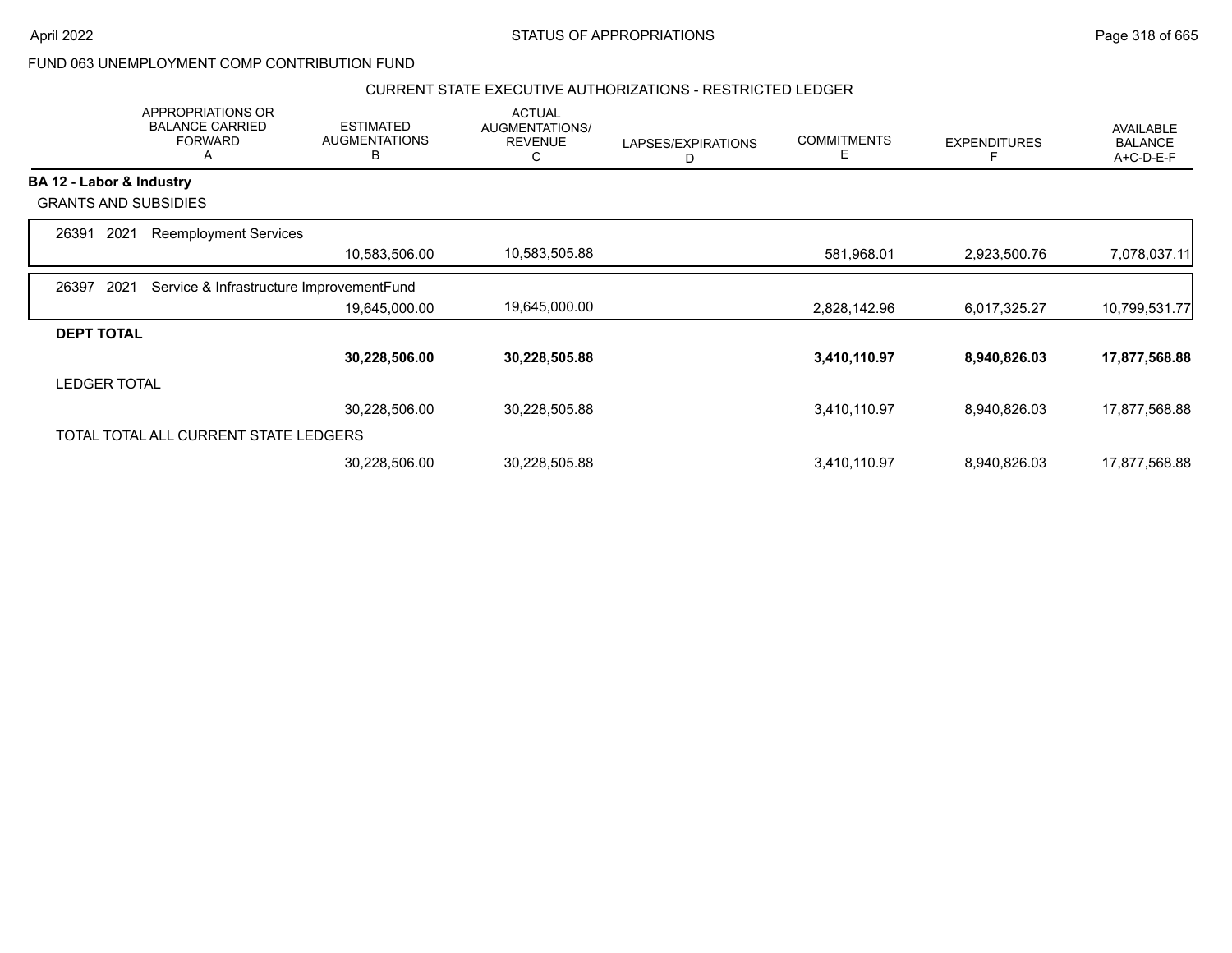FUND 063 UNEMPLOYMENT COMP CONTRIBUTION FUND

CURRENT STATE EXECUTIVE AUTHORIZATIONS - RESTRICTED LEDGER

| APPROPRIATIONS OR BALANCE CARRIED FORWARD A | ESTIMATED AUGMENTATIONS B | ACTUAL AUGMENTATIONS/ REVENUE C | LAPSES/EXPIRATIONS D | COMMITMENTS E | EXPENDITURES F | AVAILABLE BALANCE A+C-D-E-F |
|---|---|---|---|---|---|---|
| **BA 12 - Labor & Industry** | | | | | | |
| GRANTS AND SUBSIDIES | | | | | | |
| 26391 2021 Reemployment Services | | | | | | |
| | 10,583,506.00 | 10,583,505.88 | | 581,968.01 | 2,923,500.76 | 7,078,037.11 |
| 26397 2021 Service & Infrastructure ImprovementFund | | | | | | |
| | 19,645,000.00 | 19,645,000.00 | | 2,828,142.96 | 6,017,325.27 | 10,799,531.77 |
| **DEPT TOTAL** | | | | | | |
| | **30,228,506.00** | **30,228,505.88** | | **3,410,110.97** | **8,940,826.03** | **17,877,568.88** |
| LEDGER TOTAL | | | | | | |
| | 30,228,506.00 | 30,228,505.88 | | 3,410,110.97 | 8,940,826.03 | 17,877,568.88 |
| TOTAL TOTAL ALL CURRENT STATE LEDGERS | | | | | | |
| | 30,228,506.00 | 30,228,505.88 | | 3,410,110.97 | 8,940,826.03 | 17,877,568.88 |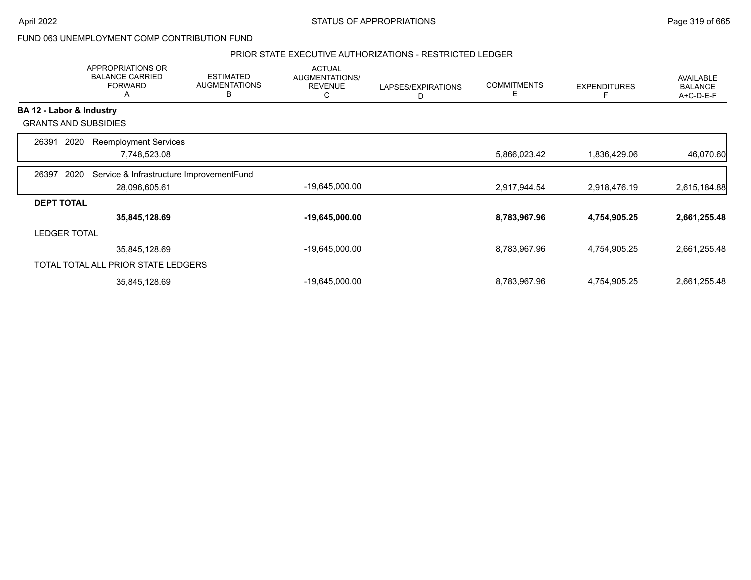FUND 063 UNEMPLOYMENT COMP CONTRIBUTION FUND

PRIOR STATE EXECUTIVE AUTHORIZATIONS - RESTRICTED LEDGER

| | APPROPRIATIONS OR BALANCE CARRIED FORWARD A | ESTIMATED AUGMENTATIONS B | ACTUAL AUGMENTATIONS/ REVENUE C | LAPSES/EXPIRATIONS D | COMMITMENTS E | EXPENDITURES F | AVAILABLE BALANCE A+C-D-E-F |
|---|---|---|---|---|---|---|---|
| **BA 12 - Labor & Industry** | | | | | | | |
| GRANTS AND SUBSIDIES | | | | | | | |
| 26391 2020 Reemployment Services | 7,748,523.08 | | | | 5,866,023.42 | 1,836,429.06 | 46,070.60 |
| 26397 2020 Service & Infrastructure ImprovementFund | 28,096,605.61 | | -19,645,000.00 | | 2,917,944.54 | 2,918,476.19 | 2,615,184.88 |
| **DEPT TOTAL** | **35,845,128.69** | | **-19,645,000.00** | | **8,783,967.96** | **4,754,905.25** | **2,661,255.48** |
| LEDGER TOTAL | 35,845,128.69 | | -19,645,000.00 | | 8,783,967.96 | 4,754,905.25 | 2,661,255.48 |
| TOTAL TOTAL ALL PRIOR STATE LEDGERS | 35,845,128.69 | | -19,645,000.00 | | 8,783,967.96 | 4,754,905.25 | 2,661,255.48 |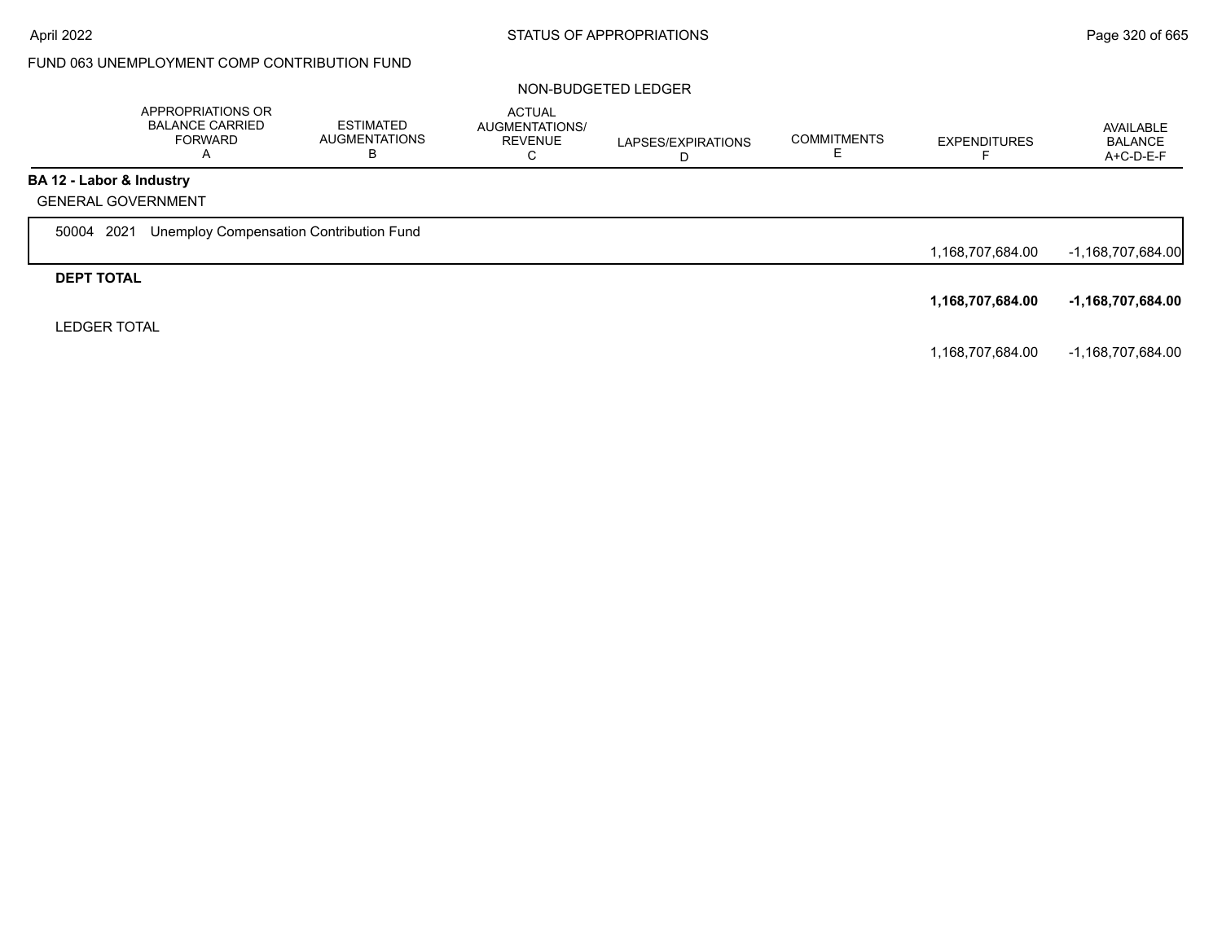FUND 063 UNEMPLOYMENT COMP CONTRIBUTION FUND

NON-BUDGETED LEDGER

| | APPROPRIATIONS OR BALANCE CARRIED FORWARD A | ESTIMATED AUGMENTATIONS B | ACTUAL AUGMENTATIONS/ REVENUE C | LAPSES/EXPIRATIONS D | COMMITMENTS E | EXPENDITURES F | AVAILABLE BALANCE A+C-D-E-F |
|---|---|---|---|---|---|---|---|
| **BA 12 - Labor & Industry** | | | | | | | |
| GENERAL GOVERNMENT | | | | | | | |
| 50004 2021 Unemploy Compensation Contribution Fund | | | | | | 1,168,707,684.00 | -1,168,707,684.00 |
| **DEPT TOTAL** | | | | | | **1,168,707,684.00** | **-1,168,707,684.00** |
| LEDGER TOTAL | | | | | | 1,168,707,684.00 | -1,168,707,684.00 |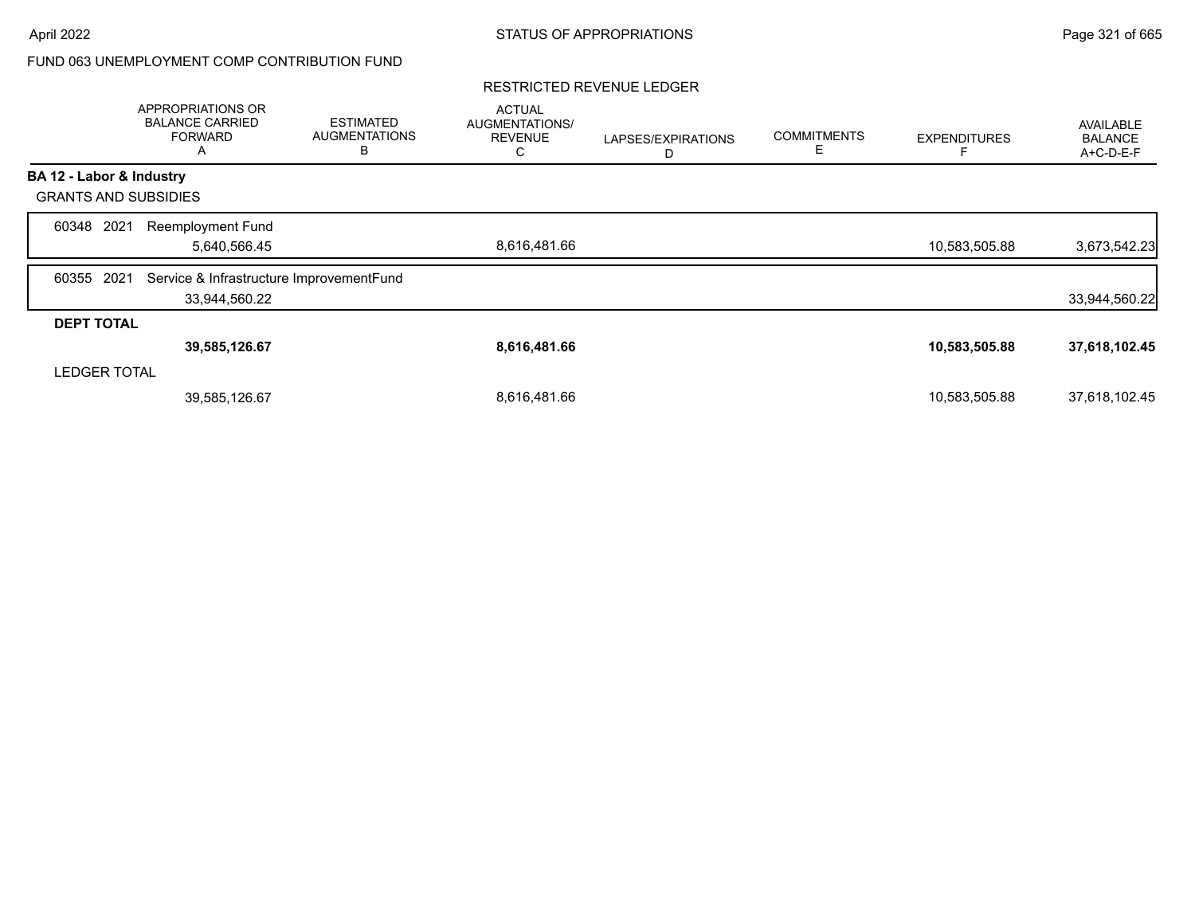FUND 063 UNEMPLOYMENT COMP CONTRIBUTION FUND

RESTRICTED REVENUE LEDGER

| | APPROPRIATIONS OR BALANCE CARRIED FORWARD A | ESTIMATED AUGMENTATIONS B | ACTUAL AUGMENTATIONS/ REVENUE C | LAPSES/EXPIRATIONS D | COMMITMENTS E | EXPENDITURES F | AVAILABLE BALANCE A+C-D-E-F |
|---|---|---|---|---|---|---|---|
| **BA 12 - Labor & Industry** | | | | | | | |
| GRANTS AND SUBSIDIES | | | | | | | |
| 60348 2021 Reemployment Fund | | | | | | | |
| | 5,640,566.45 | | 8,616,481.66 | | | 10,583,505.88 | 3,673,542.23 |
| 60355 2021 Service & Infrastructure ImprovementFund | | | | | | | |
| | 33,944,560.22 | | | | | | 33,944,560.22 |
| **DEPT TOTAL** | | | | | | | |
| | **39,585,126.67** | | **8,616,481.66** | | | **10,583,505.88** | **37,618,102.45** |
| LEDGER TOTAL | | | | | | | |
| | 39,585,126.67 | | 8,616,481.66 | | | 10,583,505.88 | 37,618,102.45 |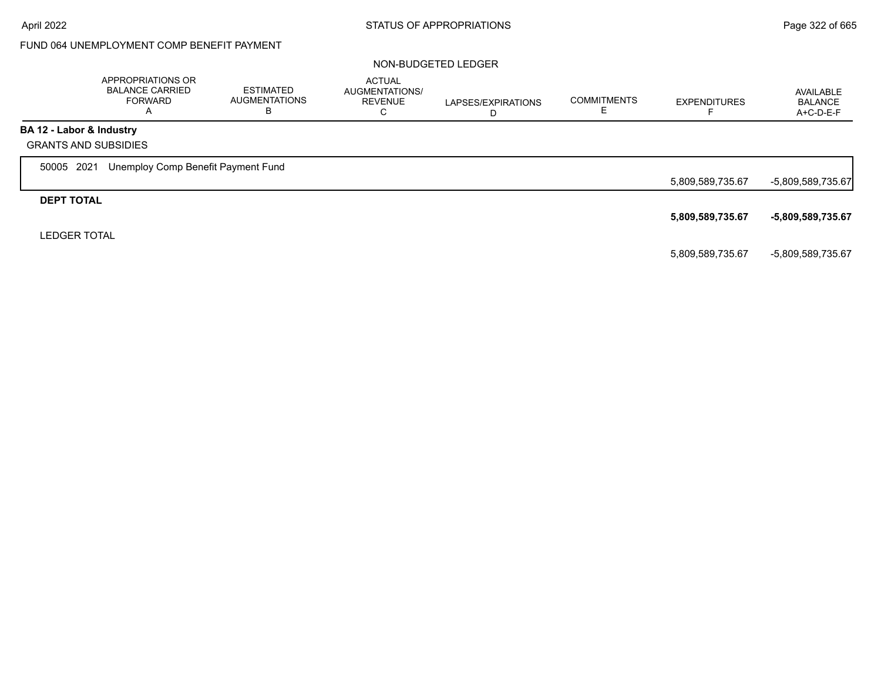## FUND 064 UNEMPLOYMENT COMP BENEFIT PAYMENT

### NON-BUDGETED LEDGER

| | APPROPRIATIONS OR BALANCE CARRIED FORWARD A | ESTIMATED AUGMENTATIONS B | ACTUAL AUGMENTATIONS/ REVENUE C | LAPSES/EXPIRATIONS D | COMMITMENTS E | EXPENDITURES F | AVAILABLE BALANCE A+C-D-E-F |
|---|---|---|---|---|---|---|---|
| **BA 12 - Labor & Industry** | | | | | | | |
| GRANTS AND SUBSIDIES | | | | | | | |
| 50005 2021 Unemploy Comp Benefit Payment Fund | | | | | | 5,809,589,735.67 | -5,809,589,735.67 |
| **DEPT TOTAL** | | | | | | **5,809,589,735.67** | **-5,809,589,735.67** |
| LEDGER TOTAL | | | | | | 5,809,589,735.67 | -5,809,589,735.67 |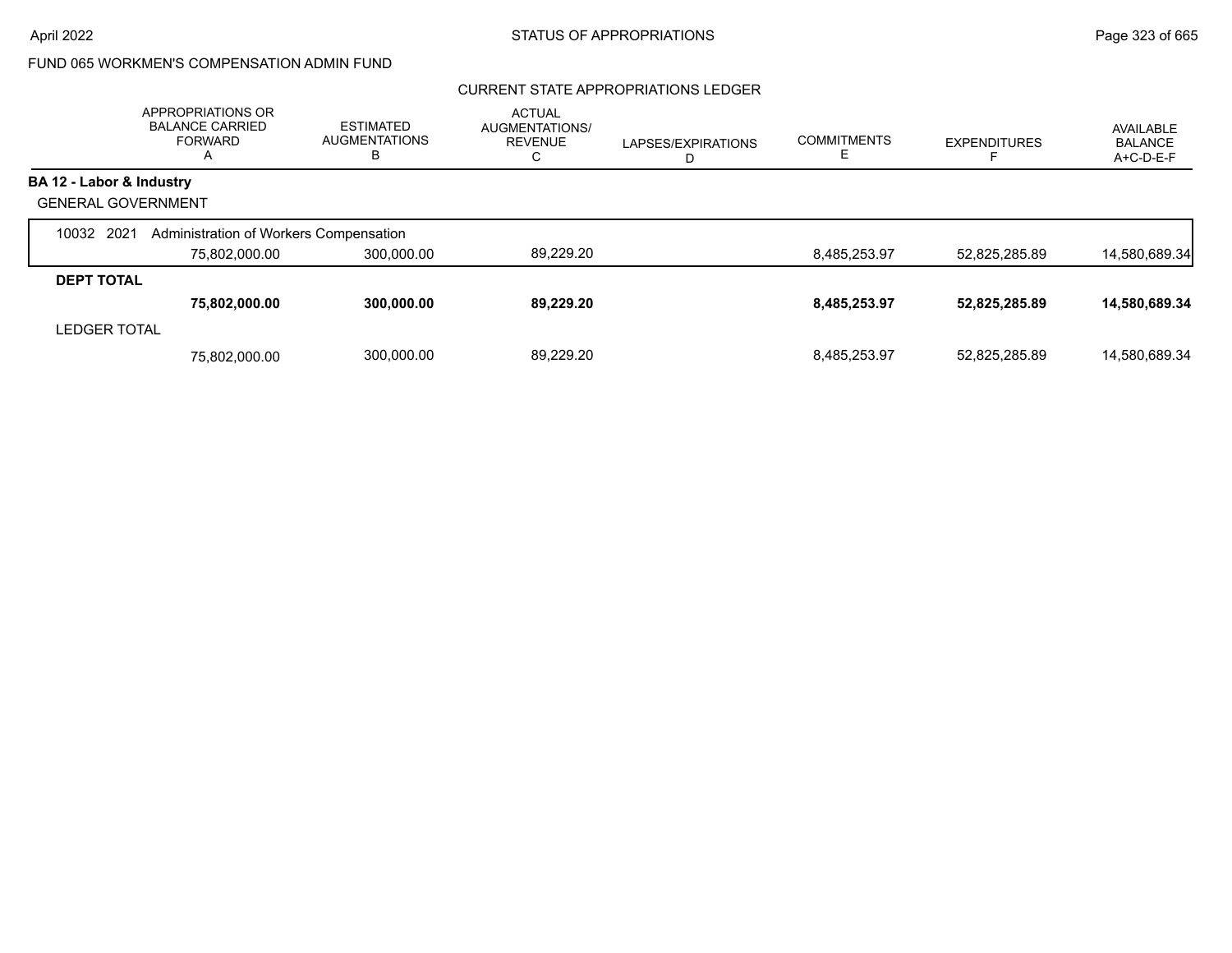FUND 065 WORKMEN'S COMPENSATION ADMIN FUND

CURRENT STATE APPROPRIATIONS LEDGER

| | APPROPRIATIONS OR BALANCE CARRIED FORWARD A | ESTIMATED AUGMENTATIONS B | ACTUAL AUGMENTATIONS/ REVENUE C | LAPSES/EXPIRATIONS D | COMMITMENTS E | EXPENDITURES F | AVAILABLE BALANCE A+C-D-E-F |
|---|---|---|---|---|---|---|---|
| **BA 12 - Labor & Industry** | | | | | | | |
| GENERAL GOVERNMENT | | | | | | | |
| 10032 2021 Administration of Workers Compensation | | | | | | | |
| | 75,802,000.00 | 300,000.00 | 89,229.20 | | 8,485,253.97 | 52,825,285.89 | 14,580,689.34 |
| **DEPT TOTAL** | | | | | | | |
| | **75,802,000.00** | **300,000.00** | **89,229.20** | | **8,485,253.97** | **52,825,285.89** | **14,580,689.34** |
| LEDGER TOTAL | | | | | | | |
| | 75,802,000.00 | 300,000.00 | 89,229.20 | | 8,485,253.97 | 52,825,285.89 | 14,580,689.34 |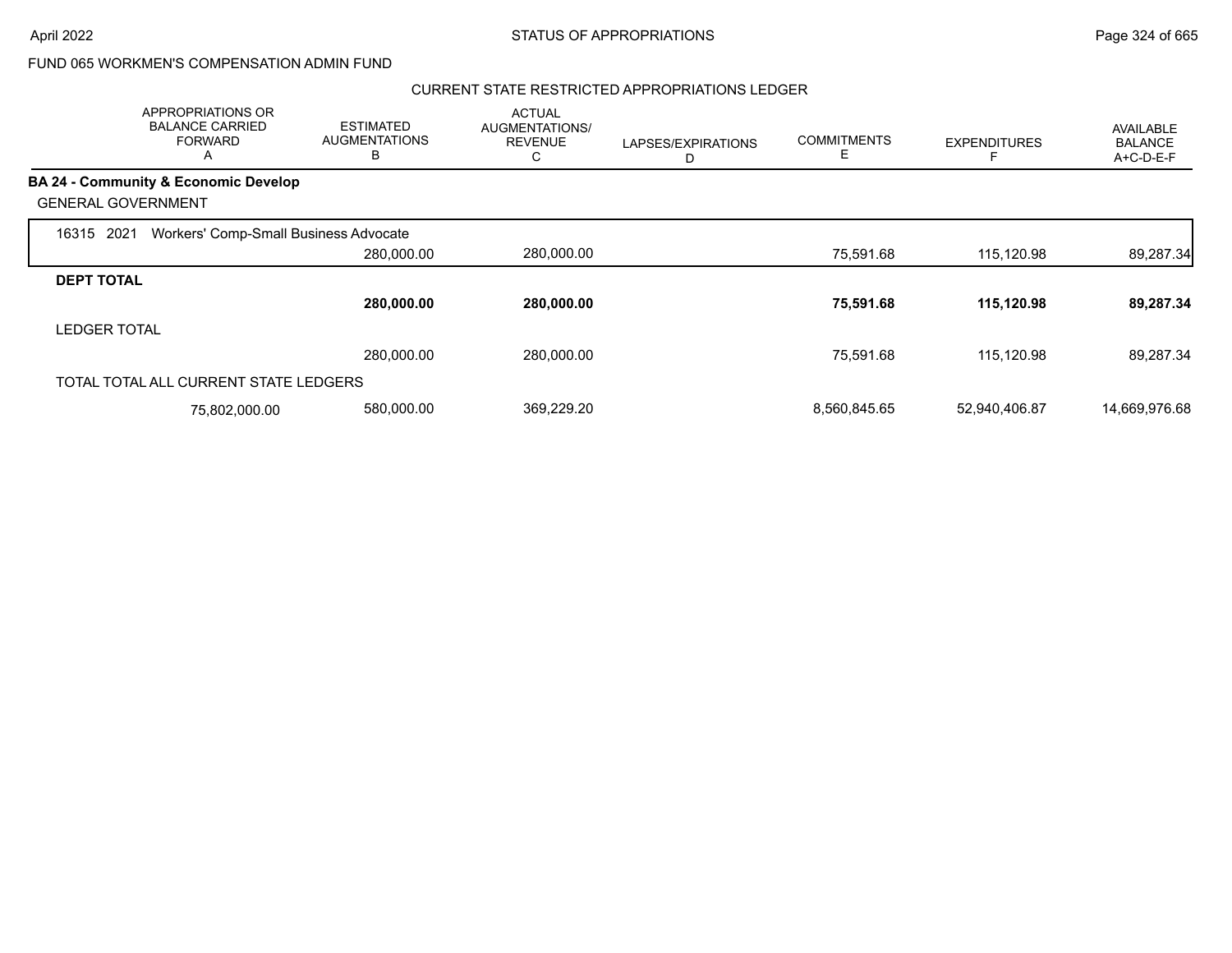FUND 065 WORKMEN'S COMPENSATION ADMIN FUND

CURRENT STATE RESTRICTED APPROPRIATIONS LEDGER

| | APPROPRIATIONS OR BALANCE CARRIED FORWARD A | ESTIMATED AUGMENTATIONS B | ACTUAL AUGMENTATIONS/ REVENUE C | LAPSES/EXPIRATIONS D | COMMITMENTS E | EXPENDITURES F | AVAILABLE BALANCE A+C-D-E-F |
|---|---|---|---|---|---|---|---|
| **BA 24 - Community & Economic Develop** | | | | | | | |
| GENERAL GOVERNMENT | | | | | | | |
| 16315 2021 Workers' Comp-Small Business Advocate | | 280,000.00 | 280,000.00 | | 75,591.68 | 115,120.98 | 89,287.34 |
| **DEPT TOTAL** | | **280,000.00** | **280,000.00** | | **75,591.68** | **115,120.98** | **89,287.34** |
| LEDGER TOTAL | | 280,000.00 | 280,000.00 | | 75,591.68 | 115,120.98 | 89,287.34 |
| TOTAL TOTAL ALL CURRENT STATE LEDGERS | 75,802,000.00 | 580,000.00 | 369,229.20 | | 8,560,845.65 | 52,940,406.87 | 14,669,976.68 |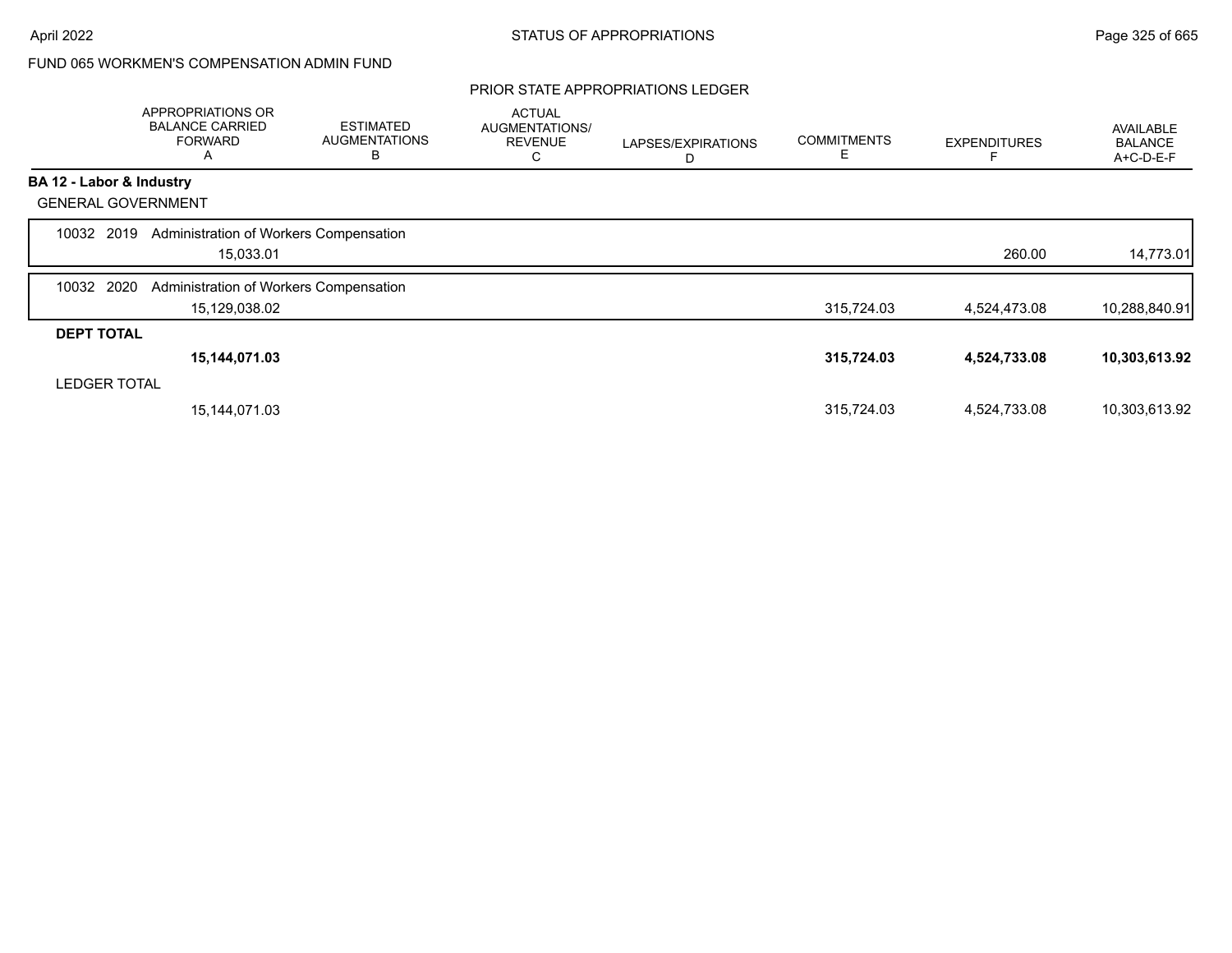FUND 065 WORKMEN'S COMPENSATION ADMIN FUND

PRIOR STATE APPROPRIATIONS LEDGER

| | APPROPRIATIONS OR BALANCE CARRIED FORWARD A | ESTIMATED AUGMENTATIONS B | ACTUAL AUGMENTATIONS/ REVENUE C | LAPSES/EXPIRATIONS D | COMMITMENTS E | EXPENDITURES F | AVAILABLE BALANCE A+C-D-E-F |
|---|---|---|---|---|---|---|---|
| **BA 12 - Labor & Industry** | | | | | | | |
| GENERAL GOVERNMENT | | | | | | | |
| 10032 2019 Administration of Workers Compensation | | | | | | | |
| | 15,033.01 | | | | | 260.00 | 14,773.01 |
| 10032 2020 Administration of Workers Compensation | | | | | | | |
| | 15,129,038.02 | | | | 315,724.03 | 4,524,473.08 | 10,288,840.91 |
| **DEPT TOTAL** | | | | | | | |
| | **15,144,071.03** | | | | **315,724.03** | **4,524,733.08** | **10,303,613.92** |
| LEDGER TOTAL | | | | | | | |
| | 15,144,071.03 | | | | 315,724.03 | 4,524,733.08 | 10,303,613.92 |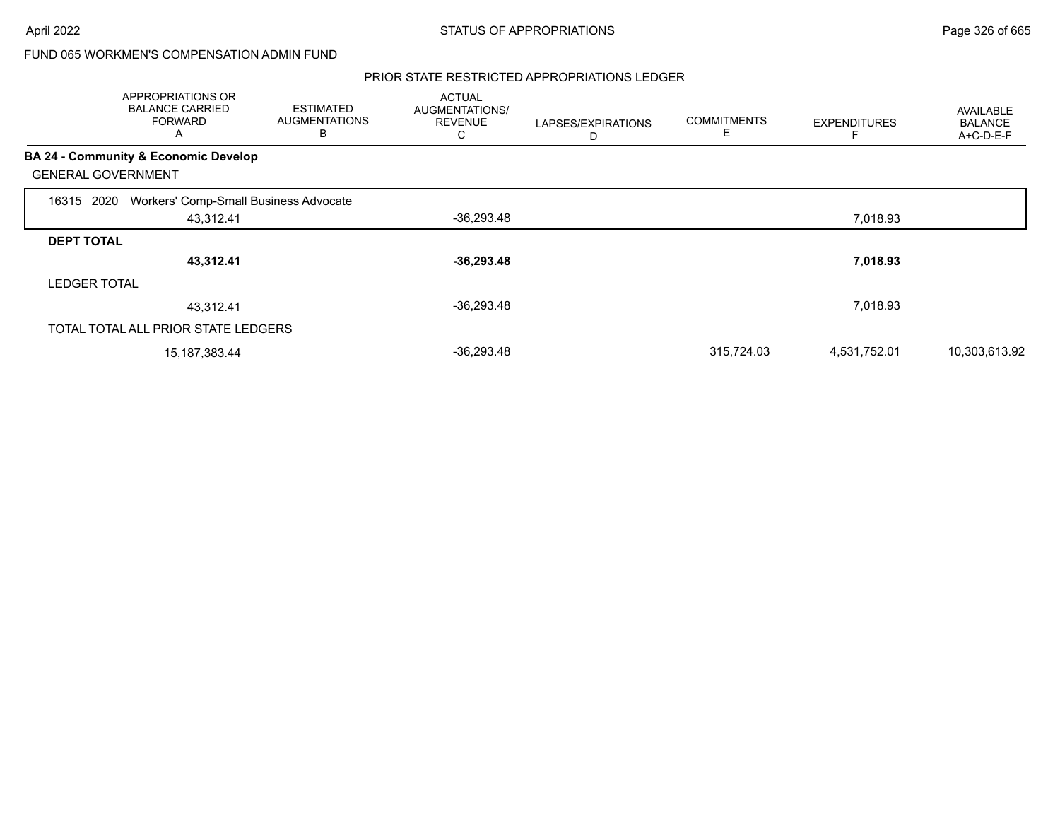FUND 065 WORKMEN'S COMPENSATION ADMIN FUND

## PRIOR STATE RESTRICTED APPROPRIATIONS LEDGER

| | APPROPRIATIONS OR BALANCE CARRIED FORWARD A | ESTIMATED AUGMENTATIONS B | ACTUAL AUGMENTATIONS/ REVENUE C | LAPSES/EXPIRATIONS D | COMMITMENTS E | EXPENDITURES F | AVAILABLE BALANCE A+C-D-E-F |
|---|---|---|---|---|---|---|---|
| **BA 24 - Community & Economic Develop** | | | | | | | |
| GENERAL GOVERNMENT | | | | | | | |
| 16315 2020 Workers' Comp-Small Business Advocate | 43,312.41 | | -36,293.48 | | | 7,018.93 | |
| **DEPT TOTAL** | **43,312.41** | | **-36,293.48** | | | **7,018.93** | |
| LEDGER TOTAL | 43,312.41 | | -36,293.48 | | | 7,018.93 | |
| TOTAL TOTAL ALL PRIOR STATE LEDGERS | 15,187,383.44 | | -36,293.48 | | 315,724.03 | 4,531,752.01 | 10,303,613.92 |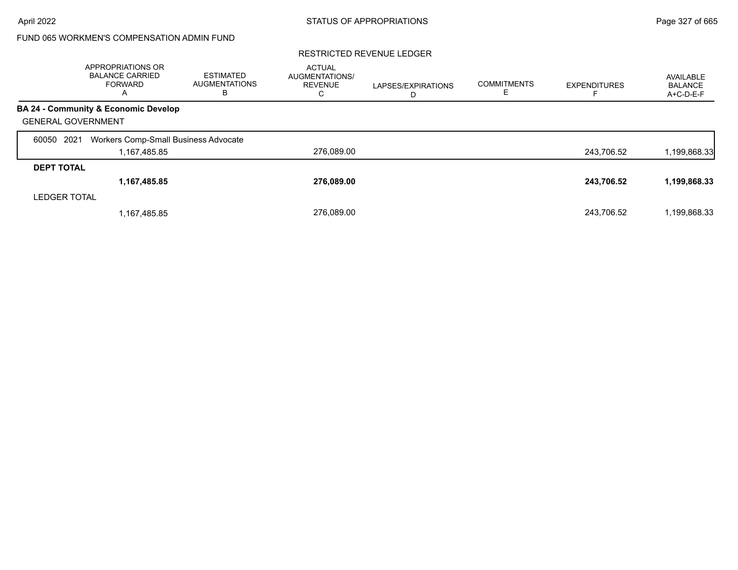FUND 065 WORKMEN'S COMPENSATION ADMIN FUND

RESTRICTED REVENUE LEDGER

| | APPROPRIATIONS OR BALANCE CARRIED FORWARD A | ESTIMATED AUGMENTATIONS B | ACTUAL AUGMENTATIONS/ REVENUE C | LAPSES/EXPIRATIONS D | COMMITMENTS E | EXPENDITURES F | AVAILABLE BALANCE A+C-D-E-F |
|---|---|---|---|---|---|---|---|
| **BA 24 - Community & Economic Develop** | | | | | | | |
| GENERAL GOVERNMENT | | | | | | | |
| 60050 2021 Workers Comp-Small Business Advocate | | | | | | | |
| | 1,167,485.85 | | 276,089.00 | | | 243,706.52 | 1,199,868.33 |
| **DEPT TOTAL** | | | | | | | |
| | **1,167,485.85** | | **276,089.00** | | | **243,706.52** | **1,199,868.33** |
| LEDGER TOTAL | | | | | | | |
| | 1,167,485.85 | | 276,089.00 | | | 243,706.52 | 1,199,868.33 |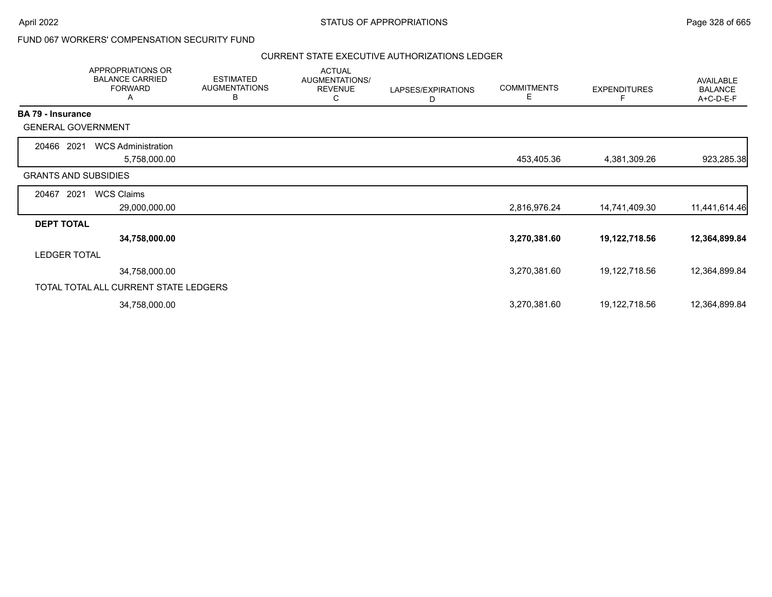FUND 067 WORKERS' COMPENSATION SECURITY FUND

CURRENT STATE EXECUTIVE AUTHORIZATIONS LEDGER

| APPROPRIATIONS OR BALANCE CARRIED FORWARD A | ESTIMATED AUGMENTATIONS B | ACTUAL AUGMENTATIONS/ REVENUE C | LAPSES/EXPIRATIONS D | COMMITMENTS E | EXPENDITURES F | AVAILABLE BALANCE A+C-D-E-F |
|---|---|---|---|---|---|---|
| **BA 79 - Insurance** | | | | | | |
| GENERAL GOVERNMENT | | | | | | |
| 20466 2021 WCS Administration | | | | | | |
| 5,758,000.00 | | | | 453,405.36 | 4,381,309.26 | 923,285.38 |
| GRANTS AND SUBSIDIES | | | | | | |
| 20467 2021 WCS Claims | | | | | | |
| 29,000,000.00 | | | | 2,816,976.24 | 14,741,409.30 | 11,441,614.46 |
| **DEPT TOTAL** | | | | | | |
| **34,758,000.00** | | | | **3,270,381.60** | **19,122,718.56** | **12,364,899.84** |
| LEDGER TOTAL | | | | | | |
| 34,758,000.00 | | | | 3,270,381.60 | 19,122,718.56 | 12,364,899.84 |
| TOTAL TOTAL ALL CURRENT STATE LEDGERS | | | | | | |
| 34,758,000.00 | | | | 3,270,381.60 | 19,122,718.56 | 12,364,899.84 |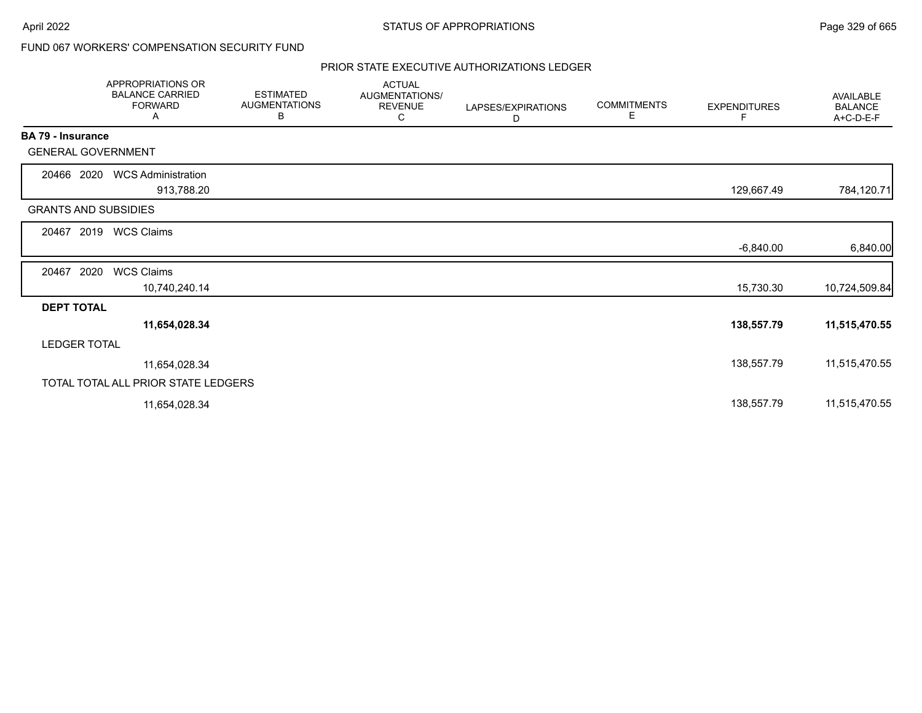FUND 067 WORKERS' COMPENSATION SECURITY FUND

PRIOR STATE EXECUTIVE AUTHORIZATIONS LEDGER

| | APPROPRIATIONS OR BALANCE CARRIED FORWARD A | ESTIMATED AUGMENTATIONS B | ACTUAL AUGMENTATIONS/ REVENUE C | LAPSES/EXPIRATIONS D | COMMITMENTS E | EXPENDITURES F | AVAILABLE BALANCE A+C-D-E-F |
|---|---|---|---|---|---|---|---|
| **BA 79 - Insurance** | | | | | | | |
| GENERAL GOVERNMENT | | | | | | | |
| 20466 2020 WCS Administration | 913,788.20 | | | | | 129,667.49 | 784,120.71 |
| GRANTS AND SUBSIDIES | | | | | | | |
| 20467 2019 WCS Claims | | | | | | -6,840.00 | 6,840.00 |
| 20467 2020 WCS Claims | 10,740,240.14 | | | | | 15,730.30 | 10,724,509.84 |
| **DEPT TOTAL** | **11,654,028.34** | | | | | **138,557.79** | **11,515,470.55** |
| LEDGER TOTAL | 11,654,028.34 | | | | | 138,557.79 | 11,515,470.55 |
| TOTAL TOTAL ALL PRIOR STATE LEDGERS | 11,654,028.34 | | | | | 138,557.79 | 11,515,470.55 |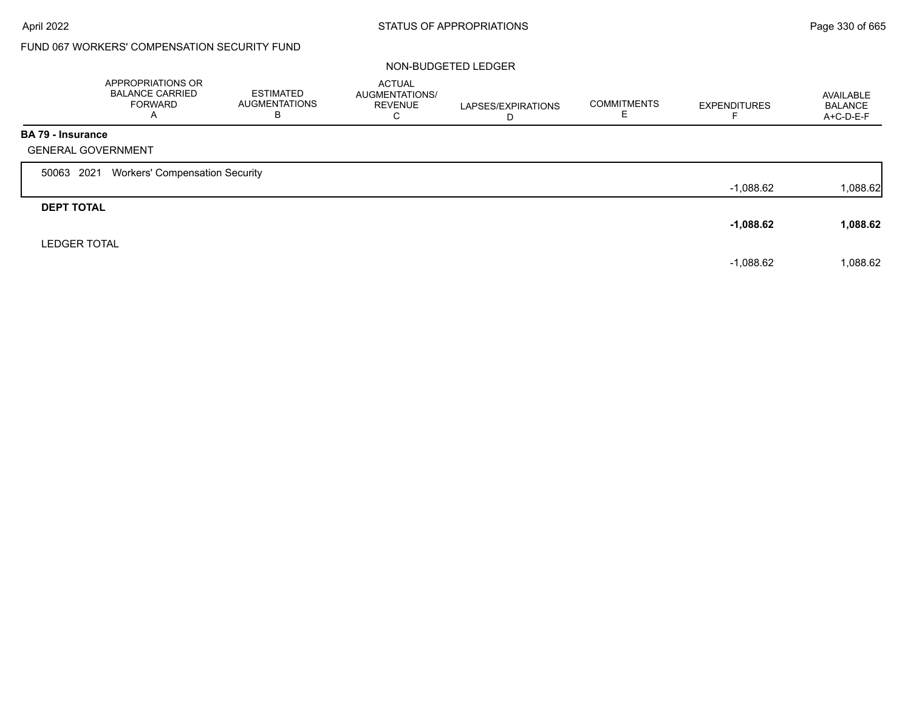FUND 067 WORKERS' COMPENSATION SECURITY FUND

NON-BUDGETED LEDGER

| | APPROPRIATIONS OR BALANCE CARRIED FORWARD A | ESTIMATED AUGMENTATIONS B | ACTUAL AUGMENTATIONS/ REVENUE C | LAPSES/EXPIRATIONS D | COMMITMENTS E | EXPENDITURES F | AVAILABLE BALANCE A+C-D-E-F |
|---|---|---|---|---|---|---|---|
| **BA 79 - Insurance** | | | | | | | |
| GENERAL GOVERNMENT | | | | | | | |
| 50063 2021 Workers' Compensation Security | | | | | | -1,088.62 | 1,088.62 |
| **DEPT TOTAL** | | | | | | **-1,088.62** | **1,088.62** |
| LEDGER TOTAL | | | | | | -1,088.62 | 1,088.62 |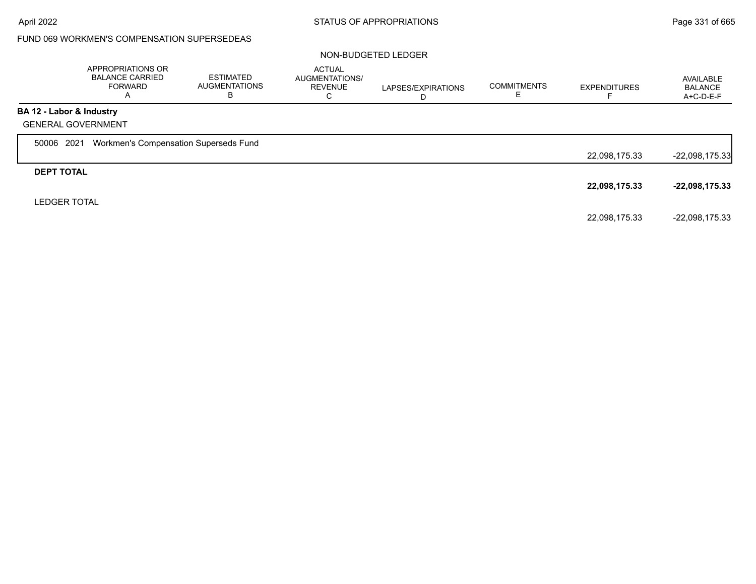FUND 069 WORKMEN'S COMPENSATION SUPERSEDEAS

NON-BUDGETED LEDGER

| | APPROPRIATIONS OR BALANCE CARRIED FORWARD A | ESTIMATED AUGMENTATIONS B | ACTUAL AUGMENTATIONS/ REVENUE C | LAPSES/EXPIRATIONS D | COMMITMENTS E | EXPENDITURES F | AVAILABLE BALANCE A+C-D-E-F |
|---|---|---|---|---|---|---|---|
| **BA 12 - Labor & Industry** | | | | | | | |
| GENERAL GOVERNMENT | | | | | | | |
| 50006 2021 Workmen's Compensation Superseds Fund | | | | | | 22,098,175.33 | -22,098,175.33 |
| **DEPT TOTAL** | | | | | | **22,098,175.33** | **-22,098,175.33** |
| LEDGER TOTAL | | | | | | 22,098,175.33 | -22,098,175.33 |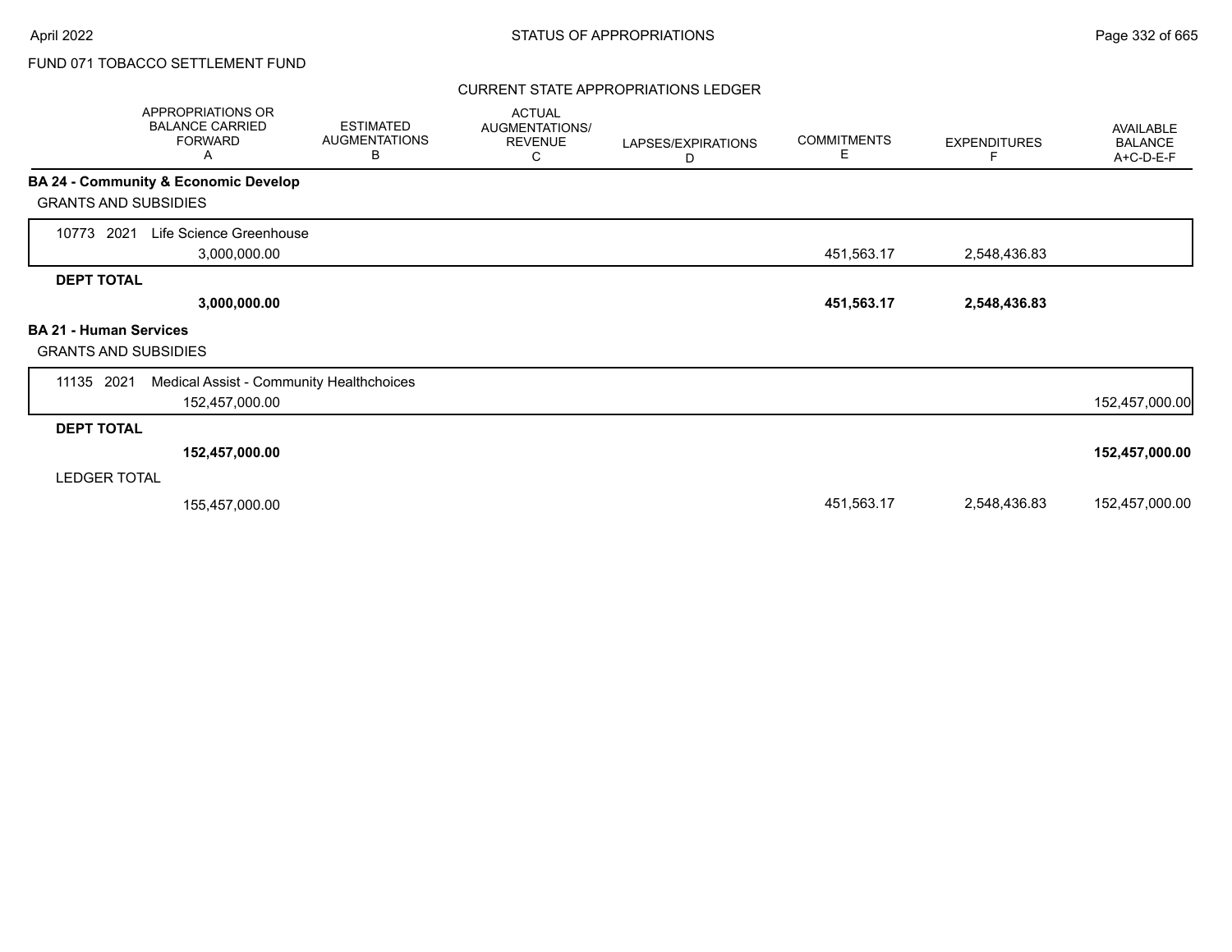FUND 071 TOBACCO SETTLEMENT FUND

## CURRENT STATE APPROPRIATIONS LEDGER

| | APPROPRIATIONS OR BALANCE CARRIED FORWARD A | ESTIMATED AUGMENTATIONS B | ACTUAL AUGMENTATIONS/ REVENUE C | LAPSES/EXPIRATIONS D | COMMITMENTS E | EXPENDITURES F | AVAILABLE BALANCE A+C-D-E-F |
|---|---|---|---|---|---|---|---|
| **BA 24 - Community & Economic Develop** | | | | | | | |
| GRANTS AND SUBSIDIES | | | | | | | |
| 10773 2021 Life Science Greenhouse | 3,000,000.00 | | | | 451,563.17 | 2,548,436.83 | |
| **DEPT TOTAL** | **3,000,000.00** | | | | **451,563.17** | **2,548,436.83** | |
| **BA 21 - Human Services** | | | | | | | |
| GRANTS AND SUBSIDIES | | | | | | | |
| 11135 2021 Medical Assist - Community Healthchoices | 152,457,000.00 | | | | | | 152,457,000.00 |
| **DEPT TOTAL** | **152,457,000.00** | | | | | | **152,457,000.00** |
| LEDGER TOTAL | 155,457,000.00 | | | | 451,563.17 | 2,548,436.83 | 152,457,000.00 |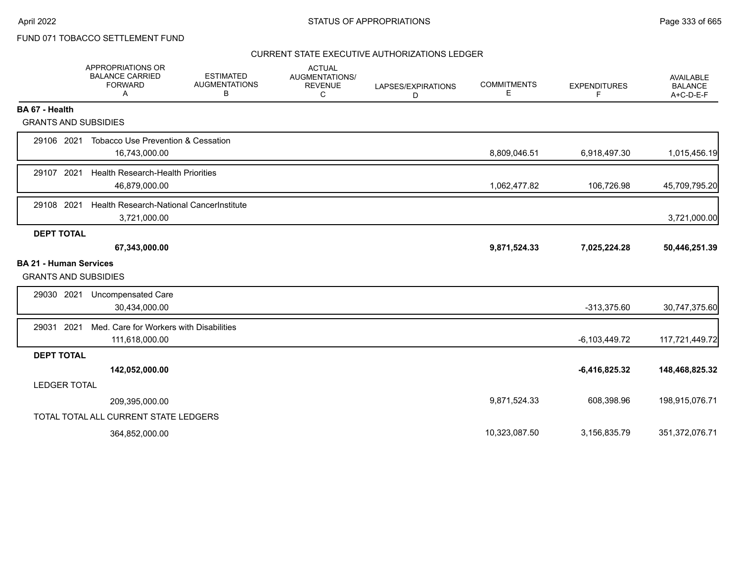FUND 071 TOBACCO SETTLEMENT FUND

## CURRENT STATE EXECUTIVE AUTHORIZATIONS LEDGER

| | APPROPRIATIONS OR BALANCE CARRIED FORWARD A | ESTIMATED AUGMENTATIONS B | ACTUAL AUGMENTATIONS/ REVENUE C | LAPSES/EXPIRATIONS D | COMMITMENTS E | EXPENDITURES F | AVAILABLE BALANCE A+C-D-E-F |
|---|---|---|---|---|---|---|---|
| **BA 67 - Health** | | | | | | | |
| GRANTS AND SUBSIDIES | | | | | | | |
| 29106 2021 Tobacco Use Prevention & Cessation | 16,743,000.00 | | | | 8,809,046.51 | 6,918,497.30 | 1,015,456.19 |
| 29107 2021 Health Research-Health Priorities | 46,879,000.00 | | | | 1,062,477.82 | 106,726.98 | 45,709,795.20 |
| 29108 2021 Health Research-National CancerInstitute | 3,721,000.00 | | | | | | 3,721,000.00 |
| **DEPT TOTAL** | **67,343,000.00** | | | | **9,871,524.33** | **7,025,224.28** | **50,446,251.39** |
| **BA 21 - Human Services** | | | | | | | |
| GRANTS AND SUBSIDIES | | | | | | | |
| 29030 2021 Uncompensated Care | 30,434,000.00 | | | | | -313,375.60 | 30,747,375.60 |
| 29031 2021 Med. Care for Workers with Disabilities | 111,618,000.00 | | | | | -6,103,449.72 | 117,721,449.72 |
| **DEPT TOTAL** | **142,052,000.00** | | | | | **-6,416,825.32** | **148,468,825.32** |
| LEDGER TOTAL | 209,395,000.00 | | | | 9,871,524.33 | 608,398.96 | 198,915,076.71 |
| TOTAL TOTAL ALL CURRENT STATE LEDGERS | 364,852,000.00 | | | | 10,323,087.50 | 3,156,835.79 | 351,372,076.71 |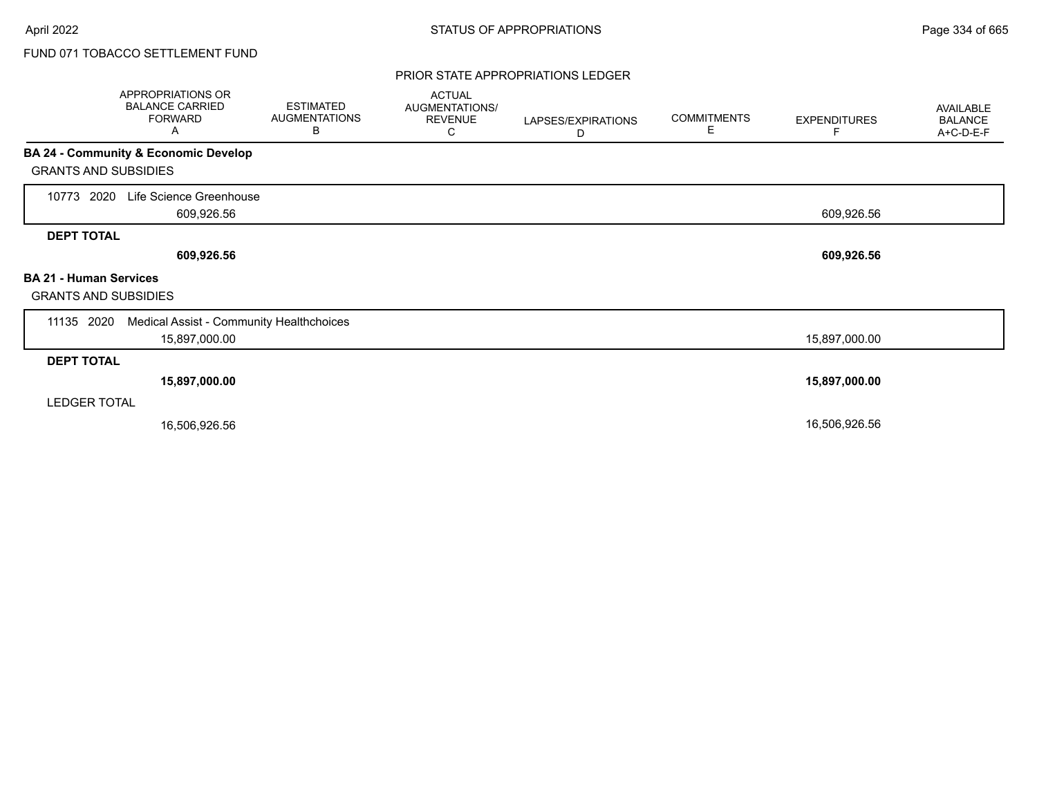FUND 071 TOBACCO SETTLEMENT FUND

## PRIOR STATE APPROPRIATIONS LEDGER

| | APPROPRIATIONS OR BALANCE CARRIED FORWARD A | ESTIMATED AUGMENTATIONS B | ACTUAL AUGMENTATIONS/ REVENUE C | LAPSES/EXPIRATIONS D | COMMITMENTS E | EXPENDITURES F | AVAILABLE BALANCE A+C-D-E-F |
|---|---|---|---|---|---|---|---|
| **BA 24 - Community & Economic Develop** | | | | | | | |
| GRANTS AND SUBSIDIES | | | | | | | |
| 10773 2020 Life Science Greenhouse | 609,926.56 | | | | | 609,926.56 | |
| **DEPT TOTAL** | **609,926.56** | | | | | **609,926.56** | |
| **BA 21 - Human Services** | | | | | | | |
| GRANTS AND SUBSIDIES | | | | | | | |
| 11135 2020 Medical Assist - Community Healthchoices | 15,897,000.00 | | | | | 15,897,000.00 | |
| **DEPT TOTAL** | **15,897,000.00** | | | | | **15,897,000.00** | |
| LEDGER TOTAL | 16,506,926.56 | | | | | 16,506,926.56 | |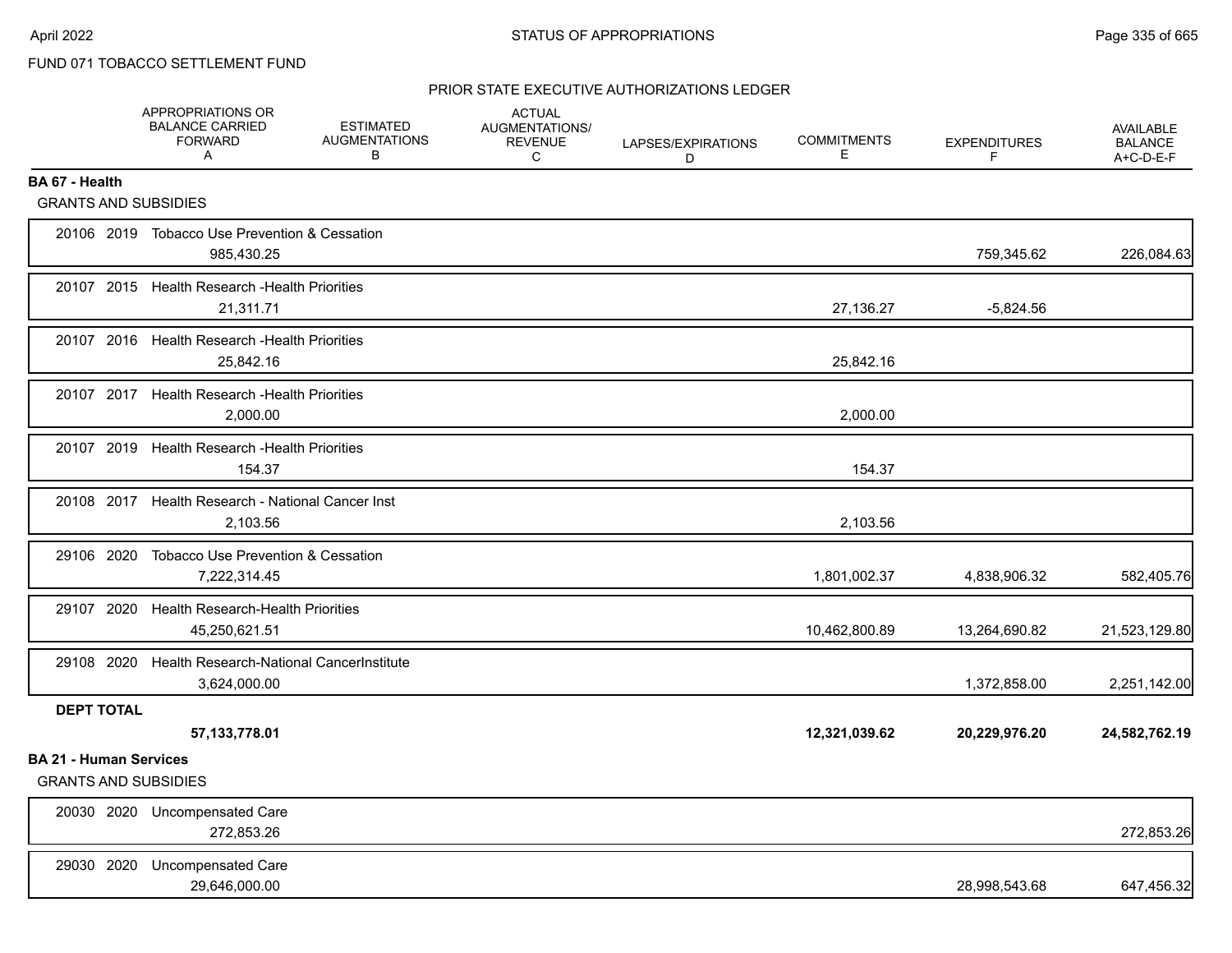FUND 071 TOBACCO SETTLEMENT FUND

PRIOR STATE EXECUTIVE AUTHORIZATIONS LEDGER

| | APPROPRIATIONS OR BALANCE CARRIED FORWARD A | ESTIMATED AUGMENTATIONS B | ACTUAL AUGMENTATIONS/ REVENUE C | LAPSES/EXPIRATIONS D | COMMITMENTS E | EXPENDITURES F | AVAILABLE BALANCE A+C-D-E-F |
|---|---|---|---|---|---|---|---|
| **BA 67 - Health** | | | | | | | |
| GRANTS AND SUBSIDIES | | | | | | | |
| 20106 2019 Tobacco Use Prevention & Cessation | 985,430.25 | | | | | 759,345.62 | 226,084.63 |
| 20107 2015 Health Research -Health Priorities | 21,311.71 | | | | 27,136.27 | -5,824.56 | |
| 20107 2016 Health Research -Health Priorities | 25,842.16 | | | | 25,842.16 | | |
| 20107 2017 Health Research -Health Priorities | 2,000.00 | | | | 2,000.00 | | |
| 20107 2019 Health Research -Health Priorities | 154.37 | | | | 154.37 | | |
| 20108 2017 Health Research - National Cancer Inst | 2,103.56 | | | | 2,103.56 | | |
| 29106 2020 Tobacco Use Prevention & Cessation | 7,222,314.45 | | | | 1,801,002.37 | 4,838,906.32 | 582,405.76 |
| 29107 2020 Health Research-Health Priorities | 45,250,621.51 | | | | 10,462,800.89 | 13,264,690.82 | 21,523,129.80 |
| 29108 2020 Health Research-National CancerInstitute | 3,624,000.00 | | | | | 1,372,858.00 | 2,251,142.00 |
| **DEPT TOTAL** | **57,133,778.01** | | | | **12,321,039.62** | **20,229,976.20** | **24,582,762.19** |
| **BA 21 - Human Services** | | | | | | | |
| GRANTS AND SUBSIDIES | | | | | | | |
| 20030 2020 Uncompensated Care | 272,853.26 | | | | | | 272,853.26 |
| 29030 2020 Uncompensated Care | 29,646,000.00 | | | | | 28,998,543.68 | 647,456.32 |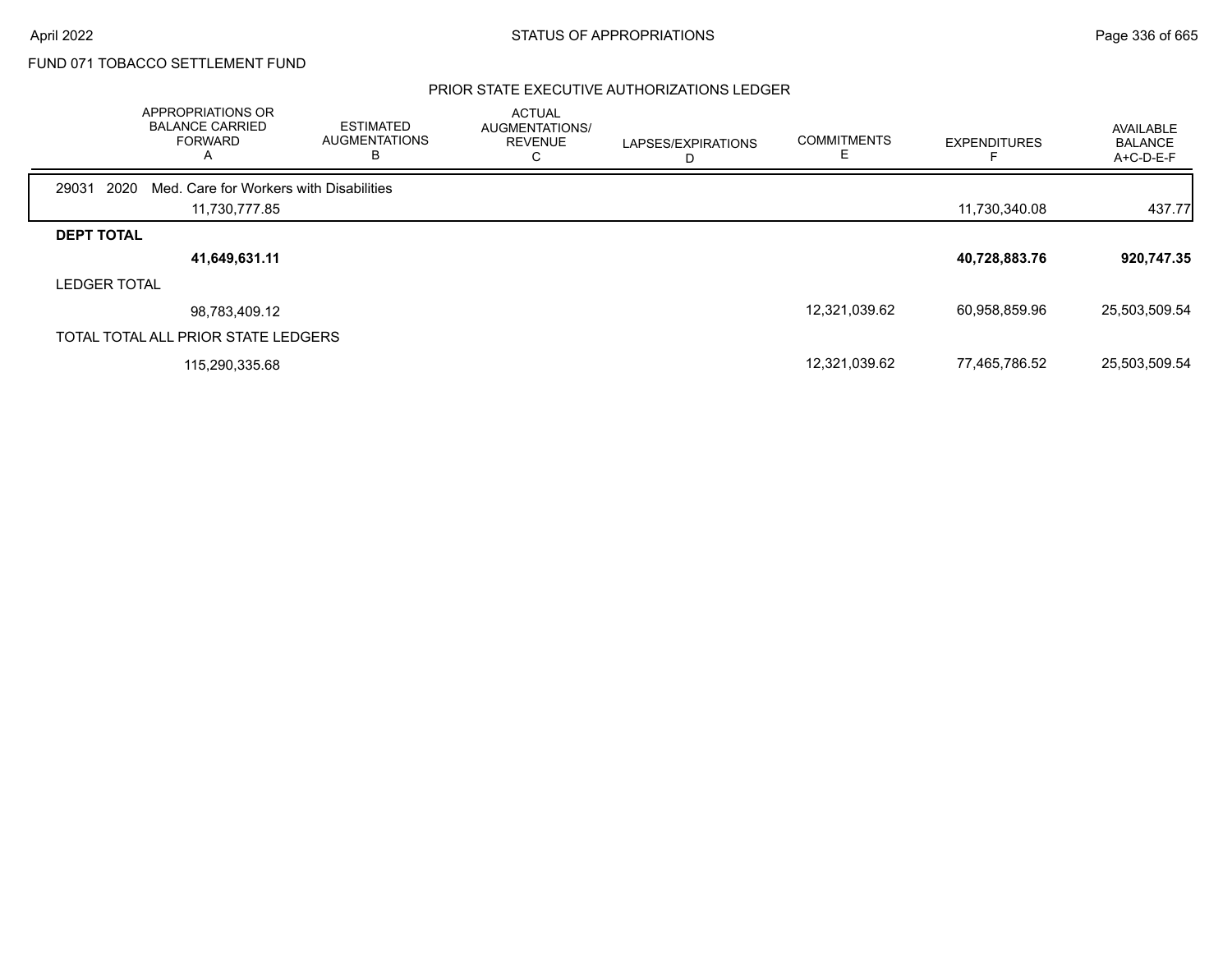FUND 071 TOBACCO SETTLEMENT FUND

## PRIOR STATE EXECUTIVE AUTHORIZATIONS LEDGER

| | APPROPRIATIONS OR BALANCE CARRIED FORWARD A | ESTIMATED AUGMENTATIONS B | ACTUAL AUGMENTATIONS/ REVENUE C | LAPSES/EXPIRATIONS D | COMMITMENTS E | EXPENDITURES F | AVAILABLE BALANCE A+C-D-E-F |
|---|---|---|---|---|---|---|---|
| 29031 2020 Med. Care for Workers with Disabilities | | | | | | | |
| | 11,730,777.85 | | | | | 11,730,340.08 | 437.77 |
| **DEPT TOTAL** | | | | | | | |
| | **41,649,631.11** | | | | | **40,728,883.76** | **920,747.35** |
| LEDGER TOTAL | | | | | | | |
| | 98,783,409.12 | | | | 12,321,039.62 | 60,958,859.96 | 25,503,509.54 |
| TOTAL TOTAL ALL PRIOR STATE LEDGERS | | | | | | | |
| | 115,290,335.68 | | | | 12,321,039.62 | 77,465,786.52 | 25,503,509.54 |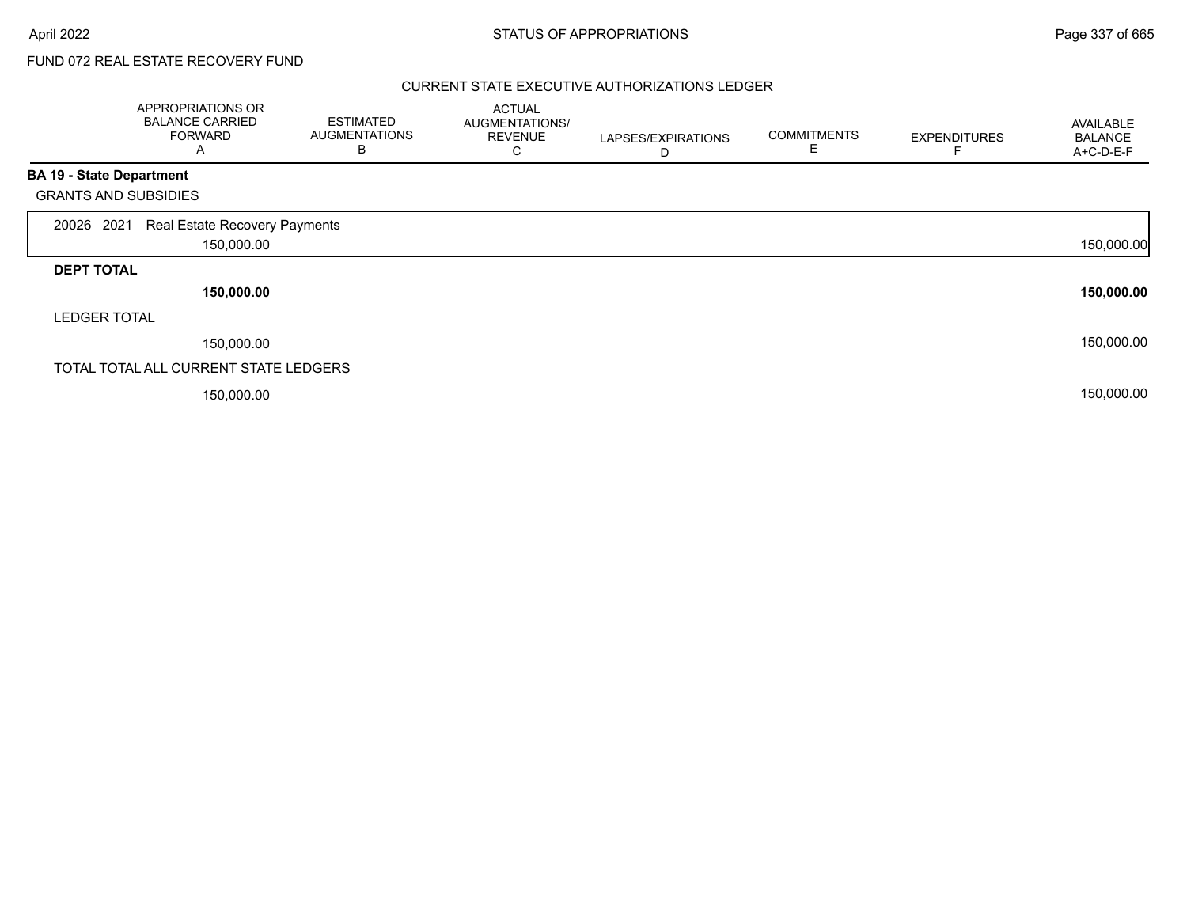FUND 072 REAL ESTATE RECOVERY FUND

## CURRENT STATE EXECUTIVE AUTHORIZATIONS LEDGER

| | APPROPRIATIONS OR BALANCE CARRIED FORWARD A | ESTIMATED AUGMENTATIONS B | ACTUAL AUGMENTATIONS/ REVENUE C | LAPSES/EXPIRATIONS D | COMMITMENTS E | EXPENDITURES F | AVAILABLE BALANCE A+C-D-E-F |
|---|---|---|---|---|---|---|---|
| **BA 19 - State Department** | | | | | | | |
| GRANTS AND SUBSIDIES | | | | | | | |
| 20026 2021 Real Estate Recovery Payments | 150,000.00 | | | | | | 150,000.00 |
| **DEPT TOTAL** | **150,000.00** | | | | | | **150,000.00** |
| LEDGER TOTAL | 150,000.00 | | | | | | 150,000.00 |
| TOTAL TOTAL ALL CURRENT STATE LEDGERS | 150,000.00 | | | | | | 150,000.00 |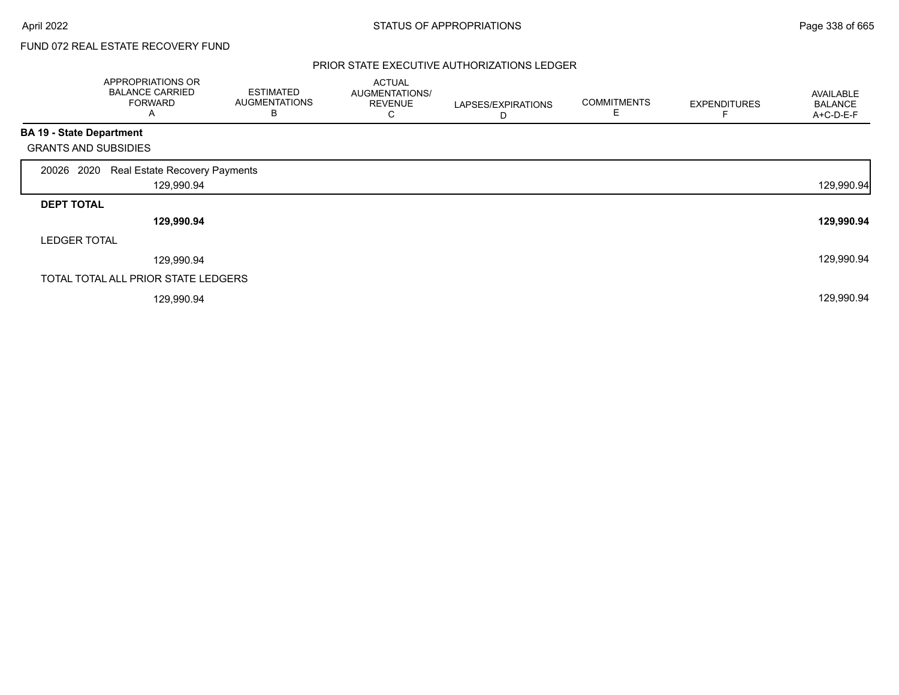FUND 072 REAL ESTATE RECOVERY FUND

## PRIOR STATE EXECUTIVE AUTHORIZATIONS LEDGER

| | APPROPRIATIONS OR BALANCE CARRIED FORWARD A | ESTIMATED AUGMENTATIONS B | ACTUAL AUGMENTATIONS/ REVENUE C | LAPSES/EXPIRATIONS D | COMMITMENTS E | EXPENDITURES F | AVAILABLE BALANCE A+C-D-E-F |
|---|---|---|---|---|---|---|---|
| **BA 19 - State Department** | | | | | | | |
| GRANTS AND SUBSIDIES | | | | | | | |
| 20026 2020 Real Estate Recovery Payments | 129,990.94 | | | | | | 129,990.94 |
| **DEPT TOTAL** | **129,990.94** | | | | | | **129,990.94** |
| LEDGER TOTAL | 129,990.94 | | | | | | 129,990.94 |
| TOTAL TOTAL ALL PRIOR STATE LEDGERS | 129,990.94 | | | | | | 129,990.94 |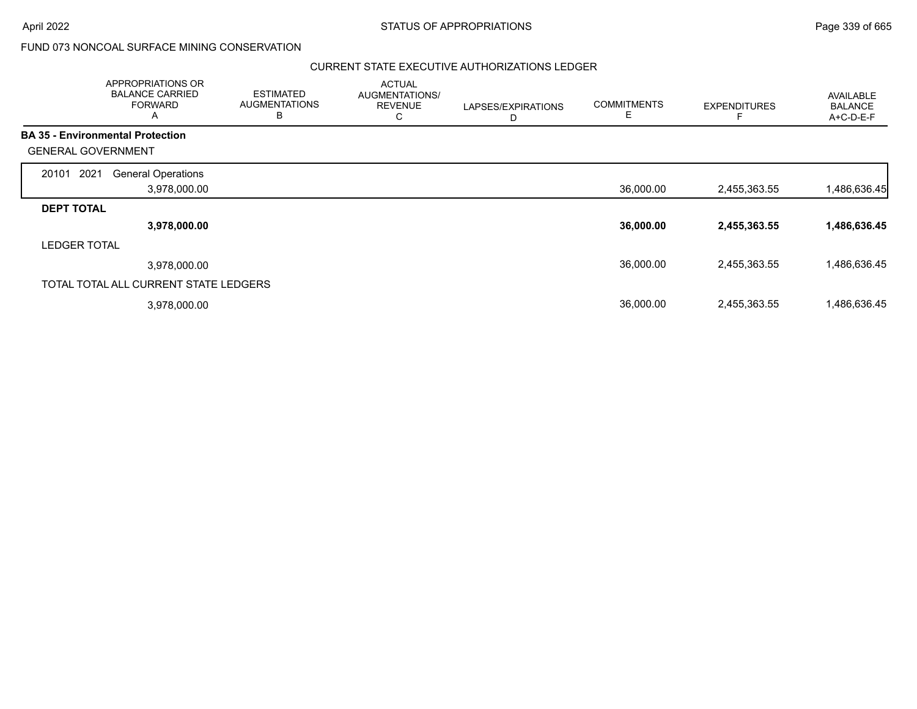FUND 073 NONCOAL SURFACE MINING CONSERVATION

CURRENT STATE EXECUTIVE AUTHORIZATIONS LEDGER

| | APPROPRIATIONS OR BALANCE CARRIED FORWARD A | ESTIMATED AUGMENTATIONS B | ACTUAL AUGMENTATIONS/ REVENUE C | LAPSES/EXPIRATIONS D | COMMITMENTS E | EXPENDITURES F | AVAILABLE BALANCE A+C-D-E-F |
|---|---|---|---|---|---|---|---|
| **BA 35 - Environmental Protection** | | | | | | | |
| GENERAL GOVERNMENT | | | | | | | |
| 20101 2021 General Operations | 3,978,000.00 | | | | 36,000.00 | 2,455,363.55 | 1,486,636.45 |
| **DEPT TOTAL** | **3,978,000.00** | | | | **36,000.00** | **2,455,363.55** | **1,486,636.45** |
| LEDGER TOTAL | 3,978,000.00 | | | | 36,000.00 | 2,455,363.55 | 1,486,636.45 |
| TOTAL TOTAL ALL CURRENT STATE LEDGERS | 3,978,000.00 | | | | 36,000.00 | 2,455,363.55 | 1,486,636.45 |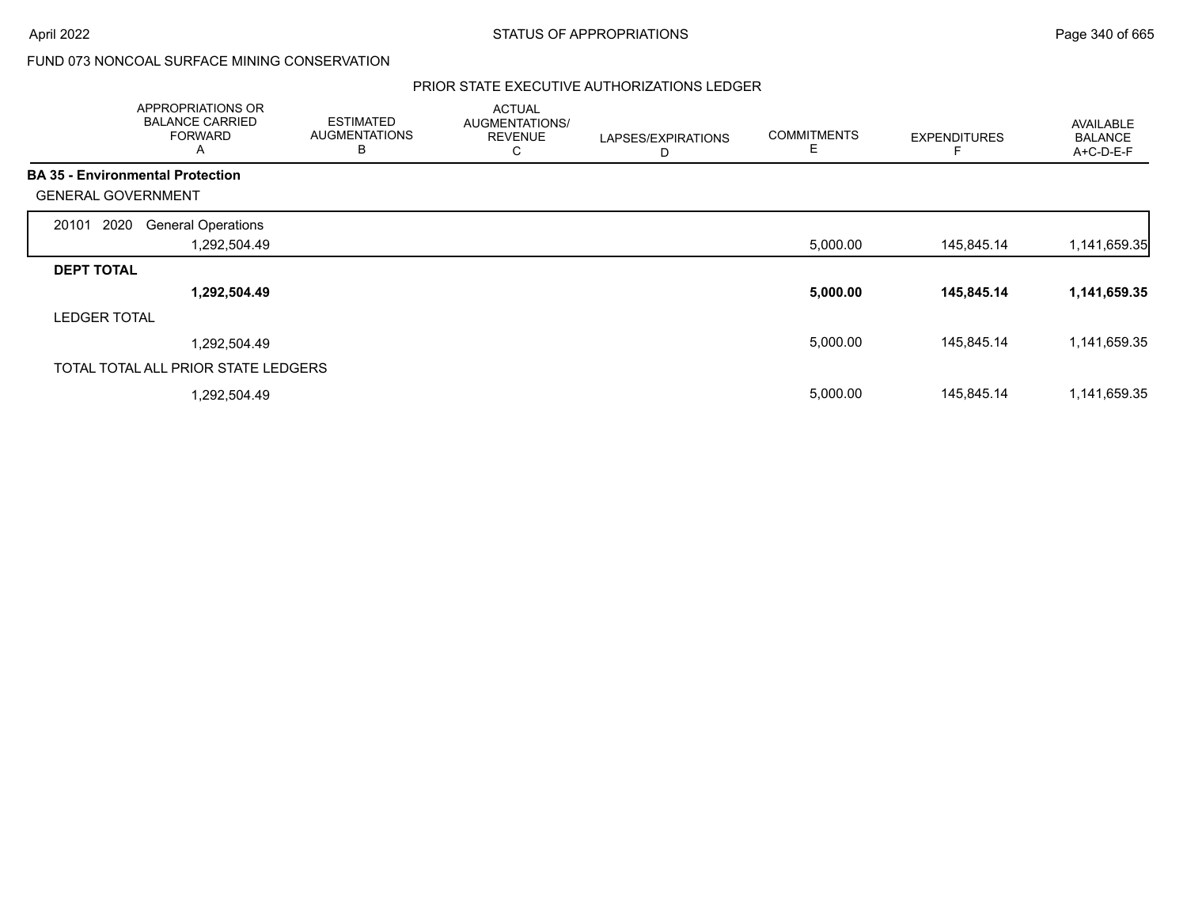FUND 073 NONCOAL SURFACE MINING CONSERVATION

## PRIOR STATE EXECUTIVE AUTHORIZATIONS LEDGER

| APPROPRIATIONS OR BALANCE CARRIED FORWARD A | ESTIMATED AUGMENTATIONS B | ACTUAL AUGMENTATIONS/ REVENUE C | LAPSES/EXPIRATIONS D | COMMITMENTS E | EXPENDITURES F | AVAILABLE BALANCE A+C-D-E-F |
|---|---|---|---|---|---|---|
| **BA 35 - Environmental Protection** | | | | | | |
| GENERAL GOVERNMENT | | | | | | |
| 20101 2020 General Operations | | | | | | |
| 1,292,504.49 | | | | 5,000.00 | 145,845.14 | 1,141,659.35 |
| **DEPT TOTAL** | | | | | | |
| **1,292,504.49** | | | | **5,000.00** | **145,845.14** | **1,141,659.35** |
| LEDGER TOTAL | | | | | | |
| 1,292,504.49 | | | | 5,000.00 | 145,845.14 | 1,141,659.35 |
| TOTAL TOTAL ALL PRIOR STATE LEDGERS | | | | | | |
| 1,292,504.49 | | | | 5,000.00 | 145,845.14 | 1,141,659.35 |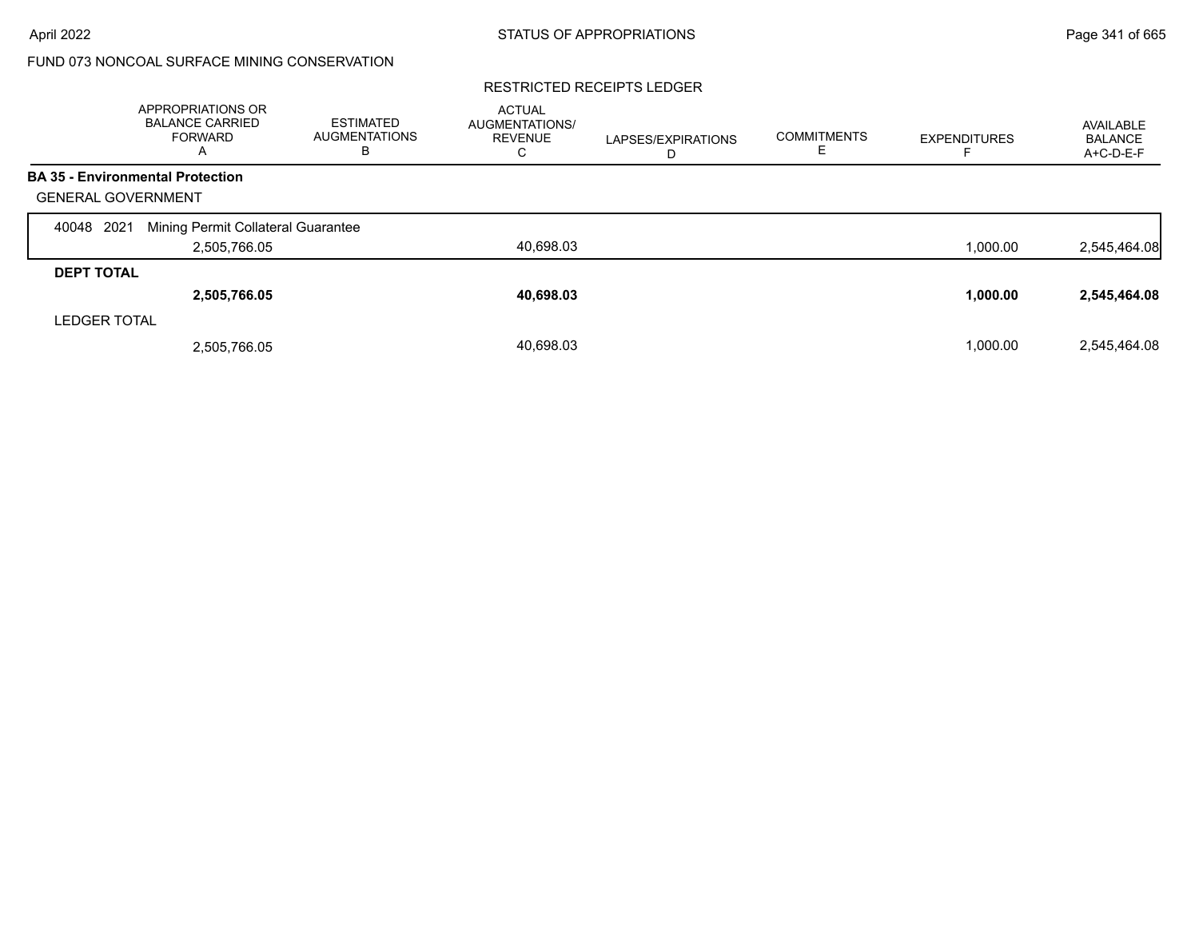FUND 073 NONCOAL SURFACE MINING CONSERVATION

RESTRICTED RECEIPTS LEDGER

| | APPROPRIATIONS OR BALANCE CARRIED FORWARD A | ESTIMATED AUGMENTATIONS B | ACTUAL AUGMENTATIONS/ REVENUE C | LAPSES/EXPIRATIONS D | COMMITMENTS E | EXPENDITURES F | AVAILABLE BALANCE A+C-D-E-F |
|---|---|---|---|---|---|---|---|
| **BA 35 - Environmental Protection** | | | | | | | |
| GENERAL GOVERNMENT | | | | | | | |
| 40048 2021 Mining Permit Collateral Guarantee | | | | | | | |
| | 2,505,766.05 | | 40,698.03 | | | 1,000.00 | 2,545,464.08 |
| **DEPT TOTAL** | | | | | | | |
| | **2,505,766.05** | | **40,698.03** | | | **1,000.00** | **2,545,464.08** |
| LEDGER TOTAL | | | | | | | |
| | 2,505,766.05 | | 40,698.03 | | | 1,000.00 | 2,545,464.08 |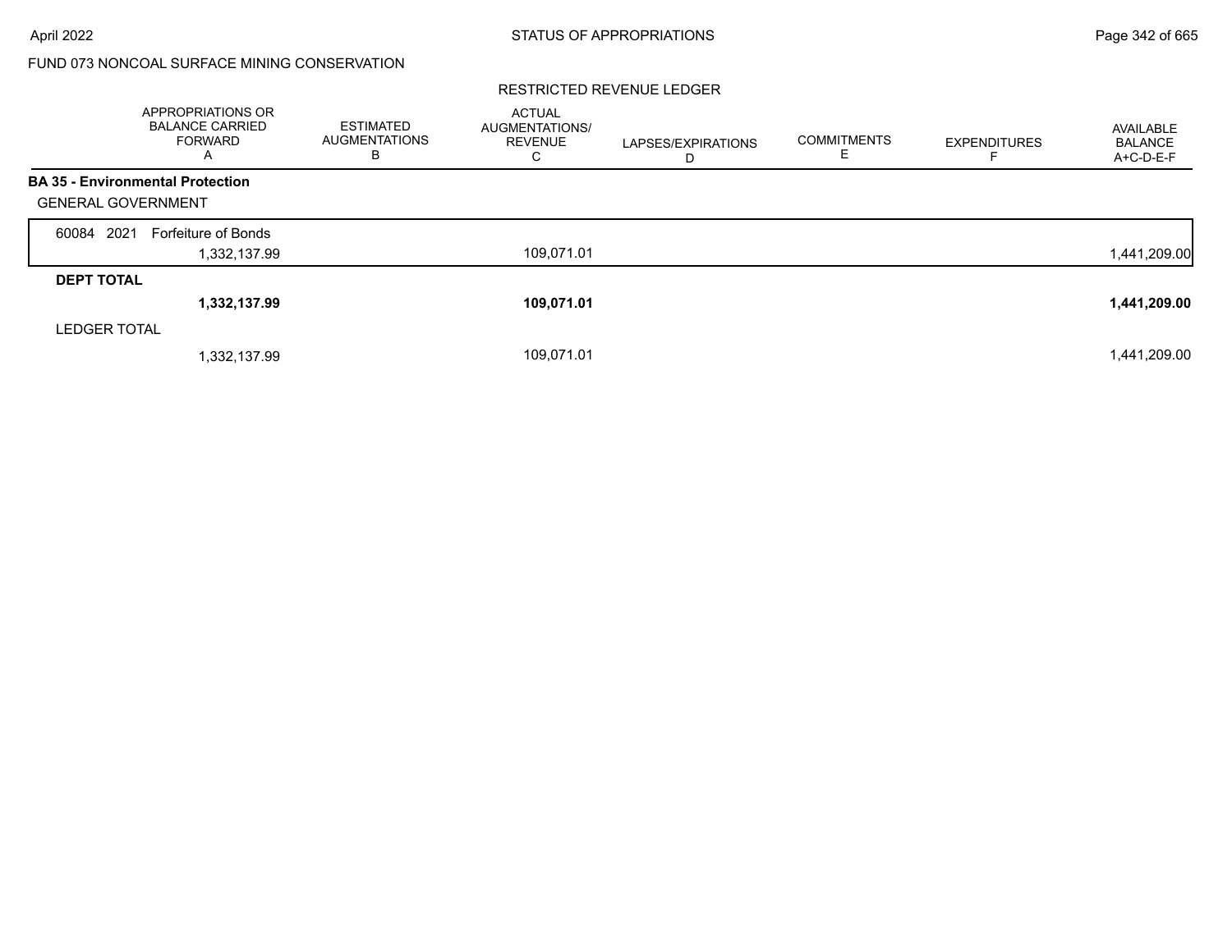FUND 073 NONCOAL SURFACE MINING CONSERVATION

RESTRICTED REVENUE LEDGER

| | APPROPRIATIONS OR BALANCE CARRIED FORWARD A | ESTIMATED AUGMENTATIONS B | ACTUAL AUGMENTATIONS/ REVENUE C | LAPSES/EXPIRATIONS D | COMMITMENTS E | EXPENDITURES F | AVAILABLE BALANCE A+C-D-E-F |
|---|---|---|---|---|---|---|---|
| **BA 35 - Environmental Protection** | | | | | | | |
| GENERAL GOVERNMENT | | | | | | | |
| 60084 2021 Forfeiture of Bonds | 1,332,137.99 | | 109,071.01 | | | | 1,441,209.00 |
| **DEPT TOTAL** | **1,332,137.99** | | **109,071.01** | | | | **1,441,209.00** |
| LEDGER TOTAL | 1,332,137.99 | | 109,071.01 | | | | 1,441,209.00 |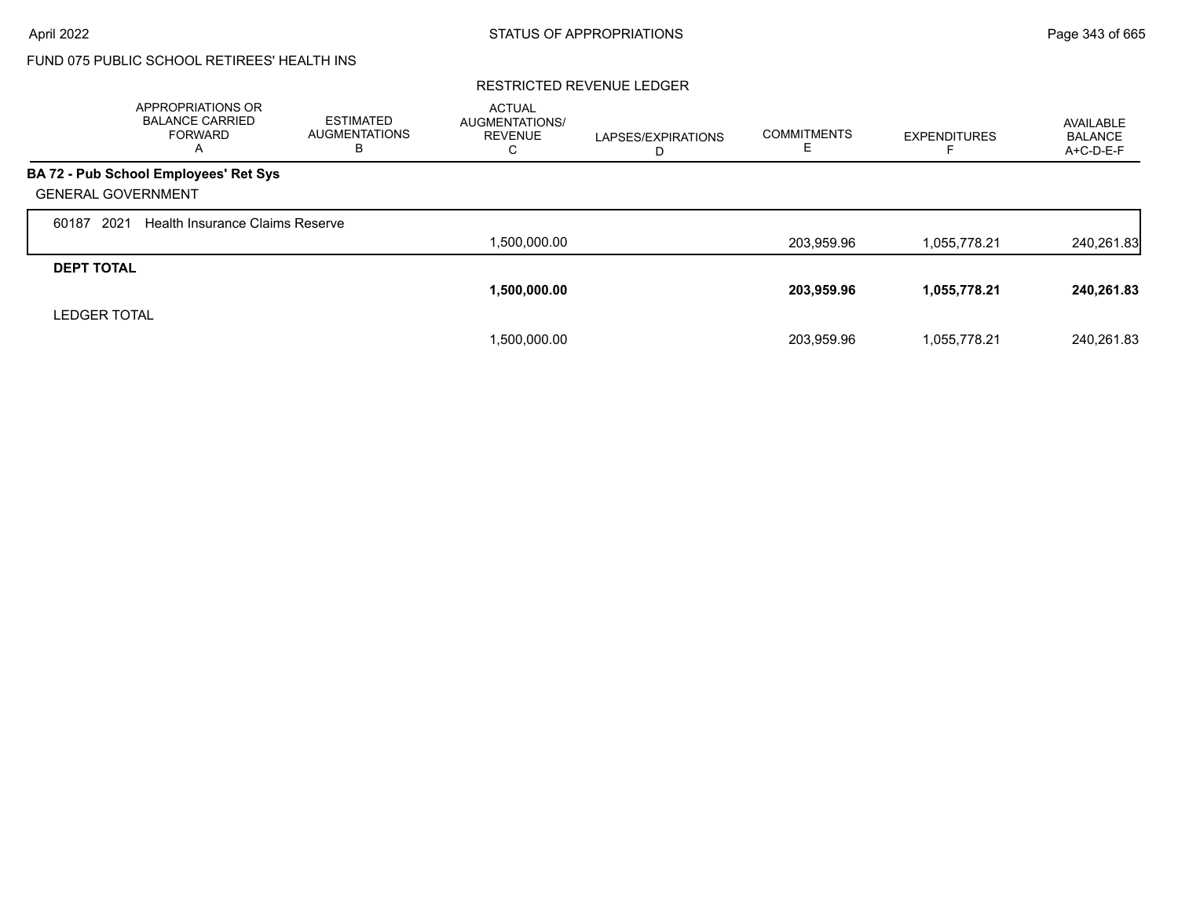FUND 075 PUBLIC SCHOOL RETIREES' HEALTH INS

RESTRICTED REVENUE LEDGER

| | APPROPRIATIONS OR BALANCE CARRIED FORWARD A | ESTIMATED AUGMENTATIONS B | ACTUAL AUGMENTATIONS/ REVENUE C | LAPSES/EXPIRATIONS D | COMMITMENTS E | EXPENDITURES F | AVAILABLE BALANCE A+C-D-E-F |
|---|---|---|---|---|---|---|---|
| **BA 72 - Pub School Employees' Ret Sys** | | | | | | | |
| GENERAL GOVERNMENT | | | | | | | |
| 60187 2021 Health Insurance Claims Reserve | | | 1,500,000.00 | | 203,959.96 | 1,055,778.21 | 240,261.83 |
| **DEPT TOTAL** | | | **1,500,000.00** | | **203,959.96** | **1,055,778.21** | **240,261.83** |
| LEDGER TOTAL | | | 1,500,000.00 | | 203,959.96 | 1,055,778.21 | 240,261.83 |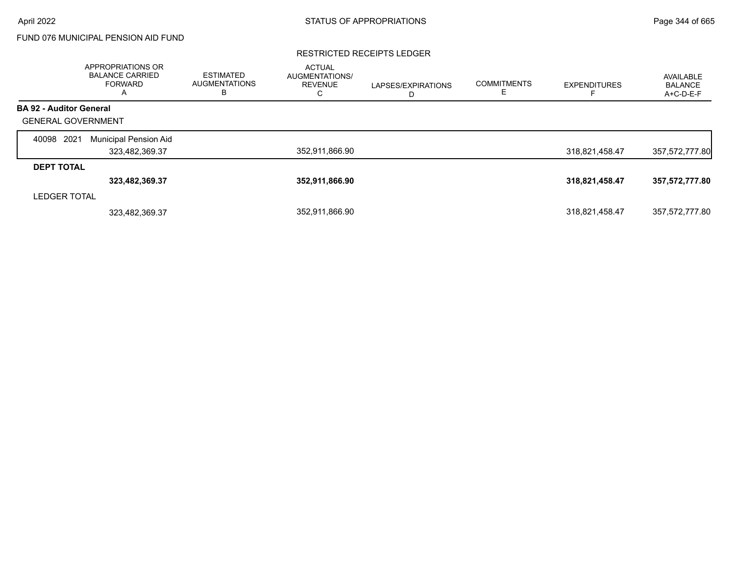FUND 076 MUNICIPAL PENSION AID FUND

RESTRICTED RECEIPTS LEDGER

| | APPROPRIATIONS OR BALANCE CARRIED FORWARD A | ESTIMATED AUGMENTATIONS B | ACTUAL AUGMENTATIONS/ REVENUE C | LAPSES/EXPIRATIONS D | COMMITMENTS E | EXPENDITURES F | AVAILABLE BALANCE A+C-D-E-F |
|---|---|---|---|---|---|---|---|
| **BA 92 - Auditor General** | | | | | | | |
| GENERAL GOVERNMENT | | | | | | | |
| 40098 2021 Municipal Pension Aid | 323,482,369.37 | | 352,911,866.90 | | | 318,821,458.47 | 357,572,777.80 |
| **DEPT TOTAL** | **323,482,369.37** | | **352,911,866.90** | | | **318,821,458.47** | **357,572,777.80** |
| LEDGER TOTAL | 323,482,369.37 | | 352,911,866.90 | | | 318,821,458.47 | 357,572,777.80 |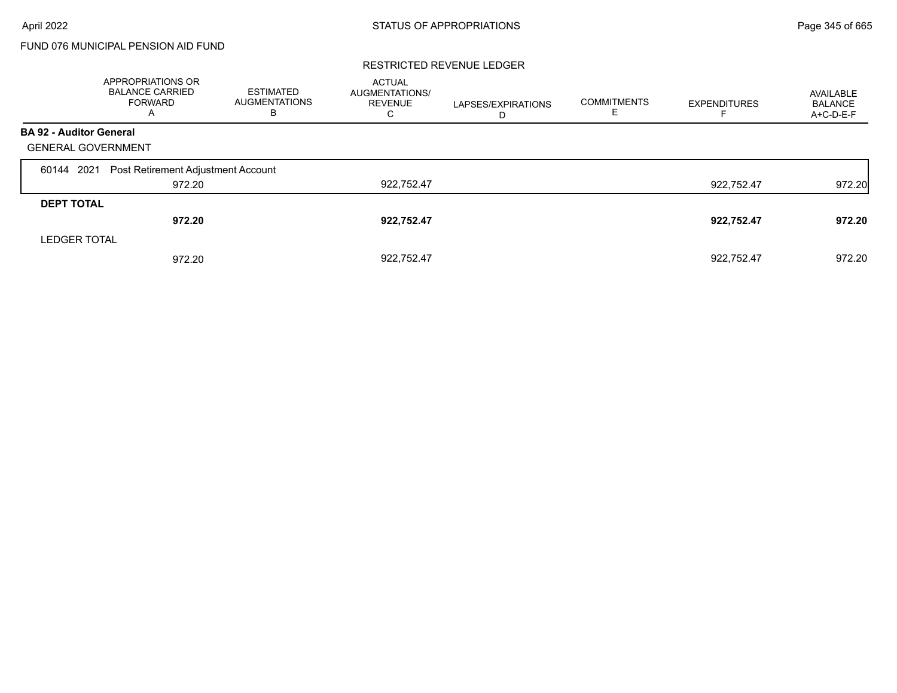FUND 076 MUNICIPAL PENSION AID FUND

RESTRICTED REVENUE LEDGER

| | APPROPRIATIONS OR BALANCE CARRIED FORWARD A | ESTIMATED AUGMENTATIONS B | ACTUAL AUGMENTATIONS/ REVENUE C | LAPSES/EXPIRATIONS D | COMMITMENTS E | EXPENDITURES F | AVAILABLE BALANCE A+C-D-E-F |
|---|---|---|---|---|---|---|---|
| **BA 92 - Auditor General** | | | | | | | |
| GENERAL GOVERNMENT | | | | | | | |
| 60144 2021 Post Retirement Adjustment Account | 972.20 | | 922,752.47 | | | 922,752.47 | 972.20 |
| **DEPT TOTAL** | **972.20** | | **922,752.47** | | | **922,752.47** | **972.20** |
| LEDGER TOTAL | 972.20 | | 922,752.47 | | | 922,752.47 | 972.20 |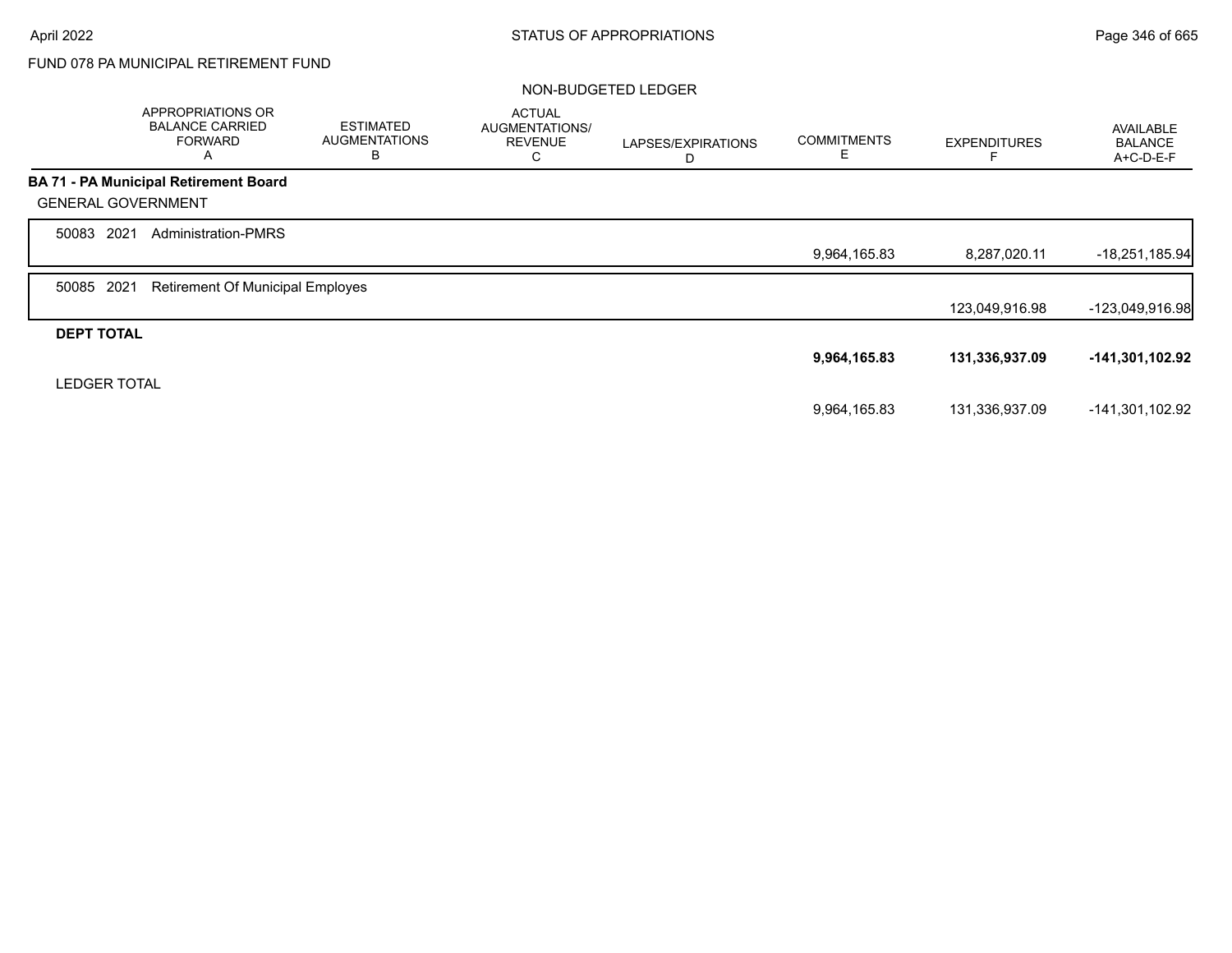FUND 078 PA MUNICIPAL RETIREMENT FUND

NON-BUDGETED LEDGER

| | APPROPRIATIONS OR BALANCE CARRIED FORWARD A | ESTIMATED AUGMENTATIONS B | ACTUAL AUGMENTATIONS/ REVENUE C | LAPSES/EXPIRATIONS D | COMMITMENTS E | EXPENDITURES F | AVAILABLE BALANCE A+C-D-E-F |
|---|---|---|---|---|---|---|---|
| **BA 71 - PA Municipal Retirement Board** | | | | | | | |
| GENERAL GOVERNMENT | | | | | | | |
| 50083 2021 Administration-PMRS | | | | | 9,964,165.83 | 8,287,020.11 | -18,251,185.94 |
| 50085 2021 Retirement Of Municipal Employes | | | | | | 123,049,916.98 | -123,049,916.98 |
| **DEPT TOTAL** | | | | | **9,964,165.83** | **131,336,937.09** | **-141,301,102.92** |
| LEDGER TOTAL | | | | | 9,964,165.83 | 131,336,937.09 | -141,301,102.92 |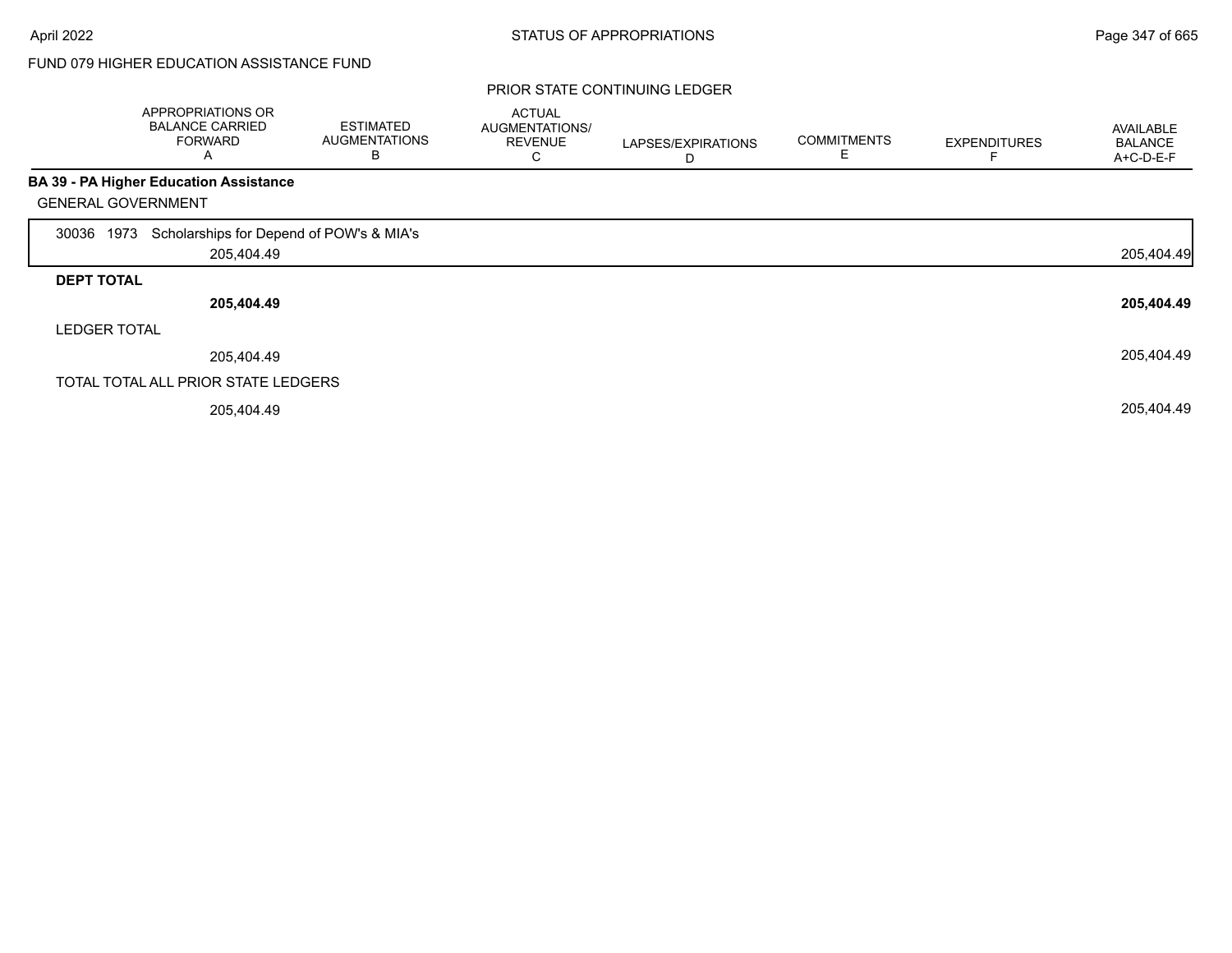FUND 079 HIGHER EDUCATION ASSISTANCE FUND

PRIOR STATE CONTINUING LEDGER

| | APPROPRIATIONS OR BALANCE CARRIED FORWARD A | ESTIMATED AUGMENTATIONS B | ACTUAL AUGMENTATIONS/ REVENUE C | LAPSES/EXPIRATIONS D | COMMITMENTS E | EXPENDITURES F | AVAILABLE BALANCE A+C-D-E-F |
|---|---|---|---|---|---|---|---|
| **BA 39 - PA Higher Education Assistance** | | | | | | | |
| GENERAL GOVERNMENT | | | | | | | |
| 30036 1973 Scholarships for Depend of POW's & MIA's | 205,404.49 | | | | | | 205,404.49 |
| **DEPT TOTAL** | **205,404.49** | | | | | | **205,404.49** |
| LEDGER TOTAL | 205,404.49 | | | | | | 205,404.49 |
| TOTAL TOTAL ALL PRIOR STATE LEDGERS | 205,404.49 | | | | | | 205,404.49 |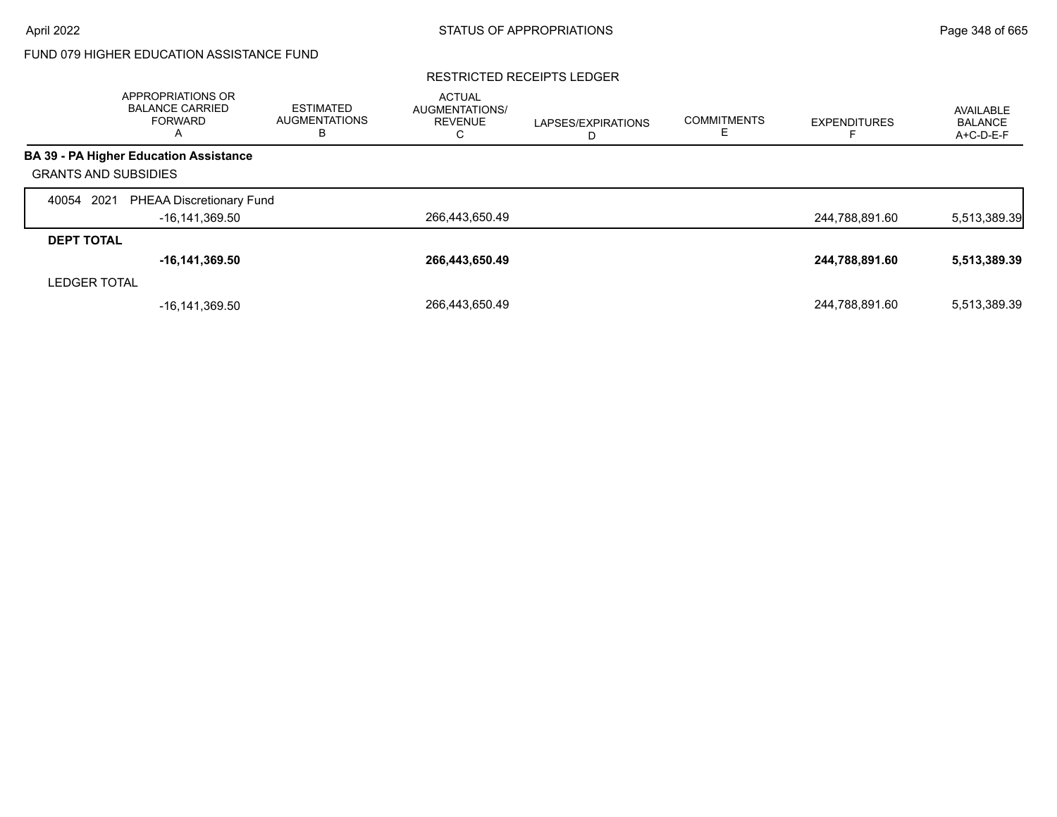FUND 079 HIGHER EDUCATION ASSISTANCE FUND

RESTRICTED RECEIPTS LEDGER

| | APPROPRIATIONS OR BALANCE CARRIED FORWARD A | ESTIMATED AUGMENTATIONS B | ACTUAL AUGMENTATIONS/ REVENUE C | LAPSES/EXPIRATIONS D | COMMITMENTS E | EXPENDITURES F | AVAILABLE BALANCE A+C-D-E-F |
|---|---|---|---|---|---|---|---|
| **BA 39 - PA Higher Education Assistance** | | | | | | | |
| GRANTS AND SUBSIDIES | | | | | | | |
| 40054 2021 PHEAA Discretionary Fund | -16,141,369.50 | | 266,443,650.49 | | | 244,788,891.60 | 5,513,389.39 |
| **DEPT TOTAL** | **-16,141,369.50** | | **266,443,650.49** | | | **244,788,891.60** | **5,513,389.39** |
| LEDGER TOTAL | -16,141,369.50 | | 266,443,650.49 | | | 244,788,891.60 | 5,513,389.39 |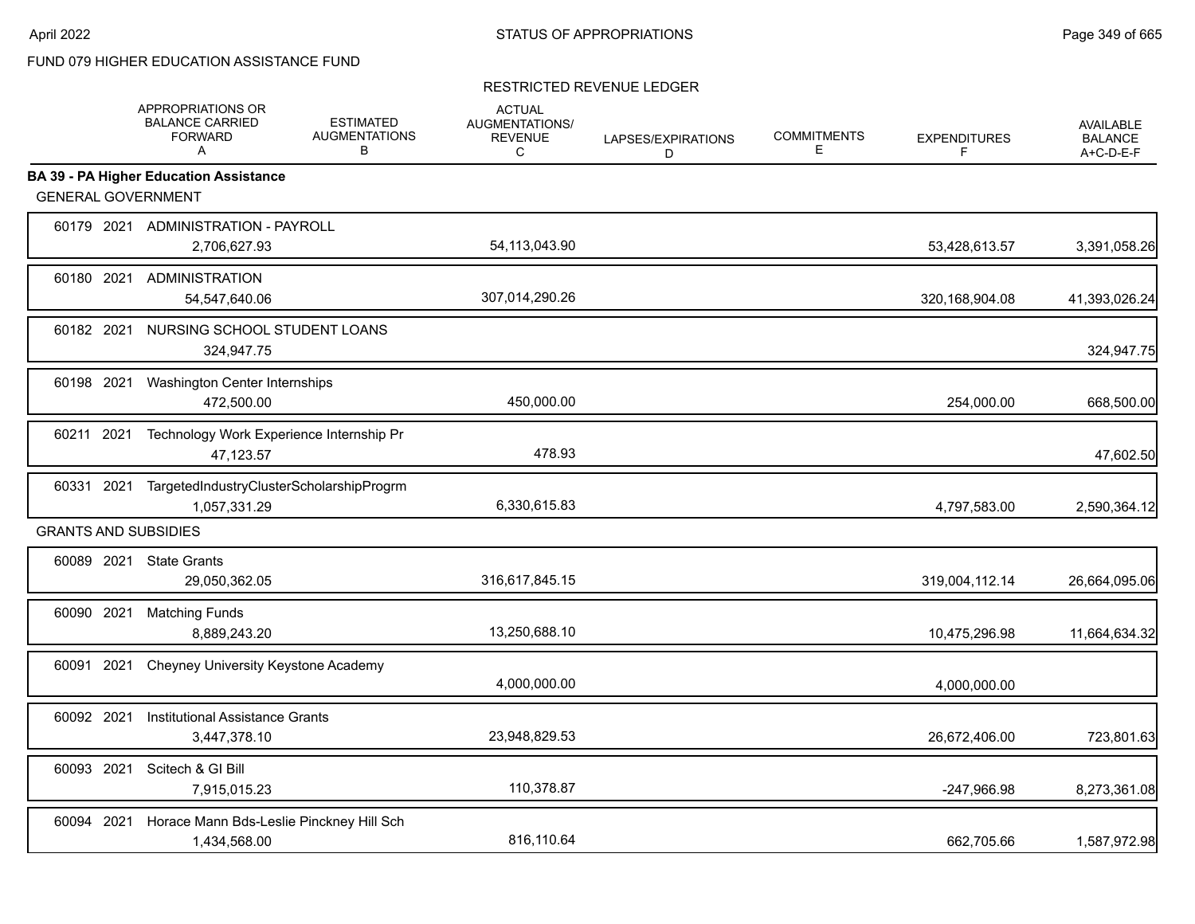FUND 079 HIGHER EDUCATION ASSISTANCE FUND

RESTRICTED REVENUE LEDGER

| | APPROPRIATIONS OR BALANCE CARRIED FORWARD A | ESTIMATED AUGMENTATIONS B | ACTUAL AUGMENTATIONS/ REVENUE C | LAPSES/EXPIRATIONS D | COMMITMENTS E | EXPENDITURES F | AVAILABLE BALANCE A+C-D-E-F |
|---|---|---|---|---|---|---|---|
| **BA 39 - PA Higher Education Assistance** | | | | | | | |
| GENERAL GOVERNMENT | | | | | | | |
| 60179 2021 ADMINISTRATION - PAYROLL | 2,706,627.93 | | 54,113,043.90 | | | 53,428,613.57 | 3,391,058.26 |
| 60180 2021 ADMINISTRATION | 54,547,640.06 | | 307,014,290.26 | | | 320,168,904.08 | 41,393,026.24 |
| 60182 2021 NURSING SCHOOL STUDENT LOANS | 324,947.75 | | | | | | 324,947.75 |
| 60198 2021 Washington Center Internships | 472,500.00 | | 450,000.00 | | | 254,000.00 | 668,500.00 |
| 60211 2021 Technology Work Experience Internship Pr | 47,123.57 | | 478.93 | | | | 47,602.50 |
| 60331 2021 TargetedIndustryClusterScholarshipProgrm | 1,057,331.29 | | 6,330,615.83 | | | 4,797,583.00 | 2,590,364.12 |
| GRANTS AND SUBSIDIES | | | | | | | |
| 60089 2021 State Grants | 29,050,362.05 | | 316,617,845.15 | | | 319,004,112.14 | 26,664,095.06 |
| 60090 2021 Matching Funds | 8,889,243.20 | | 13,250,688.10 | | | 10,475,296.98 | 11,664,634.32 |
| 60091 2021 Cheyney University Keystone Academy | | | 4,000,000.00 | | | 4,000,000.00 | |
| 60092 2021 Institutional Assistance Grants | 3,447,378.10 | | 23,948,829.53 | | | 26,672,406.00 | 723,801.63 |
| 60093 2021 Scitech & GI Bill | 7,915,015.23 | | 110,378.87 | | | -247,966.98 | 8,273,361.08 |
| 60094 2021 Horace Mann Bds-Leslie Pinckney Hill Sch | 1,434,568.00 | | 816,110.64 | | | 662,705.66 | 1,587,972.98 |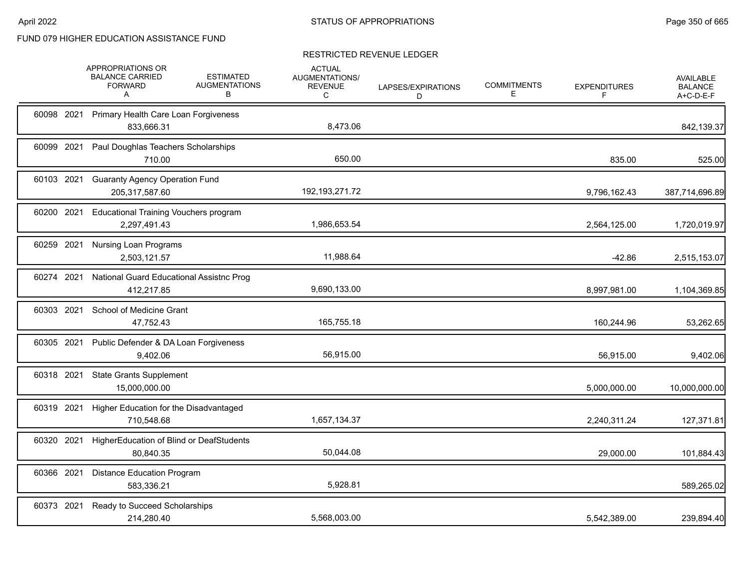FUND 079 HIGHER EDUCATION ASSISTANCE FUND

RESTRICTED REVENUE LEDGER

| | | | APPROPRIATIONS OR BALANCE CARRIED FORWARD A | ESTIMATED AUGMENTATIONS B | ACTUAL AUGMENTATIONS/ REVENUE C | LAPSES/EXPIRATIONS D | COMMITMENTS E | EXPENDITURES F | AVAILABLE BALANCE A+C-D-E-F |
|---|---|---|---|---|---|---|---|---|---|
| 60098 | 2021 | Primary Health Care Loan Forgiveness | 833,666.31 | | 8,473.06 | | | | 842,139.37 |
| 60099 | 2021 | Paul Doughlas Teachers Scholarships | 710.00 | | 650.00 | | | 835.00 | 525.00 |
| 60103 | 2021 | Guaranty Agency Operation Fund | 205,317,587.60 | | 192,193,271.72 | | | 9,796,162.43 | 387,714,696.89 |
| 60200 | 2021 | Educational Training Vouchers program | 2,297,491.43 | | 1,986,653.54 | | | 2,564,125.00 | 1,720,019.97 |
| 60259 | 2021 | Nursing Loan Programs | 2,503,121.57 | | 11,988.64 | | | -42.86 | 2,515,153.07 |
| 60274 | 2021 | National Guard Educational Assistnc Prog | 412,217.85 | | 9,690,133.00 | | | 8,997,981.00 | 1,104,369.85 |
| 60303 | 2021 | School of Medicine Grant | 47,752.43 | | 165,755.18 | | | 160,244.96 | 53,262.65 |
| 60305 | 2021 | Public Defender & DA Loan Forgiveness | 9,402.06 | | 56,915.00 | | | 56,915.00 | 9,402.06 |
| 60318 | 2021 | State Grants Supplement | 15,000,000.00 | | | | | 5,000,000.00 | 10,000,000.00 |
| 60319 | 2021 | Higher Education for the Disadvantaged | 710,548.68 | | 1,657,134.37 | | | 2,240,311.24 | 127,371.81 |
| 60320 | 2021 | HigherEducation of Blind or DeafStudents | 80,840.35 | | 50,044.08 | | | 29,000.00 | 101,884.43 |
| 60366 | 2021 | Distance Education Program | 583,336.21 | | 5,928.81 | | | | 589,265.02 |
| 60373 | 2021 | Ready to Succeed Scholarships | 214,280.40 | | 5,568,003.00 | | | 5,542,389.00 | 239,894.40 |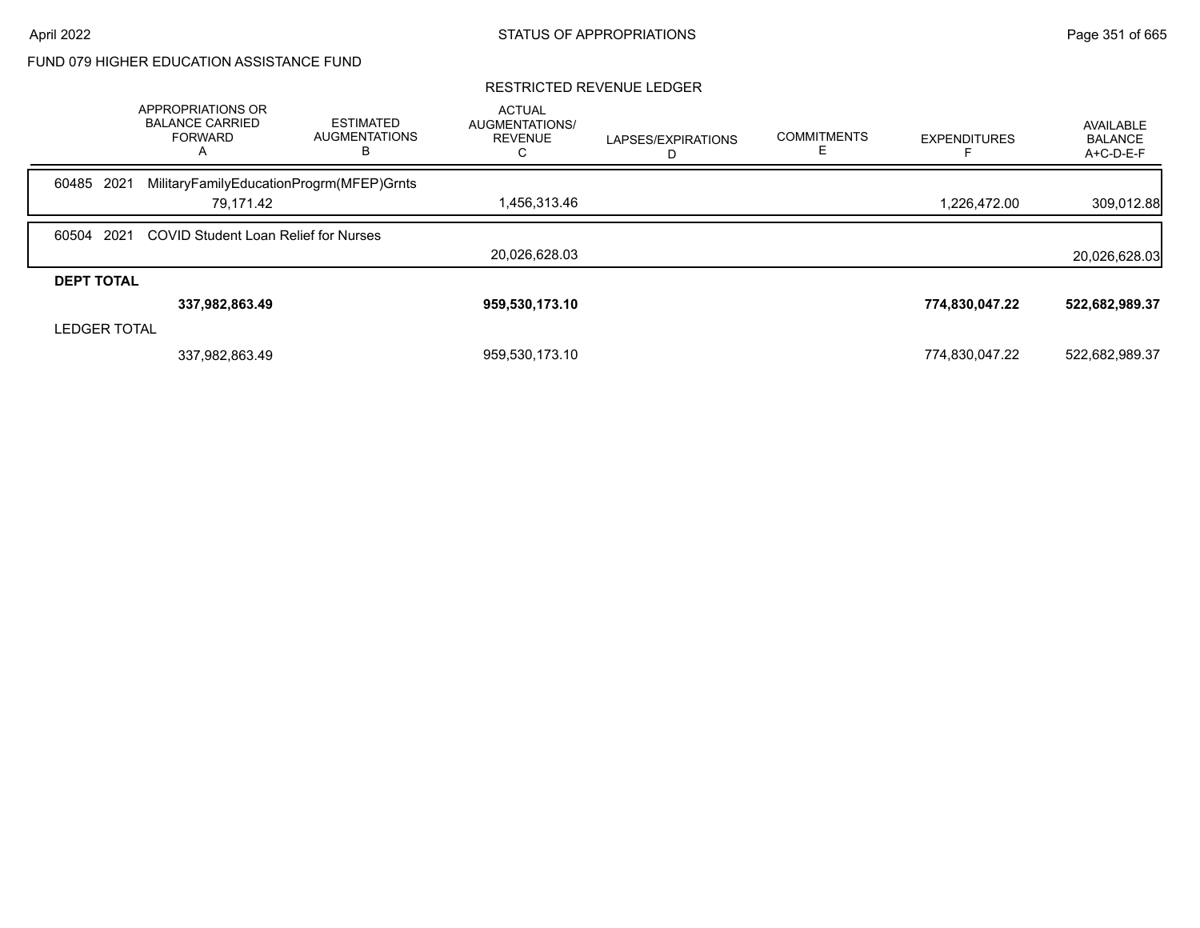FUND 079 HIGHER EDUCATION ASSISTANCE FUND

RESTRICTED REVENUE LEDGER

| | APPROPRIATIONS OR BALANCE CARRIED FORWARD A | ESTIMATED AUGMENTATIONS B | ACTUAL AUGMENTATIONS/ REVENUE C | LAPSES/EXPIRATIONS D | COMMITMENTS E | EXPENDITURES F | AVAILABLE BALANCE A+C-D-E-F |
|---|---|---|---|---|---|---|---|
| 60485 2021 MilitaryFamilyEducationProgrm(MFEP)Grnts | | | | | | | |
| | 79,171.42 | | 1,456,313.46 | | | 1,226,472.00 | 309,012.88 |
| 60504 2021 COVID Student Loan Relief for Nurses | | | | | | | |
| | | | 20,026,628.03 | | | | 20,026,628.03 |
| **DEPT TOTAL** | | | | | | | |
| | **337,982,863.49** | | **959,530,173.10** | | | **774,830,047.22** | **522,682,989.37** |
| LEDGER TOTAL | | | | | | | |
| | 337,982,863.49 | | 959,530,173.10 | | | 774,830,047.22 | 522,682,989.37 |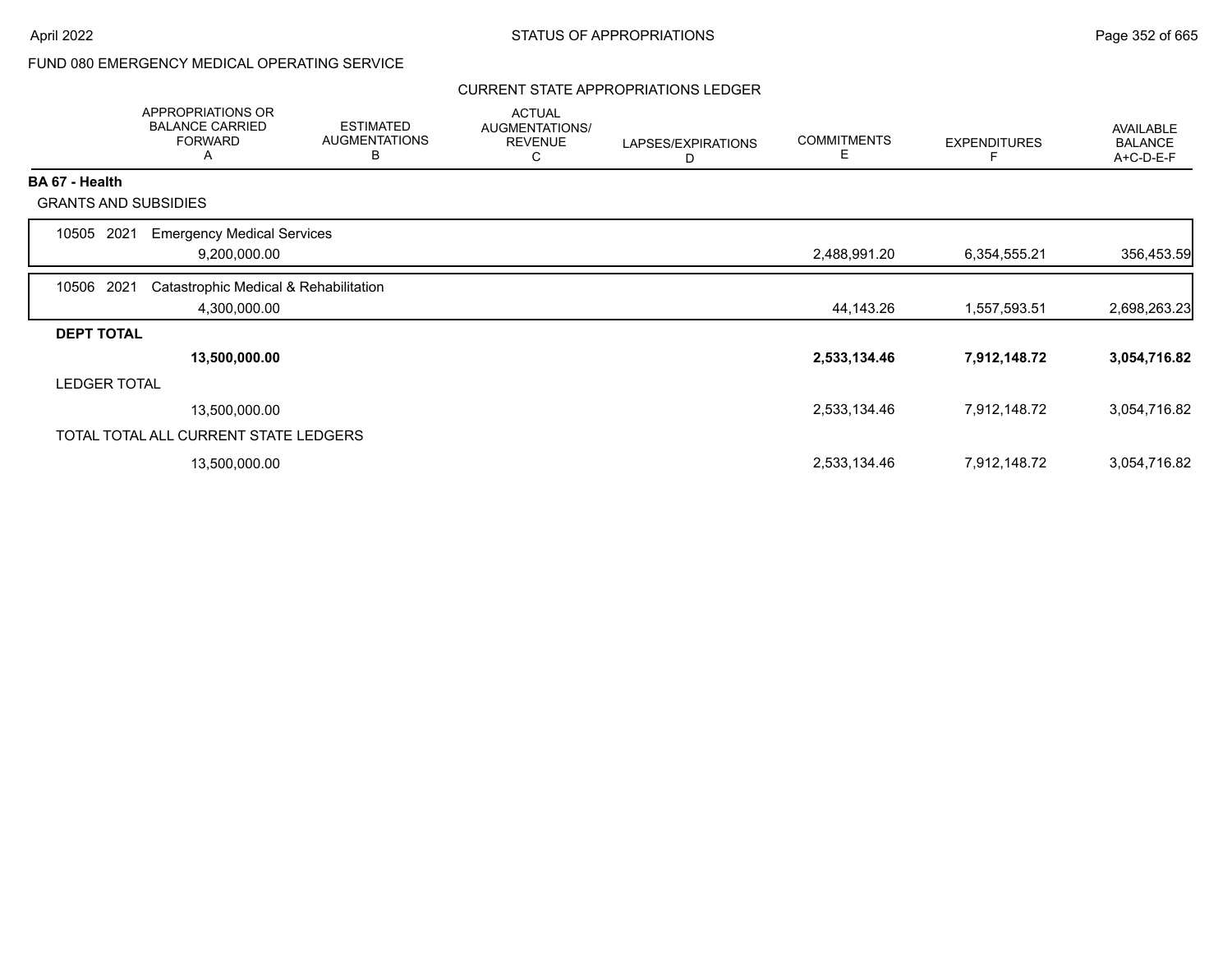FUND 080 EMERGENCY MEDICAL OPERATING SERVICE

CURRENT STATE APPROPRIATIONS LEDGER

| | APPROPRIATIONS OR BALANCE CARRIED FORWARD A | ESTIMATED AUGMENTATIONS B | ACTUAL AUGMENTATIONS/ REVENUE C | LAPSES/EXPIRATIONS D | COMMITMENTS E | EXPENDITURES F | AVAILABLE BALANCE A+C-D-E-F |
|---|---|---|---|---|---|---|---|
| **BA 67 - Health** | | | | | | | |
| GRANTS AND SUBSIDIES | | | | | | | |
| 10505 2021 Emergency Medical Services | 9,200,000.00 | | | | 2,488,991.20 | 6,354,555.21 | 356,453.59 |
| 10506 2021 Catastrophic Medical & Rehabilitation | 4,300,000.00 | | | | 44,143.26 | 1,557,593.51 | 2,698,263.23 |
| **DEPT TOTAL** | **13,500,000.00** | | | | **2,533,134.46** | **7,912,148.72** | **3,054,716.82** |
| LEDGER TOTAL | 13,500,000.00 | | | | 2,533,134.46 | 7,912,148.72 | 3,054,716.82 |
| TOTAL TOTAL ALL CURRENT STATE LEDGERS | 13,500,000.00 | | | | 2,533,134.46 | 7,912,148.72 | 3,054,716.82 |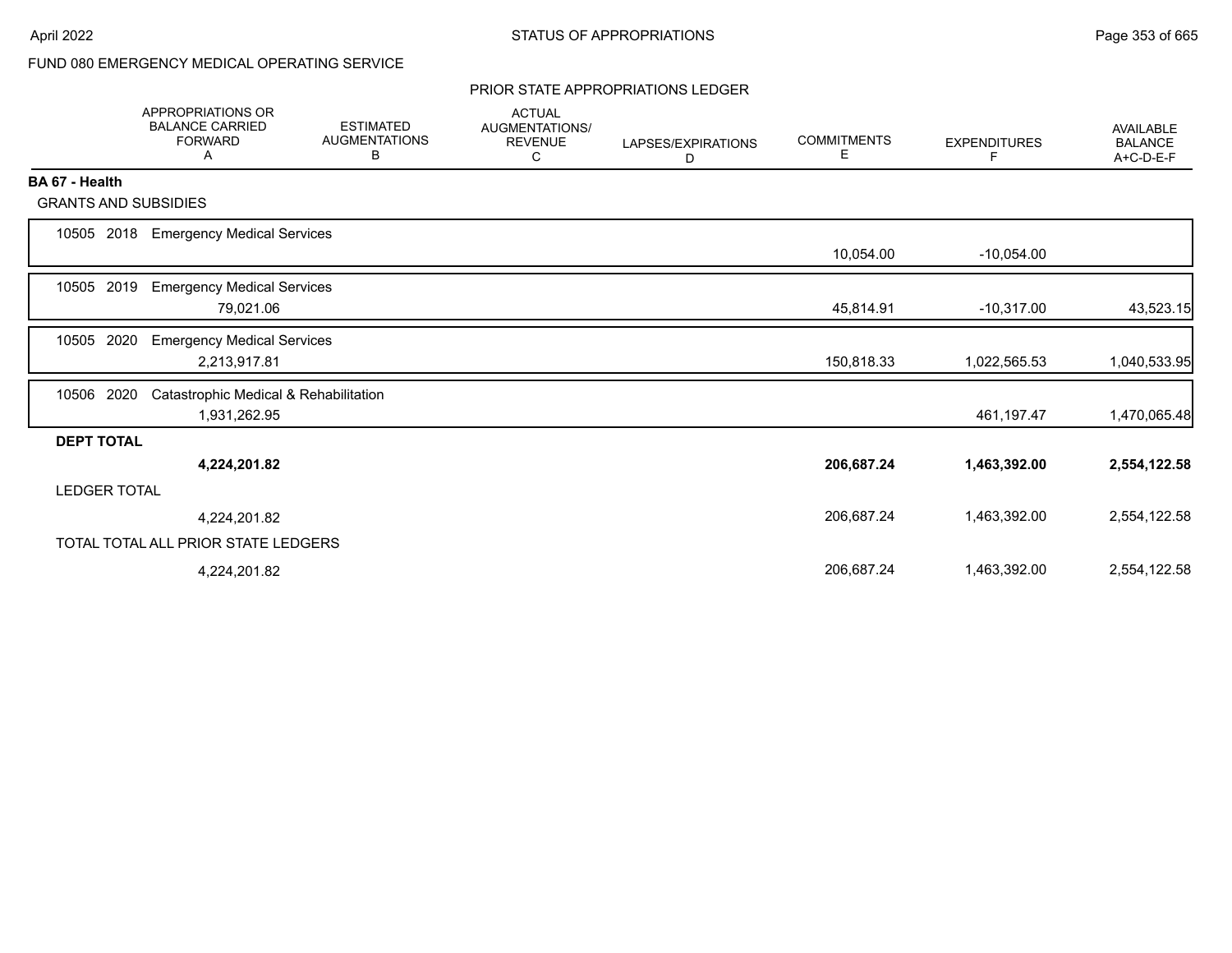FUND 080 EMERGENCY MEDICAL OPERATING SERVICE

PRIOR STATE APPROPRIATIONS LEDGER

| | APPROPRIATIONS OR BALANCE CARRIED FORWARD A | ESTIMATED AUGMENTATIONS B | ACTUAL AUGMENTATIONS/ REVENUE C | LAPSES/EXPIRATIONS D | COMMITMENTS E | EXPENDITURES F | AVAILABLE BALANCE A+C-D-E-F |
|---|---|---|---|---|---|---|---|
| **BA 67 - Health** | | | | | | | |
| GRANTS AND SUBSIDIES | | | | | | | |
| 10505 2018 Emergency Medical Services | | | | | 10,054.00 | -10,054.00 | |
| 10505 2019 Emergency Medical Services | 79,021.06 | | | | 45,814.91 | -10,317.00 | 43,523.15 |
| 10505 2020 Emergency Medical Services | 2,213,917.81 | | | | 150,818.33 | 1,022,565.53 | 1,040,533.95 |
| 10506 2020 Catastrophic Medical & Rehabilitation | 1,931,262.95 | | | | | 461,197.47 | 1,470,065.48 |
| **DEPT TOTAL** | **4,224,201.82** | | | | **206,687.24** | **1,463,392.00** | **2,554,122.58** |
| LEDGER TOTAL | 4,224,201.82 | | | | 206,687.24 | 1,463,392.00 | 2,554,122.58 |
| TOTAL TOTAL ALL PRIOR STATE LEDGERS | 4,224,201.82 | | | | 206,687.24 | 1,463,392.00 | 2,554,122.58 |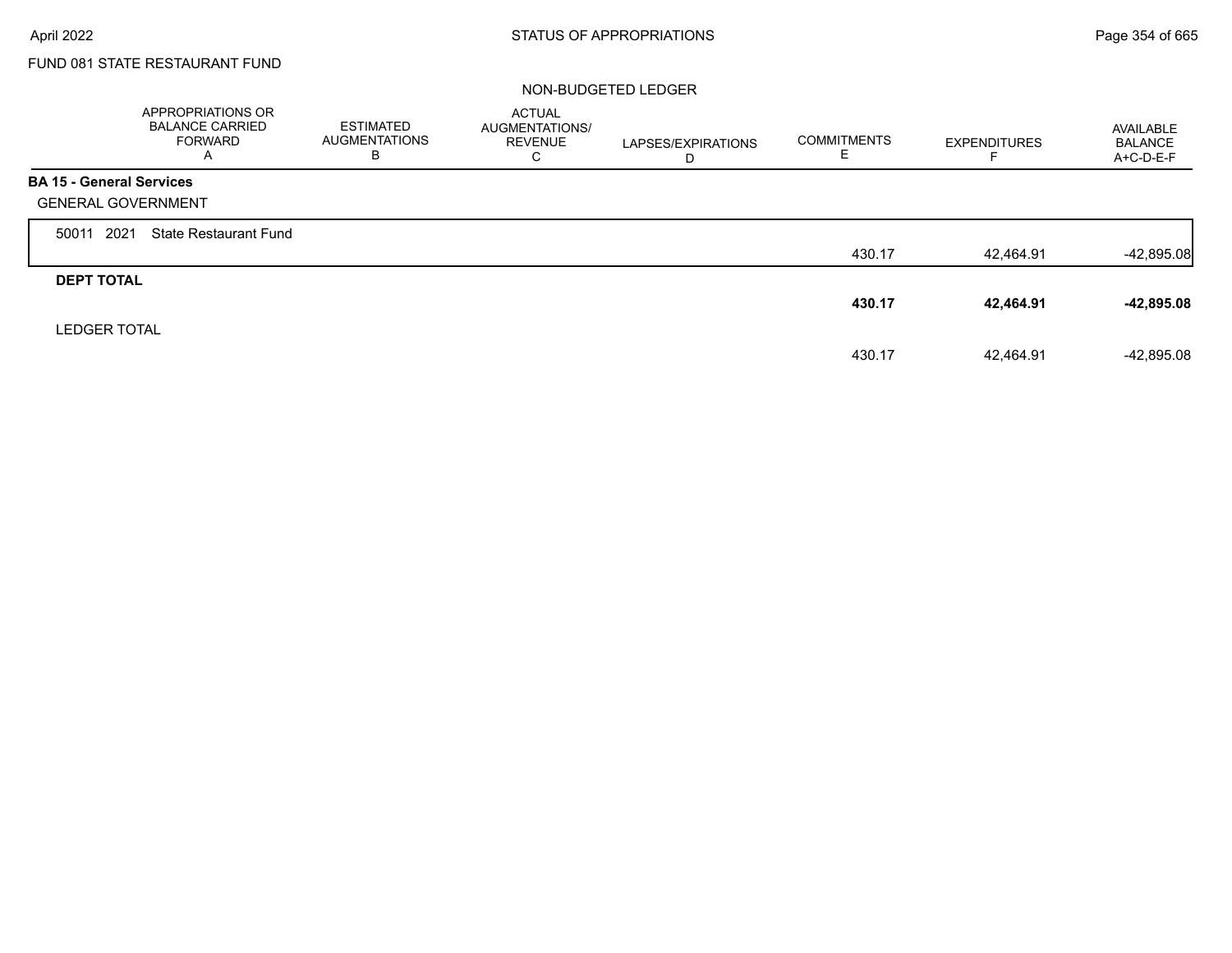FUND 081 STATE RESTAURANT FUND

NON-BUDGETED LEDGER

| | APPROPRIATIONS OR BALANCE CARRIED FORWARD A | ESTIMATED AUGMENTATIONS B | ACTUAL AUGMENTATIONS/ REVENUE C | LAPSES/EXPIRATIONS D | COMMITMENTS E | EXPENDITURES F | AVAILABLE BALANCE A+C-D-E-F |
|---|---|---|---|---|---|---|---|
| **BA 15 - General Services** | | | | | | | |
| GENERAL GOVERNMENT | | | | | | | |
| 50011 2021 State Restaurant Fund | | | | | 430.17 | 42,464.91 | -42,895.08 |
| **DEPT TOTAL** | | | | | **430.17** | **42,464.91** | **-42,895.08** |
| LEDGER TOTAL | | | | | 430.17 | 42,464.91 | -42,895.08 |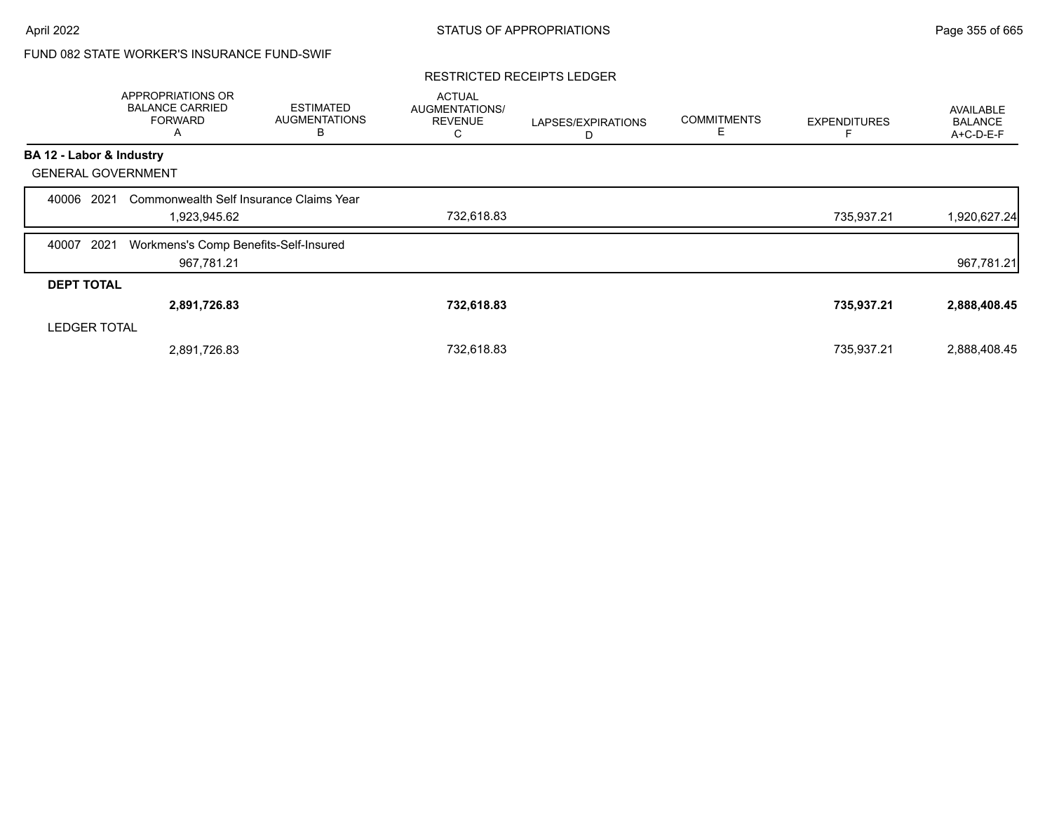FUND 082 STATE WORKER'S INSURANCE FUND-SWIF

RESTRICTED RECEIPTS LEDGER

| | APPROPRIATIONS OR BALANCE CARRIED FORWARD A | ESTIMATED AUGMENTATIONS B | ACTUAL AUGMENTATIONS/ REVENUE C | LAPSES/EXPIRATIONS D | COMMITMENTS E | EXPENDITURES F | AVAILABLE BALANCE A+C-D-E-F |
|---|---|---|---|---|---|---|---|
| **BA 12 - Labor & Industry** | | | | | | | |
| GENERAL GOVERNMENT | | | | | | | |
| 40006 2021 Commonwealth Self Insurance Claims Year | 1,923,945.62 | | 732,618.83 | | | 735,937.21 | 1,920,627.24 |
| 40007 2021 Workmens's Comp Benefits-Self-Insured | 967,781.21 | | | | | | 967,781.21 |
| **DEPT TOTAL** | **2,891,726.83** | | **732,618.83** | | | **735,937.21** | **2,888,408.45** |
| LEDGER TOTAL | 2,891,726.83 | | 732,618.83 | | | 735,937.21 | 2,888,408.45 |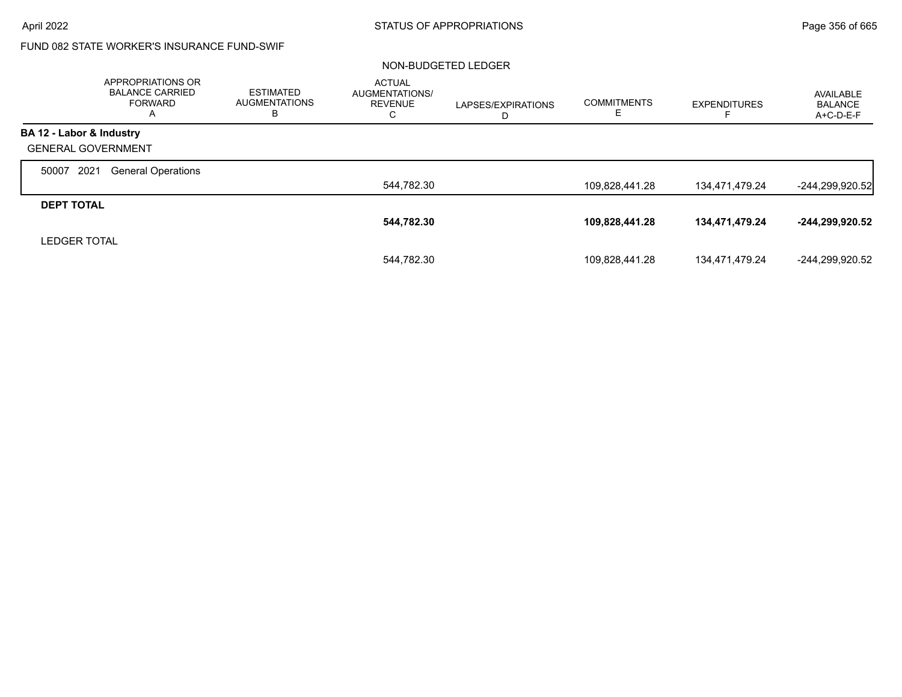FUND 082 STATE WORKER'S INSURANCE FUND-SWIF

NON-BUDGETED LEDGER

| | APPROPRIATIONS OR BALANCE CARRIED FORWARD A | ESTIMATED AUGMENTATIONS B | ACTUAL AUGMENTATIONS/ REVENUE C | LAPSES/EXPIRATIONS D | COMMITMENTS E | EXPENDITURES F | AVAILABLE BALANCE A+C-D-E-F |
|---|---|---|---|---|---|---|---|
| **BA 12 - Labor & Industry** | | | | | | | |
| GENERAL GOVERNMENT | | | | | | | |
| 50007 2021 General Operations | | | 544,782.30 | | 109,828,441.28 | 134,471,479.24 | -244,299,920.52 |
| **DEPT TOTAL** | | | **544,782.30** | | **109,828,441.28** | **134,471,479.24** | **-244,299,920.52** |
| LEDGER TOTAL | | | 544,782.30 | | 109,828,441.28 | 134,471,479.24 | -244,299,920.52 |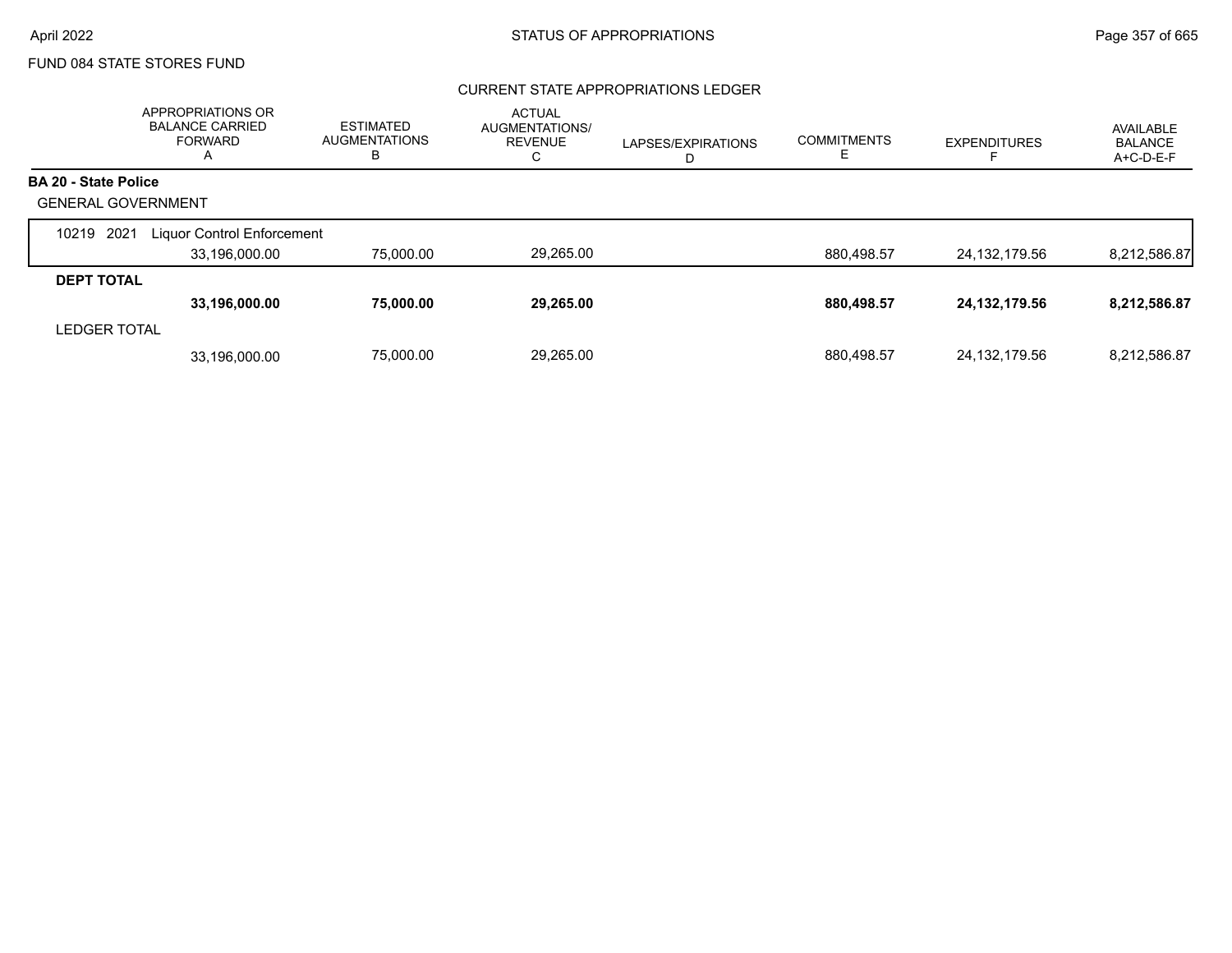FUND 084 STATE STORES FUND

## CURRENT STATE APPROPRIATIONS LEDGER

| | APPROPRIATIONS OR BALANCE CARRIED FORWARD A | ESTIMATED AUGMENTATIONS B | ACTUAL AUGMENTATIONS/ REVENUE C | LAPSES/EXPIRATIONS D | COMMITMENTS E | EXPENDITURES F | AVAILABLE BALANCE A+C-D-E-F |
|---|---|---|---|---|---|---|---|
| **BA 20 - State Police** | | | | | | | |
| GENERAL GOVERNMENT | | | | | | | |
| 10219 2021 Liquor Control Enforcement | 33,196,000.00 | 75,000.00 | 29,265.00 | | 880,498.57 | 24,132,179.56 | 8,212,586.87 |
| **DEPT TOTAL** | **33,196,000.00** | **75,000.00** | **29,265.00** | | **880,498.57** | **24,132,179.56** | **8,212,586.87** |
| LEDGER TOTAL | 33,196,000.00 | 75,000.00 | 29,265.00 | | 880,498.57 | 24,132,179.56 | 8,212,586.87 |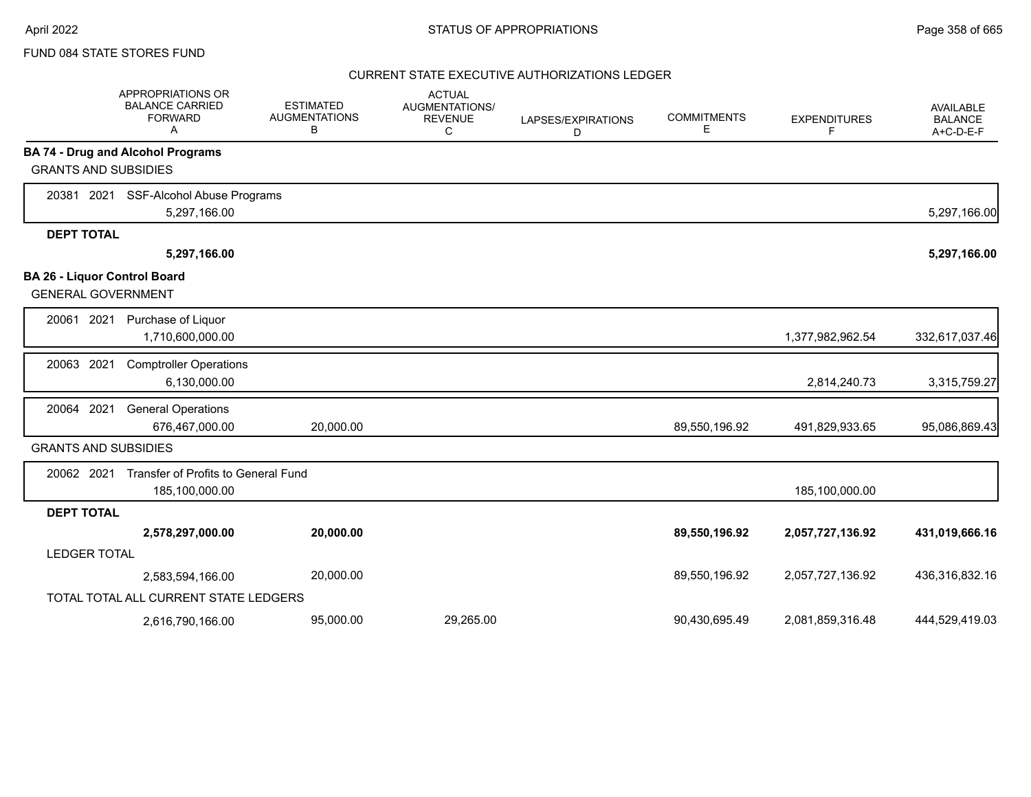FUND 084 STATE STORES FUND

CURRENT STATE EXECUTIVE AUTHORIZATIONS LEDGER

| | APPROPRIATIONS OR BALANCE CARRIED FORWARD A | ESTIMATED AUGMENTATIONS B | ACTUAL AUGMENTATIONS/ REVENUE C | LAPSES/EXPIRATIONS D | COMMITMENTS E | EXPENDITURES F | AVAILABLE BALANCE A+C-D-E-F |
|---|---|---|---|---|---|---|---|
| **BA 74 - Drug and Alcohol Programs** | | | | | | | |
| GRANTS AND SUBSIDIES | | | | | | | |
| 20381 2021 SSF-Alcohol Abuse Programs | 5,297,166.00 | | | | | | 5,297,166.00 |
| **DEPT TOTAL** | **5,297,166.00** | | | | | | **5,297,166.00** |
| **BA 26 - Liquor Control Board** | | | | | | | |
| GENERAL GOVERNMENT | | | | | | | |
| 20061 2021 Purchase of Liquor | 1,710,600,000.00 | | | | | 1,377,982,962.54 | 332,617,037.46 |
| 20063 2021 Comptroller Operations | 6,130,000.00 | | | | | 2,814,240.73 | 3,315,759.27 |
| 20064 2021 General Operations | 676,467,000.00 | 20,000.00 | | | 89,550,196.92 | 491,829,933.65 | 95,086,869.43 |
| GRANTS AND SUBSIDIES | | | | | | | |
| 20062 2021 Transfer of Profits to General Fund | 185,100,000.00 | | | | | 185,100,000.00 | |
| **DEPT TOTAL** | **2,578,297,000.00** | **20,000.00** | | | **89,550,196.92** | **2,057,727,136.92** | **431,019,666.16** |
| LEDGER TOTAL | 2,583,594,166.00 | 20,000.00 | | | 89,550,196.92 | 2,057,727,136.92 | 436,316,832.16 |
| TOTAL TOTAL ALL CURRENT STATE LEDGERS | 2,616,790,166.00 | 95,000.00 | 29,265.00 | | 90,430,695.49 | 2,081,859,316.48 | 444,529,419.03 |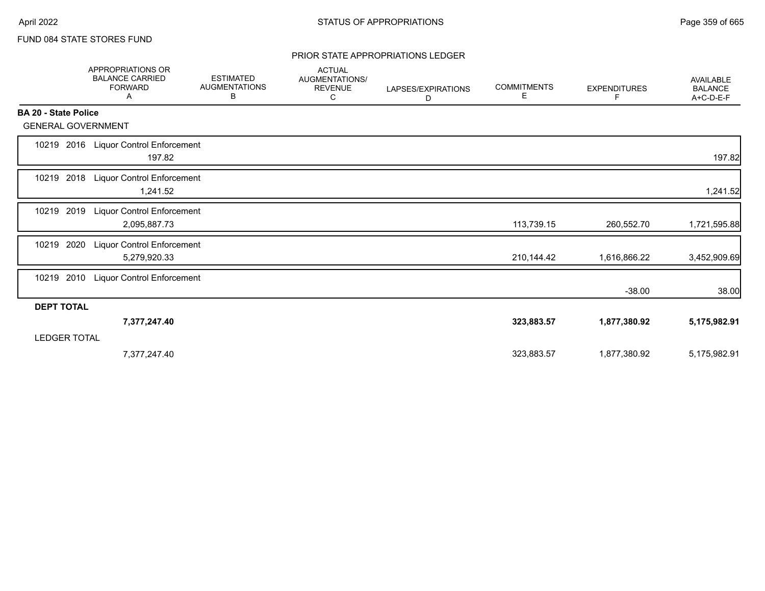FUND 084 STATE STORES FUND

PRIOR STATE APPROPRIATIONS LEDGER

| | APPROPRIATIONS OR BALANCE CARRIED FORWARD A | ESTIMATED AUGMENTATIONS B | ACTUAL AUGMENTATIONS/ REVENUE C | LAPSES/EXPIRATIONS D | COMMITMENTS E | EXPENDITURES F | AVAILABLE BALANCE A+C-D-E-F |
|---|---|---|---|---|---|---|---|
| **BA 20 - State Police** | | | | | | | |
| GENERAL GOVERNMENT | | | | | | | |
| 10219 2016 Liquor Control Enforcement | 197.82 | | | | | | 197.82 |
| 10219 2018 Liquor Control Enforcement | 1,241.52 | | | | | | 1,241.52 |
| 10219 2019 Liquor Control Enforcement | 2,095,887.73 | | | | 113,739.15 | 260,552.70 | 1,721,595.88 |
| 10219 2020 Liquor Control Enforcement | 5,279,920.33 | | | | 210,144.42 | 1,616,866.22 | 3,452,909.69 |
| 10219 2010 Liquor Control Enforcement | | | | | | -38.00 | 38.00 |
| **DEPT TOTAL** | **7,377,247.40** | | | | **323,883.57** | **1,877,380.92** | **5,175,982.91** |
| LEDGER TOTAL | 7,377,247.40 | | | | 323,883.57 | 1,877,380.92 | 5,175,982.91 |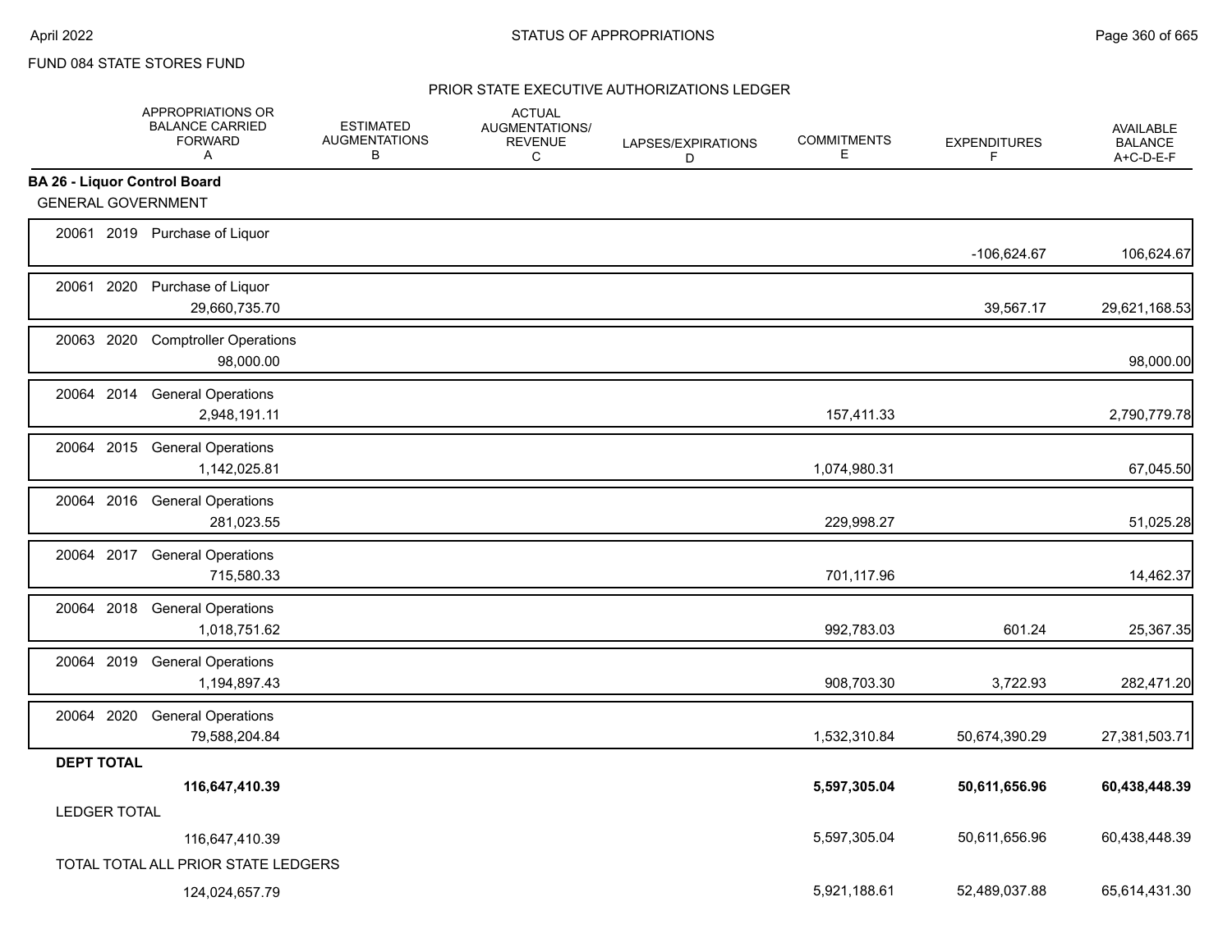FUND 084 STATE STORES FUND

## PRIOR STATE EXECUTIVE AUTHORIZATIONS LEDGER

| | APPROPRIATIONS OR BALANCE CARRIED FORWARD A | ESTIMATED AUGMENTATIONS B | ACTUAL AUGMENTATIONS/ REVENUE C | LAPSES/EXPIRATIONS D | COMMITMENTS E | EXPENDITURES F | AVAILABLE BALANCE A+C-D-E-F |
|---|---|---|---|---|---|---|---|
| **BA 26 - Liquor Control Board** | | | | | | | |
| GENERAL GOVERNMENT | | | | | | | |
| 20061 2019 Purchase of Liquor | | | | | | -106,624.67 | 106,624.67 |
| 20061 2020 Purchase of Liquor | 29,660,735.70 | | | | | 39,567.17 | 29,621,168.53 |
| 20063 2020 Comptroller Operations | 98,000.00 | | | | | | 98,000.00 |
| 20064 2014 General Operations | 2,948,191.11 | | | | 157,411.33 | | 2,790,779.78 |
| 20064 2015 General Operations | 1,142,025.81 | | | | 1,074,980.31 | | 67,045.50 |
| 20064 2016 General Operations | 281,023.55 | | | | 229,998.27 | | 51,025.28 |
| 20064 2017 General Operations | 715,580.33 | | | | 701,117.96 | | 14,462.37 |
| 20064 2018 General Operations | 1,018,751.62 | | | | 992,783.03 | 601.24 | 25,367.35 |
| 20064 2019 General Operations | 1,194,897.43 | | | | 908,703.30 | 3,722.93 | 282,471.20 |
| 20064 2020 General Operations | 79,588,204.84 | | | | 1,532,310.84 | 50,674,390.29 | 27,381,503.71 |
| **DEPT TOTAL** | **116,647,410.39** | | | | **5,597,305.04** | **50,611,656.96** | **60,438,448.39** |
| LEDGER TOTAL | 116,647,410.39 | | | | 5,597,305.04 | 50,611,656.96 | 60,438,448.39 |
| TOTAL TOTAL ALL PRIOR STATE LEDGERS | 124,024,657.79 | | | | 5,921,188.61 | 52,489,037.88 | 65,614,431.30 |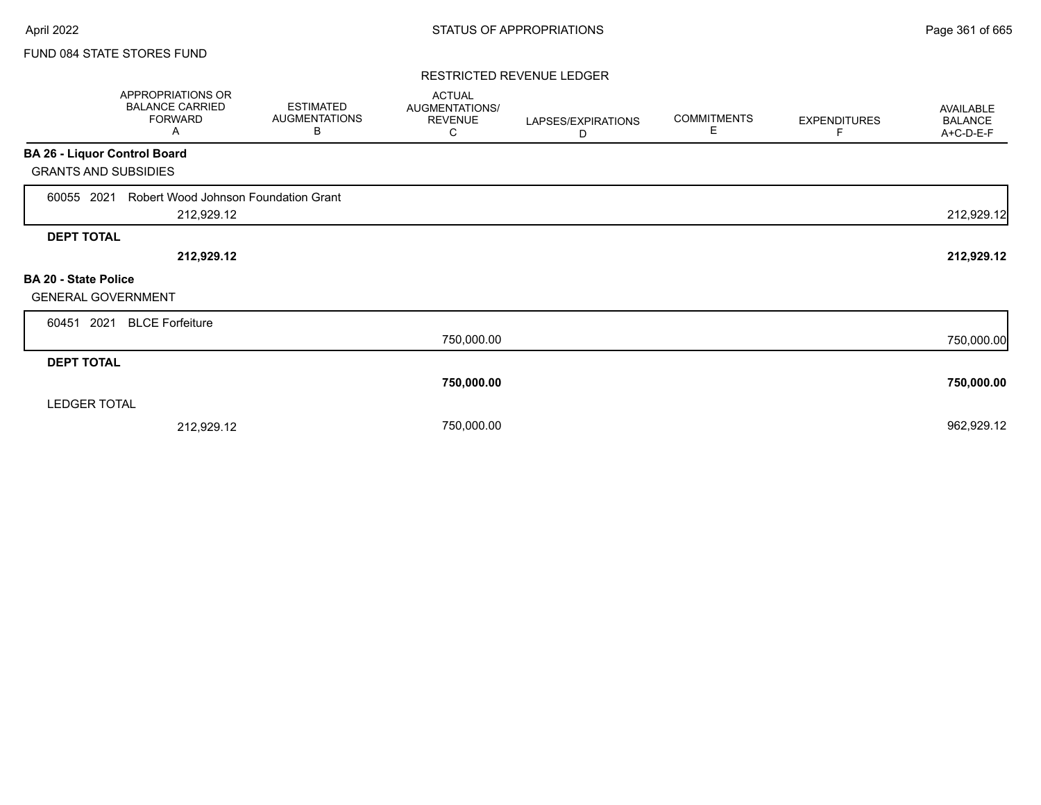FUND 084 STATE STORES FUND

## RESTRICTED REVENUE LEDGER

| | APPROPRIATIONS OR BALANCE CARRIED FORWARD A | ESTIMATED AUGMENTATIONS B | ACTUAL AUGMENTATIONS/ REVENUE C | LAPSES/EXPIRATIONS D | COMMITMENTS E | EXPENDITURES F | AVAILABLE BALANCE A+C-D-E-F |
|---|---|---|---|---|---|---|---|
| **BA 26 - Liquor Control Board** | | | | | | | |
| GRANTS AND SUBSIDIES | | | | | | | |
| 60055 2021 Robert Wood Johnson Foundation Grant | 212,929.12 | | | | | | 212,929.12 |
| **DEPT TOTAL** | **212,929.12** | | | | | | **212,929.12** |
| **BA 20 - State Police** | | | | | | | |
| GENERAL GOVERNMENT | | | | | | | |
| 60451 2021 BLCE Forfeiture | | | 750,000.00 | | | | 750,000.00 |
| **DEPT TOTAL** | | | **750,000.00** | | | | **750,000.00** |
| LEDGER TOTAL | 212,929.12 | | 750,000.00 | | | | 962,929.12 |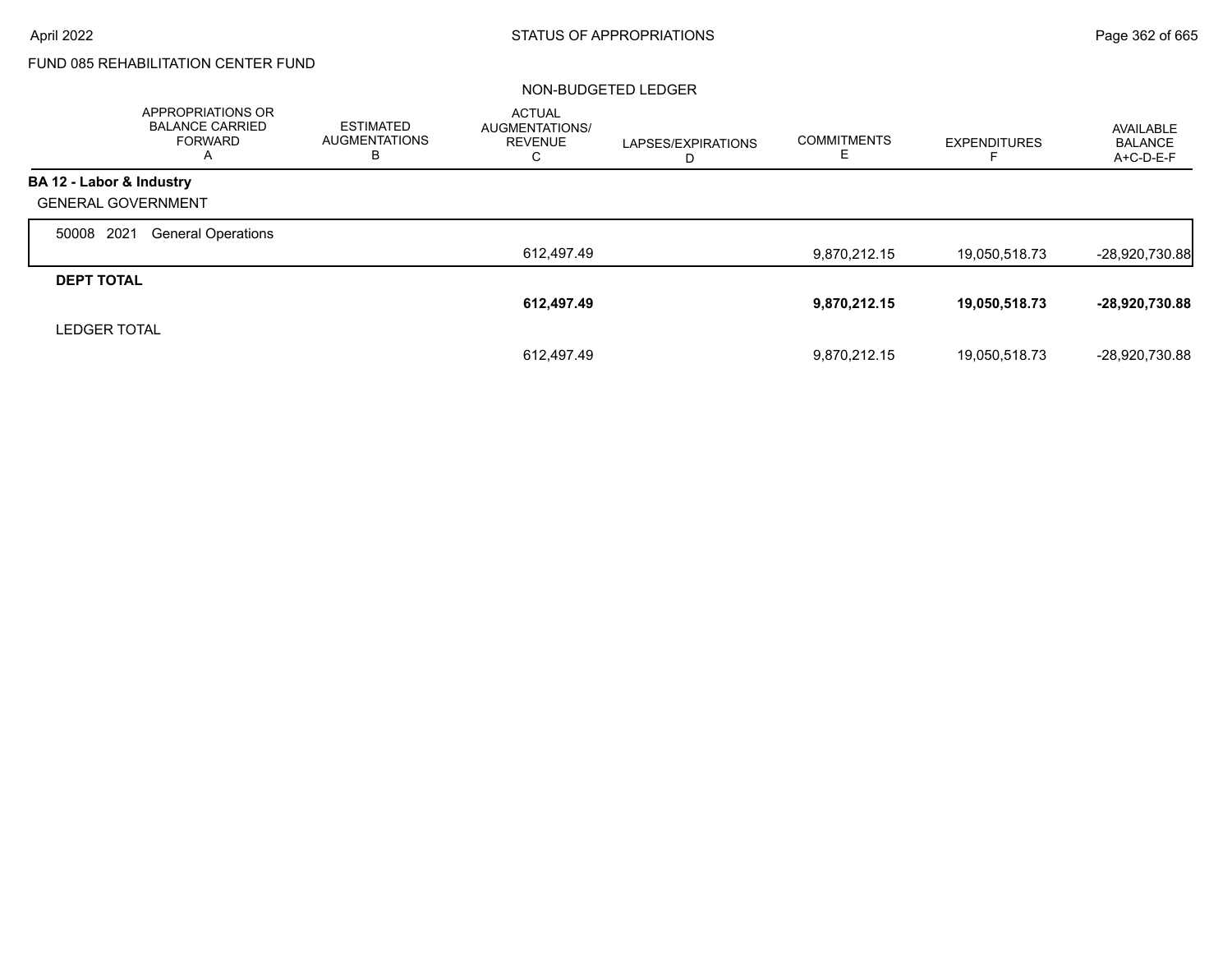FUND 085 REHABILITATION CENTER FUND

NON-BUDGETED LEDGER

| | APPROPRIATIONS OR BALANCE CARRIED FORWARD A | ESTIMATED AUGMENTATIONS B | ACTUAL AUGMENTATIONS/ REVENUE C | LAPSES/EXPIRATIONS D | COMMITMENTS E | EXPENDITURES F | AVAILABLE BALANCE A+C-D-E-F |
|---|---|---|---|---|---|---|---|
| **BA 12 - Labor & Industry** | | | | | | | |
| GENERAL GOVERNMENT | | | | | | | |
| 50008 2021 General Operations | | | 612,497.49 | | 9,870,212.15 | 19,050,518.73 | -28,920,730.88 |
| **DEPT TOTAL** | | | **612,497.49** | | **9,870,212.15** | **19,050,518.73** | **-28,920,730.88** |
| LEDGER TOTAL | | | 612,497.49 | | 9,870,212.15 | 19,050,518.73 | -28,920,730.88 |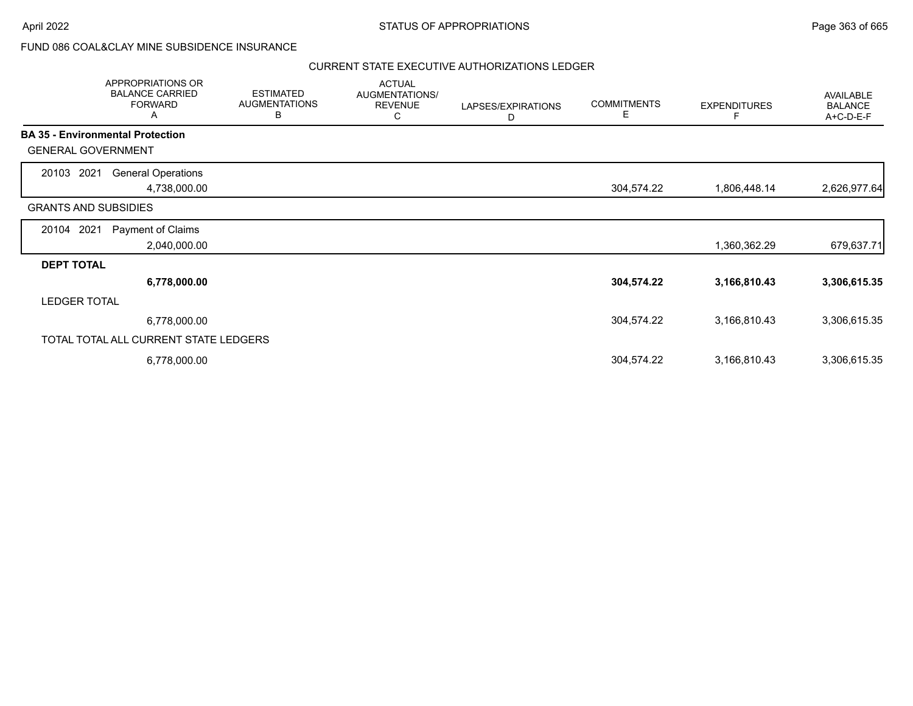FUND 086 COAL&CLAY MINE SUBSIDENCE INSURANCE

CURRENT STATE EXECUTIVE AUTHORIZATIONS LEDGER

| APPROPRIATIONS OR BALANCE CARRIED FORWARD A | ESTIMATED AUGMENTATIONS B | ACTUAL AUGMENTATIONS/ REVENUE C | LAPSES/EXPIRATIONS D | COMMITMENTS E | EXPENDITURES F | AVAILABLE BALANCE A+C-D-E-F |
|---|---|---|---|---|---|---|
| **BA 35 - Environmental Protection** | | | | | | |
| GENERAL GOVERNMENT | | | | | | |
| 20103 2021 General Operations | | | | | | |
| 4,738,000.00 | | | | 304,574.22 | 1,806,448.14 | 2,626,977.64 |
| GRANTS AND SUBSIDIES | | | | | | |
| 20104 2021 Payment of Claims | | | | | | |
| 2,040,000.00 | | | | | 1,360,362.29 | 679,637.71 |
| **DEPT TOTAL** | | | | | | |
| **6,778,000.00** | | | | **304,574.22** | **3,166,810.43** | **3,306,615.35** |
| LEDGER TOTAL | | | | | | |
| 6,778,000.00 | | | | 304,574.22 | 3,166,810.43 | 3,306,615.35 |
| TOTAL TOTAL ALL CURRENT STATE LEDGERS | | | | | | |
| 6,778,000.00 | | | | 304,574.22 | 3,166,810.43 | 3,306,615.35 |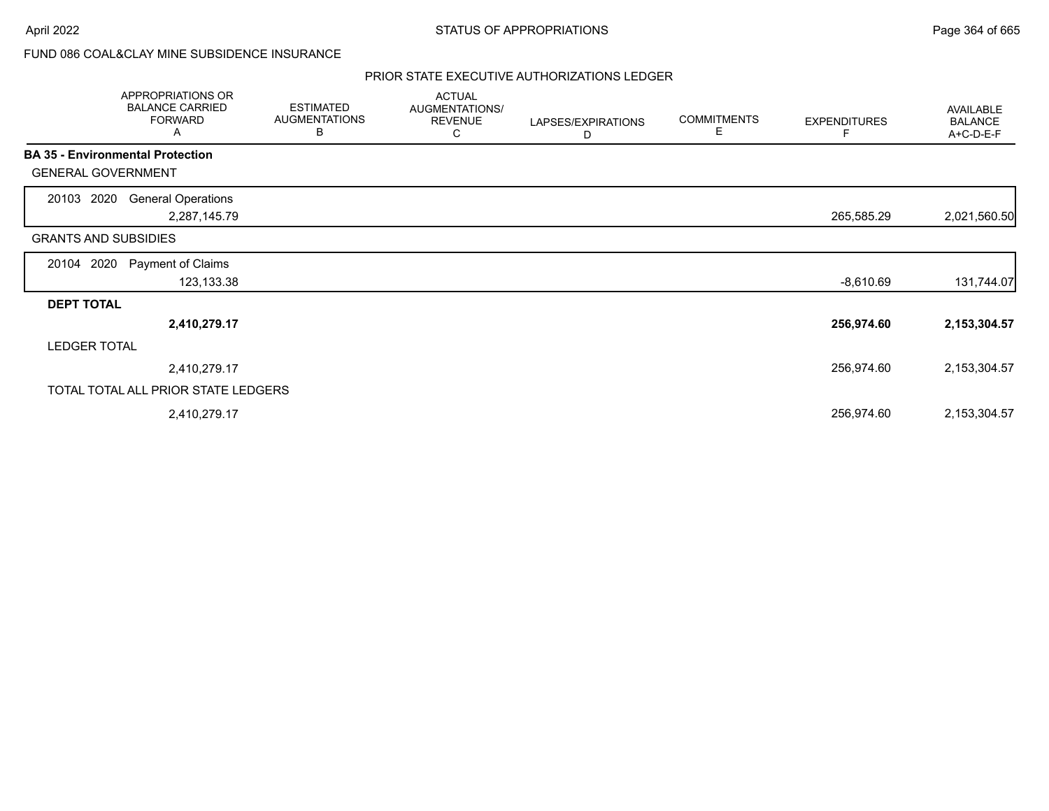FUND 086 COAL&CLAY MINE SUBSIDENCE INSURANCE

## PRIOR STATE EXECUTIVE AUTHORIZATIONS LEDGER

| APPROPRIATIONS OR BALANCE CARRIED FORWARD A | ESTIMATED AUGMENTATIONS B | ACTUAL AUGMENTATIONS/ REVENUE C | LAPSES/EXPIRATIONS D | COMMITMENTS E | EXPENDITURES F | AVAILABLE BALANCE A+C-D-E-F |
|---|---|---|---|---|---|---|
| **BA 35 - Environmental Protection** | | | | | | |
| GENERAL GOVERNMENT | | | | | | |
| 20103 2020 General Operations | | | | | | |
| 2,287,145.79 | | | | | 265,585.29 | 2,021,560.50 |
| GRANTS AND SUBSIDIES | | | | | | |
| 20104 2020 Payment of Claims | | | | | | |
| 123,133.38 | | | | | -8,610.69 | 131,744.07 |
| **DEPT TOTAL** | | | | | | |
| **2,410,279.17** | | | | | **256,974.60** | **2,153,304.57** |
| LEDGER TOTAL | | | | | | |
| 2,410,279.17 | | | | | 256,974.60 | 2,153,304.57 |
| TOTAL TOTAL ALL PRIOR STATE LEDGERS | | | | | | |
| 2,410,279.17 | | | | | 256,974.60 | 2,153,304.57 |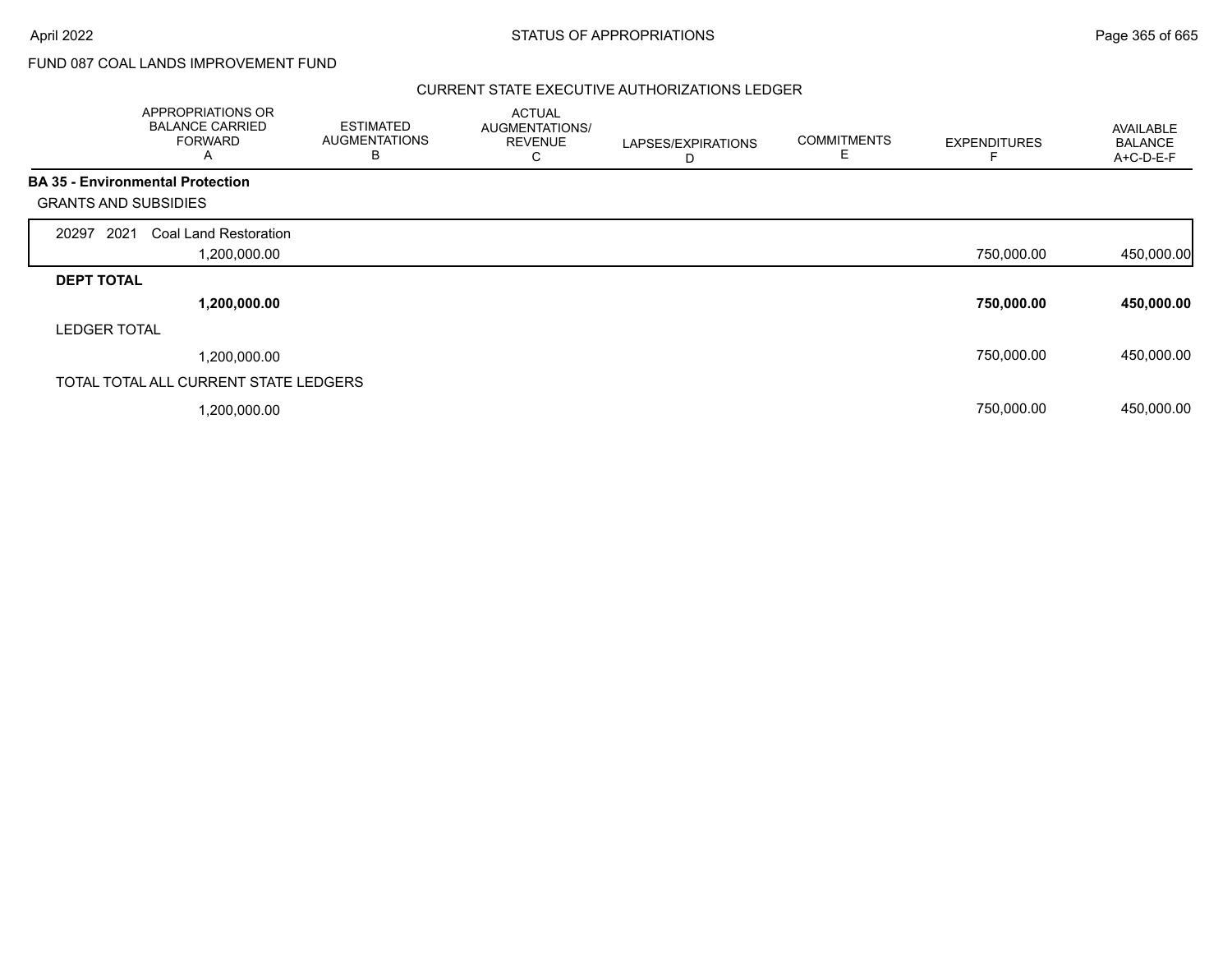FUND 087 COAL LANDS IMPROVEMENT FUND

## CURRENT STATE EXECUTIVE AUTHORIZATIONS LEDGER

| | APPROPRIATIONS OR BALANCE CARRIED FORWARD A | ESTIMATED AUGMENTATIONS B | ACTUAL AUGMENTATIONS/ REVENUE C | LAPSES/EXPIRATIONS D | COMMITMENTS E | EXPENDITURES F | AVAILABLE BALANCE A+C-D-E-F |
|---|---|---|---|---|---|---|---|
| **BA 35 - Environmental Protection** | | | | | | | |
| GRANTS AND SUBSIDIES | | | | | | | |
| 20297 2021 Coal Land Restoration | 1,200,000.00 | | | | | 750,000.00 | 450,000.00 |
| **DEPT TOTAL** | **1,200,000.00** | | | | | **750,000.00** | **450,000.00** |
| LEDGER TOTAL | 1,200,000.00 | | | | | 750,000.00 | 450,000.00 |
| TOTAL TOTAL ALL CURRENT STATE LEDGERS | 1,200,000.00 | | | | | 750,000.00 | 450,000.00 |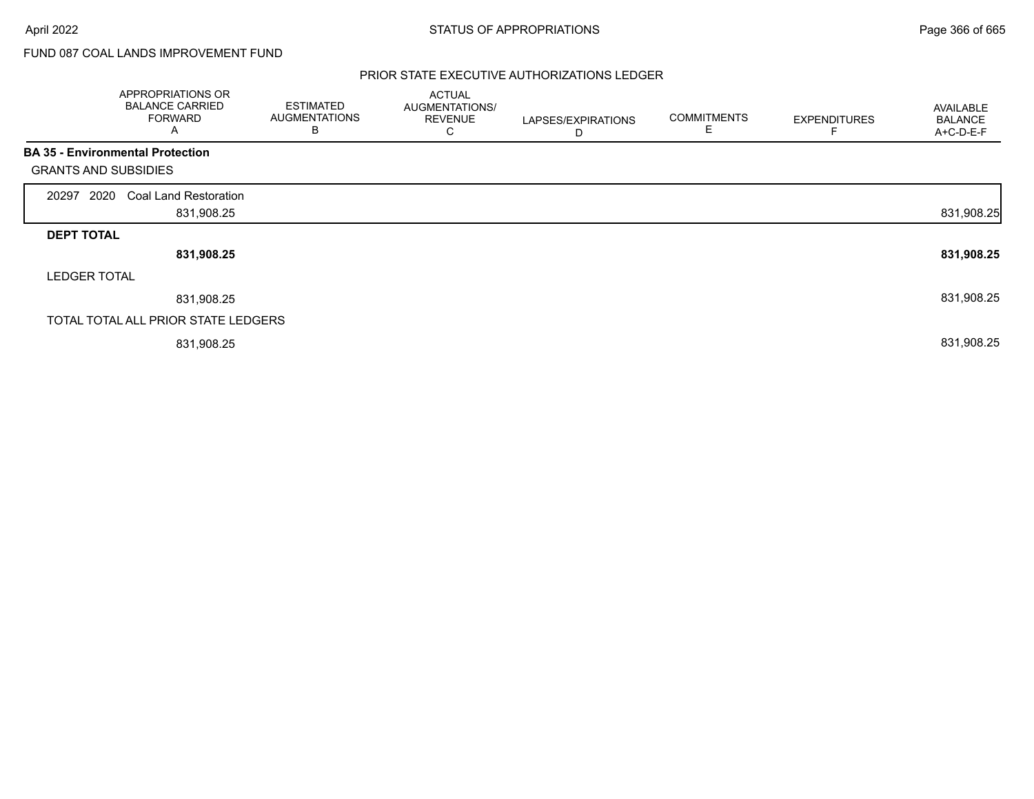FUND 087 COAL LANDS IMPROVEMENT FUND

## PRIOR STATE EXECUTIVE AUTHORIZATIONS LEDGER

| | APPROPRIATIONS OR BALANCE CARRIED FORWARD A | ESTIMATED AUGMENTATIONS B | ACTUAL AUGMENTATIONS/ REVENUE C | LAPSES/EXPIRATIONS D | COMMITMENTS E | EXPENDITURES F | AVAILABLE BALANCE A+C-D-E-F |
|---|---|---|---|---|---|---|---|
| **BA 35 - Environmental Protection** | | | | | | | |
| GRANTS AND SUBSIDIES | | | | | | | |
| 20297 2020 Coal Land Restoration | 831,908.25 | | | | | | 831,908.25 |
| **DEPT TOTAL** | **831,908.25** | | | | | | **831,908.25** |
| LEDGER TOTAL | 831,908.25 | | | | | | 831,908.25 |
| TOTAL TOTAL ALL PRIOR STATE LEDGERS | 831,908.25 | | | | | | 831,908.25 |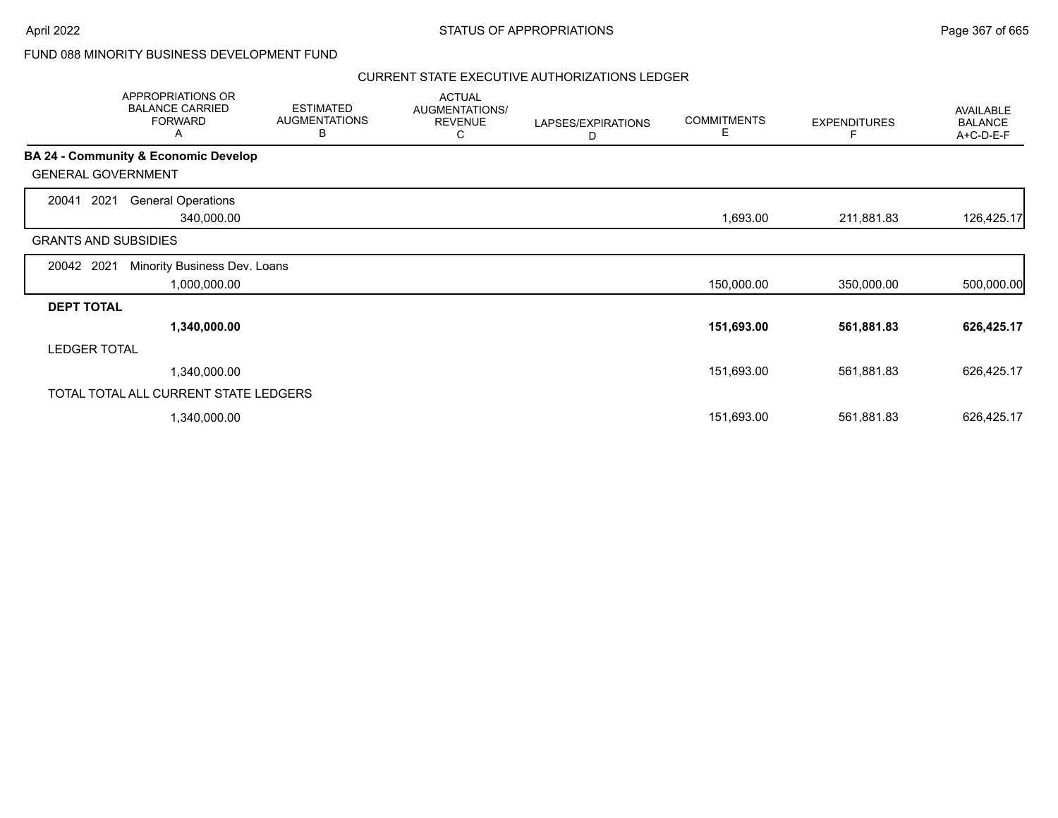FUND 088 MINORITY BUSINESS DEVELOPMENT FUND

CURRENT STATE EXECUTIVE AUTHORIZATIONS LEDGER

| | APPROPRIATIONS OR BALANCE CARRIED FORWARD A | ESTIMATED AUGMENTATIONS B | ACTUAL AUGMENTATIONS/ REVENUE C | LAPSES/EXPIRATIONS D | COMMITMENTS E | EXPENDITURES F | AVAILABLE BALANCE A+C-D-E-F |
|---|---|---|---|---|---|---|---|
| **BA 24 - Community & Economic Develop** | | | | | | | |
| GENERAL GOVERNMENT | | | | | | | |
| 20041 2021 General Operations | 340,000.00 | | | | 1,693.00 | 211,881.83 | 126,425.17 |
| GRANTS AND SUBSIDIES | | | | | | | |
| 20042 2021 Minority Business Dev. Loans | 1,000,000.00 | | | | 150,000.00 | 350,000.00 | 500,000.00 |
| **DEPT TOTAL** | **1,340,000.00** | | | | **151,693.00** | **561,881.83** | **626,425.17** |
| LEDGER TOTAL | 1,340,000.00 | | | | 151,693.00 | 561,881.83 | 626,425.17 |
| TOTAL TOTAL ALL CURRENT STATE LEDGERS | 1,340,000.00 | | | | 151,693.00 | 561,881.83 | 626,425.17 |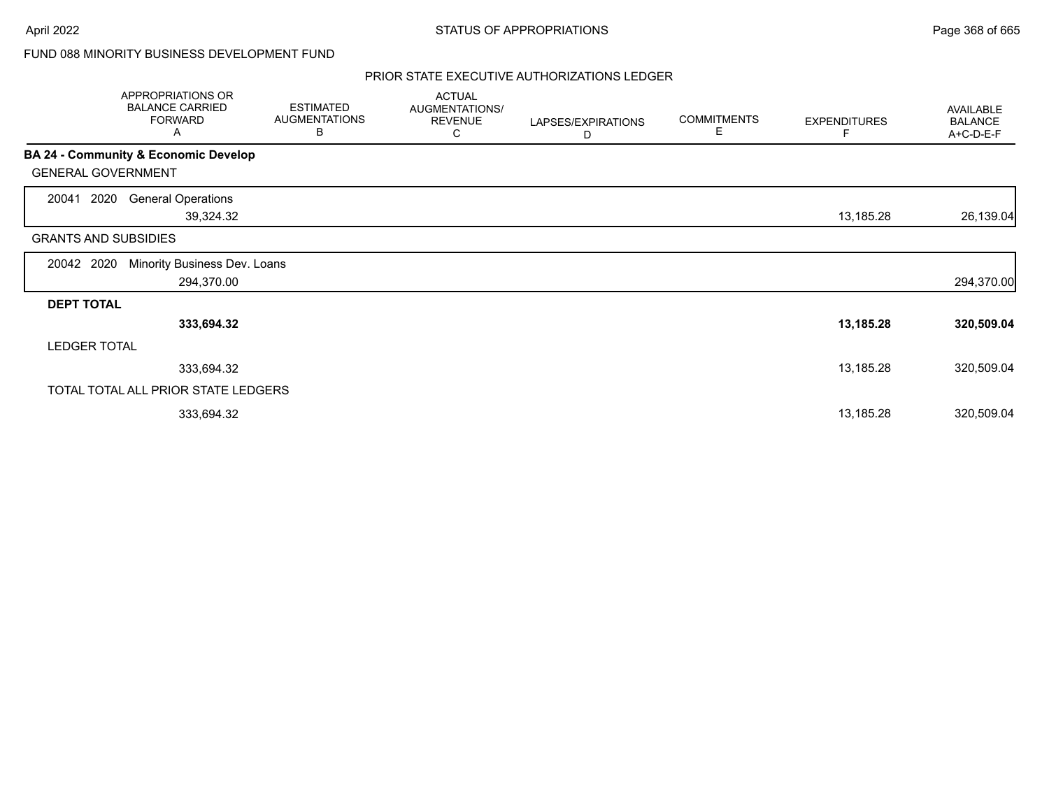FUND 088 MINORITY BUSINESS DEVELOPMENT FUND

PRIOR STATE EXECUTIVE AUTHORIZATIONS LEDGER

| | APPROPRIATIONS OR BALANCE CARRIED FORWARD A | ESTIMATED AUGMENTATIONS B | ACTUAL AUGMENTATIONS/ REVENUE C | LAPSES/EXPIRATIONS D | COMMITMENTS E | EXPENDITURES F | AVAILABLE BALANCE A+C-D-E-F |
|---|---|---|---|---|---|---|---|
| **BA 24 - Community & Economic Develop** | | | | | | | |
| GENERAL GOVERNMENT | | | | | | | |
| 20041 2020 General Operations | 39,324.32 | | | | | 13,185.28 | 26,139.04 |
| GRANTS AND SUBSIDIES | | | | | | | |
| 20042 2020 Minority Business Dev. Loans | 294,370.00 | | | | | | 294,370.00 |
| **DEPT TOTAL** | **333,694.32** | | | | | **13,185.28** | **320,509.04** |
| LEDGER TOTAL | 333,694.32 | | | | | 13,185.28 | 320,509.04 |
| TOTAL TOTAL ALL PRIOR STATE LEDGERS | 333,694.32 | | | | | 13,185.28 | 320,509.04 |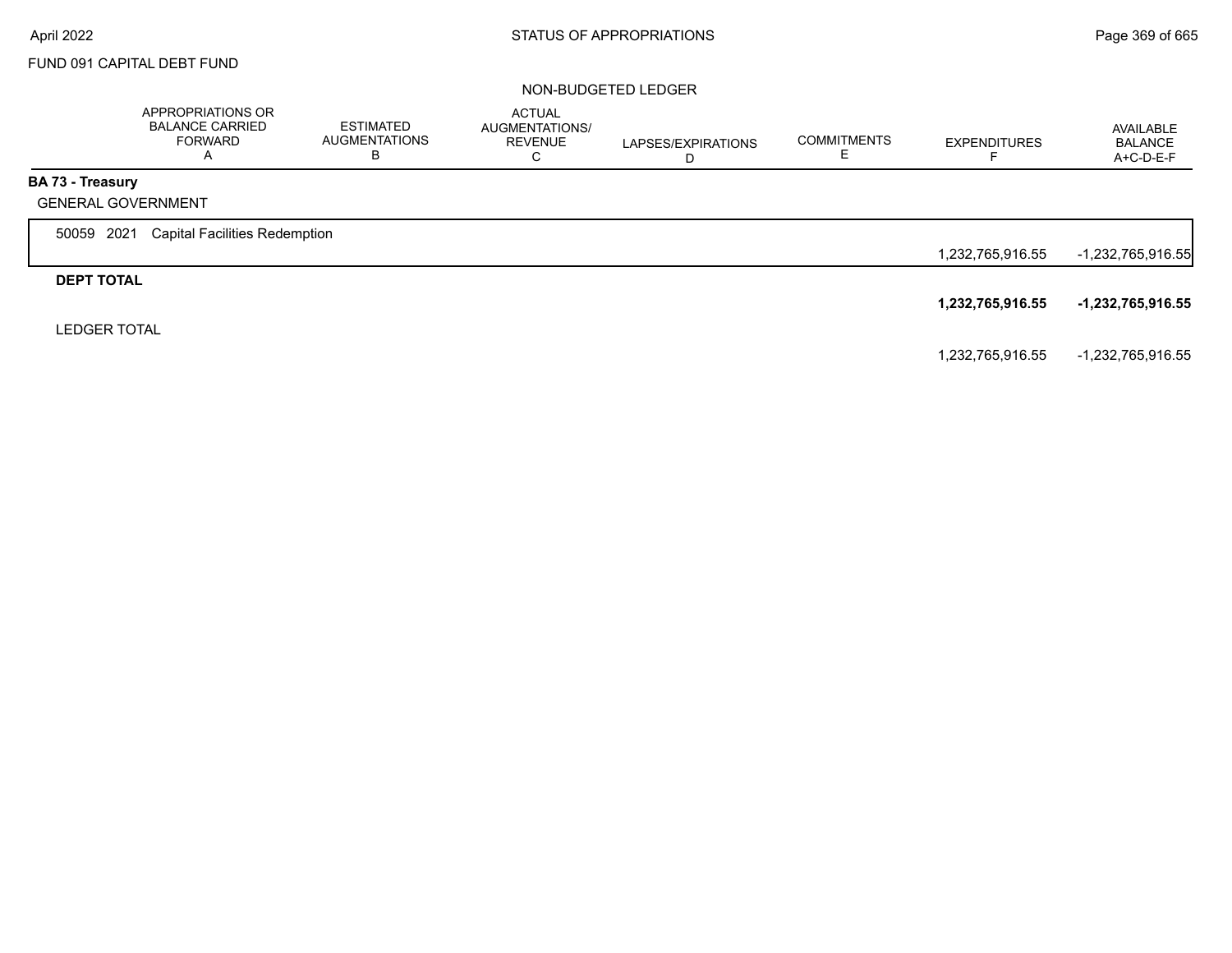FUND 091 CAPITAL DEBT FUND

NON-BUDGETED LEDGER

| | APPROPRIATIONS OR BALANCE CARRIED FORWARD A | ESTIMATED AUGMENTATIONS B | ACTUAL AUGMENTATIONS/ REVENUE C | LAPSES/EXPIRATIONS D | COMMITMENTS E | EXPENDITURES F | AVAILABLE BALANCE A+C-D-E-F |
|---|---|---|---|---|---|---|---|
| **BA 73 - Treasury** | | | | | | | |
| GENERAL GOVERNMENT | | | | | | | |
| 50059 2021 Capital Facilities Redemption | | | | | | 1,232,765,916.55 | -1,232,765,916.55 |
| **DEPT TOTAL** | | | | | | **1,232,765,916.55** | **-1,232,765,916.55** |
| LEDGER TOTAL | | | | | | 1,232,765,916.55 | -1,232,765,916.55 |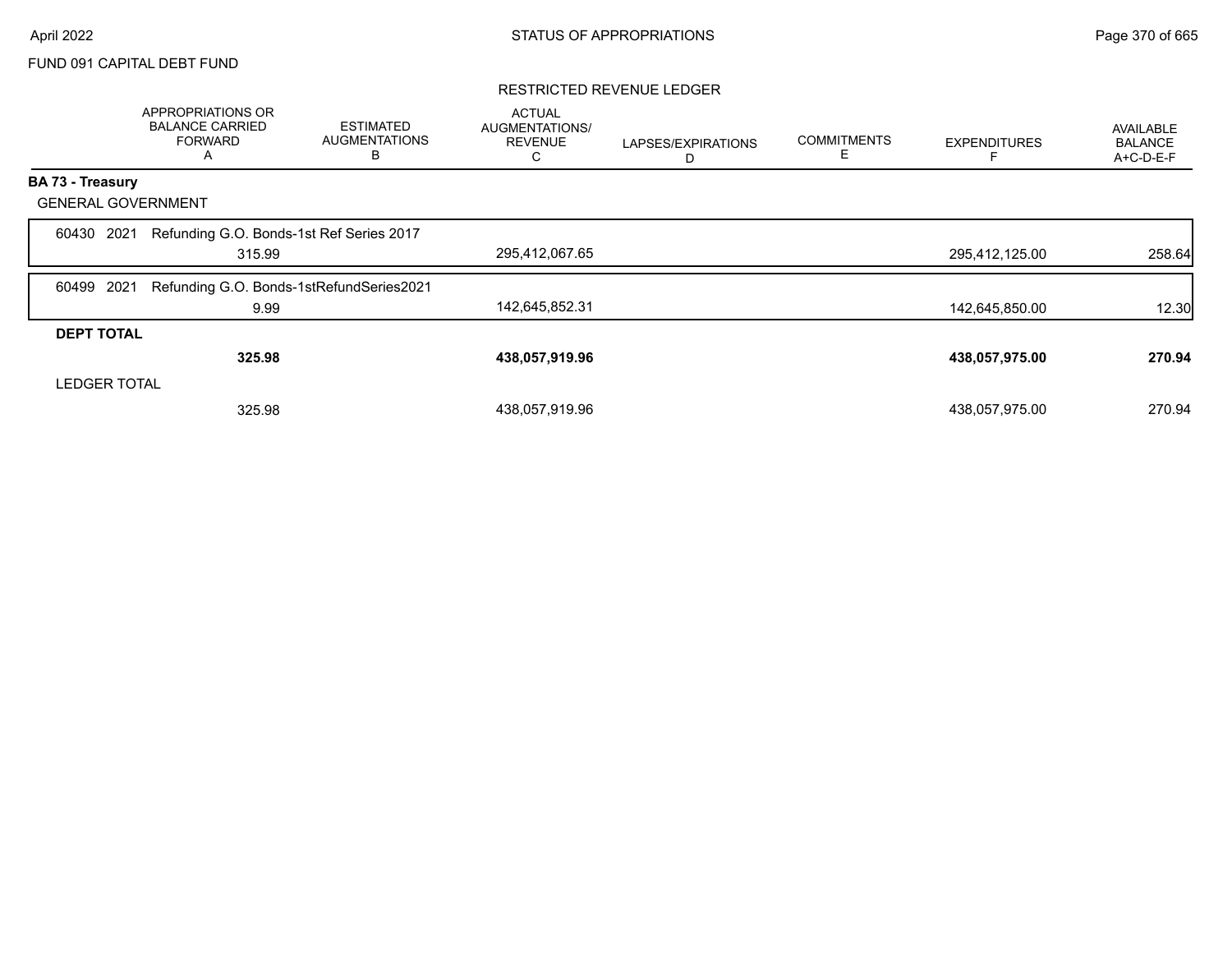FUND 091 CAPITAL DEBT FUND

RESTRICTED REVENUE LEDGER

| | APPROPRIATIONS OR BALANCE CARRIED FORWARD A | ESTIMATED AUGMENTATIONS B | ACTUAL AUGMENTATIONS/ REVENUE C | LAPSES/EXPIRATIONS D | COMMITMENTS E | EXPENDITURES F | AVAILABLE BALANCE A+C-D-E-F |
|---|---|---|---|---|---|---|---|
| **BA 73 - Treasury** | | | | | | | |
| GENERAL GOVERNMENT | | | | | | | |
| 60430 2021 Refunding G.O. Bonds-1st Ref Series 2017 | 315.99 | | 295,412,067.65 | | | 295,412,125.00 | 258.64 |
| 60499 2021 Refunding G.O. Bonds-1stRefundSeries2021 | 9.99 | | 142,645,852.31 | | | 142,645,850.00 | 12.30 |
| **DEPT TOTAL** | **325.98** | | **438,057,919.96** | | | **438,057,975.00** | **270.94** |
| LEDGER TOTAL | 325.98 | | 438,057,919.96 | | | 438,057,975.00 | 270.94 |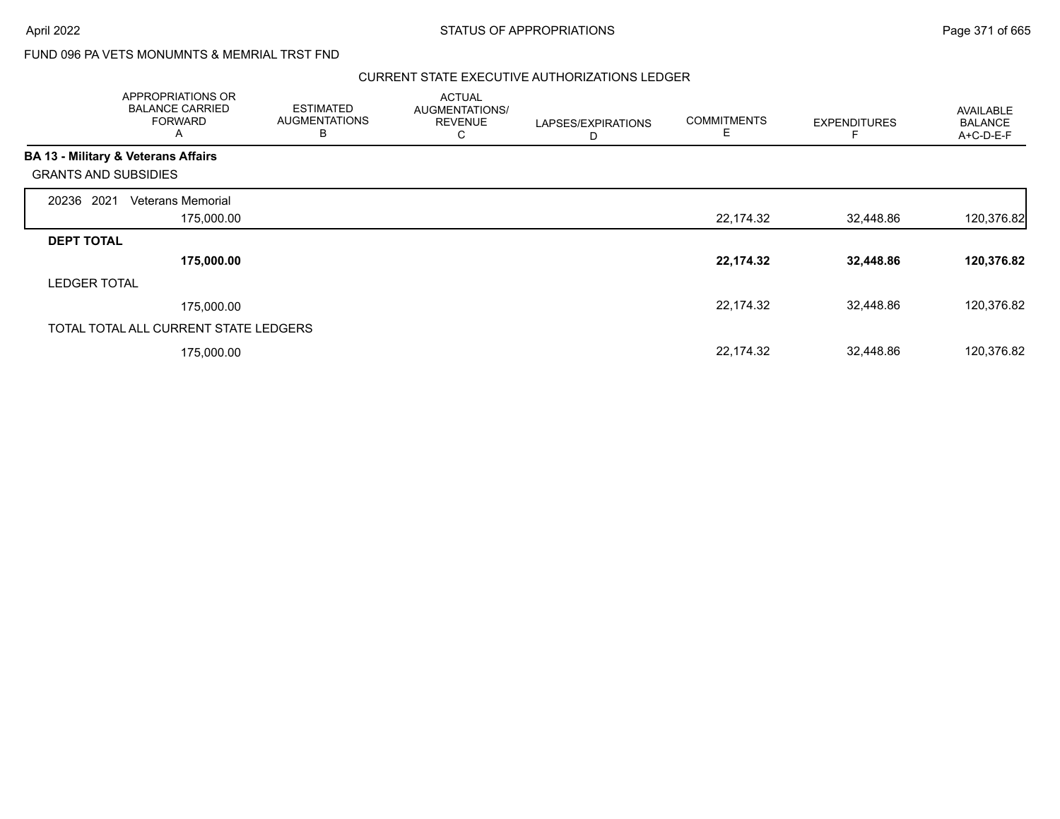FUND 096 PA VETS MONUMNTS & MEMRIAL TRST FND

CURRENT STATE EXECUTIVE AUTHORIZATIONS LEDGER

| | APPROPRIATIONS OR BALANCE CARRIED FORWARD A | ESTIMATED AUGMENTATIONS B | ACTUAL AUGMENTATIONS/ REVENUE C | LAPSES/EXPIRATIONS D | COMMITMENTS E | EXPENDITURES F | AVAILABLE BALANCE A+C-D-E-F |
|---|---|---|---|---|---|---|---|
| **BA 13 - Military & Veterans Affairs** | | | | | | | |
| GRANTS AND SUBSIDIES | | | | | | | |
| 20236 2021 Veterans Memorial | 175,000.00 | | | | 22,174.32 | 32,448.86 | 120,376.82 |
| **DEPT TOTAL** | **175,000.00** | | | | **22,174.32** | **32,448.86** | **120,376.82** |
| LEDGER TOTAL | 175,000.00 | | | | 22,174.32 | 32,448.86 | 120,376.82 |
| TOTAL TOTAL ALL CURRENT STATE LEDGERS | 175,000.00 | | | | 22,174.32 | 32,448.86 | 120,376.82 |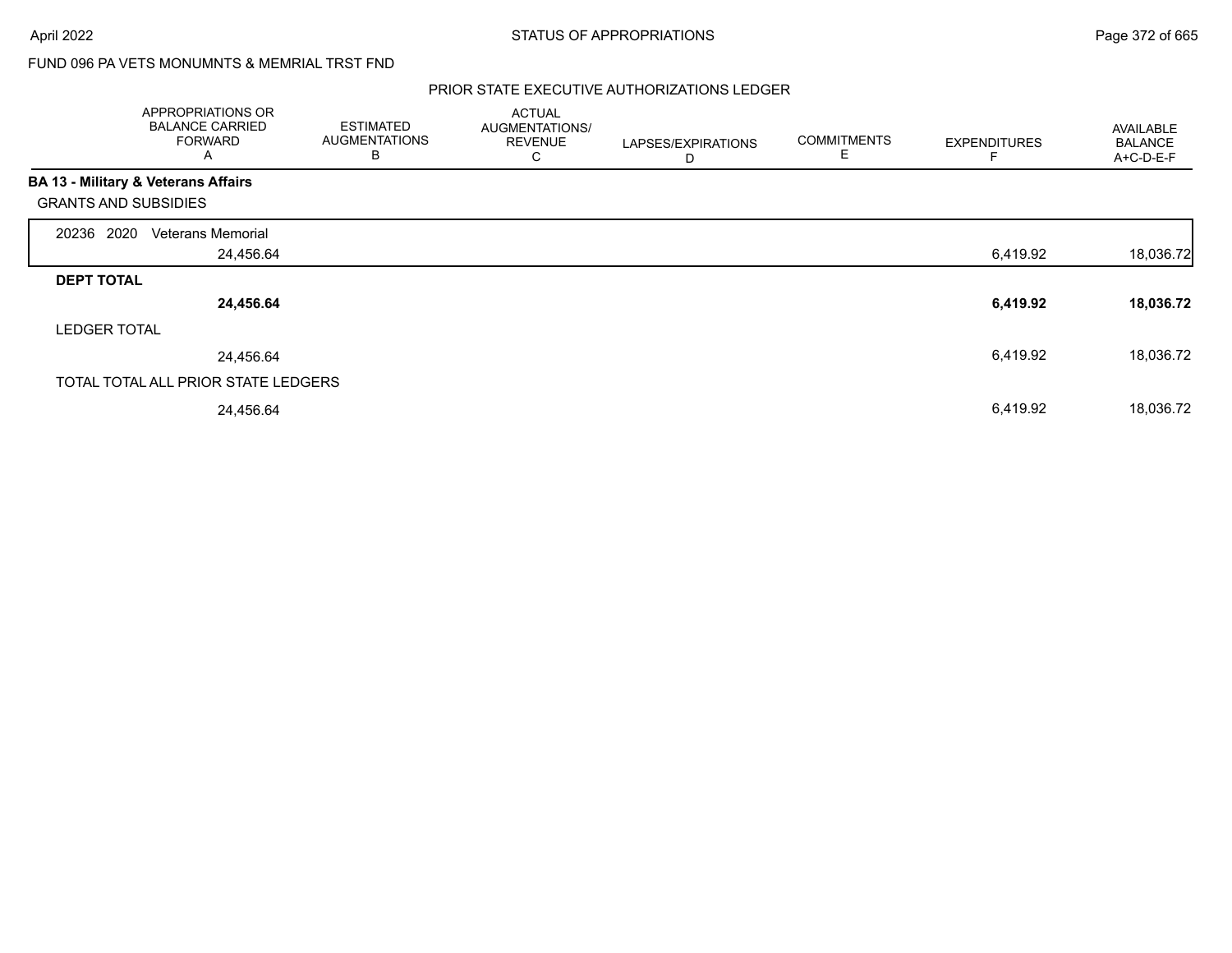FUND 096 PA VETS MONUMNTS & MEMRIAL TRST FND

PRIOR STATE EXECUTIVE AUTHORIZATIONS LEDGER

| | APPROPRIATIONS OR BALANCE CARRIED FORWARD A | ESTIMATED AUGMENTATIONS B | ACTUAL AUGMENTATIONS/ REVENUE C | LAPSES/EXPIRATIONS D | COMMITMENTS E | EXPENDITURES F | AVAILABLE BALANCE A+C-D-E-F |
|---|---|---|---|---|---|---|---|
| **BA 13 - Military & Veterans Affairs** | | | | | | | |
| GRANTS AND SUBSIDIES | | | | | | | |
| 20236 2020 Veterans Memorial | 24,456.64 | | | | | 6,419.92 | 18,036.72 |
| **DEPT TOTAL** | **24,456.64** | | | | | **6,419.92** | **18,036.72** |
| LEDGER TOTAL | 24,456.64 | | | | | 6,419.92 | 18,036.72 |
| TOTAL TOTAL ALL PRIOR STATE LEDGERS | 24,456.64 | | | | | 6,419.92 | 18,036.72 |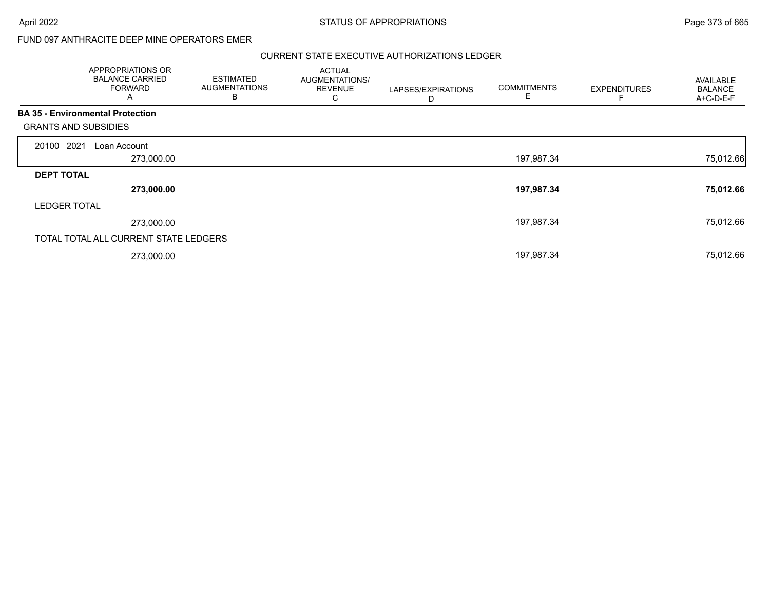FUND 097 ANTHRACITE DEEP MINE OPERATORS EMER

CURRENT STATE EXECUTIVE AUTHORIZATIONS LEDGER

| | APPROPRIATIONS OR BALANCE CARRIED FORWARD A | ESTIMATED AUGMENTATIONS B | ACTUAL AUGMENTATIONS/ REVENUE C | LAPSES/EXPIRATIONS D | COMMITMENTS E | EXPENDITURES F | AVAILABLE BALANCE A+C-D-E-F |
|---|---|---|---|---|---|---|---|
| **BA 35 - Environmental Protection** | | | | | | | |
| GRANTS AND SUBSIDIES | | | | | | | |
| 20100 2021 Loan Account | 273,000.00 | | | | 197,987.34 | | 75,012.66 |
| **DEPT TOTAL** | **273,000.00** | | | | **197,987.34** | | **75,012.66** |
| LEDGER TOTAL | 273,000.00 | | | | 197,987.34 | | 75,012.66 |
| TOTAL TOTAL ALL CURRENT STATE LEDGERS | 273,000.00 | | | | 197,987.34 | | 75,012.66 |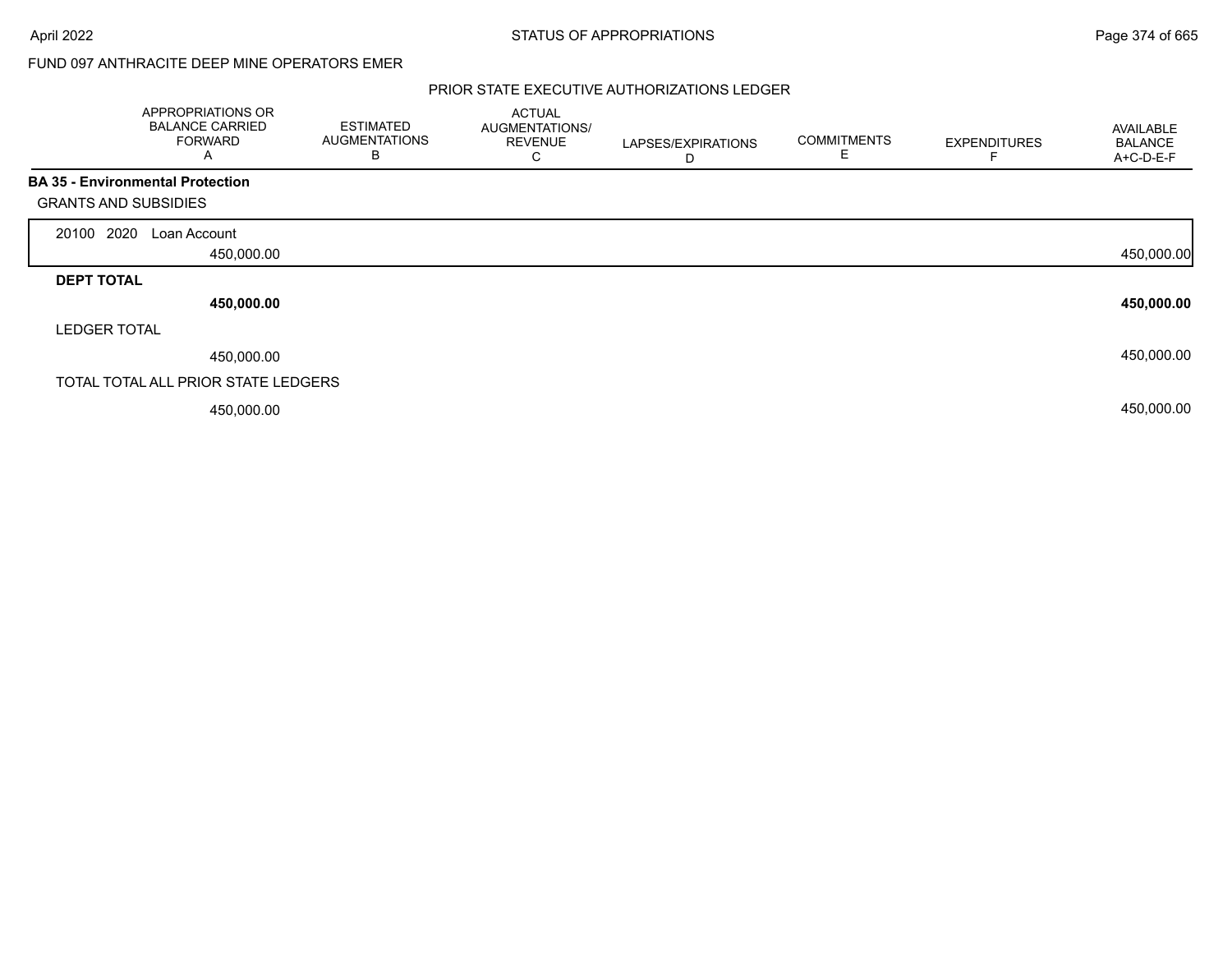FUND 097 ANTHRACITE DEEP MINE OPERATORS EMER

PRIOR STATE EXECUTIVE AUTHORIZATIONS LEDGER

| | APPROPRIATIONS OR BALANCE CARRIED FORWARD A | ESTIMATED AUGMENTATIONS B | ACTUAL AUGMENTATIONS/ REVENUE C | LAPSES/EXPIRATIONS D | COMMITMENTS E | EXPENDITURES F | AVAILABLE BALANCE A+C-D-E-F |
|---|---|---|---|---|---|---|---|
| **BA 35 - Environmental Protection** | | | | | | | |
| GRANTS AND SUBSIDIES | | | | | | | |
| 20100 2020 Loan Account | 450,000.00 | | | | | | 450,000.00 |
| **DEPT TOTAL** | **450,000.00** | | | | | | **450,000.00** |
| LEDGER TOTAL | 450,000.00 | | | | | | 450,000.00 |
| TOTAL TOTAL ALL PRIOR STATE LEDGERS | 450,000.00 | | | | | | 450,000.00 |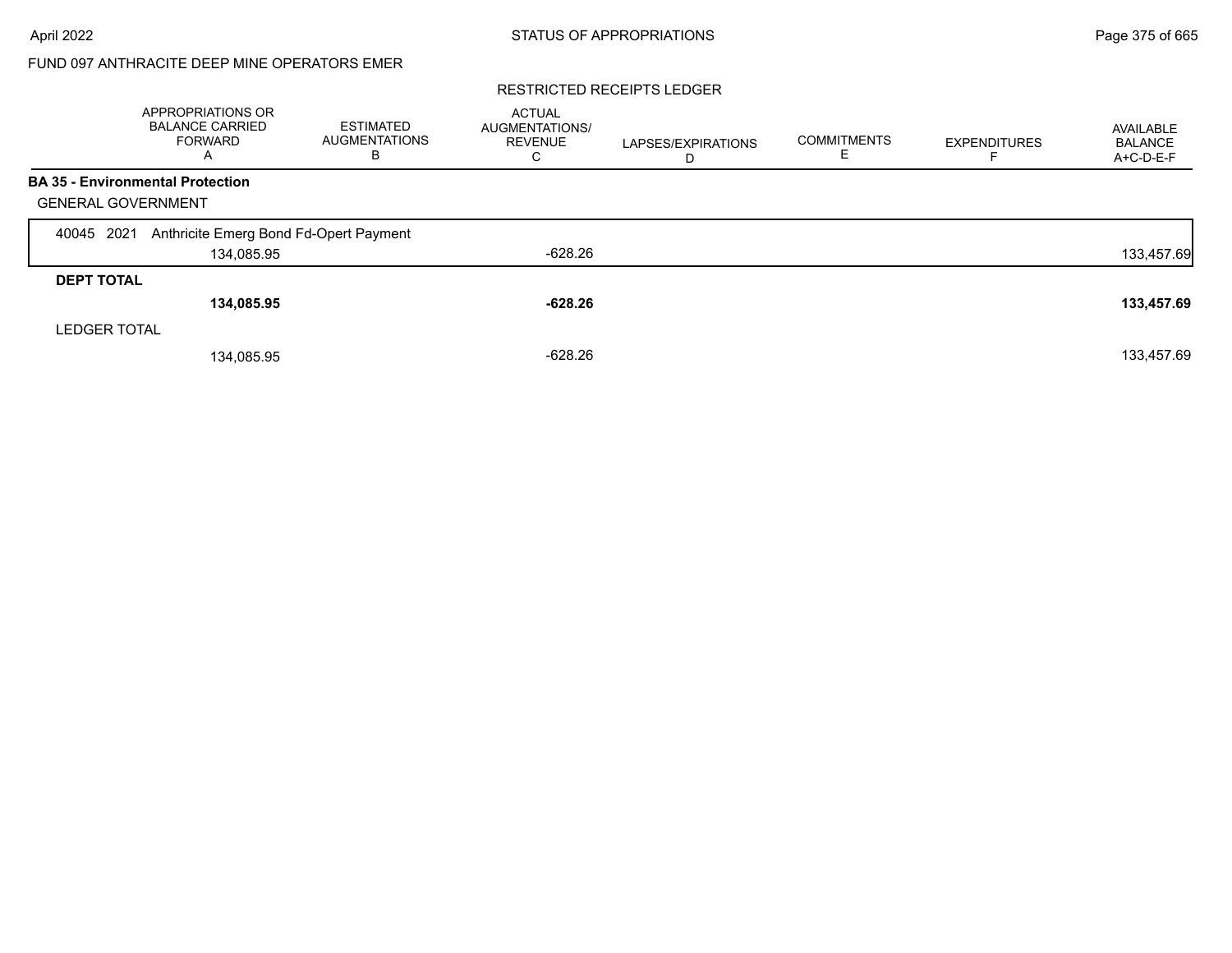FUND 097 ANTHRACITE DEEP MINE OPERATORS EMER

RESTRICTED RECEIPTS LEDGER

| | APPROPRIATIONS OR BALANCE CARRIED FORWARD A | ESTIMATED AUGMENTATIONS B | ACTUAL AUGMENTATIONS/ REVENUE C | LAPSES/EXPIRATIONS D | COMMITMENTS E | EXPENDITURES F | AVAILABLE BALANCE A+C-D-E-F |
|---|---|---|---|---|---|---|---|
| **BA 35 - Environmental Protection** | | | | | | | |
| GENERAL GOVERNMENT | | | | | | | |
| 40045 2021 Anthricite Emerg Bond Fd-Opert Payment | | | | | | | |
| | 134,085.95 | | -628.26 | | | | 133,457.69 |
| **DEPT TOTAL** | | | | | | | |
| | **134,085.95** | | **-628.26** | | | | **133,457.69** |
| LEDGER TOTAL | | | | | | | |
| | 134,085.95 | | -628.26 | | | | 133,457.69 |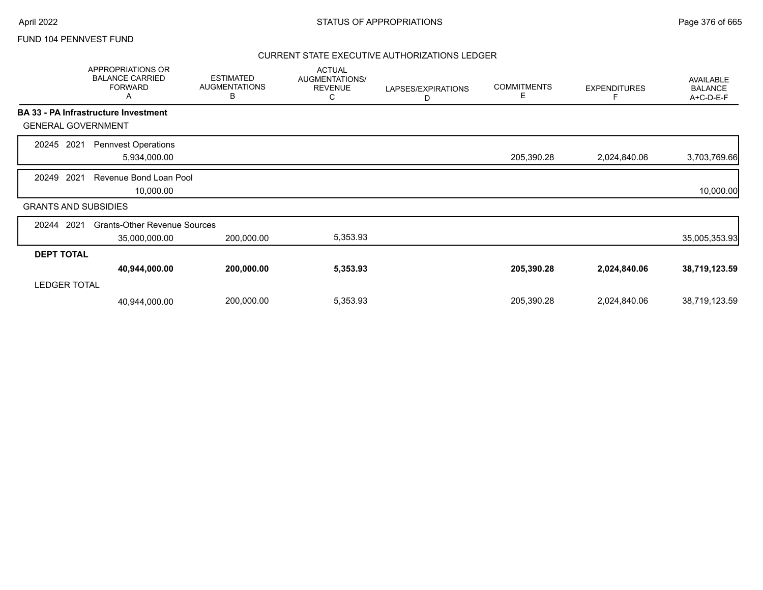FUND 104 PENNVEST FUND

## CURRENT STATE EXECUTIVE AUTHORIZATIONS LEDGER

| | APPROPRIATIONS OR BALANCE CARRIED FORWARD A | ESTIMATED AUGMENTATIONS B | ACTUAL AUGMENTATIONS/ REVENUE C | LAPSES/EXPIRATIONS D | COMMITMENTS E | EXPENDITURES F | AVAILABLE BALANCE A+C-D-E-F |
|---|---|---|---|---|---|---|---|
| **BA 33 - PA Infrastructure Investment** | | | | | | | |
| GENERAL GOVERNMENT | | | | | | | |
| 20245 2021 Pennvest Operations | 5,934,000.00 | | | | 205,390.28 | 2,024,840.06 | 3,703,769.66 |
| 20249 2021 Revenue Bond Loan Pool | 10,000.00 | | | | | | 10,000.00 |
| GRANTS AND SUBSIDIES | | | | | | | |
| 20244 2021 Grants-Other Revenue Sources | 35,000,000.00 | 200,000.00 | 5,353.93 | | | | 35,005,353.93 |
| **DEPT TOTAL** | **40,944,000.00** | **200,000.00** | **5,353.93** | | **205,390.28** | **2,024,840.06** | **38,719,123.59** |
| LEDGER TOTAL | 40,944,000.00 | 200,000.00 | 5,353.93 | | 205,390.28 | 2,024,840.06 | 38,719,123.59 |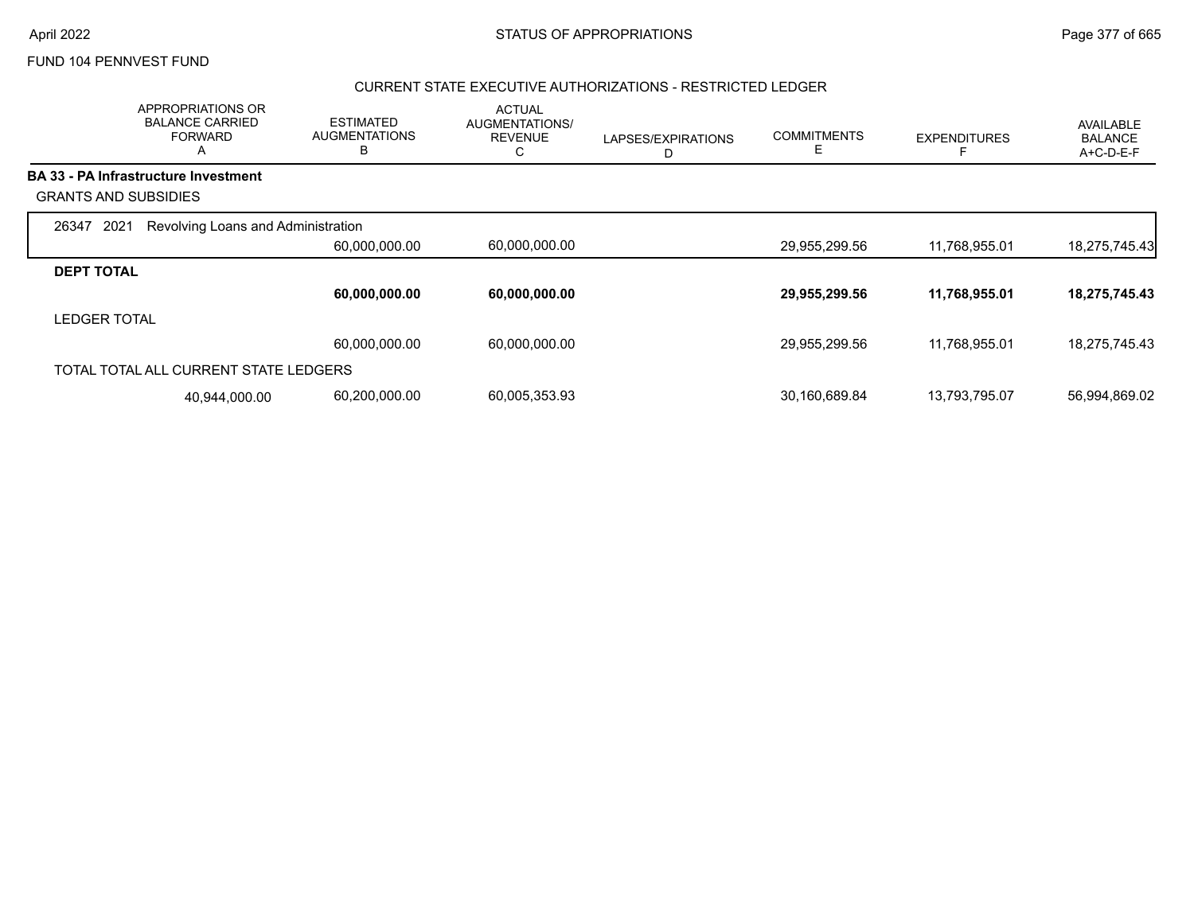FUND 104 PENNVEST FUND

## CURRENT STATE EXECUTIVE AUTHORIZATIONS - RESTRICTED LEDGER

| APPROPRIATIONS OR BALANCE CARRIED FORWARD A | ESTIMATED AUGMENTATIONS B | ACTUAL AUGMENTATIONS/ REVENUE C | LAPSES/EXPIRATIONS D | COMMITMENTS E | EXPENDITURES F | AVAILABLE BALANCE A+C-D-E-F |
|---|---|---|---|---|---|---|
| **BA 33 - PA Infrastructure Investment** | | | | | | |
| GRANTS AND SUBSIDIES | | | | | | |
| 26347 2021 Revolving Loans and Administration | | | | | | |
| | 60,000,000.00 | 60,000,000.00 | | 29,955,299.56 | 11,768,955.01 | 18,275,745.43 |
| **DEPT TOTAL** | | | | | | |
| | **60,000,000.00** | **60,000,000.00** | | **29,955,299.56** | **11,768,955.01** | **18,275,745.43** |
| LEDGER TOTAL | | | | | | |
| | 60,000,000.00 | 60,000,000.00 | | 29,955,299.56 | 11,768,955.01 | 18,275,745.43 |
| TOTAL TOTAL ALL CURRENT STATE LEDGERS | | | | | | |
| 40,944,000.00 | 60,200,000.00 | 60,005,353.93 | | 30,160,689.84 | 13,793,795.07 | 56,994,869.02 |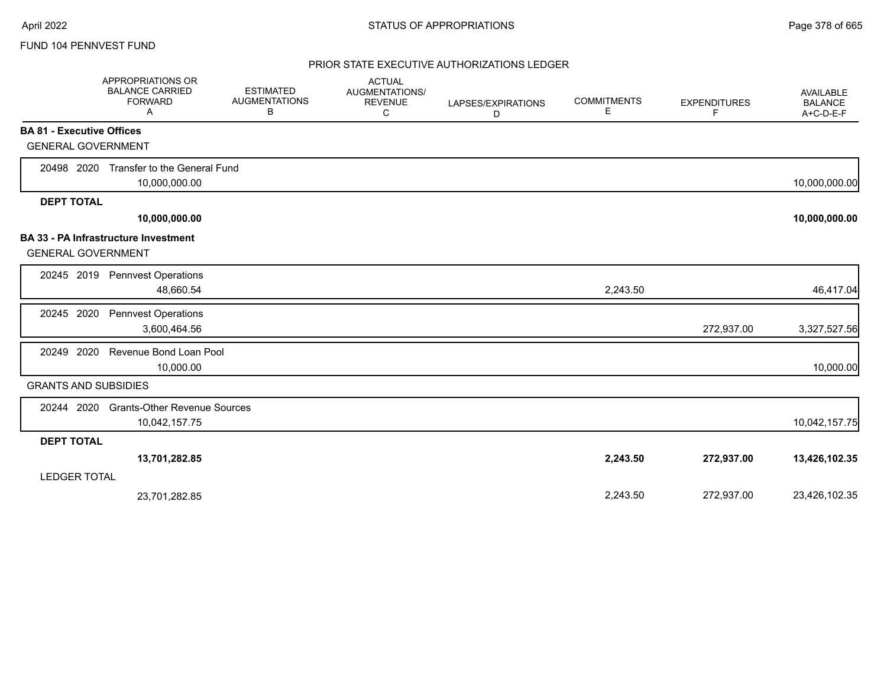FUND 104 PENNVEST FUND

## PRIOR STATE EXECUTIVE AUTHORIZATIONS LEDGER

| | APPROPRIATIONS OR BALANCE CARRIED FORWARD A | ESTIMATED AUGMENTATIONS B | ACTUAL AUGMENTATIONS/ REVENUE C | LAPSES/EXPIRATIONS D | COMMITMENTS E | EXPENDITURES F | AVAILABLE BALANCE A+C-D-E-F |
|---|---|---|---|---|---|---|---|
| **BA 81 - Executive Offices** | | | | | | | |
| GENERAL GOVERNMENT | | | | | | | |
| 20498 2020 Transfer to the General Fund | 10,000,000.00 | | | | | | 10,000,000.00 |
| **DEPT TOTAL** | **10,000,000.00** | | | | | | **10,000,000.00** |
| **BA 33 - PA Infrastructure Investment** | | | | | | | |
| GENERAL GOVERNMENT | | | | | | | |
| 20245 2019 Pennvest Operations | 48,660.54 | | | | 2,243.50 | | 46,417.04 |
| 20245 2020 Pennvest Operations | 3,600,464.56 | | | | | 272,937.00 | 3,327,527.56 |
| 20249 2020 Revenue Bond Loan Pool | 10,000.00 | | | | | | 10,000.00 |
| GRANTS AND SUBSIDIES | | | | | | | |
| 20244 2020 Grants-Other Revenue Sources | 10,042,157.75 | | | | | | 10,042,157.75 |
| **DEPT TOTAL** | **13,701,282.85** | | | | **2,243.50** | **272,937.00** | **13,426,102.35** |
| LEDGER TOTAL | 23,701,282.85 | | | | 2,243.50 | 272,937.00 | 23,426,102.35 |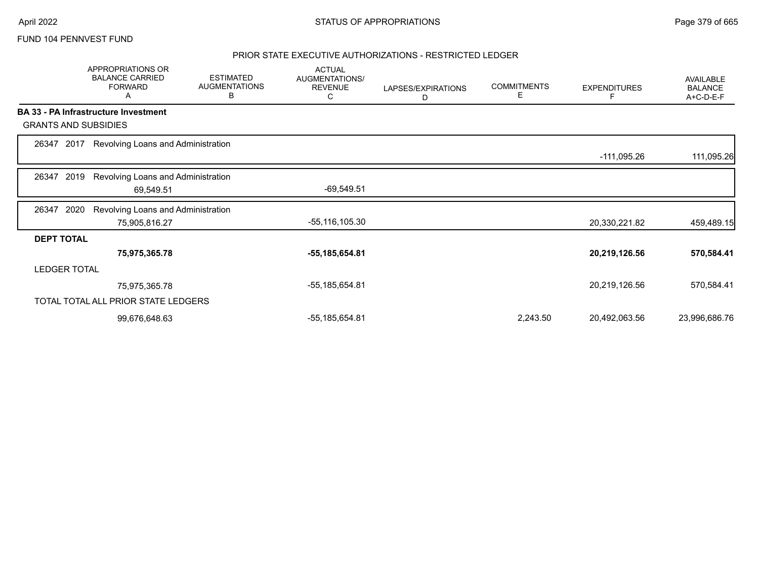FUND 104 PENNVEST FUND

## PRIOR STATE EXECUTIVE AUTHORIZATIONS - RESTRICTED LEDGER

| | APPROPRIATIONS OR BALANCE CARRIED FORWARD A | ESTIMATED AUGMENTATIONS B | ACTUAL AUGMENTATIONS/ REVENUE C | LAPSES/EXPIRATIONS D | COMMITMENTS E | EXPENDITURES F | AVAILABLE BALANCE A+C-D-E-F |
|---|---|---|---|---|---|---|---|
| **BA 33 - PA Infrastructure Investment** | | | | | | | |
| GRANTS AND SUBSIDIES | | | | | | | |
| 26347 2017 Revolving Loans and Administration | | | | | | -111,095.26 | 111,095.26 |
| 26347 2019 Revolving Loans and Administration | 69,549.51 | | -69,549.51 | | | | |
| 26347 2020 Revolving Loans and Administration | 75,905,816.27 | | -55,116,105.30 | | | 20,330,221.82 | 459,489.15 |
| **DEPT TOTAL** | **75,975,365.78** | | **-55,185,654.81** | | | **20,219,126.56** | **570,584.41** |
| LEDGER TOTAL | 75,975,365.78 | | -55,185,654.81 | | | 20,219,126.56 | 570,584.41 |
| TOTAL TOTAL ALL PRIOR STATE LEDGERS | 99,676,648.63 | | -55,185,654.81 | | 2,243.50 | 20,492,063.56 | 23,996,686.76 |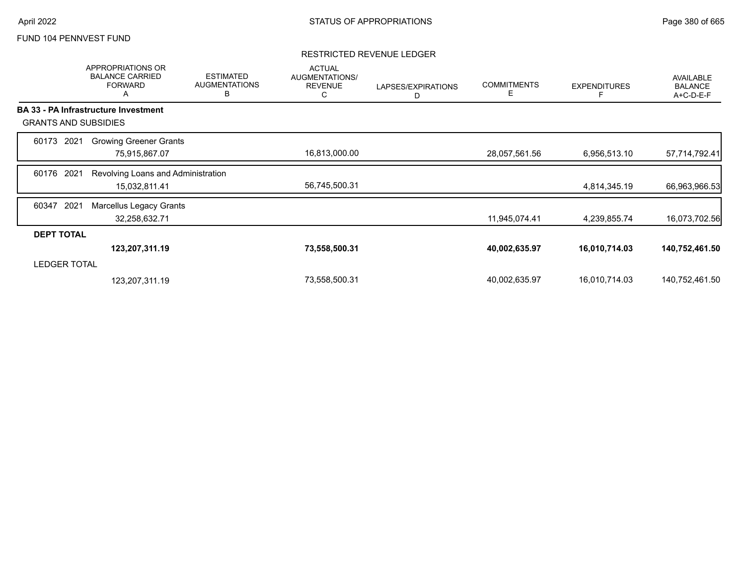FUND 104 PENNVEST FUND

## RESTRICTED REVENUE LEDGER

| | APPROPRIATIONS OR BALANCE CARRIED FORWARD A | ESTIMATED AUGMENTATIONS B | ACTUAL AUGMENTATIONS/ REVENUE C | LAPSES/EXPIRATIONS D | COMMITMENTS E | EXPENDITURES F | AVAILABLE BALANCE A+C-D-E-F |
|---|---|---|---|---|---|---|---|
| **BA 33 - PA Infrastructure Investment** | | | | | | | |
| GRANTS AND SUBSIDIES | | | | | | | |
| 60173 2021 Growing Greener Grants | | | | | | | |
| | 75,915,867.07 | | 16,813,000.00 | | 28,057,561.56 | 6,956,513.10 | 57,714,792.41 |
| 60176 2021 Revolving Loans and Administration | | | | | | | |
| | 15,032,811.41 | | 56,745,500.31 | | | 4,814,345.19 | 66,963,966.53 |
| 60347 2021 Marcellus Legacy Grants | | | | | | | |
| | 32,258,632.71 | | | | 11,945,074.41 | 4,239,855.74 | 16,073,702.56 |
| **DEPT TOTAL** | | | | | | | |
| | **123,207,311.19** | | **73,558,500.31** | | **40,002,635.97** | **16,010,714.03** | **140,752,461.50** |
| LEDGER TOTAL | | | | | | | |
| | 123,207,311.19 | | 73,558,500.31 | | 40,002,635.97 | 16,010,714.03 | 140,752,461.50 |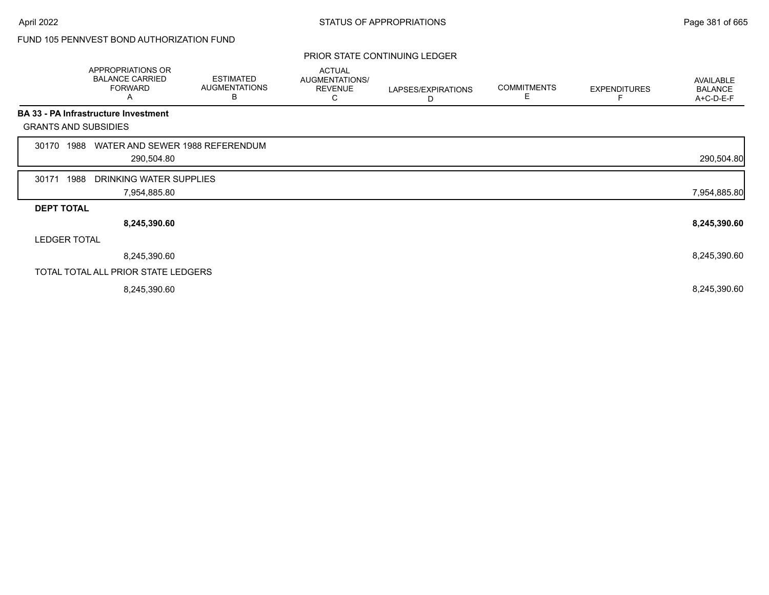FUND 105 PENNVEST BOND AUTHORIZATION FUND

PRIOR STATE CONTINUING LEDGER

| | APPROPRIATIONS OR BALANCE CARRIED FORWARD A | ESTIMATED AUGMENTATIONS B | ACTUAL AUGMENTATIONS/ REVENUE C | LAPSES/EXPIRATIONS D | COMMITMENTS E | EXPENDITURES F | AVAILABLE BALANCE A+C-D-E-F |
|---|---|---|---|---|---|---|---|
| **BA 33 - PA Infrastructure Investment** | | | | | | | |
| GRANTS AND SUBSIDIES | | | | | | | |
| 30170 1988 WATER AND SEWER 1988 REFERENDUM | 290,504.80 | | | | | | 290,504.80 |
| 30171 1988 DRINKING WATER SUPPLIES | 7,954,885.80 | | | | | | 7,954,885.80 |
| **DEPT TOTAL** | **8,245,390.60** | | | | | | **8,245,390.60** |
| LEDGER TOTAL | 8,245,390.60 | | | | | | 8,245,390.60 |
| TOTAL TOTAL ALL PRIOR STATE LEDGERS | 8,245,390.60 | | | | | | 8,245,390.60 |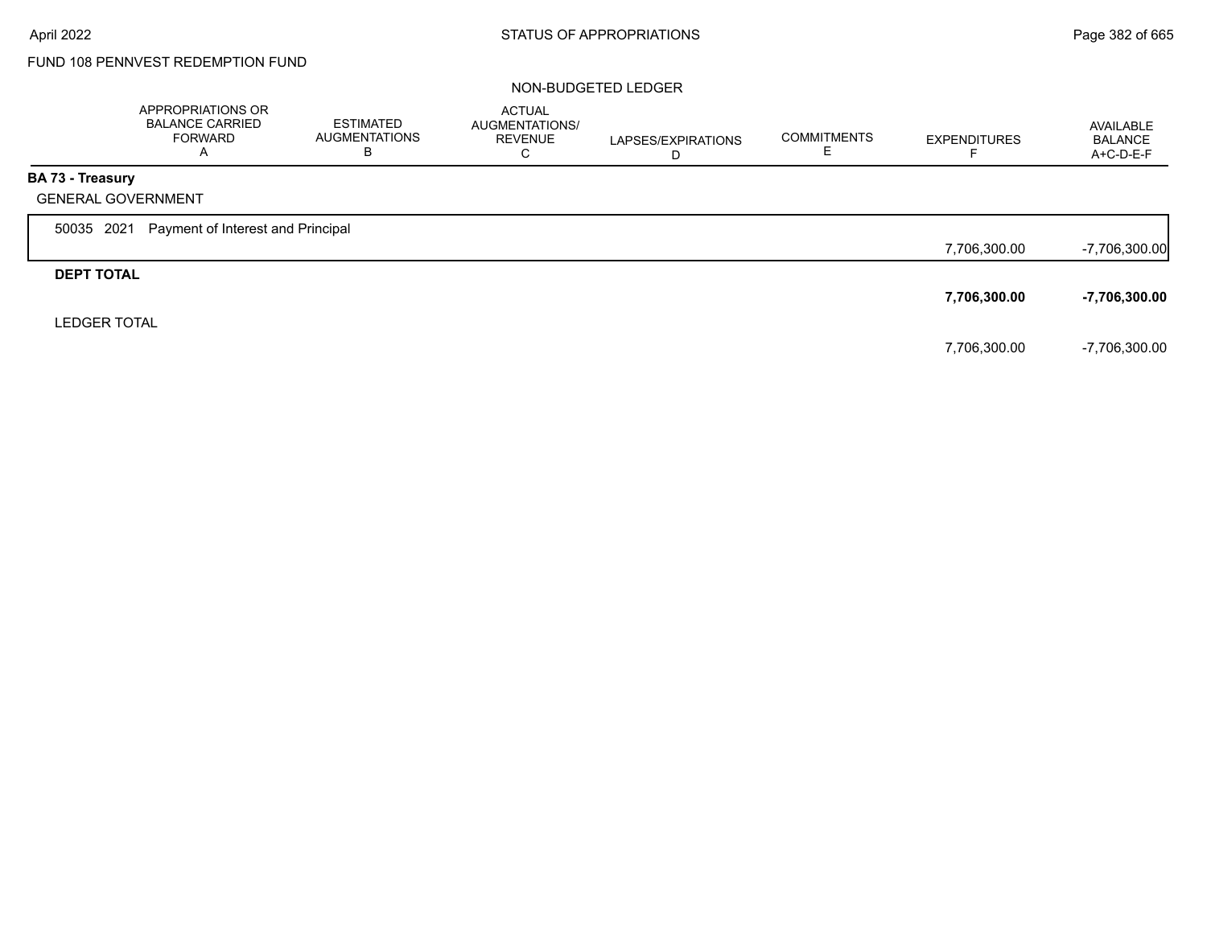FUND 108 PENNVEST REDEMPTION FUND

NON-BUDGETED LEDGER

| | APPROPRIATIONS OR BALANCE CARRIED FORWARD A | ESTIMATED AUGMENTATIONS B | ACTUAL AUGMENTATIONS/ REVENUE C | LAPSES/EXPIRATIONS D | COMMITMENTS E | EXPENDITURES F | AVAILABLE BALANCE A+C-D-E-F |
|---|---|---|---|---|---|---|---|
| **BA 73 - Treasury** | | | | | | | |
| GENERAL GOVERNMENT | | | | | | | |
| 50035 2021 Payment of Interest and Principal | | | | | | 7,706,300.00 | -7,706,300.00 |
| **DEPT TOTAL** | | | | | | **7,706,300.00** | **-7,706,300.00** |
| LEDGER TOTAL | | | | | | 7,706,300.00 | -7,706,300.00 |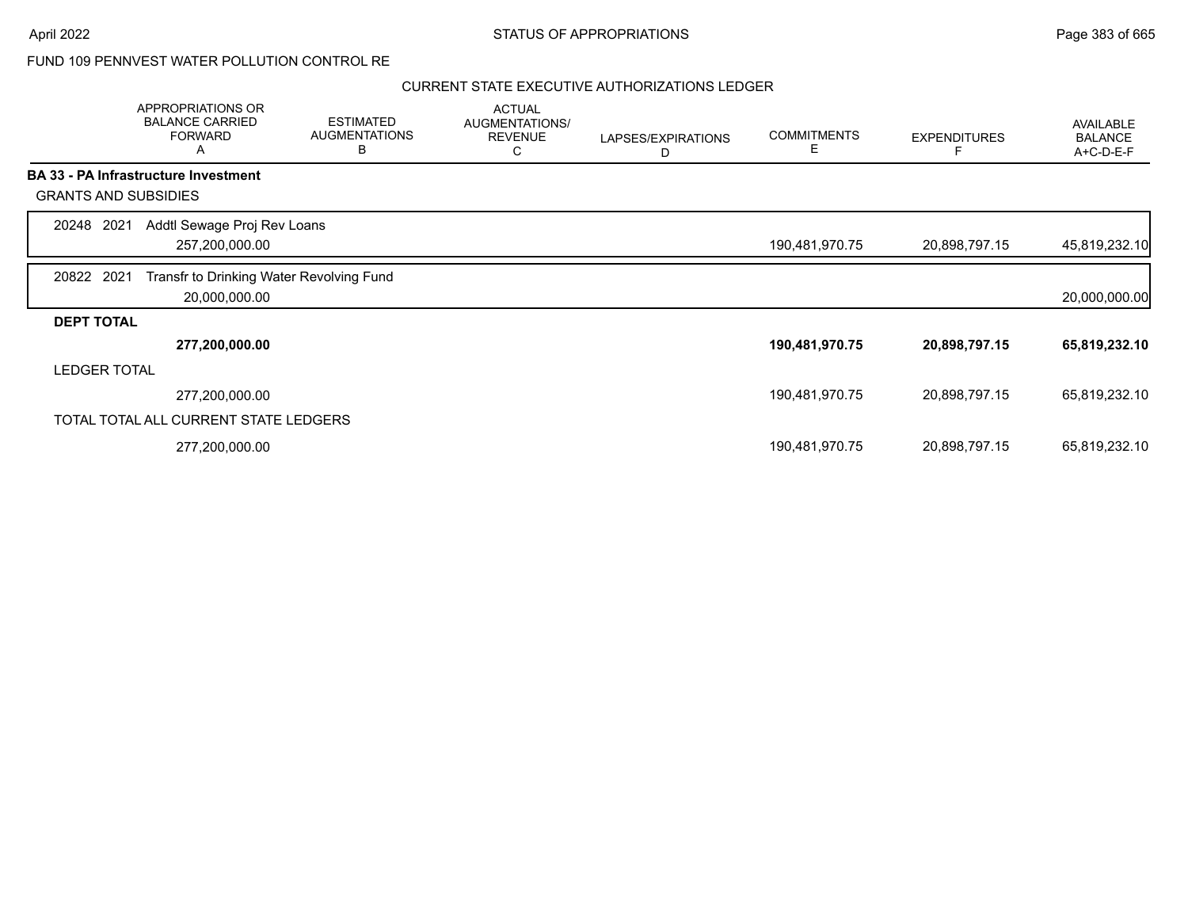FUND 109 PENNVEST WATER POLLUTION CONTROL RE

CURRENT STATE EXECUTIVE AUTHORIZATIONS LEDGER

| | APPROPRIATIONS OR BALANCE CARRIED FORWARD A | ESTIMATED AUGMENTATIONS B | ACTUAL AUGMENTATIONS/ REVENUE C | LAPSES/EXPIRATIONS D | COMMITMENTS E | EXPENDITURES F | AVAILABLE BALANCE A+C-D-E-F |
|---|---|---|---|---|---|---|---|
| **BA 33 - PA Infrastructure Investment** | | | | | | | |
| GRANTS AND SUBSIDIES | | | | | | | |
| 20248 2021 Addtl Sewage Proj Rev Loans | | | | | | | |
| | 257,200,000.00 | | | | 190,481,970.75 | 20,898,797.15 | 45,819,232.10 |
| 20822 2021 Transfr to Drinking Water Revolving Fund | | | | | | | |
| | 20,000,000.00 | | | | | | 20,000,000.00 |
| **DEPT TOTAL** | | | | | | | |
| | **277,200,000.00** | | | | **190,481,970.75** | **20,898,797.15** | **65,819,232.10** |
| LEDGER TOTAL | | | | | | | |
| | 277,200,000.00 | | | | 190,481,970.75 | 20,898,797.15 | 65,819,232.10 |
| TOTAL TOTAL ALL CURRENT STATE LEDGERS | | | | | | | |
| | 277,200,000.00 | | | | 190,481,970.75 | 20,898,797.15 | 65,819,232.10 |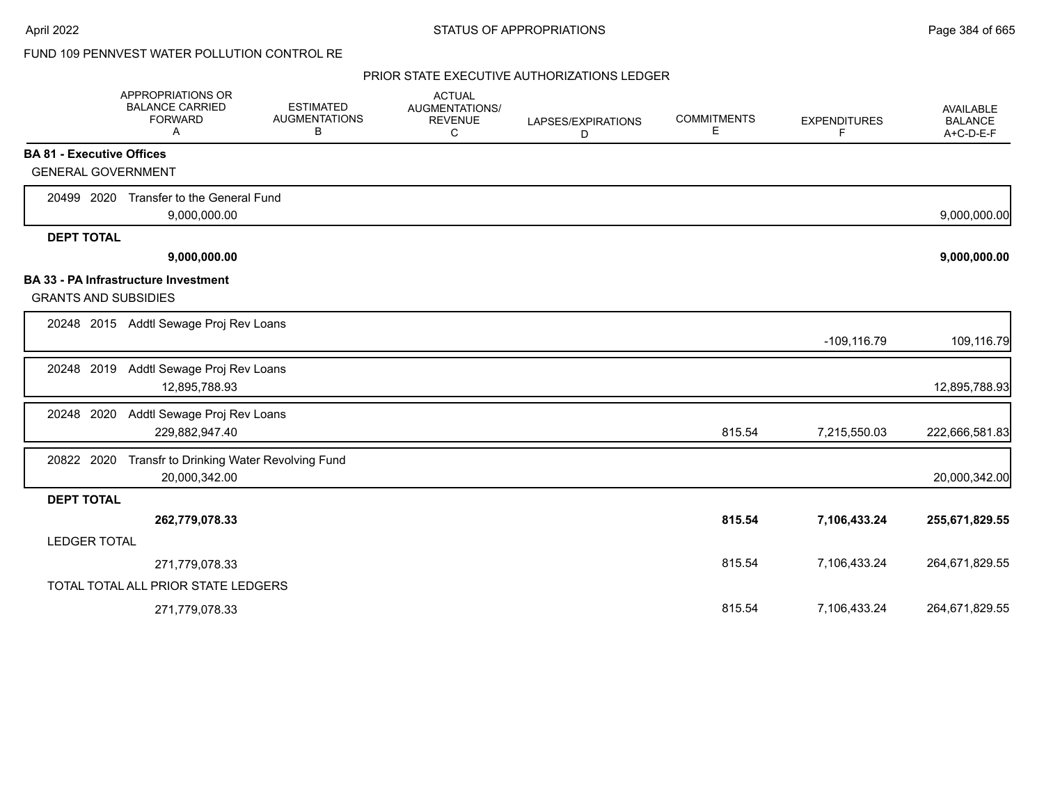FUND 109 PENNVEST WATER POLLUTION CONTROL RE

## PRIOR STATE EXECUTIVE AUTHORIZATIONS LEDGER

| | APPROPRIATIONS OR BALANCE CARRIED FORWARD A | ESTIMATED AUGMENTATIONS B | ACTUAL AUGMENTATIONS/ REVENUE C | LAPSES/EXPIRATIONS D | COMMITMENTS E | EXPENDITURES F | AVAILABLE BALANCE A+C-D-E-F |
|---|---|---|---|---|---|---|---|
| **BA 81 - Executive Offices** | | | | | | | |
| GENERAL GOVERNMENT | | | | | | | |
| 20499 2020 Transfer to the General Fund | 9,000,000.00 | | | | | | 9,000,000.00 |
| **DEPT TOTAL** | **9,000,000.00** | | | | | | **9,000,000.00** |
| **BA 33 - PA Infrastructure Investment** | | | | | | | |
| GRANTS AND SUBSIDIES | | | | | | | |
| 20248 2015 Addtl Sewage Proj Rev Loans | | | | | | -109,116.79 | 109,116.79 |
| 20248 2019 Addtl Sewage Proj Rev Loans | 12,895,788.93 | | | | | | 12,895,788.93 |
| 20248 2020 Addtl Sewage Proj Rev Loans | 229,882,947.40 | | | | 815.54 | 7,215,550.03 | 222,666,581.83 |
| 20822 2020 Transfr to Drinking Water Revolving Fund | 20,000,342.00 | | | | | | 20,000,342.00 |
| **DEPT TOTAL** | **262,779,078.33** | | | | **815.54** | **7,106,433.24** | **255,671,829.55** |
| LEDGER TOTAL | 271,779,078.33 | | | | 815.54 | 7,106,433.24 | 264,671,829.55 |
| TOTAL TOTAL ALL PRIOR STATE LEDGERS | 271,779,078.33 | | | | 815.54 | 7,106,433.24 | 264,671,829.55 |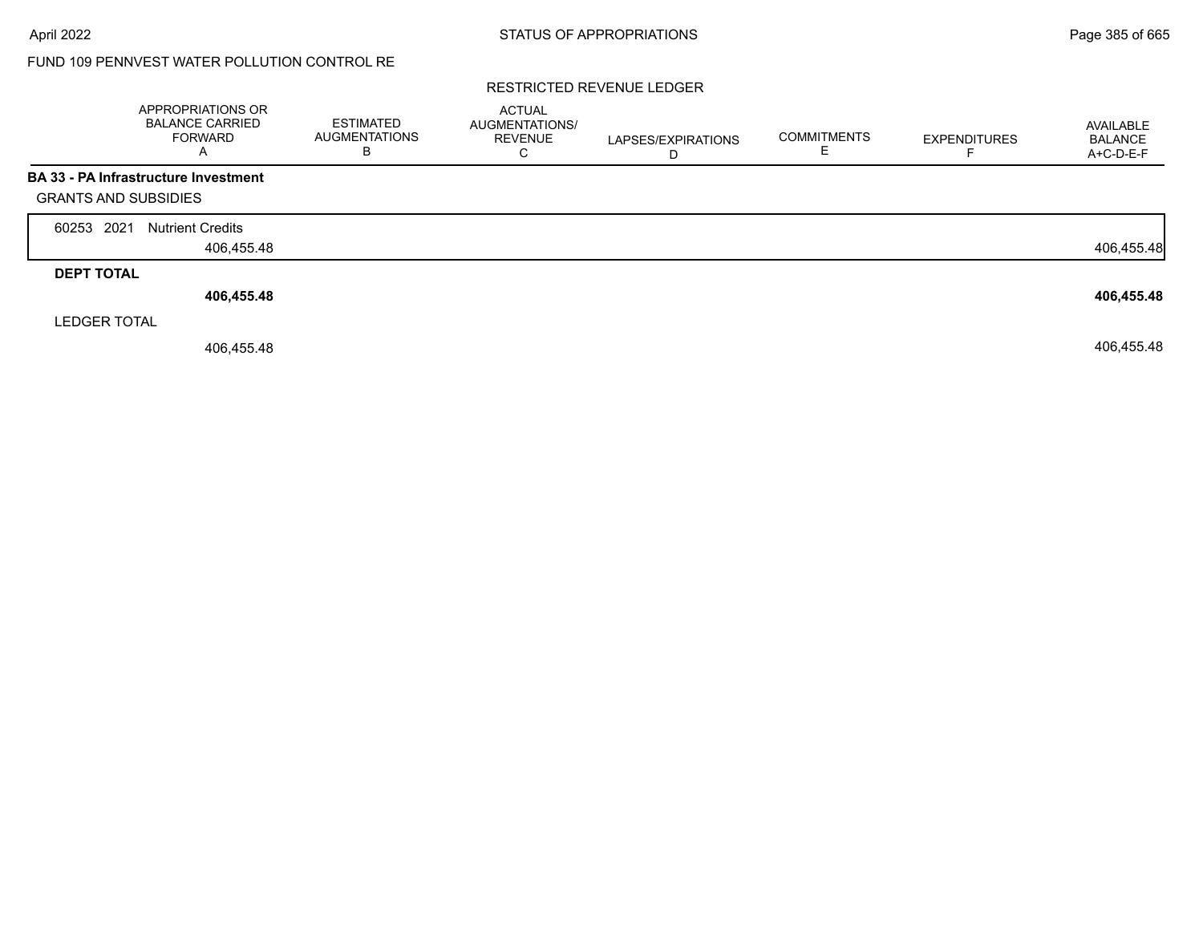FUND 109 PENNVEST WATER POLLUTION CONTROL RE

RESTRICTED REVENUE LEDGER

| | APPROPRIATIONS OR BALANCE CARRIED FORWARD A | ESTIMATED AUGMENTATIONS B | ACTUAL AUGMENTATIONS/ REVENUE C | LAPSES/EXPIRATIONS D | COMMITMENTS E | EXPENDITURES F | AVAILABLE BALANCE A+C-D-E-F |
|---|---|---|---|---|---|---|---|
| **BA 33 - PA Infrastructure Investment** | | | | | | | |
| GRANTS AND SUBSIDIES | | | | | | | |
| 60253 2021 Nutrient Credits | 406,455.48 | | | | | | 406,455.48 |
| **DEPT TOTAL** | **406,455.48** | | | | | | **406,455.48** |
| LEDGER TOTAL | 406,455.48 | | | | | | 406,455.48 |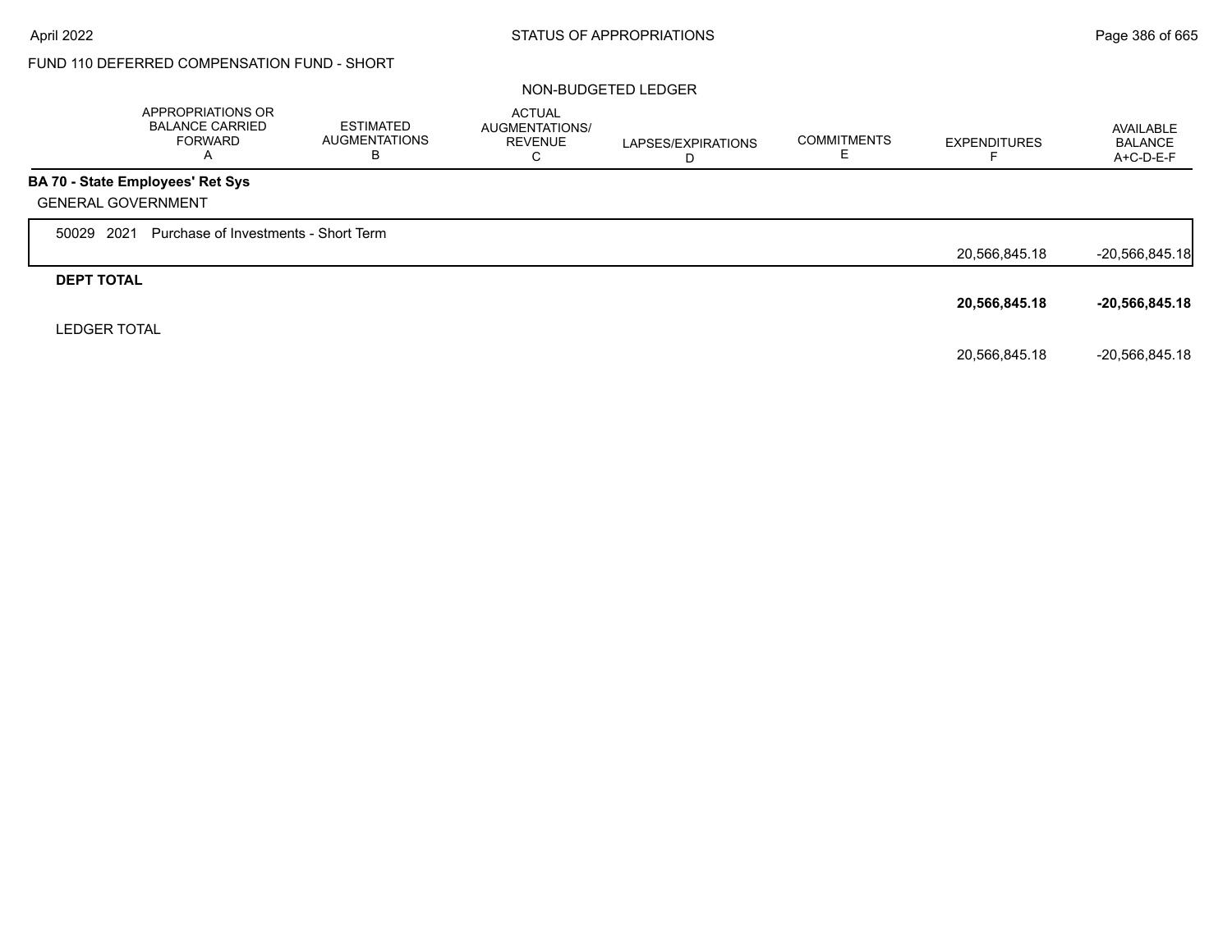FUND 110 DEFERRED COMPENSATION FUND - SHORT

NON-BUDGETED LEDGER

| | APPROPRIATIONS OR BALANCE CARRIED FORWARD A | ESTIMATED AUGMENTATIONS B | ACTUAL AUGMENTATIONS/ REVENUE C | LAPSES/EXPIRATIONS D | COMMITMENTS E | EXPENDITURES F | AVAILABLE BALANCE A+C-D-E-F |
|---|---|---|---|---|---|---|---|
| **BA 70 - State Employees' Ret Sys** | | | | | | | |
| GENERAL GOVERNMENT | | | | | | | |
| 50029 2021 Purchase of Investments - Short Term | | | | | | 20,566,845.18 | -20,566,845.18 |
| **DEPT TOTAL** | | | | | | **20,566,845.18** | **-20,566,845.18** |
| LEDGER TOTAL | | | | | | 20,566,845.18 | -20,566,845.18 |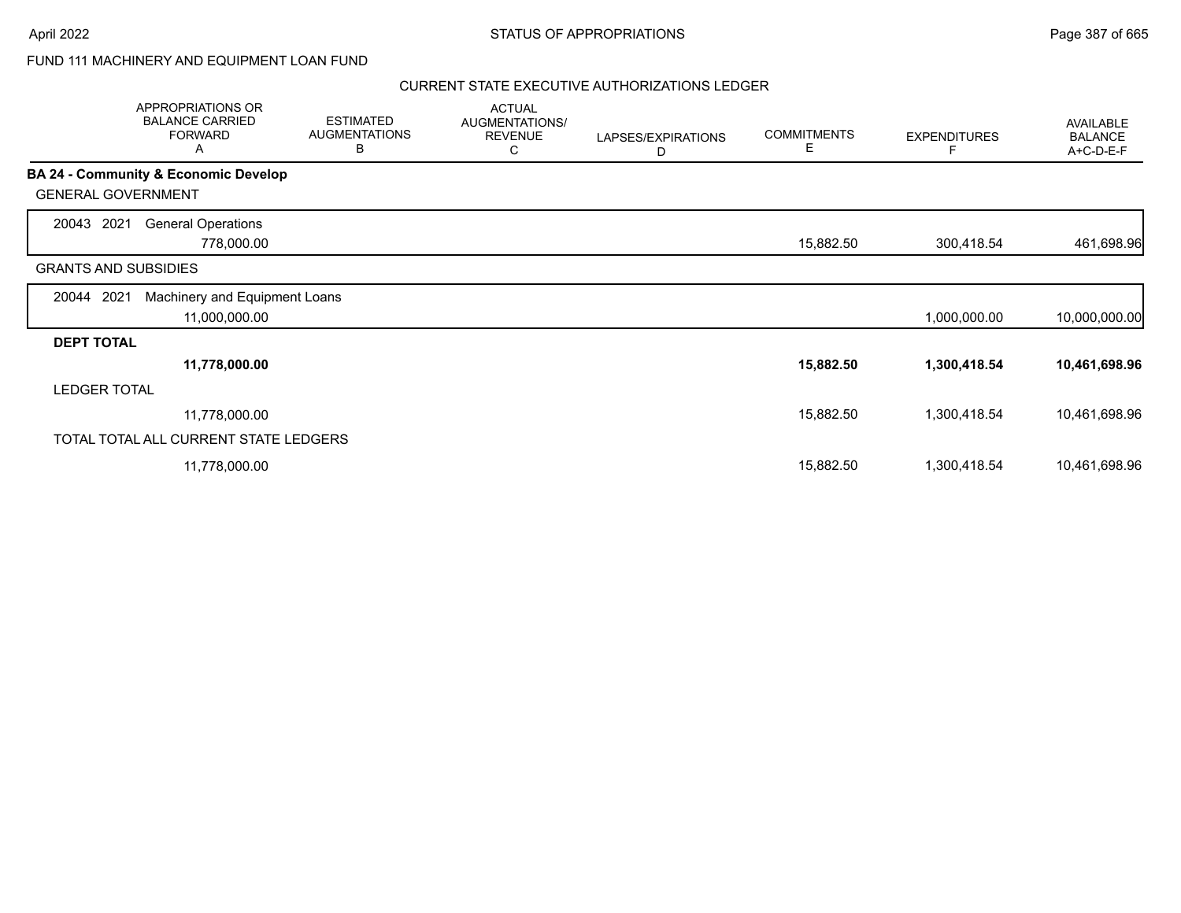FUND 111 MACHINERY AND EQUIPMENT LOAN FUND

CURRENT STATE EXECUTIVE AUTHORIZATIONS LEDGER

| | APPROPRIATIONS OR BALANCE CARRIED FORWARD A | ESTIMATED AUGMENTATIONS B | ACTUAL AUGMENTATIONS/ REVENUE C | LAPSES/EXPIRATIONS D | COMMITMENTS E | EXPENDITURES F | AVAILABLE BALANCE A+C-D-E-F |
|---|---|---|---|---|---|---|---|
| **BA 24 - Community & Economic Develop** | | | | | | | |
| GENERAL GOVERNMENT | | | | | | | |
| 20043 2021 General Operations | 778,000.00 | | | | 15,882.50 | 300,418.54 | 461,698.96 |
| GRANTS AND SUBSIDIES | | | | | | | |
| 20044 2021 Machinery and Equipment Loans | 11,000,000.00 | | | | | 1,000,000.00 | 10,000,000.00 |
| **DEPT TOTAL** | **11,778,000.00** | | | | **15,882.50** | **1,300,418.54** | **10,461,698.96** |
| LEDGER TOTAL | 11,778,000.00 | | | | 15,882.50 | 1,300,418.54 | 10,461,698.96 |
| TOTAL TOTAL ALL CURRENT STATE LEDGERS | 11,778,000.00 | | | | 15,882.50 | 1,300,418.54 | 10,461,698.96 |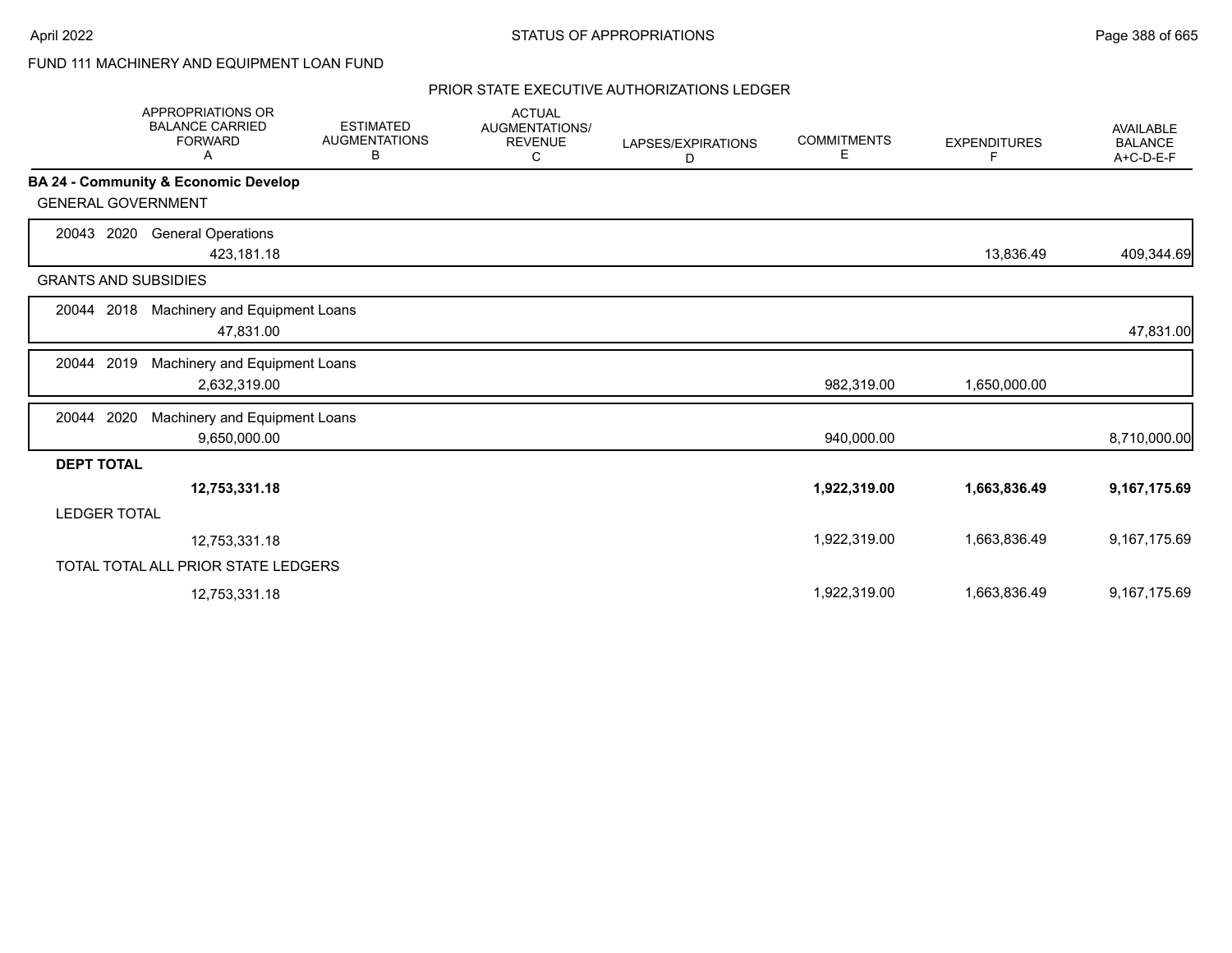FUND 111 MACHINERY AND EQUIPMENT LOAN FUND

PRIOR STATE EXECUTIVE AUTHORIZATIONS LEDGER

| APPROPRIATIONS OR BALANCE CARRIED FORWARD A | ESTIMATED AUGMENTATIONS B | ACTUAL AUGMENTATIONS/ REVENUE C | LAPSES/EXPIRATIONS D | COMMITMENTS E | EXPENDITURES F | AVAILABLE BALANCE A+C-D-E-F |
|---|---|---|---|---|---|---|
| **BA 24 - Community & Economic Develop** | | | | | | |
| GENERAL GOVERNMENT | | | | | | |
| 20043 2020 General Operations | | | | | | |
| 423,181.18 | | | | | 13,836.49 | 409,344.69 |
| GRANTS AND SUBSIDIES | | | | | | |
| 20044 2018 Machinery and Equipment Loans | | | | | | |
| 47,831.00 | | | | | | 47,831.00 |
| 20044 2019 Machinery and Equipment Loans | | | | | | |
| 2,632,319.00 | | | | 982,319.00 | 1,650,000.00 | |
| 20044 2020 Machinery and Equipment Loans | | | | | | |
| 9,650,000.00 | | | | 940,000.00 | | 8,710,000.00 |
| **DEPT TOTAL** | | | | | | |
| **12,753,331.18** | | | | **1,922,319.00** | **1,663,836.49** | **9,167,175.69** |
| LEDGER TOTAL | | | | | | |
| 12,753,331.18 | | | | 1,922,319.00 | 1,663,836.49 | 9,167,175.69 |
| TOTAL TOTAL ALL PRIOR STATE LEDGERS | | | | | | |
| 12,753,331.18 | | | | 1,922,319.00 | 1,663,836.49 | 9,167,175.69 |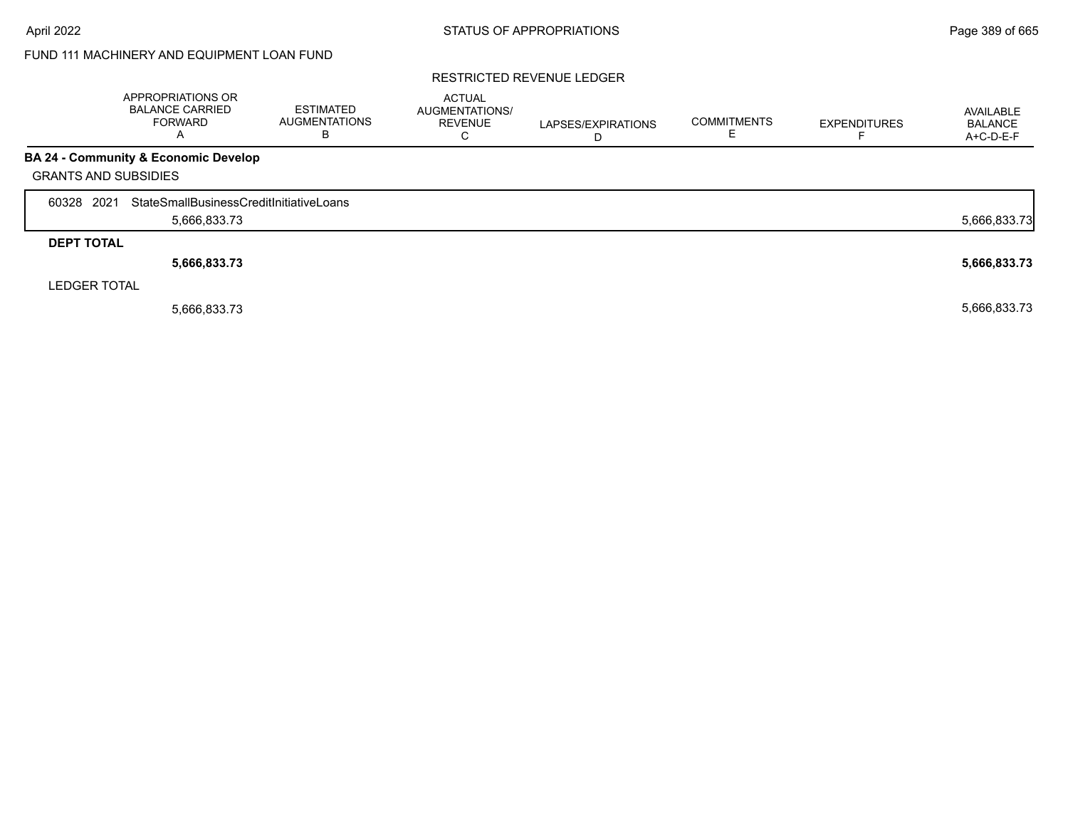FUND 111 MACHINERY AND EQUIPMENT LOAN FUND

RESTRICTED REVENUE LEDGER

| | APPROPRIATIONS OR BALANCE CARRIED FORWARD A | ESTIMATED AUGMENTATIONS B | ACTUAL AUGMENTATIONS/ REVENUE C | LAPSES/EXPIRATIONS D | COMMITMENTS E | EXPENDITURES F | AVAILABLE BALANCE A+C-D-E-F |
|---|---|---|---|---|---|---|---|
| **BA 24 - Community & Economic Develop** | | | | | | | |
| GRANTS AND SUBSIDIES | | | | | | | |
| 60328 2021 StateSmallBusinessCreditInitiativeLoans | | | | | | | |
| | 5,666,833.73 | | | | | | 5,666,833.73 |
| **DEPT TOTAL** | | | | | | | |
| | **5,666,833.73** | | | | | | **5,666,833.73** |
| LEDGER TOTAL | | | | | | | |
| | 5,666,833.73 | | | | | | 5,666,833.73 |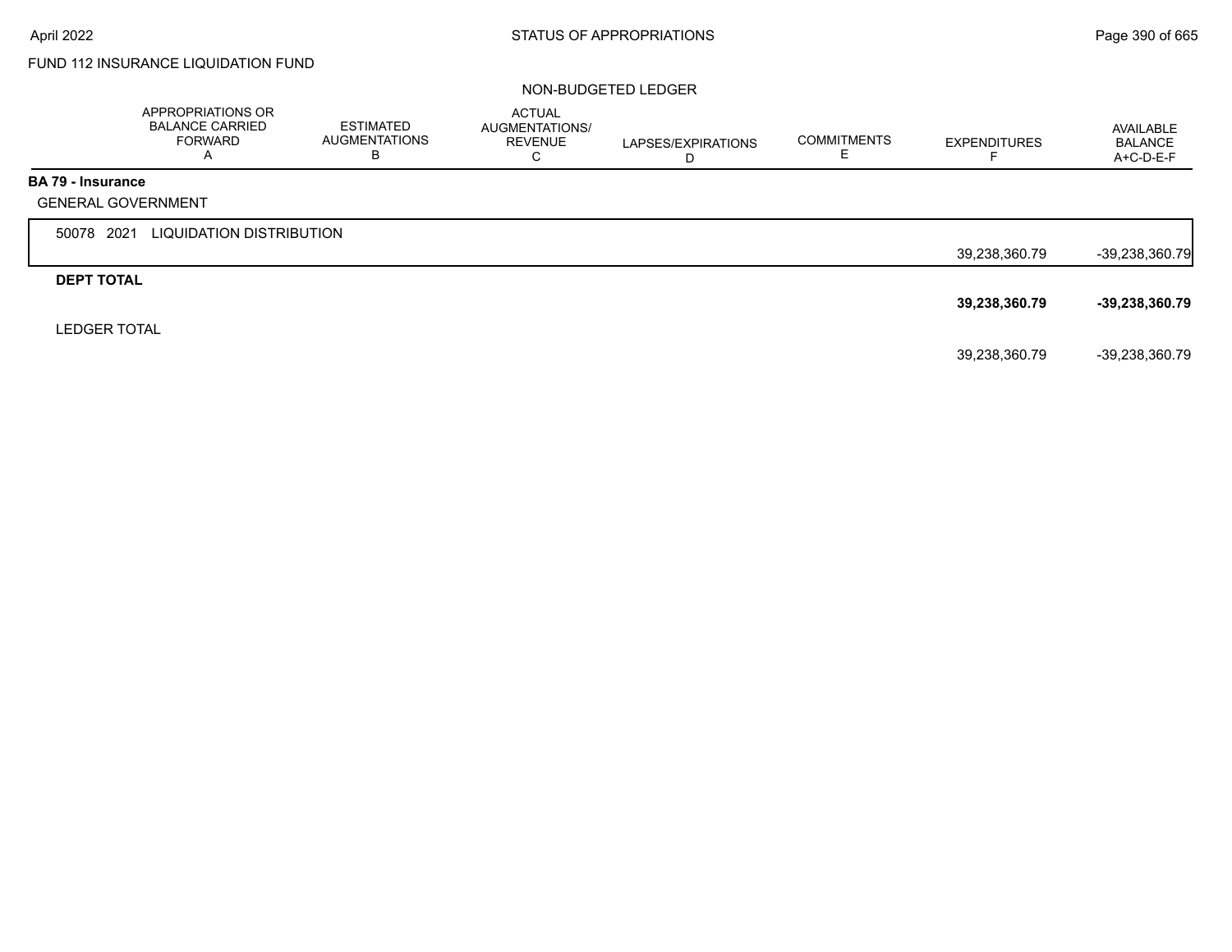FUND 112 INSURANCE LIQUIDATION FUND

NON-BUDGETED LEDGER

| | APPROPRIATIONS OR BALANCE CARRIED FORWARD A | ESTIMATED AUGMENTATIONS B | ACTUAL AUGMENTATIONS/ REVENUE C | LAPSES/EXPIRATIONS D | COMMITMENTS E | EXPENDITURES F | AVAILABLE BALANCE A+C-D-E-F |
|---|---|---|---|---|---|---|---|
| **BA 79 - Insurance** | | | | | | | |
| GENERAL GOVERNMENT | | | | | | | |
| 50078 2021 LIQUIDATION DISTRIBUTION | | | | | | 39,238,360.79 | -39,238,360.79 |
| **DEPT TOTAL** | | | | | | **39,238,360.79** | **-39,238,360.79** |
| LEDGER TOTAL | | | | | | 39,238,360.79 | -39,238,360.79 |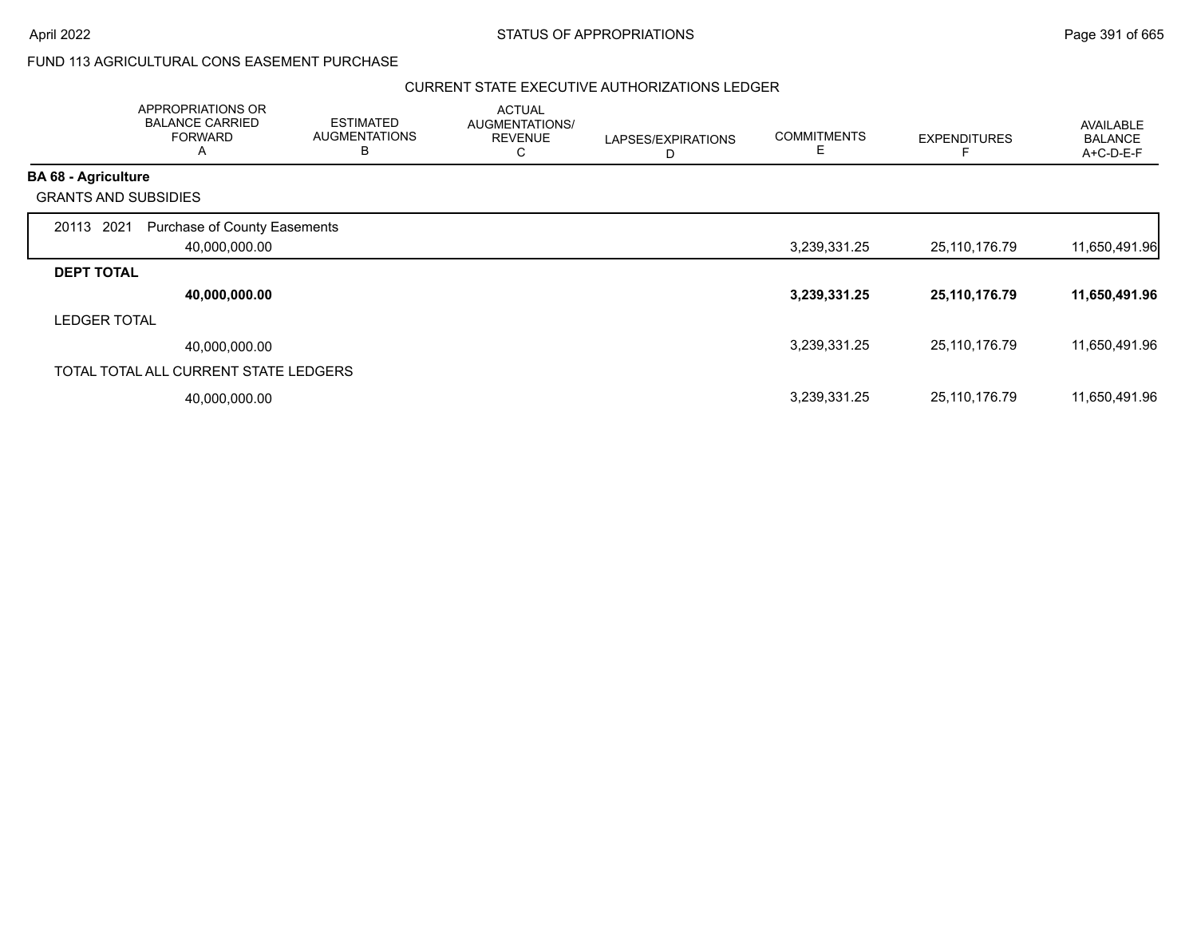FUND 113 AGRICULTURAL CONS EASEMENT PURCHASE

CURRENT STATE EXECUTIVE AUTHORIZATIONS LEDGER

| | APPROPRIATIONS OR BALANCE CARRIED FORWARD A | ESTIMATED AUGMENTATIONS B | ACTUAL AUGMENTATIONS/ REVENUE C | LAPSES/EXPIRATIONS D | COMMITMENTS E | EXPENDITURES F | AVAILABLE BALANCE A+C-D-E-F |
|---|---|---|---|---|---|---|---|
| **BA 68 - Agriculture** | | | | | | | |
| GRANTS AND SUBSIDIES | | | | | | | |
| 20113 2021 Purchase of County Easements | 40,000,000.00 | | | | 3,239,331.25 | 25,110,176.79 | 11,650,491.96 |
| **DEPT TOTAL** | **40,000,000.00** | | | | **3,239,331.25** | **25,110,176.79** | **11,650,491.96** |
| LEDGER TOTAL | 40,000,000.00 | | | | 3,239,331.25 | 25,110,176.79 | 11,650,491.96 |
| TOTAL TOTAL ALL CURRENT STATE LEDGERS | 40,000,000.00 | | | | 3,239,331.25 | 25,110,176.79 | 11,650,491.96 |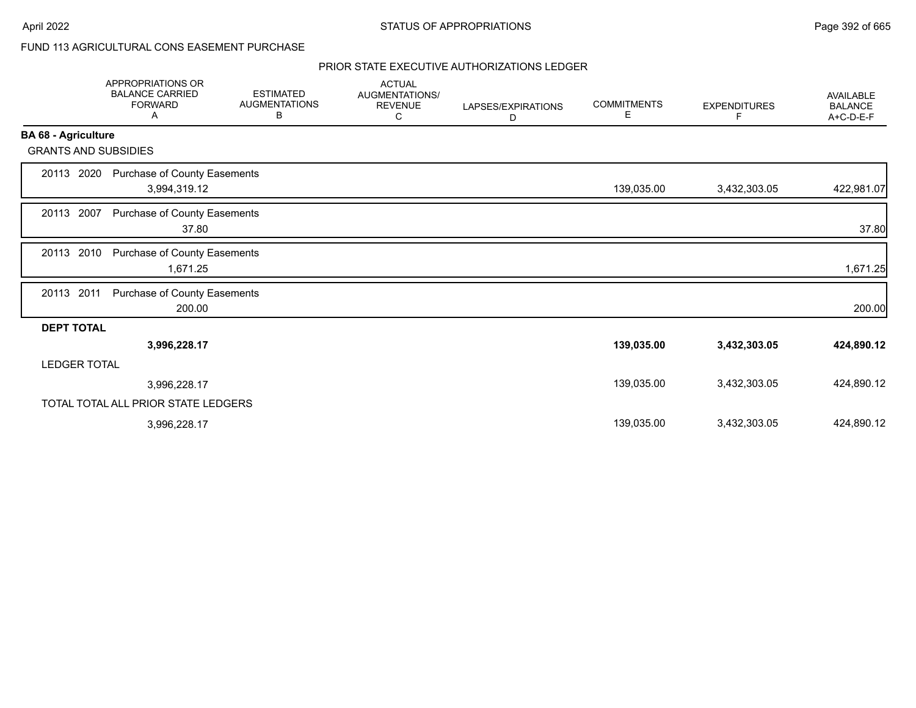FUND 113 AGRICULTURAL CONS EASEMENT PURCHASE

## PRIOR STATE EXECUTIVE AUTHORIZATIONS LEDGER

| | APPROPRIATIONS OR BALANCE CARRIED FORWARD A | ESTIMATED AUGMENTATIONS B | ACTUAL AUGMENTATIONS/ REVENUE C | LAPSES/EXPIRATIONS D | COMMITMENTS E | EXPENDITURES F | AVAILABLE BALANCE A+C-D-E-F |
|---|---|---|---|---|---|---|---|
| **BA 68 - Agriculture** | | | | | | | |
| GRANTS AND SUBSIDIES | | | | | | | |
| 20113 2020 Purchase of County Easements | 3,994,319.12 | | | | 139,035.00 | 3,432,303.05 | 422,981.07 |
| 20113 2007 Purchase of County Easements | 37.80 | | | | | | 37.80 |
| 20113 2010 Purchase of County Easements | 1,671.25 | | | | | | 1,671.25 |
| 20113 2011 Purchase of County Easements | 200.00 | | | | | | 200.00 |
| **DEPT TOTAL** | **3,996,228.17** | | | | **139,035.00** | **3,432,303.05** | **424,890.12** |
| LEDGER TOTAL | 3,996,228.17 | | | | 139,035.00 | 3,432,303.05 | 424,890.12 |
| TOTAL TOTAL ALL PRIOR STATE LEDGERS | 3,996,228.17 | | | | 139,035.00 | 3,432,303.05 | 424,890.12 |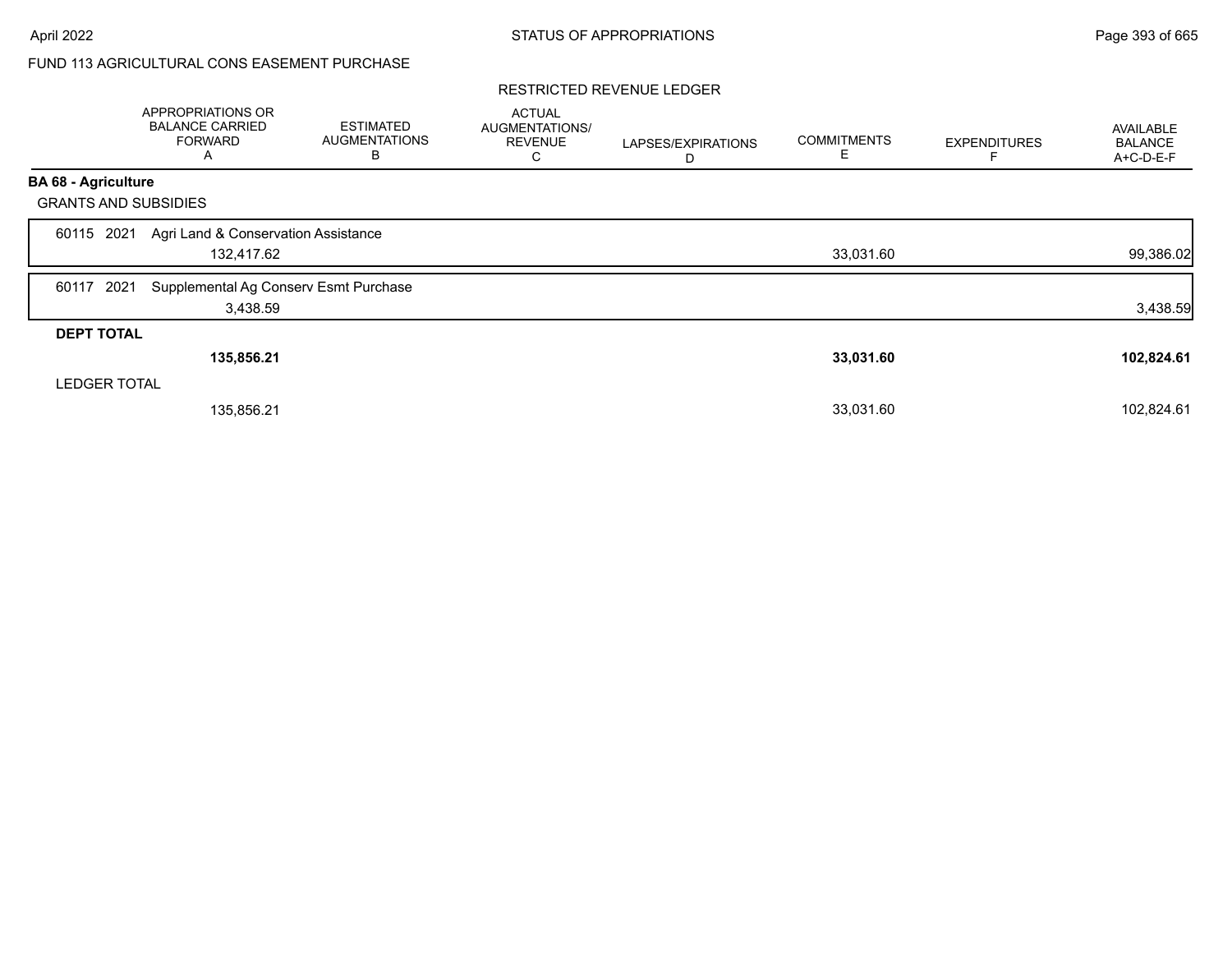FUND 113 AGRICULTURAL CONS EASEMENT PURCHASE

RESTRICTED REVENUE LEDGER

| | APPROPRIATIONS OR BALANCE CARRIED FORWARD A | ESTIMATED AUGMENTATIONS B | ACTUAL AUGMENTATIONS/ REVENUE C | LAPSES/EXPIRATIONS D | COMMITMENTS E | EXPENDITURES F | AVAILABLE BALANCE A+C-D-E-F |
|---|---|---|---|---|---|---|---|
| **BA 68 - Agriculture** | | | | | | | |
| GRANTS AND SUBSIDIES | | | | | | | |
| 60115 2021 Agri Land & Conservation Assistance | | | | | | | |
| | 132,417.62 | | | | 33,031.60 | | 99,386.02 |
| 60117 2021 Supplemental Ag Conserv Esmt Purchase | | | | | | | |
| | 3,438.59 | | | | | | 3,438.59 |
| **DEPT TOTAL** | | | | | | | |
| | **135,856.21** | | | | **33,031.60** | | **102,824.61** |
| LEDGER TOTAL | | | | | | | |
| | 135,856.21 | | | | 33,031.60 | | 102,824.61 |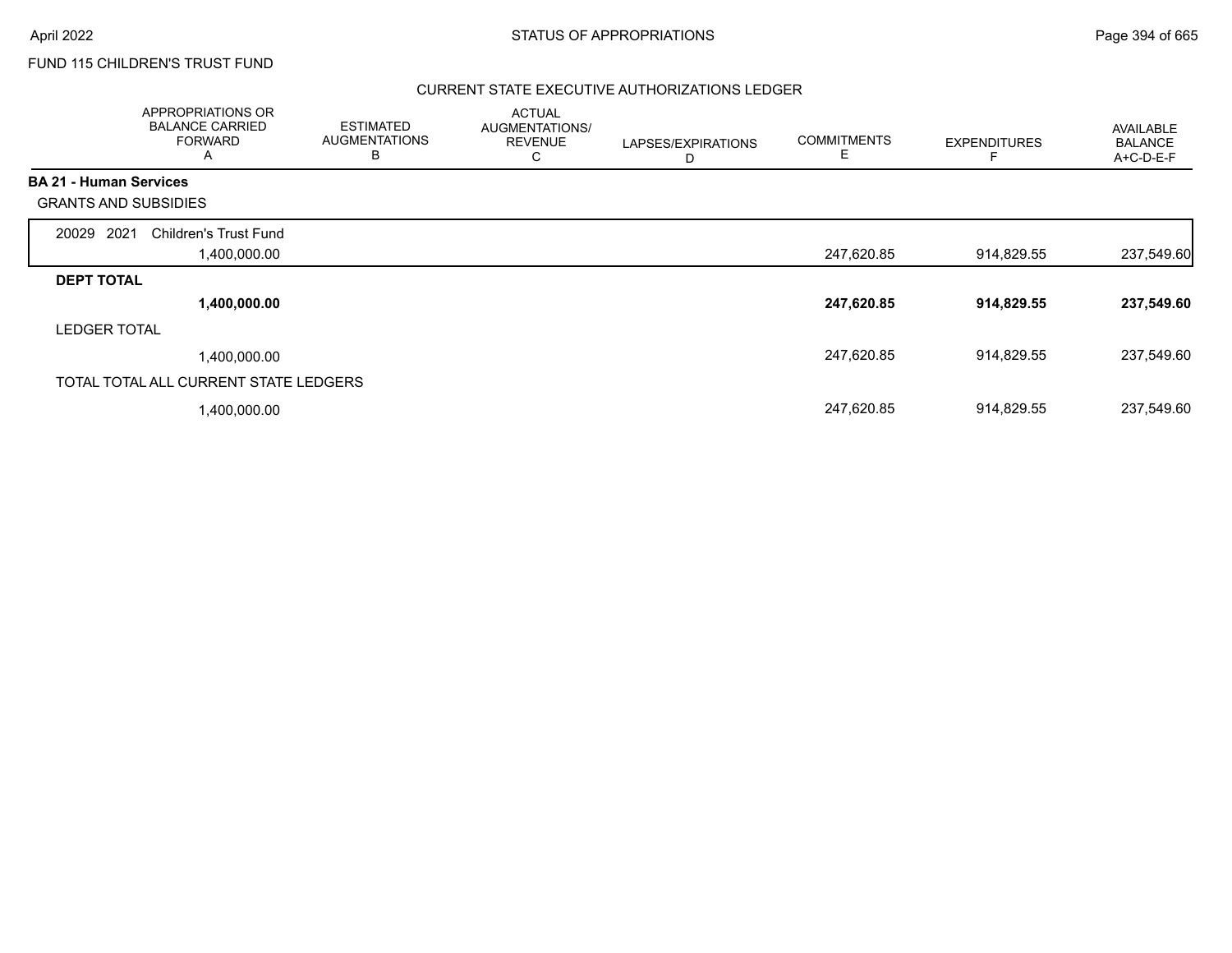FUND 115 CHILDREN'S TRUST FUND

## CURRENT STATE EXECUTIVE AUTHORIZATIONS LEDGER

| | APPROPRIATIONS OR BALANCE CARRIED FORWARD A | ESTIMATED AUGMENTATIONS B | ACTUAL AUGMENTATIONS/ REVENUE C | LAPSES/EXPIRATIONS D | COMMITMENTS E | EXPENDITURES F | AVAILABLE BALANCE A+C-D-E-F |
|---|---|---|---|---|---|---|---|
| **BA 21 - Human Services** | | | | | | | |
| GRANTS AND SUBSIDIES | | | | | | | |
| 20029 2021 Children's Trust Fund | 1,400,000.00 | | | | 247,620.85 | 914,829.55 | 237,549.60 |
| **DEPT TOTAL** | **1,400,000.00** | | | | **247,620.85** | **914,829.55** | **237,549.60** |
| LEDGER TOTAL | 1,400,000.00 | | | | 247,620.85 | 914,829.55 | 237,549.60 |
| TOTAL TOTAL ALL CURRENT STATE LEDGERS | 1,400,000.00 | | | | 247,620.85 | 914,829.55 | 237,549.60 |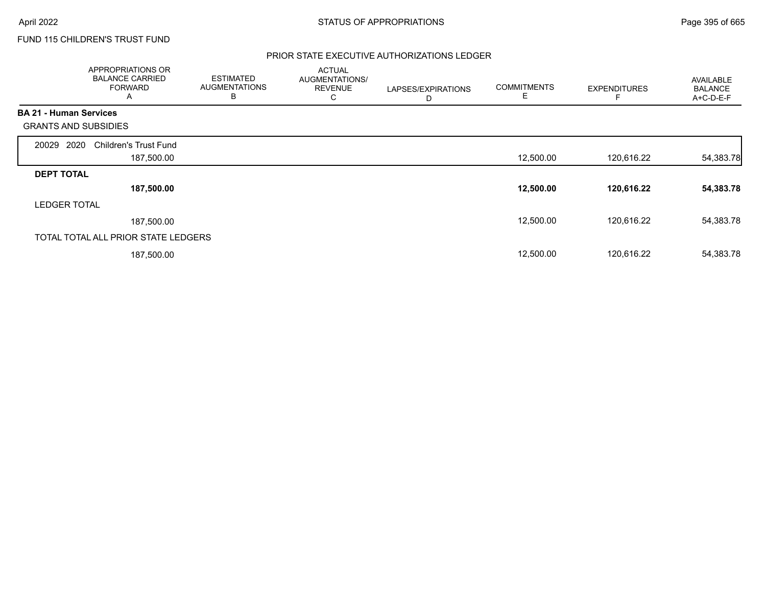FUND 115 CHILDREN'S TRUST FUND

## PRIOR STATE EXECUTIVE AUTHORIZATIONS LEDGER

| APPROPRIATIONS OR BALANCE CARRIED FORWARD A | ESTIMATED AUGMENTATIONS B | ACTUAL AUGMENTATIONS/ REVENUE C | LAPSES/EXPIRATIONS D | COMMITMENTS E | EXPENDITURES F | AVAILABLE BALANCE A+C-D-E-F |
|---|---|---|---|---|---|---|
| **BA 21 - Human Services** | | | | | | |
| GRANTS AND SUBSIDIES | | | | | | |
| 20029 2020 Children's Trust Fund | | | | | | |
| 187,500.00 | | | | 12,500.00 | 120,616.22 | 54,383.78 |
| **DEPT TOTAL** | | | | | | |
| **187,500.00** | | | | **12,500.00** | **120,616.22** | **54,383.78** |
| LEDGER TOTAL | | | | | | |
| 187,500.00 | | | | 12,500.00 | 120,616.22 | 54,383.78 |
| TOTAL TOTAL ALL PRIOR STATE LEDGERS | | | | | | |
| 187,500.00 | | | | 12,500.00 | 120,616.22 | 54,383.78 |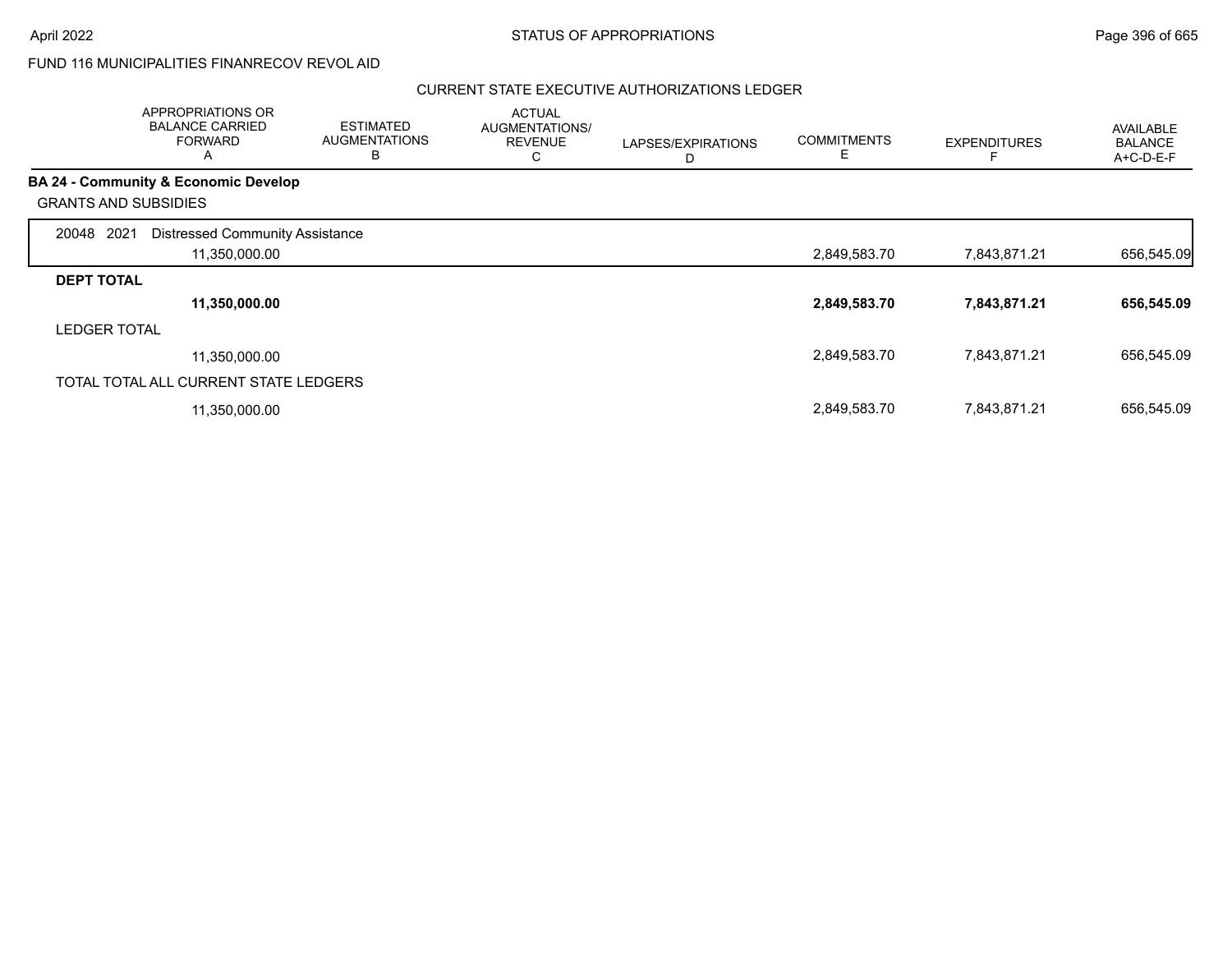FUND 116 MUNICIPALITIES FINANRECOV REVOL AID

CURRENT STATE EXECUTIVE AUTHORIZATIONS LEDGER

| | APPROPRIATIONS OR BALANCE CARRIED FORWARD A | ESTIMATED AUGMENTATIONS B | ACTUAL AUGMENTATIONS/ REVENUE C | LAPSES/EXPIRATIONS D | COMMITMENTS E | EXPENDITURES F | AVAILABLE BALANCE A+C-D-E-F |
|---|---|---|---|---|---|---|---|
| **BA 24 - Community & Economic Develop** | | | | | | | |
| GRANTS AND SUBSIDIES | | | | | | | |
| 20048 2021 Distressed Community Assistance | 11,350,000.00 | | | | 2,849,583.70 | 7,843,871.21 | 656,545.09 |
| **DEPT TOTAL** | **11,350,000.00** | | | | **2,849,583.70** | **7,843,871.21** | **656,545.09** |
| LEDGER TOTAL | 11,350,000.00 | | | | 2,849,583.70 | 7,843,871.21 | 656,545.09 |
| TOTAL TOTAL ALL CURRENT STATE LEDGERS | 11,350,000.00 | | | | 2,849,583.70 | 7,843,871.21 | 656,545.09 |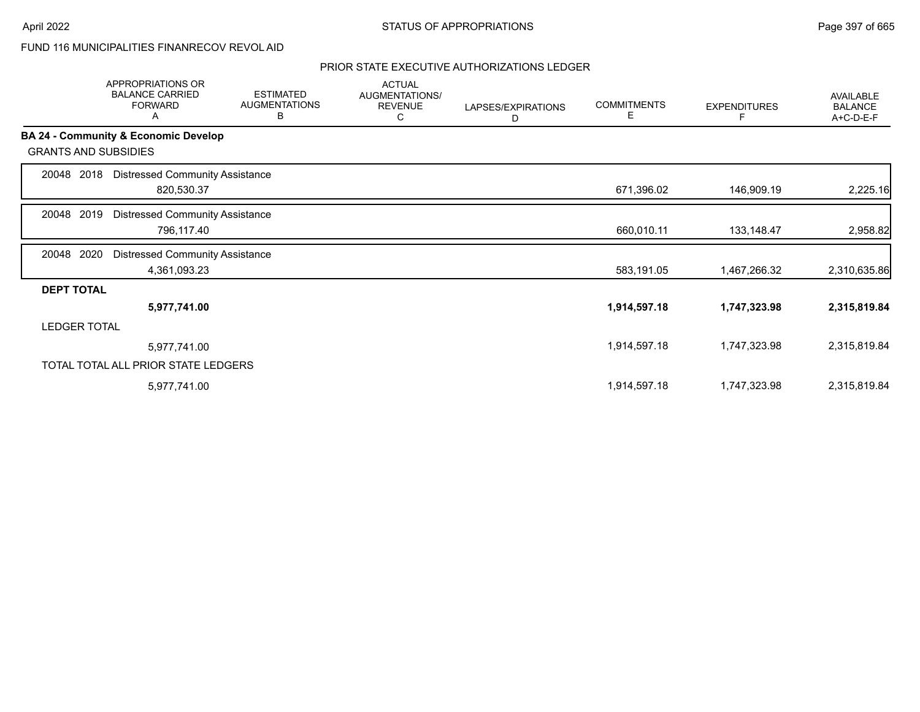FUND 116 MUNICIPALITIES FINANRECOV REVOL AID

PRIOR STATE EXECUTIVE AUTHORIZATIONS LEDGER

| | APPROPRIATIONS OR BALANCE CARRIED FORWARD A | ESTIMATED AUGMENTATIONS B | ACTUAL AUGMENTATIONS/ REVENUE C | LAPSES/EXPIRATIONS D | COMMITMENTS E | EXPENDITURES F | AVAILABLE BALANCE A+C-D-E-F |
|---|---|---|---|---|---|---|---|
| **BA 24 - Community & Economic Develop** | | | | | | | |
| GRANTS AND SUBSIDIES | | | | | | | |
| 20048 2018 Distressed Community Assistance | 820,530.37 | | | | 671,396.02 | 146,909.19 | 2,225.16 |
| 20048 2019 Distressed Community Assistance | 796,117.40 | | | | 660,010.11 | 133,148.47 | 2,958.82 |
| 20048 2020 Distressed Community Assistance | 4,361,093.23 | | | | 583,191.05 | 1,467,266.32 | 2,310,635.86 |
| **DEPT TOTAL** | **5,977,741.00** | | | | **1,914,597.18** | **1,747,323.98** | **2,315,819.84** |
| LEDGER TOTAL | 5,977,741.00 | | | | 1,914,597.18 | 1,747,323.98 | 2,315,819.84 |
| TOTAL TOTAL ALL PRIOR STATE LEDGERS | 5,977,741.00 | | | | 1,914,597.18 | 1,747,323.98 | 2,315,819.84 |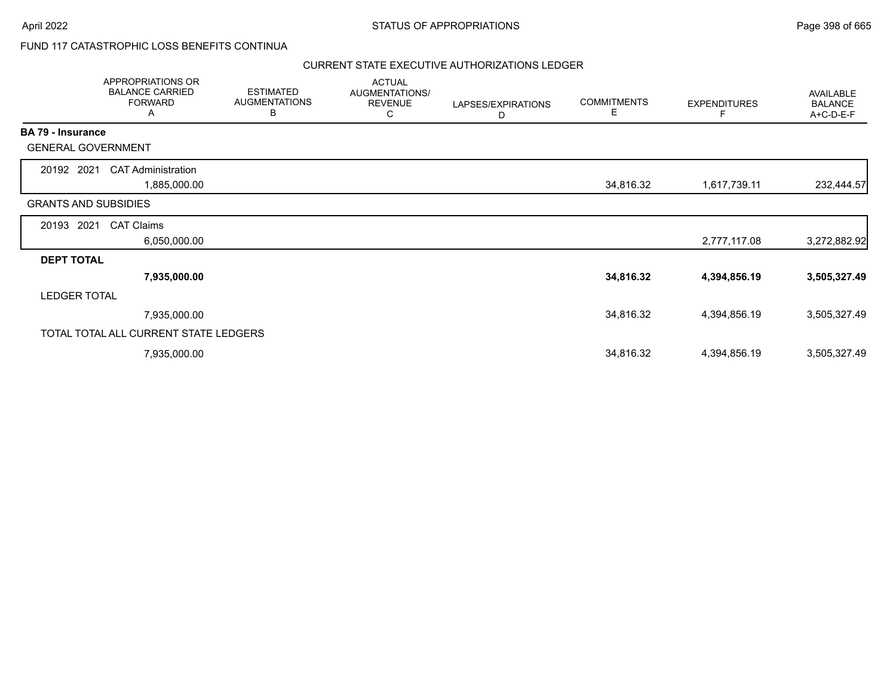FUND 117 CATASTROPHIC LOSS BENEFITS CONTINUA

CURRENT STATE EXECUTIVE AUTHORIZATIONS LEDGER

| | APPROPRIATIONS OR BALANCE CARRIED FORWARD A | ESTIMATED AUGMENTATIONS B | ACTUAL AUGMENTATIONS/ REVENUE C | LAPSES/EXPIRATIONS D | COMMITMENTS E | EXPENDITURES F | AVAILABLE BALANCE A+C-D-E-F |
|---|---|---|---|---|---|---|---|
| **BA 79 - Insurance** | | | | | | | |
| GENERAL GOVERNMENT | | | | | | | |
| 20192 2021 CAT Administration | 1,885,000.00 | | | | 34,816.32 | 1,617,739.11 | 232,444.57 |
| GRANTS AND SUBSIDIES | | | | | | | |
| 20193 2021 CAT Claims | 6,050,000.00 | | | | | 2,777,117.08 | 3,272,882.92 |
| **DEPT TOTAL** | **7,935,000.00** | | | | **34,816.32** | **4,394,856.19** | **3,505,327.49** |
| LEDGER TOTAL | 7,935,000.00 | | | | 34,816.32 | 4,394,856.19 | 3,505,327.49 |
| TOTAL TOTAL ALL CURRENT STATE LEDGERS | 7,935,000.00 | | | | 34,816.32 | 4,394,856.19 | 3,505,327.49 |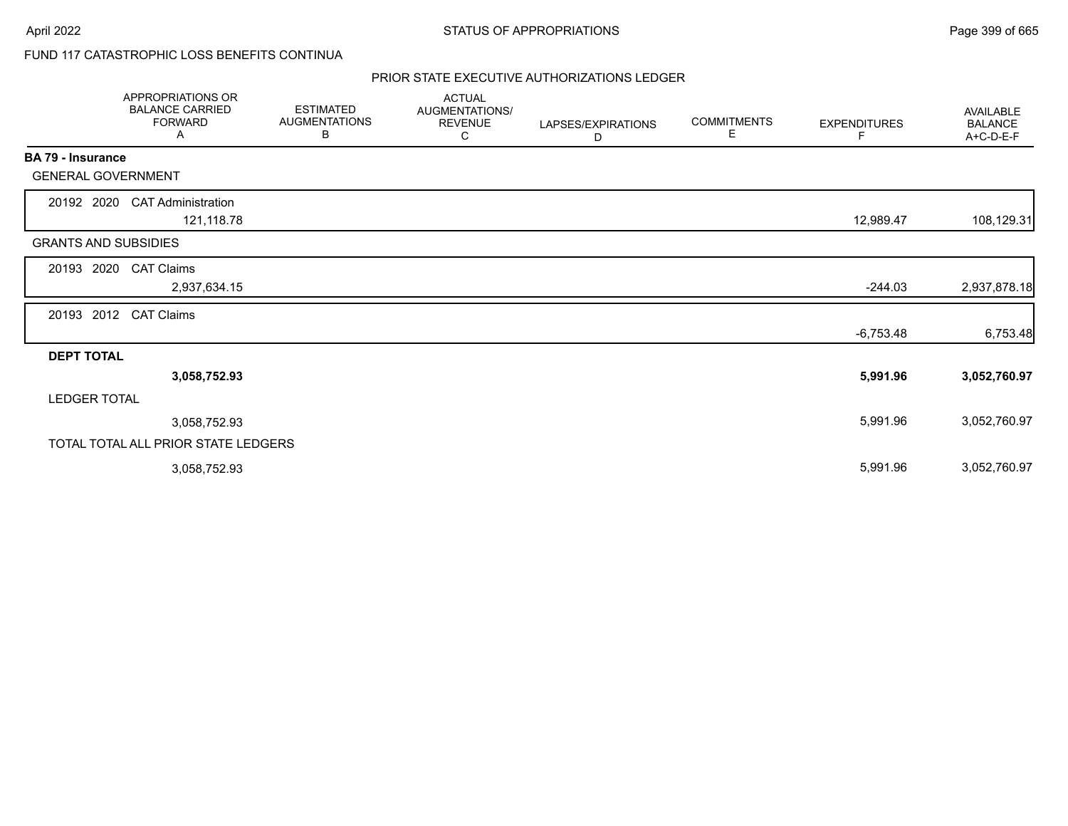FUND 117 CATASTROPHIC LOSS BENEFITS CONTINUA

## PRIOR STATE EXECUTIVE AUTHORIZATIONS LEDGER

| | APPROPRIATIONS OR BALANCE CARRIED FORWARD A | ESTIMATED AUGMENTATIONS B | ACTUAL AUGMENTATIONS/ REVENUE C | LAPSES/EXPIRATIONS D | COMMITMENTS E | EXPENDITURES F | AVAILABLE BALANCE A+C-D-E-F |
|---|---|---|---|---|---|---|---|
| **BA 79 - Insurance** | | | | | | | |
| GENERAL GOVERNMENT | | | | | | | |
| 20192 2020 CAT Administration | 121,118.78 | | | | | 12,989.47 | 108,129.31 |
| GRANTS AND SUBSIDIES | | | | | | | |
| 20193 2020 CAT Claims | 2,937,634.15 | | | | | -244.03 | 2,937,878.18 |
| 20193 2012 CAT Claims | | | | | | -6,753.48 | 6,753.48 |
| **DEPT TOTAL** | **3,058,752.93** | | | | | **5,991.96** | **3,052,760.97** |
| LEDGER TOTAL | 3,058,752.93 | | | | | 5,991.96 | 3,052,760.97 |
| TOTAL TOTAL ALL PRIOR STATE LEDGERS | 3,058,752.93 | | | | | 5,991.96 | 3,052,760.97 |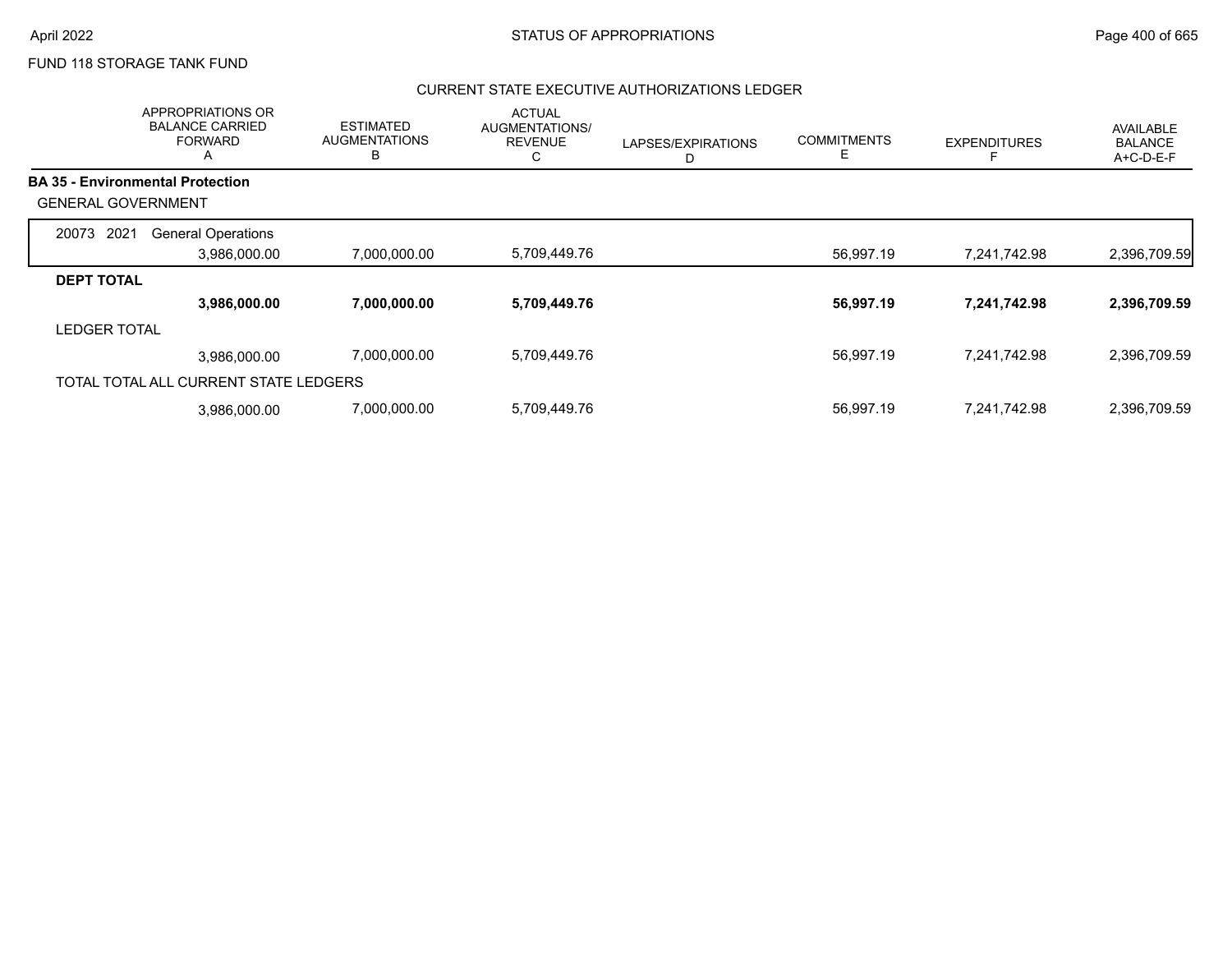FUND 118 STORAGE TANK FUND

## CURRENT STATE EXECUTIVE AUTHORIZATIONS LEDGER

| | APPROPRIATIONS OR BALANCE CARRIED FORWARD A | ESTIMATED AUGMENTATIONS B | ACTUAL AUGMENTATIONS/ REVENUE C | LAPSES/EXPIRATIONS D | COMMITMENTS E | EXPENDITURES F | AVAILABLE BALANCE A+C-D-E-F |
|---|---|---|---|---|---|---|---|
| **BA 35 - Environmental Protection** | | | | | | | |
| GENERAL GOVERNMENT | | | | | | | |
| 20073 2021 General Operations | 3,986,000.00 | 7,000,000.00 | 5,709,449.76 | | 56,997.19 | 7,241,742.98 | 2,396,709.59 |
| **DEPT TOTAL** | **3,986,000.00** | **7,000,000.00** | **5,709,449.76** | | **56,997.19** | **7,241,742.98** | **2,396,709.59** |
| LEDGER TOTAL | 3,986,000.00 | 7,000,000.00 | 5,709,449.76 | | 56,997.19 | 7,241,742.98 | 2,396,709.59 |
| TOTAL TOTAL ALL CURRENT STATE LEDGERS | 3,986,000.00 | 7,000,000.00 | 5,709,449.76 | | 56,997.19 | 7,241,742.98 | 2,396,709.59 |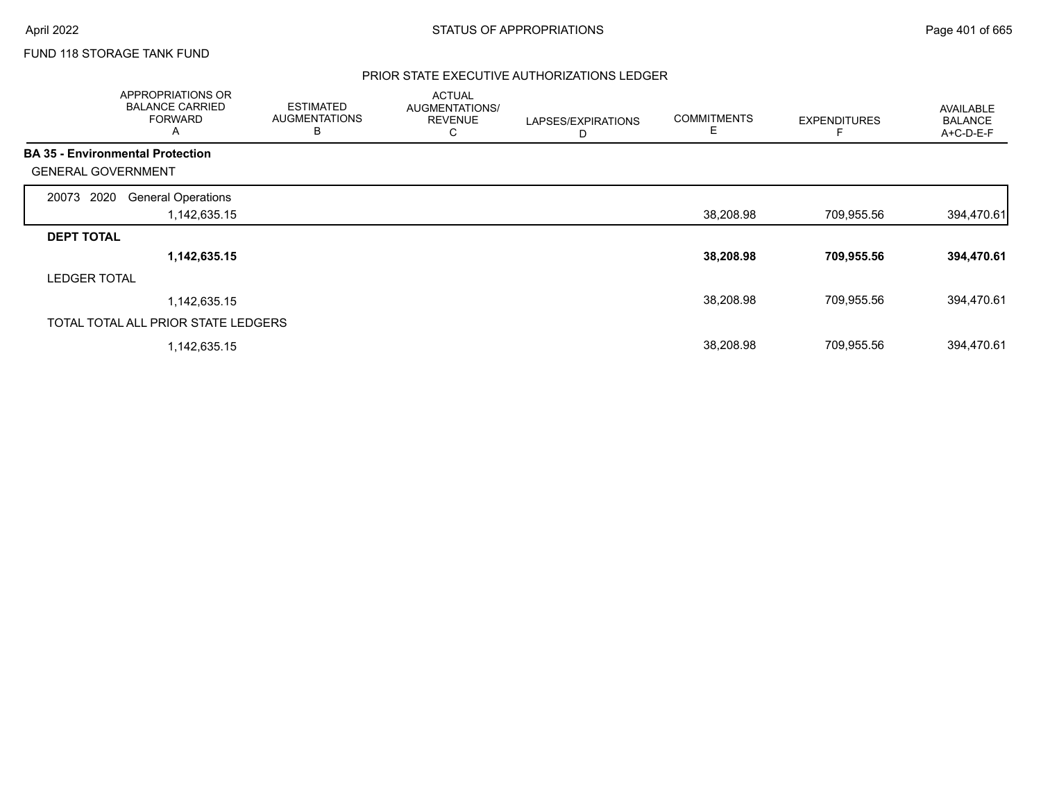FUND 118 STORAGE TANK FUND

## PRIOR STATE EXECUTIVE AUTHORIZATIONS LEDGER

| | APPROPRIATIONS OR BALANCE CARRIED FORWARD A | ESTIMATED AUGMENTATIONS B | ACTUAL AUGMENTATIONS/ REVENUE C | LAPSES/EXPIRATIONS D | COMMITMENTS E | EXPENDITURES F | AVAILABLE BALANCE A+C-D-E-F |
|---|---|---|---|---|---|---|---|
| **BA 35 - Environmental Protection** | | | | | | | |
| GENERAL GOVERNMENT | | | | | | | |
| 20073 2020 General Operations | 1,142,635.15 | | | | 38,208.98 | 709,955.56 | 394,470.61 |
| **DEPT TOTAL** | **1,142,635.15** | | | | **38,208.98** | **709,955.56** | **394,470.61** |
| LEDGER TOTAL | 1,142,635.15 | | | | 38,208.98 | 709,955.56 | 394,470.61 |
| TOTAL TOTAL ALL PRIOR STATE LEDGERS | 1,142,635.15 | | | | 38,208.98 | 709,955.56 | 394,470.61 |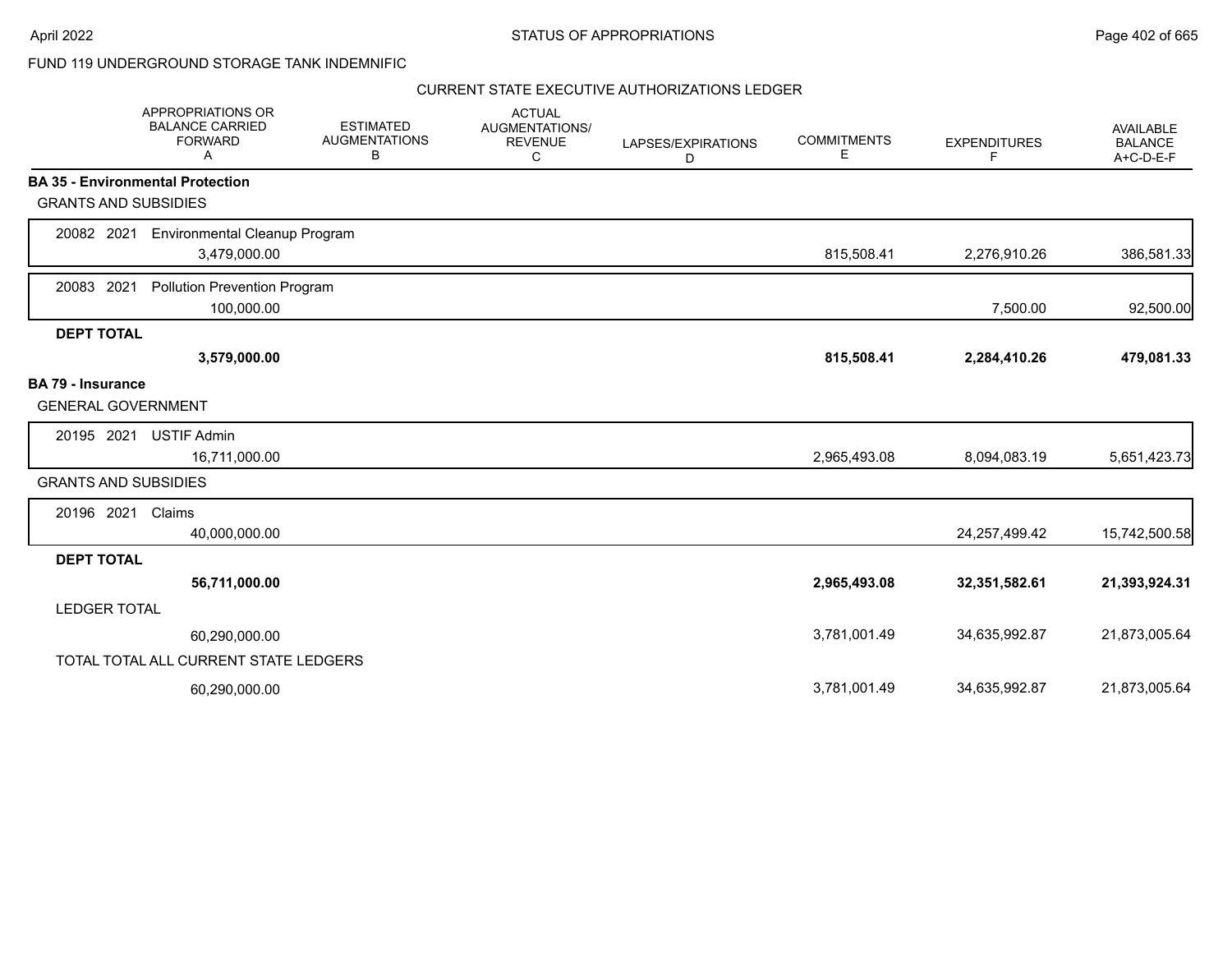FUND 119 UNDERGROUND STORAGE TANK INDEMNIFIC

## CURRENT STATE EXECUTIVE AUTHORIZATIONS LEDGER

| | APPROPRIATIONS OR BALANCE CARRIED FORWARD A | ESTIMATED AUGMENTATIONS B | ACTUAL AUGMENTATIONS/ REVENUE C | LAPSES/EXPIRATIONS D | COMMITMENTS E | EXPENDITURES F | AVAILABLE BALANCE A+C-D-E-F |
|---|---|---|---|---|---|---|---|
| **BA 35 - Environmental Protection** | | | | | | | |
| GRANTS AND SUBSIDIES | | | | | | | |
| 20082 2021 Environmental Cleanup Program | 3,479,000.00 | | | | 815,508.41 | 2,276,910.26 | 386,581.33 |
| 20083 2021 Pollution Prevention Program | 100,000.00 | | | | | 7,500.00 | 92,500.00 |
| **DEPT TOTAL** | **3,579,000.00** | | | | **815,508.41** | **2,284,410.26** | **479,081.33** |
| **BA 79 - Insurance** | | | | | | | |
| GENERAL GOVERNMENT | | | | | | | |
| 20195 2021 USTIF Admin | 16,711,000.00 | | | | 2,965,493.08 | 8,094,083.19 | 5,651,423.73 |
| GRANTS AND SUBSIDIES | | | | | | | |
| 20196 2021 Claims | 40,000,000.00 | | | | | 24,257,499.42 | 15,742,500.58 |
| **DEPT TOTAL** | **56,711,000.00** | | | | **2,965,493.08** | **32,351,582.61** | **21,393,924.31** |
| LEDGER TOTAL | 60,290,000.00 | | | | 3,781,001.49 | 34,635,992.87 | 21,873,005.64 |
| TOTAL TOTAL ALL CURRENT STATE LEDGERS | 60,290,000.00 | | | | 3,781,001.49 | 34,635,992.87 | 21,873,005.64 |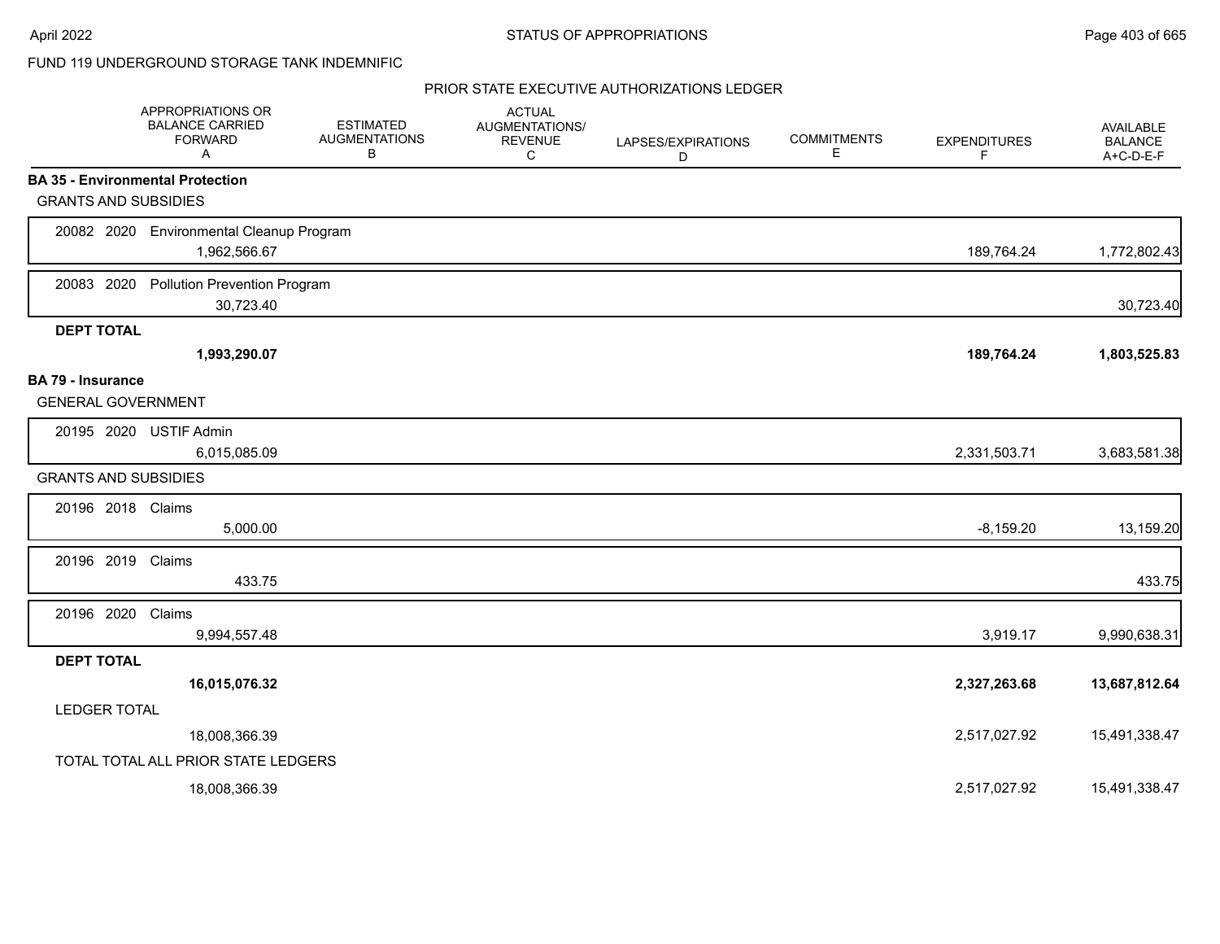FUND 119 UNDERGROUND STORAGE TANK INDEMNIFIC

PRIOR STATE EXECUTIVE AUTHORIZATIONS LEDGER

| | APPROPRIATIONS OR BALANCE CARRIED FORWARD A | ESTIMATED AUGMENTATIONS B | ACTUAL AUGMENTATIONS/ REVENUE C | LAPSES/EXPIRATIONS D | COMMITMENTS E | EXPENDITURES F | AVAILABLE BALANCE A+C-D-E-F |
|---|---|---|---|---|---|---|---|
| **BA 35 - Environmental Protection** | | | | | | | |
| GRANTS AND SUBSIDIES | | | | | | | |
| 20082 2020 Environmental Cleanup Program | 1,962,566.67 | | | | | 189,764.24 | 1,772,802.43 |
| 20083 2020 Pollution Prevention Program | 30,723.40 | | | | | | 30,723.40 |
| **DEPT TOTAL** | **1,993,290.07** | | | | | **189,764.24** | **1,803,525.83** |
| **BA 79 - Insurance** | | | | | | | |
| GENERAL GOVERNMENT | | | | | | | |
| 20195 2020 USTIF Admin | 6,015,085.09 | | | | | 2,331,503.71 | 3,683,581.38 |
| GRANTS AND SUBSIDIES | | | | | | | |
| 20196 2018 Claims | 5,000.00 | | | | | -8,159.20 | 13,159.20 |
| 20196 2019 Claims | 433.75 | | | | | | 433.75 |
| 20196 2020 Claims | 9,994,557.48 | | | | | 3,919.17 | 9,990,638.31 |
| **DEPT TOTAL** | **16,015,076.32** | | | | | **2,327,263.68** | **13,687,812.64** |
| LEDGER TOTAL | 18,008,366.39 | | | | | 2,517,027.92 | 15,491,338.47 |
| TOTAL TOTAL ALL PRIOR STATE LEDGERS | 18,008,366.39 | | | | | 2,517,027.92 | 15,491,338.47 |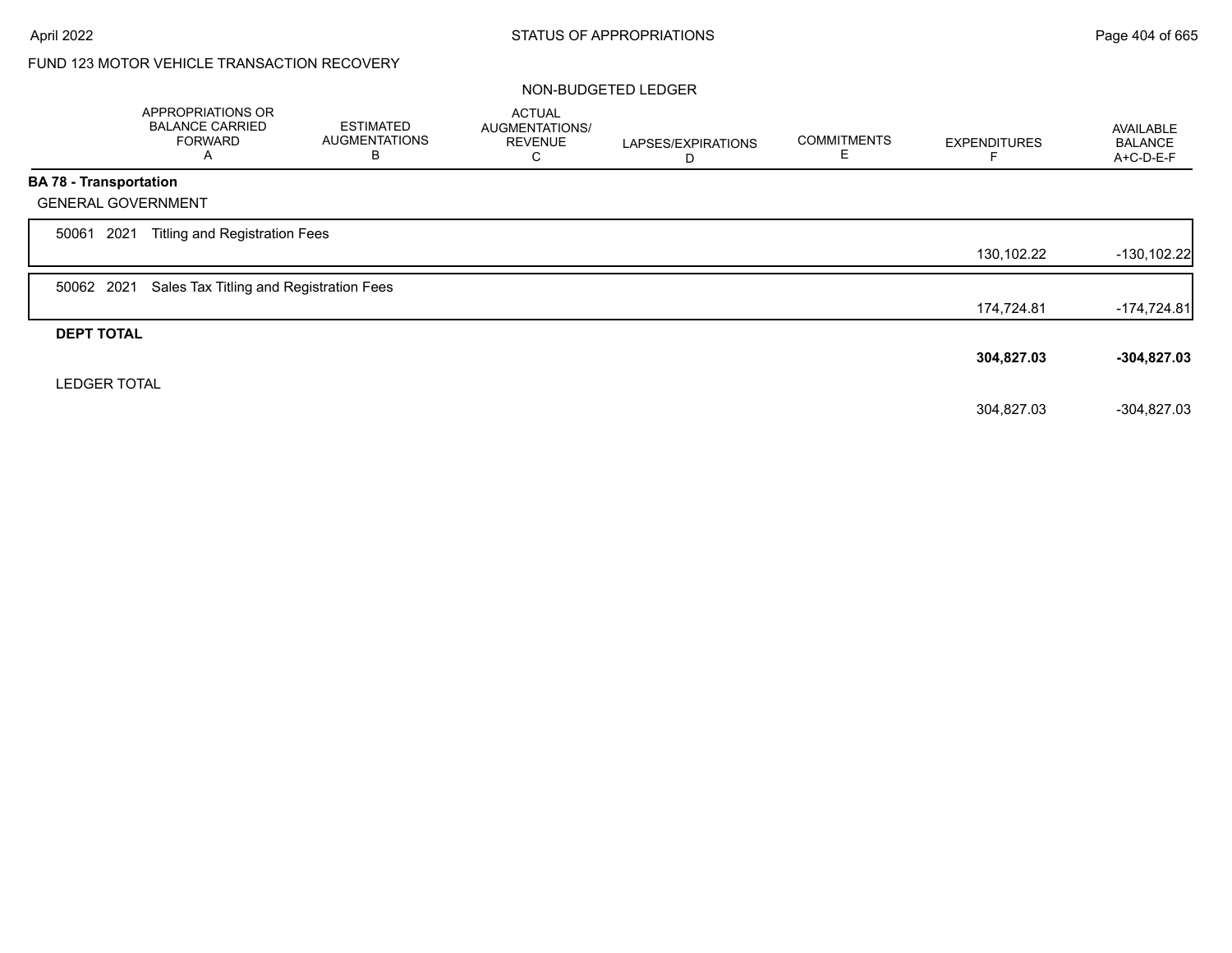## FUND 123 MOTOR VEHICLE TRANSACTION RECOVERY

### NON-BUDGETED LEDGER

| | APPROPRIATIONS OR BALANCE CARRIED FORWARD A | ESTIMATED AUGMENTATIONS B | ACTUAL AUGMENTATIONS/ REVENUE C | LAPSES/EXPIRATIONS D | COMMITMENTS E | EXPENDITURES F | AVAILABLE BALANCE A+C-D-E-F |
|---|---|---|---|---|---|---|---|
| **BA 78 - Transportation** | | | | | | | |
| GENERAL GOVERNMENT | | | | | | | |
| 50061 2021 Titling and Registration Fees | | | | | | 130,102.22 | -130,102.22 |
| 50062 2021 Sales Tax Titling and Registration Fees | | | | | | 174,724.81 | -174,724.81 |
| **DEPT TOTAL** | | | | | | **304,827.03** | **-304,827.03** |
| LEDGER TOTAL | | | | | | 304,827.03 | -304,827.03 |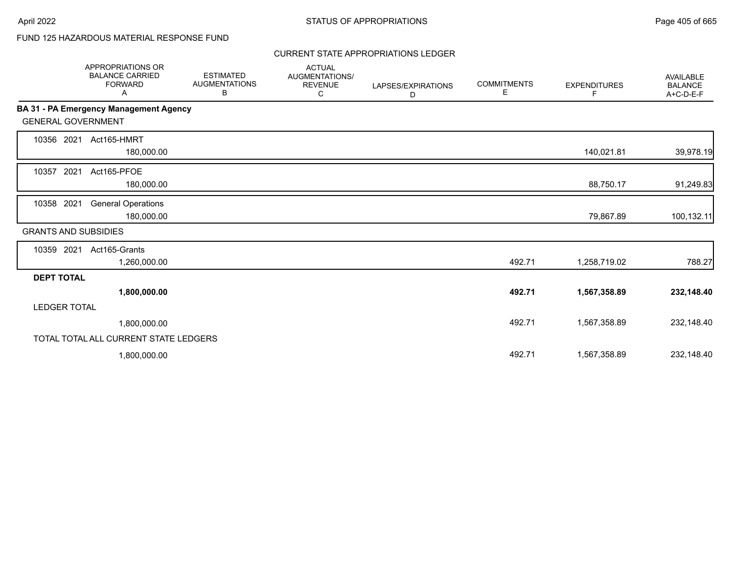FUND 125 HAZARDOUS MATERIAL RESPONSE FUND

CURRENT STATE APPROPRIATIONS LEDGER

| | APPROPRIATIONS OR BALANCE CARRIED FORWARD A | ESTIMATED AUGMENTATIONS B | ACTUAL AUGMENTATIONS/ REVENUE C | LAPSES/EXPIRATIONS D | COMMITMENTS E | EXPENDITURES F | AVAILABLE BALANCE A+C-D-E-F |
|---|---|---|---|---|---|---|---|
| **BA 31 - PA Emergency Management Agency** | | | | | | | |
| GENERAL GOVERNMENT | | | | | | | |
| 10356 2021 Act165-HMRT | 180,000.00 | | | | | 140,021.81 | 39,978.19 |
| 10357 2021 Act165-PFOE | 180,000.00 | | | | | 88,750.17 | 91,249.83 |
| 10358 2021 General Operations | 180,000.00 | | | | | 79,867.89 | 100,132.11 |
| GRANTS AND SUBSIDIES | | | | | | | |
| 10359 2021 Act165-Grants | 1,260,000.00 | | | | 492.71 | 1,258,719.02 | 788.27 |
| **DEPT TOTAL** | **1,800,000.00** | | | | **492.71** | **1,567,358.89** | **232,148.40** |
| LEDGER TOTAL | 1,800,000.00 | | | | 492.71 | 1,567,358.89 | 232,148.40 |
| TOTAL TOTAL ALL CURRENT STATE LEDGERS | 1,800,000.00 | | | | 492.71 | 1,567,358.89 | 232,148.40 |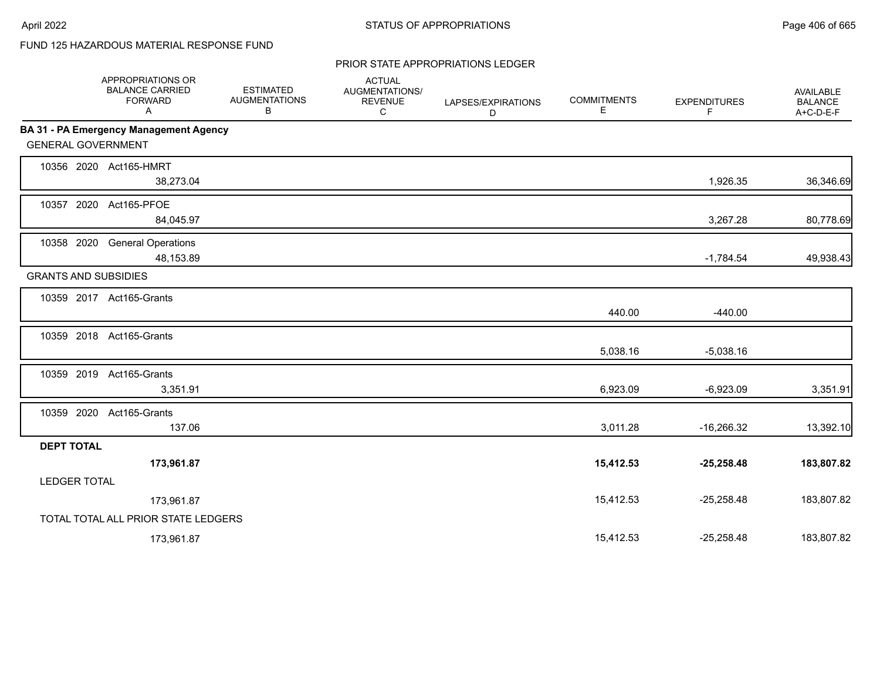FUND 125 HAZARDOUS MATERIAL RESPONSE FUND

PRIOR STATE APPROPRIATIONS LEDGER

| | APPROPRIATIONS OR BALANCE CARRIED FORWARD A | ESTIMATED AUGMENTATIONS B | ACTUAL AUGMENTATIONS/ REVENUE C | LAPSES/EXPIRATIONS D | COMMITMENTS E | EXPENDITURES F | AVAILABLE BALANCE A+C-D-E-F |
|---|---|---|---|---|---|---|---|
| **BA 31 - PA Emergency Management Agency** | | | | | | | |
| GENERAL GOVERNMENT | | | | | | | |
| 10356 2020 Act165-HMRT | 38,273.04 | | | | | 1,926.35 | 36,346.69 |
| 10357 2020 Act165-PFOE | 84,045.97 | | | | | 3,267.28 | 80,778.69 |
| 10358 2020 General Operations | 48,153.89 | | | | | -1,784.54 | 49,938.43 |
| GRANTS AND SUBSIDIES | | | | | | | |
| 10359 2017 Act165-Grants | | | | | 440.00 | -440.00 | |
| 10359 2018 Act165-Grants | | | | | 5,038.16 | -5,038.16 | |
| 10359 2019 Act165-Grants | 3,351.91 | | | | 6,923.09 | -6,923.09 | 3,351.91 |
| 10359 2020 Act165-Grants | 137.06 | | | | 3,011.28 | -16,266.32 | 13,392.10 |
| **DEPT TOTAL** | **173,961.87** | | | | **15,412.53** | **-25,258.48** | **183,807.82** |
| LEDGER TOTAL | 173,961.87 | | | | 15,412.53 | -25,258.48 | 183,807.82 |
| TOTAL TOTAL ALL PRIOR STATE LEDGERS | 173,961.87 | | | | 15,412.53 | -25,258.48 | 183,807.82 |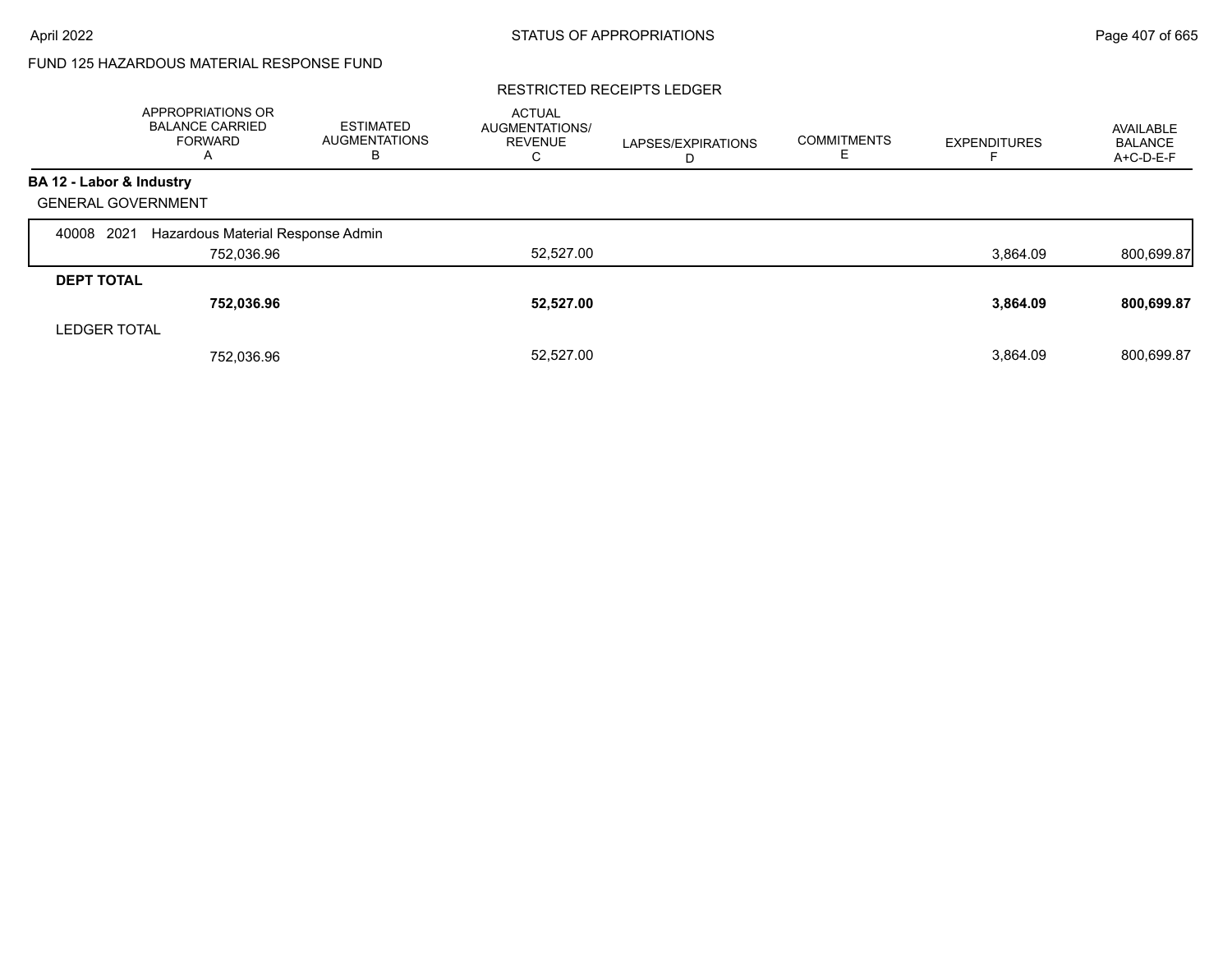FUND 125 HAZARDOUS MATERIAL RESPONSE FUND

RESTRICTED RECEIPTS LEDGER

| | APPROPRIATIONS OR BALANCE CARRIED FORWARD A | ESTIMATED AUGMENTATIONS B | ACTUAL AUGMENTATIONS/ REVENUE C | LAPSES/EXPIRATIONS D | COMMITMENTS E | EXPENDITURES F | AVAILABLE BALANCE A+C-D-E-F |
|---|---|---|---|---|---|---|---|
| **BA 12 - Labor & Industry** | | | | | | | |
| GENERAL GOVERNMENT | | | | | | | |
| 40008 2021 Hazardous Material Response Admin | | | | | | | |
| | 752,036.96 | | 52,527.00 | | | 3,864.09 | 800,699.87 |
| **DEPT TOTAL** | | | | | | | |
| | **752,036.96** | | **52,527.00** | | | **3,864.09** | **800,699.87** |
| LEDGER TOTAL | | | | | | | |
| | 752,036.96 | | 52,527.00 | | | 3,864.09 | 800,699.87 |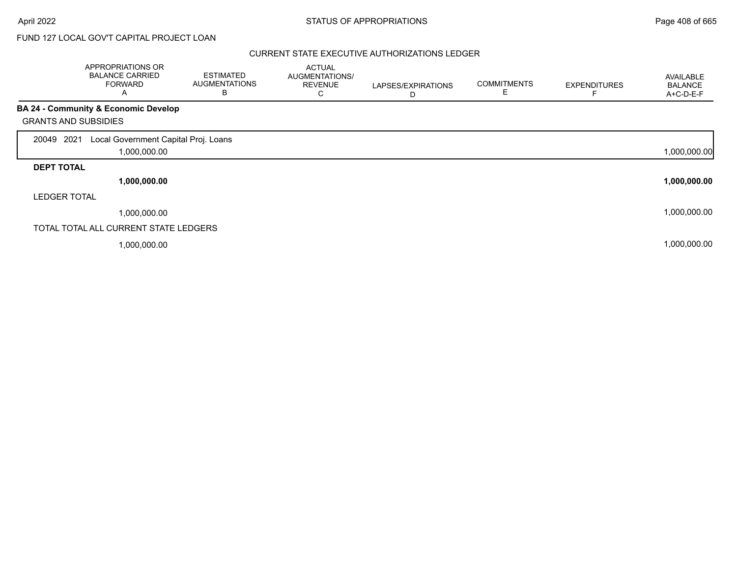FUND 127 LOCAL GOV'T CAPITAL PROJECT LOAN

## CURRENT STATE EXECUTIVE AUTHORIZATIONS LEDGER

| | APPROPRIATIONS OR BALANCE CARRIED FORWARD A | ESTIMATED AUGMENTATIONS B | ACTUAL AUGMENTATIONS/ REVENUE C | LAPSES/EXPIRATIONS D | COMMITMENTS E | EXPENDITURES F | AVAILABLE BALANCE A+C-D-E-F |
|---|---|---|---|---|---|---|---|
| **BA 24 - Community & Economic Develop** | | | | | | | |
| GRANTS AND SUBSIDIES | | | | | | | |
| 20049 2021 Local Government Capital Proj. Loans | 1,000,000.00 | | | | | | 1,000,000.00 |
| **DEPT TOTAL** | **1,000,000.00** | | | | | | **1,000,000.00** |
| LEDGER TOTAL | 1,000,000.00 | | | | | | 1,000,000.00 |
| TOTAL TOTAL ALL CURRENT STATE LEDGERS | 1,000,000.00 | | | | | | 1,000,000.00 |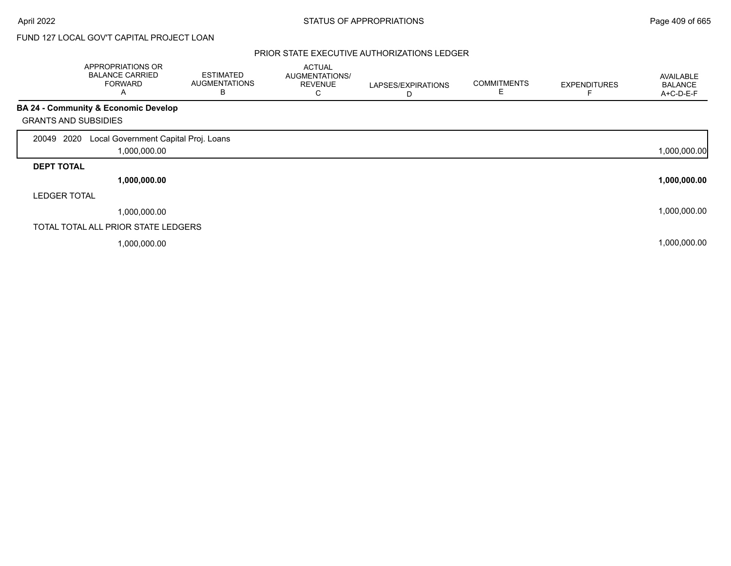FUND 127 LOCAL GOV'T CAPITAL PROJECT LOAN

## PRIOR STATE EXECUTIVE AUTHORIZATIONS LEDGER

| | APPROPRIATIONS OR BALANCE CARRIED FORWARD A | ESTIMATED AUGMENTATIONS B | ACTUAL AUGMENTATIONS/ REVENUE C | LAPSES/EXPIRATIONS D | COMMITMENTS E | EXPENDITURES F | AVAILABLE BALANCE A+C-D-E-F |
|---|---|---|---|---|---|---|---|
| **BA 24 - Community & Economic Develop** | | | | | | | |
| GRANTS AND SUBSIDIES | | | | | | | |
| 20049 2020 Local Government Capital Proj. Loans | 1,000,000.00 | | | | | | 1,000,000.00 |
| **DEPT TOTAL** | **1,000,000.00** | | | | | | **1,000,000.00** |
| LEDGER TOTAL | 1,000,000.00 | | | | | | 1,000,000.00 |
| TOTAL TOTAL ALL PRIOR STATE LEDGERS | 1,000,000.00 | | | | | | 1,000,000.00 |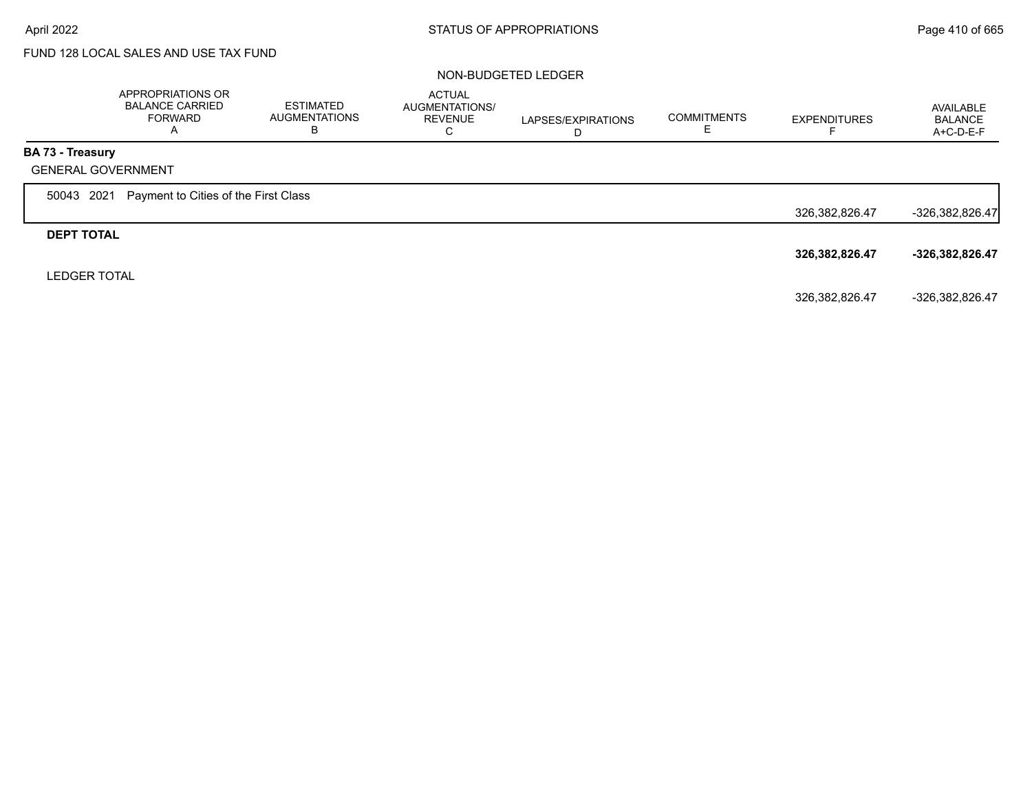FUND 128 LOCAL SALES AND USE TAX FUND

NON-BUDGETED LEDGER

| | APPROPRIATIONS OR BALANCE CARRIED FORWARD A | ESTIMATED AUGMENTATIONS B | ACTUAL AUGMENTATIONS/ REVENUE C | LAPSES/EXPIRATIONS D | COMMITMENTS E | EXPENDITURES F | AVAILABLE BALANCE A+C-D-E-F |
|---|---|---|---|---|---|---|---|
| **BA 73 - Treasury** | | | | | | | |
| GENERAL GOVERNMENT | | | | | | | |
| 50043 2021 Payment to Cities of the First Class | | | | | | 326,382,826.47 | -326,382,826.47 |
| **DEPT TOTAL** | | | | | | **326,382,826.47** | **-326,382,826.47** |
| LEDGER TOTAL | | | | | | 326,382,826.47 | -326,382,826.47 |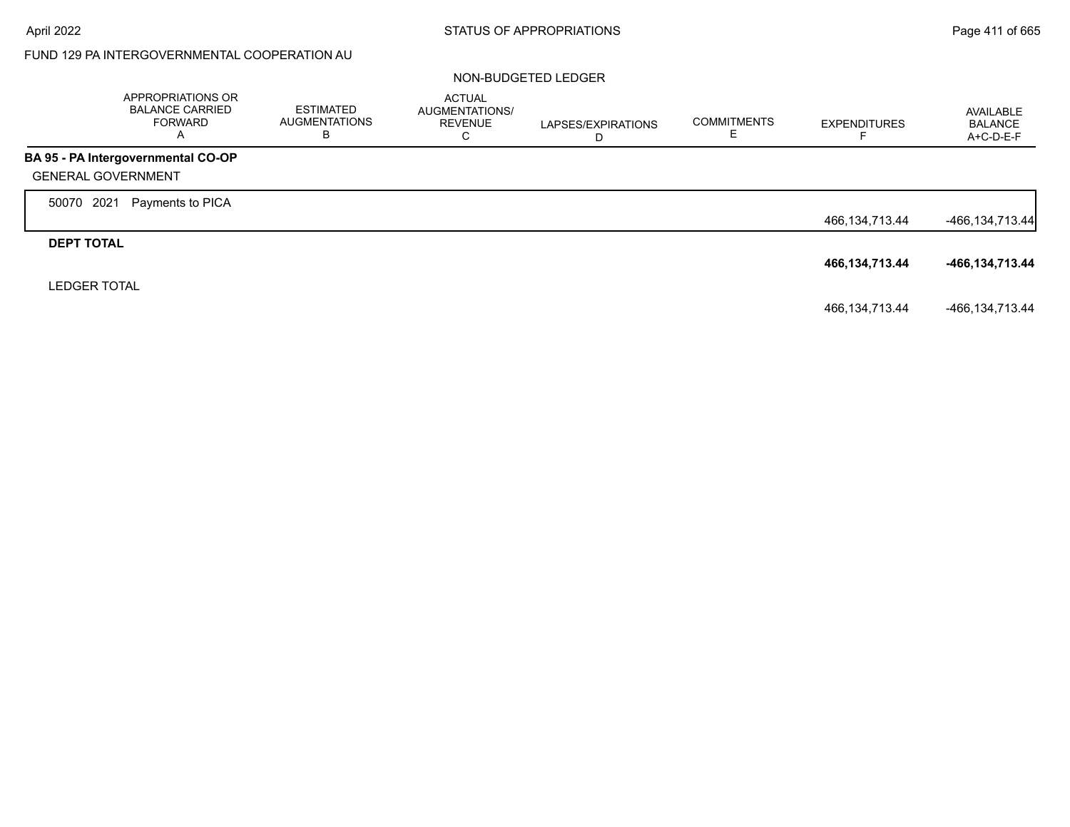FUND 129 PA INTERGOVERNMENTAL COOPERATION AU

NON-BUDGETED LEDGER

| | APPROPRIATIONS OR BALANCE CARRIED FORWARD A | ESTIMATED AUGMENTATIONS B | ACTUAL AUGMENTATIONS/ REVENUE C | LAPSES/EXPIRATIONS D | COMMITMENTS E | EXPENDITURES F | AVAILABLE BALANCE A+C-D-E-F |
|---|---|---|---|---|---|---|---|
| **BA 95 - PA Intergovernmental CO-OP** | | | | | | | |
| GENERAL GOVERNMENT | | | | | | | |
| 50070 2021 Payments to PICA | | | | | | 466,134,713.44 | -466,134,713.44 |
| **DEPT TOTAL** | | | | | | **466,134,713.44** | **-466,134,713.44** |
| LEDGER TOTAL | | | | | | 466,134,713.44 | -466,134,713.44 |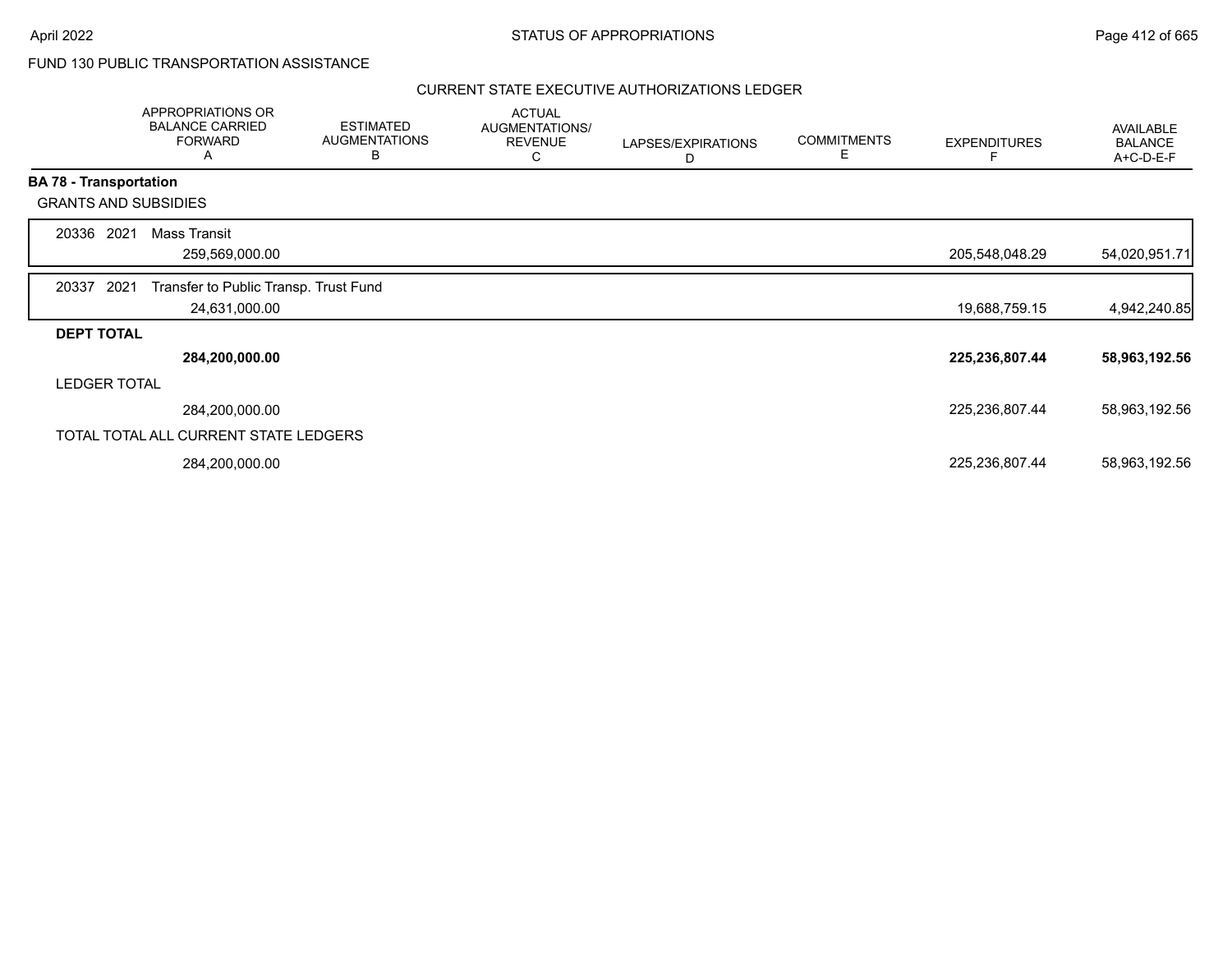FUND 130 PUBLIC TRANSPORTATION ASSISTANCE

CURRENT STATE EXECUTIVE AUTHORIZATIONS LEDGER

| | APPROPRIATIONS OR BALANCE CARRIED FORWARD A | ESTIMATED AUGMENTATIONS B | ACTUAL AUGMENTATIONS/ REVENUE C | LAPSES/EXPIRATIONS D | COMMITMENTS E | EXPENDITURES F | AVAILABLE BALANCE A+C-D-E-F |
|---|---|---|---|---|---|---|---|
| **BA 78 - Transportation** | | | | | | | |
| GRANTS AND SUBSIDIES | | | | | | | |
| 20336 2021 Mass Transit | 259,569,000.00 | | | | | 205,548,048.29 | 54,020,951.71 |
| 20337 2021 Transfer to Public Transp. Trust Fund | 24,631,000.00 | | | | | 19,688,759.15 | 4,942,240.85 |
| **DEPT TOTAL** | **284,200,000.00** | | | | | **225,236,807.44** | **58,963,192.56** |
| LEDGER TOTAL | 284,200,000.00 | | | | | 225,236,807.44 | 58,963,192.56 |
| TOTAL TOTAL ALL CURRENT STATE LEDGERS | 284,200,000.00 | | | | | 225,236,807.44 | 58,963,192.56 |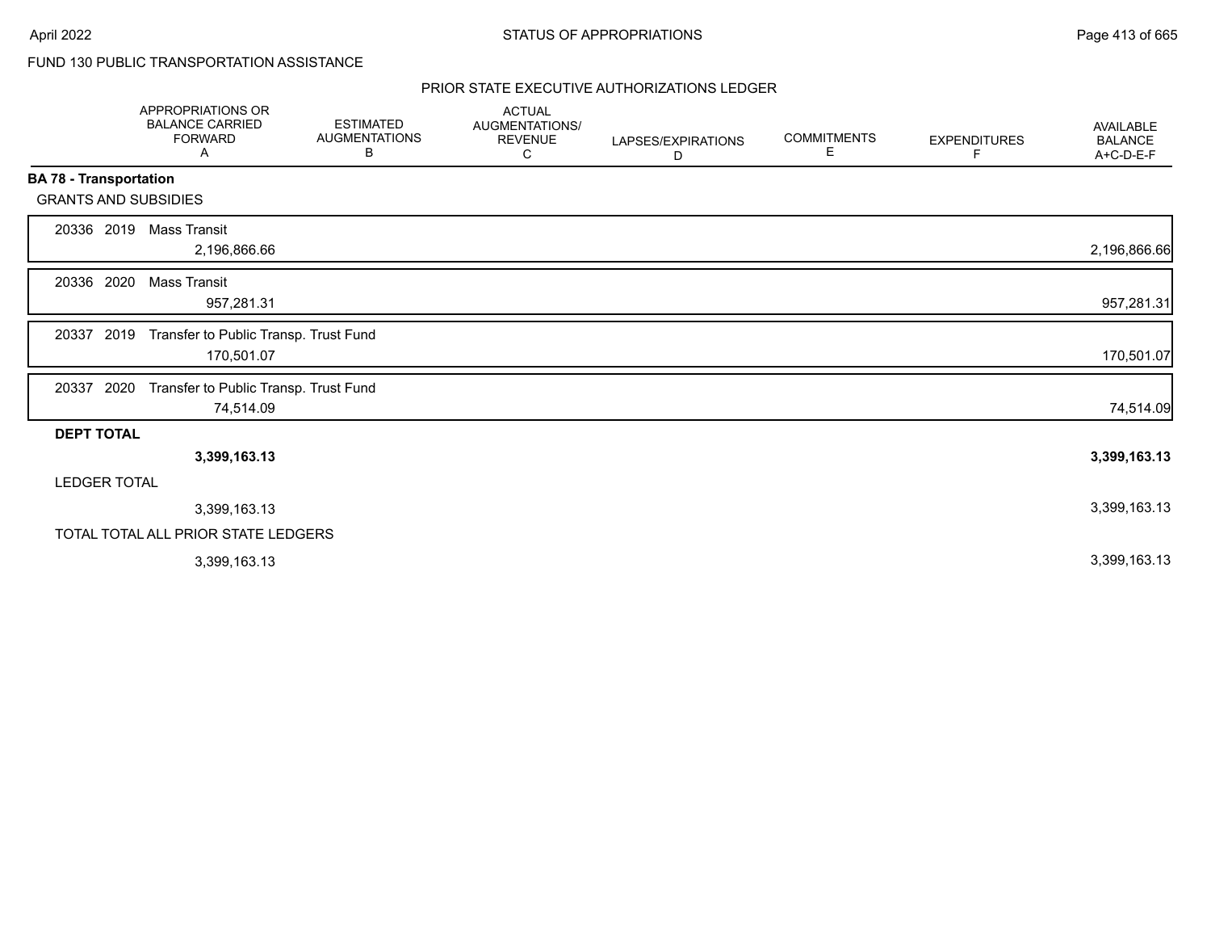FUND 130 PUBLIC TRANSPORTATION ASSISTANCE

PRIOR STATE EXECUTIVE AUTHORIZATIONS LEDGER

| | APPROPRIATIONS OR BALANCE CARRIED FORWARD A | ESTIMATED AUGMENTATIONS B | ACTUAL AUGMENTATIONS/ REVENUE C | LAPSES/EXPIRATIONS D | COMMITMENTS E | EXPENDITURES F | AVAILABLE BALANCE A+C-D-E-F |
|---|---|---|---|---|---|---|---|
| **BA 78 - Transportation** | | | | | | | |
| GRANTS AND SUBSIDIES | | | | | | | |
| 20336 2019 Mass Transit | 2,196,866.66 | | | | | | 2,196,866.66 |
| 20336 2020 Mass Transit | 957,281.31 | | | | | | 957,281.31 |
| 20337 2019 Transfer to Public Transp. Trust Fund | 170,501.07 | | | | | | 170,501.07 |
| 20337 2020 Transfer to Public Transp. Trust Fund | 74,514.09 | | | | | | 74,514.09 |
| **DEPT TOTAL** | **3,399,163.13** | | | | | | **3,399,163.13** |
| LEDGER TOTAL | 3,399,163.13 | | | | | | 3,399,163.13 |
| TOTAL TOTAL ALL PRIOR STATE LEDGERS | 3,399,163.13 | | | | | | 3,399,163.13 |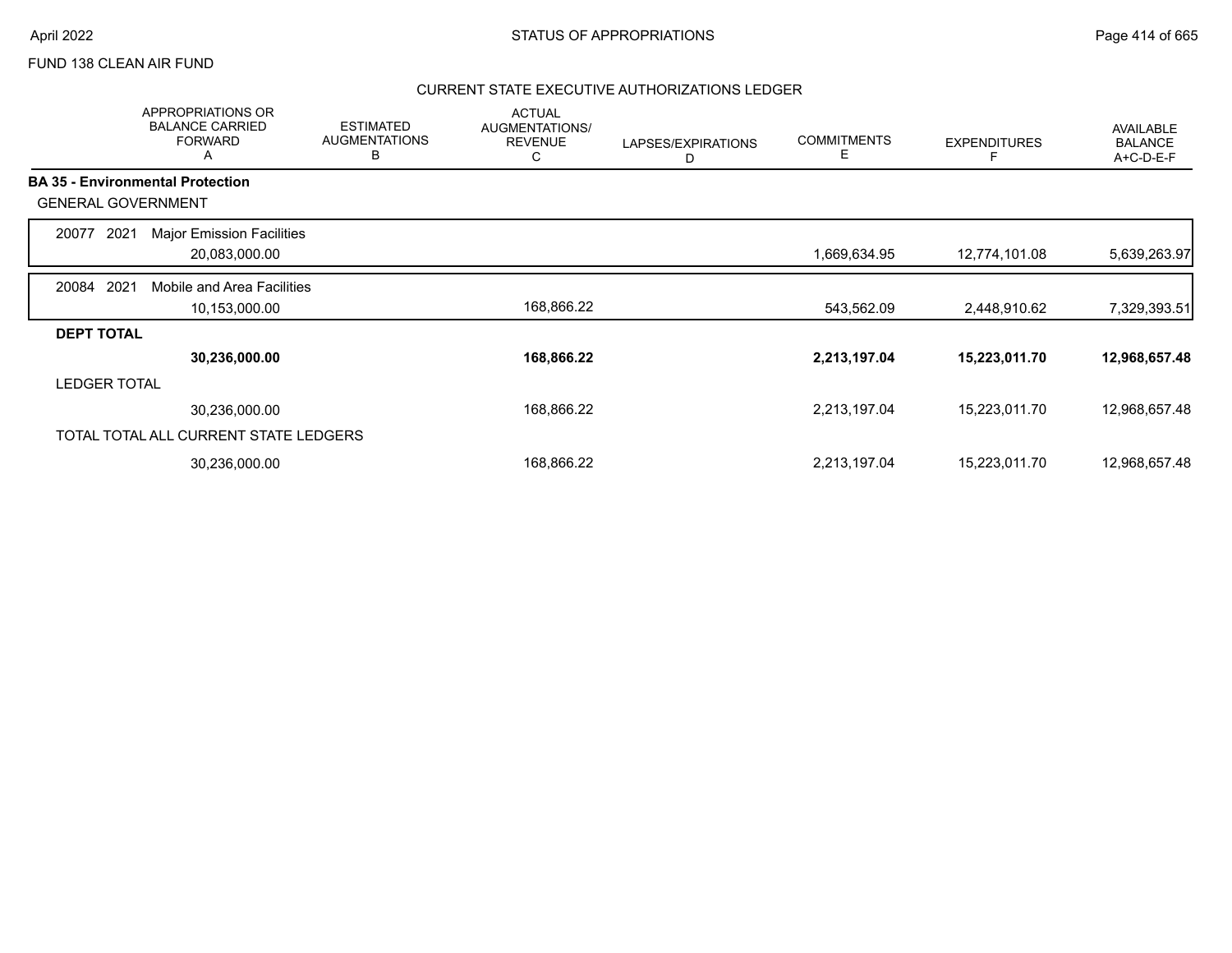FUND 138 CLEAN AIR FUND

## CURRENT STATE EXECUTIVE AUTHORIZATIONS LEDGER

| | APPROPRIATIONS OR BALANCE CARRIED FORWARD A | ESTIMATED AUGMENTATIONS B | ACTUAL AUGMENTATIONS/ REVENUE C | LAPSES/EXPIRATIONS D | COMMITMENTS E | EXPENDITURES F | AVAILABLE BALANCE A+C-D-E-F |
|---|---|---|---|---|---|---|---|
| **BA 35 - Environmental Protection** | | | | | | | |
| GENERAL GOVERNMENT | | | | | | | |
| 20077 2021 Major Emission Facilities | | | | | | | |
| | 20,083,000.00 | | | | 1,669,634.95 | 12,774,101.08 | 5,639,263.97 |
| 20084 2021 Mobile and Area Facilities | | | | | | | |
| | 10,153,000.00 | | 168,866.22 | | 543,562.09 | 2,448,910.62 | 7,329,393.51 |
| **DEPT TOTAL** | | | | | | | |
| | **30,236,000.00** | | **168,866.22** | | **2,213,197.04** | **15,223,011.70** | **12,968,657.48** |
| LEDGER TOTAL | | | | | | | |
| | 30,236,000.00 | | 168,866.22 | | 2,213,197.04 | 15,223,011.70 | 12,968,657.48 |
| TOTAL TOTAL ALL CURRENT STATE LEDGERS | | | | | | | |
| | 30,236,000.00 | | 168,866.22 | | 2,213,197.04 | 15,223,011.70 | 12,968,657.48 |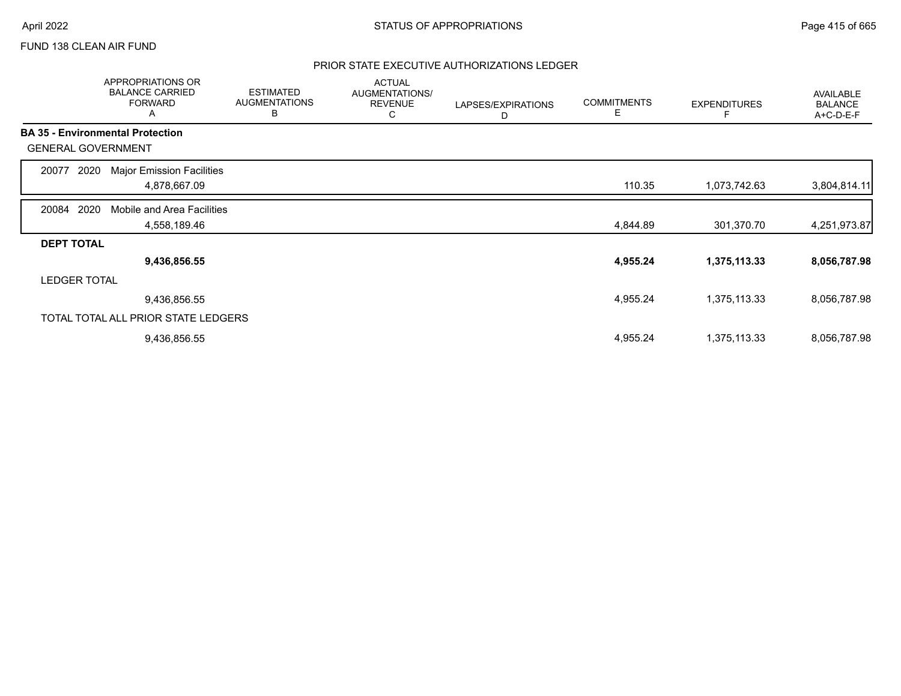FUND 138 CLEAN AIR FUND

## PRIOR STATE EXECUTIVE AUTHORIZATIONS LEDGER

| | APPROPRIATIONS OR BALANCE CARRIED FORWARD A | ESTIMATED AUGMENTATIONS B | ACTUAL AUGMENTATIONS/ REVENUE C | LAPSES/EXPIRATIONS D | COMMITMENTS E | EXPENDITURES F | AVAILABLE BALANCE A+C-D-E-F |
|---|---|---|---|---|---|---|---|
| **BA 35 - Environmental Protection** | | | | | | | |
| GENERAL GOVERNMENT | | | | | | | |
| 20077 2020 Major Emission Facilities | 4,878,667.09 | | | | 110.35 | 1,073,742.63 | 3,804,814.11 |
| 20084 2020 Mobile and Area Facilities | 4,558,189.46 | | | | 4,844.89 | 301,370.70 | 4,251,973.87 |
| **DEPT TOTAL** | **9,436,856.55** | | | | **4,955.24** | **1,375,113.33** | **8,056,787.98** |
| LEDGER TOTAL | 9,436,856.55 | | | | 4,955.24 | 1,375,113.33 | 8,056,787.98 |
| TOTAL TOTAL ALL PRIOR STATE LEDGERS | 9,436,856.55 | | | | 4,955.24 | 1,375,113.33 | 8,056,787.98 |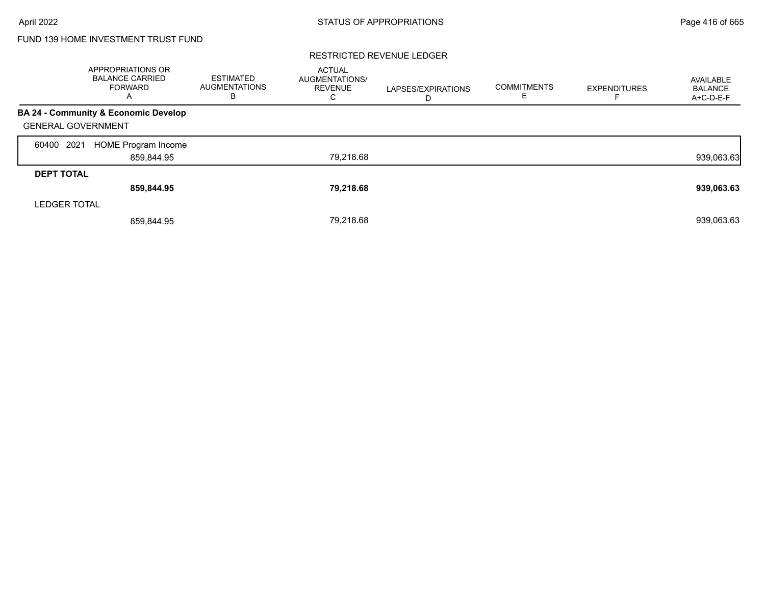FUND 139 HOME INVESTMENT TRUST FUND

RESTRICTED REVENUE LEDGER

| | APPROPRIATIONS OR BALANCE CARRIED FORWARD A | ESTIMATED AUGMENTATIONS B | ACTUAL AUGMENTATIONS/ REVENUE C | LAPSES/EXPIRATIONS D | COMMITMENTS E | EXPENDITURES F | AVAILABLE BALANCE A+C-D-E-F |
|---|---|---|---|---|---|---|---|
| **BA 24 - Community & Economic Develop** | | | | | | | |
| GENERAL GOVERNMENT | | | | | | | |
| 60400 2021 HOME Program Income | 859,844.95 | | 79,218.68 | | | | 939,063.63 |
| **DEPT TOTAL** | **859,844.95** | | **79,218.68** | | | | **939,063.63** |
| LEDGER TOTAL | 859,844.95 | | 79,218.68 | | | | 939,063.63 |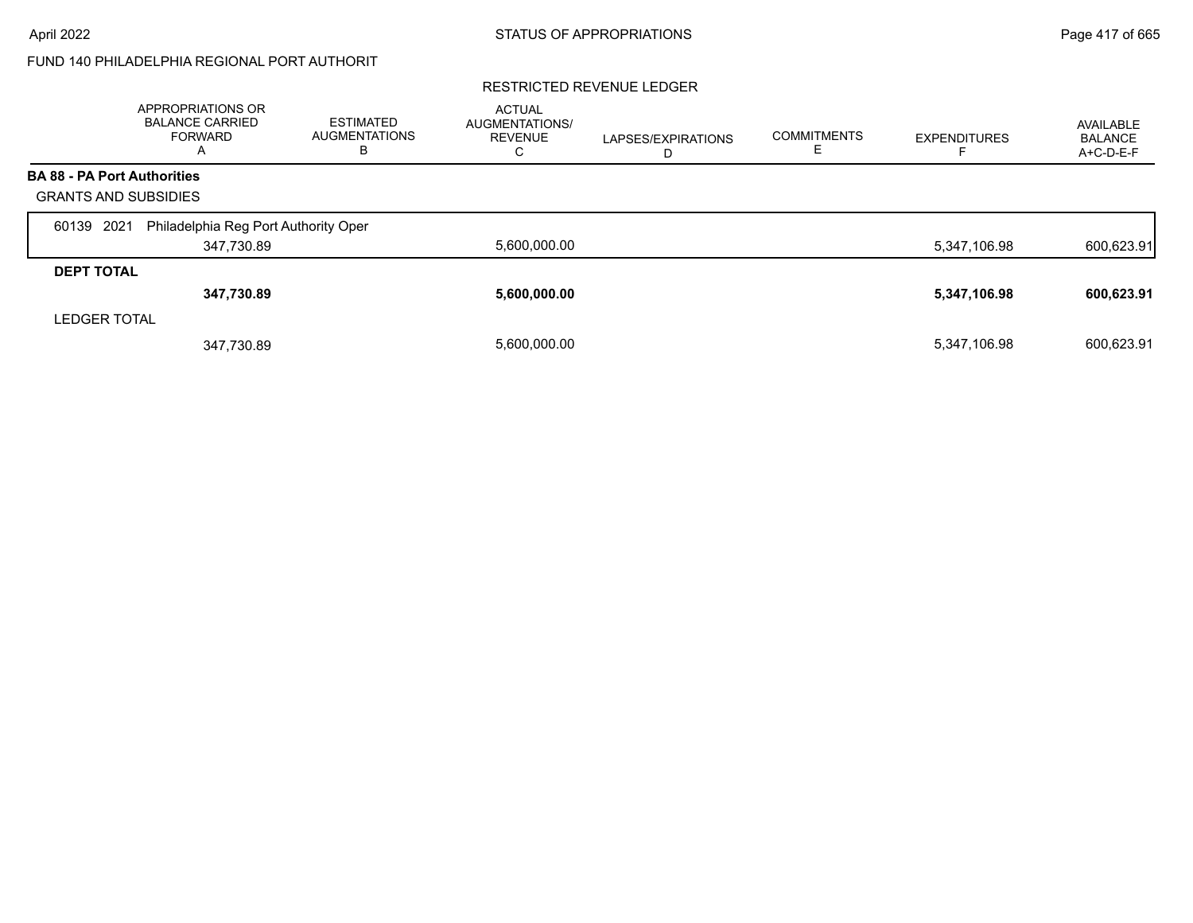FUND 140 PHILADELPHIA REGIONAL PORT AUTHORIT

RESTRICTED REVENUE LEDGER

| | APPROPRIATIONS OR BALANCE CARRIED FORWARD A | ESTIMATED AUGMENTATIONS B | ACTUAL AUGMENTATIONS/ REVENUE C | LAPSES/EXPIRATIONS D | COMMITMENTS E | EXPENDITURES F | AVAILABLE BALANCE A+C-D-E-F |
|---|---|---|---|---|---|---|---|
| **BA 88 - PA Port Authorities** | | | | | | | |
| GRANTS AND SUBSIDIES | | | | | | | |
| 60139 2021 Philadelphia Reg Port Authority Oper | 347,730.89 | | 5,600,000.00 | | | 5,347,106.98 | 600,623.91 |
| **DEPT TOTAL** | **347,730.89** | | **5,600,000.00** | | | **5,347,106.98** | **600,623.91** |
| LEDGER TOTAL | 347,730.89 | | 5,600,000.00 | | | 5,347,106.98 | 600,623.91 |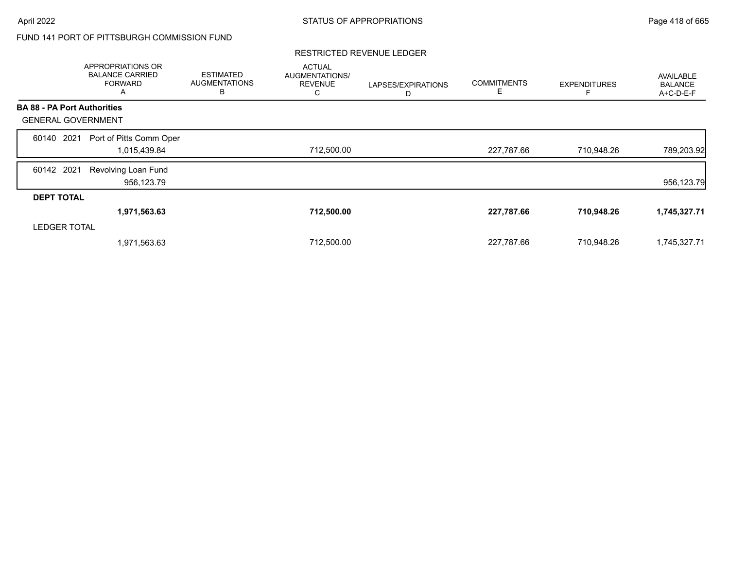FUND 141 PORT OF PITTSBURGH COMMISSION FUND

RESTRICTED REVENUE LEDGER

| | APPROPRIATIONS OR BALANCE CARRIED FORWARD A | ESTIMATED AUGMENTATIONS B | ACTUAL AUGMENTATIONS/ REVENUE C | LAPSES/EXPIRATIONS D | COMMITMENTS E | EXPENDITURES F | AVAILABLE BALANCE A+C-D-E-F |
|---|---|---|---|---|---|---|---|
| **BA 88 - PA Port Authorities** | | | | | | | |
| GENERAL GOVERNMENT | | | | | | | |
| 60140 2021 Port of Pitts Comm Oper | 1,015,439.84 | | 712,500.00 | | 227,787.66 | 710,948.26 | 789,203.92 |
| 60142 2021 Revolving Loan Fund | 956,123.79 | | | | | | 956,123.79 |
| **DEPT TOTAL** | **1,971,563.63** | | **712,500.00** | | **227,787.66** | **710,948.26** | **1,745,327.71** |
| LEDGER TOTAL | 1,971,563.63 | | 712,500.00 | | 227,787.66 | 710,948.26 | 1,745,327.71 |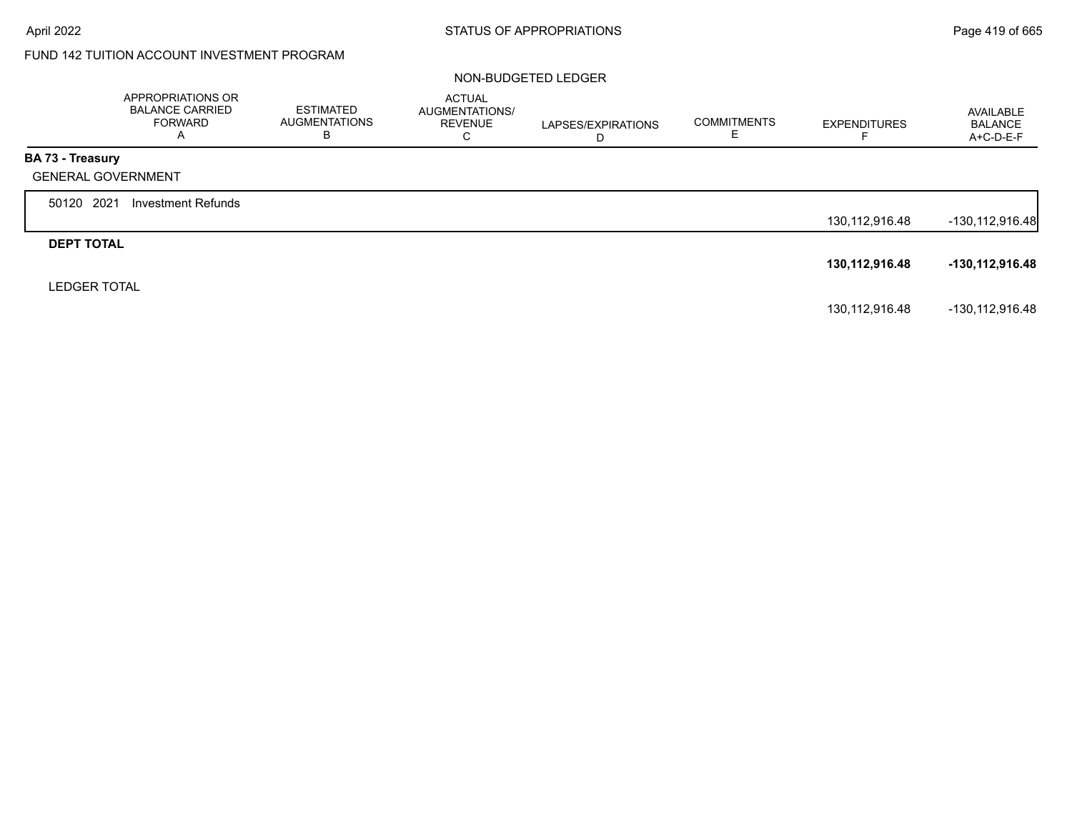# FUND 142 TUITION ACCOUNT INVESTMENT PROGRAM

## NON-BUDGETED LEDGER

| | APPROPRIATIONS OR BALANCE CARRIED FORWARD A | ESTIMATED AUGMENTATIONS B | ACTUAL AUGMENTATIONS/ REVENUE C | LAPSES/EXPIRATIONS D | COMMITMENTS E | EXPENDITURES F | AVAILABLE BALANCE A+C-D-E-F |
|---|---|---|---|---|---|---|---|
| **BA 73 - Treasury** | | | | | | | |
| GENERAL GOVERNMENT | | | | | | | |
| 50120 2021 Investment Refunds | | | | | | 130,112,916.48 | -130,112,916.48 |
| **DEPT TOTAL** | | | | | | **130,112,916.48** | **-130,112,916.48** |
| LEDGER TOTAL | | | | | | 130,112,916.48 | -130,112,916.48 |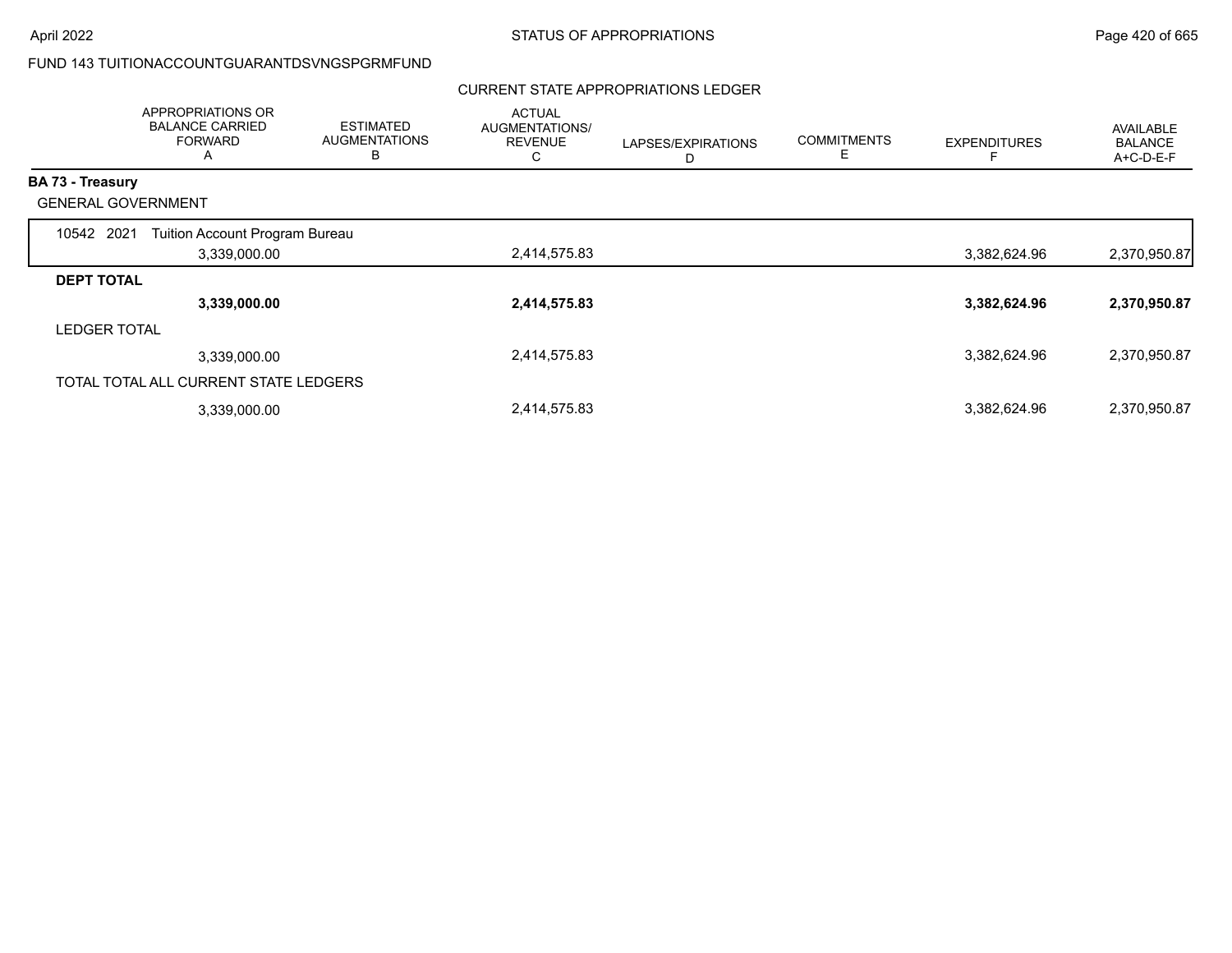FUND 143 TUITIONACCOUNTGUARANTDSVNGSPGRMFUND

CURRENT STATE APPROPRIATIONS LEDGER

| | APPROPRIATIONS OR BALANCE CARRIED FORWARD A | ESTIMATED AUGMENTATIONS B | ACTUAL AUGMENTATIONS/ REVENUE C | LAPSES/EXPIRATIONS D | COMMITMENTS E | EXPENDITURES F | AVAILABLE BALANCE A+C-D-E-F |
|---|---|---|---|---|---|---|---|
| **BA 73 - Treasury** | | | | | | | |
| GENERAL GOVERNMENT | | | | | | | |
| 10542 2021 Tuition Account Program Bureau | 3,339,000.00 | | 2,414,575.83 | | | 3,382,624.96 | 2,370,950.87 |
| **DEPT TOTAL** | **3,339,000.00** | | **2,414,575.83** | | | **3,382,624.96** | **2,370,950.87** |
| LEDGER TOTAL | 3,339,000.00 | | 2,414,575.83 | | | 3,382,624.96 | 2,370,950.87 |
| TOTAL TOTAL ALL CURRENT STATE LEDGERS | 3,339,000.00 | | 2,414,575.83 | | | 3,382,624.96 | 2,370,950.87 |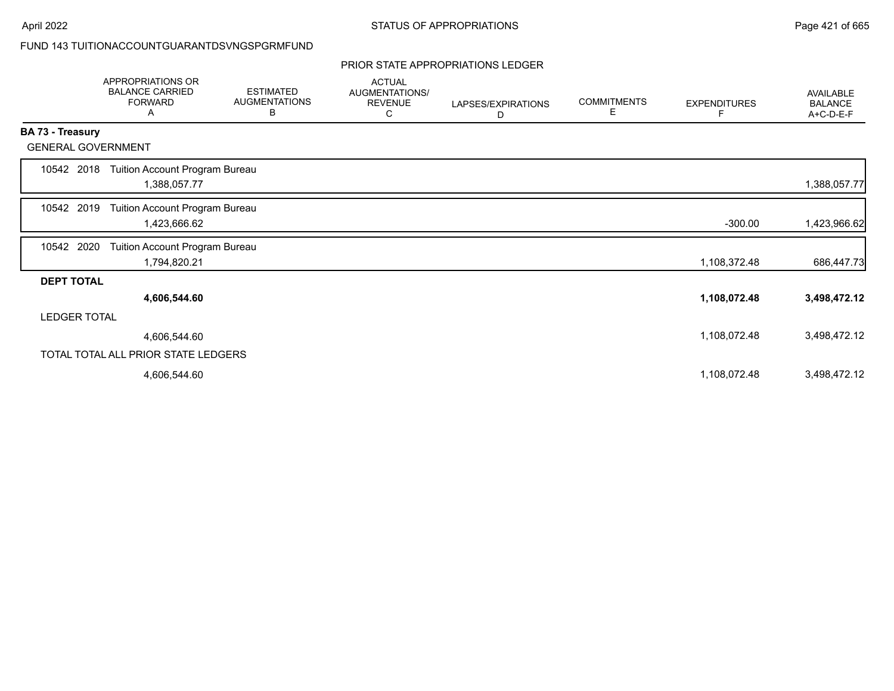FUND 143 TUITIONACCOUNTGUARANTDSVNGSPGRMFUND

## PRIOR STATE APPROPRIATIONS LEDGER

| | APPROPRIATIONS OR BALANCE CARRIED FORWARD A | ESTIMATED AUGMENTATIONS B | ACTUAL AUGMENTATIONS/ REVENUE C | LAPSES/EXPIRATIONS D | COMMITMENTS E | EXPENDITURES F | AVAILABLE BALANCE A+C-D-E-F |
|---|---|---|---|---|---|---|---|
| **BA 73 - Treasury** | | | | | | | |
| GENERAL GOVERNMENT | | | | | | | |
| 10542 2018 Tuition Account Program Bureau | 1,388,057.77 | | | | | | 1,388,057.77 |
| 10542 2019 Tuition Account Program Bureau | 1,423,666.62 | | | | | -300.00 | 1,423,966.62 |
| 10542 2020 Tuition Account Program Bureau | 1,794,820.21 | | | | | 1,108,372.48 | 686,447.73 |
| **DEPT TOTAL** | **4,606,544.60** | | | | | **1,108,072.48** | **3,498,472.12** |
| LEDGER TOTAL | 4,606,544.60 | | | | | 1,108,072.48 | 3,498,472.12 |
| TOTAL TOTAL ALL PRIOR STATE LEDGERS | 4,606,544.60 | | | | | 1,108,072.48 | 3,498,472.12 |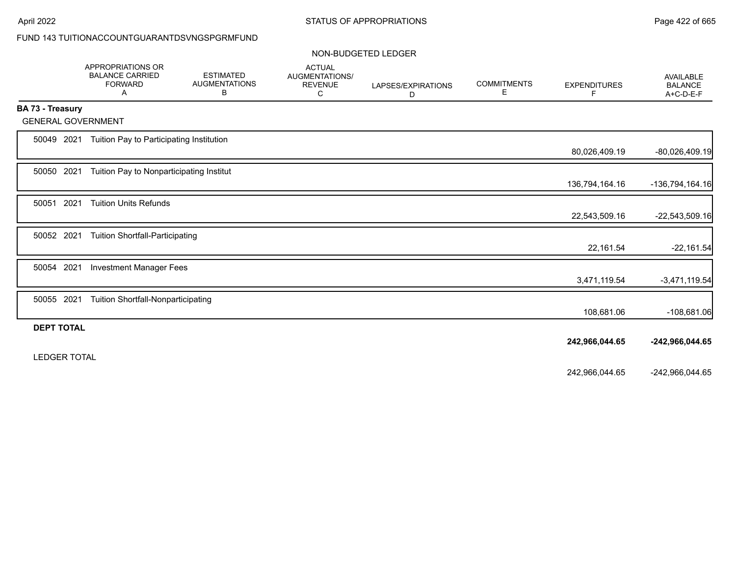FUND 143 TUITIONACCOUNTGUARANTDSVNGSPGRMFUND

NON-BUDGETED LEDGER

| | APPROPRIATIONS OR BALANCE CARRIED FORWARD A | ESTIMATED AUGMENTATIONS B | ACTUAL AUGMENTATIONS/ REVENUE C | LAPSES/EXPIRATIONS D | COMMITMENTS E | EXPENDITURES F | AVAILABLE BALANCE A+C-D-E-F |
|---|---|---|---|---|---|---|---|
| **BA 73 - Treasury** | | | | | | | |
| GENERAL GOVERNMENT | | | | | | | |
| 50049 2021 Tuition Pay to Participating Institution | | | | | | 80,026,409.19 | -80,026,409.19 |
| 50050 2021 Tuition Pay to Nonparticipating Institut | | | | | | 136,794,164.16 | -136,794,164.16 |
| 50051 2021 Tuition Units Refunds | | | | | | 22,543,509.16 | -22,543,509.16 |
| 50052 2021 Tuition Shortfall-Participating | | | | | | 22,161.54 | -22,161.54 |
| 50054 2021 Investment Manager Fees | | | | | | 3,471,119.54 | -3,471,119.54 |
| 50055 2021 Tuition Shortfall-Nonparticipating | | | | | | 108,681.06 | -108,681.06 |
| **DEPT TOTAL** | | | | | | **242,966,044.65** | **-242,966,044.65** |
| LEDGER TOTAL | | | | | | 242,966,044.65 | -242,966,044.65 |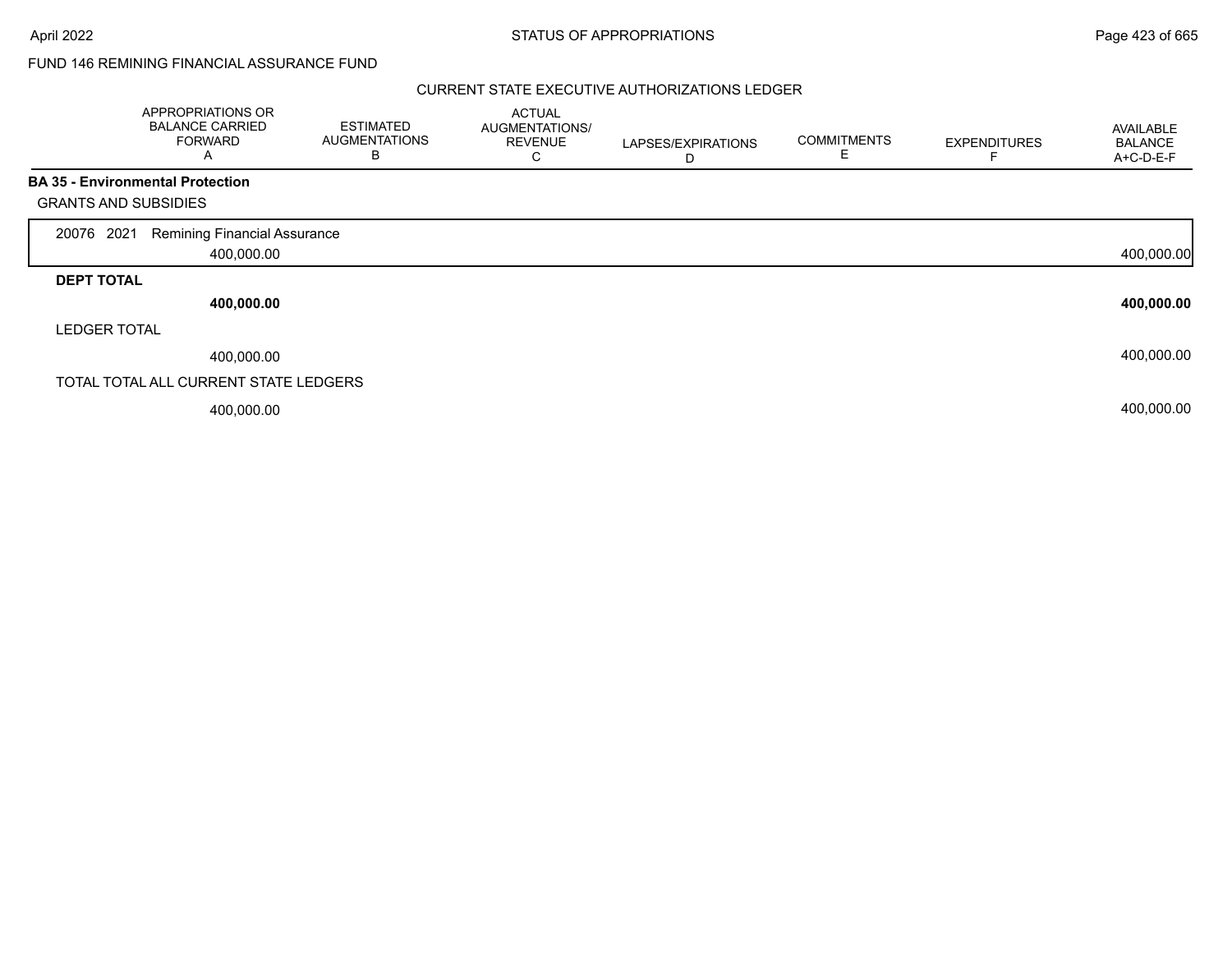FUND 146 REMINING FINANCIAL ASSURANCE FUND

CURRENT STATE EXECUTIVE AUTHORIZATIONS LEDGER

| | APPROPRIATIONS OR BALANCE CARRIED FORWARD A | ESTIMATED AUGMENTATIONS B | ACTUAL AUGMENTATIONS/ REVENUE C | LAPSES/EXPIRATIONS D | COMMITMENTS E | EXPENDITURES F | AVAILABLE BALANCE A+C-D-E-F |
|---|---|---|---|---|---|---|---|
| **BA 35 - Environmental Protection** | | | | | | | |
| GRANTS AND SUBSIDIES | | | | | | | |
| 20076 2021 Remining Financial Assurance | 400,000.00 | | | | | | 400,000.00 |
| **DEPT TOTAL** | **400,000.00** | | | | | | **400,000.00** |
| LEDGER TOTAL | 400,000.00 | | | | | | 400,000.00 |
| TOTAL TOTAL ALL CURRENT STATE LEDGERS | 400,000.00 | | | | | | 400,000.00 |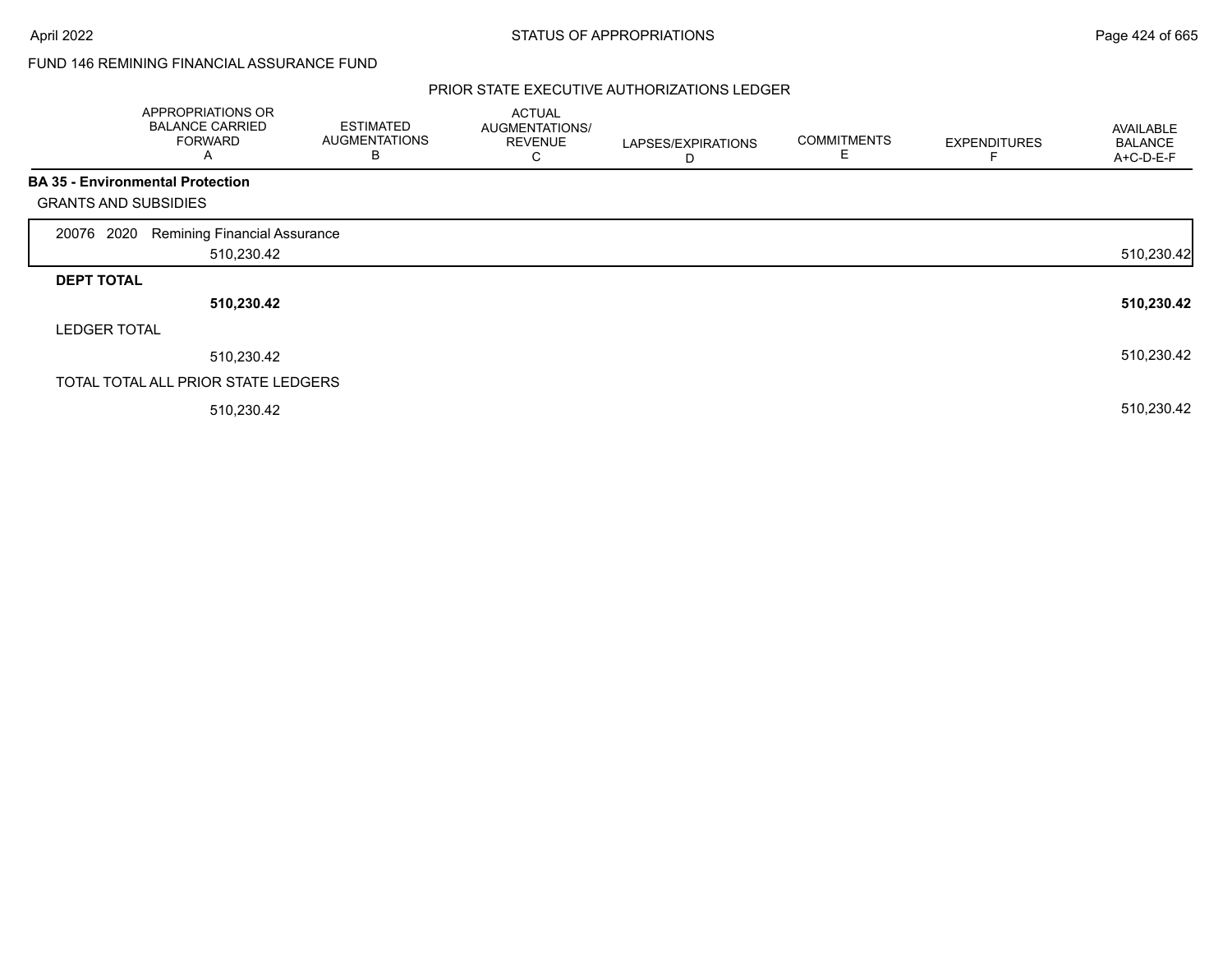FUND 146 REMINING FINANCIAL ASSURANCE FUND

## PRIOR STATE EXECUTIVE AUTHORIZATIONS LEDGER

| | APPROPRIATIONS OR BALANCE CARRIED FORWARD A | ESTIMATED AUGMENTATIONS B | ACTUAL AUGMENTATIONS/ REVENUE C | LAPSES/EXPIRATIONS D | COMMITMENTS E | EXPENDITURES F | AVAILABLE BALANCE A+C-D-E-F |
|---|---|---|---|---|---|---|---|
| **BA 35 - Environmental Protection** | | | | | | | |
| GRANTS AND SUBSIDIES | | | | | | | |
| 20076 2020 Remining Financial Assurance | 510,230.42 | | | | | | 510,230.42 |
| **DEPT TOTAL** | **510,230.42** | | | | | | **510,230.42** |
| LEDGER TOTAL | 510,230.42 | | | | | | 510,230.42 |
| TOTAL TOTAL ALL PRIOR STATE LEDGERS | 510,230.42 | | | | | | 510,230.42 |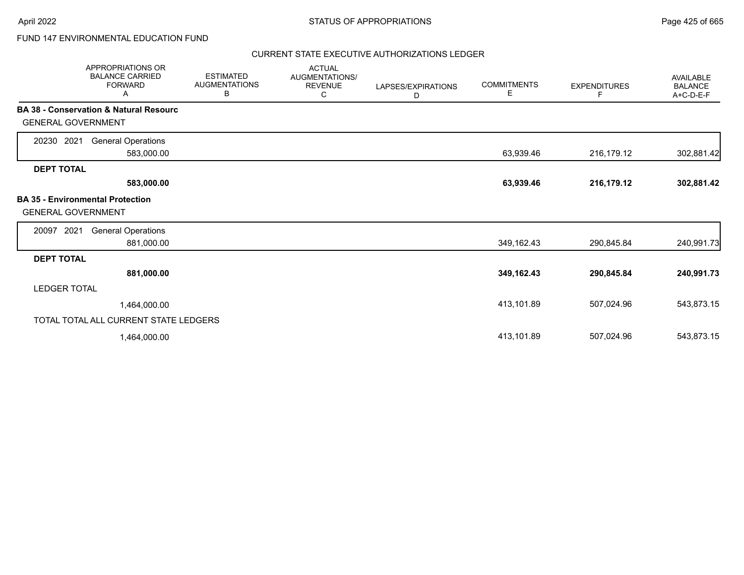FUND 147 ENVIRONMENTAL EDUCATION FUND

CURRENT STATE EXECUTIVE AUTHORIZATIONS LEDGER

| APPROPRIATIONS OR BALANCE CARRIED FORWARD A | ESTIMATED AUGMENTATIONS B | ACTUAL AUGMENTATIONS/ REVENUE C | LAPSES/EXPIRATIONS D | COMMITMENTS E | EXPENDITURES F | AVAILABLE BALANCE A+C-D-E-F |
|---|---|---|---|---|---|---|
| **BA 38 - Conservation & Natural Resourc** | | | | | | |
| GENERAL GOVERNMENT | | | | | | |
| 20230 2021 General Operations | | | | | | |
| 583,000.00 | | | | 63,939.46 | 216,179.12 | 302,881.42 |
| **DEPT TOTAL** | | | | | | |
| **583,000.00** | | | | **63,939.46** | **216,179.12** | **302,881.42** |
| **BA 35 - Environmental Protection** | | | | | | |
| GENERAL GOVERNMENT | | | | | | |
| 20097 2021 General Operations | | | | | | |
| 881,000.00 | | | | 349,162.43 | 290,845.84 | 240,991.73 |
| **DEPT TOTAL** | | | | | | |
| **881,000.00** | | | | **349,162.43** | **290,845.84** | **240,991.73** |
| LEDGER TOTAL | | | | | | |
| 1,464,000.00 | | | | 413,101.89 | 507,024.96 | 543,873.15 |
| TOTAL TOTAL ALL CURRENT STATE LEDGERS | | | | | | |
| 1,464,000.00 | | | | 413,101.89 | 507,024.96 | 543,873.15 |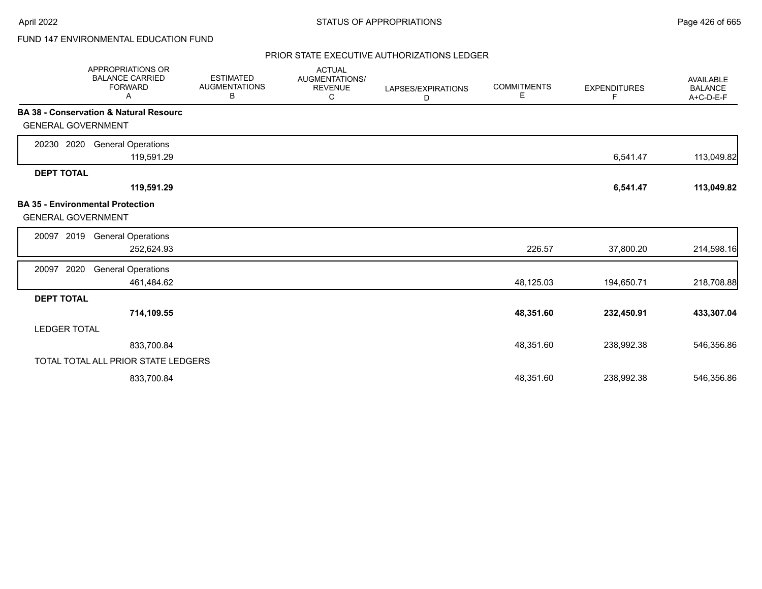FUND 147 ENVIRONMENTAL EDUCATION FUND

## PRIOR STATE EXECUTIVE AUTHORIZATIONS LEDGER

| APPROPRIATIONS OR BALANCE CARRIED FORWARD A | ESTIMATED AUGMENTATIONS B | ACTUAL AUGMENTATIONS/ REVENUE C | LAPSES/EXPIRATIONS D | COMMITMENTS E | EXPENDITURES F | AVAILABLE BALANCE A+C-D-E-F |
|---|---|---|---|---|---|---|
| **BA 38 - Conservation & Natural Resourc** | | | | | | |
| GENERAL GOVERNMENT | | | | | | |
| 20230 2020 General Operations | | | | | | |
| 119,591.29 | | | | | 6,541.47 | 113,049.82 |
| **DEPT TOTAL** | | | | | | |
| **119,591.29** | | | | | **6,541.47** | **113,049.82** |
| **BA 35 - Environmental Protection** | | | | | | |
| GENERAL GOVERNMENT | | | | | | |
| 20097 2019 General Operations | | | | | | |
| 252,624.93 | | | | 226.57 | 37,800.20 | 214,598.16 |
| 20097 2020 General Operations | | | | | | |
| 461,484.62 | | | | 48,125.03 | 194,650.71 | 218,708.88 |
| **DEPT TOTAL** | | | | | | |
| **714,109.55** | | | | **48,351.60** | **232,450.91** | **433,307.04** |
| LEDGER TOTAL | | | | | | |
| 833,700.84 | | | | 48,351.60 | 238,992.38 | 546,356.86 |
| TOTAL TOTAL ALL PRIOR STATE LEDGERS | | | | | | |
| 833,700.84 | | | | 48,351.60 | 238,992.38 | 546,356.86 |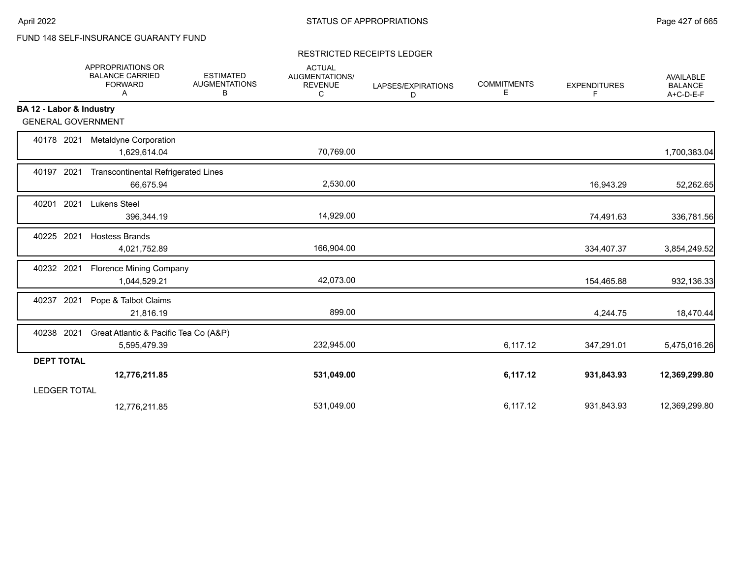FUND 148 SELF-INSURANCE GUARANTY FUND

RESTRICTED RECEIPTS LEDGER

| | APPROPRIATIONS OR BALANCE CARRIED FORWARD A | ESTIMATED AUGMENTATIONS B | ACTUAL AUGMENTATIONS/ REVENUE C | LAPSES/EXPIRATIONS D | COMMITMENTS E | EXPENDITURES F | AVAILABLE BALANCE A+C-D-E-F |
|---|---|---|---|---|---|---|---|
| **BA 12 - Labor & Industry** | | | | | | | |
| GENERAL GOVERNMENT | | | | | | | |
| 40178 2021 Metaldyne Corporation | 1,629,614.04 | | 70,769.00 | | | | 1,700,383.04 |
| 40197 2021 Transcontinental Refrigerated Lines | 66,675.94 | | 2,530.00 | | | 16,943.29 | 52,262.65 |
| 40201 2021 Lukens Steel | 396,344.19 | | 14,929.00 | | | 74,491.63 | 336,781.56 |
| 40225 2021 Hostess Brands | 4,021,752.89 | | 166,904.00 | | | 334,407.37 | 3,854,249.52 |
| 40232 2021 Florence Mining Company | 1,044,529.21 | | 42,073.00 | | | 154,465.88 | 932,136.33 |
| 40237 2021 Pope & Talbot Claims | 21,816.19 | | 899.00 | | | 4,244.75 | 18,470.44 |
| 40238 2021 Great Atlantic & Pacific Tea Co (A&P) | 5,595,479.39 | | 232,945.00 | | 6,117.12 | 347,291.01 | 5,475,016.26 |
| **DEPT TOTAL** | **12,776,211.85** | | **531,049.00** | | **6,117.12** | **931,843.93** | **12,369,299.80** |
| LEDGER TOTAL | 12,776,211.85 | | 531,049.00 | | 6,117.12 | 931,843.93 | 12,369,299.80 |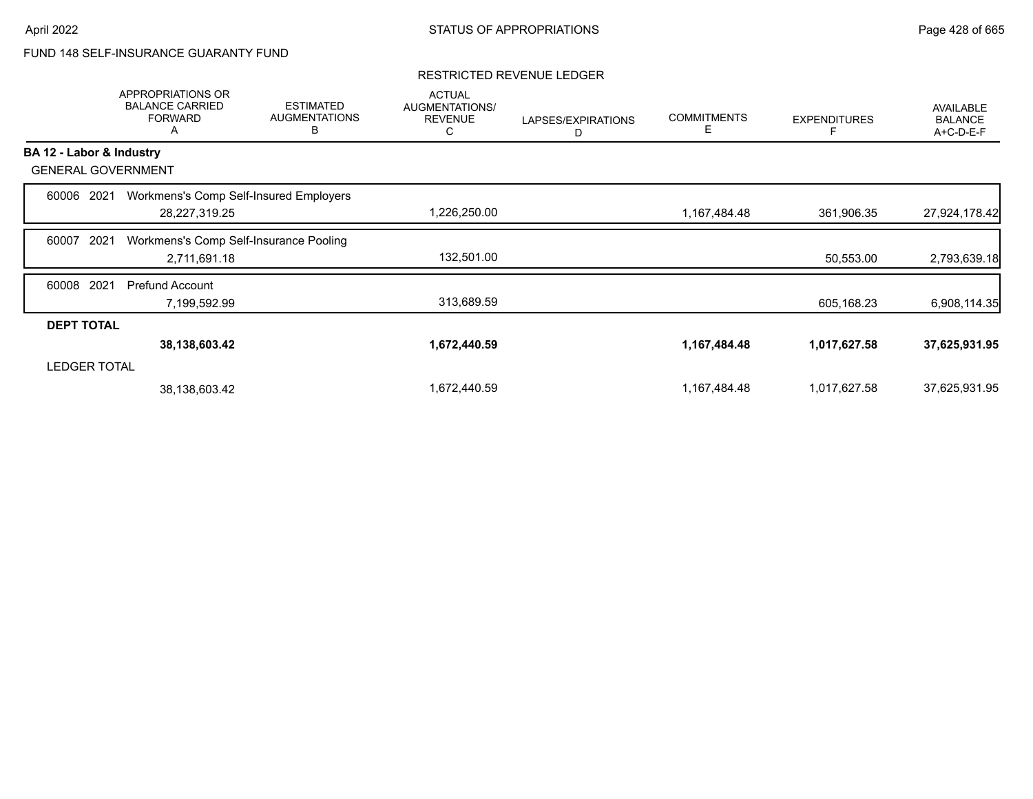FUND 148 SELF-INSURANCE GUARANTY FUND

RESTRICTED REVENUE LEDGER

| | APPROPRIATIONS OR BALANCE CARRIED FORWARD A | ESTIMATED AUGMENTATIONS B | ACTUAL AUGMENTATIONS/ REVENUE C | LAPSES/EXPIRATIONS D | COMMITMENTS E | EXPENDITURES F | AVAILABLE BALANCE A+C-D-E-F |
|---|---|---|---|---|---|---|---|
| **BA 12 - Labor & Industry** | | | | | | | |
| GENERAL GOVERNMENT | | | | | | | |
| 60006 2021 Workmens's Comp Self-Insured Employers | 28,227,319.25 | | 1,226,250.00 | | 1,167,484.48 | 361,906.35 | 27,924,178.42 |
| 60007 2021 Workmens's Comp Self-Insurance Pooling | 2,711,691.18 | | 132,501.00 | | | 50,553.00 | 2,793,639.18 |
| 60008 2021 Prefund Account | 7,199,592.99 | | 313,689.59 | | | 605,168.23 | 6,908,114.35 |
| **DEPT TOTAL** | **38,138,603.42** | | **1,672,440.59** | | **1,167,484.48** | **1,017,627.58** | **37,625,931.95** |
| LEDGER TOTAL | 38,138,603.42 | | 1,672,440.59 | | 1,167,484.48 | 1,017,627.58 | 37,625,931.95 |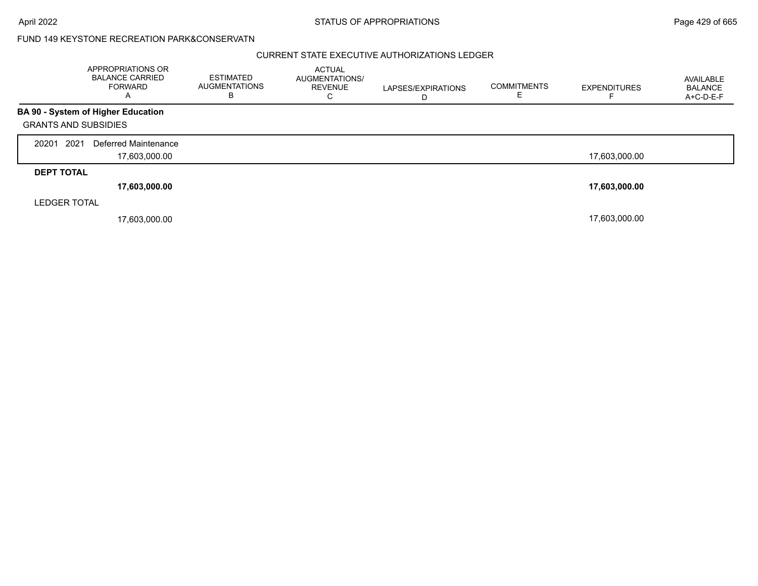FUND 149 KEYSTONE RECREATION PARK&CONSERVATN

CURRENT STATE EXECUTIVE AUTHORIZATIONS LEDGER

| | APPROPRIATIONS OR BALANCE CARRIED FORWARD A | ESTIMATED AUGMENTATIONS B | ACTUAL AUGMENTATIONS/ REVENUE C | LAPSES/EXPIRATIONS D | COMMITMENTS E | EXPENDITURES F | AVAILABLE BALANCE A+C-D-E-F |
|---|---|---|---|---|---|---|---|
| **BA 90 - System of Higher Education** | | | | | | | |
| GRANTS AND SUBSIDIES | | | | | | | |
| 20201 2021 Deferred Maintenance | 17,603,000.00 | | | | | 17,603,000.00 | |
| **DEPT TOTAL** | **17,603,000.00** | | | | | **17,603,000.00** | |
| LEDGER TOTAL | 17,603,000.00 | | | | | 17,603,000.00 | |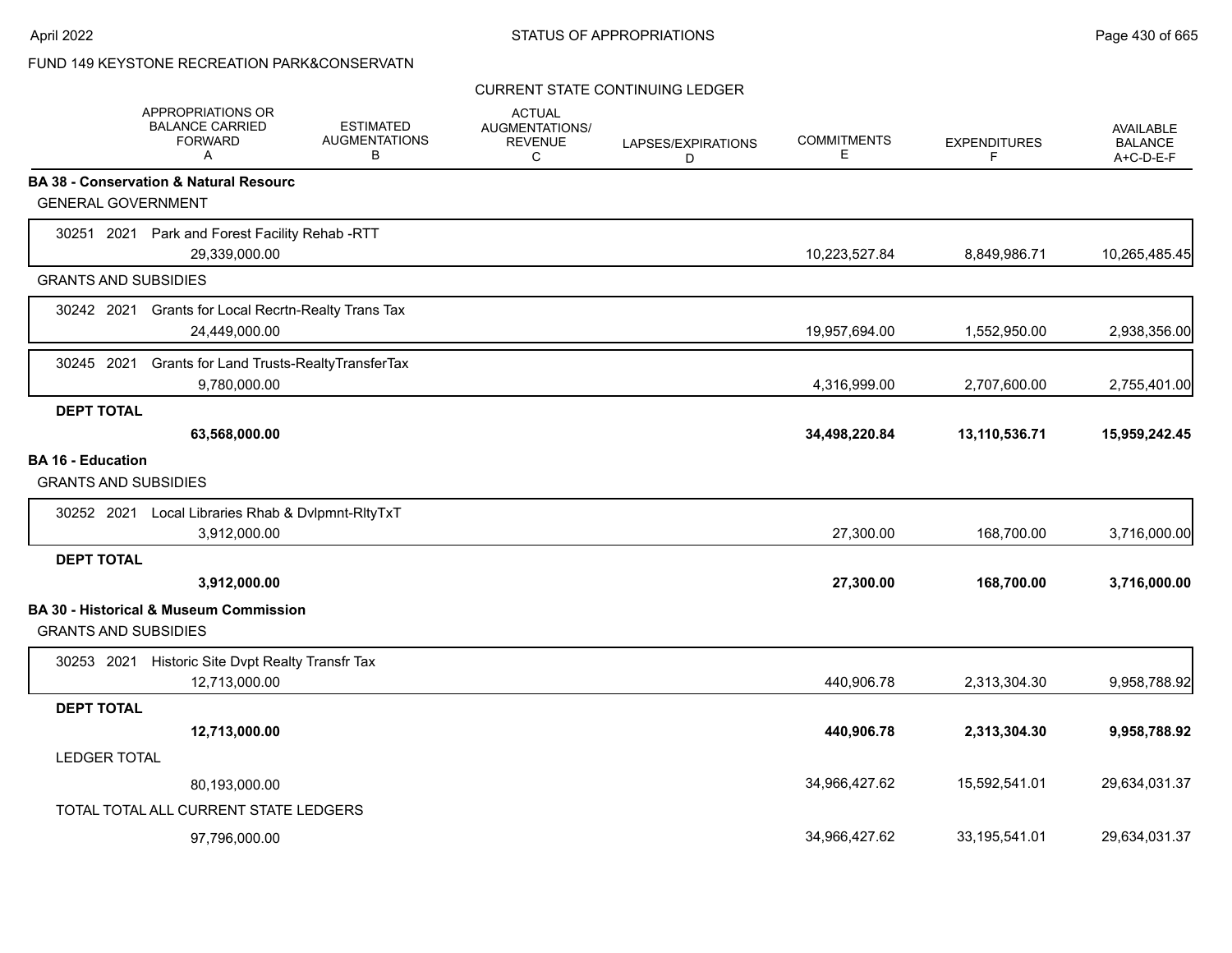# STATUS OF APPROPRIATIONS

April 2022

FUND 149 KEYSTONE RECREATION PARK&CONSERVATN

CURRENT STATE CONTINUING LEDGER

| APPROPRIATIONS OR BALANCE CARRIED FORWARD A | ESTIMATED AUGMENTATIONS B | ACTUAL AUGMENTATIONS/ REVENUE C | LAPSES/EXPIRATIONS D | COMMITMENTS E | EXPENDITURES F | AVAILABLE BALANCE A+C-D-E-F |
|---|---|---|---|---|---|---|
| **BA 38 - Conservation & Natural Resourc** | | | | | | |
| GENERAL GOVERNMENT | | | | | | |
| 30251 2021 Park and Forest Facility Rehab -RTT | | | | | | |
| 29,339,000.00 | | | | 10,223,527.84 | 8,849,986.71 | 10,265,485.45 |
| GRANTS AND SUBSIDIES | | | | | | |
| 30242 2021 Grants for Local Recrtn-Realty Trans Tax | | | | | | |
| 24,449,000.00 | | | | 19,957,694.00 | 1,552,950.00 | 2,938,356.00 |
| 30245 2021 Grants for Land Trusts-RealtyTransferTax | | | | | | |
| 9,780,000.00 | | | | 4,316,999.00 | 2,707,600.00 | 2,755,401.00 |
| **DEPT TOTAL** | | | | | | |
| **63,568,000.00** | | | | **34,498,220.84** | **13,110,536.71** | **15,959,242.45** |
| **BA 16 - Education** | | | | | | |
| GRANTS AND SUBSIDIES | | | | | | |
| 30252 2021 Local Libraries Rhab & Dvlpmnt-RltyTxT | | | | | | |
| 3,912,000.00 | | | | 27,300.00 | 168,700.00 | 3,716,000.00 |
| **DEPT TOTAL** | | | | | | |
| **3,912,000.00** | | | | **27,300.00** | **168,700.00** | **3,716,000.00** |
| **BA 30 - Historical & Museum Commission** | | | | | | |
| GRANTS AND SUBSIDIES | | | | | | |
| 30253 2021 Historic Site Dvpt Realty Transfr Tax | | | | | | |
| 12,713,000.00 | | | | 440,906.78 | 2,313,304.30 | 9,958,788.92 |
| **DEPT TOTAL** | | | | | | |
| **12,713,000.00** | | | | **440,906.78** | **2,313,304.30** | **9,958,788.92** |
| LEDGER TOTAL | | | | | | |
| 80,193,000.00 | | | | 34,966,427.62 | 15,592,541.01 | 29,634,031.37 |
| TOTAL TOTAL ALL CURRENT STATE LEDGERS | | | | | | |
| 97,796,000.00 | | | | 34,966,427.62 | 33,195,541.01 | 29,634,031.37 |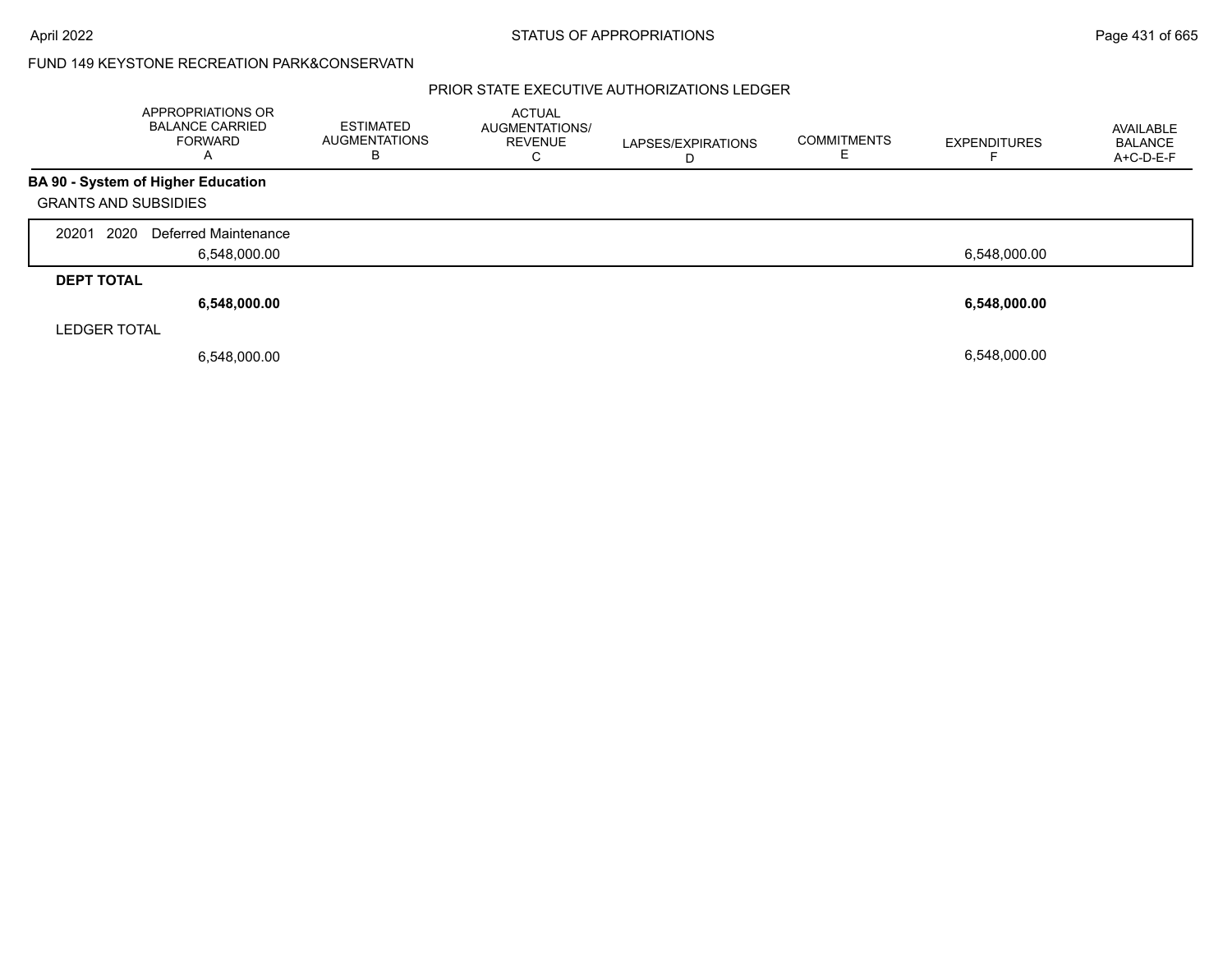FUND 149 KEYSTONE RECREATION PARK&CONSERVATN

PRIOR STATE EXECUTIVE AUTHORIZATIONS LEDGER

| | APPROPRIATIONS OR BALANCE CARRIED FORWARD A | ESTIMATED AUGMENTATIONS B | ACTUAL AUGMENTATIONS/ REVENUE C | LAPSES/EXPIRATIONS D | COMMITMENTS E | EXPENDITURES F | AVAILABLE BALANCE A+C-D-E-F |
|---|---|---|---|---|---|---|---|
| **BA 90 - System of Higher Education** | | | | | | | |
| GRANTS AND SUBSIDIES | | | | | | | |
| 20201 2020 Deferred Maintenance | 6,548,000.00 | | | | | 6,548,000.00 | |
| **DEPT TOTAL** | **6,548,000.00** | | | | | **6,548,000.00** | |
| LEDGER TOTAL | 6,548,000.00 | | | | | 6,548,000.00 | |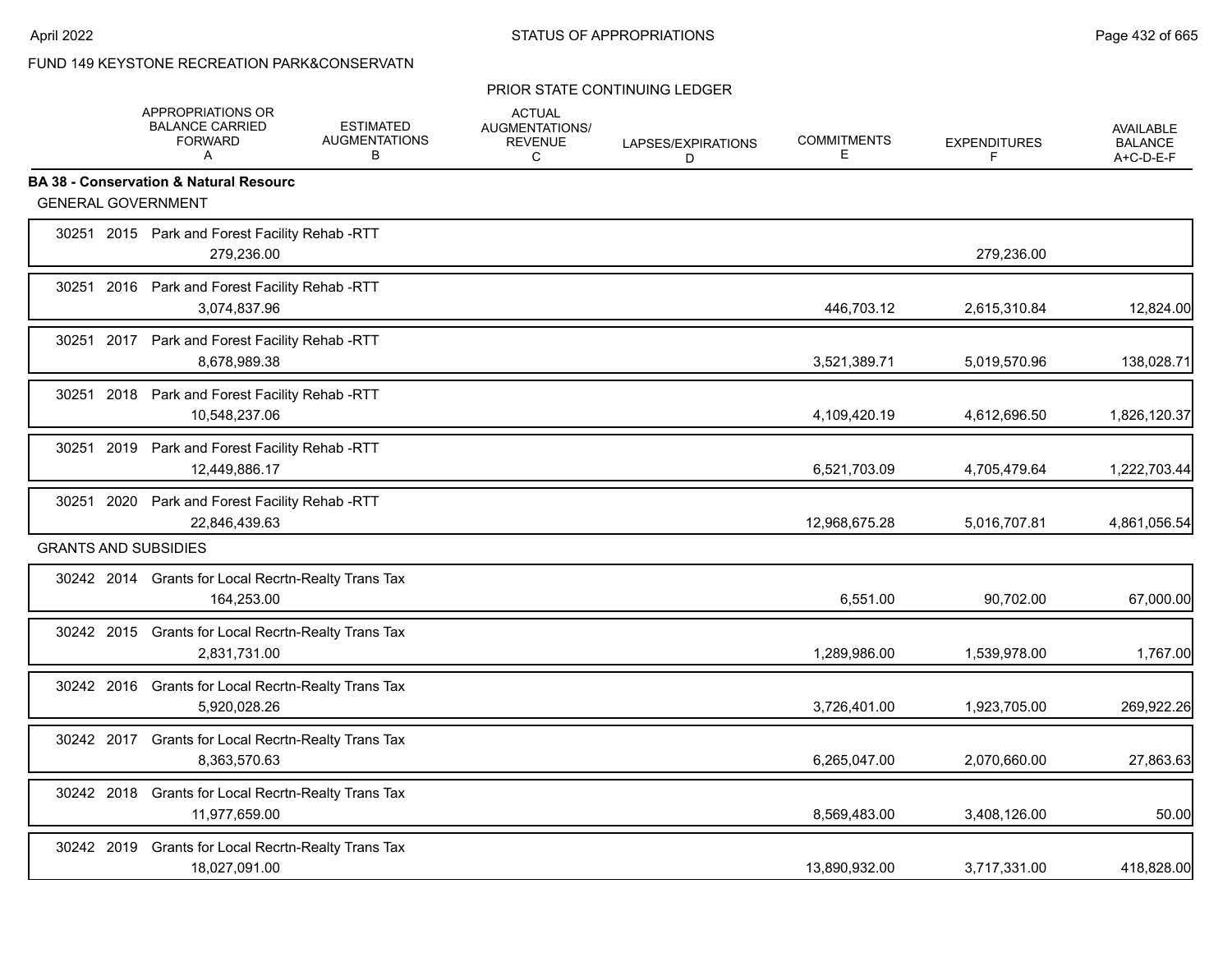FUND 149 KEYSTONE RECREATION PARK&CONSERVATN

PRIOR STATE CONTINUING LEDGER

| | APPROPRIATIONS OR BALANCE CARRIED FORWARD A | ESTIMATED AUGMENTATIONS B | ACTUAL AUGMENTATIONS/ REVENUE C | LAPSES/EXPIRATIONS D | COMMITMENTS E | EXPENDITURES F | AVAILABLE BALANCE A+C-D-E-F |
|---|---|---|---|---|---|---|---|
| **BA 38 - Conservation & Natural Resourc** | | | | | | | |
| GENERAL GOVERNMENT | | | | | | | |
| 30251 2015 Park and Forest Facility Rehab -RTT | 279,236.00 | | | | | 279,236.00 | |
| 30251 2016 Park and Forest Facility Rehab -RTT | 3,074,837.96 | | | | 446,703.12 | 2,615,310.84 | 12,824.00 |
| 30251 2017 Park and Forest Facility Rehab -RTT | 8,678,989.38 | | | | 3,521,389.71 | 5,019,570.96 | 138,028.71 |
| 30251 2018 Park and Forest Facility Rehab -RTT | 10,548,237.06 | | | | 4,109,420.19 | 4,612,696.50 | 1,826,120.37 |
| 30251 2019 Park and Forest Facility Rehab -RTT | 12,449,886.17 | | | | 6,521,703.09 | 4,705,479.64 | 1,222,703.44 |
| 30251 2020 Park and Forest Facility Rehab -RTT | 22,846,439.63 | | | | 12,968,675.28 | 5,016,707.81 | 4,861,056.54 |
| GRANTS AND SUBSIDIES | | | | | | | |
| 30242 2014 Grants for Local Recrtn-Realty Trans Tax | 164,253.00 | | | | 6,551.00 | 90,702.00 | 67,000.00 |
| 30242 2015 Grants for Local Recrtn-Realty Trans Tax | 2,831,731.00 | | | | 1,289,986.00 | 1,539,978.00 | 1,767.00 |
| 30242 2016 Grants for Local Recrtn-Realty Trans Tax | 5,920,028.26 | | | | 3,726,401.00 | 1,923,705.00 | 269,922.26 |
| 30242 2017 Grants for Local Recrtn-Realty Trans Tax | 8,363,570.63 | | | | 6,265,047.00 | 2,070,660.00 | 27,863.63 |
| 30242 2018 Grants for Local Recrtn-Realty Trans Tax | 11,977,659.00 | | | | 8,569,483.00 | 3,408,126.00 | 50.00 |
| 30242 2019 Grants for Local Recrtn-Realty Trans Tax | 18,027,091.00 | | | | 13,890,932.00 | 3,717,331.00 | 418,828.00 |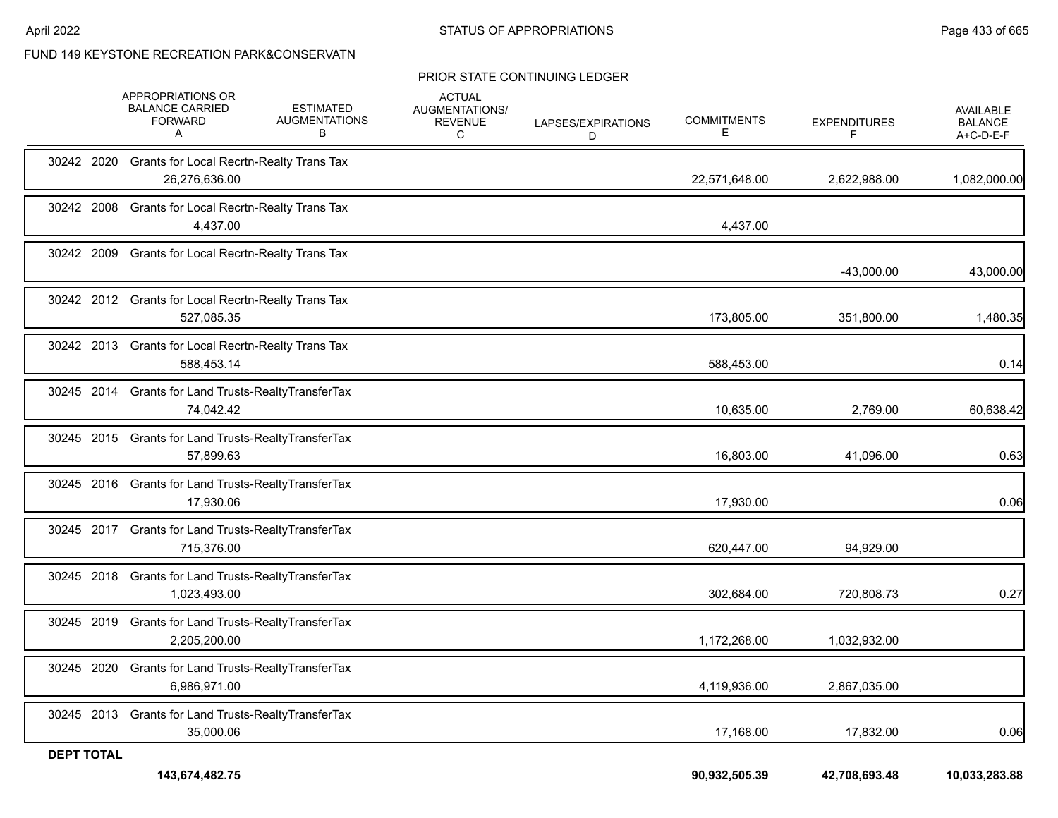FUND 149 KEYSTONE RECREATION PARK&CONSERVATN

PRIOR STATE CONTINUING LEDGER

| | APPROPRIATIONS OR BALANCE CARRIED FORWARD A | ESTIMATED AUGMENTATIONS B | ACTUAL AUGMENTATIONS/ REVENUE C | LAPSES/EXPIRATIONS D | COMMITMENTS E | EXPENDITURES F | AVAILABLE BALANCE A+C-D-E-F |
|---|---|---|---|---|---|---|---|
| 30242 2020 Grants for Local Recrtn-Realty Trans Tax | 26,276,636.00 | | | | 22,571,648.00 | 2,622,988.00 | 1,082,000.00 |
| 30242 2008 Grants for Local Recrtn-Realty Trans Tax | 4,437.00 | | | | 4,437.00 | | |
| 30242 2009 Grants for Local Recrtn-Realty Trans Tax | | | | | | -43,000.00 | 43,000.00 |
| 30242 2012 Grants for Local Recrtn-Realty Trans Tax | 527,085.35 | | | | 173,805.00 | 351,800.00 | 1,480.35 |
| 30242 2013 Grants for Local Recrtn-Realty Trans Tax | 588,453.14 | | | | 588,453.00 | | 0.14 |
| 30245 2014 Grants for Land Trusts-RealtyTransferTax | 74,042.42 | | | | 10,635.00 | 2,769.00 | 60,638.42 |
| 30245 2015 Grants for Land Trusts-RealtyTransferTax | 57,899.63 | | | | 16,803.00 | 41,096.00 | 0.63 |
| 30245 2016 Grants for Land Trusts-RealtyTransferTax | 17,930.06 | | | | 17,930.00 | | 0.06 |
| 30245 2017 Grants for Land Trusts-RealtyTransferTax | 715,376.00 | | | | 620,447.00 | 94,929.00 | |
| 30245 2018 Grants for Land Trusts-RealtyTransferTax | 1,023,493.00 | | | | 302,684.00 | 720,808.73 | 0.27 |
| 30245 2019 Grants for Land Trusts-RealtyTransferTax | 2,205,200.00 | | | | 1,172,268.00 | 1,032,932.00 | |
| 30245 2020 Grants for Land Trusts-RealtyTransferTax | 6,986,971.00 | | | | 4,119,936.00 | 2,867,035.00 | |
| 30245 2013 Grants for Land Trusts-RealtyTransferTax | 35,000.06 | | | | 17,168.00 | 17,832.00 | 0.06 |
| **DEPT TOTAL** | **143,674,482.75** | | | | **90,932,505.39** | **42,708,693.48** | **10,033,283.88** |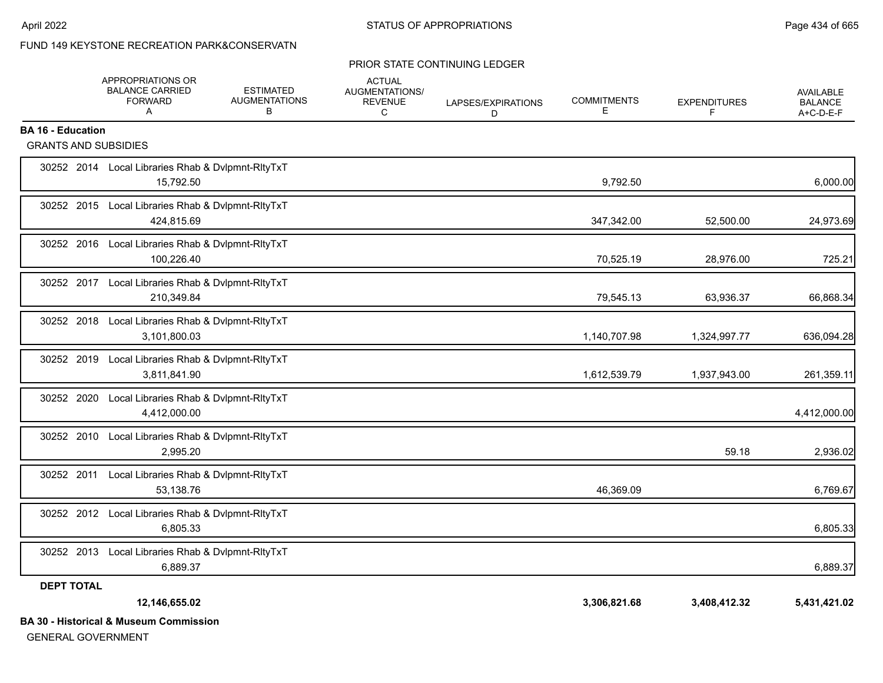FUND 149 KEYSTONE RECREATION PARK&CONSERVATN

PRIOR STATE CONTINUING LEDGER

| | APPROPRIATIONS OR BALANCE CARRIED FORWARD A | ESTIMATED AUGMENTATIONS B | ACTUAL AUGMENTATIONS/ REVENUE C | LAPSES/EXPIRATIONS D | COMMITMENTS E | EXPENDITURES F | AVAILABLE BALANCE A+C-D-E-F |
|---|---|---|---|---|---|---|---|
| **BA 16 - Education** | | | | | | | |
| GRANTS AND SUBSIDIES | | | | | | | |
| 30252 2014 Local Libraries Rhab & Dvlpmnt-RltyTxT | 15,792.50 | | | | 9,792.50 | | 6,000.00 |
| 30252 2015 Local Libraries Rhab & Dvlpmnt-RltyTxT | 424,815.69 | | | | 347,342.00 | 52,500.00 | 24,973.69 |
| 30252 2016 Local Libraries Rhab & Dvlpmnt-RltyTxT | 100,226.40 | | | | 70,525.19 | 28,976.00 | 725.21 |
| 30252 2017 Local Libraries Rhab & Dvlpmnt-RltyTxT | 210,349.84 | | | | 79,545.13 | 63,936.37 | 66,868.34 |
| 30252 2018 Local Libraries Rhab & Dvlpmnt-RltyTxT | 3,101,800.03 | | | | 1,140,707.98 | 1,324,997.77 | 636,094.28 |
| 30252 2019 Local Libraries Rhab & Dvlpmnt-RltyTxT | 3,811,841.90 | | | | 1,612,539.79 | 1,937,943.00 | 261,359.11 |
| 30252 2020 Local Libraries Rhab & Dvlpmnt-RltyTxT | 4,412,000.00 | | | | | | 4,412,000.00 |
| 30252 2010 Local Libraries Rhab & Dvlpmnt-RltyTxT | 2,995.20 | | | | | 59.18 | 2,936.02 |
| 30252 2011 Local Libraries Rhab & Dvlpmnt-RltyTxT | 53,138.76 | | | | 46,369.09 | | 6,769.67 |
| 30252 2012 Local Libraries Rhab & Dvlpmnt-RltyTxT | 6,805.33 | | | | | | 6,805.33 |
| 30252 2013 Local Libraries Rhab & Dvlpmnt-RltyTxT | 6,889.37 | | | | | | 6,889.37 |
| **DEPT TOTAL** | **12,146,655.02** | | | | **3,306,821.68** | **3,408,412.32** | **5,431,421.02** |

**BA 30 - Historical & Museum Commission**

GENERAL GOVERNMENT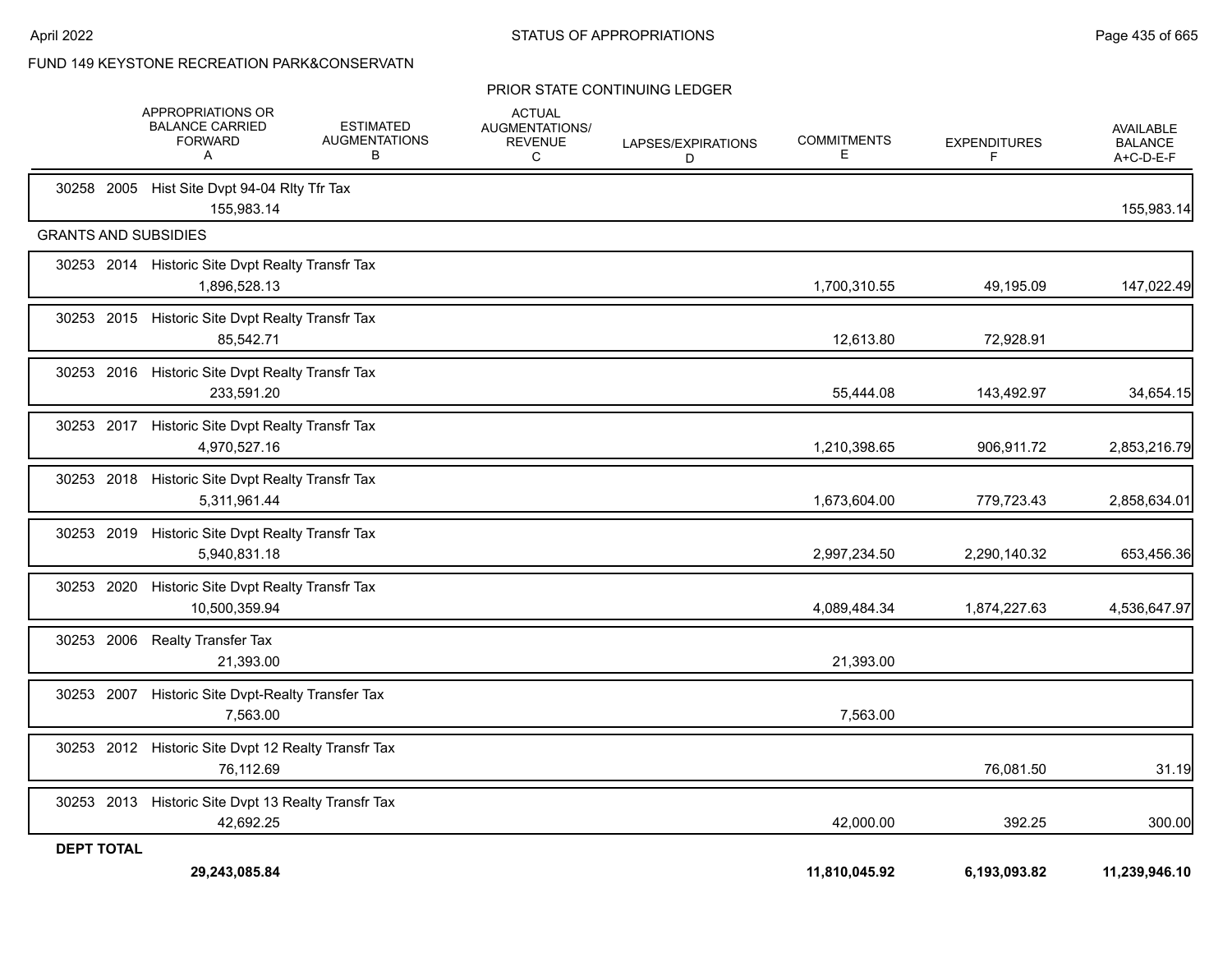FUND 149 KEYSTONE RECREATION PARK&CONSERVATN

PRIOR STATE CONTINUING LEDGER

| | APPROPRIATIONS OR BALANCE CARRIED FORWARD A | ESTIMATED AUGMENTATIONS B | ACTUAL AUGMENTATIONS/ REVENUE C | LAPSES/EXPIRATIONS D | COMMITMENTS E | EXPENDITURES F | AVAILABLE BALANCE A+C-D-E-F |
|---|---|---|---|---|---|---|---|
| 30258 2005 Hist Site Dvpt 94-04 Rlty Tfr Tax | 155,983.14 | | | | | | 155,983.14 |
| **GRANTS AND SUBSIDIES** | | | | | | | |
| 30253 2014 Historic Site Dvpt Realty Transfr Tax | 1,896,528.13 | | | | 1,700,310.55 | 49,195.09 | 147,022.49 |
| 30253 2015 Historic Site Dvpt Realty Transfr Tax | 85,542.71 | | | | 12,613.80 | 72,928.91 | |
| 30253 2016 Historic Site Dvpt Realty Transfr Tax | 233,591.20 | | | | 55,444.08 | 143,492.97 | 34,654.15 |
| 30253 2017 Historic Site Dvpt Realty Transfr Tax | 4,970,527.16 | | | | 1,210,398.65 | 906,911.72 | 2,853,216.79 |
| 30253 2018 Historic Site Dvpt Realty Transfr Tax | 5,311,961.44 | | | | 1,673,604.00 | 779,723.43 | 2,858,634.01 |
| 30253 2019 Historic Site Dvpt Realty Transfr Tax | 5,940,831.18 | | | | 2,997,234.50 | 2,290,140.32 | 653,456.36 |
| 30253 2020 Historic Site Dvpt Realty Transfr Tax | 10,500,359.94 | | | | 4,089,484.34 | 1,874,227.63 | 4,536,647.97 |
| 30253 2006 Realty Transfer Tax | 21,393.00 | | | | 21,393.00 | | |
| 30253 2007 Historic Site Dvpt-Realty Transfer Tax | 7,563.00 | | | | 7,563.00 | | |
| 30253 2012 Historic Site Dvpt 12 Realty Transfr Tax | 76,112.69 | | | | | 76,081.50 | 31.19 |
| 30253 2013 Historic Site Dvpt 13 Realty Transfr Tax | 42,692.25 | | | | 42,000.00 | 392.25 | 300.00 |
| **DEPT TOTAL** | **29,243,085.84** | | | | **11,810,045.92** | **6,193,093.82** | **11,239,946.10** |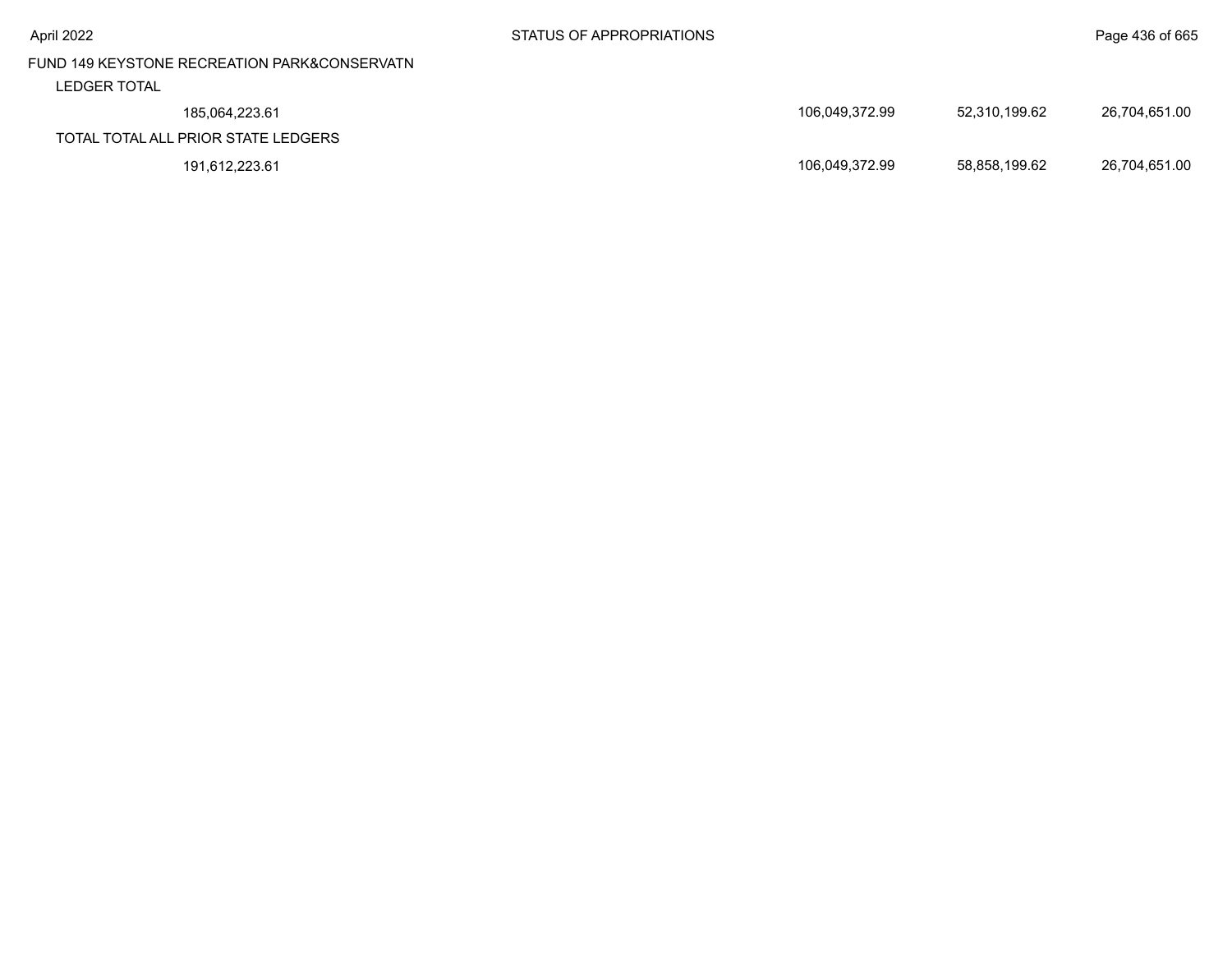FUND 149 KEYSTONE RECREATION PARK&CONSERVATN

| | | | | |
|---|---|---|---|---|
| LEDGER TOTAL | | | | |
| | 185,064,223.61 | 106,049,372.99 | 52,310,199.62 | 26,704,651.00 |
| TOTAL TOTAL ALL PRIOR STATE LEDGERS | | | | |
| | 191,612,223.61 | 106,049,372.99 | 58,858,199.62 | 26,704,651.00 |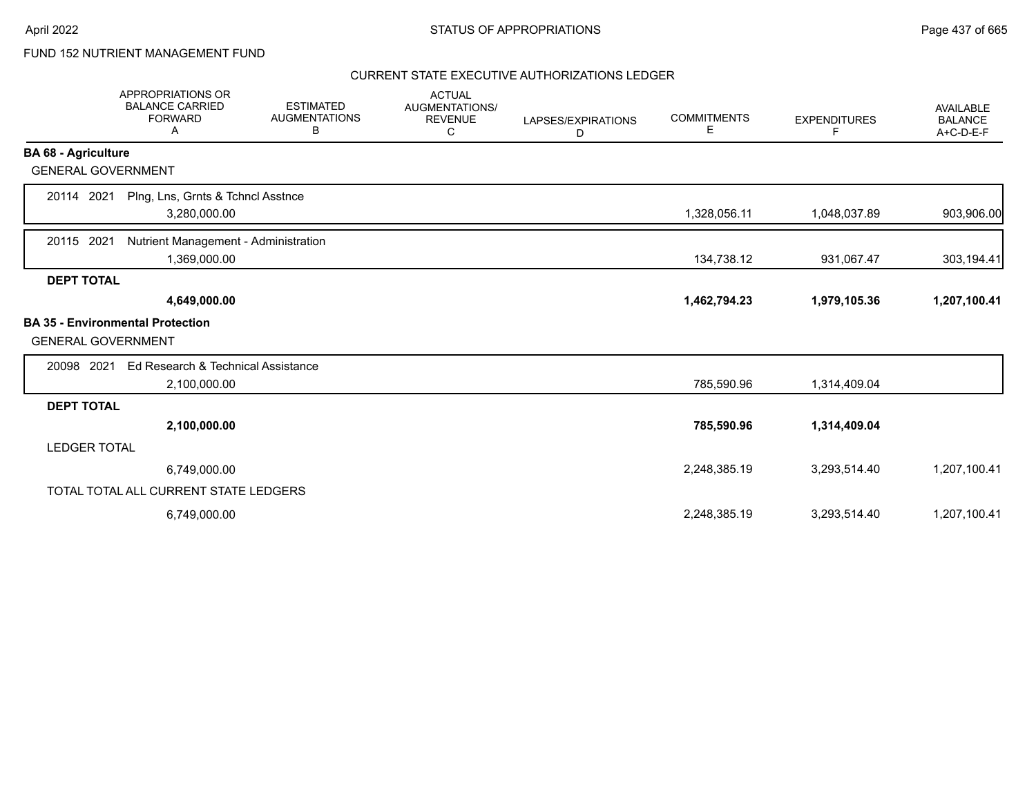FUND 152 NUTRIENT MANAGEMENT FUND

CURRENT STATE EXECUTIVE AUTHORIZATIONS LEDGER

| | APPROPRIATIONS OR BALANCE CARRIED FORWARD A | ESTIMATED AUGMENTATIONS B | ACTUAL AUGMENTATIONS/ REVENUE C | LAPSES/EXPIRATIONS D | COMMITMENTS E | EXPENDITURES F | AVAILABLE BALANCE A+C-D-E-F |
|---|---|---|---|---|---|---|---|
| **BA 68 - Agriculture** | | | | | | | |
| GENERAL GOVERNMENT | | | | | | | |
| 20114 2021 Plng, Lns, Grnts & Tchncl Asstnce | 3,280,000.00 | | | | 1,328,056.11 | 1,048,037.89 | 903,906.00 |
| 20115 2021 Nutrient Management - Administration | 1,369,000.00 | | | | 134,738.12 | 931,067.47 | 303,194.41 |
| **DEPT TOTAL** | **4,649,000.00** | | | | **1,462,794.23** | **1,979,105.36** | **1,207,100.41** |
| **BA 35 - Environmental Protection** | | | | | | | |
| GENERAL GOVERNMENT | | | | | | | |
| 20098 2021 Ed Research & Technical Assistance | 2,100,000.00 | | | | 785,590.96 | 1,314,409.04 | |
| **DEPT TOTAL** | **2,100,000.00** | | | | **785,590.96** | **1,314,409.04** | |
| LEDGER TOTAL | 6,749,000.00 | | | | 2,248,385.19 | 3,293,514.40 | 1,207,100.41 |
| TOTAL TOTAL ALL CURRENT STATE LEDGERS | 6,749,000.00 | | | | 2,248,385.19 | 3,293,514.40 | 1,207,100.41 |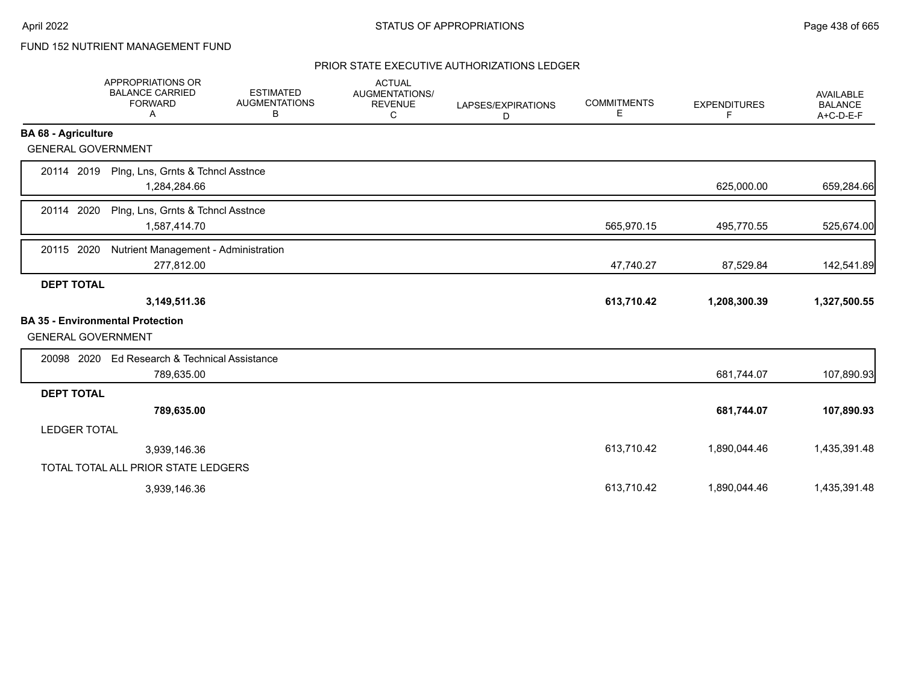FUND 152 NUTRIENT MANAGEMENT FUND

## PRIOR STATE EXECUTIVE AUTHORIZATIONS LEDGER

| | APPROPRIATIONS OR BALANCE CARRIED FORWARD A | ESTIMATED AUGMENTATIONS B | ACTUAL AUGMENTATIONS/ REVENUE C | LAPSES/EXPIRATIONS D | COMMITMENTS E | EXPENDITURES F | AVAILABLE BALANCE A+C-D-E-F |
|---|---|---|---|---|---|---|---|
| **BA 68 - Agriculture** | | | | | | | |
| GENERAL GOVERNMENT | | | | | | | |
| 20114 2019 Plng, Lns, Grnts & Tchncl Asstnce | 1,284,284.66 | | | | | 625,000.00 | 659,284.66 |
| 20114 2020 Plng, Lns, Grnts & Tchncl Asstnce | 1,587,414.70 | | | | 565,970.15 | 495,770.55 | 525,674.00 |
| 20115 2020 Nutrient Management - Administration | 277,812.00 | | | | 47,740.27 | 87,529.84 | 142,541.89 |
| **DEPT TOTAL** | **3,149,511.36** | | | | **613,710.42** | **1,208,300.39** | **1,327,500.55** |
| **BA 35 - Environmental Protection** | | | | | | | |
| GENERAL GOVERNMENT | | | | | | | |
| 20098 2020 Ed Research & Technical Assistance | 789,635.00 | | | | | 681,744.07 | 107,890.93 |
| **DEPT TOTAL** | **789,635.00** | | | | | **681,744.07** | **107,890.93** |
| LEDGER TOTAL | 3,939,146.36 | | | | 613,710.42 | 1,890,044.46 | 1,435,391.48 |
| TOTAL TOTAL ALL PRIOR STATE LEDGERS | 3,939,146.36 | | | | 613,710.42 | 1,890,044.46 | 1,435,391.48 |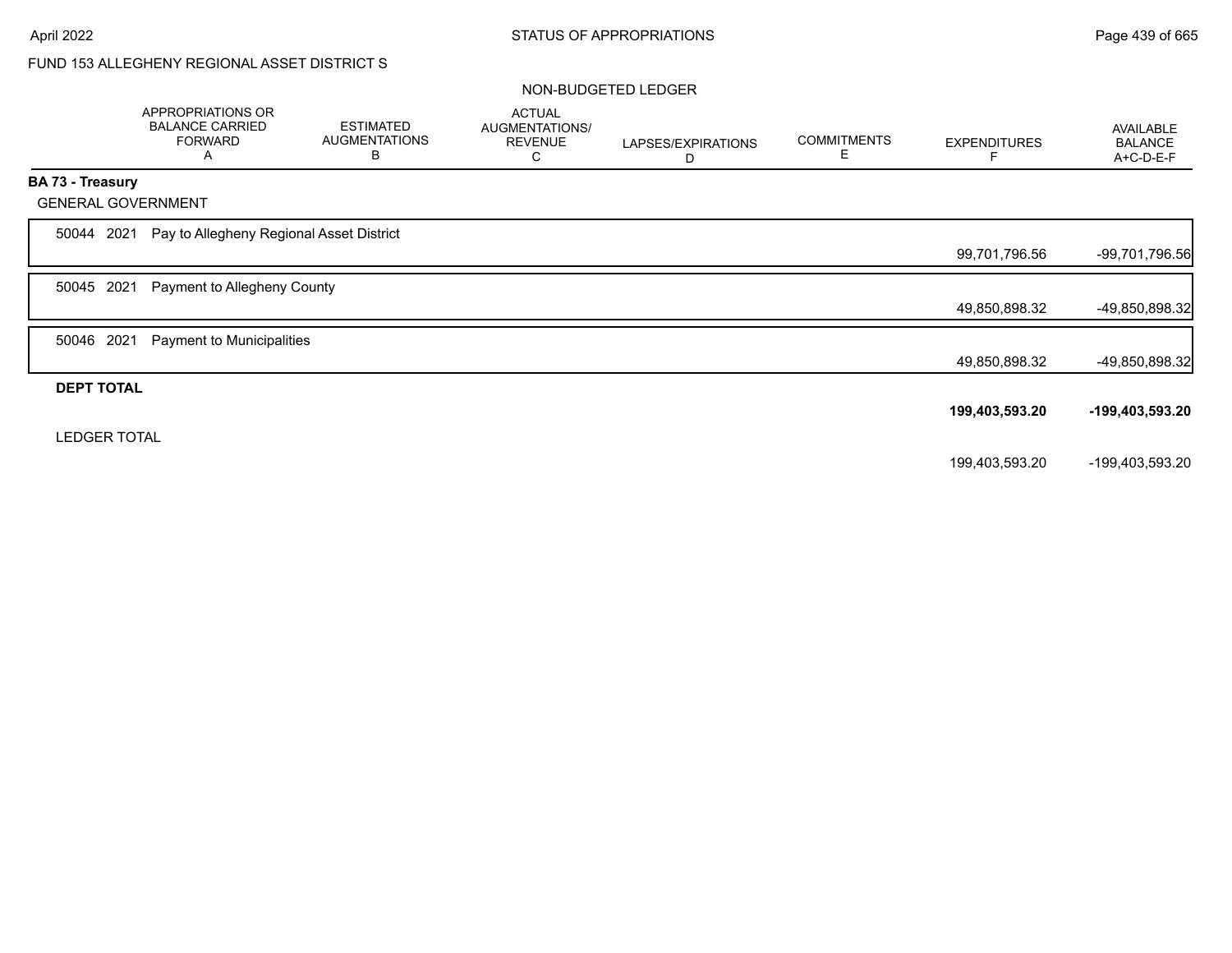FUND 153 ALLEGHENY REGIONAL ASSET DISTRICT S

NON-BUDGETED LEDGER

| | APPROPRIATIONS OR BALANCE CARRIED FORWARD A | ESTIMATED AUGMENTATIONS B | ACTUAL AUGMENTATIONS/ REVENUE C | LAPSES/EXPIRATIONS D | COMMITMENTS E | EXPENDITURES F | AVAILABLE BALANCE A+C-D-E-F |
|---|---|---|---|---|---|---|---|
| **BA 73 - Treasury** | | | | | | | |
| GENERAL GOVERNMENT | | | | | | | |
| 50044 2021 Pay to Allegheny Regional Asset District | | | | | | 99,701,796.56 | -99,701,796.56 |
| 50045 2021 Payment to Allegheny County | | | | | | 49,850,898.32 | -49,850,898.32 |
| 50046 2021 Payment to Municipalities | | | | | | 49,850,898.32 | -49,850,898.32 |
| **DEPT TOTAL** | | | | | | **199,403,593.20** | **-199,403,593.20** |
| LEDGER TOTAL | | | | | | 199,403,593.20 | -199,403,593.20 |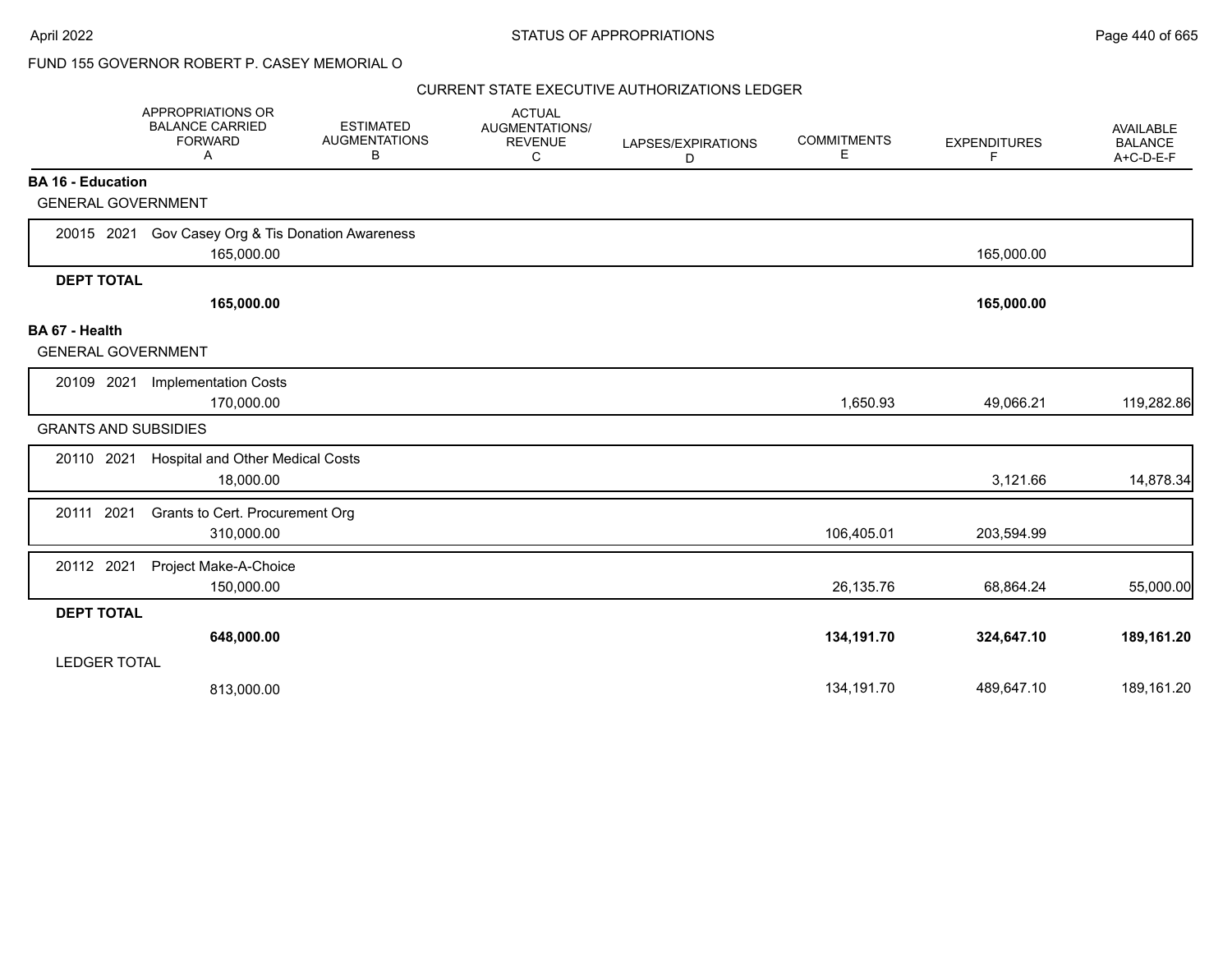FUND 155 GOVERNOR ROBERT P. CASEY MEMORIAL O

CURRENT STATE EXECUTIVE AUTHORIZATIONS LEDGER

| | APPROPRIATIONS OR BALANCE CARRIED FORWARD A | ESTIMATED AUGMENTATIONS B | ACTUAL AUGMENTATIONS/ REVENUE C | LAPSES/EXPIRATIONS D | COMMITMENTS E | EXPENDITURES F | AVAILABLE BALANCE A+C-D-E-F |
|---|---|---|---|---|---|---|---|
| **BA 16 - Education** | | | | | | | |
| GENERAL GOVERNMENT | | | | | | | |
| 20015 2021 Gov Casey Org & Tis Donation Awareness | 165,000.00 | | | | | 165,000.00 | |
| **DEPT TOTAL** | **165,000.00** | | | | | **165,000.00** | |
| **BA 67 - Health** | | | | | | | |
| GENERAL GOVERNMENT | | | | | | | |
| 20109 2021 Implementation Costs | 170,000.00 | | | | 1,650.93 | 49,066.21 | 119,282.86 |
| GRANTS AND SUBSIDIES | | | | | | | |
| 20110 2021 Hospital and Other Medical Costs | 18,000.00 | | | | | 3,121.66 | 14,878.34 |
| 20111 2021 Grants to Cert. Procurement Org | 310,000.00 | | | | 106,405.01 | 203,594.99 | |
| 20112 2021 Project Make-A-Choice | 150,000.00 | | | | 26,135.76 | 68,864.24 | 55,000.00 |
| **DEPT TOTAL** | **648,000.00** | | | | **134,191.70** | **324,647.10** | **189,161.20** |
| LEDGER TOTAL | 813,000.00 | | | | 134,191.70 | 489,647.10 | 189,161.20 |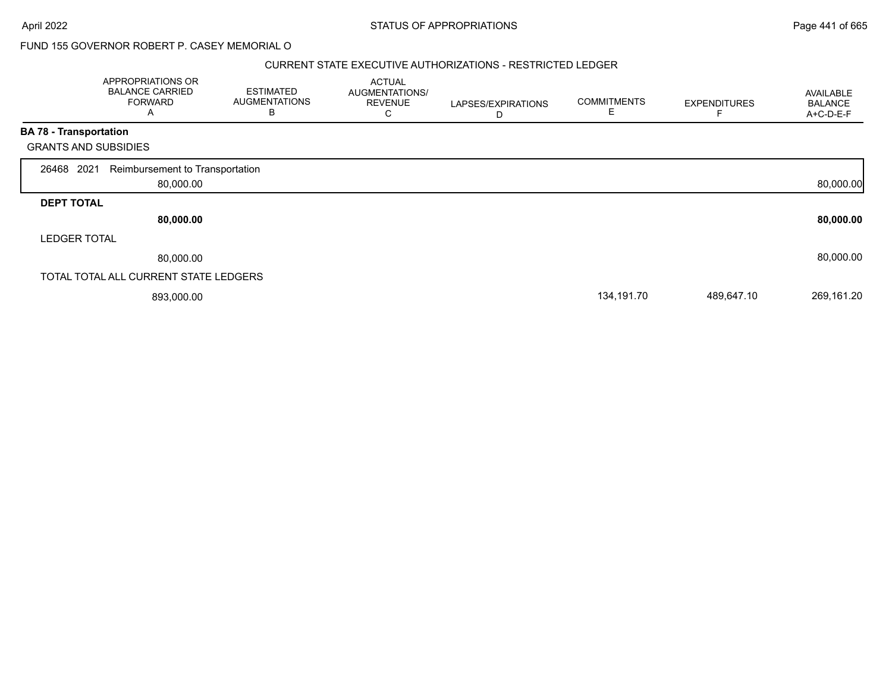FUND 155 GOVERNOR ROBERT P. CASEY MEMORIAL O

CURRENT STATE EXECUTIVE AUTHORIZATIONS - RESTRICTED LEDGER

| | APPROPRIATIONS OR BALANCE CARRIED FORWARD A | ESTIMATED AUGMENTATIONS B | ACTUAL AUGMENTATIONS/ REVENUE C | LAPSES/EXPIRATIONS D | COMMITMENTS E | EXPENDITURES F | AVAILABLE BALANCE A+C-D-E-F |
|---|---|---|---|---|---|---|---|
| **BA 78 - Transportation** | | | | | | | |
| GRANTS AND SUBSIDIES | | | | | | | |
| 26468 2021 Reimbursement to Transportation | 80,000.00 | | | | | | 80,000.00 |
| **DEPT TOTAL** | **80,000.00** | | | | | | **80,000.00** |
| LEDGER TOTAL | 80,000.00 | | | | | | 80,000.00 |
| TOTAL TOTAL ALL CURRENT STATE LEDGERS | 893,000.00 | | | | 134,191.70 | 489,647.10 | 269,161.20 |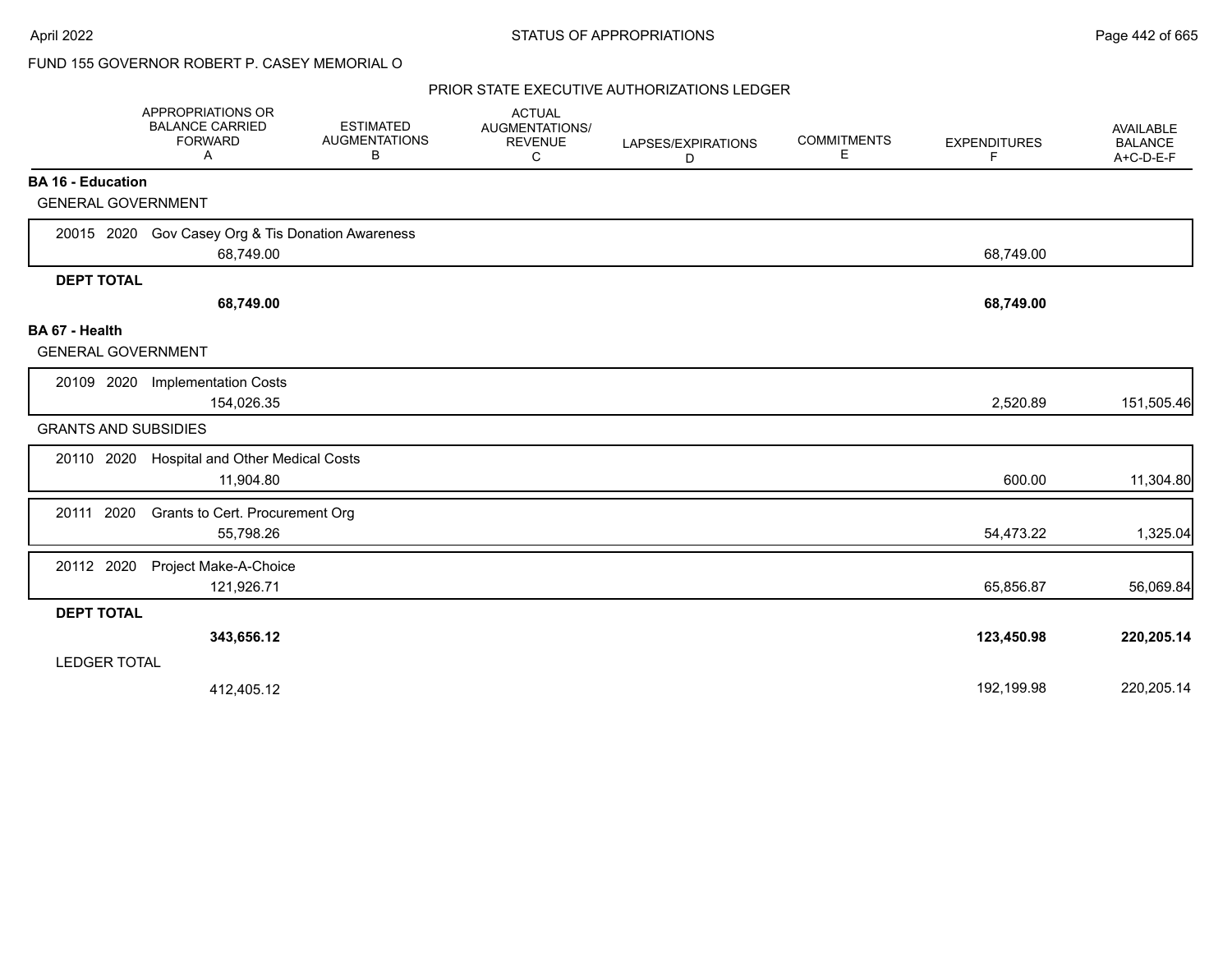FUND 155 GOVERNOR ROBERT P. CASEY MEMORIAL O

## PRIOR STATE EXECUTIVE AUTHORIZATIONS LEDGER

| | APPROPRIATIONS OR BALANCE CARRIED FORWARD A | ESTIMATED AUGMENTATIONS B | ACTUAL AUGMENTATIONS/ REVENUE C | LAPSES/EXPIRATIONS D | COMMITMENTS E | EXPENDITURES F | AVAILABLE BALANCE A+C-D-E-F |
|---|---|---|---|---|---|---|---|
| **BA 16 - Education** | | | | | | | |
| GENERAL GOVERNMENT | | | | | | | |
| 20015 2020 Gov Casey Org & Tis Donation Awareness | 68,749.00 | | | | | 68,749.00 | |
| **DEPT TOTAL** | **68,749.00** | | | | | **68,749.00** | |
| **BA 67 - Health** | | | | | | | |
| GENERAL GOVERNMENT | | | | | | | |
| 20109 2020 Implementation Costs | 154,026.35 | | | | | 2,520.89 | 151,505.46 |
| GRANTS AND SUBSIDIES | | | | | | | |
| 20110 2020 Hospital and Other Medical Costs | 11,904.80 | | | | | 600.00 | 11,304.80 |
| 20111 2020 Grants to Cert. Procurement Org | 55,798.26 | | | | | 54,473.22 | 1,325.04 |
| 20112 2020 Project Make-A-Choice | 121,926.71 | | | | | 65,856.87 | 56,069.84 |
| **DEPT TOTAL** | **343,656.12** | | | | | **123,450.98** | **220,205.14** |
| LEDGER TOTAL | 412,405.12 | | | | | 192,199.98 | 220,205.14 |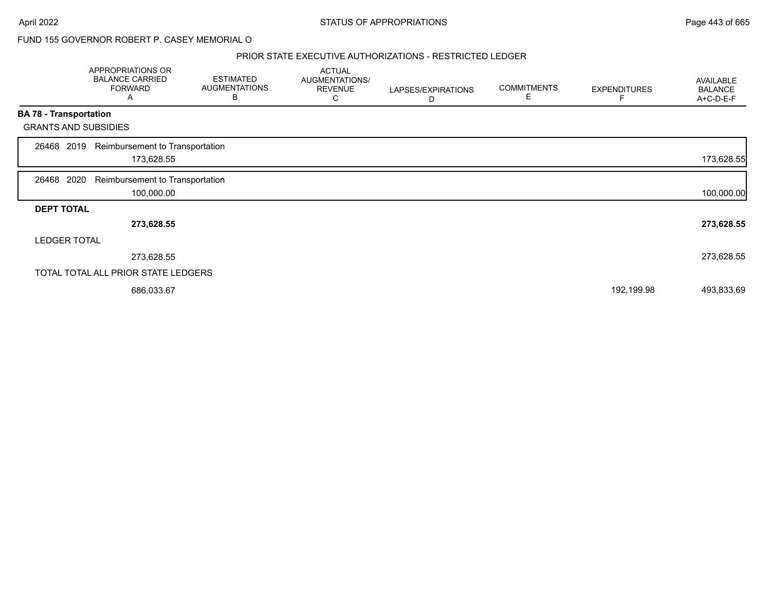FUND 155 GOVERNOR ROBERT P. CASEY MEMORIAL O

PRIOR STATE EXECUTIVE AUTHORIZATIONS - RESTRICTED LEDGER

| | APPROPRIATIONS OR BALANCE CARRIED FORWARD A | ESTIMATED AUGMENTATIONS B | ACTUAL AUGMENTATIONS/ REVENUE C | LAPSES/EXPIRATIONS D | COMMITMENTS E | EXPENDITURES F | AVAILABLE BALANCE A+C-D-E-F |
|---|---|---|---|---|---|---|---|
| **BA 78 - Transportation** | | | | | | | |
| GRANTS AND SUBSIDIES | | | | | | | |
| 26468 2019 Reimbursement to Transportation | 173,628.55 | | | | | | 173,628.55 |
| 26468 2020 Reimbursement to Transportation | 100,000.00 | | | | | | 100,000.00 |
| **DEPT TOTAL** | **273,628.55** | | | | | | **273,628.55** |
| LEDGER TOTAL | 273,628.55 | | | | | | 273,628.55 |
| TOTAL TOTAL ALL PRIOR STATE LEDGERS | 686,033.67 | | | | | 192,199.98 | 493,833.69 |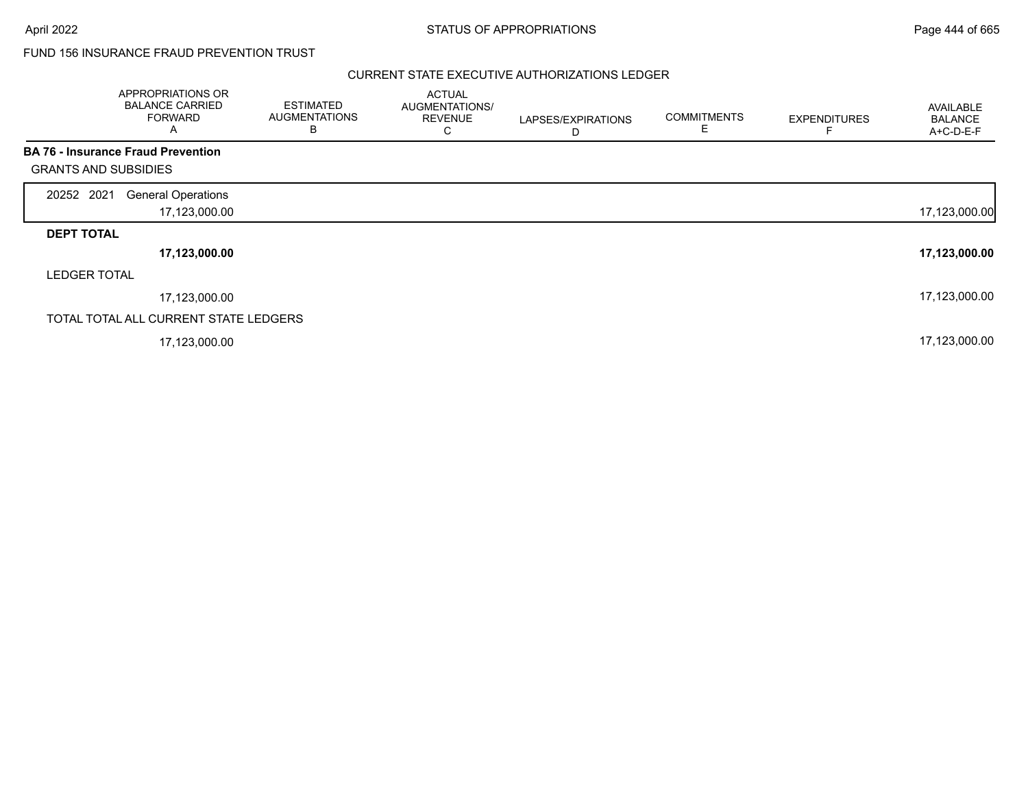FUND 156 INSURANCE FRAUD PREVENTION TRUST

CURRENT STATE EXECUTIVE AUTHORIZATIONS LEDGER

| | APPROPRIATIONS OR BALANCE CARRIED FORWARD A | ESTIMATED AUGMENTATIONS B | ACTUAL AUGMENTATIONS/ REVENUE C | LAPSES/EXPIRATIONS D | COMMITMENTS E | EXPENDITURES F | AVAILABLE BALANCE A+C-D-E-F |
|---|---|---|---|---|---|---|---|
| **BA 76 - Insurance Fraud Prevention** | | | | | | | |
| GRANTS AND SUBSIDIES | | | | | | | |
| 20252 2021 General Operations | 17,123,000.00 | | | | | | 17,123,000.00 |
| **DEPT TOTAL** | **17,123,000.00** | | | | | | **17,123,000.00** |
| LEDGER TOTAL | 17,123,000.00 | | | | | | 17,123,000.00 |
| TOTAL TOTAL ALL CURRENT STATE LEDGERS | 17,123,000.00 | | | | | | 17,123,000.00 |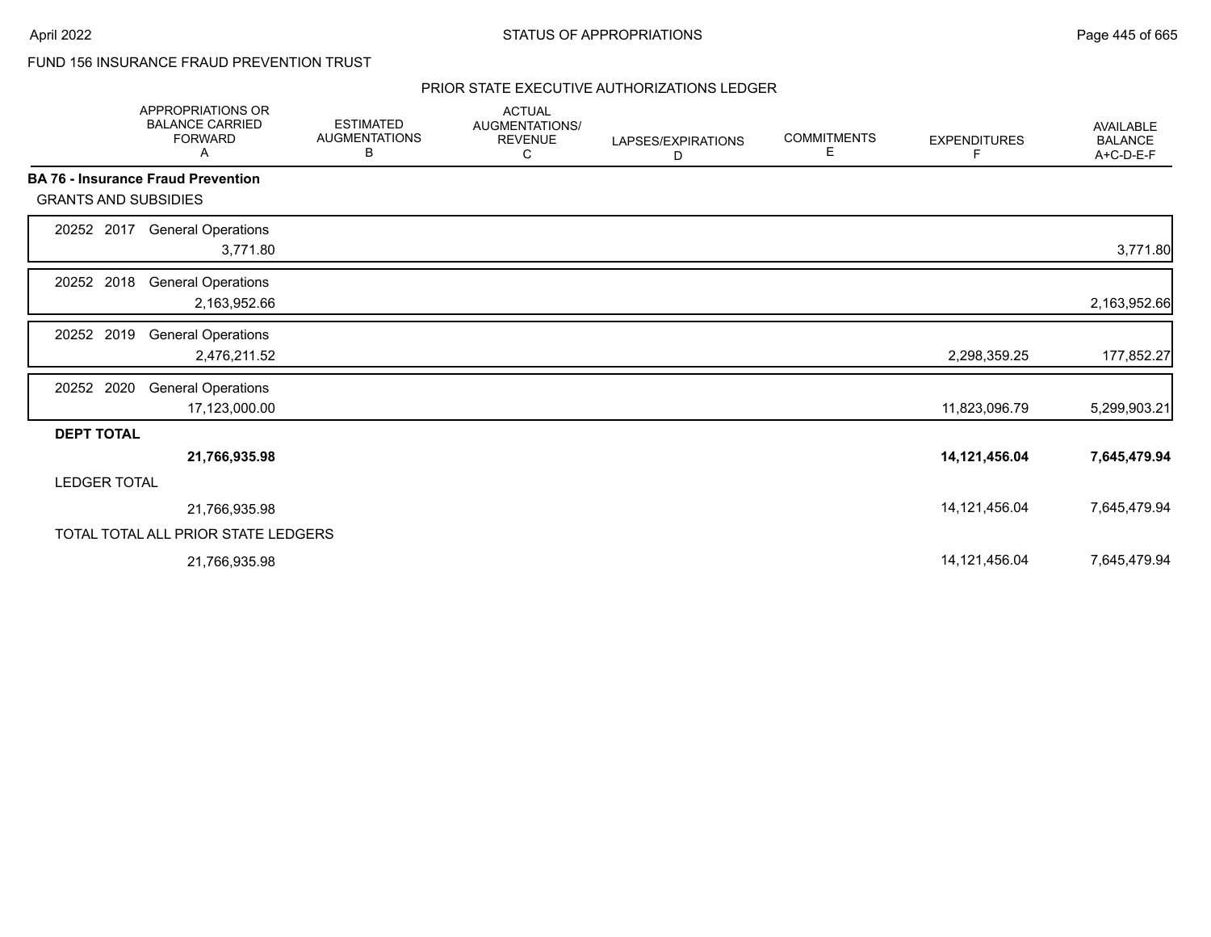FUND 156 INSURANCE FRAUD PREVENTION TRUST

PRIOR STATE EXECUTIVE AUTHORIZATIONS LEDGER

| | APPROPRIATIONS OR BALANCE CARRIED FORWARD A | ESTIMATED AUGMENTATIONS B | ACTUAL AUGMENTATIONS/ REVENUE C | LAPSES/EXPIRATIONS D | COMMITMENTS E | EXPENDITURES F | AVAILABLE BALANCE A+C-D-E-F |
|---|---|---|---|---|---|---|---|
| **BA 76 - Insurance Fraud Prevention** | | | | | | | |
| GRANTS AND SUBSIDIES | | | | | | | |
| 20252 2017 General Operations | 3,771.80 | | | | | | 3,771.80 |
| 20252 2018 General Operations | 2,163,952.66 | | | | | | 2,163,952.66 |
| 20252 2019 General Operations | 2,476,211.52 | | | | | 2,298,359.25 | 177,852.27 |
| 20252 2020 General Operations | 17,123,000.00 | | | | | 11,823,096.79 | 5,299,903.21 |
| **DEPT TOTAL** | **21,766,935.98** | | | | | **14,121,456.04** | **7,645,479.94** |
| LEDGER TOTAL | 21,766,935.98 | | | | | 14,121,456.04 | 7,645,479.94 |
| TOTAL TOTAL ALL PRIOR STATE LEDGERS | 21,766,935.98 | | | | | 14,121,456.04 | 7,645,479.94 |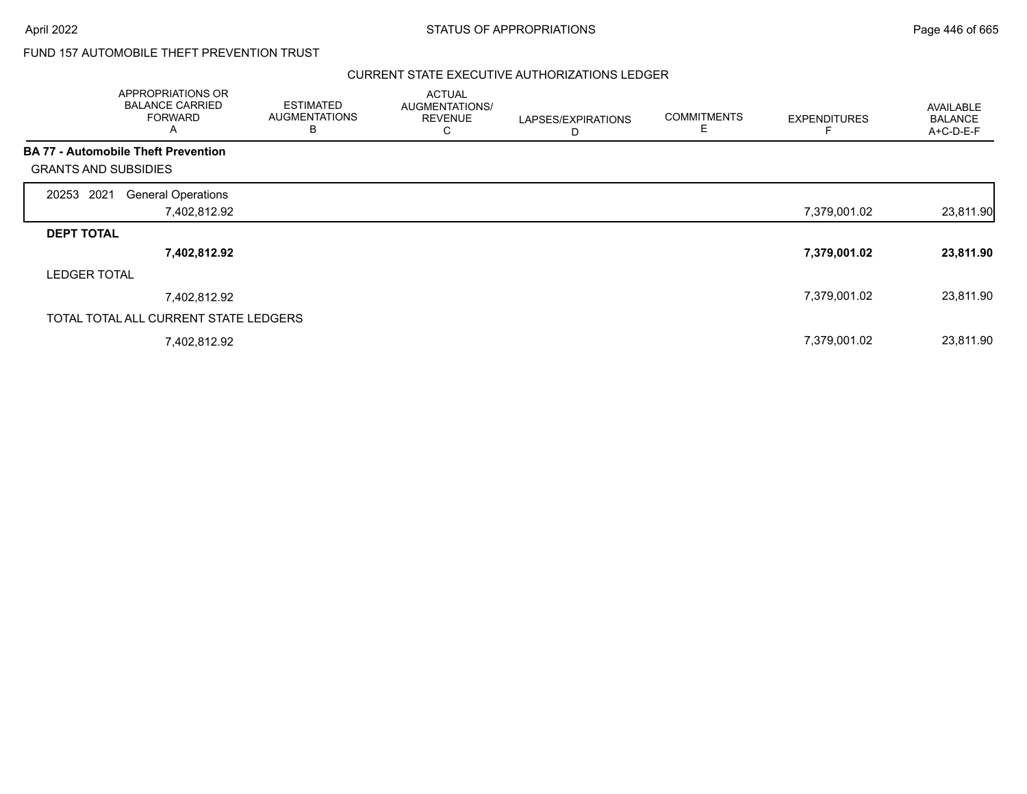FUND 157 AUTOMOBILE THEFT PREVENTION TRUST

CURRENT STATE EXECUTIVE AUTHORIZATIONS LEDGER

| | APPROPRIATIONS OR BALANCE CARRIED FORWARD A | ESTIMATED AUGMENTATIONS B | ACTUAL AUGMENTATIONS/ REVENUE C | LAPSES/EXPIRATIONS D | COMMITMENTS E | EXPENDITURES F | AVAILABLE BALANCE A+C-D-E-F |
|---|---|---|---|---|---|---|---|
| **BA 77 - Automobile Theft Prevention** | | | | | | | |
| GRANTS AND SUBSIDIES | | | | | | | |
| 20253 2021 General Operations | 7,402,812.92 | | | | | 7,379,001.02 | 23,811.90 |
| **DEPT TOTAL** | **7,402,812.92** | | | | | **7,379,001.02** | **23,811.90** |
| LEDGER TOTAL | 7,402,812.92 | | | | | 7,379,001.02 | 23,811.90 |
| TOTAL TOTAL ALL CURRENT STATE LEDGERS | 7,402,812.92 | | | | | 7,379,001.02 | 23,811.90 |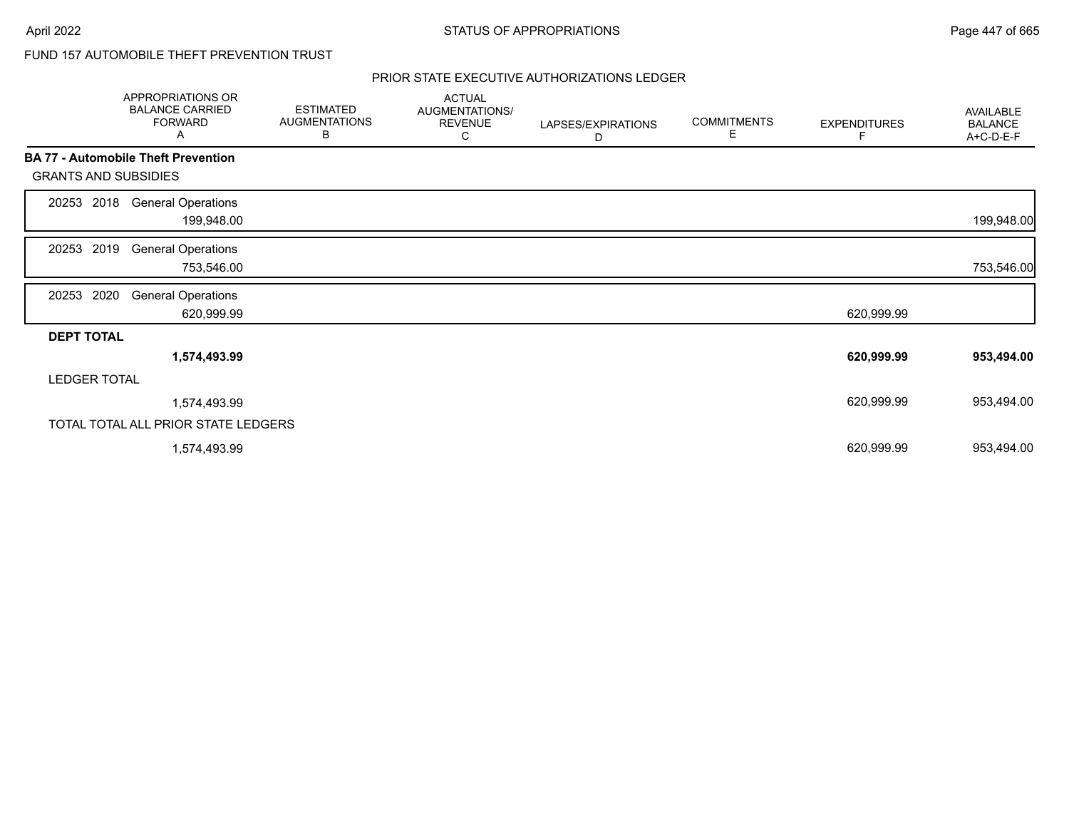FUND 157 AUTOMOBILE THEFT PREVENTION TRUST

PRIOR STATE EXECUTIVE AUTHORIZATIONS LEDGER

| | APPROPRIATIONS OR BALANCE CARRIED FORWARD A | ESTIMATED AUGMENTATIONS B | ACTUAL AUGMENTATIONS/ REVENUE C | LAPSES/EXPIRATIONS D | COMMITMENTS E | EXPENDITURES F | AVAILABLE BALANCE A+C-D-E-F |
|---|---|---|---|---|---|---|---|
| **BA 77 - Automobile Theft Prevention** | | | | | | | |
| GRANTS AND SUBSIDIES | | | | | | | |
| 20253 2018 General Operations | 199,948.00 | | | | | | 199,948.00 |
| 20253 2019 General Operations | 753,546.00 | | | | | | 753,546.00 |
| 20253 2020 General Operations | 620,999.99 | | | | | 620,999.99 | |
| **DEPT TOTAL** | **1,574,493.99** | | | | | **620,999.99** | **953,494.00** |
| LEDGER TOTAL | 1,574,493.99 | | | | | 620,999.99 | 953,494.00 |
| TOTAL TOTAL ALL PRIOR STATE LEDGERS | 1,574,493.99 | | | | | 620,999.99 | 953,494.00 |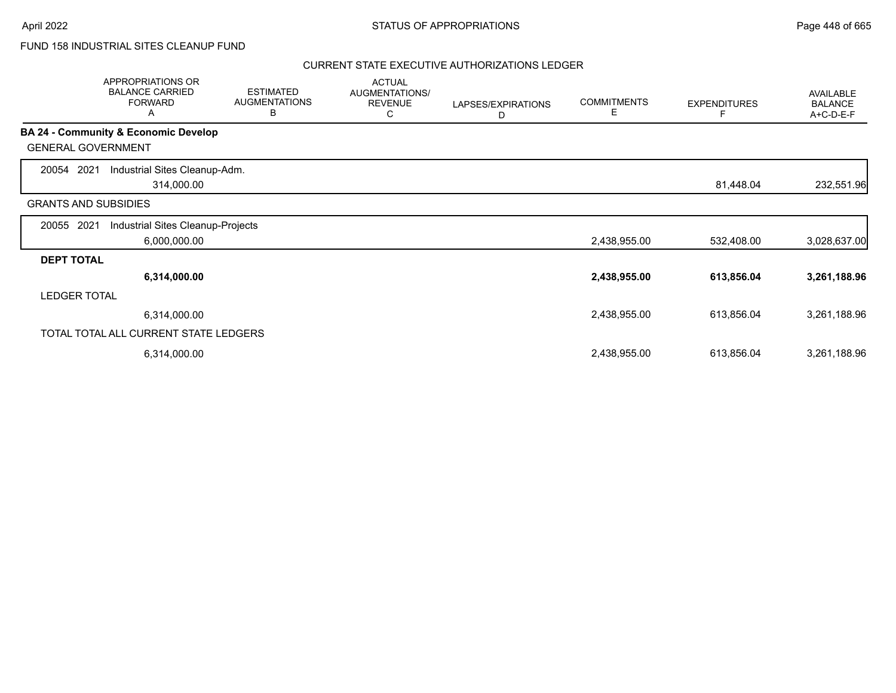FUND 158 INDUSTRIAL SITES CLEANUP FUND

CURRENT STATE EXECUTIVE AUTHORIZATIONS LEDGER

| | APPROPRIATIONS OR BALANCE CARRIED FORWARD A | ESTIMATED AUGMENTATIONS B | ACTUAL AUGMENTATIONS/ REVENUE C | LAPSES/EXPIRATIONS D | COMMITMENTS E | EXPENDITURES F | AVAILABLE BALANCE A+C-D-E-F |
|---|---|---|---|---|---|---|---|
| **BA 24 - Community & Economic Develop** | | | | | | | |
| GENERAL GOVERNMENT | | | | | | | |
| 20054 2021 Industrial Sites Cleanup-Adm. | 314,000.00 | | | | | 81,448.04 | 232,551.96 |
| GRANTS AND SUBSIDIES | | | | | | | |
| 20055 2021 Industrial Sites Cleanup-Projects | 6,000,000.00 | | | | 2,438,955.00 | 532,408.00 | 3,028,637.00 |
| **DEPT TOTAL** | **6,314,000.00** | | | | **2,438,955.00** | **613,856.04** | **3,261,188.96** |
| LEDGER TOTAL | 6,314,000.00 | | | | 2,438,955.00 | 613,856.04 | 3,261,188.96 |
| TOTAL TOTAL ALL CURRENT STATE LEDGERS | 6,314,000.00 | | | | 2,438,955.00 | 613,856.04 | 3,261,188.96 |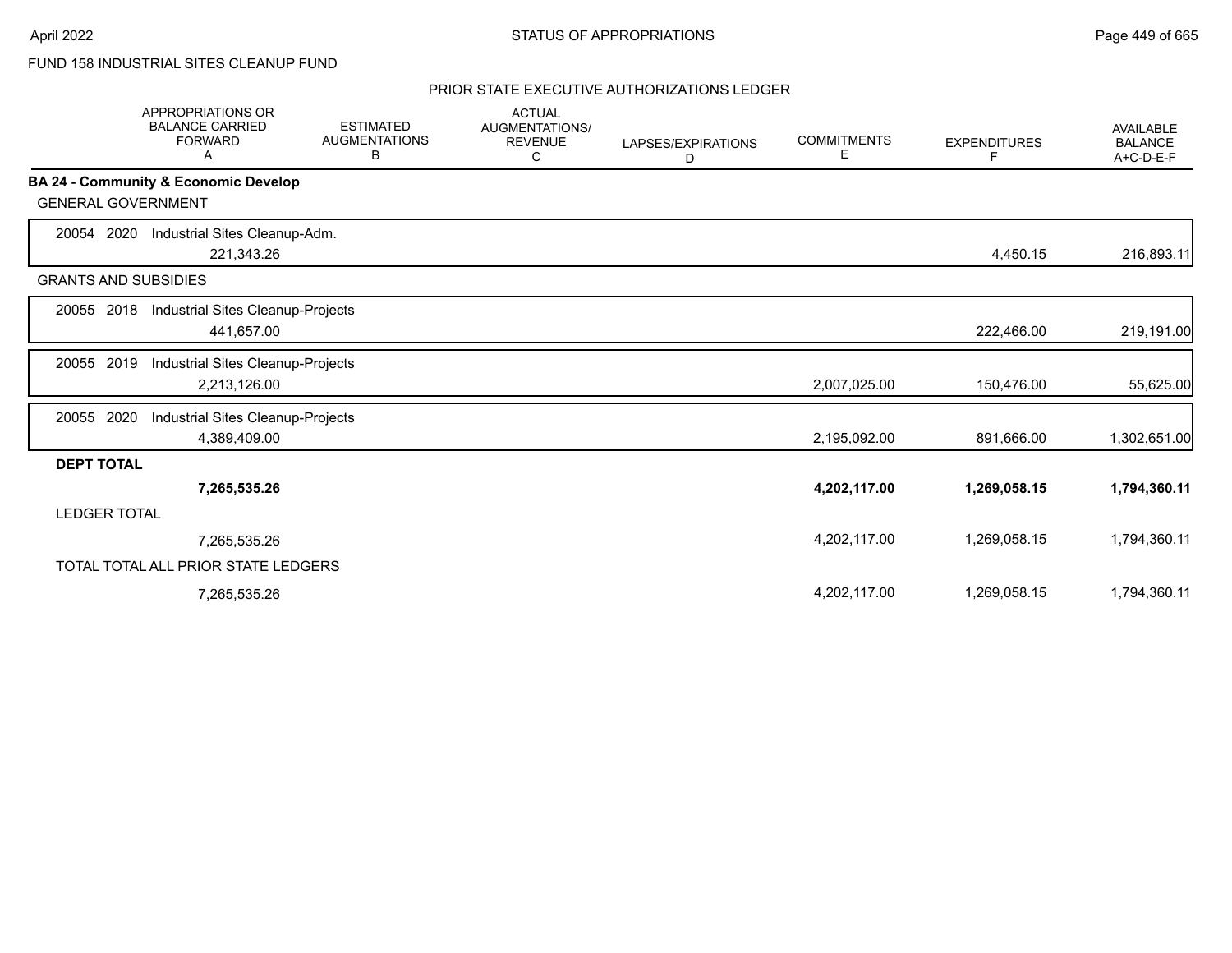FUND 158 INDUSTRIAL SITES CLEANUP FUND

## PRIOR STATE EXECUTIVE AUTHORIZATIONS LEDGER

| | APPROPRIATIONS OR BALANCE CARRIED FORWARD A | ESTIMATED AUGMENTATIONS B | ACTUAL AUGMENTATIONS/ REVENUE C | LAPSES/EXPIRATIONS D | COMMITMENTS E | EXPENDITURES F | AVAILABLE BALANCE A+C-D-E-F |
|---|---|---|---|---|---|---|---|
| **BA 24 - Community & Economic Develop** | | | | | | | |
| GENERAL GOVERNMENT | | | | | | | |
| 20054 2020 Industrial Sites Cleanup-Adm. | 221,343.26 | | | | | 4,450.15 | 216,893.11 |
| GRANTS AND SUBSIDIES | | | | | | | |
| 20055 2018 Industrial Sites Cleanup-Projects | 441,657.00 | | | | | 222,466.00 | 219,191.00 |
| 20055 2019 Industrial Sites Cleanup-Projects | 2,213,126.00 | | | | 2,007,025.00 | 150,476.00 | 55,625.00 |
| 20055 2020 Industrial Sites Cleanup-Projects | 4,389,409.00 | | | | 2,195,092.00 | 891,666.00 | 1,302,651.00 |
| **DEPT TOTAL** | **7,265,535.26** | | | | **4,202,117.00** | **1,269,058.15** | **1,794,360.11** |
| LEDGER TOTAL | 7,265,535.26 | | | | 4,202,117.00 | 1,269,058.15 | 1,794,360.11 |
| TOTAL TOTAL ALL PRIOR STATE LEDGERS | 7,265,535.26 | | | | 4,202,117.00 | 1,269,058.15 | 1,794,360.11 |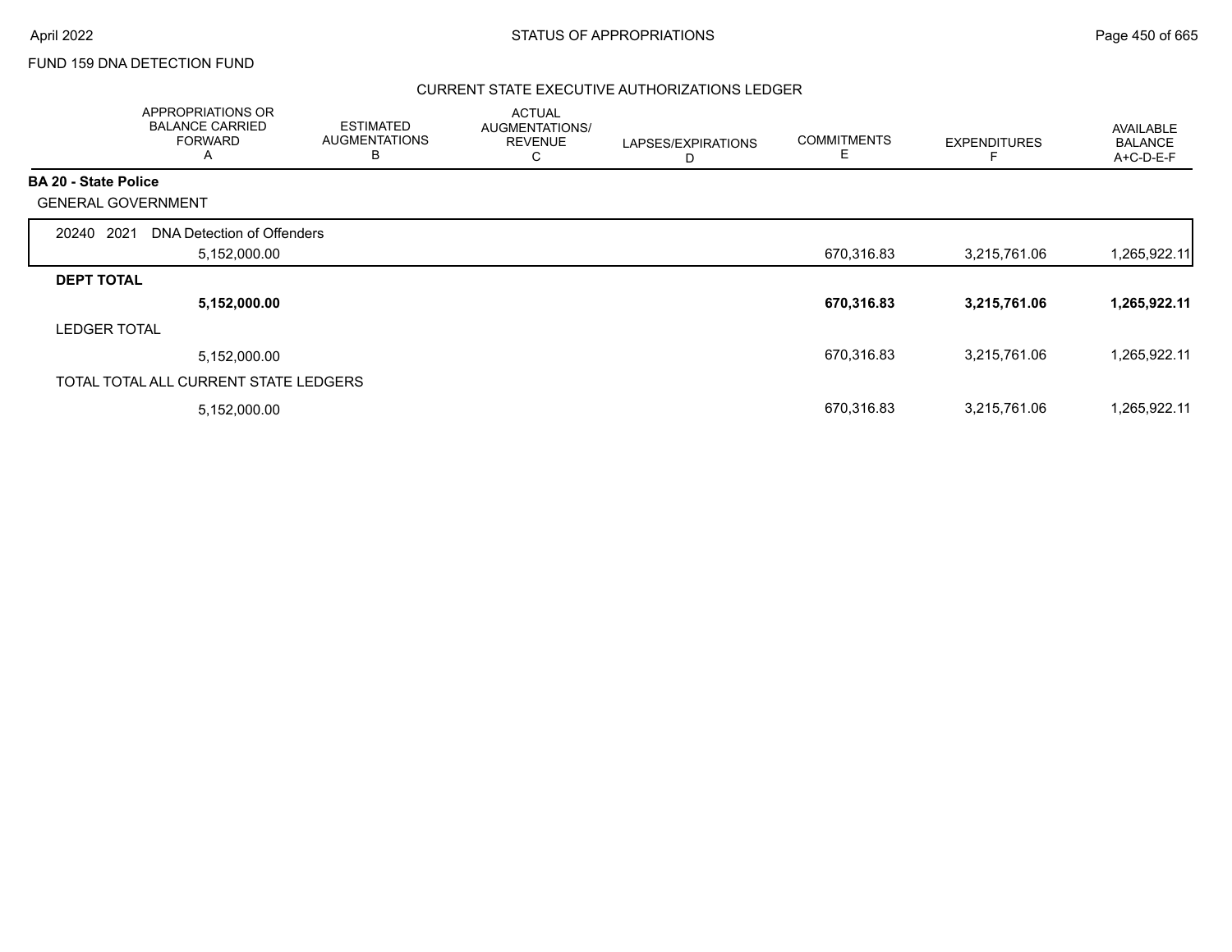FUND 159 DNA DETECTION FUND

## CURRENT STATE EXECUTIVE AUTHORIZATIONS LEDGER

| | APPROPRIATIONS OR BALANCE CARRIED FORWARD A | ESTIMATED AUGMENTATIONS B | ACTUAL AUGMENTATIONS/ REVENUE C | LAPSES/EXPIRATIONS D | COMMITMENTS E | EXPENDITURES F | AVAILABLE BALANCE A+C-D-E-F |
|---|---|---|---|---|---|---|---|
| **BA 20 - State Police** | | | | | | | |
| GENERAL GOVERNMENT | | | | | | | |
| 20240 2021 DNA Detection of Offenders | 5,152,000.00 | | | | 670,316.83 | 3,215,761.06 | 1,265,922.11 |
| **DEPT TOTAL** | **5,152,000.00** | | | | **670,316.83** | **3,215,761.06** | **1,265,922.11** |
| LEDGER TOTAL | 5,152,000.00 | | | | 670,316.83 | 3,215,761.06 | 1,265,922.11 |
| TOTAL TOTAL ALL CURRENT STATE LEDGERS | 5,152,000.00 | | | | 670,316.83 | 3,215,761.06 | 1,265,922.11 |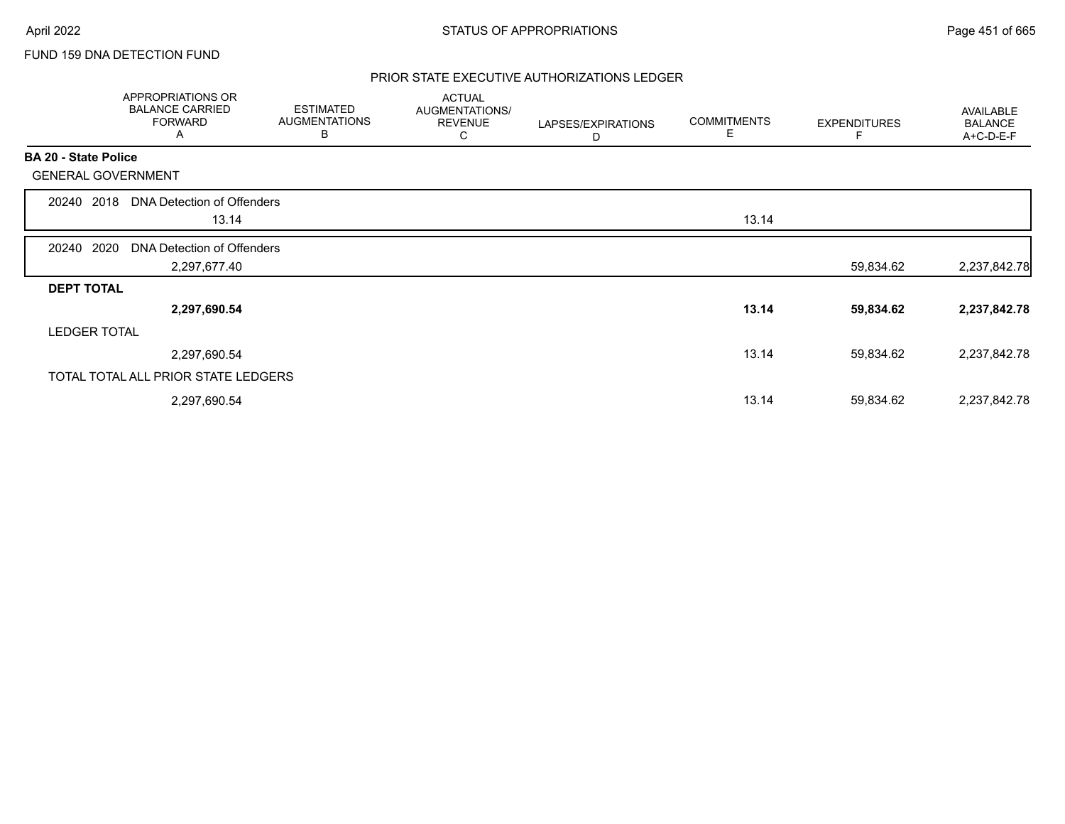FUND 159 DNA DETECTION FUND

## PRIOR STATE EXECUTIVE AUTHORIZATIONS LEDGER

| | APPROPRIATIONS OR BALANCE CARRIED FORWARD A | ESTIMATED AUGMENTATIONS B | ACTUAL AUGMENTATIONS/ REVENUE C | LAPSES/EXPIRATIONS D | COMMITMENTS E | EXPENDITURES F | AVAILABLE BALANCE A+C-D-E-F |
|---|---|---|---|---|---|---|---|
| **BA 20 - State Police** | | | | | | | |
| GENERAL GOVERNMENT | | | | | | | |
| 20240 2018 DNA Detection of Offenders | 13.14 | | | | 13.14 | | |
| 20240 2020 DNA Detection of Offenders | 2,297,677.40 | | | | | 59,834.62 | 2,237,842.78 |
| **DEPT TOTAL** | **2,297,690.54** | | | | **13.14** | **59,834.62** | **2,237,842.78** |
| LEDGER TOTAL | 2,297,690.54 | | | | 13.14 | 59,834.62 | 2,237,842.78 |
| TOTAL TOTAL ALL PRIOR STATE LEDGERS | 2,297,690.54 | | | | 13.14 | 59,834.62 | 2,237,842.78 |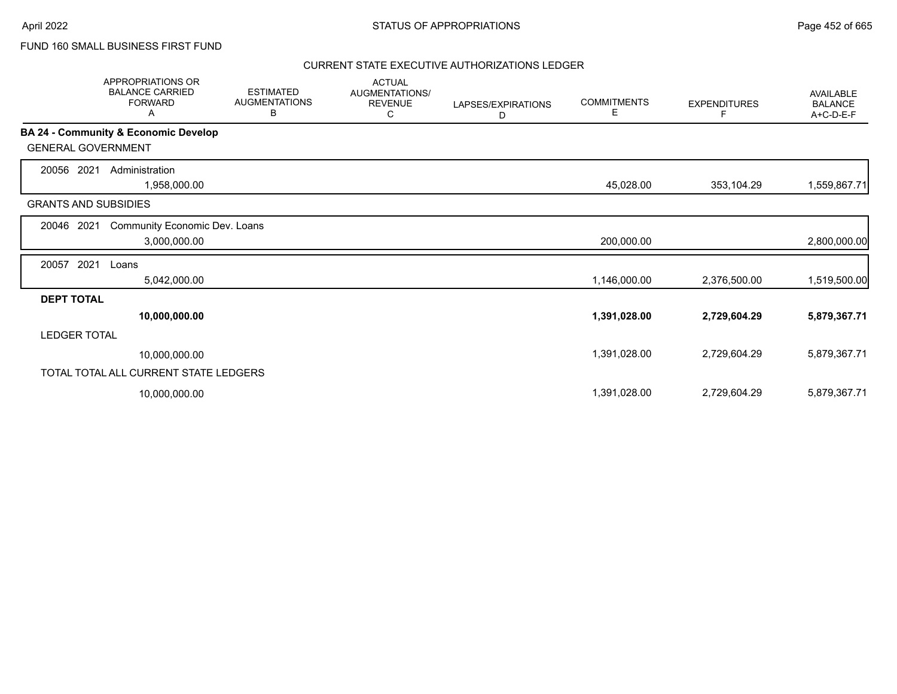FUND 160 SMALL BUSINESS FIRST FUND

CURRENT STATE EXECUTIVE AUTHORIZATIONS LEDGER

| APPROPRIATIONS OR BALANCE CARRIED FORWARD A | ESTIMATED AUGMENTATIONS B | ACTUAL AUGMENTATIONS/ REVENUE C | LAPSES/EXPIRATIONS D | COMMITMENTS E | EXPENDITURES F | AVAILABLE BALANCE A+C-D-E-F |
|---|---|---|---|---|---|---|
| **BA 24 - Community & Economic Develop** | | | | | | |
| GENERAL GOVERNMENT | | | | | | |
| 20056 2021 Administration | | | | | | |
| 1,958,000.00 | | | | 45,028.00 | 353,104.29 | 1,559,867.71 |
| GRANTS AND SUBSIDIES | | | | | | |
| 20046 2021 Community Economic Dev. Loans | | | | | | |
| 3,000,000.00 | | | | 200,000.00 | | 2,800,000.00 |
| 20057 2021 Loans | | | | | | |
| 5,042,000.00 | | | | 1,146,000.00 | 2,376,500.00 | 1,519,500.00 |
| **DEPT TOTAL** | | | | | | |
| **10,000,000.00** | | | | **1,391,028.00** | **2,729,604.29** | **5,879,367.71** |
| LEDGER TOTAL | | | | | | |
| 10,000,000.00 | | | | 1,391,028.00 | 2,729,604.29 | 5,879,367.71 |
| TOTAL TOTAL ALL CURRENT STATE LEDGERS | | | | | | |
| 10,000,000.00 | | | | 1,391,028.00 | 2,729,604.29 | 5,879,367.71 |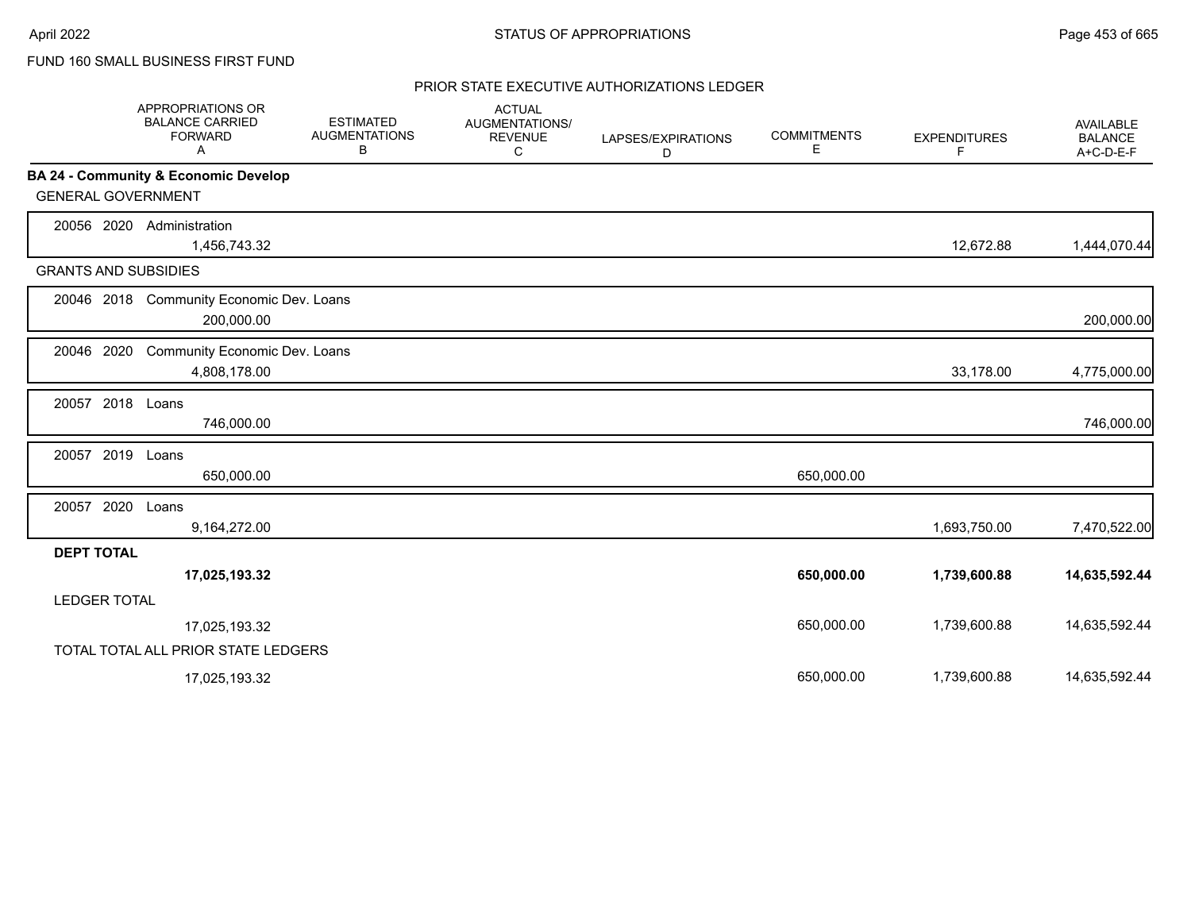FUND 160 SMALL BUSINESS FIRST FUND

## PRIOR STATE EXECUTIVE AUTHORIZATIONS LEDGER

| | APPROPRIATIONS OR BALANCE CARRIED FORWARD A | ESTIMATED AUGMENTATIONS B | ACTUAL AUGMENTATIONS/ REVENUE C | LAPSES/EXPIRATIONS D | COMMITMENTS E | EXPENDITURES F | AVAILABLE BALANCE A+C-D-E-F |
|---|---|---|---|---|---|---|---|
| **BA 24 - Community & Economic Develop** | | | | | | | |
| GENERAL GOVERNMENT | | | | | | | |
| 20056 2020 Administration | 1,456,743.32 | | | | | 12,672.88 | 1,444,070.44 |
| GRANTS AND SUBSIDIES | | | | | | | |
| 20046 2018 Community Economic Dev. Loans | 200,000.00 | | | | | | 200,000.00 |
| 20046 2020 Community Economic Dev. Loans | 4,808,178.00 | | | | | 33,178.00 | 4,775,000.00 |
| 20057 2018 Loans | 746,000.00 | | | | | | 746,000.00 |
| 20057 2019 Loans | 650,000.00 | | | | 650,000.00 | | |
| 20057 2020 Loans | 9,164,272.00 | | | | | 1,693,750.00 | 7,470,522.00 |
| **DEPT TOTAL** | **17,025,193.32** | | | | **650,000.00** | **1,739,600.88** | **14,635,592.44** |
| LEDGER TOTAL | 17,025,193.32 | | | | 650,000.00 | 1,739,600.88 | 14,635,592.44 |
| TOTAL TOTAL ALL PRIOR STATE LEDGERS | 17,025,193.32 | | | | 650,000.00 | 1,739,600.88 | 14,635,592.44 |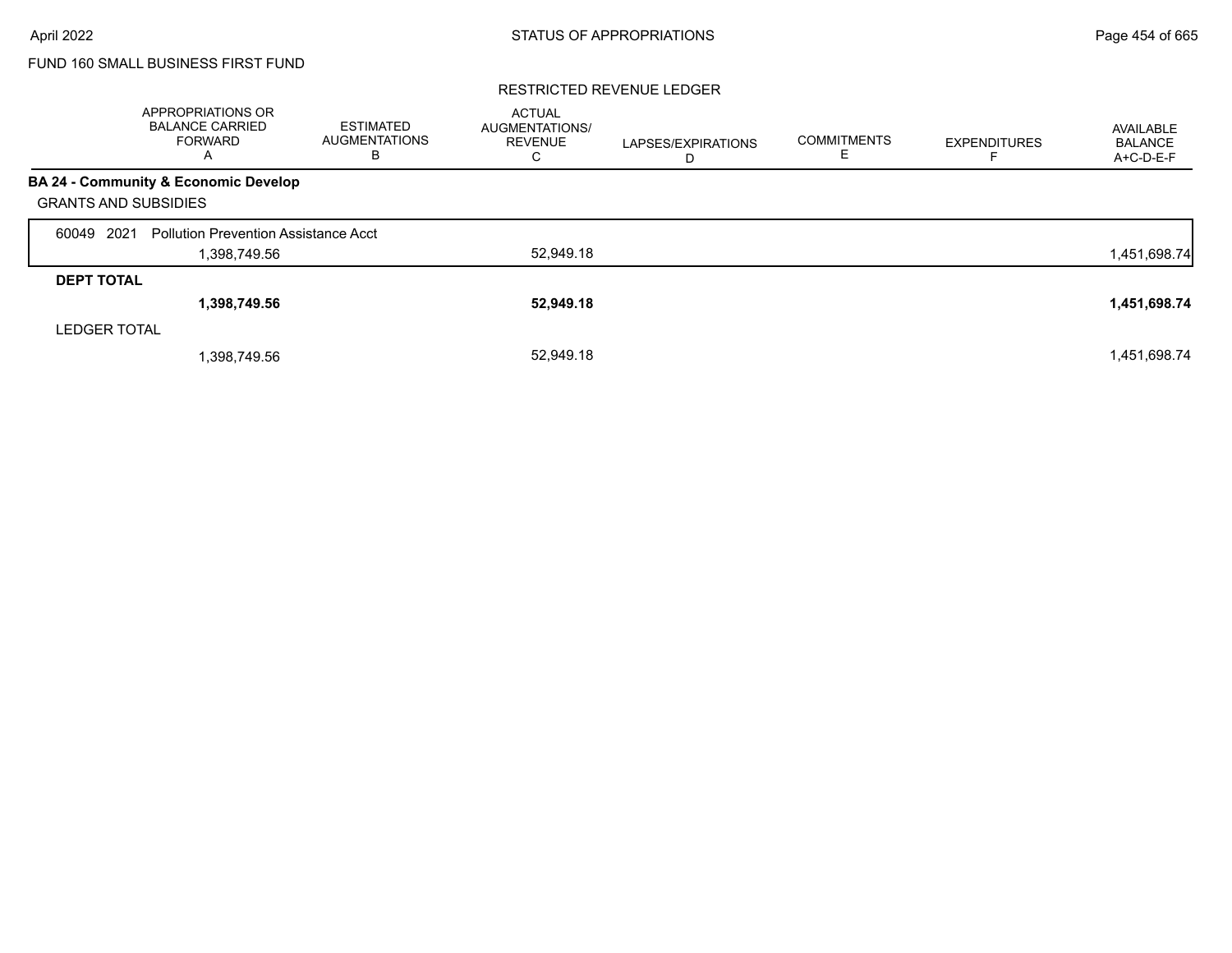FUND 160 SMALL BUSINESS FIRST FUND

RESTRICTED REVENUE LEDGER

| | APPROPRIATIONS OR BALANCE CARRIED FORWARD A | ESTIMATED AUGMENTATIONS B | ACTUAL AUGMENTATIONS/ REVENUE C | LAPSES/EXPIRATIONS D | COMMITMENTS E | EXPENDITURES F | AVAILABLE BALANCE A+C-D-E-F |
|---|---|---|---|---|---|---|---|
| **BA 24 - Community & Economic Develop** | | | | | | | |
| GRANTS AND SUBSIDIES | | | | | | | |
| 60049 2021 Pollution Prevention Assistance Acct | 1,398,749.56 | | 52,949.18 | | | | 1,451,698.74 |
| **DEPT TOTAL** | **1,398,749.56** | | **52,949.18** | | | | **1,451,698.74** |
| LEDGER TOTAL | 1,398,749.56 | | 52,949.18 | | | | 1,451,698.74 |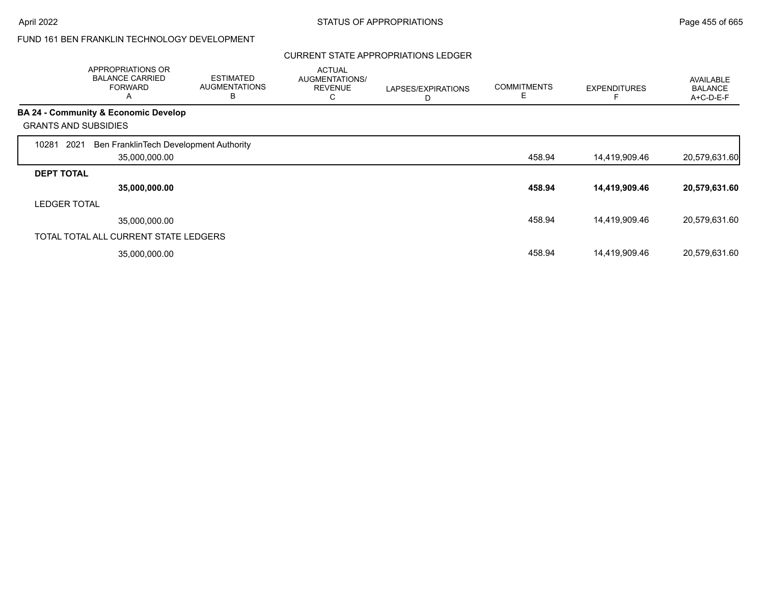FUND 161 BEN FRANKLIN TECHNOLOGY DEVELOPMENT

CURRENT STATE APPROPRIATIONS LEDGER

| | APPROPRIATIONS OR BALANCE CARRIED FORWARD A | ESTIMATED AUGMENTATIONS B | ACTUAL AUGMENTATIONS/ REVENUE C | LAPSES/EXPIRATIONS D | COMMITMENTS E | EXPENDITURES F | AVAILABLE BALANCE A+C-D-E-F |
|---|---|---|---|---|---|---|---|
| **BA 24 - Community & Economic Develop** | | | | | | | |
| GRANTS AND SUBSIDIES | | | | | | | |
| 10281 2021 Ben FranklinTech Development Authority | 35,000,000.00 | | | | 458.94 | 14,419,909.46 | 20,579,631.60 |
| **DEPT TOTAL** | **35,000,000.00** | | | | **458.94** | **14,419,909.46** | **20,579,631.60** |
| LEDGER TOTAL | 35,000,000.00 | | | | 458.94 | 14,419,909.46 | 20,579,631.60 |
| TOTAL TOTAL ALL CURRENT STATE LEDGERS | 35,000,000.00 | | | | 458.94 | 14,419,909.46 | 20,579,631.60 |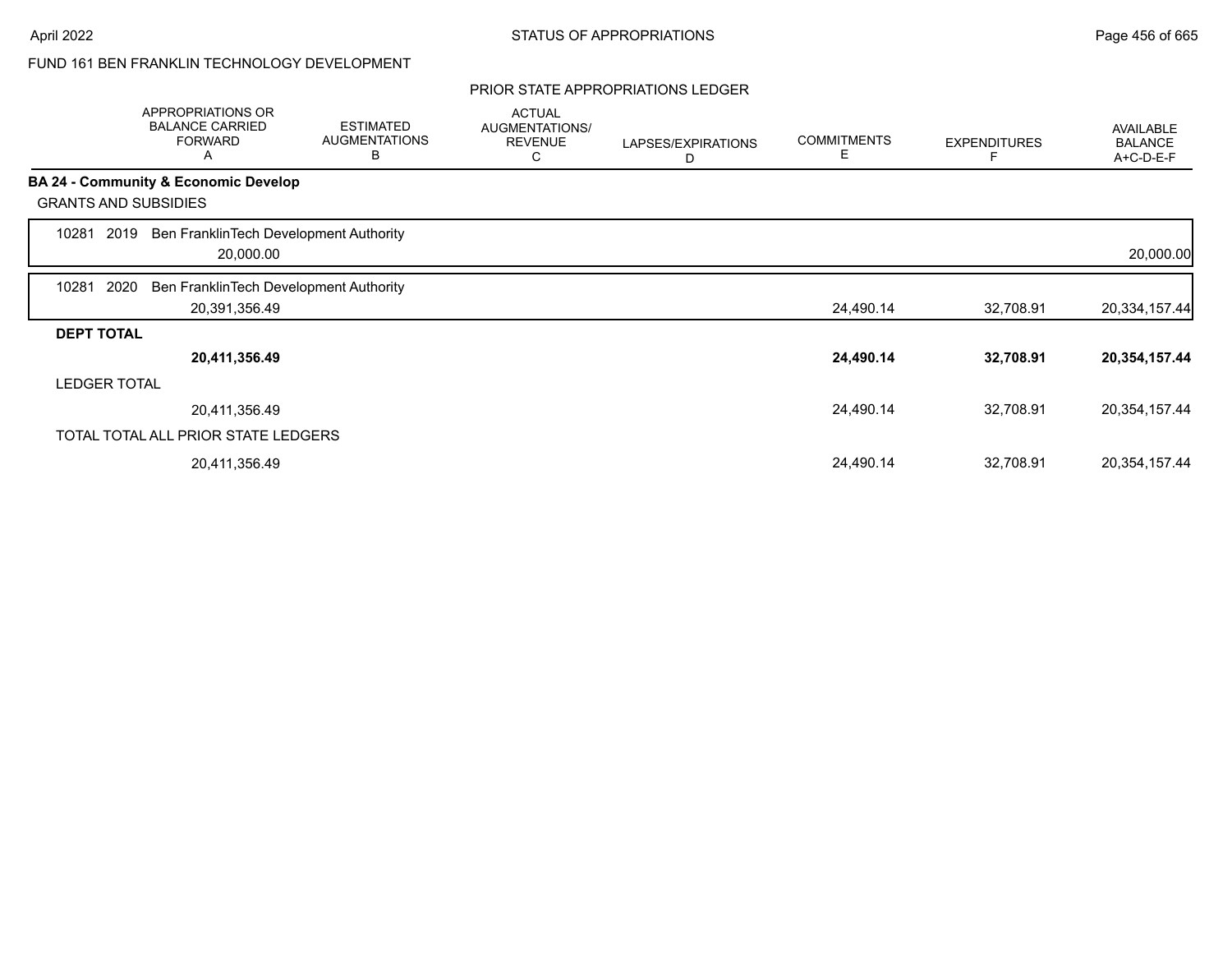FUND 161 BEN FRANKLIN TECHNOLOGY DEVELOPMENT

PRIOR STATE APPROPRIATIONS LEDGER

| | APPROPRIATIONS OR BALANCE CARRIED FORWARD A | ESTIMATED AUGMENTATIONS B | ACTUAL AUGMENTATIONS/ REVENUE C | LAPSES/EXPIRATIONS D | COMMITMENTS E | EXPENDITURES F | AVAILABLE BALANCE A+C-D-E-F |
|---|---|---|---|---|---|---|---|
| **BA 24 - Community & Economic Develop** | | | | | | | |
| GRANTS AND SUBSIDIES | | | | | | | |
| 10281 2019 Ben FranklinTech Development Authority | | | | | | | |
| | 20,000.00 | | | | | | 20,000.00 |
| 10281 2020 Ben FranklinTech Development Authority | | | | | | | |
| | 20,391,356.49 | | | | 24,490.14 | 32,708.91 | 20,334,157.44 |
| **DEPT TOTAL** | | | | | | | |
| | **20,411,356.49** | | | | **24,490.14** | **32,708.91** | **20,354,157.44** |
| LEDGER TOTAL | | | | | | | |
| | 20,411,356.49 | | | | 24,490.14 | 32,708.91 | 20,354,157.44 |
| TOTAL TOTAL ALL PRIOR STATE LEDGERS | | | | | | | |
| | 20,411,356.49 | | | | 24,490.14 | 32,708.91 | 20,354,157.44 |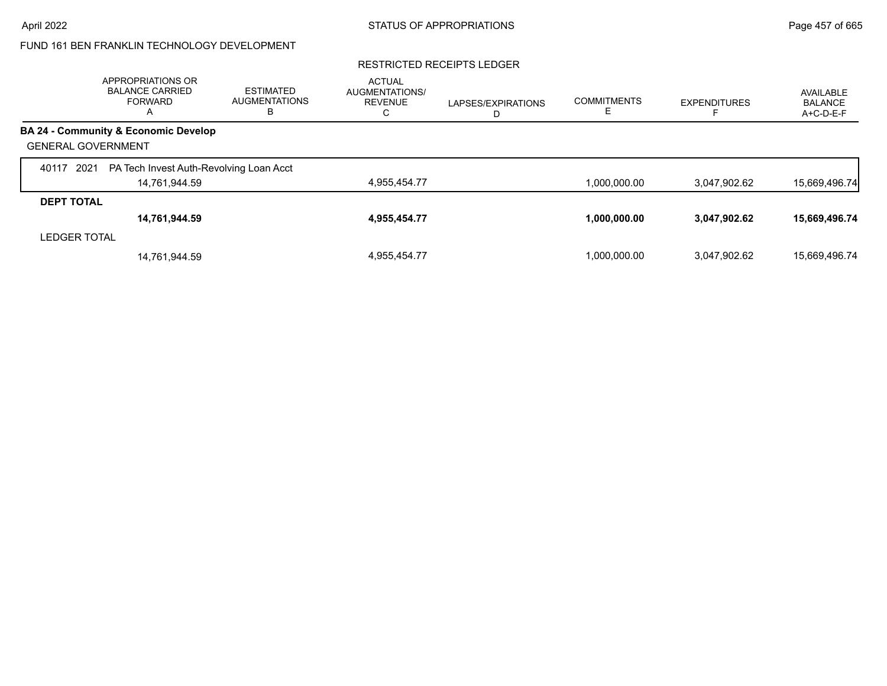FUND 161 BEN FRANKLIN TECHNOLOGY DEVELOPMENT

RESTRICTED RECEIPTS LEDGER

| | APPROPRIATIONS OR BALANCE CARRIED FORWARD A | ESTIMATED AUGMENTATIONS B | ACTUAL AUGMENTATIONS/ REVENUE C | LAPSES/EXPIRATIONS D | COMMITMENTS E | EXPENDITURES F | AVAILABLE BALANCE A+C-D-E-F |
|---|---|---|---|---|---|---|---|
| **BA 24 - Community & Economic Develop** | | | | | | | |
| GENERAL GOVERNMENT | | | | | | | |
| 40117 2021 PA Tech Invest Auth-Revolving Loan Acct | | | | | | | |
| | 14,761,944.59 | | 4,955,454.77 | | 1,000,000.00 | 3,047,902.62 | 15,669,496.74 |
| **DEPT TOTAL** | | | | | | | |
| | **14,761,944.59** | | **4,955,454.77** | | **1,000,000.00** | **3,047,902.62** | **15,669,496.74** |
| LEDGER TOTAL | | | | | | | |
| | 14,761,944.59 | | 4,955,454.77 | | 1,000,000.00 | 3,047,902.62 | 15,669,496.74 |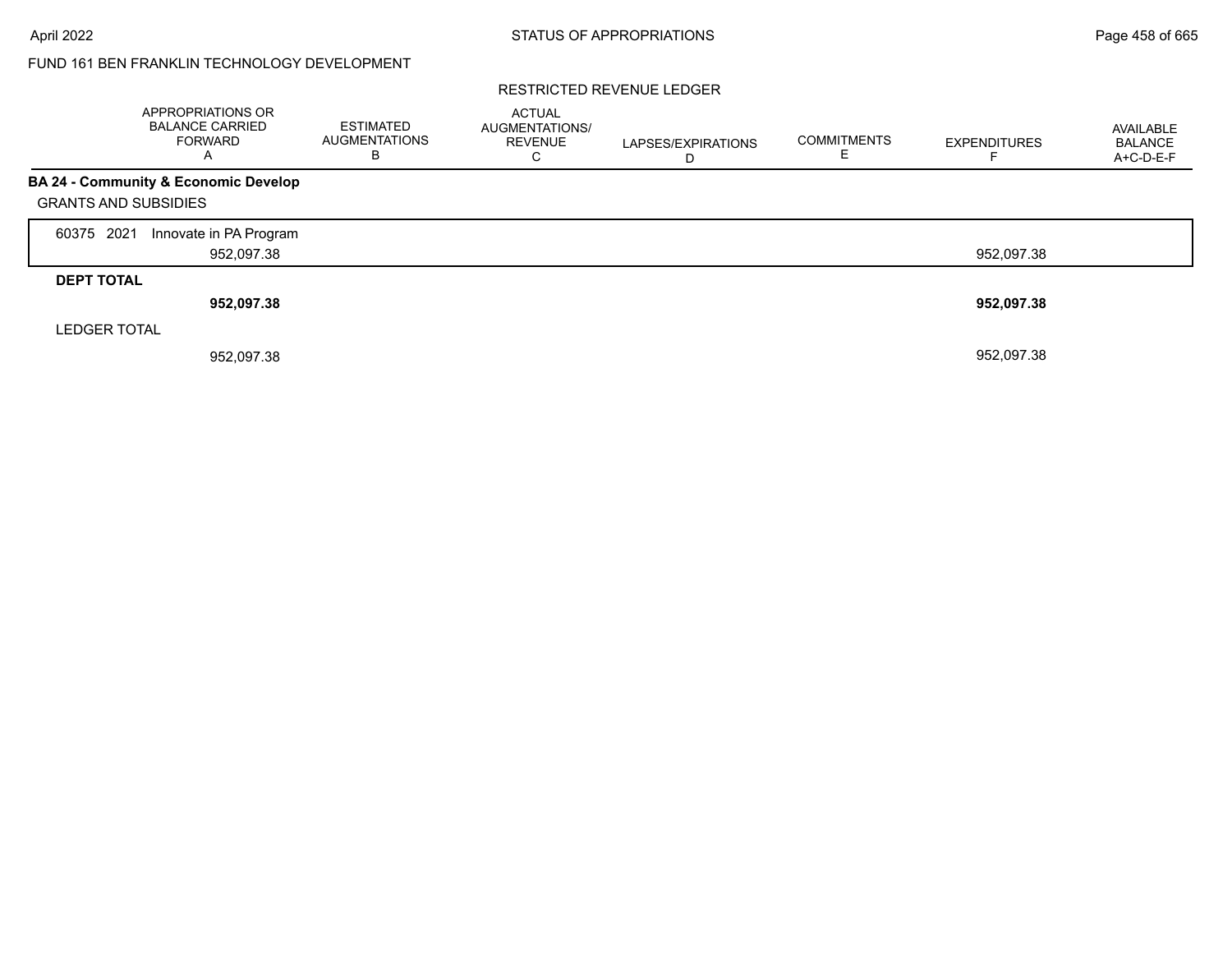FUND 161 BEN FRANKLIN TECHNOLOGY DEVELOPMENT

RESTRICTED REVENUE LEDGER

| | APPROPRIATIONS OR BALANCE CARRIED FORWARD A | ESTIMATED AUGMENTATIONS B | ACTUAL AUGMENTATIONS/ REVENUE C | LAPSES/EXPIRATIONS D | COMMITMENTS E | EXPENDITURES F | AVAILABLE BALANCE A+C-D-E-F |
|---|---|---|---|---|---|---|---|
| **BA 24 - Community & Economic Develop** | | | | | | | |
| GRANTS AND SUBSIDIES | | | | | | | |
| 60375 2021 Innovate in PA Program | 952,097.38 | | | | | 952,097.38 | |
| **DEPT TOTAL** | **952,097.38** | | | | | **952,097.38** | |
| LEDGER TOTAL | 952,097.38 | | | | | 952,097.38 | |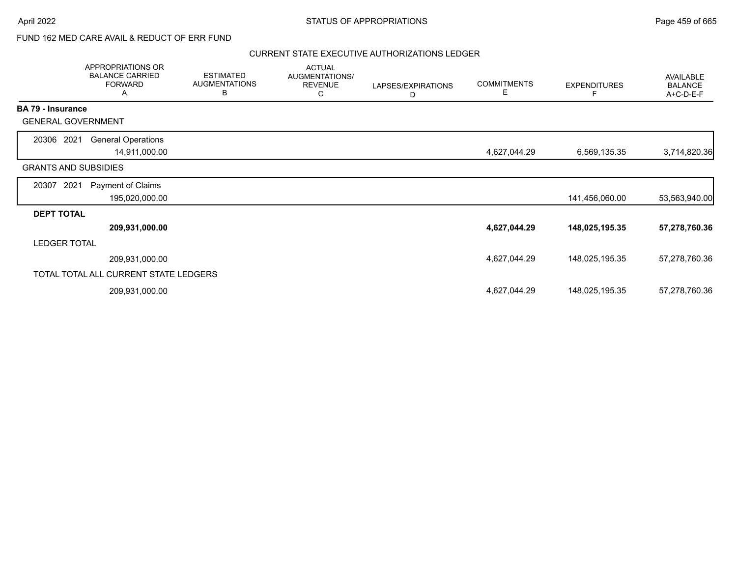FUND 162 MED CARE AVAIL & REDUCT OF ERR FUND

CURRENT STATE EXECUTIVE AUTHORIZATIONS LEDGER

| | APPROPRIATIONS OR BALANCE CARRIED FORWARD A | ESTIMATED AUGMENTATIONS B | ACTUAL AUGMENTATIONS/ REVENUE C | LAPSES/EXPIRATIONS D | COMMITMENTS E | EXPENDITURES F | AVAILABLE BALANCE A+C-D-E-F |
|---|---|---|---|---|---|---|---|
| **BA 79 - Insurance** | | | | | | | |
| GENERAL GOVERNMENT | | | | | | | |
| 20306 2021 General Operations | 14,911,000.00 | | | | 4,627,044.29 | 6,569,135.35 | 3,714,820.36 |
| GRANTS AND SUBSIDIES | | | | | | | |
| 20307 2021 Payment of Claims | 195,020,000.00 | | | | | 141,456,060.00 | 53,563,940.00 |
| **DEPT TOTAL** | **209,931,000.00** | | | | **4,627,044.29** | **148,025,195.35** | **57,278,760.36** |
| LEDGER TOTAL | 209,931,000.00 | | | | 4,627,044.29 | 148,025,195.35 | 57,278,760.36 |
| TOTAL TOTAL ALL CURRENT STATE LEDGERS | 209,931,000.00 | | | | 4,627,044.29 | 148,025,195.35 | 57,278,760.36 |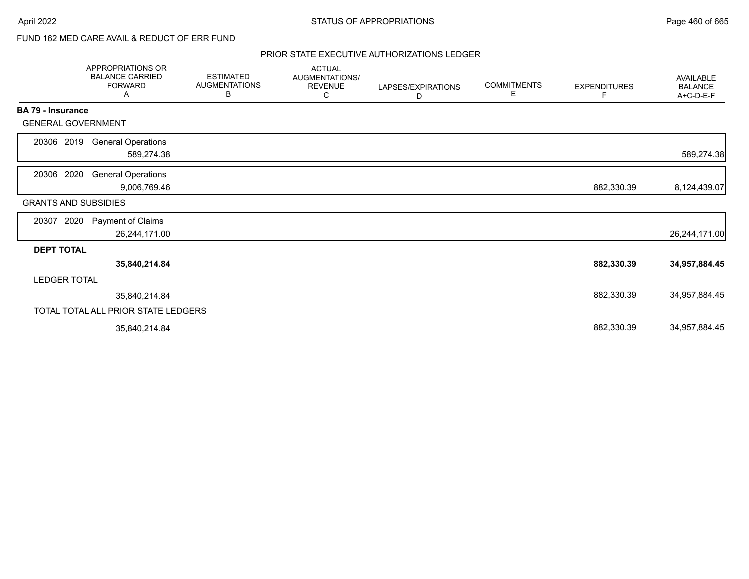FUND 162 MED CARE AVAIL & REDUCT OF ERR FUND

## PRIOR STATE EXECUTIVE AUTHORIZATIONS LEDGER

| | APPROPRIATIONS OR BALANCE CARRIED FORWARD A | ESTIMATED AUGMENTATIONS B | ACTUAL AUGMENTATIONS/ REVENUE C | LAPSES/EXPIRATIONS D | COMMITMENTS E | EXPENDITURES F | AVAILABLE BALANCE A+C-D-E-F |
|---|---|---|---|---|---|---|---|
| **BA 79 - Insurance** | | | | | | | |
| GENERAL GOVERNMENT | | | | | | | |
| 20306 2019 General Operations | 589,274.38 | | | | | | 589,274.38 |
| 20306 2020 General Operations | 9,006,769.46 | | | | | 882,330.39 | 8,124,439.07 |
| GRANTS AND SUBSIDIES | | | | | | | |
| 20307 2020 Payment of Claims | 26,244,171.00 | | | | | | 26,244,171.00 |
| **DEPT TOTAL** | **35,840,214.84** | | | | | **882,330.39** | **34,957,884.45** |
| LEDGER TOTAL | 35,840,214.84 | | | | | 882,330.39 | 34,957,884.45 |
| TOTAL TOTAL ALL PRIOR STATE LEDGERS | 35,840,214.84 | | | | | 882,330.39 | 34,957,884.45 |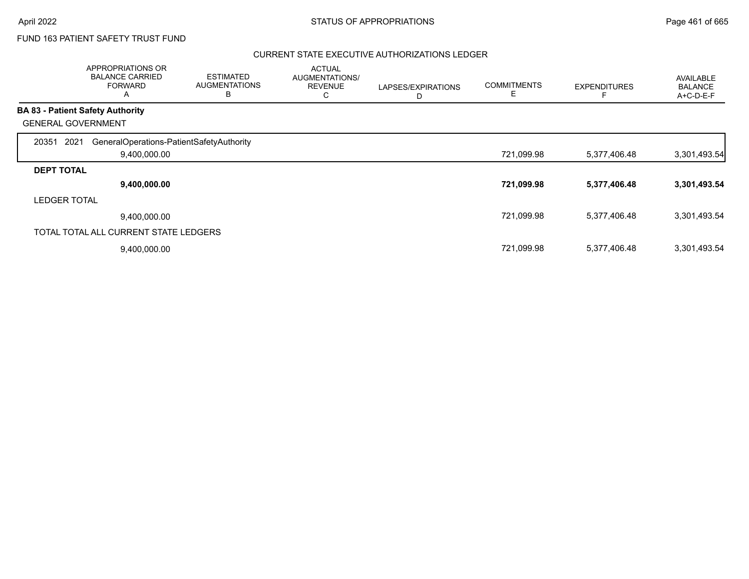FUND 163 PATIENT SAFETY TRUST FUND

CURRENT STATE EXECUTIVE AUTHORIZATIONS LEDGER

| | APPROPRIATIONS OR BALANCE CARRIED FORWARD A | ESTIMATED AUGMENTATIONS B | ACTUAL AUGMENTATIONS/ REVENUE C | LAPSES/EXPIRATIONS D | COMMITMENTS E | EXPENDITURES F | AVAILABLE BALANCE A+C-D-E-F |
|---|---|---|---|---|---|---|---|
| **BA 83 - Patient Safety Authority** | | | | | | | |
| GENERAL GOVERNMENT | | | | | | | |
| 20351 2021 GeneralOperations-PatientSafetyAuthority | | | | | | | |
| | 9,400,000.00 | | | | 721,099.98 | 5,377,406.48 | 3,301,493.54 |
| **DEPT TOTAL** | | | | | | | |
| | **9,400,000.00** | | | | **721,099.98** | **5,377,406.48** | **3,301,493.54** |
| LEDGER TOTAL | | | | | | | |
| | 9,400,000.00 | | | | 721,099.98 | 5,377,406.48 | 3,301,493.54 |
| TOTAL TOTAL ALL CURRENT STATE LEDGERS | | | | | | | |
| | 9,400,000.00 | | | | 721,099.98 | 5,377,406.48 | 3,301,493.54 |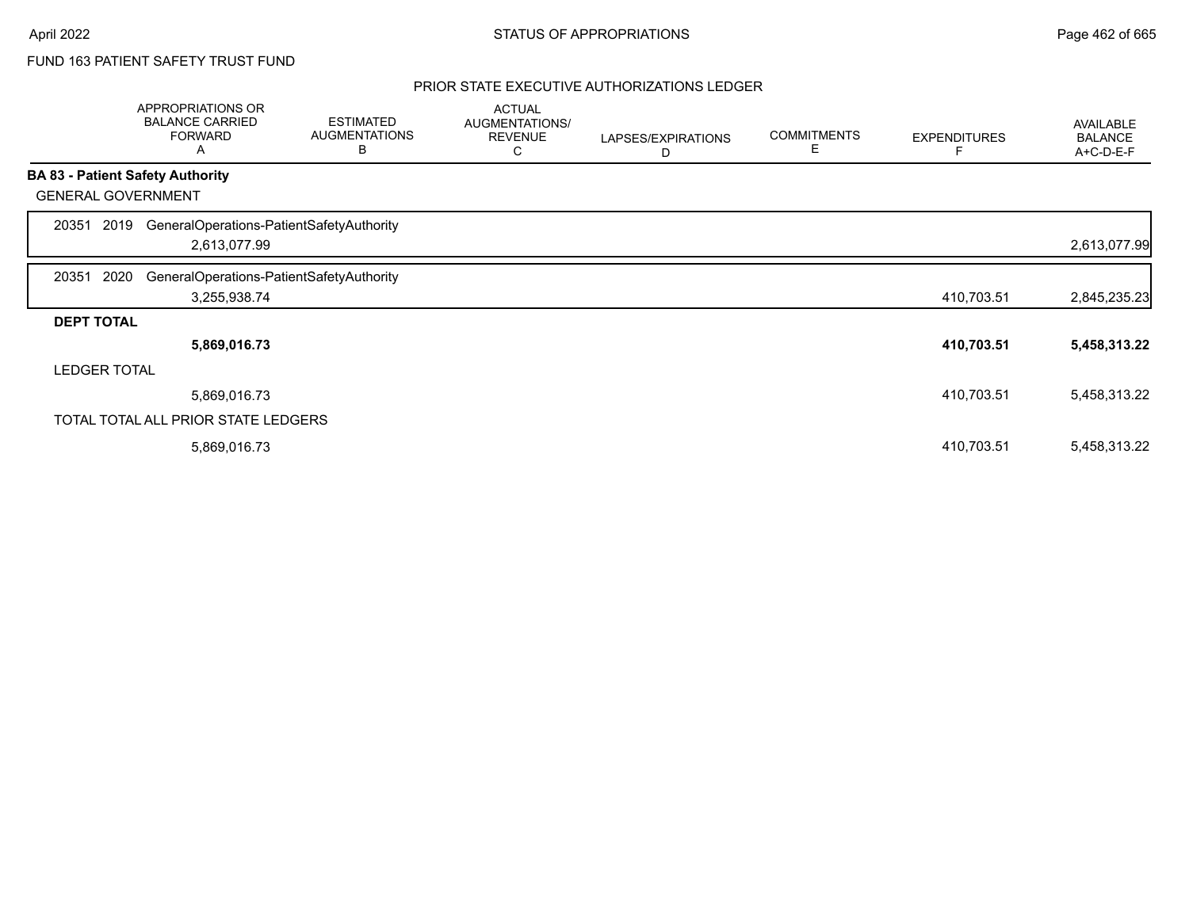FUND 163 PATIENT SAFETY TRUST FUND

PRIOR STATE EXECUTIVE AUTHORIZATIONS LEDGER

| | APPROPRIATIONS OR BALANCE CARRIED FORWARD A | ESTIMATED AUGMENTATIONS B | ACTUAL AUGMENTATIONS/ REVENUE C | LAPSES/EXPIRATIONS D | COMMITMENTS E | EXPENDITURES F | AVAILABLE BALANCE A+C-D-E-F |
|---|---|---|---|---|---|---|---|
| **BA 83 - Patient Safety Authority** | | | | | | | |
| GENERAL GOVERNMENT | | | | | | | |
| 20351 2019 GeneralOperations-PatientSafetyAuthority | | | | | | | |
| | 2,613,077.99 | | | | | | 2,613,077.99 |
| 20351 2020 GeneralOperations-PatientSafetyAuthority | | | | | | | |
| | 3,255,938.74 | | | | | 410,703.51 | 2,845,235.23 |
| **DEPT TOTAL** | | | | | | | |
| | **5,869,016.73** | | | | | **410,703.51** | **5,458,313.22** |
| LEDGER TOTAL | | | | | | | |
| | 5,869,016.73 | | | | | 410,703.51 | 5,458,313.22 |
| TOTAL TOTAL ALL PRIOR STATE LEDGERS | | | | | | | |
| | 5,869,016.73 | | | | | 410,703.51 | 5,458,313.22 |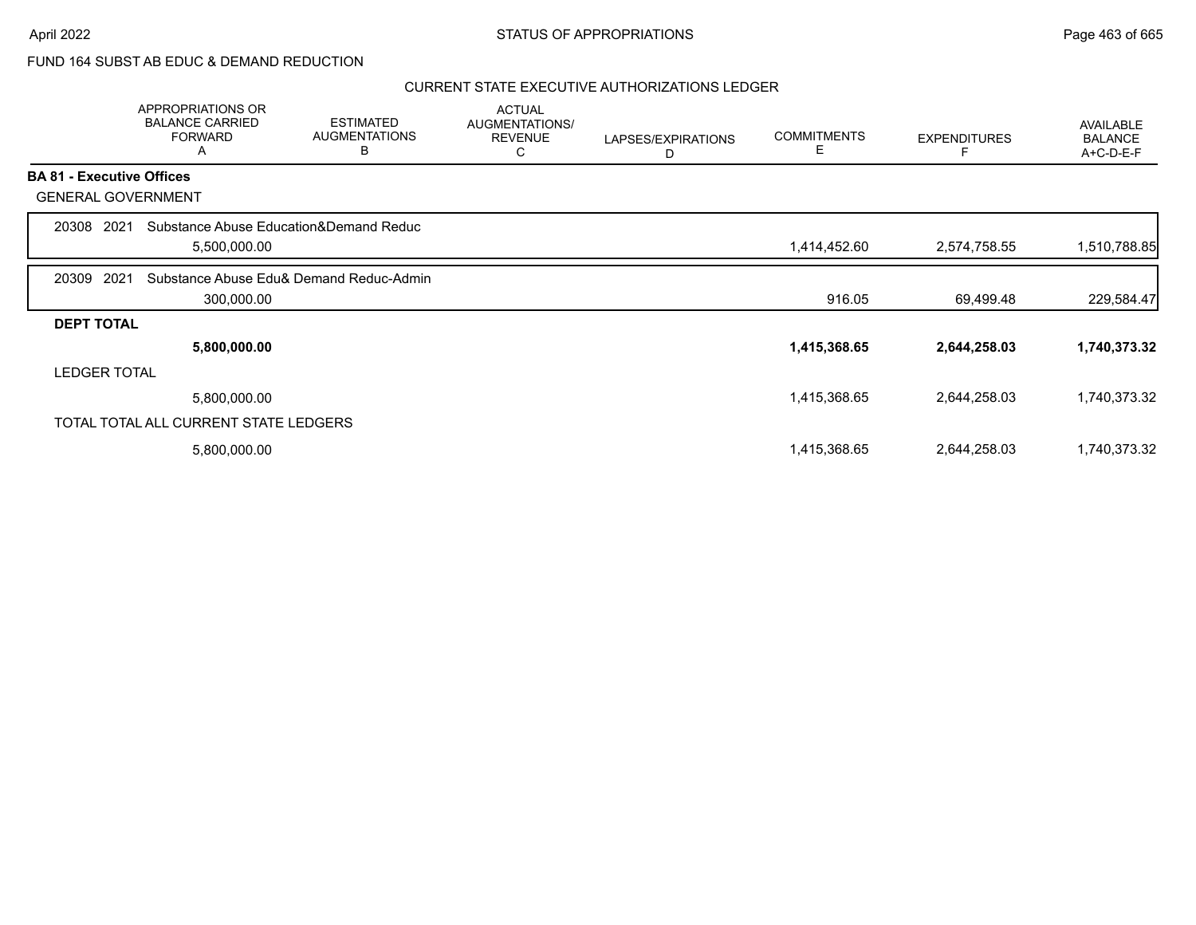FUND 164 SUBST AB EDUC & DEMAND REDUCTION

CURRENT STATE EXECUTIVE AUTHORIZATIONS LEDGER

| | APPROPRIATIONS OR BALANCE CARRIED FORWARD A | ESTIMATED AUGMENTATIONS B | ACTUAL AUGMENTATIONS/ REVENUE C | LAPSES/EXPIRATIONS D | COMMITMENTS E | EXPENDITURES F | AVAILABLE BALANCE A+C-D-E-F |
|---|---|---|---|---|---|---|---|
| **BA 81 - Executive Offices** | | | | | | | |
| GENERAL GOVERNMENT | | | | | | | |
| 20308 2021 Substance Abuse Education&Demand Reduc | 5,500,000.00 | | | | 1,414,452.60 | 2,574,758.55 | 1,510,788.85 |
| 20309 2021 Substance Abuse Edu& Demand Reduc-Admin | 300,000.00 | | | | 916.05 | 69,499.48 | 229,584.47 |
| **DEPT TOTAL** | **5,800,000.00** | | | | **1,415,368.65** | **2,644,258.03** | **1,740,373.32** |
| LEDGER TOTAL | 5,800,000.00 | | | | 1,415,368.65 | 2,644,258.03 | 1,740,373.32 |
| TOTAL TOTAL ALL CURRENT STATE LEDGERS | 5,800,000.00 | | | | 1,415,368.65 | 2,644,258.03 | 1,740,373.32 |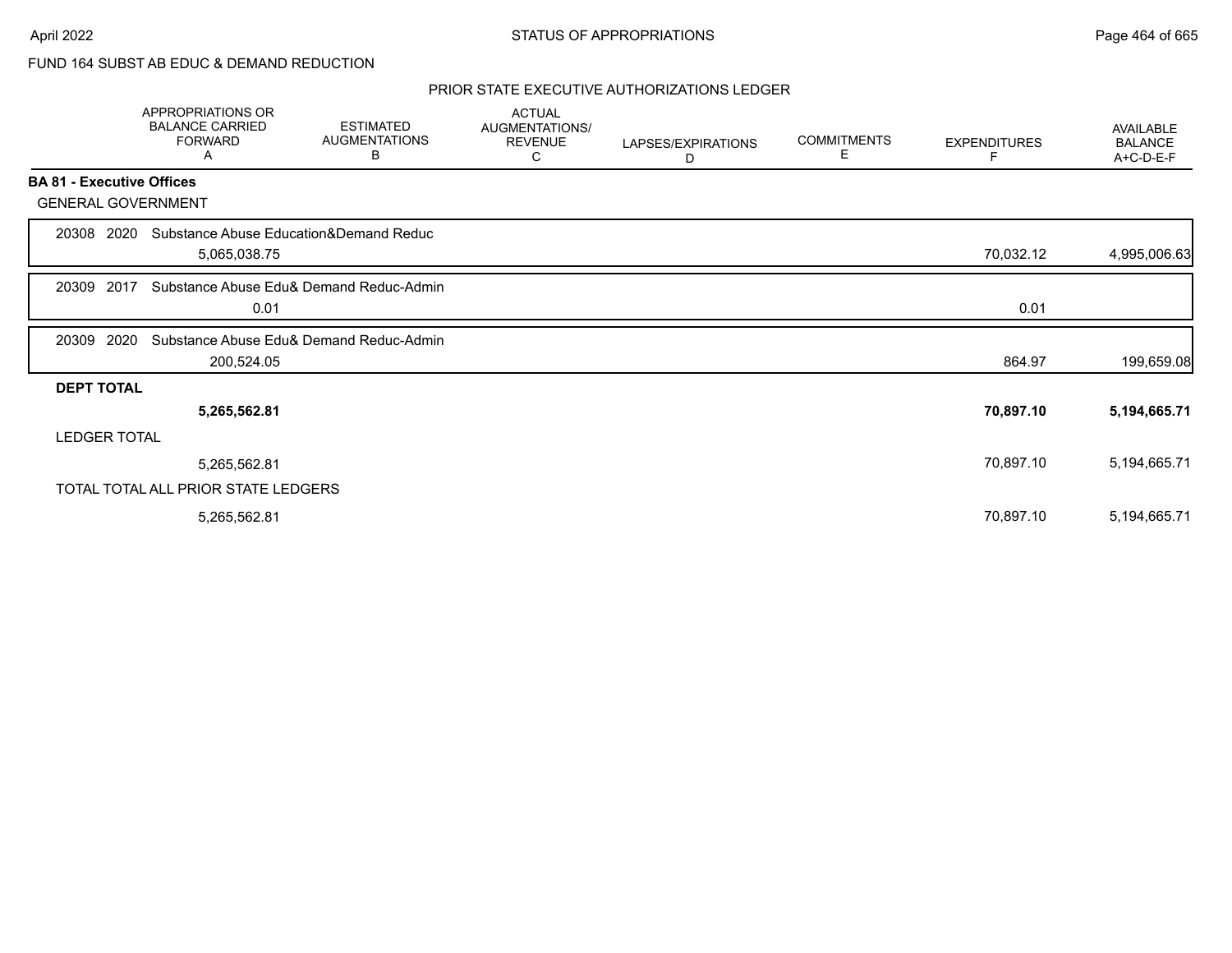FUND 164 SUBST AB EDUC & DEMAND REDUCTION

## PRIOR STATE EXECUTIVE AUTHORIZATIONS LEDGER

| | APPROPRIATIONS OR BALANCE CARRIED FORWARD A | ESTIMATED AUGMENTATIONS B | ACTUAL AUGMENTATIONS/ REVENUE C | LAPSES/EXPIRATIONS D | COMMITMENTS E | EXPENDITURES F | AVAILABLE BALANCE A+C-D-E-F |
|---|---|---|---|---|---|---|---|
| **BA 81 - Executive Offices** | | | | | | | |
| GENERAL GOVERNMENT | | | | | | | |
| 20308 2020 Substance Abuse Education&Demand Reduc | 5,065,038.75 | | | | | 70,032.12 | 4,995,006.63 |
| 20309 2017 Substance Abuse Edu& Demand Reduc-Admin | 0.01 | | | | | 0.01 | |
| 20309 2020 Substance Abuse Edu& Demand Reduc-Admin | 200,524.05 | | | | | 864.97 | 199,659.08 |
| **DEPT TOTAL** | **5,265,562.81** | | | | | **70,897.10** | **5,194,665.71** |
| LEDGER TOTAL | 5,265,562.81 | | | | | 70,897.10 | 5,194,665.71 |
| TOTAL TOTAL ALL PRIOR STATE LEDGERS | 5,265,562.81 | | | | | 70,897.10 | 5,194,665.71 |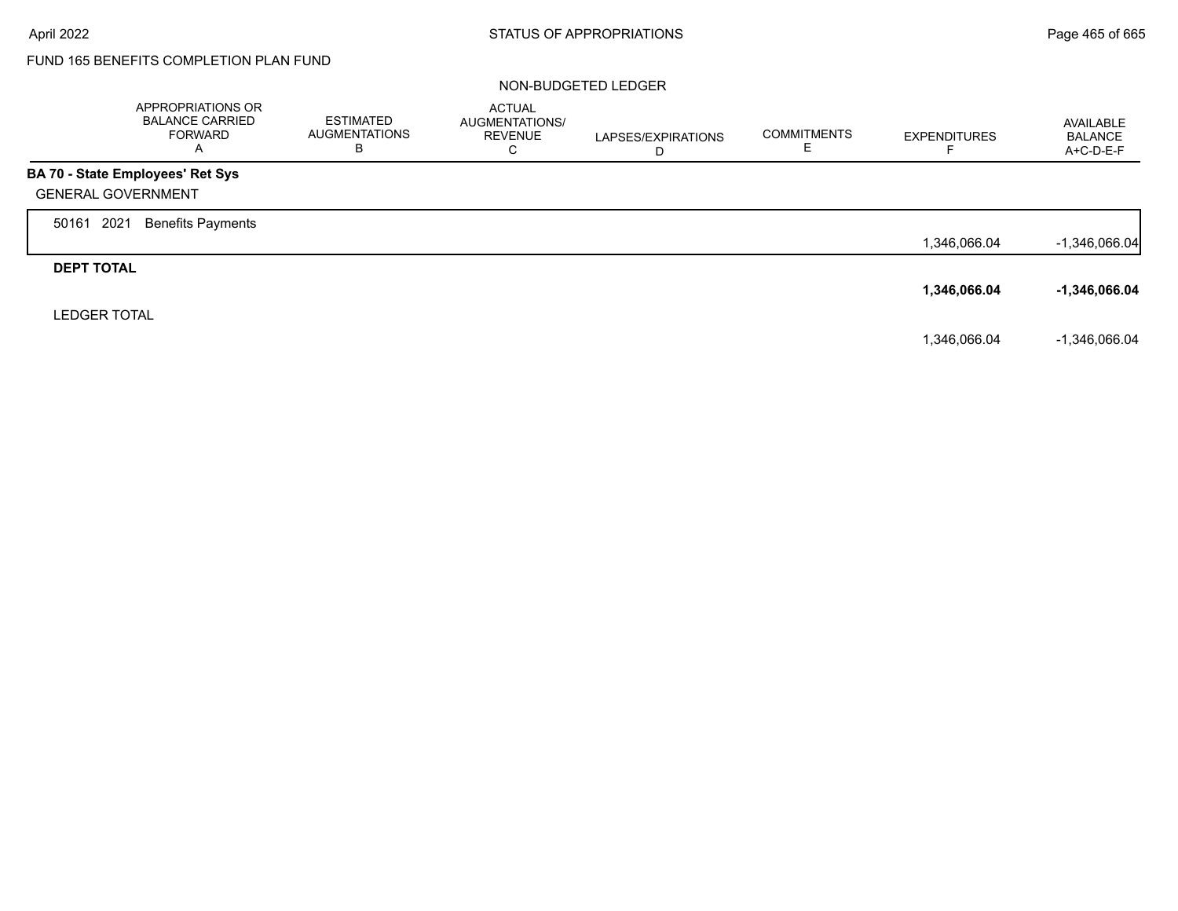FUND 165 BENEFITS COMPLETION PLAN FUND

NON-BUDGETED LEDGER

| | APPROPRIATIONS OR BALANCE CARRIED FORWARD A | ESTIMATED AUGMENTATIONS B | ACTUAL AUGMENTATIONS/ REVENUE C | LAPSES/EXPIRATIONS D | COMMITMENTS E | EXPENDITURES F | AVAILABLE BALANCE A+C-D-E-F |
|---|---|---|---|---|---|---|---|
| **BA 70 - State Employees' Ret Sys** | | | | | | | |
| GENERAL GOVERNMENT | | | | | | | |
| 50161 2021 Benefits Payments | | | | | | 1,346,066.04 | -1,346,066.04 |
| **DEPT TOTAL** | | | | | | **1,346,066.04** | **-1,346,066.04** |
| LEDGER TOTAL | | | | | | 1,346,066.04 | -1,346,066.04 |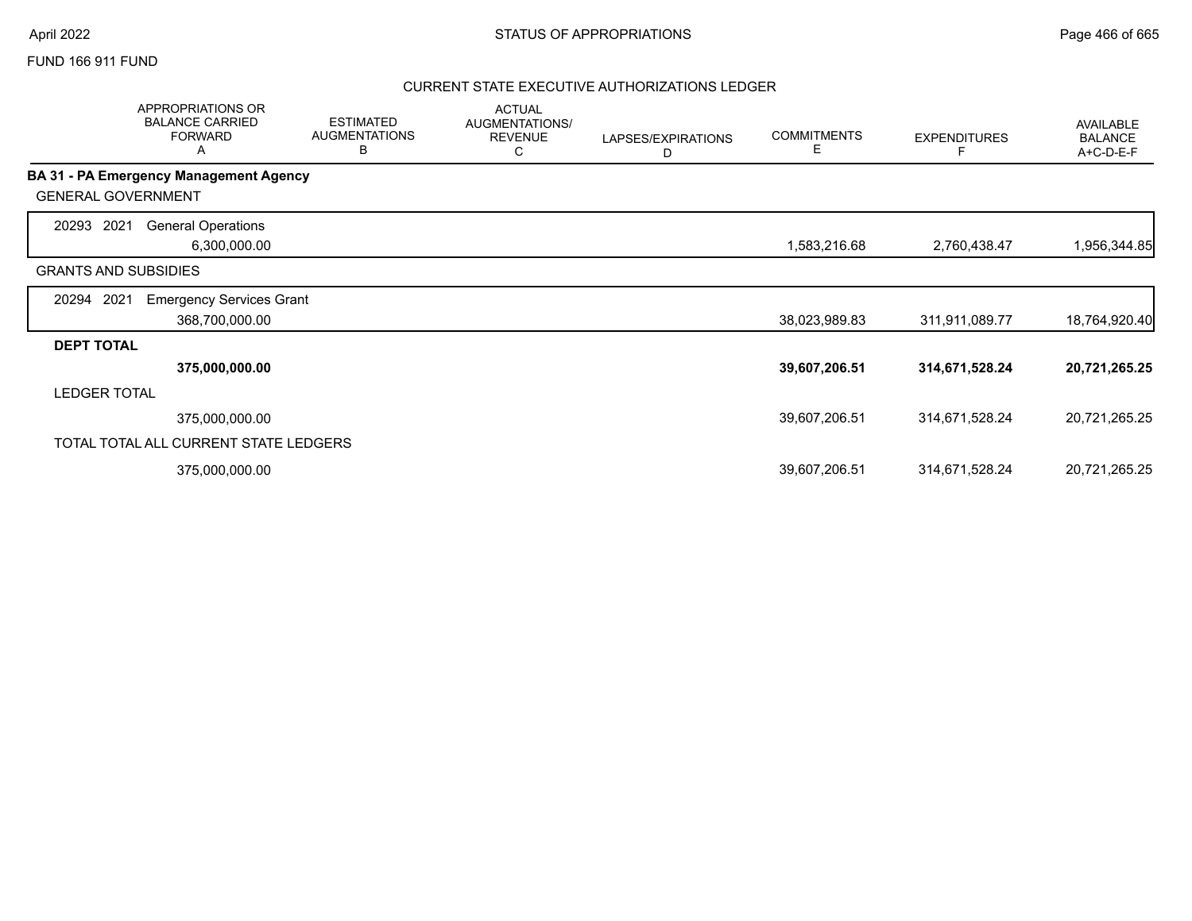FUND 166 911 FUND

## CURRENT STATE EXECUTIVE AUTHORIZATIONS LEDGER

| | APPROPRIATIONS OR BALANCE CARRIED FORWARD A | ESTIMATED AUGMENTATIONS B | ACTUAL AUGMENTATIONS/ REVENUE C | LAPSES/EXPIRATIONS D | COMMITMENTS E | EXPENDITURES F | AVAILABLE BALANCE A+C-D-E-F |
|---|---|---|---|---|---|---|---|
| **BA 31 - PA Emergency Management Agency** | | | | | | | |
| GENERAL GOVERNMENT | | | | | | | |
| 20293 2021 General Operations | 6,300,000.00 | | | | 1,583,216.68 | 2,760,438.47 | 1,956,344.85 |
| GRANTS AND SUBSIDIES | | | | | | | |
| 20294 2021 Emergency Services Grant | 368,700,000.00 | | | | 38,023,989.83 | 311,911,089.77 | 18,764,920.40 |
| **DEPT TOTAL** | **375,000,000.00** | | | | **39,607,206.51** | **314,671,528.24** | **20,721,265.25** |
| LEDGER TOTAL | 375,000,000.00 | | | | 39,607,206.51 | 314,671,528.24 | 20,721,265.25 |
| TOTAL TOTAL ALL CURRENT STATE LEDGERS | 375,000,000.00 | | | | 39,607,206.51 | 314,671,528.24 | 20,721,265.25 |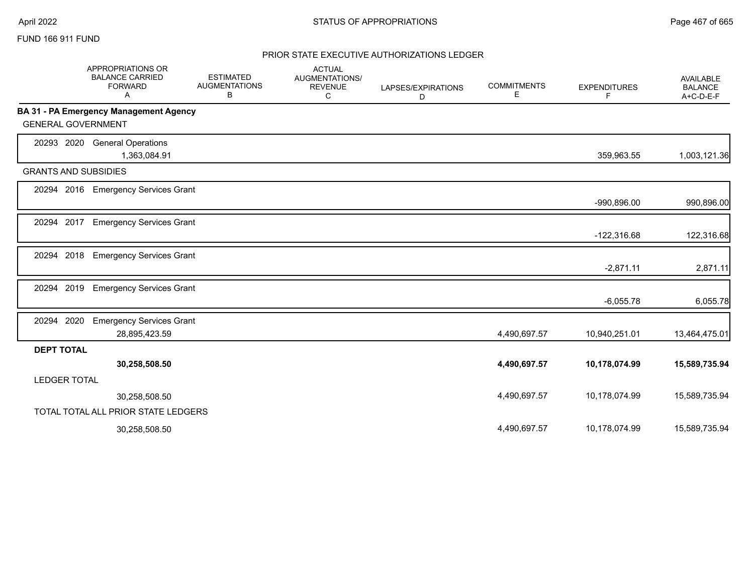FUND 166 911 FUND

## PRIOR STATE EXECUTIVE AUTHORIZATIONS LEDGER

| | APPROPRIATIONS OR BALANCE CARRIED FORWARD A | ESTIMATED AUGMENTATIONS B | ACTUAL AUGMENTATIONS/ REVENUE C | LAPSES/EXPIRATIONS D | COMMITMENTS E | EXPENDITURES F | AVAILABLE BALANCE A+C-D-E-F |
|---|---|---|---|---|---|---|---|
| **BA 31 - PA Emergency Management Agency** | | | | | | | |
| GENERAL GOVERNMENT | | | | | | | |
| 20293 2020 General Operations | 1,363,084.91 | | | | | 359,963.55 | 1,003,121.36 |
| GRANTS AND SUBSIDIES | | | | | | | |
| 20294 2016 Emergency Services Grant | | | | | | -990,896.00 | 990,896.00 |
| 20294 2017 Emergency Services Grant | | | | | | -122,316.68 | 122,316.68 |
| 20294 2018 Emergency Services Grant | | | | | | -2,871.11 | 2,871.11 |
| 20294 2019 Emergency Services Grant | | | | | | -6,055.78 | 6,055.78 |
| 20294 2020 Emergency Services Grant | 28,895,423.59 | | | | 4,490,697.57 | 10,940,251.01 | 13,464,475.01 |
| **DEPT TOTAL** | **30,258,508.50** | | | | **4,490,697.57** | **10,178,074.99** | **15,589,735.94** |
| LEDGER TOTAL | 30,258,508.50 | | | | 4,490,697.57 | 10,178,074.99 | 15,589,735.94 |
| TOTAL TOTAL ALL PRIOR STATE LEDGERS | 30,258,508.50 | | | | 4,490,697.57 | 10,178,074.99 | 15,589,735.94 |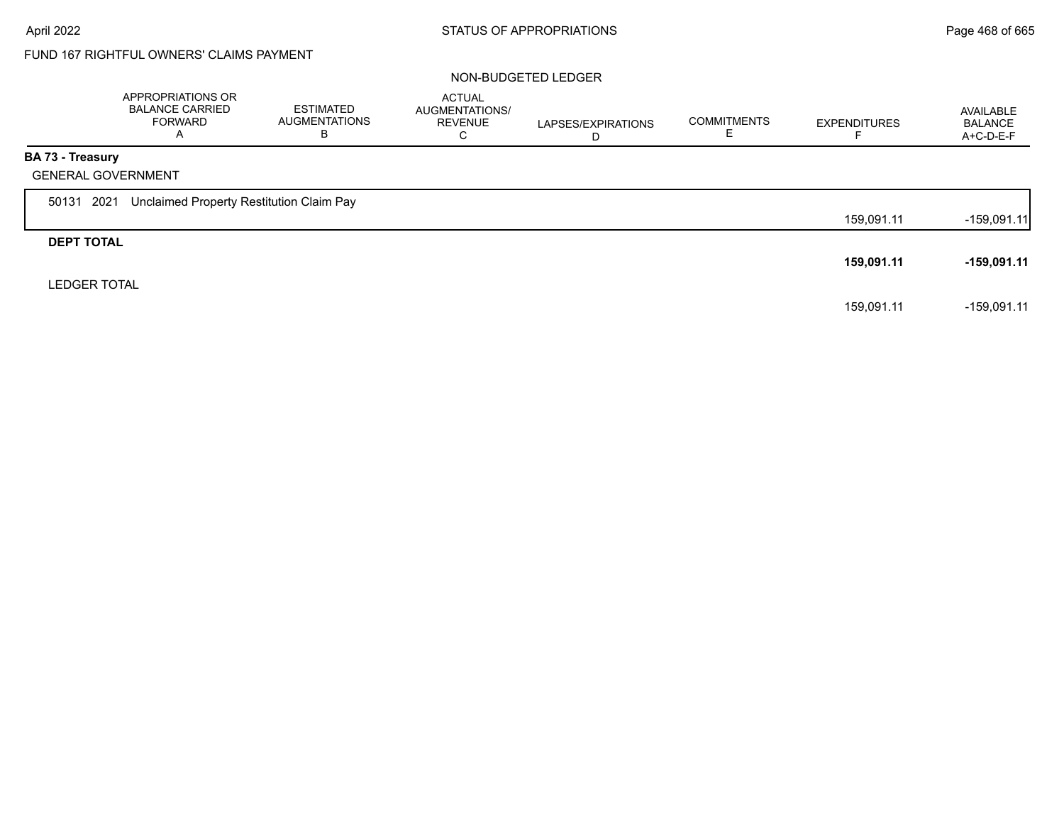FUND 167 RIGHTFUL OWNERS' CLAIMS PAYMENT

NON-BUDGETED LEDGER

| | APPROPRIATIONS OR BALANCE CARRIED FORWARD A | ESTIMATED AUGMENTATIONS B | ACTUAL AUGMENTATIONS/ REVENUE C | LAPSES/EXPIRATIONS D | COMMITMENTS E | EXPENDITURES F | AVAILABLE BALANCE A+C-D-E-F |
|---|---|---|---|---|---|---|---|
| **BA 73 - Treasury** | | | | | | | |
| GENERAL GOVERNMENT | | | | | | | |
| 50131 2021 Unclaimed Property Restitution Claim Pay | | | | | | 159,091.11 | -159,091.11 |
| **DEPT TOTAL** | | | | | | **159,091.11** | **-159,091.11** |
| LEDGER TOTAL | | | | | | 159,091.11 | -159,091.11 |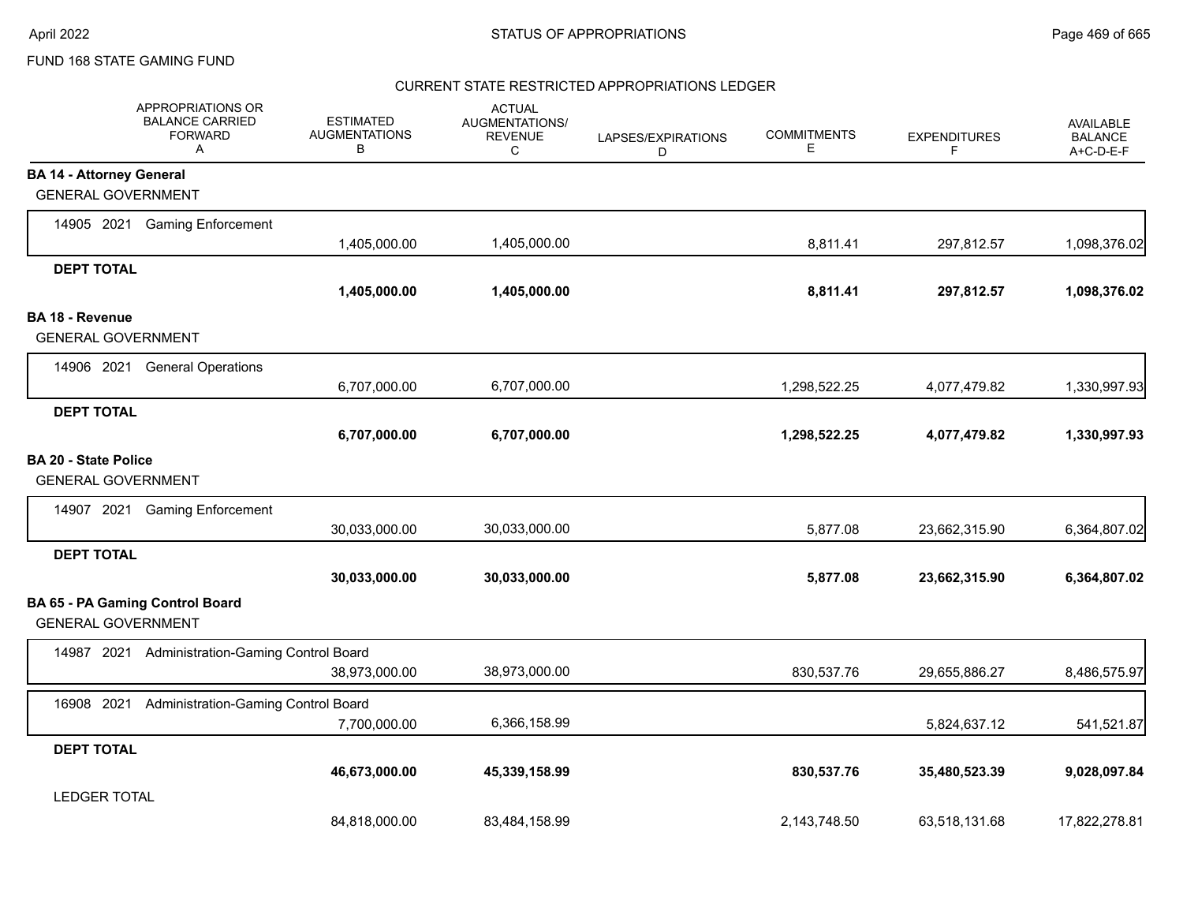FUND 168 STATE GAMING FUND

## CURRENT STATE RESTRICTED APPROPRIATIONS LEDGER

| APPROPRIATIONS OR BALANCE CARRIED FORWARD A | ESTIMATED AUGMENTATIONS B | ACTUAL AUGMENTATIONS/ REVENUE C | LAPSES/EXPIRATIONS D | COMMITMENTS E | EXPENDITURES F | AVAILABLE BALANCE A+C-D-E-F |
|---|---|---|---|---|---|---|
| **BA 14 - Attorney General** | | | | | | |
| GENERAL GOVERNMENT | | | | | | |
| 14905 2021 Gaming Enforcement | 1,405,000.00 | 1,405,000.00 | | 8,811.41 | 297,812.57 | 1,098,376.02 |
| **DEPT TOTAL** | **1,405,000.00** | **1,405,000.00** | | **8,811.41** | **297,812.57** | **1,098,376.02** |
| **BA 18 - Revenue** | | | | | | |
| GENERAL GOVERNMENT | | | | | | |
| 14906 2021 General Operations | 6,707,000.00 | 6,707,000.00 | | 1,298,522.25 | 4,077,479.82 | 1,330,997.93 |
| **DEPT TOTAL** | **6,707,000.00** | **6,707,000.00** | | **1,298,522.25** | **4,077,479.82** | **1,330,997.93** |
| **BA 20 - State Police** | | | | | | |
| GENERAL GOVERNMENT | | | | | | |
| 14907 2021 Gaming Enforcement | 30,033,000.00 | 30,033,000.00 | | 5,877.08 | 23,662,315.90 | 6,364,807.02 |
| **DEPT TOTAL** | **30,033,000.00** | **30,033,000.00** | | **5,877.08** | **23,662,315.90** | **6,364,807.02** |
| **BA 65 - PA Gaming Control Board** | | | | | | |
| GENERAL GOVERNMENT | | | | | | |
| 14987 2021 Administration-Gaming Control Board | 38,973,000.00 | 38,973,000.00 | | 830,537.76 | 29,655,886.27 | 8,486,575.97 |
| 16908 2021 Administration-Gaming Control Board | 7,700,000.00 | 6,366,158.99 | | | 5,824,637.12 | 541,521.87 |
| **DEPT TOTAL** | **46,673,000.00** | **45,339,158.99** | | **830,537.76** | **35,480,523.39** | **9,028,097.84** |
| LEDGER TOTAL | 84,818,000.00 | 83,484,158.99 | | 2,143,748.50 | 63,518,131.68 | 17,822,278.81 |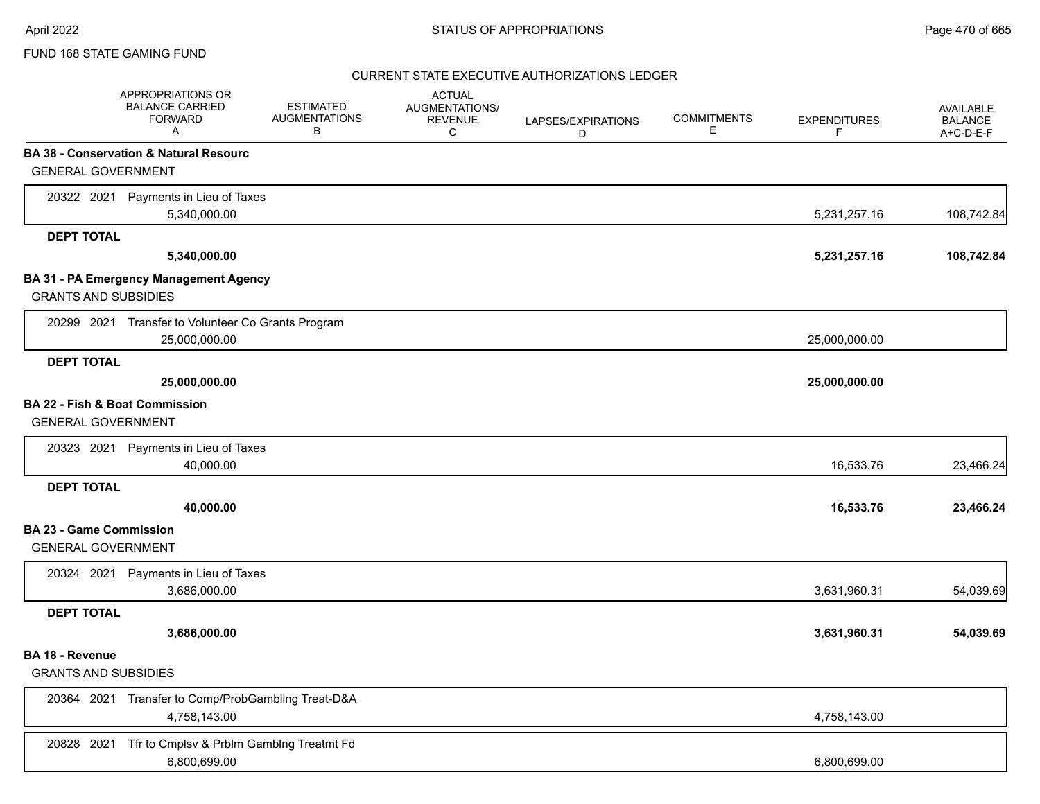FUND 168 STATE GAMING FUND

CURRENT STATE EXECUTIVE AUTHORIZATIONS LEDGER

| | APPROPRIATIONS OR BALANCE CARRIED FORWARD A | ESTIMATED AUGMENTATIONS B | ACTUAL AUGMENTATIONS/ REVENUE C | LAPSES/EXPIRATIONS D | COMMITMENTS E | EXPENDITURES F | AVAILABLE BALANCE A+C-D-E-F |
|---|---|---|---|---|---|---|---|
| **BA 38 - Conservation & Natural Resourc** | | | | | | | |
| GENERAL GOVERNMENT | | | | | | | |
| 20322 2021 Payments in Lieu of Taxes | 5,340,000.00 | | | | | 5,231,257.16 | 108,742.84 |
| **DEPT TOTAL** | **5,340,000.00** | | | | | **5,231,257.16** | **108,742.84** |
| **BA 31 - PA Emergency Management Agency** | | | | | | | |
| GRANTS AND SUBSIDIES | | | | | | | |
| 20299 2021 Transfer to Volunteer Co Grants Program | 25,000,000.00 | | | | | 25,000,000.00 | |
| **DEPT TOTAL** | **25,000,000.00** | | | | | **25,000,000.00** | |
| **BA 22 - Fish & Boat Commission** | | | | | | | |
| GENERAL GOVERNMENT | | | | | | | |
| 20323 2021 Payments in Lieu of Taxes | 40,000.00 | | | | | 16,533.76 | 23,466.24 |
| **DEPT TOTAL** | **40,000.00** | | | | | **16,533.76** | **23,466.24** |
| **BA 23 - Game Commission** | | | | | | | |
| GENERAL GOVERNMENT | | | | | | | |
| 20324 2021 Payments in Lieu of Taxes | 3,686,000.00 | | | | | 3,631,960.31 | 54,039.69 |
| **DEPT TOTAL** | **3,686,000.00** | | | | | **3,631,960.31** | **54,039.69** |
| **BA 18 - Revenue** | | | | | | | |
| GRANTS AND SUBSIDIES | | | | | | | |
| 20364 2021 Transfer to Comp/ProbGambling Treat-D&A | 4,758,143.00 | | | | | 4,758,143.00 | |
| 20828 2021 Tfr to Cmplsv & Prblm Gamblng Treatmt Fd | 6,800,699.00 | | | | | 6,800,699.00 | |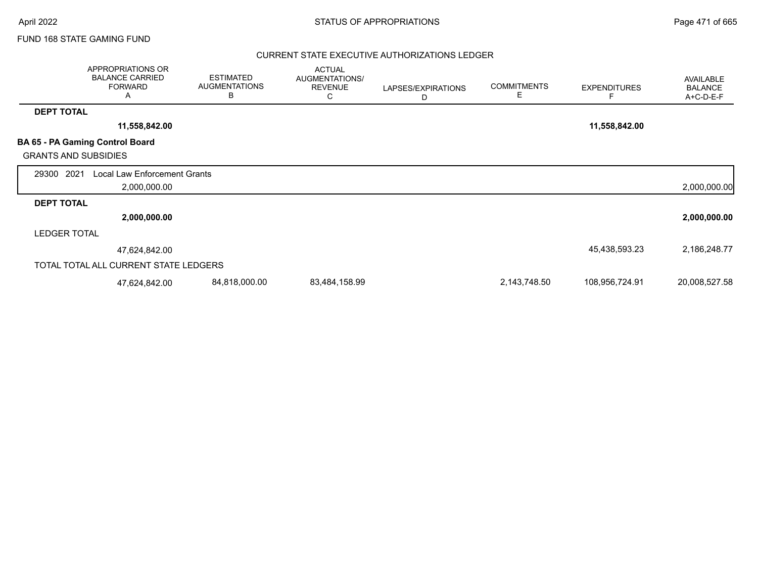FUND 168 STATE GAMING FUND

CURRENT STATE EXECUTIVE AUTHORIZATIONS LEDGER

| | APPROPRIATIONS OR BALANCE CARRIED FORWARD A | ESTIMATED AUGMENTATIONS B | ACTUAL AUGMENTATIONS/ REVENUE C | LAPSES/EXPIRATIONS D | COMMITMENTS E | EXPENDITURES F | AVAILABLE BALANCE A+C-D-E-F |
|---|---|---|---|---|---|---|---|
| **DEPT TOTAL** | | | | | | | |
| | **11,558,842.00** | | | | | **11,558,842.00** | |
| **BA 65 - PA Gaming Control Board** | | | | | | | |
| GRANTS AND SUBSIDIES | | | | | | | |
| 29300 2021 Local Law Enforcement Grants | | | | | | | |
| | 2,000,000.00 | | | | | | 2,000,000.00 |
| **DEPT TOTAL** | | | | | | | |
| | **2,000,000.00** | | | | | | **2,000,000.00** |
| LEDGER TOTAL | | | | | | | |
| | 47,624,842.00 | | | | | 45,438,593.23 | 2,186,248.77 |
| TOTAL TOTAL ALL CURRENT STATE LEDGERS | | | | | | | |
| | 47,624,842.00 | 84,818,000.00 | 83,484,158.99 | | 2,143,748.50 | 108,956,724.91 | 20,008,527.58 |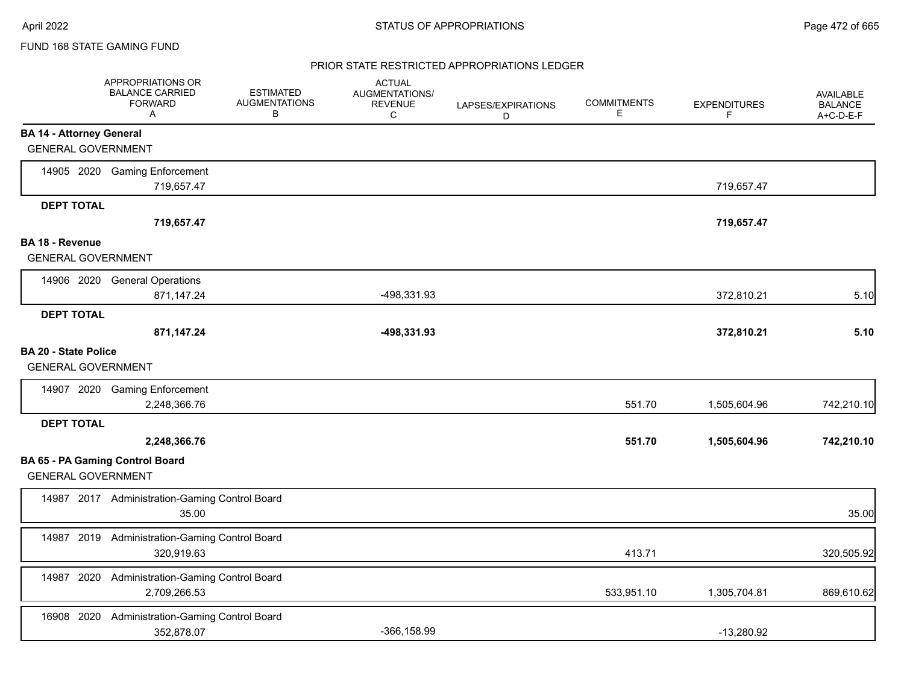FUND 168 STATE GAMING FUND

PRIOR STATE RESTRICTED APPROPRIATIONS LEDGER

| | APPROPRIATIONS OR BALANCE CARRIED FORWARD A | ESTIMATED AUGMENTATIONS B | ACTUAL AUGMENTATIONS/ REVENUE C | LAPSES/EXPIRATIONS D | COMMITMENTS E | EXPENDITURES F | AVAILABLE BALANCE A+C-D-E-F |
|---|---|---|---|---|---|---|---|
| **BA 14 - Attorney General** | | | | | | | |
| GENERAL GOVERNMENT | | | | | | | |
| 14905 2020 Gaming Enforcement | 719,657.47 | | | | | 719,657.47 | |
| **DEPT TOTAL** | **719,657.47** | | | | | **719,657.47** | |
| **BA 18 - Revenue** | | | | | | | |
| GENERAL GOVERNMENT | | | | | | | |
| 14906 2020 General Operations | 871,147.24 | | -498,331.93 | | | 372,810.21 | 5.10 |
| **DEPT TOTAL** | **871,147.24** | | **-498,331.93** | | | **372,810.21** | **5.10** |
| **BA 20 - State Police** | | | | | | | |
| GENERAL GOVERNMENT | | | | | | | |
| 14907 2020 Gaming Enforcement | 2,248,366.76 | | | | 551.70 | 1,505,604.96 | 742,210.10 |
| **DEPT TOTAL** | **2,248,366.76** | | | | **551.70** | **1,505,604.96** | **742,210.10** |
| **BA 65 - PA Gaming Control Board** | | | | | | | |
| GENERAL GOVERNMENT | | | | | | | |
| 14987 2017 Administration-Gaming Control Board | 35.00 | | | | | | 35.00 |
| 14987 2019 Administration-Gaming Control Board | 320,919.63 | | | | 413.71 | | 320,505.92 |
| 14987 2020 Administration-Gaming Control Board | 2,709,266.53 | | | | 533,951.10 | 1,305,704.81 | 869,610.62 |
| 16908 2020 Administration-Gaming Control Board | 352,878.07 | | -366,158.99 | | | -13,280.92 | |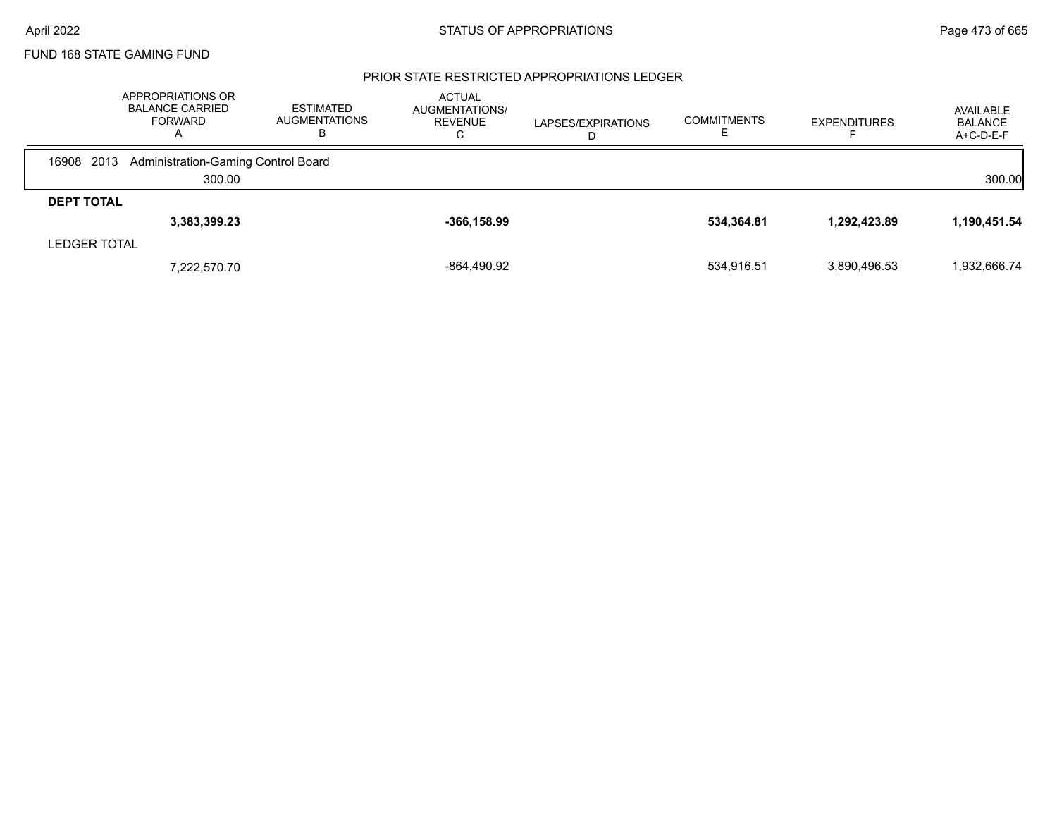FUND 168 STATE GAMING FUND

## PRIOR STATE RESTRICTED APPROPRIATIONS LEDGER

| | APPROPRIATIONS OR BALANCE CARRIED FORWARD A | ESTIMATED AUGMENTATIONS B | ACTUAL AUGMENTATIONS/ REVENUE C | LAPSES/EXPIRATIONS D | COMMITMENTS E | EXPENDITURES F | AVAILABLE BALANCE A+C-D-E-F |
|---|---|---|---|---|---|---|---|
| 16908 2013 Administration-Gaming Control Board | | | | | | | |
| | 300.00 | | | | | | 300.00 |
| **DEPT TOTAL** | | | | | | | |
| | **3,383,399.23** | | **-366,158.99** | | **534,364.81** | **1,292,423.89** | **1,190,451.54** |
| LEDGER TOTAL | | | | | | | |
| | 7,222,570.70 | | -864,490.92 | | 534,916.51 | 3,890,496.53 | 1,932,666.74 |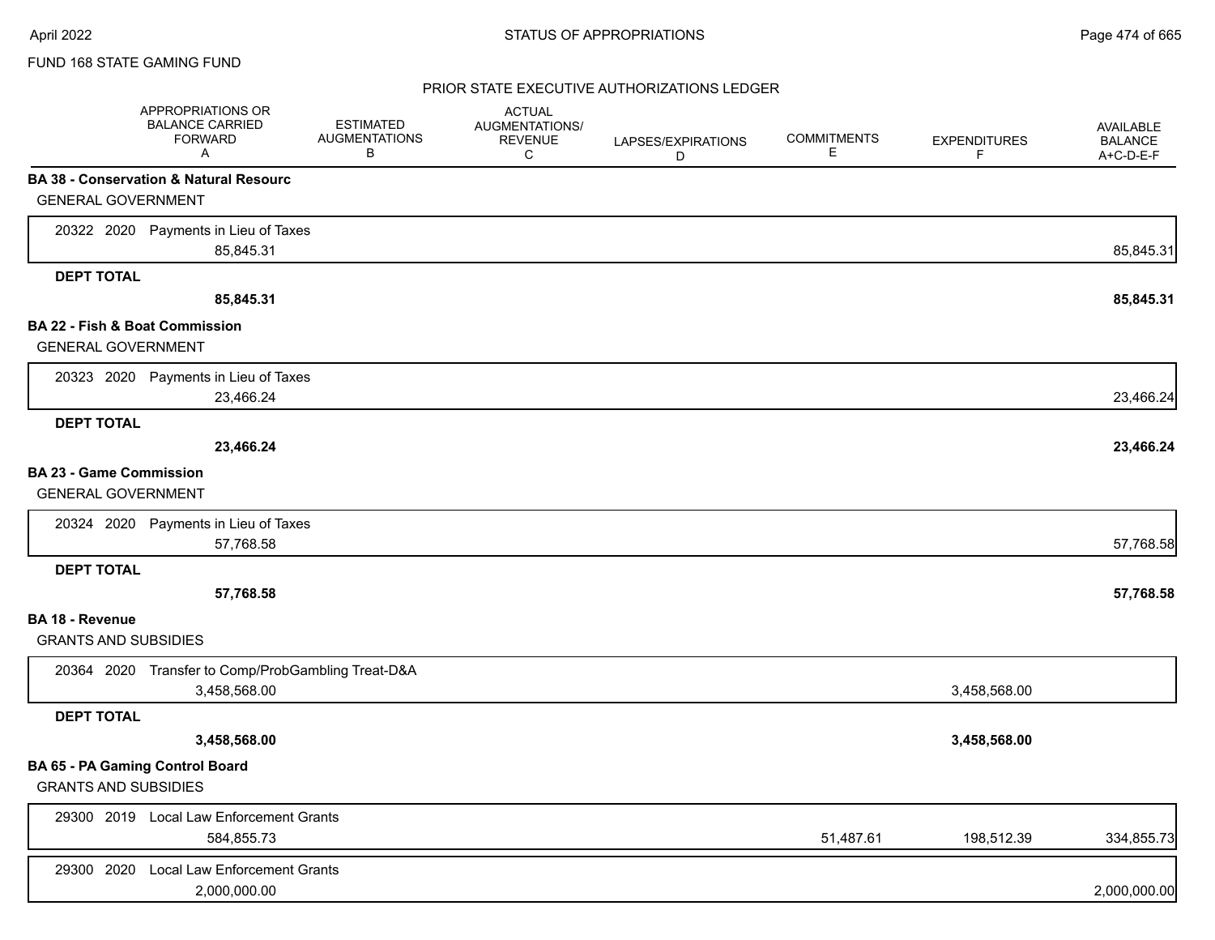FUND 168 STATE GAMING FUND

PRIOR STATE EXECUTIVE AUTHORIZATIONS LEDGER

| | APPROPRIATIONS OR BALANCE CARRIED FORWARD A | ESTIMATED AUGMENTATIONS B | ACTUAL AUGMENTATIONS/ REVENUE C | LAPSES/EXPIRATIONS D | COMMITMENTS E | EXPENDITURES F | AVAILABLE BALANCE A+C-D-E-F |
|---|---|---|---|---|---|---|---|
| **BA 38 - Conservation & Natural Resourc** | | | | | | | |
| GENERAL GOVERNMENT | | | | | | | |
| 20322 2020 Payments in Lieu of Taxes | 85,845.31 | | | | | | 85,845.31 |
| **DEPT TOTAL** | **85,845.31** | | | | | | **85,845.31** |
| **BA 22 - Fish & Boat Commission** | | | | | | | |
| GENERAL GOVERNMENT | | | | | | | |
| 20323 2020 Payments in Lieu of Taxes | 23,466.24 | | | | | | 23,466.24 |
| **DEPT TOTAL** | **23,466.24** | | | | | | **23,466.24** |
| **BA 23 - Game Commission** | | | | | | | |
| GENERAL GOVERNMENT | | | | | | | |
| 20324 2020 Payments in Lieu of Taxes | 57,768.58 | | | | | | 57,768.58 |
| **DEPT TOTAL** | **57,768.58** | | | | | | **57,768.58** |
| **BA 18 - Revenue** | | | | | | | |
| GRANTS AND SUBSIDIES | | | | | | | |
| 20364 2020 Transfer to Comp/ProbGambling Treat-D&A | 3,458,568.00 | | | | | 3,458,568.00 | |
| **DEPT TOTAL** | **3,458,568.00** | | | | | **3,458,568.00** | |
| **BA 65 - PA Gaming Control Board** | | | | | | | |
| GRANTS AND SUBSIDIES | | | | | | | |
| 29300 2019 Local Law Enforcement Grants | 584,855.73 | | | | 51,487.61 | 198,512.39 | 334,855.73 |
| 29300 2020 Local Law Enforcement Grants | 2,000,000.00 | | | | | | 2,000,000.00 |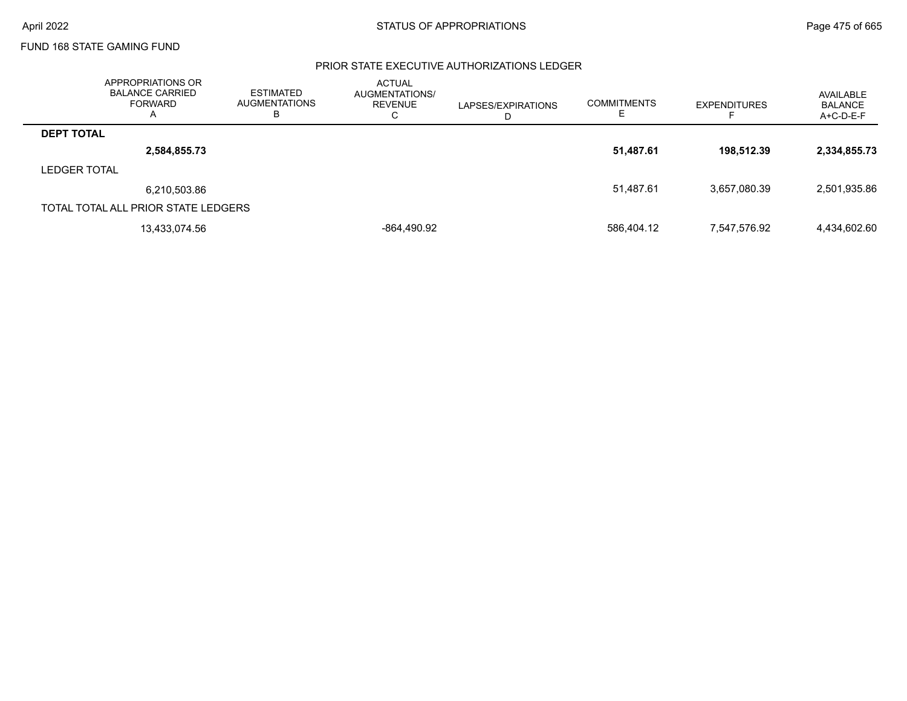FUND 168 STATE GAMING FUND

PRIOR STATE EXECUTIVE AUTHORIZATIONS LEDGER

| | APPROPRIATIONS OR BALANCE CARRIED FORWARD A | ESTIMATED AUGMENTATIONS B | ACTUAL AUGMENTATIONS/ REVENUE C | LAPSES/EXPIRATIONS D | COMMITMENTS E | EXPENDITURES F | AVAILABLE BALANCE A+C-D-E-F |
|---|---|---|---|---|---|---|---|
| **DEPT TOTAL** | | | | | | | |
| | **2,584,855.73** | | | | **51,487.61** | **198,512.39** | **2,334,855.73** |
| LEDGER TOTAL | | | | | | | |
| | 6,210,503.86 | | | | 51,487.61 | 3,657,080.39 | 2,501,935.86 |
| TOTAL TOTAL ALL PRIOR STATE LEDGERS | | | | | | | |
| | 13,433,074.56 | | -864,490.92 | | 586,404.12 | 7,547,576.92 | 4,434,602.60 |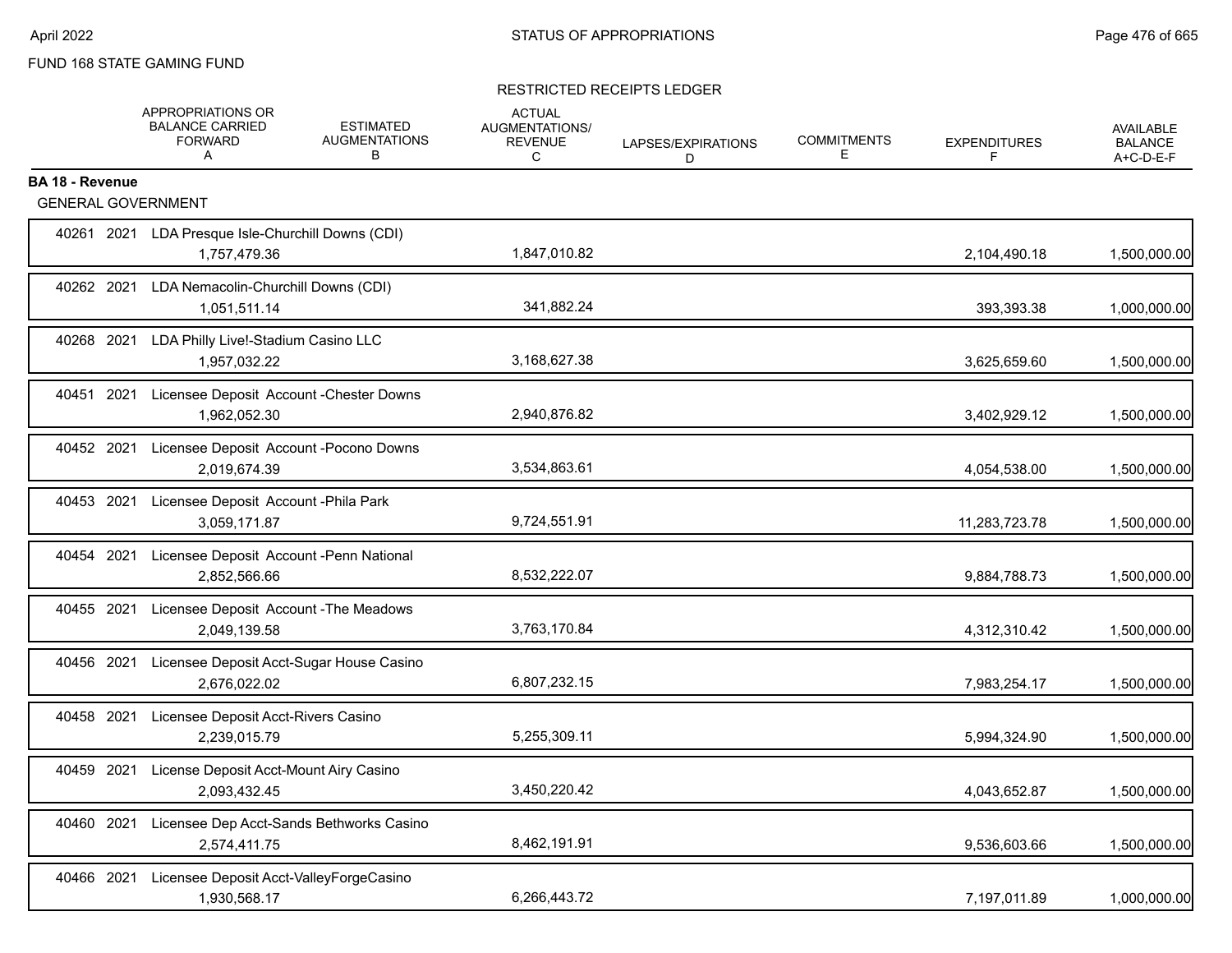FUND 168 STATE GAMING FUND

RESTRICTED RECEIPTS LEDGER

| | APPROPRIATIONS OR BALANCE CARRIED FORWARD A | ESTIMATED AUGMENTATIONS B | ACTUAL AUGMENTATIONS/ REVENUE C | LAPSES/EXPIRATIONS D | COMMITMENTS E | EXPENDITURES F | AVAILABLE BALANCE A+C-D-E-F |
|---|---|---|---|---|---|---|---|
| **BA 18 - Revenue** | | | | | | | |
| GENERAL GOVERNMENT | | | | | | | |
| 40261 2021 LDA Presque Isle-Churchill Downs (CDI) | 1,757,479.36 | | 1,847,010.82 | | | 2,104,490.18 | 1,500,000.00 |
| 40262 2021 LDA Nemacolin-Churchill Downs (CDI) | 1,051,511.14 | | 341,882.24 | | | 393,393.38 | 1,000,000.00 |
| 40268 2021 LDA Philly Live!-Stadium Casino LLC | 1,957,032.22 | | 3,168,627.38 | | | 3,625,659.60 | 1,500,000.00 |
| 40451 2021 Licensee Deposit Account -Chester Downs | 1,962,052.30 | | 2,940,876.82 | | | 3,402,929.12 | 1,500,000.00 |
| 40452 2021 Licensee Deposit Account -Pocono Downs | 2,019,674.39 | | 3,534,863.61 | | | 4,054,538.00 | 1,500,000.00 |
| 40453 2021 Licensee Deposit Account -Phila Park | 3,059,171.87 | | 9,724,551.91 | | | 11,283,723.78 | 1,500,000.00 |
| 40454 2021 Licensee Deposit Account -Penn National | 2,852,566.66 | | 8,532,222.07 | | | 9,884,788.73 | 1,500,000.00 |
| 40455 2021 Licensee Deposit Account -The Meadows | 2,049,139.58 | | 3,763,170.84 | | | 4,312,310.42 | 1,500,000.00 |
| 40456 2021 Licensee Deposit Acct-Sugar House Casino | 2,676,022.02 | | 6,807,232.15 | | | 7,983,254.17 | 1,500,000.00 |
| 40458 2021 Licensee Deposit Acct-Rivers Casino | 2,239,015.79 | | 5,255,309.11 | | | 5,994,324.90 | 1,500,000.00 |
| 40459 2021 License Deposit Acct-Mount Airy Casino | 2,093,432.45 | | 3,450,220.42 | | | 4,043,652.87 | 1,500,000.00 |
| 40460 2021 Licensee Dep Acct-Sands Bethworks Casino | 2,574,411.75 | | 8,462,191.91 | | | 9,536,603.66 | 1,500,000.00 |
| 40466 2021 Licensee Deposit Acct-ValleyForgeCasino | 1,930,568.17 | | 6,266,443.72 | | | 7,197,011.89 | 1,000,000.00 |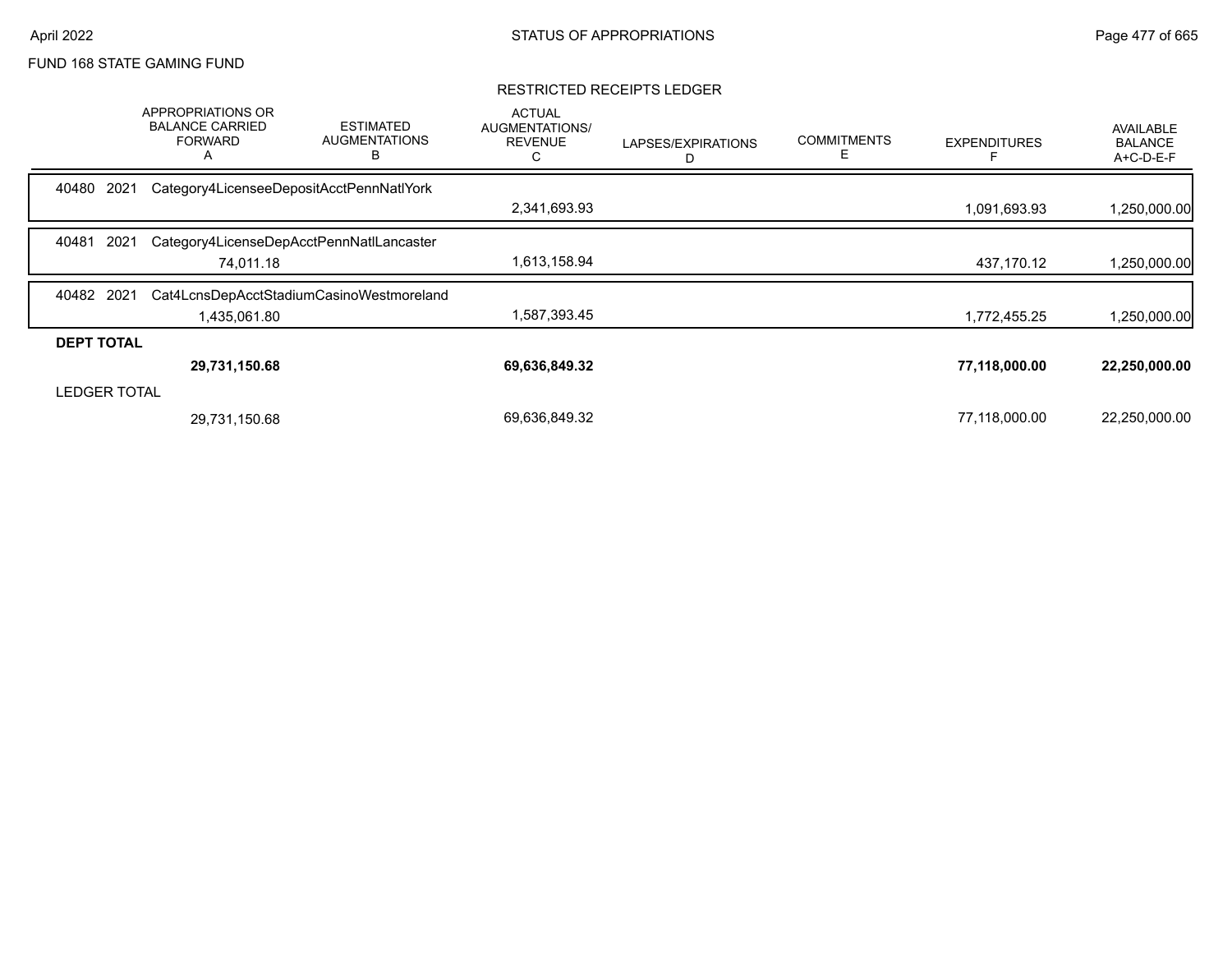FUND 168 STATE GAMING FUND

## RESTRICTED RECEIPTS LEDGER

| | APPROPRIATIONS OR BALANCE CARRIED FORWARD A | ESTIMATED AUGMENTATIONS B | ACTUAL AUGMENTATIONS/ REVENUE C | LAPSES/EXPIRATIONS D | COMMITMENTS E | EXPENDITURES F | AVAILABLE BALANCE A+C-D-E-F |
|---|---|---|---|---|---|---|---|
| 40480 2021 Category4LicenseeDepositAcctPennNatlYork | | | | | | | |
| | | | 2,341,693.93 | | | 1,091,693.93 | 1,250,000.00 |
| 40481 2021 Category4LicenseDepAcctPennNatlLancaster | | | | | | | |
| | 74,011.18 | | 1,613,158.94 | | | 437,170.12 | 1,250,000.00 |
| 40482 2021 Cat4LcnsDepAcctStadiumCasinoWestmoreland | | | | | | | |
| | 1,435,061.80 | | 1,587,393.45 | | | 1,772,455.25 | 1,250,000.00 |
| **DEPT TOTAL** | | | | | | | |
| | **29,731,150.68** | | **69,636,849.32** | | | **77,118,000.00** | **22,250,000.00** |
| LEDGER TOTAL | | | | | | | |
| | 29,731,150.68 | | 69,636,849.32 | | | 77,118,000.00 | 22,250,000.00 |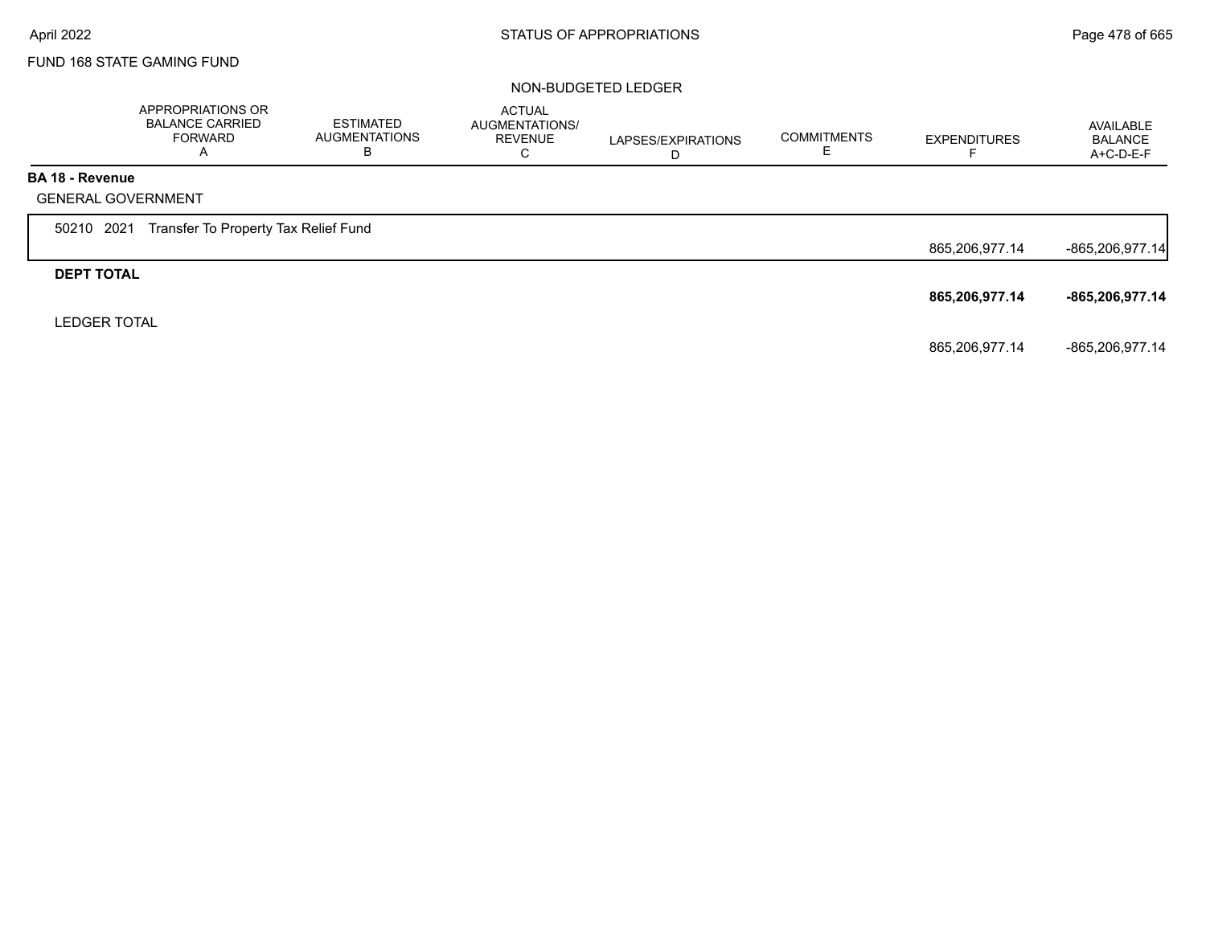FUND 168 STATE GAMING FUND

NON-BUDGETED LEDGER

| | APPROPRIATIONS OR BALANCE CARRIED FORWARD A | ESTIMATED AUGMENTATIONS B | ACTUAL AUGMENTATIONS/ REVENUE C | LAPSES/EXPIRATIONS D | COMMITMENTS E | EXPENDITURES F | AVAILABLE BALANCE A+C-D-E-F |
|---|---|---|---|---|---|---|---|
| **BA 18 - Revenue** | | | | | | | |
| GENERAL GOVERNMENT | | | | | | | |
| 50210 2021 Transfer To Property Tax Relief Fund | | | | | | 865,206,977.14 | -865,206,977.14 |
| **DEPT TOTAL** | | | | | | **865,206,977.14** | **-865,206,977.14** |
| LEDGER TOTAL | | | | | | 865,206,977.14 | -865,206,977.14 |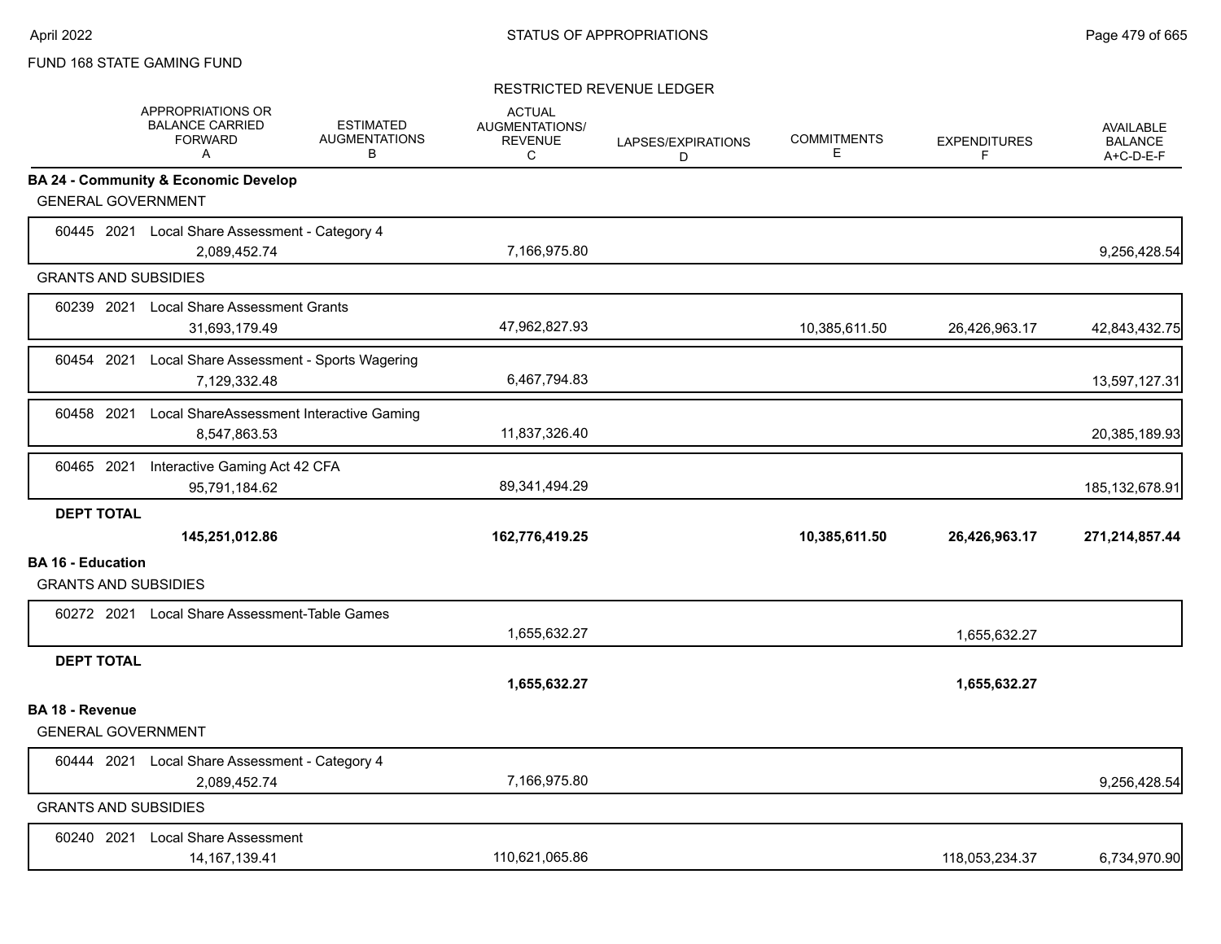FUND 168 STATE GAMING FUND

RESTRICTED REVENUE LEDGER

| | APPROPRIATIONS OR BALANCE CARRIED FORWARD A | ESTIMATED AUGMENTATIONS B | ACTUAL AUGMENTATIONS/ REVENUE C | LAPSES/EXPIRATIONS D | COMMITMENTS E | EXPENDITURES F | AVAILABLE BALANCE A+C-D-E-F |
|---|---|---|---|---|---|---|---|
| **BA 24 - Community & Economic Develop** | | | | | | | |
| GENERAL GOVERNMENT | | | | | | | |
| 60445 2021 Local Share Assessment - Category 4 | 2,089,452.74 | | 7,166,975.80 | | | | 9,256,428.54 |
| GRANTS AND SUBSIDIES | | | | | | | |
| 60239 2021 Local Share Assessment Grants | 31,693,179.49 | | 47,962,827.93 | | 10,385,611.50 | 26,426,963.17 | 42,843,432.75 |
| 60454 2021 Local Share Assessment - Sports Wagering | 7,129,332.48 | | 6,467,794.83 | | | | 13,597,127.31 |
| 60458 2021 Local ShareAssessment Interactive Gaming | 8,547,863.53 | | 11,837,326.40 | | | | 20,385,189.93 |
| 60465 2021 Interactive Gaming Act 42 CFA | 95,791,184.62 | | 89,341,494.29 | | | | 185,132,678.91 |
| **DEPT TOTAL** | **145,251,012.86** | | **162,776,419.25** | | **10,385,611.50** | **26,426,963.17** | **271,214,857.44** |
| **BA 16 - Education** | | | | | | | |
| GRANTS AND SUBSIDIES | | | | | | | |
| 60272 2021 Local Share Assessment-Table Games | | | 1,655,632.27 | | | 1,655,632.27 | |
| **DEPT TOTAL** | | | **1,655,632.27** | | | **1,655,632.27** | |
| **BA 18 - Revenue** | | | | | | | |
| GENERAL GOVERNMENT | | | | | | | |
| 60444 2021 Local Share Assessment - Category 4 | 2,089,452.74 | | 7,166,975.80 | | | | 9,256,428.54 |
| GRANTS AND SUBSIDIES | | | | | | | |
| 60240 2021 Local Share Assessment | 14,167,139.41 | | 110,621,065.86 | | | 118,053,234.37 | 6,734,970.90 |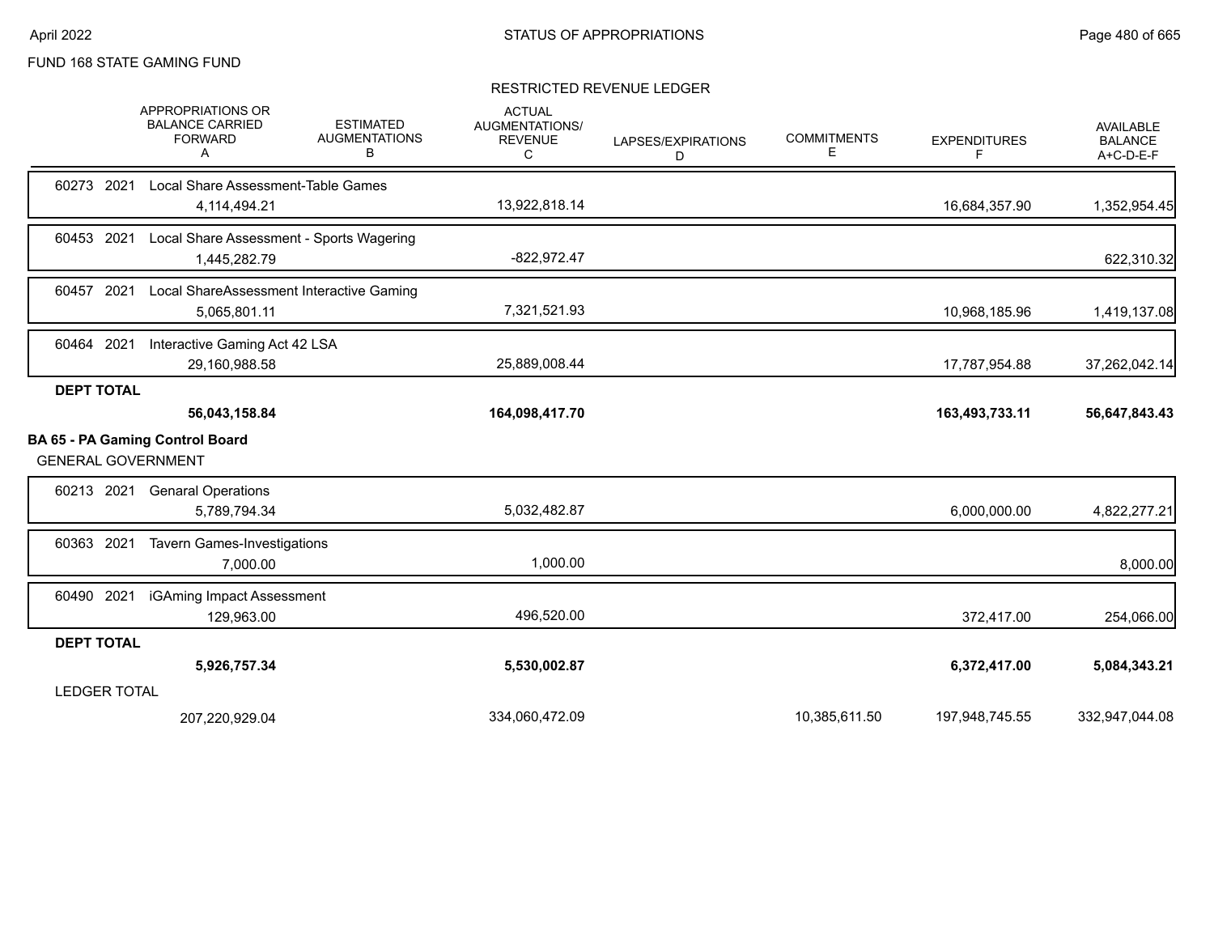FUND 168 STATE GAMING FUND

RESTRICTED REVENUE LEDGER

| | APPROPRIATIONS OR BALANCE CARRIED FORWARD A | ESTIMATED AUGMENTATIONS B | ACTUAL AUGMENTATIONS/ REVENUE C | LAPSES/EXPIRATIONS D | COMMITMENTS E | EXPENDITURES F | AVAILABLE BALANCE A+C-D-E-F |
|---|---|---|---|---|---|---|---|
| 60273 2021 Local Share Assessment-Table Games | 4,114,494.21 | | 13,922,818.14 | | | 16,684,357.90 | 1,352,954.45 |
| 60453 2021 Local Share Assessment - Sports Wagering | 1,445,282.79 | | -822,972.47 | | | | 622,310.32 |
| 60457 2021 Local ShareAssessment Interactive Gaming | 5,065,801.11 | | 7,321,521.93 | | | 10,968,185.96 | 1,419,137.08 |
| 60464 2021 Interactive Gaming Act 42 LSA | 29,160,988.58 | | 25,889,008.44 | | | 17,787,954.88 | 37,262,042.14 |
| **DEPT TOTAL** | **56,043,158.84** | | **164,098,417.70** | | | **163,493,733.11** | **56,647,843.43** |
| **BA 65 - PA Gaming Control Board** | | | | | | | |
| GENERAL GOVERNMENT | | | | | | | |
| 60213 2021 Genaral Operations | 5,789,794.34 | | 5,032,482.87 | | | 6,000,000.00 | 4,822,277.21 |
| 60363 2021 Tavern Games-Investigations | 7,000.00 | | 1,000.00 | | | | 8,000.00 |
| 60490 2021 iGAming Impact Assessment | 129,963.00 | | 496,520.00 | | | 372,417.00 | 254,066.00 |
| **DEPT TOTAL** | **5,926,757.34** | | **5,530,002.87** | | | **6,372,417.00** | **5,084,343.21** |
| LEDGER TOTAL | 207,220,929.04 | | 334,060,472.09 | | 10,385,611.50 | 197,948,745.55 | 332,947,044.08 |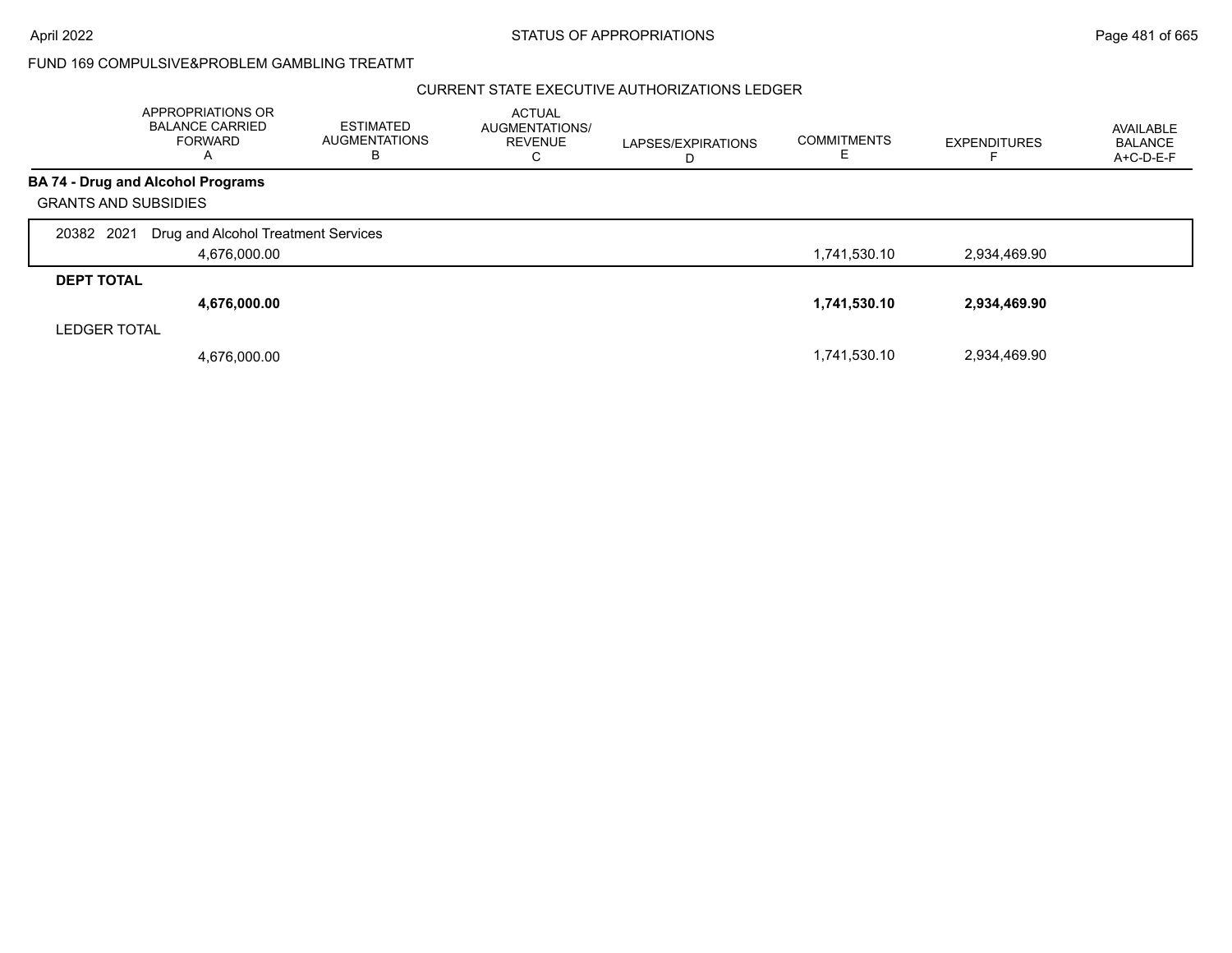FUND 169 COMPULSIVE&PROBLEM GAMBLING TREATMT

CURRENT STATE EXECUTIVE AUTHORIZATIONS LEDGER

| | APPROPRIATIONS OR BALANCE CARRIED FORWARD A | ESTIMATED AUGMENTATIONS B | ACTUAL AUGMENTATIONS/ REVENUE C | LAPSES/EXPIRATIONS D | COMMITMENTS E | EXPENDITURES F | AVAILABLE BALANCE A+C-D-E-F |
|---|---|---|---|---|---|---|---|
| **BA 74 - Drug and Alcohol Programs** | | | | | | | |
| GRANTS AND SUBSIDIES | | | | | | | |
| 20382 2021 Drug and Alcohol Treatment Services | 4,676,000.00 | | | | 1,741,530.10 | 2,934,469.90 | |
| **DEPT TOTAL** | **4,676,000.00** | | | | **1,741,530.10** | **2,934,469.90** | |
| LEDGER TOTAL | 4,676,000.00 | | | | 1,741,530.10 | 2,934,469.90 | |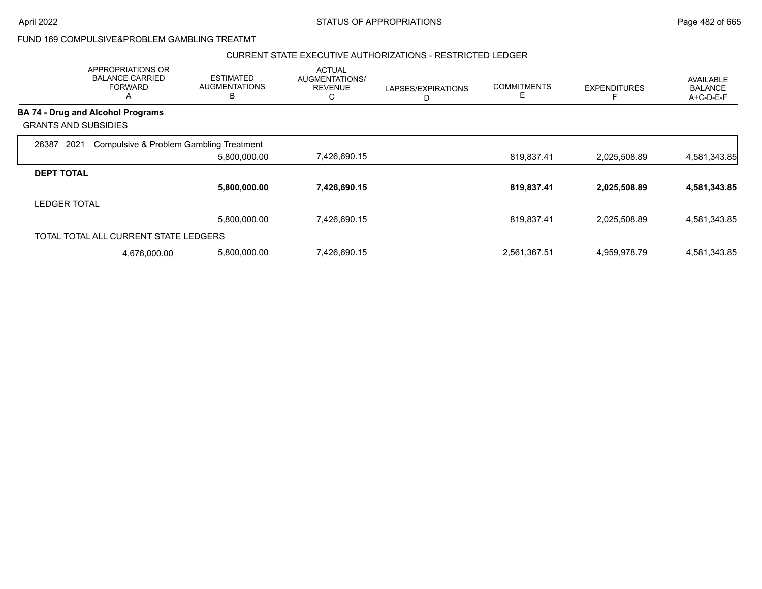FUND 169 COMPULSIVE&PROBLEM GAMBLING TREATMT

CURRENT STATE EXECUTIVE AUTHORIZATIONS - RESTRICTED LEDGER

| | APPROPRIATIONS OR BALANCE CARRIED FORWARD A | ESTIMATED AUGMENTATIONS B | ACTUAL AUGMENTATIONS/ REVENUE C | LAPSES/EXPIRATIONS D | COMMITMENTS E | EXPENDITURES F | AVAILABLE BALANCE A+C-D-E-F |
|---|---|---|---|---|---|---|---|
| **BA 74 - Drug and Alcohol Programs** | | | | | | | |
| GRANTS AND SUBSIDIES | | | | | | | |
| 26387 2021 Compulsive & Problem Gambling Treatment | | 5,800,000.00 | 7,426,690.15 | | 819,837.41 | 2,025,508.89 | 4,581,343.85 |
| **DEPT TOTAL** | | **5,800,000.00** | **7,426,690.15** | | **819,837.41** | **2,025,508.89** | **4,581,343.85** |
| LEDGER TOTAL | | 5,800,000.00 | 7,426,690.15 | | 819,837.41 | 2,025,508.89 | 4,581,343.85 |
| TOTAL TOTAL ALL CURRENT STATE LEDGERS | 4,676,000.00 | 5,800,000.00 | 7,426,690.15 | | 2,561,367.51 | 4,959,978.79 | 4,581,343.85 |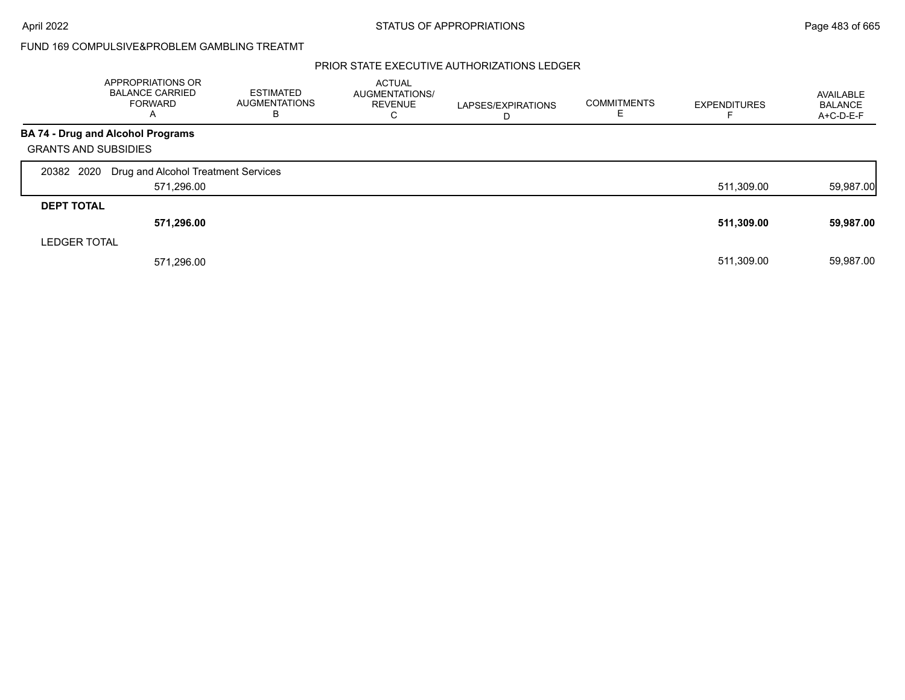FUND 169 COMPULSIVE&PROBLEM GAMBLING TREATMT

PRIOR STATE EXECUTIVE AUTHORIZATIONS LEDGER

| | APPROPRIATIONS OR BALANCE CARRIED FORWARD A | ESTIMATED AUGMENTATIONS B | ACTUAL AUGMENTATIONS/ REVENUE C | LAPSES/EXPIRATIONS D | COMMITMENTS E | EXPENDITURES F | AVAILABLE BALANCE A+C-D-E-F |
|---|---|---|---|---|---|---|---|
| **BA 74 - Drug and Alcohol Programs** | | | | | | | |
| GRANTS AND SUBSIDIES | | | | | | | |
| 20382 2020 Drug and Alcohol Treatment Services | 571,296.00 | | | | | 511,309.00 | 59,987.00 |
| **DEPT TOTAL** | **571,296.00** | | | | | **511,309.00** | **59,987.00** |
| LEDGER TOTAL | 571,296.00 | | | | | 511,309.00 | 59,987.00 |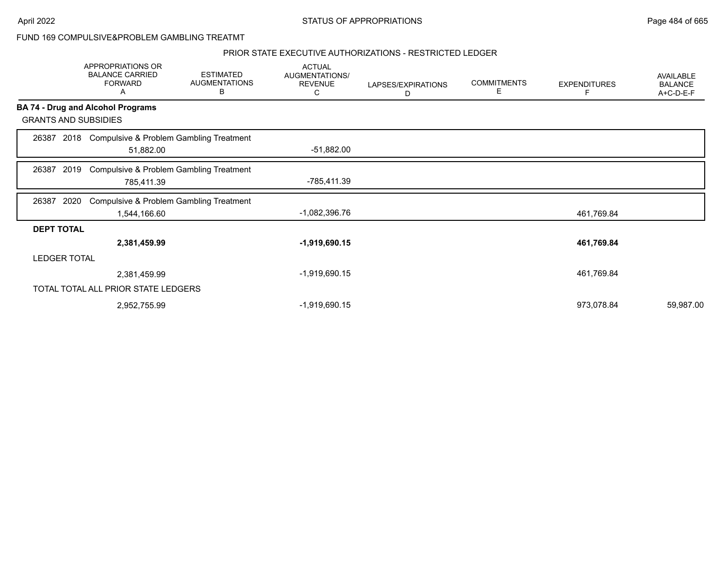FUND 169 COMPULSIVE&PROBLEM GAMBLING TREATMT

PRIOR STATE EXECUTIVE AUTHORIZATIONS - RESTRICTED LEDGER

| | APPROPRIATIONS OR BALANCE CARRIED FORWARD A | ESTIMATED AUGMENTATIONS B | ACTUAL AUGMENTATIONS/ REVENUE C | LAPSES/EXPIRATIONS D | COMMITMENTS E | EXPENDITURES F | AVAILABLE BALANCE A+C-D-E-F |
|---|---|---|---|---|---|---|---|
| **BA 74 - Drug and Alcohol Programs** | | | | | | | |
| GRANTS AND SUBSIDIES | | | | | | | |
| 26387 2018 Compulsive & Problem Gambling Treatment | 51,882.00 | | -51,882.00 | | | | |
| 26387 2019 Compulsive & Problem Gambling Treatment | 785,411.39 | | -785,411.39 | | | | |
| 26387 2020 Compulsive & Problem Gambling Treatment | 1,544,166.60 | | -1,082,396.76 | | | 461,769.84 | |
| **DEPT TOTAL** | **2,381,459.99** | | **-1,919,690.15** | | | **461,769.84** | |
| LEDGER TOTAL | 2,381,459.99 | | -1,919,690.15 | | | 461,769.84 | |
| TOTAL TOTAL ALL PRIOR STATE LEDGERS | 2,952,755.99 | | -1,919,690.15 | | | 973,078.84 | 59,987.00 |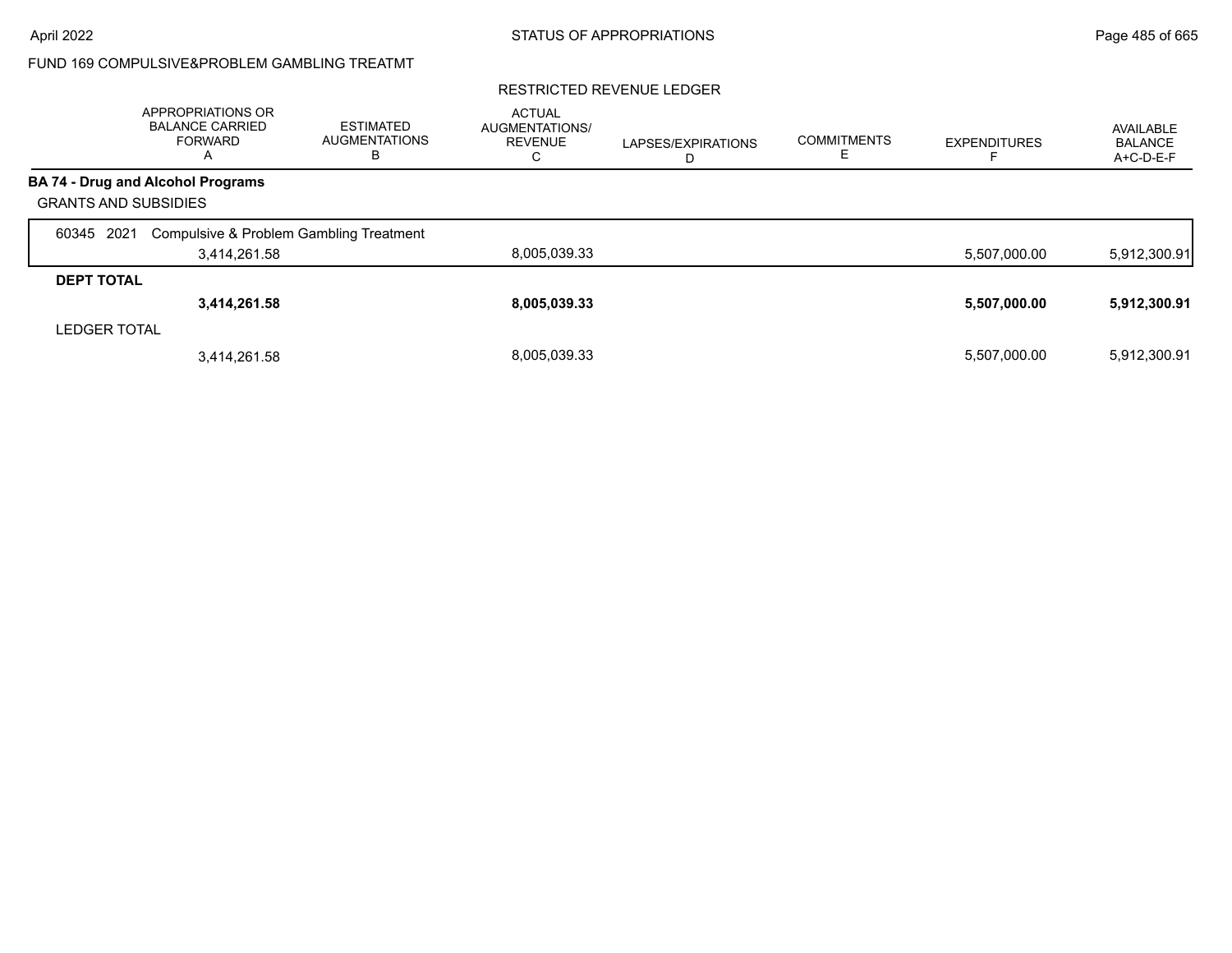FUND 169 COMPULSIVE&PROBLEM GAMBLING TREATMT

RESTRICTED REVENUE LEDGER

| | APPROPRIATIONS OR BALANCE CARRIED FORWARD A | ESTIMATED AUGMENTATIONS B | ACTUAL AUGMENTATIONS/ REVENUE C | LAPSES/EXPIRATIONS D | COMMITMENTS E | EXPENDITURES F | AVAILABLE BALANCE A+C-D-E-F |
|---|---|---|---|---|---|---|---|
| **BA 74 - Drug and Alcohol Programs** | | | | | | | |
| GRANTS AND SUBSIDIES | | | | | | | |
| 60345 2021 Compulsive & Problem Gambling Treatment | 3,414,261.58 | | 8,005,039.33 | | | 5,507,000.00 | 5,912,300.91 |
| **DEPT TOTAL** | **3,414,261.58** | | **8,005,039.33** | | | **5,507,000.00** | **5,912,300.91** |
| LEDGER TOTAL | 3,414,261.58 | | 8,005,039.33 | | | 5,507,000.00 | 5,912,300.91 |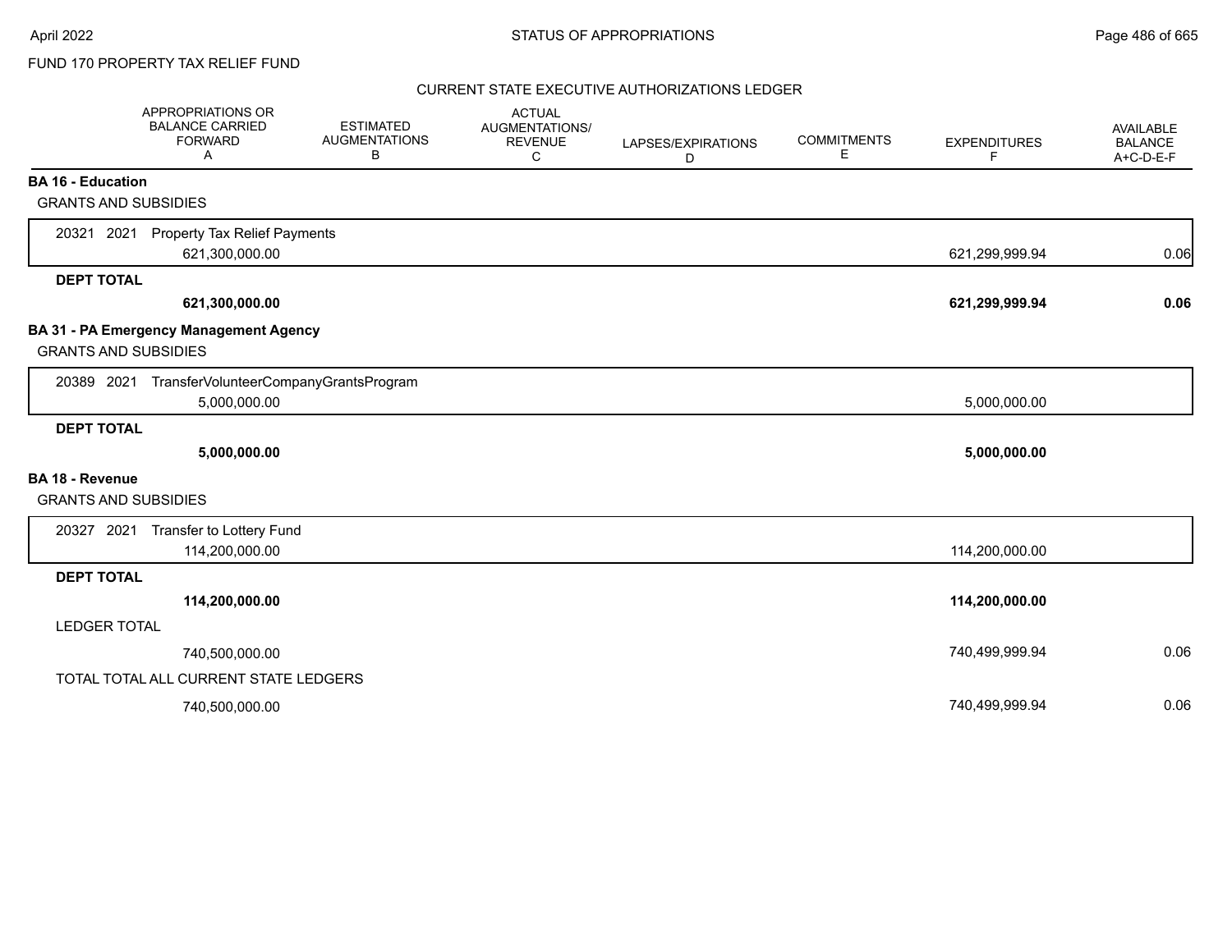FUND 170 PROPERTY TAX RELIEF FUND

## CURRENT STATE EXECUTIVE AUTHORIZATIONS LEDGER

| | APPROPRIATIONS OR BALANCE CARRIED FORWARD A | ESTIMATED AUGMENTATIONS B | ACTUAL AUGMENTATIONS/ REVENUE C | LAPSES/EXPIRATIONS D | COMMITMENTS E | EXPENDITURES F | AVAILABLE BALANCE A+C-D-E-F |
|---|---|---|---|---|---|---|---|
| **BA 16 - Education** | | | | | | | |
| GRANTS AND SUBSIDIES | | | | | | | |
| 20321 2021 Property Tax Relief Payments | 621,300,000.00 | | | | | 621,299,999.94 | 0.06 |
| **DEPT TOTAL** | **621,300,000.00** | | | | | **621,299,999.94** | **0.06** |
| **BA 31 - PA Emergency Management Agency** | | | | | | | |
| GRANTS AND SUBSIDIES | | | | | | | |
| 20389 2021 TransferVolunteerCompanyGrantsProgram | 5,000,000.00 | | | | | 5,000,000.00 | |
| **DEPT TOTAL** | **5,000,000.00** | | | | | **5,000,000.00** | |
| **BA 18 - Revenue** | | | | | | | |
| GRANTS AND SUBSIDIES | | | | | | | |
| 20327 2021 Transfer to Lottery Fund | 114,200,000.00 | | | | | 114,200,000.00 | |
| **DEPT TOTAL** | **114,200,000.00** | | | | | **114,200,000.00** | |
| LEDGER TOTAL | 740,500,000.00 | | | | | 740,499,999.94 | 0.06 |
| TOTAL TOTAL ALL CURRENT STATE LEDGERS | 740,500,000.00 | | | | | 740,499,999.94 | 0.06 |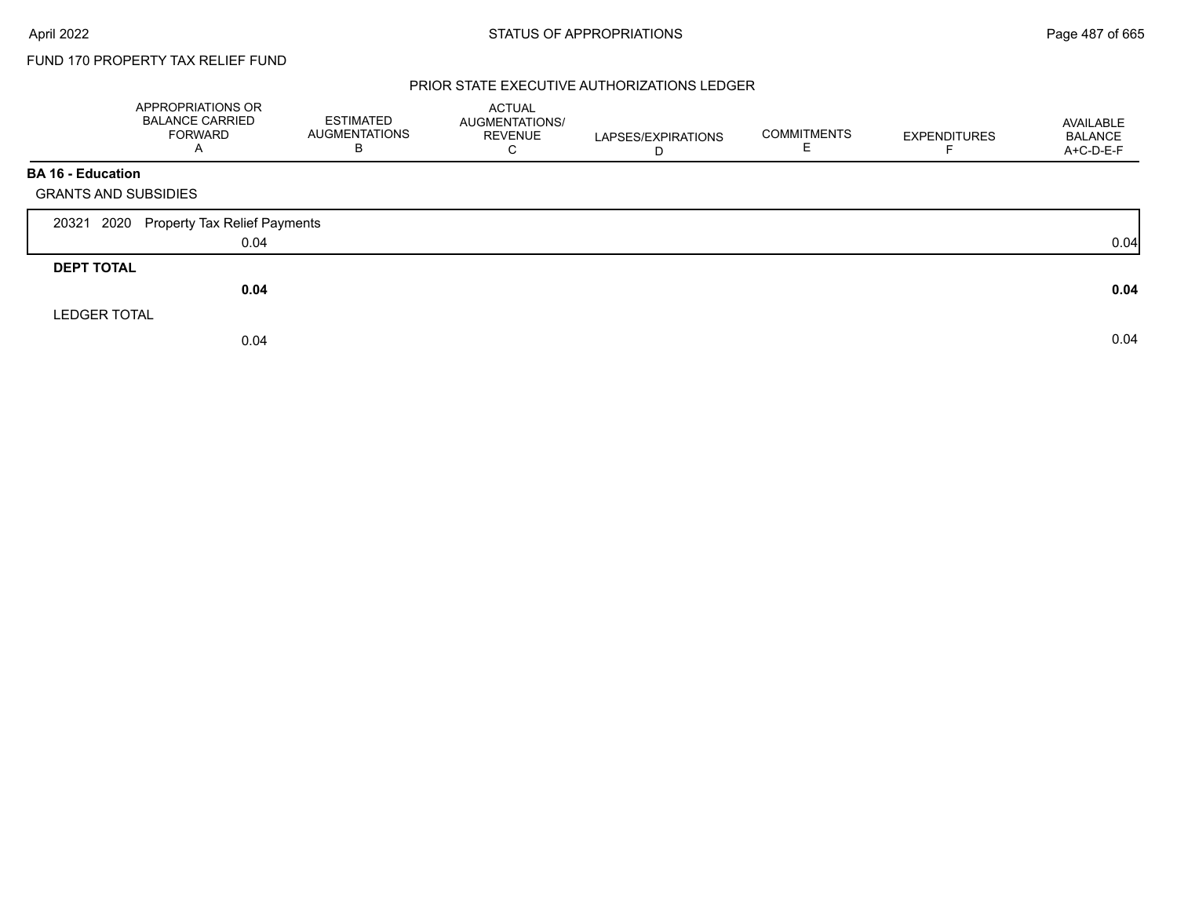FUND 170 PROPERTY TAX RELIEF FUND

## PRIOR STATE EXECUTIVE AUTHORIZATIONS LEDGER

| | APPROPRIATIONS OR BALANCE CARRIED FORWARD A | ESTIMATED AUGMENTATIONS B | ACTUAL AUGMENTATIONS/ REVENUE C | LAPSES/EXPIRATIONS D | COMMITMENTS E | EXPENDITURES F | AVAILABLE BALANCE A+C-D-E-F |
|---|---|---|---|---|---|---|---|
| **BA 16 - Education** | | | | | | | |
| GRANTS AND SUBSIDIES | | | | | | | |
| 20321 2020 Property Tax Relief Payments | 0.04 | | | | | | 0.04 |
| **DEPT TOTAL** | **0.04** | | | | | | **0.04** |
| LEDGER TOTAL | 0.04 | | | | | | 0.04 |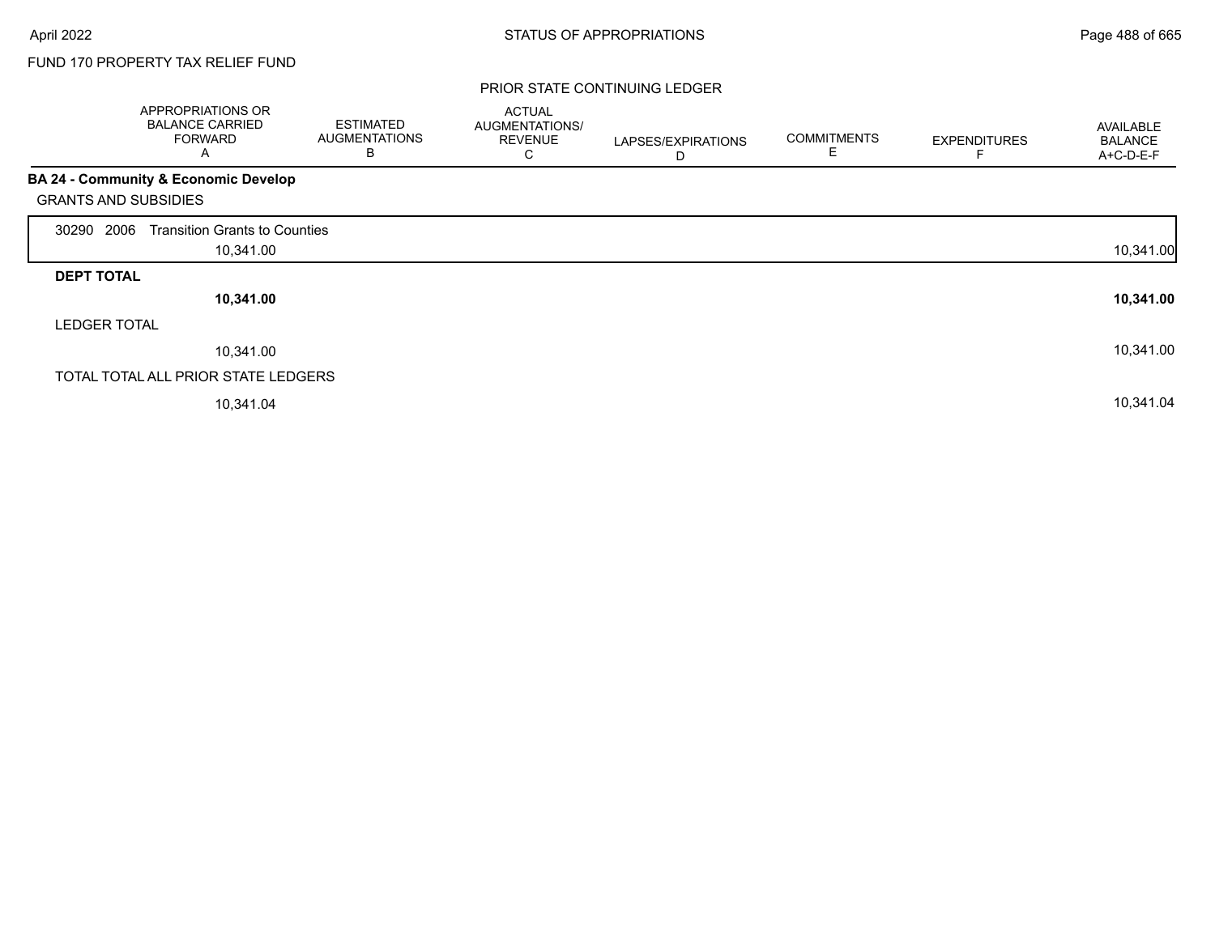FUND 170 PROPERTY TAX RELIEF FUND

PRIOR STATE CONTINUING LEDGER

| APPROPRIATIONS OR BALANCE CARRIED FORWARD A | ESTIMATED AUGMENTATIONS B | ACTUAL AUGMENTATIONS/ REVENUE C | LAPSES/EXPIRATIONS D | COMMITMENTS E | EXPENDITURES F | AVAILABLE BALANCE A+C-D-E-F |
|---|---|---|---|---|---|---|
| **BA 24 - Community & Economic Develop** | | | | | | |
| GRANTS AND SUBSIDIES | | | | | | |
| 30290 2006 Transition Grants to Counties | | | | | | |
| 10,341.00 | | | | | | 10,341.00 |
| **DEPT TOTAL** | | | | | | |
| **10,341.00** | | | | | | **10,341.00** |
| LEDGER TOTAL | | | | | | |
| 10,341.00 | | | | | | 10,341.00 |
| TOTAL TOTAL ALL PRIOR STATE LEDGERS | | | | | | |
| 10,341.04 | | | | | | 10,341.04 |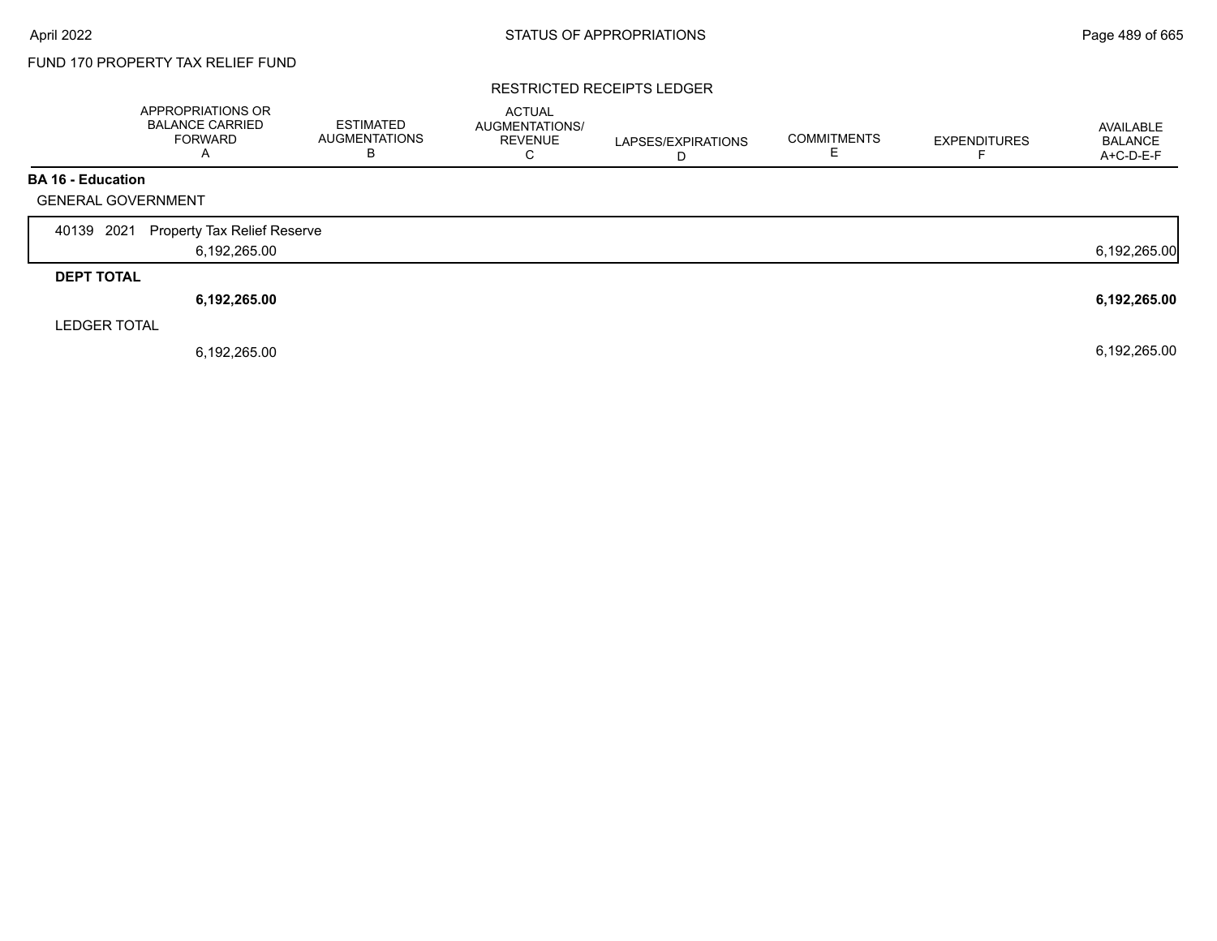FUND 170 PROPERTY TAX RELIEF FUND

RESTRICTED RECEIPTS LEDGER

| | APPROPRIATIONS OR BALANCE CARRIED FORWARD A | ESTIMATED AUGMENTATIONS B | ACTUAL AUGMENTATIONS/ REVENUE C | LAPSES/EXPIRATIONS D | COMMITMENTS E | EXPENDITURES F | AVAILABLE BALANCE A+C-D-E-F |
|---|---|---|---|---|---|---|---|
| **BA 16 - Education** | | | | | | | |
| GENERAL GOVERNMENT | | | | | | | |
| 40139 2021 Property Tax Relief Reserve | 6,192,265.00 | | | | | | 6,192,265.00 |
| **DEPT TOTAL** | **6,192,265.00** | | | | | | **6,192,265.00** |
| LEDGER TOTAL | 6,192,265.00 | | | | | | 6,192,265.00 |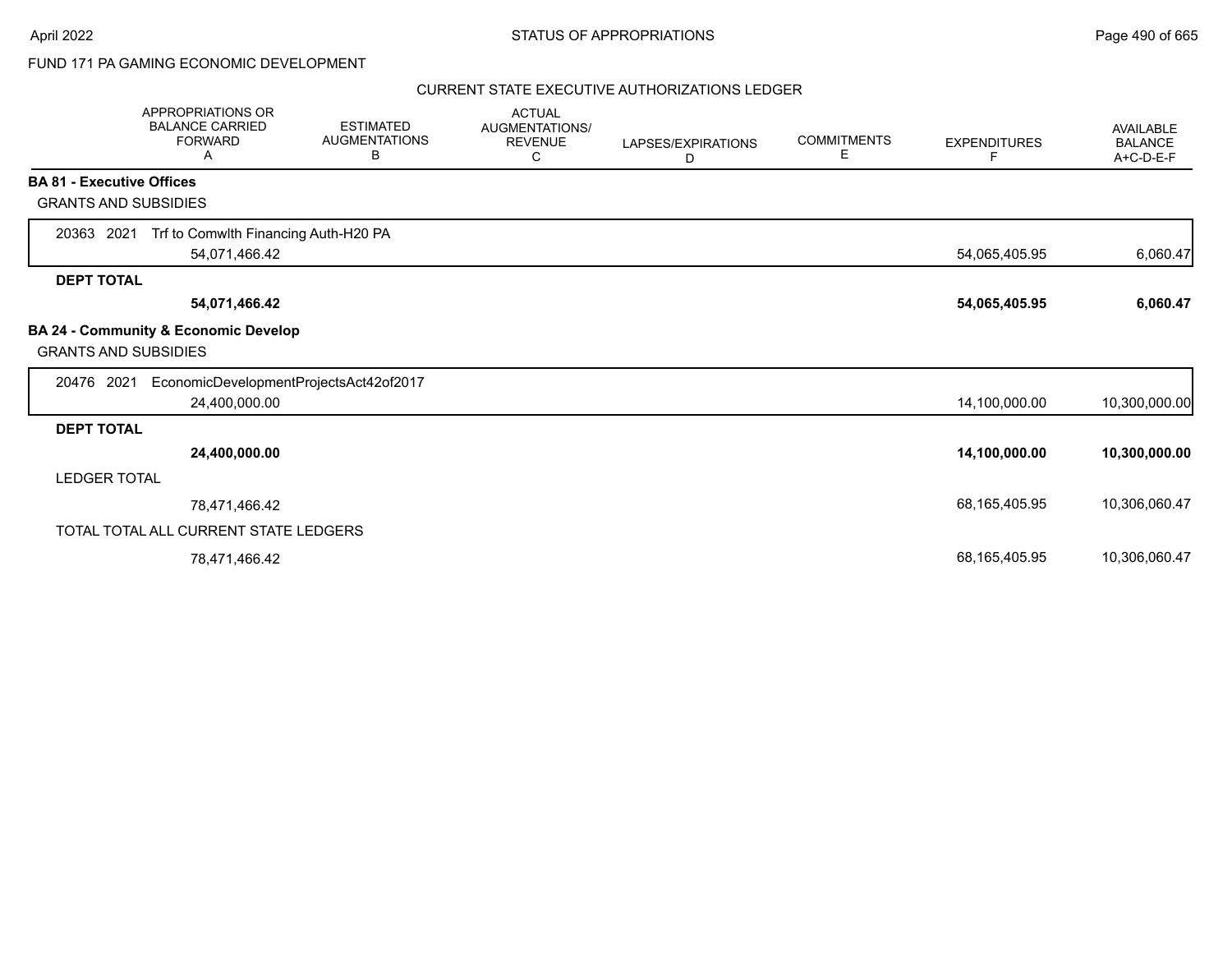FUND 171 PA GAMING ECONOMIC DEVELOPMENT

CURRENT STATE EXECUTIVE AUTHORIZATIONS LEDGER

| | APPROPRIATIONS OR BALANCE CARRIED FORWARD A | ESTIMATED AUGMENTATIONS B | ACTUAL AUGMENTATIONS/ REVENUE C | LAPSES/EXPIRATIONS D | COMMITMENTS E | EXPENDITURES F | AVAILABLE BALANCE A+C-D-E-F |
|---|---|---|---|---|---|---|---|
| **BA 81 - Executive Offices** | | | | | | | |
| GRANTS AND SUBSIDIES | | | | | | | |
| 20363 2021 Trf to Comwlth Financing Auth-H20 PA | 54,071,466.42 | | | | | 54,065,405.95 | 6,060.47 |
| **DEPT TOTAL** | **54,071,466.42** | | | | | **54,065,405.95** | **6,060.47** |
| **BA 24 - Community & Economic Develop** | | | | | | | |
| GRANTS AND SUBSIDIES | | | | | | | |
| 20476 2021 EconomicDevelopmentProjectsAct42of2017 | 24,400,000.00 | | | | | 14,100,000.00 | 10,300,000.00 |
| **DEPT TOTAL** | **24,400,000.00** | | | | | **14,100,000.00** | **10,300,000.00** |
| LEDGER TOTAL | 78,471,466.42 | | | | | 68,165,405.95 | 10,306,060.47 |
| TOTAL TOTAL ALL CURRENT STATE LEDGERS | 78,471,466.42 | | | | | 68,165,405.95 | 10,306,060.47 |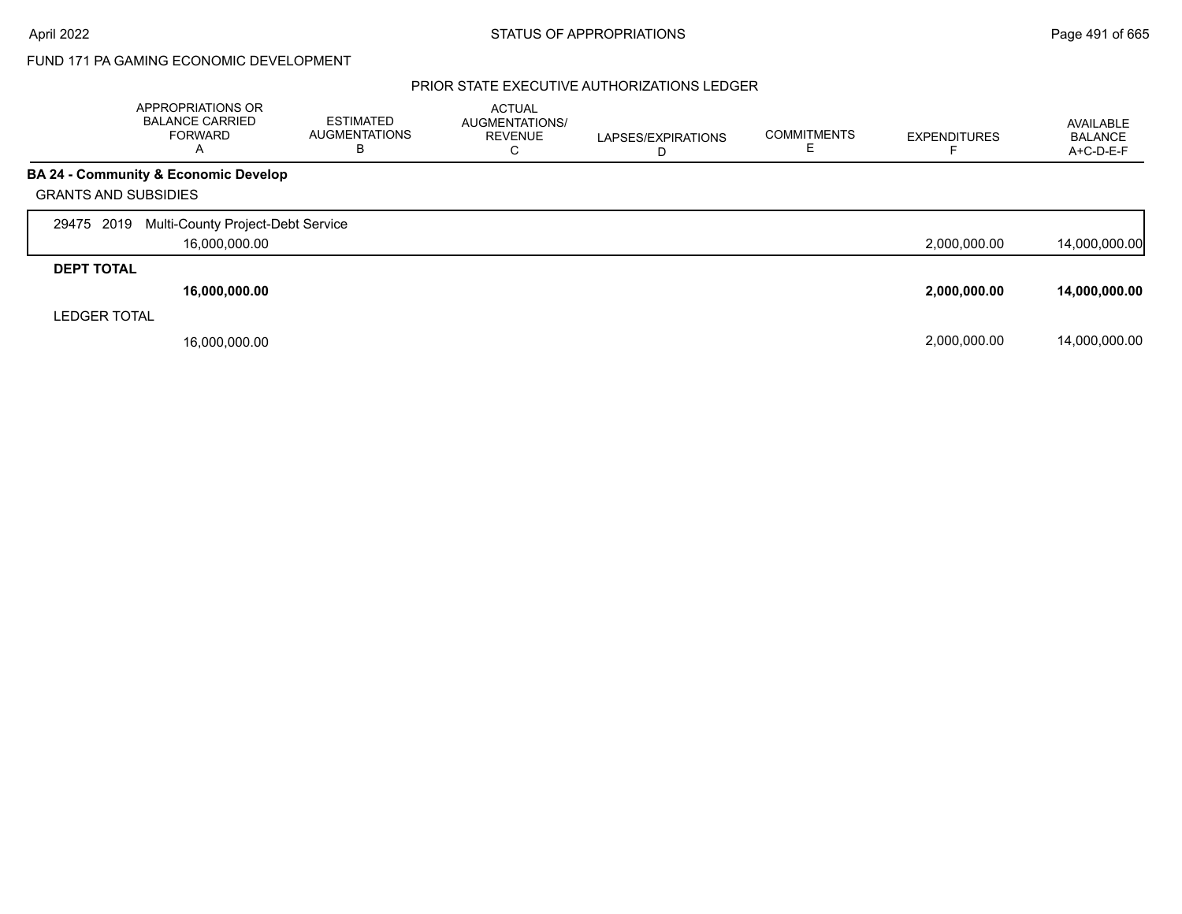FUND 171 PA GAMING ECONOMIC DEVELOPMENT

## PRIOR STATE EXECUTIVE AUTHORIZATIONS LEDGER

| | APPROPRIATIONS OR BALANCE CARRIED FORWARD A | ESTIMATED AUGMENTATIONS B | ACTUAL AUGMENTATIONS/ REVENUE C | LAPSES/EXPIRATIONS D | COMMITMENTS E | EXPENDITURES F | AVAILABLE BALANCE A+C-D-E-F |
|---|---|---|---|---|---|---|---|
| **BA 24 - Community & Economic Develop** | | | | | | | |
| GRANTS AND SUBSIDIES | | | | | | | |
| 29475 2019 Multi-County Project-Debt Service | 16,000,000.00 | | | | | 2,000,000.00 | 14,000,000.00 |
| **DEPT TOTAL** | **16,000,000.00** | | | | | **2,000,000.00** | **14,000,000.00** |
| LEDGER TOTAL | 16,000,000.00 | | | | | 2,000,000.00 | 14,000,000.00 |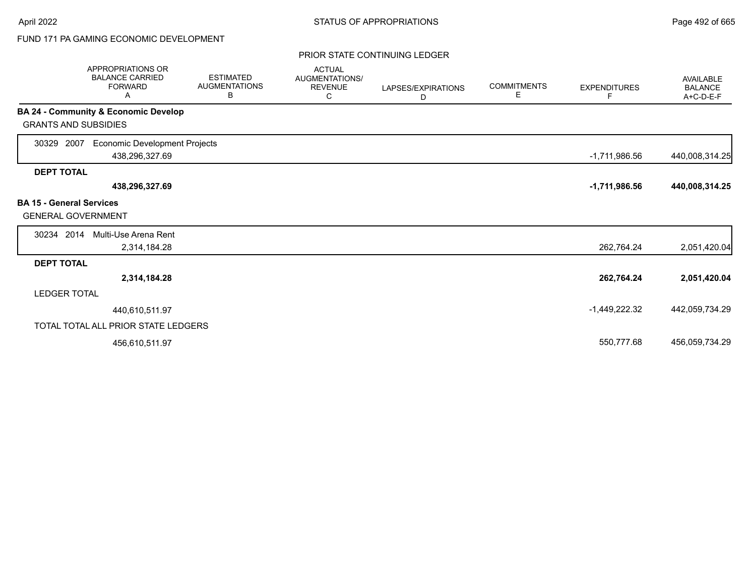FUND 171 PA GAMING ECONOMIC DEVELOPMENT

PRIOR STATE CONTINUING LEDGER

| | APPROPRIATIONS OR BALANCE CARRIED FORWARD A | ESTIMATED AUGMENTATIONS B | ACTUAL AUGMENTATIONS/ REVENUE C | LAPSES/EXPIRATIONS D | COMMITMENTS E | EXPENDITURES F | AVAILABLE BALANCE A+C-D-E-F |
|---|---|---|---|---|---|---|---|
| **BA 24 - Community & Economic Develop** | | | | | | | |
| GRANTS AND SUBSIDIES | | | | | | | |
| 30329 2007 Economic Development Projects | 438,296,327.69 | | | | | -1,711,986.56 | 440,008,314.25 |
| **DEPT TOTAL** | **438,296,327.69** | | | | | **-1,711,986.56** | **440,008,314.25** |
| **BA 15 - General Services** | | | | | | | |
| GENERAL GOVERNMENT | | | | | | | |
| 30234 2014 Multi-Use Arena Rent | 2,314,184.28 | | | | | 262,764.24 | 2,051,420.04 |
| **DEPT TOTAL** | **2,314,184.28** | | | | | **262,764.24** | **2,051,420.04** |
| LEDGER TOTAL | 440,610,511.97 | | | | | -1,449,222.32 | 442,059,734.29 |
| TOTAL TOTAL ALL PRIOR STATE LEDGERS | 456,610,511.97 | | | | | 550,777.68 | 456,059,734.29 |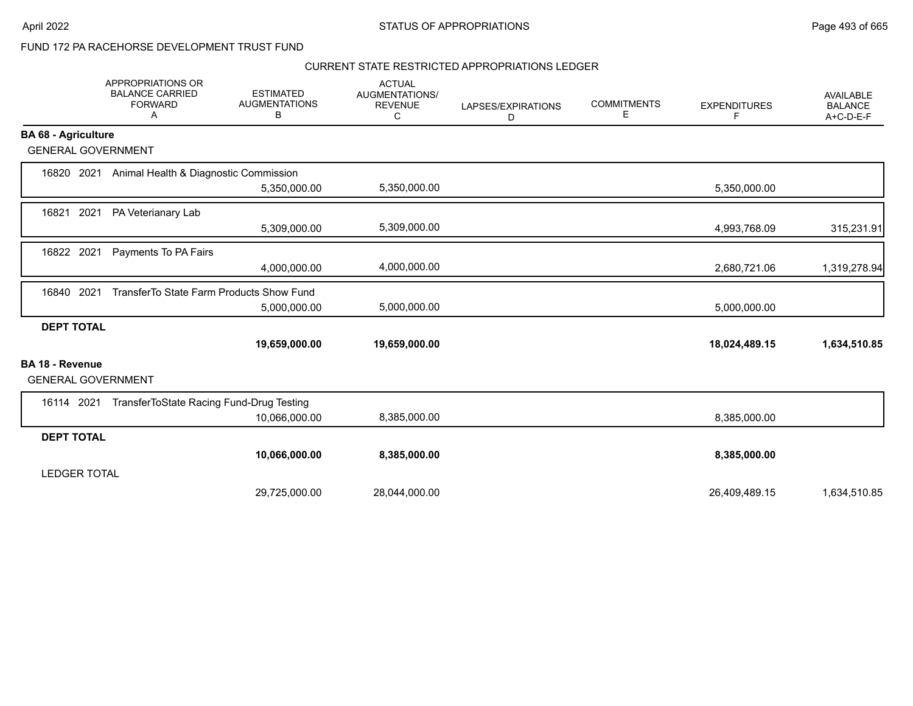FUND 172 PA RACEHORSE DEVELOPMENT TRUST FUND

CURRENT STATE RESTRICTED APPROPRIATIONS LEDGER

| | APPROPRIATIONS OR BALANCE CARRIED FORWARD A | ESTIMATED AUGMENTATIONS B | ACTUAL AUGMENTATIONS/ REVENUE C | LAPSES/EXPIRATIONS D | COMMITMENTS E | EXPENDITURES F | AVAILABLE BALANCE A+C-D-E-F |
|---|---|---|---|---|---|---|---|
| **BA 68 - Agriculture** | | | | | | | |
| GENERAL GOVERNMENT | | | | | | | |
| 16820 2021 Animal Health & Diagnostic Commission | | 5,350,000.00 | 5,350,000.00 | | | 5,350,000.00 | |
| 16821 2021 PA Veterianary Lab | | 5,309,000.00 | 5,309,000.00 | | | 4,993,768.09 | 315,231.91 |
| 16822 2021 Payments To PA Fairs | | 4,000,000.00 | 4,000,000.00 | | | 2,680,721.06 | 1,319,278.94 |
| 16840 2021 TransferTo State Farm Products Show Fund | | 5,000,000.00 | 5,000,000.00 | | | 5,000,000.00 | |
| **DEPT TOTAL** | | **19,659,000.00** | **19,659,000.00** | | | **18,024,489.15** | **1,634,510.85** |
| **BA 18 - Revenue** | | | | | | | |
| GENERAL GOVERNMENT | | | | | | | |
| 16114 2021 TransferToState Racing Fund-Drug Testing | | 10,066,000.00 | 8,385,000.00 | | | 8,385,000.00 | |
| **DEPT TOTAL** | | **10,066,000.00** | **8,385,000.00** | | | **8,385,000.00** | |
| LEDGER TOTAL | | 29,725,000.00 | 28,044,000.00 | | | 26,409,489.15 | 1,634,510.85 |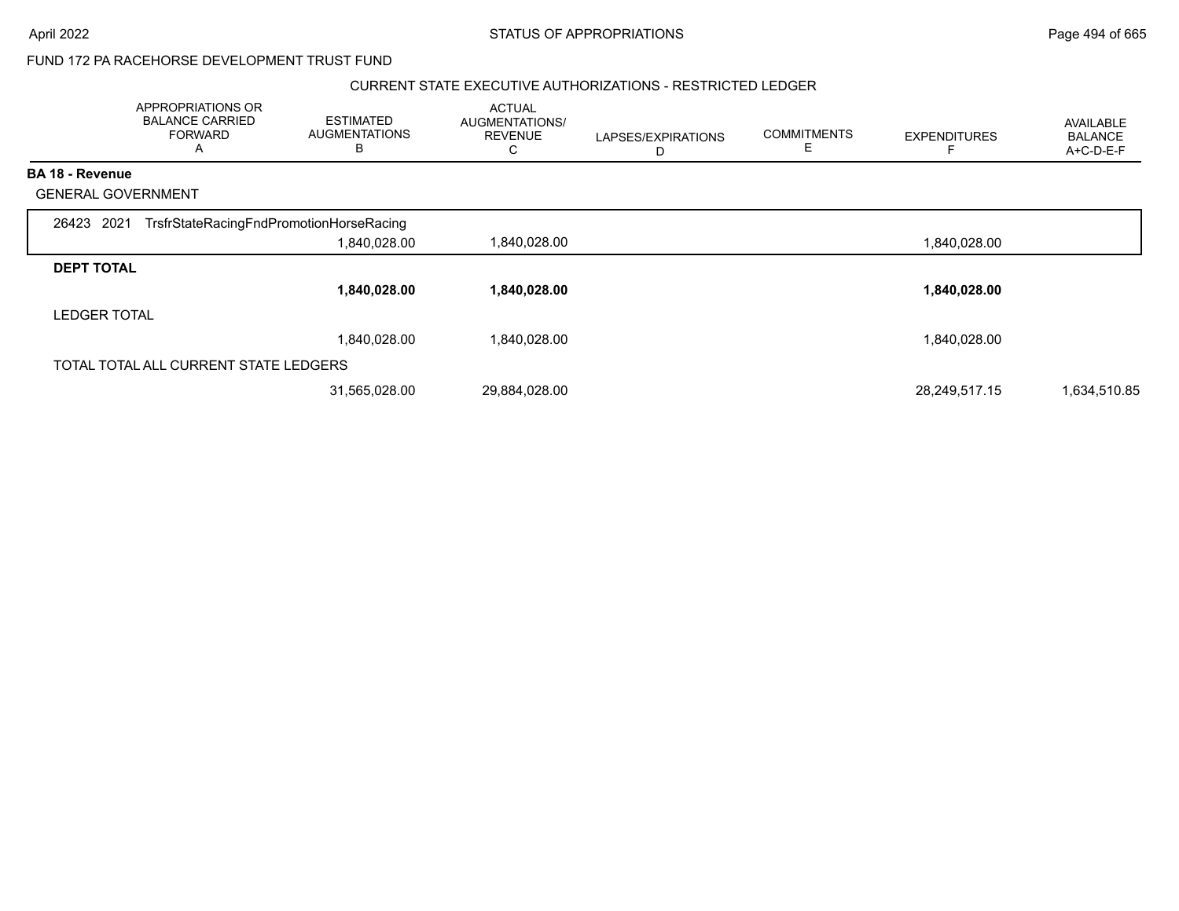FUND 172 PA RACEHORSE DEVELOPMENT TRUST FUND

CURRENT STATE EXECUTIVE AUTHORIZATIONS - RESTRICTED LEDGER

| APPROPRIATIONS OR BALANCE CARRIED FORWARD A | ESTIMATED AUGMENTATIONS B | ACTUAL AUGMENTATIONS/ REVENUE C | LAPSES/EXPIRATIONS D | COMMITMENTS E | EXPENDITURES F | AVAILABLE BALANCE A+C-D-E-F |
|---|---|---|---|---|---|---|
| **BA 18 - Revenue** | | | | | | |
| GENERAL GOVERNMENT | | | | | | |
| 26423 2021 TrsfrStateRacingFndPromotionHorseRacing | | | | | | |
| | 1,840,028.00 | 1,840,028.00 | | | 1,840,028.00 | |
| **DEPT TOTAL** | | | | | | |
| | **1,840,028.00** | **1,840,028.00** | | | **1,840,028.00** | |
| LEDGER TOTAL | | | | | | |
| | 1,840,028.00 | 1,840,028.00 | | | 1,840,028.00 | |
| TOTAL TOTAL ALL CURRENT STATE LEDGERS | | | | | | |
| | 31,565,028.00 | 29,884,028.00 | | | 28,249,517.15 | 1,634,510.85 |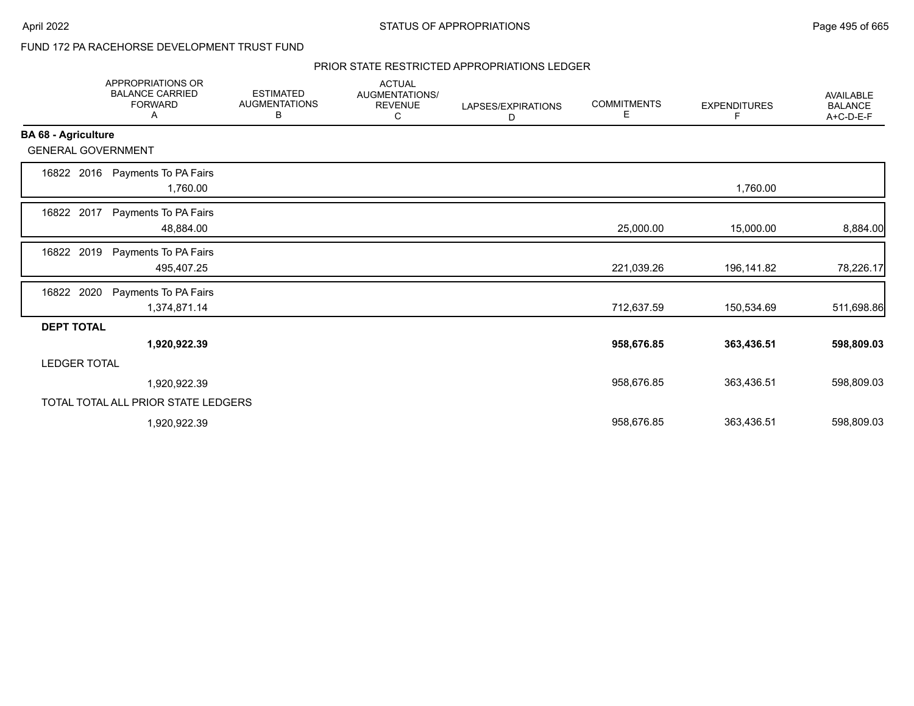FUND 172 PA RACEHORSE DEVELOPMENT TRUST FUND

PRIOR STATE RESTRICTED APPROPRIATIONS LEDGER

| | APPROPRIATIONS OR BALANCE CARRIED FORWARD A | ESTIMATED AUGMENTATIONS B | ACTUAL AUGMENTATIONS/ REVENUE C | LAPSES/EXPIRATIONS D | COMMITMENTS E | EXPENDITURES F | AVAILABLE BALANCE A+C-D-E-F |
|---|---|---|---|---|---|---|---|
| **BA 68 - Agriculture** | | | | | | | |
| GENERAL GOVERNMENT | | | | | | | |
| 16822 2016 Payments To PA Fairs | 1,760.00 | | | | | 1,760.00 | |
| 16822 2017 Payments To PA Fairs | 48,884.00 | | | | 25,000.00 | 15,000.00 | 8,884.00 |
| 16822 2019 Payments To PA Fairs | 495,407.25 | | | | 221,039.26 | 196,141.82 | 78,226.17 |
| 16822 2020 Payments To PA Fairs | 1,374,871.14 | | | | 712,637.59 | 150,534.69 | 511,698.86 |
| **DEPT TOTAL** | **1,920,922.39** | | | | **958,676.85** | **363,436.51** | **598,809.03** |
| LEDGER TOTAL | 1,920,922.39 | | | | 958,676.85 | 363,436.51 | 598,809.03 |
| TOTAL TOTAL ALL PRIOR STATE LEDGERS | 1,920,922.39 | | | | 958,676.85 | 363,436.51 | 598,809.03 |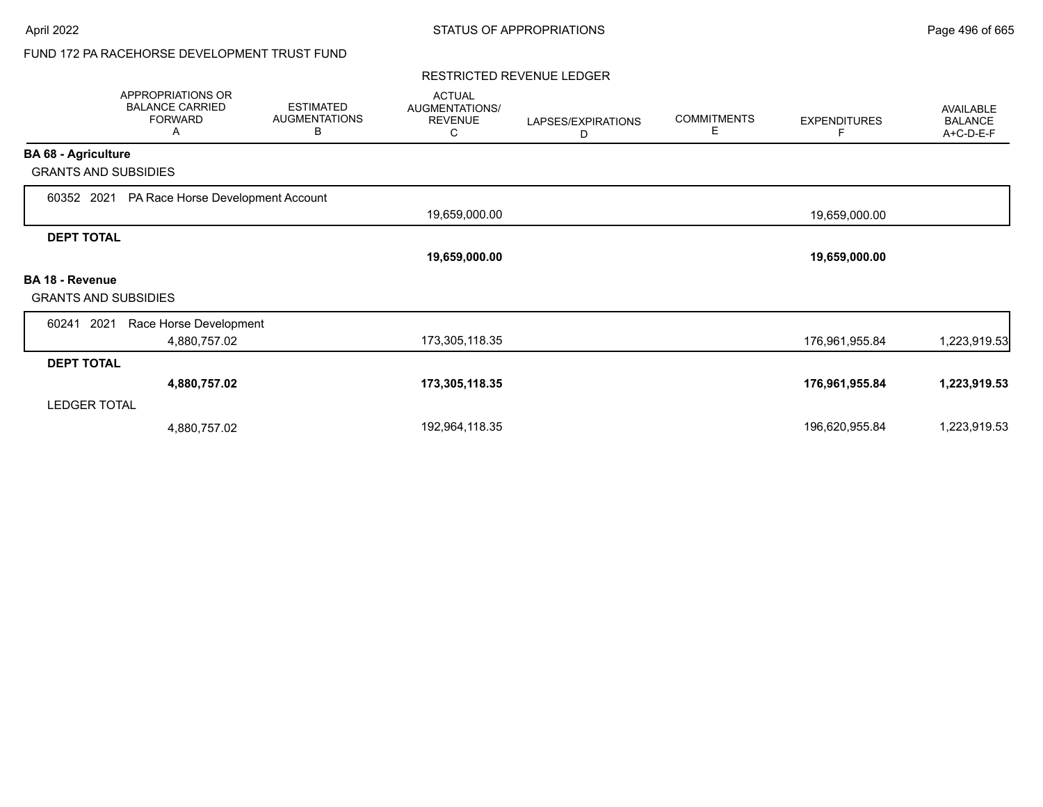FUND 172 PA RACEHORSE DEVELOPMENT TRUST FUND

RESTRICTED REVENUE LEDGER

| | APPROPRIATIONS OR BALANCE CARRIED FORWARD A | ESTIMATED AUGMENTATIONS B | ACTUAL AUGMENTATIONS/ REVENUE C | LAPSES/EXPIRATIONS D | COMMITMENTS E | EXPENDITURES F | AVAILABLE BALANCE A+C-D-E-F |
|---|---|---|---|---|---|---|---|
| **BA 68 - Agriculture** | | | | | | | |
| GRANTS AND SUBSIDIES | | | | | | | |
| 60352 2021 PA Race Horse Development Account | | | 19,659,000.00 | | | 19,659,000.00 | |
| **DEPT TOTAL** | | | **19,659,000.00** | | | **19,659,000.00** | |
| **BA 18 - Revenue** | | | | | | | |
| GRANTS AND SUBSIDIES | | | | | | | |
| 60241 2021 Race Horse Development | 4,880,757.02 | | 173,305,118.35 | | | 176,961,955.84 | 1,223,919.53 |
| **DEPT TOTAL** | **4,880,757.02** | | **173,305,118.35** | | | **176,961,955.84** | **1,223,919.53** |
| LEDGER TOTAL | 4,880,757.02 | | 192,964,118.35 | | | 196,620,955.84 | 1,223,919.53 |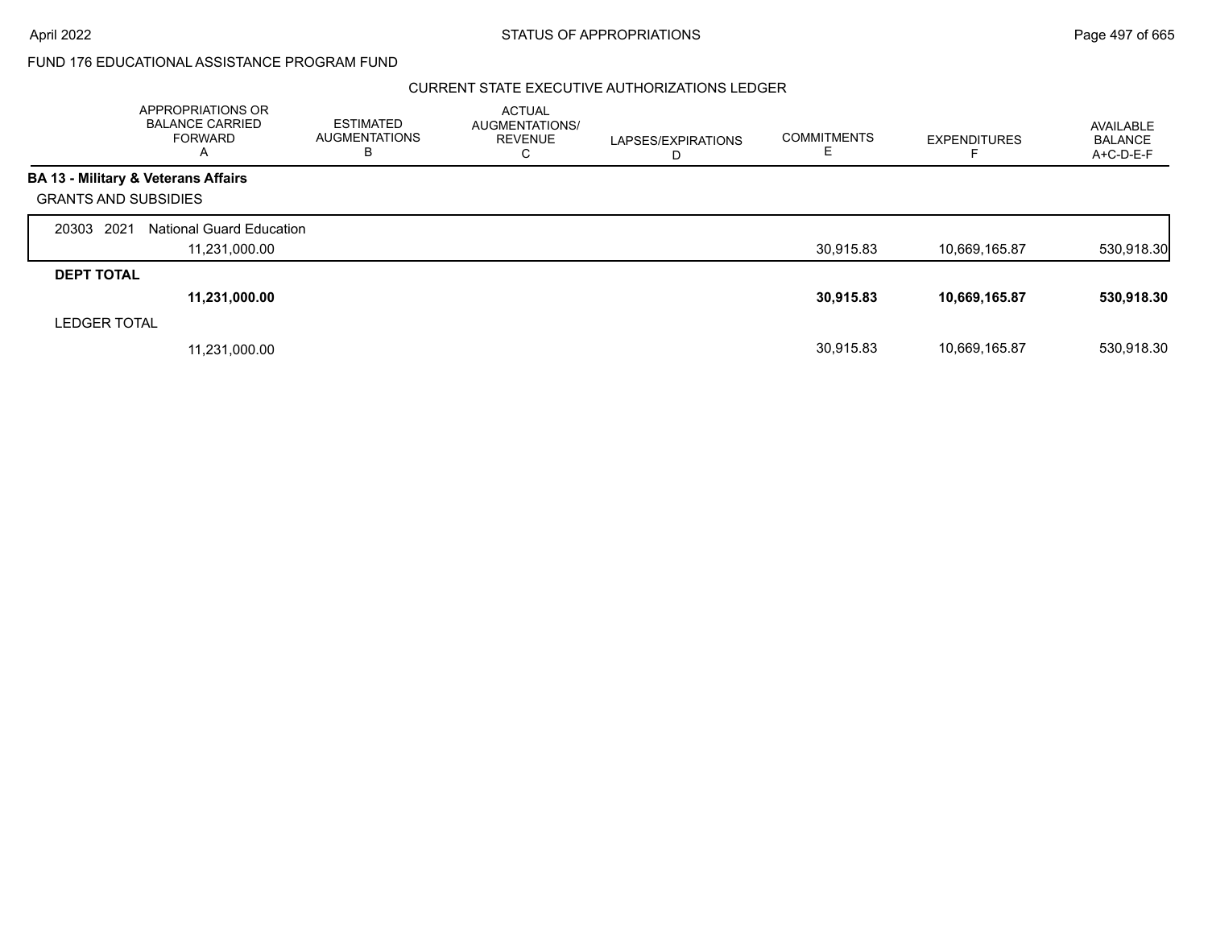FUND 176 EDUCATIONAL ASSISTANCE PROGRAM FUND

CURRENT STATE EXECUTIVE AUTHORIZATIONS LEDGER

| | APPROPRIATIONS OR BALANCE CARRIED FORWARD A | ESTIMATED AUGMENTATIONS B | ACTUAL AUGMENTATIONS/ REVENUE C | LAPSES/EXPIRATIONS D | COMMITMENTS E | EXPENDITURES F | AVAILABLE BALANCE A+C-D-E-F |
|---|---|---|---|---|---|---|---|
| **BA 13 - Military & Veterans Affairs** | | | | | | | |
| GRANTS AND SUBSIDIES | | | | | | | |
| 20303 2021 National Guard Education | 11,231,000.00 | | | | 30,915.83 | 10,669,165.87 | 530,918.30 |
| **DEPT TOTAL** | **11,231,000.00** | | | | **30,915.83** | **10,669,165.87** | **530,918.30** |
| LEDGER TOTAL | 11,231,000.00 | | | | 30,915.83 | 10,669,165.87 | 530,918.30 |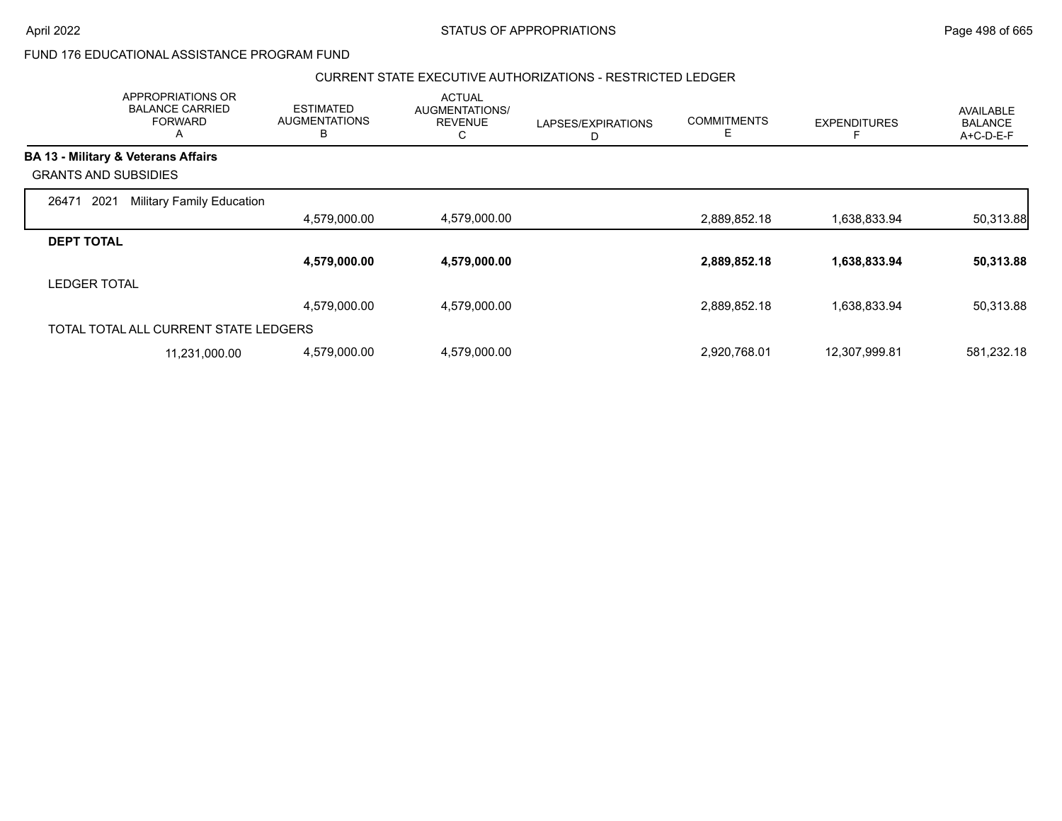FUND 176 EDUCATIONAL ASSISTANCE PROGRAM FUND

CURRENT STATE EXECUTIVE AUTHORIZATIONS - RESTRICTED LEDGER

| | APPROPRIATIONS OR BALANCE CARRIED FORWARD A | ESTIMATED AUGMENTATIONS B | ACTUAL AUGMENTATIONS/ REVENUE C | LAPSES/EXPIRATIONS D | COMMITMENTS E | EXPENDITURES F | AVAILABLE BALANCE A+C-D-E-F |
|---|---|---|---|---|---|---|---|
| **BA 13 - Military & Veterans Affairs** | | | | | | | |
| GRANTS AND SUBSIDIES | | | | | | | |
| 26471 2021 Military Family Education | | 4,579,000.00 | 4,579,000.00 | | 2,889,852.18 | 1,638,833.94 | 50,313.88 |
| **DEPT TOTAL** | | **4,579,000.00** | **4,579,000.00** | | **2,889,852.18** | **1,638,833.94** | **50,313.88** |
| LEDGER TOTAL | | 4,579,000.00 | 4,579,000.00 | | 2,889,852.18 | 1,638,833.94 | 50,313.88 |
| TOTAL TOTAL ALL CURRENT STATE LEDGERS | 11,231,000.00 | 4,579,000.00 | 4,579,000.00 | | 2,920,768.01 | 12,307,999.81 | 581,232.18 |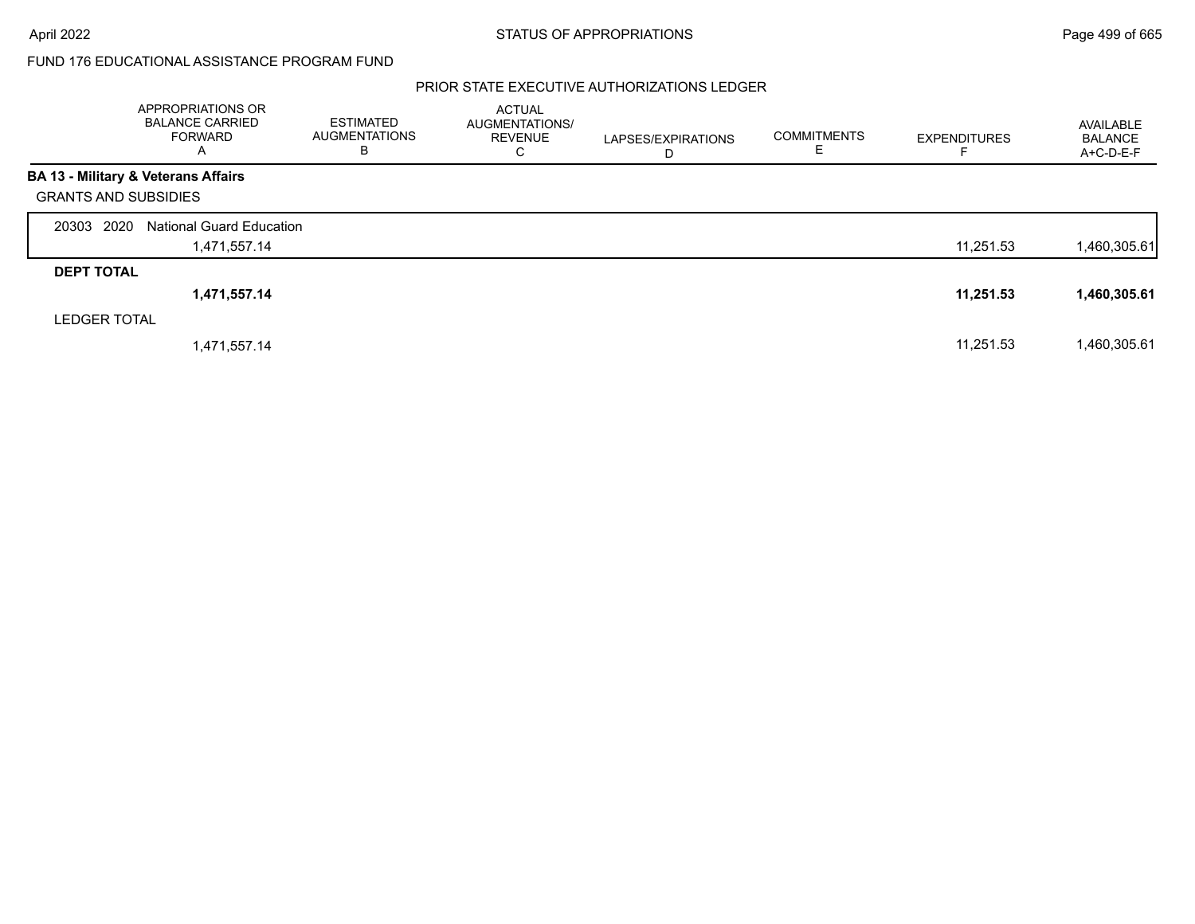FUND 176 EDUCATIONAL ASSISTANCE PROGRAM FUND

PRIOR STATE EXECUTIVE AUTHORIZATIONS LEDGER

| | APPROPRIATIONS OR BALANCE CARRIED FORWARD A | ESTIMATED AUGMENTATIONS B | ACTUAL AUGMENTATIONS/ REVENUE C | LAPSES/EXPIRATIONS D | COMMITMENTS E | EXPENDITURES F | AVAILABLE BALANCE A+C-D-E-F |
|---|---|---|---|---|---|---|---|
| **BA 13 - Military & Veterans Affairs** | | | | | | | |
| GRANTS AND SUBSIDIES | | | | | | | |
| 20303 2020 National Guard Education | 1,471,557.14 | | | | | 11,251.53 | 1,460,305.61 |
| **DEPT TOTAL** | **1,471,557.14** | | | | | **11,251.53** | **1,460,305.61** |
| LEDGER TOTAL | 1,471,557.14 | | | | | 11,251.53 | 1,460,305.61 |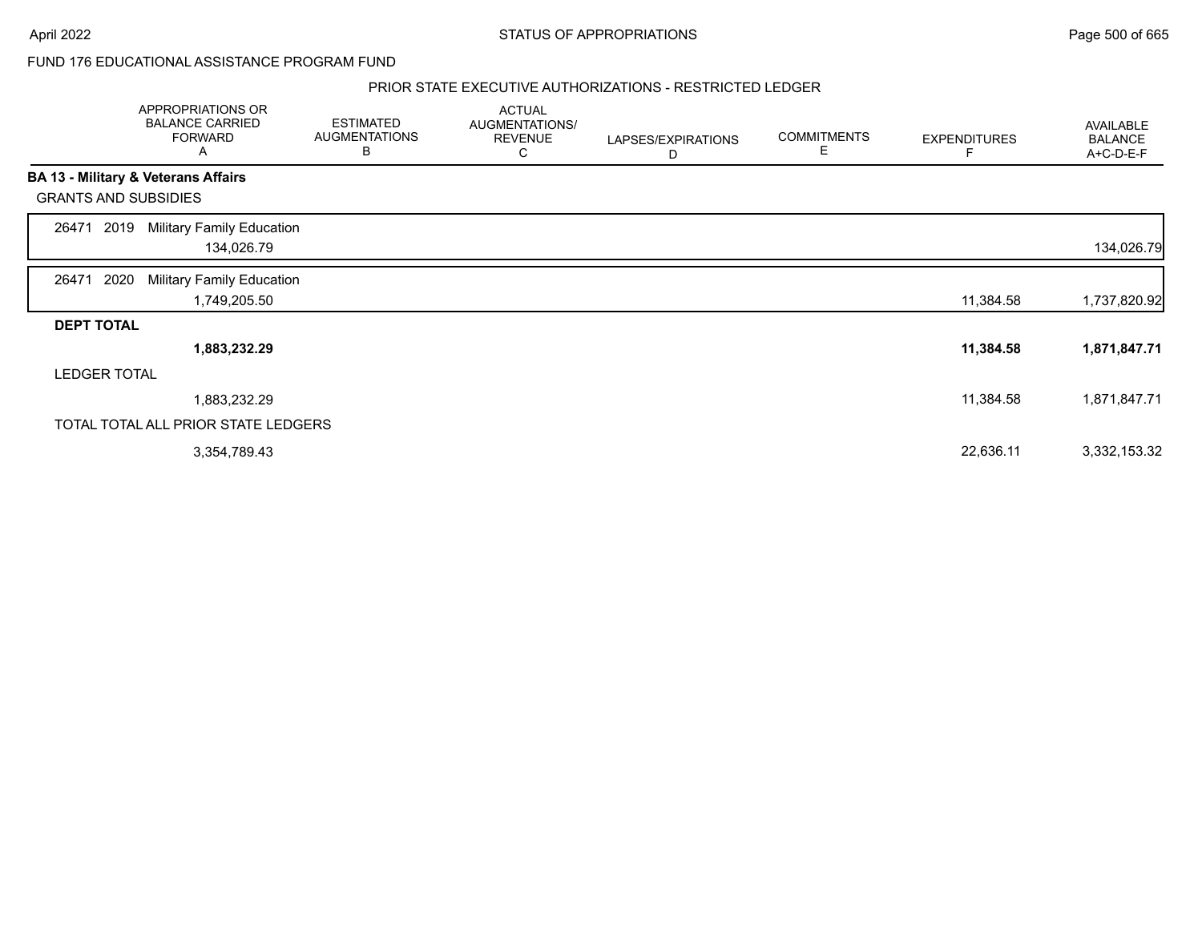FUND 176 EDUCATIONAL ASSISTANCE PROGRAM FUND

PRIOR STATE EXECUTIVE AUTHORIZATIONS - RESTRICTED LEDGER

| | APPROPRIATIONS OR BALANCE CARRIED FORWARD A | ESTIMATED AUGMENTATIONS B | ACTUAL AUGMENTATIONS/ REVENUE C | LAPSES/EXPIRATIONS D | COMMITMENTS E | EXPENDITURES F | AVAILABLE BALANCE A+C-D-E-F |
|---|---|---|---|---|---|---|---|
| **BA 13 - Military & Veterans Affairs** | | | | | | | |
| GRANTS AND SUBSIDIES | | | | | | | |
| 26471 2019 Military Family Education | 134,026.79 | | | | | | 134,026.79 |
| 26471 2020 Military Family Education | 1,749,205.50 | | | | | 11,384.58 | 1,737,820.92 |
| **DEPT TOTAL** | **1,883,232.29** | | | | | **11,384.58** | **1,871,847.71** |
| LEDGER TOTAL | 1,883,232.29 | | | | | 11,384.58 | 1,871,847.71 |
| TOTAL TOTAL ALL PRIOR STATE LEDGERS | 3,354,789.43 | | | | | 22,636.11 | 3,332,153.32 |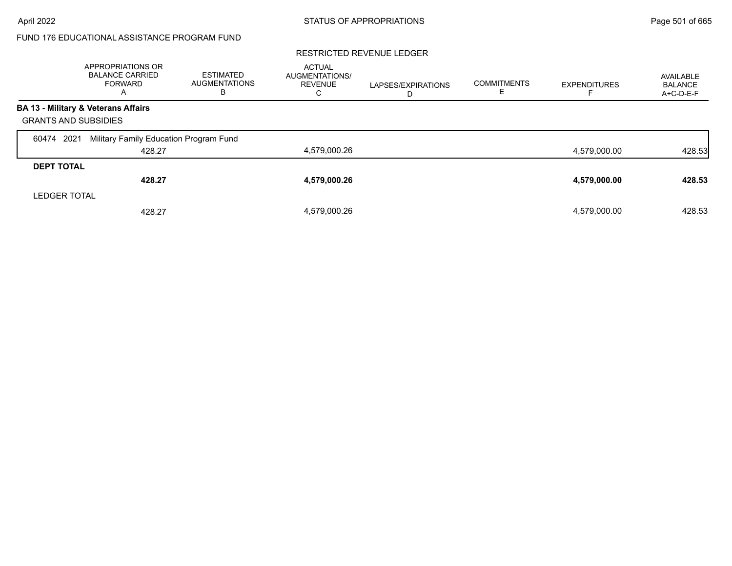FUND 176 EDUCATIONAL ASSISTANCE PROGRAM FUND

RESTRICTED REVENUE LEDGER

| | APPROPRIATIONS OR BALANCE CARRIED FORWARD A | ESTIMATED AUGMENTATIONS B | ACTUAL AUGMENTATIONS/ REVENUE C | LAPSES/EXPIRATIONS D | COMMITMENTS E | EXPENDITURES F | AVAILABLE BALANCE A+C-D-E-F |
|---|---|---|---|---|---|---|---|
| **BA 13 - Military & Veterans Affairs** | | | | | | | |
| GRANTS AND SUBSIDIES | | | | | | | |
| 60474 2021 Military Family Education Program Fund | | | | | | | |
| | 428.27 | | 4,579,000.26 | | | 4,579,000.00 | 428.53 |
| **DEPT TOTAL** | | | | | | | |
| | **428.27** | | **4,579,000.26** | | | **4,579,000.00** | **428.53** |
| LEDGER TOTAL | | | | | | | |
| | 428.27 | | 4,579,000.26 | | | 4,579,000.00 | 428.53 |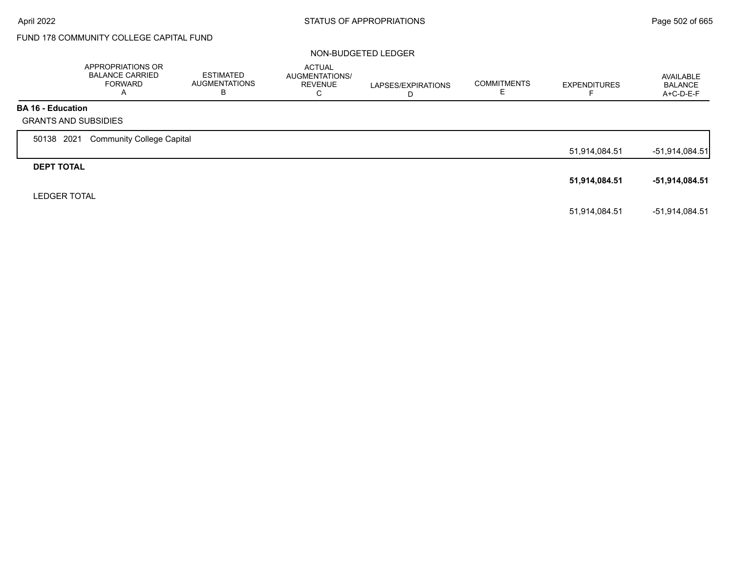FUND 178 COMMUNITY COLLEGE CAPITAL FUND

NON-BUDGETED LEDGER

| | APPROPRIATIONS OR BALANCE CARRIED FORWARD A | ESTIMATED AUGMENTATIONS B | ACTUAL AUGMENTATIONS/ REVENUE C | LAPSES/EXPIRATIONS D | COMMITMENTS E | EXPENDITURES F | AVAILABLE BALANCE A+C-D-E-F |
|---|---|---|---|---|---|---|---|
| **BA 16 - Education** | | | | | | | |
| GRANTS AND SUBSIDIES | | | | | | | |
| 50138 2021 Community College Capital | | | | | | 51,914,084.51 | -51,914,084.51 |
| **DEPT TOTAL** | | | | | | **51,914,084.51** | **-51,914,084.51** |
| LEDGER TOTAL | | | | | | 51,914,084.51 | -51,914,084.51 |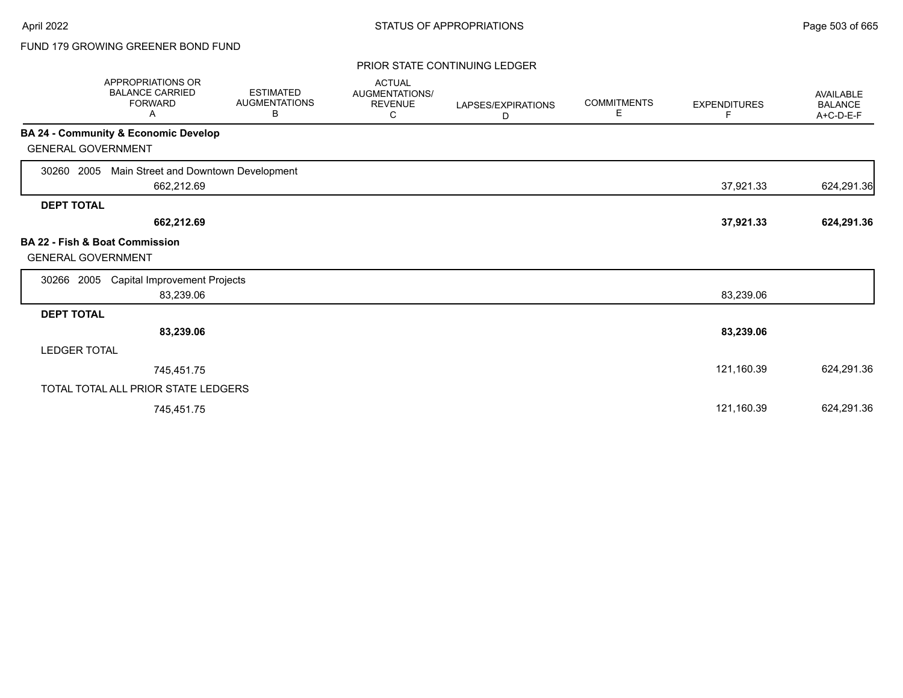FUND 179 GROWING GREENER BOND FUND

PRIOR STATE CONTINUING LEDGER

| | APPROPRIATIONS OR BALANCE CARRIED FORWARD A | ESTIMATED AUGMENTATIONS B | ACTUAL AUGMENTATIONS/ REVENUE C | LAPSES/EXPIRATIONS D | COMMITMENTS E | EXPENDITURES F | AVAILABLE BALANCE A+C-D-E-F |
|---|---|---|---|---|---|---|---|
| **BA 24 - Community & Economic Develop** | | | | | | | |
| GENERAL GOVERNMENT | | | | | | | |
| 30260 2005 Main Street and Downtown Development | 662,212.69 | | | | | 37,921.33 | 624,291.36 |
| **DEPT TOTAL** | **662,212.69** | | | | | **37,921.33** | **624,291.36** |
| **BA 22 - Fish & Boat Commission** | | | | | | | |
| GENERAL GOVERNMENT | | | | | | | |
| 30266 2005 Capital Improvement Projects | 83,239.06 | | | | | 83,239.06 | |
| **DEPT TOTAL** | **83,239.06** | | | | | **83,239.06** | |
| LEDGER TOTAL | 745,451.75 | | | | | 121,160.39 | 624,291.36 |
| TOTAL TOTAL ALL PRIOR STATE LEDGERS | 745,451.75 | | | | | 121,160.39 | 624,291.36 |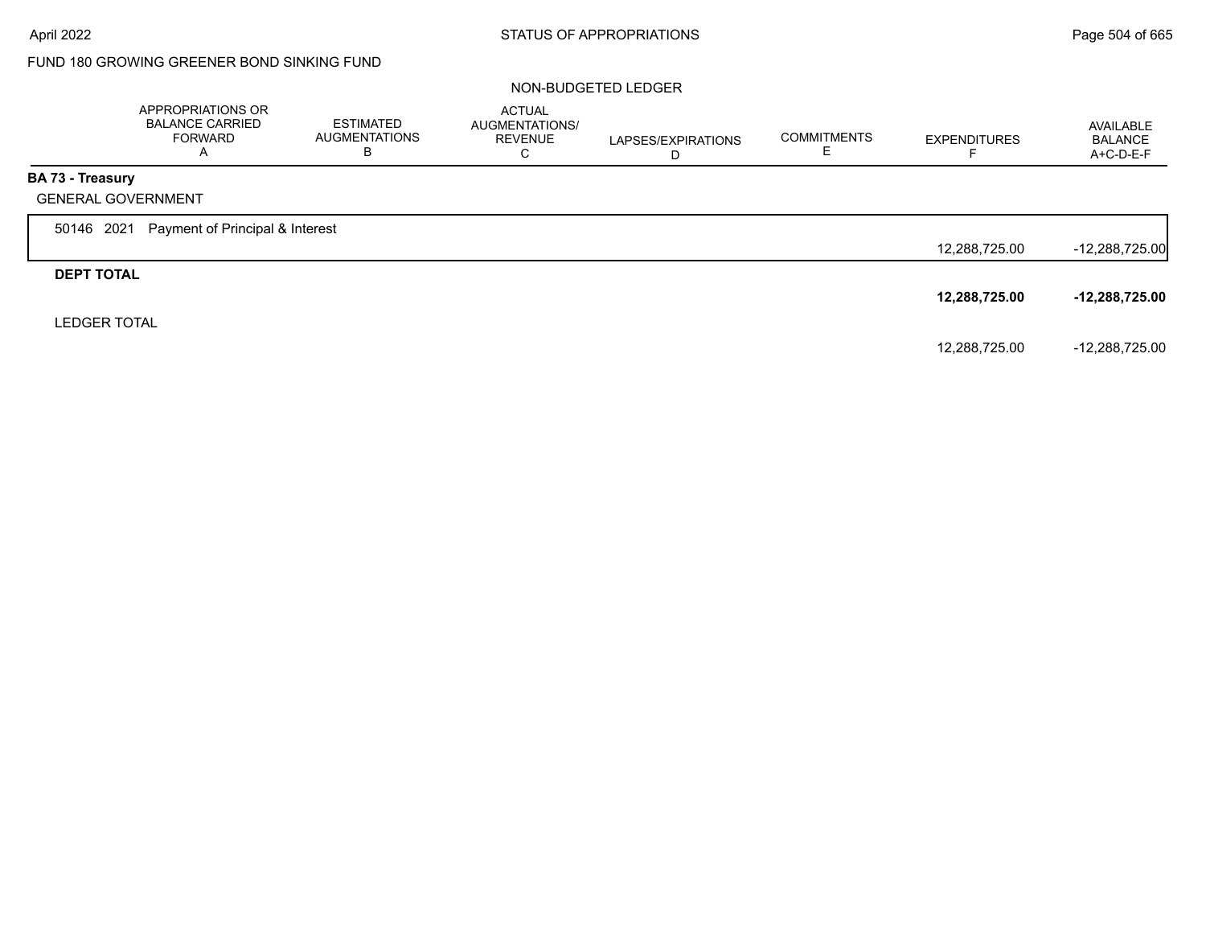STATUS OF APPROPRIATIONS

FUND 180 GROWING GREENER BOND SINKING FUND

NON-BUDGETED LEDGER

| | APPROPRIATIONS OR BALANCE CARRIED FORWARD A | ESTIMATED AUGMENTATIONS B | ACTUAL AUGMENTATIONS/ REVENUE C | LAPSES/EXPIRATIONS D | COMMITMENTS E | EXPENDITURES F | AVAILABLE BALANCE A+C-D-E-F |
|---|---|---|---|---|---|---|---|
| **BA 73 - Treasury** | | | | | | | |
| GENERAL GOVERNMENT | | | | | | | |
| 50146 2021 Payment of Principal & Interest | | | | | | 12,288,725.00 | -12,288,725.00 |
| **DEPT TOTAL** | | | | | | **12,288,725.00** | **-12,288,725.00** |
| LEDGER TOTAL | | | | | | 12,288,725.00 | -12,288,725.00 |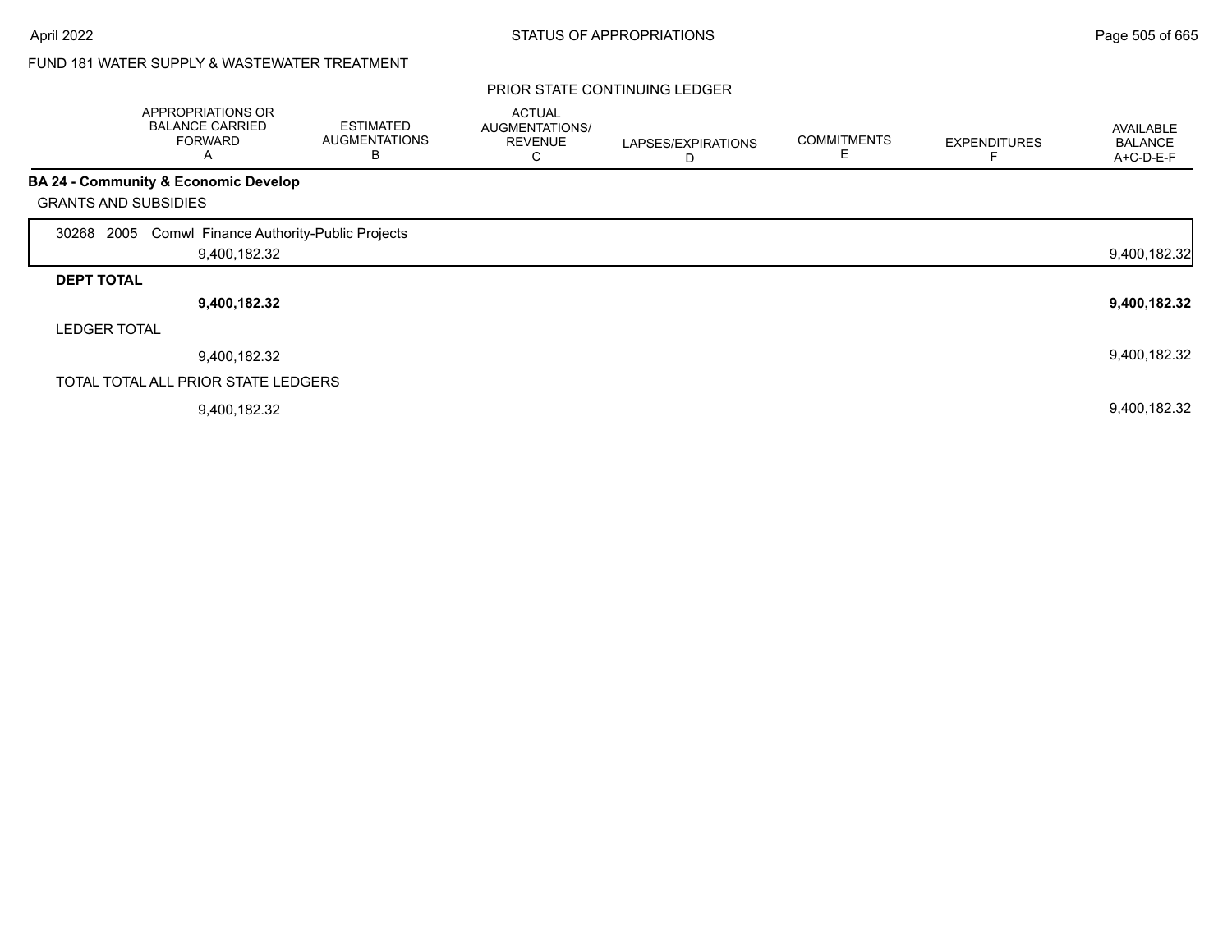FUND 181 WATER SUPPLY & WASTEWATER TREATMENT

PRIOR STATE CONTINUING LEDGER

| | APPROPRIATIONS OR BALANCE CARRIED FORWARD A | ESTIMATED AUGMENTATIONS B | ACTUAL AUGMENTATIONS/ REVENUE C | LAPSES/EXPIRATIONS D | COMMITMENTS E | EXPENDITURES F | AVAILABLE BALANCE A+C-D-E-F |
|---|---|---|---|---|---|---|---|
| **BA 24 - Community & Economic Develop** | | | | | | | |
| GRANTS AND SUBSIDIES | | | | | | | |
| 30268 2005 Comwl Finance Authority-Public Projects | 9,400,182.32 | | | | | | 9,400,182.32 |
| **DEPT TOTAL** | **9,400,182.32** | | | | | | **9,400,182.32** |
| LEDGER TOTAL | 9,400,182.32 | | | | | | 9,400,182.32 |
| TOTAL TOTAL ALL PRIOR STATE LEDGERS | 9,400,182.32 | | | | | | 9,400,182.32 |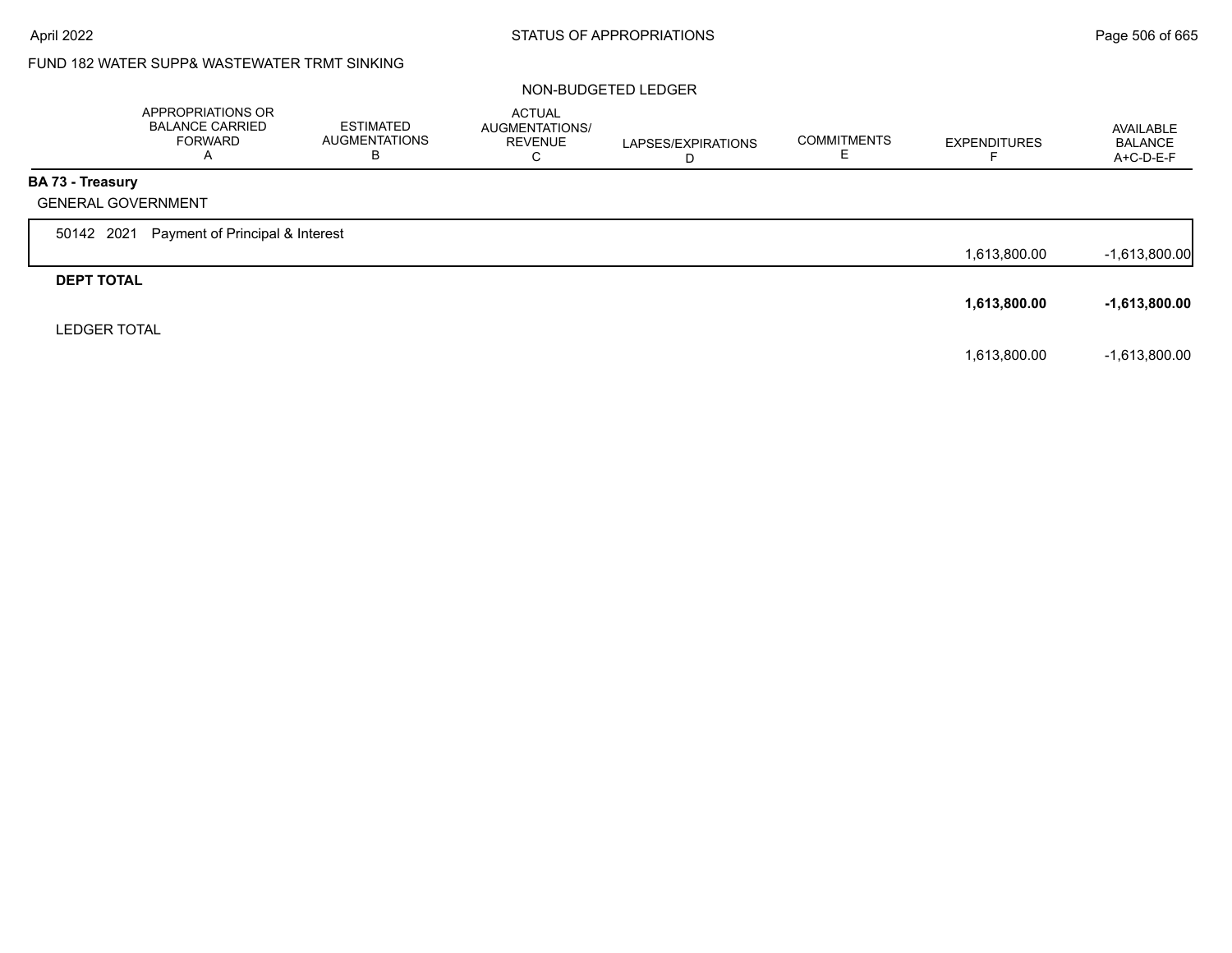FUND 182 WATER SUPP& WASTEWATER TRMT SINKING

NON-BUDGETED LEDGER

| | APPROPRIATIONS OR BALANCE CARRIED FORWARD A | ESTIMATED AUGMENTATIONS B | ACTUAL AUGMENTATIONS/ REVENUE C | LAPSES/EXPIRATIONS D | COMMITMENTS E | EXPENDITURES F | AVAILABLE BALANCE A+C-D-E-F |
|---|---|---|---|---|---|---|---|
| **BA 73 - Treasury** | | | | | | | |
| GENERAL GOVERNMENT | | | | | | | |
| 50142 2021 Payment of Principal & Interest | | | | | | 1,613,800.00 | -1,613,800.00 |
| **DEPT TOTAL** | | | | | | **1,613,800.00** | **-1,613,800.00** |
| LEDGER TOTAL | | | | | | 1,613,800.00 | -1,613,800.00 |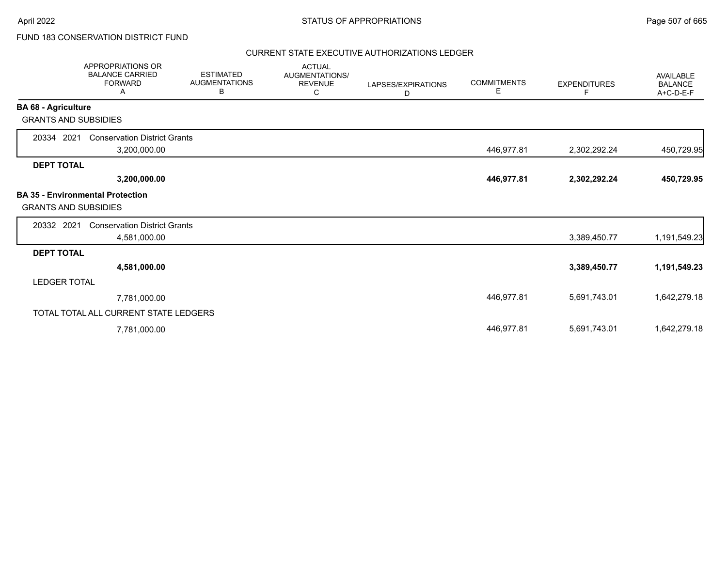FUND 183 CONSERVATION DISTRICT FUND

CURRENT STATE EXECUTIVE AUTHORIZATIONS LEDGER

| | APPROPRIATIONS OR BALANCE CARRIED FORWARD A | ESTIMATED AUGMENTATIONS B | ACTUAL AUGMENTATIONS/ REVENUE C | LAPSES/EXPIRATIONS D | COMMITMENTS E | EXPENDITURES F | AVAILABLE BALANCE A+C-D-E-F |
|---|---|---|---|---|---|---|---|
| **BA 68 - Agriculture** | | | | | | | |
| GRANTS AND SUBSIDIES | | | | | | | |
| 20334 2021 Conservation District Grants | 3,200,000.00 | | | | 446,977.81 | 2,302,292.24 | 450,729.95 |
| **DEPT TOTAL** | **3,200,000.00** | | | | **446,977.81** | **2,302,292.24** | **450,729.95** |
| **BA 35 - Environmental Protection** | | | | | | | |
| GRANTS AND SUBSIDIES | | | | | | | |
| 20332 2021 Conservation District Grants | 4,581,000.00 | | | | | 3,389,450.77 | 1,191,549.23 |
| **DEPT TOTAL** | **4,581,000.00** | | | | | **3,389,450.77** | **1,191,549.23** |
| LEDGER TOTAL | 7,781,000.00 | | | | 446,977.81 | 5,691,743.01 | 1,642,279.18 |
| TOTAL TOTAL ALL CURRENT STATE LEDGERS | 7,781,000.00 | | | | 446,977.81 | 5,691,743.01 | 1,642,279.18 |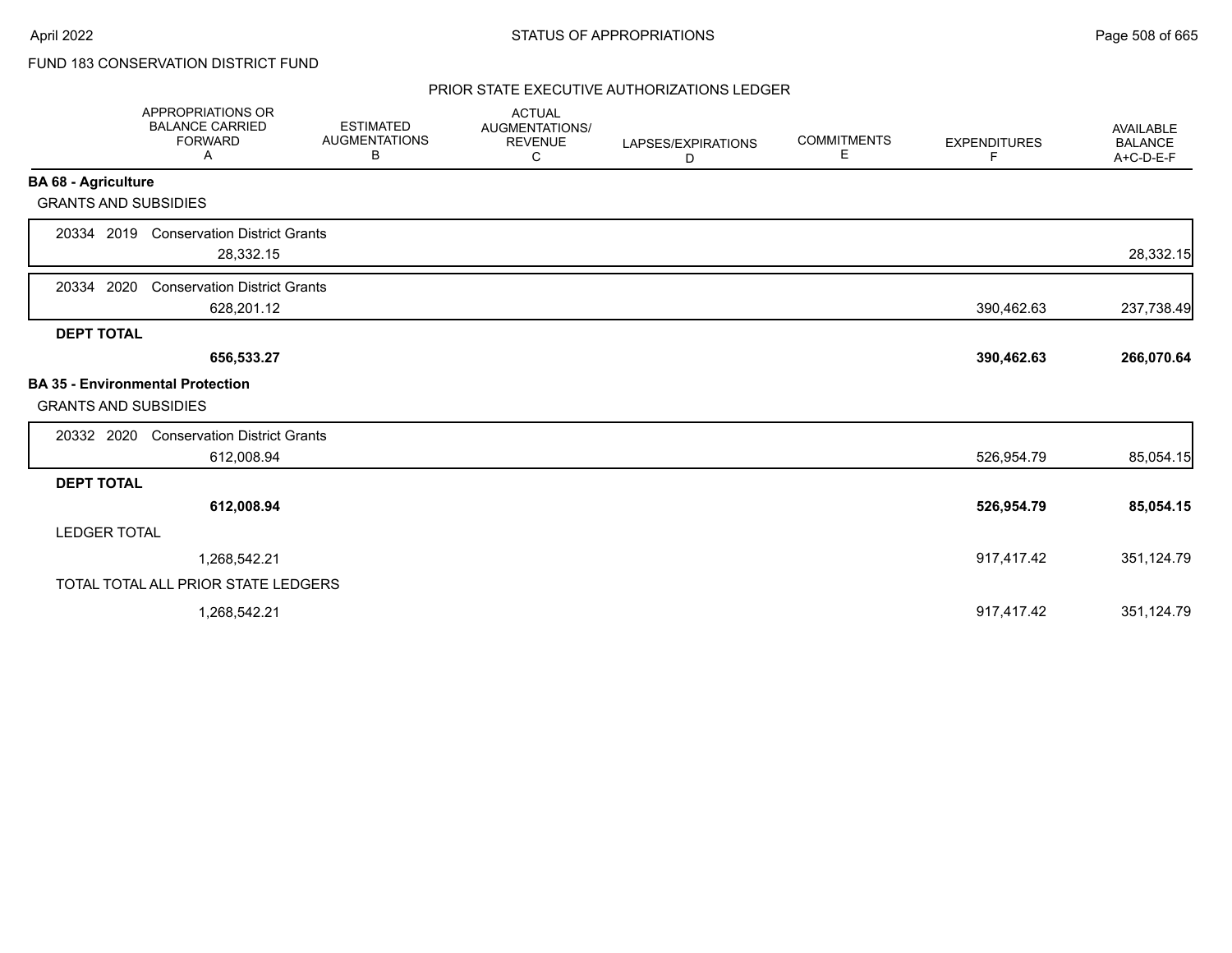FUND 183 CONSERVATION DISTRICT FUND

## PRIOR STATE EXECUTIVE AUTHORIZATIONS LEDGER

| | APPROPRIATIONS OR BALANCE CARRIED FORWARD A | ESTIMATED AUGMENTATIONS B | ACTUAL AUGMENTATIONS/ REVENUE C | LAPSES/EXPIRATIONS D | COMMITMENTS E | EXPENDITURES F | AVAILABLE BALANCE A+C-D-E-F |
|---|---|---|---|---|---|---|---|
| **BA 68 - Agriculture** | | | | | | | |
| GRANTS AND SUBSIDIES | | | | | | | |
| 20334 2019 Conservation District Grants | 28,332.15 | | | | | | 28,332.15 |
| 20334 2020 Conservation District Grants | 628,201.12 | | | | | 390,462.63 | 237,738.49 |
| **DEPT TOTAL** | **656,533.27** | | | | | **390,462.63** | **266,070.64** |
| **BA 35 - Environmental Protection** | | | | | | | |
| GRANTS AND SUBSIDIES | | | | | | | |
| 20332 2020 Conservation District Grants | 612,008.94 | | | | | 526,954.79 | 85,054.15 |
| **DEPT TOTAL** | **612,008.94** | | | | | **526,954.79** | **85,054.15** |
| LEDGER TOTAL | 1,268,542.21 | | | | | 917,417.42 | 351,124.79 |
| TOTAL TOTAL ALL PRIOR STATE LEDGERS | 1,268,542.21 | | | | | 917,417.42 | 351,124.79 |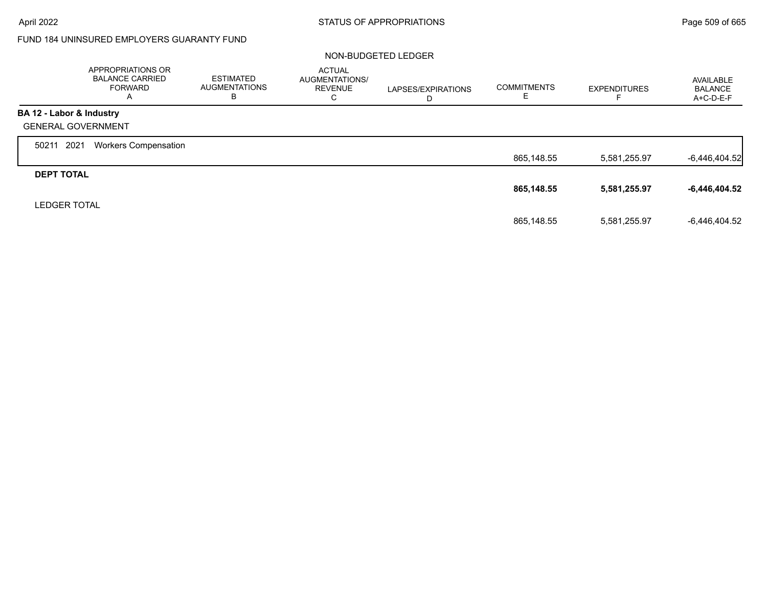FUND 184 UNINSURED EMPLOYERS GUARANTY FUND

NON-BUDGETED LEDGER

| | APPROPRIATIONS OR BALANCE CARRIED FORWARD A | ESTIMATED AUGMENTATIONS B | ACTUAL AUGMENTATIONS/ REVENUE C | LAPSES/EXPIRATIONS D | COMMITMENTS E | EXPENDITURES F | AVAILABLE BALANCE A+C-D-E-F |
|---|---|---|---|---|---|---|---|
| **BA 12 - Labor & Industry** | | | | | | | |
| GENERAL GOVERNMENT | | | | | | | |
| 50211 2021 Workers Compensation | | | | | 865,148.55 | 5,581,255.97 | -6,446,404.52 |
| **DEPT TOTAL** | | | | | **865,148.55** | **5,581,255.97** | **-6,446,404.52** |
| LEDGER TOTAL | | | | | 865,148.55 | 5,581,255.97 | -6,446,404.52 |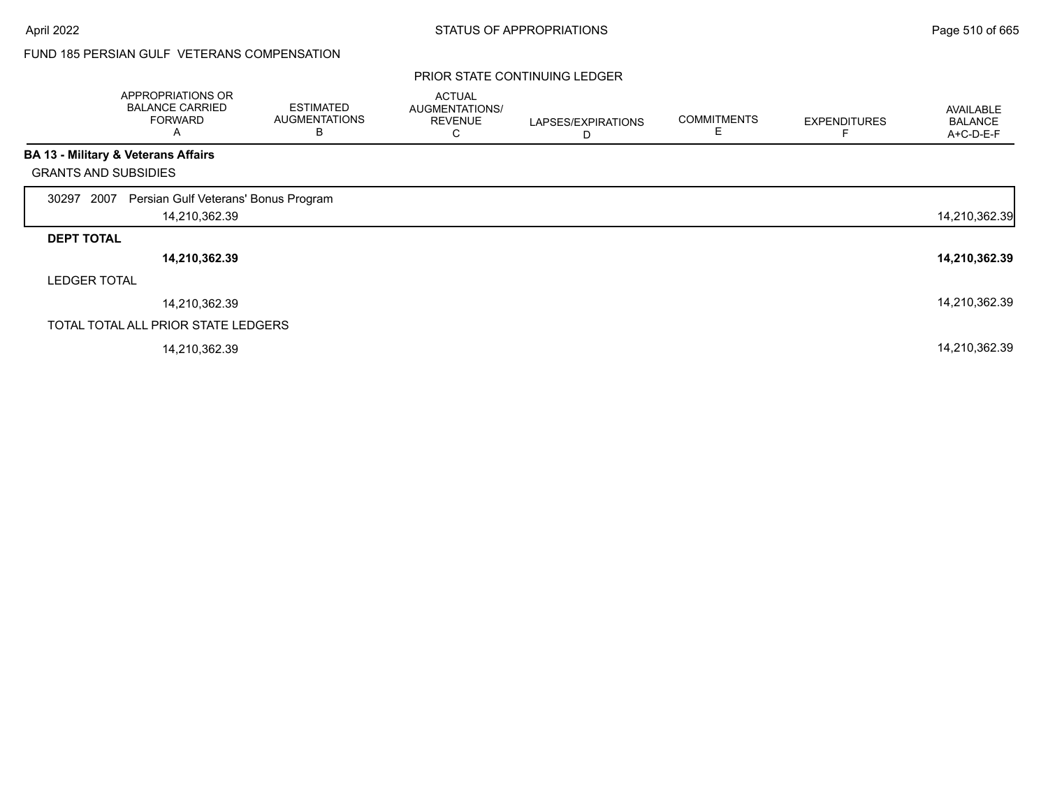FUND 185 PERSIAN GULF VETERANS COMPENSATION

PRIOR STATE CONTINUING LEDGER

| | APPROPRIATIONS OR BALANCE CARRIED FORWARD A | ESTIMATED AUGMENTATIONS B | ACTUAL AUGMENTATIONS/ REVENUE C | LAPSES/EXPIRATIONS D | COMMITMENTS E | EXPENDITURES F | AVAILABLE BALANCE A+C-D-E-F |
|---|---|---|---|---|---|---|---|
| **BA 13 - Military & Veterans Affairs** | | | | | | | |
| GRANTS AND SUBSIDIES | | | | | | | |
| 30297 2007 Persian Gulf Veterans' Bonus Program | 14,210,362.39 | | | | | | 14,210,362.39 |
| **DEPT TOTAL** | **14,210,362.39** | | | | | | **14,210,362.39** |
| LEDGER TOTAL | 14,210,362.39 | | | | | | 14,210,362.39 |
| TOTAL TOTAL ALL PRIOR STATE LEDGERS | 14,210,362.39 | | | | | | 14,210,362.39 |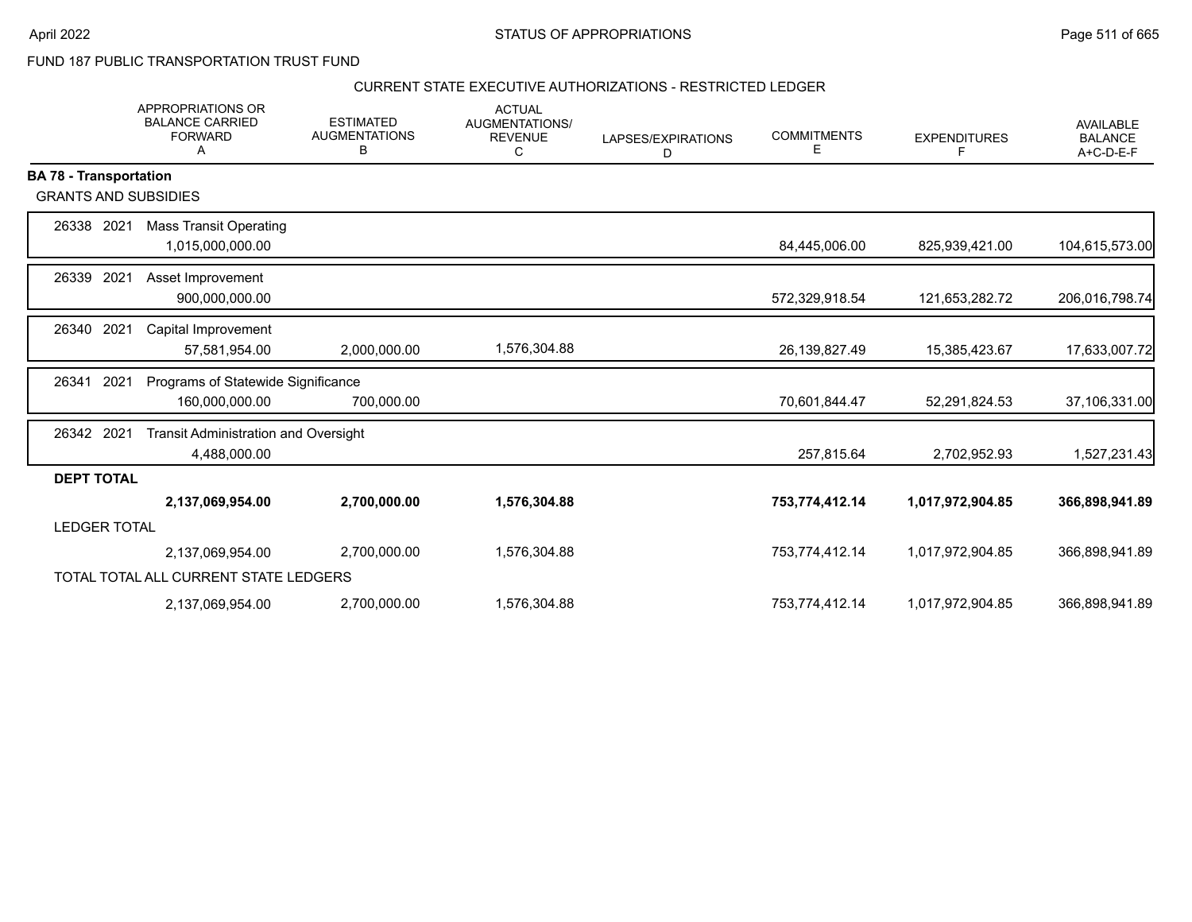FUND 187 PUBLIC TRANSPORTATION TRUST FUND

CURRENT STATE EXECUTIVE AUTHORIZATIONS - RESTRICTED LEDGER

| | APPROPRIATIONS OR BALANCE CARRIED FORWARD A | ESTIMATED AUGMENTATIONS B | ACTUAL AUGMENTATIONS/ REVENUE C | LAPSES/EXPIRATIONS D | COMMITMENTS E | EXPENDITURES F | AVAILABLE BALANCE A+C-D-E-F |
|---|---|---|---|---|---|---|---|
| **BA 78 - Transportation** | | | | | | | |
| GRANTS AND SUBSIDIES | | | | | | | |
| 26338 2021 Mass Transit Operating | 1,015,000,000.00 | | | | 84,445,006.00 | 825,939,421.00 | 104,615,573.00 |
| 26339 2021 Asset Improvement | 900,000,000.00 | | | | 572,329,918.54 | 121,653,282.72 | 206,016,798.74 |
| 26340 2021 Capital Improvement | 57,581,954.00 | 2,000,000.00 | 1,576,304.88 | | 26,139,827.49 | 15,385,423.67 | 17,633,007.72 |
| 26341 2021 Programs of Statewide Significance | 160,000,000.00 | 700,000.00 | | | 70,601,844.47 | 52,291,824.53 | 37,106,331.00 |
| 26342 2021 Transit Administration and Oversight | 4,488,000.00 | | | | 257,815.64 | 2,702,952.93 | 1,527,231.43 |
| **DEPT TOTAL** | **2,137,069,954.00** | **2,700,000.00** | **1,576,304.88** | | **753,774,412.14** | **1,017,972,904.85** | **366,898,941.89** |
| LEDGER TOTAL | 2,137,069,954.00 | 2,700,000.00 | 1,576,304.88 | | 753,774,412.14 | 1,017,972,904.85 | 366,898,941.89 |
| TOTAL TOTAL ALL CURRENT STATE LEDGERS | 2,137,069,954.00 | 2,700,000.00 | 1,576,304.88 | | 753,774,412.14 | 1,017,972,904.85 | 366,898,941.89 |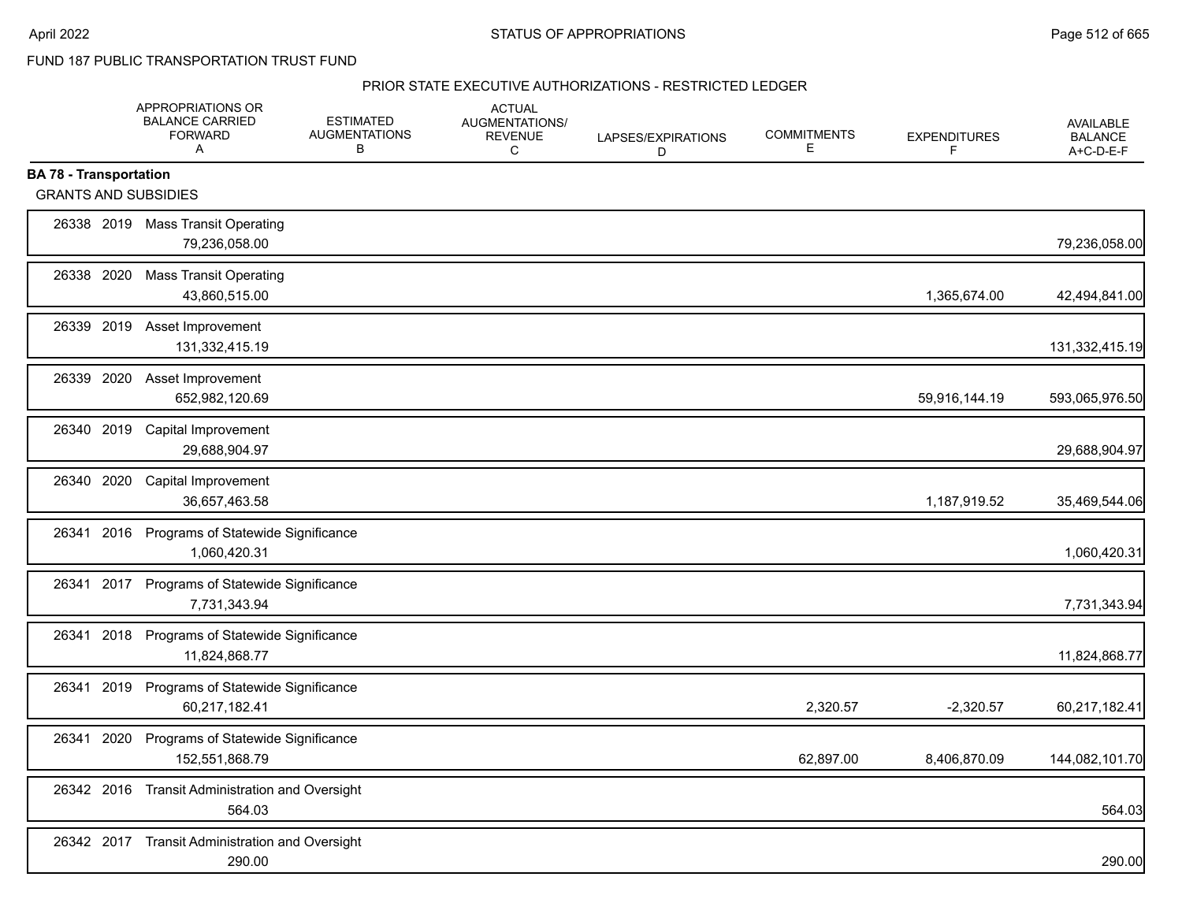FUND 187 PUBLIC TRANSPORTATION TRUST FUND

PRIOR STATE EXECUTIVE AUTHORIZATIONS - RESTRICTED LEDGER

| | APPROPRIATIONS OR BALANCE CARRIED FORWARD A | ESTIMATED AUGMENTATIONS B | ACTUAL AUGMENTATIONS/ REVENUE C | LAPSES/EXPIRATIONS D | COMMITMENTS E | EXPENDITURES F | AVAILABLE BALANCE A+C-D-E-F |
|---|---|---|---|---|---|---|---|
| **BA 78 - Transportation** | | | | | | | |
| GRANTS AND SUBSIDIES | | | | | | | |
| 26338 2019 Mass Transit Operating | 79,236,058.00 | | | | | | 79,236,058.00 |
| 26338 2020 Mass Transit Operating | 43,860,515.00 | | | | | 1,365,674.00 | 42,494,841.00 |
| 26339 2019 Asset Improvement | 131,332,415.19 | | | | | | 131,332,415.19 |
| 26339 2020 Asset Improvement | 652,982,120.69 | | | | | 59,916,144.19 | 593,065,976.50 |
| 26340 2019 Capital Improvement | 29,688,904.97 | | | | | | 29,688,904.97 |
| 26340 2020 Capital Improvement | 36,657,463.58 | | | | | 1,187,919.52 | 35,469,544.06 |
| 26341 2016 Programs of Statewide Significance | 1,060,420.31 | | | | | | 1,060,420.31 |
| 26341 2017 Programs of Statewide Significance | 7,731,343.94 | | | | | | 7,731,343.94 |
| 26341 2018 Programs of Statewide Significance | 11,824,868.77 | | | | | | 11,824,868.77 |
| 26341 2019 Programs of Statewide Significance | 60,217,182.41 | | | | 2,320.57 | -2,320.57 | 60,217,182.41 |
| 26341 2020 Programs of Statewide Significance | 152,551,868.79 | | | | 62,897.00 | 8,406,870.09 | 144,082,101.70 |
| 26342 2016 Transit Administration and Oversight | 564.03 | | | | | | 564.03 |
| 26342 2017 Transit Administration and Oversight | 290.00 | | | | | | 290.00 |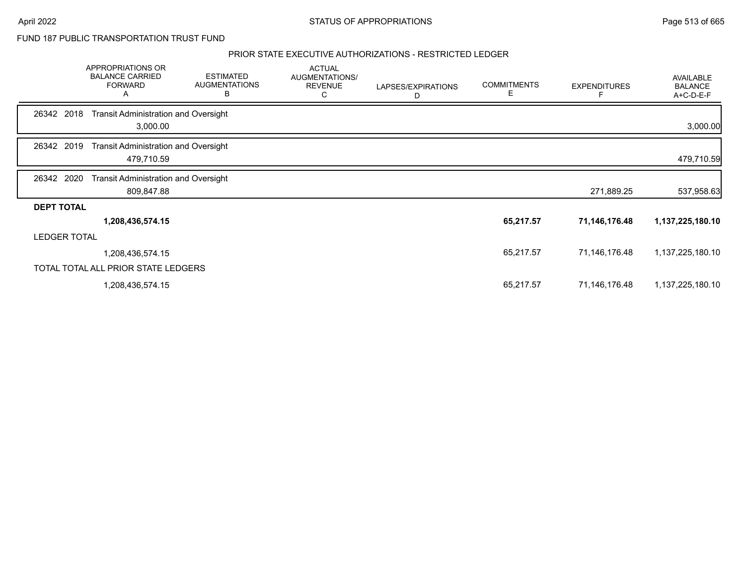FUND 187 PUBLIC TRANSPORTATION TRUST FUND

PRIOR STATE EXECUTIVE AUTHORIZATIONS - RESTRICTED LEDGER

| | APPROPRIATIONS OR BALANCE CARRIED FORWARD A | ESTIMATED AUGMENTATIONS B | ACTUAL AUGMENTATIONS/ REVENUE C | LAPSES/EXPIRATIONS D | COMMITMENTS E | EXPENDITURES F | AVAILABLE BALANCE A+C-D-E-F |
|---|---|---|---|---|---|---|---|
| 26342 2018 Transit Administration and Oversight | | | | | | | |
| | 3,000.00 | | | | | | 3,000.00 |
| 26342 2019 Transit Administration and Oversight | | | | | | | |
| | 479,710.59 | | | | | | 479,710.59 |
| 26342 2020 Transit Administration and Oversight | | | | | | | |
| | 809,847.88 | | | | | 271,889.25 | 537,958.63 |
| **DEPT TOTAL** | | | | | | | |
| | **1,208,436,574.15** | | | | **65,217.57** | **71,146,176.48** | **1,137,225,180.10** |
| LEDGER TOTAL | | | | | | | |
| | 1,208,436,574.15 | | | | 65,217.57 | 71,146,176.48 | 1,137,225,180.10 |
| TOTAL TOTAL ALL PRIOR STATE LEDGERS | | | | | | | |
| | 1,208,436,574.15 | | | | 65,217.57 | 71,146,176.48 | 1,137,225,180.10 |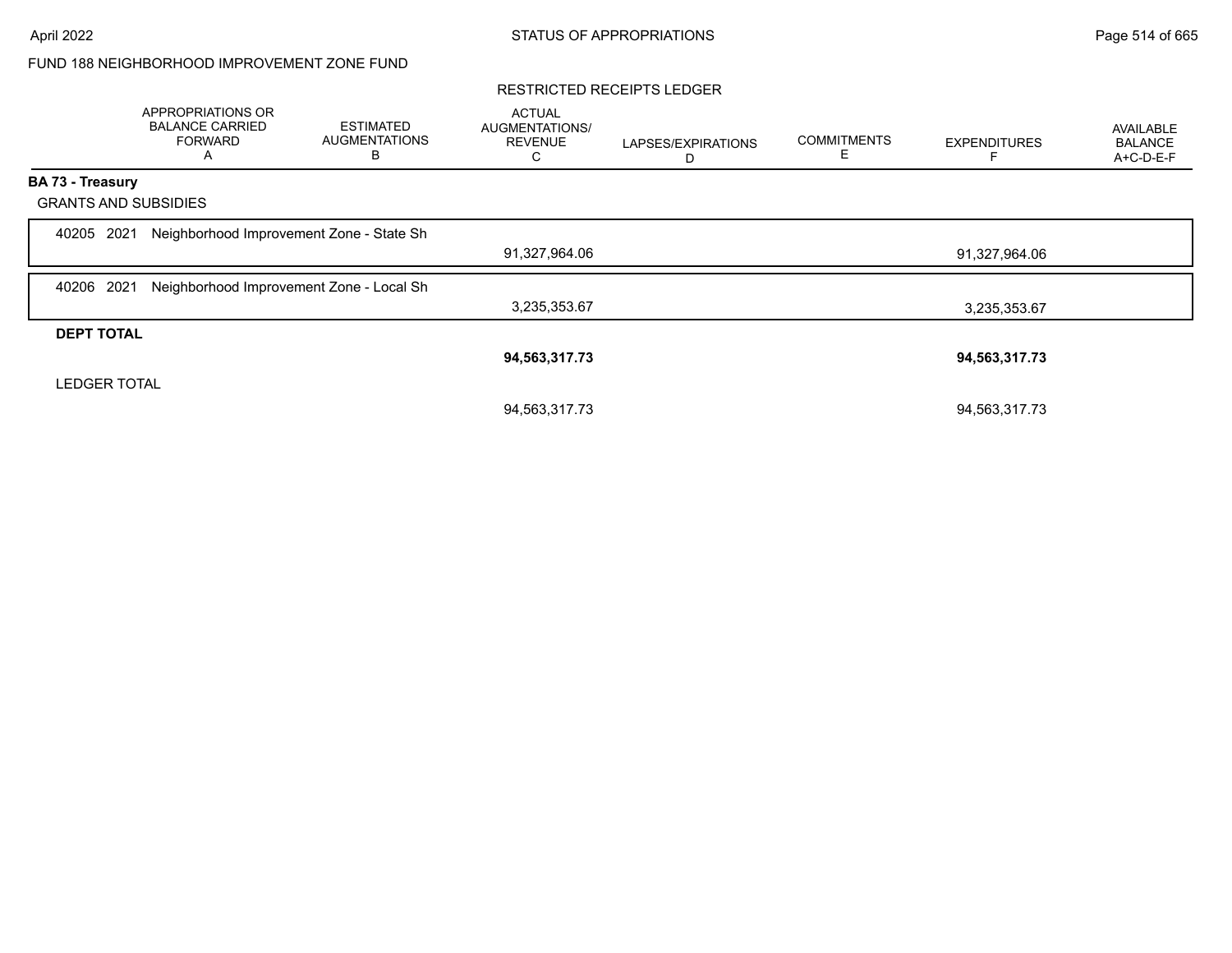FUND 188 NEIGHBORHOOD IMPROVEMENT ZONE FUND

RESTRICTED RECEIPTS LEDGER

| | APPROPRIATIONS OR BALANCE CARRIED FORWARD A | ESTIMATED AUGMENTATIONS B | ACTUAL AUGMENTATIONS/ REVENUE C | LAPSES/EXPIRATIONS D | COMMITMENTS E | EXPENDITURES F | AVAILABLE BALANCE A+C-D-E-F |
|---|---|---|---|---|---|---|---|
| **BA 73 - Treasury** | | | | | | | |
| GRANTS AND SUBSIDIES | | | | | | | |
| 40205 2021 Neighborhood Improvement Zone - State Sh | | | 91,327,964.06 | | | 91,327,964.06 | |
| 40206 2021 Neighborhood Improvement Zone - Local Sh | | | 3,235,353.67 | | | 3,235,353.67 | |
| **DEPT TOTAL** | | | **94,563,317.73** | | | **94,563,317.73** | |
| LEDGER TOTAL | | | 94,563,317.73 | | | 94,563,317.73 | |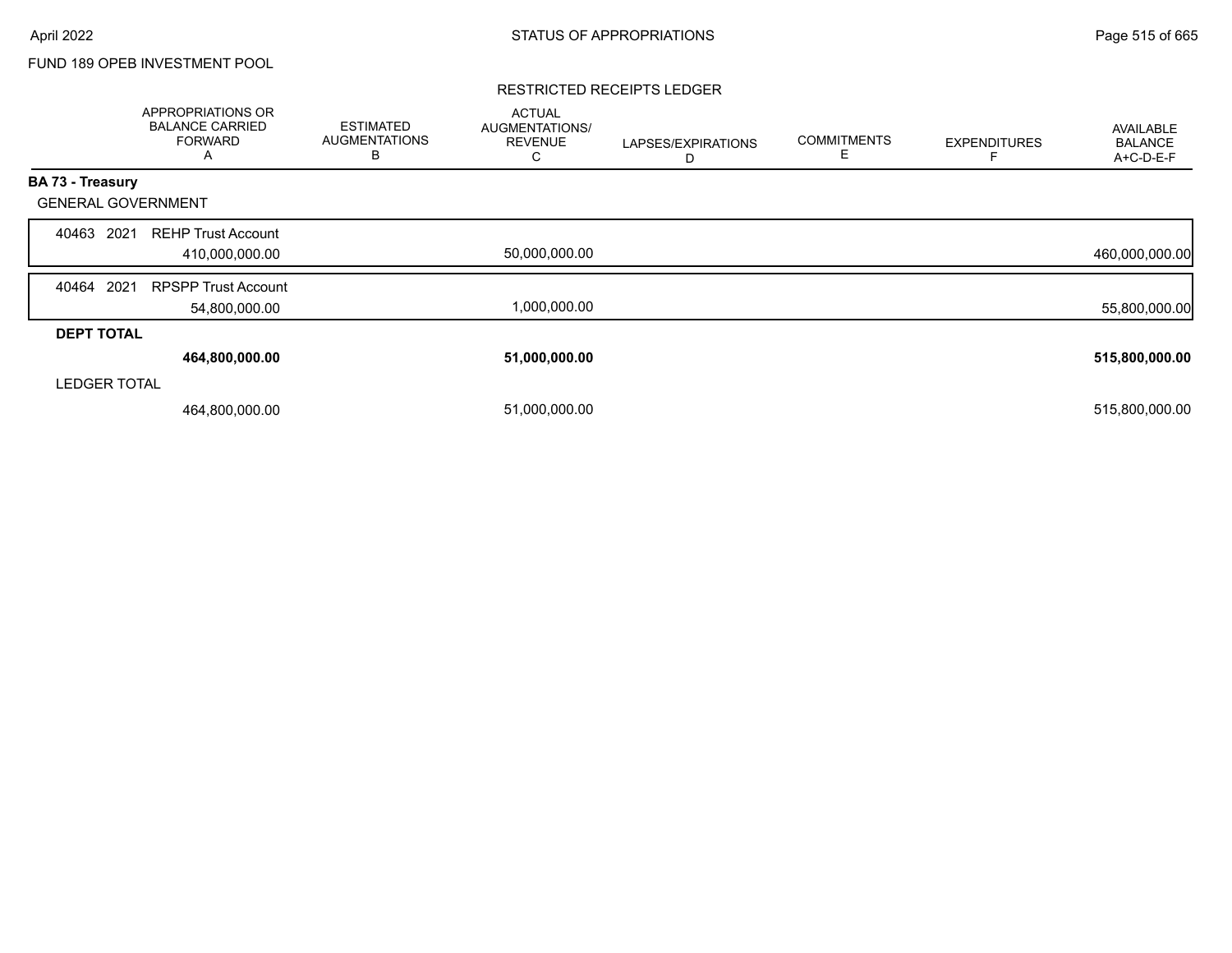FUND 189 OPEB INVESTMENT POOL

RESTRICTED RECEIPTS LEDGER

| | APPROPRIATIONS OR BALANCE CARRIED FORWARD A | ESTIMATED AUGMENTATIONS B | ACTUAL AUGMENTATIONS/ REVENUE C | LAPSES/EXPIRATIONS D | COMMITMENTS E | EXPENDITURES F | AVAILABLE BALANCE A+C-D-E-F |
|---|---|---|---|---|---|---|---|
| **BA 73 - Treasury** | | | | | | | |
| GENERAL GOVERNMENT | | | | | | | |
| 40463 2021 REHP Trust Account | 410,000,000.00 | | 50,000,000.00 | | | | 460,000,000.00 |
| 40464 2021 RPSPP Trust Account | 54,800,000.00 | | 1,000,000.00 | | | | 55,800,000.00 |
| **DEPT TOTAL** | **464,800,000.00** | | **51,000,000.00** | | | | **515,800,000.00** |
| LEDGER TOTAL | 464,800,000.00 | | 51,000,000.00 | | | | 515,800,000.00 |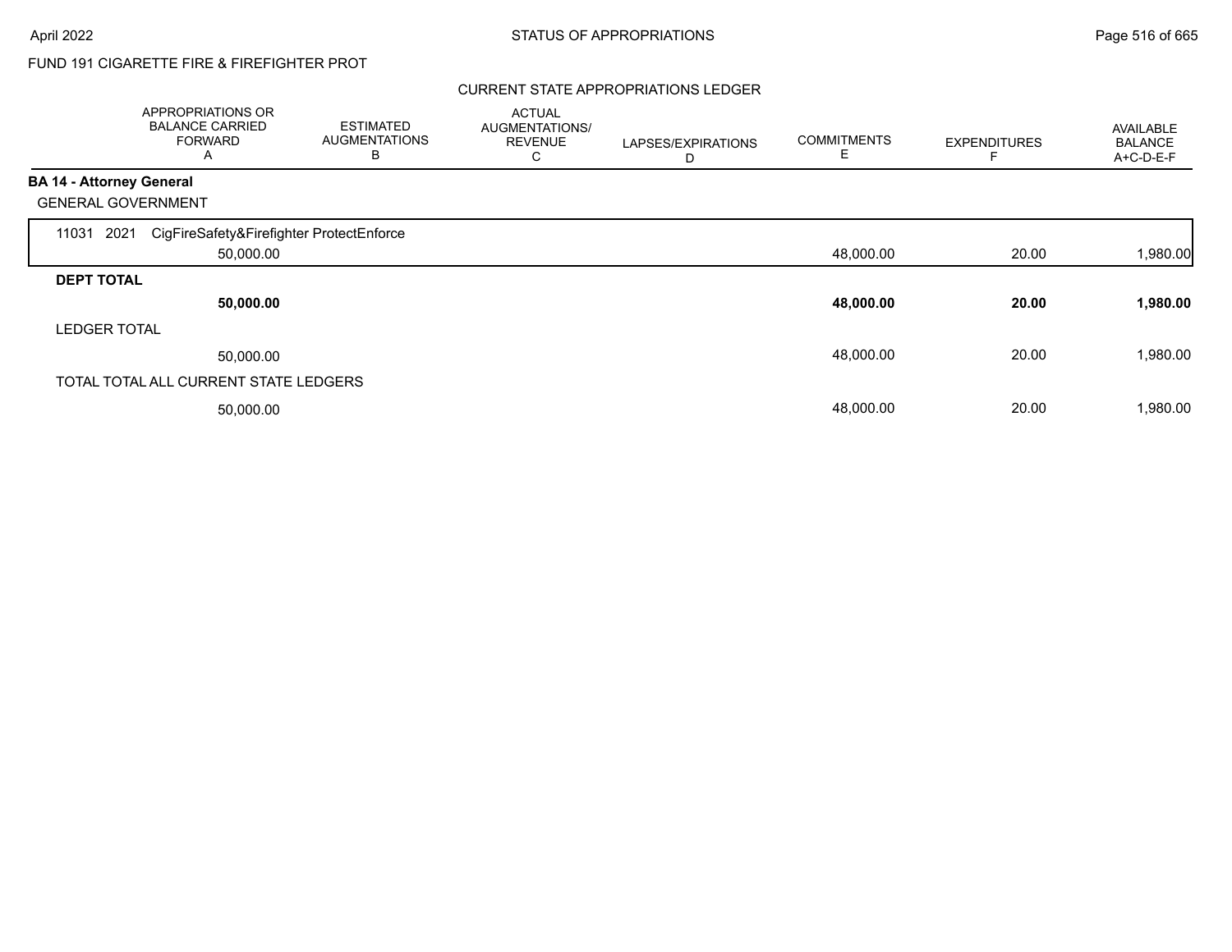FUND 191 CIGARETTE FIRE & FIREFIGHTER PROT

## CURRENT STATE APPROPRIATIONS LEDGER

| | APPROPRIATIONS OR BALANCE CARRIED FORWARD A | ESTIMATED AUGMENTATIONS B | ACTUAL AUGMENTATIONS/ REVENUE C | LAPSES/EXPIRATIONS D | COMMITMENTS E | EXPENDITURES F | AVAILABLE BALANCE A+C-D-E-F |
|---|---|---|---|---|---|---|---|
| **BA 14 - Attorney General** | | | | | | | |
| GENERAL GOVERNMENT | | | | | | | |
| 11031 2021 CigFireSafety&Firefighter ProtectEnforce | 50,000.00 | | | | 48,000.00 | 20.00 | 1,980.00 |
| **DEPT TOTAL** | **50,000.00** | | | | **48,000.00** | **20.00** | **1,980.00** |
| LEDGER TOTAL | 50,000.00 | | | | 48,000.00 | 20.00 | 1,980.00 |
| TOTAL TOTAL ALL CURRENT STATE LEDGERS | 50,000.00 | | | | 48,000.00 | 20.00 | 1,980.00 |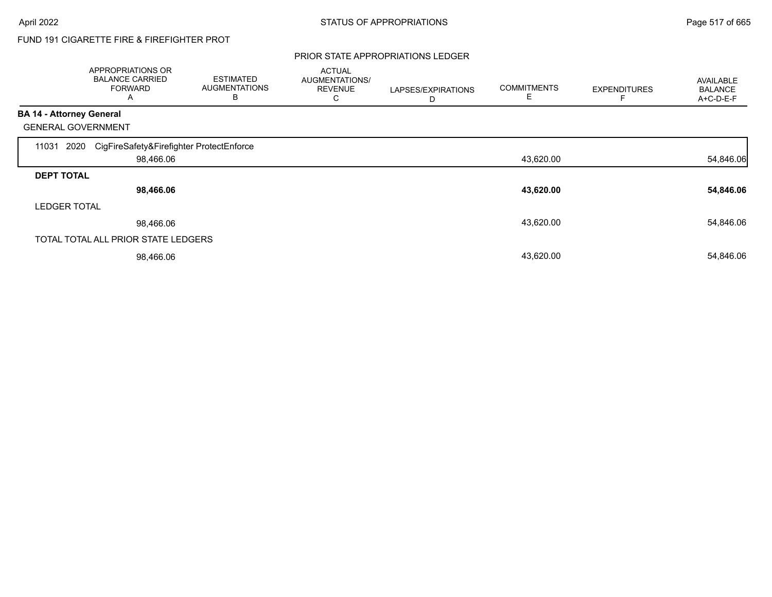FUND 191 CIGARETTE FIRE & FIREFIGHTER PROT

## PRIOR STATE APPROPRIATIONS LEDGER

| | APPROPRIATIONS OR BALANCE CARRIED FORWARD A | ESTIMATED AUGMENTATIONS B | ACTUAL AUGMENTATIONS/ REVENUE C | LAPSES/EXPIRATIONS D | COMMITMENTS E | EXPENDITURES F | AVAILABLE BALANCE A+C-D-E-F |
|---|---|---|---|---|---|---|---|
| **BA 14 - Attorney General** | | | | | | | |
| GENERAL GOVERNMENT | | | | | | | |
| 11031 2020 CigFireSafety&Firefighter ProtectEnforce | 98,466.06 | | | | 43,620.00 | | 54,846.06 |
| **DEPT TOTAL** | **98,466.06** | | | | **43,620.00** | | **54,846.06** |
| LEDGER TOTAL | 98,466.06 | | | | 43,620.00 | | 54,846.06 |
| TOTAL TOTAL ALL PRIOR STATE LEDGERS | 98,466.06 | | | | 43,620.00 | | 54,846.06 |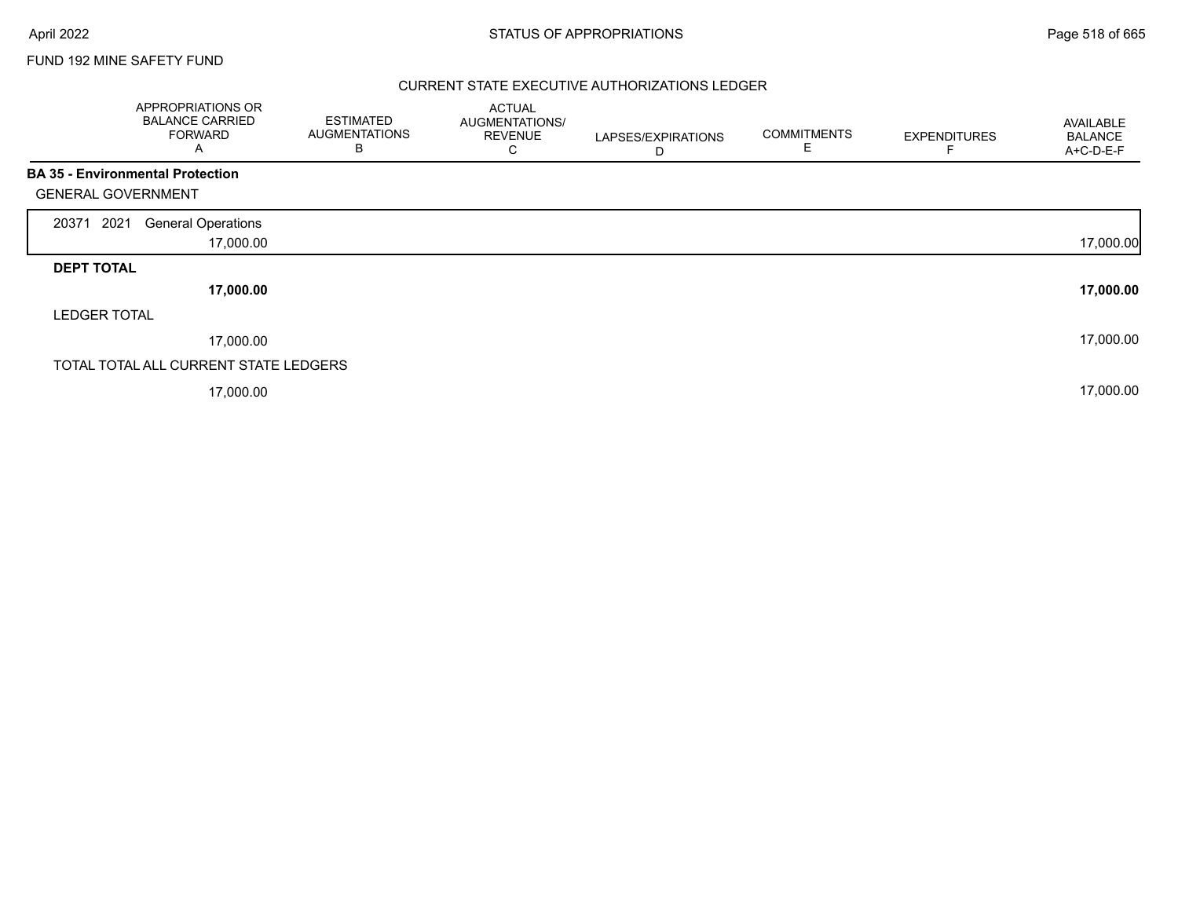FUND 192 MINE SAFETY FUND

## CURRENT STATE EXECUTIVE AUTHORIZATIONS LEDGER

| | APPROPRIATIONS OR BALANCE CARRIED FORWARD A | ESTIMATED AUGMENTATIONS B | ACTUAL AUGMENTATIONS/ REVENUE C | LAPSES/EXPIRATIONS D | COMMITMENTS E | EXPENDITURES F | AVAILABLE BALANCE A+C-D-E-F |
|---|---|---|---|---|---|---|---|
| **BA 35 - Environmental Protection** | | | | | | | |
| GENERAL GOVERNMENT | | | | | | | |
| 20371 2021 General Operations | 17,000.00 | | | | | | 17,000.00 |
| **DEPT TOTAL** | **17,000.00** | | | | | | **17,000.00** |
| LEDGER TOTAL | 17,000.00 | | | | | | 17,000.00 |
| TOTAL TOTAL ALL CURRENT STATE LEDGERS | 17,000.00 | | | | | | 17,000.00 |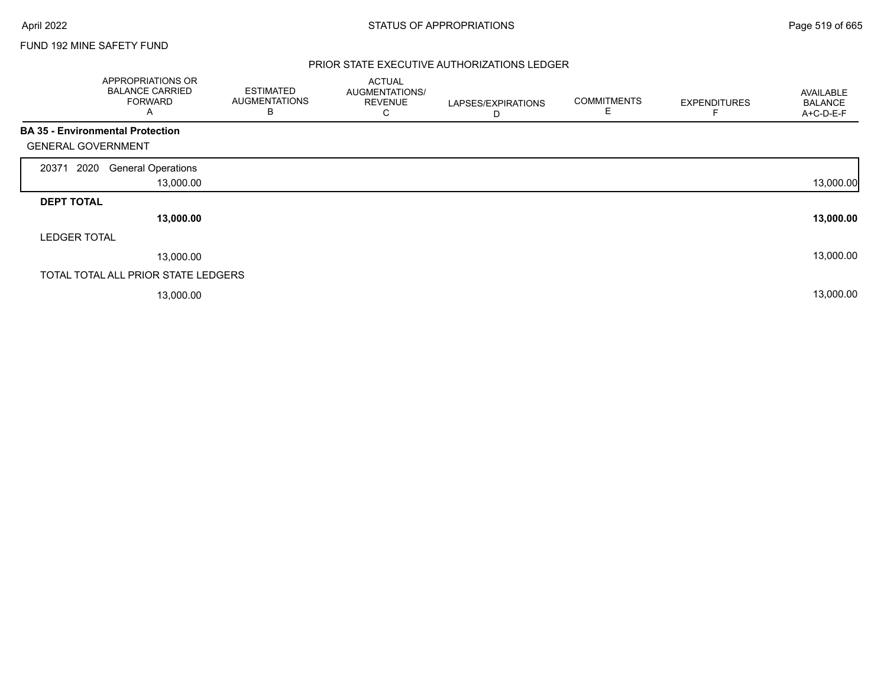FUND 192 MINE SAFETY FUND

PRIOR STATE EXECUTIVE AUTHORIZATIONS LEDGER

| | APPROPRIATIONS OR BALANCE CARRIED FORWARD A | ESTIMATED AUGMENTATIONS B | ACTUAL AUGMENTATIONS/ REVENUE C | LAPSES/EXPIRATIONS D | COMMITMENTS E | EXPENDITURES F | AVAILABLE BALANCE A+C-D-E-F |
|---|---|---|---|---|---|---|---|
| **BA 35 - Environmental Protection** | | | | | | | |
| GENERAL GOVERNMENT | | | | | | | |
| 20371 2020 General Operations | 13,000.00 | | | | | | 13,000.00 |
| **DEPT TOTAL** | **13,000.00** | | | | | | **13,000.00** |
| LEDGER TOTAL | 13,000.00 | | | | | | 13,000.00 |
| TOTAL TOTAL ALL PRIOR STATE LEDGERS | 13,000.00 | | | | | | 13,000.00 |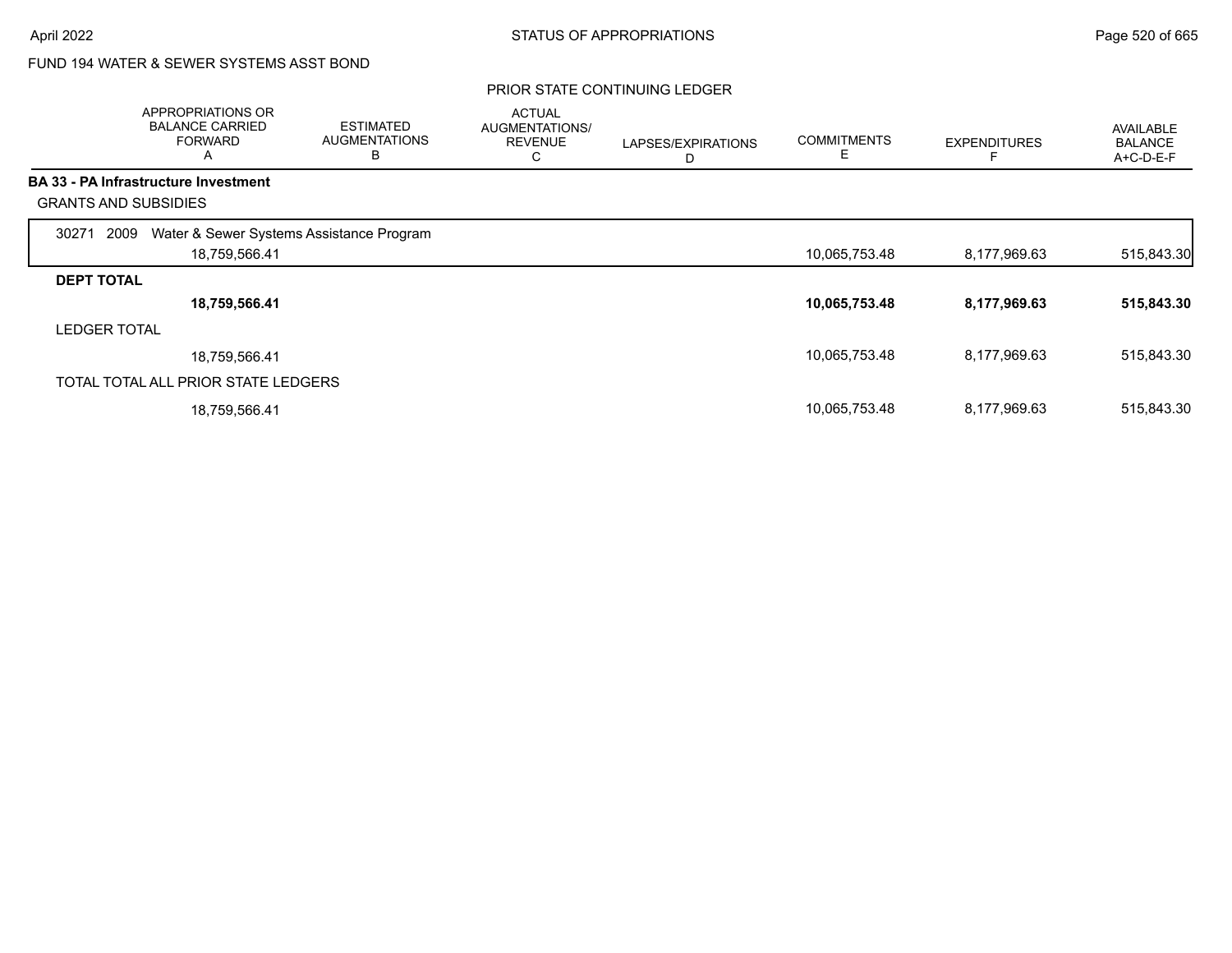FUND 194 WATER & SEWER SYSTEMS ASST BOND

PRIOR STATE CONTINUING LEDGER

| | APPROPRIATIONS OR BALANCE CARRIED FORWARD A | ESTIMATED AUGMENTATIONS B | ACTUAL AUGMENTATIONS/ REVENUE C | LAPSES/EXPIRATIONS D | COMMITMENTS E | EXPENDITURES F | AVAILABLE BALANCE A+C-D-E-F |
|---|---|---|---|---|---|---|---|
| **BA 33 - PA Infrastructure Investment** | | | | | | | |
| GRANTS AND SUBSIDIES | | | | | | | |
| 30271 2009 Water & Sewer Systems Assistance Program | | | | | | | |
| | 18,759,566.41 | | | | 10,065,753.48 | 8,177,969.63 | 515,843.30 |
| **DEPT TOTAL** | | | | | | | |
| | **18,759,566.41** | | | | **10,065,753.48** | **8,177,969.63** | **515,843.30** |
| LEDGER TOTAL | | | | | | | |
| | 18,759,566.41 | | | | 10,065,753.48 | 8,177,969.63 | 515,843.30 |
| TOTAL TOTAL ALL PRIOR STATE LEDGERS | | | | | | | |
| | 18,759,566.41 | | | | 10,065,753.48 | 8,177,969.63 | 515,843.30 |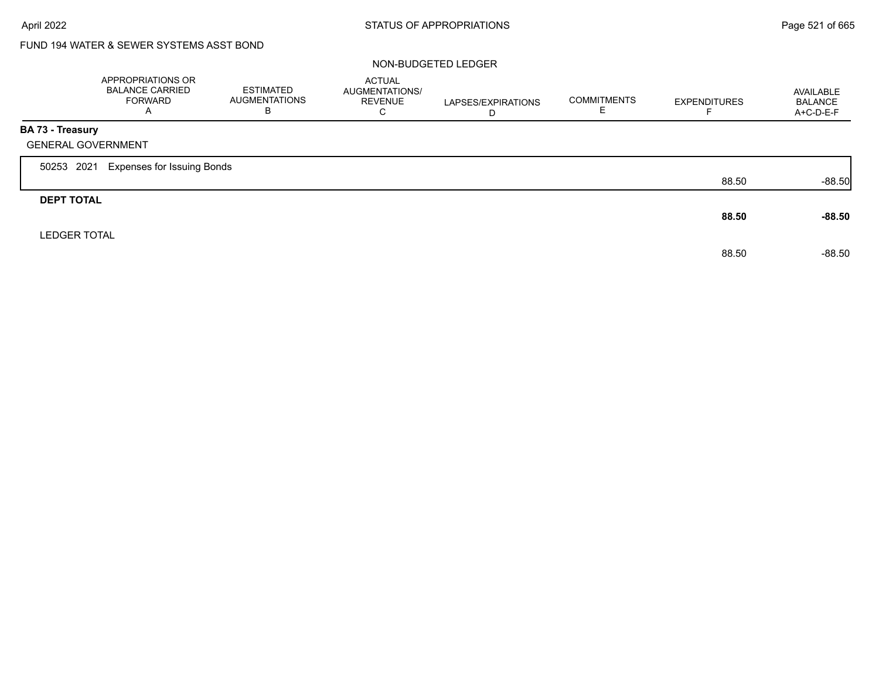FUND 194 WATER & SEWER SYSTEMS ASST BOND

NON-BUDGETED LEDGER

| | APPROPRIATIONS OR BALANCE CARRIED FORWARD A | ESTIMATED AUGMENTATIONS B | ACTUAL AUGMENTATIONS/ REVENUE C | LAPSES/EXPIRATIONS D | COMMITMENTS E | EXPENDITURES F | AVAILABLE BALANCE A+C-D-E-F |
|---|---|---|---|---|---|---|---|
| **BA 73 - Treasury** | | | | | | | |
| GENERAL GOVERNMENT | | | | | | | |
| 50253 2021 Expenses for Issuing Bonds | | | | | | 88.50 | -88.50 |
| **DEPT TOTAL** | | | | | | **88.50** | **-88.50** |
| LEDGER TOTAL | | | | | | 88.50 | -88.50 |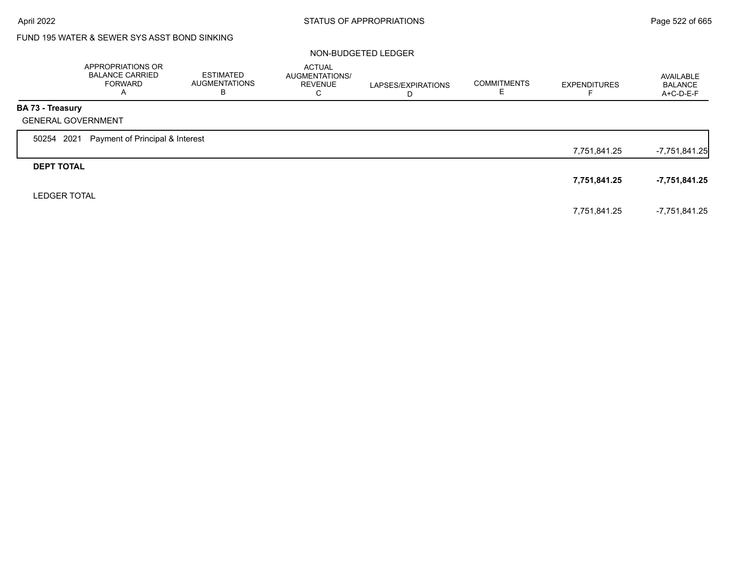FUND 195 WATER & SEWER SYS ASST BOND SINKING

NON-BUDGETED LEDGER

| | APPROPRIATIONS OR BALANCE CARRIED FORWARD A | ESTIMATED AUGMENTATIONS B | ACTUAL AUGMENTATIONS/ REVENUE C | LAPSES/EXPIRATIONS D | COMMITMENTS E | EXPENDITURES F | AVAILABLE BALANCE A+C-D-E-F |
|---|---|---|---|---|---|---|---|
| **BA 73 - Treasury** | | | | | | | |
| GENERAL GOVERNMENT | | | | | | | |
| 50254 2021 Payment of Principal & Interest | | | | | | 7,751,841.25 | -7,751,841.25 |
| **DEPT TOTAL** | | | | | | **7,751,841.25** | **-7,751,841.25** |
| LEDGER TOTAL | | | | | | 7,751,841.25 | -7,751,841.25 |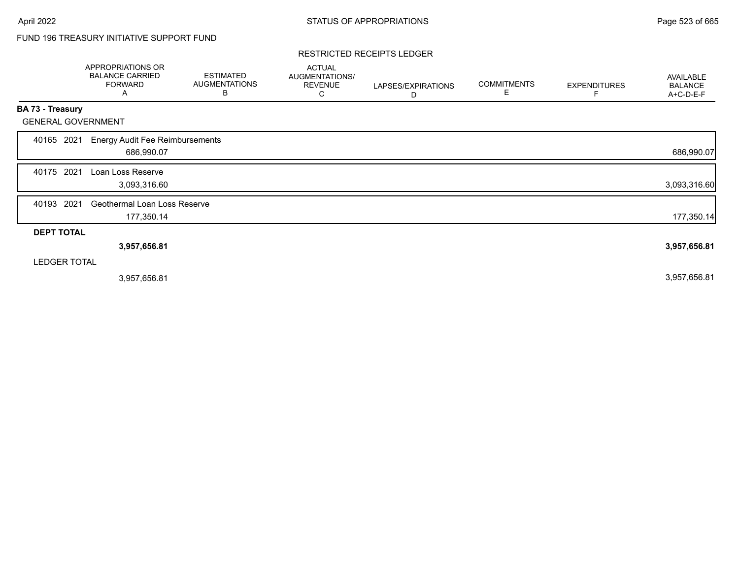FUND 196 TREASURY INITIATIVE SUPPORT FUND

RESTRICTED RECEIPTS LEDGER

| | APPROPRIATIONS OR BALANCE CARRIED FORWARD A | ESTIMATED AUGMENTATIONS B | ACTUAL AUGMENTATIONS/ REVENUE C | LAPSES/EXPIRATIONS D | COMMITMENTS E | EXPENDITURES F | AVAILABLE BALANCE A+C-D-E-F |
|---|---|---|---|---|---|---|---|
| **BA 73 - Treasury** | | | | | | | |
| GENERAL GOVERNMENT | | | | | | | |
| 40165 2021 Energy Audit Fee Reimbursements | 686,990.07 | | | | | | 686,990.07 |
| 40175 2021 Loan Loss Reserve | 3,093,316.60 | | | | | | 3,093,316.60 |
| 40193 2021 Geothermal Loan Loss Reserve | 177,350.14 | | | | | | 177,350.14 |
| **DEPT TOTAL** | **3,957,656.81** | | | | | | **3,957,656.81** |
| LEDGER TOTAL | 3,957,656.81 | | | | | | 3,957,656.81 |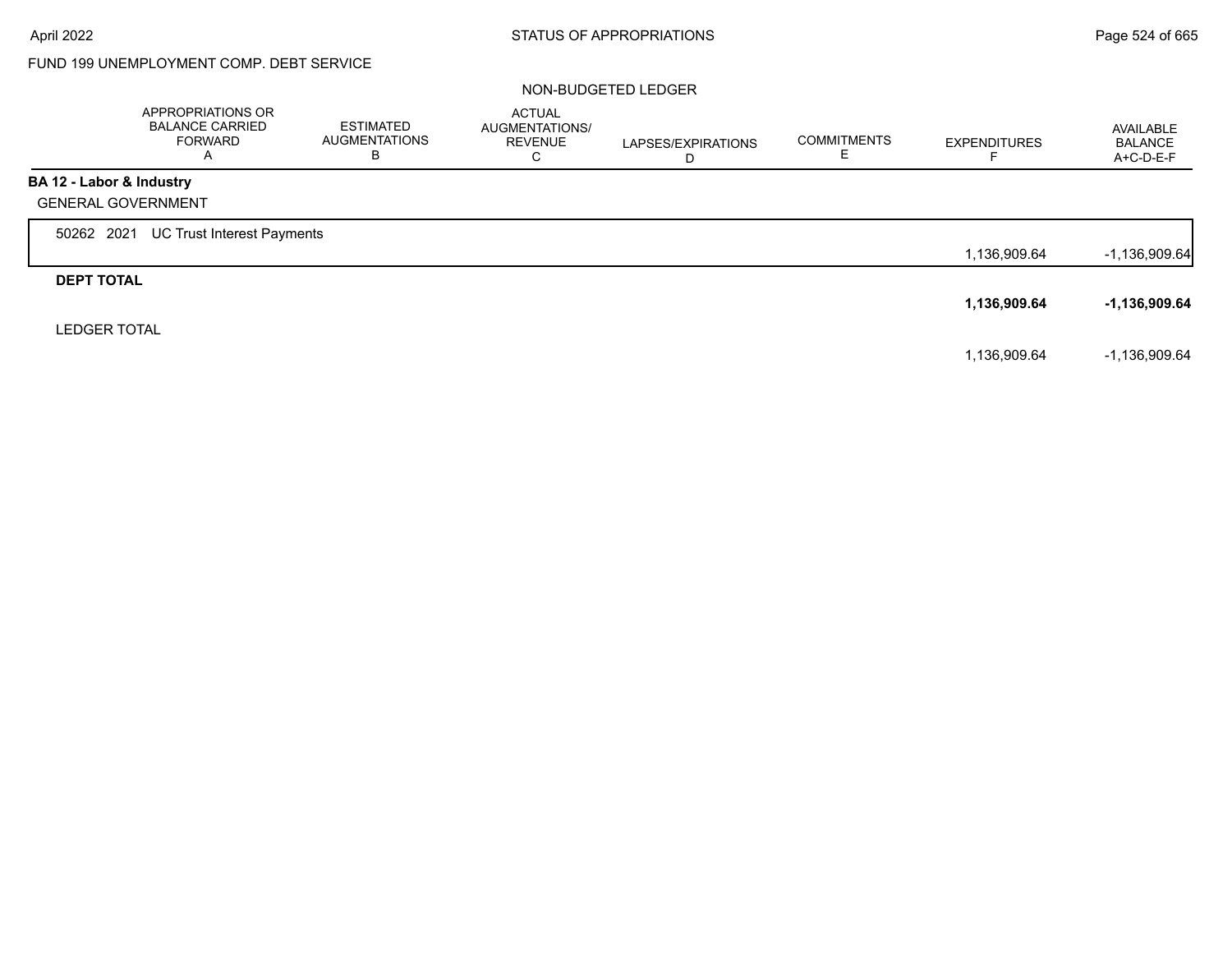FUND 199 UNEMPLOYMENT COMP. DEBT SERVICE

NON-BUDGETED LEDGER

| | APPROPRIATIONS OR BALANCE CARRIED FORWARD A | ESTIMATED AUGMENTATIONS B | ACTUAL AUGMENTATIONS/ REVENUE C | LAPSES/EXPIRATIONS D | COMMITMENTS E | EXPENDITURES F | AVAILABLE BALANCE A+C-D-E-F |
|---|---|---|---|---|---|---|---|
| **BA 12 - Labor & Industry** | | | | | | | |
| GENERAL GOVERNMENT | | | | | | | |
| 50262 2021 UC Trust Interest Payments | | | | | | 1,136,909.64 | -1,136,909.64 |
| **DEPT TOTAL** | | | | | | **1,136,909.64** | **-1,136,909.64** |
| LEDGER TOTAL | | | | | | 1,136,909.64 | -1,136,909.64 |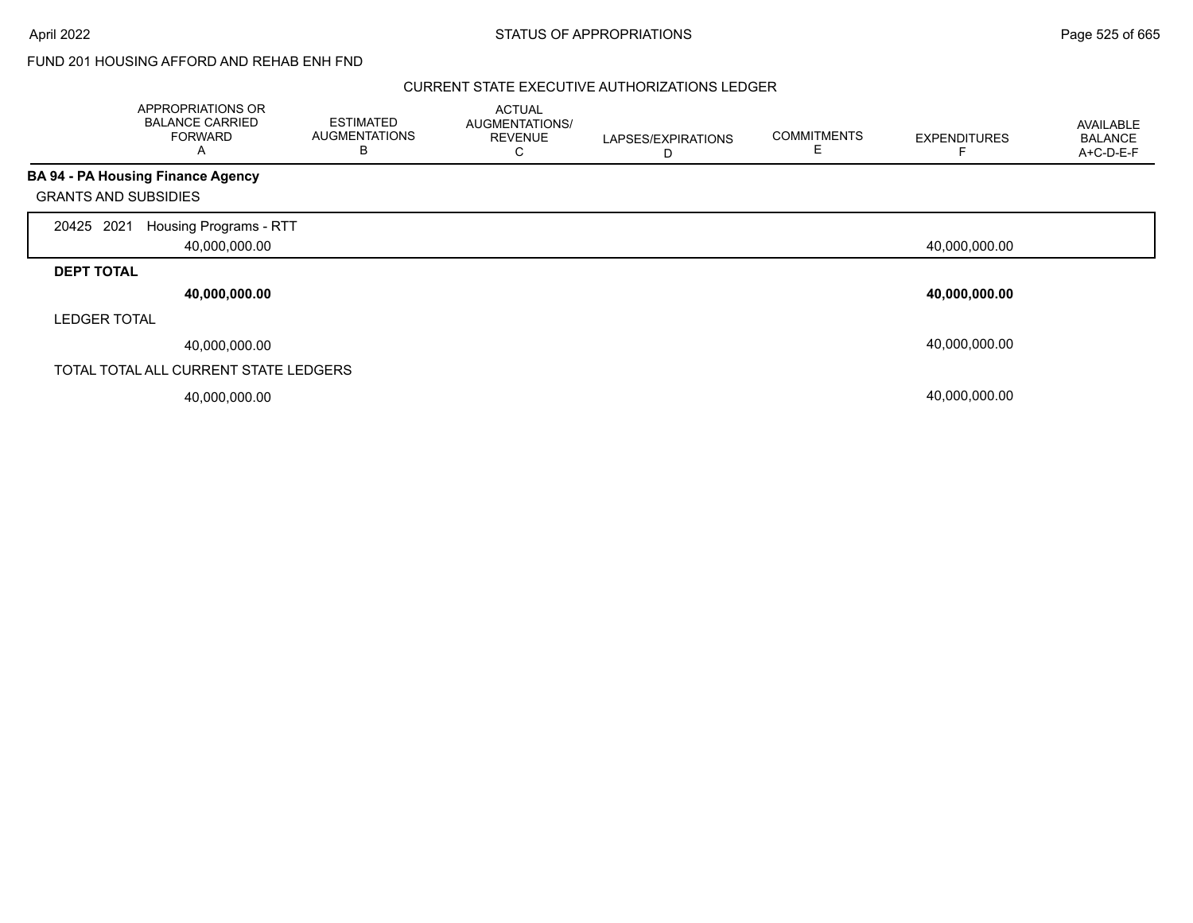FUND 201 HOUSING AFFORD AND REHAB ENH FND

CURRENT STATE EXECUTIVE AUTHORIZATIONS LEDGER

| | APPROPRIATIONS OR BALANCE CARRIED FORWARD A | ESTIMATED AUGMENTATIONS B | ACTUAL AUGMENTATIONS/ REVENUE C | LAPSES/EXPIRATIONS D | COMMITMENTS E | EXPENDITURES F | AVAILABLE BALANCE A+C-D-E-F |
|---|---|---|---|---|---|---|---|
| **BA 94 - PA Housing Finance Agency** | | | | | | | |
| GRANTS AND SUBSIDIES | | | | | | | |
| 20425 2021 Housing Programs - RTT | 40,000,000.00 | | | | | 40,000,000.00 | |
| **DEPT TOTAL** | **40,000,000.00** | | | | | **40,000,000.00** | |
| LEDGER TOTAL | 40,000,000.00 | | | | | 40,000,000.00 | |
| TOTAL TOTAL ALL CURRENT STATE LEDGERS | 40,000,000.00 | | | | | 40,000,000.00 | |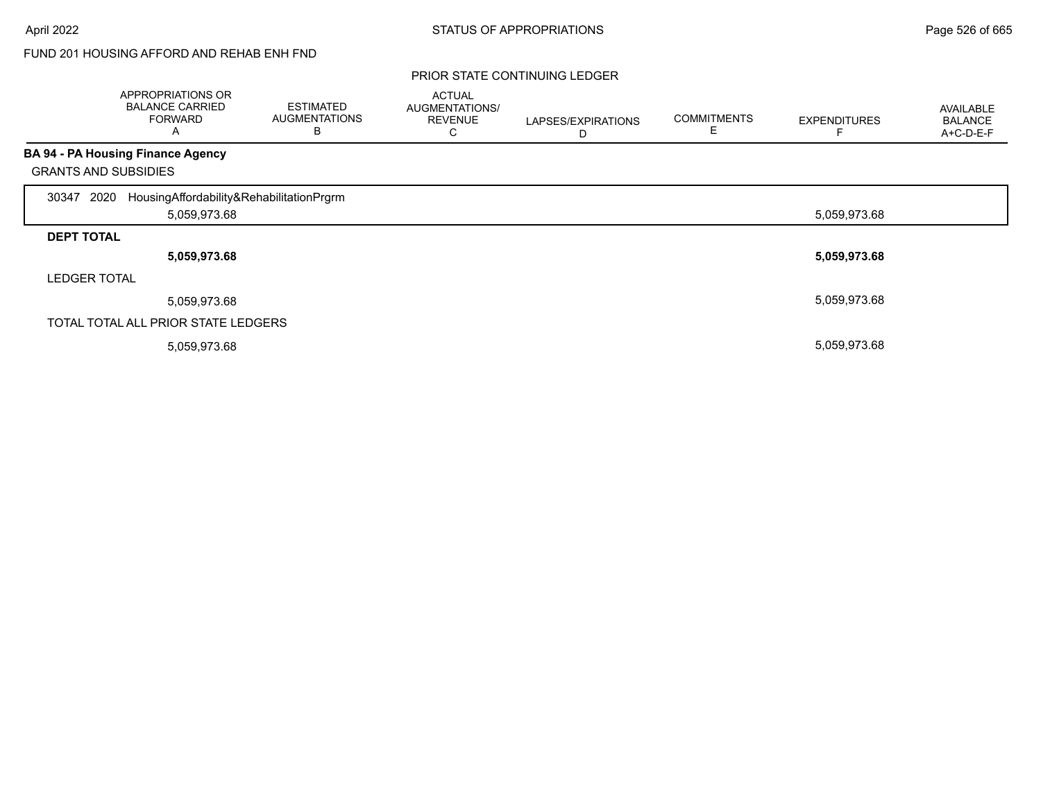FUND 201 HOUSING AFFORD AND REHAB ENH FND

PRIOR STATE CONTINUING LEDGER

| | APPROPRIATIONS OR BALANCE CARRIED FORWARD A | ESTIMATED AUGMENTATIONS B | ACTUAL AUGMENTATIONS/ REVENUE C | LAPSES/EXPIRATIONS D | COMMITMENTS E | EXPENDITURES F | AVAILABLE BALANCE A+C-D-E-F |
|---|---|---|---|---|---|---|---|
| **BA 94 - PA Housing Finance Agency** | | | | | | | |
| GRANTS AND SUBSIDIES | | | | | | | |
| 30347 2020 HousingAffordability&RehabilitationPrgrm | 5,059,973.68 | | | | | 5,059,973.68 | |
| **DEPT TOTAL** | **5,059,973.68** | | | | | **5,059,973.68** | |
| LEDGER TOTAL | 5,059,973.68 | | | | | 5,059,973.68 | |
| TOTAL TOTAL ALL PRIOR STATE LEDGERS | 5,059,973.68 | | | | | 5,059,973.68 | |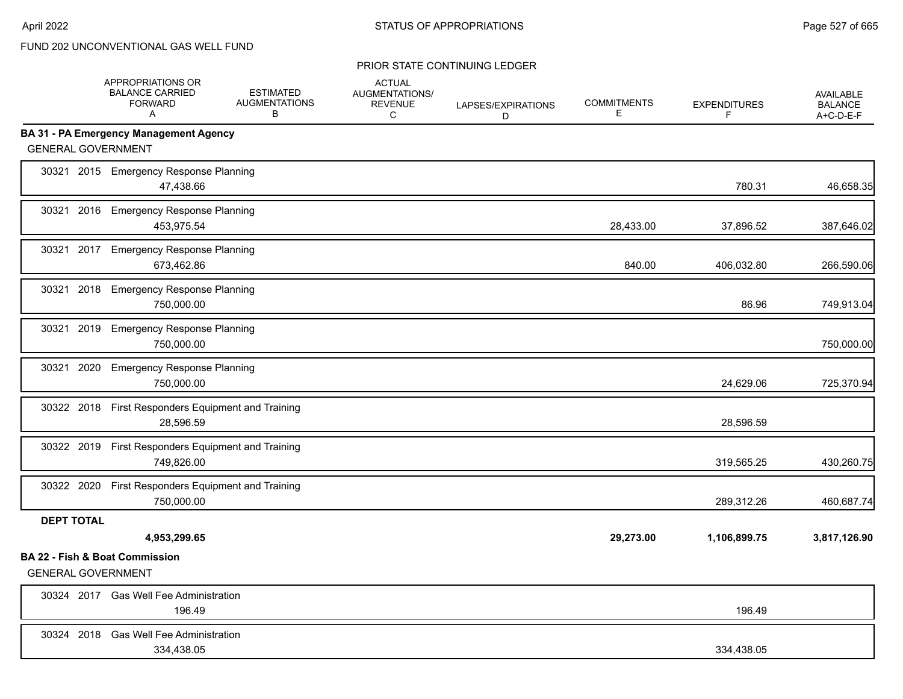FUND 202 UNCONVENTIONAL GAS WELL FUND

PRIOR STATE CONTINUING LEDGER

| | APPROPRIATIONS OR BALANCE CARRIED FORWARD A | ESTIMATED AUGMENTATIONS B | ACTUAL AUGMENTATIONS/ REVENUE C | LAPSES/EXPIRATIONS D | COMMITMENTS E | EXPENDITURES F | AVAILABLE BALANCE A+C-D-E-F |
|---|---|---|---|---|---|---|---|
| **BA 31 - PA Emergency Management Agency** | | | | | | | |
| GENERAL GOVERNMENT | | | | | | | |
| 30321 2015 Emergency Response Planning | 47,438.66 | | | | | 780.31 | 46,658.35 |
| 30321 2016 Emergency Response Planning | 453,975.54 | | | | 28,433.00 | 37,896.52 | 387,646.02 |
| 30321 2017 Emergency Response Planning | 673,462.86 | | | | 840.00 | 406,032.80 | 266,590.06 |
| 30321 2018 Emergency Response Planning | 750,000.00 | | | | | 86.96 | 749,913.04 |
| 30321 2019 Emergency Response Planning | 750,000.00 | | | | | | 750,000.00 |
| 30321 2020 Emergency Response Planning | 750,000.00 | | | | | 24,629.06 | 725,370.94 |
| 30322 2018 First Responders Equipment and Training | 28,596.59 | | | | | 28,596.59 | |
| 30322 2019 First Responders Equipment and Training | 749,826.00 | | | | | 319,565.25 | 430,260.75 |
| 30322 2020 First Responders Equipment and Training | 750,000.00 | | | | | 289,312.26 | 460,687.74 |
| **DEPT TOTAL** | **4,953,299.65** | | | | **29,273.00** | **1,106,899.75** | **3,817,126.90** |
| **BA 22 - Fish & Boat Commission** | | | | | | | |
| GENERAL GOVERNMENT | | | | | | | |
| 30324 2017 Gas Well Fee Administration | 196.49 | | | | | 196.49 | |
| 30324 2018 Gas Well Fee Administration | 334,438.05 | | | | | 334,438.05 | |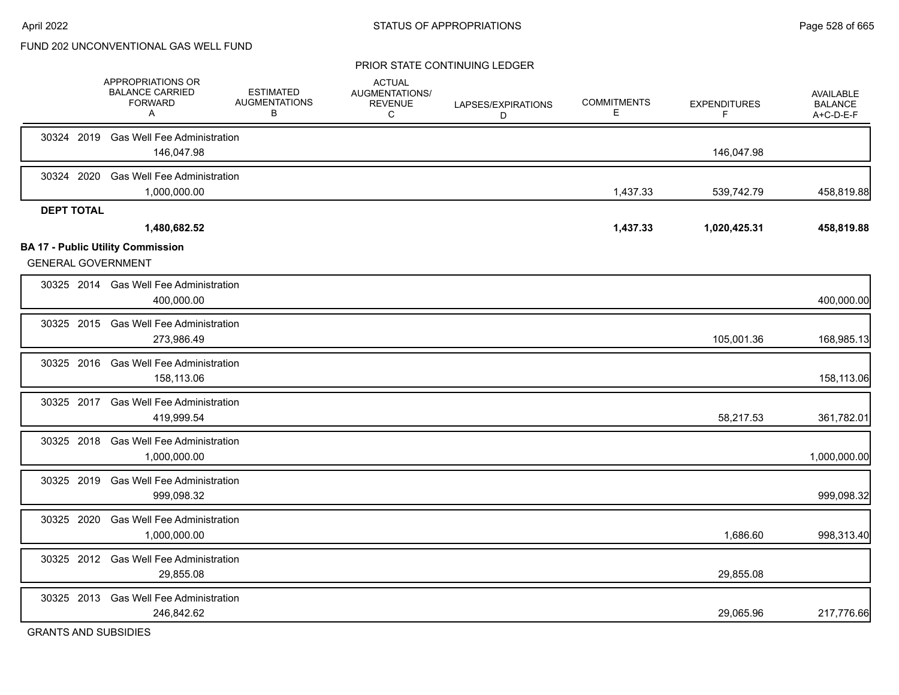FUND 202 UNCONVENTIONAL GAS WELL FUND

PRIOR STATE CONTINUING LEDGER

| | APPROPRIATIONS OR BALANCE CARRIED FORWARD A | ESTIMATED AUGMENTATIONS B | ACTUAL AUGMENTATIONS/ REVENUE C | LAPSES/EXPIRATIONS D | COMMITMENTS E | EXPENDITURES F | AVAILABLE BALANCE A+C-D-E-F |
|---|---|---|---|---|---|---|---|
| 30324 2019 Gas Well Fee Administration | 146,047.98 | | | | | 146,047.98 | |
| 30324 2020 Gas Well Fee Administration | 1,000,000.00 | | | | 1,437.33 | 539,742.79 | 458,819.88 |
| **DEPT TOTAL** | **1,480,682.52** | | | | **1,437.33** | **1,020,425.31** | **458,819.88** |
| **BA 17 - Public Utility Commission** | | | | | | | |
| GENERAL GOVERNMENT | | | | | | | |
| 30325 2014 Gas Well Fee Administration | 400,000.00 | | | | | | 400,000.00 |
| 30325 2015 Gas Well Fee Administration | 273,986.49 | | | | | 105,001.36 | 168,985.13 |
| 30325 2016 Gas Well Fee Administration | 158,113.06 | | | | | | 158,113.06 |
| 30325 2017 Gas Well Fee Administration | 419,999.54 | | | | | 58,217.53 | 361,782.01 |
| 30325 2018 Gas Well Fee Administration | 1,000,000.00 | | | | | | 1,000,000.00 |
| 30325 2019 Gas Well Fee Administration | 999,098.32 | | | | | | 999,098.32 |
| 30325 2020 Gas Well Fee Administration | 1,000,000.00 | | | | | 1,686.60 | 998,313.40 |
| 30325 2012 Gas Well Fee Administration | 29,855.08 | | | | | 29,855.08 | |
| 30325 2013 Gas Well Fee Administration | 246,842.62 | | | | | 29,065.96 | 217,776.66 |

GRANTS AND SUBSIDIES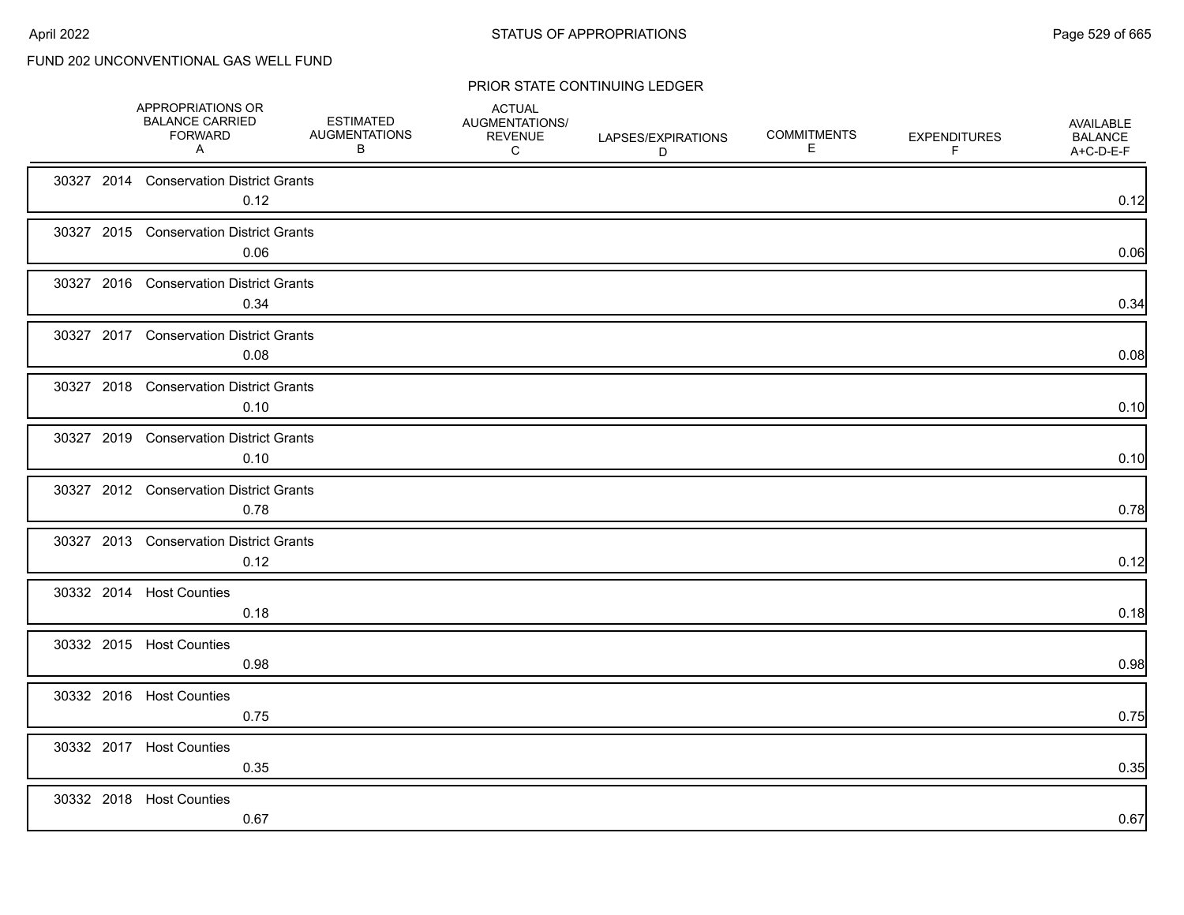FUND 202 UNCONVENTIONAL GAS WELL FUND

PRIOR STATE CONTINUING LEDGER

| | APPROPRIATIONS OR BALANCE CARRIED FORWARD A | ESTIMATED AUGMENTATIONS B | ACTUAL AUGMENTATIONS/ REVENUE C | LAPSES/EXPIRATIONS D | COMMITMENTS E | EXPENDITURES F | AVAILABLE BALANCE A+C-D-E-F |
|---|---|---|---|---|---|---|---|
| 30327 2014 Conservation District Grants | 0.12 | | | | | | 0.12 |
| 30327 2015 Conservation District Grants | 0.06 | | | | | | 0.06 |
| 30327 2016 Conservation District Grants | 0.34 | | | | | | 0.34 |
| 30327 2017 Conservation District Grants | 0.08 | | | | | | 0.08 |
| 30327 2018 Conservation District Grants | 0.10 | | | | | | 0.10 |
| 30327 2019 Conservation District Grants | 0.10 | | | | | | 0.10 |
| 30327 2012 Conservation District Grants | 0.78 | | | | | | 0.78 |
| 30327 2013 Conservation District Grants | 0.12 | | | | | | 0.12 |
| 30332 2014 Host Counties | 0.18 | | | | | | 0.18 |
| 30332 2015 Host Counties | 0.98 | | | | | | 0.98 |
| 30332 2016 Host Counties | 0.75 | | | | | | 0.75 |
| 30332 2017 Host Counties | 0.35 | | | | | | 0.35 |
| 30332 2018 Host Counties | 0.67 | | | | | | 0.67 |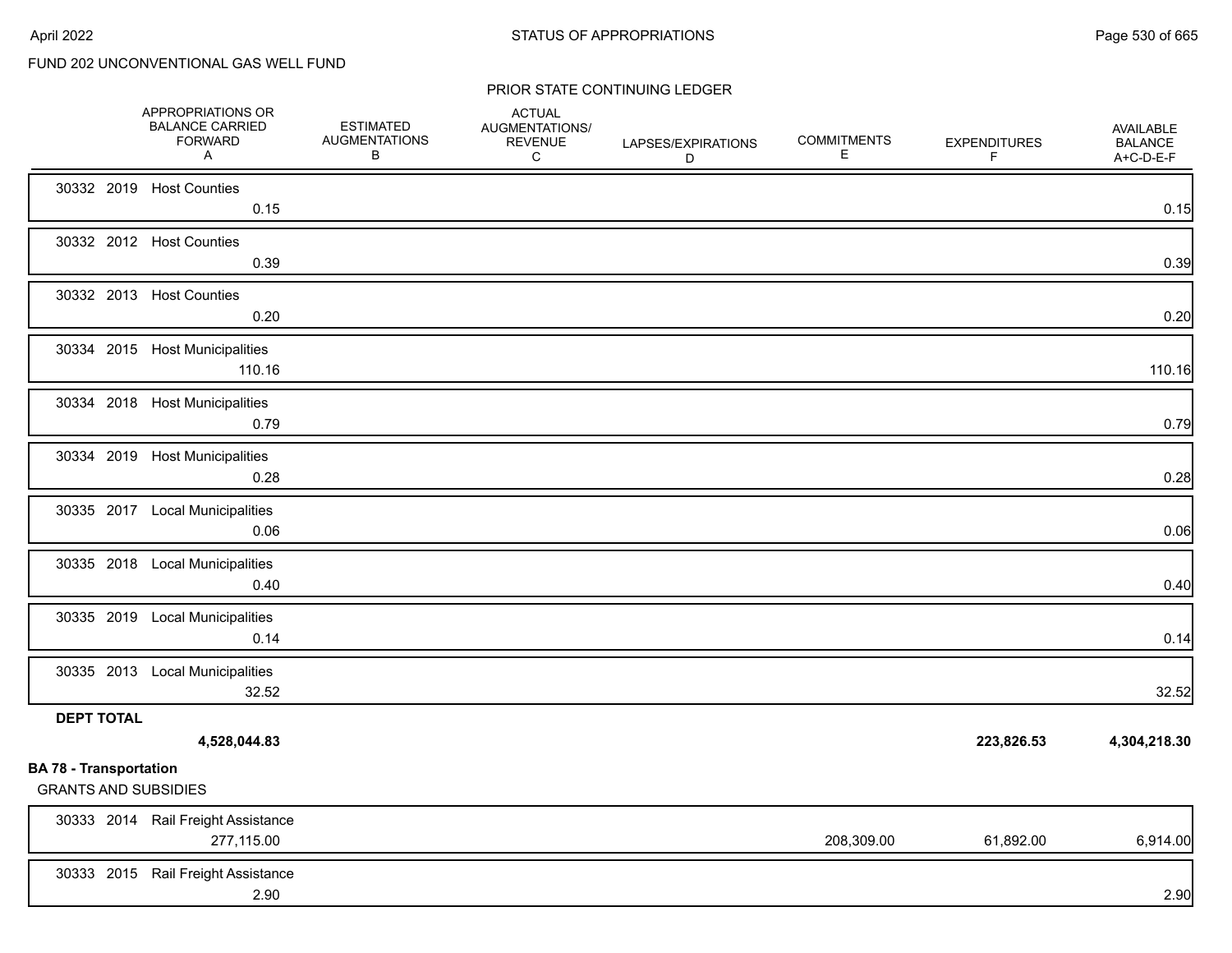FUND 202 UNCONVENTIONAL GAS WELL FUND

PRIOR STATE CONTINUING LEDGER

| | APPROPRIATIONS OR BALANCE CARRIED FORWARD A | ESTIMATED AUGMENTATIONS B | ACTUAL AUGMENTATIONS/ REVENUE C | LAPSES/EXPIRATIONS D | COMMITMENTS E | EXPENDITURES F | AVAILABLE BALANCE A+C-D-E-F |
|---|---|---|---|---|---|---|---|
| 30332 2019 Host Counties | 0.15 | | | | | | 0.15 |
| 30332 2012 Host Counties | 0.39 | | | | | | 0.39 |
| 30332 2013 Host Counties | 0.20 | | | | | | 0.20 |
| 30334 2015 Host Municipalities | 110.16 | | | | | | 110.16 |
| 30334 2018 Host Municipalities | 0.79 | | | | | | 0.79 |
| 30334 2019 Host Municipalities | 0.28 | | | | | | 0.28 |
| 30335 2017 Local Municipalities | 0.06 | | | | | | 0.06 |
| 30335 2018 Local Municipalities | 0.40 | | | | | | 0.40 |
| 30335 2019 Local Municipalities | 0.14 | | | | | | 0.14 |
| 30335 2013 Local Municipalities | 32.52 | | | | | | 32.52 |
| **DEPT TOTAL** | **4,528,044.83** | | | | | **223,826.53** | **4,304,218.30** |

**BA 78 - Transportation**

GRANTS AND SUBSIDIES

| | APPROPRIATIONS OR BALANCE CARRIED FORWARD A | ESTIMATED AUGMENTATIONS B | ACTUAL AUGMENTATIONS/ REVENUE C | LAPSES/EXPIRATIONS D | COMMITMENTS E | EXPENDITURES F | AVAILABLE BALANCE A+C-D-E-F |
|---|---|---|---|---|---|---|---|
| 30333 2014 Rail Freight Assistance | 277,115.00 | | | | 208,309.00 | 61,892.00 | 6,914.00 |
| 30333 2015 Rail Freight Assistance | 2.90 | | | | | | 2.90 |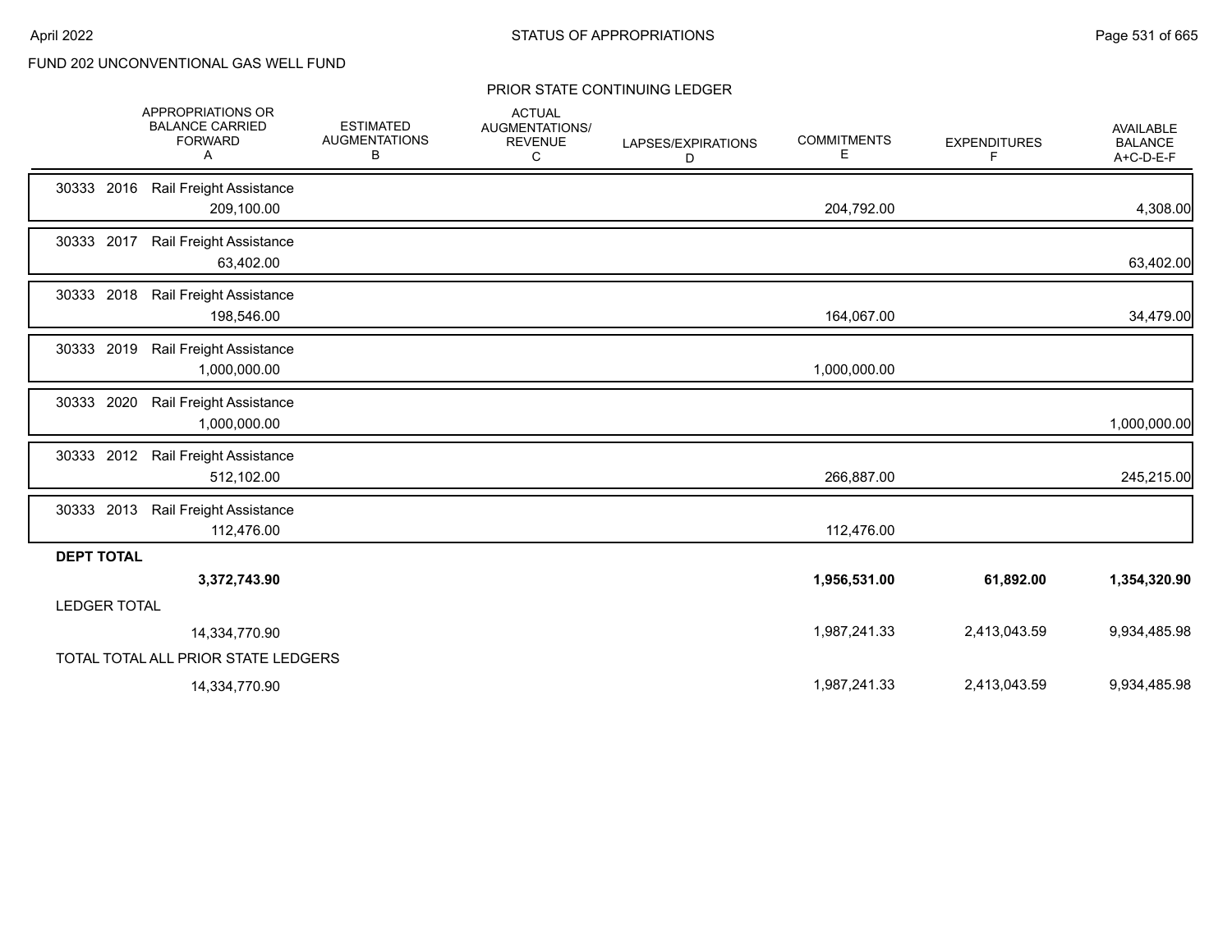FUND 202 UNCONVENTIONAL GAS WELL FUND

PRIOR STATE CONTINUING LEDGER

| | APPROPRIATIONS OR BALANCE CARRIED FORWARD A | ESTIMATED AUGMENTATIONS B | ACTUAL AUGMENTATIONS/ REVENUE C | LAPSES/EXPIRATIONS D | COMMITMENTS E | EXPENDITURES F | AVAILABLE BALANCE A+C-D-E-F |
|---|---|---|---|---|---|---|---|
| 30333 2016 Rail Freight Assistance | 209,100.00 | | | | 204,792.00 | | 4,308.00 |
| 30333 2017 Rail Freight Assistance | 63,402.00 | | | | | | 63,402.00 |
| 30333 2018 Rail Freight Assistance | 198,546.00 | | | | 164,067.00 | | 34,479.00 |
| 30333 2019 Rail Freight Assistance | 1,000,000.00 | | | | 1,000,000.00 | | |
| 30333 2020 Rail Freight Assistance | 1,000,000.00 | | | | | | 1,000,000.00 |
| 30333 2012 Rail Freight Assistance | 512,102.00 | | | | 266,887.00 | | 245,215.00 |
| 30333 2013 Rail Freight Assistance | 112,476.00 | | | | 112,476.00 | | |
| **DEPT TOTAL** | **3,372,743.90** | | | | **1,956,531.00** | **61,892.00** | **1,354,320.90** |
| LEDGER TOTAL | 14,334,770.90 | | | | 1,987,241.33 | 2,413,043.59 | 9,934,485.98 |
| TOTAL TOTAL ALL PRIOR STATE LEDGERS | 14,334,770.90 | | | | 1,987,241.33 | 2,413,043.59 | 9,934,485.98 |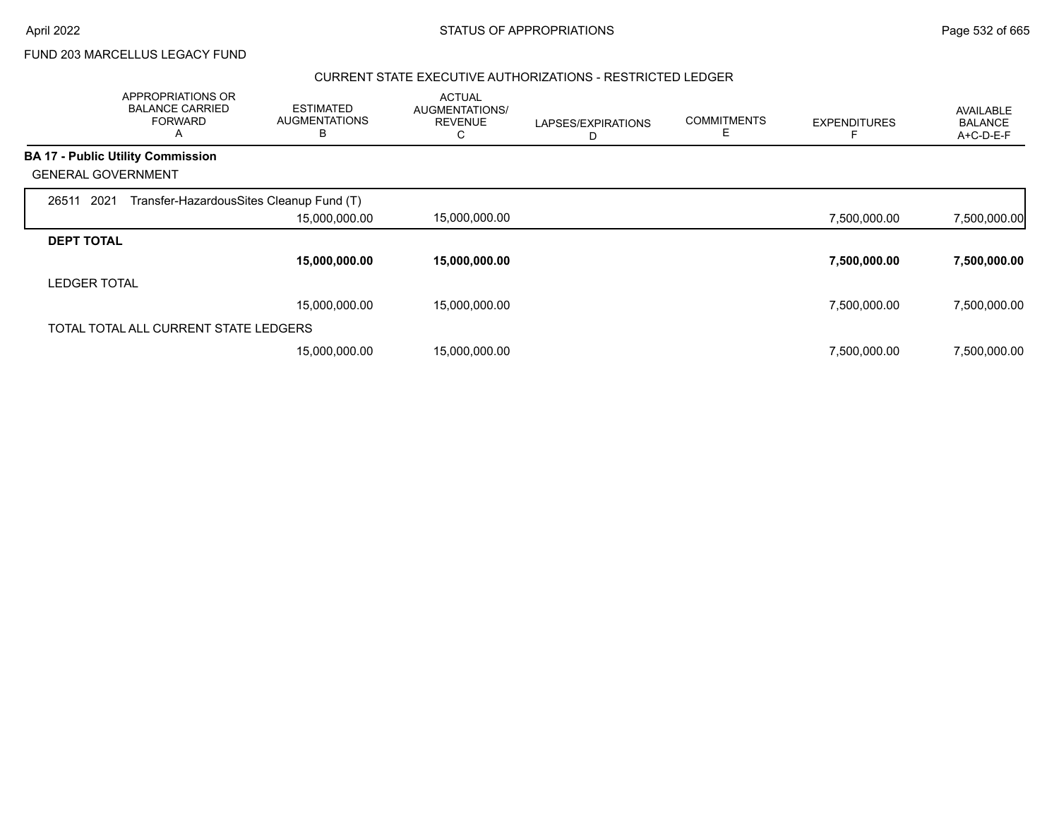FUND 203 MARCELLUS LEGACY FUND

## CURRENT STATE EXECUTIVE AUTHORIZATIONS - RESTRICTED LEDGER

| APPROPRIATIONS OR BALANCE CARRIED FORWARD A | ESTIMATED AUGMENTATIONS B | ACTUAL AUGMENTATIONS/ REVENUE C | LAPSES/EXPIRATIONS D | COMMITMENTS E | EXPENDITURES F | AVAILABLE BALANCE A+C-D-E-F |
|---|---|---|---|---|---|---|
| **BA 17 - Public Utility Commission** | | | | | | |
| GENERAL GOVERNMENT | | | | | | |
| 26511 2021 Transfer-HazardousSites Cleanup Fund (T) | | | | | | |
| | 15,000,000.00 | 15,000,000.00 | | | 7,500,000.00 | 7,500,000.00 |
| **DEPT TOTAL** | | | | | | |
| | **15,000,000.00** | **15,000,000.00** | | | **7,500,000.00** | **7,500,000.00** |
| LEDGER TOTAL | | | | | | |
| | 15,000,000.00 | 15,000,000.00 | | | 7,500,000.00 | 7,500,000.00 |
| TOTAL TOTAL ALL CURRENT STATE LEDGERS | | | | | | |
| | 15,000,000.00 | 15,000,000.00 | | | 7,500,000.00 | 7,500,000.00 |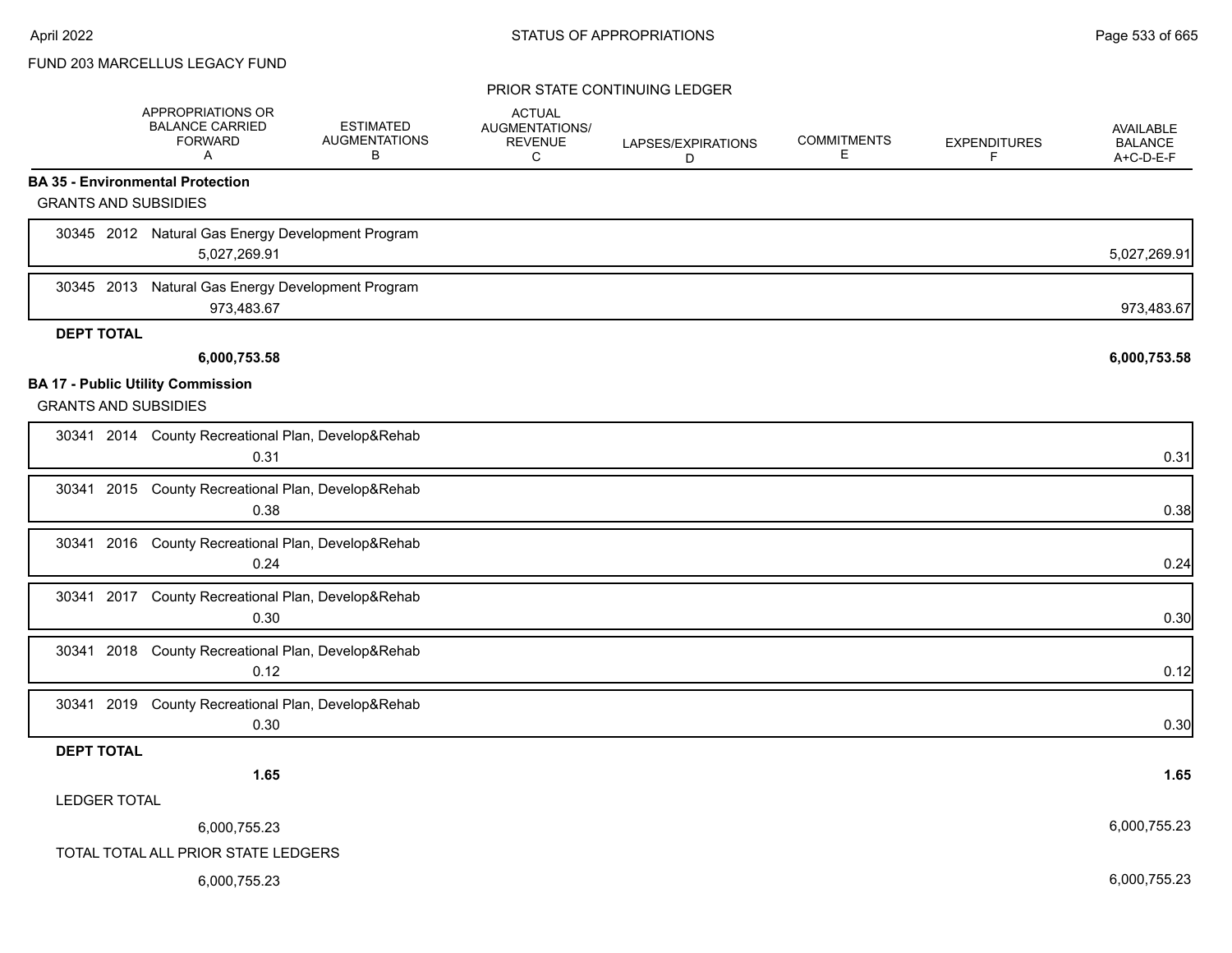FUND 203 MARCELLUS LEGACY FUND

PRIOR STATE CONTINUING LEDGER

| | APPROPRIATIONS OR BALANCE CARRIED FORWARD A | ESTIMATED AUGMENTATIONS B | ACTUAL AUGMENTATIONS/ REVENUE C | LAPSES/EXPIRATIONS D | COMMITMENTS E | EXPENDITURES F | AVAILABLE BALANCE A+C-D-E-F |
|---|---|---|---|---|---|---|---|
| **BA 35 - Environmental Protection** | | | | | | | |
| GRANTS AND SUBSIDIES | | | | | | | |
| 30345 2012 Natural Gas Energy Development Program | 5,027,269.91 | | | | | | 5,027,269.91 |
| 30345 2013 Natural Gas Energy Development Program | 973,483.67 | | | | | | 973,483.67 |
| **DEPT TOTAL** | **6,000,753.58** | | | | | | **6,000,753.58** |
| **BA 17 - Public Utility Commission** | | | | | | | |
| GRANTS AND SUBSIDIES | | | | | | | |
| 30341 2014 County Recreational Plan, Develop&Rehab | 0.31 | | | | | | 0.31 |
| 30341 2015 County Recreational Plan, Develop&Rehab | 0.38 | | | | | | 0.38 |
| 30341 2016 County Recreational Plan, Develop&Rehab | 0.24 | | | | | | 0.24 |
| 30341 2017 County Recreational Plan, Develop&Rehab | 0.30 | | | | | | 0.30 |
| 30341 2018 County Recreational Plan, Develop&Rehab | 0.12 | | | | | | 0.12 |
| 30341 2019 County Recreational Plan, Develop&Rehab | 0.30 | | | | | | 0.30 |
| **DEPT TOTAL** | **1.65** | | | | | | **1.65** |
| LEDGER TOTAL | 6,000,755.23 | | | | | | 6,000,755.23 |
| TOTAL TOTAL ALL PRIOR STATE LEDGERS | 6,000,755.23 | | | | | | 6,000,755.23 |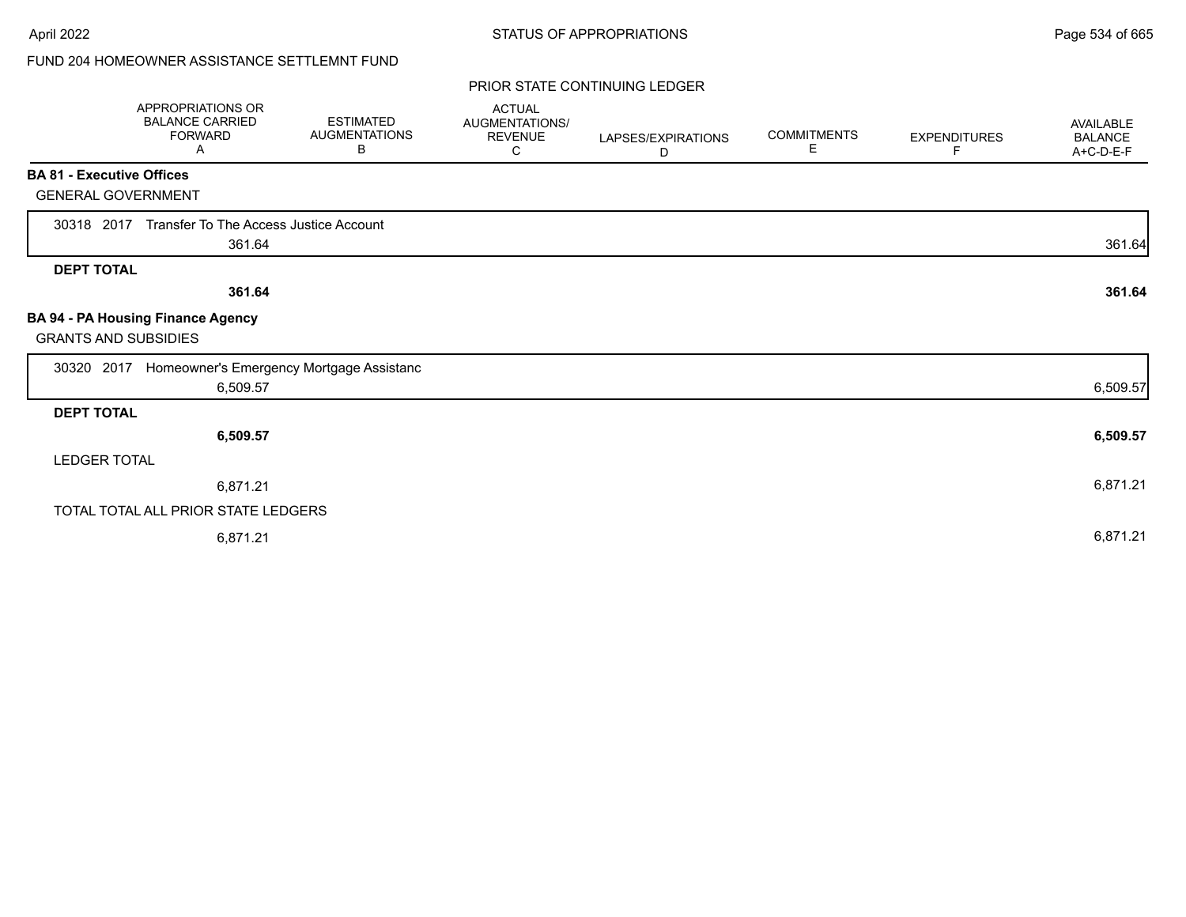FUND 204 HOMEOWNER ASSISTANCE SETTLEMNT FUND

PRIOR STATE CONTINUING LEDGER

| | APPROPRIATIONS OR BALANCE CARRIED FORWARD A | ESTIMATED AUGMENTATIONS B | ACTUAL AUGMENTATIONS/ REVENUE C | LAPSES/EXPIRATIONS D | COMMITMENTS E | EXPENDITURES F | AVAILABLE BALANCE A+C-D-E-F |
|---|---|---|---|---|---|---|---|
| **BA 81 - Executive Offices** | | | | | | | |
| GENERAL GOVERNMENT | | | | | | | |
| 30318 2017 Transfer To The Access Justice Account | 361.64 | | | | | | 361.64 |
| **DEPT TOTAL** | **361.64** | | | | | | **361.64** |
| **BA 94 - PA Housing Finance Agency** | | | | | | | |
| GRANTS AND SUBSIDIES | | | | | | | |
| 30320 2017 Homeowner's Emergency Mortgage Assistanc | 6,509.57 | | | | | | 6,509.57 |
| **DEPT TOTAL** | **6,509.57** | | | | | | **6,509.57** |
| LEDGER TOTAL | 6,871.21 | | | | | | 6,871.21 |
| TOTAL TOTAL ALL PRIOR STATE LEDGERS | 6,871.21 | | | | | | 6,871.21 |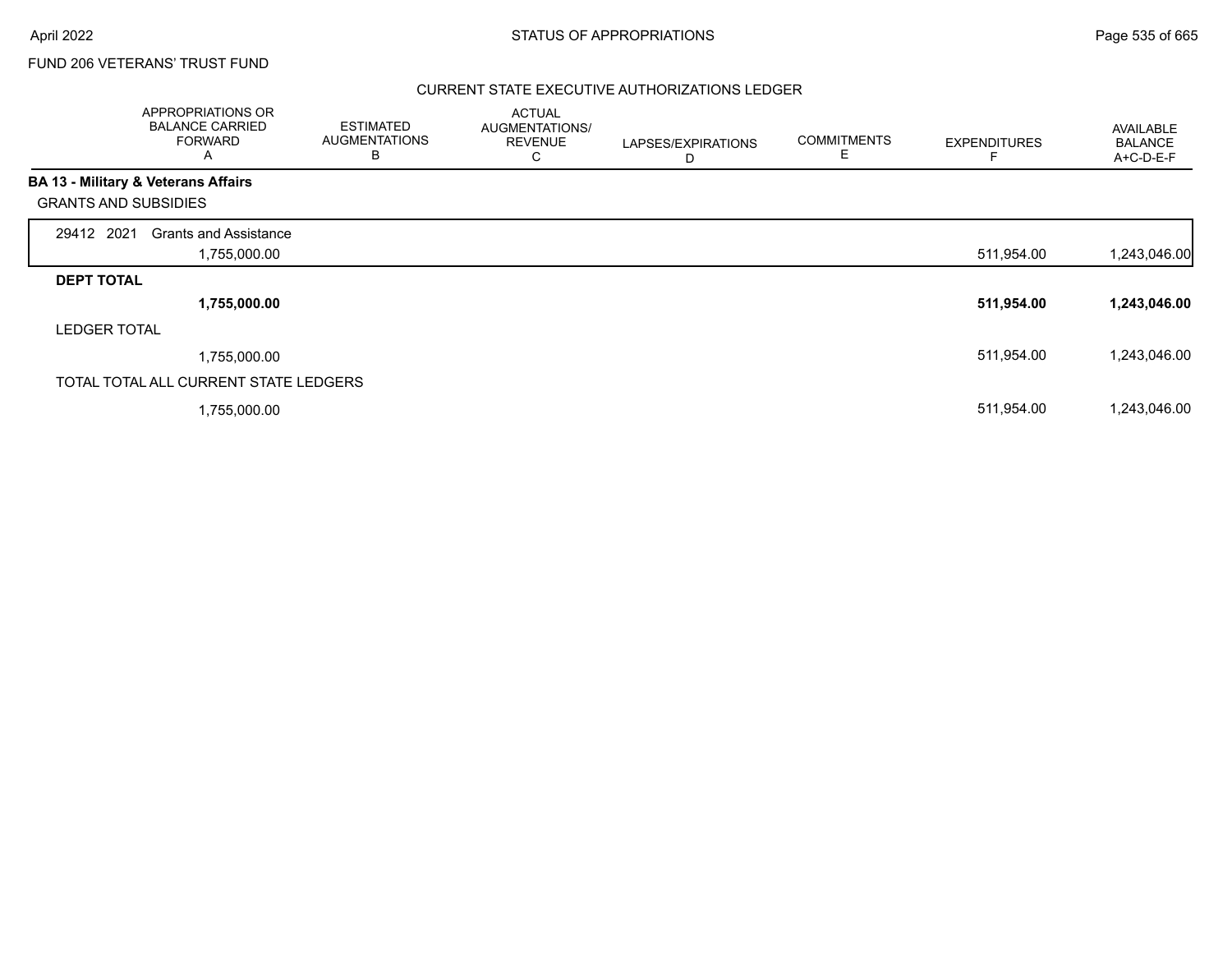FUND 206 VETERANS' TRUST FUND

CURRENT STATE EXECUTIVE AUTHORIZATIONS LEDGER

| | APPROPRIATIONS OR BALANCE CARRIED FORWARD A | ESTIMATED AUGMENTATIONS B | ACTUAL AUGMENTATIONS/ REVENUE C | LAPSES/EXPIRATIONS D | COMMITMENTS E | EXPENDITURES F | AVAILABLE BALANCE A+C-D-E-F |
|---|---|---|---|---|---|---|---|
| **BA 13 - Military & Veterans Affairs** | | | | | | | |
| GRANTS AND SUBSIDIES | | | | | | | |
| 29412 2021 Grants and Assistance | 1,755,000.00 | | | | | 511,954.00 | 1,243,046.00 |
| **DEPT TOTAL** | **1,755,000.00** | | | | | **511,954.00** | **1,243,046.00** |
| LEDGER TOTAL | 1,755,000.00 | | | | | 511,954.00 | 1,243,046.00 |
| TOTAL TOTAL ALL CURRENT STATE LEDGERS | 1,755,000.00 | | | | | 511,954.00 | 1,243,046.00 |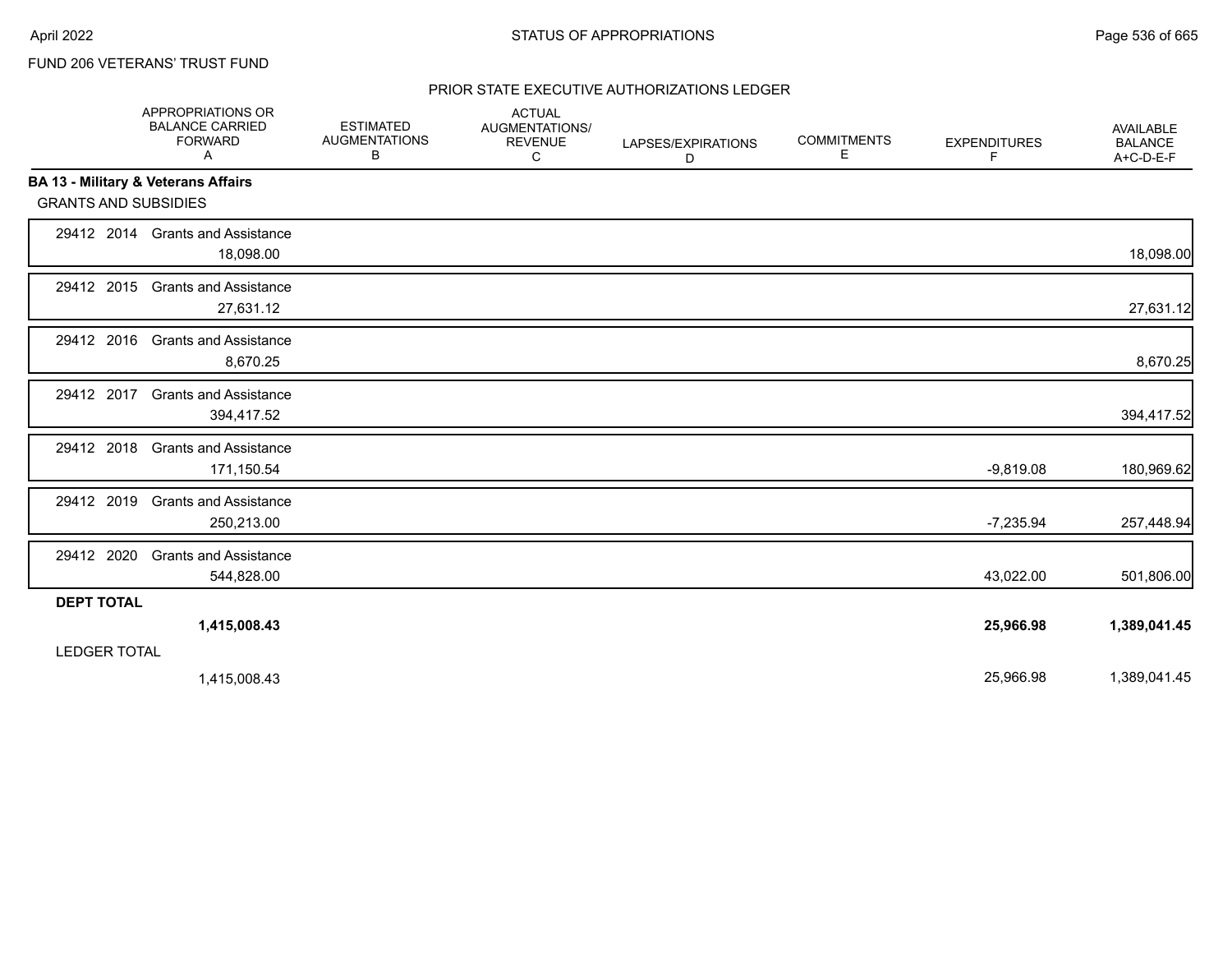FUND 206 VETERANS' TRUST FUND

## PRIOR STATE EXECUTIVE AUTHORIZATIONS LEDGER

| | APPROPRIATIONS OR BALANCE CARRIED FORWARD A | ESTIMATED AUGMENTATIONS B | ACTUAL AUGMENTATIONS/ REVENUE C | LAPSES/EXPIRATIONS D | COMMITMENTS E | EXPENDITURES F | AVAILABLE BALANCE A+C-D-E-F |
|---|---|---|---|---|---|---|---|
| **BA 13 - Military & Veterans Affairs** | | | | | | | |
| GRANTS AND SUBSIDIES | | | | | | | |
| 29412 2014 Grants and Assistance | 18,098.00 | | | | | | 18,098.00 |
| 29412 2015 Grants and Assistance | 27,631.12 | | | | | | 27,631.12 |
| 29412 2016 Grants and Assistance | 8,670.25 | | | | | | 8,670.25 |
| 29412 2017 Grants and Assistance | 394,417.52 | | | | | | 394,417.52 |
| 29412 2018 Grants and Assistance | 171,150.54 | | | | | -9,819.08 | 180,969.62 |
| 29412 2019 Grants and Assistance | 250,213.00 | | | | | -7,235.94 | 257,448.94 |
| 29412 2020 Grants and Assistance | 544,828.00 | | | | | 43,022.00 | 501,806.00 |
| **DEPT TOTAL** | **1,415,008.43** | | | | | **25,966.98** | **1,389,041.45** |
| LEDGER TOTAL | 1,415,008.43 | | | | | 25,966.98 | 1,389,041.45 |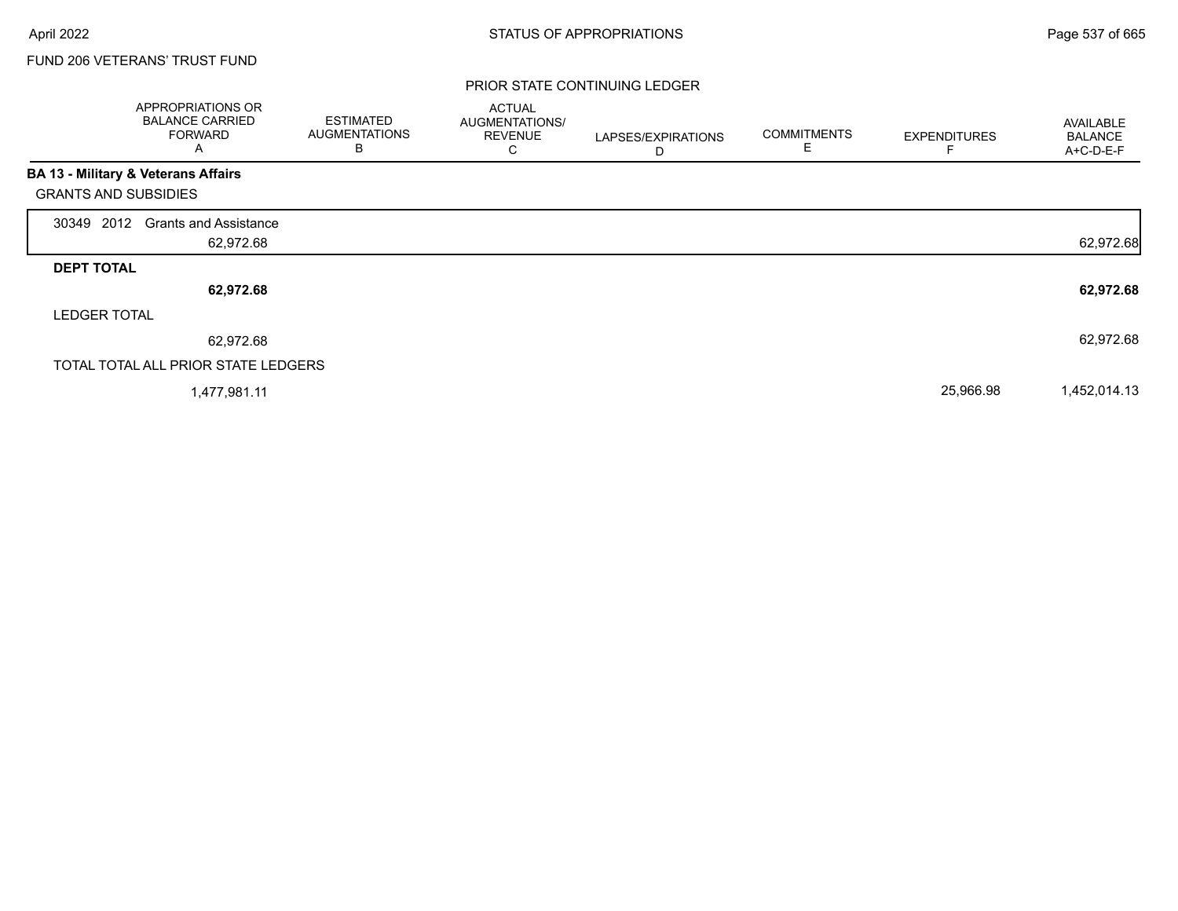FUND 206 VETERANS' TRUST FUND

PRIOR STATE CONTINUING LEDGER

| | APPROPRIATIONS OR BALANCE CARRIED FORWARD A | ESTIMATED AUGMENTATIONS B | ACTUAL AUGMENTATIONS/ REVENUE C | LAPSES/EXPIRATIONS D | COMMITMENTS E | EXPENDITURES F | AVAILABLE BALANCE A+C-D-E-F |
|---|---|---|---|---|---|---|---|
| **BA 13 - Military & Veterans Affairs** | | | | | | | |
| GRANTS AND SUBSIDIES | | | | | | | |
| 30349 2012 Grants and Assistance | 62,972.68 | | | | | | 62,972.68 |
| **DEPT TOTAL** | **62,972.68** | | | | | | **62,972.68** |
| LEDGER TOTAL | 62,972.68 | | | | | | 62,972.68 |
| TOTAL TOTAL ALL PRIOR STATE LEDGERS | 1,477,981.11 | | | | | 25,966.98 | 1,452,014.13 |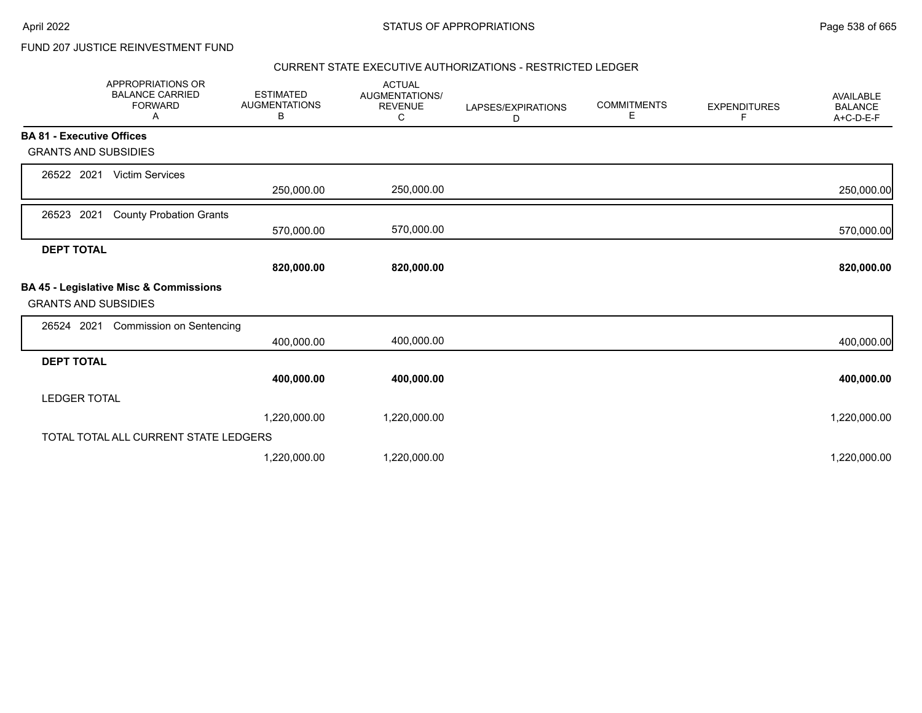FUND 207 JUSTICE REINVESTMENT FUND

CURRENT STATE EXECUTIVE AUTHORIZATIONS - RESTRICTED LEDGER

| APPROPRIATIONS OR BALANCE CARRIED FORWARD A | ESTIMATED AUGMENTATIONS B | ACTUAL AUGMENTATIONS/ REVENUE C | LAPSES/EXPIRATIONS D | COMMITMENTS E | EXPENDITURES F | AVAILABLE BALANCE A+C-D-E-F |
|---|---|---|---|---|---|---|
| **BA 81 - Executive Offices** | | | | | | |
| GRANTS AND SUBSIDIES | | | | | | |
| 26522 2021 Victim Services | 250,000.00 | 250,000.00 | | | | 250,000.00 |
| 26523 2021 County Probation Grants | 570,000.00 | 570,000.00 | | | | 570,000.00 |
| **DEPT TOTAL** | **820,000.00** | **820,000.00** | | | | **820,000.00** |
| **BA 45 - Legislative Misc & Commissions** | | | | | | |
| GRANTS AND SUBSIDIES | | | | | | |
| 26524 2021 Commission on Sentencing | 400,000.00 | 400,000.00 | | | | 400,000.00 |
| **DEPT TOTAL** | **400,000.00** | **400,000.00** | | | | **400,000.00** |
| LEDGER TOTAL | 1,220,000.00 | 1,220,000.00 | | | | 1,220,000.00 |
| TOTAL TOTAL ALL CURRENT STATE LEDGERS | 1,220,000.00 | 1,220,000.00 | | | | 1,220,000.00 |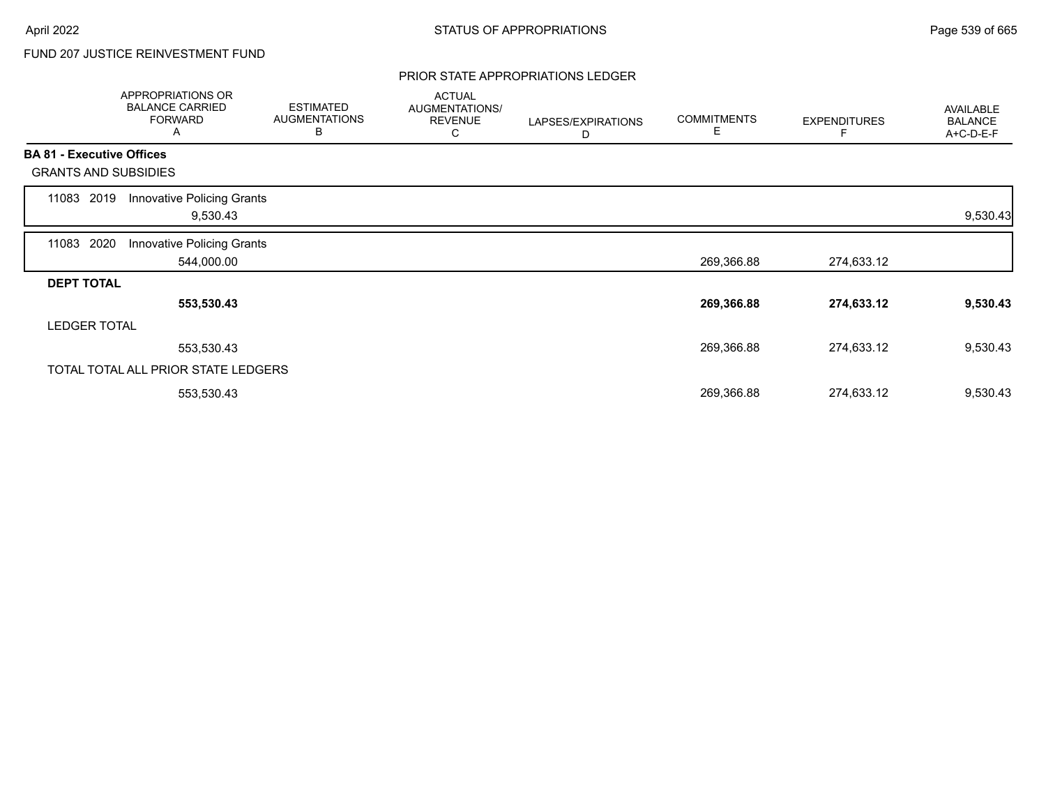FUND 207 JUSTICE REINVESTMENT FUND

## PRIOR STATE APPROPRIATIONS LEDGER

| | APPROPRIATIONS OR BALANCE CARRIED FORWARD A | ESTIMATED AUGMENTATIONS B | ACTUAL AUGMENTATIONS/ REVENUE C | LAPSES/EXPIRATIONS D | COMMITMENTS E | EXPENDITURES F | AVAILABLE BALANCE A+C-D-E-F |
|---|---|---|---|---|---|---|---|
| **BA 81 - Executive Offices** | | | | | | | |
| GRANTS AND SUBSIDIES | | | | | | | |
| 11083 2019 Innovative Policing Grants | 9,530.43 | | | | | | 9,530.43 |
| 11083 2020 Innovative Policing Grants | 544,000.00 | | | | 269,366.88 | 274,633.12 | |
| **DEPT TOTAL** | **553,530.43** | | | | **269,366.88** | **274,633.12** | **9,530.43** |
| LEDGER TOTAL | 553,530.43 | | | | 269,366.88 | 274,633.12 | 9,530.43 |
| TOTAL TOTAL ALL PRIOR STATE LEDGERS | 553,530.43 | | | | 269,366.88 | 274,633.12 | 9,530.43 |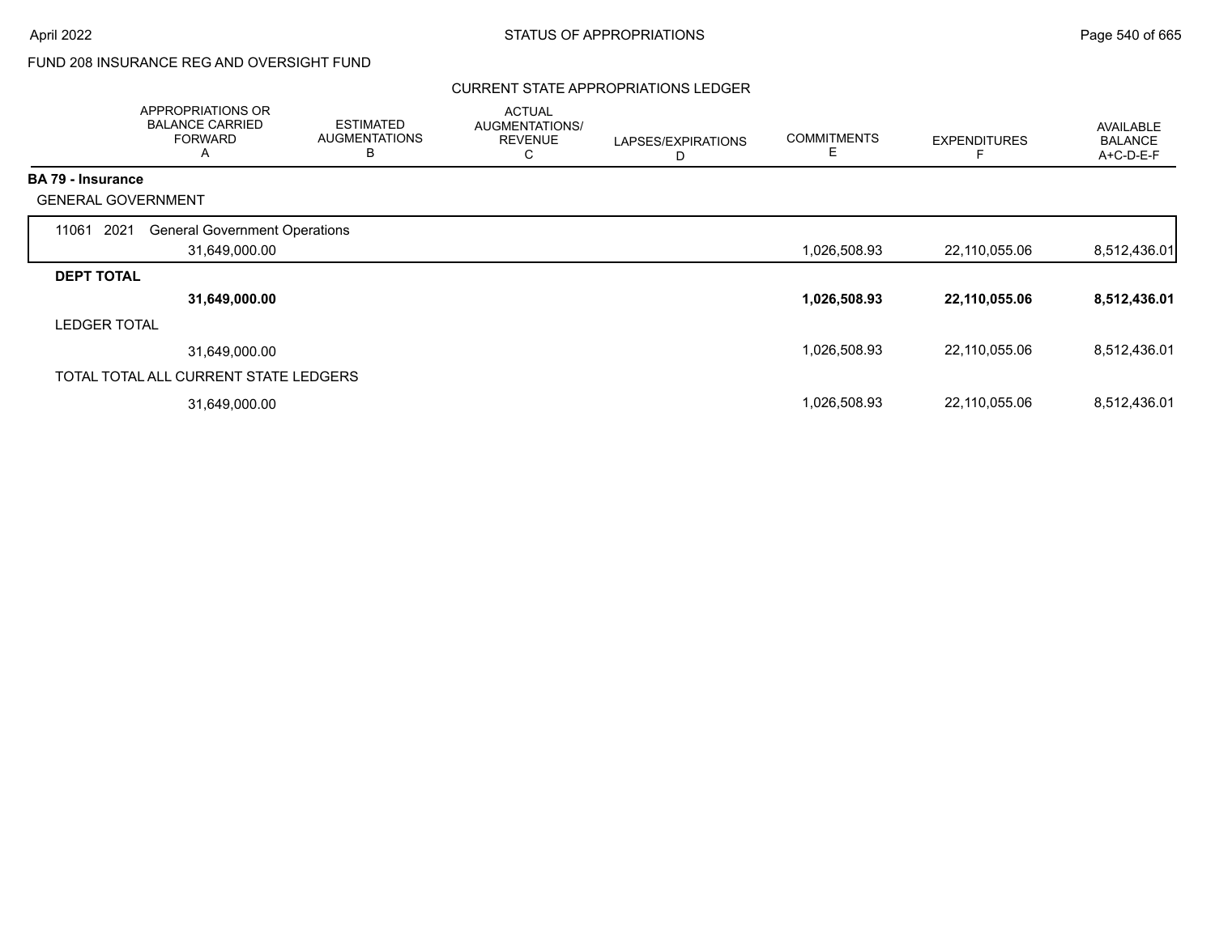FUND 208 INSURANCE REG AND OVERSIGHT FUND

CURRENT STATE APPROPRIATIONS LEDGER

| | APPROPRIATIONS OR BALANCE CARRIED FORWARD A | ESTIMATED AUGMENTATIONS B | ACTUAL AUGMENTATIONS/ REVENUE C | LAPSES/EXPIRATIONS D | COMMITMENTS E | EXPENDITURES F | AVAILABLE BALANCE A+C-D-E-F |
|---|---|---|---|---|---|---|---|
| **BA 79 - Insurance** | | | | | | | |
| GENERAL GOVERNMENT | | | | | | | |
| 11061 2021 General Government Operations | 31,649,000.00 | | | | 1,026,508.93 | 22,110,055.06 | 8,512,436.01 |
| **DEPT TOTAL** | **31,649,000.00** | | | | **1,026,508.93** | **22,110,055.06** | **8,512,436.01** |
| LEDGER TOTAL | 31,649,000.00 | | | | 1,026,508.93 | 22,110,055.06 | 8,512,436.01 |
| TOTAL TOTAL ALL CURRENT STATE LEDGERS | 31,649,000.00 | | | | 1,026,508.93 | 22,110,055.06 | 8,512,436.01 |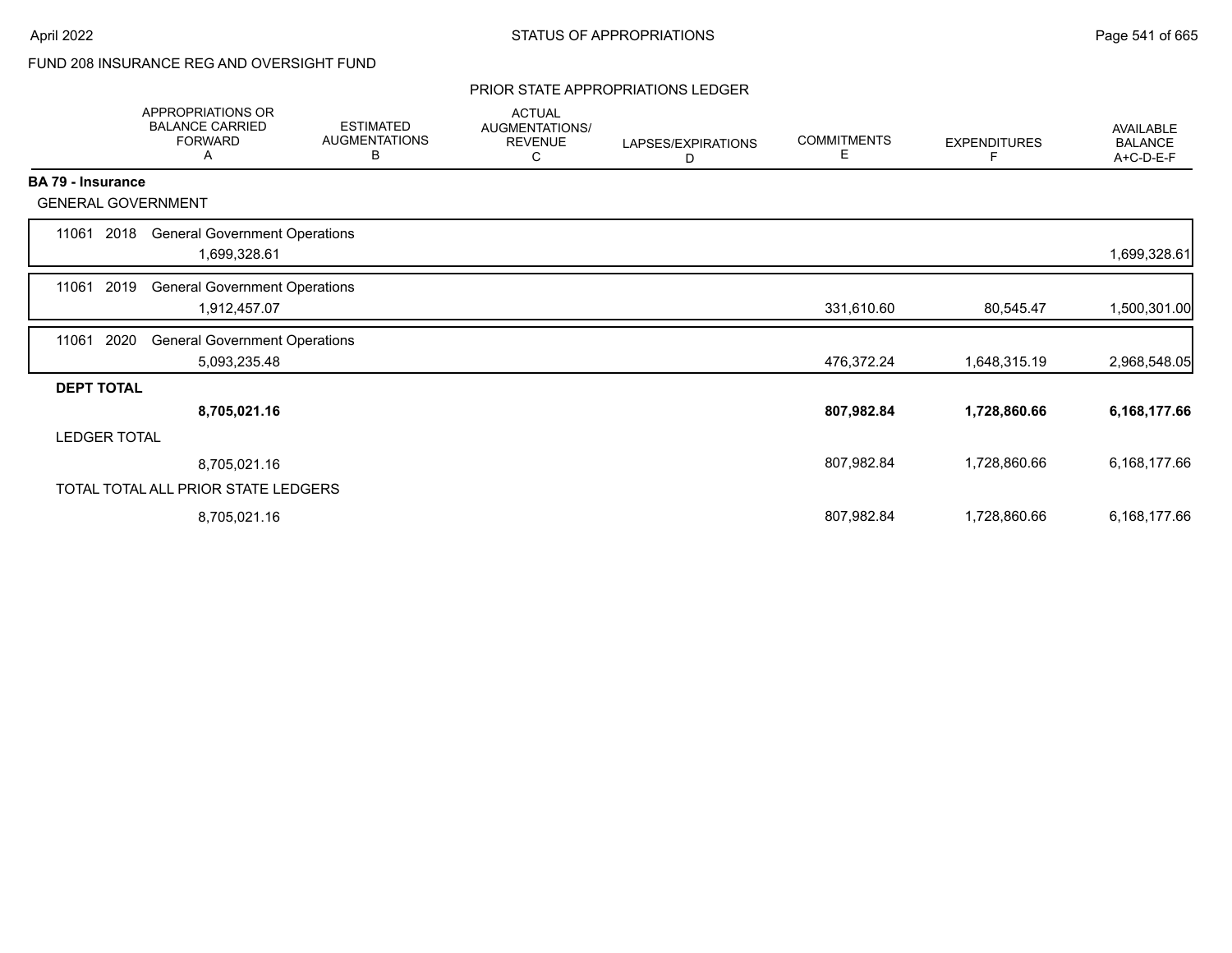FUND 208 INSURANCE REG AND OVERSIGHT FUND

PRIOR STATE APPROPRIATIONS LEDGER

| | APPROPRIATIONS OR BALANCE CARRIED FORWARD A | ESTIMATED AUGMENTATIONS B | ACTUAL AUGMENTATIONS/ REVENUE C | LAPSES/EXPIRATIONS D | COMMITMENTS E | EXPENDITURES F | AVAILABLE BALANCE A+C-D-E-F |
|---|---|---|---|---|---|---|---|
| **BA 79 - Insurance** | | | | | | | |
| GENERAL GOVERNMENT | | | | | | | |
| 11061 2018 General Government Operations | 1,699,328.61 | | | | | | 1,699,328.61 |
| 11061 2019 General Government Operations | 1,912,457.07 | | | | 331,610.60 | 80,545.47 | 1,500,301.00 |
| 11061 2020 General Government Operations | 5,093,235.48 | | | | 476,372.24 | 1,648,315.19 | 2,968,548.05 |
| **DEPT TOTAL** | **8,705,021.16** | | | | **807,982.84** | **1,728,860.66** | **6,168,177.66** |
| LEDGER TOTAL | 8,705,021.16 | | | | 807,982.84 | 1,728,860.66 | 6,168,177.66 |
| TOTAL TOTAL ALL PRIOR STATE LEDGERS | 8,705,021.16 | | | | 807,982.84 | 1,728,860.66 | 6,168,177.66 |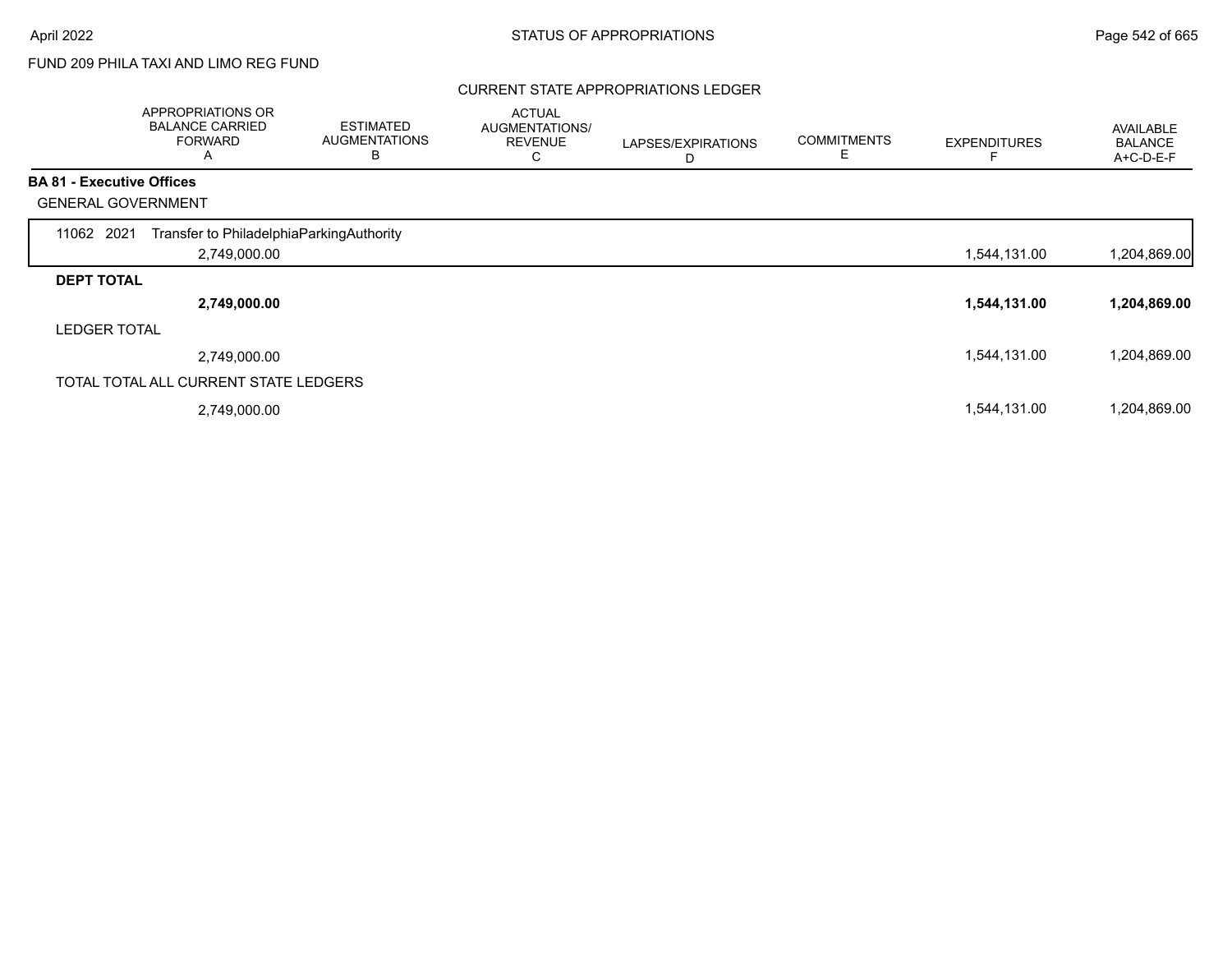FUND 209 PHILA TAXI AND LIMO REG FUND

## CURRENT STATE APPROPRIATIONS LEDGER

| | APPROPRIATIONS OR BALANCE CARRIED FORWARD A | ESTIMATED AUGMENTATIONS B | ACTUAL AUGMENTATIONS/ REVENUE C | LAPSES/EXPIRATIONS D | COMMITMENTS E | EXPENDITURES F | AVAILABLE BALANCE A+C-D-E-F |
|---|---|---|---|---|---|---|---|
| **BA 81 - Executive Offices** | | | | | | | |
| GENERAL GOVERNMENT | | | | | | | |
| 11062 2021 Transfer to PhiladelphiaParkingAuthority | | | | | | | |
| | 2,749,000.00 | | | | | 1,544,131.00 | 1,204,869.00 |
| **DEPT TOTAL** | | | | | | | |
| | **2,749,000.00** | | | | | **1,544,131.00** | **1,204,869.00** |
| LEDGER TOTAL | | | | | | | |
| | 2,749,000.00 | | | | | 1,544,131.00 | 1,204,869.00 |
| TOTAL TOTAL ALL CURRENT STATE LEDGERS | | | | | | | |
| | 2,749,000.00 | | | | | 1,544,131.00 | 1,204,869.00 |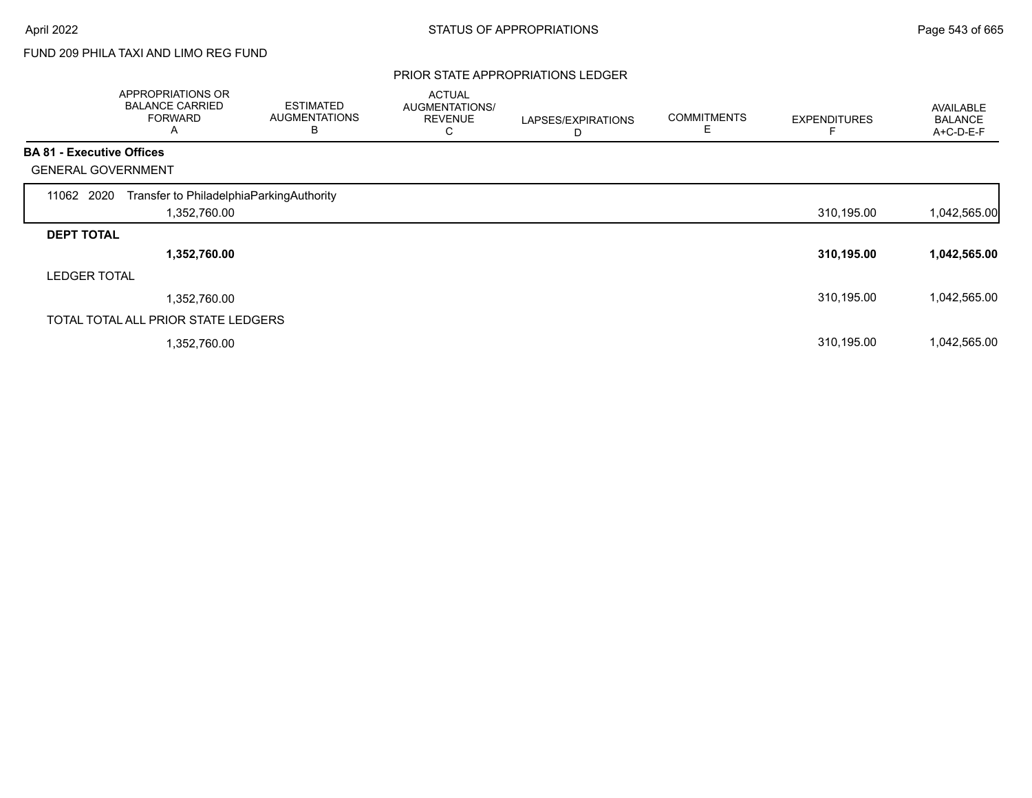FUND 209 PHILA TAXI AND LIMO REG FUND

## PRIOR STATE APPROPRIATIONS LEDGER

| | APPROPRIATIONS OR BALANCE CARRIED FORWARD A | ESTIMATED AUGMENTATIONS B | ACTUAL AUGMENTATIONS/ REVENUE C | LAPSES/EXPIRATIONS D | COMMITMENTS E | EXPENDITURES F | AVAILABLE BALANCE A+C-D-E-F |
|---|---|---|---|---|---|---|---|
| **BA 81 - Executive Offices** | | | | | | | |
| GENERAL GOVERNMENT | | | | | | | |
| 11062 2020 Transfer to PhiladelphiaParkingAuthority | 1,352,760.00 | | | | | 310,195.00 | 1,042,565.00 |
| **DEPT TOTAL** | **1,352,760.00** | | | | | **310,195.00** | **1,042,565.00** |
| LEDGER TOTAL | 1,352,760.00 | | | | | 310,195.00 | 1,042,565.00 |
| TOTAL TOTAL ALL PRIOR STATE LEDGERS | 1,352,760.00 | | | | | 310,195.00 | 1,042,565.00 |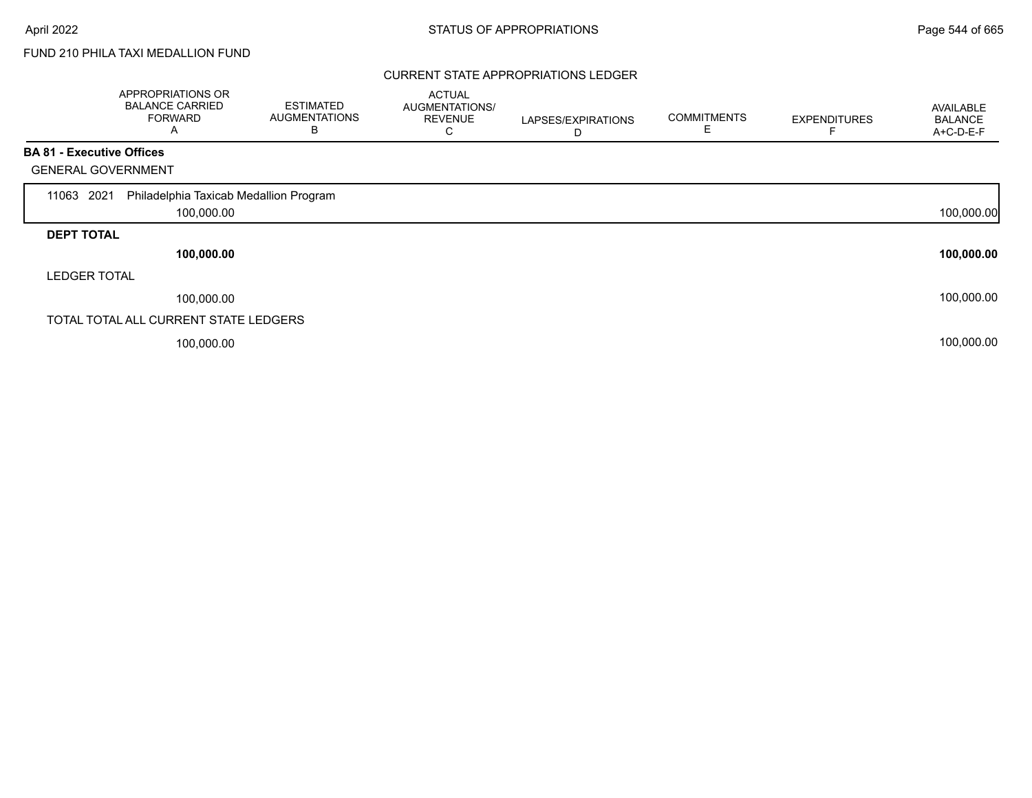FUND 210 PHILA TAXI MEDALLION FUND

## CURRENT STATE APPROPRIATIONS LEDGER

| | APPROPRIATIONS OR BALANCE CARRIED FORWARD A | ESTIMATED AUGMENTATIONS B | ACTUAL AUGMENTATIONS/ REVENUE C | LAPSES/EXPIRATIONS D | COMMITMENTS E | EXPENDITURES F | AVAILABLE BALANCE A+C-D-E-F |
|---|---|---|---|---|---|---|---|
| **BA 81 - Executive Offices** | | | | | | | |
| GENERAL GOVERNMENT | | | | | | | |
| 11063 2021 Philadelphia Taxicab Medallion Program | | | | | | | |
| | 100,000.00 | | | | | | 100,000.00 |
| **DEPT TOTAL** | | | | | | | |
| | **100,000.00** | | | | | | **100,000.00** |
| LEDGER TOTAL | | | | | | | |
| | 100,000.00 | | | | | | 100,000.00 |
| TOTAL TOTAL ALL CURRENT STATE LEDGERS | | | | | | | |
| | 100,000.00 | | | | | | 100,000.00 |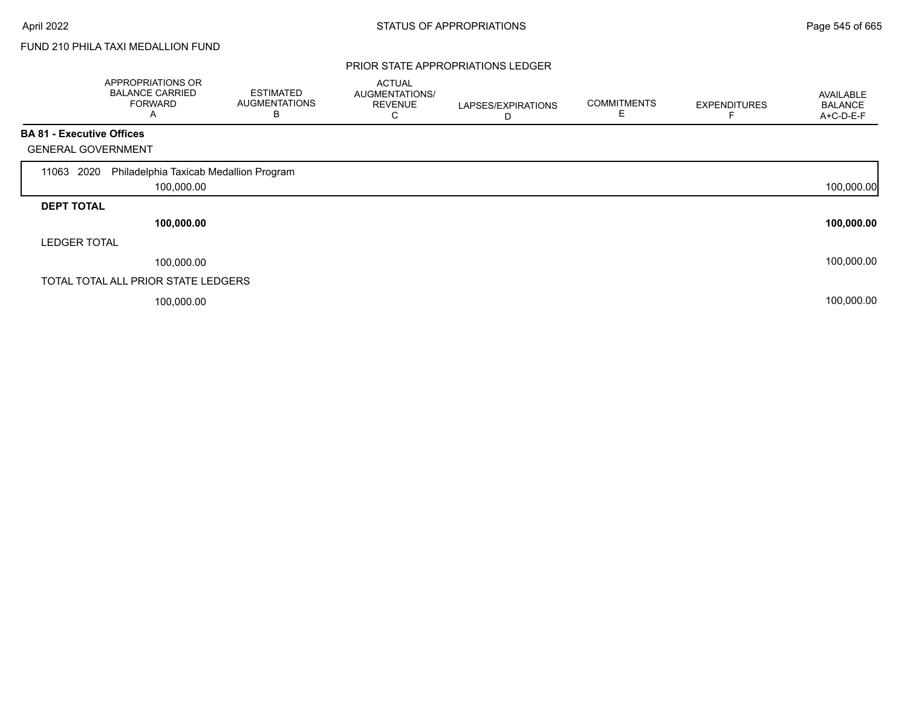FUND 210 PHILA TAXI MEDALLION FUND

## PRIOR STATE APPROPRIATIONS LEDGER

| | APPROPRIATIONS OR BALANCE CARRIED FORWARD A | ESTIMATED AUGMENTATIONS B | ACTUAL AUGMENTATIONS/ REVENUE C | LAPSES/EXPIRATIONS D | COMMITMENTS E | EXPENDITURES F | AVAILABLE BALANCE A+C-D-E-F |
|---|---|---|---|---|---|---|---|
| **BA 81 - Executive Offices** | | | | | | | |
| GENERAL GOVERNMENT | | | | | | | |
| 11063 2020 Philadelphia Taxicab Medallion Program | | | | | | | |
| | 100,000.00 | | | | | | 100,000.00 |
| **DEPT TOTAL** | | | | | | | |
| | **100,000.00** | | | | | | **100,000.00** |
| LEDGER TOTAL | | | | | | | |
| | 100,000.00 | | | | | | 100,000.00 |
| TOTAL TOTAL ALL PRIOR STATE LEDGERS | | | | | | | |
| | 100,000.00 | | | | | | 100,000.00 |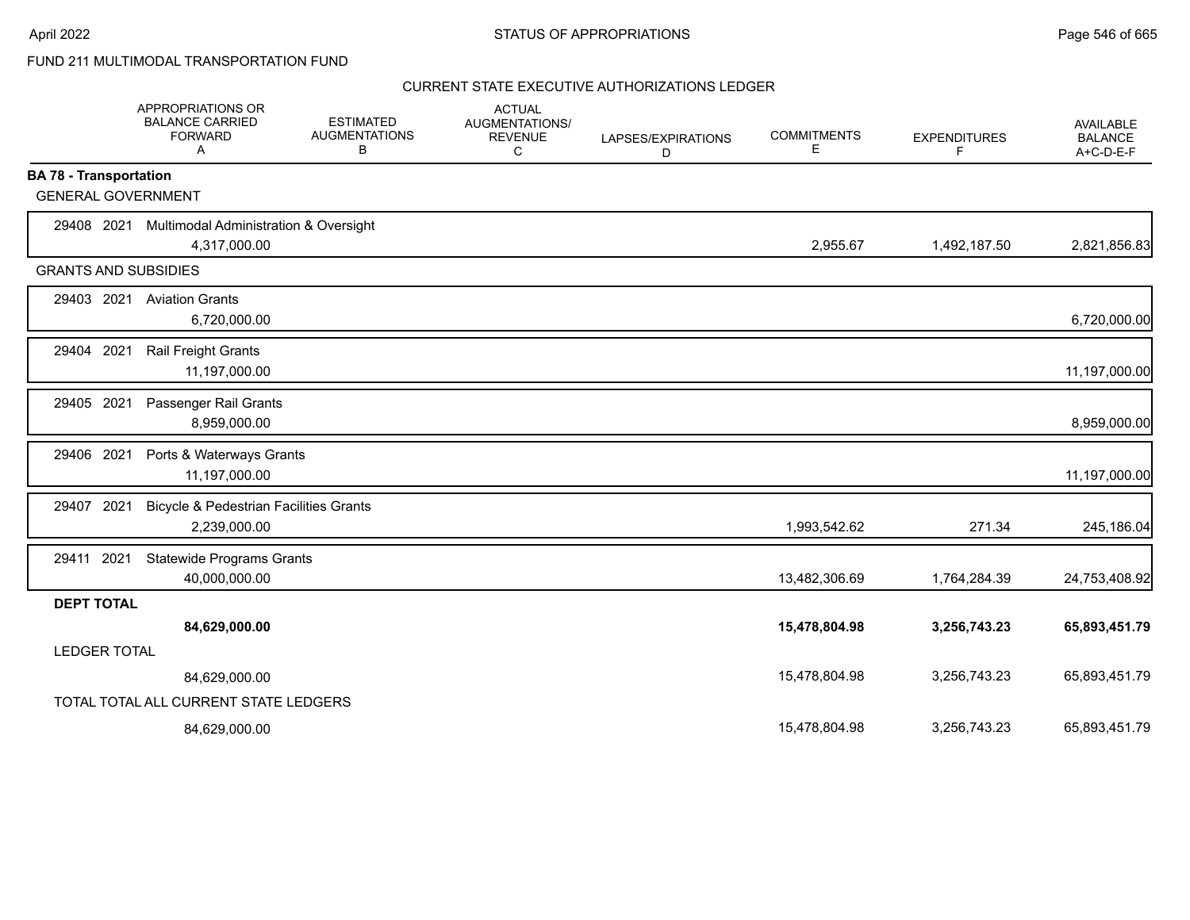FUND 211 MULTIMODAL TRANSPORTATION FUND

CURRENT STATE EXECUTIVE AUTHORIZATIONS LEDGER

| | APPROPRIATIONS OR BALANCE CARRIED FORWARD A | ESTIMATED AUGMENTATIONS B | ACTUAL AUGMENTATIONS/ REVENUE C | LAPSES/EXPIRATIONS D | COMMITMENTS E | EXPENDITURES F | AVAILABLE BALANCE A+C-D-E-F |
|---|---|---|---|---|---|---|---|
| **BA 78 - Transportation** | | | | | | | |
| GENERAL GOVERNMENT | | | | | | | |
| 29408 2021 Multimodal Administration & Oversight | 4,317,000.00 | | | | 2,955.67 | 1,492,187.50 | 2,821,856.83 |
| GRANTS AND SUBSIDIES | | | | | | | |
| 29403 2021 Aviation Grants | 6,720,000.00 | | | | | | 6,720,000.00 |
| 29404 2021 Rail Freight Grants | 11,197,000.00 | | | | | | 11,197,000.00 |
| 29405 2021 Passenger Rail Grants | 8,959,000.00 | | | | | | 8,959,000.00 |
| 29406 2021 Ports & Waterways Grants | 11,197,000.00 | | | | | | 11,197,000.00 |
| 29407 2021 Bicycle & Pedestrian Facilities Grants | 2,239,000.00 | | | | 1,993,542.62 | 271.34 | 245,186.04 |
| 29411 2021 Statewide Programs Grants | 40,000,000.00 | | | | 13,482,306.69 | 1,764,284.39 | 24,753,408.92 |
| **DEPT TOTAL** | **84,629,000.00** | | | | **15,478,804.98** | **3,256,743.23** | **65,893,451.79** |
| LEDGER TOTAL | 84,629,000.00 | | | | 15,478,804.98 | 3,256,743.23 | 65,893,451.79 |
| TOTAL TOTAL ALL CURRENT STATE LEDGERS | 84,629,000.00 | | | | 15,478,804.98 | 3,256,743.23 | 65,893,451.79 |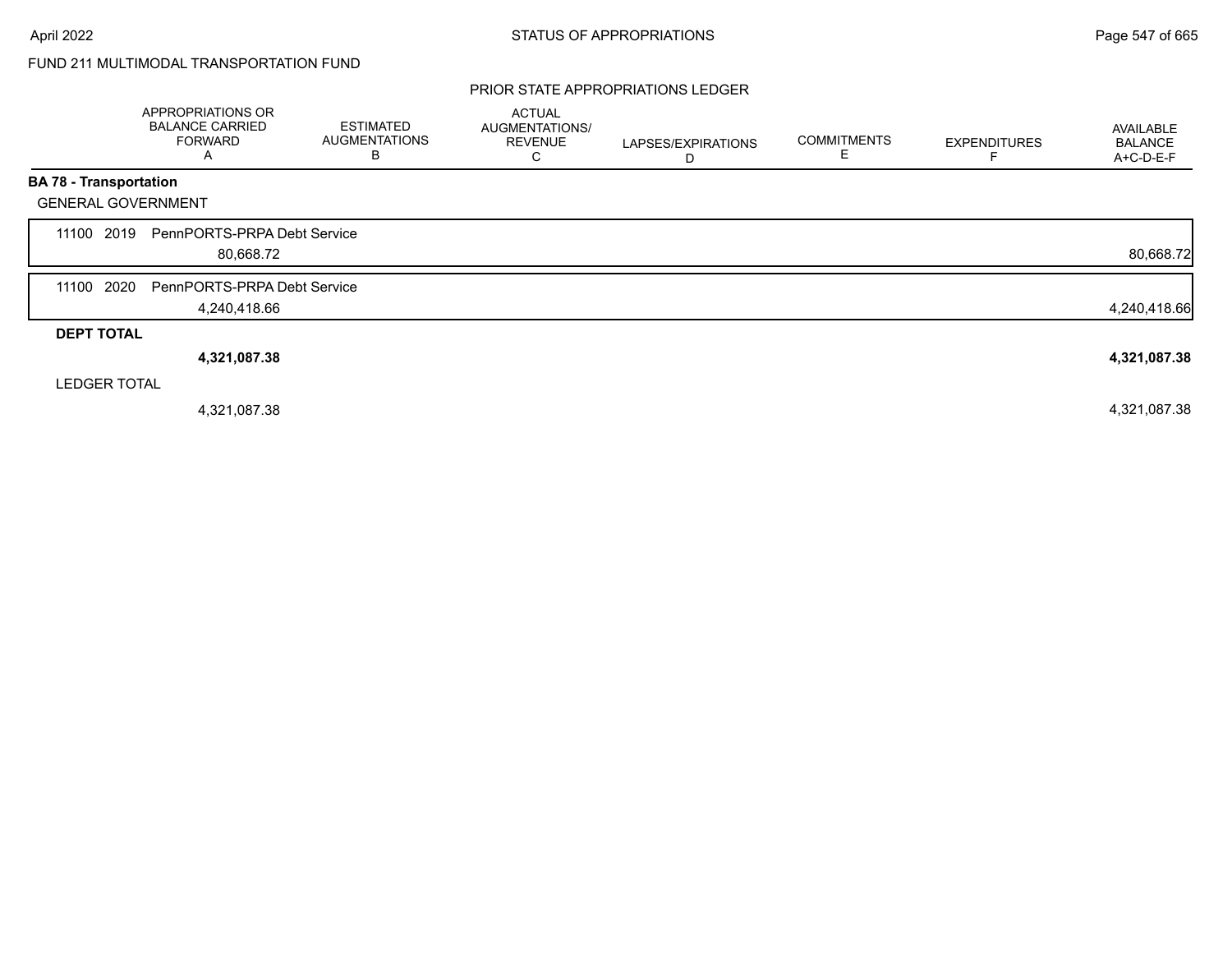FUND 211 MULTIMODAL TRANSPORTATION FUND

PRIOR STATE APPROPRIATIONS LEDGER

| | APPROPRIATIONS OR BALANCE CARRIED FORWARD A | ESTIMATED AUGMENTATIONS B | ACTUAL AUGMENTATIONS/ REVENUE C | LAPSES/EXPIRATIONS D | COMMITMENTS E | EXPENDITURES F | AVAILABLE BALANCE A+C-D-E-F |
|---|---|---|---|---|---|---|---|
| **BA 78 - Transportation** | | | | | | | |
| GENERAL GOVERNMENT | | | | | | | |
| 11100 2019 PennPORTS-PRPA Debt Service | 80,668.72 | | | | | | 80,668.72 |
| 11100 2020 PennPORTS-PRPA Debt Service | 4,240,418.66 | | | | | | 4,240,418.66 |
| **DEPT TOTAL** | **4,321,087.38** | | | | | | **4,321,087.38** |
| LEDGER TOTAL | 4,321,087.38 | | | | | | 4,321,087.38 |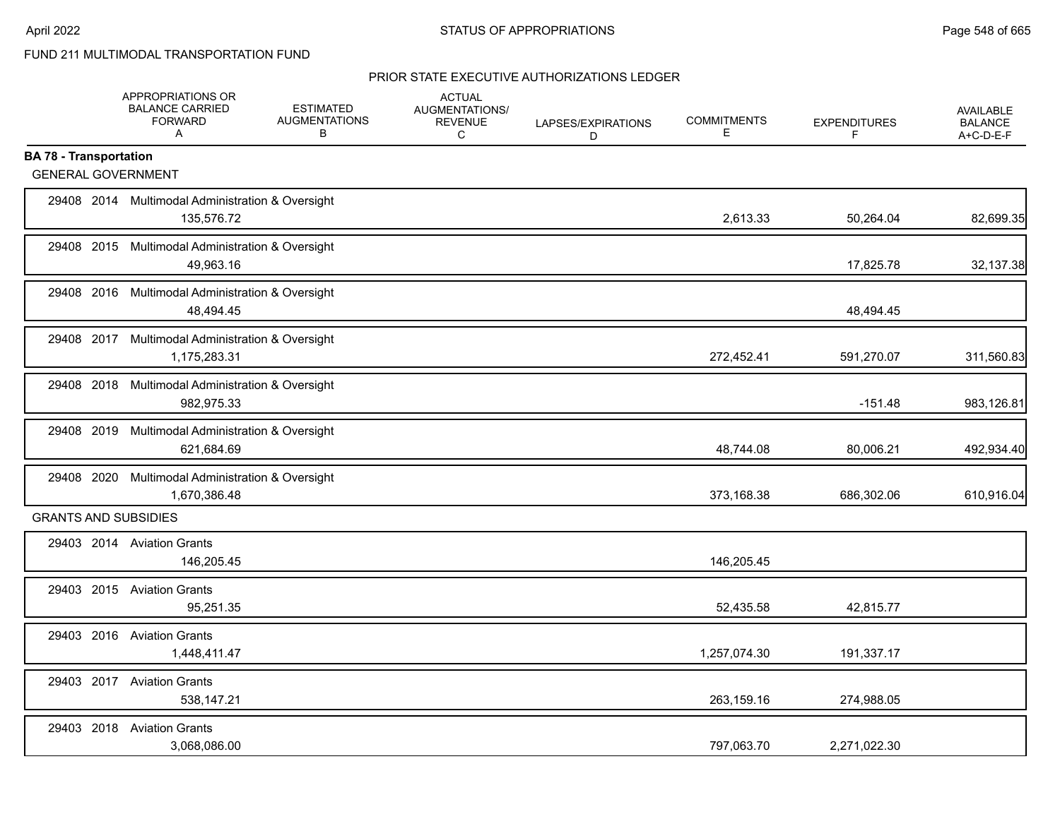FUND 211 MULTIMODAL TRANSPORTATION FUND

PRIOR STATE EXECUTIVE AUTHORIZATIONS LEDGER

| | APPROPRIATIONS OR BALANCE CARRIED FORWARD A | ESTIMATED AUGMENTATIONS B | ACTUAL AUGMENTATIONS/ REVENUE C | LAPSES/EXPIRATIONS D | COMMITMENTS E | EXPENDITURES F | AVAILABLE BALANCE A+C-D-E-F |
|---|---|---|---|---|---|---|---|
| **BA 78 - Transportation** | | | | | | | |
| GENERAL GOVERNMENT | | | | | | | |
| 29408 2014 Multimodal Administration & Oversight | 135,576.72 | | | | 2,613.33 | 50,264.04 | 82,699.35 |
| 29408 2015 Multimodal Administration & Oversight | 49,963.16 | | | | | 17,825.78 | 32,137.38 |
| 29408 2016 Multimodal Administration & Oversight | 48,494.45 | | | | | 48,494.45 | |
| 29408 2017 Multimodal Administration & Oversight | 1,175,283.31 | | | | 272,452.41 | 591,270.07 | 311,560.83 |
| 29408 2018 Multimodal Administration & Oversight | 982,975.33 | | | | | -151.48 | 983,126.81 |
| 29408 2019 Multimodal Administration & Oversight | 621,684.69 | | | | 48,744.08 | 80,006.21 | 492,934.40 |
| 29408 2020 Multimodal Administration & Oversight | 1,670,386.48 | | | | 373,168.38 | 686,302.06 | 610,916.04 |
| GRANTS AND SUBSIDIES | | | | | | | |
| 29403 2014 Aviation Grants | 146,205.45 | | | | 146,205.45 | | |
| 29403 2015 Aviation Grants | 95,251.35 | | | | 52,435.58 | 42,815.77 | |
| 29403 2016 Aviation Grants | 1,448,411.47 | | | | 1,257,074.30 | 191,337.17 | |
| 29403 2017 Aviation Grants | 538,147.21 | | | | 263,159.16 | 274,988.05 | |
| 29403 2018 Aviation Grants | 3,068,086.00 | | | | 797,063.70 | 2,271,022.30 | |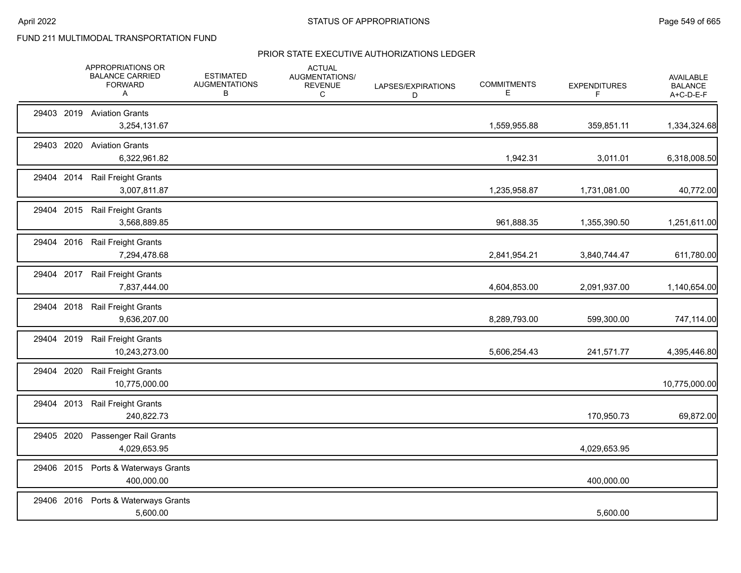FUND 211 MULTIMODAL TRANSPORTATION FUND

## PRIOR STATE EXECUTIVE AUTHORIZATIONS LEDGER

| | APPROPRIATIONS OR BALANCE CARRIED FORWARD A | ESTIMATED AUGMENTATIONS B | ACTUAL AUGMENTATIONS/ REVENUE C | LAPSES/EXPIRATIONS D | COMMITMENTS E | EXPENDITURES F | AVAILABLE BALANCE A+C-D-E-F |
|---|---|---|---|---|---|---|---|
| 29403 2019 Aviation Grants | 3,254,131.67 | | | | 1,559,955.88 | 359,851.11 | 1,334,324.68 |
| 29403 2020 Aviation Grants | 6,322,961.82 | | | | 1,942.31 | 3,011.01 | 6,318,008.50 |
| 29404 2014 Rail Freight Grants | 3,007,811.87 | | | | 1,235,958.87 | 1,731,081.00 | 40,772.00 |
| 29404 2015 Rail Freight Grants | 3,568,889.85 | | | | 961,888.35 | 1,355,390.50 | 1,251,611.00 |
| 29404 2016 Rail Freight Grants | 7,294,478.68 | | | | 2,841,954.21 | 3,840,744.47 | 611,780.00 |
| 29404 2017 Rail Freight Grants | 7,837,444.00 | | | | 4,604,853.00 | 2,091,937.00 | 1,140,654.00 |
| 29404 2018 Rail Freight Grants | 9,636,207.00 | | | | 8,289,793.00 | 599,300.00 | 747,114.00 |
| 29404 2019 Rail Freight Grants | 10,243,273.00 | | | | 5,606,254.43 | 241,571.77 | 4,395,446.80 |
| 29404 2020 Rail Freight Grants | 10,775,000.00 | | | | | | 10,775,000.00 |
| 29404 2013 Rail Freight Grants | 240,822.73 | | | | | 170,950.73 | 69,872.00 |
| 29405 2020 Passenger Rail Grants | 4,029,653.95 | | | | | 4,029,653.95 | |
| 29406 2015 Ports & Waterways Grants | 400,000.00 | | | | | 400,000.00 | |
| 29406 2016 Ports & Waterways Grants | 5,600.00 | | | | | 5,600.00 | |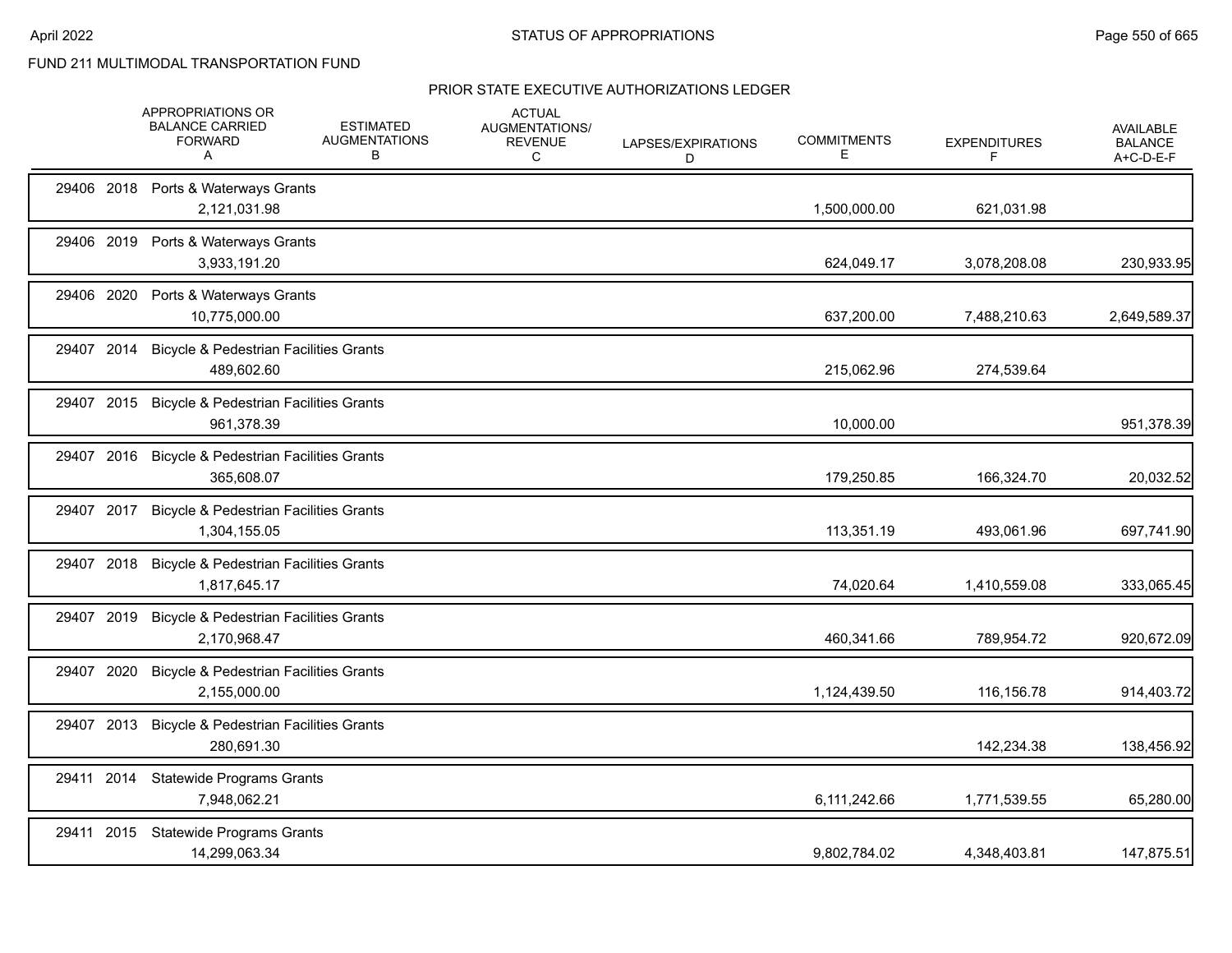FUND 211 MULTIMODAL TRANSPORTATION FUND

## PRIOR STATE EXECUTIVE AUTHORIZATIONS LEDGER

| | APPROPRIATIONS OR BALANCE CARRIED FORWARD A | ESTIMATED AUGMENTATIONS B | ACTUAL AUGMENTATIONS/ REVENUE C | LAPSES/EXPIRATIONS D | COMMITMENTS E | EXPENDITURES F | AVAILABLE BALANCE A+C-D-E-F |
|---|---|---|---|---|---|---|---|
| 29406 2018 Ports & Waterways Grants | 2,121,031.98 | | | | 1,500,000.00 | 621,031.98 | |
| 29406 2019 Ports & Waterways Grants | 3,933,191.20 | | | | 624,049.17 | 3,078,208.08 | 230,933.95 |
| 29406 2020 Ports & Waterways Grants | 10,775,000.00 | | | | 637,200.00 | 7,488,210.63 | 2,649,589.37 |
| 29407 2014 Bicycle & Pedestrian Facilities Grants | 489,602.60 | | | | 215,062.96 | 274,539.64 | |
| 29407 2015 Bicycle & Pedestrian Facilities Grants | 961,378.39 | | | | 10,000.00 | | 951,378.39 |
| 29407 2016 Bicycle & Pedestrian Facilities Grants | 365,608.07 | | | | 179,250.85 | 166,324.70 | 20,032.52 |
| 29407 2017 Bicycle & Pedestrian Facilities Grants | 1,304,155.05 | | | | 113,351.19 | 493,061.96 | 697,741.90 |
| 29407 2018 Bicycle & Pedestrian Facilities Grants | 1,817,645.17 | | | | 74,020.64 | 1,410,559.08 | 333,065.45 |
| 29407 2019 Bicycle & Pedestrian Facilities Grants | 2,170,968.47 | | | | 460,341.66 | 789,954.72 | 920,672.09 |
| 29407 2020 Bicycle & Pedestrian Facilities Grants | 2,155,000.00 | | | | 1,124,439.50 | 116,156.78 | 914,403.72 |
| 29407 2013 Bicycle & Pedestrian Facilities Grants | 280,691.30 | | | | | 142,234.38 | 138,456.92 |
| 29411 2014 Statewide Programs Grants | 7,948,062.21 | | | | 6,111,242.66 | 1,771,539.55 | 65,280.00 |
| 29411 2015 Statewide Programs Grants | 14,299,063.34 | | | | 9,802,784.02 | 4,348,403.81 | 147,875.51 |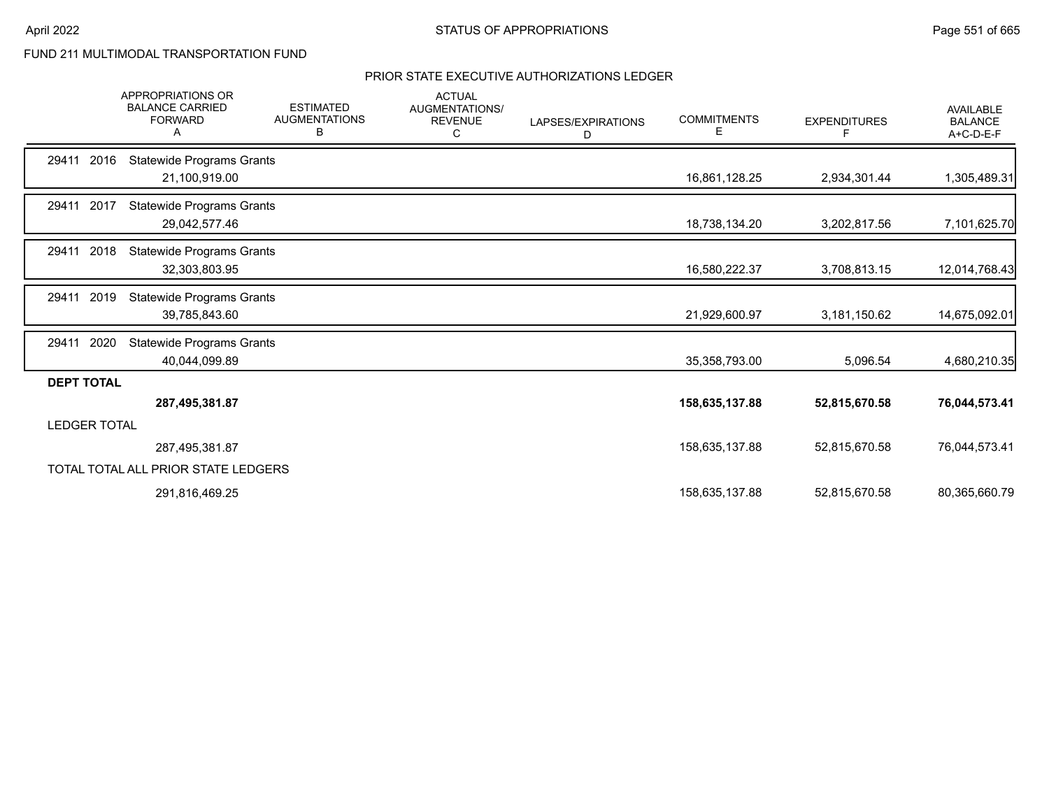FUND 211 MULTIMODAL TRANSPORTATION FUND

## PRIOR STATE EXECUTIVE AUTHORIZATIONS LEDGER

| | APPROPRIATIONS OR BALANCE CARRIED FORWARD A | ESTIMATED AUGMENTATIONS B | ACTUAL AUGMENTATIONS/ REVENUE C | LAPSES/EXPIRATIONS D | COMMITMENTS E | EXPENDITURES F | AVAILABLE BALANCE A+C-D-E-F |
|---|---|---|---|---|---|---|---|
| 29411 2016 Statewide Programs Grants | | | | | | | |
| | 21,100,919.00 | | | | 16,861,128.25 | 2,934,301.44 | 1,305,489.31 |
| 29411 2017 Statewide Programs Grants | | | | | | | |
| | 29,042,577.46 | | | | 18,738,134.20 | 3,202,817.56 | 7,101,625.70 |
| 29411 2018 Statewide Programs Grants | | | | | | | |
| | 32,303,803.95 | | | | 16,580,222.37 | 3,708,813.15 | 12,014,768.43 |
| 29411 2019 Statewide Programs Grants | | | | | | | |
| | 39,785,843.60 | | | | 21,929,600.97 | 3,181,150.62 | 14,675,092.01 |
| 29411 2020 Statewide Programs Grants | | | | | | | |
| | 40,044,099.89 | | | | 35,358,793.00 | 5,096.54 | 4,680,210.35 |
| **DEPT TOTAL** | | | | | | | |
| | **287,495,381.87** | | | | **158,635,137.88** | **52,815,670.58** | **76,044,573.41** |
| LEDGER TOTAL | | | | | | | |
| | 287,495,381.87 | | | | 158,635,137.88 | 52,815,670.58 | 76,044,573.41 |
| TOTAL TOTAL ALL PRIOR STATE LEDGERS | | | | | | | |
| | 291,816,469.25 | | | | 158,635,137.88 | 52,815,670.58 | 80,365,660.79 |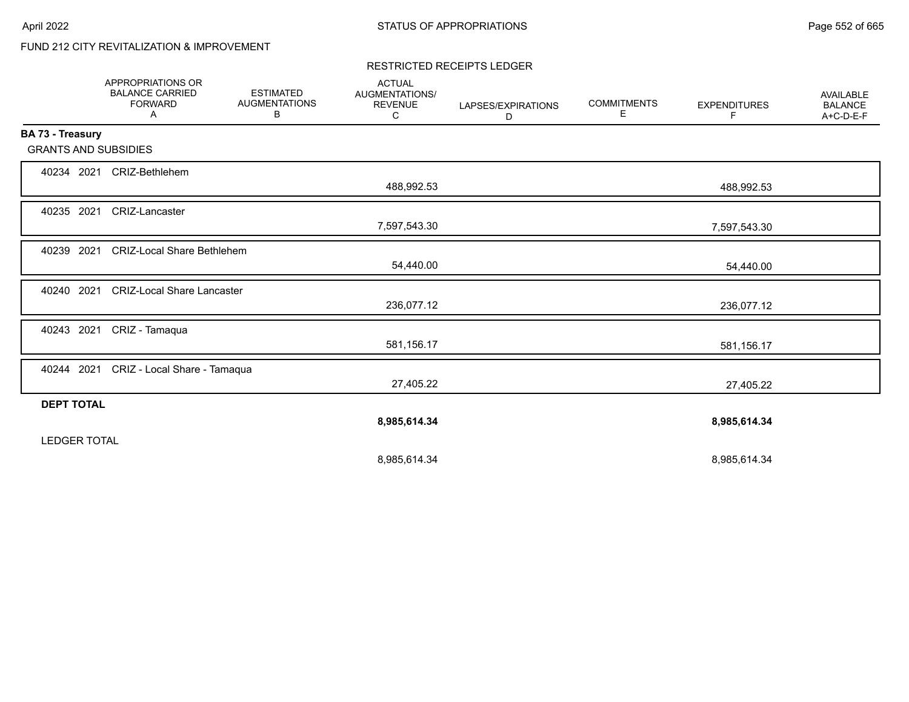FUND 212 CITY REVITALIZATION & IMPROVEMENT

RESTRICTED RECEIPTS LEDGER

| | APPROPRIATIONS OR BALANCE CARRIED FORWARD A | ESTIMATED AUGMENTATIONS B | ACTUAL AUGMENTATIONS/ REVENUE C | LAPSES/EXPIRATIONS D | COMMITMENTS E | EXPENDITURES F | AVAILABLE BALANCE A+C-D-E-F |
|---|---|---|---|---|---|---|---|
| **BA 73 - Treasury** | | | | | | | |
| GRANTS AND SUBSIDIES | | | | | | | |
| 40234 2021 CRIZ-Bethlehem | | | 488,992.53 | | | 488,992.53 | |
| 40235 2021 CRIZ-Lancaster | | | 7,597,543.30 | | | 7,597,543.30 | |
| 40239 2021 CRIZ-Local Share Bethlehem | | | 54,440.00 | | | 54,440.00 | |
| 40240 2021 CRIZ-Local Share Lancaster | | | 236,077.12 | | | 236,077.12 | |
| 40243 2021 CRIZ - Tamaqua | | | 581,156.17 | | | 581,156.17 | |
| 40244 2021 CRIZ - Local Share - Tamaqua | | | 27,405.22 | | | 27,405.22 | |
| **DEPT TOTAL** | | | **8,985,614.34** | | | **8,985,614.34** | |
| LEDGER TOTAL | | | 8,985,614.34 | | | 8,985,614.34 | |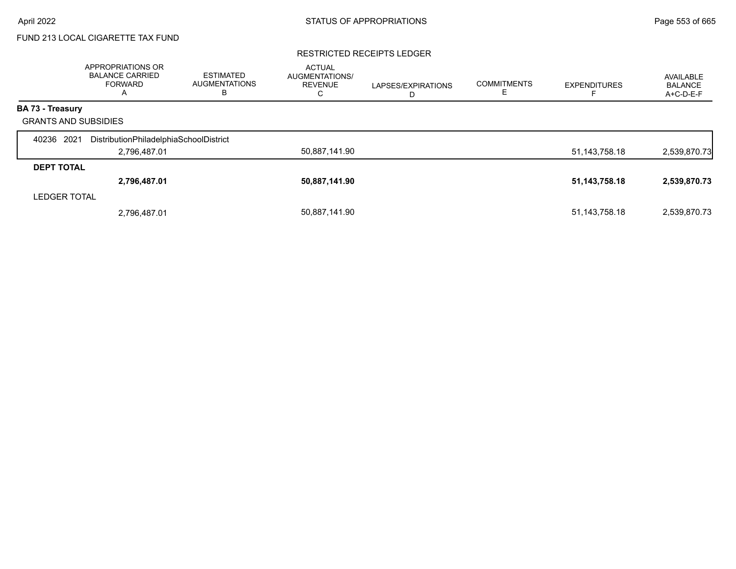FUND 213 LOCAL CIGARETTE TAX FUND

## RESTRICTED RECEIPTS LEDGER

| | APPROPRIATIONS OR BALANCE CARRIED FORWARD A | ESTIMATED AUGMENTATIONS B | ACTUAL AUGMENTATIONS/ REVENUE C | LAPSES/EXPIRATIONS D | COMMITMENTS E | EXPENDITURES F | AVAILABLE BALANCE A+C-D-E-F |
|---|---|---|---|---|---|---|---|
| **BA 73 - Treasury** | | | | | | | |
| GRANTS AND SUBSIDIES | | | | | | | |
| 40236 2021 DistributionPhiladelphiaSchoolDistrict | | | | | | | |
| | 2,796,487.01 | | 50,887,141.90 | | | 51,143,758.18 | 2,539,870.73 |
| **DEPT TOTAL** | | | | | | | |
| | **2,796,487.01** | | **50,887,141.90** | | | **51,143,758.18** | **2,539,870.73** |
| LEDGER TOTAL | | | | | | | |
| | 2,796,487.01 | | 50,887,141.90 | | | 51,143,758.18 | 2,539,870.73 |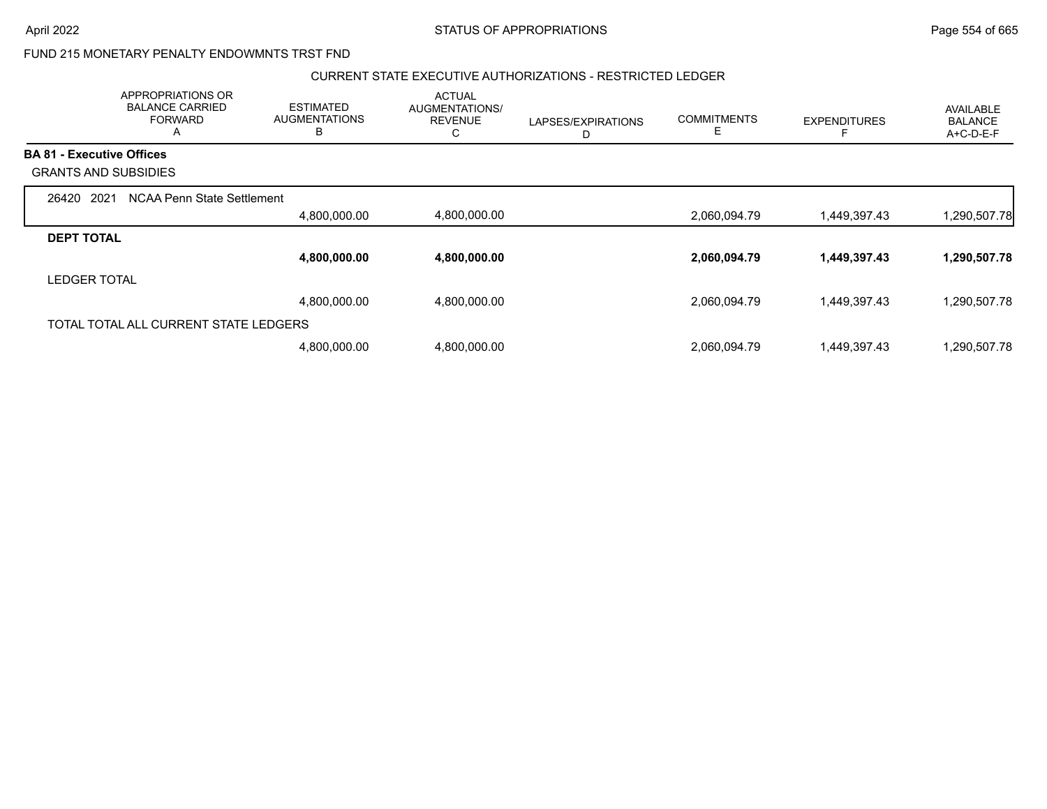FUND 215 MONETARY PENALTY ENDOWMNTS TRST FND

CURRENT STATE EXECUTIVE AUTHORIZATIONS - RESTRICTED LEDGER

| | APPROPRIATIONS OR BALANCE CARRIED FORWARD A | ESTIMATED AUGMENTATIONS B | ACTUAL AUGMENTATIONS/ REVENUE C | LAPSES/EXPIRATIONS D | COMMITMENTS E | EXPENDITURES F | AVAILABLE BALANCE A+C-D-E-F |
|---|---|---|---|---|---|---|---|
| **BA 81 - Executive Offices** | | | | | | | |
| GRANTS AND SUBSIDIES | | | | | | | |
| 26420 2021 NCAA Penn State Settlement | | | | | | | |
| | | 4,800,000.00 | 4,800,000.00 | | 2,060,094.79 | 1,449,397.43 | 1,290,507.78 |
| **DEPT TOTAL** | | | | | | | |
| | | **4,800,000.00** | **4,800,000.00** | | **2,060,094.79** | **1,449,397.43** | **1,290,507.78** |
| LEDGER TOTAL | | | | | | | |
| | | 4,800,000.00 | 4,800,000.00 | | 2,060,094.79 | 1,449,397.43 | 1,290,507.78 |
| TOTAL TOTAL ALL CURRENT STATE LEDGERS | | | | | | | |
| | | 4,800,000.00 | 4,800,000.00 | | 2,060,094.79 | 1,449,397.43 | 1,290,507.78 |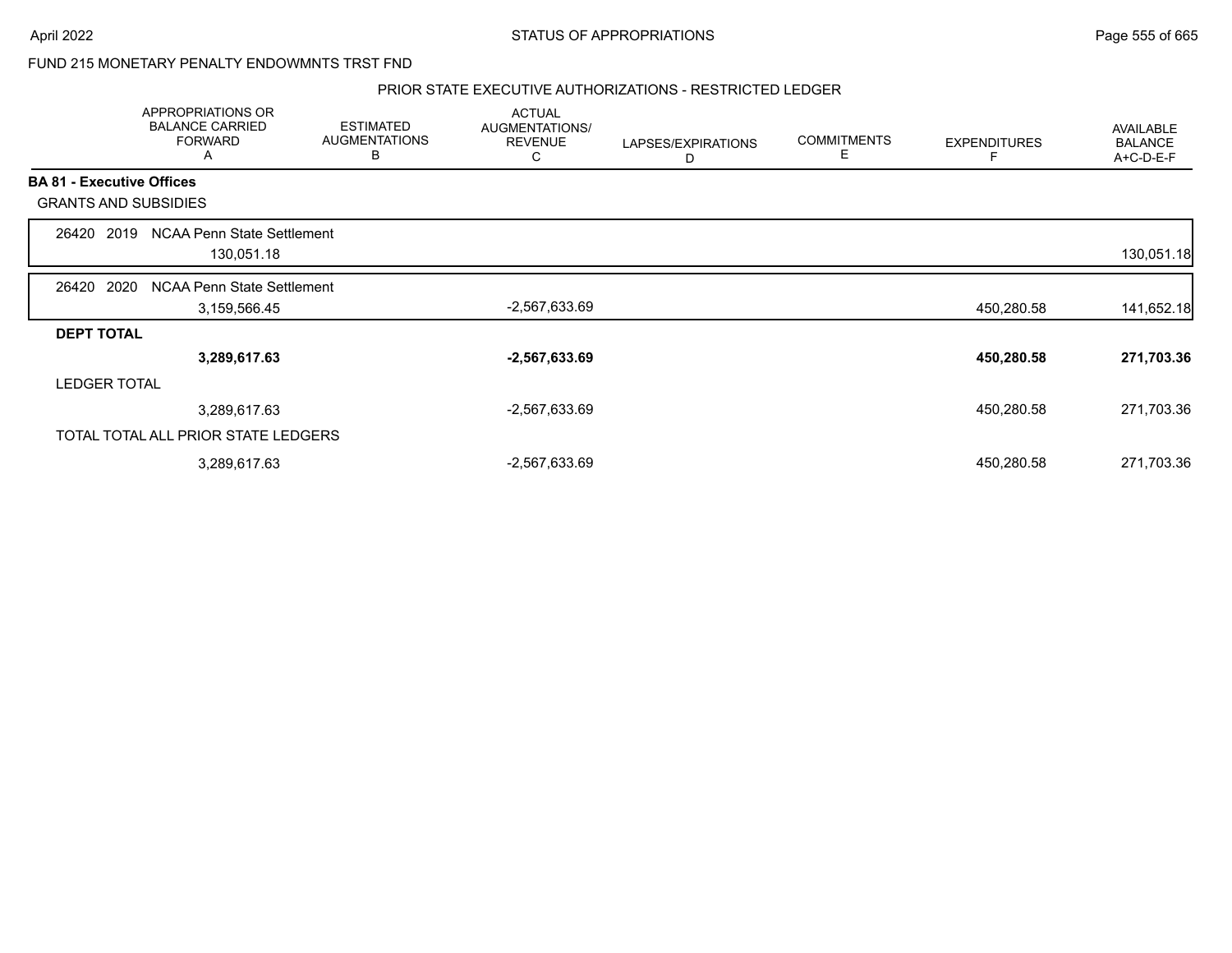FUND 215 MONETARY PENALTY ENDOWMNTS TRST FND

PRIOR STATE EXECUTIVE AUTHORIZATIONS - RESTRICTED LEDGER

| | APPROPRIATIONS OR BALANCE CARRIED FORWARD A | ESTIMATED AUGMENTATIONS B | ACTUAL AUGMENTATIONS/ REVENUE C | LAPSES/EXPIRATIONS D | COMMITMENTS E | EXPENDITURES F | AVAILABLE BALANCE A+C-D-E-F |
|---|---|---|---|---|---|---|---|
| **BA 81 - Executive Offices** | | | | | | | |
| GRANTS AND SUBSIDIES | | | | | | | |
| 26420 2019 NCAA Penn State Settlement | 130,051.18 | | | | | | 130,051.18 |
| 26420 2020 NCAA Penn State Settlement | 3,159,566.45 | | -2,567,633.69 | | | 450,280.58 | 141,652.18 |
| **DEPT TOTAL** | **3,289,617.63** | | **-2,567,633.69** | | | **450,280.58** | **271,703.36** |
| LEDGER TOTAL | 3,289,617.63 | | -2,567,633.69 | | | 450,280.58 | 271,703.36 |
| TOTAL TOTAL ALL PRIOR STATE LEDGERS | 3,289,617.63 | | -2,567,633.69 | | | 450,280.58 | 271,703.36 |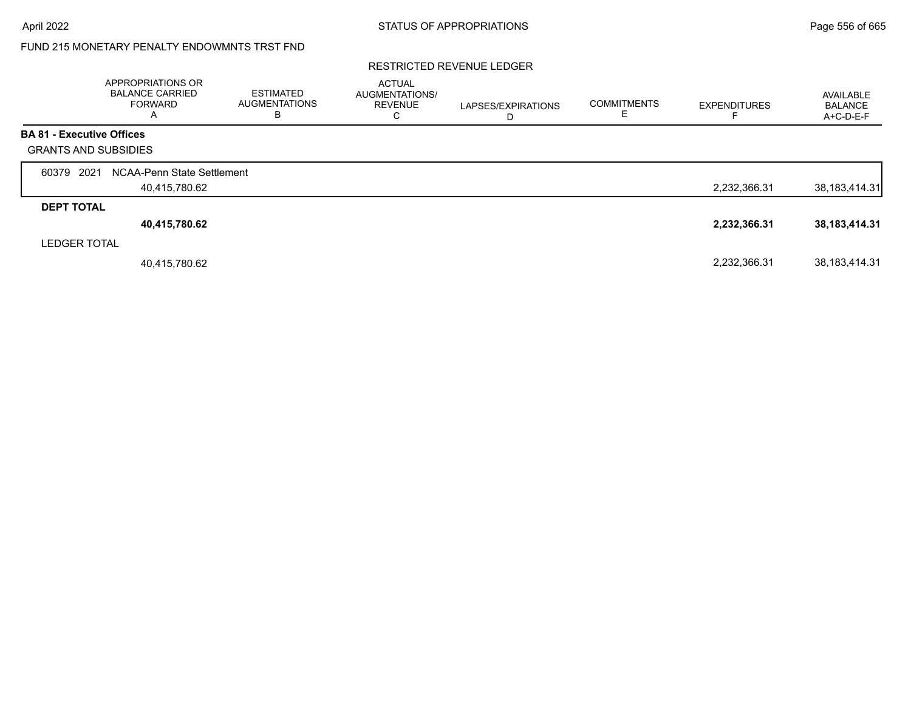FUND 215 MONETARY PENALTY ENDOWMNTS TRST FND

RESTRICTED REVENUE LEDGER

| | APPROPRIATIONS OR BALANCE CARRIED FORWARD A | ESTIMATED AUGMENTATIONS B | ACTUAL AUGMENTATIONS/ REVENUE C | LAPSES/EXPIRATIONS D | COMMITMENTS E | EXPENDITURES F | AVAILABLE BALANCE A+C-D-E-F |
|---|---|---|---|---|---|---|---|
| **BA 81 - Executive Offices** | | | | | | | |
| GRANTS AND SUBSIDIES | | | | | | | |
| 60379 2021 NCAA-Penn State Settlement | | | | | | | |
| | 40,415,780.62 | | | | | 2,232,366.31 | 38,183,414.31 |
| **DEPT TOTAL** | | | | | | | |
| | **40,415,780.62** | | | | | **2,232,366.31** | **38,183,414.31** |
| LEDGER TOTAL | | | | | | | |
| | 40,415,780.62 | | | | | 2,232,366.31 | 38,183,414.31 |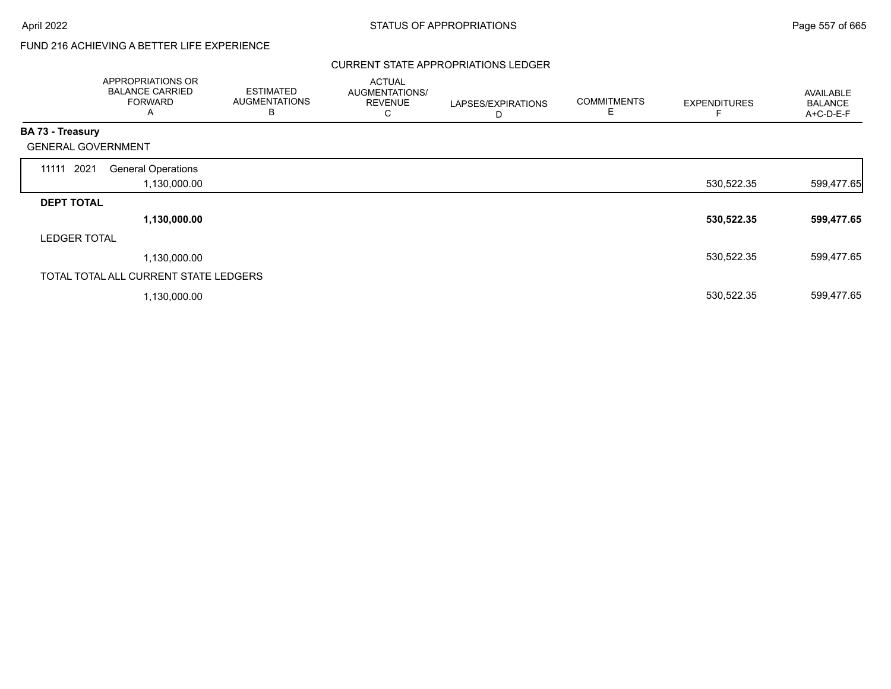FUND 216 ACHIEVING A BETTER LIFE EXPERIENCE

CURRENT STATE APPROPRIATIONS LEDGER

| | APPROPRIATIONS OR BALANCE CARRIED FORWARD A | ESTIMATED AUGMENTATIONS B | ACTUAL AUGMENTATIONS/ REVENUE C | LAPSES/EXPIRATIONS D | COMMITMENTS E | EXPENDITURES F | AVAILABLE BALANCE A+C-D-E-F |
|---|---|---|---|---|---|---|---|
| **BA 73 - Treasury** | | | | | | | |
| GENERAL GOVERNMENT | | | | | | | |
| 11111 2021 General Operations | 1,130,000.00 | | | | | 530,522.35 | 599,477.65 |
| **DEPT TOTAL** | **1,130,000.00** | | | | | **530,522.35** | **599,477.65** |
| LEDGER TOTAL | 1,130,000.00 | | | | | 530,522.35 | 599,477.65 |
| TOTAL TOTAL ALL CURRENT STATE LEDGERS | 1,130,000.00 | | | | | 530,522.35 | 599,477.65 |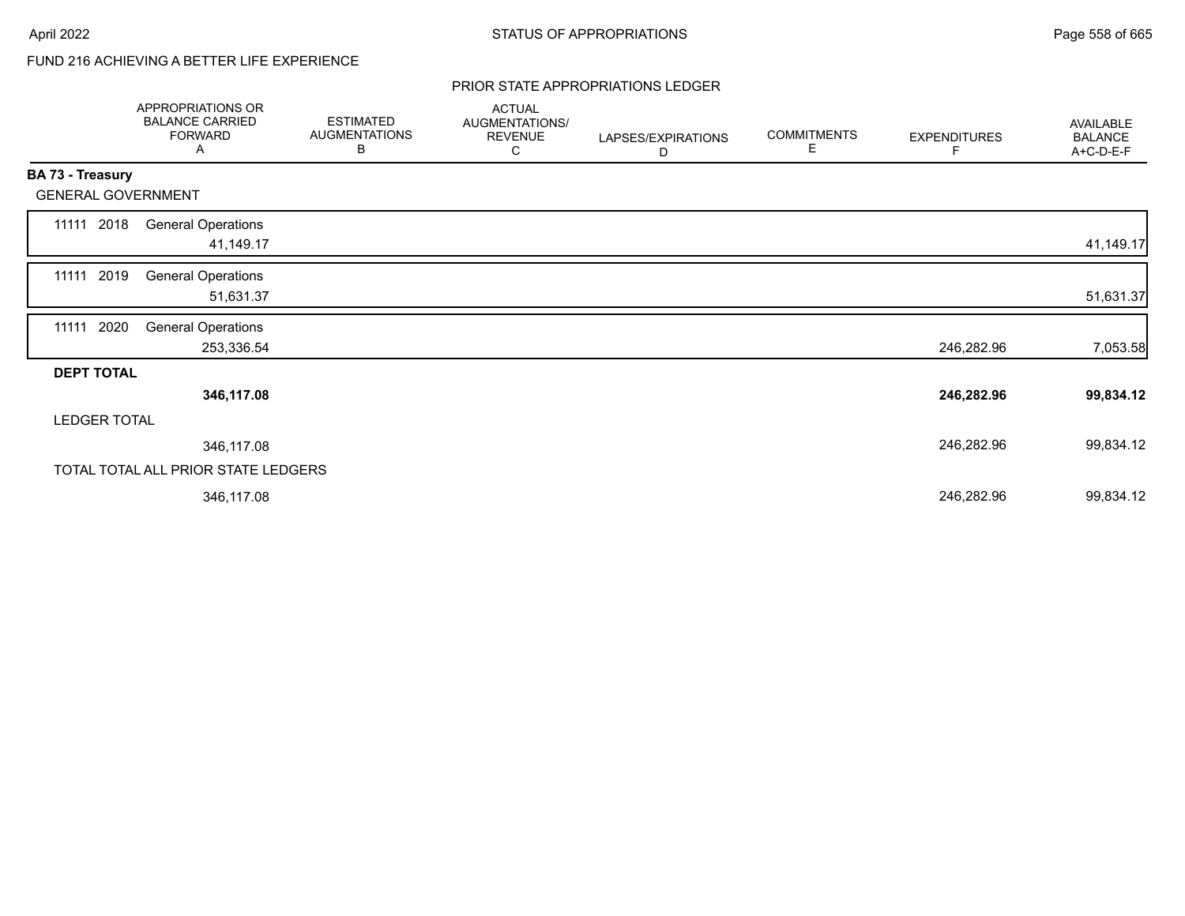FUND 216 ACHIEVING A BETTER LIFE EXPERIENCE

PRIOR STATE APPROPRIATIONS LEDGER

| | APPROPRIATIONS OR BALANCE CARRIED FORWARD A | ESTIMATED AUGMENTATIONS B | ACTUAL AUGMENTATIONS/ REVENUE C | LAPSES/EXPIRATIONS D | COMMITMENTS E | EXPENDITURES F | AVAILABLE BALANCE A+C-D-E-F |
|---|---|---|---|---|---|---|---|
| **BA 73 - Treasury** | | | | | | | |
| GENERAL GOVERNMENT | | | | | | | |
| 11111 2018 General Operations | 41,149.17 | | | | | | 41,149.17 |
| 11111 2019 General Operations | 51,631.37 | | | | | | 51,631.37 |
| 11111 2020 General Operations | 253,336.54 | | | | | 246,282.96 | 7,053.58 |
| **DEPT TOTAL** | **346,117.08** | | | | | **246,282.96** | **99,834.12** |
| LEDGER TOTAL | 346,117.08 | | | | | 246,282.96 | 99,834.12 |
| TOTAL TOTAL ALL PRIOR STATE LEDGERS | 346,117.08 | | | | | 246,282.96 | 99,834.12 |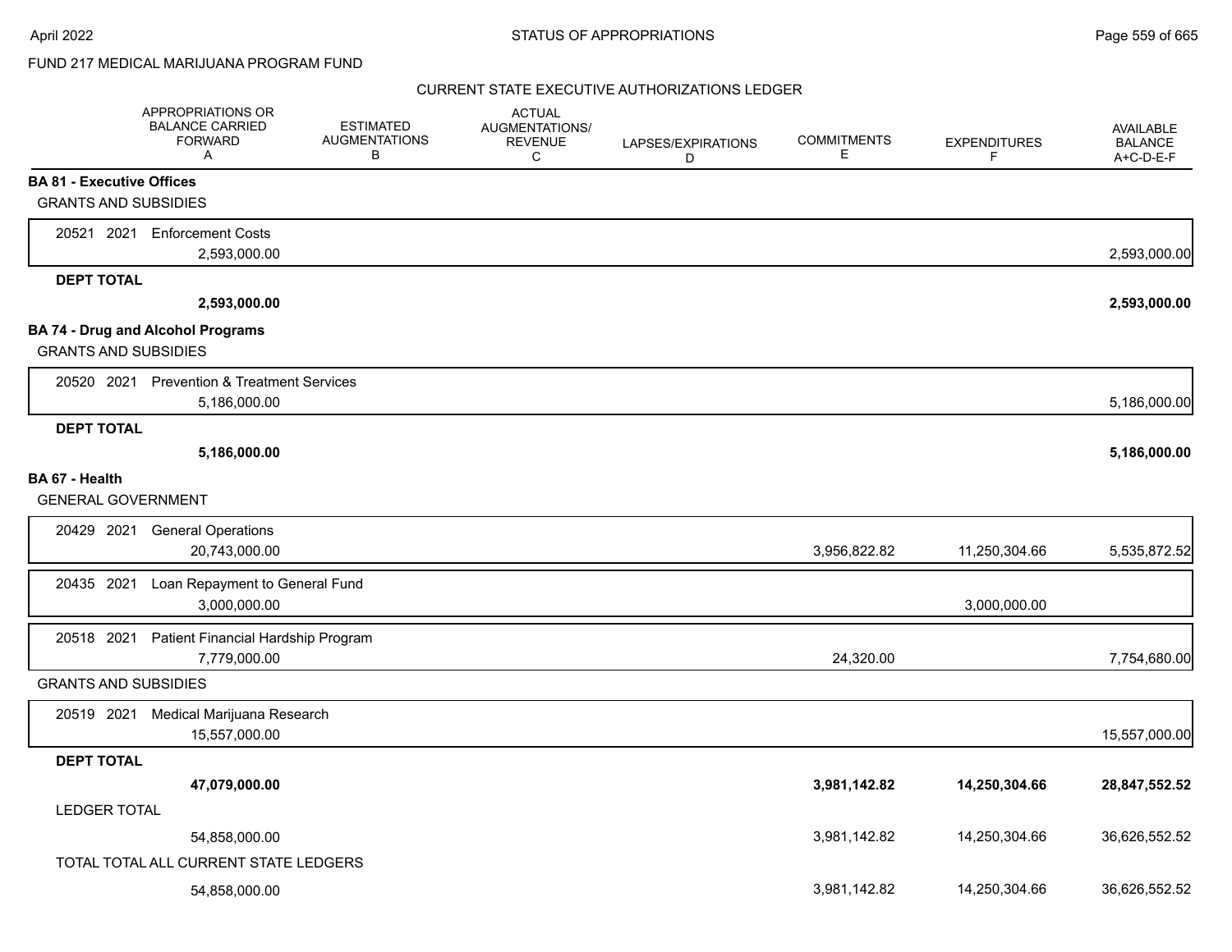FUND 217 MEDICAL MARIJUANA PROGRAM FUND

CURRENT STATE EXECUTIVE AUTHORIZATIONS LEDGER

| | APPROPRIATIONS OR BALANCE CARRIED FORWARD A | ESTIMATED AUGMENTATIONS B | ACTUAL AUGMENTATIONS/ REVENUE C | LAPSES/EXPIRATIONS D | COMMITMENTS E | EXPENDITURES F | AVAILABLE BALANCE A+C-D-E-F |
|---|---|---|---|---|---|---|---|
| **BA 81 - Executive Offices** | | | | | | | |
| GRANTS AND SUBSIDIES | | | | | | | |
| 20521 2021 Enforcement Costs | 2,593,000.00 | | | | | | 2,593,000.00 |
| **DEPT TOTAL** | **2,593,000.00** | | | | | | **2,593,000.00** |
| **BA 74 - Drug and Alcohol Programs** | | | | | | | |
| GRANTS AND SUBSIDIES | | | | | | | |
| 20520 2021 Prevention & Treatment Services | 5,186,000.00 | | | | | | 5,186,000.00 |
| **DEPT TOTAL** | **5,186,000.00** | | | | | | **5,186,000.00** |
| **BA 67 - Health** | | | | | | | |
| GENERAL GOVERNMENT | | | | | | | |
| 20429 2021 General Operations | 20,743,000.00 | | | | 3,956,822.82 | 11,250,304.66 | 5,535,872.52 |
| 20435 2021 Loan Repayment to General Fund | 3,000,000.00 | | | | | 3,000,000.00 | |
| 20518 2021 Patient Financial Hardship Program | 7,779,000.00 | | | | 24,320.00 | | 7,754,680.00 |
| GRANTS AND SUBSIDIES | | | | | | | |
| 20519 2021 Medical Marijuana Research | 15,557,000.00 | | | | | | 15,557,000.00 |
| **DEPT TOTAL** | **47,079,000.00** | | | | **3,981,142.82** | **14,250,304.66** | **28,847,552.52** |
| LEDGER TOTAL | 54,858,000.00 | | | | 3,981,142.82 | 14,250,304.66 | 36,626,552.52 |
| TOTAL TOTAL ALL CURRENT STATE LEDGERS | 54,858,000.00 | | | | 3,981,142.82 | 14,250,304.66 | 36,626,552.52 |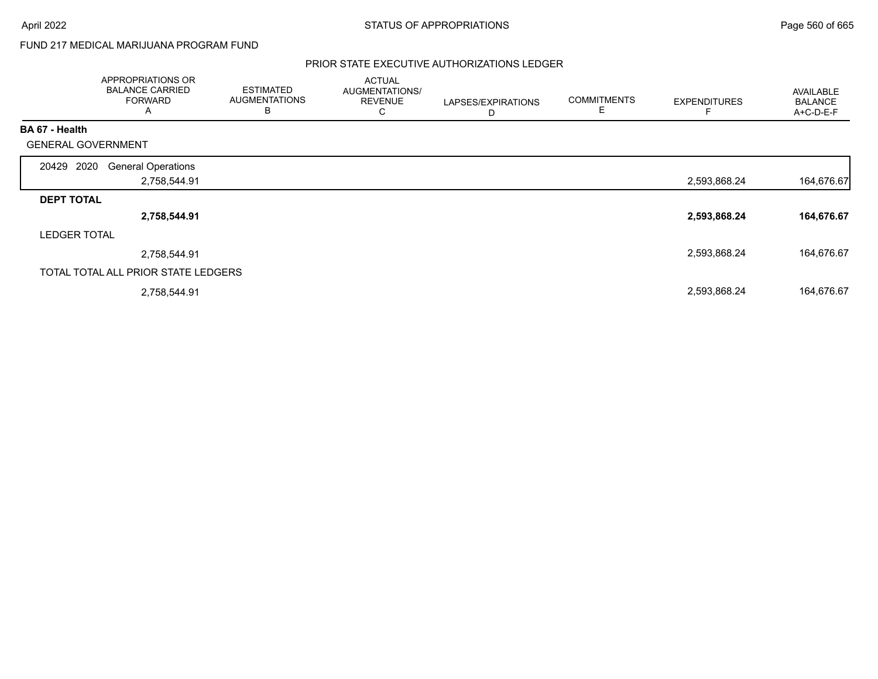FUND 217 MEDICAL MARIJUANA PROGRAM FUND

## PRIOR STATE EXECUTIVE AUTHORIZATIONS LEDGER

| | APPROPRIATIONS OR BALANCE CARRIED FORWARD A | ESTIMATED AUGMENTATIONS B | ACTUAL AUGMENTATIONS/ REVENUE C | LAPSES/EXPIRATIONS D | COMMITMENTS E | EXPENDITURES F | AVAILABLE BALANCE A+C-D-E-F |
|---|---|---|---|---|---|---|---|
| **BA 67 - Health** | | | | | | | |
| GENERAL GOVERNMENT | | | | | | | |
| 20429 2020 General Operations | 2,758,544.91 | | | | | 2,593,868.24 | 164,676.67 |
| **DEPT TOTAL** | **2,758,544.91** | | | | | **2,593,868.24** | **164,676.67** |
| LEDGER TOTAL | 2,758,544.91 | | | | | 2,593,868.24 | 164,676.67 |
| TOTAL TOTAL ALL PRIOR STATE LEDGERS | 2,758,544.91 | | | | | 2,593,868.24 | 164,676.67 |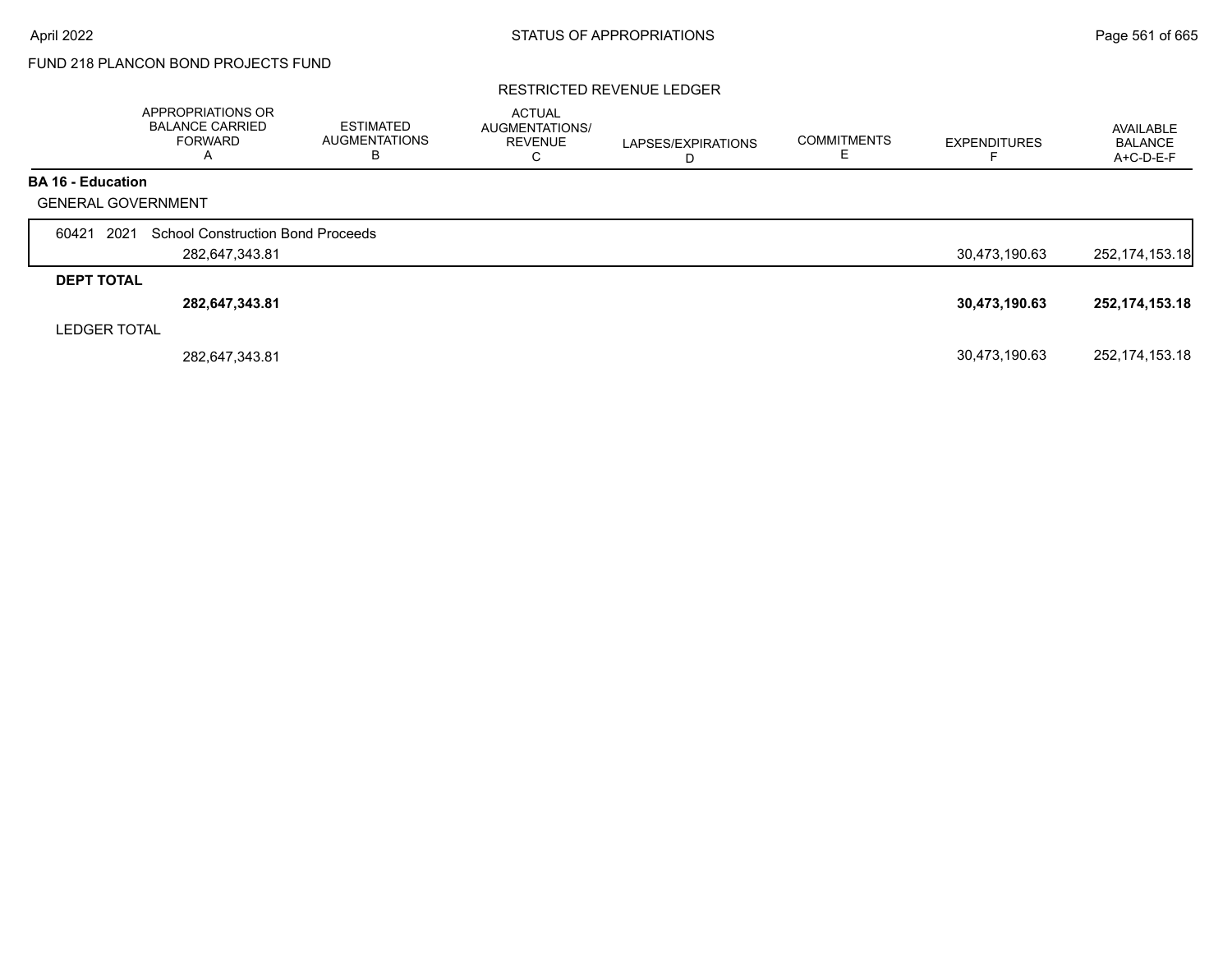FUND 218 PLANCON BOND PROJECTS FUND

RESTRICTED REVENUE LEDGER

| | APPROPRIATIONS OR BALANCE CARRIED FORWARD A | ESTIMATED AUGMENTATIONS B | ACTUAL AUGMENTATIONS/ REVENUE C | LAPSES/EXPIRATIONS D | COMMITMENTS E | EXPENDITURES F | AVAILABLE BALANCE A+C-D-E-F |
|---|---|---|---|---|---|---|---|
| **BA 16 - Education** | | | | | | | |
| GENERAL GOVERNMENT | | | | | | | |
| 60421 2021 School Construction Bond Proceeds | | | | | | | |
| | 282,647,343.81 | | | | | 30,473,190.63 | 252,174,153.18 |
| **DEPT TOTAL** | | | | | | | |
| | **282,647,343.81** | | | | | **30,473,190.63** | **252,174,153.18** |
| LEDGER TOTAL | | | | | | | |
| | 282,647,343.81 | | | | | 30,473,190.63 | 252,174,153.18 |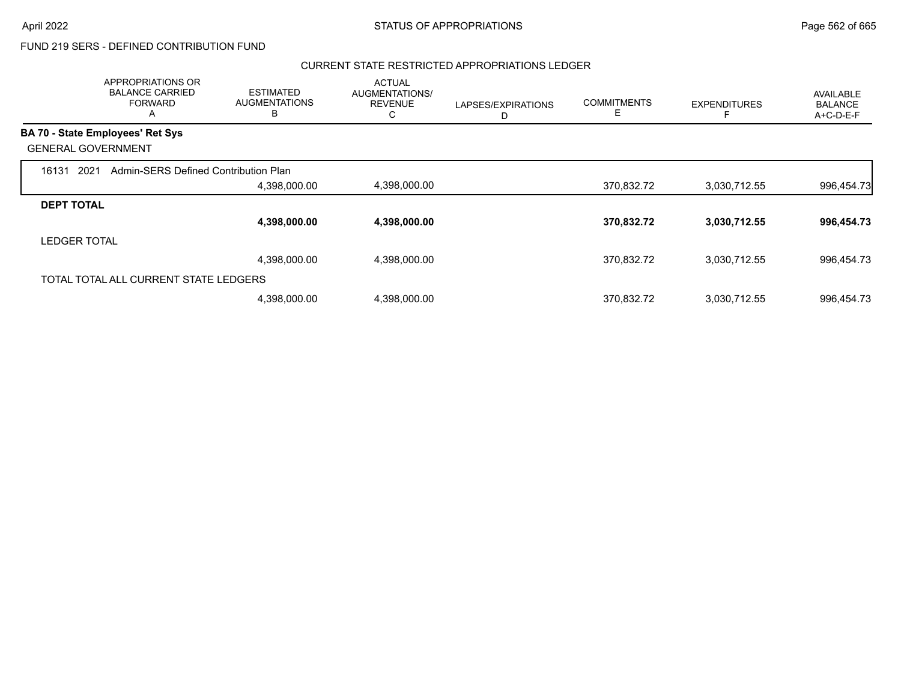# STATUS OF APPROPRIATIONS

April 2022

FUND 219 SERS - DEFINED CONTRIBUTION FUND

## CURRENT STATE RESTRICTED APPROPRIATIONS LEDGER

| APPROPRIATIONS OR BALANCE CARRIED FORWARD A | ESTIMATED AUGMENTATIONS B | ACTUAL AUGMENTATIONS/ REVENUE C | LAPSES/EXPIRATIONS D | COMMITMENTS E | EXPENDITURES F | AVAILABLE BALANCE A+C-D-E-F |
|---|---|---|---|---|---|---|
| **BA 70 - State Employees' Ret Sys** | | | | | | |
| GENERAL GOVERNMENT | | | | | | |
| 16131 2021 Admin-SERS Defined Contribution Plan | | | | | | |
| | 4,398,000.00 | 4,398,000.00 | | 370,832.72 | 3,030,712.55 | 996,454.73 |
| **DEPT TOTAL** | | | | | | |
| | **4,398,000.00** | **4,398,000.00** | | **370,832.72** | **3,030,712.55** | **996,454.73** |
| LEDGER TOTAL | | | | | | |
| | 4,398,000.00 | 4,398,000.00 | | 370,832.72 | 3,030,712.55 | 996,454.73 |
| TOTAL TOTAL ALL CURRENT STATE LEDGERS | | | | | | |
| | 4,398,000.00 | 4,398,000.00 | | 370,832.72 | 3,030,712.55 | 996,454.73 |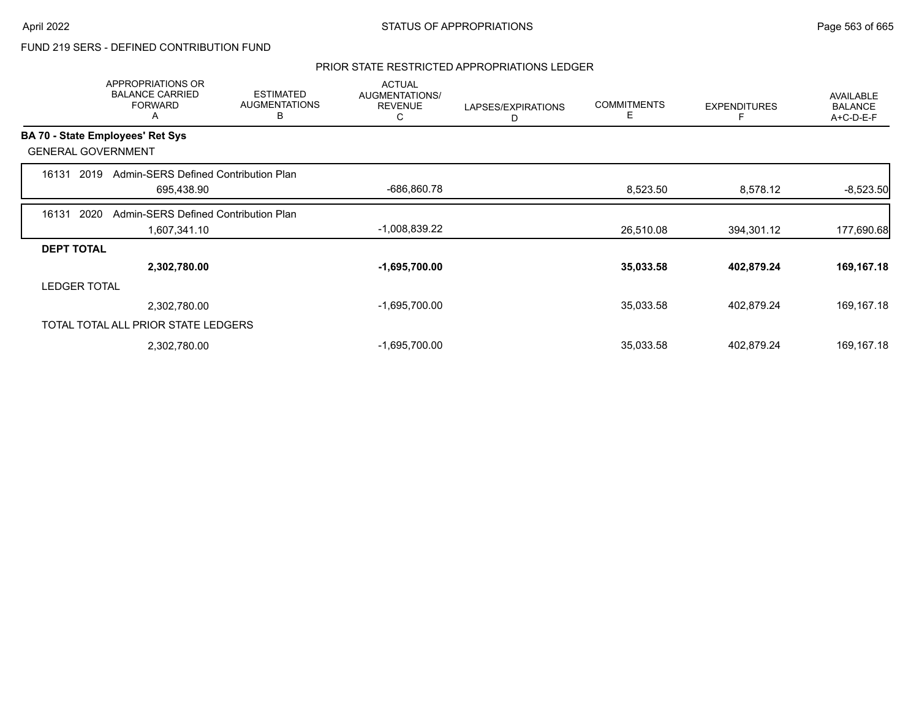FUND 219 SERS - DEFINED CONTRIBUTION FUND

## PRIOR STATE RESTRICTED APPROPRIATIONS LEDGER

| | APPROPRIATIONS OR BALANCE CARRIED FORWARD A | ESTIMATED AUGMENTATIONS B | ACTUAL AUGMENTATIONS/ REVENUE C | LAPSES/EXPIRATIONS D | COMMITMENTS E | EXPENDITURES F | AVAILABLE BALANCE A+C-D-E-F |
|---|---|---|---|---|---|---|---|
| **BA 70 - State Employees' Ret Sys** | | | | | | | |
| GENERAL GOVERNMENT | | | | | | | |
| 16131 2019 Admin-SERS Defined Contribution Plan | | | | | | | |
| | 695,438.90 | | -686,860.78 | | 8,523.50 | 8,578.12 | -8,523.50 |
| 16131 2020 Admin-SERS Defined Contribution Plan | | | | | | | |
| | 1,607,341.10 | | -1,008,839.22 | | 26,510.08 | 394,301.12 | 177,690.68 |
| **DEPT TOTAL** | | | | | | | |
| | **2,302,780.00** | | **-1,695,700.00** | | **35,033.58** | **402,879.24** | **169,167.18** |
| LEDGER TOTAL | | | | | | | |
| | 2,302,780.00 | | -1,695,700.00 | | 35,033.58 | 402,879.24 | 169,167.18 |
| TOTAL TOTAL ALL PRIOR STATE LEDGERS | | | | | | | |
| | 2,302,780.00 | | -1,695,700.00 | | 35,033.58 | 402,879.24 | 169,167.18 |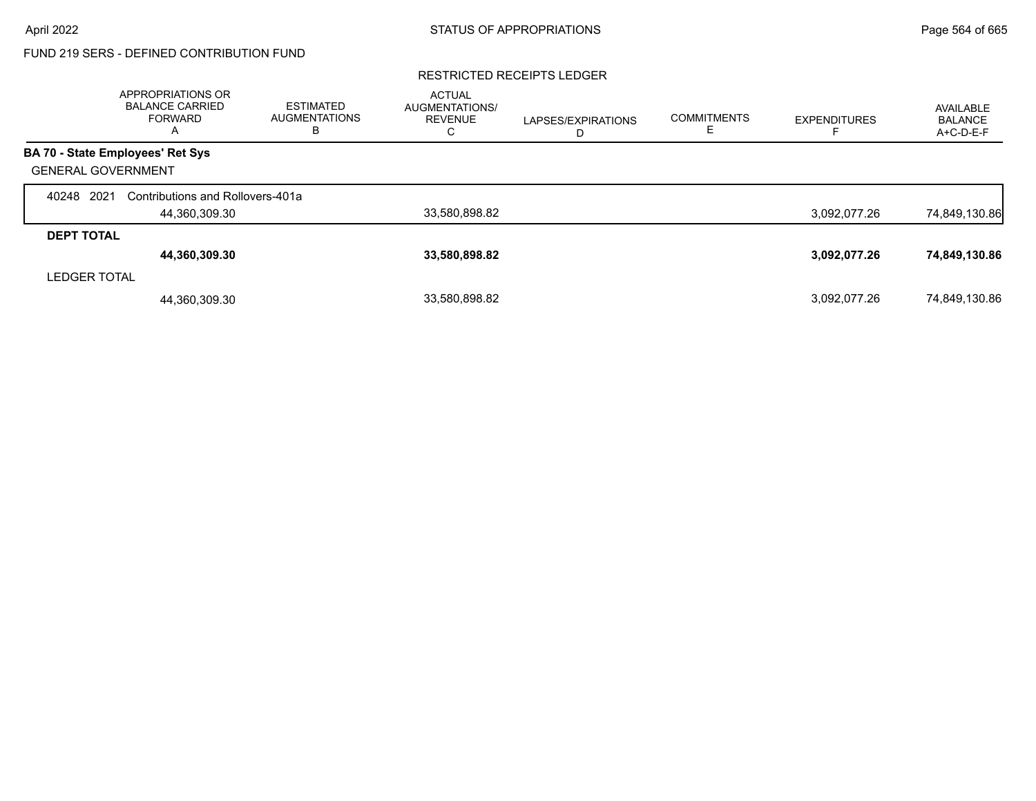FUND 219 SERS - DEFINED CONTRIBUTION FUND

RESTRICTED RECEIPTS LEDGER

| | APPROPRIATIONS OR BALANCE CARRIED FORWARD A | ESTIMATED AUGMENTATIONS B | ACTUAL AUGMENTATIONS/ REVENUE C | LAPSES/EXPIRATIONS D | COMMITMENTS E | EXPENDITURES F | AVAILABLE BALANCE A+C-D-E-F |
|---|---|---|---|---|---|---|---|
| **BA 70 - State Employees' Ret Sys** | | | | | | | |
| GENERAL GOVERNMENT | | | | | | | |
| 40248 2021 Contributions and Rollovers-401a | | | | | | | |
| | 44,360,309.30 | | 33,580,898.82 | | | 3,092,077.26 | 74,849,130.86 |
| **DEPT TOTAL** | | | | | | | |
| | **44,360,309.30** | | **33,580,898.82** | | | **3,092,077.26** | **74,849,130.86** |
| LEDGER TOTAL | | | | | | | |
| | 44,360,309.30 | | 33,580,898.82 | | | 3,092,077.26 | 74,849,130.86 |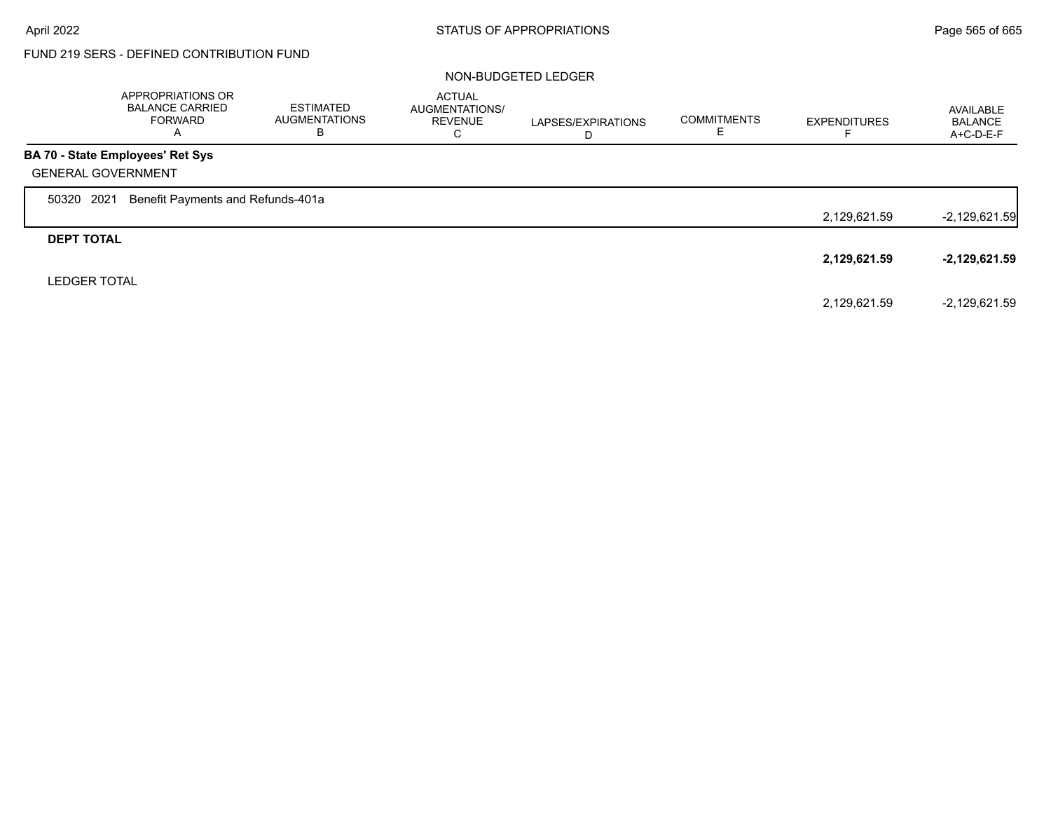FUND 219 SERS - DEFINED CONTRIBUTION FUND

NON-BUDGETED LEDGER

| | APPROPRIATIONS OR BALANCE CARRIED FORWARD A | ESTIMATED AUGMENTATIONS B | ACTUAL AUGMENTATIONS/ REVENUE C | LAPSES/EXPIRATIONS D | COMMITMENTS E | EXPENDITURES F | AVAILABLE BALANCE A+C-D-E-F |
|---|---|---|---|---|---|---|---|
| **BA 70 - State Employees' Ret Sys** | | | | | | | |
| GENERAL GOVERNMENT | | | | | | | |
| 50320 2021 Benefit Payments and Refunds-401a | | | | | | 2,129,621.59 | -2,129,621.59 |
| **DEPT TOTAL** | | | | | | **2,129,621.59** | **-2,129,621.59** |
| LEDGER TOTAL | | | | | | 2,129,621.59 | -2,129,621.59 |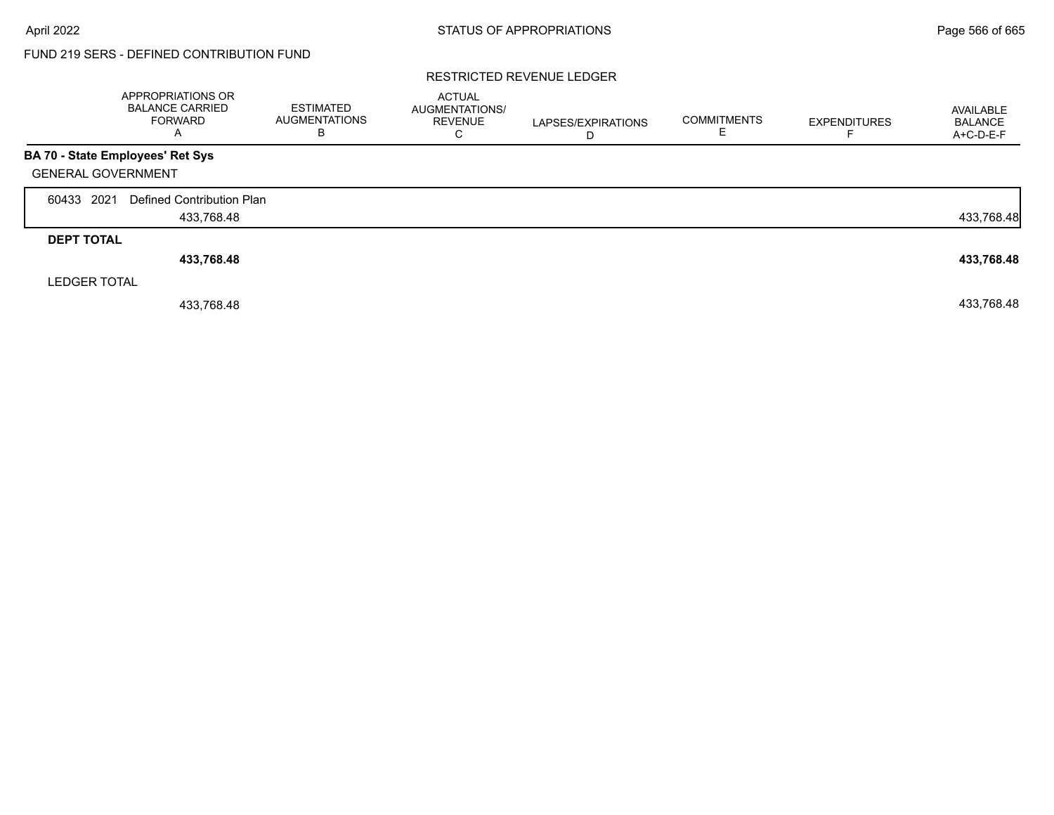FUND 219 SERS - DEFINED CONTRIBUTION FUND

RESTRICTED REVENUE LEDGER

| | APPROPRIATIONS OR BALANCE CARRIED FORWARD A | ESTIMATED AUGMENTATIONS B | ACTUAL AUGMENTATIONS/ REVENUE C | LAPSES/EXPIRATIONS D | COMMITMENTS E | EXPENDITURES F | AVAILABLE BALANCE A+C-D-E-F |
|---|---|---|---|---|---|---|---|
| **BA 70 - State Employees' Ret Sys** | | | | | | | |
| GENERAL GOVERNMENT | | | | | | | |
| 60433 2021 Defined Contribution Plan | 433,768.48 | | | | | | 433,768.48 |
| **DEPT TOTAL** | **433,768.48** | | | | | | **433,768.48** |
| LEDGER TOTAL | 433,768.48 | | | | | | 433,768.48 |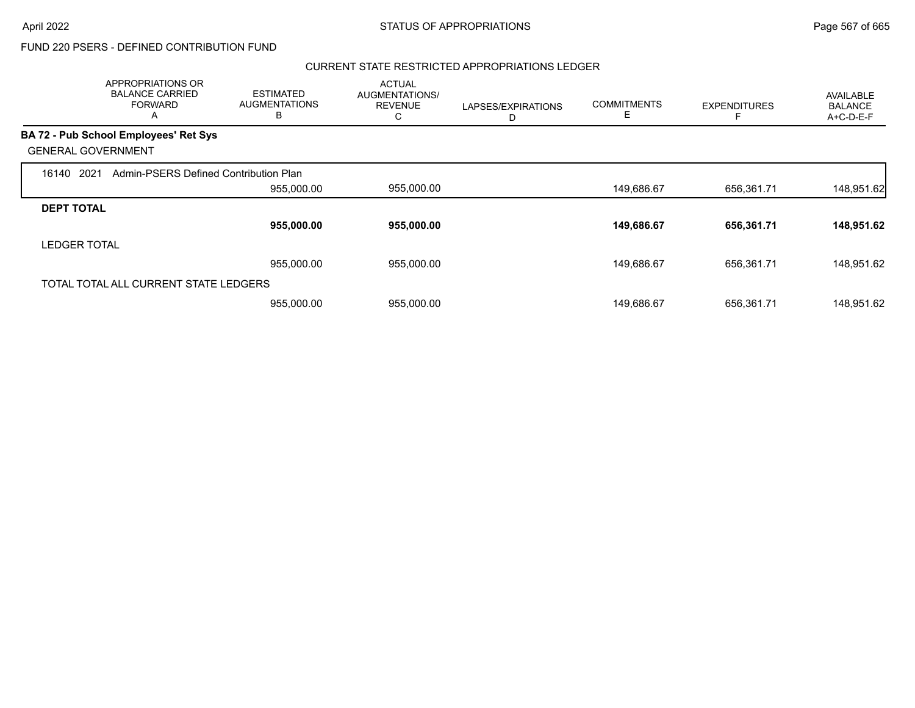FUND 220 PSERS - DEFINED CONTRIBUTION FUND

CURRENT STATE RESTRICTED APPROPRIATIONS LEDGER

| APPROPRIATIONS OR BALANCE CARRIED FORWARD A | ESTIMATED AUGMENTATIONS B | ACTUAL AUGMENTATIONS/ REVENUE C | LAPSES/EXPIRATIONS D | COMMITMENTS E | EXPENDITURES F | AVAILABLE BALANCE A+C-D-E-F |
|---|---|---|---|---|---|---|
| **BA 72 - Pub School Employees' Ret Sys** | | | | | | |
| GENERAL GOVERNMENT | | | | | | |
| 16140 2021 Admin-PSERS Defined Contribution Plan | | | | | | |
| | 955,000.00 | 955,000.00 | | 149,686.67 | 656,361.71 | 148,951.62 |
| **DEPT TOTAL** | | | | | | |
| | **955,000.00** | **955,000.00** | | **149,686.67** | **656,361.71** | **148,951.62** |
| LEDGER TOTAL | | | | | | |
| | 955,000.00 | 955,000.00 | | 149,686.67 | 656,361.71 | 148,951.62 |
| TOTAL TOTAL ALL CURRENT STATE LEDGERS | | | | | | |
| | 955,000.00 | 955,000.00 | | 149,686.67 | 656,361.71 | 148,951.62 |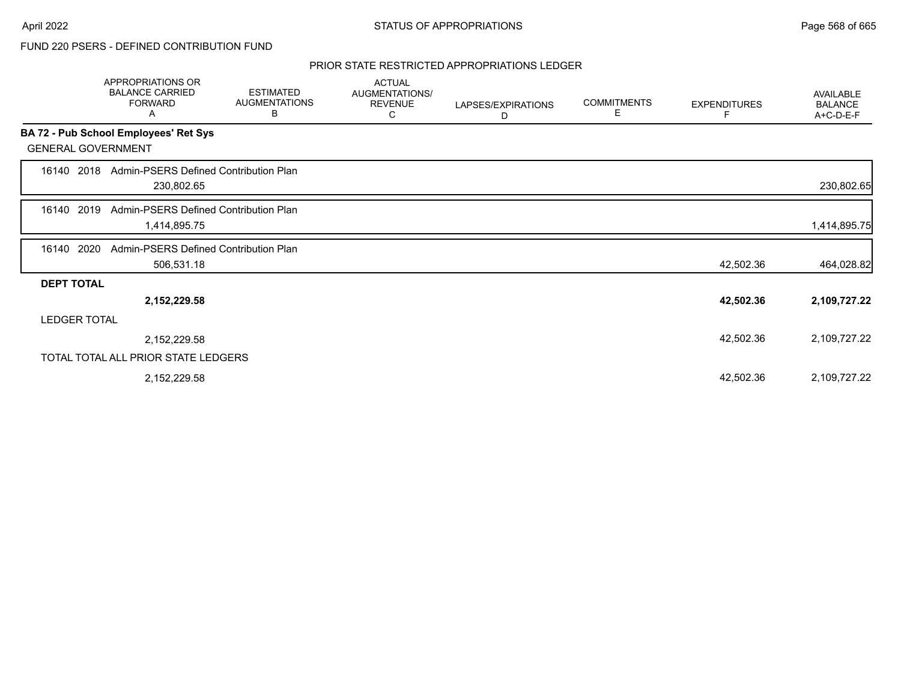FUND 220 PSERS - DEFINED CONTRIBUTION FUND

PRIOR STATE RESTRICTED APPROPRIATIONS LEDGER

| | APPROPRIATIONS OR BALANCE CARRIED FORWARD A | ESTIMATED AUGMENTATIONS B | ACTUAL AUGMENTATIONS/ REVENUE C | LAPSES/EXPIRATIONS D | COMMITMENTS E | EXPENDITURES F | AVAILABLE BALANCE A+C-D-E-F |
|---|---|---|---|---|---|---|---|
| **BA 72 - Pub School Employees' Ret Sys** | | | | | | | |
| GENERAL GOVERNMENT | | | | | | | |
| 16140 2018 Admin-PSERS Defined Contribution Plan | 230,802.65 | | | | | | 230,802.65 |
| 16140 2019 Admin-PSERS Defined Contribution Plan | 1,414,895.75 | | | | | | 1,414,895.75 |
| 16140 2020 Admin-PSERS Defined Contribution Plan | 506,531.18 | | | | | 42,502.36 | 464,028.82 |
| **DEPT TOTAL** | **2,152,229.58** | | | | | **42,502.36** | **2,109,727.22** |
| LEDGER TOTAL | 2,152,229.58 | | | | | 42,502.36 | 2,109,727.22 |
| TOTAL TOTAL ALL PRIOR STATE LEDGERS | 2,152,229.58 | | | | | 42,502.36 | 2,109,727.22 |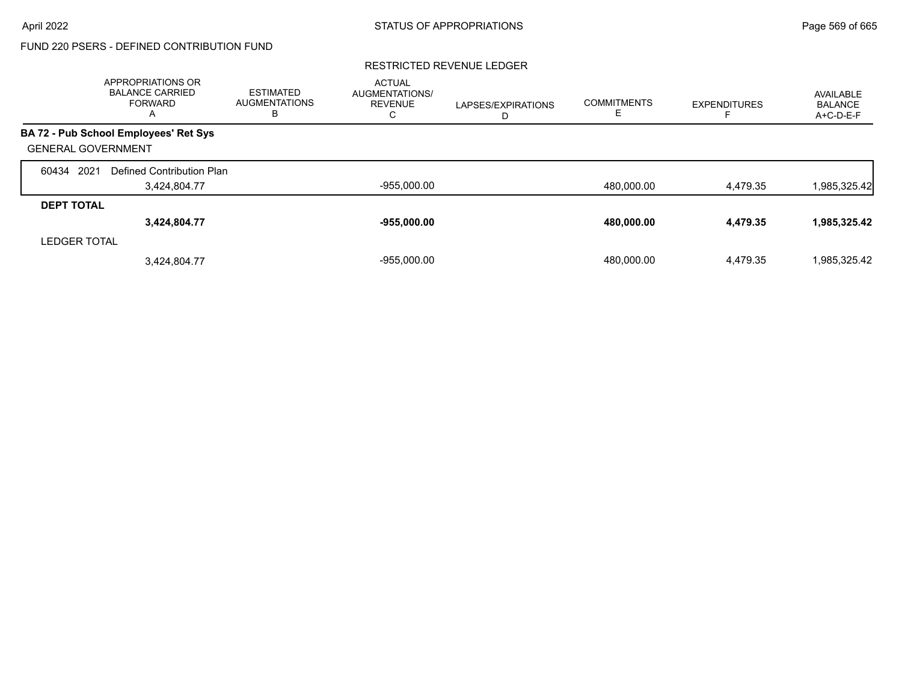FUND 220 PSERS - DEFINED CONTRIBUTION FUND

RESTRICTED REVENUE LEDGER

| | APPROPRIATIONS OR BALANCE CARRIED FORWARD A | ESTIMATED AUGMENTATIONS B | ACTUAL AUGMENTATIONS/ REVENUE C | LAPSES/EXPIRATIONS D | COMMITMENTS E | EXPENDITURES F | AVAILABLE BALANCE A+C-D-E-F |
|---|---|---|---|---|---|---|---|
| **BA 72 - Pub School Employees' Ret Sys** | | | | | | | |
| GENERAL GOVERNMENT | | | | | | | |
| 60434 2021 Defined Contribution Plan | 3,424,804.77 | | -955,000.00 | | 480,000.00 | 4,479.35 | 1,985,325.42 |
| **DEPT TOTAL** | **3,424,804.77** | | **-955,000.00** | | **480,000.00** | **4,479.35** | **1,985,325.42** |
| LEDGER TOTAL | 3,424,804.77 | | -955,000.00 | | 480,000.00 | 4,479.35 | 1,985,325.42 |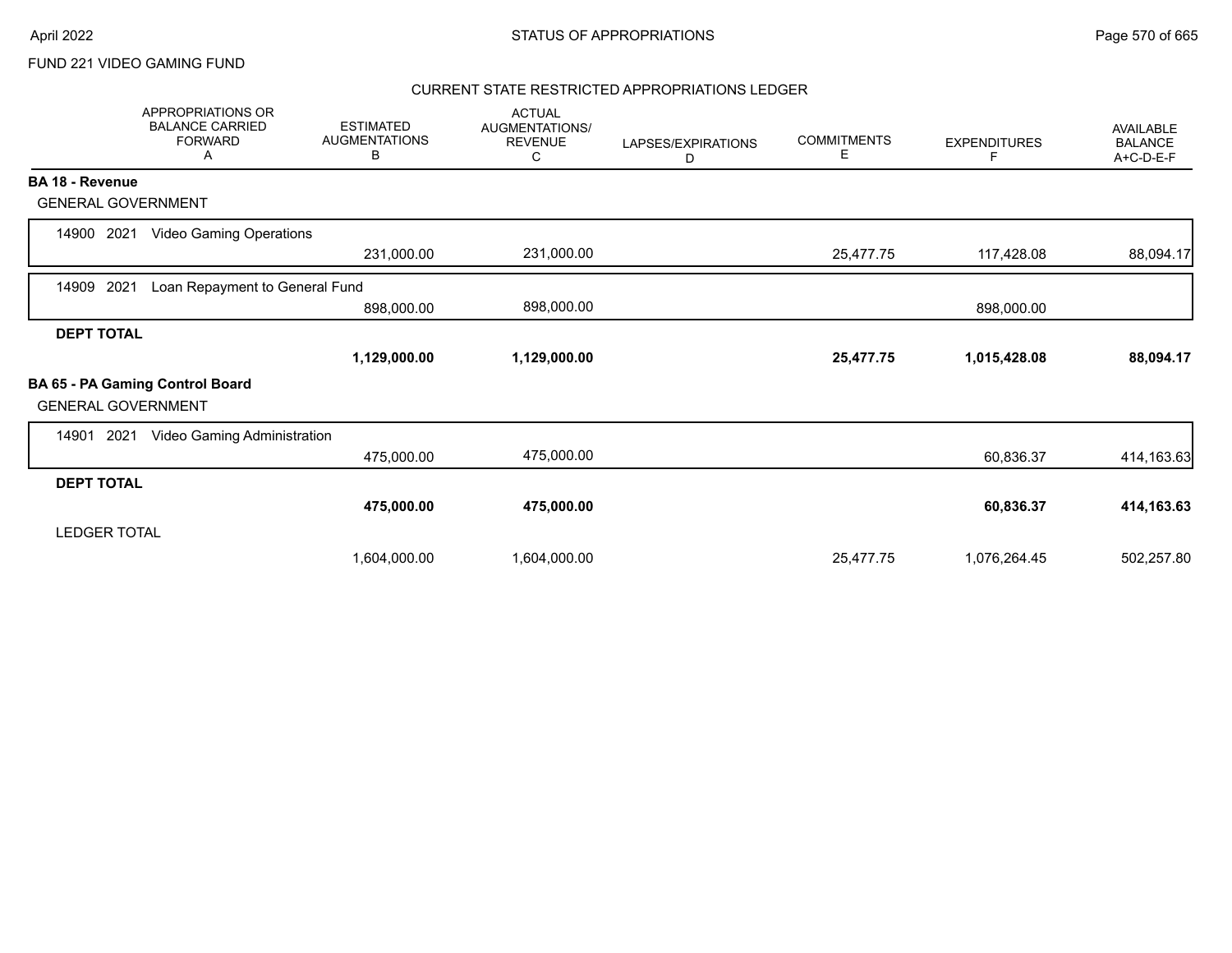FUND 221 VIDEO GAMING FUND

## CURRENT STATE RESTRICTED APPROPRIATIONS LEDGER

| APPROPRIATIONS OR BALANCE CARRIED FORWARD A | ESTIMATED AUGMENTATIONS B | ACTUAL AUGMENTATIONS/ REVENUE C | LAPSES/EXPIRATIONS D | COMMITMENTS E | EXPENDITURES F | AVAILABLE BALANCE A+C-D-E-F |
|---|---|---|---|---|---|---|
| **BA 18 - Revenue** | | | | | | |
| GENERAL GOVERNMENT | | | | | | |
| 14900 2021 Video Gaming Operations | 231,000.00 | 231,000.00 | | 25,477.75 | 117,428.08 | 88,094.17 |
| 14909 2021 Loan Repayment to General Fund | 898,000.00 | 898,000.00 | | | 898,000.00 | |
| **DEPT TOTAL** | **1,129,000.00** | **1,129,000.00** | | **25,477.75** | **1,015,428.08** | **88,094.17** |
| **BA 65 - PA Gaming Control Board** | | | | | | |
| GENERAL GOVERNMENT | | | | | | |
| 14901 2021 Video Gaming Administration | 475,000.00 | 475,000.00 | | | 60,836.37 | 414,163.63 |
| **DEPT TOTAL** | **475,000.00** | **475,000.00** | | | **60,836.37** | **414,163.63** |
| LEDGER TOTAL | 1,604,000.00 | 1,604,000.00 | | 25,477.75 | 1,076,264.45 | 502,257.80 |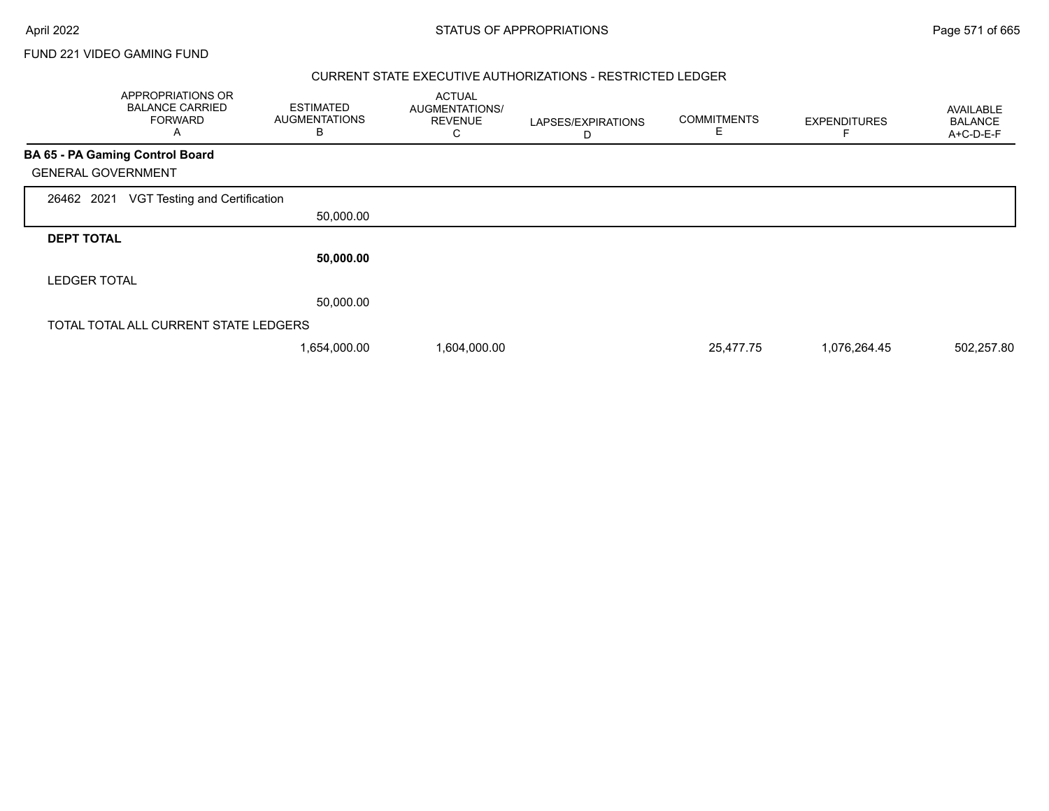FUND 221 VIDEO GAMING FUND

## CURRENT STATE EXECUTIVE AUTHORIZATIONS - RESTRICTED LEDGER

| APPROPRIATIONS OR BALANCE CARRIED FORWARD A | ESTIMATED AUGMENTATIONS B | ACTUAL AUGMENTATIONS/ REVENUE C | LAPSES/EXPIRATIONS D | COMMITMENTS E | EXPENDITURES F | AVAILABLE BALANCE A+C-D-E-F |
|---|---|---|---|---|---|---|
| **BA 65 - PA Gaming Control Board** | | | | | | |
| GENERAL GOVERNMENT | | | | | | |
| 26462 2021 VGT Testing and Certification | | | | | | |
| | 50,000.00 | | | | | |
| **DEPT TOTAL** | | | | | | |
| | **50,000.00** | | | | | |
| LEDGER TOTAL | | | | | | |
| | 50,000.00 | | | | | |
| TOTAL TOTAL ALL CURRENT STATE LEDGERS | | | | | | |
| | 1,654,000.00 | 1,604,000.00 | | 25,477.75 | 1,076,264.45 | 502,257.80 |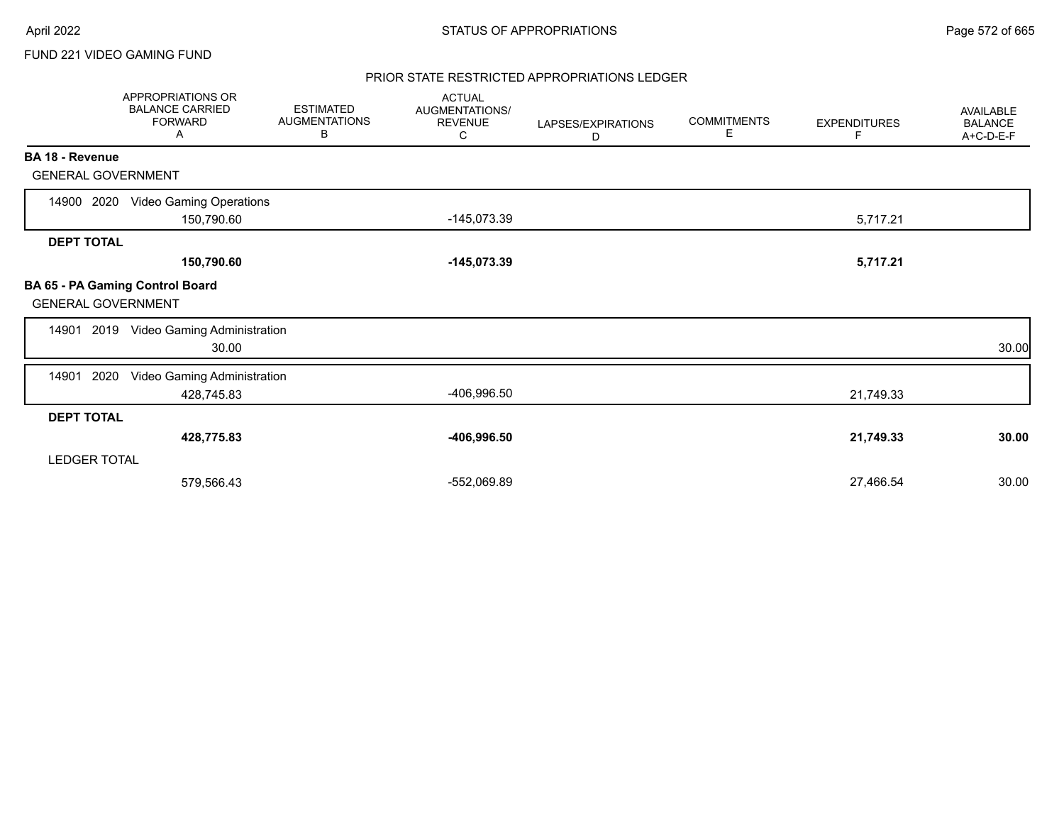FUND 221 VIDEO GAMING FUND

## PRIOR STATE RESTRICTED APPROPRIATIONS LEDGER

| | APPROPRIATIONS OR BALANCE CARRIED FORWARD A | ESTIMATED AUGMENTATIONS B | ACTUAL AUGMENTATIONS/ REVENUE C | LAPSES/EXPIRATIONS D | COMMITMENTS E | EXPENDITURES F | AVAILABLE BALANCE A+C-D-E-F |
|---|---|---|---|---|---|---|---|
| **BA 18 - Revenue** | | | | | | | |
| GENERAL GOVERNMENT | | | | | | | |
| 14900 2020 Video Gaming Operations | 150,790.60 | | -145,073.39 | | | 5,717.21 | |
| **DEPT TOTAL** | **150,790.60** | | **-145,073.39** | | | **5,717.21** | |
| **BA 65 - PA Gaming Control Board** | | | | | | | |
| GENERAL GOVERNMENT | | | | | | | |
| 14901 2019 Video Gaming Administration | 30.00 | | | | | | 30.00 |
| 14901 2020 Video Gaming Administration | 428,745.83 | | -406,996.50 | | | 21,749.33 | |
| **DEPT TOTAL** | **428,775.83** | | **-406,996.50** | | | **21,749.33** | **30.00** |
| LEDGER TOTAL | 579,566.43 | | -552,069.89 | | | 27,466.54 | 30.00 |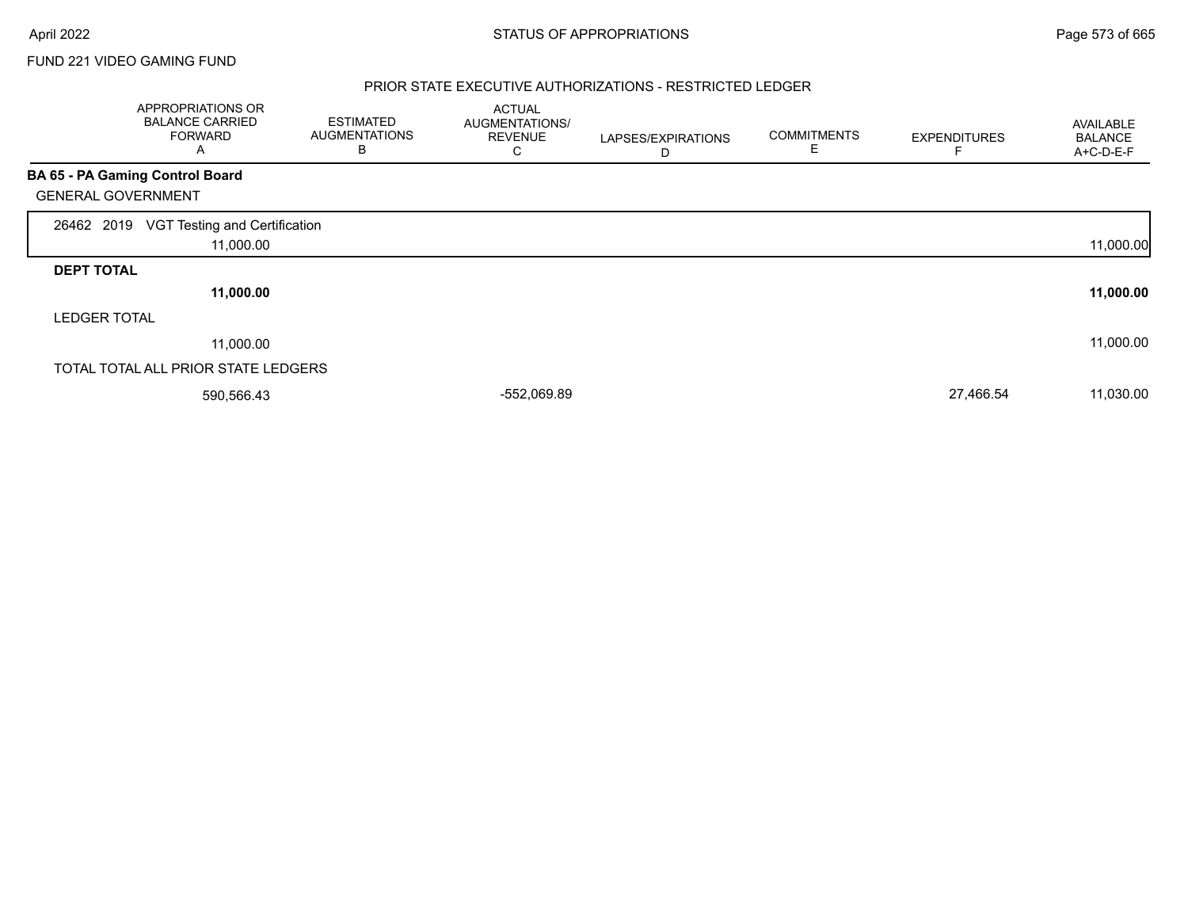FUND 221 VIDEO GAMING FUND

PRIOR STATE EXECUTIVE AUTHORIZATIONS - RESTRICTED LEDGER

| | APPROPRIATIONS OR BALANCE CARRIED FORWARD A | ESTIMATED AUGMENTATIONS B | ACTUAL AUGMENTATIONS/ REVENUE C | LAPSES/EXPIRATIONS D | COMMITMENTS E | EXPENDITURES F | AVAILABLE BALANCE A+C-D-E-F |
|---|---|---|---|---|---|---|---|
| **BA 65 - PA Gaming Control Board** | | | | | | | |
| GENERAL GOVERNMENT | | | | | | | |
| 26462 2019 VGT Testing and Certification | 11,000.00 | | | | | | 11,000.00 |
| **DEPT TOTAL** | **11,000.00** | | | | | | **11,000.00** |
| LEDGER TOTAL | 11,000.00 | | | | | | 11,000.00 |
| TOTAL TOTAL ALL PRIOR STATE LEDGERS | 590,566.43 | | -552,069.89 | | | 27,466.54 | 11,030.00 |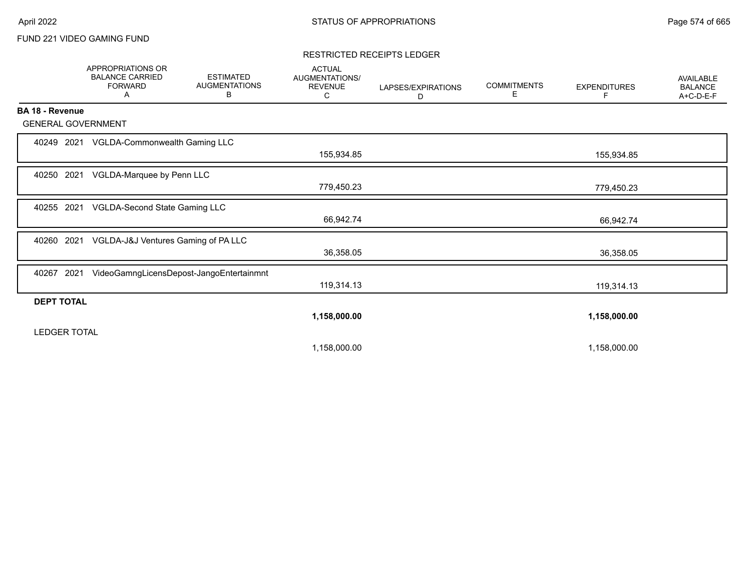FUND 221 VIDEO GAMING FUND

RESTRICTED RECEIPTS LEDGER

| | APPROPRIATIONS OR BALANCE CARRIED FORWARD A | ESTIMATED AUGMENTATIONS B | ACTUAL AUGMENTATIONS/ REVENUE C | LAPSES/EXPIRATIONS D | COMMITMENTS E | EXPENDITURES F | AVAILABLE BALANCE A+C-D-E-F |
|---|---|---|---|---|---|---|---|
| **BA 18 - Revenue** | | | | | | | |
| GENERAL GOVERNMENT | | | | | | | |
| 40249 2021 VGLDA-Commonwealth Gaming LLC | | | 155,934.85 | | | 155,934.85 | |
| 40250 2021 VGLDA-Marquee by Penn LLC | | | 779,450.23 | | | 779,450.23 | |
| 40255 2021 VGLDA-Second State Gaming LLC | | | 66,942.74 | | | 66,942.74 | |
| 40260 2021 VGLDA-J&J Ventures Gaming of PA LLC | | | 36,358.05 | | | 36,358.05 | |
| 40267 2021 VideoGamngLicensDepost-JangoEntertainmnt | | | 119,314.13 | | | 119,314.13 | |
| **DEPT TOTAL** | | | **1,158,000.00** | | | **1,158,000.00** | |
| LEDGER TOTAL | | | 1,158,000.00 | | | 1,158,000.00 | |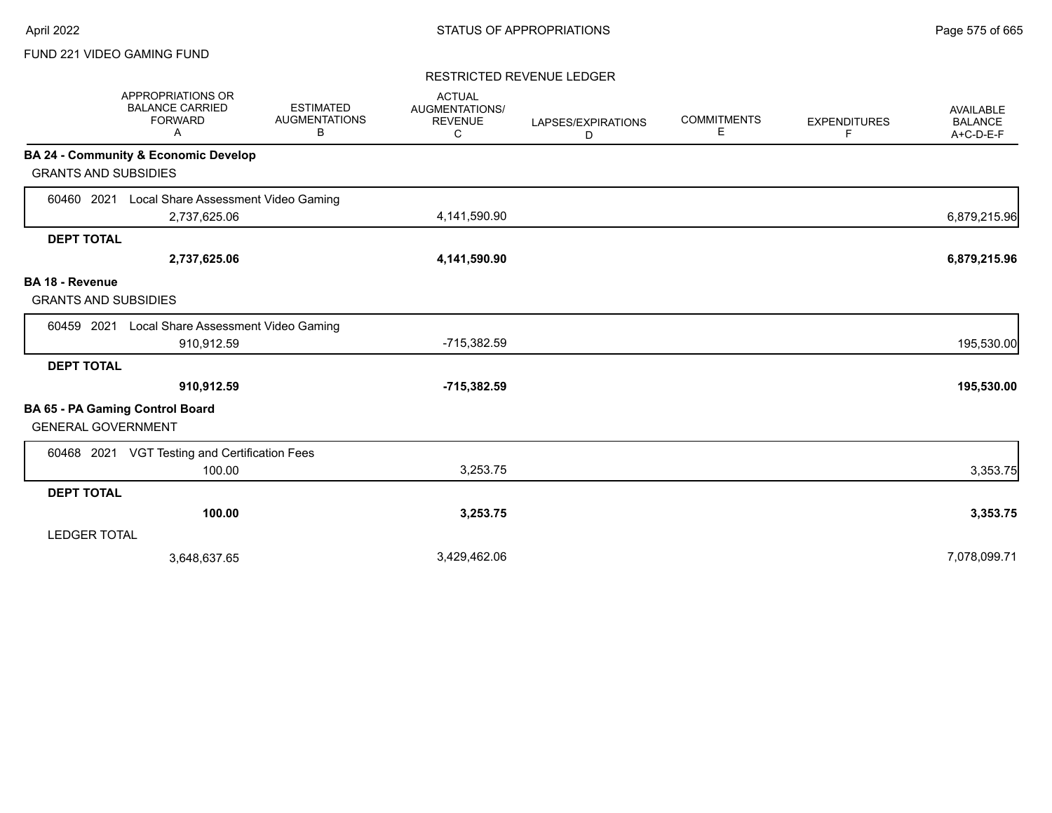FUND 221 VIDEO GAMING FUND

RESTRICTED REVENUE LEDGER

| | APPROPRIATIONS OR BALANCE CARRIED FORWARD A | ESTIMATED AUGMENTATIONS B | ACTUAL AUGMENTATIONS/ REVENUE C | LAPSES/EXPIRATIONS D | COMMITMENTS E | EXPENDITURES F | AVAILABLE BALANCE A+C-D-E-F |
|---|---|---|---|---|---|---|---|
| **BA 24 - Community & Economic Develop** | | | | | | | |
| GRANTS AND SUBSIDIES | | | | | | | |
| 60460 2021 Local Share Assessment Video Gaming | 2,737,625.06 | | 4,141,590.90 | | | | 6,879,215.96 |
| **DEPT TOTAL** | **2,737,625.06** | | **4,141,590.90** | | | | **6,879,215.96** |
| **BA 18 - Revenue** | | | | | | | |
| GRANTS AND SUBSIDIES | | | | | | | |
| 60459 2021 Local Share Assessment Video Gaming | 910,912.59 | | -715,382.59 | | | | 195,530.00 |
| **DEPT TOTAL** | **910,912.59** | | **-715,382.59** | | | | **195,530.00** |
| **BA 65 - PA Gaming Control Board** | | | | | | | |
| GENERAL GOVERNMENT | | | | | | | |
| 60468 2021 VGT Testing and Certification Fees | 100.00 | | 3,253.75 | | | | 3,353.75 |
| **DEPT TOTAL** | **100.00** | | **3,253.75** | | | | **3,353.75** |
| LEDGER TOTAL | 3,648,637.65 | | 3,429,462.06 | | | | 7,078,099.71 |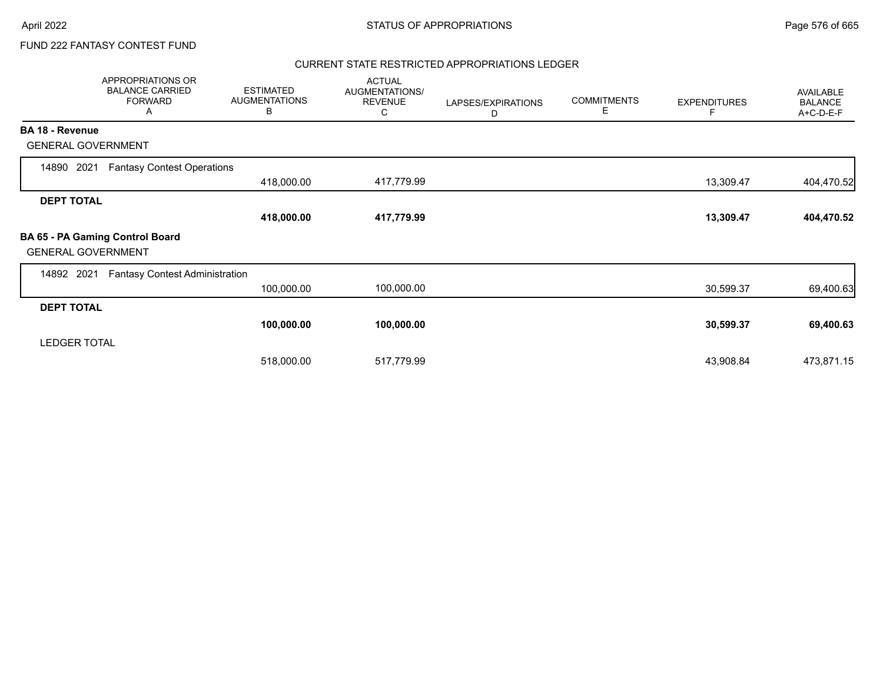FUND 222 FANTASY CONTEST FUND

CURRENT STATE RESTRICTED APPROPRIATIONS LEDGER

| APPROPRIATIONS OR BALANCE CARRIED FORWARD A | ESTIMATED AUGMENTATIONS B | ACTUAL AUGMENTATIONS/ REVENUE C | LAPSES/EXPIRATIONS D | COMMITMENTS E | EXPENDITURES F | AVAILABLE BALANCE A+C-D-E-F |
|---|---|---|---|---|---|---|
| **BA 18 - Revenue** | | | | | | |
| GENERAL GOVERNMENT | | | | | | |
| 14890 2021 Fantasy Contest Operations | 418,000.00 | 417,779.99 | | | 13,309.47 | 404,470.52 |
| **DEPT TOTAL** | **418,000.00** | **417,779.99** | | | **13,309.47** | **404,470.52** |
| **BA 65 - PA Gaming Control Board** | | | | | | |
| GENERAL GOVERNMENT | | | | | | |
| 14892 2021 Fantasy Contest Administration | 100,000.00 | 100,000.00 | | | 30,599.37 | 69,400.63 |
| **DEPT TOTAL** | **100,000.00** | **100,000.00** | | | **30,599.37** | **69,400.63** |
| LEDGER TOTAL | 518,000.00 | 517,779.99 | | | 43,908.84 | 473,871.15 |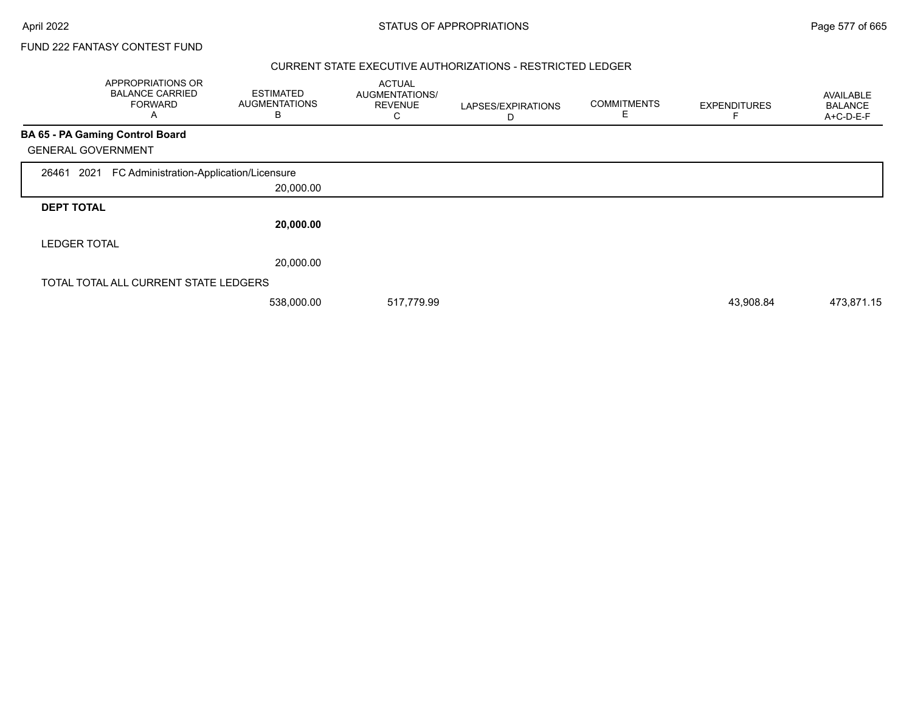FUND 222 FANTASY CONTEST FUND

CURRENT STATE EXECUTIVE AUTHORIZATIONS - RESTRICTED LEDGER

| APPROPRIATIONS OR BALANCE CARRIED FORWARD A | ESTIMATED AUGMENTATIONS B | ACTUAL AUGMENTATIONS/ REVENUE C | LAPSES/EXPIRATIONS D | COMMITMENTS E | EXPENDITURES F | AVAILABLE BALANCE A+C-D-E-F |
|---|---|---|---|---|---|---|
| **BA 65 - PA Gaming Control Board** | | | | | | |
| GENERAL GOVERNMENT | | | | | | |
| 26461 2021 FC Administration-Application/Licensure | | | | | | |
| | 20,000.00 | | | | | |
| **DEPT TOTAL** | | | | | | |
| | **20,000.00** | | | | | |
| LEDGER TOTAL | | | | | | |
| | 20,000.00 | | | | | |
| TOTAL TOTAL ALL CURRENT STATE LEDGERS | | | | | | |
| | 538,000.00 | 517,779.99 | | | 43,908.84 | 473,871.15 |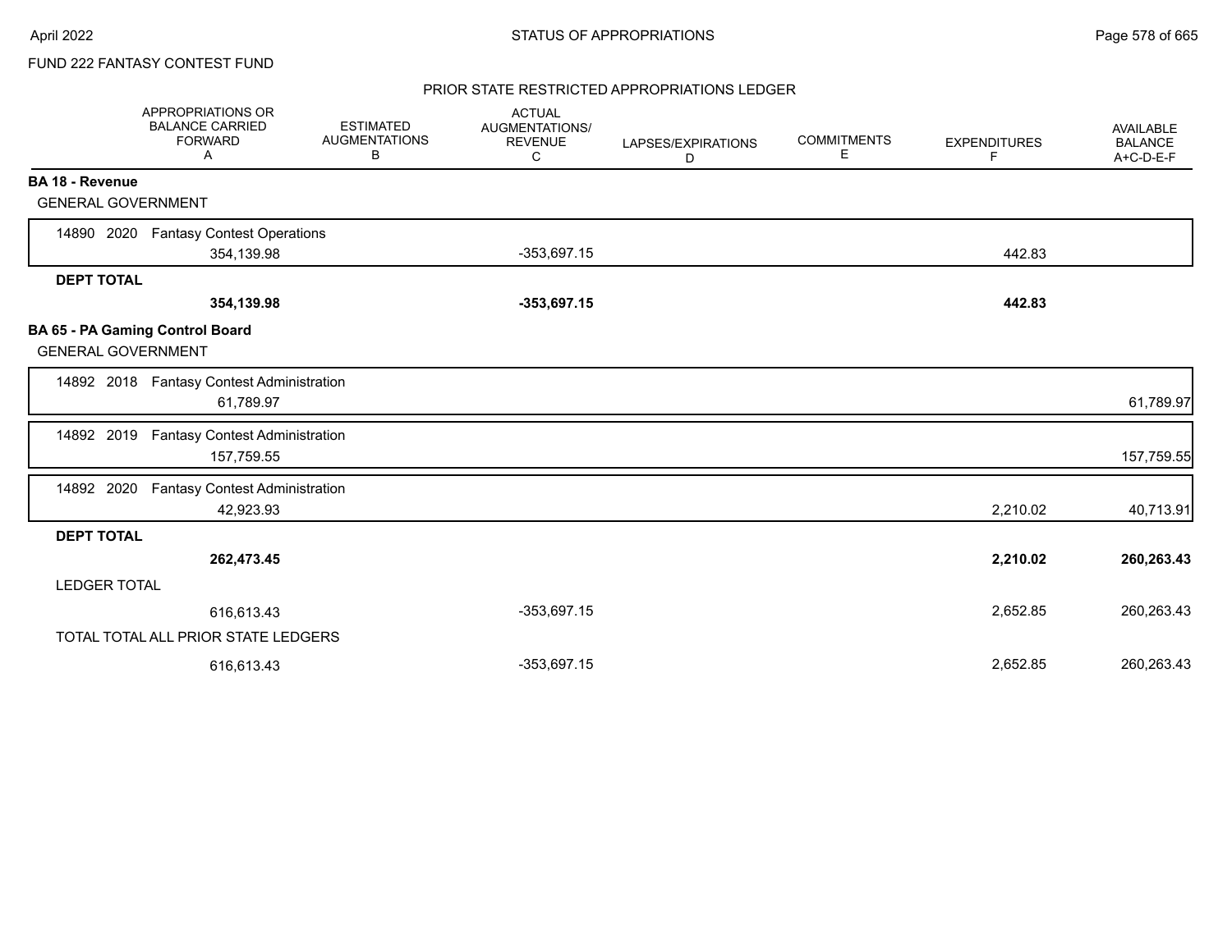FUND 222 FANTASY CONTEST FUND

## PRIOR STATE RESTRICTED APPROPRIATIONS LEDGER

| | APPROPRIATIONS OR BALANCE CARRIED FORWARD A | ESTIMATED AUGMENTATIONS B | ACTUAL AUGMENTATIONS/ REVENUE C | LAPSES/EXPIRATIONS D | COMMITMENTS E | EXPENDITURES F | AVAILABLE BALANCE A+C-D-E-F |
|---|---|---|---|---|---|---|---|
| **BA 18 - Revenue** | | | | | | | |
| GENERAL GOVERNMENT | | | | | | | |
| 14890 2020 Fantasy Contest Operations | 354,139.98 | | -353,697.15 | | | 442.83 | |
| **DEPT TOTAL** | **354,139.98** | | **-353,697.15** | | | **442.83** | |
| **BA 65 - PA Gaming Control Board** | | | | | | | |
| GENERAL GOVERNMENT | | | | | | | |
| 14892 2018 Fantasy Contest Administration | 61,789.97 | | | | | | 61,789.97 |
| 14892 2019 Fantasy Contest Administration | 157,759.55 | | | | | | 157,759.55 |
| 14892 2020 Fantasy Contest Administration | 42,923.93 | | | | | 2,210.02 | 40,713.91 |
| **DEPT TOTAL** | **262,473.45** | | | | | **2,210.02** | **260,263.43** |
| LEDGER TOTAL | 616,613.43 | | -353,697.15 | | | 2,652.85 | 260,263.43 |
| TOTAL TOTAL ALL PRIOR STATE LEDGERS | 616,613.43 | | -353,697.15 | | | 2,652.85 | 260,263.43 |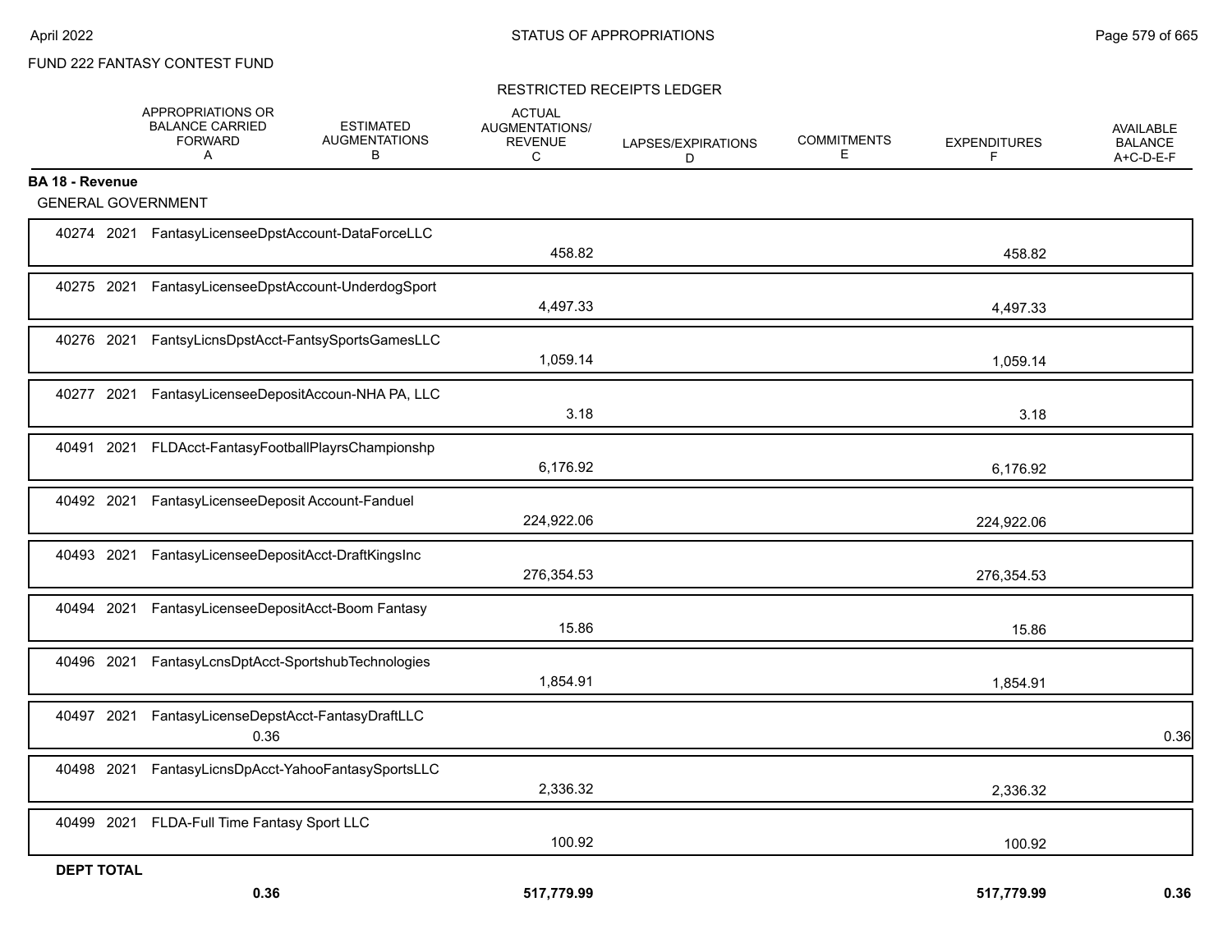FUND 222 FANTASY CONTEST FUND

RESTRICTED RECEIPTS LEDGER

| | APPROPRIATIONS OR BALANCE CARRIED FORWARD A | ESTIMATED AUGMENTATIONS B | ACTUAL AUGMENTATIONS/ REVENUE C | LAPSES/EXPIRATIONS D | COMMITMENTS E | EXPENDITURES F | AVAILABLE BALANCE A+C-D-E-F |
|---|---|---|---|---|---|---|---|
| **BA 18 - Revenue** | | | | | | | |
| GENERAL GOVERNMENT | | | | | | | |
| 40274 2021 FantasyLicenseeDpstAccount-DataForceLLC | | | 458.82 | | | 458.82 | |
| 40275 2021 FantasyLicenseeDpstAccount-UnderdogSport | | | 4,497.33 | | | 4,497.33 | |
| 40276 2021 FantsyLicnsDpstAcct-FantsySportsGamesLLC | | | 1,059.14 | | | 1,059.14 | |
| 40277 2021 FantasyLicenseeDepositAccoun-NHA PA, LLC | | | 3.18 | | | 3.18 | |
| 40491 2021 FLDAcct-FantasyFootballPlayrsChampionshp | | | 6,176.92 | | | 6,176.92 | |
| 40492 2021 FantasyLicenseeDeposit Account-Fanduel | | | 224,922.06 | | | 224,922.06 | |
| 40493 2021 FantasyLicenseeDepositAcct-DraftKingsInc | | | 276,354.53 | | | 276,354.53 | |
| 40494 2021 FantasyLicenseeDepositAcct-Boom Fantasy | | | 15.86 | | | 15.86 | |
| 40496 2021 FantasyLcnsDptAcct-SportshubTechnologies | | | 1,854.91 | | | 1,854.91 | |
| 40497 2021 FantasyLicenseDepstAcct-FantasyDraftLLC | 0.36 | | | | | | 0.36 |
| 40498 2021 FantasyLicnsDpAcct-YahooFantasySportsLLC | | | 2,336.32 | | | 2,336.32 | |
| 40499 2021 FLDA-Full Time Fantasy Sport LLC | | | 100.92 | | | 100.92 | |
| **DEPT TOTAL** | **0.36** | | **517,779.99** | | | **517,779.99** | **0.36** |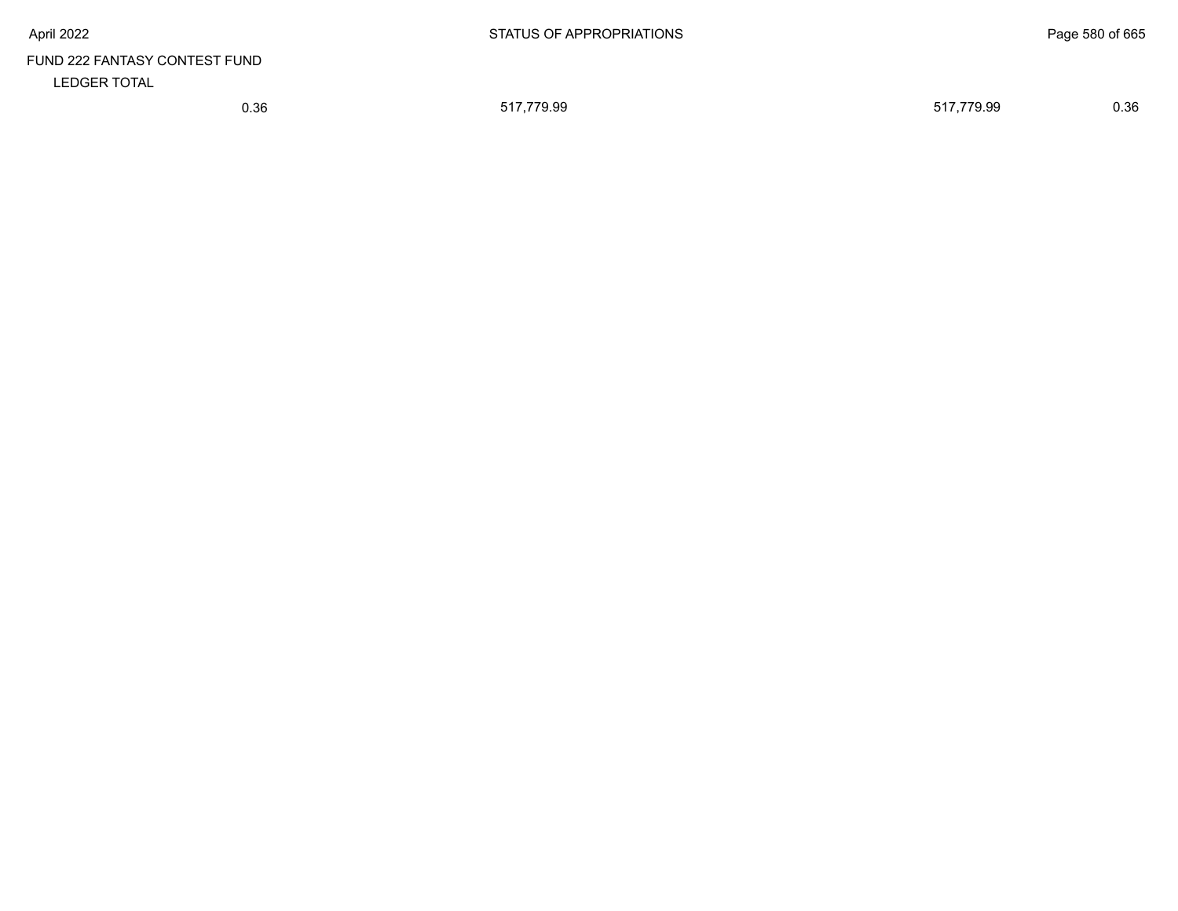FUND 222 FANTASY CONTEST FUND

LEDGER TOTAL

| | | | |
|---|---|---|---|
| 0.36 | 517,779.99 | 517,779.99 | 0.36 |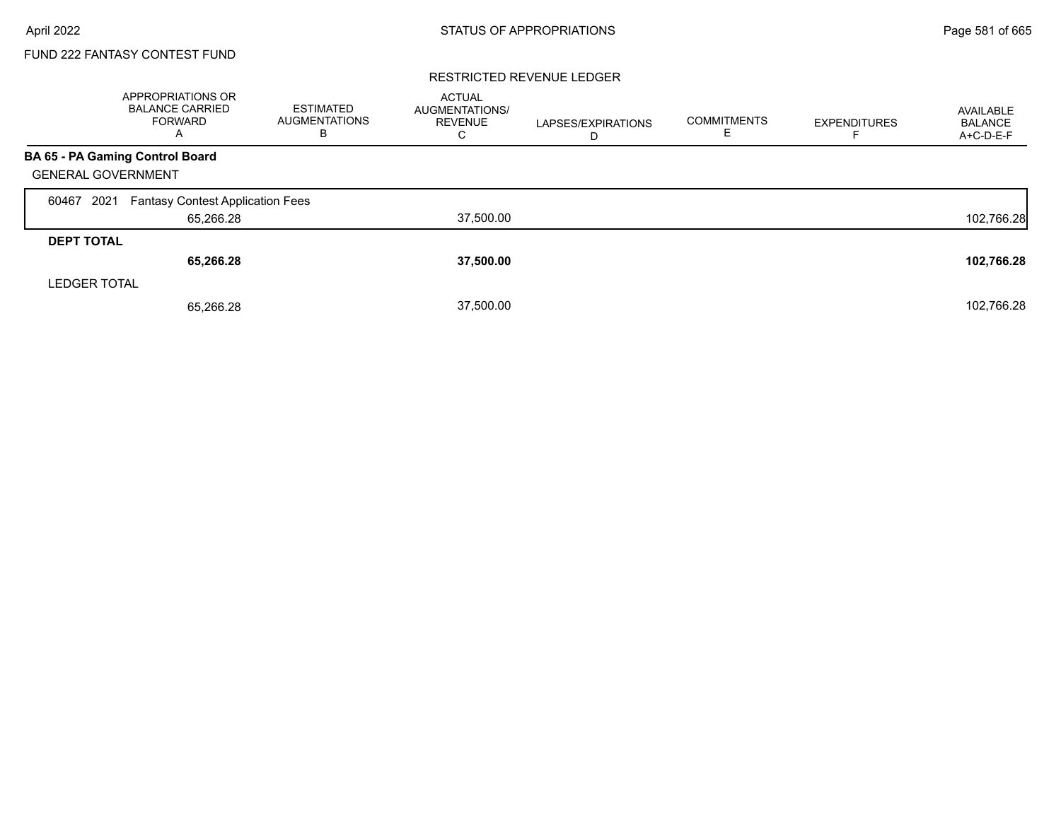FUND 222 FANTASY CONTEST FUND

## RESTRICTED REVENUE LEDGER

| | APPROPRIATIONS OR BALANCE CARRIED FORWARD A | ESTIMATED AUGMENTATIONS B | ACTUAL AUGMENTATIONS/ REVENUE C | LAPSES/EXPIRATIONS D | COMMITMENTS E | EXPENDITURES F | AVAILABLE BALANCE A+C-D-E-F |
|---|---|---|---|---|---|---|---|
| **BA 65 - PA Gaming Control Board** | | | | | | | |
| GENERAL GOVERNMENT | | | | | | | |
| 60467 2021 Fantasy Contest Application Fees | 65,266.28 | | 37,500.00 | | | | 102,766.28 |
| **DEPT TOTAL** | **65,266.28** | | **37,500.00** | | | | **102,766.28** |
| LEDGER TOTAL | 65,266.28 | | 37,500.00 | | | | 102,766.28 |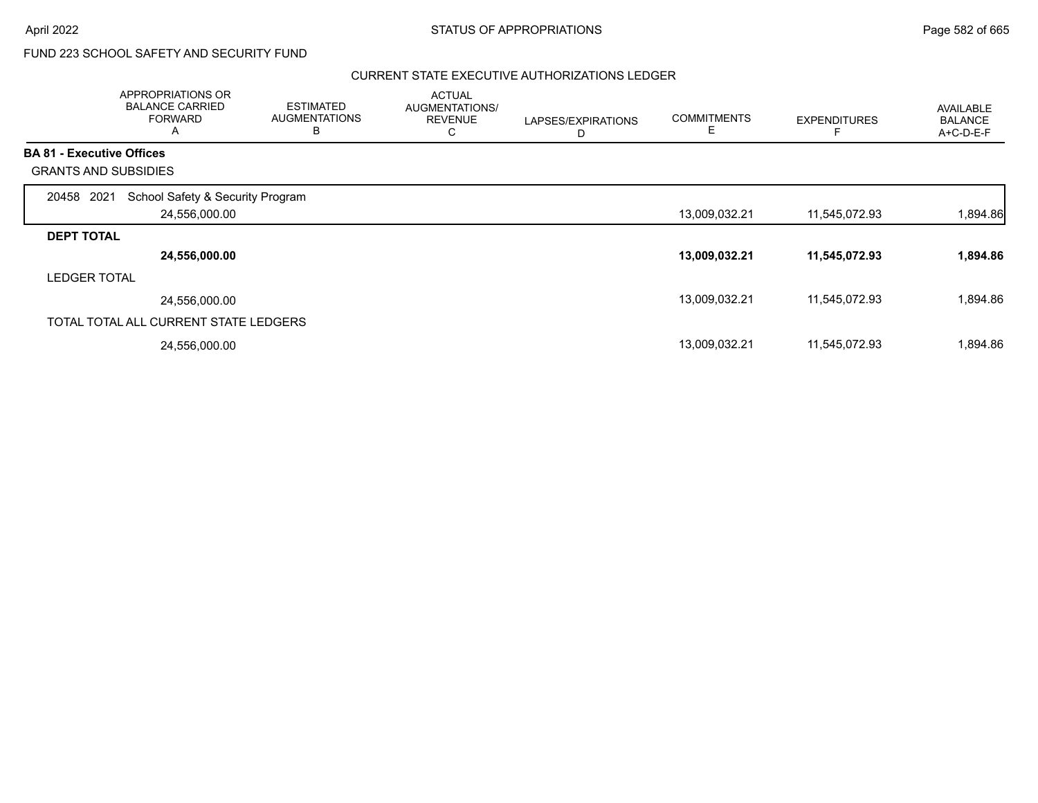FUND 223 SCHOOL SAFETY AND SECURITY FUND

CURRENT STATE EXECUTIVE AUTHORIZATIONS LEDGER

| | APPROPRIATIONS OR BALANCE CARRIED FORWARD A | ESTIMATED AUGMENTATIONS B | ACTUAL AUGMENTATIONS/ REVENUE C | LAPSES/EXPIRATIONS D | COMMITMENTS E | EXPENDITURES F | AVAILABLE BALANCE A+C-D-E-F |
|---|---|---|---|---|---|---|---|
| **BA 81 - Executive Offices** | | | | | | | |
| GRANTS AND SUBSIDIES | | | | | | | |
| 20458 2021 School Safety & Security Program | | | | | | | |
| | 24,556,000.00 | | | | 13,009,032.21 | 11,545,072.93 | 1,894.86 |
| **DEPT TOTAL** | | | | | | | |
| | **24,556,000.00** | | | | **13,009,032.21** | **11,545,072.93** | **1,894.86** |
| LEDGER TOTAL | | | | | | | |
| | 24,556,000.00 | | | | 13,009,032.21 | 11,545,072.93 | 1,894.86 |
| TOTAL TOTAL ALL CURRENT STATE LEDGERS | | | | | | | |
| | 24,556,000.00 | | | | 13,009,032.21 | 11,545,072.93 | 1,894.86 |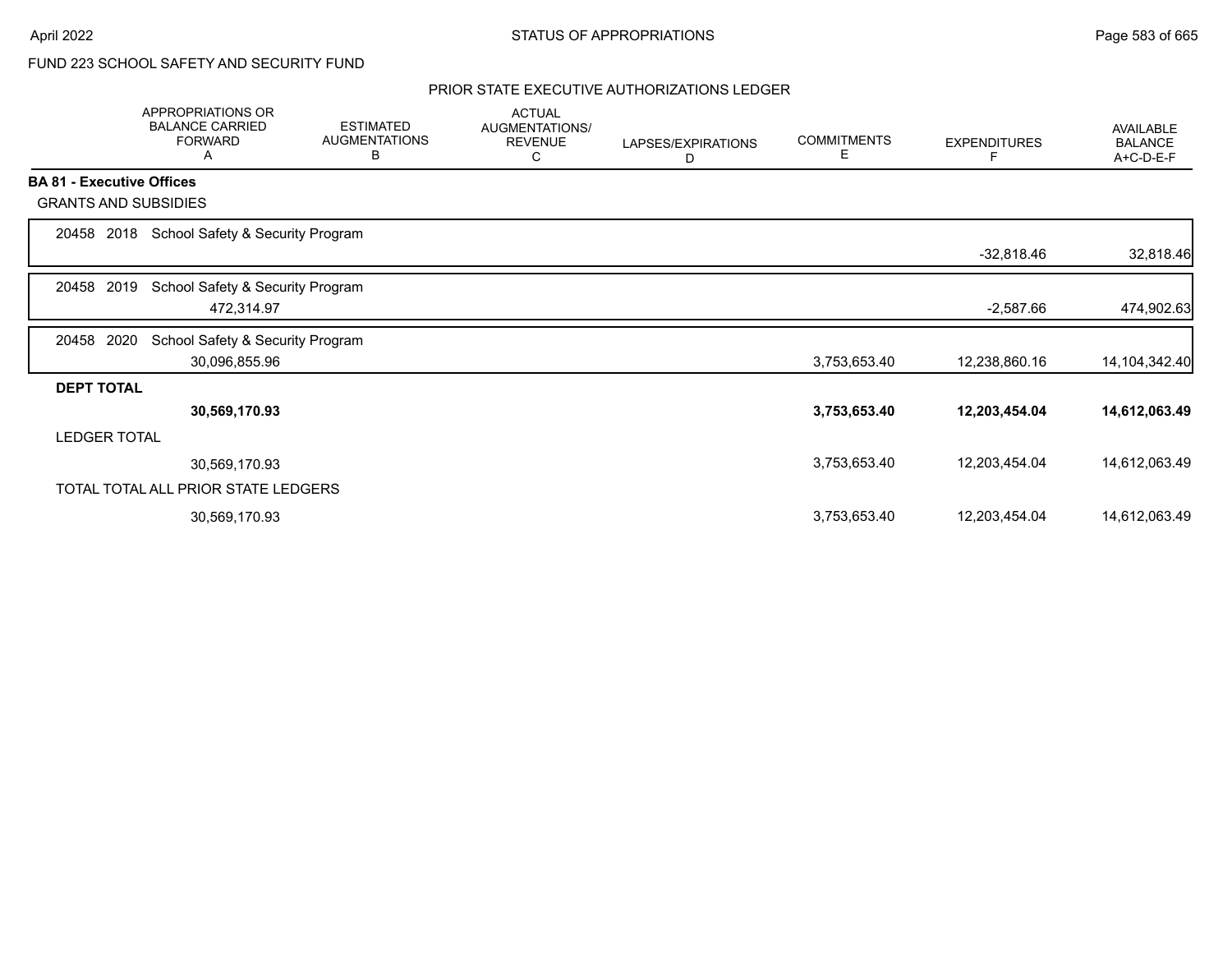FUND 223 SCHOOL SAFETY AND SECURITY FUND

PRIOR STATE EXECUTIVE AUTHORIZATIONS LEDGER

| | APPROPRIATIONS OR BALANCE CARRIED FORWARD A | ESTIMATED AUGMENTATIONS B | ACTUAL AUGMENTATIONS/ REVENUE C | LAPSES/EXPIRATIONS D | COMMITMENTS E | EXPENDITURES F | AVAILABLE BALANCE A+C-D-E-F |
|---|---|---|---|---|---|---|---|
| **BA 81 - Executive Offices** | | | | | | | |
| GRANTS AND SUBSIDIES | | | | | | | |
| 20458 2018 School Safety & Security Program | | | | | | -32,818.46 | 32,818.46 |
| 20458 2019 School Safety & Security Program | 472,314.97 | | | | | -2,587.66 | 474,902.63 |
| 20458 2020 School Safety & Security Program | 30,096,855.96 | | | | 3,753,653.40 | 12,238,860.16 | 14,104,342.40 |
| **DEPT TOTAL** | **30,569,170.93** | | | | **3,753,653.40** | **12,203,454.04** | **14,612,063.49** |
| LEDGER TOTAL | 30,569,170.93 | | | | 3,753,653.40 | 12,203,454.04 | 14,612,063.49 |
| TOTAL TOTAL ALL PRIOR STATE LEDGERS | 30,569,170.93 | | | | 3,753,653.40 | 12,203,454.04 | 14,612,063.49 |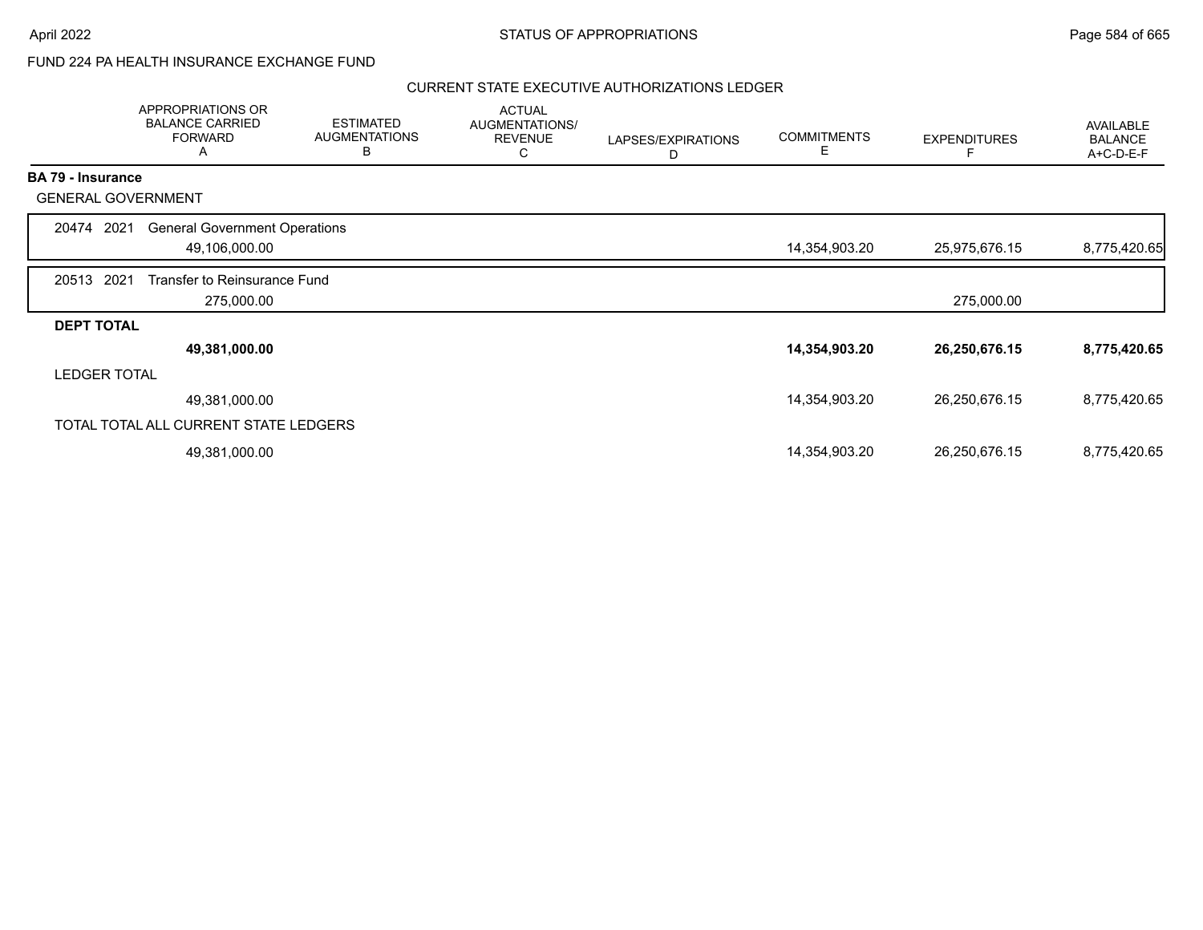FUND 224 PA HEALTH INSURANCE EXCHANGE FUND

CURRENT STATE EXECUTIVE AUTHORIZATIONS LEDGER

| | APPROPRIATIONS OR BALANCE CARRIED FORWARD A | ESTIMATED AUGMENTATIONS B | ACTUAL AUGMENTATIONS/ REVENUE C | LAPSES/EXPIRATIONS D | COMMITMENTS E | EXPENDITURES F | AVAILABLE BALANCE A+C-D-E-F |
|---|---|---|---|---|---|---|---|
| **BA 79 - Insurance** | | | | | | | |
| GENERAL GOVERNMENT | | | | | | | |
| 20474 2021 General Government Operations | 49,106,000.00 | | | | 14,354,903.20 | 25,975,676.15 | 8,775,420.65 |
| 20513 2021 Transfer to Reinsurance Fund | 275,000.00 | | | | | 275,000.00 | |
| **DEPT TOTAL** | **49,381,000.00** | | | | **14,354,903.20** | **26,250,676.15** | **8,775,420.65** |
| LEDGER TOTAL | 49,381,000.00 | | | | 14,354,903.20 | 26,250,676.15 | 8,775,420.65 |
| TOTAL TOTAL ALL CURRENT STATE LEDGERS | 49,381,000.00 | | | | 14,354,903.20 | 26,250,676.15 | 8,775,420.65 |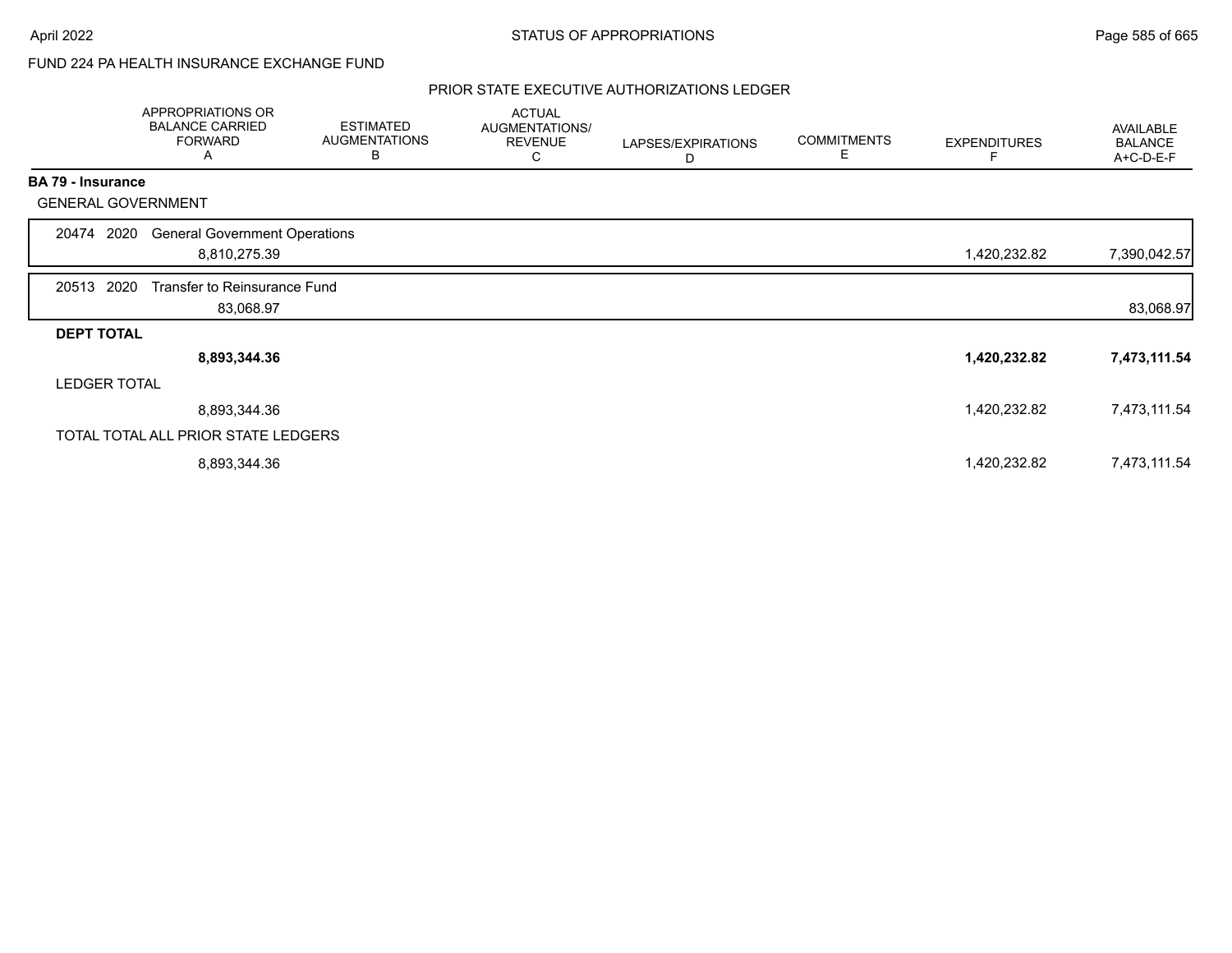FUND 224 PA HEALTH INSURANCE EXCHANGE FUND

## PRIOR STATE EXECUTIVE AUTHORIZATIONS LEDGER

| | APPROPRIATIONS OR BALANCE CARRIED FORWARD A | ESTIMATED AUGMENTATIONS B | ACTUAL AUGMENTATIONS/ REVENUE C | LAPSES/EXPIRATIONS D | COMMITMENTS E | EXPENDITURES F | AVAILABLE BALANCE A+C-D-E-F |
|---|---|---|---|---|---|---|---|
| **BA 79 - Insurance** | | | | | | | |
| GENERAL GOVERNMENT | | | | | | | |
| 20474 2020 General Government Operations | 8,810,275.39 | | | | | 1,420,232.82 | 7,390,042.57 |
| 20513 2020 Transfer to Reinsurance Fund | 83,068.97 | | | | | | 83,068.97 |
| **DEPT TOTAL** | **8,893,344.36** | | | | | **1,420,232.82** | **7,473,111.54** |
| LEDGER TOTAL | 8,893,344.36 | | | | | 1,420,232.82 | 7,473,111.54 |
| TOTAL TOTAL ALL PRIOR STATE LEDGERS | 8,893,344.36 | | | | | 1,420,232.82 | 7,473,111.54 |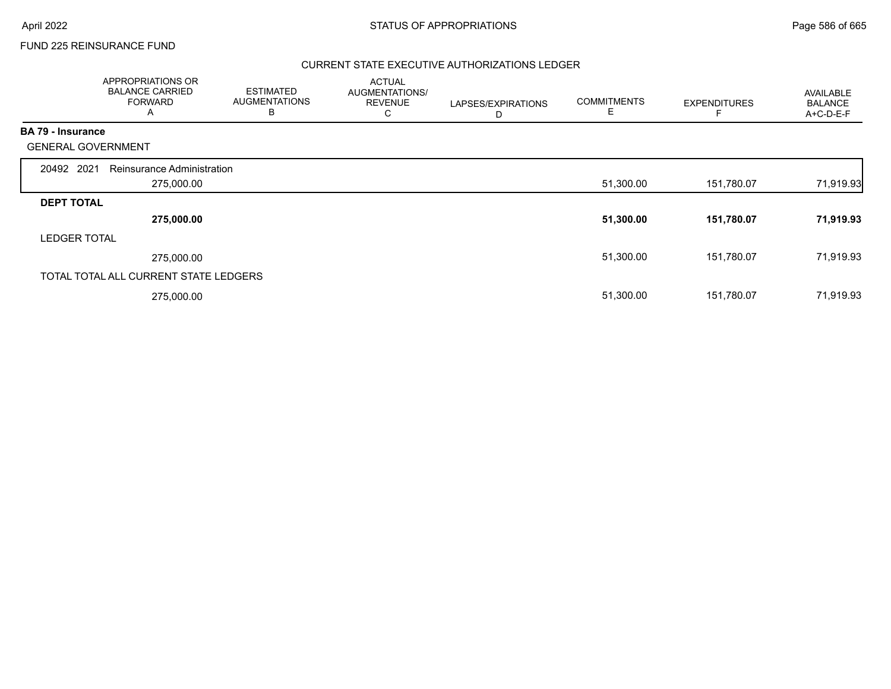FUND 225 REINSURANCE FUND

CURRENT STATE EXECUTIVE AUTHORIZATIONS LEDGER

| | APPROPRIATIONS OR BALANCE CARRIED FORWARD A | ESTIMATED AUGMENTATIONS B | ACTUAL AUGMENTATIONS/ REVENUE C | LAPSES/EXPIRATIONS D | COMMITMENTS E | EXPENDITURES F | AVAILABLE BALANCE A+C-D-E-F |
|---|---|---|---|---|---|---|---|
| **BA 79 - Insurance** | | | | | | | |
| GENERAL GOVERNMENT | | | | | | | |
| 20492 2021 Reinsurance Administration | | | | | | | |
| | 275,000.00 | | | | 51,300.00 | 151,780.07 | 71,919.93 |
| **DEPT TOTAL** | | | | | | | |
| | **275,000.00** | | | | **51,300.00** | **151,780.07** | **71,919.93** |
| LEDGER TOTAL | | | | | | | |
| | 275,000.00 | | | | 51,300.00 | 151,780.07 | 71,919.93 |
| TOTAL TOTAL ALL CURRENT STATE LEDGERS | | | | | | | |
| | 275,000.00 | | | | 51,300.00 | 151,780.07 | 71,919.93 |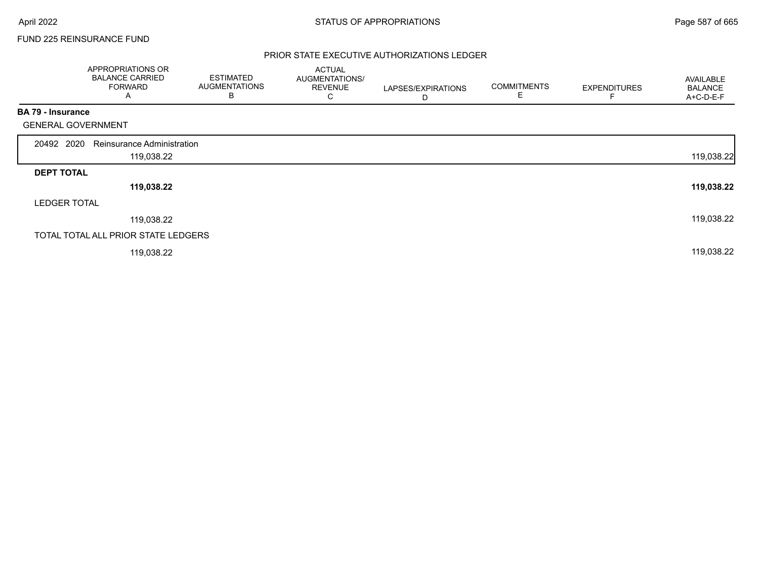FUND 225 REINSURANCE FUND

## PRIOR STATE EXECUTIVE AUTHORIZATIONS LEDGER

| | APPROPRIATIONS OR BALANCE CARRIED FORWARD A | ESTIMATED AUGMENTATIONS B | ACTUAL AUGMENTATIONS/ REVENUE C | LAPSES/EXPIRATIONS D | COMMITMENTS E | EXPENDITURES F | AVAILABLE BALANCE A+C-D-E-F |
|---|---|---|---|---|---|---|---|
| **BA 79 - Insurance** | | | | | | | |
| GENERAL GOVERNMENT | | | | | | | |
| 20492 2020 Reinsurance Administration | 119,038.22 | | | | | | 119,038.22 |
| **DEPT TOTAL** | **119,038.22** | | | | | | **119,038.22** |
| LEDGER TOTAL | 119,038.22 | | | | | | 119,038.22 |
| TOTAL TOTAL ALL PRIOR STATE LEDGERS | 119,038.22 | | | | | | 119,038.22 |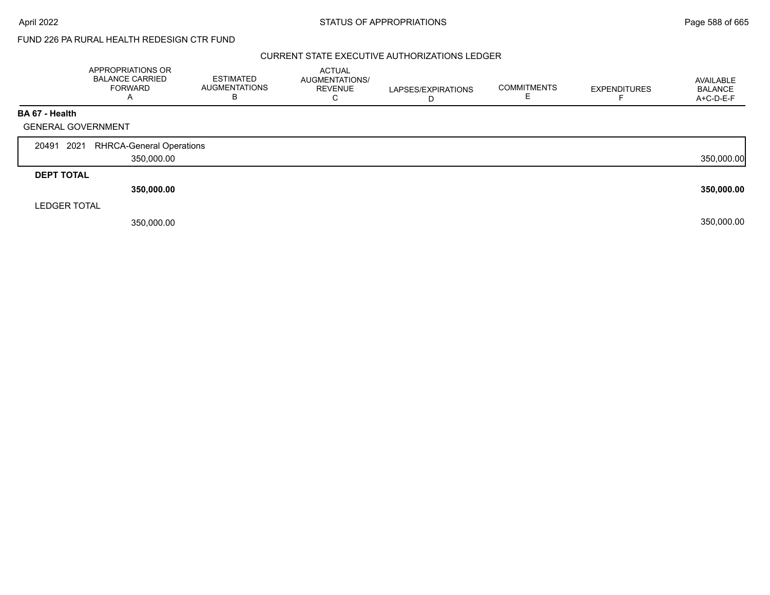FUND 226 PA RURAL HEALTH REDESIGN CTR FUND

## CURRENT STATE EXECUTIVE AUTHORIZATIONS LEDGER

| | APPROPRIATIONS OR BALANCE CARRIED FORWARD A | ESTIMATED AUGMENTATIONS B | ACTUAL AUGMENTATIONS/ REVENUE C | LAPSES/EXPIRATIONS D | COMMITMENTS E | EXPENDITURES F | AVAILABLE BALANCE A+C-D-E-F |
|---|---|---|---|---|---|---|---|
| **BA 67 - Health** | | | | | | | |
| GENERAL GOVERNMENT | | | | | | | |
| 20491 2021 RHRCA-General Operations | 350,000.00 | | | | | | 350,000.00 |
| **DEPT TOTAL** | **350,000.00** | | | | | | **350,000.00** |
| LEDGER TOTAL | 350,000.00 | | | | | | 350,000.00 |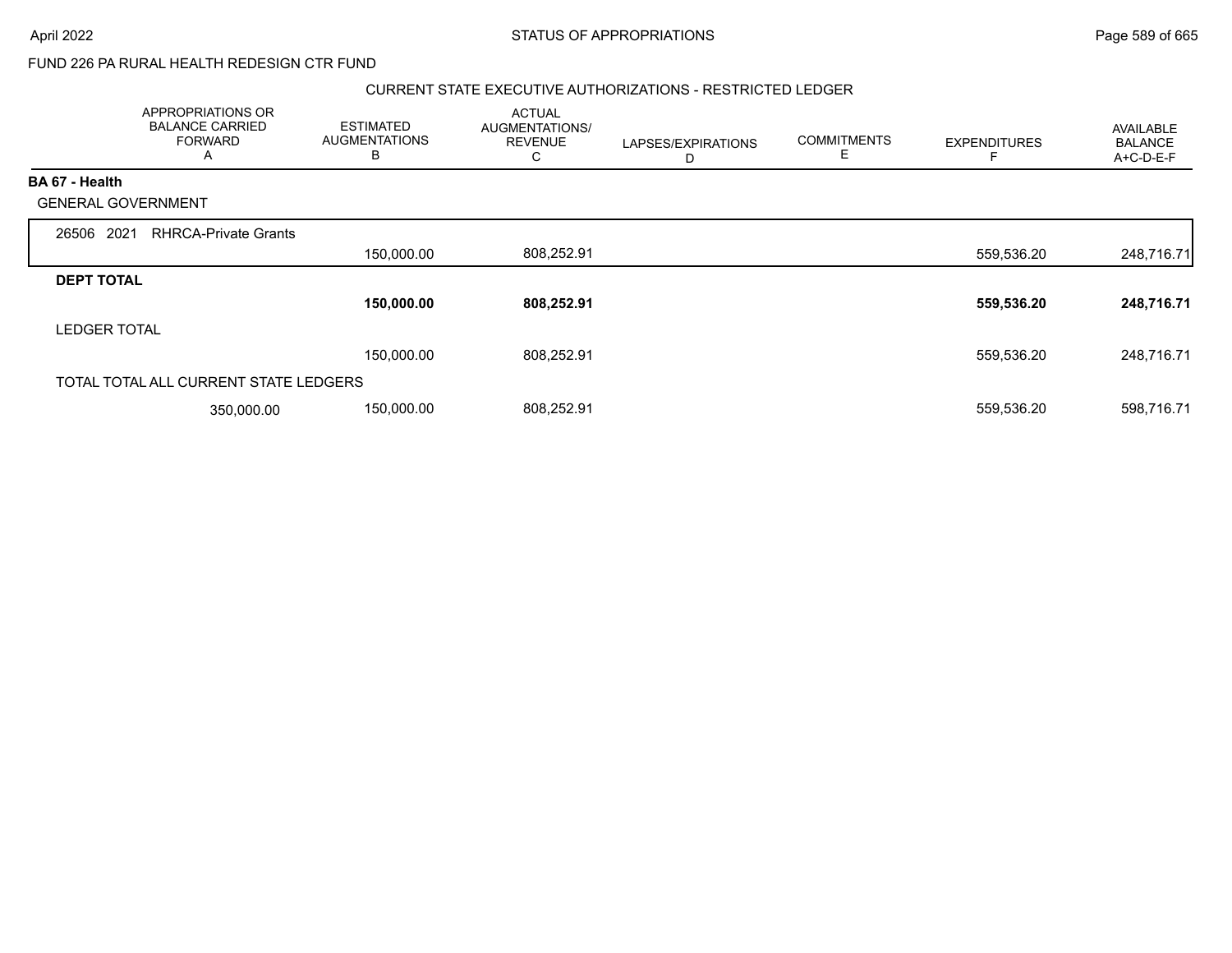FUND 226 PA RURAL HEALTH REDESIGN CTR FUND

CURRENT STATE EXECUTIVE AUTHORIZATIONS - RESTRICTED LEDGER

| APPROPRIATIONS OR BALANCE CARRIED FORWARD A | ESTIMATED AUGMENTATIONS B | ACTUAL AUGMENTATIONS/ REVENUE C | LAPSES/EXPIRATIONS D | COMMITMENTS E | EXPENDITURES F | AVAILABLE BALANCE A+C-D-E-F |
|---|---|---|---|---|---|---|
| **BA 67 - Health** | | | | | | |
| GENERAL GOVERNMENT | | | | | | |
| 26506 2021 RHRCA-Private Grants | | | | | | |
| | 150,000.00 | 808,252.91 | | | 559,536.20 | 248,716.71 |
| **DEPT TOTAL** | | | | | | |
| | **150,000.00** | **808,252.91** | | | **559,536.20** | **248,716.71** |
| LEDGER TOTAL | | | | | | |
| | 150,000.00 | 808,252.91 | | | 559,536.20 | 248,716.71 |
| TOTAL TOTAL ALL CURRENT STATE LEDGERS | | | | | | |
| 350,000.00 | 150,000.00 | 808,252.91 | | | 559,536.20 | 598,716.71 |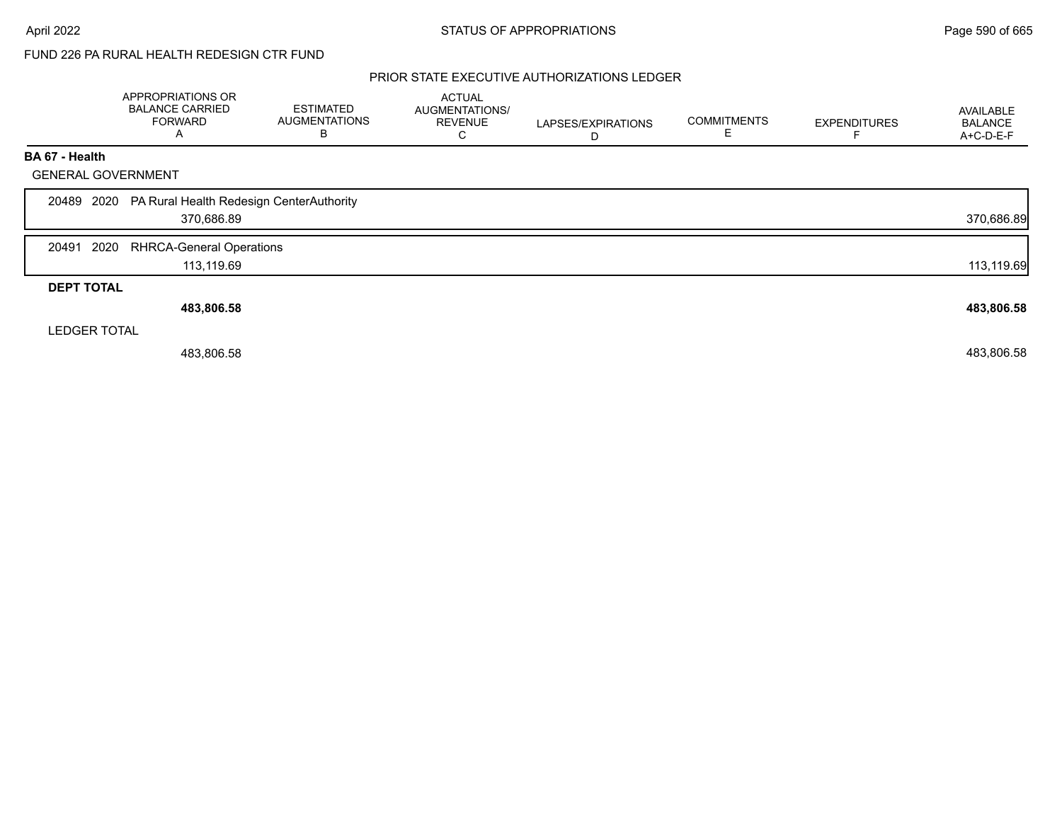FUND 226 PA RURAL HEALTH REDESIGN CTR FUND

## PRIOR STATE EXECUTIVE AUTHORIZATIONS LEDGER

| | APPROPRIATIONS OR BALANCE CARRIED FORWARD A | ESTIMATED AUGMENTATIONS B | ACTUAL AUGMENTATIONS/ REVENUE C | LAPSES/EXPIRATIONS D | COMMITMENTS E | EXPENDITURES F | AVAILABLE BALANCE A+C-D-E-F |
|---|---|---|---|---|---|---|---|
| **BA 67 - Health** | | | | | | | |
| GENERAL GOVERNMENT | | | | | | | |
| 20489 2020 PA Rural Health Redesign CenterAuthority | | | | | | | |
| | 370,686.89 | | | | | | 370,686.89 |
| 20491 2020 RHRCA-General Operations | | | | | | | |
| | 113,119.69 | | | | | | 113,119.69 |
| **DEPT TOTAL** | | | | | | | |
| | **483,806.58** | | | | | | **483,806.58** |
| LEDGER TOTAL | | | | | | | |
| | 483,806.58 | | | | | | 483,806.58 |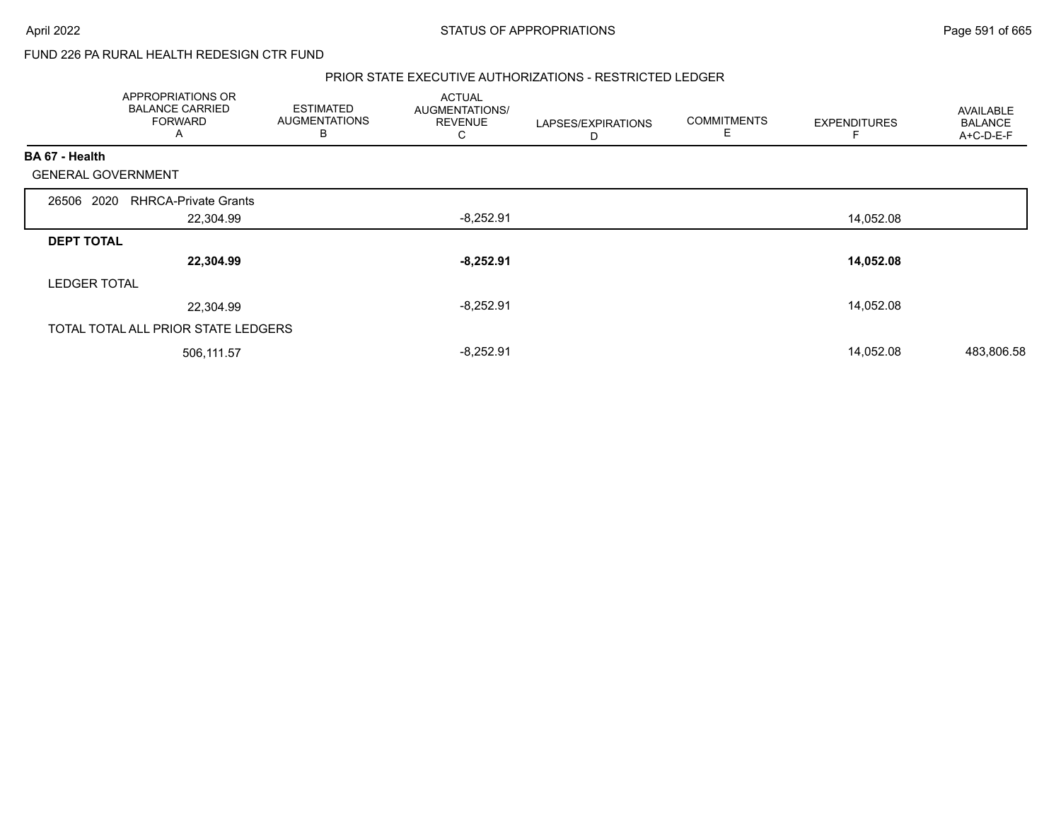FUND 226 PA RURAL HEALTH REDESIGN CTR FUND

PRIOR STATE EXECUTIVE AUTHORIZATIONS - RESTRICTED LEDGER

| APPROPRIATIONS OR BALANCE CARRIED FORWARD A | ESTIMATED AUGMENTATIONS B | ACTUAL AUGMENTATIONS/ REVENUE C | LAPSES/EXPIRATIONS D | COMMITMENTS E | EXPENDITURES F | AVAILABLE BALANCE A+C-D-E-F |
|---|---|---|---|---|---|---|
| **BA 67 - Health** | | | | | | |
| GENERAL GOVERNMENT | | | | | | |
| 26506 2020 RHRCA-Private Grants | | | | | | |
| 22,304.99 | | -8,252.91 | | | 14,052.08 | |
| **DEPT TOTAL** | | | | | | |
| **22,304.99** | | **-8,252.91** | | | **14,052.08** | |
| LEDGER TOTAL | | | | | | |
| 22,304.99 | | -8,252.91 | | | 14,052.08 | |
| TOTAL TOTAL ALL PRIOR STATE LEDGERS | | | | | | |
| 506,111.57 | | -8,252.91 | | | 14,052.08 | 483,806.58 |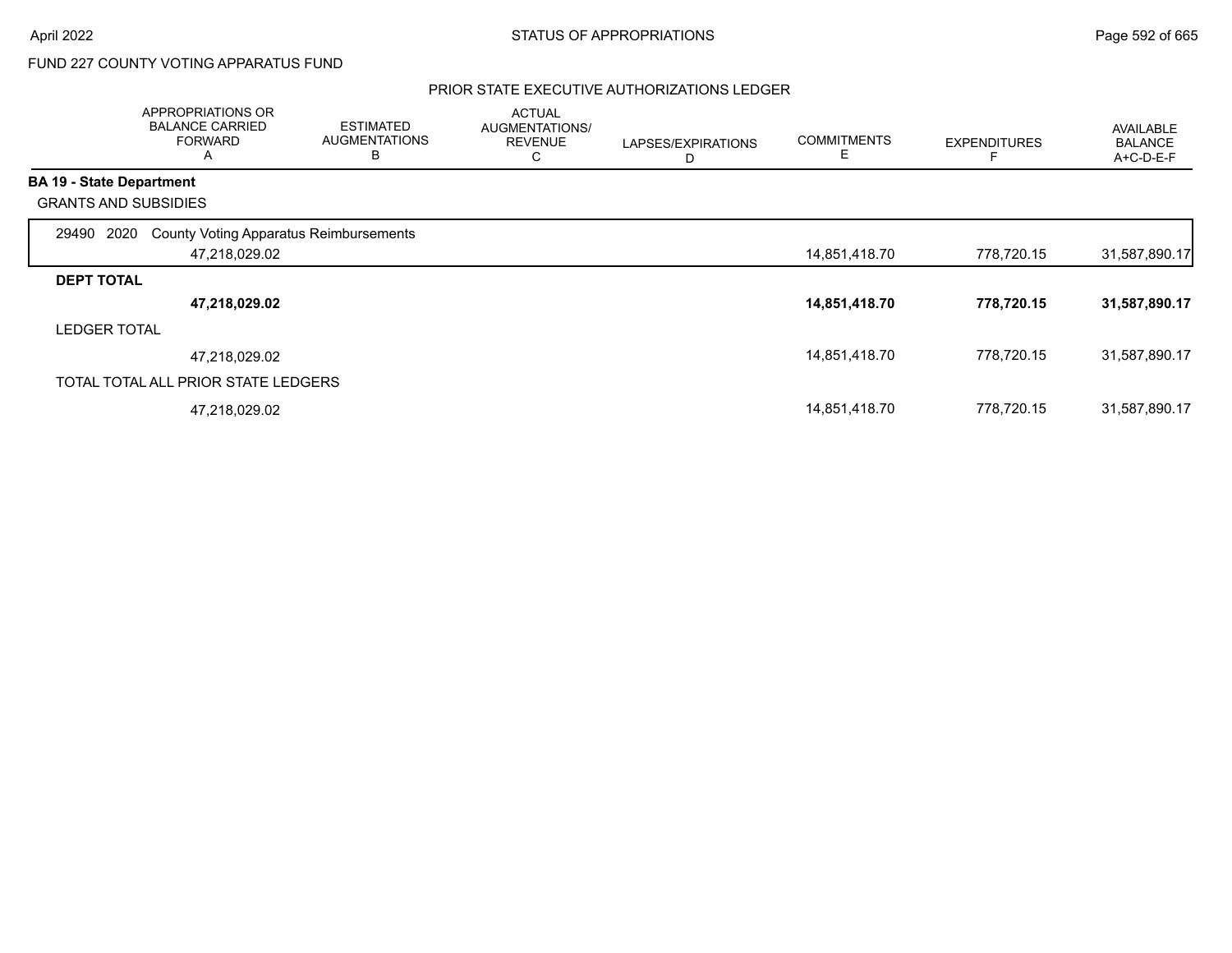FUND 227 COUNTY VOTING APPARATUS FUND

## PRIOR STATE EXECUTIVE AUTHORIZATIONS LEDGER

| | APPROPRIATIONS OR BALANCE CARRIED FORWARD A | ESTIMATED AUGMENTATIONS B | ACTUAL AUGMENTATIONS/ REVENUE C | LAPSES/EXPIRATIONS D | COMMITMENTS E | EXPENDITURES F | AVAILABLE BALANCE A+C-D-E-F |
|---|---|---|---|---|---|---|---|
| **BA 19 - State Department** | | | | | | | |
| GRANTS AND SUBSIDIES | | | | | | | |
| 29490 2020 County Voting Apparatus Reimbursements | 47,218,029.02 | | | | 14,851,418.70 | 778,720.15 | 31,587,890.17 |
| **DEPT TOTAL** | **47,218,029.02** | | | | **14,851,418.70** | **778,720.15** | **31,587,890.17** |
| LEDGER TOTAL | 47,218,029.02 | | | | 14,851,418.70 | 778,720.15 | 31,587,890.17 |
| TOTAL TOTAL ALL PRIOR STATE LEDGERS | 47,218,029.02 | | | | 14,851,418.70 | 778,720.15 | 31,587,890.17 |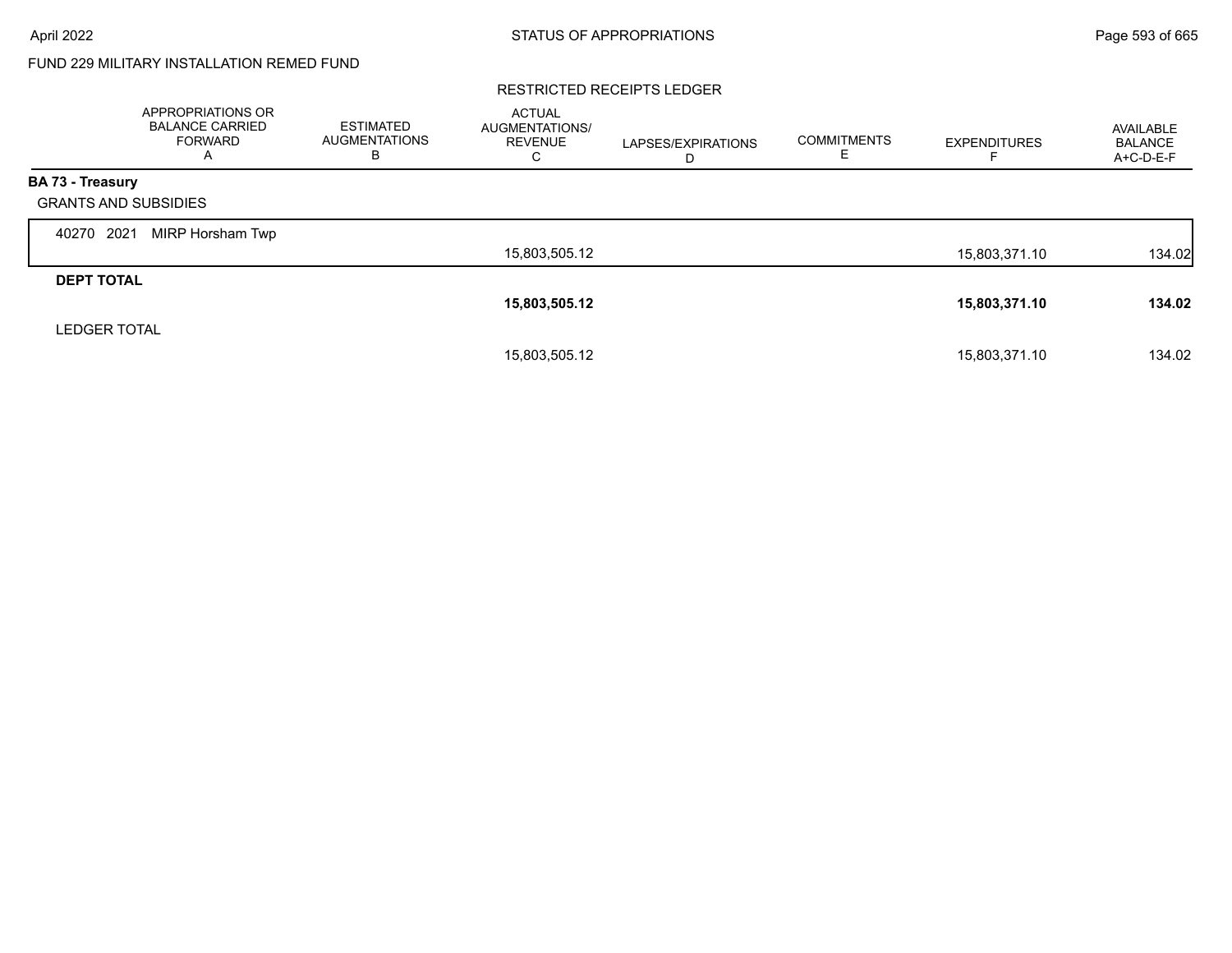FUND 229 MILITARY INSTALLATION REMED FUND

RESTRICTED RECEIPTS LEDGER

| | APPROPRIATIONS OR BALANCE CARRIED FORWARD A | ESTIMATED AUGMENTATIONS B | ACTUAL AUGMENTATIONS/ REVENUE C | LAPSES/EXPIRATIONS D | COMMITMENTS E | EXPENDITURES F | AVAILABLE BALANCE A+C-D-E-F |
|---|---|---|---|---|---|---|---|
| **BA 73 - Treasury** | | | | | | | |
| GRANTS AND SUBSIDIES | | | | | | | |
| 40270 2021 MIRP Horsham Twp | | | 15,803,505.12 | | | 15,803,371.10 | 134.02 |
| **DEPT TOTAL** | | | **15,803,505.12** | | | **15,803,371.10** | **134.02** |
| LEDGER TOTAL | | | 15,803,505.12 | | | 15,803,371.10 | 134.02 |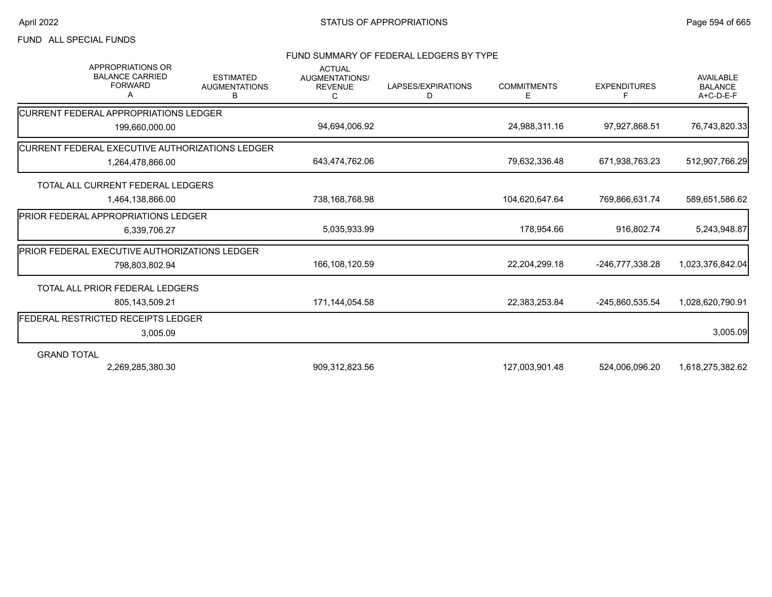FUND ALL SPECIAL FUNDS

## FUND SUMMARY OF FEDERAL LEDGERS BY TYPE

| APPROPRIATIONS OR BALANCE CARRIED FORWARD A | ESTIMATED AUGMENTATIONS B | ACTUAL AUGMENTATIONS/ REVENUE C | LAPSES/EXPIRATIONS D | COMMITMENTS E | EXPENDITURES F | AVAILABLE BALANCE A+C-D-E-F |
|---|---|---|---|---|---|---|
| **CURRENT FEDERAL APPROPRIATIONS LEDGER** | | | | | | |
| 199,660,000.00 | | 94,694,006.92 | | 24,988,311.16 | 97,927,868.51 | 76,743,820.33 |
| **CURRENT FEDERAL EXECUTIVE AUTHORIZATIONS LEDGER** | | | | | | |
| 1,264,478,866.00 | | 643,474,762.06 | | 79,632,336.48 | 671,938,763.23 | 512,907,766.29 |
| TOTAL ALL CURRENT FEDERAL LEDGERS | | | | | | |
| 1,464,138,866.00 | | 738,168,768.98 | | 104,620,647.64 | 769,866,631.74 | 589,651,586.62 |
| **PRIOR FEDERAL APPROPRIATIONS LEDGER** | | | | | | |
| 6,339,706.27 | | 5,035,933.99 | | 178,954.66 | 916,802.74 | 5,243,948.87 |
| **PRIOR FEDERAL EXECUTIVE AUTHORIZATIONS LEDGER** | | | | | | |
| 798,803,802.94 | | 166,108,120.59 | | 22,204,299.18 | -246,777,338.28 | 1,023,376,842.04 |
| TOTAL ALL PRIOR FEDERAL LEDGERS | | | | | | |
| 805,143,509.21 | | 171,144,054.58 | | 22,383,253.84 | -245,860,535.54 | 1,028,620,790.91 |
| **FEDERAL RESTRICTED RECEIPTS LEDGER** | | | | | | |
| 3,005.09 | | | | | | 3,005.09 |
| GRAND TOTAL | | | | | | |
| 2,269,285,380.30 | | 909,312,823.56 | | 127,003,901.48 | 524,006,096.20 | 1,618,275,382.62 |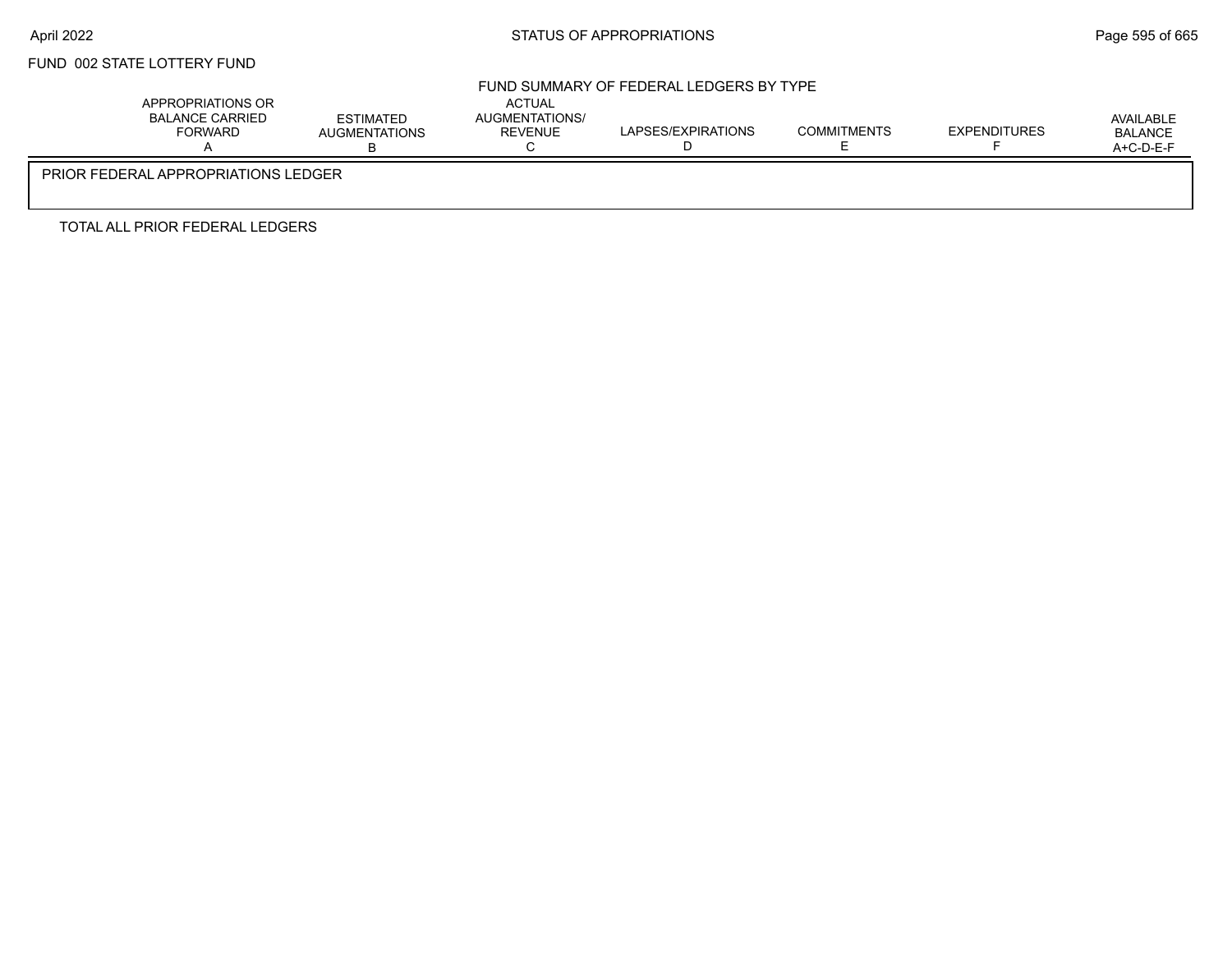FUND 002 STATE LOTTERY FUND

## FUND SUMMARY OF FEDERAL LEDGERS BY TYPE

| | APPROPRIATIONS OR BALANCE CARRIED FORWARD A | ESTIMATED AUGMENTATIONS B | ACTUAL AUGMENTATIONS/ REVENUE C | LAPSES/EXPIRATIONS D | COMMITMENTS E | EXPENDITURES F | AVAILABLE BALANCE A+C-D-E-F |
|---|---|---|---|---|---|---|---|
| PRIOR FEDERAL APPROPRIATIONS LEDGER | | | | | | | |
| TOTAL ALL PRIOR FEDERAL LEDGERS | | | | | | | |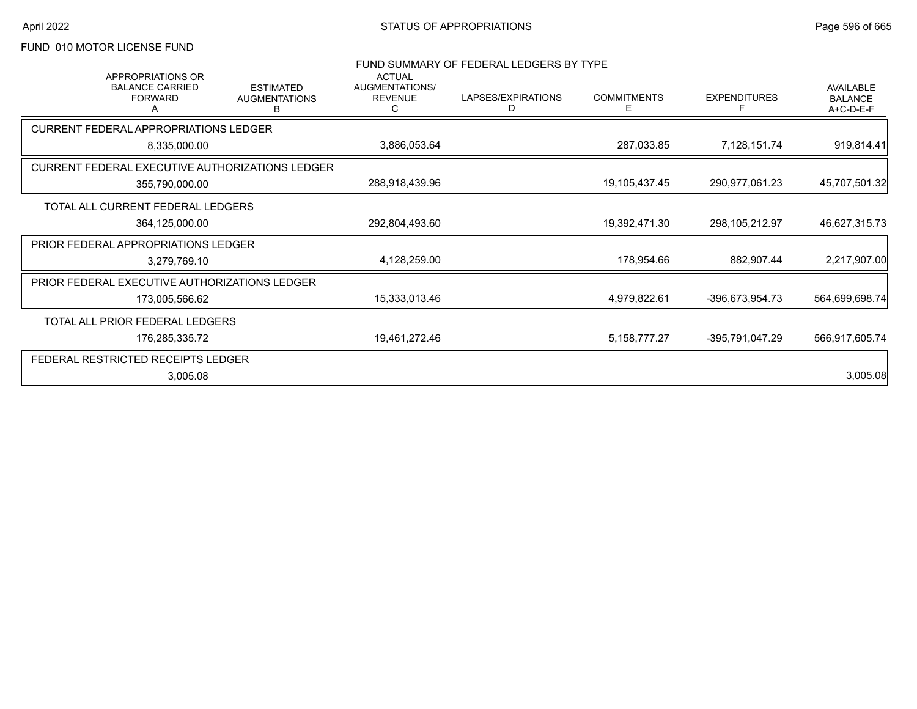FUND 010 MOTOR LICENSE FUND

## FUND SUMMARY OF FEDERAL LEDGERS BY TYPE

| | APPROPRIATIONS OR BALANCE CARRIED FORWARD A | ESTIMATED AUGMENTATIONS B | ACTUAL AUGMENTATIONS/ REVENUE C | LAPSES/EXPIRATIONS D | COMMITMENTS E | EXPENDITURES F | AVAILABLE BALANCE A+C-D-E-F |
|---|---|---|---|---|---|---|---|
| CURRENT FEDERAL APPROPRIATIONS LEDGER | 8,335,000.00 | | 3,886,053.64 | | 287,033.85 | 7,128,151.74 | 919,814.41 |
| CURRENT FEDERAL EXECUTIVE AUTHORIZATIONS LEDGER | 355,790,000.00 | | 288,918,439.96 | | 19,105,437.45 | 290,977,061.23 | 45,707,501.32 |
| TOTAL ALL CURRENT FEDERAL LEDGERS | 364,125,000.00 | | 292,804,493.60 | | 19,392,471.30 | 298,105,212.97 | 46,627,315.73 |
| PRIOR FEDERAL APPROPRIATIONS LEDGER | 3,279,769.10 | | 4,128,259.00 | | 178,954.66 | 882,907.44 | 2,217,907.00 |
| PRIOR FEDERAL EXECUTIVE AUTHORIZATIONS LEDGER | 173,005,566.62 | | 15,333,013.46 | | 4,979,822.61 | -396,673,954.73 | 564,699,698.74 |
| TOTAL ALL PRIOR FEDERAL LEDGERS | 176,285,335.72 | | 19,461,272.46 | | 5,158,777.27 | -395,791,047.29 | 566,917,605.74 |
| FEDERAL RESTRICTED RECEIPTS LEDGER | 3,005.08 | | | | | | 3,005.08 |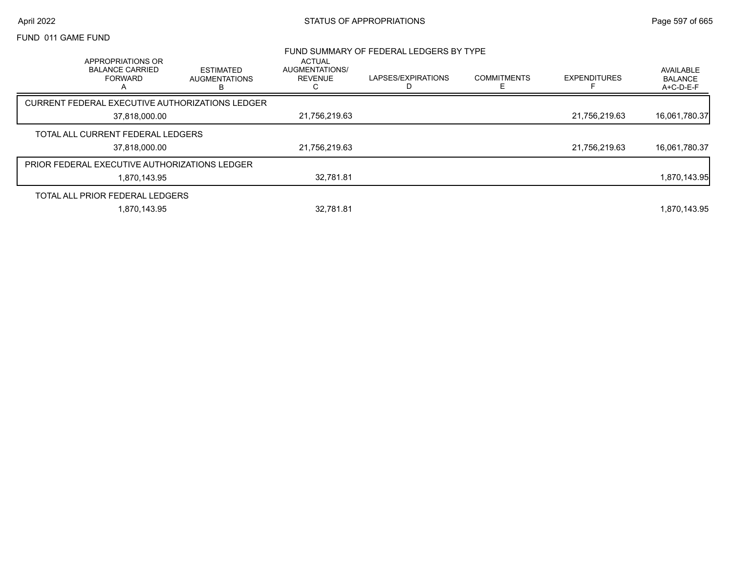FUND 011 GAME FUND

## FUND SUMMARY OF FEDERAL LEDGERS BY TYPE

| APPROPRIATIONS OR BALANCE CARRIED FORWARD A | ESTIMATED AUGMENTATIONS B | ACTUAL AUGMENTATIONS/ REVENUE C | LAPSES/EXPIRATIONS D | COMMITMENTS E | EXPENDITURES F | AVAILABLE BALANCE A+C-D-E-F |
|---|---|---|---|---|---|---|
| **CURRENT FEDERAL EXECUTIVE AUTHORIZATIONS LEDGER** | | | | | | |
| 37,818,000.00 | | 21,756,219.63 | | | 21,756,219.63 | 16,061,780.37 |
| **TOTAL ALL CURRENT FEDERAL LEDGERS** | | | | | | |
| 37,818,000.00 | | 21,756,219.63 | | | 21,756,219.63 | 16,061,780.37 |
| **PRIOR FEDERAL EXECUTIVE AUTHORIZATIONS LEDGER** | | | | | | |
| 1,870,143.95 | | 32,781.81 | | | | 1,870,143.95 |
| **TOTAL ALL PRIOR FEDERAL LEDGERS** | | | | | | |
| 1,870,143.95 | | 32,781.81 | | | | 1,870,143.95 |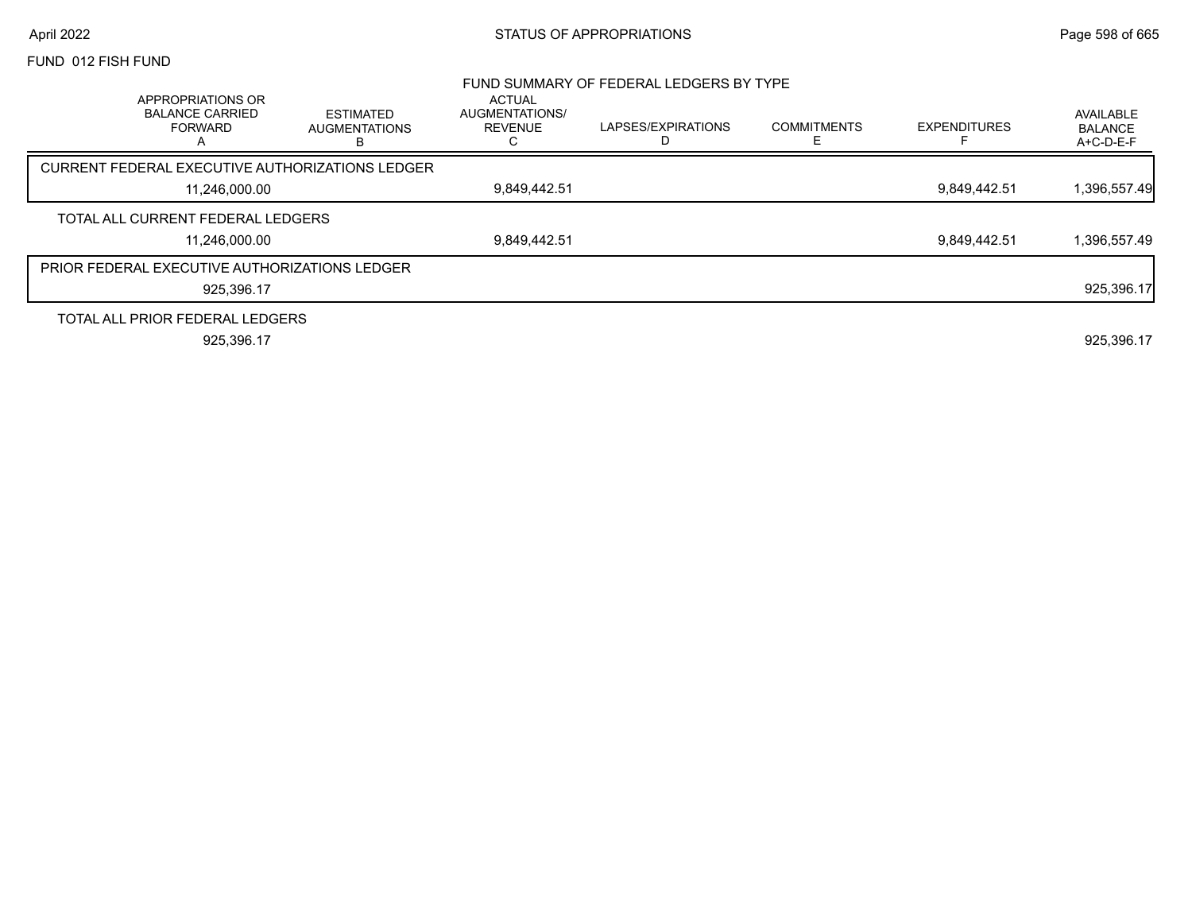FUND 012 FISH FUND

## FUND SUMMARY OF FEDERAL LEDGERS BY TYPE

| APPROPRIATIONS OR BALANCE CARRIED FORWARD A | ESTIMATED AUGMENTATIONS B | ACTUAL AUGMENTATIONS/ REVENUE C | LAPSES/EXPIRATIONS D | COMMITMENTS E | EXPENDITURES F | AVAILABLE BALANCE A+C-D-E-F |
|---|---|---|---|---|---|---|
| CURRENT FEDERAL EXECUTIVE AUTHORIZATIONS LEDGER | | | | | | |
| 11,246,000.00 | | 9,849,442.51 | | | 9,849,442.51 | 1,396,557.49 |
| TOTAL ALL CURRENT FEDERAL LEDGERS | | | | | | |
| 11,246,000.00 | | 9,849,442.51 | | | 9,849,442.51 | 1,396,557.49 |
| PRIOR FEDERAL EXECUTIVE AUTHORIZATIONS LEDGER | | | | | | |
| 925,396.17 | | | | | | 925,396.17 |
| TOTAL ALL PRIOR FEDERAL LEDGERS | | | | | | |
| 925,396.17 | | | | | | 925,396.17 |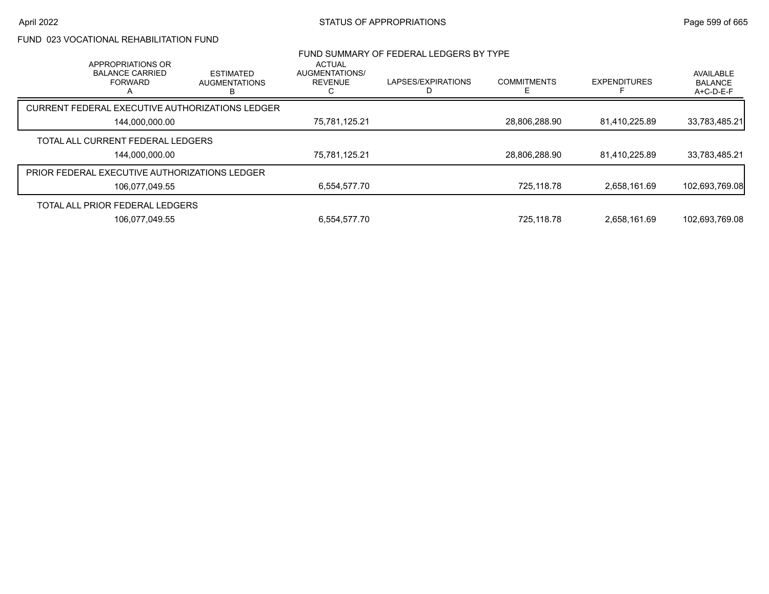# FUND 023 VOCATIONAL REHABILITATION FUND

## FUND SUMMARY OF FEDERAL LEDGERS BY TYPE

| | APPROPRIATIONS OR BALANCE CARRIED FORWARD A | ESTIMATED AUGMENTATIONS B | ACTUAL AUGMENTATIONS/ REVENUE C | LAPSES/EXPIRATIONS D | COMMITMENTS E | EXPENDITURES F | AVAILABLE BALANCE A+C-D-E-F |
|---|---|---|---|---|---|---|---|
| CURRENT FEDERAL EXECUTIVE AUTHORIZATIONS LEDGER | 144,000,000.00 | | 75,781,125.21 | | 28,806,288.90 | 81,410,225.89 | 33,783,485.21 |
| TOTAL ALL CURRENT FEDERAL LEDGERS | 144,000,000.00 | | 75,781,125.21 | | 28,806,288.90 | 81,410,225.89 | 33,783,485.21 |
| PRIOR FEDERAL EXECUTIVE AUTHORIZATIONS LEDGER | 106,077,049.55 | | 6,554,577.70 | | 725,118.78 | 2,658,161.69 | 102,693,769.08 |
| TOTAL ALL PRIOR FEDERAL LEDGERS | 106,077,049.55 | | 6,554,577.70 | | 725,118.78 | 2,658,161.69 | 102,693,769.08 |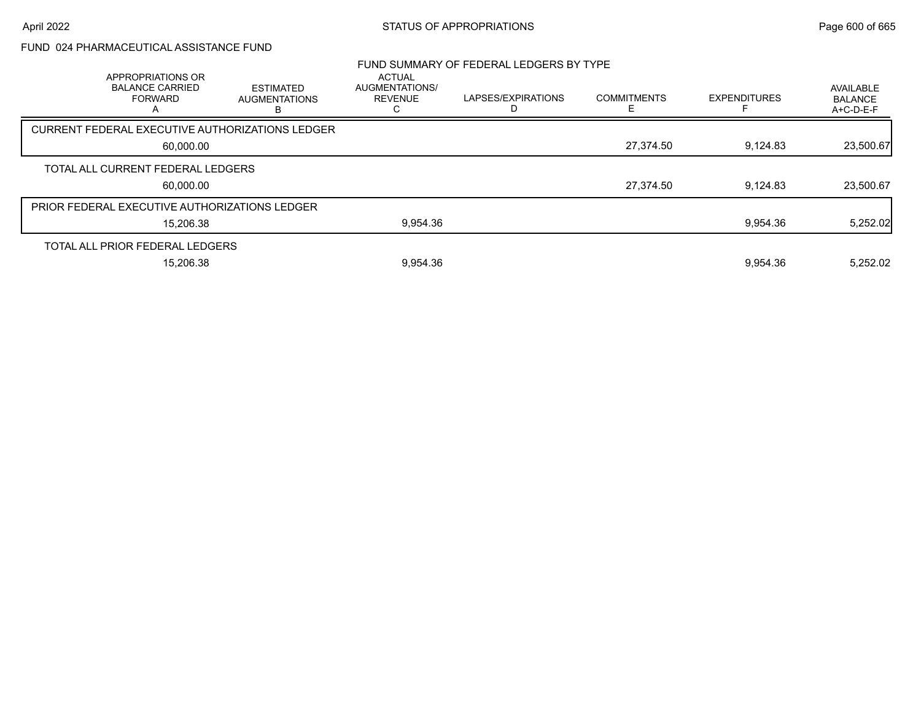## FUND 024 PHARMACEUTICAL ASSISTANCE FUND

### FUND SUMMARY OF FEDERAL LEDGERS BY TYPE

| APPROPRIATIONS OR BALANCE CARRIED FORWARD A | ESTIMATED AUGMENTATIONS B | ACTUAL AUGMENTATIONS/ REVENUE C | LAPSES/EXPIRATIONS D | COMMITMENTS E | EXPENDITURES F | AVAILABLE BALANCE A+C-D-E-F |
|---|---|---|---|---|---|---|
| CURRENT FEDERAL EXECUTIVE AUTHORIZATIONS LEDGER | | | | | | |
| 60,000.00 | | | | 27,374.50 | 9,124.83 | 23,500.67 |
| TOTAL ALL CURRENT FEDERAL LEDGERS | | | | | | |
| 60,000.00 | | | | 27,374.50 | 9,124.83 | 23,500.67 |
| PRIOR FEDERAL EXECUTIVE AUTHORIZATIONS LEDGER | | | | | | |
| 15,206.38 | | 9,954.36 | | | 9,954.36 | 5,252.02 |
| TOTAL ALL PRIOR FEDERAL LEDGERS | | | | | | |
| 15,206.38 | | 9,954.36 | | | 9,954.36 | 5,252.02 |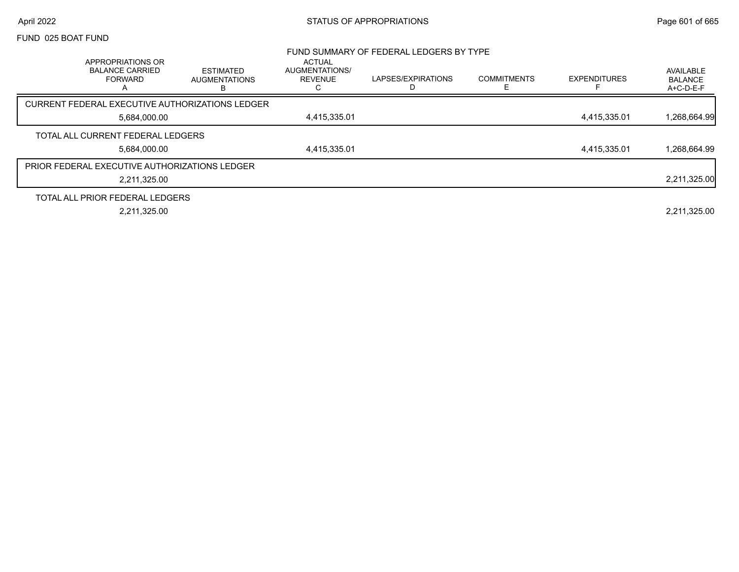FUND 025 BOAT FUND

## FUND SUMMARY OF FEDERAL LEDGERS BY TYPE

| | APPROPRIATIONS OR BALANCE CARRIED FORWARD A | ESTIMATED AUGMENTATIONS B | ACTUAL AUGMENTATIONS/ REVENUE C | LAPSES/EXPIRATIONS D | COMMITMENTS E | EXPENDITURES F | AVAILABLE BALANCE A+C-D-E-F |
|---|---|---|---|---|---|---|---|
| CURRENT FEDERAL EXECUTIVE AUTHORIZATIONS LEDGER | 5,684,000.00 | | 4,415,335.01 | | | 4,415,335.01 | 1,268,664.99 |
| TOTAL ALL CURRENT FEDERAL LEDGERS | 5,684,000.00 | | 4,415,335.01 | | | 4,415,335.01 | 1,268,664.99 |
| PRIOR FEDERAL EXECUTIVE AUTHORIZATIONS LEDGER | 2,211,325.00 | | | | | | 2,211,325.00 |
| TOTAL ALL PRIOR FEDERAL LEDGERS | 2,211,325.00 | | | | | | 2,211,325.00 |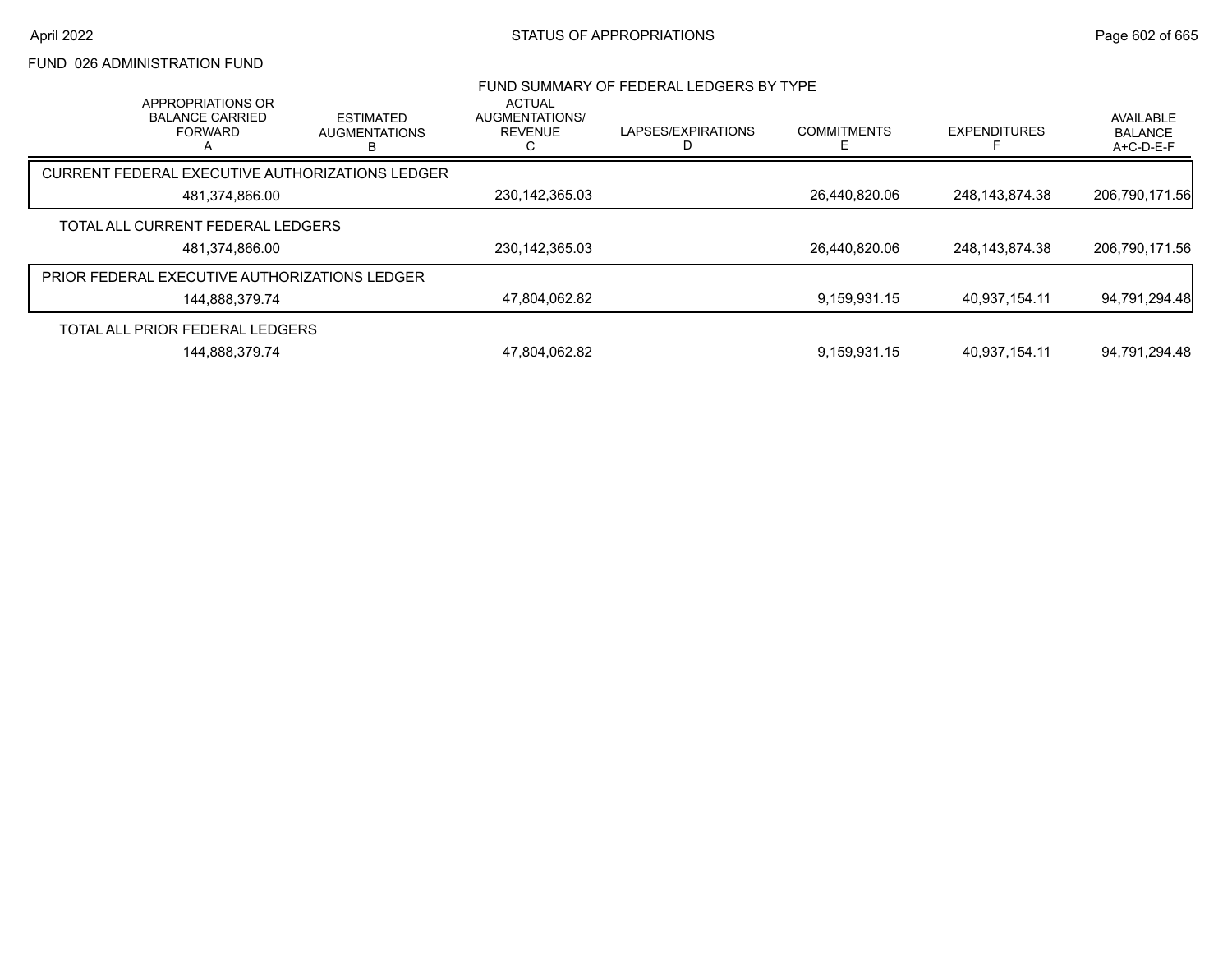FUND 026 ADMINISTRATION FUND

FUND SUMMARY OF FEDERAL LEDGERS BY TYPE

| | APPROPRIATIONS OR BALANCE CARRIED FORWARD A | ESTIMATED AUGMENTATIONS B | ACTUAL AUGMENTATIONS/ REVENUE C | LAPSES/EXPIRATIONS D | COMMITMENTS E | EXPENDITURES F | AVAILABLE BALANCE A+C-D-E-F |
|---|---|---|---|---|---|---|---|
| CURRENT FEDERAL EXECUTIVE AUTHORIZATIONS LEDGER | 481,374,866.00 | | 230,142,365.03 | | 26,440,820.06 | 248,143,874.38 | 206,790,171.56 |
| TOTAL ALL CURRENT FEDERAL LEDGERS | 481,374,866.00 | | 230,142,365.03 | | 26,440,820.06 | 248,143,874.38 | 206,790,171.56 |
| PRIOR FEDERAL EXECUTIVE AUTHORIZATIONS LEDGER | 144,888,379.74 | | 47,804,062.82 | | 9,159,931.15 | 40,937,154.11 | 94,791,294.48 |
| TOTAL ALL PRIOR FEDERAL LEDGERS | 144,888,379.74 | | 47,804,062.82 | | 9,159,931.15 | 40,937,154.11 | 94,791,294.48 |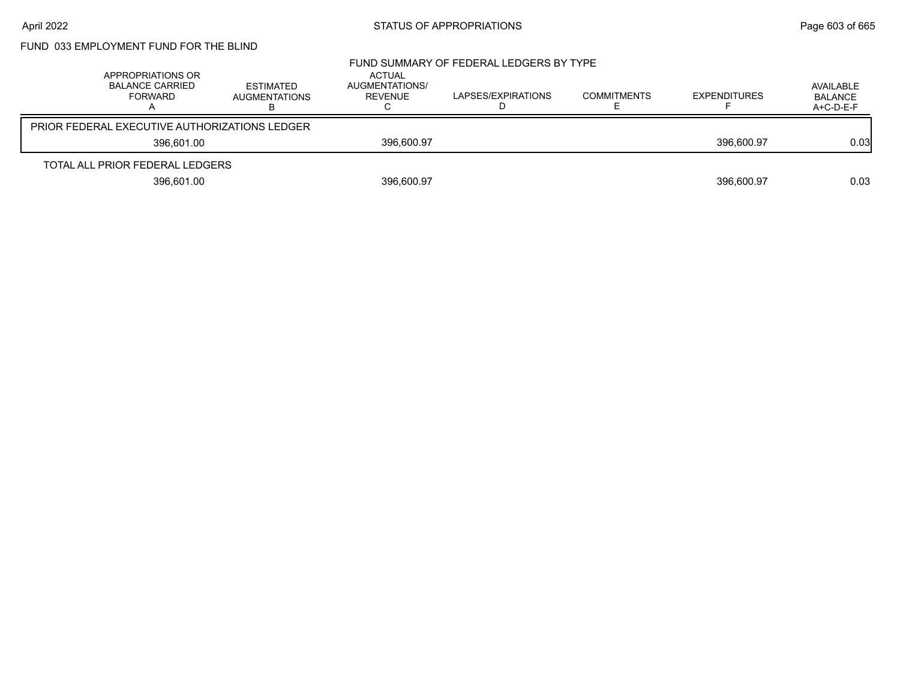FUND 033 EMPLOYMENT FUND FOR THE BLIND

## FUND SUMMARY OF FEDERAL LEDGERS BY TYPE

| | APPROPRIATIONS OR BALANCE CARRIED FORWARD A | ESTIMATED AUGMENTATIONS B | ACTUAL AUGMENTATIONS/ REVENUE C | LAPSES/EXPIRATIONS D | COMMITMENTS E | EXPENDITURES F | AVAILABLE BALANCE A+C-D-E-F |
|---|---|---|---|---|---|---|---|
| PRIOR FEDERAL EXECUTIVE AUTHORIZATIONS LEDGER | | | | | | | |
| | 396,601.00 | | 396,600.97 | | | 396,600.97 | 0.03 |
| TOTAL ALL PRIOR FEDERAL LEDGERS | | | | | | | |
| | 396,601.00 | | 396,600.97 | | | 396,600.97 | 0.03 |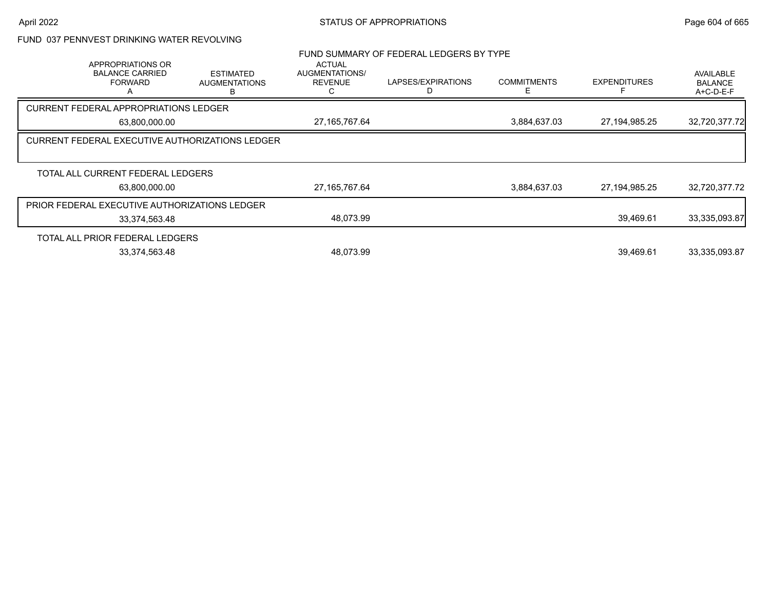FUND 037 PENNVEST DRINKING WATER REVOLVING

FUND SUMMARY OF FEDERAL LEDGERS BY TYPE

| APPROPRIATIONS OR BALANCE CARRIED FORWARD A | ESTIMATED AUGMENTATIONS B | ACTUAL AUGMENTATIONS/ REVENUE C | LAPSES/EXPIRATIONS D | COMMITMENTS E | EXPENDITURES F | AVAILABLE BALANCE A+C-D-E-F |
|---|---|---|---|---|---|---|
| CURRENT FEDERAL APPROPRIATIONS LEDGER | | | | | | |
| 63,800,000.00 | | 27,165,767.64 | | 3,884,637.03 | 27,194,985.25 | 32,720,377.72 |
| CURRENT FEDERAL EXECUTIVE AUTHORIZATIONS LEDGER | | | | | | |
| TOTAL ALL CURRENT FEDERAL LEDGERS | | | | | | |
| 63,800,000.00 | | 27,165,767.64 | | 3,884,637.03 | 27,194,985.25 | 32,720,377.72 |
| PRIOR FEDERAL EXECUTIVE AUTHORIZATIONS LEDGER | | | | | | |
| 33,374,563.48 | | 48,073.99 | | | 39,469.61 | 33,335,093.87 |
| TOTAL ALL PRIOR FEDERAL LEDGERS | | | | | | |
| 33,374,563.48 | | 48,073.99 | | | 39,469.61 | 33,335,093.87 |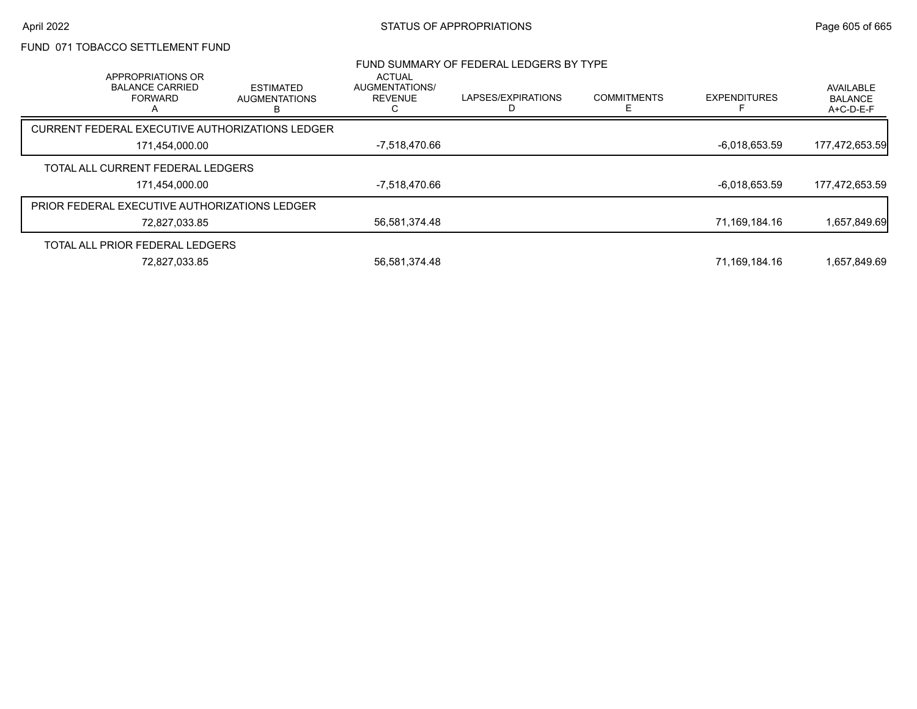FUND 071 TOBACCO SETTLEMENT FUND

FUND SUMMARY OF FEDERAL LEDGERS BY TYPE

| APPROPRIATIONS OR BALANCE CARRIED FORWARD A | ESTIMATED AUGMENTATIONS B | ACTUAL AUGMENTATIONS/ REVENUE C | LAPSES/EXPIRATIONS D | COMMITMENTS E | EXPENDITURES F | AVAILABLE BALANCE A+C-D-E-F |
|---|---|---|---|---|---|---|
| CURRENT FEDERAL EXECUTIVE AUTHORIZATIONS LEDGER | | | | | | |
| 171,454,000.00 | | -7,518,470.66 | | | -6,018,653.59 | 177,472,653.59 |
| TOTAL ALL CURRENT FEDERAL LEDGERS | | | | | | |
| 171,454,000.00 | | -7,518,470.66 | | | -6,018,653.59 | 177,472,653.59 |
| PRIOR FEDERAL EXECUTIVE AUTHORIZATIONS LEDGER | | | | | | |
| 72,827,033.85 | | 56,581,374.48 | | | 71,169,184.16 | 1,657,849.69 |
| TOTAL ALL PRIOR FEDERAL LEDGERS | | | | | | |
| 72,827,033.85 | | 56,581,374.48 | | | 71,169,184.16 | 1,657,849.69 |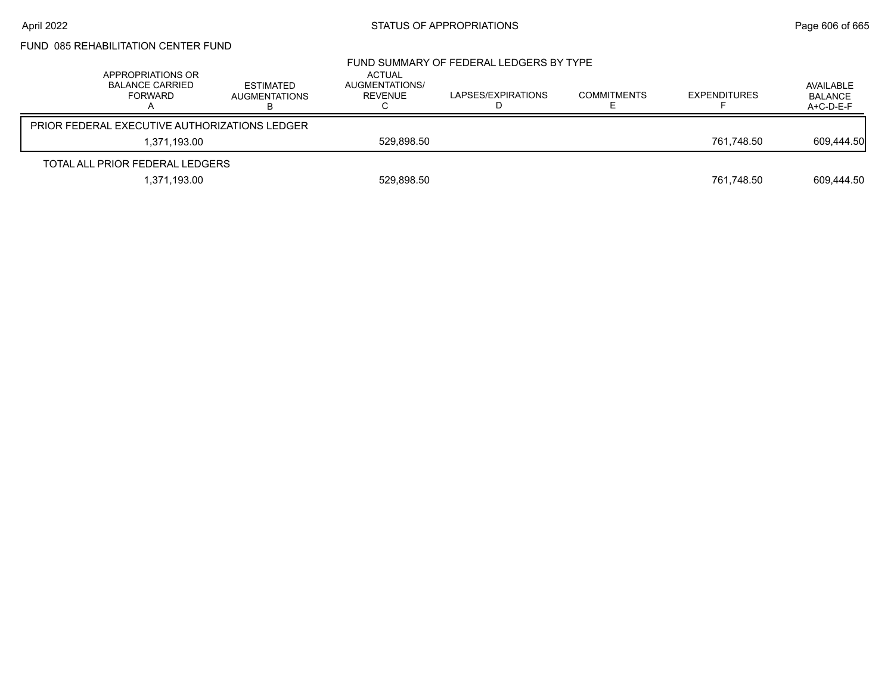FUND 085 REHABILITATION CENTER FUND

FUND SUMMARY OF FEDERAL LEDGERS BY TYPE

| APPROPRIATIONS OR BALANCE CARRIED FORWARD A | ESTIMATED AUGMENTATIONS B | ACTUAL AUGMENTATIONS/ REVENUE C | LAPSES/EXPIRATIONS D | COMMITMENTS E | EXPENDITURES F | AVAILABLE BALANCE A+C-D-E-F |
|---|---|---|---|---|---|---|
| PRIOR FEDERAL EXECUTIVE AUTHORIZATIONS LEDGER | | | | | | |
| 1,371,193.00 | | 529,898.50 | | | 761,748.50 | 609,444.50 |
| TOTAL ALL PRIOR FEDERAL LEDGERS | | | | | | |
| 1,371,193.00 | | 529,898.50 | | | 761,748.50 | 609,444.50 |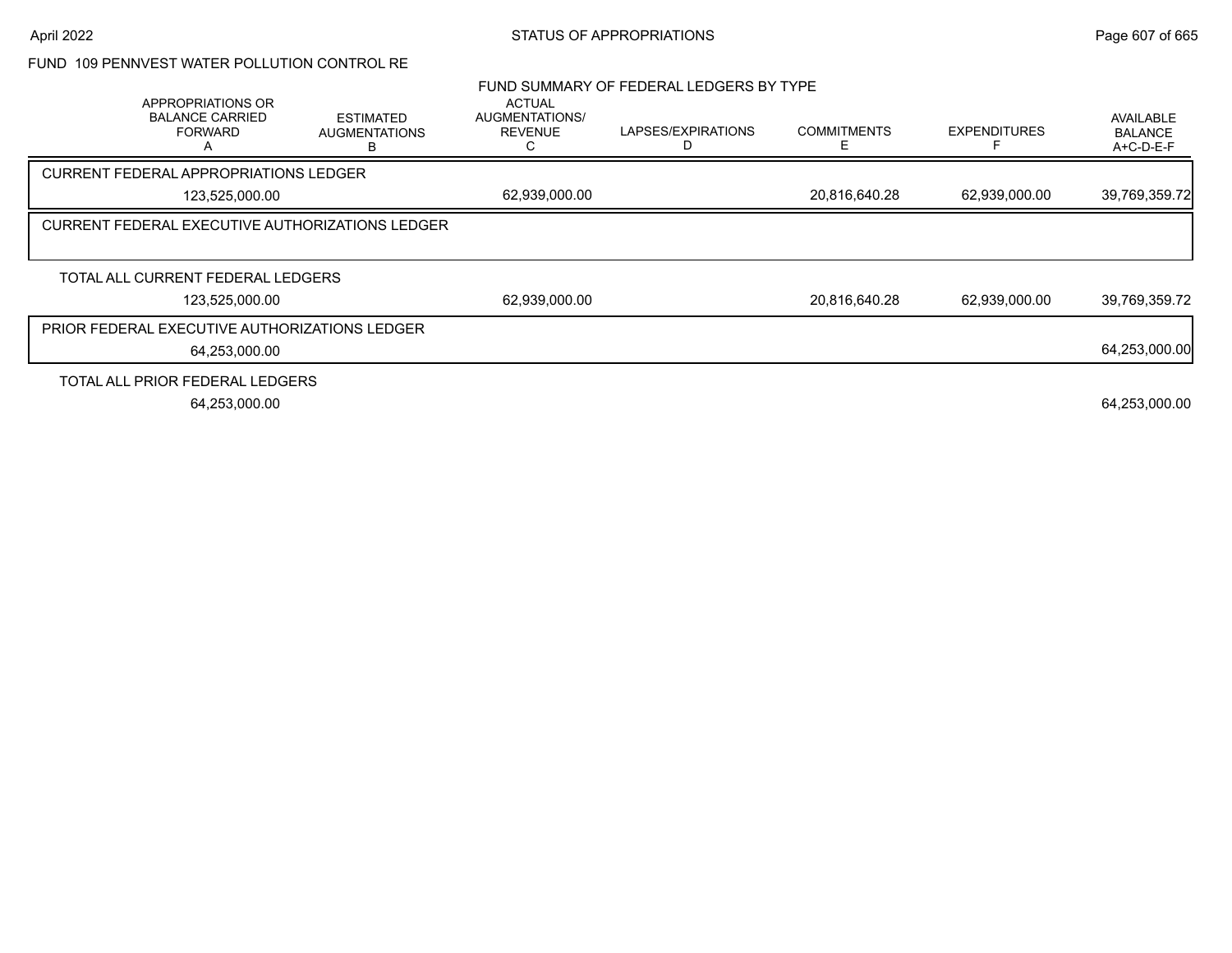FUND 109 PENNVEST WATER POLLUTION CONTROL RE

FUND SUMMARY OF FEDERAL LEDGERS BY TYPE

| APPROPRIATIONS OR BALANCE CARRIED FORWARD A | ESTIMATED AUGMENTATIONS B | ACTUAL AUGMENTATIONS/ REVENUE C | LAPSES/EXPIRATIONS D | COMMITMENTS E | EXPENDITURES F | AVAILABLE BALANCE A+C-D-E-F |
|---|---|---|---|---|---|---|
| CURRENT FEDERAL APPROPRIATIONS LEDGER | | | | | | |
| 123,525,000.00 | | 62,939,000.00 | | 20,816,640.28 | 62,939,000.00 | 39,769,359.72 |
| CURRENT FEDERAL EXECUTIVE AUTHORIZATIONS LEDGER | | | | | | |
| TOTAL ALL CURRENT FEDERAL LEDGERS | | | | | | |
| 123,525,000.00 | | 62,939,000.00 | | 20,816,640.28 | 62,939,000.00 | 39,769,359.72 |
| PRIOR FEDERAL EXECUTIVE AUTHORIZATIONS LEDGER | | | | | | |
| 64,253,000.00 | | | | | | 64,253,000.00 |
| TOTAL ALL PRIOR FEDERAL LEDGERS | | | | | | |
| 64,253,000.00 | | | | | | 64,253,000.00 |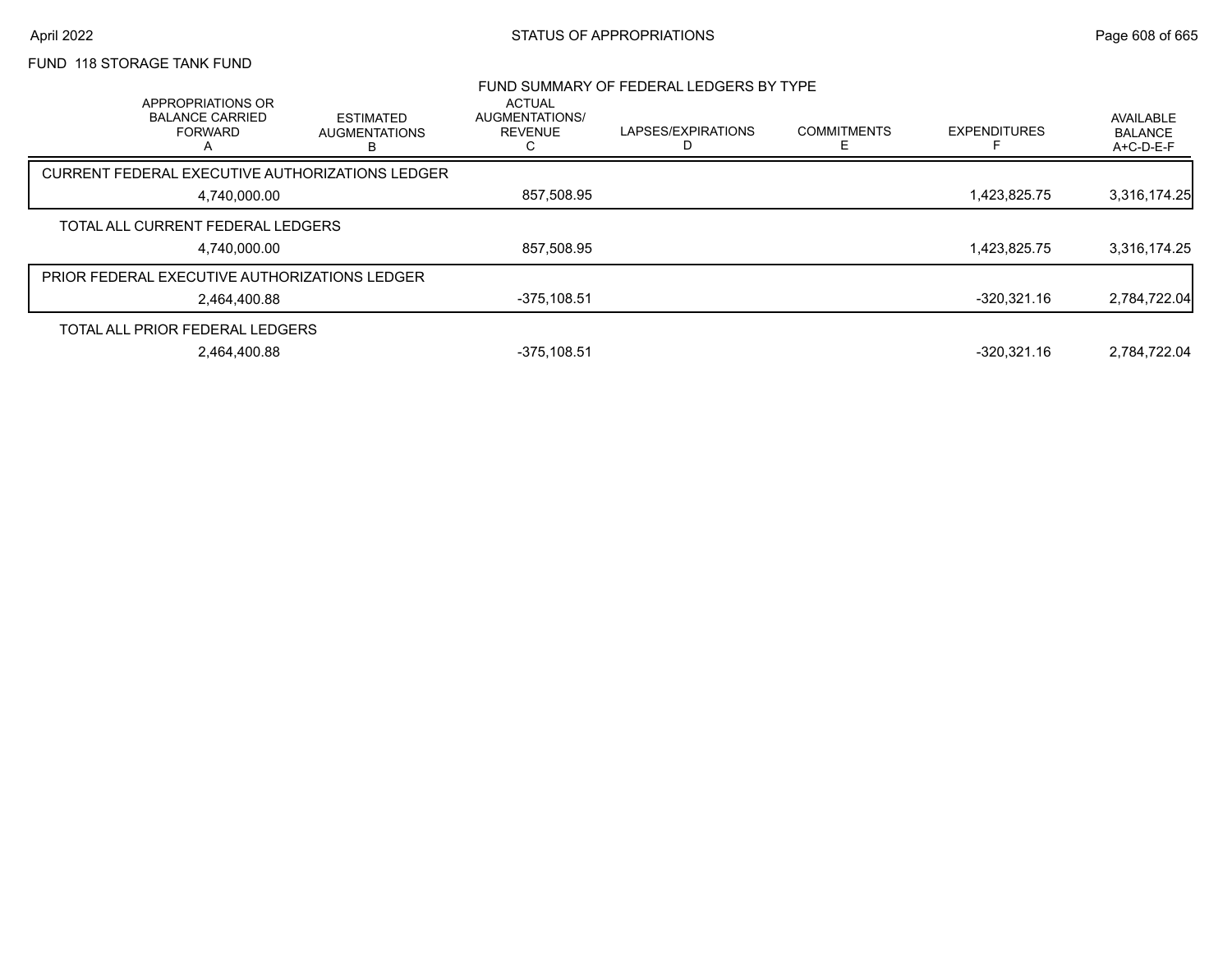FUND 118 STORAGE TANK FUND

FUND SUMMARY OF FEDERAL LEDGERS BY TYPE

| | APPROPRIATIONS OR BALANCE CARRIED FORWARD A | ESTIMATED AUGMENTATIONS B | ACTUAL AUGMENTATIONS/ REVENUE C | LAPSES/EXPIRATIONS D | COMMITMENTS E | EXPENDITURES F | AVAILABLE BALANCE A+C-D-E-F |
|---|---|---|---|---|---|---|---|
| CURRENT FEDERAL EXECUTIVE AUTHORIZATIONS LEDGER | 4,740,000.00 | | 857,508.95 | | | 1,423,825.75 | 3,316,174.25 |
| TOTAL ALL CURRENT FEDERAL LEDGERS | 4,740,000.00 | | 857,508.95 | | | 1,423,825.75 | 3,316,174.25 |
| PRIOR FEDERAL EXECUTIVE AUTHORIZATIONS LEDGER | 2,464,400.88 | | -375,108.51 | | | -320,321.16 | 2,784,722.04 |
| TOTAL ALL PRIOR FEDERAL LEDGERS | 2,464,400.88 | | -375,108.51 | | | -320,321.16 | 2,784,722.04 |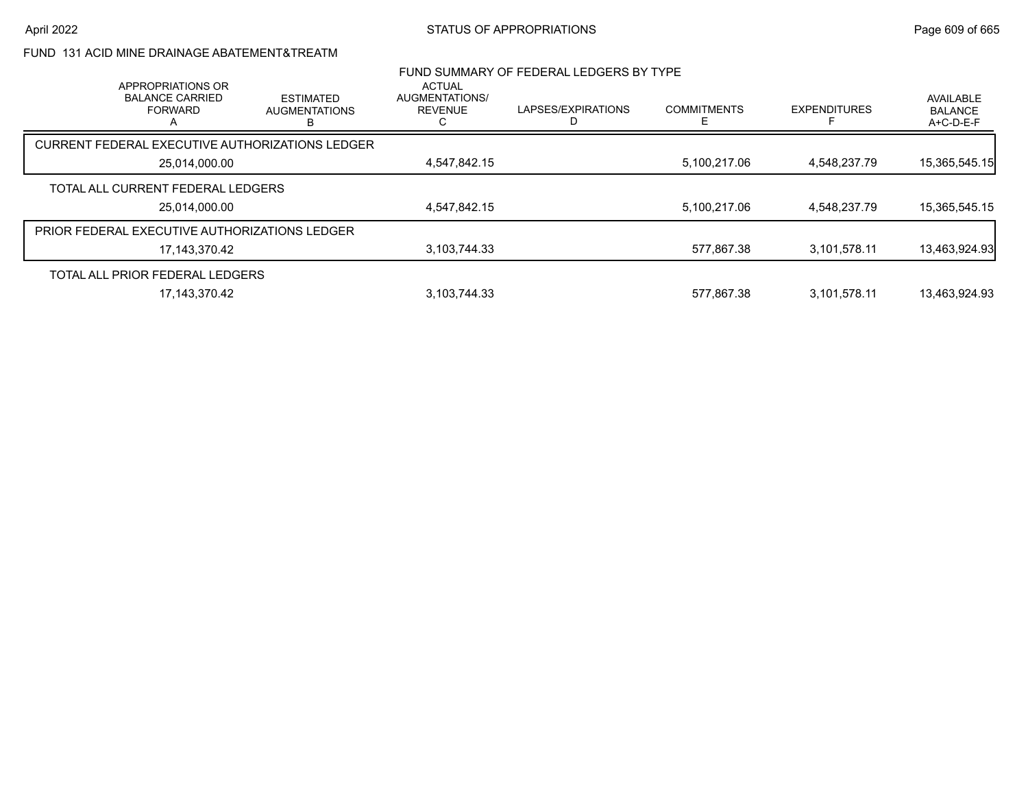FUND 131 ACID MINE DRAINAGE ABATEMENT&TREATM

FUND SUMMARY OF FEDERAL LEDGERS BY TYPE

| APPROPRIATIONS OR BALANCE CARRIED FORWARD A | ESTIMATED AUGMENTATIONS B | ACTUAL AUGMENTATIONS/ REVENUE C | LAPSES/EXPIRATIONS D | COMMITMENTS E | EXPENDITURES F | AVAILABLE BALANCE A+C-D-E-F |
|---|---|---|---|---|---|---|
| CURRENT FEDERAL EXECUTIVE AUTHORIZATIONS LEDGER | | | | | | |
| 25,014,000.00 | | 4,547,842.15 | | 5,100,217.06 | 4,548,237.79 | 15,365,545.15 |
| TOTAL ALL CURRENT FEDERAL LEDGERS | | | | | | |
| 25,014,000.00 | | 4,547,842.15 | | 5,100,217.06 | 4,548,237.79 | 15,365,545.15 |
| PRIOR FEDERAL EXECUTIVE AUTHORIZATIONS LEDGER | | | | | | |
| 17,143,370.42 | | 3,103,744.33 | | 577,867.38 | 3,101,578.11 | 13,463,924.93 |
| TOTAL ALL PRIOR FEDERAL LEDGERS | | | | | | |
| 17,143,370.42 | | 3,103,744.33 | | 577,867.38 | 3,101,578.11 | 13,463,924.93 |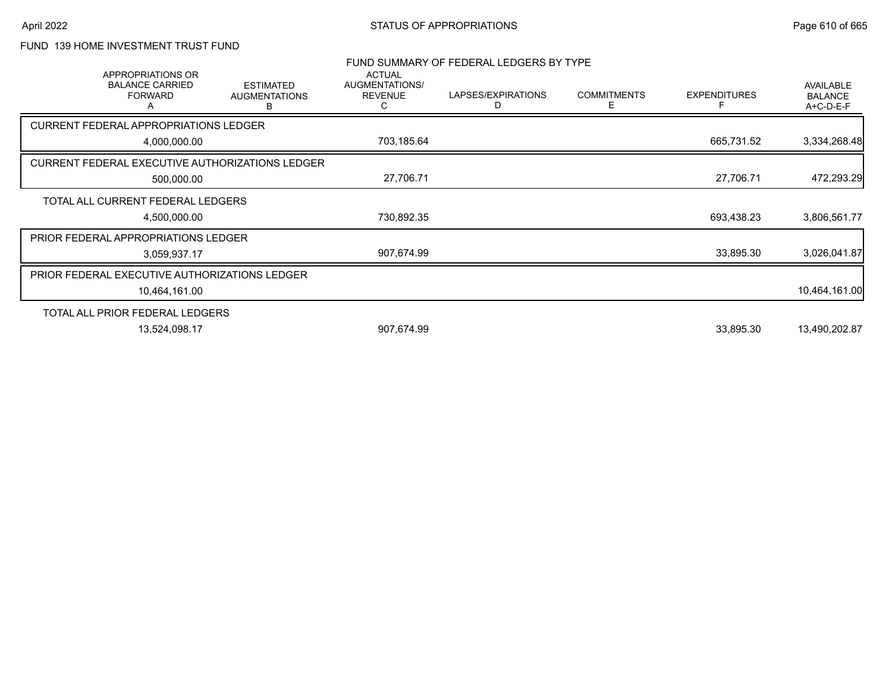FUND 139 HOME INVESTMENT TRUST FUND

FUND SUMMARY OF FEDERAL LEDGERS BY TYPE

| APPROPRIATIONS OR BALANCE CARRIED FORWARD A | ESTIMATED AUGMENTATIONS B | ACTUAL AUGMENTATIONS/ REVENUE C | LAPSES/EXPIRATIONS D | COMMITMENTS E | EXPENDITURES F | AVAILABLE BALANCE A+C-D-E-F |
|---|---|---|---|---|---|---|
| CURRENT FEDERAL APPROPRIATIONS LEDGER | | | | | | |
| 4,000,000.00 | | 703,185.64 | | | 665,731.52 | 3,334,268.48 |
| CURRENT FEDERAL EXECUTIVE AUTHORIZATIONS LEDGER | | | | | | |
| 500,000.00 | | 27,706.71 | | | 27,706.71 | 472,293.29 |
| TOTAL ALL CURRENT FEDERAL LEDGERS | | | | | | |
| 4,500,000.00 | | 730,892.35 | | | 693,438.23 | 3,806,561.77 |
| PRIOR FEDERAL APPROPRIATIONS LEDGER | | | | | | |
| 3,059,937.17 | | 907,674.99 | | | 33,895.30 | 3,026,041.87 |
| PRIOR FEDERAL EXECUTIVE AUTHORIZATIONS LEDGER | | | | | | |
| 10,464,161.00 | | | | | | 10,464,161.00 |
| TOTAL ALL PRIOR FEDERAL LEDGERS | | | | | | |
| 13,524,098.17 | | 907,674.99 | | | 33,895.30 | 13,490,202.87 |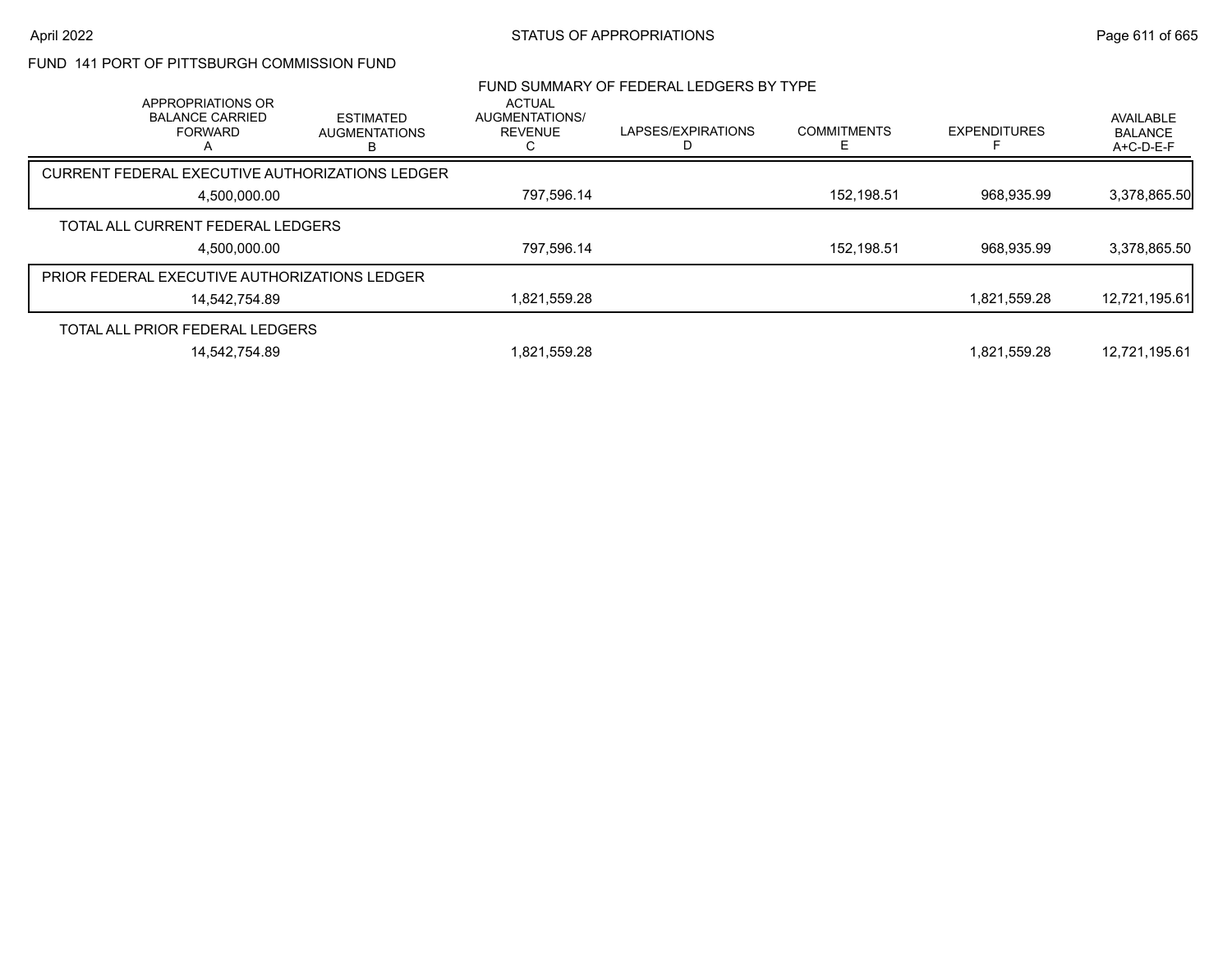FUND 141 PORT OF PITTSBURGH COMMISSION FUND

## FUND SUMMARY OF FEDERAL LEDGERS BY TYPE

| APPROPRIATIONS OR BALANCE CARRIED FORWARD A | ESTIMATED AUGMENTATIONS B | ACTUAL AUGMENTATIONS/ REVENUE C | LAPSES/EXPIRATIONS D | COMMITMENTS E | EXPENDITURES F | AVAILABLE BALANCE A+C-D-E-F |
|---|---|---|---|---|---|---|
| **CURRENT FEDERAL EXECUTIVE AUTHORIZATIONS LEDGER** | | | | | | |
| 4,500,000.00 | | 797,596.14 | | 152,198.51 | 968,935.99 | 3,378,865.50 |
| **TOTAL ALL CURRENT FEDERAL LEDGERS** | | | | | | |
| 4,500,000.00 | | 797,596.14 | | 152,198.51 | 968,935.99 | 3,378,865.50 |
| **PRIOR FEDERAL EXECUTIVE AUTHORIZATIONS LEDGER** | | | | | | |
| 14,542,754.89 | | 1,821,559.28 | | | 1,821,559.28 | 12,721,195.61 |
| **TOTAL ALL PRIOR FEDERAL LEDGERS** | | | | | | |
| 14,542,754.89 | | 1,821,559.28 | | | 1,821,559.28 | 12,721,195.61 |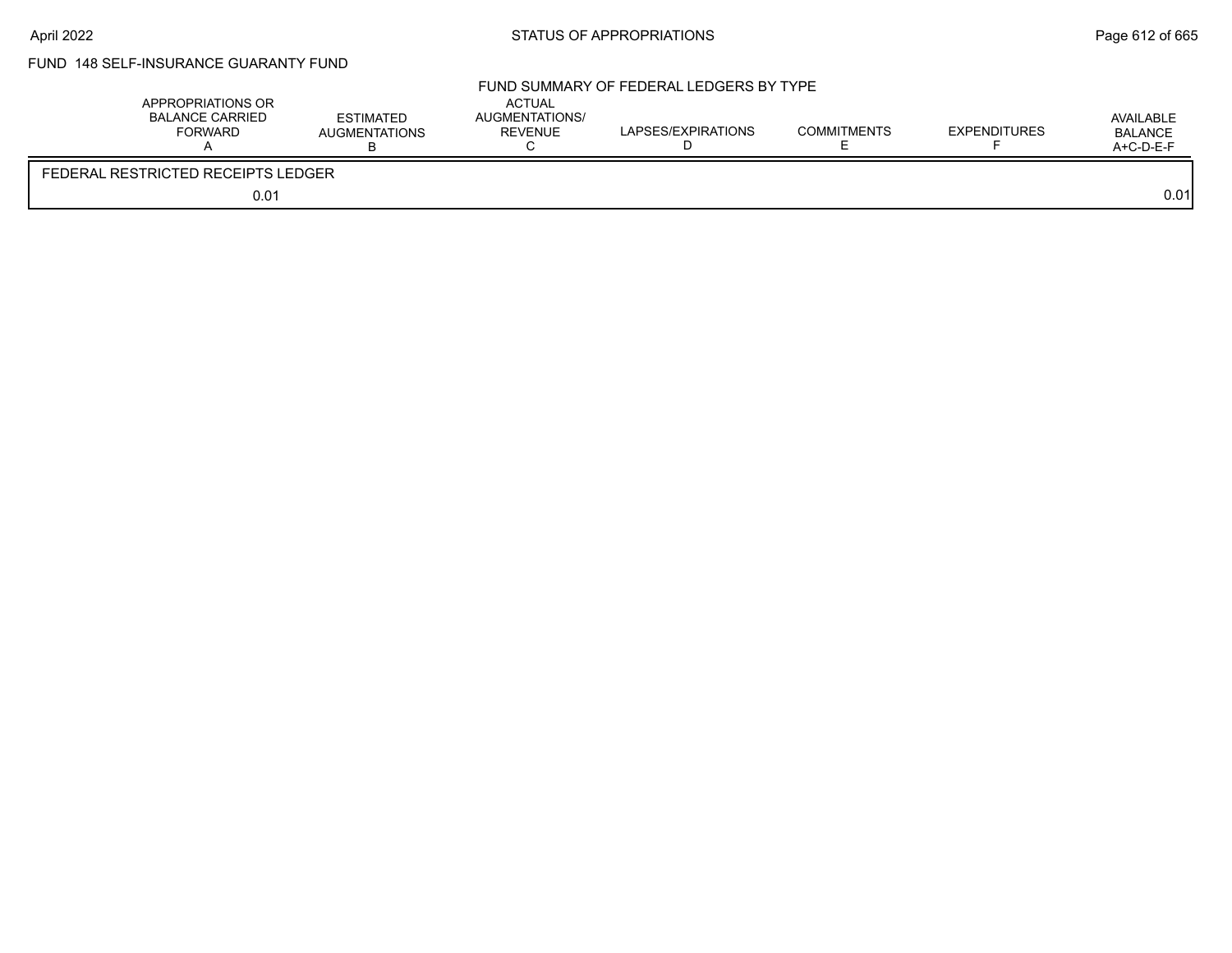FUND 148 SELF-INSURANCE GUARANTY FUND

FUND SUMMARY OF FEDERAL LEDGERS BY TYPE

| APPROPRIATIONS OR BALANCE CARRIED FORWARD A | ESTIMATED AUGMENTATIONS B | ACTUAL AUGMENTATIONS/ REVENUE C | LAPSES/EXPIRATIONS D | COMMITMENTS E | EXPENDITURES F | AVAILABLE BALANCE A+C-D-E-F |
|---|---|---|---|---|---|---|
| FEDERAL RESTRICTED RECEIPTS LEDGER | | | | | | |
| 0.01 | | | | | | 0.01 |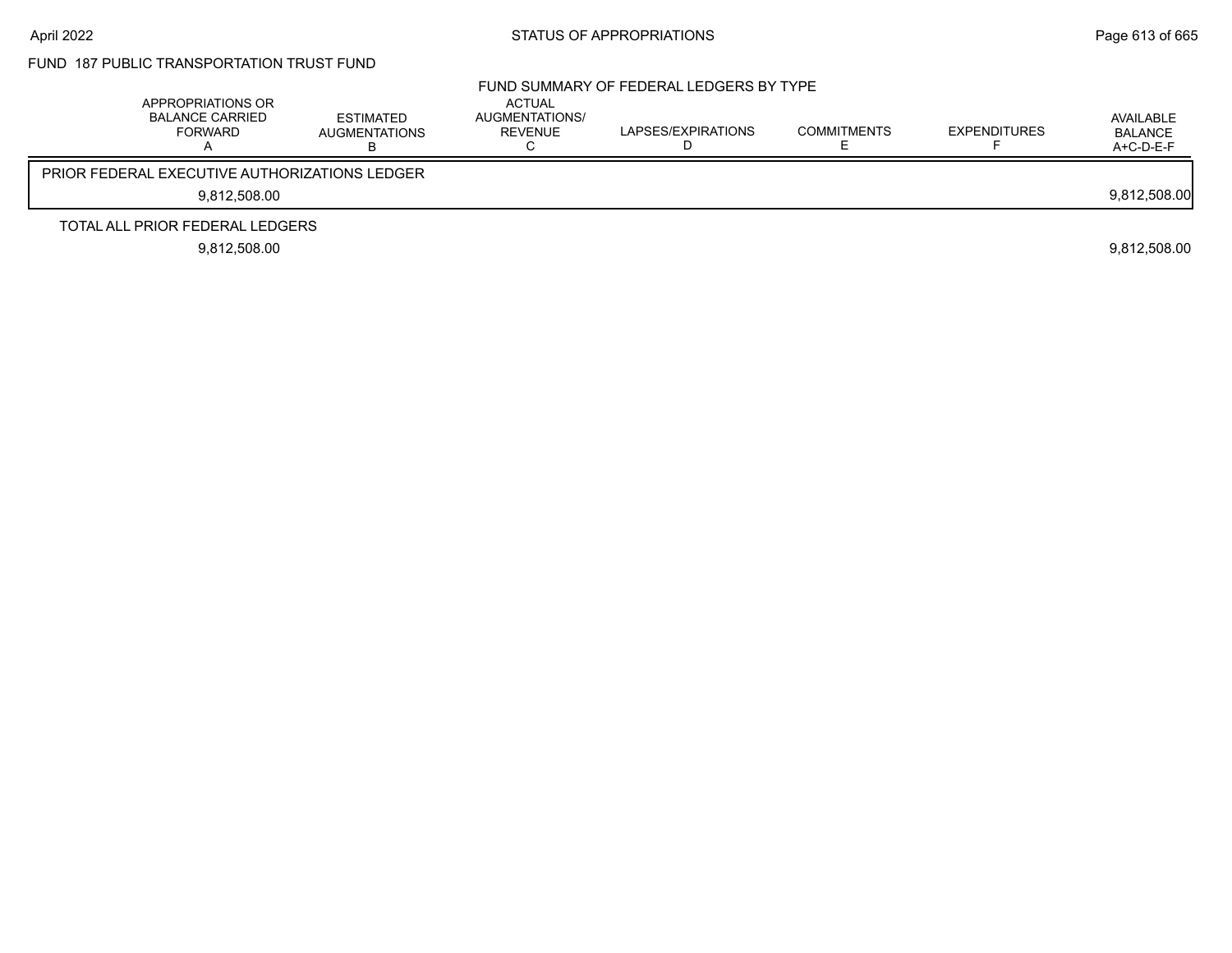FUND 187 PUBLIC TRANSPORTATION TRUST FUND

FUND SUMMARY OF FEDERAL LEDGERS BY TYPE

| APPROPRIATIONS OR BALANCE CARRIED FORWARD A | ESTIMATED AUGMENTATIONS B | ACTUAL AUGMENTATIONS/ REVENUE C | LAPSES/EXPIRATIONS D | COMMITMENTS E | EXPENDITURES F | AVAILABLE BALANCE A+C-D-E-F |
|---|---|---|---|---|---|---|
| PRIOR FEDERAL EXECUTIVE AUTHORIZATIONS LEDGER | | | | | | |
| 9,812,508.00 | | | | | | 9,812,508.00 |
| TOTAL ALL PRIOR FEDERAL LEDGERS | | | | | | |
| 9,812,508.00 | | | | | | 9,812,508.00 |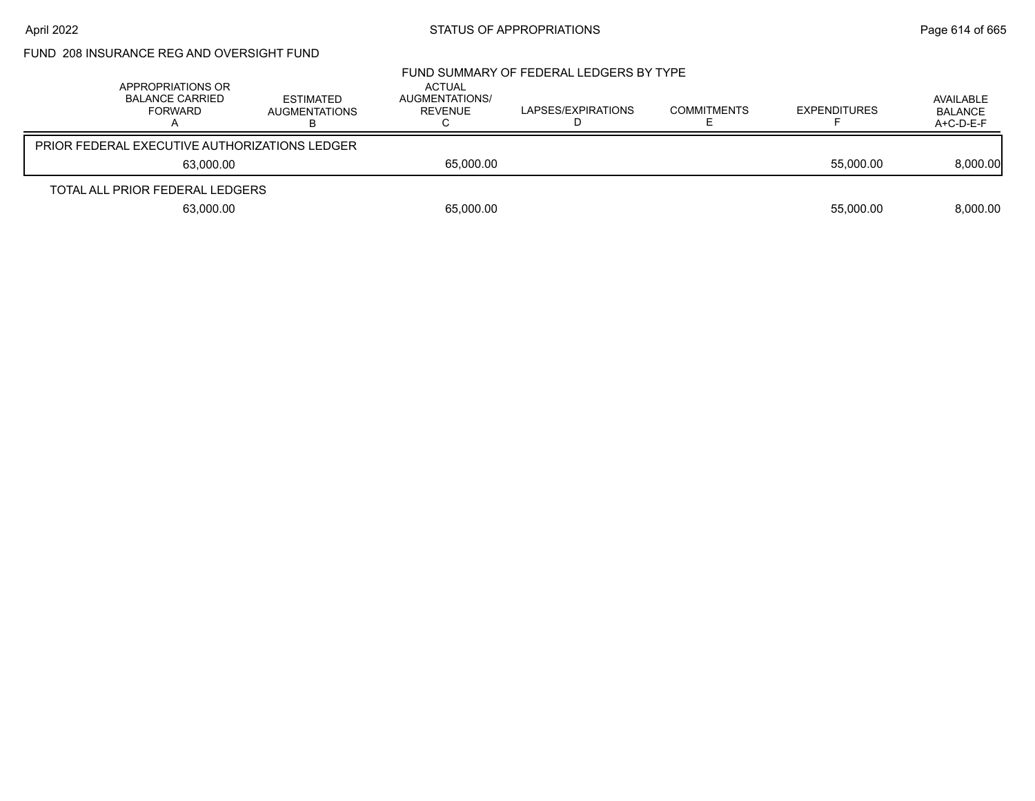FUND 208 INSURANCE REG AND OVERSIGHT FUND

## FUND SUMMARY OF FEDERAL LEDGERS BY TYPE

| APPROPRIATIONS OR BALANCE CARRIED FORWARD A | ESTIMATED AUGMENTATIONS B | ACTUAL AUGMENTATIONS/ REVENUE C | LAPSES/EXPIRATIONS D | COMMITMENTS E | EXPENDITURES F | AVAILABLE BALANCE A+C-D-E-F |
|---|---|---|---|---|---|---|
| **PRIOR FEDERAL EXECUTIVE AUTHORIZATIONS LEDGER** | | | | | | |
| 63,000.00 | | 65,000.00 | | | 55,000.00 | 8,000.00 |
| **TOTAL ALL PRIOR FEDERAL LEDGERS** | | | | | | |
| 63,000.00 | | 65,000.00 | | | 55,000.00 | 8,000.00 |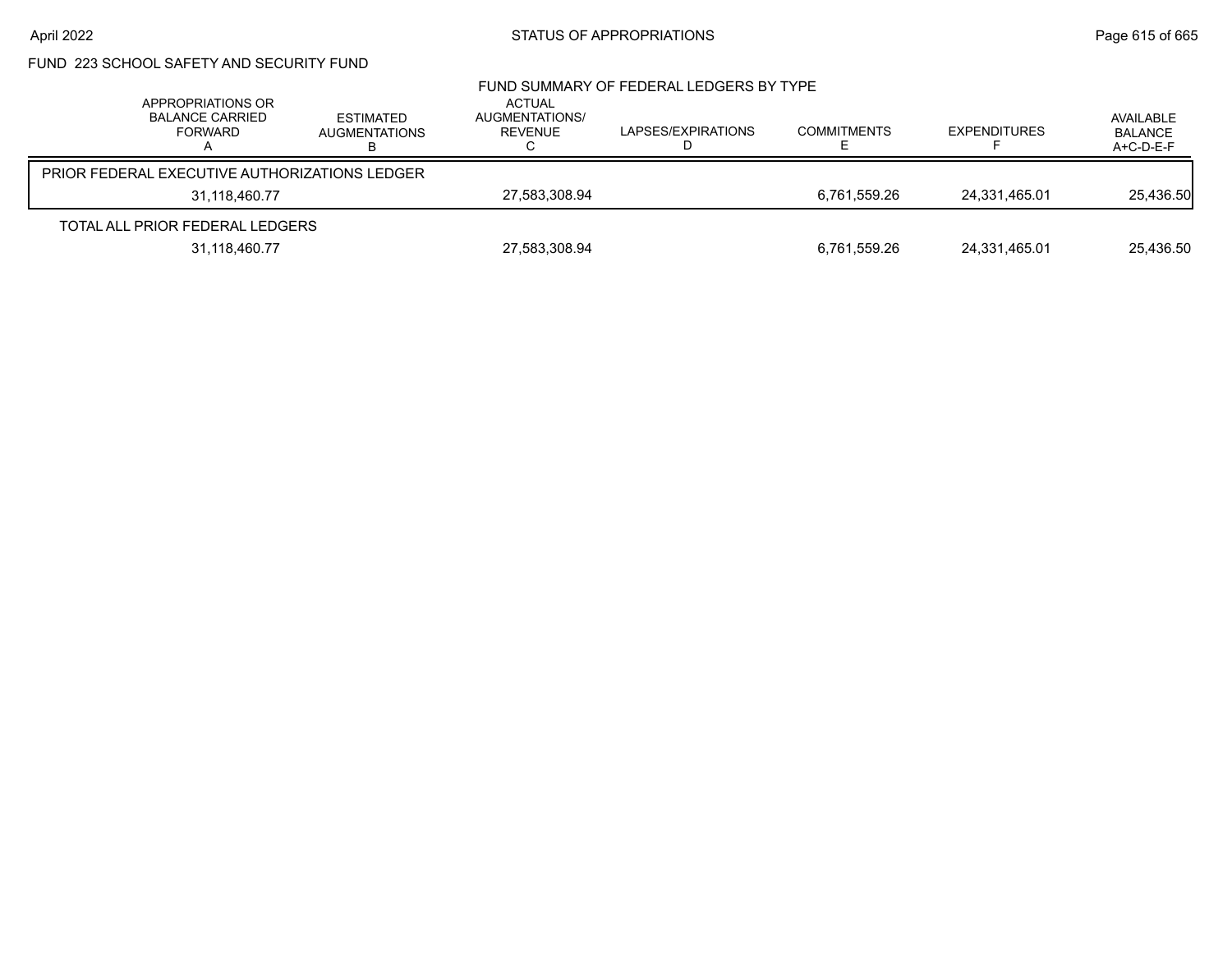## FUND 223 SCHOOL SAFETY AND SECURITY FUND

### FUND SUMMARY OF FEDERAL LEDGERS BY TYPE

| APPROPRIATIONS OR BALANCE CARRIED FORWARD A | ESTIMATED AUGMENTATIONS B | ACTUAL AUGMENTATIONS/ REVENUE C | LAPSES/EXPIRATIONS D | COMMITMENTS E | EXPENDITURES F | AVAILABLE BALANCE A+C-D-E-F |
|---|---|---|---|---|---|---|
| PRIOR FEDERAL EXECUTIVE AUTHORIZATIONS LEDGER | | | | | | |
| 31,118,460.77 | | 27,583,308.94 | | 6,761,559.26 | 24,331,465.01 | 25,436.50 |
| TOTAL ALL PRIOR FEDERAL LEDGERS | | | | | | |
| 31,118,460.77 | | 27,583,308.94 | | 6,761,559.26 | 24,331,465.01 | 25,436.50 |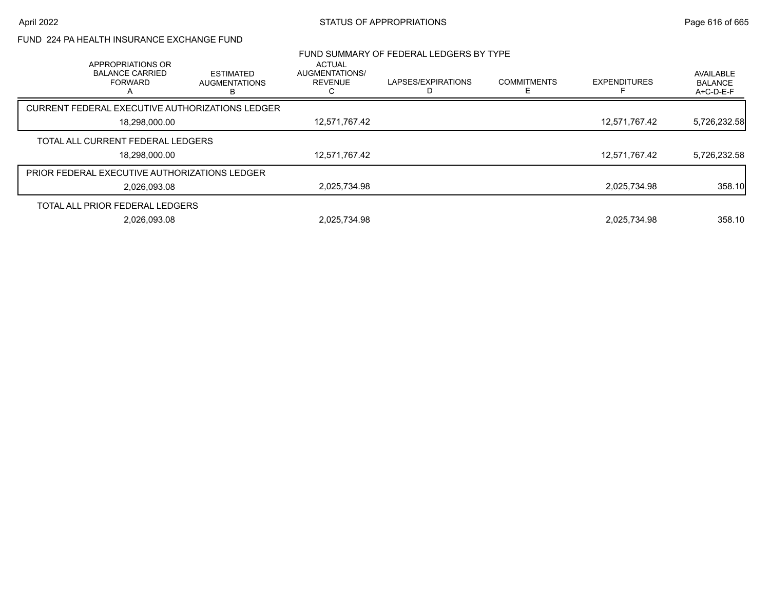FUND 224 PA HEALTH INSURANCE EXCHANGE FUND

FUND SUMMARY OF FEDERAL LEDGERS BY TYPE

| APPROPRIATIONS OR BALANCE CARRIED FORWARD A | ESTIMATED AUGMENTATIONS B | ACTUAL AUGMENTATIONS/ REVENUE C | LAPSES/EXPIRATIONS D | COMMITMENTS E | EXPENDITURES F | AVAILABLE BALANCE A+C-D-E-F |
|---|---|---|---|---|---|---|
| CURRENT FEDERAL EXECUTIVE AUTHORIZATIONS LEDGER | | | | | | |
| 18,298,000.00 | | 12,571,767.42 | | | 12,571,767.42 | 5,726,232.58 |
| TOTAL ALL CURRENT FEDERAL LEDGERS | | | | | | |
| 18,298,000.00 | | 12,571,767.42 | | | 12,571,767.42 | 5,726,232.58 |
| PRIOR FEDERAL EXECUTIVE AUTHORIZATIONS LEDGER | | | | | | |
| 2,026,093.08 | | 2,025,734.98 | | | 2,025,734.98 | 358.10 |
| TOTAL ALL PRIOR FEDERAL LEDGERS | | | | | | |
| 2,026,093.08 | | 2,025,734.98 | | | 2,025,734.98 | 358.10 |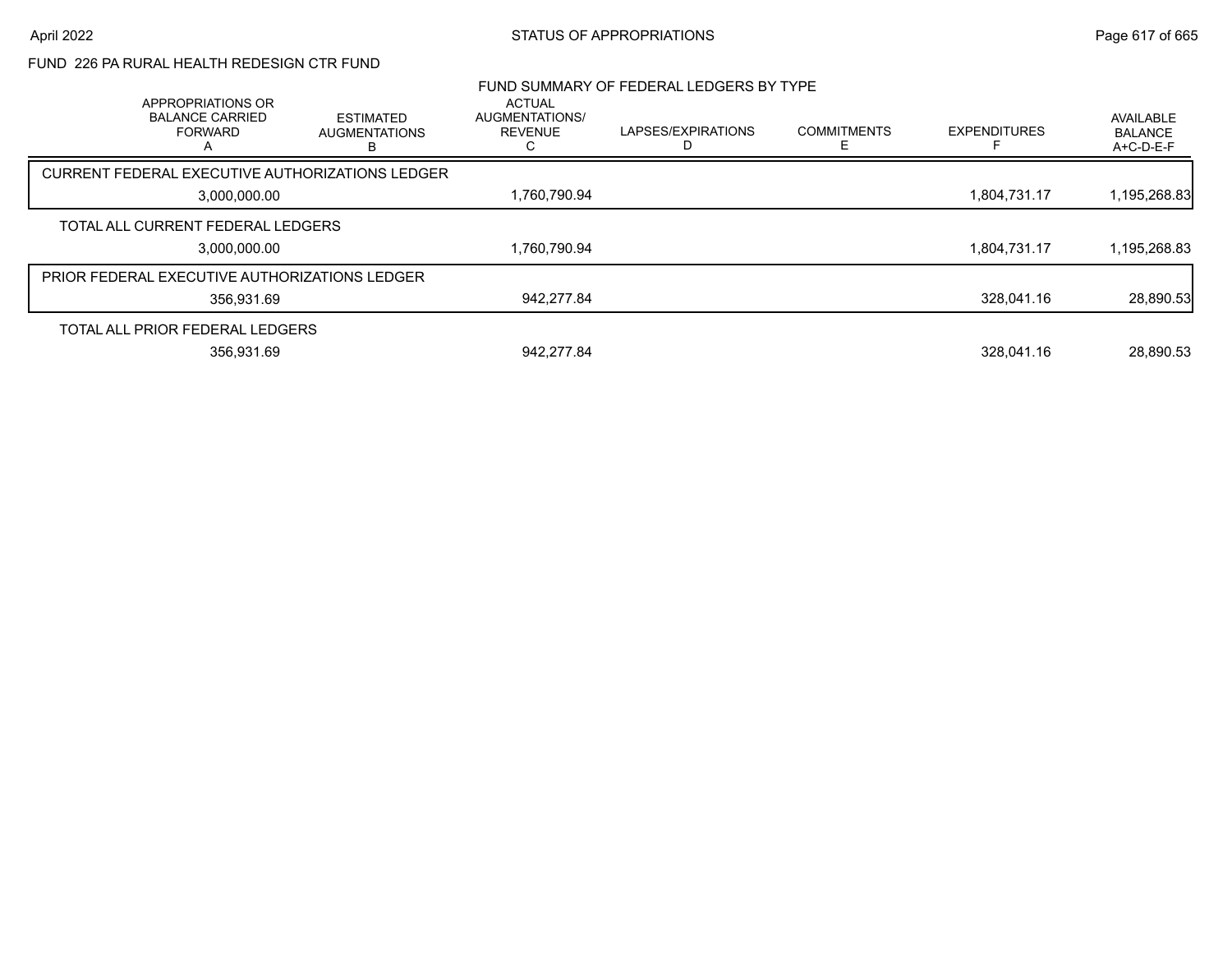FUND 226 PA RURAL HEALTH REDESIGN CTR FUND

FUND SUMMARY OF FEDERAL LEDGERS BY TYPE

| APPROPRIATIONS OR BALANCE CARRIED FORWARD A | ESTIMATED AUGMENTATIONS B | ACTUAL AUGMENTATIONS/ REVENUE C | LAPSES/EXPIRATIONS D | COMMITMENTS E | EXPENDITURES F | AVAILABLE BALANCE A+C-D-E-F |
|---|---|---|---|---|---|---|
| CURRENT FEDERAL EXECUTIVE AUTHORIZATIONS LEDGER | | | | | | |
| 3,000,000.00 | | 1,760,790.94 | | | 1,804,731.17 | 1,195,268.83 |
| TOTAL ALL CURRENT FEDERAL LEDGERS | | | | | | |
| 3,000,000.00 | | 1,760,790.94 | | | 1,804,731.17 | 1,195,268.83 |
| PRIOR FEDERAL EXECUTIVE AUTHORIZATIONS LEDGER | | | | | | |
| 356,931.69 | | 942,277.84 | | | 328,041.16 | 28,890.53 |
| TOTAL ALL PRIOR FEDERAL LEDGERS | | | | | | |
| 356,931.69 | | 942,277.84 | | | 328,041.16 | 28,890.53 |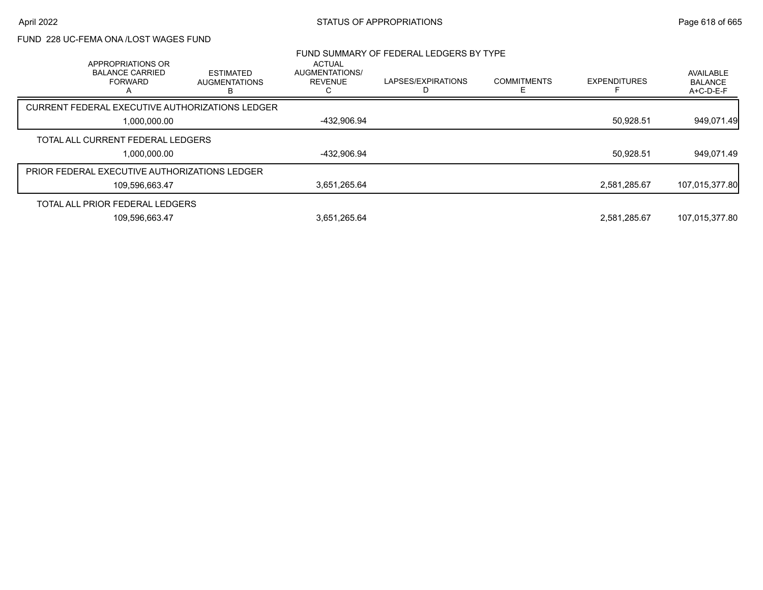FUND 228 UC-FEMA ONA /LOST WAGES FUND

FUND SUMMARY OF FEDERAL LEDGERS BY TYPE

| APPROPRIATIONS OR BALANCE CARRIED FORWARD A | ESTIMATED AUGMENTATIONS B | ACTUAL AUGMENTATIONS/ REVENUE C | LAPSES/EXPIRATIONS D | COMMITMENTS E | EXPENDITURES F | AVAILABLE BALANCE A+C-D-E-F |
|---|---|---|---|---|---|---|
| CURRENT FEDERAL EXECUTIVE AUTHORIZATIONS LEDGER | | | | | | |
| 1,000,000.00 | | -432,906.94 | | | 50,928.51 | 949,071.49 |
| TOTAL ALL CURRENT FEDERAL LEDGERS | | | | | | |
| 1,000,000.00 | | -432,906.94 | | | 50,928.51 | 949,071.49 |
| PRIOR FEDERAL EXECUTIVE AUTHORIZATIONS LEDGER | | | | | | |
| 109,596,663.47 | | 3,651,265.64 | | | 2,581,285.67 | 107,015,377.80 |
| TOTAL ALL PRIOR FEDERAL LEDGERS | | | | | | |
| 109,596,663.47 | | 3,651,265.64 | | | 2,581,285.67 | 107,015,377.80 |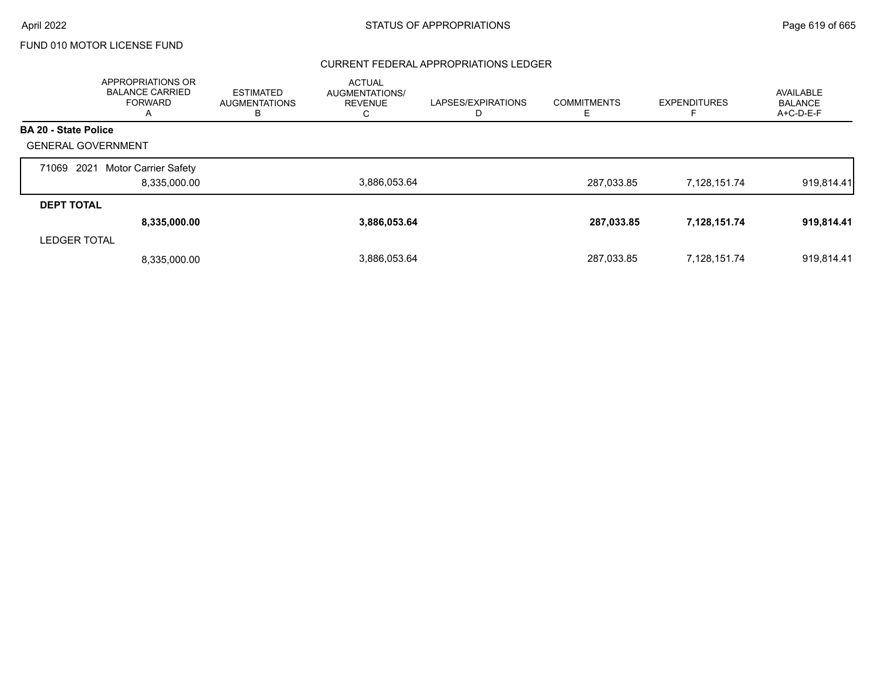FUND 010 MOTOR LICENSE FUND

## CURRENT FEDERAL APPROPRIATIONS LEDGER

| | APPROPRIATIONS OR BALANCE CARRIED FORWARD A | ESTIMATED AUGMENTATIONS B | ACTUAL AUGMENTATIONS/ REVENUE C | LAPSES/EXPIRATIONS D | COMMITMENTS E | EXPENDITURES F | AVAILABLE BALANCE A+C-D-E-F |
|---|---|---|---|---|---|---|---|
| **BA 20 - State Police** | | | | | | | |
| GENERAL GOVERNMENT | | | | | | | |
| 71069 2021 Motor Carrier Safety | 8,335,000.00 | | 3,886,053.64 | | 287,033.85 | 7,128,151.74 | 919,814.41 |
| **DEPT TOTAL** | **8,335,000.00** | | **3,886,053.64** | | **287,033.85** | **7,128,151.74** | **919,814.41** |
| LEDGER TOTAL | 8,335,000.00 | | 3,886,053.64 | | 287,033.85 | 7,128,151.74 | 919,814.41 |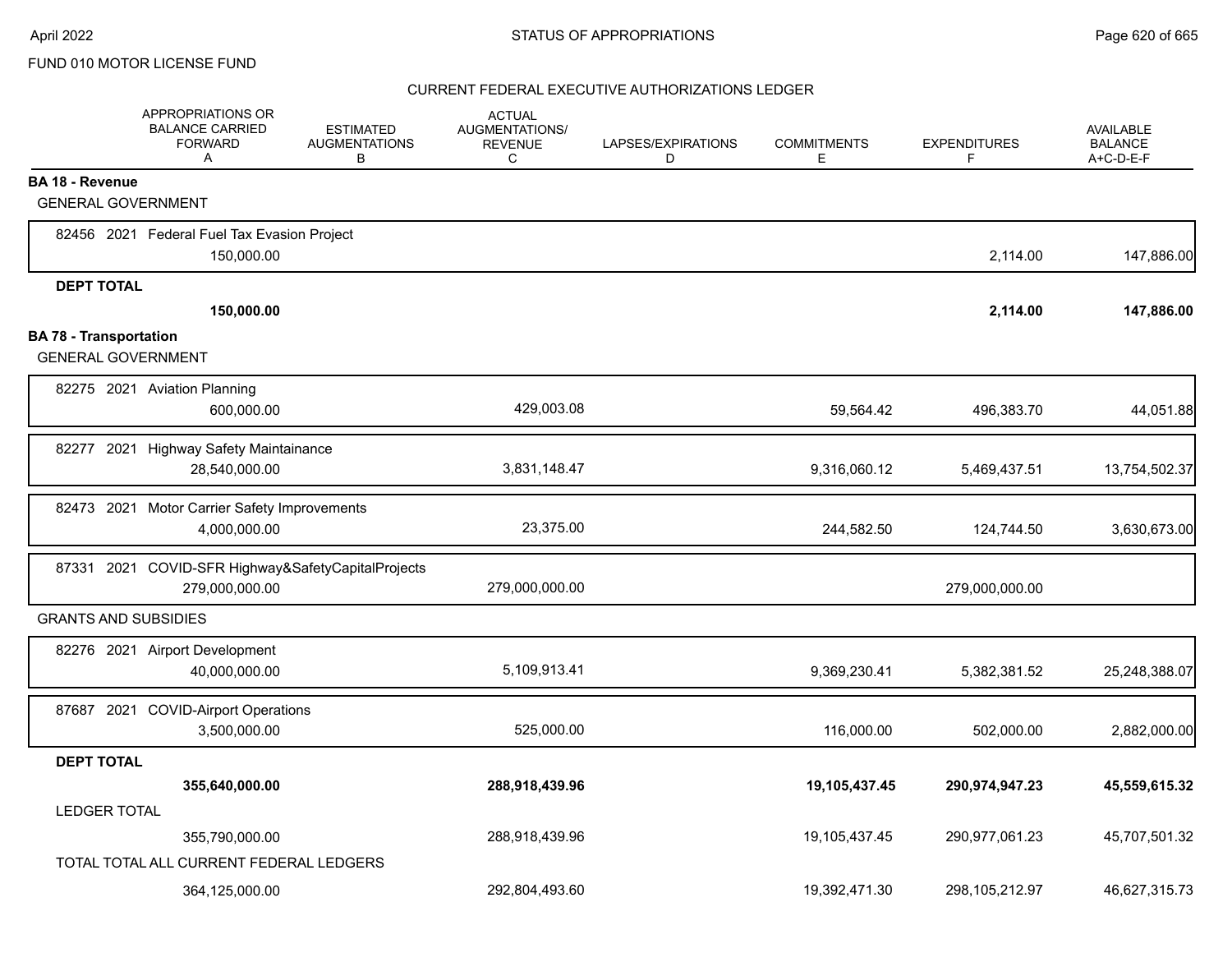FUND 010 MOTOR LICENSE FUND

CURRENT FEDERAL EXECUTIVE AUTHORIZATIONS LEDGER

| | APPROPRIATIONS OR BALANCE CARRIED FORWARD A | ESTIMATED AUGMENTATIONS B | ACTUAL AUGMENTATIONS/ REVENUE C | LAPSES/EXPIRATIONS D | COMMITMENTS E | EXPENDITURES F | AVAILABLE BALANCE A+C-D-E-F |
|---|---|---|---|---|---|---|---|
| **BA 18 - Revenue** | | | | | | | |
| GENERAL GOVERNMENT | | | | | | | |
| 82456 2021 Federal Fuel Tax Evasion Project | 150,000.00 | | | | | 2,114.00 | 147,886.00 |
| **DEPT TOTAL** | **150,000.00** | | | | | **2,114.00** | **147,886.00** |
| **BA 78 - Transportation** | | | | | | | |
| GENERAL GOVERNMENT | | | | | | | |
| 82275 2021 Aviation Planning | 600,000.00 | | 429,003.08 | | 59,564.42 | 496,383.70 | 44,051.88 |
| 82277 2021 Highway Safety Maintainance | 28,540,000.00 | | 3,831,148.47 | | 9,316,060.12 | 5,469,437.51 | 13,754,502.37 |
| 82473 2021 Motor Carrier Safety Improvements | 4,000,000.00 | | 23,375.00 | | 244,582.50 | 124,744.50 | 3,630,673.00 |
| 87331 2021 COVID-SFR Highway&SafetyCapitalProjects | 279,000,000.00 | | 279,000,000.00 | | | 279,000,000.00 | |
| GRANTS AND SUBSIDIES | | | | | | | |
| 82276 2021 Airport Development | 40,000,000.00 | | 5,109,913.41 | | 9,369,230.41 | 5,382,381.52 | 25,248,388.07 |
| 87687 2021 COVID-Airport Operations | 3,500,000.00 | | 525,000.00 | | 116,000.00 | 502,000.00 | 2,882,000.00 |
| **DEPT TOTAL** | **355,640,000.00** | | **288,918,439.96** | | **19,105,437.45** | **290,974,947.23** | **45,559,615.32** |
| LEDGER TOTAL | 355,790,000.00 | | 288,918,439.96 | | 19,105,437.45 | 290,977,061.23 | 45,707,501.32 |
| TOTAL TOTAL ALL CURRENT FEDERAL LEDGERS | 364,125,000.00 | | 292,804,493.60 | | 19,392,471.30 | 298,105,212.97 | 46,627,315.73 |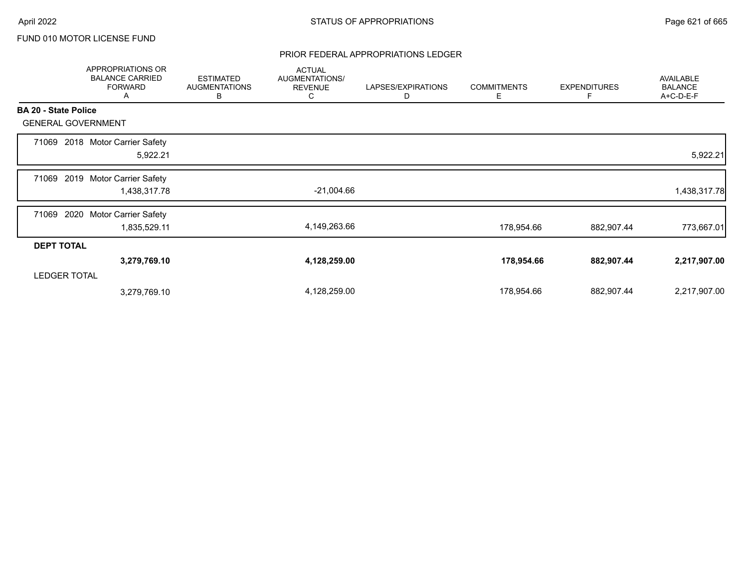FUND 010 MOTOR LICENSE FUND

## PRIOR FEDERAL APPROPRIATIONS LEDGER

| | APPROPRIATIONS OR BALANCE CARRIED FORWARD A | ESTIMATED AUGMENTATIONS B | ACTUAL AUGMENTATIONS/ REVENUE C | LAPSES/EXPIRATIONS D | COMMITMENTS E | EXPENDITURES F | AVAILABLE BALANCE A+C-D-E-F |
|---|---|---|---|---|---|---|---|
| **BA 20 - State Police** | | | | | | | |
| GENERAL GOVERNMENT | | | | | | | |
| 71069 2018 Motor Carrier Safety | 5,922.21 | | | | | | 5,922.21 |
| 71069 2019 Motor Carrier Safety | 1,438,317.78 | | -21,004.66 | | | | 1,438,317.78 |
| 71069 2020 Motor Carrier Safety | 1,835,529.11 | | 4,149,263.66 | | 178,954.66 | 882,907.44 | 773,667.01 |
| **DEPT TOTAL** | **3,279,769.10** | | **4,128,259.00** | | **178,954.66** | **882,907.44** | **2,217,907.00** |
| LEDGER TOTAL | 3,279,769.10 | | 4,128,259.00 | | 178,954.66 | 882,907.44 | 2,217,907.00 |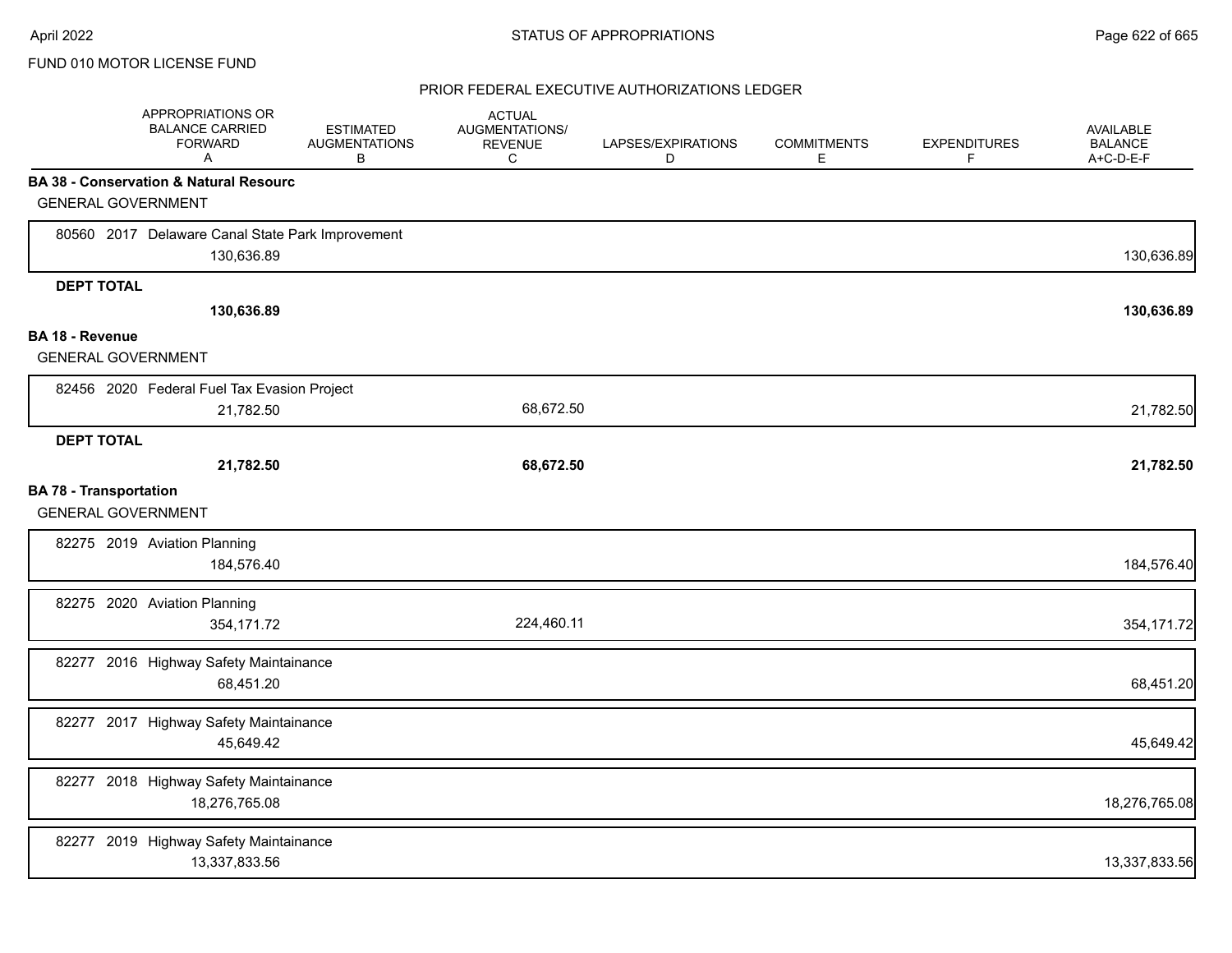FUND 010 MOTOR LICENSE FUND

PRIOR FEDERAL EXECUTIVE AUTHORIZATIONS LEDGER

| APPROPRIATIONS OR BALANCE CARRIED FORWARD A | ESTIMATED AUGMENTATIONS B | ACTUAL AUGMENTATIONS/ REVENUE C | LAPSES/EXPIRATIONS D | COMMITMENTS E | EXPENDITURES F | AVAILABLE BALANCE A+C-D-E-F |
|---|---|---|---|---|---|---|
| **BA 38 - Conservation & Natural Resourc** | | | | | | |
| GENERAL GOVERNMENT | | | | | | |
| 80560 2017 Delaware Canal State Park Improvement | | | | | | |
| 130,636.89 | | | | | | 130,636.89 |
| **DEPT TOTAL** | | | | | | |
| **130,636.89** | | | | | | **130,636.89** |
| **BA 18 - Revenue** | | | | | | |
| GENERAL GOVERNMENT | | | | | | |
| 82456 2020 Federal Fuel Tax Evasion Project | | | | | | |
| 21,782.50 | | 68,672.50 | | | | 21,782.50 |
| **DEPT TOTAL** | | | | | | |
| **21,782.50** | | **68,672.50** | | | | **21,782.50** |
| **BA 78 - Transportation** | | | | | | |
| GENERAL GOVERNMENT | | | | | | |
| 82275 2019 Aviation Planning | | | | | | |
| 184,576.40 | | | | | | 184,576.40 |
| 82275 2020 Aviation Planning | | | | | | |
| 354,171.72 | | 224,460.11 | | | | 354,171.72 |
| 82277 2016 Highway Safety Maintainance | | | | | | |
| 68,451.20 | | | | | | 68,451.20 |
| 82277 2017 Highway Safety Maintainance | | | | | | |
| 45,649.42 | | | | | | 45,649.42 |
| 82277 2018 Highway Safety Maintainance | | | | | | |
| 18,276,765.08 | | | | | | 18,276,765.08 |
| 82277 2019 Highway Safety Maintainance | | | | | | |
| 13,337,833.56 | | | | | | 13,337,833.56 |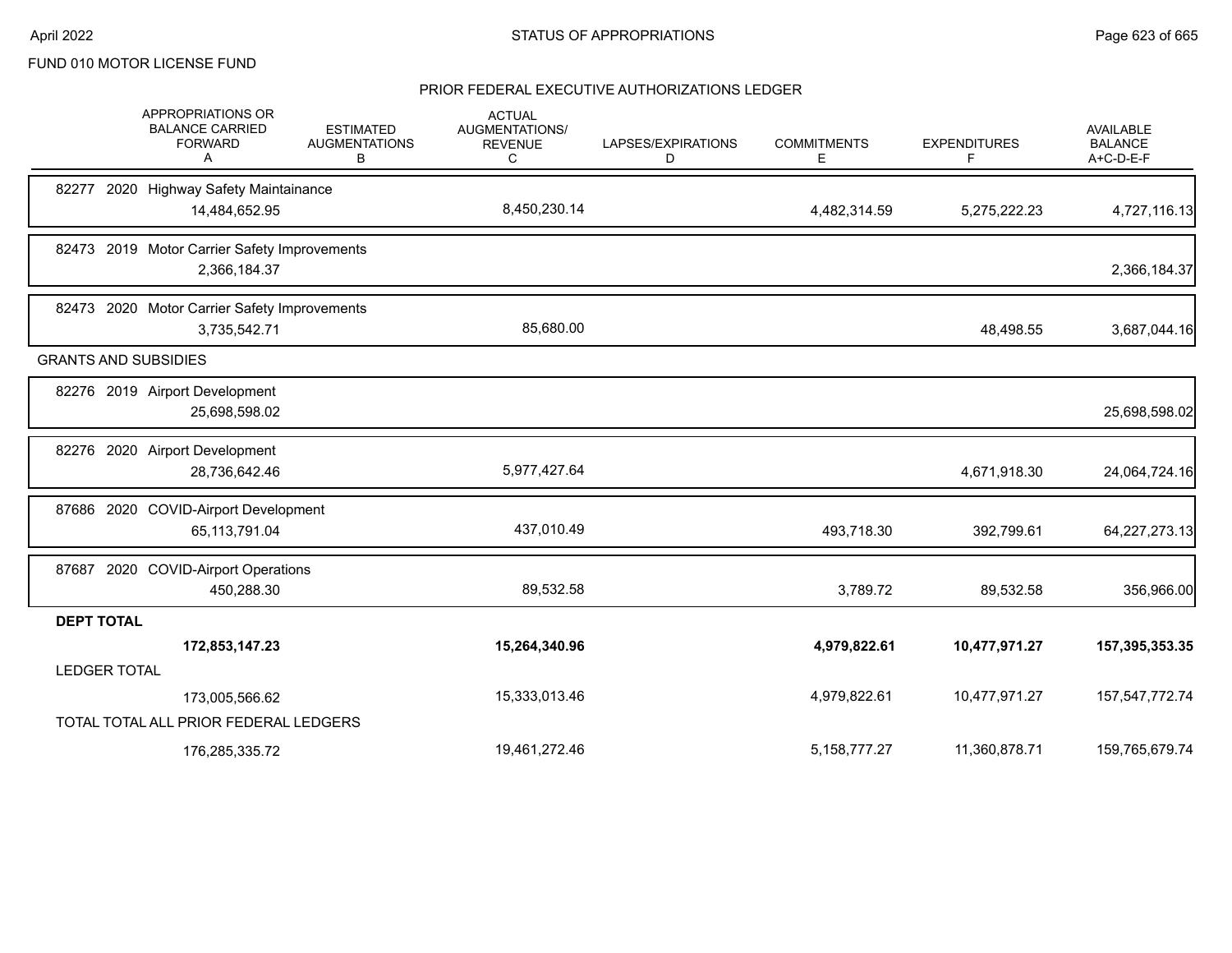FUND 010 MOTOR LICENSE FUND

## PRIOR FEDERAL EXECUTIVE AUTHORIZATIONS LEDGER

| | APPROPRIATIONS OR BALANCE CARRIED FORWARD A | ESTIMATED AUGMENTATIONS B | ACTUAL AUGMENTATIONS/ REVENUE C | LAPSES/EXPIRATIONS D | COMMITMENTS E | EXPENDITURES F | AVAILABLE BALANCE A+C-D-E-F |
|---|---|---|---|---|---|---|---|
| 82277 2020 Highway Safety Maintainance | 14,484,652.95 | | 8,450,230.14 | | 4,482,314.59 | 5,275,222.23 | 4,727,116.13 |
| 82473 2019 Motor Carrier Safety Improvements | 2,366,184.37 | | | | | | 2,366,184.37 |
| 82473 2020 Motor Carrier Safety Improvements | 3,735,542.71 | | 85,680.00 | | | 48,498.55 | 3,687,044.16 |
| GRANTS AND SUBSIDIES | | | | | | | |
| 82276 2019 Airport Development | 25,698,598.02 | | | | | | 25,698,598.02 |
| 82276 2020 Airport Development | 28,736,642.46 | | 5,977,427.64 | | | 4,671,918.30 | 24,064,724.16 |
| 87686 2020 COVID-Airport Development | 65,113,791.04 | | 437,010.49 | | 493,718.30 | 392,799.61 | 64,227,273.13 |
| 87687 2020 COVID-Airport Operations | 450,288.30 | | 89,532.58 | | 3,789.72 | 89,532.58 | 356,966.00 |
| **DEPT TOTAL** | **172,853,147.23** | | **15,264,340.96** | | **4,979,822.61** | **10,477,971.27** | **157,395,353.35** |
| LEDGER TOTAL | 173,005,566.62 | | 15,333,013.46 | | 4,979,822.61 | 10,477,971.27 | 157,547,772.74 |
| TOTAL TOTAL ALL PRIOR FEDERAL LEDGERS | 176,285,335.72 | | 19,461,272.46 | | 5,158,777.27 | 11,360,878.71 | 159,765,679.74 |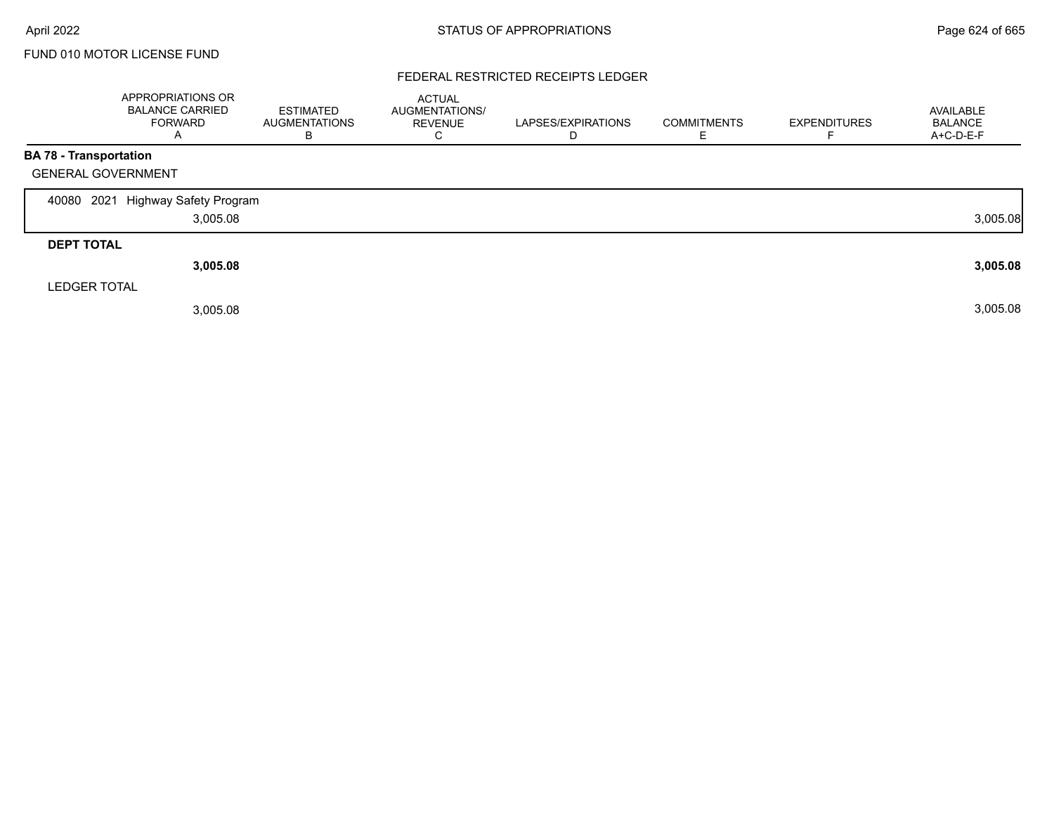FUND 010 MOTOR LICENSE FUND

## FEDERAL RESTRICTED RECEIPTS LEDGER

| | APPROPRIATIONS OR BALANCE CARRIED FORWARD A | ESTIMATED AUGMENTATIONS B | ACTUAL AUGMENTATIONS/ REVENUE C | LAPSES/EXPIRATIONS D | COMMITMENTS E | EXPENDITURES F | AVAILABLE BALANCE A+C-D-E-F |
|---|---|---|---|---|---|---|---|
| **BA 78 - Transportation** | | | | | | | |
| GENERAL GOVERNMENT | | | | | | | |
| 40080 2021 Highway Safety Program | | | | | | | |
| | 3,005.08 | | | | | | 3,005.08 |
| **DEPT TOTAL** | | | | | | | |
| | **3,005.08** | | | | | | **3,005.08** |
| LEDGER TOTAL | | | | | | | |
| | 3,005.08 | | | | | | 3,005.08 |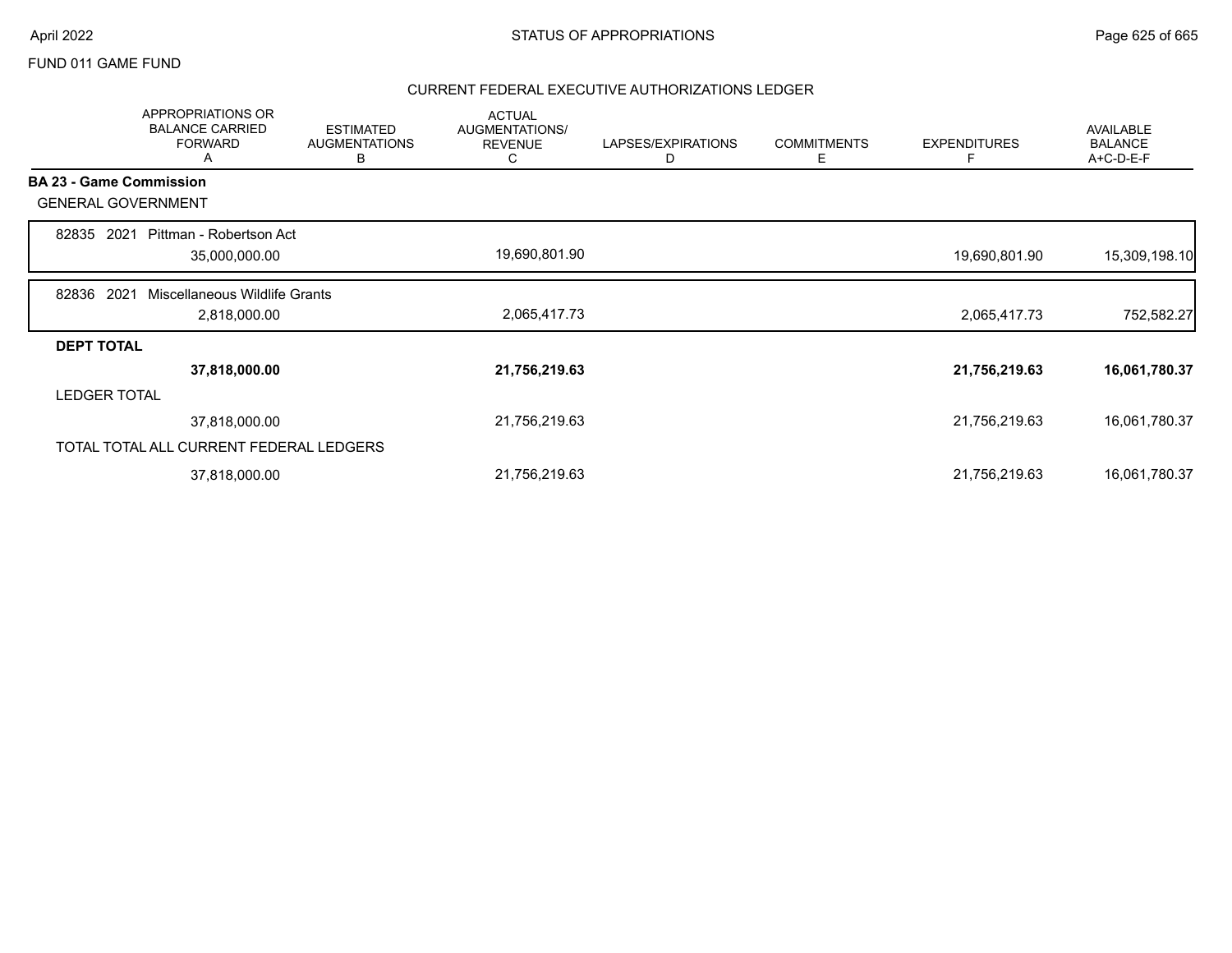FUND 011 GAME FUND

## CURRENT FEDERAL EXECUTIVE AUTHORIZATIONS LEDGER

| | APPROPRIATIONS OR BALANCE CARRIED FORWARD A | ESTIMATED AUGMENTATIONS B | ACTUAL AUGMENTATIONS/ REVENUE C | LAPSES/EXPIRATIONS D | COMMITMENTS E | EXPENDITURES F | AVAILABLE BALANCE A+C-D-E-F |
|---|---|---|---|---|---|---|---|
| **BA 23 - Game Commission** | | | | | | | |
| GENERAL GOVERNMENT | | | | | | | |
| 82835 2021 Pittman - Robertson Act | 35,000,000.00 | | 19,690,801.90 | | | 19,690,801.90 | 15,309,198.10 |
| 82836 2021 Miscellaneous Wildlife Grants | 2,818,000.00 | | 2,065,417.73 | | | 2,065,417.73 | 752,582.27 |
| **DEPT TOTAL** | **37,818,000.00** | | **21,756,219.63** | | | **21,756,219.63** | **16,061,780.37** |
| LEDGER TOTAL | 37,818,000.00 | | 21,756,219.63 | | | 21,756,219.63 | 16,061,780.37 |
| TOTAL TOTAL ALL CURRENT FEDERAL LEDGERS | 37,818,000.00 | | 21,756,219.63 | | | 21,756,219.63 | 16,061,780.37 |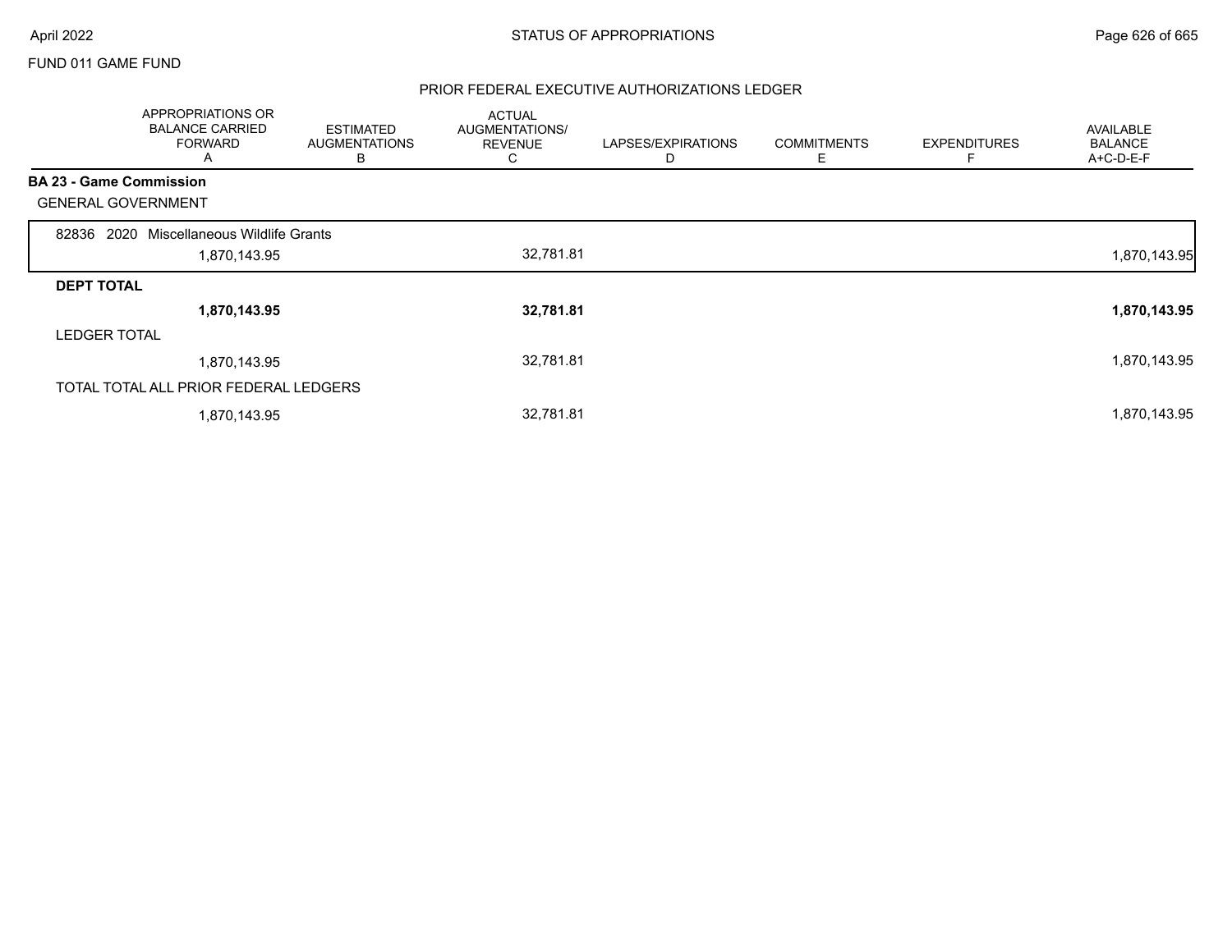FUND 011 GAME FUND

## PRIOR FEDERAL EXECUTIVE AUTHORIZATIONS LEDGER

| | APPROPRIATIONS OR BALANCE CARRIED FORWARD A | ESTIMATED AUGMENTATIONS B | ACTUAL AUGMENTATIONS/ REVENUE C | LAPSES/EXPIRATIONS D | COMMITMENTS E | EXPENDITURES F | AVAILABLE BALANCE A+C-D-E-F |
|---|---|---|---|---|---|---|---|
| **BA 23 - Game Commission** | | | | | | | |
| GENERAL GOVERNMENT | | | | | | | |
| 82836 2020 Miscellaneous Wildlife Grants | 1,870,143.95 | | 32,781.81 | | | | 1,870,143.95 |
| **DEPT TOTAL** | **1,870,143.95** | | **32,781.81** | | | | **1,870,143.95** |
| LEDGER TOTAL | 1,870,143.95 | | 32,781.81 | | | | 1,870,143.95 |
| TOTAL TOTAL ALL PRIOR FEDERAL LEDGERS | 1,870,143.95 | | 32,781.81 | | | | 1,870,143.95 |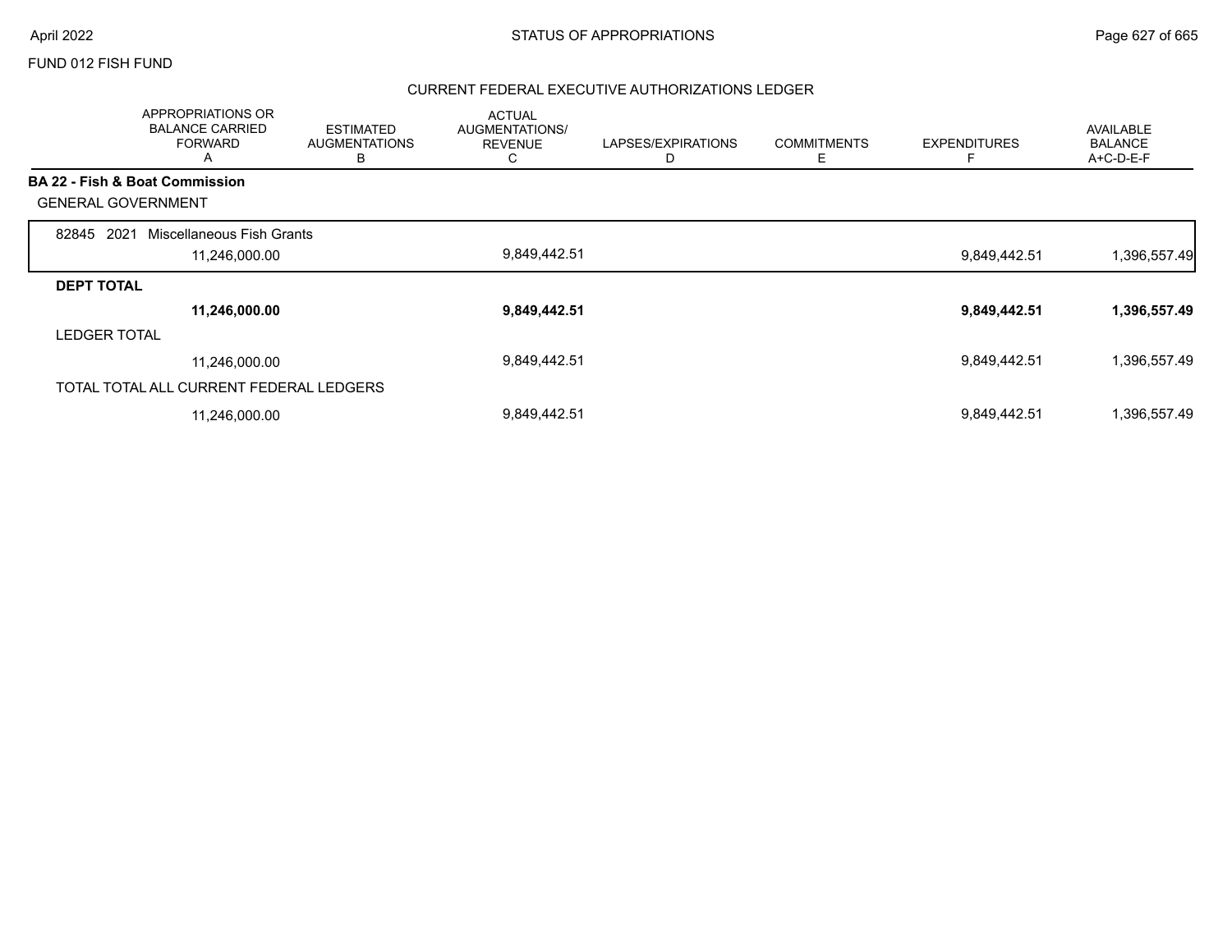FUND 012 FISH FUND

## CURRENT FEDERAL EXECUTIVE AUTHORIZATIONS LEDGER

| | APPROPRIATIONS OR BALANCE CARRIED FORWARD A | ESTIMATED AUGMENTATIONS B | ACTUAL AUGMENTATIONS/ REVENUE C | LAPSES/EXPIRATIONS D | COMMITMENTS E | EXPENDITURES F | AVAILABLE BALANCE A+C-D-E-F |
|---|---|---|---|---|---|---|---|
| **BA 22 - Fish & Boat Commission** | | | | | | | |
| GENERAL GOVERNMENT | | | | | | | |
| 82845 2021 Miscellaneous Fish Grants | 11,246,000.00 | | 9,849,442.51 | | | 9,849,442.51 | 1,396,557.49 |
| **DEPT TOTAL** | **11,246,000.00** | | **9,849,442.51** | | | **9,849,442.51** | **1,396,557.49** |
| LEDGER TOTAL | 11,246,000.00 | | 9,849,442.51 | | | 9,849,442.51 | 1,396,557.49 |
| TOTAL TOTAL ALL CURRENT FEDERAL LEDGERS | 11,246,000.00 | | 9,849,442.51 | | | 9,849,442.51 | 1,396,557.49 |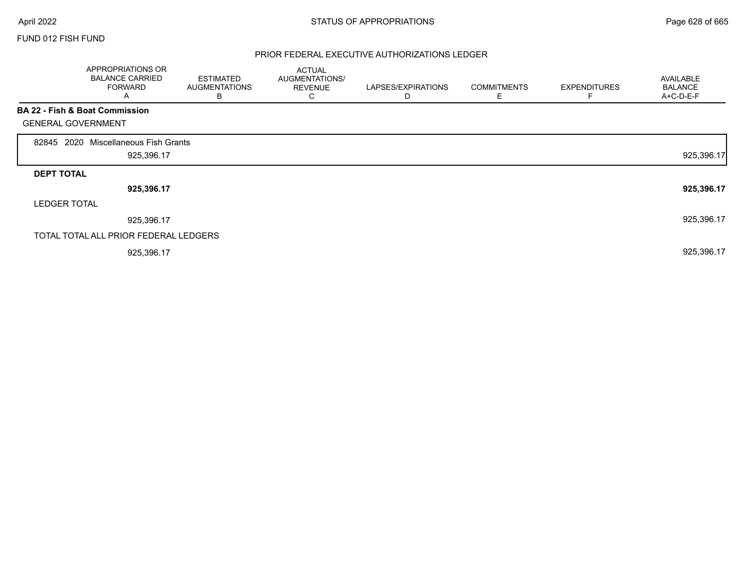FUND 012 FISH FUND

## PRIOR FEDERAL EXECUTIVE AUTHORIZATIONS LEDGER

| | APPROPRIATIONS OR BALANCE CARRIED FORWARD A | ESTIMATED AUGMENTATIONS B | ACTUAL AUGMENTATIONS/ REVENUE C | LAPSES/EXPIRATIONS D | COMMITMENTS E | EXPENDITURES F | AVAILABLE BALANCE A+C-D-E-F |
|---|---|---|---|---|---|---|---|
| **BA 22 - Fish & Boat Commission** | | | | | | | |
| GENERAL GOVERNMENT | | | | | | | |
| 82845 2020 Miscellaneous Fish Grants | | | | | | | |
| | 925,396.17 | | | | | | 925,396.17 |
| **DEPT TOTAL** | | | | | | | |
| | **925,396.17** | | | | | | **925,396.17** |
| LEDGER TOTAL | | | | | | | |
| | 925,396.17 | | | | | | 925,396.17 |
| TOTAL TOTAL ALL PRIOR FEDERAL LEDGERS | | | | | | | |
| | 925,396.17 | | | | | | 925,396.17 |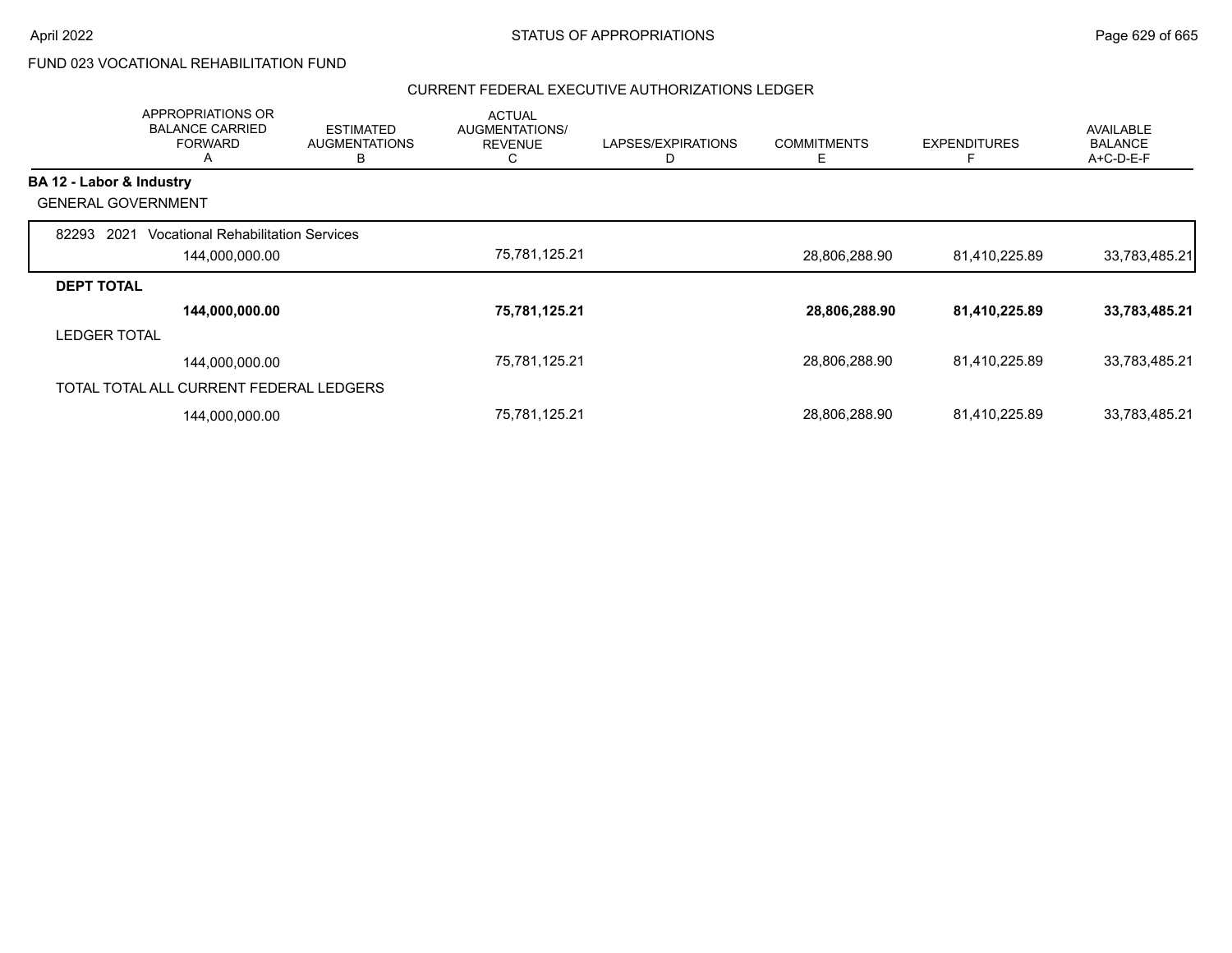FUND 023 VOCATIONAL REHABILITATION FUND

## CURRENT FEDERAL EXECUTIVE AUTHORIZATIONS LEDGER

| | APPROPRIATIONS OR BALANCE CARRIED FORWARD A | ESTIMATED AUGMENTATIONS B | ACTUAL AUGMENTATIONS/ REVENUE C | LAPSES/EXPIRATIONS D | COMMITMENTS E | EXPENDITURES F | AVAILABLE BALANCE A+C-D-E-F |
|---|---|---|---|---|---|---|---|
| **BA 12 - Labor & Industry** | | | | | | | |
| GENERAL GOVERNMENT | | | | | | | |
| 82293 2021 Vocational Rehabilitation Services | 144,000,000.00 | | 75,781,125.21 | | 28,806,288.90 | 81,410,225.89 | 33,783,485.21 |
| **DEPT TOTAL** | **144,000,000.00** | | **75,781,125.21** | | **28,806,288.90** | **81,410,225.89** | **33,783,485.21** |
| LEDGER TOTAL | 144,000,000.00 | | 75,781,125.21 | | 28,806,288.90 | 81,410,225.89 | 33,783,485.21 |
| TOTAL TOTAL ALL CURRENT FEDERAL LEDGERS | 144,000,000.00 | | 75,781,125.21 | | 28,806,288.90 | 81,410,225.89 | 33,783,485.21 |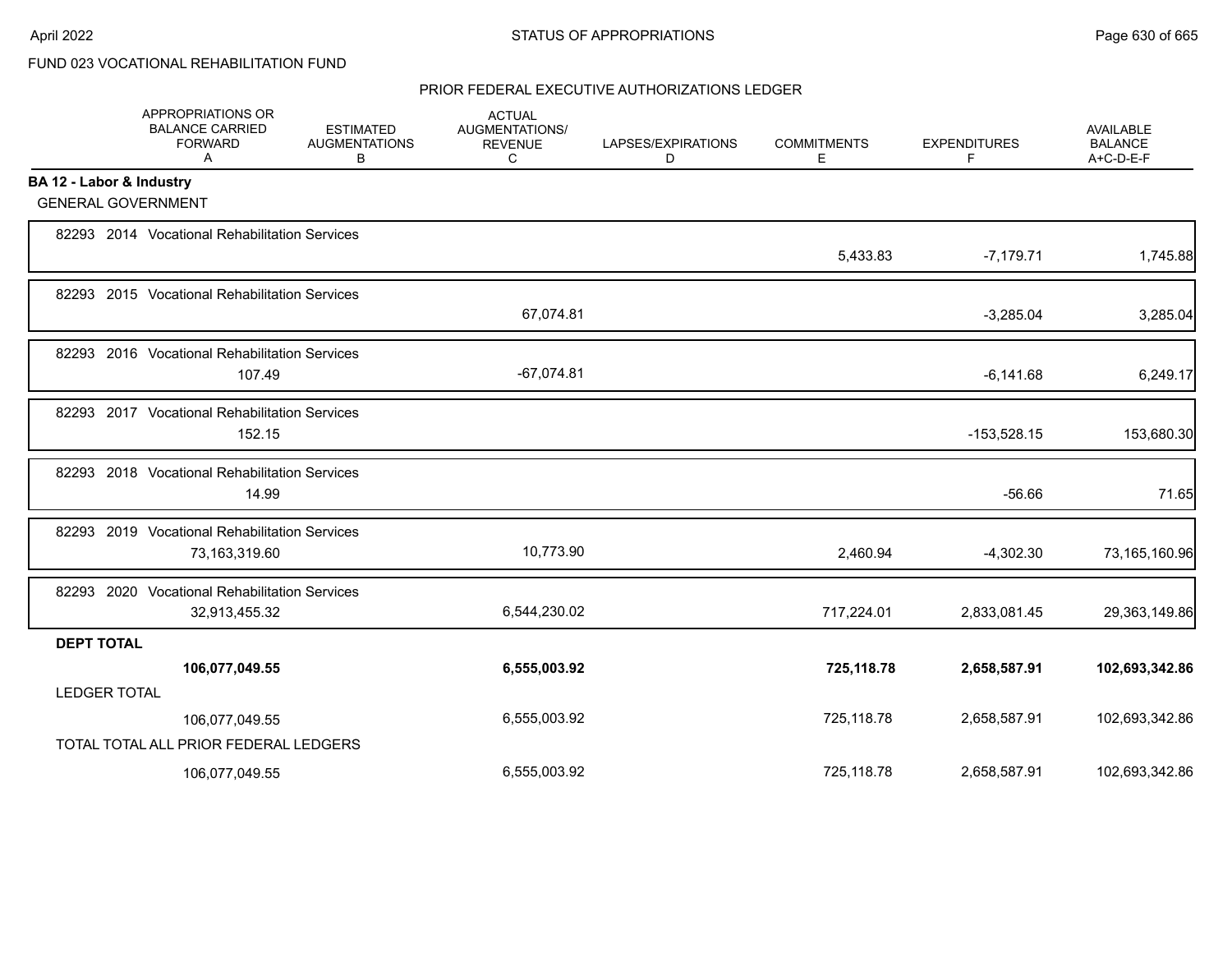FUND 023 VOCATIONAL REHABILITATION FUND

PRIOR FEDERAL EXECUTIVE AUTHORIZATIONS LEDGER

| | APPROPRIATIONS OR BALANCE CARRIED FORWARD A | ESTIMATED AUGMENTATIONS B | ACTUAL AUGMENTATIONS/ REVENUE C | LAPSES/EXPIRATIONS D | COMMITMENTS E | EXPENDITURES F | AVAILABLE BALANCE A+C-D-E-F |
|---|---|---|---|---|---|---|---|
| **BA 12 - Labor & Industry** | | | | | | | |
| GENERAL GOVERNMENT | | | | | | | |
| 82293 2014 Vocational Rehabilitation Services | | | | | 5,433.83 | -7,179.71 | 1,745.88 |
| 82293 2015 Vocational Rehabilitation Services | | | 67,074.81 | | | -3,285.04 | 3,285.04 |
| 82293 2016 Vocational Rehabilitation Services | 107.49 | | -67,074.81 | | | -6,141.68 | 6,249.17 |
| 82293 2017 Vocational Rehabilitation Services | 152.15 | | | | | -153,528.15 | 153,680.30 |
| 82293 2018 Vocational Rehabilitation Services | 14.99 | | | | | -56.66 | 71.65 |
| 82293 2019 Vocational Rehabilitation Services | 73,163,319.60 | | 10,773.90 | | 2,460.94 | -4,302.30 | 73,165,160.96 |
| 82293 2020 Vocational Rehabilitation Services | 32,913,455.32 | | 6,544,230.02 | | 717,224.01 | 2,833,081.45 | 29,363,149.86 |
| **DEPT TOTAL** | **106,077,049.55** | | **6,555,003.92** | | **725,118.78** | **2,658,587.91** | **102,693,342.86** |
| LEDGER TOTAL | 106,077,049.55 | | 6,555,003.92 | | 725,118.78 | 2,658,587.91 | 102,693,342.86 |
| TOTAL TOTAL ALL PRIOR FEDERAL LEDGERS | 106,077,049.55 | | 6,555,003.92 | | 725,118.78 | 2,658,587.91 | 102,693,342.86 |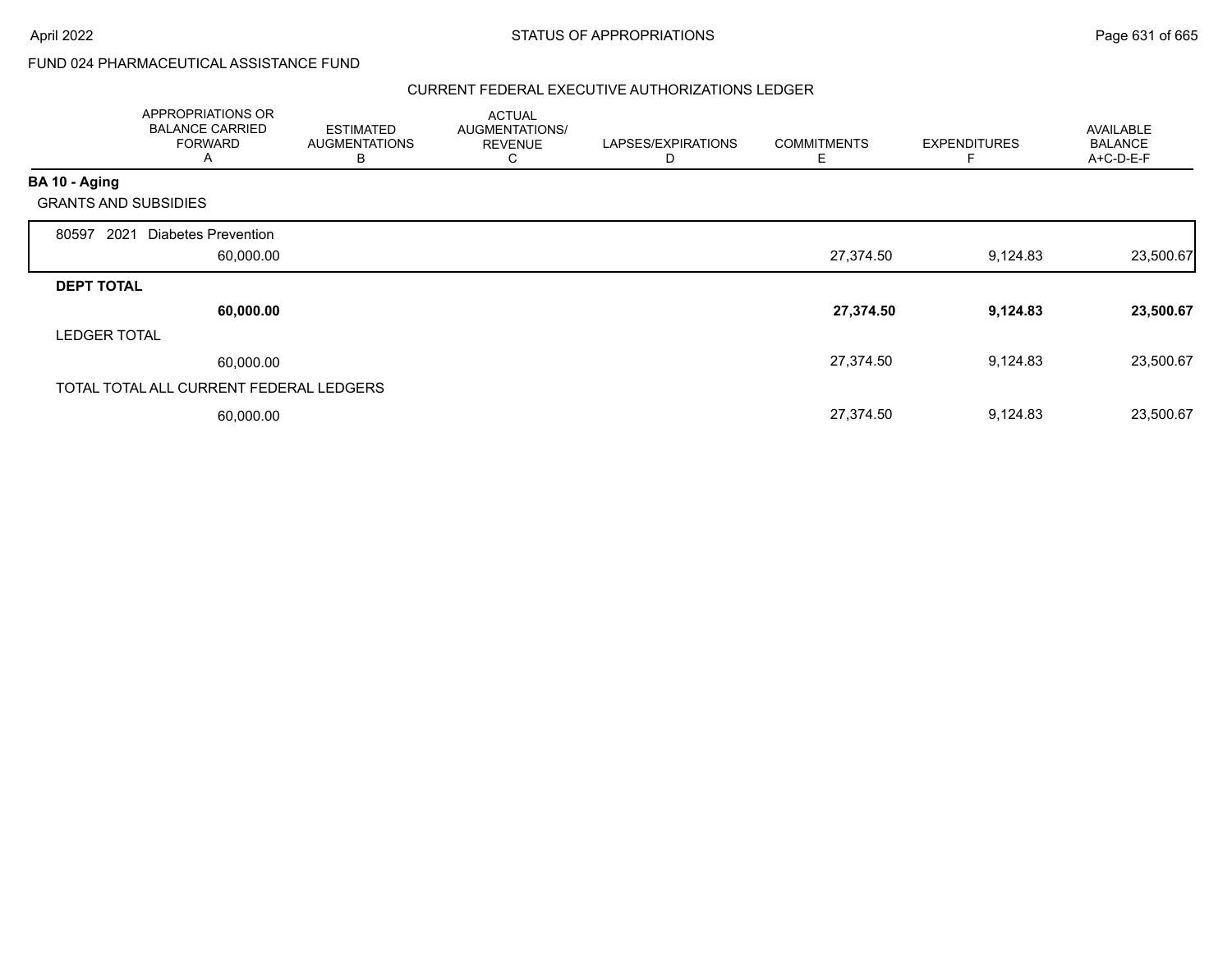FUND 024 PHARMACEUTICAL ASSISTANCE FUND

## CURRENT FEDERAL EXECUTIVE AUTHORIZATIONS LEDGER

| | APPROPRIATIONS OR BALANCE CARRIED FORWARD A | ESTIMATED AUGMENTATIONS B | ACTUAL AUGMENTATIONS/ REVENUE C | LAPSES/EXPIRATIONS D | COMMITMENTS E | EXPENDITURES F | AVAILABLE BALANCE A+C-D-E-F |
|---|---|---|---|---|---|---|---|
| **BA 10 - Aging** | | | | | | | |
| GRANTS AND SUBSIDIES | | | | | | | |
| 80597 2021 Diabetes Prevention | 60,000.00 | | | | 27,374.50 | 9,124.83 | 23,500.67 |
| **DEPT TOTAL** | **60,000.00** | | | | **27,374.50** | **9,124.83** | **23,500.67** |
| LEDGER TOTAL | 60,000.00 | | | | 27,374.50 | 9,124.83 | 23,500.67 |
| TOTAL TOTAL ALL CURRENT FEDERAL LEDGERS | 60,000.00 | | | | 27,374.50 | 9,124.83 | 23,500.67 |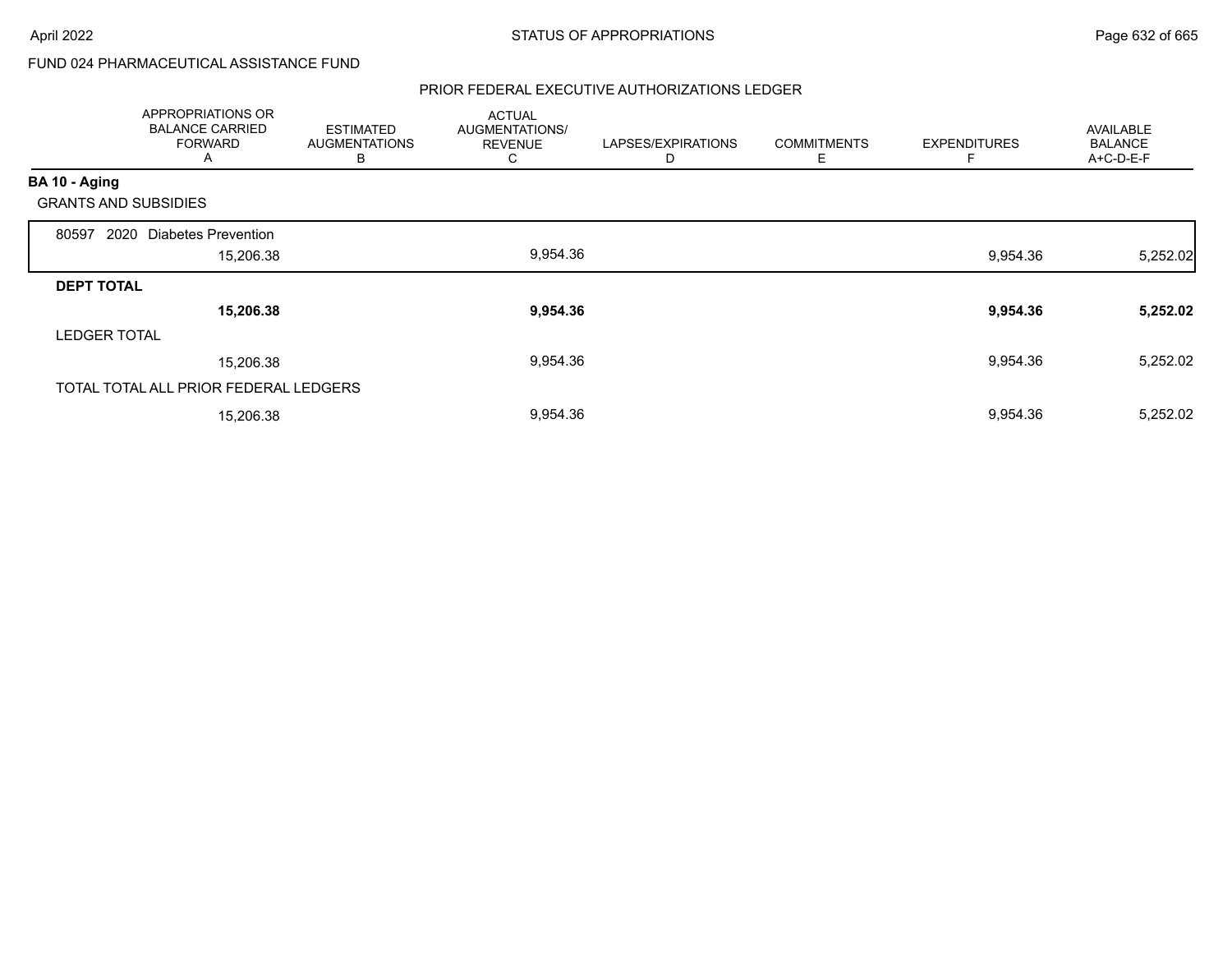FUND 024 PHARMACEUTICAL ASSISTANCE FUND

## PRIOR FEDERAL EXECUTIVE AUTHORIZATIONS LEDGER

| | APPROPRIATIONS OR BALANCE CARRIED FORWARD A | ESTIMATED AUGMENTATIONS B | ACTUAL AUGMENTATIONS/ REVENUE C | LAPSES/EXPIRATIONS D | COMMITMENTS E | EXPENDITURES F | AVAILABLE BALANCE A+C-D-E-F |
|---|---|---|---|---|---|---|---|
| **BA 10 - Aging** | | | | | | | |
| GRANTS AND SUBSIDIES | | | | | | | |
| 80597 2020 Diabetes Prevention | 15,206.38 | | 9,954.36 | | | 9,954.36 | 5,252.02 |
| **DEPT TOTAL** | **15,206.38** | | **9,954.36** | | | **9,954.36** | **5,252.02** |
| LEDGER TOTAL | 15,206.38 | | 9,954.36 | | | 9,954.36 | 5,252.02 |
| TOTAL TOTAL ALL PRIOR FEDERAL LEDGERS | 15,206.38 | | 9,954.36 | | | 9,954.36 | 5,252.02 |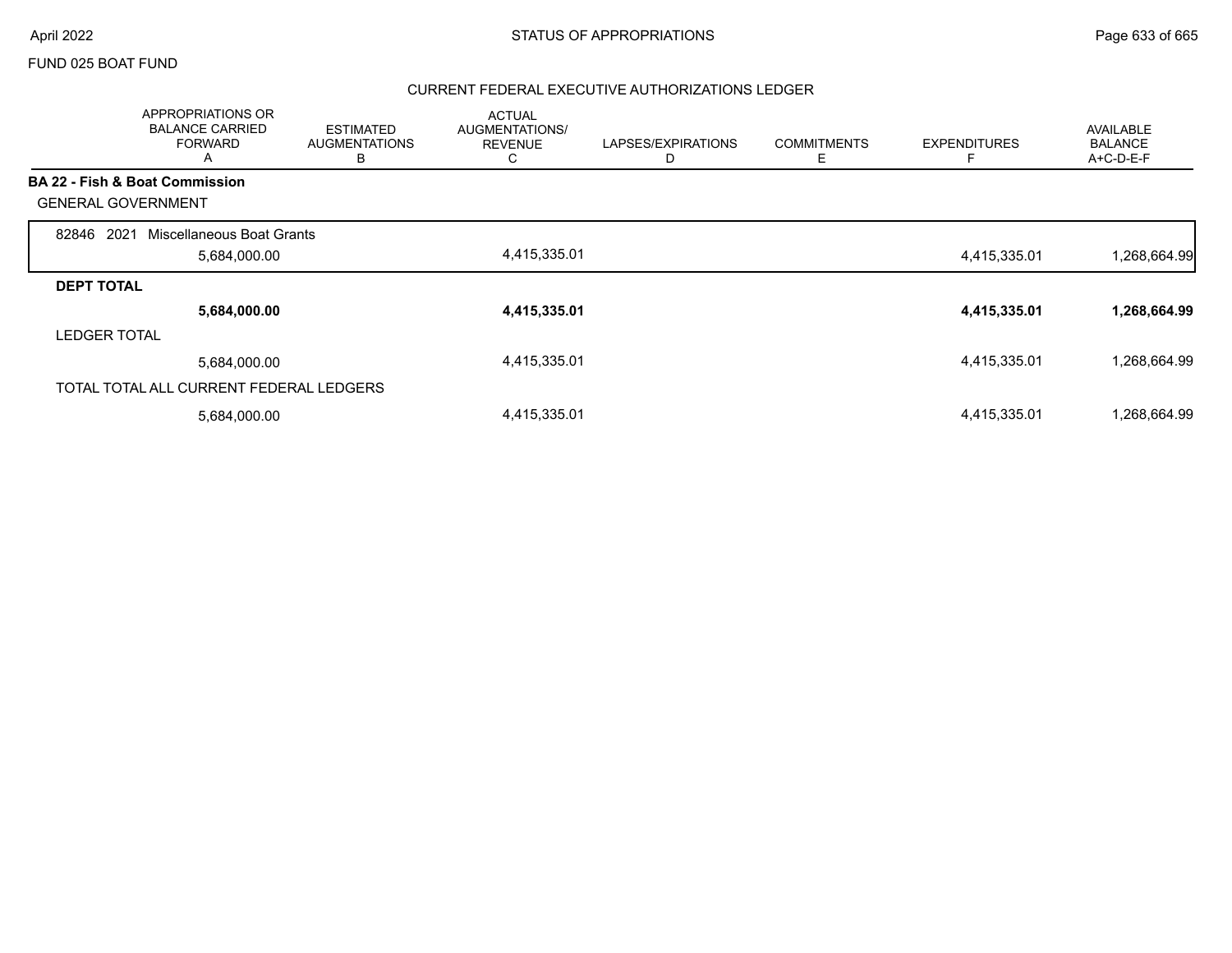FUND 025 BOAT FUND

## CURRENT FEDERAL EXECUTIVE AUTHORIZATIONS LEDGER

| | APPROPRIATIONS OR BALANCE CARRIED FORWARD A | ESTIMATED AUGMENTATIONS B | ACTUAL AUGMENTATIONS/ REVENUE C | LAPSES/EXPIRATIONS D | COMMITMENTS E | EXPENDITURES F | AVAILABLE BALANCE A+C-D-E-F |
|---|---|---|---|---|---|---|---|
| **BA 22 - Fish & Boat Commission** | | | | | | | |
| GENERAL GOVERNMENT | | | | | | | |
| 82846 2021 Miscellaneous Boat Grants | 5,684,000.00 | | 4,415,335.01 | | | 4,415,335.01 | 1,268,664.99 |
| **DEPT TOTAL** | **5,684,000.00** | | **4,415,335.01** | | | **4,415,335.01** | **1,268,664.99** |
| LEDGER TOTAL | 5,684,000.00 | | 4,415,335.01 | | | 4,415,335.01 | 1,268,664.99 |
| TOTAL TOTAL ALL CURRENT FEDERAL LEDGERS | 5,684,000.00 | | 4,415,335.01 | | | 4,415,335.01 | 1,268,664.99 |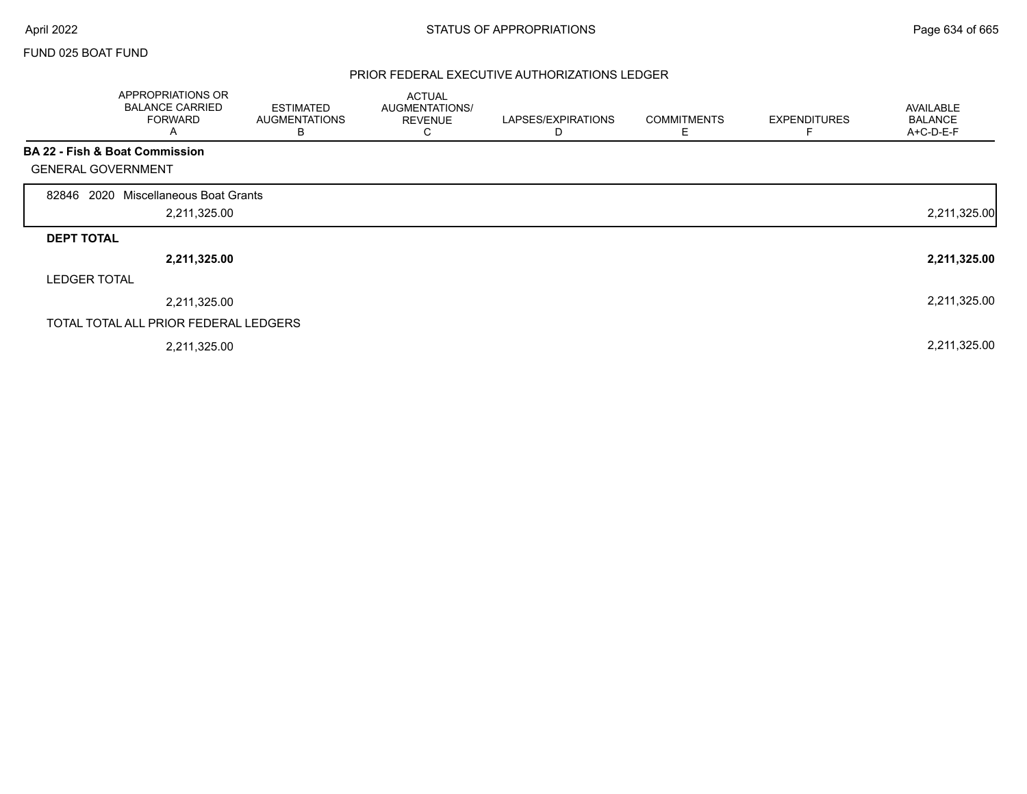FUND 025 BOAT FUND

## PRIOR FEDERAL EXECUTIVE AUTHORIZATIONS LEDGER

| | APPROPRIATIONS OR BALANCE CARRIED FORWARD A | ESTIMATED AUGMENTATIONS B | ACTUAL AUGMENTATIONS/ REVENUE C | LAPSES/EXPIRATIONS D | COMMITMENTS E | EXPENDITURES F | AVAILABLE BALANCE A+C-D-E-F |
|---|---|---|---|---|---|---|---|
| **BA 22 - Fish & Boat Commission** | | | | | | | |
| GENERAL GOVERNMENT | | | | | | | |
| 82846 2020 Miscellaneous Boat Grants | | | | | | | |
| | 2,211,325.00 | | | | | | 2,211,325.00 |
| **DEPT TOTAL** | | | | | | | |
| | **2,211,325.00** | | | | | | **2,211,325.00** |
| LEDGER TOTAL | | | | | | | |
| | 2,211,325.00 | | | | | | 2,211,325.00 |
| TOTAL TOTAL ALL PRIOR FEDERAL LEDGERS | | | | | | | |
| | 2,211,325.00 | | | | | | 2,211,325.00 |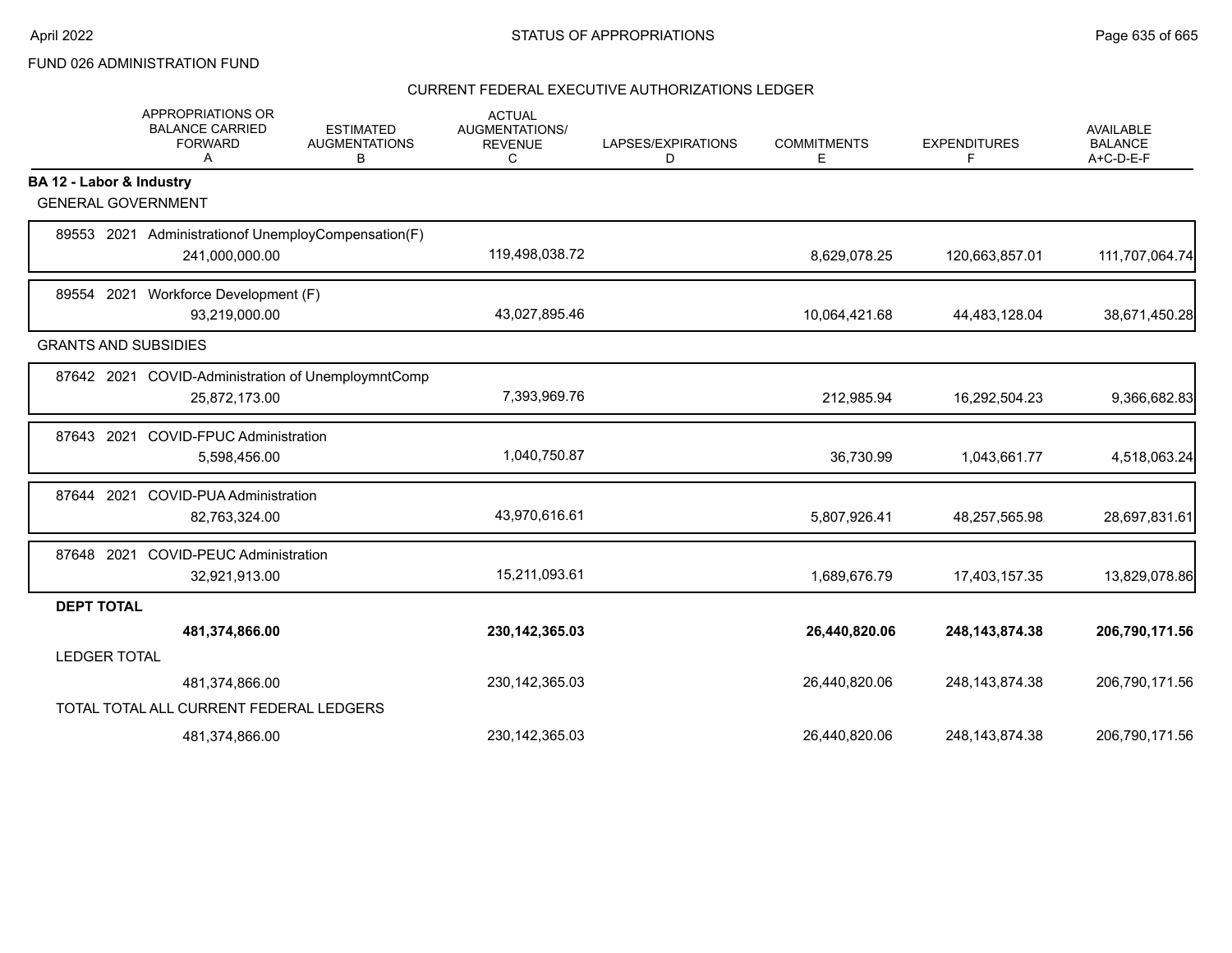FUND 026 ADMINISTRATION FUND

## CURRENT FEDERAL EXECUTIVE AUTHORIZATIONS LEDGER

| | APPROPRIATIONS OR BALANCE CARRIED FORWARD A | ESTIMATED AUGMENTATIONS B | ACTUAL AUGMENTATIONS/ REVENUE C | LAPSES/EXPIRATIONS D | COMMITMENTS E | EXPENDITURES F | AVAILABLE BALANCE A+C-D-E-F |
|---|---|---|---|---|---|---|---|
| **BA 12 - Labor & Industry** | | | | | | | |
| GENERAL GOVERNMENT | | | | | | | |
| 89553 2021 Administrationof UnemployCompensation(F) | 241,000,000.00 | | 119,498,038.72 | | 8,629,078.25 | 120,663,857.01 | 111,707,064.74 |
| 89554 2021 Workforce Development (F) | 93,219,000.00 | | 43,027,895.46 | | 10,064,421.68 | 44,483,128.04 | 38,671,450.28 |
| GRANTS AND SUBSIDIES | | | | | | | |
| 87642 2021 COVID-Administration of UnemploymntComp | 25,872,173.00 | | 7,393,969.76 | | 212,985.94 | 16,292,504.23 | 9,366,682.83 |
| 87643 2021 COVID-FPUC Administration | 5,598,456.00 | | 1,040,750.87 | | 36,730.99 | 1,043,661.77 | 4,518,063.24 |
| 87644 2021 COVID-PUA Administration | 82,763,324.00 | | 43,970,616.61 | | 5,807,926.41 | 48,257,565.98 | 28,697,831.61 |
| 87648 2021 COVID-PEUC Administration | 32,921,913.00 | | 15,211,093.61 | | 1,689,676.79 | 17,403,157.35 | 13,829,078.86 |
| **DEPT TOTAL** | **481,374,866.00** | | **230,142,365.03** | | **26,440,820.06** | **248,143,874.38** | **206,790,171.56** |
| LEDGER TOTAL | 481,374,866.00 | | 230,142,365.03 | | 26,440,820.06 | 248,143,874.38 | 206,790,171.56 |
| TOTAL TOTAL ALL CURRENT FEDERAL LEDGERS | 481,374,866.00 | | 230,142,365.03 | | 26,440,820.06 | 248,143,874.38 | 206,790,171.56 |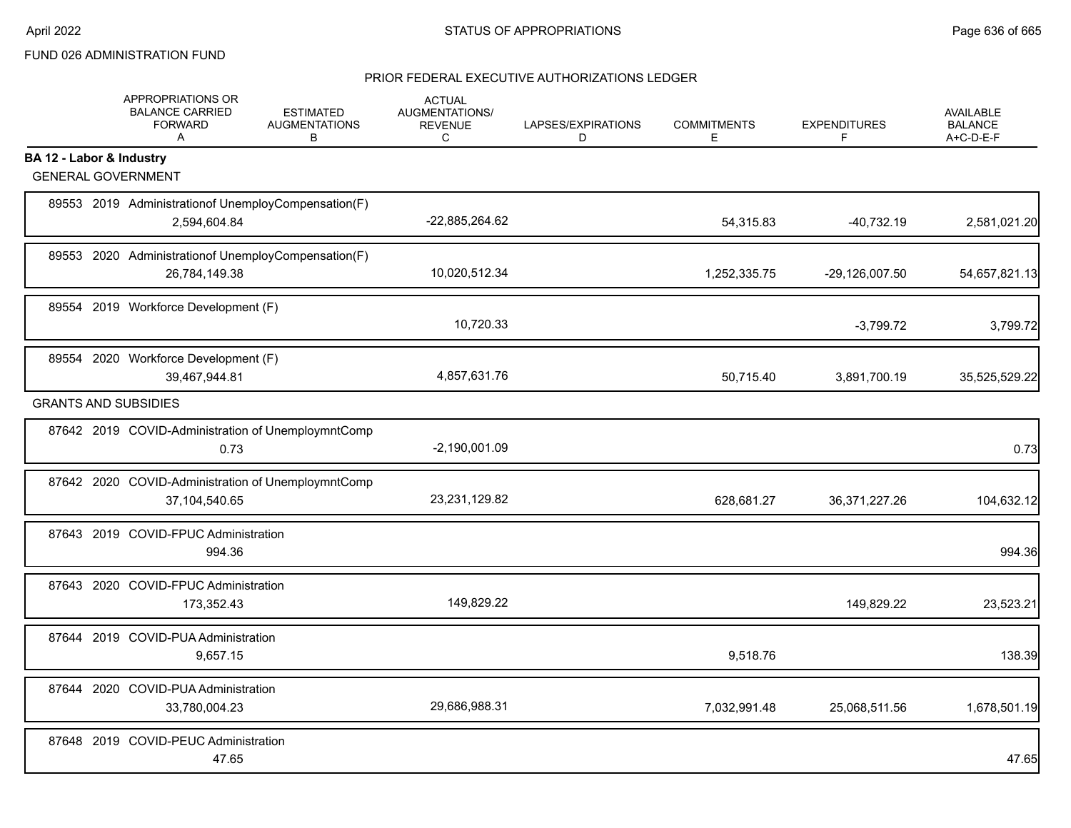FUND 026 ADMINISTRATION FUND

PRIOR FEDERAL EXECUTIVE AUTHORIZATIONS LEDGER

| | APPROPRIATIONS OR BALANCE CARRIED FORWARD A | ESTIMATED AUGMENTATIONS B | ACTUAL AUGMENTATIONS/ REVENUE C | LAPSES/EXPIRATIONS D | COMMITMENTS E | EXPENDITURES F | AVAILABLE BALANCE A+C-D-E-F |
|---|---|---|---|---|---|---|---|
| **BA 12 - Labor & Industry** | | | | | | | |
| GENERAL GOVERNMENT | | | | | | | |
| 89553 2019 Administrationof UnemployCompensation(F) | 2,594,604.84 | | -22,885,264.62 | | 54,315.83 | -40,732.19 | 2,581,021.20 |
| 89553 2020 Administrationof UnemployCompensation(F) | 26,784,149.38 | | 10,020,512.34 | | 1,252,335.75 | -29,126,007.50 | 54,657,821.13 |
| 89554 2019 Workforce Development (F) | | | 10,720.33 | | | -3,799.72 | 3,799.72 |
| 89554 2020 Workforce Development (F) | 39,467,944.81 | | 4,857,631.76 | | 50,715.40 | 3,891,700.19 | 35,525,529.22 |
| GRANTS AND SUBSIDIES | | | | | | | |
| 87642 2019 COVID-Administration of UnemploymntComp | 0.73 | | -2,190,001.09 | | | | 0.73 |
| 87642 2020 COVID-Administration of UnemploymntComp | 37,104,540.65 | | 23,231,129.82 | | 628,681.27 | 36,371,227.26 | 104,632.12 |
| 87643 2019 COVID-FPUC Administration | 994.36 | | | | | | 994.36 |
| 87643 2020 COVID-FPUC Administration | 173,352.43 | | 149,829.22 | | | 149,829.22 | 23,523.21 |
| 87644 2019 COVID-PUA Administration | 9,657.15 | | | | 9,518.76 | | 138.39 |
| 87644 2020 COVID-PUA Administration | 33,780,004.23 | | 29,686,988.31 | | 7,032,991.48 | 25,068,511.56 | 1,678,501.19 |
| 87648 2019 COVID-PEUC Administration | 47.65 | | | | | | 47.65 |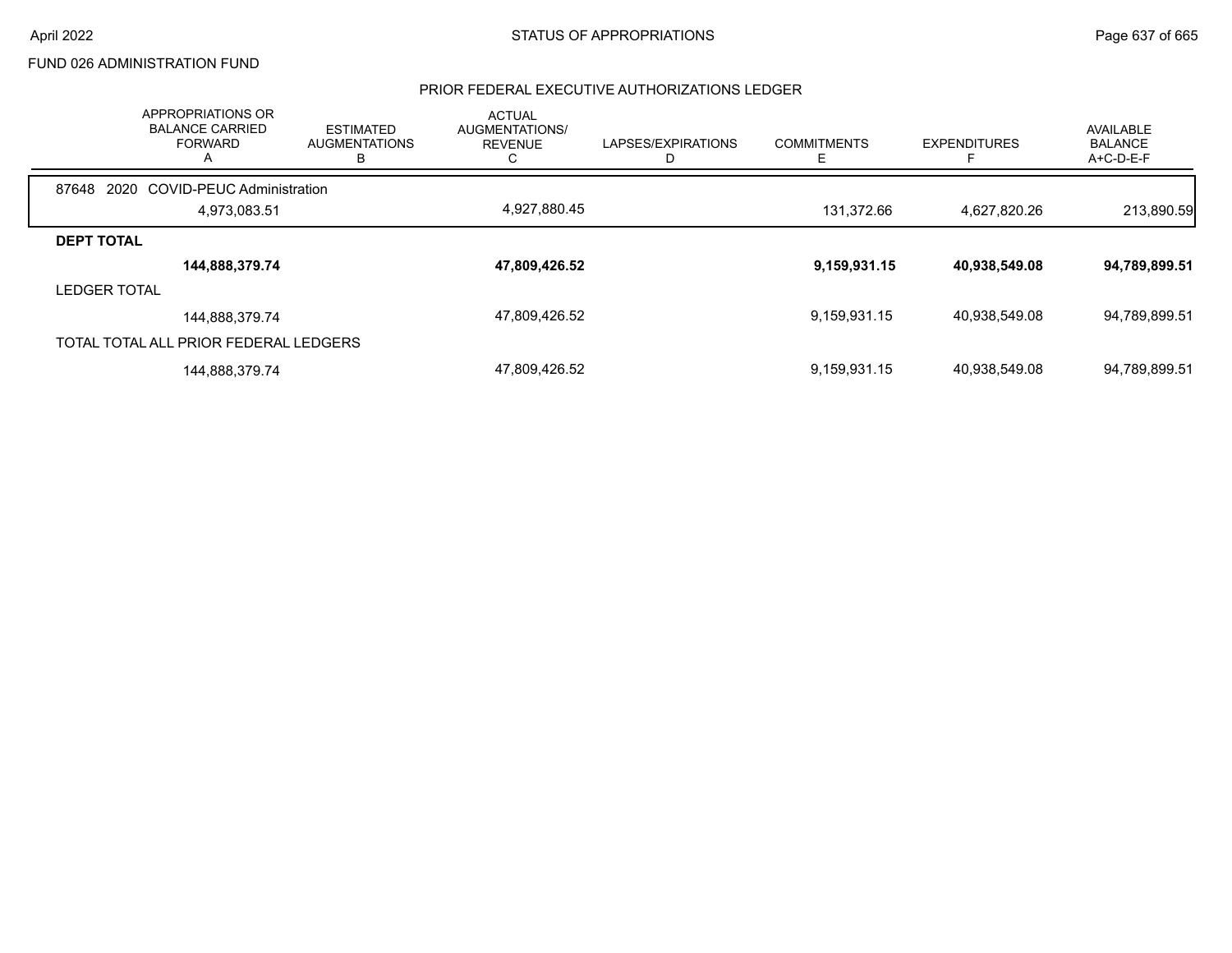FUND 026 ADMINISTRATION FUND

## PRIOR FEDERAL EXECUTIVE AUTHORIZATIONS LEDGER

| | APPROPRIATIONS OR BALANCE CARRIED FORWARD A | ESTIMATED AUGMENTATIONS B | ACTUAL AUGMENTATIONS/ REVENUE C | LAPSES/EXPIRATIONS D | COMMITMENTS E | EXPENDITURES F | AVAILABLE BALANCE A+C-D-E-F |
|---|---|---|---|---|---|---|---|
| 87648 2020 COVID-PEUC Administration | | | | | | | |
| | 4,973,083.51 | | 4,927,880.45 | | 131,372.66 | 4,627,820.26 | 213,890.59 |
| **DEPT TOTAL** | | | | | | | |
| | **144,888,379.74** | | **47,809,426.52** | | **9,159,931.15** | **40,938,549.08** | **94,789,899.51** |
| LEDGER TOTAL | | | | | | | |
| | 144,888,379.74 | | 47,809,426.52 | | 9,159,931.15 | 40,938,549.08 | 94,789,899.51 |
| TOTAL TOTAL ALL PRIOR FEDERAL LEDGERS | | | | | | | |
| | 144,888,379.74 | | 47,809,426.52 | | 9,159,931.15 | 40,938,549.08 | 94,789,899.51 |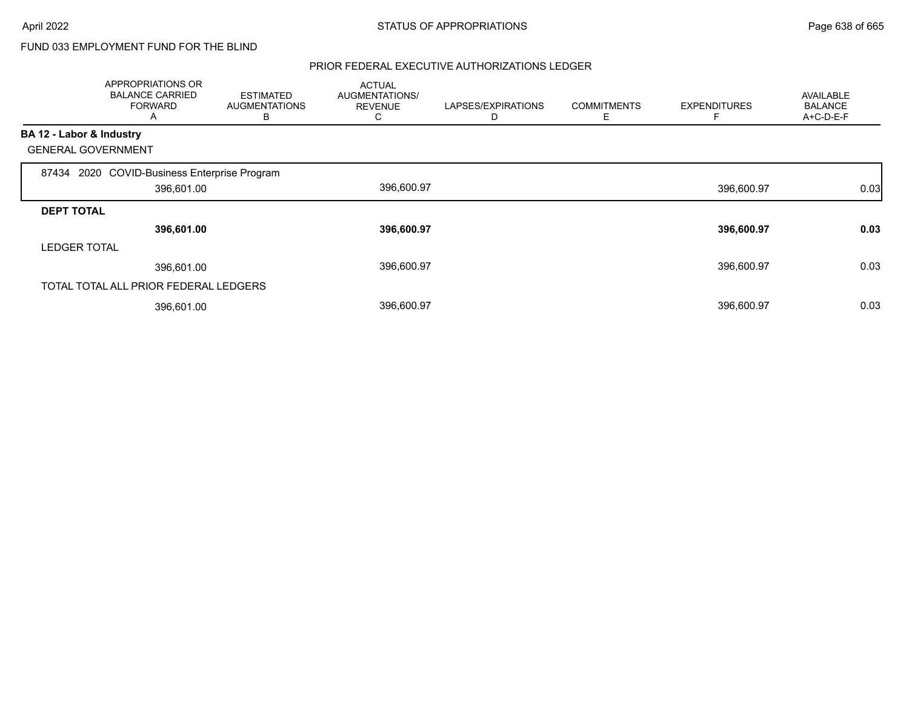FUND 033 EMPLOYMENT FUND FOR THE BLIND

PRIOR FEDERAL EXECUTIVE AUTHORIZATIONS LEDGER

| | APPROPRIATIONS OR BALANCE CARRIED FORWARD A | ESTIMATED AUGMENTATIONS B | ACTUAL AUGMENTATIONS/ REVENUE C | LAPSES/EXPIRATIONS D | COMMITMENTS E | EXPENDITURES F | AVAILABLE BALANCE A+C-D-E-F |
|---|---|---|---|---|---|---|---|
| **BA 12 - Labor & Industry** | | | | | | | |
| GENERAL GOVERNMENT | | | | | | | |
| 87434 2020 COVID-Business Enterprise Program | 396,601.00 | | 396,600.97 | | | 396,600.97 | 0.03 |
| **DEPT TOTAL** | **396,601.00** | | **396,600.97** | | | **396,600.97** | **0.03** |
| LEDGER TOTAL | 396,601.00 | | 396,600.97 | | | 396,600.97 | 0.03 |
| TOTAL TOTAL ALL PRIOR FEDERAL LEDGERS | 396,601.00 | | 396,600.97 | | | 396,600.97 | 0.03 |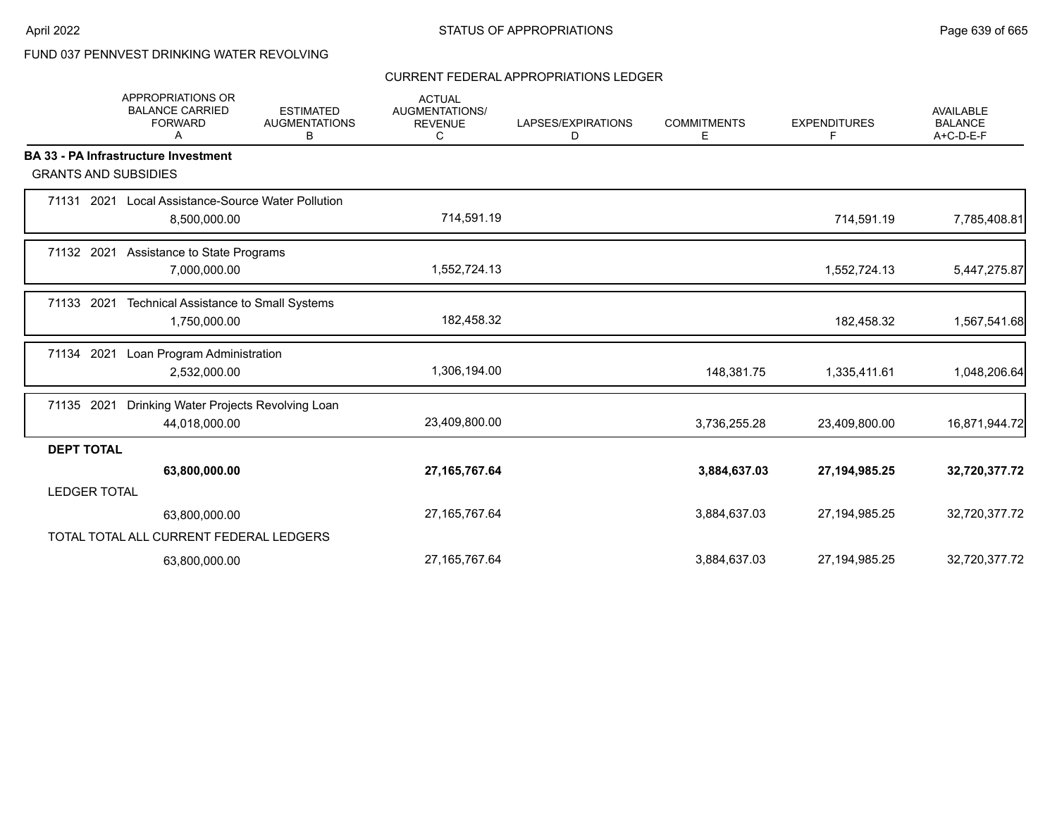FUND 037 PENNVEST DRINKING WATER REVOLVING

CURRENT FEDERAL APPROPRIATIONS LEDGER

| | APPROPRIATIONS OR BALANCE CARRIED FORWARD A | ESTIMATED AUGMENTATIONS B | ACTUAL AUGMENTATIONS/ REVENUE C | LAPSES/EXPIRATIONS D | COMMITMENTS E | EXPENDITURES F | AVAILABLE BALANCE A+C-D-E-F |
|---|---|---|---|---|---|---|---|
| **BA 33 - PA Infrastructure Investment** | | | | | | | |
| GRANTS AND SUBSIDIES | | | | | | | |
| 71131 2021 Local Assistance-Source Water Pollution | 8,500,000.00 | | 714,591.19 | | | 714,591.19 | 7,785,408.81 |
| 71132 2021 Assistance to State Programs | 7,000,000.00 | | 1,552,724.13 | | | 1,552,724.13 | 5,447,275.87 |
| 71133 2021 Technical Assistance to Small Systems | 1,750,000.00 | | 182,458.32 | | | 182,458.32 | 1,567,541.68 |
| 71134 2021 Loan Program Administration | 2,532,000.00 | | 1,306,194.00 | | 148,381.75 | 1,335,411.61 | 1,048,206.64 |
| 71135 2021 Drinking Water Projects Revolving Loan | 44,018,000.00 | | 23,409,800.00 | | 3,736,255.28 | 23,409,800.00 | 16,871,944.72 |
| **DEPT TOTAL** | **63,800,000.00** | | **27,165,767.64** | | **3,884,637.03** | **27,194,985.25** | **32,720,377.72** |
| LEDGER TOTAL | 63,800,000.00 | | 27,165,767.64 | | 3,884,637.03 | 27,194,985.25 | 32,720,377.72 |
| TOTAL TOTAL ALL CURRENT FEDERAL LEDGERS | 63,800,000.00 | | 27,165,767.64 | | 3,884,637.03 | 27,194,985.25 | 32,720,377.72 |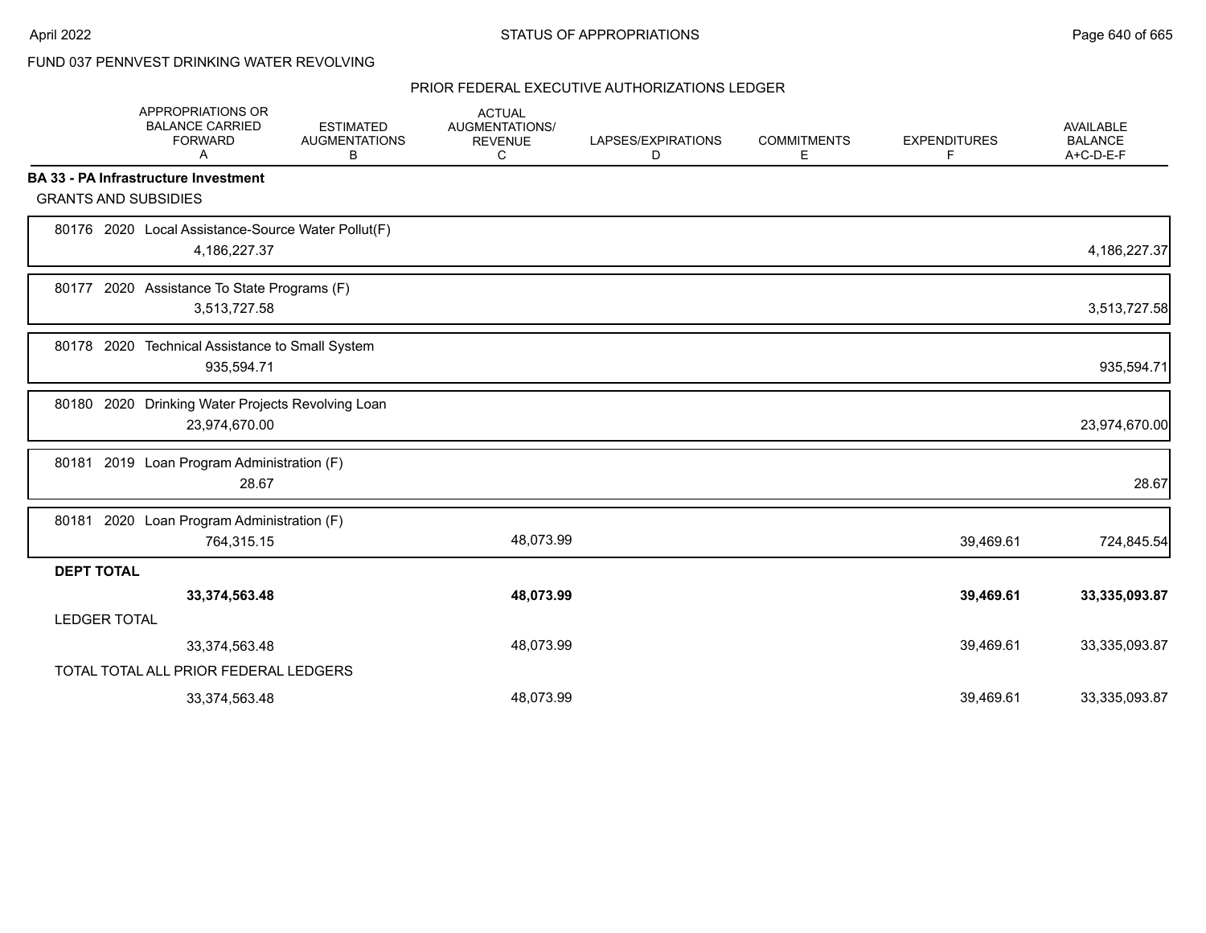FUND 037 PENNVEST DRINKING WATER REVOLVING

PRIOR FEDERAL EXECUTIVE AUTHORIZATIONS LEDGER

| | APPROPRIATIONS OR BALANCE CARRIED FORWARD A | ESTIMATED AUGMENTATIONS B | ACTUAL AUGMENTATIONS/ REVENUE C | LAPSES/EXPIRATIONS D | COMMITMENTS E | EXPENDITURES F | AVAILABLE BALANCE A+C-D-E-F |
|---|---|---|---|---|---|---|---|
| **BA 33 - PA Infrastructure Investment** | | | | | | | |
| GRANTS AND SUBSIDIES | | | | | | | |
| 80176 2020 Local Assistance-Source Water Pollut(F) | 4,186,227.37 | | | | | | 4,186,227.37 |
| 80177 2020 Assistance To State Programs (F) | 3,513,727.58 | | | | | | 3,513,727.58 |
| 80178 2020 Technical Assistance to Small System | 935,594.71 | | | | | | 935,594.71 |
| 80180 2020 Drinking Water Projects Revolving Loan | 23,974,670.00 | | | | | | 23,974,670.00 |
| 80181 2019 Loan Program Administration (F) | 28.67 | | | | | | 28.67 |
| 80181 2020 Loan Program Administration (F) | 764,315.15 | | 48,073.99 | | | 39,469.61 | 724,845.54 |
| **DEPT TOTAL** | **33,374,563.48** | | **48,073.99** | | | **39,469.61** | **33,335,093.87** |
| LEDGER TOTAL | 33,374,563.48 | | 48,073.99 | | | 39,469.61 | 33,335,093.87 |
| TOTAL TOTAL ALL PRIOR FEDERAL LEDGERS | 33,374,563.48 | | 48,073.99 | | | 39,469.61 | 33,335,093.87 |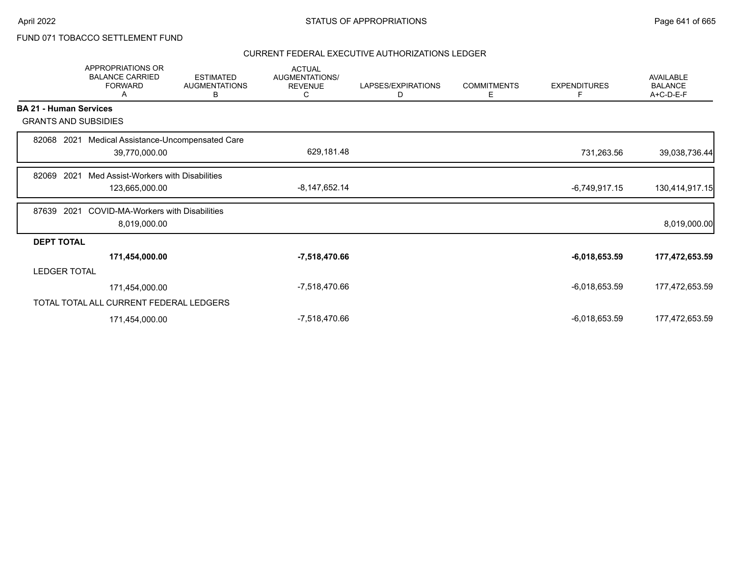FUND 071 TOBACCO SETTLEMENT FUND

## STATUS OF APPROPRIATIONS

### CURRENT FEDERAL EXECUTIVE AUTHORIZATIONS LEDGER

| | APPROPRIATIONS OR BALANCE CARRIED FORWARD A | ESTIMATED AUGMENTATIONS B | ACTUAL AUGMENTATIONS/ REVENUE C | LAPSES/EXPIRATIONS D | COMMITMENTS E | EXPENDITURES F | AVAILABLE BALANCE A+C-D-E-F |
|---|---|---|---|---|---|---|---|
| **BA 21 - Human Services** | | | | | | | |
| GRANTS AND SUBSIDIES | | | | | | | |
| 82068 2021 Medical Assistance-Uncompensated Care | 39,770,000.00 | | 629,181.48 | | | 731,263.56 | 39,038,736.44 |
| 82069 2021 Med Assist-Workers with Disabilities | 123,665,000.00 | | -8,147,652.14 | | | -6,749,917.15 | 130,414,917.15 |
| 87639 2021 COVID-MA-Workers with Disabilities | 8,019,000.00 | | | | | | 8,019,000.00 |
| **DEPT TOTAL** | **171,454,000.00** | | **-7,518,470.66** | | | **-6,018,653.59** | **177,472,653.59** |
| LEDGER TOTAL | 171,454,000.00 | | -7,518,470.66 | | | -6,018,653.59 | 177,472,653.59 |
| TOTAL TOTAL ALL CURRENT FEDERAL LEDGERS | 171,454,000.00 | | -7,518,470.66 | | | -6,018,653.59 | 177,472,653.59 |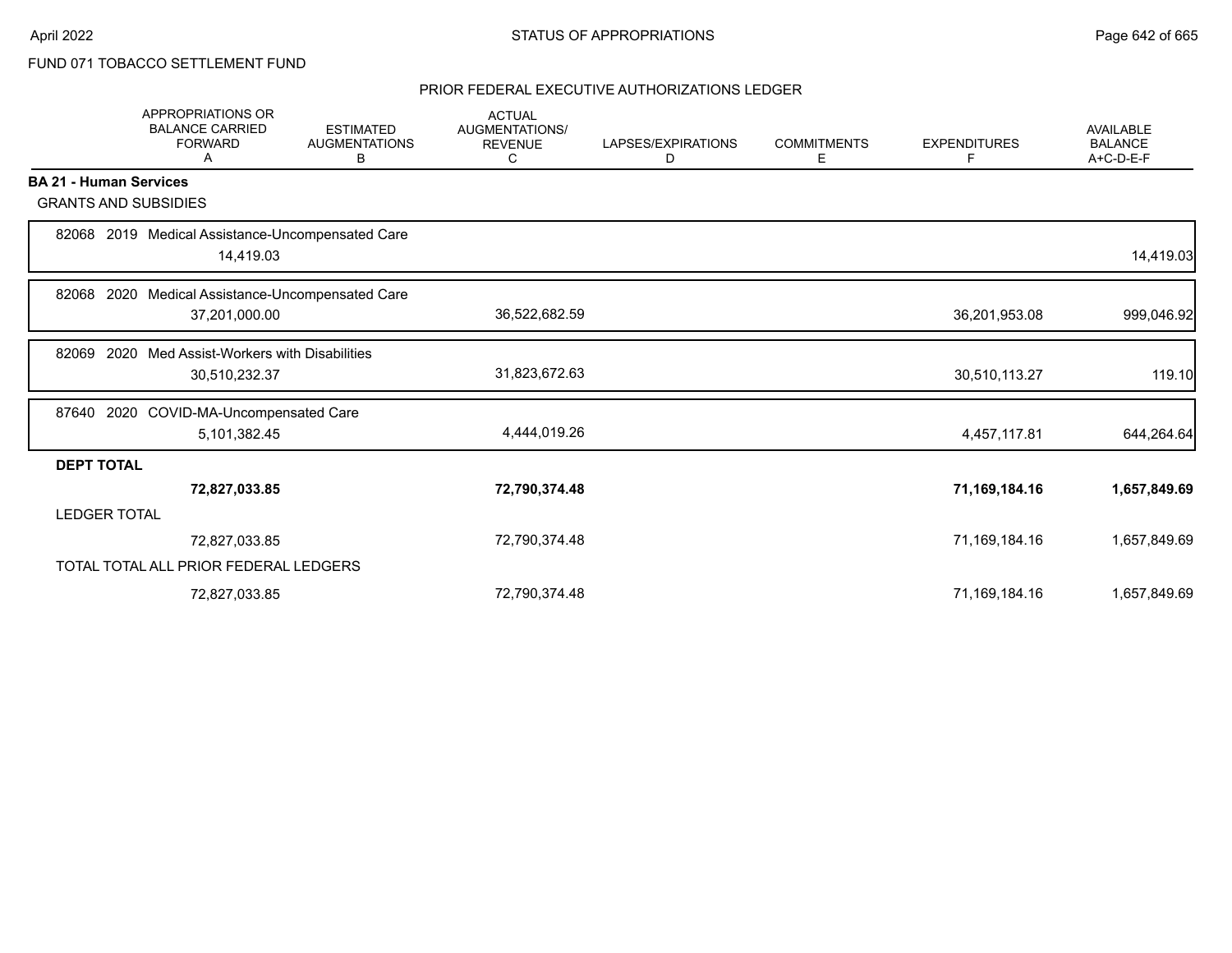FUND 071 TOBACCO SETTLEMENT FUND

STATUS OF APPROPRIATIONS

PRIOR FEDERAL EXECUTIVE AUTHORIZATIONS LEDGER

| | APPROPRIATIONS OR BALANCE CARRIED FORWARD A | ESTIMATED AUGMENTATIONS B | ACTUAL AUGMENTATIONS/ REVENUE C | LAPSES/EXPIRATIONS D | COMMITMENTS E | EXPENDITURES F | AVAILABLE BALANCE A+C-D-E-F |
|---|---|---|---|---|---|---|---|
| **BA 21 - Human Services** | | | | | | | |
| GRANTS AND SUBSIDIES | | | | | | | |
| 82068 2019 Medical Assistance-Uncompensated Care | 14,419.03 | | | | | | 14,419.03 |
| 82068 2020 Medical Assistance-Uncompensated Care | 37,201,000.00 | | 36,522,682.59 | | | 36,201,953.08 | 999,046.92 |
| 82069 2020 Med Assist-Workers with Disabilities | 30,510,232.37 | | 31,823,672.63 | | | 30,510,113.27 | 119.10 |
| 87640 2020 COVID-MA-Uncompensated Care | 5,101,382.45 | | 4,444,019.26 | | | 4,457,117.81 | 644,264.64 |
| **DEPT TOTAL** | **72,827,033.85** | | **72,790,374.48** | | | **71,169,184.16** | **1,657,849.69** |
| LEDGER TOTAL | 72,827,033.85 | | 72,790,374.48 | | | 71,169,184.16 | 1,657,849.69 |
| TOTAL TOTAL ALL PRIOR FEDERAL LEDGERS | 72,827,033.85 | | 72,790,374.48 | | | 71,169,184.16 | 1,657,849.69 |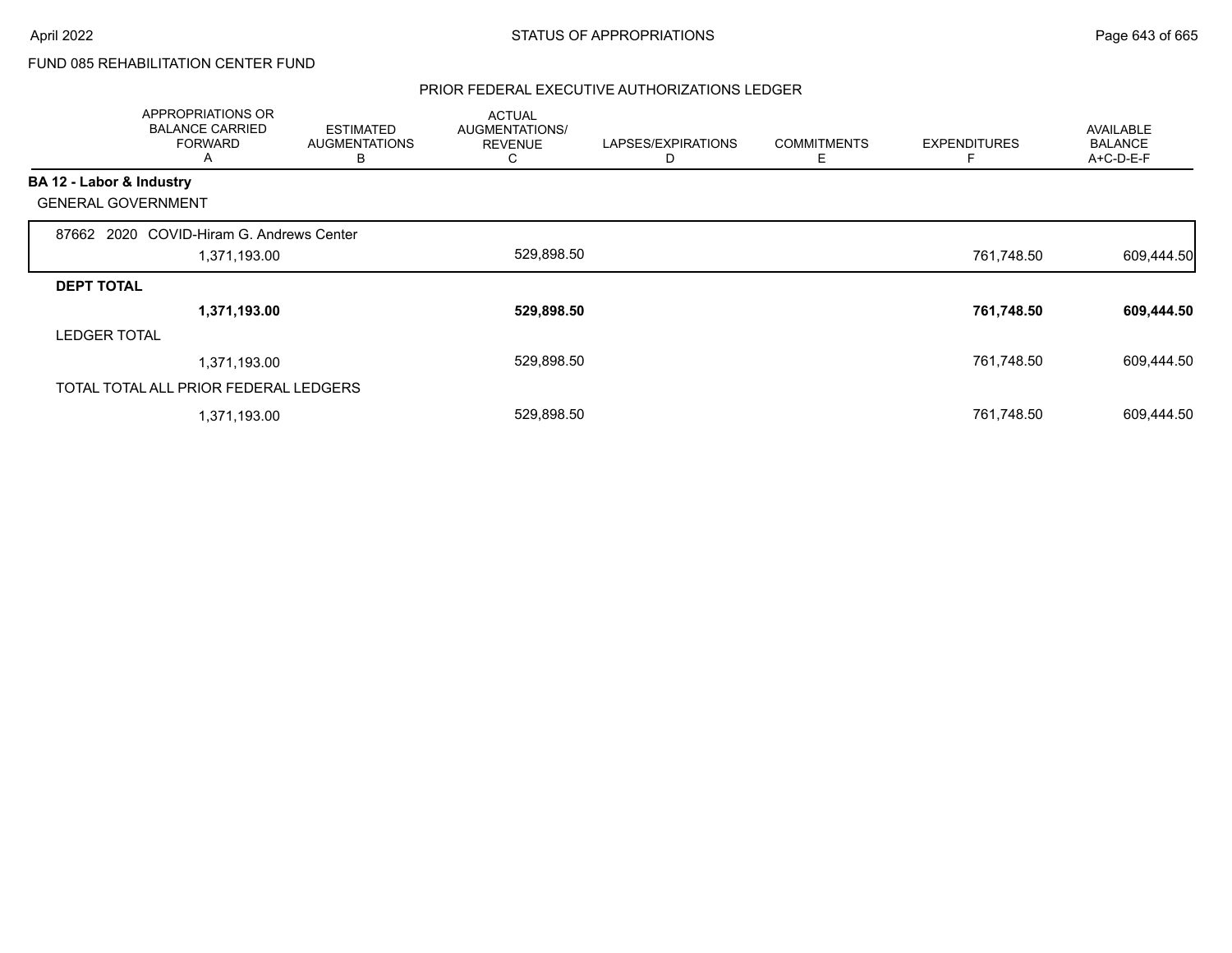FUND 085 REHABILITATION CENTER FUND

## PRIOR FEDERAL EXECUTIVE AUTHORIZATIONS LEDGER

| | APPROPRIATIONS OR BALANCE CARRIED FORWARD A | ESTIMATED AUGMENTATIONS B | ACTUAL AUGMENTATIONS/ REVENUE C | LAPSES/EXPIRATIONS D | COMMITMENTS E | EXPENDITURES F | AVAILABLE BALANCE A+C-D-E-F |
|---|---|---|---|---|---|---|---|
| **BA 12 - Labor & Industry** | | | | | | | |
| GENERAL GOVERNMENT | | | | | | | |
| 87662 2020 COVID-Hiram G. Andrews Center | 1,371,193.00 | | 529,898.50 | | | 761,748.50 | 609,444.50 |
| **DEPT TOTAL** | **1,371,193.00** | | **529,898.50** | | | **761,748.50** | **609,444.50** |
| LEDGER TOTAL | 1,371,193.00 | | 529,898.50 | | | 761,748.50 | 609,444.50 |
| TOTAL TOTAL ALL PRIOR FEDERAL LEDGERS | 1,371,193.00 | | 529,898.50 | | | 761,748.50 | 609,444.50 |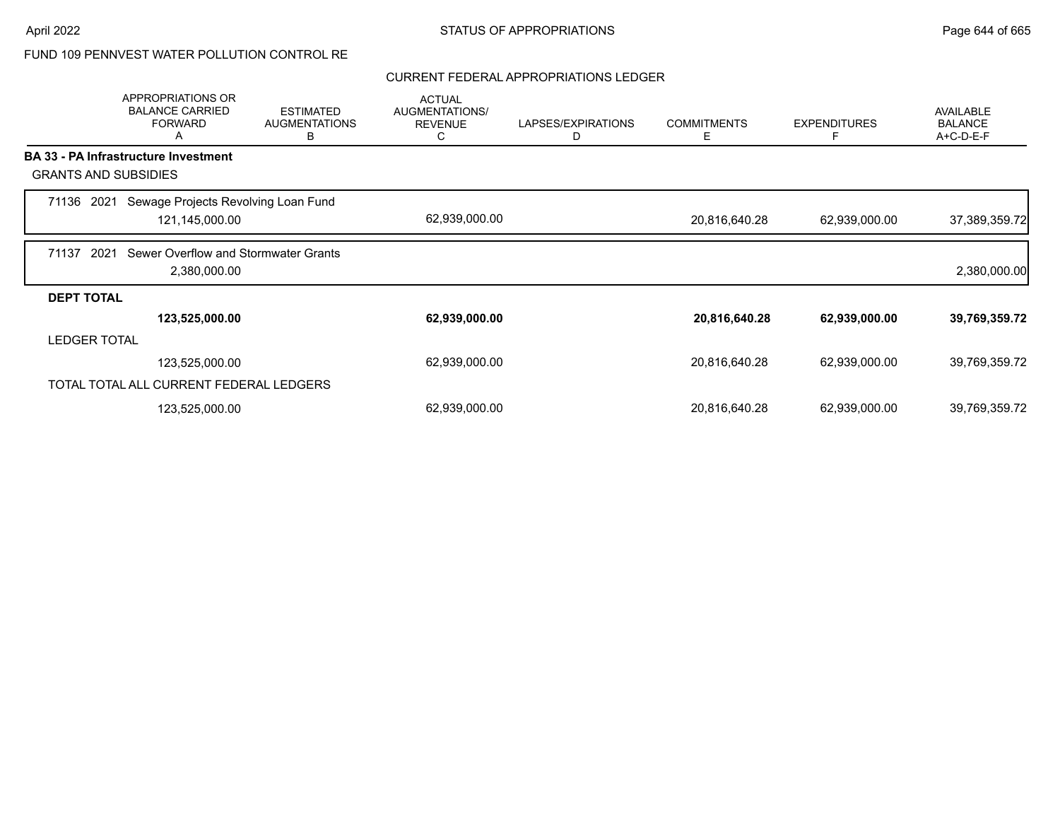FUND 109 PENNVEST WATER POLLUTION CONTROL RE

## CURRENT FEDERAL APPROPRIATIONS LEDGER

| | APPROPRIATIONS OR BALANCE CARRIED FORWARD A | ESTIMATED AUGMENTATIONS B | ACTUAL AUGMENTATIONS/ REVENUE C | LAPSES/EXPIRATIONS D | COMMITMENTS E | EXPENDITURES F | AVAILABLE BALANCE A+C-D-E-F |
|---|---|---|---|---|---|---|---|
| **BA 33 - PA Infrastructure Investment** | | | | | | | |
| GRANTS AND SUBSIDIES | | | | | | | |
| 71136 2021 Sewage Projects Revolving Loan Fund | 121,145,000.00 | | 62,939,000.00 | | 20,816,640.28 | 62,939,000.00 | 37,389,359.72 |
| 71137 2021 Sewer Overflow and Stormwater Grants | 2,380,000.00 | | | | | | 2,380,000.00 |
| **DEPT TOTAL** | **123,525,000.00** | | **62,939,000.00** | | **20,816,640.28** | **62,939,000.00** | **39,769,359.72** |
| LEDGER TOTAL | 123,525,000.00 | | 62,939,000.00 | | 20,816,640.28 | 62,939,000.00 | 39,769,359.72 |
| TOTAL TOTAL ALL CURRENT FEDERAL LEDGERS | 123,525,000.00 | | 62,939,000.00 | | 20,816,640.28 | 62,939,000.00 | 39,769,359.72 |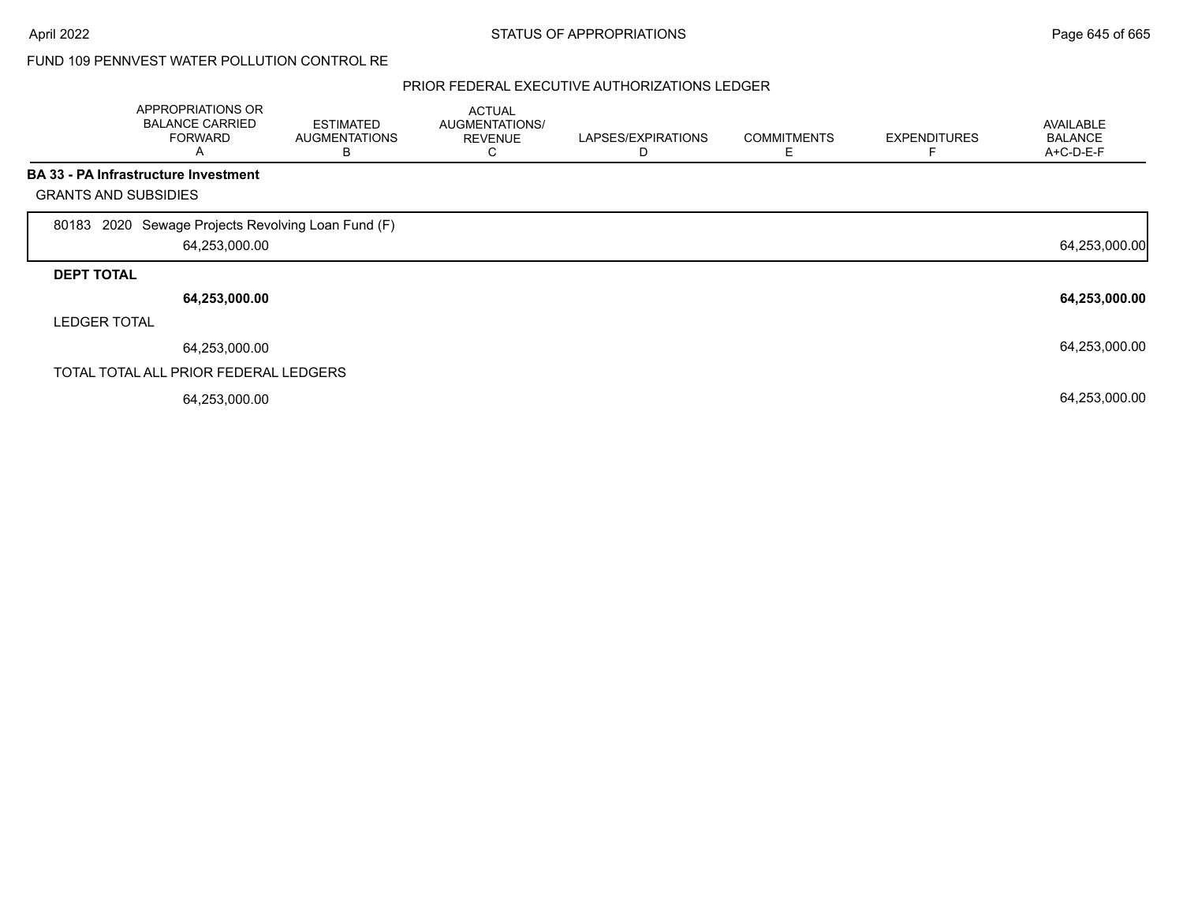FUND 109 PENNVEST WATER POLLUTION CONTROL RE

PRIOR FEDERAL EXECUTIVE AUTHORIZATIONS LEDGER

| APPROPRIATIONS OR BALANCE CARRIED FORWARD A | ESTIMATED AUGMENTATIONS B | ACTUAL AUGMENTATIONS/ REVENUE C | LAPSES/EXPIRATIONS D | COMMITMENTS E | EXPENDITURES F | AVAILABLE BALANCE A+C-D-E-F |
|---|---|---|---|---|---|---|
| **BA 33 - PA Infrastructure Investment** | | | | | | |
| GRANTS AND SUBSIDIES | | | | | | |
| 80183 2020 Sewage Projects Revolving Loan Fund (F) | | | | | | |
| 64,253,000.00 | | | | | | 64,253,000.00 |
| **DEPT TOTAL** | | | | | | |
| **64,253,000.00** | | | | | | **64,253,000.00** |
| LEDGER TOTAL | | | | | | |
| 64,253,000.00 | | | | | | 64,253,000.00 |
| TOTAL TOTAL ALL PRIOR FEDERAL LEDGERS | | | | | | |
| 64,253,000.00 | | | | | | 64,253,000.00 |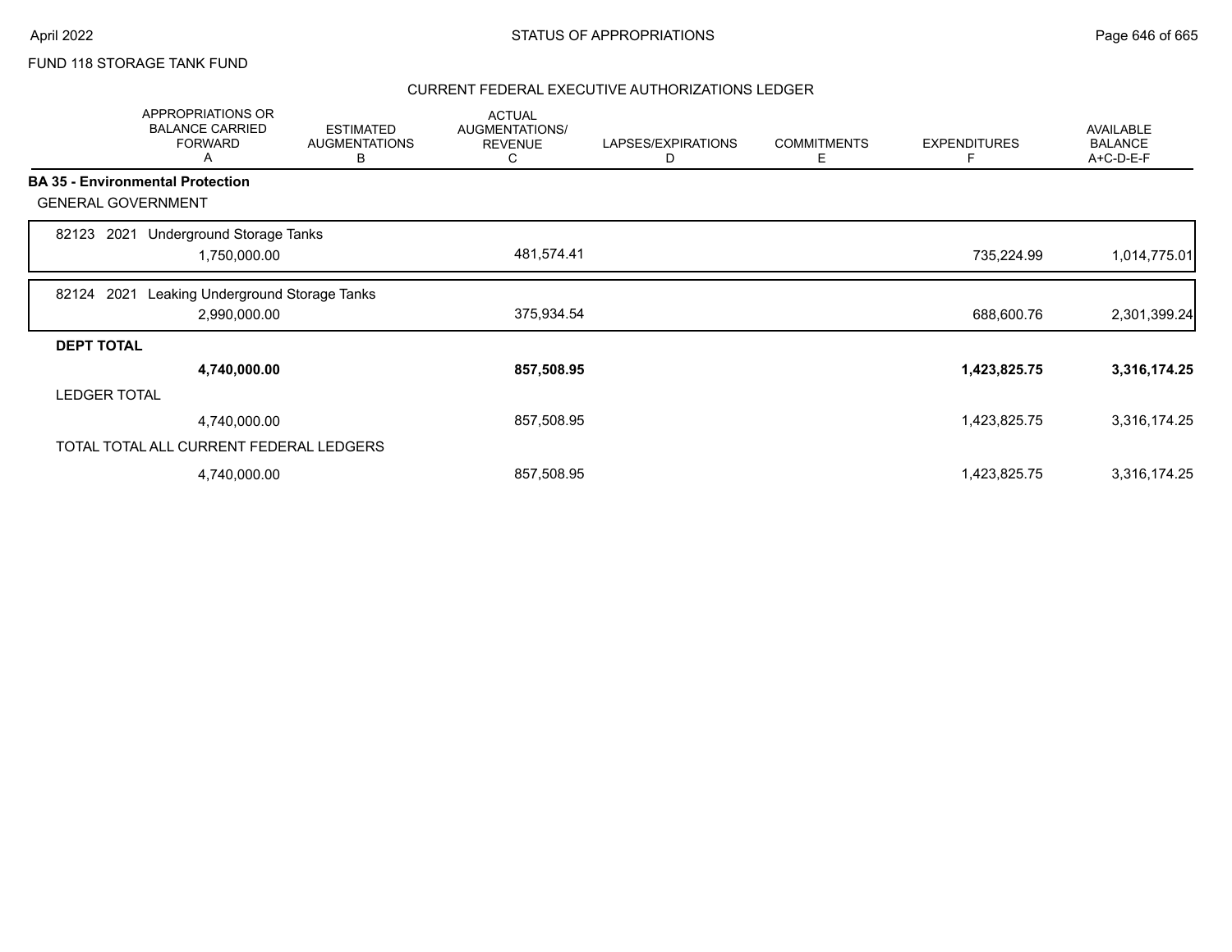FUND 118 STORAGE TANK FUND

## CURRENT FEDERAL EXECUTIVE AUTHORIZATIONS LEDGER

| | APPROPRIATIONS OR BALANCE CARRIED FORWARD A | ESTIMATED AUGMENTATIONS B | ACTUAL AUGMENTATIONS/ REVENUE C | LAPSES/EXPIRATIONS D | COMMITMENTS E | EXPENDITURES F | AVAILABLE BALANCE A+C-D-E-F |
|---|---|---|---|---|---|---|---|
| **BA 35 - Environmental Protection** | | | | | | | |
| GENERAL GOVERNMENT | | | | | | | |
| 82123 2021 Underground Storage Tanks | 1,750,000.00 | | 481,574.41 | | | 735,224.99 | 1,014,775.01 |
| 82124 2021 Leaking Underground Storage Tanks | 2,990,000.00 | | 375,934.54 | | | 688,600.76 | 2,301,399.24 |
| **DEPT TOTAL** | **4,740,000.00** | | **857,508.95** | | | **1,423,825.75** | **3,316,174.25** |
| LEDGER TOTAL | 4,740,000.00 | | 857,508.95 | | | 1,423,825.75 | 3,316,174.25 |
| TOTAL TOTAL ALL CURRENT FEDERAL LEDGERS | 4,740,000.00 | | 857,508.95 | | | 1,423,825.75 | 3,316,174.25 |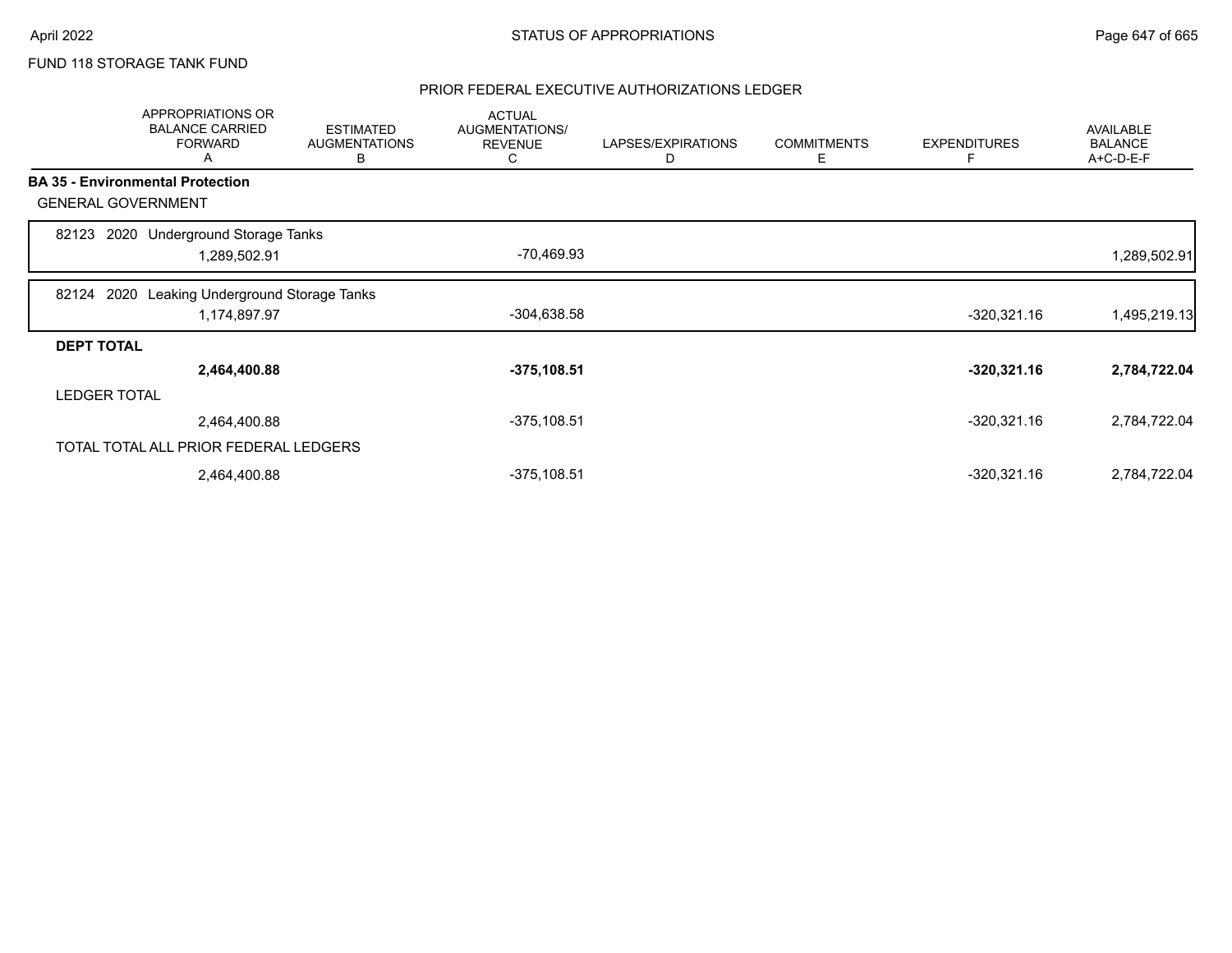FUND 118 STORAGE TANK FUND

## PRIOR FEDERAL EXECUTIVE AUTHORIZATIONS LEDGER

| | APPROPRIATIONS OR BALANCE CARRIED FORWARD A | ESTIMATED AUGMENTATIONS B | ACTUAL AUGMENTATIONS/ REVENUE C | LAPSES/EXPIRATIONS D | COMMITMENTS E | EXPENDITURES F | AVAILABLE BALANCE A+C-D-E-F |
|---|---|---|---|---|---|---|---|
| **BA 35 - Environmental Protection** | | | | | | | |
| GENERAL GOVERNMENT | | | | | | | |
| 82123 2020 Underground Storage Tanks | 1,289,502.91 | | -70,469.93 | | | | 1,289,502.91 |
| 82124 2020 Leaking Underground Storage Tanks | 1,174,897.97 | | -304,638.58 | | | -320,321.16 | 1,495,219.13 |
| **DEPT TOTAL** | **2,464,400.88** | | **-375,108.51** | | | **-320,321.16** | **2,784,722.04** |
| LEDGER TOTAL | 2,464,400.88 | | -375,108.51 | | | -320,321.16 | 2,784,722.04 |
| TOTAL TOTAL ALL PRIOR FEDERAL LEDGERS | 2,464,400.88 | | -375,108.51 | | | -320,321.16 | 2,784,722.04 |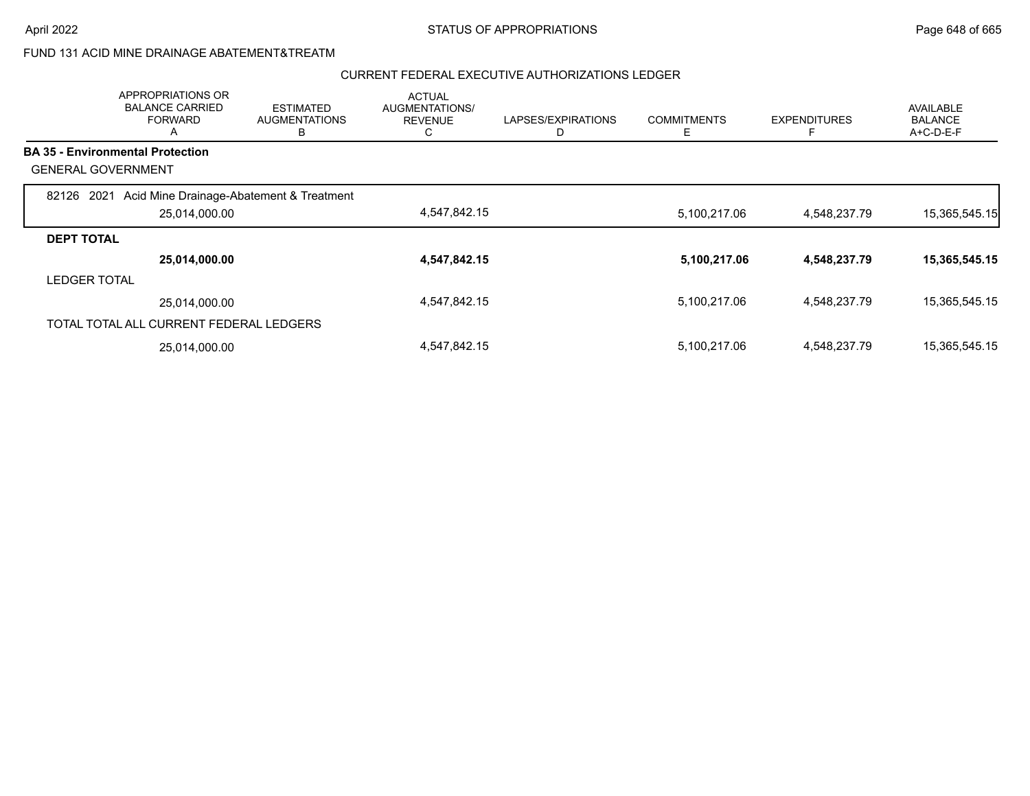FUND 131 ACID MINE DRAINAGE ABATEMENT&TREATM

CURRENT FEDERAL EXECUTIVE AUTHORIZATIONS LEDGER

| | APPROPRIATIONS OR BALANCE CARRIED FORWARD A | ESTIMATED AUGMENTATIONS B | ACTUAL AUGMENTATIONS/ REVENUE C | LAPSES/EXPIRATIONS D | COMMITMENTS E | EXPENDITURES F | AVAILABLE BALANCE A+C-D-E-F |
|---|---|---|---|---|---|---|---|
| **BA 35 - Environmental Protection** | | | | | | | |
| GENERAL GOVERNMENT | | | | | | | |
| 82126 2021 Acid Mine Drainage-Abatement & Treatment | 25,014,000.00 | | 4,547,842.15 | | 5,100,217.06 | 4,548,237.79 | 15,365,545.15 |
| **DEPT TOTAL** | **25,014,000.00** | | **4,547,842.15** | | **5,100,217.06** | **4,548,237.79** | **15,365,545.15** |
| LEDGER TOTAL | 25,014,000.00 | | 4,547,842.15 | | 5,100,217.06 | 4,548,237.79 | 15,365,545.15 |
| TOTAL TOTAL ALL CURRENT FEDERAL LEDGERS | 25,014,000.00 | | 4,547,842.15 | | 5,100,217.06 | 4,548,237.79 | 15,365,545.15 |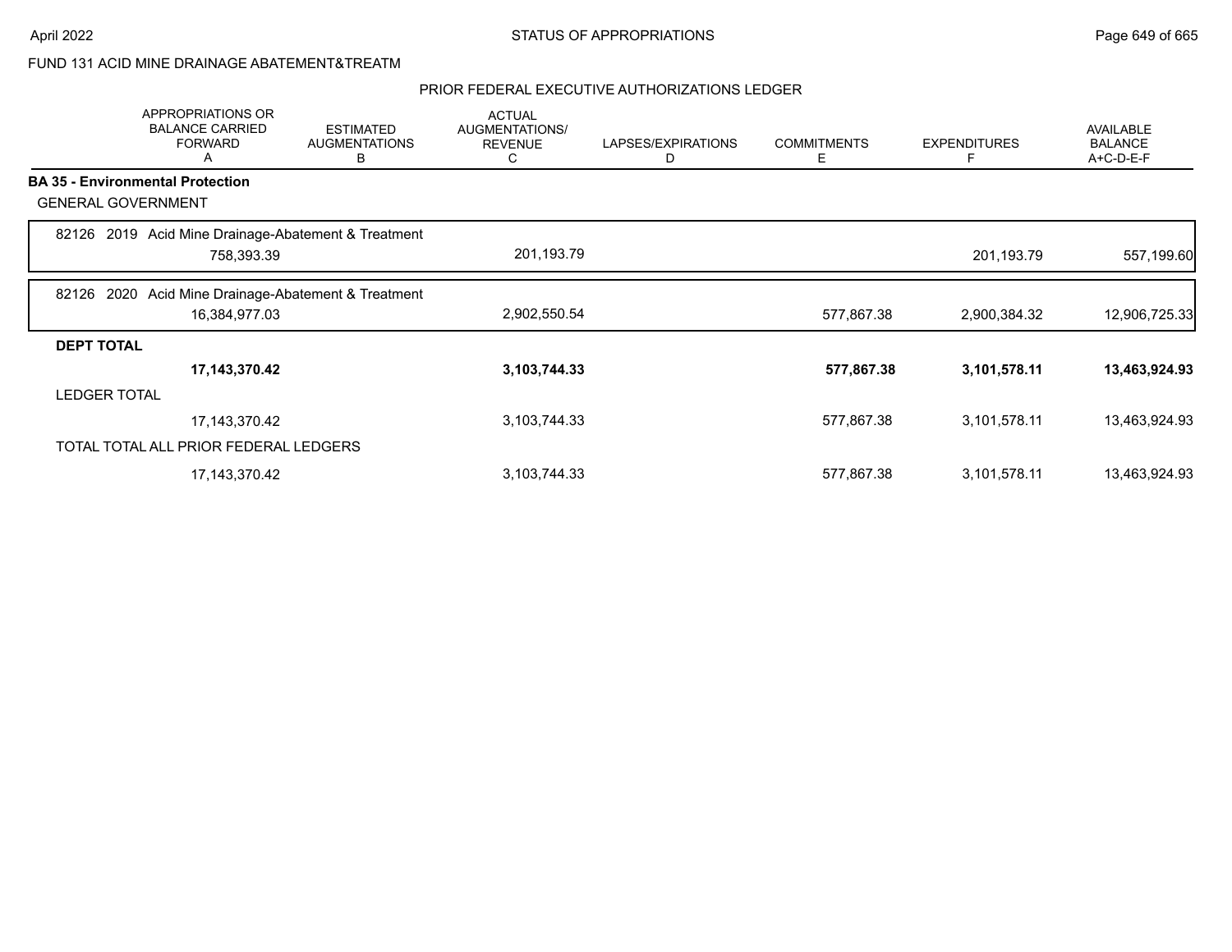FUND 131 ACID MINE DRAINAGE ABATEMENT&TREATM

PRIOR FEDERAL EXECUTIVE AUTHORIZATIONS LEDGER

| | APPROPRIATIONS OR BALANCE CARRIED FORWARD A | ESTIMATED AUGMENTATIONS B | ACTUAL AUGMENTATIONS/ REVENUE C | LAPSES/EXPIRATIONS D | COMMITMENTS E | EXPENDITURES F | AVAILABLE BALANCE A+C-D-E-F |
|---|---|---|---|---|---|---|---|
| **BA 35 - Environmental Protection** | | | | | | | |
| GENERAL GOVERNMENT | | | | | | | |
| 82126 2019 Acid Mine Drainage-Abatement & Treatment | 758,393.39 | | 201,193.79 | | | 201,193.79 | 557,199.60 |
| 82126 2020 Acid Mine Drainage-Abatement & Treatment | 16,384,977.03 | | 2,902,550.54 | | 577,867.38 | 2,900,384.32 | 12,906,725.33 |
| **DEPT TOTAL** | **17,143,370.42** | | **3,103,744.33** | | **577,867.38** | **3,101,578.11** | **13,463,924.93** |
| LEDGER TOTAL | 17,143,370.42 | | 3,103,744.33 | | 577,867.38 | 3,101,578.11 | 13,463,924.93 |
| TOTAL TOTAL ALL PRIOR FEDERAL LEDGERS | 17,143,370.42 | | 3,103,744.33 | | 577,867.38 | 3,101,578.11 | 13,463,924.93 |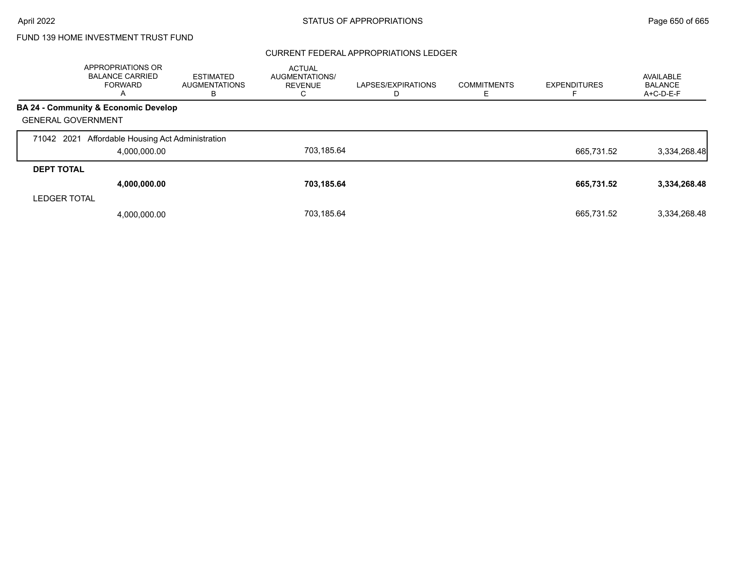FUND 139 HOME INVESTMENT TRUST FUND

## CURRENT FEDERAL APPROPRIATIONS LEDGER

| | APPROPRIATIONS OR BALANCE CARRIED FORWARD A | ESTIMATED AUGMENTATIONS B | ACTUAL AUGMENTATIONS/ REVENUE C | LAPSES/EXPIRATIONS D | COMMITMENTS E | EXPENDITURES F | AVAILABLE BALANCE A+C-D-E-F |
|---|---|---|---|---|---|---|---|
| **BA 24 - Community & Economic Develop** | | | | | | | |
| GENERAL GOVERNMENT | | | | | | | |
| 71042 2021 Affordable Housing Act Administration | 4,000,000.00 | | 703,185.64 | | | 665,731.52 | 3,334,268.48 |
| **DEPT TOTAL** | **4,000,000.00** | | **703,185.64** | | | **665,731.52** | **3,334,268.48** |
| LEDGER TOTAL | 4,000,000.00 | | 703,185.64 | | | 665,731.52 | 3,334,268.48 |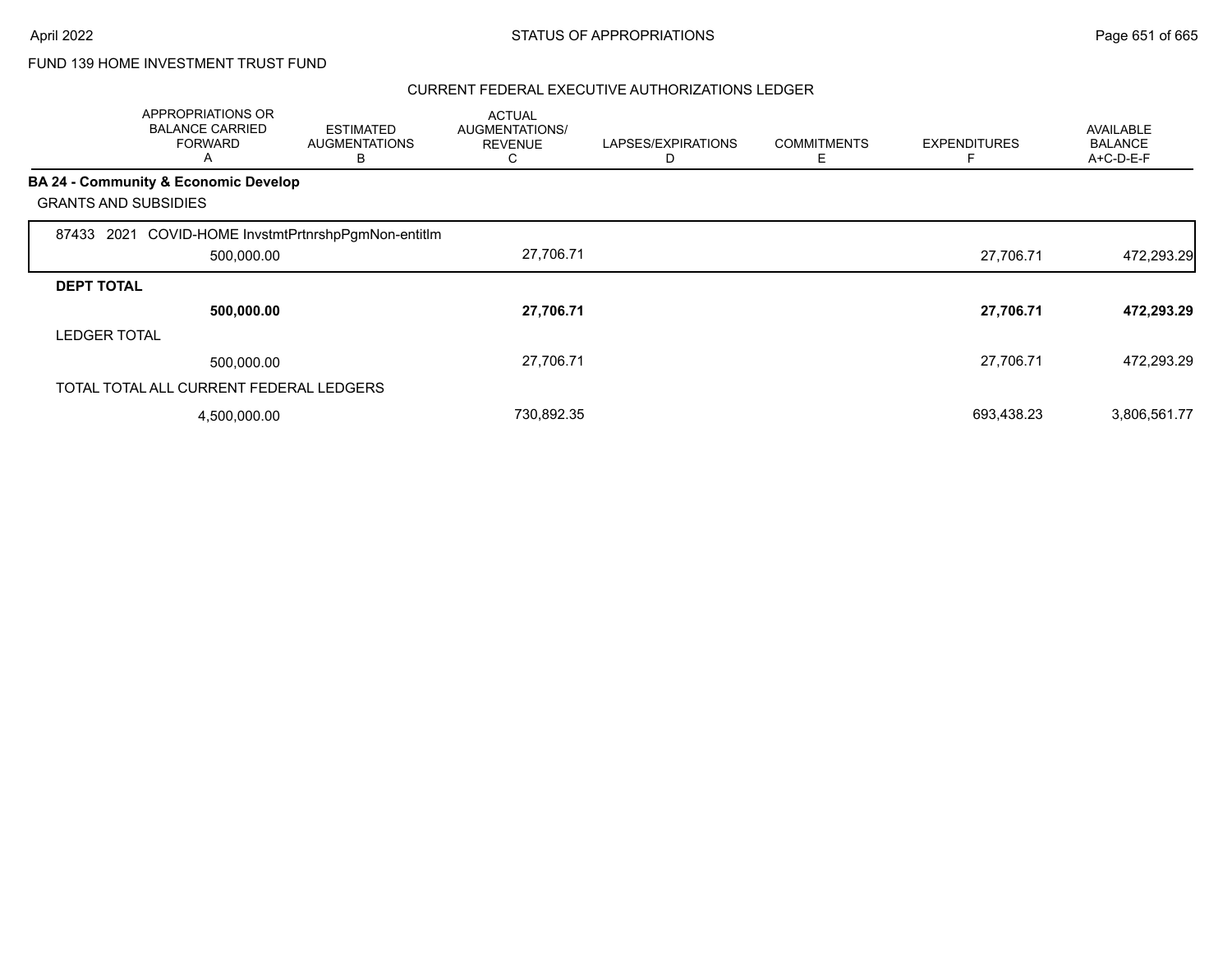FUND 139 HOME INVESTMENT TRUST FUND

CURRENT FEDERAL EXECUTIVE AUTHORIZATIONS LEDGER

| APPROPRIATIONS OR BALANCE CARRIED FORWARD A | ESTIMATED AUGMENTATIONS B | ACTUAL AUGMENTATIONS/ REVENUE C | LAPSES/EXPIRATIONS D | COMMITMENTS E | EXPENDITURES F | AVAILABLE BALANCE A+C-D-E-F |
|---|---|---|---|---|---|---|
| **BA 24 - Community & Economic Develop** | | | | | | |
| GRANTS AND SUBSIDIES | | | | | | |
| 87433 2021 COVID-HOME InvstmtPrtnrshpPgmNon-entitlm | | | | | | |
| 500,000.00 | | 27,706.71 | | | 27,706.71 | 472,293.29 |
| **DEPT TOTAL** | | | | | | |
| **500,000.00** | | **27,706.71** | | | **27,706.71** | **472,293.29** |
| LEDGER TOTAL | | | | | | |
| 500,000.00 | | 27,706.71 | | | 27,706.71 | 472,293.29 |
| TOTAL TOTAL ALL CURRENT FEDERAL LEDGERS | | | | | | |
| 4,500,000.00 | | 730,892.35 | | | 693,438.23 | 3,806,561.77 |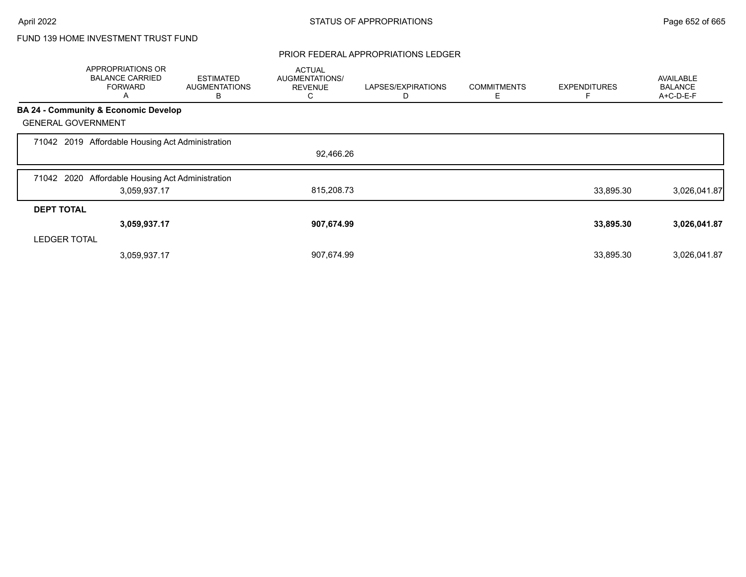FUND 139 HOME INVESTMENT TRUST FUND

## PRIOR FEDERAL APPROPRIATIONS LEDGER

| | APPROPRIATIONS OR BALANCE CARRIED FORWARD A | ESTIMATED AUGMENTATIONS B | ACTUAL AUGMENTATIONS/ REVENUE C | LAPSES/EXPIRATIONS D | COMMITMENTS E | EXPENDITURES F | AVAILABLE BALANCE A+C-D-E-F |
|---|---|---|---|---|---|---|---|
| **BA 24 - Community & Economic Develop** | | | | | | | |
| GENERAL GOVERNMENT | | | | | | | |
| 71042 2019 Affordable Housing Act Administration | | | 92,466.26 | | | | |
| 71042 2020 Affordable Housing Act Administration | 3,059,937.17 | | 815,208.73 | | | 33,895.30 | 3,026,041.87 |
| **DEPT TOTAL** | **3,059,937.17** | | **907,674.99** | | | **33,895.30** | **3,026,041.87** |
| LEDGER TOTAL | 3,059,937.17 | | 907,674.99 | | | 33,895.30 | 3,026,041.87 |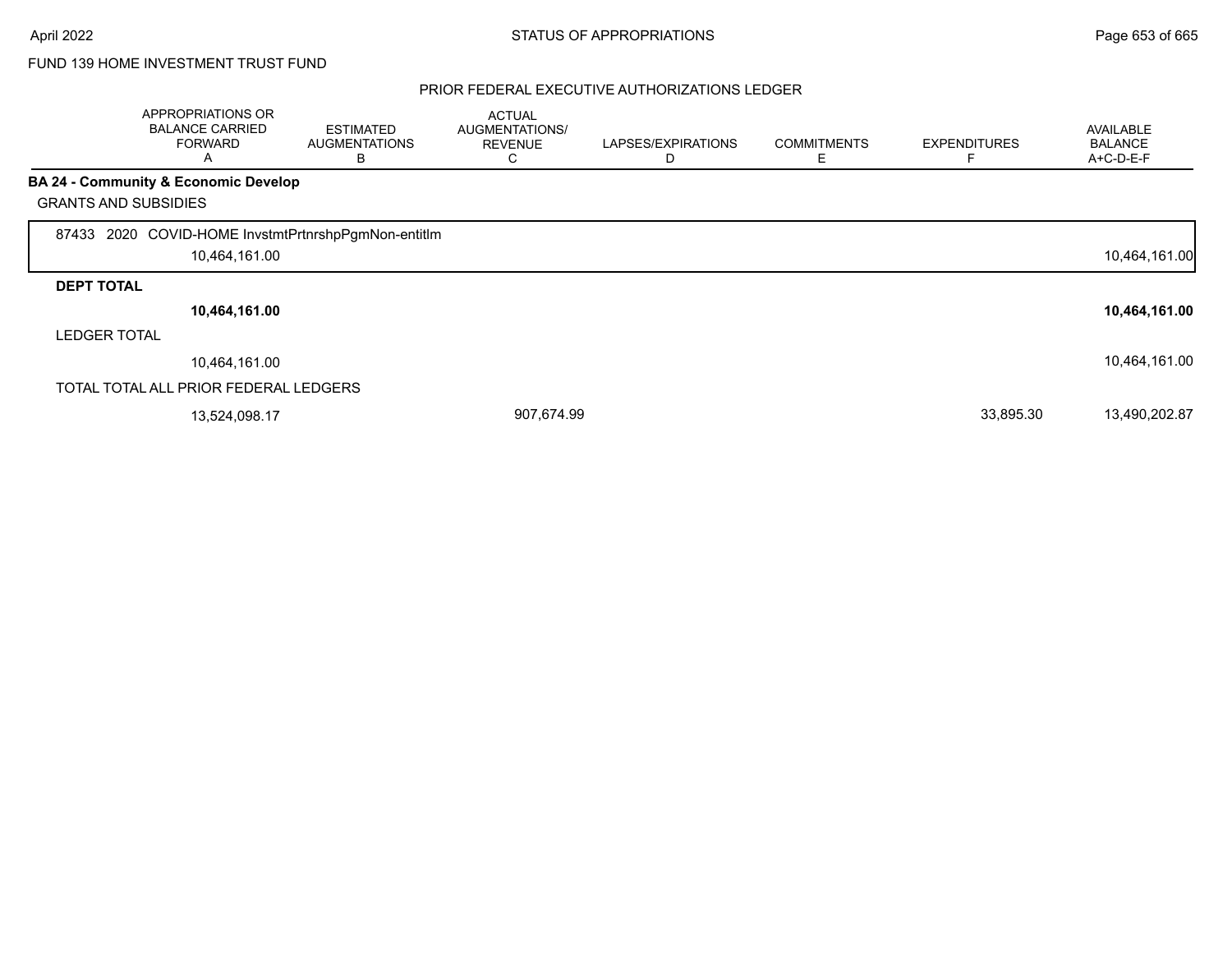FUND 139 HOME INVESTMENT TRUST FUND

PRIOR FEDERAL EXECUTIVE AUTHORIZATIONS LEDGER

| | APPROPRIATIONS OR BALANCE CARRIED FORWARD A | ESTIMATED AUGMENTATIONS B | ACTUAL AUGMENTATIONS/ REVENUE C | LAPSES/EXPIRATIONS D | COMMITMENTS E | EXPENDITURES F | AVAILABLE BALANCE A+C-D-E-F |
|---|---|---|---|---|---|---|---|
| **BA 24 - Community & Economic Develop** | | | | | | | |
| GRANTS AND SUBSIDIES | | | | | | | |
| 87433 2020 COVID-HOME InvstmtPrtnrshpPgmNon-entitlm | | | | | | | |
| | 10,464,161.00 | | | | | | 10,464,161.00 |
| **DEPT TOTAL** | | | | | | | |
| | **10,464,161.00** | | | | | | **10,464,161.00** |
| LEDGER TOTAL | | | | | | | |
| | 10,464,161.00 | | | | | | 10,464,161.00 |
| TOTAL TOTAL ALL PRIOR FEDERAL LEDGERS | | | | | | | |
| | 13,524,098.17 | | 907,674.99 | | | 33,895.30 | 13,490,202.87 |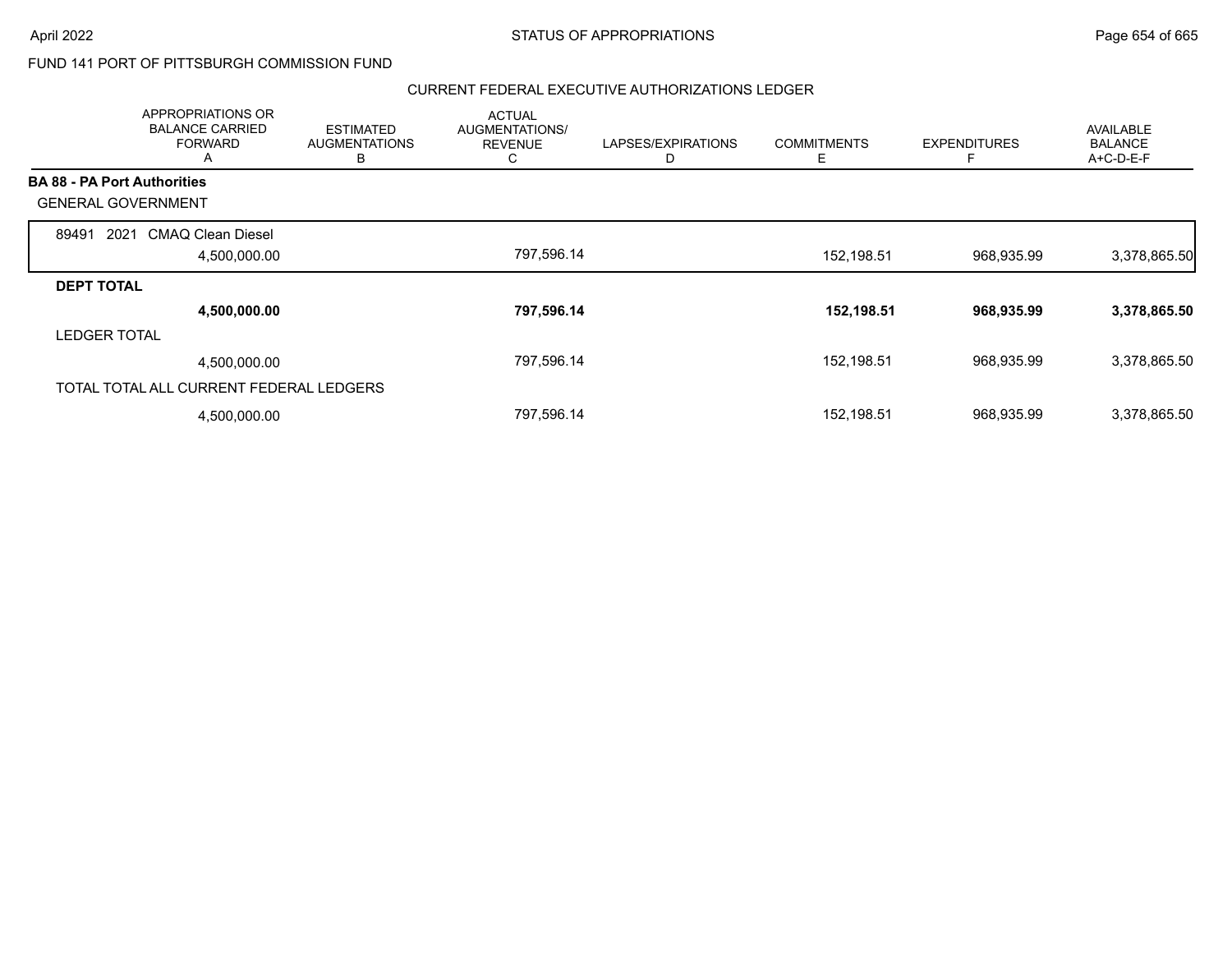FUND 141 PORT OF PITTSBURGH COMMISSION FUND

CURRENT FEDERAL EXECUTIVE AUTHORIZATIONS LEDGER

| | APPROPRIATIONS OR BALANCE CARRIED FORWARD A | ESTIMATED AUGMENTATIONS B | ACTUAL AUGMENTATIONS/ REVENUE C | LAPSES/EXPIRATIONS D | COMMITMENTS E | EXPENDITURES F | AVAILABLE BALANCE A+C-D-E-F |
|---|---|---|---|---|---|---|---|
| **BA 88 - PA Port Authorities** | | | | | | | |
| GENERAL GOVERNMENT | | | | | | | |
| 89491 2021 CMAQ Clean Diesel | 4,500,000.00 | | 797,596.14 | | 152,198.51 | 968,935.99 | 3,378,865.50 |
| **DEPT TOTAL** | **4,500,000.00** | | **797,596.14** | | **152,198.51** | **968,935.99** | **3,378,865.50** |
| LEDGER TOTAL | 4,500,000.00 | | 797,596.14 | | 152,198.51 | 968,935.99 | 3,378,865.50 |
| TOTAL TOTAL ALL CURRENT FEDERAL LEDGERS | 4,500,000.00 | | 797,596.14 | | 152,198.51 | 968,935.99 | 3,378,865.50 |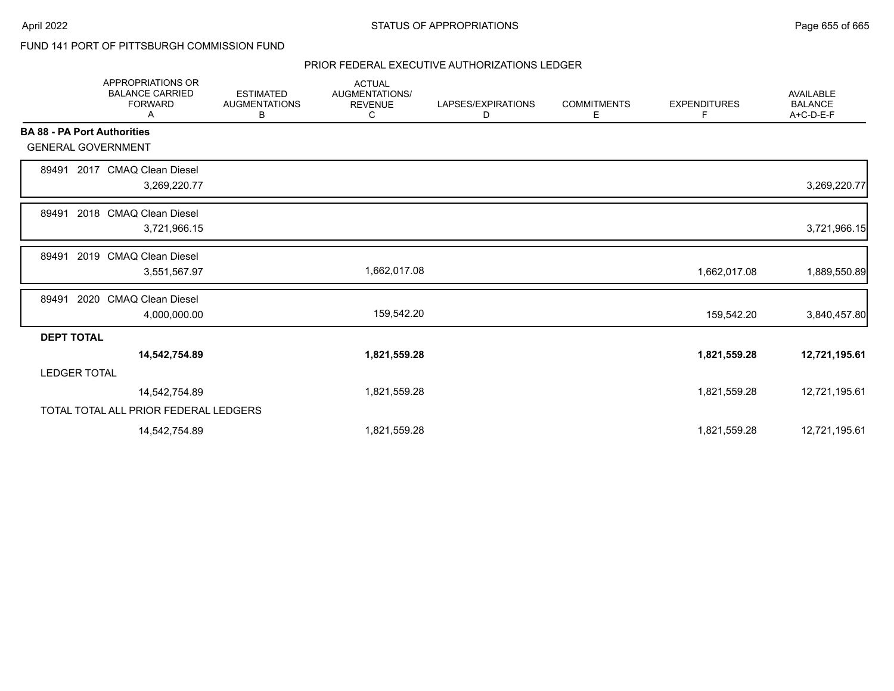FUND 141 PORT OF PITTSBURGH COMMISSION FUND

## PRIOR FEDERAL EXECUTIVE AUTHORIZATIONS LEDGER

| | APPROPRIATIONS OR BALANCE CARRIED FORWARD A | ESTIMATED AUGMENTATIONS B | ACTUAL AUGMENTATIONS/ REVENUE C | LAPSES/EXPIRATIONS D | COMMITMENTS E | EXPENDITURES F | AVAILABLE BALANCE A+C-D-E-F |
|---|---|---|---|---|---|---|---|
| **BA 88 - PA Port Authorities** | | | | | | | |
| GENERAL GOVERNMENT | | | | | | | |
| 89491 2017 CMAQ Clean Diesel | 3,269,220.77 | | | | | | 3,269,220.77 |
| 89491 2018 CMAQ Clean Diesel | 3,721,966.15 | | | | | | 3,721,966.15 |
| 89491 2019 CMAQ Clean Diesel | 3,551,567.97 | | 1,662,017.08 | | | 1,662,017.08 | 1,889,550.89 |
| 89491 2020 CMAQ Clean Diesel | 4,000,000.00 | | 159,542.20 | | | 159,542.20 | 3,840,457.80 |
| **DEPT TOTAL** | **14,542,754.89** | | **1,821,559.28** | | | **1,821,559.28** | **12,721,195.61** |
| LEDGER TOTAL | 14,542,754.89 | | 1,821,559.28 | | | 1,821,559.28 | 12,721,195.61 |
| TOTAL TOTAL ALL PRIOR FEDERAL LEDGERS | 14,542,754.89 | | 1,821,559.28 | | | 1,821,559.28 | 12,721,195.61 |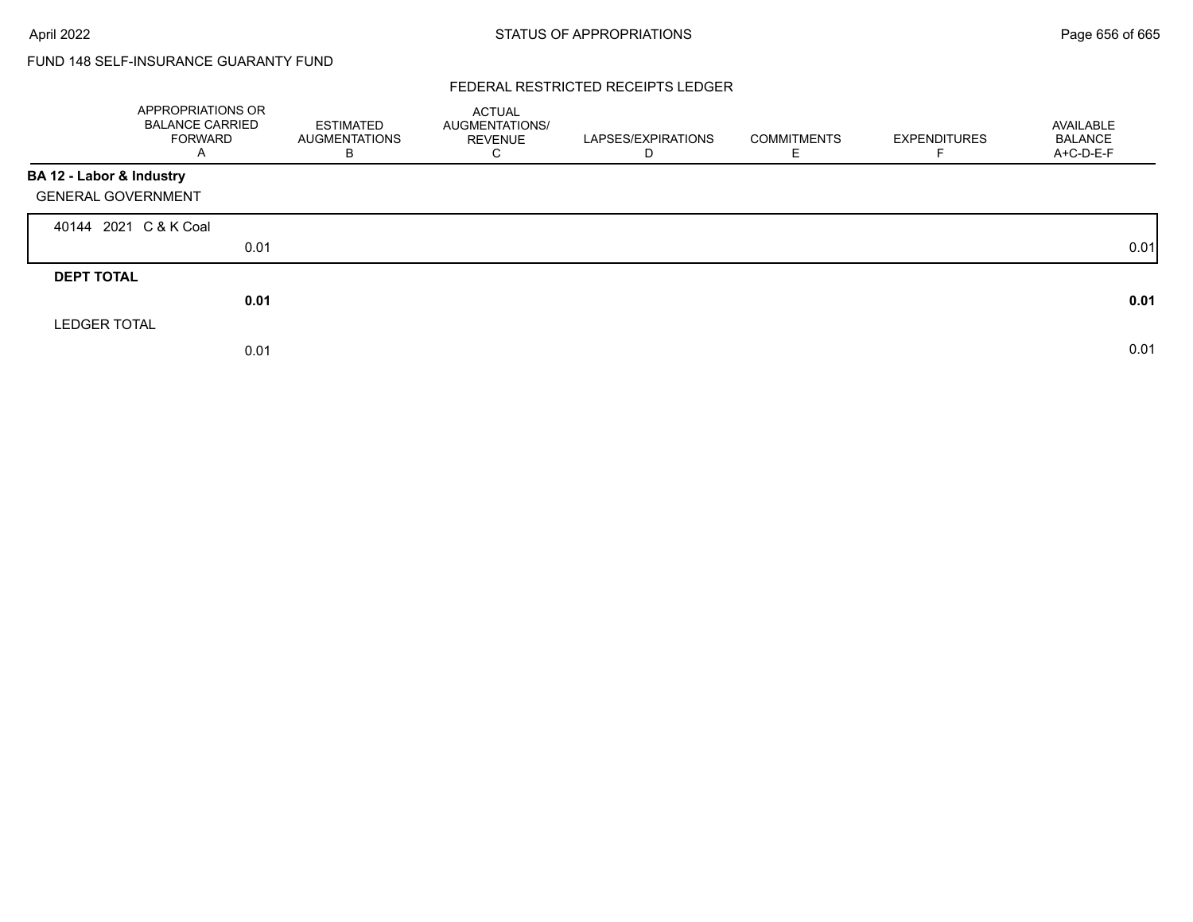FUND 148 SELF-INSURANCE GUARANTY FUND

FEDERAL RESTRICTED RECEIPTS LEDGER

| | APPROPRIATIONS OR BALANCE CARRIED FORWARD A | ESTIMATED AUGMENTATIONS B | ACTUAL AUGMENTATIONS/ REVENUE C | LAPSES/EXPIRATIONS D | COMMITMENTS E | EXPENDITURES F | AVAILABLE BALANCE A+C-D-E-F |
|---|---|---|---|---|---|---|---|
| **BA 12 - Labor & Industry** | | | | | | | |
| GENERAL GOVERNMENT | | | | | | | |
| 40144 2021 C & K Coal | 0.01 | | | | | | 0.01 |
| **DEPT TOTAL** | **0.01** | | | | | | **0.01** |
| LEDGER TOTAL | 0.01 | | | | | | 0.01 |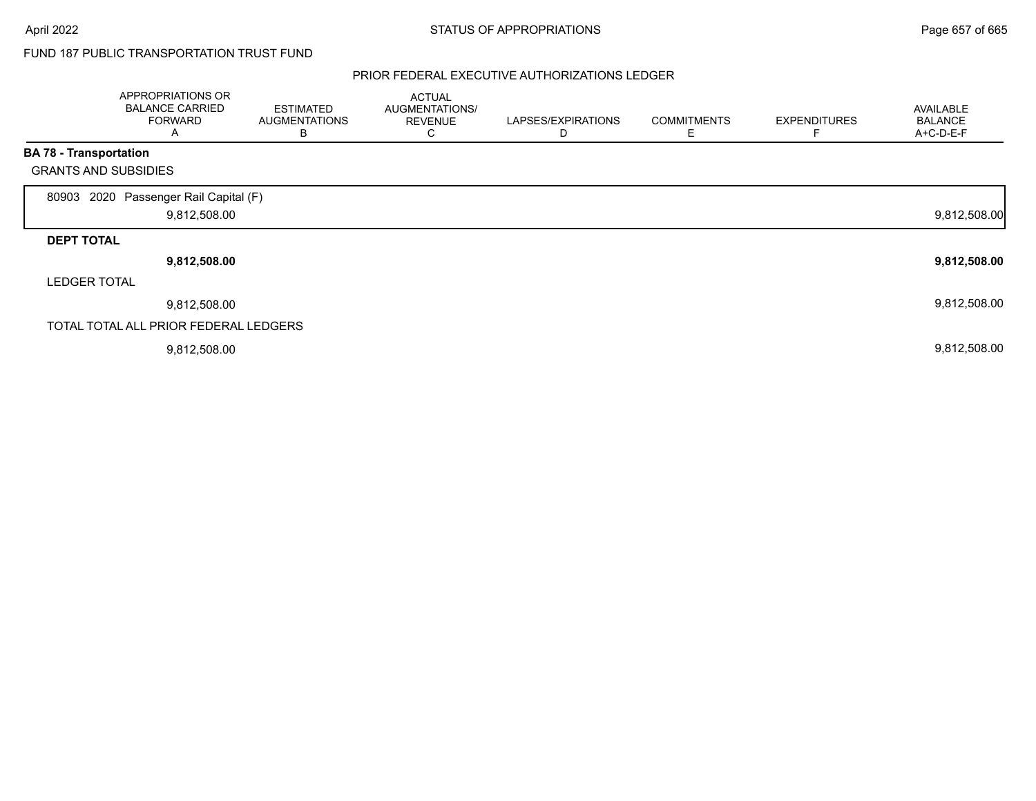FUND 187 PUBLIC TRANSPORTATION TRUST FUND

PRIOR FEDERAL EXECUTIVE AUTHORIZATIONS LEDGER

| | APPROPRIATIONS OR BALANCE CARRIED FORWARD A | ESTIMATED AUGMENTATIONS B | ACTUAL AUGMENTATIONS/ REVENUE C | LAPSES/EXPIRATIONS D | COMMITMENTS E | EXPENDITURES F | AVAILABLE BALANCE A+C-D-E-F |
|---|---|---|---|---|---|---|---|
| **BA 78 - Transportation** | | | | | | | |
| GRANTS AND SUBSIDIES | | | | | | | |
| 80903 2020 Passenger Rail Capital (F) | 9,812,508.00 | | | | | | 9,812,508.00 |
| **DEPT TOTAL** | **9,812,508.00** | | | | | | **9,812,508.00** |
| LEDGER TOTAL | 9,812,508.00 | | | | | | 9,812,508.00 |
| TOTAL TOTAL ALL PRIOR FEDERAL LEDGERS | 9,812,508.00 | | | | | | 9,812,508.00 |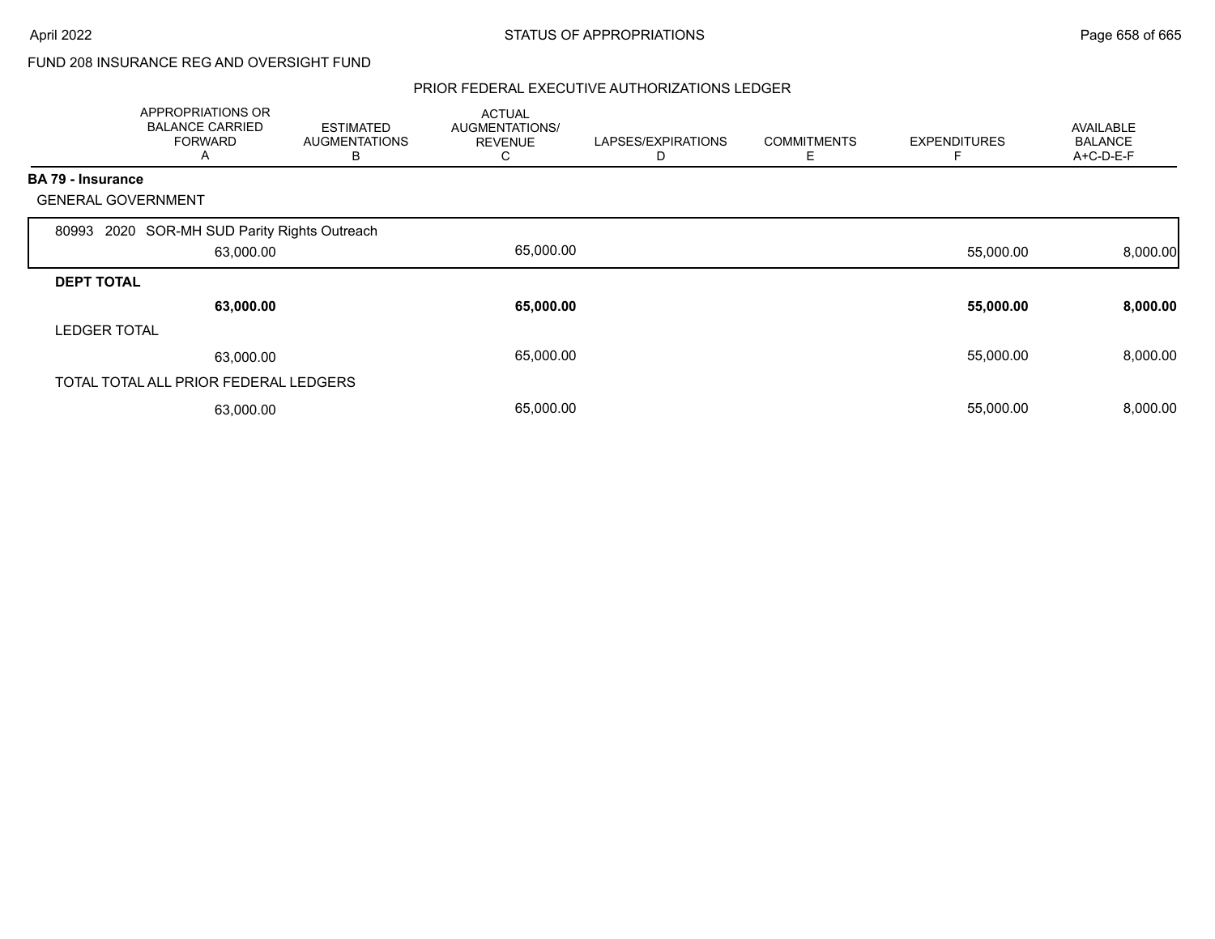FUND 208 INSURANCE REG AND OVERSIGHT FUND

## PRIOR FEDERAL EXECUTIVE AUTHORIZATIONS LEDGER

| | APPROPRIATIONS OR BALANCE CARRIED FORWARD A | ESTIMATED AUGMENTATIONS B | ACTUAL AUGMENTATIONS/ REVENUE C | LAPSES/EXPIRATIONS D | COMMITMENTS E | EXPENDITURES F | AVAILABLE BALANCE A+C-D-E-F |
|---|---|---|---|---|---|---|---|
| **BA 79 - Insurance** | | | | | | | |
| GENERAL GOVERNMENT | | | | | | | |
| 80993 2020 SOR-MH SUD Parity Rights Outreach | 63,000.00 | | 65,000.00 | | | 55,000.00 | 8,000.00 |
| **DEPT TOTAL** | **63,000.00** | | **65,000.00** | | | **55,000.00** | **8,000.00** |
| LEDGER TOTAL | 63,000.00 | | 65,000.00 | | | 55,000.00 | 8,000.00 |
| TOTAL TOTAL ALL PRIOR FEDERAL LEDGERS | 63,000.00 | | 65,000.00 | | | 55,000.00 | 8,000.00 |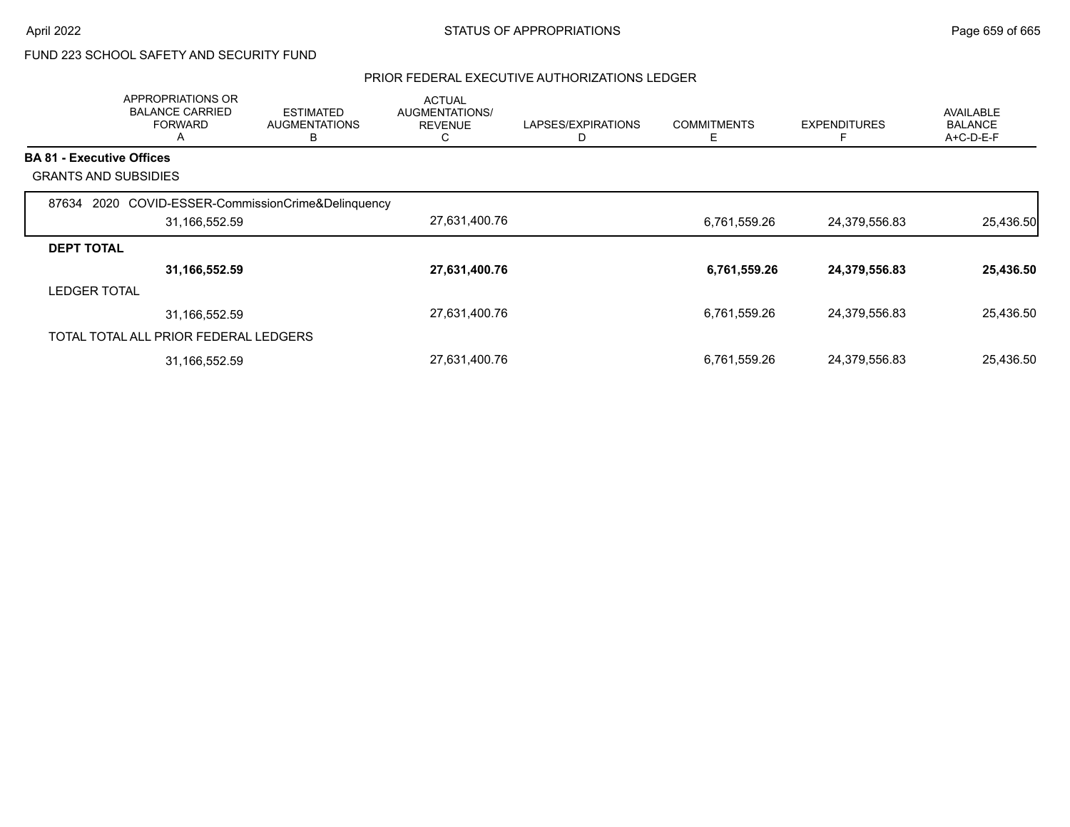FUND 223 SCHOOL SAFETY AND SECURITY FUND

PRIOR FEDERAL EXECUTIVE AUTHORIZATIONS LEDGER

| | APPROPRIATIONS OR BALANCE CARRIED FORWARD A | ESTIMATED AUGMENTATIONS B | ACTUAL AUGMENTATIONS/ REVENUE C | LAPSES/EXPIRATIONS D | COMMITMENTS E | EXPENDITURES F | AVAILABLE BALANCE A+C-D-E-F |
|---|---|---|---|---|---|---|---|
| **BA 81 - Executive Offices** | | | | | | | |
| GRANTS AND SUBSIDIES | | | | | | | |
| 87634 2020 COVID-ESSER-CommissionCrime&Delinquency | | | | | | | |
| | 31,166,552.59 | | 27,631,400.76 | | 6,761,559.26 | 24,379,556.83 | 25,436.50 |
| **DEPT TOTAL** | | | | | | | |
| | **31,166,552.59** | | **27,631,400.76** | | **6,761,559.26** | **24,379,556.83** | **25,436.50** |
| LEDGER TOTAL | | | | | | | |
| | 31,166,552.59 | | 27,631,400.76 | | 6,761,559.26 | 24,379,556.83 | 25,436.50 |
| TOTAL TOTAL ALL PRIOR FEDERAL LEDGERS | | | | | | | |
| | 31,166,552.59 | | 27,631,400.76 | | 6,761,559.26 | 24,379,556.83 | 25,436.50 |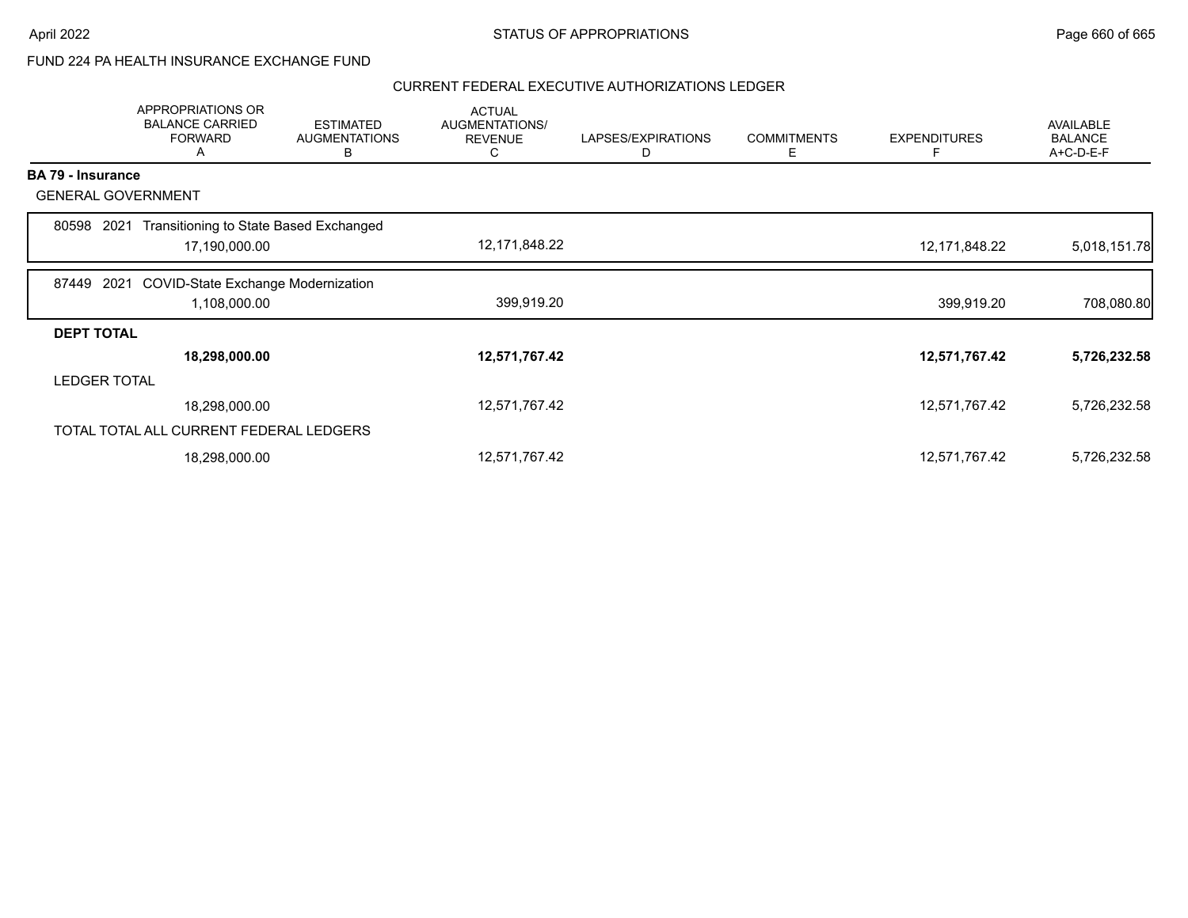## FUND 224 PA HEALTH INSURANCE EXCHANGE FUND

### CURRENT FEDERAL EXECUTIVE AUTHORIZATIONS LEDGER

| | APPROPRIATIONS OR BALANCE CARRIED FORWARD A | ESTIMATED AUGMENTATIONS B | ACTUAL AUGMENTATIONS/ REVENUE C | LAPSES/EXPIRATIONS D | COMMITMENTS E | EXPENDITURES F | AVAILABLE BALANCE A+C-D-E-F |
|---|---|---|---|---|---|---|---|
| **BA 79 - Insurance** | | | | | | | |
| GENERAL GOVERNMENT | | | | | | | |
| 80598 2021 Transitioning to State Based Exchanged | 17,190,000.00 | | 12,171,848.22 | | | 12,171,848.22 | 5,018,151.78 |
| 87449 2021 COVID-State Exchange Modernization | 1,108,000.00 | | 399,919.20 | | | 399,919.20 | 708,080.80 |
| **DEPT TOTAL** | **18,298,000.00** | | **12,571,767.42** | | | **12,571,767.42** | **5,726,232.58** |
| LEDGER TOTAL | 18,298,000.00 | | 12,571,767.42 | | | 12,571,767.42 | 5,726,232.58 |
| TOTAL TOTAL ALL CURRENT FEDERAL LEDGERS | 18,298,000.00 | | 12,571,767.42 | | | 12,571,767.42 | 5,726,232.58 |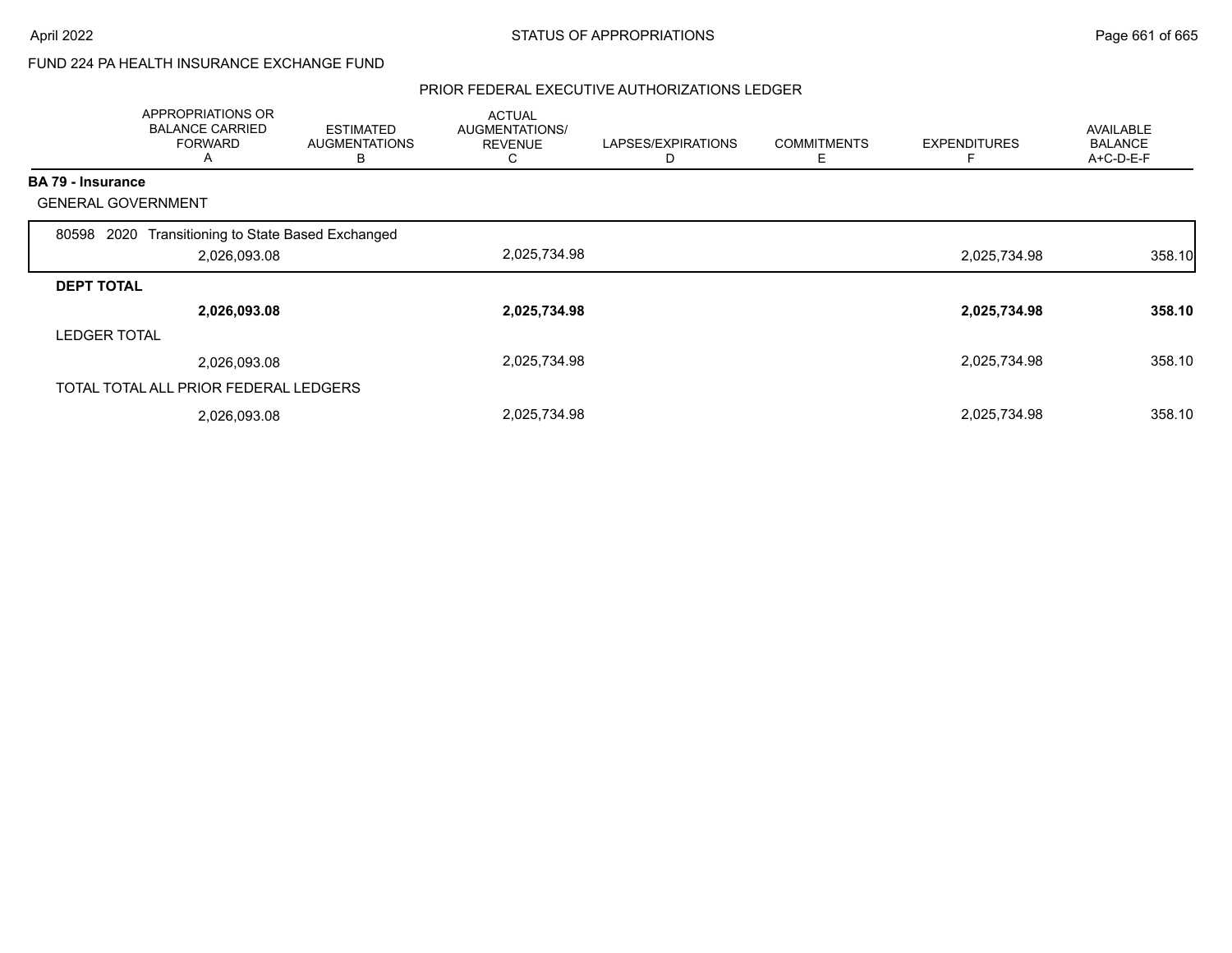FUND 224 PA HEALTH INSURANCE EXCHANGE FUND

PRIOR FEDERAL EXECUTIVE AUTHORIZATIONS LEDGER

| | APPROPRIATIONS OR BALANCE CARRIED FORWARD A | ESTIMATED AUGMENTATIONS B | ACTUAL AUGMENTATIONS/ REVENUE C | LAPSES/EXPIRATIONS D | COMMITMENTS E | EXPENDITURES F | AVAILABLE BALANCE A+C-D-E-F |
|---|---|---|---|---|---|---|---|
| **BA 79 - Insurance** | | | | | | | |
| GENERAL GOVERNMENT | | | | | | | |
| 80598 2020 Transitioning to State Based Exchanged | 2,026,093.08 | | 2,025,734.98 | | | 2,025,734.98 | 358.10 |
| **DEPT TOTAL** | **2,026,093.08** | | **2,025,734.98** | | | **2,025,734.98** | **358.10** |
| LEDGER TOTAL | 2,026,093.08 | | 2,025,734.98 | | | 2,025,734.98 | 358.10 |
| TOTAL TOTAL ALL PRIOR FEDERAL LEDGERS | 2,026,093.08 | | 2,025,734.98 | | | 2,025,734.98 | 358.10 |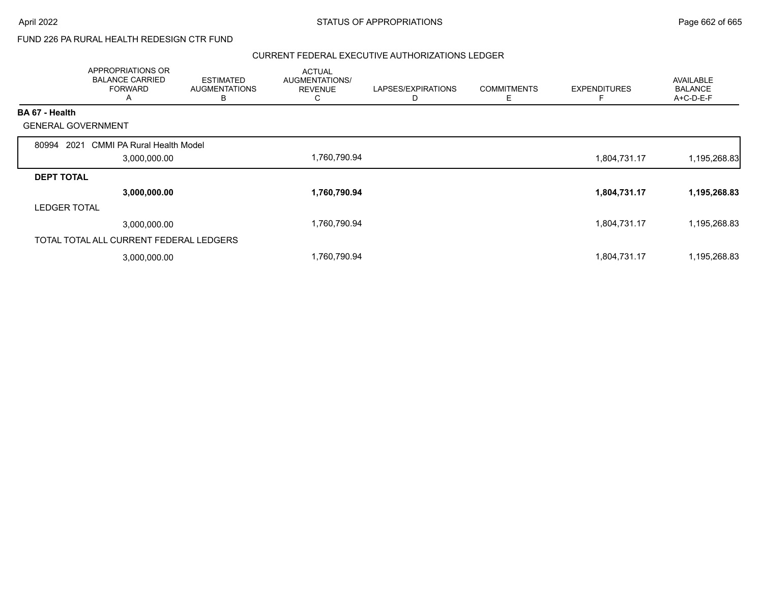FUND 226 PA RURAL HEALTH REDESIGN CTR FUND

## CURRENT FEDERAL EXECUTIVE AUTHORIZATIONS LEDGER

| | APPROPRIATIONS OR BALANCE CARRIED FORWARD A | ESTIMATED AUGMENTATIONS B | ACTUAL AUGMENTATIONS/ REVENUE C | LAPSES/EXPIRATIONS D | COMMITMENTS E | EXPENDITURES F | AVAILABLE BALANCE A+C-D-E-F |
|---|---|---|---|---|---|---|---|
| **BA 67 - Health** | | | | | | | |
| GENERAL GOVERNMENT | | | | | | | |
| 80994 2021 CMMI PA Rural Health Model | 3,000,000.00 | | 1,760,790.94 | | | 1,804,731.17 | 1,195,268.83 |
| **DEPT TOTAL** | **3,000,000.00** | | **1,760,790.94** | | | **1,804,731.17** | **1,195,268.83** |
| LEDGER TOTAL | 3,000,000.00 | | 1,760,790.94 | | | 1,804,731.17 | 1,195,268.83 |
| TOTAL TOTAL ALL CURRENT FEDERAL LEDGERS | 3,000,000.00 | | 1,760,790.94 | | | 1,804,731.17 | 1,195,268.83 |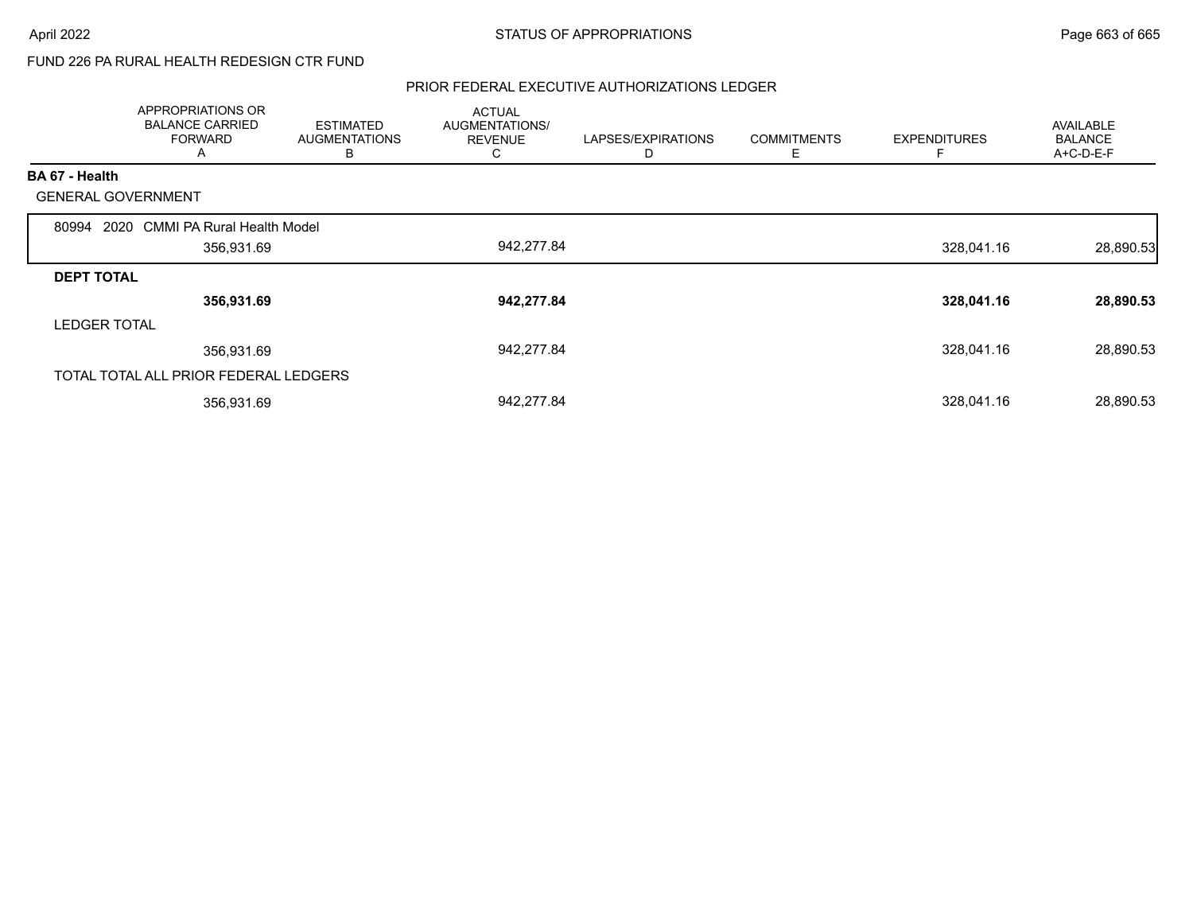FUND 226 PA RURAL HEALTH REDESIGN CTR FUND

## PRIOR FEDERAL EXECUTIVE AUTHORIZATIONS LEDGER

| | APPROPRIATIONS OR BALANCE CARRIED FORWARD A | ESTIMATED AUGMENTATIONS B | ACTUAL AUGMENTATIONS/ REVENUE C | LAPSES/EXPIRATIONS D | COMMITMENTS E | EXPENDITURES F | AVAILABLE BALANCE A+C-D-E-F |
|---|---|---|---|---|---|---|---|
| **BA 67 - Health** | | | | | | | |
| GENERAL GOVERNMENT | | | | | | | |
| 80994 2020 CMMI PA Rural Health Model | 356,931.69 | | 942,277.84 | | | 328,041.16 | 28,890.53 |
| **DEPT TOTAL** | **356,931.69** | | **942,277.84** | | | **328,041.16** | **28,890.53** |
| LEDGER TOTAL | 356,931.69 | | 942,277.84 | | | 328,041.16 | 28,890.53 |
| TOTAL TOTAL ALL PRIOR FEDERAL LEDGERS | 356,931.69 | | 942,277.84 | | | 328,041.16 | 28,890.53 |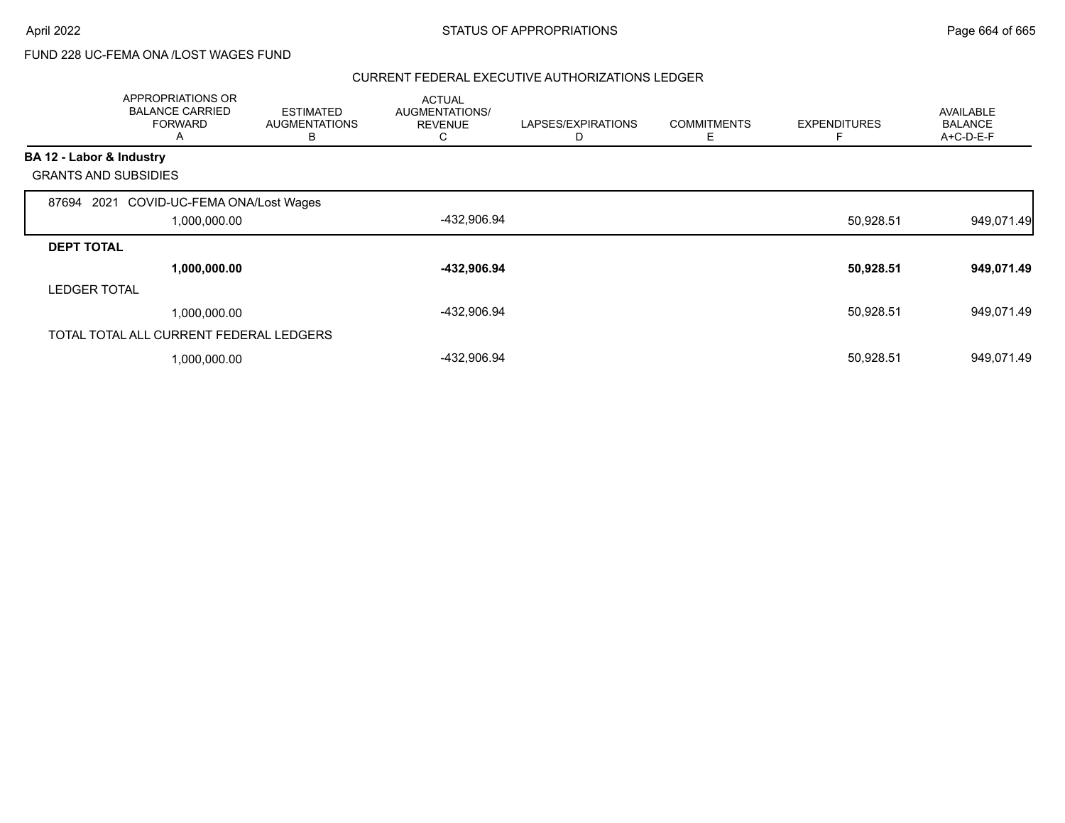FUND 228 UC-FEMA ONA /LOST WAGES FUND

## CURRENT FEDERAL EXECUTIVE AUTHORIZATIONS LEDGER

| | APPROPRIATIONS OR BALANCE CARRIED FORWARD A | ESTIMATED AUGMENTATIONS B | ACTUAL AUGMENTATIONS/ REVENUE C | LAPSES/EXPIRATIONS D | COMMITMENTS E | EXPENDITURES F | AVAILABLE BALANCE A+C-D-E-F |
|---|---|---|---|---|---|---|---|
| **BA 12 - Labor & Industry** | | | | | | | |
| GRANTS AND SUBSIDIES | | | | | | | |
| 87694 2021 COVID-UC-FEMA ONA/Lost Wages | 1,000,000.00 | | -432,906.94 | | | 50,928.51 | 949,071.49 |
| **DEPT TOTAL** | **1,000,000.00** | | **-432,906.94** | | | **50,928.51** | **949,071.49** |
| LEDGER TOTAL | 1,000,000.00 | | -432,906.94 | | | 50,928.51 | 949,071.49 |
| TOTAL TOTAL ALL CURRENT FEDERAL LEDGERS | 1,000,000.00 | | -432,906.94 | | | 50,928.51 | 949,071.49 |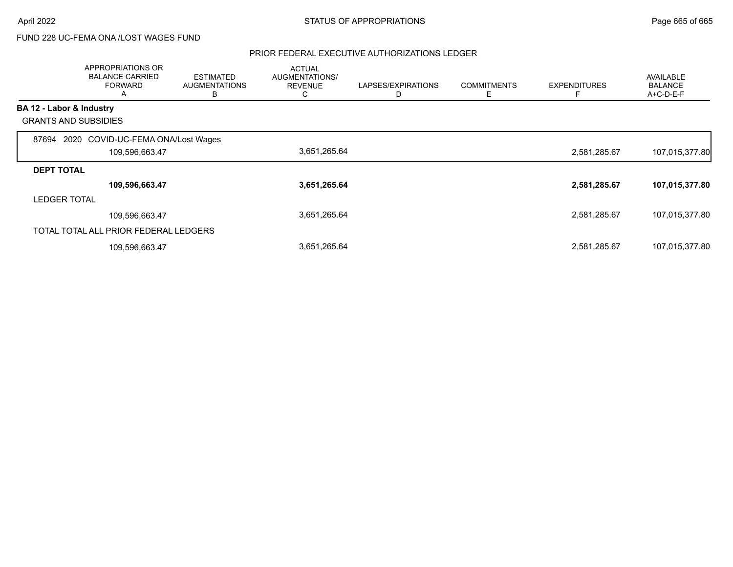FUND 228 UC-FEMA ONA /LOST WAGES FUND

PRIOR FEDERAL EXECUTIVE AUTHORIZATIONS LEDGER

| | APPROPRIATIONS OR BALANCE CARRIED FORWARD A | ESTIMATED AUGMENTATIONS B | ACTUAL AUGMENTATIONS/ REVENUE C | LAPSES/EXPIRATIONS D | COMMITMENTS E | EXPENDITURES F | AVAILABLE BALANCE A+C-D-E-F |
|---|---|---|---|---|---|---|---|
| **BA 12 - Labor & Industry** | | | | | | | |
| GRANTS AND SUBSIDIES | | | | | | | |
| 87694 2020 COVID-UC-FEMA ONA/Lost Wages | 109,596,663.47 | | 3,651,265.64 | | | 2,581,285.67 | 107,015,377.80 |
| **DEPT TOTAL** | **109,596,663.47** | | **3,651,265.64** | | | **2,581,285.67** | **107,015,377.80** |
| LEDGER TOTAL | 109,596,663.47 | | 3,651,265.64 | | | 2,581,285.67 | 107,015,377.80 |
| TOTAL TOTAL ALL PRIOR FEDERAL LEDGERS | 109,596,663.47 | | 3,651,265.64 | | | 2,581,285.67 | 107,015,377.80 |